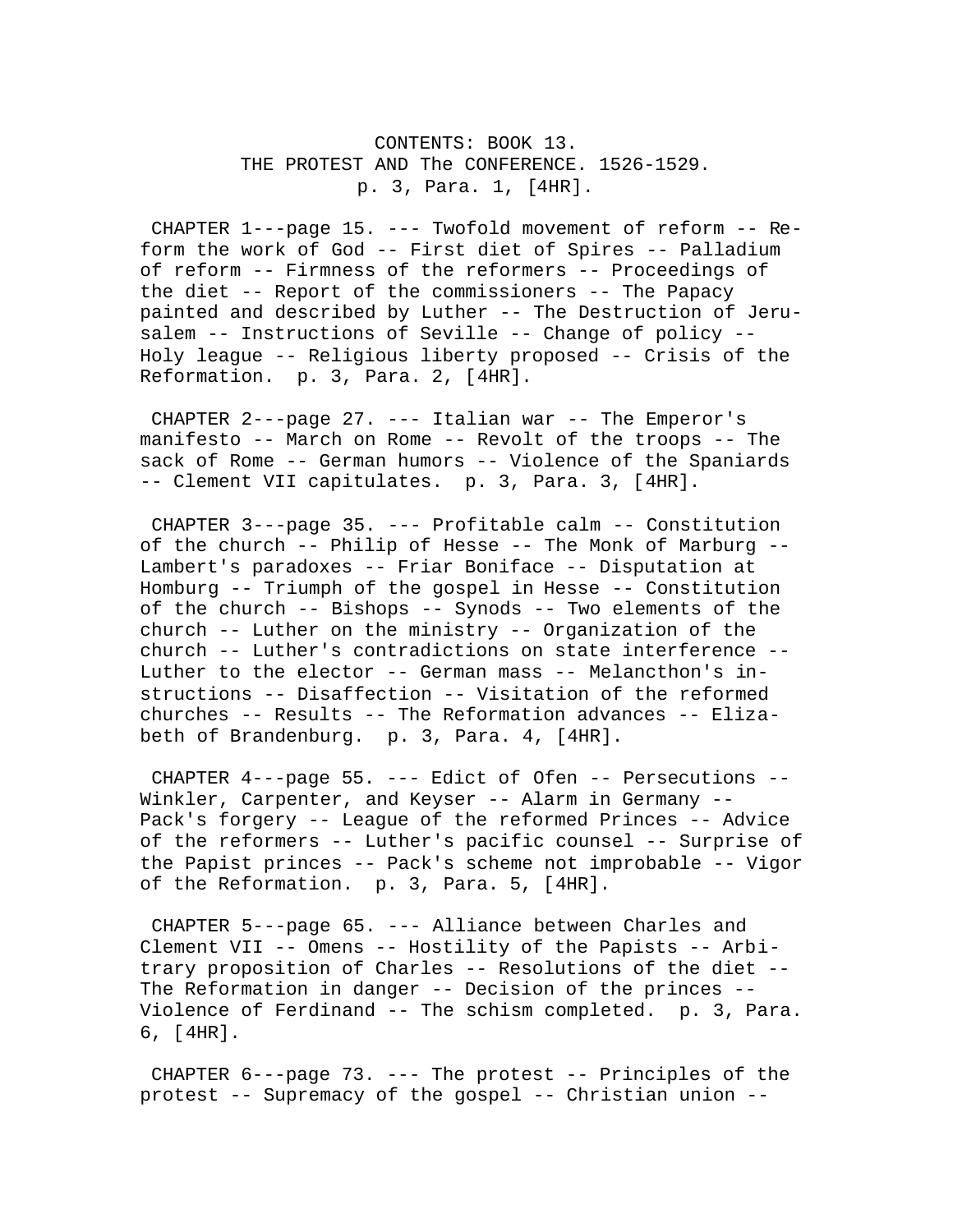# CONTENTS: BOOK 13.
## THE PROTEST AND The CONFERENCE. 1526-1529.
p. 3, Para. 1, [4HR].

CHAPTER 1---page 15. --- Twofold movement of reform -- Reform the work of God -- First diet of Spires -- Palladium of reform -- Firmness of the reformers -- Proceedings of the diet -- Report of the commissioners -- The Papacy painted and described by Luther -- The Destruction of Jerusalem -- Instructions of Seville -- Change of policy -- Holy league -- Religious liberty proposed -- Crisis of the Reformation. p. 3, Para. 2, [4HR].

CHAPTER 2---page 27. --- Italian war -- The Emperor's manifesto -- March on Rome -- Revolt of the troops -- The sack of Rome -- German humors -- Violence of the Spaniards -- Clement VII capitulates. p. 3, Para. 3, [4HR].

CHAPTER 3---page 35. --- Profitable calm -- Constitution of the church -- Philip of Hesse -- The Monk of Marburg -- Lambert's paradoxes -- Friar Boniface -- Disputation at Homburg -- Triumph of the gospel in Hesse -- Constitution of the church -- Bishops -- Synods -- Two elements of the church -- Luther on the ministry -- Organization of the church -- Luther's contradictions on state interference -- Luther to the elector -- German mass -- Melancthon's instructions -- Disaffection -- Visitation of the reformed churches -- Results -- The Reformation advances -- Elizabeth of Brandenburg. p. 3, Para. 4, [4HR].

CHAPTER 4---page 55. --- Edict of Ofen -- Persecutions -- Winkler, Carpenter, and Keyser -- Alarm in Germany -- Pack's forgery -- League of the reformed Princes -- Advice of the reformers -- Luther's pacific counsel -- Surprise of the Papist princes -- Pack's scheme not improbable -- Vigor of the Reformation. p. 3, Para. 5, [4HR].

CHAPTER 5---page 65. --- Alliance between Charles and Clement VII -- Omens -- Hostility of the Papists -- Arbitrary proposition of Charles -- Resolutions of the diet -- The Reformation in danger -- Decision of the princes -- Violence of Ferdinand -- The schism completed. p. 3, Para. 6, [4HR].

CHAPTER 6---page 73. --- The protest -- Principles of the protest -- Supremacy of the gospel -- Christian union --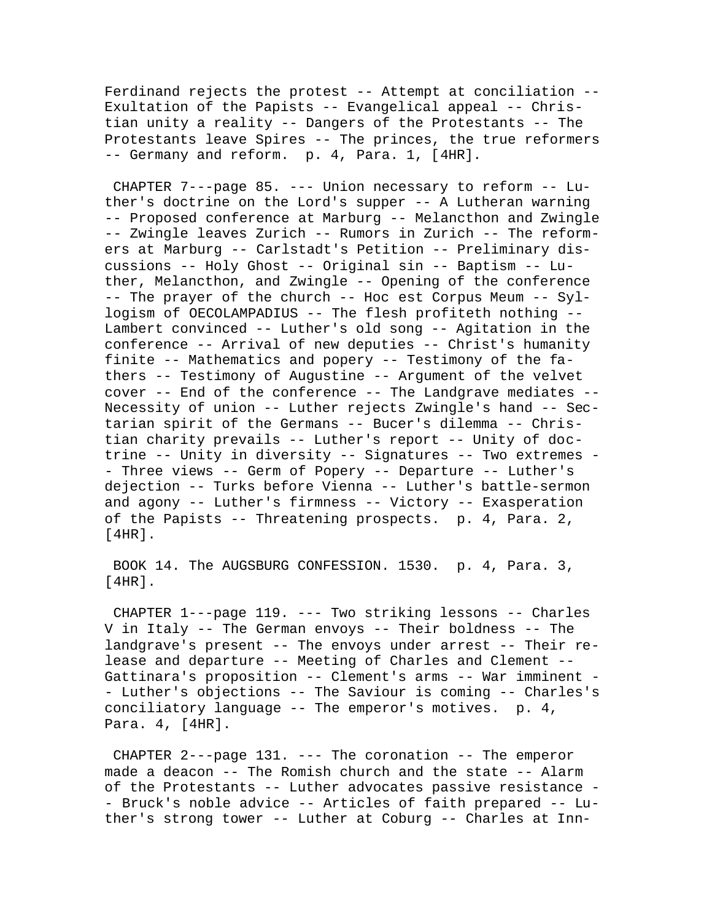Ferdinand rejects the protest -- Attempt at conciliation -- Exultation of the Papists -- Evangelical appeal -- Christian unity a reality -- Dangers of the Protestants -- The Protestants leave Spires -- The princes, the true reformers -- Germany and reform. p. 4, Para. 1, [4HR].

CHAPTER 7---page 85. --- Union necessary to reform -- Luther's doctrine on the Lord's supper -- A Lutheran warning -- Proposed conference at Marburg -- Melancthon and Zwingle -- Zwingle leaves Zurich -- Rumors in Zurich -- The reformers at Marburg -- Carlstadt's Petition -- Preliminary discussions -- Holy Ghost -- Original sin -- Baptism -- Luther, Melancthon, and Zwingle -- Opening of the conference -- The prayer of the church -- Hoc est Corpus Meum -- Syllogism of OECOLAMPADIUS -- The flesh profiteth nothing -- Lambert convinced -- Luther's old song -- Agitation in the conference -- Arrival of new deputies -- Christ's humanity finite -- Mathematics and popery -- Testimony of the fathers -- Testimony of Augustine -- Argument of the velvet cover -- End of the conference -- The Landgrave mediates -- Necessity of union -- Luther rejects Zwingle's hand -- Sectarian spirit of the Germans -- Bucer's dilemma -- Christian charity prevails -- Luther's report -- Unity of doctrine -- Unity in diversity -- Signatures -- Two extremes -- Three views -- Germ of Popery -- Departure -- Luther's dejection -- Turks before Vienna -- Luther's battle-sermon and agony -- Luther's firmness -- Victory -- Exasperation of the Papists -- Threatening prospects. p. 4, Para. 2, [4HR].

BOOK 14. The AUGSBURG CONFESSION. 1530. p. 4, Para. 3, [4HR].

CHAPTER 1---page 119. --- Two striking lessons -- Charles V in Italy -- The German envoys -- Their boldness -- The landgrave's present -- The envoys under arrest -- Their release and departure -- Meeting of Charles and Clement -- Gattinara's proposition -- Clement's arms -- War imminent -- Luther's objections -- The Saviour is coming -- Charles's conciliatory language -- The emperor's motives. p. 4, Para. 4, [4HR].

CHAPTER 2---page 131. --- The coronation -- The emperor made a deacon -- The Romish church and the state -- Alarm of the Protestants -- Luther advocates passive resistance -- Bruck's noble advice -- Articles of faith prepared -- Luther's strong tower -- Luther at Coburg -- Charles at Inn-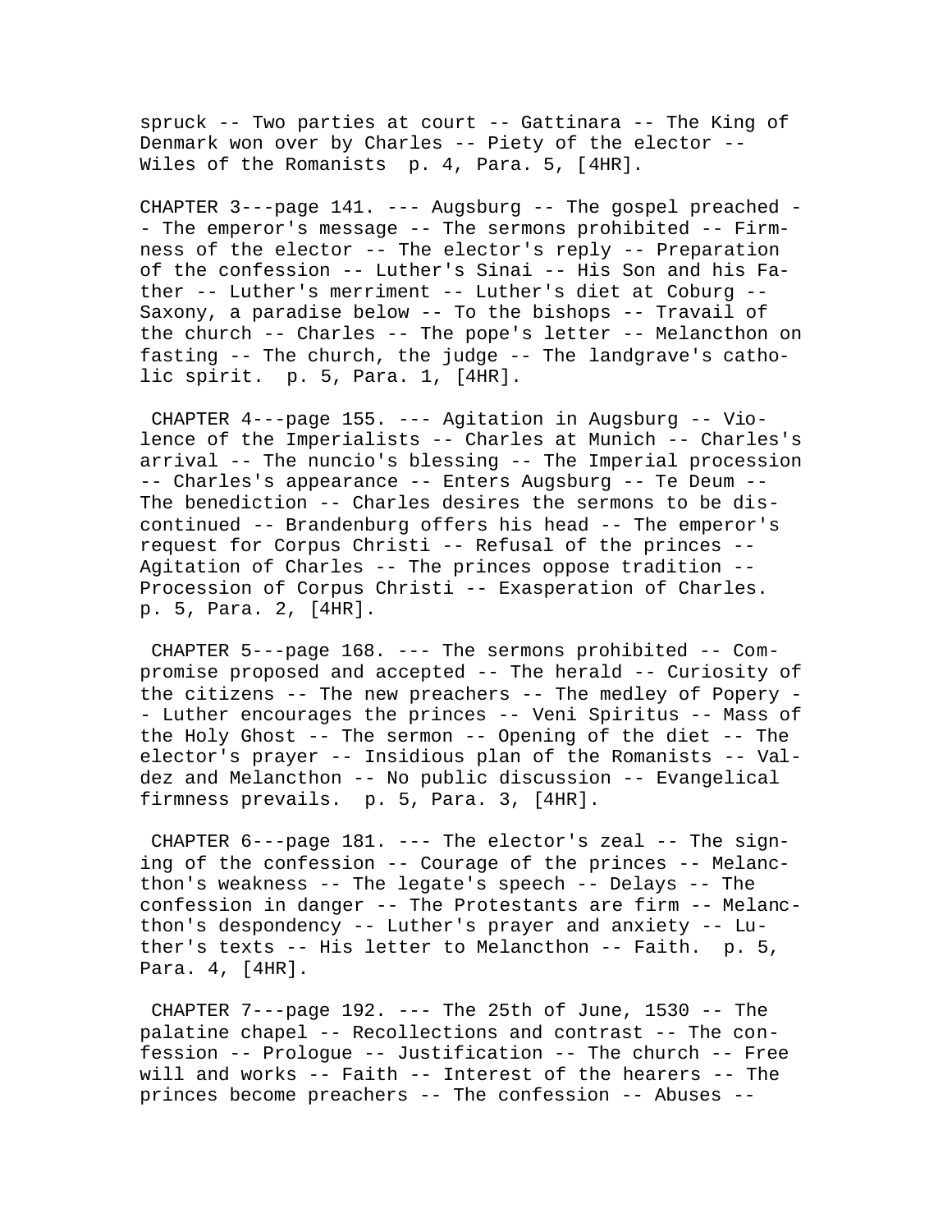spruck -- Two parties at court -- Gattinara -- The King of Denmark won over by Charles -- Piety of the elector -- Wiles of the Romanists p. 4, Para. 5, [4HR].

CHAPTER 3---page 141. --- Augsburg -- The gospel preached -- The emperor's message -- The sermons prohibited -- Firmness of the elector -- The elector's reply -- Preparation of the confession -- Luther's Sinai -- His Son and his Father -- Luther's merriment -- Luther's diet at Coburg -- Saxony, a paradise below -- To the bishops -- Travail of the church -- Charles -- The pope's letter -- Melancthon on fasting -- The church, the judge -- The landgrave's catholic spirit. p. 5, Para. 1, [4HR].

CHAPTER 4---page 155. --- Agitation in Augsburg -- Violence of the Imperialists -- Charles at Munich -- Charles's arrival -- The nuncio's blessing -- The Imperial procession -- Charles's appearance -- Enters Augsburg -- Te Deum -- The benediction -- Charles desires the sermons to be discontinued -- Brandenburg offers his head -- The emperor's request for Corpus Christi -- Refusal of the princes -- Agitation of Charles -- The princes oppose tradition -- Procession of Corpus Christi -- Exasperation of Charles. p. 5, Para. 2, [4HR].

CHAPTER 5---page 168. --- The sermons prohibited -- Compromise proposed and accepted -- The herald -- Curiosity of the citizens -- The new preachers -- The medley of Popery -- Luther encourages the princes -- Veni Spiritus -- Mass of the Holy Ghost -- The sermon -- Opening of the diet -- The elector's prayer -- Insidious plan of the Romanists -- Valdez and Melancthon -- No public discussion -- Evangelical firmness prevails. p. 5, Para. 3, [4HR].

CHAPTER 6---page 181. --- The elector's zeal -- The signing of the confession -- Courage of the princes -- Melancthon's weakness -- The legate's speech -- Delays -- The confession in danger -- The Protestants are firm -- Melancthon's despondency -- Luther's prayer and anxiety -- Luther's texts -- His letter to Melancthon -- Faith. p. 5, Para. 4, [4HR].

CHAPTER 7---page 192. --- The 25th of June, 1530 -- The palatine chapel -- Recollections and contrast -- The confession -- Prologue -- Justification -- The church -- Free will and works -- Faith -- Interest of the hearers -- The princes become preachers -- The confession -- Abuses --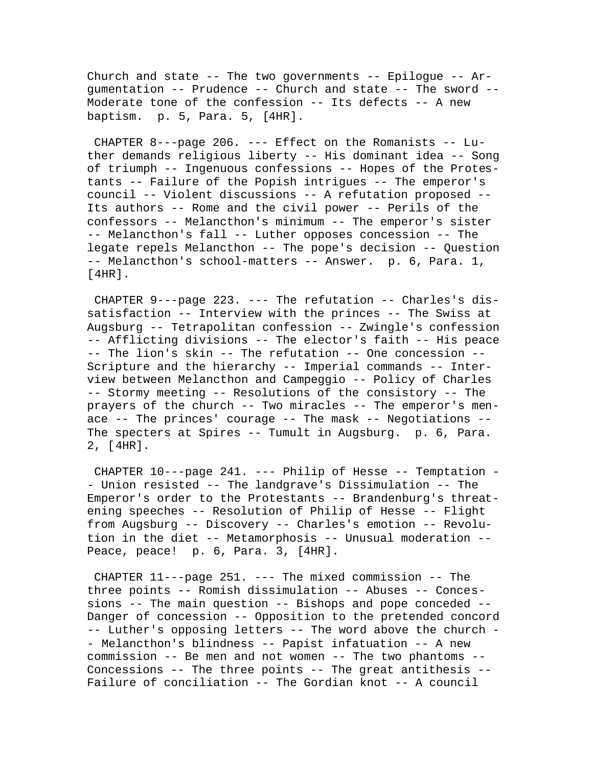Church and state -- The two governments -- Epilogue -- Argumentation -- Prudence -- Church and state -- The sword -- Moderate tone of the confession -- Its defects -- A new baptism. p. 5, Para. 5, [4HR].

CHAPTER 8---page 206. --- Effect on the Romanists -- Luther demands religious liberty -- His dominant idea -- Song of triumph -- Ingenuous confessions -- Hopes of the Protestants -- Failure of the Popish intrigues -- The emperor's council -- Violent discussions -- A refutation proposed -- Its authors -- Rome and the civil power -- Perils of the confessors -- Melancthon's minimum -- The emperor's sister -- Melancthon's fall -- Luther opposes concession -- The legate repels Melancthon -- The pope's decision -- Question -- Melancthon's school-matters -- Answer. p. 6, Para. 1, [4HR].

CHAPTER 9---page 223. --- The refutation -- Charles's dissatisfaction -- Interview with the princes -- The Swiss at Augsburg -- Tetrapolitan confession -- Zwingle's confession -- Afflicting divisions -- The elector's faith -- His peace -- The lion's skin -- The refutation -- One concession -- Scripture and the hierarchy -- Imperial commands -- Interview between Melancthon and Campeggio -- Policy of Charles -- Stormy meeting -- Resolutions of the consistory -- The prayers of the church -- Two miracles -- The emperor's menace -- The princes' courage -- The mask -- Negotiations -- The specters at Spires -- Tumult in Augsburg. p. 6, Para. 2, [4HR].

CHAPTER 10---page 241. --- Philip of Hesse -- Temptation -- Union resisted -- The landgrave's Dissimulation -- The Emperor's order to the Protestants -- Brandenburg's threatening speeches -- Resolution of Philip of Hesse -- Flight from Augsburg -- Discovery -- Charles's emotion -- Revolution in the diet -- Metamorphosis -- Unusual moderation -- Peace, peace! p. 6, Para. 3, [4HR].

CHAPTER 11---page 251. --- The mixed commission -- The three points -- Romish dissimulation -- Abuses -- Concessions -- The main question -- Bishops and pope conceded -- Danger of concession -- Opposition to the pretended concord -- Luther's opposing letters -- The word above the church -- Melancthon's blindness -- Papist infatuation -- A new commission -- Be men and not women -- The two phantoms -- Concessions -- The three points -- The great antithesis -- Failure of conciliation -- The Gordian knot -- A council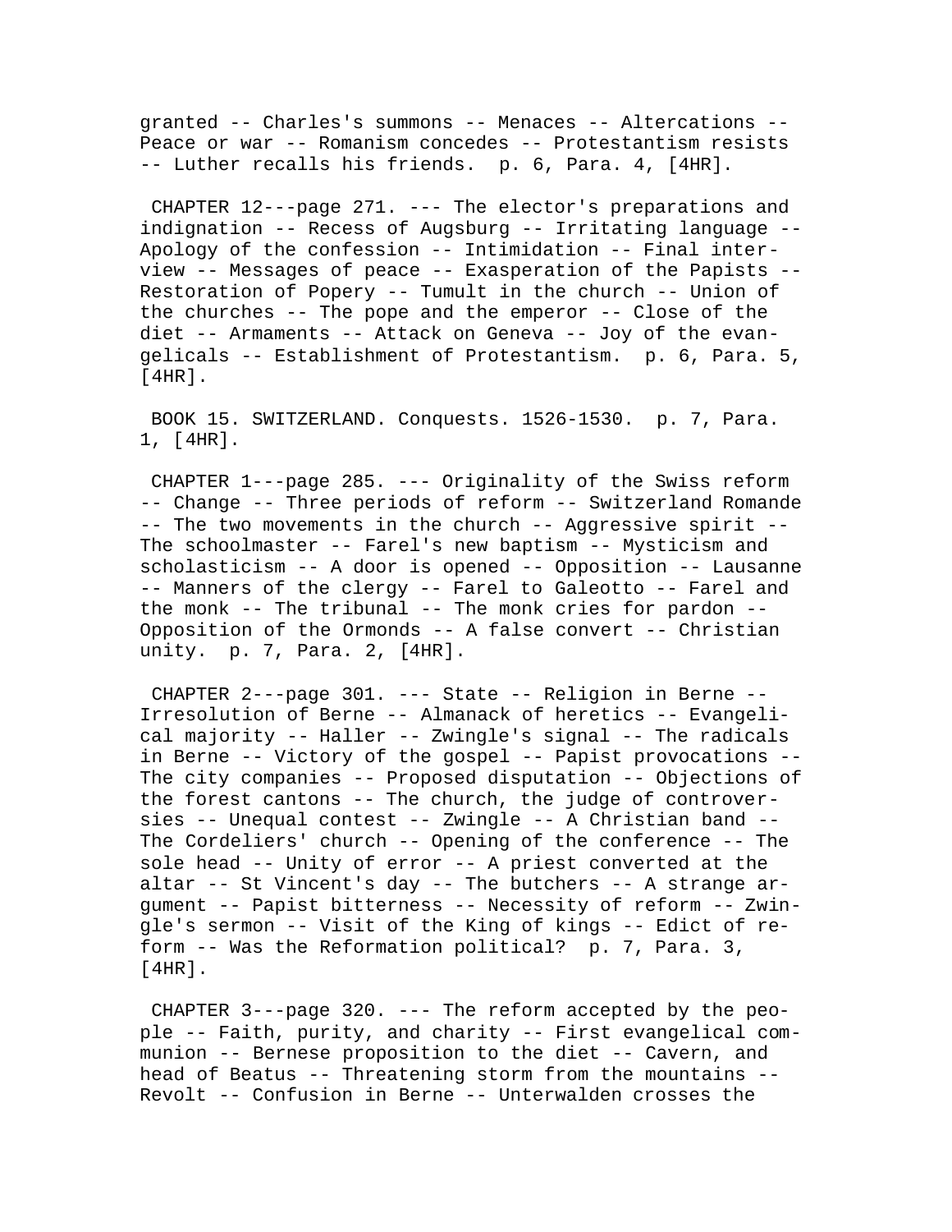granted -- Charles's summons -- Menaces -- Altercations -- Peace or war -- Romanism concedes -- Protestantism resists -- Luther recalls his friends. p. 6, Para. 4, [4HR].

CHAPTER 12---page 271. --- The elector's preparations and indignation -- Recess of Augsburg -- Irritating language -- Apology of the confession -- Intimidation -- Final interview -- Messages of peace -- Exasperation of the Papists -- Restoration of Popery -- Tumult in the church -- Union of the churches -- The pope and the emperor -- Close of the diet -- Armaments -- Attack on Geneva -- Joy of the evangelicals -- Establishment of Protestantism. p. 6, Para. 5, [4HR].

BOOK 15. SWITZERLAND. Conquests. 1526-1530. p. 7, Para. 1, [4HR].

CHAPTER 1---page 285. --- Originality of the Swiss reform -- Change -- Three periods of reform -- Switzerland Romande -- The two movements in the church -- Aggressive spirit -- The schoolmaster -- Farel's new baptism -- Mysticism and scholasticism -- A door is opened -- Opposition -- Lausanne -- Manners of the clergy -- Farel to Galeotto -- Farel and the monk -- The tribunal -- The monk cries for pardon -- Opposition of the Ormonds -- A false convert -- Christian unity. p. 7, Para. 2, [4HR].

CHAPTER 2---page 301. --- State -- Religion in Berne -- Irresolution of Berne -- Almanack of heretics -- Evangelical majority -- Haller -- Zwingle's signal -- The radicals in Berne -- Victory of the gospel -- Papist provocations -- The city companies -- Proposed disputation -- Objections of the forest cantons -- The church, the judge of controversies -- Unequal contest -- Zwingle -- A Christian band -- The Cordeliers' church -- Opening of the conference -- The sole head -- Unity of error -- A priest converted at the altar -- St Vincent's day -- The butchers -- A strange argument -- Papist bitterness -- Necessity of reform -- Zwingle's sermon -- Visit of the King of kings -- Edict of reform -- Was the Reformation political? p. 7, Para. 3, [4HR].

CHAPTER 3---page 320. --- The reform accepted by the people -- Faith, purity, and charity -- First evangelical communion -- Bernese proposition to the diet -- Cavern, and head of Beatus -- Threatening storm from the mountains -- Revolt -- Confusion in Berne -- Unterwalden crosses the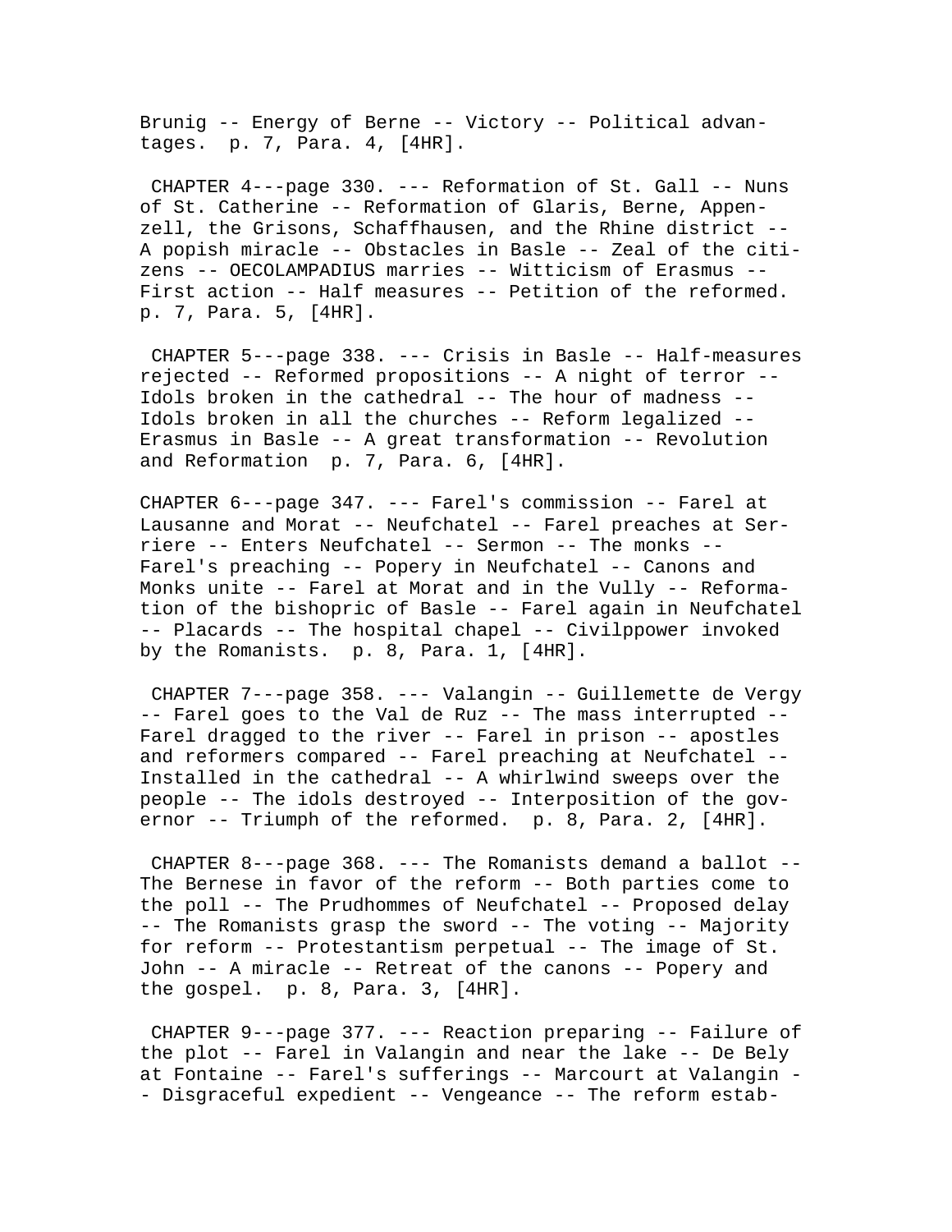Brunig -- Energy of Berne -- Victory -- Political advantages. p. 7, Para. 4, [4HR].

CHAPTER 4---page 330. --- Reformation of St. Gall -- Nuns of St. Catherine -- Reformation of Glaris, Berne, Appenzell, the Grisons, Schaffhausen, and the Rhine district -- A popish miracle -- Obstacles in Basle -- Zeal of the citizens -- OECOLAMPADIUS marries -- Witticism of Erasmus -- First action -- Half measures -- Petition of the reformed. p. 7, Para. 5, [4HR].

CHAPTER 5---page 338. --- Crisis in Basle -- Half-measures rejected -- Reformed propositions -- A night of terror -- Idols broken in the cathedral -- The hour of madness -- Idols broken in all the churches -- Reform legalized -- Erasmus in Basle -- A great transformation -- Revolution and Reformation p. 7, Para. 6, [4HR].

CHAPTER 6---page 347. --- Farel's commission -- Farel at Lausanne and Morat -- Neufchatel -- Farel preaches at Serriere -- Enters Neufchatel -- Sermon -- The monks -- Farel's preaching -- Popery in Neufchatel -- Canons and Monks unite -- Farel at Morat and in the Vully -- Reformation of the bishopric of Basle -- Farel again in Neufchatel -- Placards -- The hospital chapel -- Civilppower invoked by the Romanists. p. 8, Para. 1, [4HR].

CHAPTER 7---page 358. --- Valangin -- Guillemette de Vergy -- Farel goes to the Val de Ruz -- The mass interrupted -- Farel dragged to the river -- Farel in prison -- apostles and reformers compared -- Farel preaching at Neufchatel -- Installed in the cathedral -- A whirlwind sweeps over the people -- The idols destroyed -- Interposition of the governor -- Triumph of the reformed. p. 8, Para. 2, [4HR].

CHAPTER 8---page 368. --- The Romanists demand a ballot -- The Bernese in favor of the reform -- Both parties come to the poll -- The Prudhommes of Neufchatel -- Proposed delay -- The Romanists grasp the sword -- The voting -- Majority for reform -- Protestantism perpetual -- The image of St. John -- A miracle -- Retreat of the canons -- Popery and the gospel. p. 8, Para. 3, [4HR].

CHAPTER 9---page 377. --- Reaction preparing -- Failure of the plot -- Farel in Valangin and near the lake -- De Bely at Fontaine -- Farel's sufferings -- Marcourt at Valangin -- Disgraceful expedient -- Vengeance -- The reform estab-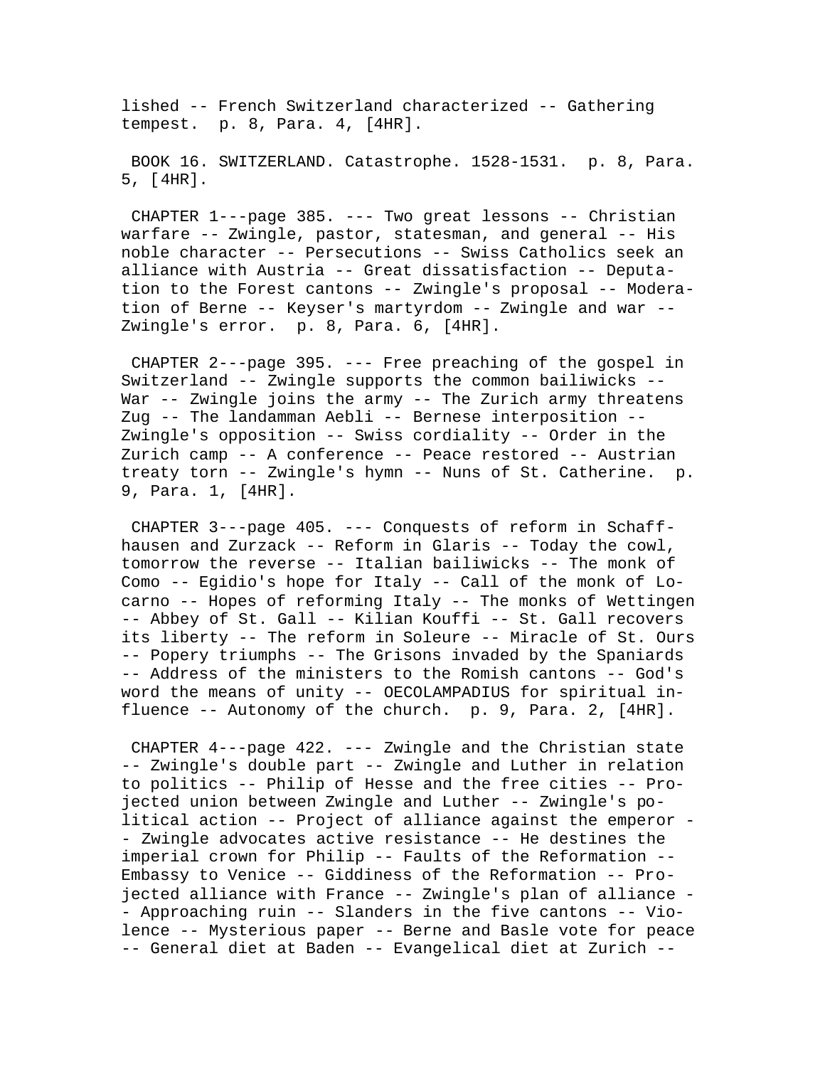lished -- French Switzerland characterized -- Gathering tempest. p. 8, Para. 4, [4HR].

BOOK 16. SWITZERLAND. Catastrophe. 1528-1531. p. 8, Para. 5, [4HR].

CHAPTER 1---page 385. --- Two great lessons -- Christian warfare -- Zwingle, pastor, statesman, and general -- His noble character -- Persecutions -- Swiss Catholics seek an alliance with Austria -- Great dissatisfaction -- Deputation to the Forest cantons -- Zwingle's proposal -- Moderation of Berne -- Keyser's martyrdom -- Zwingle and war -- Zwingle's error. p. 8, Para. 6, [4HR].

CHAPTER 2---page 395. --- Free preaching of the gospel in Switzerland -- Zwingle supports the common bailiwicks -- War -- Zwingle joins the army -- The Zurich army threatens Zug -- The landamman Aebli -- Bernese interposition -- Zwingle's opposition -- Swiss cordiality -- Order in the Zurich camp -- A conference -- Peace restored -- Austrian treaty torn -- Zwingle's hymn -- Nuns of St. Catherine. p. 9, Para. 1, [4HR].

CHAPTER 3---page 405. --- Conquests of reform in Schaffhausen and Zurzack -- Reform in Glaris -- Today the cowl, tomorrow the reverse -- Italian bailiwicks -- The monk of Como -- Egidio's hope for Italy -- Call of the monk of Locarno -- Hopes of reforming Italy -- The monks of Wettingen -- Abbey of St. Gall -- Kilian Kouffi -- St. Gall recovers its liberty -- The reform in Soleure -- Miracle of St. Ours -- Popery triumphs -- The Grisons invaded by the Spaniards -- Address of the ministers to the Romish cantons -- God's word the means of unity -- OECOLAMPADIUS for spiritual influence -- Autonomy of the church. p. 9, Para. 2, [4HR].

CHAPTER 4---page 422. --- Zwingle and the Christian state -- Zwingle's double part -- Zwingle and Luther in relation to politics -- Philip of Hesse and the free cities -- Projected union between Zwingle and Luther -- Zwingle's political action -- Project of alliance against the emperor -- Zwingle advocates active resistance -- He destines the imperial crown for Philip -- Faults of the Reformation -- Embassy to Venice -- Giddiness of the Reformation -- Projected alliance with France -- Zwingle's plan of alliance -- Approaching ruin -- Slanders in the five cantons -- Violence -- Mysterious paper -- Berne and Basle vote for peace -- General diet at Baden -- Evangelical diet at Zurich --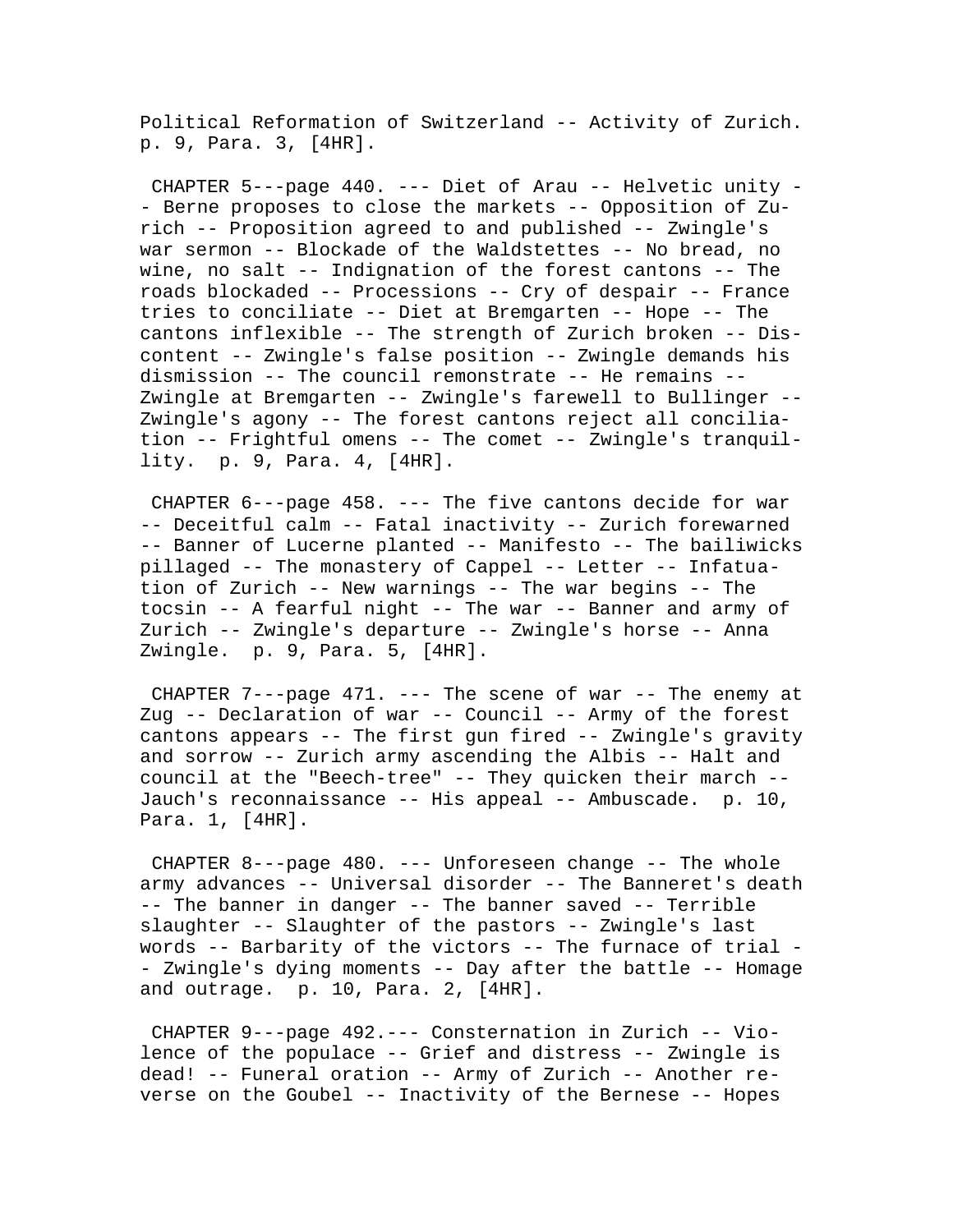Political Reformation of Switzerland -- Activity of Zurich. p. 9, Para. 3, [4HR].

CHAPTER 5---page 440. --- Diet of Arau -- Helvetic unity -- Berne proposes to close the markets -- Opposition of Zurich -- Proposition agreed to and published -- Zwingle's war sermon -- Blockade of the Waldstettes -- No bread, no wine, no salt -- Indignation of the forest cantons -- The roads blockaded -- Processions -- Cry of despair -- France tries to conciliate -- Diet at Bremgarten -- Hope -- The cantons inflexible -- The strength of Zurich broken -- Discontent -- Zwingle's false position -- Zwingle demands his dismission -- The council remonstrate -- He remains -- Zwingle at Bremgarten -- Zwingle's farewell to Bullinger -- Zwingle's agony -- The forest cantons reject all conciliation -- Frightful omens -- The comet -- Zwingle's tranquillity. p. 9, Para. 4, [4HR].

CHAPTER 6---page 458. --- The five cantons decide for war -- Deceitful calm -- Fatal inactivity -- Zurich forewarned -- Banner of Lucerne planted -- Manifesto -- The bailiwicks pillaged -- The monastery of Cappel -- Letter -- Infatuation of Zurich -- New warnings -- The war begins -- The tocsin -- A fearful night -- The war -- Banner and army of Zurich -- Zwingle's departure -- Zwingle's horse -- Anna Zwingle. p. 9, Para. 5, [4HR].

CHAPTER 7---page 471. --- The scene of war -- The enemy at Zug -- Declaration of war -- Council -- Army of the forest cantons appears -- The first gun fired -- Zwingle's gravity and sorrow -- Zurich army ascending the Albis -- Halt and council at the "Beech-tree" -- They quicken their march -- Jauch's reconnaissance -- His appeal -- Ambuscade. p. 10, Para. 1, [4HR].

CHAPTER 8---page 480. --- Unforeseen change -- The whole army advances -- Universal disorder -- The Banneret's death -- The banner in danger -- The banner saved -- Terrible slaughter -- Slaughter of the pastors -- Zwingle's last words -- Barbarity of the victors -- The furnace of trial -- Zwingle's dying moments -- Day after the battle -- Homage and outrage. p. 10, Para. 2, [4HR].

CHAPTER 9---page 492.--- Consternation in Zurich -- Violence of the populace -- Grief and distress -- Zwingle is dead! -- Funeral oration -- Army of Zurich -- Another reverse on the Goubel -- Inactivity of the Bernese -- Hopes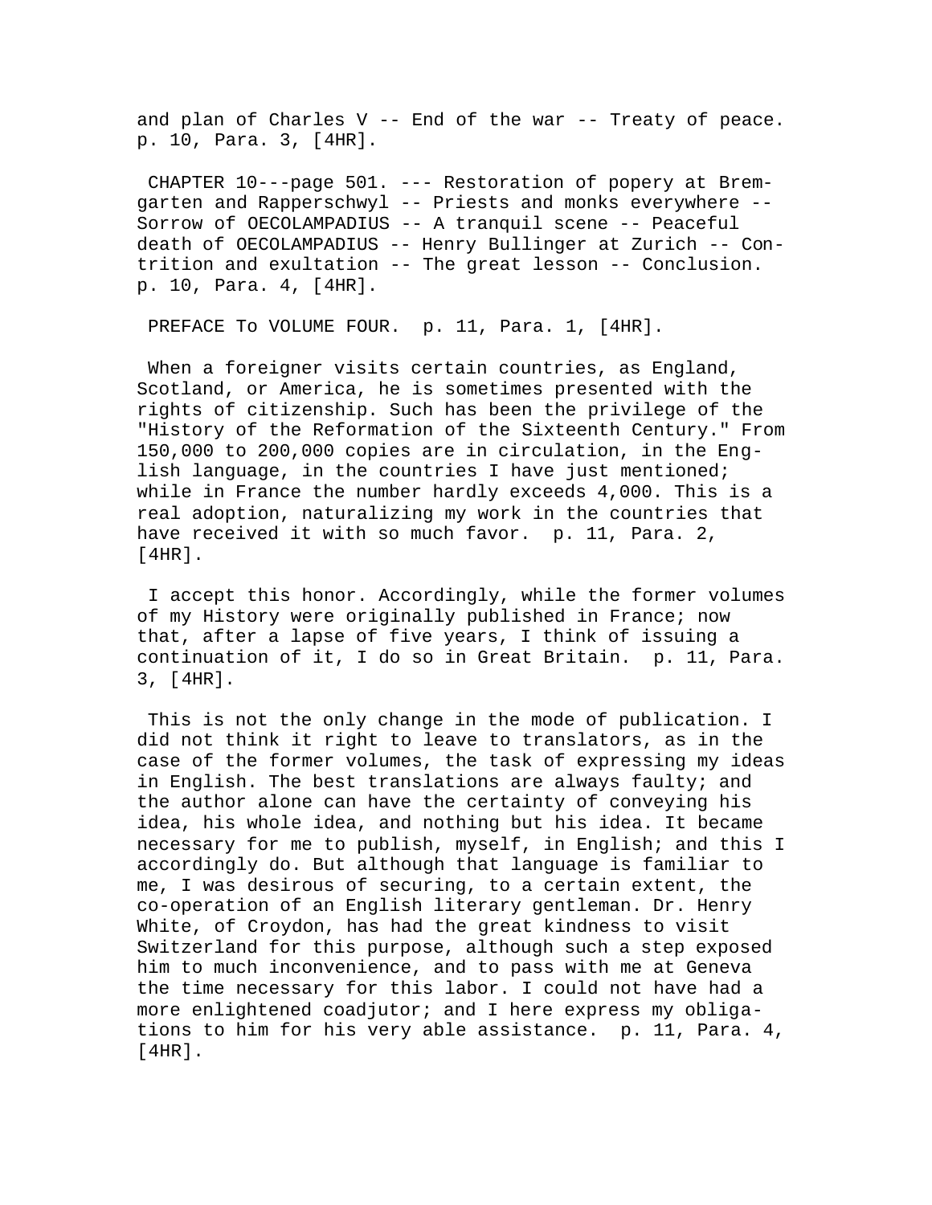and plan of Charles V -- End of the war -- Treaty of peace. p. 10, Para. 3, [4HR].

CHAPTER 10---page 501. --- Restoration of popery at Bremgarten and Rapperschwyl -- Priests and monks everywhere -- Sorrow of OECOLAMPADIUS -- A tranquil scene -- Peaceful death of OECOLAMPADIUS -- Henry Bullinger at Zurich -- Contrition and exultation -- The great lesson -- Conclusion. p. 10, Para. 4, [4HR].

PREFACE To VOLUME FOUR. p. 11, Para. 1, [4HR].

When a foreigner visits certain countries, as England, Scotland, or America, he is sometimes presented with the rights of citizenship. Such has been the privilege of the "History of the Reformation of the Sixteenth Century." From 150,000 to 200,000 copies are in circulation, in the English language, in the countries I have just mentioned; while in France the number hardly exceeds 4,000. This is a real adoption, naturalizing my work in the countries that have received it with so much favor. p. 11, Para. 2, [4HR].

I accept this honor. Accordingly, while the former volumes of my History were originally published in France; now that, after a lapse of five years, I think of issuing a continuation of it, I do so in Great Britain. p. 11, Para. 3, [4HR].

This is not the only change in the mode of publication. I did not think it right to leave to translators, as in the case of the former volumes, the task of expressing my ideas in English. The best translations are always faulty; and the author alone can have the certainty of conveying his idea, his whole idea, and nothing but his idea. It became necessary for me to publish, myself, in English; and this I accordingly do. But although that language is familiar to me, I was desirous of securing, to a certain extent, the co-operation of an English literary gentleman. Dr. Henry White, of Croydon, has had the great kindness to visit Switzerland for this purpose, although such a step exposed him to much inconvenience, and to pass with me at Geneva the time necessary for this labor. I could not have had a more enlightened coadjutor; and I here express my obligations to him for his very able assistance. p. 11, Para. 4, [4HR].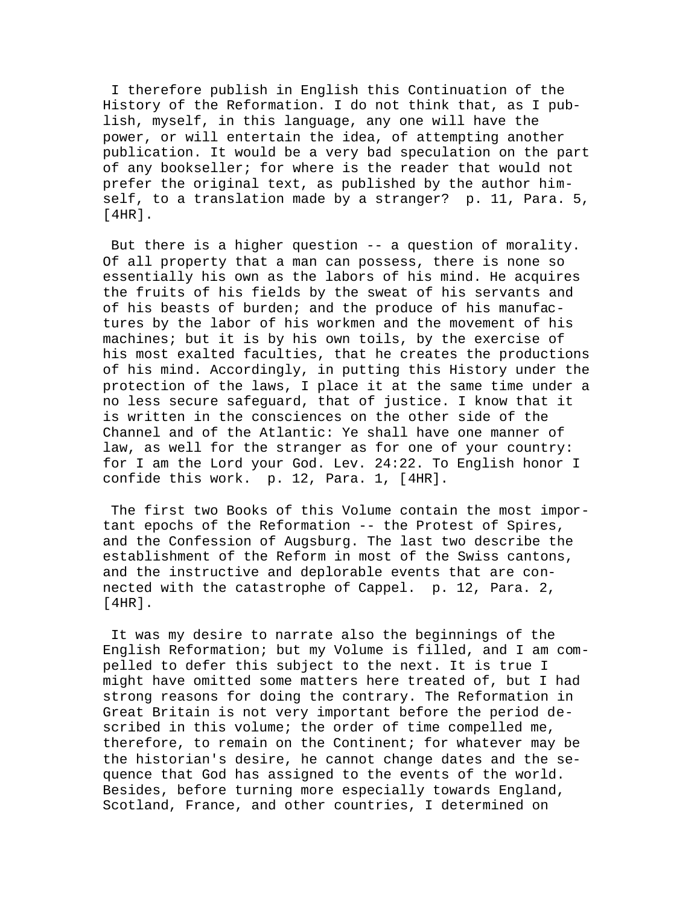I therefore publish in English this Continuation of the History of the Reformation. I do not think that, as I publish, myself, in this language, any one will have the power, or will entertain the idea, of attempting another publication. It would be a very bad speculation on the part of any bookseller; for where is the reader that would not prefer the original text, as published by the author himself, to a translation made by a stranger? p. 11, Para. 5, [4HR].

But there is a higher question -- a question of morality. Of all property that a man can possess, there is none so essentially his own as the labors of his mind. He acquires the fruits of his fields by the sweat of his servants and of his beasts of burden; and the produce of his manufactures by the labor of his workmen and the movement of his machines; but it is by his own toils, by the exercise of his most exalted faculties, that he creates the productions of his mind. Accordingly, in putting this History under the protection of the laws, I place it at the same time under a no less secure safeguard, that of justice. I know that it is written in the consciences on the other side of the Channel and of the Atlantic: Ye shall have one manner of law, as well for the stranger as for one of your country: for I am the Lord your God. Lev. 24:22. To English honor I confide this work. p. 12, Para. 1, [4HR].

The first two Books of this Volume contain the most important epochs of the Reformation -- the Protest of Spires, and the Confession of Augsburg. The last two describe the establishment of the Reform in most of the Swiss cantons, and the instructive and deplorable events that are connected with the catastrophe of Cappel. p. 12, Para. 2, [4HR].

It was my desire to narrate also the beginnings of the English Reformation; but my Volume is filled, and I am compelled to defer this subject to the next. It is true I might have omitted some matters here treated of, but I had strong reasons for doing the contrary. The Reformation in Great Britain is not very important before the period described in this volume; the order of time compelled me, therefore, to remain on the Continent; for whatever may be the historian's desire, he cannot change dates and the sequence that God has assigned to the events of the world. Besides, before turning more especially towards England, Scotland, France, and other countries, I determined on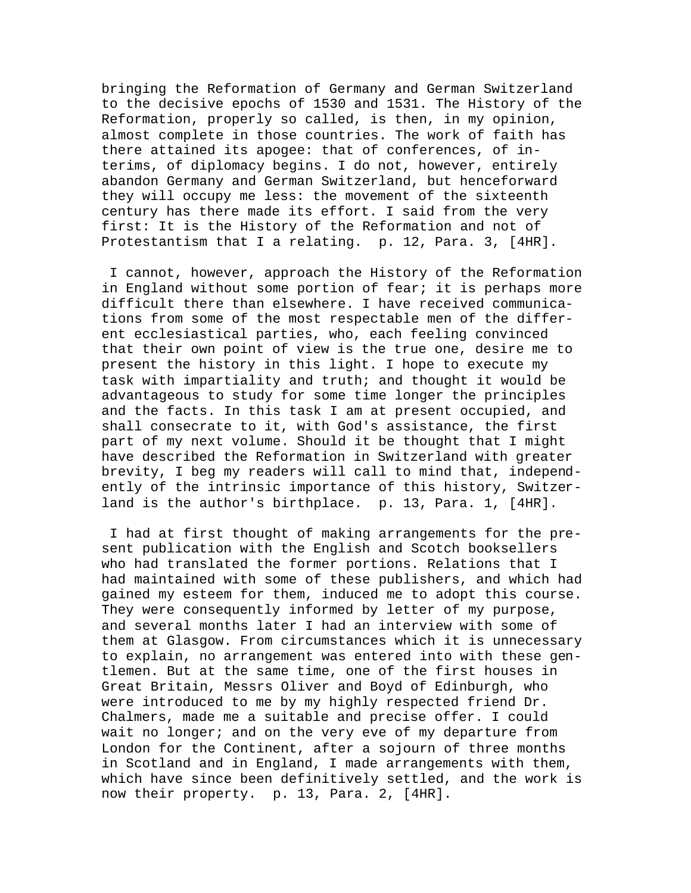bringing the Reformation of Germany and German Switzerland to the decisive epochs of 1530 and 1531. The History of the Reformation, properly so called, is then, in my opinion, almost complete in those countries. The work of faith has there attained its apogee: that of conferences, of interims, of diplomacy begins. I do not, however, entirely abandon Germany and German Switzerland, but henceforward they will occupy me less: the movement of the sixteenth century has there made its effort. I said from the very first: It is the History of the Reformation and not of Protestantism that I a relating. p. 12, Para. 3, [4HR].

I cannot, however, approach the History of the Reformation in England without some portion of fear; it is perhaps more difficult there than elsewhere. I have received communications from some of the most respectable men of the different ecclesiastical parties, who, each feeling convinced that their own point of view is the true one, desire me to present the history in this light. I hope to execute my task with impartiality and truth; and thought it would be advantageous to study for some time longer the principles and the facts. In this task I am at present occupied, and shall consecrate to it, with God's assistance, the first part of my next volume. Should it be thought that I might have described the Reformation in Switzerland with greater brevity, I beg my readers will call to mind that, independently of the intrinsic importance of this history, Switzerland is the author's birthplace. p. 13, Para. 1, [4HR].

I had at first thought of making arrangements for the present publication with the English and Scotch booksellers who had translated the former portions. Relations that I had maintained with some of these publishers, and which had gained my esteem for them, induced me to adopt this course. They were consequently informed by letter of my purpose, and several months later I had an interview with some of them at Glasgow. From circumstances which it is unnecessary to explain, no arrangement was entered into with these gentlemen. But at the same time, one of the first houses in Great Britain, Messrs Oliver and Boyd of Edinburgh, who were introduced to me by my highly respected friend Dr. Chalmers, made me a suitable and precise offer. I could wait no longer; and on the very eve of my departure from London for the Continent, after a sojourn of three months in Scotland and in England, I made arrangements with them, which have since been definitively settled, and the work is now their property. p. 13, Para. 2, [4HR].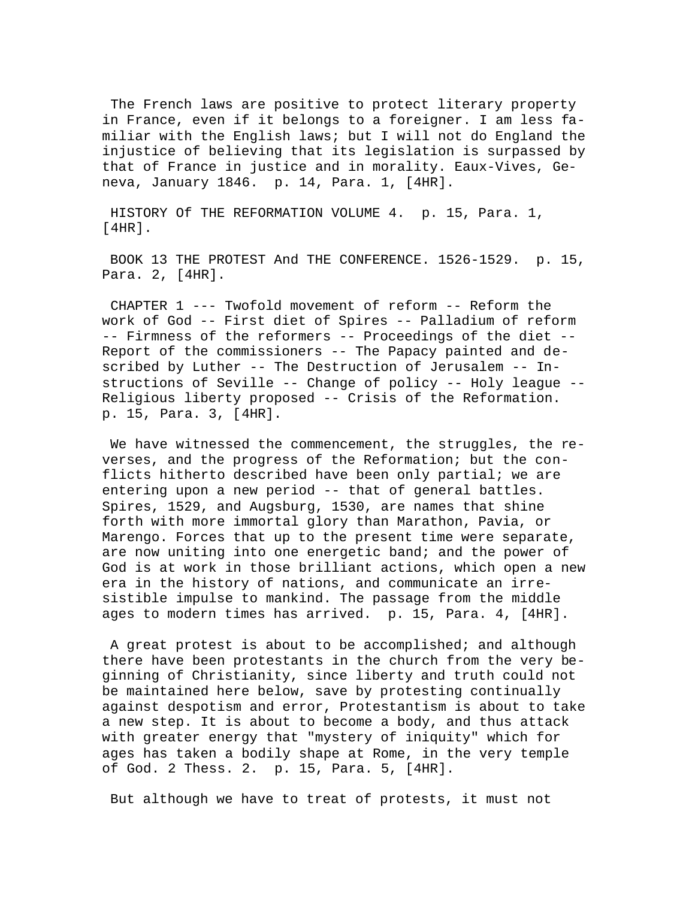The French laws are positive to protect literary property in France, even if it belongs to a foreigner. I am less familiar with the English laws; but I will not do England the injustice of believing that its legislation is surpassed by that of France in justice and in morality. Eaux-Vives, Geneva, January 1846. p. 14, Para. 1, [4HR].

# HISTORY Of THE REFORMATION VOLUME 4. p. 15, Para. 1, [4HR].

## BOOK 13 THE PROTEST And THE CONFERENCE. 1526-1529. p. 15, Para. 2, [4HR].

### CHAPTER 1 --- Twofold movement of reform -- Reform the work of God -- First diet of Spires -- Palladium of reform -- Firmness of the reformers -- Proceedings of the diet -- Report of the commissioners -- The Papacy painted and described by Luther -- The Destruction of Jerusalem -- Instructions of Seville -- Change of policy -- Holy league -- Religious liberty proposed -- Crisis of the Reformation. p. 15, Para. 3, [4HR].

We have witnessed the commencement, the struggles, the reverses, and the progress of the Reformation; but the conflicts hitherto described have been only partial; we are entering upon a new period -- that of general battles. Spires, 1529, and Augsburg, 1530, are names that shine forth with more immortal glory than Marathon, Pavia, or Marengo. Forces that up to the present time were separate, are now uniting into one energetic band; and the power of God is at work in those brilliant actions, which open a new era in the history of nations, and communicate an irresistible impulse to mankind. The passage from the middle ages to modern times has arrived. p. 15, Para. 4, [4HR].

A great protest is about to be accomplished; and although there have been protestants in the church from the very beginning of Christianity, since liberty and truth could not be maintained here below, save by protesting continually against despotism and error, Protestantism is about to take a new step. It is about to become a body, and thus attack with greater energy that "mystery of iniquity" which for ages has taken a bodily shape at Rome, in the very temple of God. 2 Thess. 2. p. 15, Para. 5, [4HR].

But although we have to treat of protests, it must not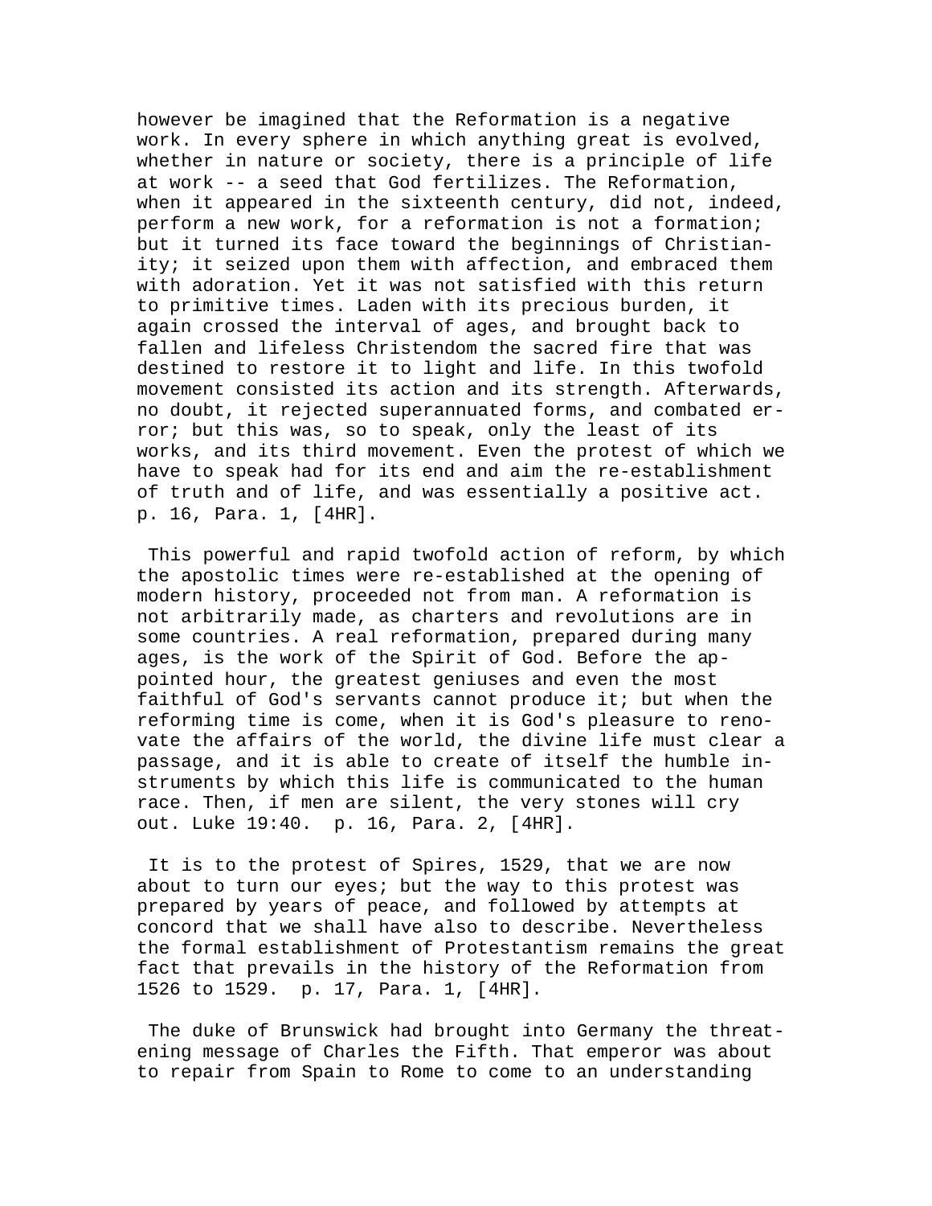however be imagined that the Reformation is a negative work. In every sphere in which anything great is evolved, whether in nature or society, there is a principle of life at work -- a seed that God fertilizes. The Reformation, when it appeared in the sixteenth century, did not, indeed, perform a new work, for a reformation is not a formation; but it turned its face toward the beginnings of Christianity; it seized upon them with affection, and embraced them with adoration. Yet it was not satisfied with this return to primitive times. Laden with its precious burden, it again crossed the interval of ages, and brought back to fallen and lifeless Christendom the sacred fire that was destined to restore it to light and life. In this twofold movement consisted its action and its strength. Afterwards, no doubt, it rejected superannuated forms, and combated error; but this was, so to speak, only the least of its works, and its third movement. Even the protest of which we have to speak had for its end and aim the re-establishment of truth and of life, and was essentially a positive act. p. 16, Para. 1, [4HR].

This powerful and rapid twofold action of reform, by which the apostolic times were re-established at the opening of modern history, proceeded not from man. A reformation is not arbitrarily made, as charters and revolutions are in some countries. A real reformation, prepared during many ages, is the work of the Spirit of God. Before the appointed hour, the greatest geniuses and even the most faithful of God's servants cannot produce it; but when the reforming time is come, when it is God's pleasure to renovate the affairs of the world, the divine life must clear a passage, and it is able to create of itself the humble instruments by which this life is communicated to the human race. Then, if men are silent, the very stones will cry out. Luke 19:40. p. 16, Para. 2, [4HR].

It is to the protest of Spires, 1529, that we are now about to turn our eyes; but the way to this protest was prepared by years of peace, and followed by attempts at concord that we shall have also to describe. Nevertheless the formal establishment of Protestantism remains the great fact that prevails in the history of the Reformation from 1526 to 1529. p. 17, Para. 1, [4HR].

The duke of Brunswick had brought into Germany the threatening message of Charles the Fifth. That emperor was about to repair from Spain to Rome to come to an understanding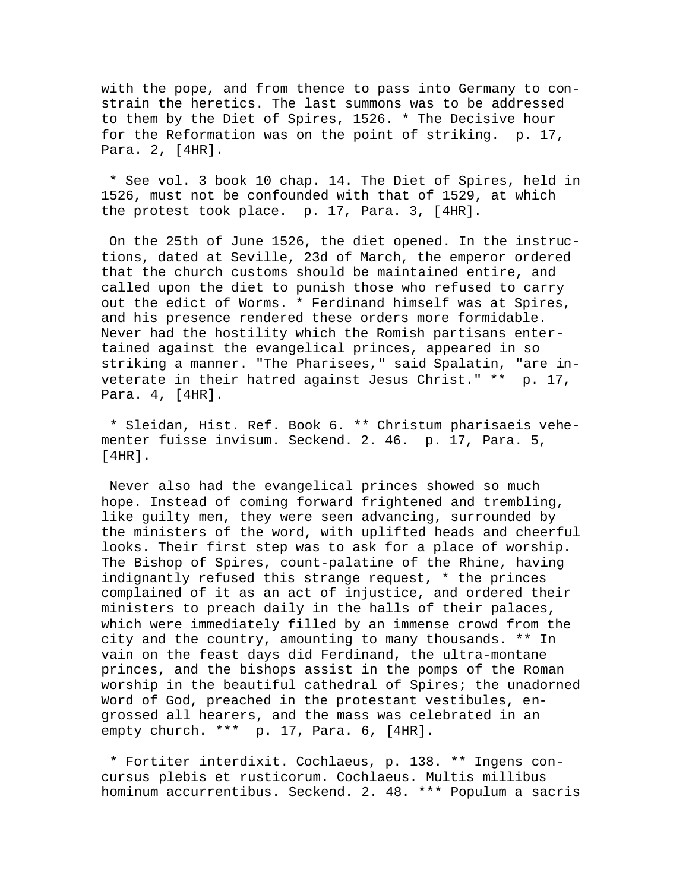with the pope, and from thence to pass into Germany to constrain the heretics. The last summons was to be addressed to them by the Diet of Spires, 1526. * The Decisive hour for the Reformation was on the point of striking. p. 17, Para. 2, [4HR].

* See vol. 3 book 10 chap. 14. The Diet of Spires, held in 1526, must not be confounded with that of 1529, at which the protest took place. p. 17, Para. 3, [4HR].

On the 25th of June 1526, the diet opened. In the instructions, dated at Seville, 23d of March, the emperor ordered that the church customs should be maintained entire, and called upon the diet to punish those who refused to carry out the edict of Worms. * Ferdinand himself was at Spires, and his presence rendered these orders more formidable. Never had the hostility which the Romish partisans entertained against the evangelical princes, appeared in so striking a manner. "The Pharisees," said Spalatin, "are inveterate in their hatred against Jesus Christ." ** p. 17, Para. 4, [4HR].

* Sleidan, Hist. Ref. Book 6. ** Christum pharisaeis vehementer fuisse invisum. Seckend. 2. 46. p. 17, Para. 5, [4HR].

Never also had the evangelical princes showed so much hope. Instead of coming forward frightened and trembling, like guilty men, they were seen advancing, surrounded by the ministers of the word, with uplifted heads and cheerful looks. Their first step was to ask for a place of worship. The Bishop of Spires, count-palatine of the Rhine, having indignantly refused this strange request, * the princes complained of it as an act of injustice, and ordered their ministers to preach daily in the halls of their palaces, which were immediately filled by an immense crowd from the city and the country, amounting to many thousands. ** In vain on the feast days did Ferdinand, the ultra-montane princes, and the bishops assist in the pomps of the Roman worship in the beautiful cathedral of Spires; the unadorned Word of God, preached in the protestant vestibules, engrossed all hearers, and the mass was celebrated in an empty church. *** p. 17, Para. 6, [4HR].

* Fortiter interdixit. Cochlaeus, p. 138. ** Ingens concursus plebis et rusticorum. Cochlaeus. Multis millibus hominum accurrentibus. Seckend. 2. 48. *** Populum a sacris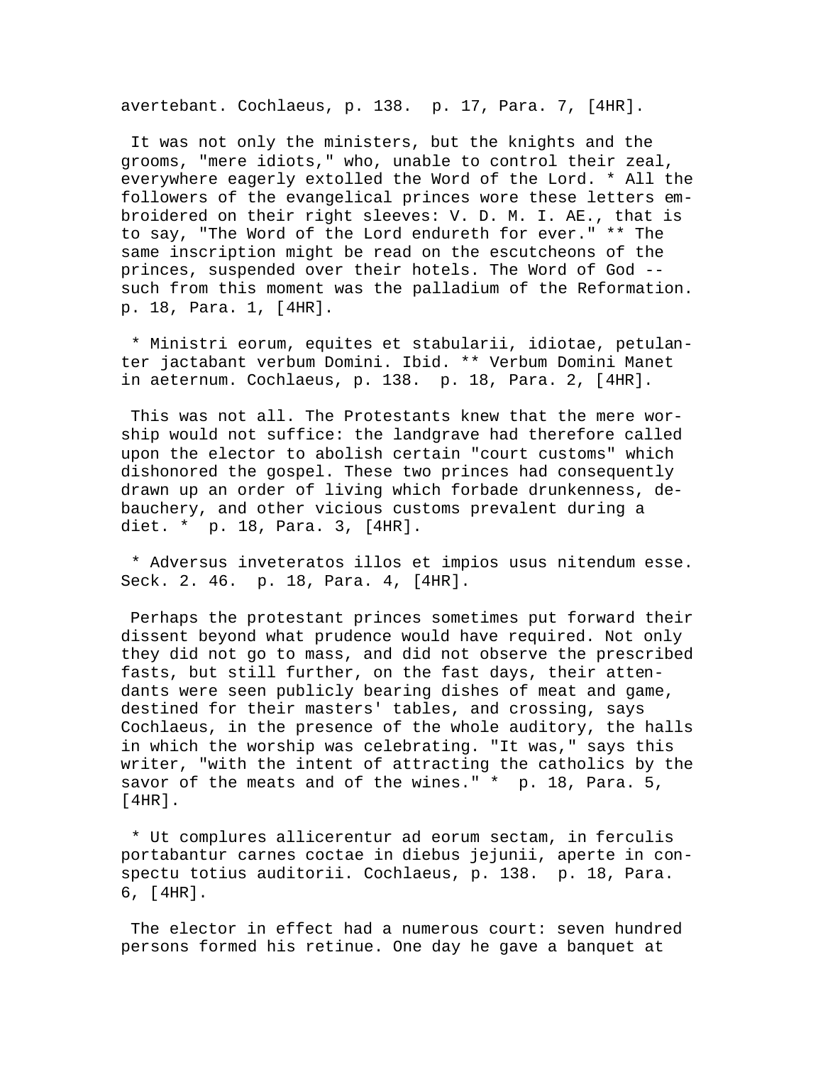avertebant. Cochlaeus, p. 138. p. 17, Para. 7, [4HR].

It was not only the ministers, but the knights and the grooms, "mere idiots," who, unable to control their zeal, everywhere eagerly extolled the Word of the Lord. * All the followers of the evangelical princes wore these letters embroidered on their right sleeves: V. D. M. I. AE., that is to say, "The Word of the Lord endureth for ever." ** The same inscription might be read on the escutcheons of the princes, suspended over their hotels. The Word of God -- such from this moment was the palladium of the Reformation. p. 18, Para. 1, [4HR].

* Ministri eorum, equites et stabularii, idiotae, petulanter jactabant verbum Domini. Ibid. ** Verbum Domini Manet in aeternum. Cochlaeus, p. 138. p. 18, Para. 2, [4HR].

This was not all. The Protestants knew that the mere worship would not suffice: the landgrave had therefore called upon the elector to abolish certain "court customs" which dishonored the gospel. These two princes had consequently drawn up an order of living which forbade drunkenness, debauchery, and other vicious customs prevalent during a diet. * p. 18, Para. 3, [4HR].

* Adversus inveteratos illos et impios usus nitendum esse. Seck. 2. 46. p. 18, Para. 4, [4HR].

Perhaps the protestant princes sometimes put forward their dissent beyond what prudence would have required. Not only they did not go to mass, and did not observe the prescribed fasts, but still further, on the fast days, their attendants were seen publicly bearing dishes of meat and game, destined for their masters' tables, and crossing, says Cochlaeus, in the presence of the whole auditory, the halls in which the worship was celebrating. "It was," says this writer, "with the intent of attracting the catholics by the savor of the meats and of the wines." * p. 18, Para. 5, [4HR].

* Ut complures allicerentur ad eorum sectam, in ferculis portabantur carnes coctae in diebus jejunii, aperte in conspectu totius auditorii. Cochlaeus, p. 138. p. 18, Para. 6, [4HR].

The elector in effect had a numerous court: seven hundred persons formed his retinue. One day he gave a banquet at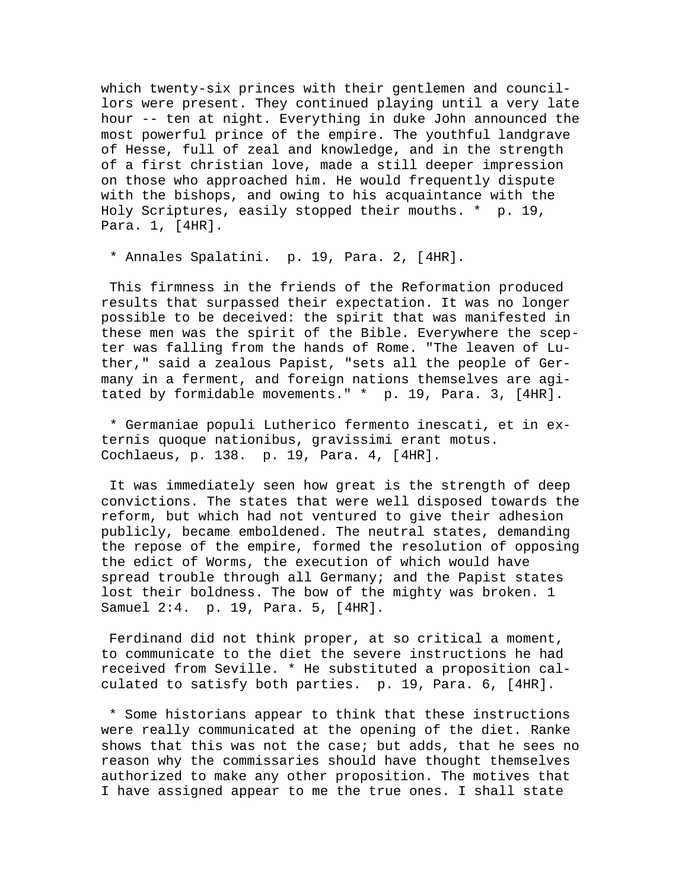which twenty-six princes with their gentlemen and councillors were present. They continued playing until a very late hour -- ten at night. Everything in duke John announced the most powerful prince of the empire. The youthful landgrave of Hesse, full of zeal and knowledge, and in the strength of a first christian love, made a still deeper impression on those who approached him. He would frequently dispute with the bishops, and owing to his acquaintance with the Holy Scriptures, easily stopped their mouths. * p. 19, Para. 1, [4HR].

* Annales Spalatini. p. 19, Para. 2, [4HR].

This firmness in the friends of the Reformation produced results that surpassed their expectation. It was no longer possible to be deceived: the spirit that was manifested in these men was the spirit of the Bible. Everywhere the scepter was falling from the hands of Rome. "The leaven of Luther," said a zealous Papist, "sets all the people of Germany in a ferment, and foreign nations themselves are agitated by formidable movements." * p. 19, Para. 3, [4HR].

* Germaniae populi Lutherico fermento inescati, et in externis quoque nationibus, gravissimi erant motus. Cochlaeus, p. 138. p. 19, Para. 4, [4HR].

It was immediately seen how great is the strength of deep convictions. The states that were well disposed towards the reform, but which had not ventured to give their adhesion publicly, became emboldened. The neutral states, demanding the repose of the empire, formed the resolution of opposing the edict of Worms, the execution of which would have spread trouble through all Germany; and the Papist states lost their boldness. The bow of the mighty was broken. 1 Samuel 2:4. p. 19, Para. 5, [4HR].

Ferdinand did not think proper, at so critical a moment, to communicate to the diet the severe instructions he had received from Seville. * He substituted a proposition calculated to satisfy both parties. p. 19, Para. 6, [4HR].

* Some historians appear to think that these instructions were really communicated at the opening of the diet. Ranke shows that this was not the case; but adds, that he sees no reason why the commissaries should have thought themselves authorized to make any other proposition. The motives that I have assigned appear to me the true ones. I shall state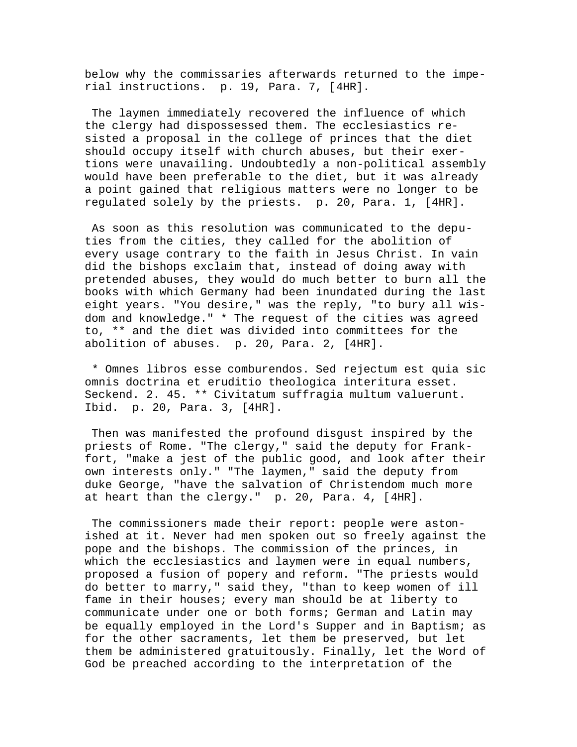below why the commissaries afterwards returned to the imperial instructions. p. 19, Para. 7, [4HR].

The laymen immediately recovered the influence of which the clergy had dispossessed them. The ecclesiastics resisted a proposal in the college of princes that the diet should occupy itself with church abuses, but their exertions were unavailing. Undoubtedly a non-political assembly would have been preferable to the diet, but it was already a point gained that religious matters were no longer to be regulated solely by the priests. p. 20, Para. 1, [4HR].

As soon as this resolution was communicated to the deputies from the cities, they called for the abolition of every usage contrary to the faith in Jesus Christ. In vain did the bishops exclaim that, instead of doing away with pretended abuses, they would do much better to burn all the books with which Germany had been inundated during the last eight years. "You desire," was the reply, "to bury all wisdom and knowledge." * The request of the cities was agreed to, ** and the diet was divided into committees for the abolition of abuses. p. 20, Para. 2, [4HR].

* Omnes libros esse comburendos. Sed rejectum est quia sic omnis doctrina et eruditio theologica interitura esset. Seckend. 2. 45. ** Civitatum suffragia multum valuerunt. Ibid. p. 20, Para. 3, [4HR].

Then was manifested the profound disgust inspired by the priests of Rome. "The clergy," said the deputy for Frankfort, "make a jest of the public good, and look after their own interests only." "The laymen," said the deputy from duke George, "have the salvation of Christendom much more at heart than the clergy." p. 20, Para. 4, [4HR].

The commissioners made their report: people were astonished at it. Never had men spoken out so freely against the pope and the bishops. The commission of the princes, in which the ecclesiastics and laymen were in equal numbers, proposed a fusion of popery and reform. "The priests would do better to marry," said they, "than to keep women of ill fame in their houses; every man should be at liberty to communicate under one or both forms; German and Latin may be equally employed in the Lord's Supper and in Baptism; as for the other sacraments, let them be preserved, but let them be administered gratuitously. Finally, let the Word of God be preached according to the interpretation of the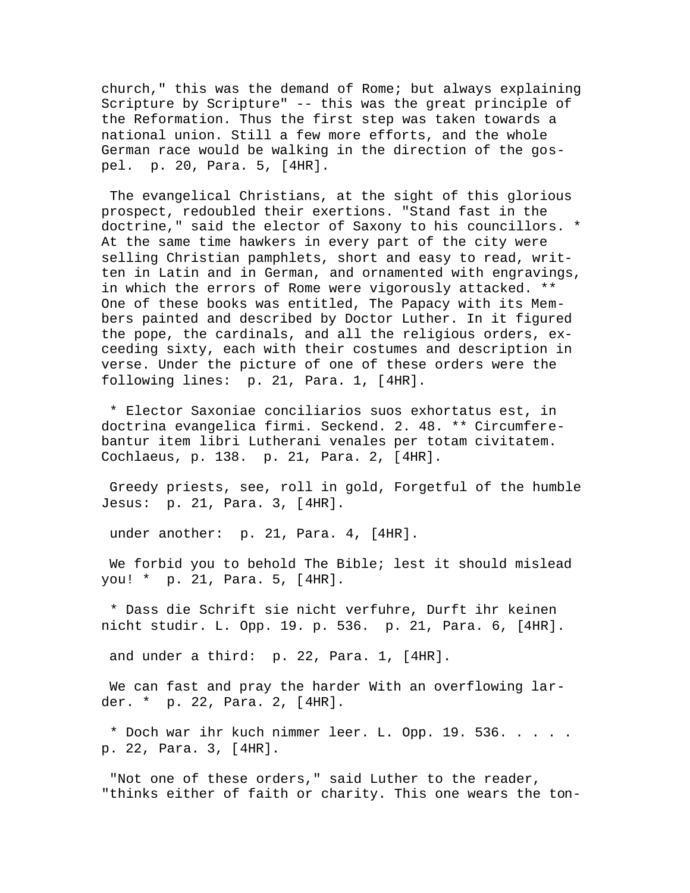church," this was the demand of Rome; but always explaining Scripture by Scripture" -- this was the great principle of the Reformation. Thus the first step was taken towards a national union. Still a few more efforts, and the whole German race would be walking in the direction of the gospel. p. 20, Para. 5, [4HR].

The evangelical Christians, at the sight of this glorious prospect, redoubled their exertions. "Stand fast in the doctrine," said the elector of Saxony to his councillors. * At the same time hawkers in every part of the city were selling Christian pamphlets, short and easy to read, written in Latin and in German, and ornamented with engravings, in which the errors of Rome were vigorously attacked. ** One of these books was entitled, The Papacy with its Members painted and described by Doctor Luther. In it figured the pope, the cardinals, and all the religious orders, exceeding sixty, each with their costumes and description in verse. Under the picture of one of these orders were the following lines: p. 21, Para. 1, [4HR].

* Elector Saxoniae conciliarios suos exhortatus est, in doctrina evangelica firmi. Seckend. 2. 48. ** Circumferebantur item libri Lutherani venales per totam civitatem. Cochlaeus, p. 138. p. 21, Para. 2, [4HR].

Greedy priests, see, roll in gold, Forgetful of the humble Jesus: p. 21, Para. 3, [4HR].

under another: p. 21, Para. 4, [4HR].

We forbid you to behold The Bible; lest it should mislead you! * p. 21, Para. 5, [4HR].

* Dass die Schrift sie nicht verfuhre, Durft ihr keinen nicht studir. L. Opp. 19. p. 536. p. 21, Para. 6, [4HR].

and under a third: p. 22, Para. 1, [4HR].

We can fast and pray the harder With an overflowing larder. * p. 22, Para. 2, [4HR].

* Doch war ihr kuch nimmer leer. L. Opp. 19. 536. . . . . p. 22, Para. 3, [4HR].

"Not one of these orders," said Luther to the reader, "thinks either of faith or charity. This one wears the ton-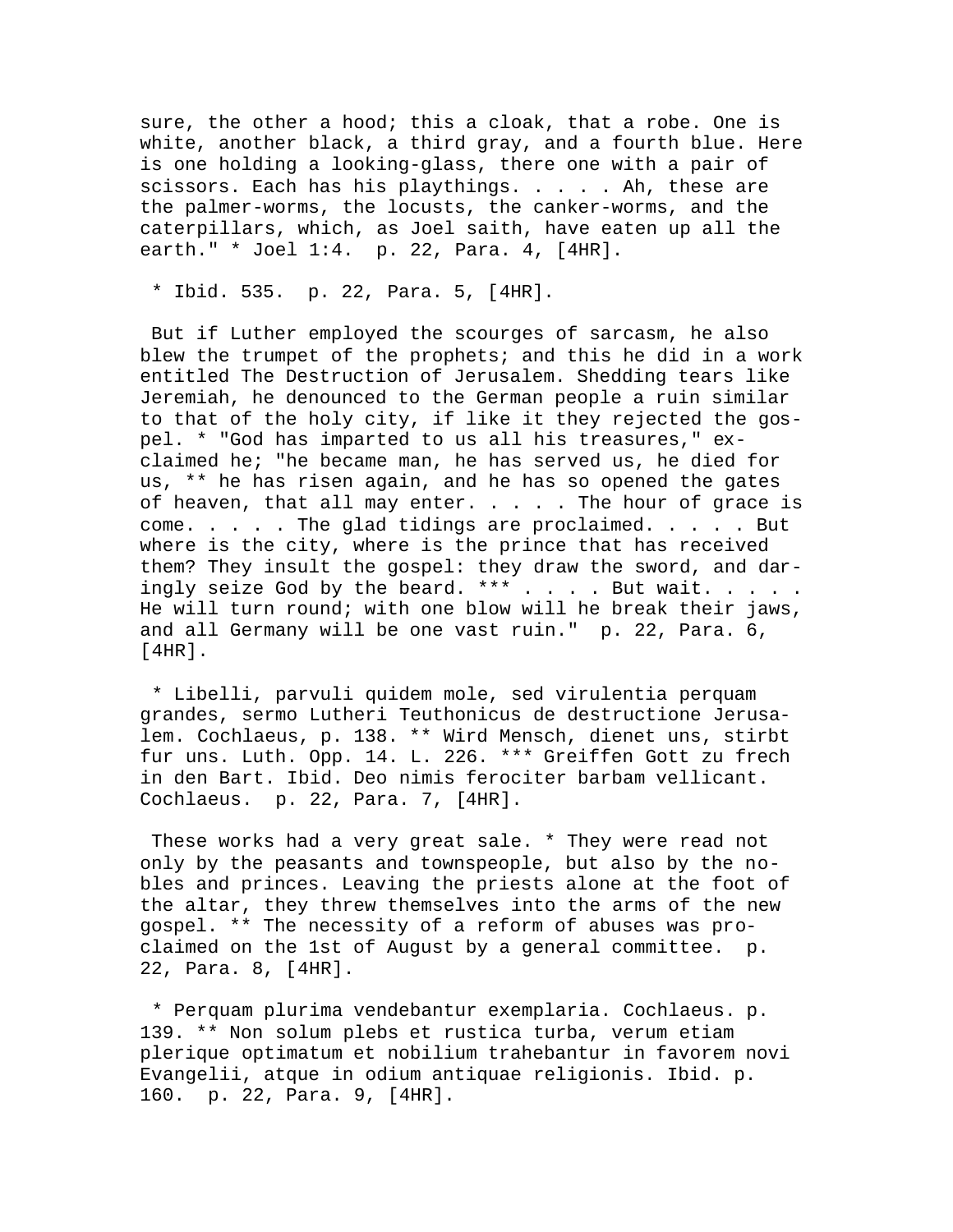sure, the other a hood; this a cloak, that a robe. One is white, another black, a third gray, and a fourth blue. Here is one holding a looking-glass, there one with a pair of scissors. Each has his playthings. . . . . Ah, these are the palmer-worms, the locusts, the canker-worms, and the caterpillars, which, as Joel saith, have eaten up all the earth." * Joel 1:4. p. 22, Para. 4, [4HR].

* Ibid. 535. p. 22, Para. 5, [4HR].

But if Luther employed the scourges of sarcasm, he also blew the trumpet of the prophets; and this he did in a work entitled The Destruction of Jerusalem. Shedding tears like Jeremiah, he denounced to the German people a ruin similar to that of the holy city, if like it they rejected the gospel. * "God has imparted to us all his treasures," exclaimed he; "he became man, he has served us, he died for us, ** he has risen again, and he has so opened the gates of heaven, that all may enter. . . . . The hour of grace is come. . . . . The glad tidings are proclaimed. . . . . But where is the city, where is the prince that has received them? They insult the gospel: they draw the sword, and daringly seize God by the beard. *** . . . . But wait. . . . . He will turn round; with one blow will he break their jaws, and all Germany will be one vast ruin." p. 22, Para. 6, [4HR].

* Libelli, parvuli quidem mole, sed virulentia perquam grandes, sermo Lutheri Teuthonicus de destructione Jerusalem. Cochlaeus, p. 138. ** Wird Mensch, dienet uns, stirbt fur uns. Luth. Opp. 14. L. 226. *** Greiffen Gott zu frech in den Bart. Ibid. Deo nimis ferociter barbam vellicant. Cochlaeus. p. 22, Para. 7, [4HR].

These works had a very great sale. * They were read not only by the peasants and townspeople, but also by the nobles and princes. Leaving the priests alone at the foot of the altar, they threw themselves into the arms of the new gospel. ** The necessity of a reform of abuses was proclaimed on the 1st of August by a general committee. p. 22, Para. 8, [4HR].

* Perquam plurima vendebantur exemplaria. Cochlaeus. p. 139. ** Non solum plebs et rustica turba, verum etiam plerique optimatum et nobilium trahebantur in favorem novi Evangelii, atque in odium antiquae religionis. Ibid. p. 160. p. 22, Para. 9, [4HR].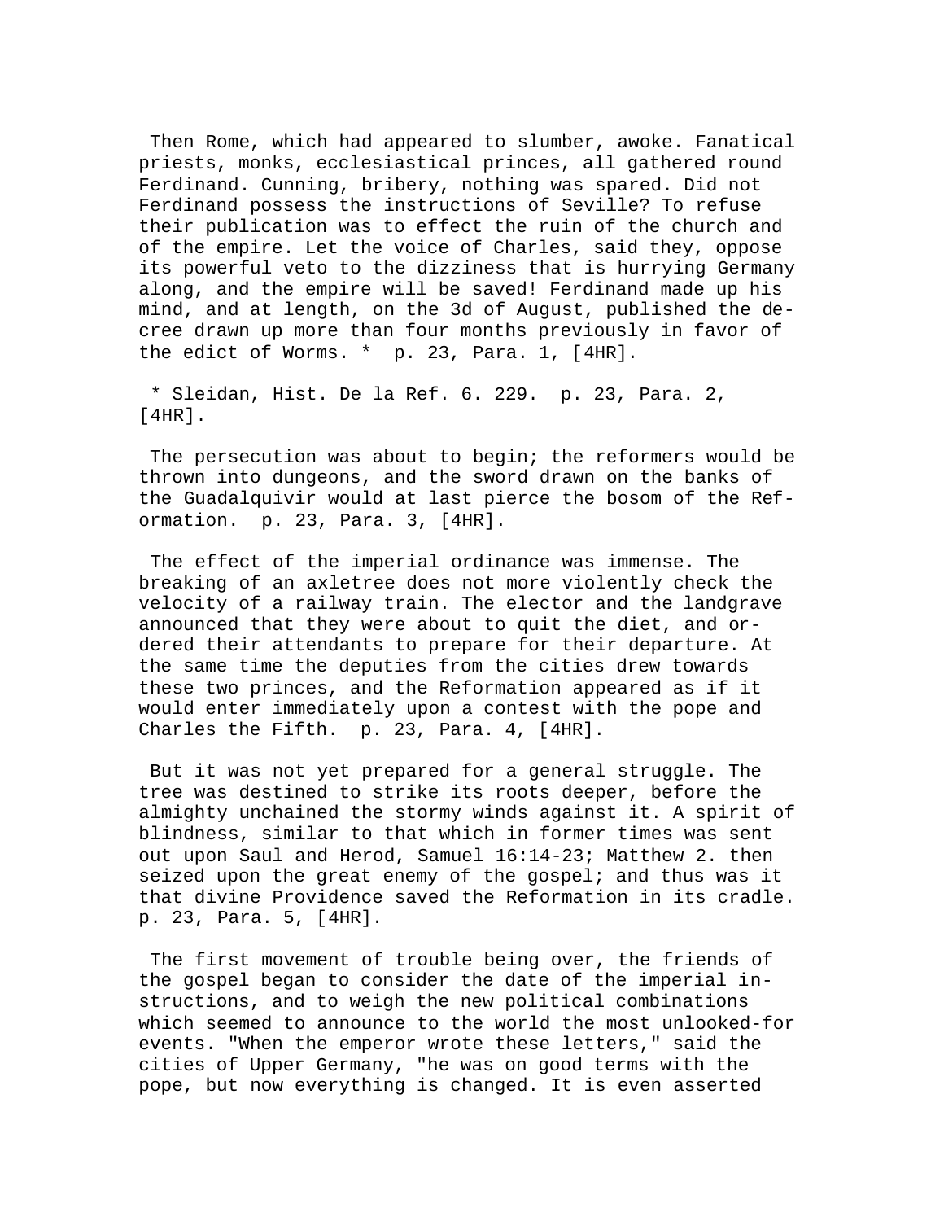Then Rome, which had appeared to slumber, awoke. Fanatical priests, monks, ecclesiastical princes, all gathered round Ferdinand. Cunning, bribery, nothing was spared. Did not Ferdinand possess the instructions of Seville? To refuse their publication was to effect the ruin of the church and of the empire. Let the voice of Charles, said they, oppose its powerful veto to the dizziness that is hurrying Germany along, and the empire will be saved! Ferdinand made up his mind, and at length, on the 3d of August, published the decree drawn up more than four months previously in favor of the edict of Worms. * p. 23, Para. 1, [4HR].

* Sleidan, Hist. De la Ref. 6. 229. p. 23, Para. 2, [4HR].

The persecution was about to begin; the reformers would be thrown into dungeons, and the sword drawn on the banks of the Guadalquivir would at last pierce the bosom of the Reformation. p. 23, Para. 3, [4HR].

The effect of the imperial ordinance was immense. The breaking of an axletree does not more violently check the velocity of a railway train. The elector and the landgrave announced that they were about to quit the diet, and ordered their attendants to prepare for their departure. At the same time the deputies from the cities drew towards these two princes, and the Reformation appeared as if it would enter immediately upon a contest with the pope and Charles the Fifth. p. 23, Para. 4, [4HR].

But it was not yet prepared for a general struggle. The tree was destined to strike its roots deeper, before the almighty unchained the stormy winds against it. A spirit of blindness, similar to that which in former times was sent out upon Saul and Herod, Samuel 16:14-23; Matthew 2. then seized upon the great enemy of the gospel; and thus was it that divine Providence saved the Reformation in its cradle. p. 23, Para. 5, [4HR].

The first movement of trouble being over, the friends of the gospel began to consider the date of the imperial instructions, and to weigh the new political combinations which seemed to announce to the world the most unlooked-for events. "When the emperor wrote these letters," said the cities of Upper Germany, "he was on good terms with the pope, but now everything is changed. It is even asserted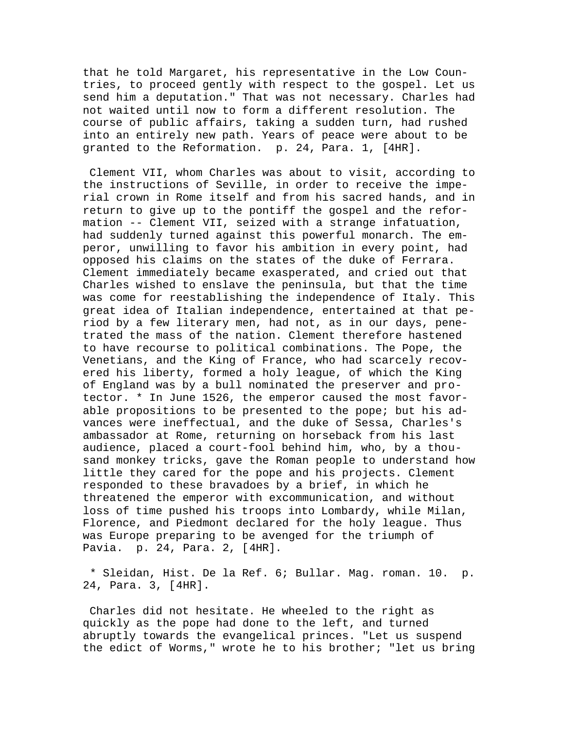that he told Margaret, his representative in the Low Countries, to proceed gently with respect to the gospel. Let us send him a deputation." That was not necessary. Charles had not waited until now to form a different resolution. The course of public affairs, taking a sudden turn, had rushed into an entirely new path. Years of peace were about to be granted to the Reformation. p. 24, Para. 1, [4HR].

Clement VII, whom Charles was about to visit, according to the instructions of Seville, in order to receive the imperial crown in Rome itself and from his sacred hands, and in return to give up to the pontiff the gospel and the reformation -- Clement VII, seized with a strange infatuation, had suddenly turned against this powerful monarch. The emperor, unwilling to favor his ambition in every point, had opposed his claims on the states of the duke of Ferrara. Clement immediately became exasperated, and cried out that Charles wished to enslave the peninsula, but that the time was come for reestablishing the independence of Italy. This great idea of Italian independence, entertained at that period by a few literary men, had not, as in our days, penetrated the mass of the nation. Clement therefore hastened to have recourse to political combinations. The Pope, the Venetians, and the King of France, who had scarcely recovered his liberty, formed a holy league, of which the King of England was by a bull nominated the preserver and protector. * In June 1526, the emperor caused the most favorable propositions to be presented to the pope; but his advances were ineffectual, and the duke of Sessa, Charles's ambassador at Rome, returning on horseback from his last audience, placed a court-fool behind him, who, by a thousand monkey tricks, gave the Roman people to understand how little they cared for the pope and his projects. Clement responded to these bravadoes by a brief, in which he threatened the emperor with excommunication, and without loss of time pushed his troops into Lombardy, while Milan, Florence, and Piedmont declared for the holy league. Thus was Europe preparing to be avenged for the triumph of Pavia. p. 24, Para. 2, [4HR].

* Sleidan, Hist. De la Ref. 6; Bullar. Mag. roman. 10. p. 24, Para. 3, [4HR].

Charles did not hesitate. He wheeled to the right as quickly as the pope had done to the left, and turned abruptly towards the evangelical princes. "Let us suspend the edict of Worms," wrote he to his brother; "let us bring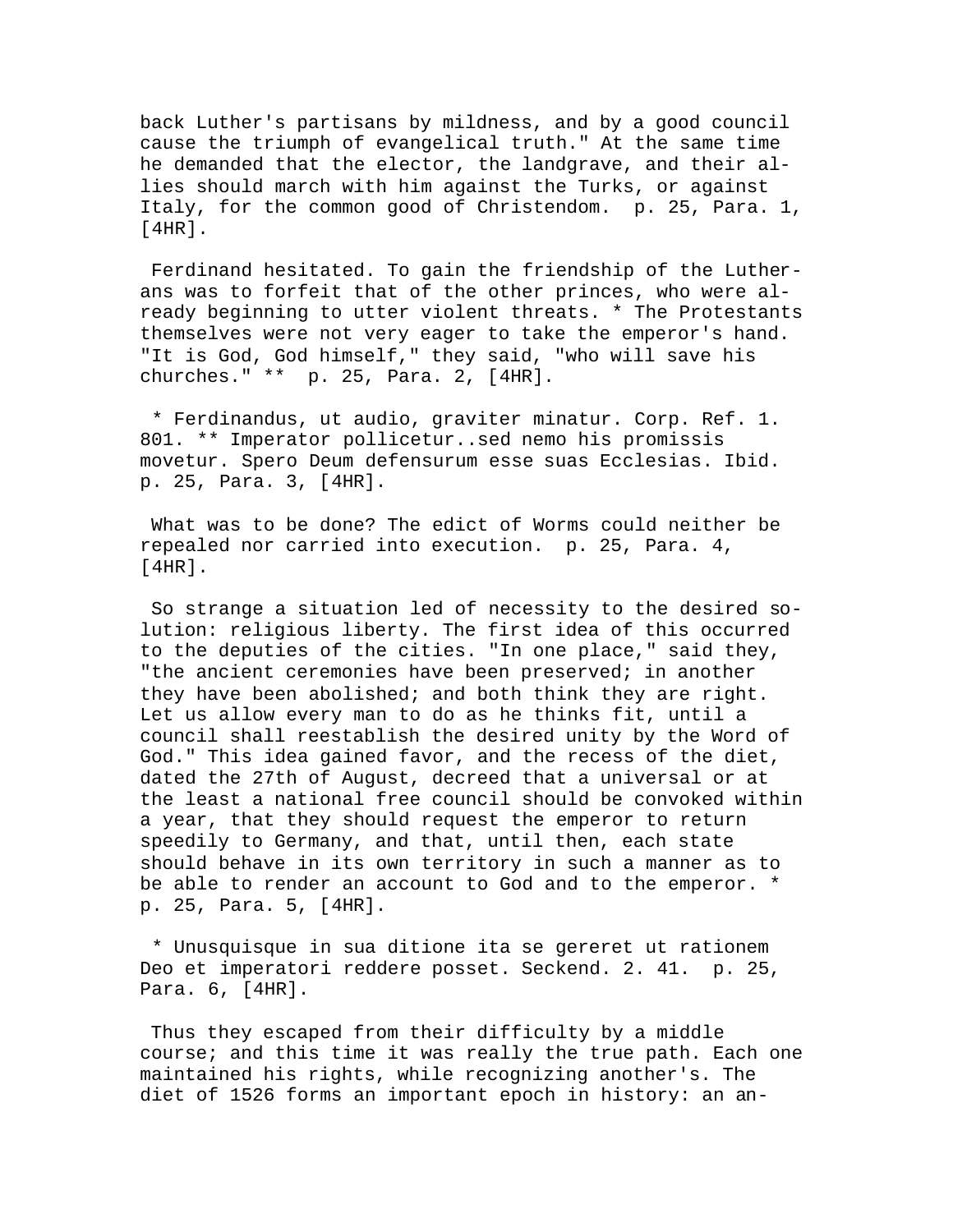back Luther's partisans by mildness, and by a good council cause the triumph of evangelical truth." At the same time he demanded that the elector, the landgrave, and their allies should march with him against the Turks, or against Italy, for the common good of Christendom. p. 25, Para. 1, [4HR].

Ferdinand hesitated. To gain the friendship of the Lutherans was to forfeit that of the other princes, who were already beginning to utter violent threats. * The Protestants themselves were not very eager to take the emperor's hand. "It is God, God himself," they said, "who will save his churches." ** p. 25, Para. 2, [4HR].

* Ferdinandus, ut audio, graviter minatur. Corp. Ref. 1. 801. ** Imperator pollicetur..sed nemo his promissis movetur. Spero Deum defensurum esse suas Ecclesias. Ibid. p. 25, Para. 3, [4HR].

What was to be done? The edict of Worms could neither be repealed nor carried into execution. p. 25, Para. 4, [4HR].

So strange a situation led of necessity to the desired solution: religious liberty. The first idea of this occurred to the deputies of the cities. "In one place," said they, "the ancient ceremonies have been preserved; in another they have been abolished; and both think they are right. Let us allow every man to do as he thinks fit, until a council shall reestablish the desired unity by the Word of God." This idea gained favor, and the recess of the diet, dated the 27th of August, decreed that a universal or at the least a national free council should be convoked within a year, that they should request the emperor to return speedily to Germany, and that, until then, each state should behave in its own territory in such a manner as to be able to render an account to God and to the emperor. * p. 25, Para. 5, [4HR].

* Unusquisque in sua ditione ita se gereret ut rationem Deo et imperatori reddere posset. Seckend. 2. 41. p. 25, Para. 6, [4HR].

Thus they escaped from their difficulty by a middle course; and this time it was really the true path. Each one maintained his rights, while recognizing another's. The diet of 1526 forms an important epoch in history: an an-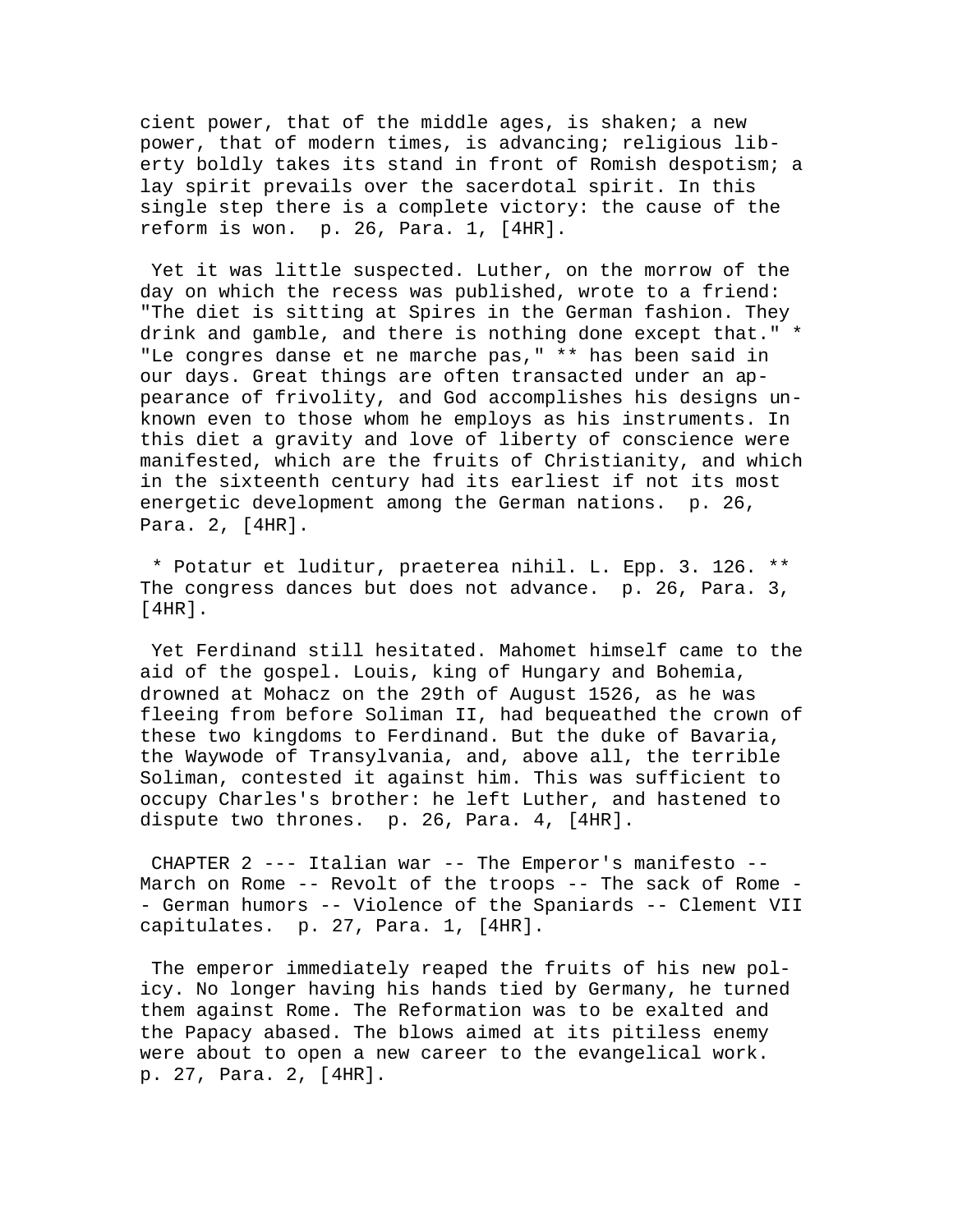cient power, that of the middle ages, is shaken; a new power, that of modern times, is advancing; religious liberty boldly takes its stand in front of Romish despotism; a lay spirit prevails over the sacerdotal spirit. In this single step there is a complete victory: the cause of the reform is won.  p. 26, Para. 1, [4HR].

Yet it was little suspected. Luther, on the morrow of the day on which the recess was published, wrote to a friend: "The diet is sitting at Spires in the German fashion. They drink and gamble, and there is nothing done except that." * "Le congres danse et ne marche pas," ** has been said in our days. Great things are often transacted under an appearance of frivolity, and God accomplishes his designs unknown even to those whom he employs as his instruments. In this diet a gravity and love of liberty of conscience were manifested, which are the fruits of Christianity, and which in the sixteenth century had its earliest if not its most energetic development among the German nations.  p. 26, Para. 2, [4HR].

* Potatur et luditur, praeterea nihil. L. Epp. 3. 126. ** The congress dances but does not advance.  p. 26, Para. 3, [4HR].

Yet Ferdinand still hesitated. Mahomet himself came to the aid of the gospel. Louis, king of Hungary and Bohemia, drowned at Mohacz on the 29th of August 1526, as he was fleeing from before Soliman II, had bequeathed the crown of these two kingdoms to Ferdinand. But the duke of Bavaria, the Waywode of Transylvania, and, above all, the terrible Soliman, contested it against him. This was sufficient to occupy Charles's brother: he left Luther, and hastened to dispute two thrones.  p. 26, Para. 4, [4HR].

CHAPTER 2 --- Italian war -- The Emperor's manifesto -- March on Rome -- Revolt of the troops -- The sack of Rome -- German humors -- Violence of the Spaniards -- Clement VII capitulates.  p. 27, Para. 1, [4HR].

The emperor immediately reaped the fruits of his new policy. No longer having his hands tied by Germany, he turned them against Rome. The Reformation was to be exalted and the Papacy abased. The blows aimed at its pitiless enemy were about to open a new career to the evangelical work.  p. 27, Para. 2, [4HR].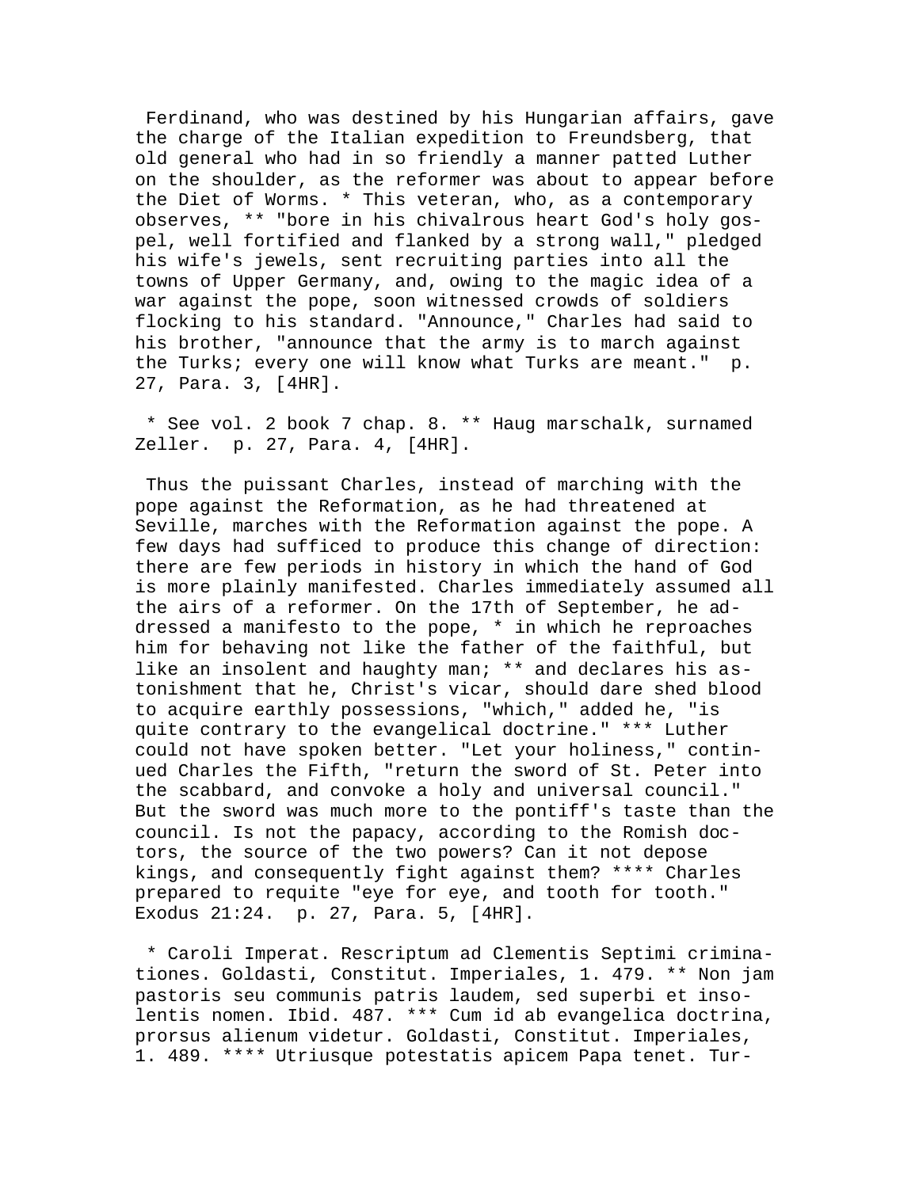Ferdinand, who was destined by his Hungarian affairs, gave the charge of the Italian expedition to Freundsberg, that old general who had in so friendly a manner patted Luther on the shoulder, as the reformer was about to appear before the Diet of Worms. * This veteran, who, as a contemporary observes, ** "bore in his chivalrous heart God's holy gospel, well fortified and flanked by a strong wall," pledged his wife's jewels, sent recruiting parties into all the towns of Upper Germany, and, owing to the magic idea of a war against the pope, soon witnessed crowds of soldiers flocking to his standard. "Announce," Charles had said to his brother, "announce that the army is to march against the Turks; every one will know what Turks are meant." p. 27, Para. 3, [4HR].

* See vol. 2 book 7 chap. 8. ** Haug marschalk, surnamed Zeller. p. 27, Para. 4, [4HR].

Thus the puissant Charles, instead of marching with the pope against the Reformation, as he had threatened at Seville, marches with the Reformation against the pope. A few days had sufficed to produce this change of direction: there are few periods in history in which the hand of God is more plainly manifested. Charles immediately assumed all the airs of a reformer. On the 17th of September, he addressed a manifesto to the pope, * in which he reproaches him for behaving not like the father of the faithful, but like an insolent and haughty man; ** and declares his astonishment that he, Christ's vicar, should dare shed blood to acquire earthly possessions, "which," added he, "is quite contrary to the evangelical doctrine." *** Luther could not have spoken better. "Let your holiness," continued Charles the Fifth, "return the sword of St. Peter into the scabbard, and convoke a holy and universal council." But the sword was much more to the pontiff's taste than the council. Is not the papacy, according to the Romish doctors, the source of the two powers? Can it not depose kings, and consequently fight against them? **** Charles prepared to requite "eye for eye, and tooth for tooth." Exodus 21:24. p. 27, Para. 5, [4HR].

* Caroli Imperat. Rescriptum ad Clementis Septimi criminationes. Goldasti, Constitut. Imperiales, 1. 479. ** Non jam pastoris seu communis patris laudem, sed superbi et insolentis nomen. Ibid. 487. *** Cum id ab evangelica doctrina, prorsus alienum videtur. Goldasti, Constitut. Imperiales, 1. 489. **** Utriusque potestatis apicem Papa tenet. Tur-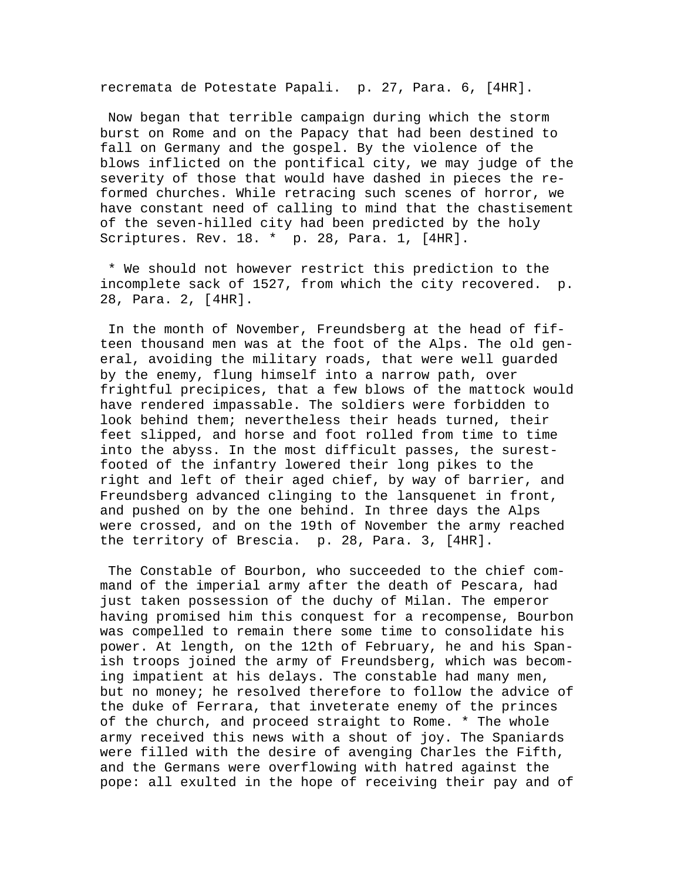recremata de Potestate Papali. p. 27, Para. 6, [4HR].

Now began that terrible campaign during which the storm burst on Rome and on the Papacy that had been destined to fall on Germany and the gospel. By the violence of the blows inflicted on the pontifical city, we may judge of the severity of those that would have dashed in pieces the reformed churches. While retracing such scenes of horror, we have constant need of calling to mind that the chastisement of the seven-hilled city had been predicted by the holy Scriptures. Rev. 18. * p. 28, Para. 1, [4HR].

* We should not however restrict this prediction to the incomplete sack of 1527, from which the city recovered. p. 28, Para. 2, [4HR].

In the month of November, Freundsberg at the head of fifteen thousand men was at the foot of the Alps. The old general, avoiding the military roads, that were well guarded by the enemy, flung himself into a narrow path, over frightful precipices, that a few blows of the mattock would have rendered impassable. The soldiers were forbidden to look behind them; nevertheless their heads turned, their feet slipped, and horse and foot rolled from time to time into the abyss. In the most difficult passes, the surest-footed of the infantry lowered their long pikes to the right and left of their aged chief, by way of barrier, and Freundsberg advanced clinging to the lansquenet in front, and pushed on by the one behind. In three days the Alps were crossed, and on the 19th of November the army reached the territory of Brescia. p. 28, Para. 3, [4HR].

The Constable of Bourbon, who succeeded to the chief command of the imperial army after the death of Pescara, had just taken possession of the duchy of Milan. The emperor having promised him this conquest for a recompense, Bourbon was compelled to remain there some time to consolidate his power. At length, on the 12th of February, he and his Spanish troops joined the army of Freundsberg, which was becoming impatient at his delays. The constable had many men, but no money; he resolved therefore to follow the advice of the duke of Ferrara, that inveterate enemy of the princes of the church, and proceed straight to Rome. * The whole army received this news with a shout of joy. The Spaniards were filled with the desire of avenging Charles the Fifth, and the Germans were overflowing with hatred against the pope: all exulted in the hope of receiving their pay and of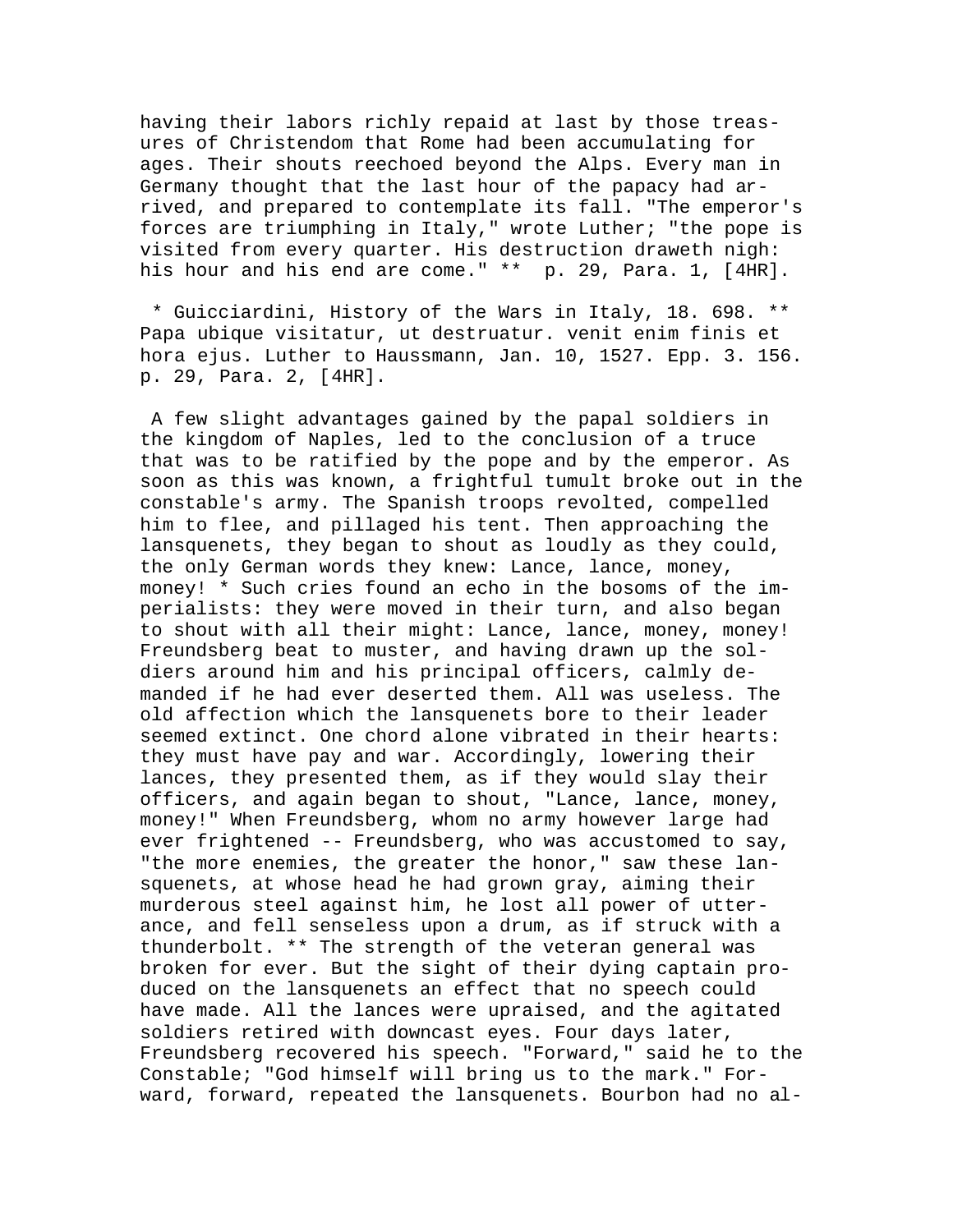having their labors richly repaid at last by those treasures of Christendom that Rome had been accumulating for ages. Their shouts reechoed beyond the Alps. Every man in Germany thought that the last hour of the papacy had arrived, and prepared to contemplate its fall. "The emperor's forces are triumphing in Italy," wrote Luther; "the pope is visited from every quarter. His destruction draweth nigh: his hour and his end are come." ** p. 29, Para. 1, [4HR].

* Guicciardini, History of the Wars in Italy, 18. 698. ** Papa ubique visitatur, ut destruatur. venit enim finis et hora ejus. Luther to Haussmann, Jan. 10, 1527. Epp. 3. 156. p. 29, Para. 2, [4HR].

A few slight advantages gained by the papal soldiers in the kingdom of Naples, led to the conclusion of a truce that was to be ratified by the pope and by the emperor. As soon as this was known, a frightful tumult broke out in the constable's army. The Spanish troops revolted, compelled him to flee, and pillaged his tent. Then approaching the lansquenets, they began to shout as loudly as they could, the only German words they knew: Lance, lance, money, money! * Such cries found an echo in the bosoms of the imperialists: they were moved in their turn, and also began to shout with all their might: Lance, lance, money, money! Freundsberg beat to muster, and having drawn up the soldiers around him and his principal officers, calmly demanded if he had ever deserted them. All was useless. The old affection which the lansquenets bore to their leader seemed extinct. One chord alone vibrated in their hearts: they must have pay and war. Accordingly, lowering their lances, they presented them, as if they would slay their officers, and again began to shout, "Lance, lance, money, money!" When Freundsberg, whom no army however large had ever frightened -- Freundsberg, who was accustomed to say, "the more enemies, the greater the honor," saw these lansquenets, at whose head he had grown gray, aiming their murderous steel against him, he lost all power of utterance, and fell senseless upon a drum, as if struck with a thunderbolt. ** The strength of the veteran general was broken for ever. But the sight of their dying captain produced on the lansquenets an effect that no speech could have made. All the lances were upraised, and the agitated soldiers retired with downcast eyes. Four days later, Freundsberg recovered his speech. "Forward," said he to the Constable; "God himself will bring us to the mark." Forward, forward, repeated the lansquenets. Bourbon had no al-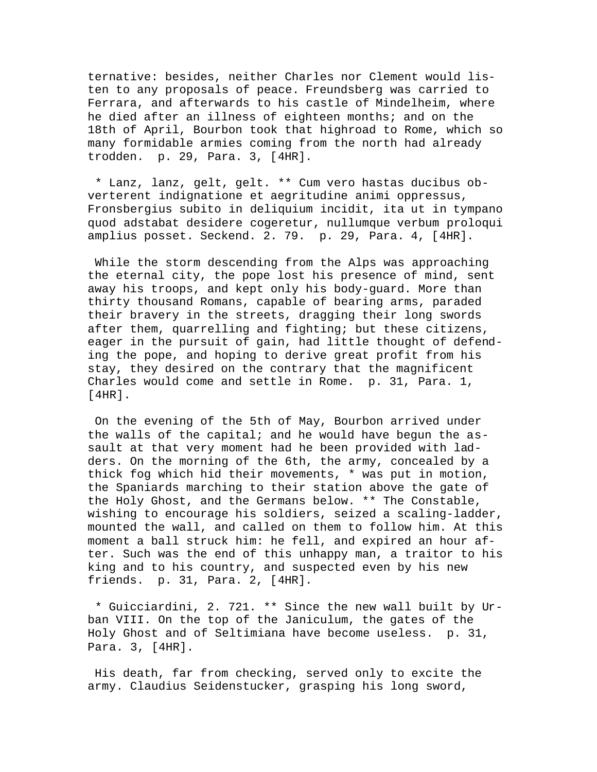ternative: besides, neither Charles nor Clement would listen to any proposals of peace. Freundsberg was carried to Ferrara, and afterwards to his castle of Mindelheim, where he died after an illness of eighteen months; and on the 18th of April, Bourbon took that highroad to Rome, which so many formidable armies coming from the north had already trodden. p. 29, Para. 3, [4HR].

* Lanz, lanz, gelt, gelt. ** Cum vero hastas ducibus obverterent indignatione et aegritudine animi oppressus, Fronsbergius subito in deliquium incidit, ita ut in tympano quod adstabat desidere cogeretur, nullumque verbum proloqui amplius posset. Seckend. 2. 79. p. 29, Para. 4, [4HR].

While the storm descending from the Alps was approaching the eternal city, the pope lost his presence of mind, sent away his troops, and kept only his body-guard. More than thirty thousand Romans, capable of bearing arms, paraded their bravery in the streets, dragging their long swords after them, quarrelling and fighting; but these citizens, eager in the pursuit of gain, had little thought of defending the pope, and hoping to derive great profit from his stay, they desired on the contrary that the magnificent Charles would come and settle in Rome. p. 31, Para. 1, [4HR].

On the evening of the 5th of May, Bourbon arrived under the walls of the capital; and he would have begun the assault at that very moment had he been provided with ladders. On the morning of the 6th, the army, concealed by a thick fog which hid their movements, * was put in motion, the Spaniards marching to their station above the gate of the Holy Ghost, and the Germans below. ** The Constable, wishing to encourage his soldiers, seized a scaling-ladder, mounted the wall, and called on them to follow him. At this moment a ball struck him: he fell, and expired an hour after. Such was the end of this unhappy man, a traitor to his king and to his country, and suspected even by his new friends. p. 31, Para. 2, [4HR].

* Guicciardini, 2. 721. ** Since the new wall built by Urban VIII. On the top of the Janiculum, the gates of the Holy Ghost and of Seltimiana have become useless. p. 31, Para. 3, [4HR].

His death, far from checking, served only to excite the army. Claudius Seidenstucker, grasping his long sword,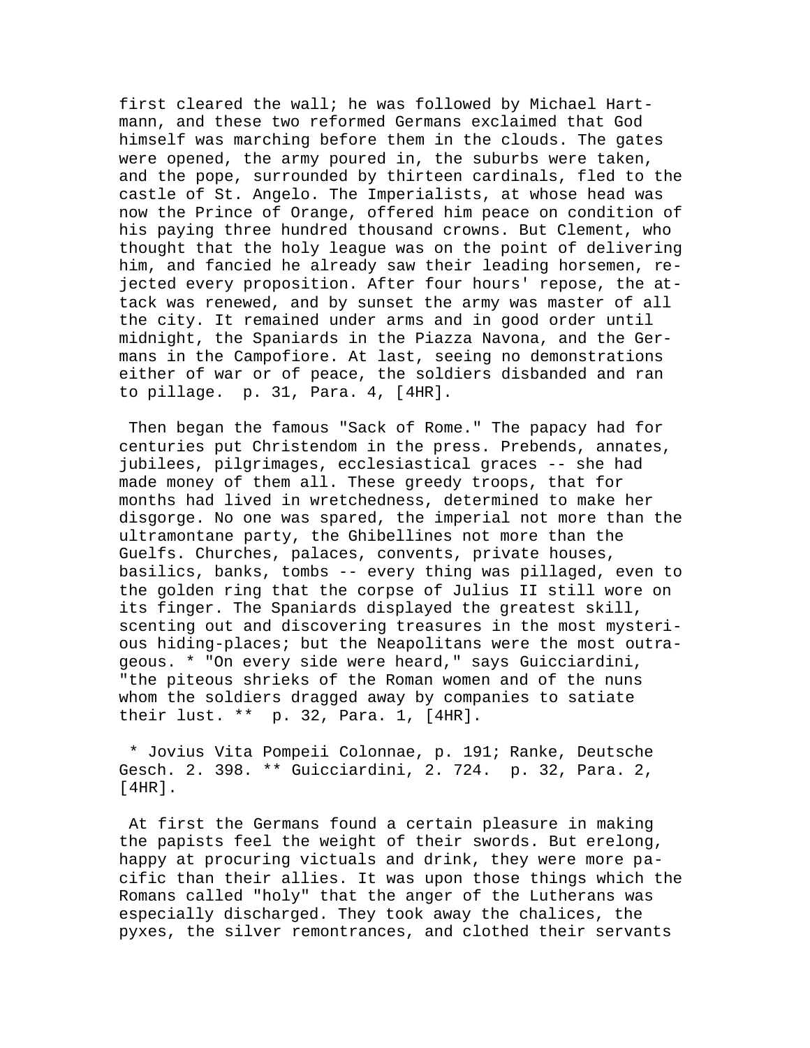first cleared the wall; he was followed by Michael Hartmann, and these two reformed Germans exclaimed that God himself was marching before them in the clouds. The gates were opened, the army poured in, the suburbs were taken, and the pope, surrounded by thirteen cardinals, fled to the castle of St. Angelo. The Imperialists, at whose head was now the Prince of Orange, offered him peace on condition of his paying three hundred thousand crowns. But Clement, who thought that the holy league was on the point of delivering him, and fancied he already saw their leading horsemen, rejected every proposition. After four hours' repose, the attack was renewed, and by sunset the army was master of all the city. It remained under arms and in good order until midnight, the Spaniards in the Piazza Navona, and the Germans in the Campofiore. At last, seeing no demonstrations either of war or of peace, the soldiers disbanded and ran to pillage. p. 31, Para. 4, [4HR].

Then began the famous "Sack of Rome." The papacy had for centuries put Christendom in the press. Prebends, annates, jubilees, pilgrimages, ecclesiastical graces -- she had made money of them all. These greedy troops, that for months had lived in wretchedness, determined to make her disgorge. No one was spared, the imperial not more than the ultramontane party, the Ghibellines not more than the Guelfs. Churches, palaces, convents, private houses, basilics, banks, tombs -- every thing was pillaged, even to the golden ring that the corpse of Julius II still wore on its finger. The Spaniards displayed the greatest skill, scenting out and discovering treasures in the most mysterious hiding-places; but the Neapolitans were the most outrageous. * "On every side were heard," says Guicciardini, "the piteous shrieks of the Roman women and of the nuns whom the soldiers dragged away by companies to satiate their lust. ** p. 32, Para. 1, [4HR].

* Jovius Vita Pompeii Colonnae, p. 191; Ranke, Deutsche Gesch. 2. 398. ** Guicciardini, 2. 724. p. 32, Para. 2, [4HR].

At first the Germans found a certain pleasure in making the papists feel the weight of their swords. But erelong, happy at procuring victuals and drink, they were more pacific than their allies. It was upon those things which the Romans called "holy" that the anger of the Lutherans was especially discharged. They took away the chalices, the pyxes, the silver remontrances, and clothed their servants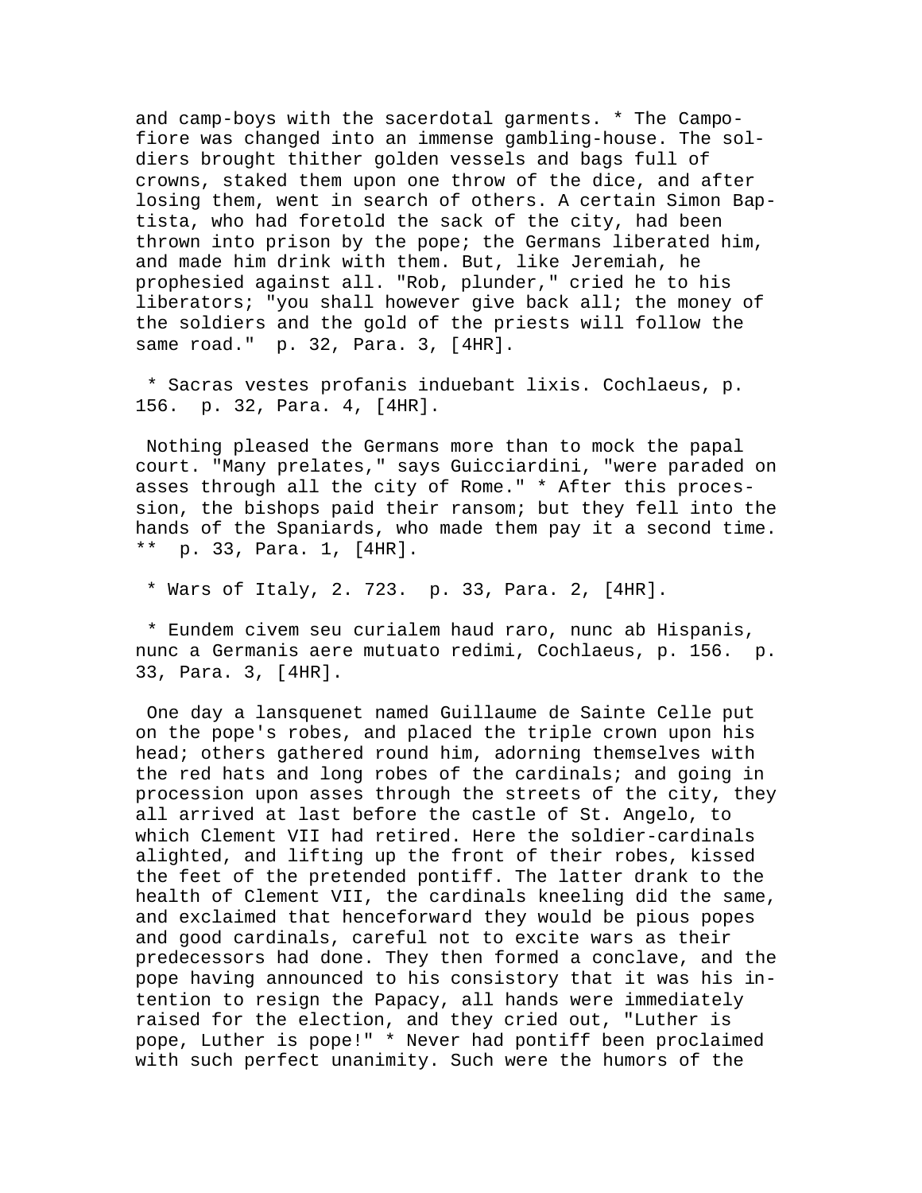and camp-boys with the sacerdotal garments. * The Campofiore was changed into an immense gambling-house. The soldiers brought thither golden vessels and bags full of crowns, staked them upon one throw of the dice, and after losing them, went in search of others. A certain Simon Baptista, who had foretold the sack of the city, had been thrown into prison by the pope; the Germans liberated him, and made him drink with them. But, like Jeremiah, he prophesied against all. "Rob, plunder," cried he to his liberators; "you shall however give back all; the money of the soldiers and the gold of the priests will follow the same road." p. 32, Para. 3, [4HR].

* Sacras vestes profanis induebant lixis. Cochlaeus, p. 156. p. 32, Para. 4, [4HR].

Nothing pleased the Germans more than to mock the papal court. "Many prelates," says Guicciardini, "were paraded on asses through all the city of Rome." * After this procession, the bishops paid their ransom; but they fell into the hands of the Spaniards, who made them pay it a second time. ** p. 33, Para. 1, [4HR].

* Wars of Italy, 2. 723. p. 33, Para. 2, [4HR].

* Eundem civem seu curialem haud raro, nunc ab Hispanis, nunc a Germanis aere mutuato redimi, Cochlaeus, p. 156. p. 33, Para. 3, [4HR].

One day a lansquenet named Guillaume de Sainte Celle put on the pope's robes, and placed the triple crown upon his head; others gathered round him, adorning themselves with the red hats and long robes of the cardinals; and going in procession upon asses through the streets of the city, they all arrived at last before the castle of St. Angelo, to which Clement VII had retired. Here the soldier-cardinals alighted, and lifting up the front of their robes, kissed the feet of the pretended pontiff. The latter drank to the health of Clement VII, the cardinals kneeling did the same, and exclaimed that henceforward they would be pious popes and good cardinals, careful not to excite wars as their predecessors had done. They then formed a conclave, and the pope having announced to his consistory that it was his intention to resign the Papacy, all hands were immediately raised for the election, and they cried out, "Luther is pope, Luther is pope!" * Never had pontiff been proclaimed with such perfect unanimity. Such were the humors of the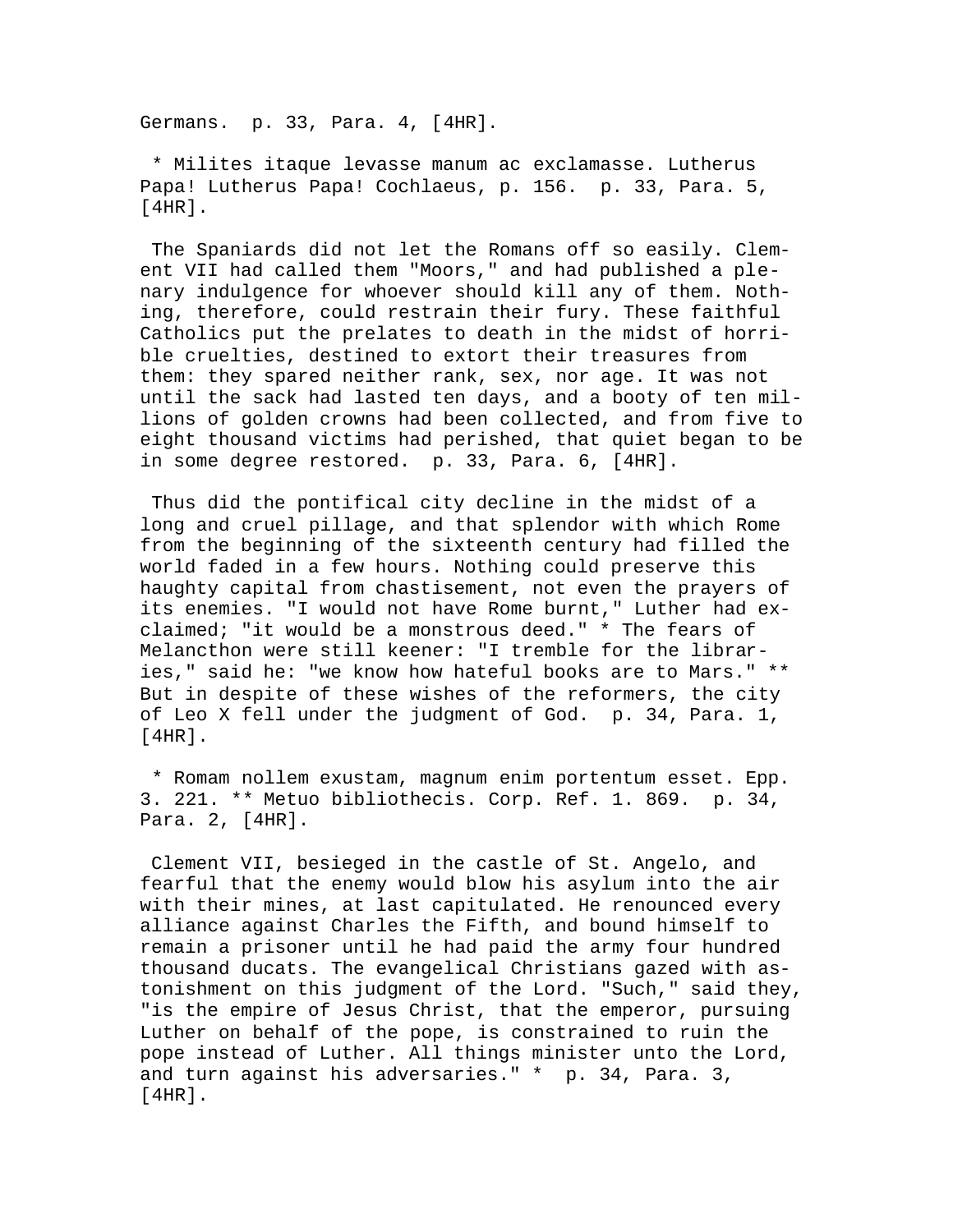Germans. p. 33, Para. 4, [4HR].

* Milites itaque levasse manum ac exclamasse. Lutherus Papa! Lutherus Papa! Cochlaeus, p. 156. p. 33, Para. 5, [4HR].

The Spaniards did not let the Romans off so easily. Clement VII had called them "Moors," and had published a plenary indulgence for whoever should kill any of them. Nothing, therefore, could restrain their fury. These faithful Catholics put the prelates to death in the midst of horrible cruelties, destined to extort their treasures from them: they spared neither rank, sex, nor age. It was not until the sack had lasted ten days, and a booty of ten millions of golden crowns had been collected, and from five to eight thousand victims had perished, that quiet began to be in some degree restored. p. 33, Para. 6, [4HR].

Thus did the pontifical city decline in the midst of a long and cruel pillage, and that splendor with which Rome from the beginning of the sixteenth century had filled the world faded in a few hours. Nothing could preserve this haughty capital from chastisement, not even the prayers of its enemies. "I would not have Rome burnt," Luther had exclaimed; "it would be a monstrous deed." * The fears of Melancthon were still keener: "I tremble for the libraries," said he: "we know how hateful books are to Mars." ** But in despite of these wishes of the reformers, the city of Leo X fell under the judgment of God. p. 34, Para. 1, [4HR].

* Romam nollem exustam, magnum enim portentum esset. Epp. 3. 221. ** Metuo bibliothecis. Corp. Ref. 1. 869. p. 34, Para. 2, [4HR].

Clement VII, besieged in the castle of St. Angelo, and fearful that the enemy would blow his asylum into the air with their mines, at last capitulated. He renounced every alliance against Charles the Fifth, and bound himself to remain a prisoner until he had paid the army four hundred thousand ducats. The evangelical Christians gazed with astonishment on this judgment of the Lord. "Such," said they, "is the empire of Jesus Christ, that the emperor, pursuing Luther on behalf of the pope, is constrained to ruin the pope instead of Luther. All things minister unto the Lord, and turn against his adversaries." * p. 34, Para. 3, [4HR].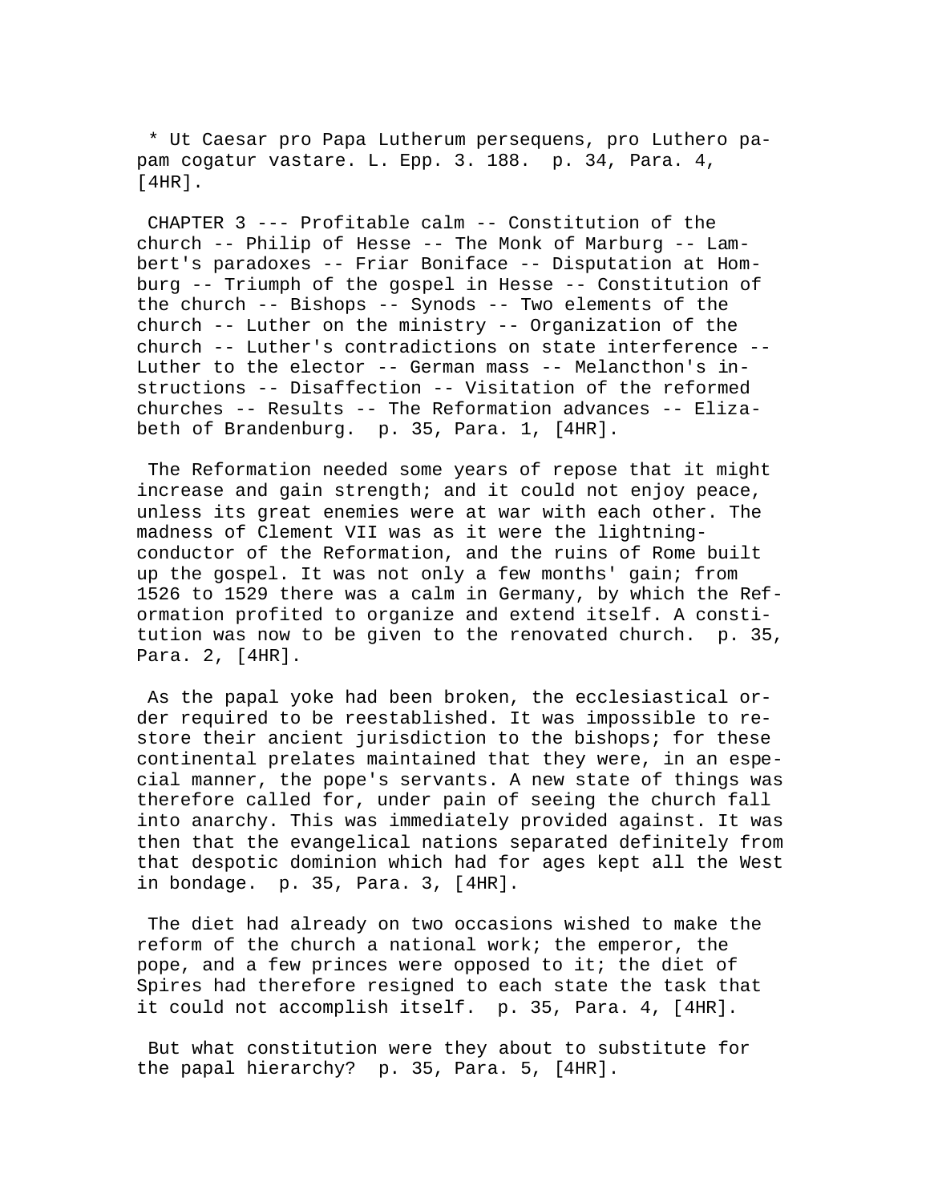* Ut Caesar pro Papa Lutherum persequens, pro Luthero papam cogatur vastare. L. Epp. 3. 188. p. 34, Para. 4, [4HR].

CHAPTER 3 --- Profitable calm -- Constitution of the church -- Philip of Hesse -- The Monk of Marburg -- Lambert's paradoxes -- Friar Boniface -- Disputation at Homburg -- Triumph of the gospel in Hesse -- Constitution of the church -- Bishops -- Synods -- Two elements of the church -- Luther on the ministry -- Organization of the church -- Luther's contradictions on state interference -- Luther to the elector -- German mass -- Melancthon's instructions -- Disaffection -- Visitation of the reformed churches -- Results -- The Reformation advances -- Elizabeth of Brandenburg. p. 35, Para. 1, [4HR].

The Reformation needed some years of repose that it might increase and gain strength; and it could not enjoy peace, unless its great enemies were at war with each other. The madness of Clement VII was as it were the lightning-conductor of the Reformation, and the ruins of Rome built up the gospel. It was not only a few months' gain; from 1526 to 1529 there was a calm in Germany, by which the Reformation profited to organize and extend itself. A constitution was now to be given to the renovated church. p. 35, Para. 2, [4HR].

As the papal yoke had been broken, the ecclesiastical order required to be reestablished. It was impossible to restore their ancient jurisdiction to the bishops; for these continental prelates maintained that they were, in an especial manner, the pope's servants. A new state of things was therefore called for, under pain of seeing the church fall into anarchy. This was immediately provided against. It was then that the evangelical nations separated definitely from that despotic dominion which had for ages kept all the West in bondage. p. 35, Para. 3, [4HR].

The diet had already on two occasions wished to make the reform of the church a national work; the emperor, the pope, and a few princes were opposed to it; the diet of Spires had therefore resigned to each state the task that it could not accomplish itself. p. 35, Para. 4, [4HR].

But what constitution were they about to substitute for the papal hierarchy? p. 35, Para. 5, [4HR].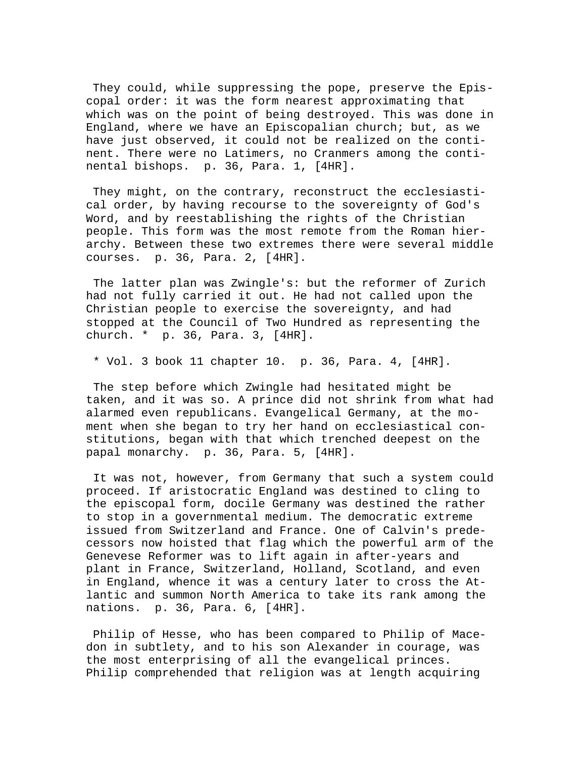They could, while suppressing the pope, preserve the Episcopal order: it was the form nearest approximating that which was on the point of being destroyed. This was done in England, where we have an Episcopalian church; but, as we have just observed, it could not be realized on the continent. There were no Latimers, no Cranmers among the continental bishops. p. 36, Para. 1, [4HR].

They might, on the contrary, reconstruct the ecclesiastical order, by having recourse to the sovereignty of God's Word, and by reestablishing the rights of the Christian people. This form was the most remote from the Roman hierarchy. Between these two extremes there were several middle courses. p. 36, Para. 2, [4HR].

The latter plan was Zwingle's: but the reformer of Zurich had not fully carried it out. He had not called upon the Christian people to exercise the sovereignty, and had stopped at the Council of Two Hundred as representing the church. * p. 36, Para. 3, [4HR].

* Vol. 3 book 11 chapter 10. p. 36, Para. 4, [4HR].

The step before which Zwingle had hesitated might be taken, and it was so. A prince did not shrink from what had alarmed even republicans. Evangelical Germany, at the moment when she began to try her hand on ecclesiastical constitutions, began with that which trenched deepest on the papal monarchy. p. 36, Para. 5, [4HR].

It was not, however, from Germany that such a system could proceed. If aristocratic England was destined to cling to the episcopal form, docile Germany was destined the rather to stop in a governmental medium. The democratic extreme issued from Switzerland and France. One of Calvin's predecessors now hoisted that flag which the powerful arm of the Genevese Reformer was to lift again in after-years and plant in France, Switzerland, Holland, Scotland, and even in England, whence it was a century later to cross the Atlantic and summon North America to take its rank among the nations. p. 36, Para. 6, [4HR].

Philip of Hesse, who has been compared to Philip of Macedon in subtlety, and to his son Alexander in courage, was the most enterprising of all the evangelical princes. Philip comprehended that religion was at length acquiring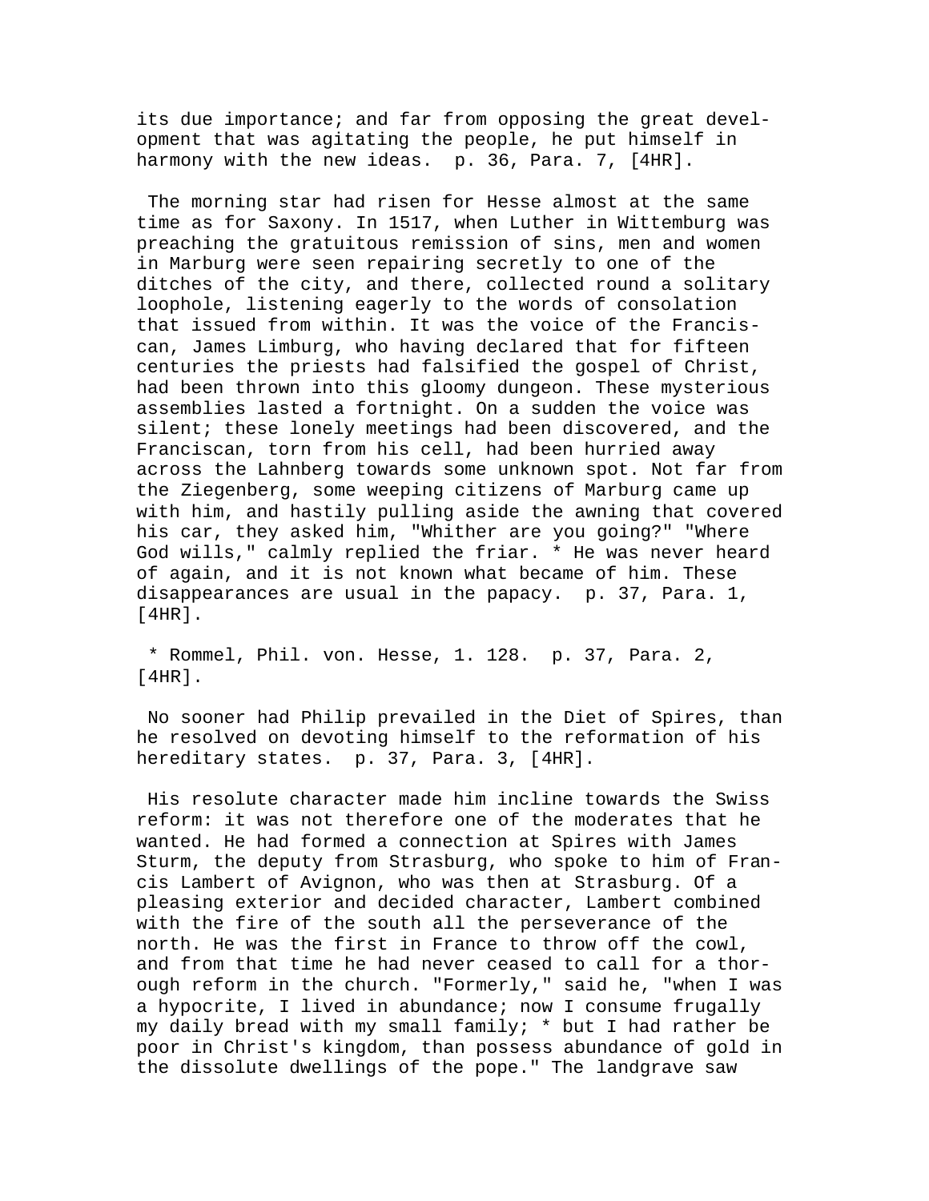its due importance; and far from opposing the great development that was agitating the people, he put himself in harmony with the new ideas. p. 36, Para. 7, [4HR].

The morning star had risen for Hesse almost at the same time as for Saxony. In 1517, when Luther in Wittemburg was preaching the gratuitous remission of sins, men and women in Marburg were seen repairing secretly to one of the ditches of the city, and there, collected round a solitary loophole, listening eagerly to the words of consolation that issued from within. It was the voice of the Franciscan, James Limburg, who having declared that for fifteen centuries the priests had falsified the gospel of Christ, had been thrown into this gloomy dungeon. These mysterious assemblies lasted a fortnight. On a sudden the voice was silent; these lonely meetings had been discovered, and the Franciscan, torn from his cell, had been hurried away across the Lahnberg towards some unknown spot. Not far from the Ziegenberg, some weeping citizens of Marburg came up with him, and hastily pulling aside the awning that covered his car, they asked him, "Whither are you going?" "Where God wills," calmly replied the friar. * He was never heard of again, and it is not known what became of him. These disappearances are usual in the papacy. p. 37, Para. 1, [4HR].

* Rommel, Phil. von. Hesse, 1. 128. p. 37, Para. 2, [4HR].

No sooner had Philip prevailed in the Diet of Spires, than he resolved on devoting himself to the reformation of his hereditary states. p. 37, Para. 3, [4HR].

His resolute character made him incline towards the Swiss reform: it was not therefore one of the moderates that he wanted. He had formed a connection at Spires with James Sturm, the deputy from Strasburg, who spoke to him of Francis Lambert of Avignon, who was then at Strasburg. Of a pleasing exterior and decided character, Lambert combined with the fire of the south all the perseverance of the north. He was the first in France to throw off the cowl, and from that time he had never ceased to call for a thorough reform in the church. "Formerly," said he, "when I was a hypocrite, I lived in abundance; now I consume frugally my daily bread with my small family; * but I had rather be poor in Christ's kingdom, than possess abundance of gold in the dissolute dwellings of the pope." The landgrave saw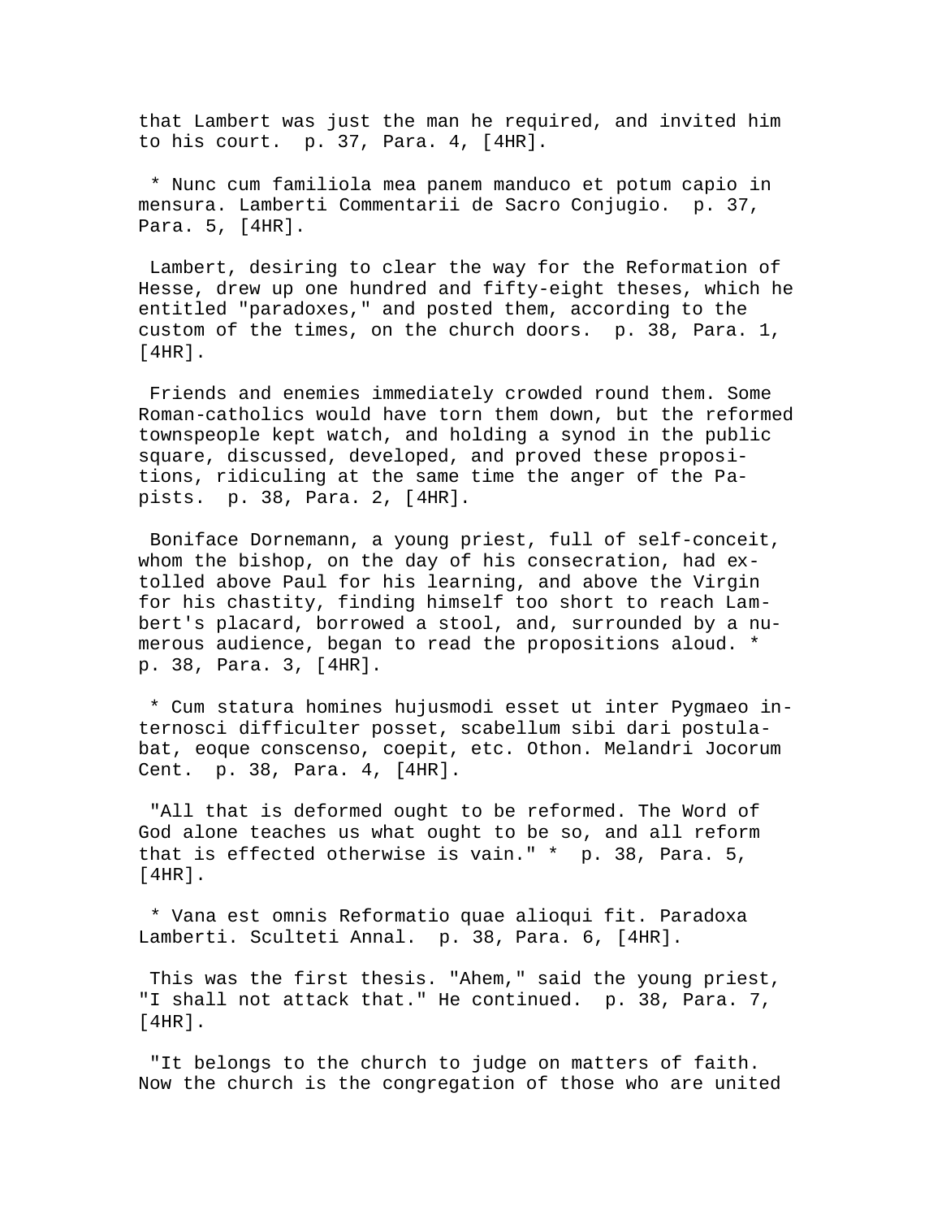that Lambert was just the man he required, and invited him to his court.  p. 37, Para. 4, [4HR].

* Nunc cum familiola mea panem manduco et potum capio in mensura. Lamberti Commentarii de Sacro Conjugio.  p. 37, Para. 5, [4HR].

Lambert, desiring to clear the way for the Reformation of Hesse, drew up one hundred and fifty-eight theses, which he entitled "paradoxes," and posted them, according to the custom of the times, on the church doors.  p. 38, Para. 1, [4HR].

Friends and enemies immediately crowded round them. Some Roman-catholics would have torn them down, but the reformed townspeople kept watch, and holding a synod in the public square, discussed, developed, and proved these propositions, ridiculing at the same time the anger of the Papists.  p. 38, Para. 2, [4HR].

Boniface Dornemann, a young priest, full of self-conceit, whom the bishop, on the day of his consecration, had extolled above Paul for his learning, and above the Virgin for his chastity, finding himself too short to reach Lambert's placard, borrowed a stool, and, surrounded by a numerous audience, began to read the propositions aloud. * p. 38, Para. 3, [4HR].

* Cum statura homines hujusmodi esset ut inter Pygmaeo internosci difficulter posset, scabellum sibi dari postulabat, eoque conscenso, coepit, etc. Othon. Melandri Jocorum Cent.  p. 38, Para. 4, [4HR].

"All that is deformed ought to be reformed. The Word of God alone teaches us what ought to be so, and all reform that is effected otherwise is vain." *  p. 38, Para. 5, [4HR].

* Vana est omnis Reformatio quae alioqui fit. Paradoxa Lamberti. Sculteti Annal.  p. 38, Para. 6, [4HR].

This was the first thesis. "Ahem," said the young priest, "I shall not attack that." He continued.  p. 38, Para. 7, [4HR].

"It belongs to the church to judge on matters of faith. Now the church is the congregation of those who are united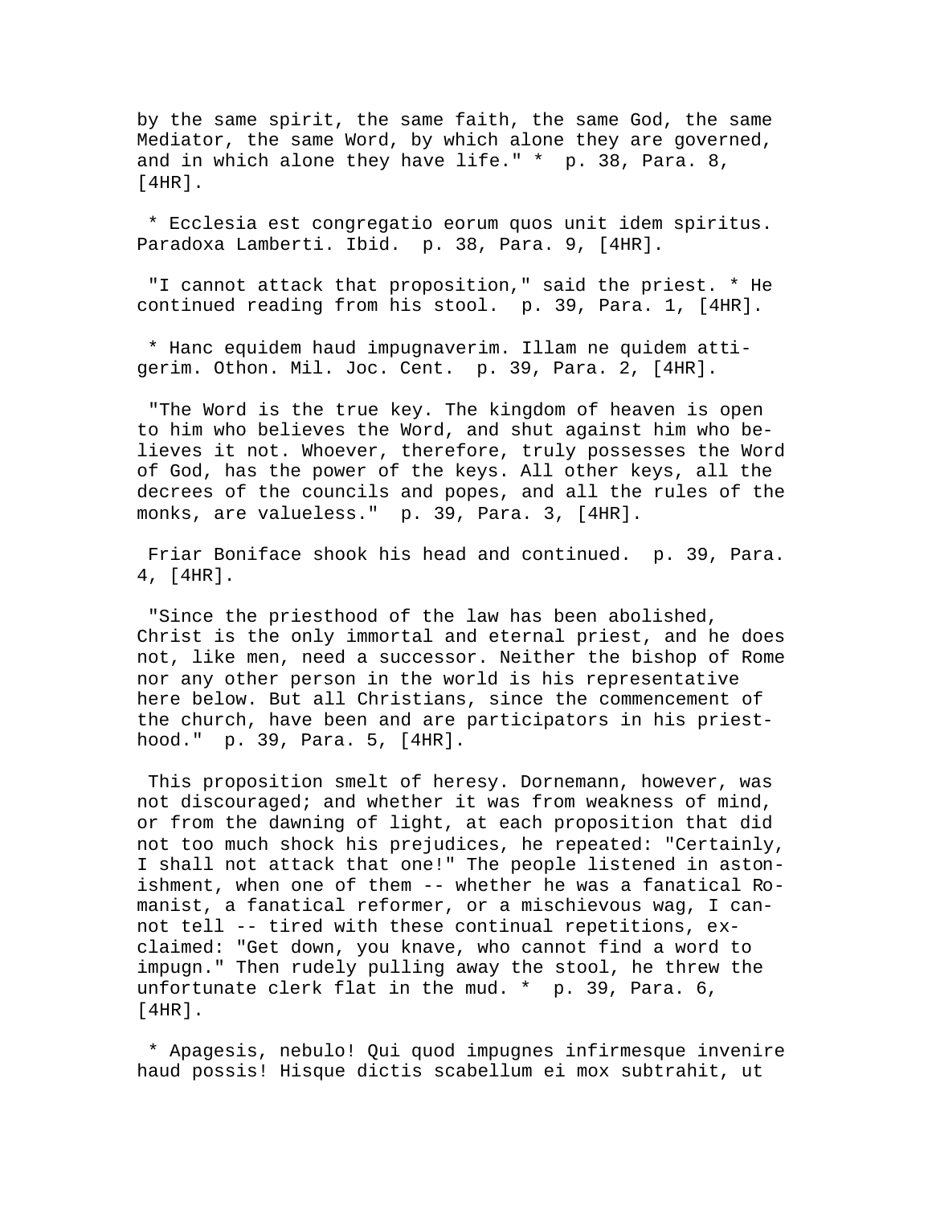by the same spirit, the same faith, the same God, the same Mediator, the same Word, by which alone they are governed, and in which alone they have life." *  p. 38, Para. 8, [4HR].

* Ecclesia est congregatio eorum quos unit idem spiritus. Paradoxa Lamberti. Ibid.  p. 38, Para. 9, [4HR].

"I cannot attack that proposition," said the priest. * He continued reading from his stool.  p. 39, Para. 1, [4HR].

* Hanc equidem haud impugnaverim. Illam ne quidem attigerim. Othon. Mil. Joc. Cent.  p. 39, Para. 2, [4HR].

"The Word is the true key. The kingdom of heaven is open to him who believes the Word, and shut against him who believes it not. Whoever, therefore, truly possesses the Word of God, has the power of the keys. All other keys, all the decrees of the councils and popes, and all the rules of the monks, are valueless."  p. 39, Para. 3, [4HR].

Friar Boniface shook his head and continued.  p. 39, Para. 4, [4HR].

"Since the priesthood of the law has been abolished, Christ is the only immortal and eternal priest, and he does not, like men, need a successor. Neither the bishop of Rome nor any other person in the world is his representative here below. But all Christians, since the commencement of the church, have been and are participators in his priesthood."  p. 39, Para. 5, [4HR].

This proposition smelt of heresy. Dornemann, however, was not discouraged; and whether it was from weakness of mind, or from the dawning of light, at each proposition that did not too much shock his prejudices, he repeated: "Certainly, I shall not attack that one!" The people listened in astonishment, when one of them -- whether he was a fanatical Romanist, a fanatical reformer, or a mischievous wag, I cannot tell -- tired with these continual repetitions, exclaimed: "Get down, you knave, who cannot find a word to impugn." Then rudely pulling away the stool, he threw the unfortunate clerk flat in the mud. *  p. 39, Para. 6, [4HR].

* Apagesis, nebulo! Qui quod impugnes infirmesque invenire haud possis! Hisque dictis scabellum ei mox subtrahit, ut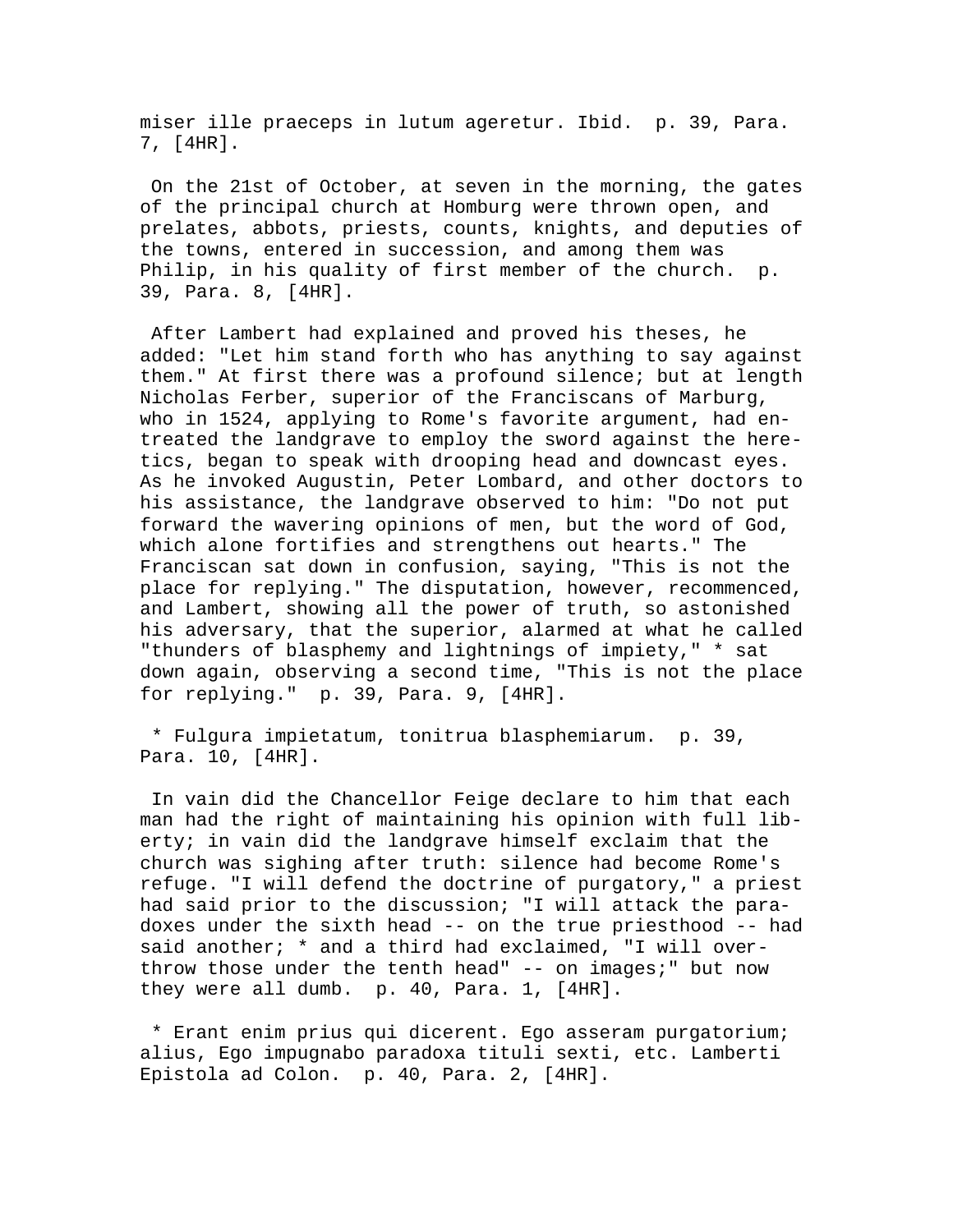miser ille praeceps in lutum ageretur. Ibid. p. 39, Para. 7, [4HR].

On the 21st of October, at seven in the morning, the gates of the principal church at Homburg were thrown open, and prelates, abbots, priests, counts, knights, and deputies of the towns, entered in succession, and among them was Philip, in his quality of first member of the church. p. 39, Para. 8, [4HR].

After Lambert had explained and proved his theses, he added: "Let him stand forth who has anything to say against them." At first there was a profound silence; but at length Nicholas Ferber, superior of the Franciscans of Marburg, who in 1524, applying to Rome's favorite argument, had entreated the landgrave to employ the sword against the heretics, began to speak with drooping head and downcast eyes. As he invoked Augustin, Peter Lombard, and other doctors to his assistance, the landgrave observed to him: "Do not put forward the wavering opinions of men, but the word of God, which alone fortifies and strengthens out hearts." The Franciscan sat down in confusion, saying, "This is not the place for replying." The disputation, however, recommenced, and Lambert, showing all the power of truth, so astonished his adversary, that the superior, alarmed at what he called "thunders of blasphemy and lightnings of impiety," * sat down again, observing a second time, "This is not the place for replying." p. 39, Para. 9, [4HR].

* Fulgura impietatum, tonitrua blasphemiarum. p. 39, Para. 10, [4HR].

In vain did the Chancellor Feige declare to him that each man had the right of maintaining his opinion with full liberty; in vain did the landgrave himself exclaim that the church was sighing after truth: silence had become Rome's refuge. "I will defend the doctrine of purgatory," a priest had said prior to the discussion; "I will attack the paradoxes under the sixth head -- on the true priesthood -- had said another; * and a third had exclaimed, "I will overthrow those under the tenth head" -- on images;" but now they were all dumb. p. 40, Para. 1, [4HR].

* Erant enim prius qui dicerent. Ego asseram purgatorium; alius, Ego impugnabo paradoxa tituli sexti, etc. Lamberti Epistola ad Colon. p. 40, Para. 2, [4HR].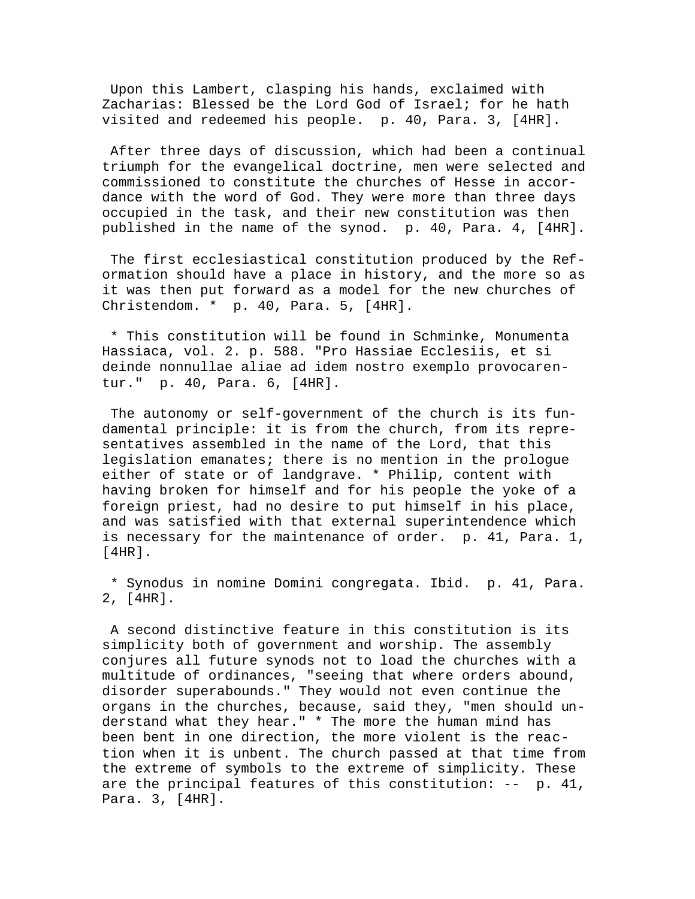Upon this Lambert, clasping his hands, exclaimed with Zacharias: Blessed be the Lord God of Israel; for he hath visited and redeemed his people. p. 40, Para. 3, [4HR].

After three days of discussion, which had been a continual triumph for the evangelical doctrine, men were selected and commissioned to constitute the churches of Hesse in accordance with the word of God. They were more than three days occupied in the task, and their new constitution was then published in the name of the synod. p. 40, Para. 4, [4HR].

The first ecclesiastical constitution produced by the Reformation should have a place in history, and the more so as it was then put forward as a model for the new churches of Christendom. * p. 40, Para. 5, [4HR].

* This constitution will be found in Schminke, Monumenta Hassiaca, vol. 2. p. 588. "Pro Hassiae Ecclesiis, et si deinde nonnullae aliae ad idem nostro exemplo provocarentur." p. 40, Para. 6, [4HR].

The autonomy or self-government of the church is its fundamental principle: it is from the church, from its representatives assembled in the name of the Lord, that this legislation emanates; there is no mention in the prologue either of state or of landgrave. * Philip, content with having broken for himself and for his people the yoke of a foreign priest, had no desire to put himself in his place, and was satisfied with that external superintendence which is necessary for the maintenance of order. p. 41, Para. 1, [4HR].

* Synodus in nomine Domini congregata. Ibid. p. 41, Para. 2, [4HR].

A second distinctive feature in this constitution is its simplicity both of government and worship. The assembly conjures all future synods not to load the churches with a multitude of ordinances, "seeing that where orders abound, disorder superabounds." They would not even continue the organs in the churches, because, said they, "men should understand what they hear." * The more the human mind has been bent in one direction, the more violent is the reaction when it is unbent. The church passed at that time from the extreme of symbols to the extreme of simplicity. These are the principal features of this constitution: -- p. 41, Para. 3, [4HR].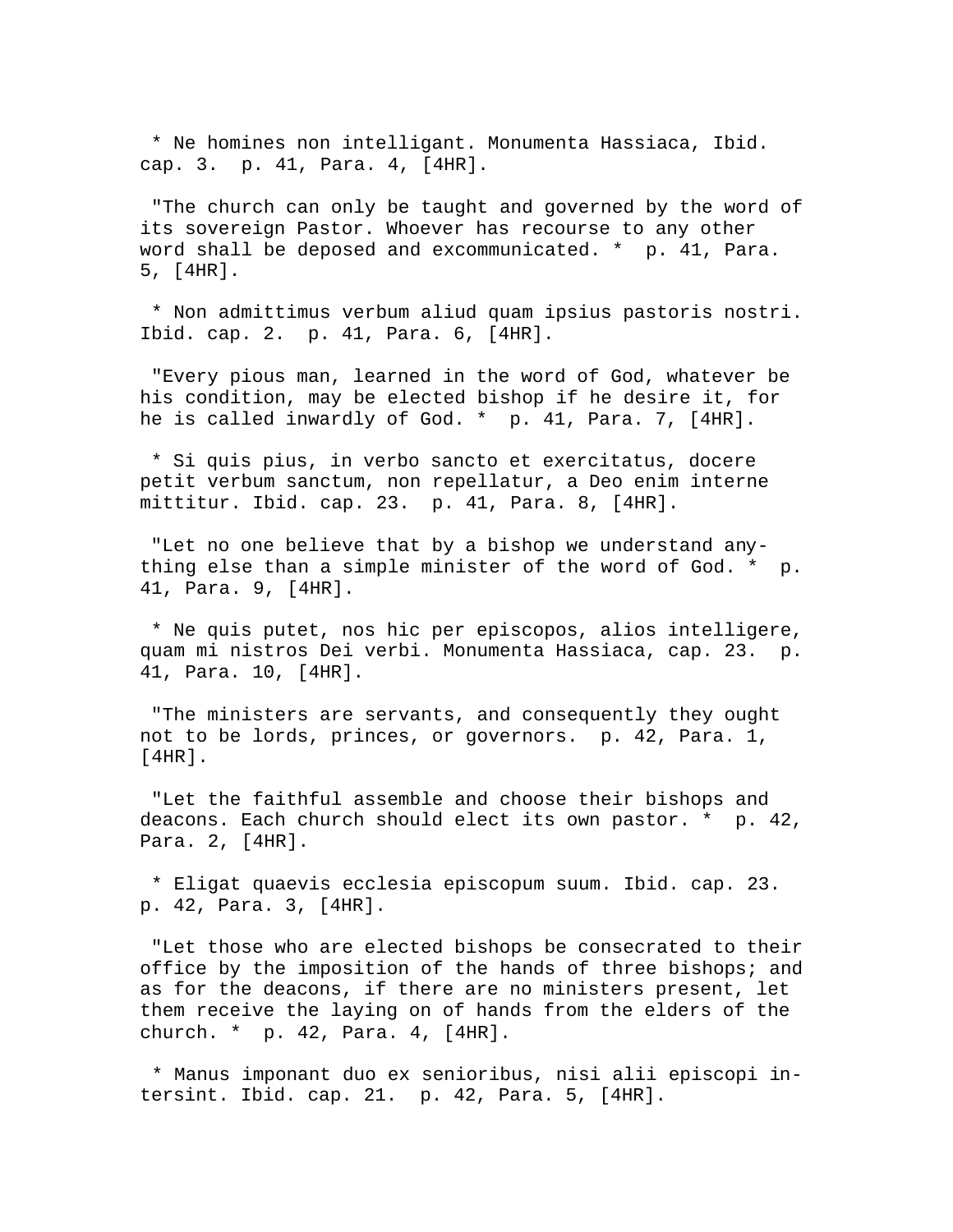* Ne homines non intelligant. Monumenta Hassiaca, Ibid. cap. 3. p. 41, Para. 4, [4HR].

"The church can only be taught and governed by the word of its sovereign Pastor. Whoever has recourse to any other word shall be deposed and excommunicated. * p. 41, Para. 5, [4HR].

* Non admittimus verbum aliud quam ipsius pastoris nostri. Ibid. cap. 2. p. 41, Para. 6, [4HR].

"Every pious man, learned in the word of God, whatever be his condition, may be elected bishop if he desire it, for he is called inwardly of God. * p. 41, Para. 7, [4HR].

* Si quis pius, in verbo sancto et exercitatus, docere petit verbum sanctum, non repellatur, a Deo enim interne mittitur. Ibid. cap. 23. p. 41, Para. 8, [4HR].

"Let no one believe that by a bishop we understand anything else than a simple minister of the word of God. * p. 41, Para. 9, [4HR].

* Ne quis putet, nos hic per episcopos, alios intelligere, quam mi nistros Dei verbi. Monumenta Hassiaca, cap. 23. p. 41, Para. 10, [4HR].

"The ministers are servants, and consequently they ought not to be lords, princes, or governors. p. 42, Para. 1, [4HR].

"Let the faithful assemble and choose their bishops and deacons. Each church should elect its own pastor. * p. 42, Para. 2, [4HR].

* Eligat quaevis ecclesia episcopum suum. Ibid. cap. 23. p. 42, Para. 3, [4HR].

"Let those who are elected bishops be consecrated to their office by the imposition of the hands of three bishops; and as for the deacons, if there are no ministers present, let them receive the laying on of hands from the elders of the church. * p. 42, Para. 4, [4HR].

* Manus imponant duo ex senioribus, nisi alii episcopi intersint. Ibid. cap. 21. p. 42, Para. 5, [4HR].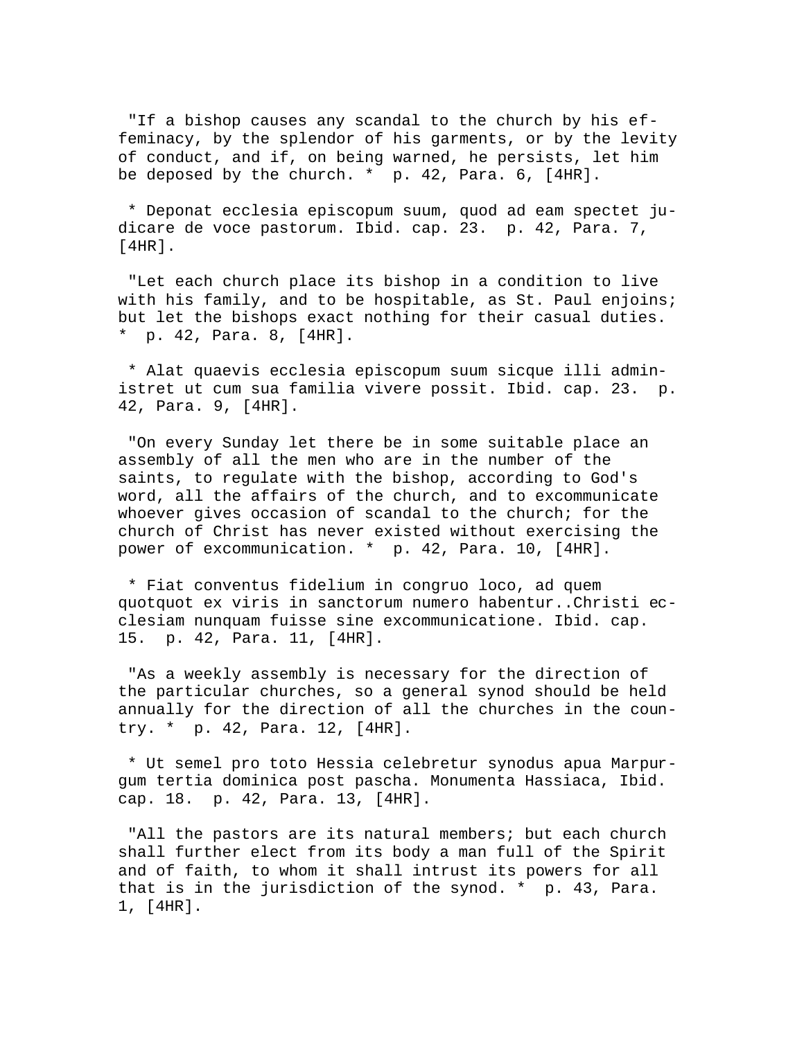"If a bishop causes any scandal to the church by his effeminacy, by the splendor of his garments, or by the levity of conduct, and if, on being warned, he persists, let him be deposed by the church. * p. 42, Para. 6, [4HR].

* Deponat ecclesia episcopum suum, quod ad eam spectet judicare de voce pastorum. Ibid. cap. 23. p. 42, Para. 7, [4HR].

"Let each church place its bishop in a condition to live with his family, and to be hospitable, as St. Paul enjoins; but let the bishops exact nothing for their casual duties. * p. 42, Para. 8, [4HR].

* Alat quaevis ecclesia episcopum suum sicque illi administret ut cum sua familia vivere possit. Ibid. cap. 23. p. 42, Para. 9, [4HR].

"On every Sunday let there be in some suitable place an assembly of all the men who are in the number of the saints, to regulate with the bishop, according to God's word, all the affairs of the church, and to excommunicate whoever gives occasion of scandal to the church; for the church of Christ has never existed without exercising the power of excommunication. * p. 42, Para. 10, [4HR].

* Fiat conventus fidelium in congruo loco, ad quem quotquot ex viris in sanctorum numero habentur..Christi ecclesiam nunquam fuisse sine excommunicatione. Ibid. cap. 15. p. 42, Para. 11, [4HR].

"As a weekly assembly is necessary for the direction of the particular churches, so a general synod should be held annually for the direction of all the churches in the country. * p. 42, Para. 12, [4HR].

* Ut semel pro toto Hessia celebretur synodus apua Marpurgum tertia dominica post pascha. Monumenta Hassiaca, Ibid. cap. 18. p. 42, Para. 13, [4HR].

"All the pastors are its natural members; but each church shall further elect from its body a man full of the Spirit and of faith, to whom it shall intrust its powers for all that is in the jurisdiction of the synod. * p. 43, Para. 1, [4HR].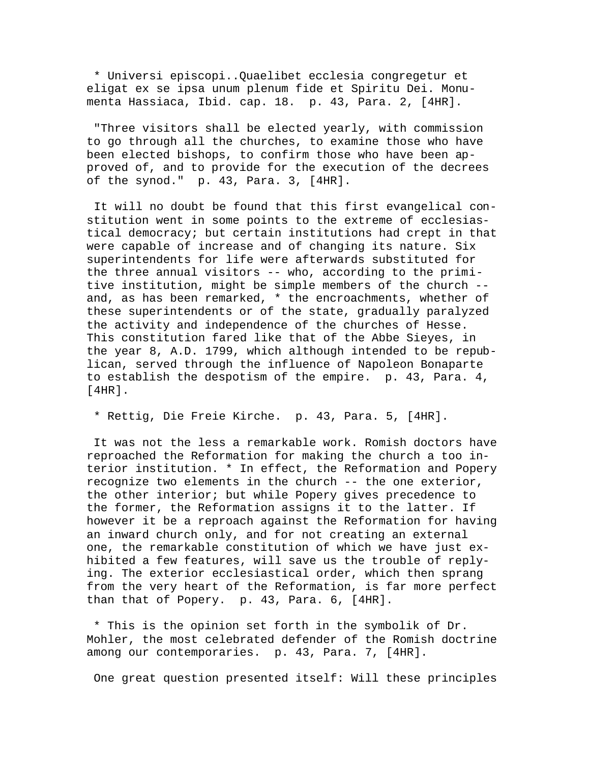* Universi episcopi..Quaelibet ecclesia congregetur et eligat ex se ipsa unum plenum fide et Spiritu Dei. Monumenta Hassiaca, Ibid. cap. 18. p. 43, Para. 2, [4HR].

"Three visitors shall be elected yearly, with commission to go through all the churches, to examine those who have been elected bishops, to confirm those who have been approved of, and to provide for the execution of the decrees of the synod." p. 43, Para. 3, [4HR].

It will no doubt be found that this first evangelical constitution went in some points to the extreme of ecclesiastical democracy; but certain institutions had crept in that were capable of increase and of changing its nature. Six superintendents for life were afterwards substituted for the three annual visitors -- who, according to the primitive institution, might be simple members of the church -- and, as has been remarked, * the encroachments, whether of these superintendents or of the state, gradually paralyzed the activity and independence of the churches of Hesse. This constitution fared like that of the Abbe Sieyes, in the year 8, A.D. 1799, which although intended to be republican, served through the influence of Napoleon Bonaparte to establish the despotism of the empire. p. 43, Para. 4, [4HR].

* Rettig, Die Freie Kirche. p. 43, Para. 5, [4HR].

It was not the less a remarkable work. Romish doctors have reproached the Reformation for making the church a too interior institution. * In effect, the Reformation and Popery recognize two elements in the church -- the one exterior, the other interior; but while Popery gives precedence to the former, the Reformation assigns it to the latter. If however it be a reproach against the Reformation for having an inward church only, and for not creating an external one, the remarkable constitution of which we have just exhibited a few features, will save us the trouble of replying. The exterior ecclesiastical order, which then sprang from the very heart of the Reformation, is far more perfect than that of Popery. p. 43, Para. 6, [4HR].

* This is the opinion set forth in the symbolik of Dr. Mohler, the most celebrated defender of the Romish doctrine among our contemporaries. p. 43, Para. 7, [4HR].

One great question presented itself: Will these principles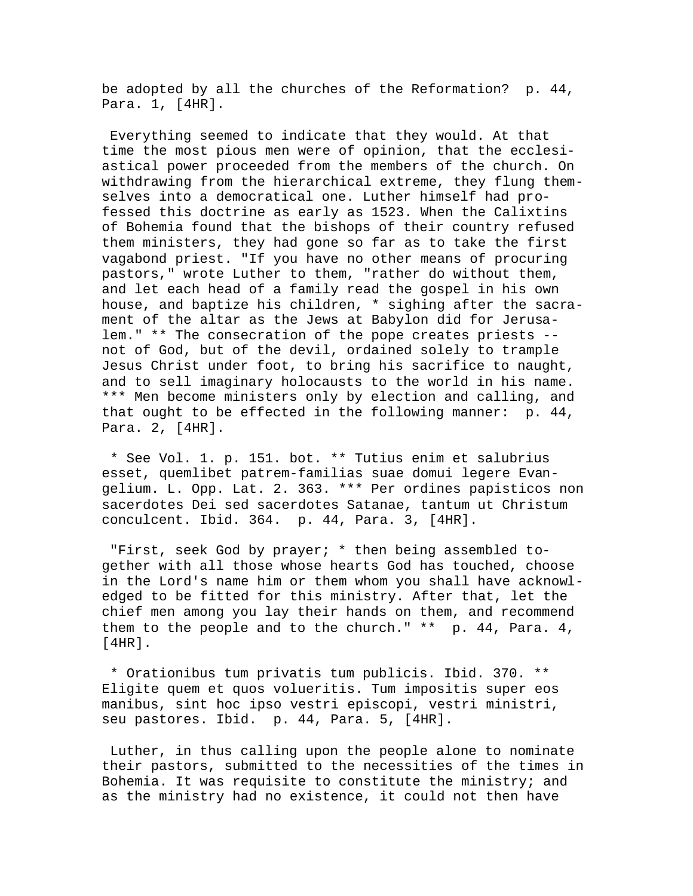be adopted by all the churches of the Reformation?  p. 44, Para. 1, [4HR].

Everything seemed to indicate that they would. At that time the most pious men were of opinion, that the ecclesiastical power proceeded from the members of the church. On withdrawing from the hierarchical extreme, they flung themselves into a democratical one. Luther himself had professed this doctrine as early as 1523. When the Calixtins of Bohemia found that the bishops of their country refused them ministers, they had gone so far as to take the first vagabond priest. "If you have no other means of procuring pastors," wrote Luther to them, "rather do without them, and let each head of a family read the gospel in his own house, and baptize his children, * sighing after the sacrament of the altar as the Jews at Babylon did for Jerusalem." ** The consecration of the pope creates priests -- not of God, but of the devil, ordained solely to trample Jesus Christ under foot, to bring his sacrifice to naught, and to sell imaginary holocausts to the world in his name. *** Men become ministers only by election and calling, and that ought to be effected in the following manner:  p. 44, Para. 2, [4HR].

* See Vol. 1. p. 151. bot. ** Tutius enim et salubrius esset, quemlibet patrem-familias suae domui legere Evangelium. L. Opp. Lat. 2. 363. *** Per ordines papisticos non sacerdotes Dei sed sacerdotes Satanae, tantum ut Christum conculcent. Ibid. 364.  p. 44, Para. 3, [4HR].

"First, seek God by prayer; * then being assembled together with all those whose hearts God has touched, choose in the Lord's name him or them whom you shall have acknowledged to be fitted for this ministry. After that, let the chief men among you lay their hands on them, and recommend them to the people and to the church." **  p. 44, Para. 4, [4HR].

* Orationibus tum privatis tum publicis. Ibid. 370. ** Eligite quem et quos volueritis. Tum impositis super eos manibus, sint hoc ipso vestri episcopi, vestri ministri, seu pastores. Ibid.  p. 44, Para. 5, [4HR].

Luther, in thus calling upon the people alone to nominate their pastors, submitted to the necessities of the times in Bohemia. It was requisite to constitute the ministry; and as the ministry had no existence, it could not then have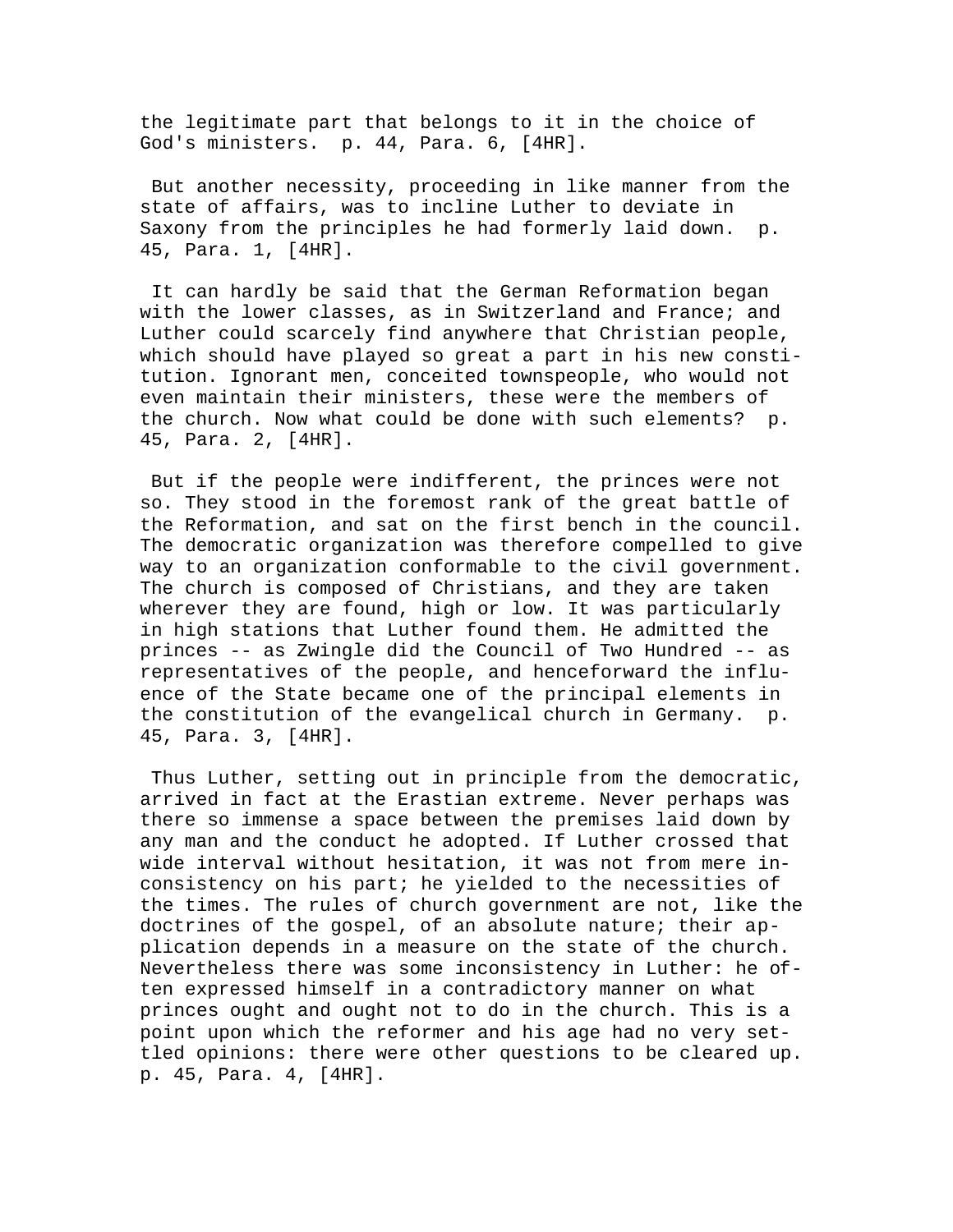the legitimate part that belongs to it in the choice of God's ministers. p. 44, Para. 6, [4HR].

But another necessity, proceeding in like manner from the state of affairs, was to incline Luther to deviate in Saxony from the principles he had formerly laid down. p. 45, Para. 1, [4HR].

It can hardly be said that the German Reformation began with the lower classes, as in Switzerland and France; and Luther could scarcely find anywhere that Christian people, which should have played so great a part in his new constitution. Ignorant men, conceited townspeople, who would not even maintain their ministers, these were the members of the church. Now what could be done with such elements? p. 45, Para. 2, [4HR].

But if the people were indifferent, the princes were not so. They stood in the foremost rank of the great battle of the Reformation, and sat on the first bench in the council. The democratic organization was therefore compelled to give way to an organization conformable to the civil government. The church is composed of Christians, and they are taken wherever they are found, high or low. It was particularly in high stations that Luther found them. He admitted the princes -- as Zwingle did the Council of Two Hundred -- as representatives of the people, and henceforward the influence of the State became one of the principal elements in the constitution of the evangelical church in Germany. p. 45, Para. 3, [4HR].

Thus Luther, setting out in principle from the democratic, arrived in fact at the Erastian extreme. Never perhaps was there so immense a space between the premises laid down by any man and the conduct he adopted. If Luther crossed that wide interval without hesitation, it was not from mere inconsistency on his part; he yielded to the necessities of the times. The rules of church government are not, like the doctrines of the gospel, of an absolute nature; their application depends in a measure on the state of the church. Nevertheless there was some inconsistency in Luther: he often expressed himself in a contradictory manner on what princes ought and ought not to do in the church. This is a point upon which the reformer and his age had no very settled opinions: there were other questions to be cleared up. p. 45, Para. 4, [4HR].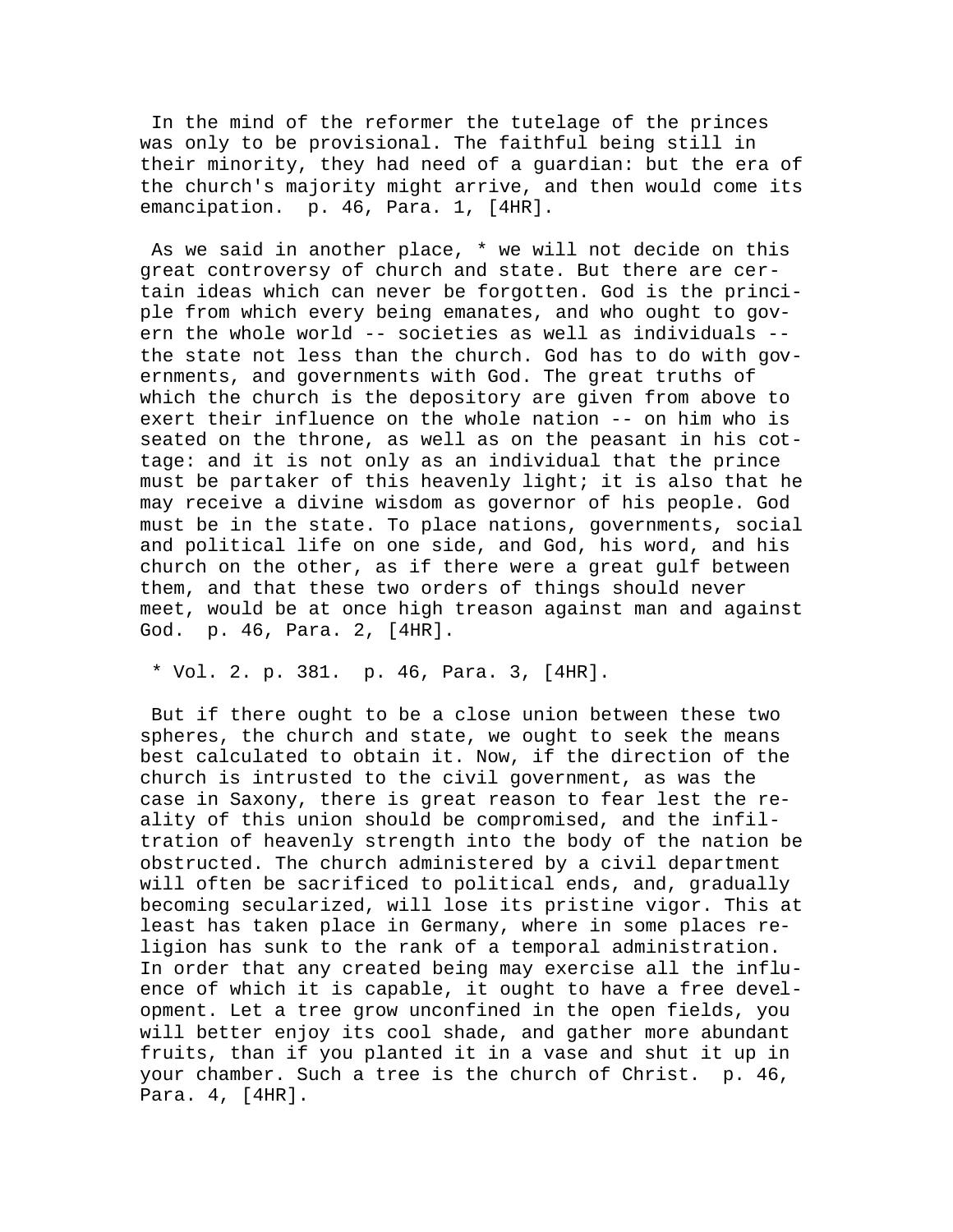In the mind of the reformer the tutelage of the princes was only to be provisional. The faithful being still in their minority, they had need of a guardian: but the era of the church's majority might arrive, and then would come its emancipation. p. 46, Para. 1, [4HR].

As we said in another place, * we will not decide on this great controversy of church and state. But there are certain ideas which can never be forgotten. God is the principle from which every being emanates, and who ought to govern the whole world -- societies as well as individuals -- the state not less than the church. God has to do with governments, and governments with God. The great truths of which the church is the depository are given from above to exert their influence on the whole nation -- on him who is seated on the throne, as well as on the peasant in his cottage: and it is not only as an individual that the prince must be partaker of this heavenly light; it is also that he may receive a divine wisdom as governor of his people. God must be in the state. To place nations, governments, social and political life on one side, and God, his word, and his church on the other, as if there were a great gulf between them, and that these two orders of things should never meet, would be at once high treason against man and against God. p. 46, Para. 2, [4HR].

* Vol. 2. p. 381. p. 46, Para. 3, [4HR].

But if there ought to be a close union between these two spheres, the church and state, we ought to seek the means best calculated to obtain it. Now, if the direction of the church is intrusted to the civil government, as was the case in Saxony, there is great reason to fear lest the reality of this union should be compromised, and the infiltration of heavenly strength into the body of the nation be obstructed. The church administered by a civil department will often be sacrificed to political ends, and, gradually becoming secularized, will lose its pristine vigor. This at least has taken place in Germany, where in some places religion has sunk to the rank of a temporal administration. In order that any created being may exercise all the influence of which it is capable, it ought to have a free development. Let a tree grow unconfined in the open fields, you will better enjoy its cool shade, and gather more abundant fruits, than if you planted it in a vase and shut it up in your chamber. Such a tree is the church of Christ. p. 46, Para. 4, [4HR].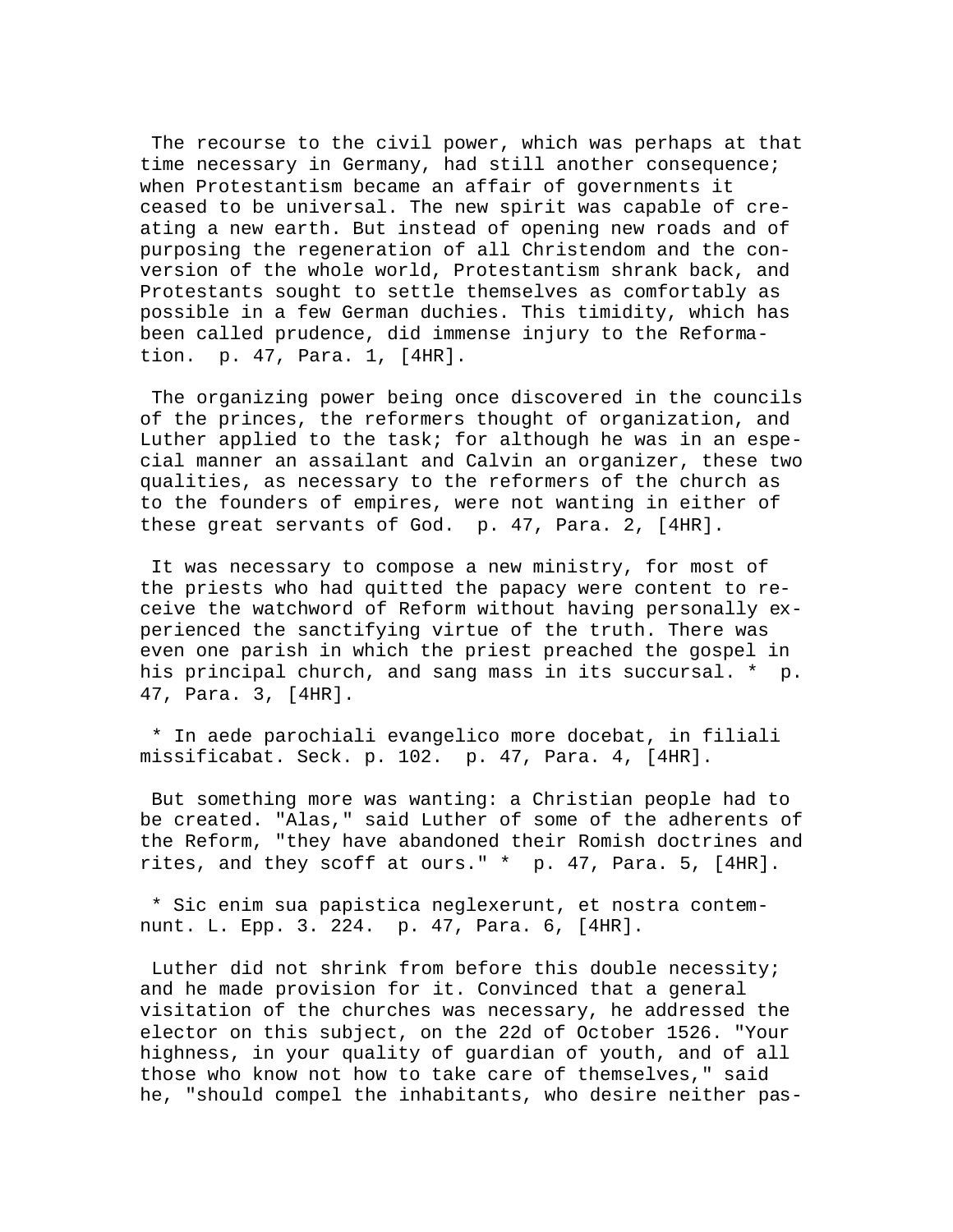The recourse to the civil power, which was perhaps at that time necessary in Germany, had still another consequence; when Protestantism became an affair of governments it ceased to be universal. The new spirit was capable of creating a new earth. But instead of opening new roads and of purposing the regeneration of all Christendom and the conversion of the whole world, Protestantism shrank back, and Protestants sought to settle themselves as comfortably as possible in a few German duchies. This timidity, which has been called prudence, did immense injury to the Reformation. p. 47, Para. 1, [4HR].

The organizing power being once discovered in the councils of the princes, the reformers thought of organization, and Luther applied to the task; for although he was in an especial manner an assailant and Calvin an organizer, these two qualities, as necessary to the reformers of the church as to the founders of empires, were not wanting in either of these great servants of God. p. 47, Para. 2, [4HR].

It was necessary to compose a new ministry, for most of the priests who had quitted the papacy were content to receive the watchword of Reform without having personally experienced the sanctifying virtue of the truth. There was even one parish in which the priest preached the gospel in his principal church, and sang mass in its succursal. * p. 47, Para. 3, [4HR].

* In aede parochiali evangelico more docebat, in filiali missificabat. Seck. p. 102. p. 47, Para. 4, [4HR].

But something more was wanting: a Christian people had to be created. "Alas," said Luther of some of the adherents of the Reform, "they have abandoned their Romish doctrines and rites, and they scoff at ours." * p. 47, Para. 5, [4HR].

* Sic enim sua papistica neglexerunt, et nostra contemnunt. L. Epp. 3. 224. p. 47, Para. 6, [4HR].

Luther did not shrink from before this double necessity; and he made provision for it. Convinced that a general visitation of the churches was necessary, he addressed the elector on this subject, on the 22d of October 1526. "Your highness, in your quality of guardian of youth, and of all those who know not how to take care of themselves," said he, "should compel the inhabitants, who desire neither pas-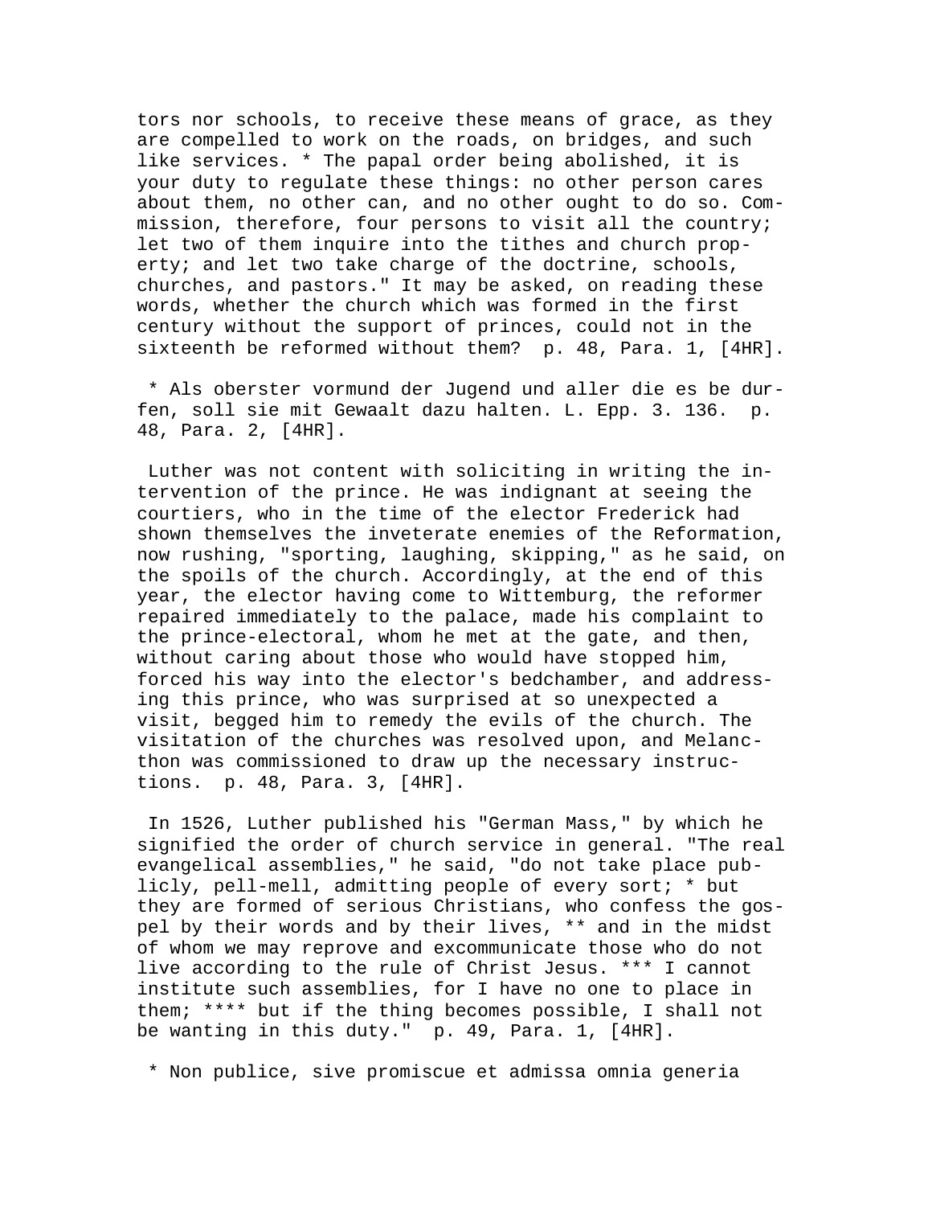tors nor schools, to receive these means of grace, as they are compelled to work on the roads, on bridges, and such like services. * The papal order being abolished, it is your duty to regulate these things: no other person cares about them, no other can, and no other ought to do so. Commission, therefore, four persons to visit all the country; let two of them inquire into the tithes and church property; and let two take charge of the doctrine, schools, churches, and pastors." It may be asked, on reading these words, whether the church which was formed in the first century without the support of princes, could not in the sixteenth be reformed without them? p. 48, Para. 1, [4HR].

* Als oberster vormund der Jugend und aller die es be durfen, soll sie mit Gewaalt dazu halten. L. Epp. 3. 136. p. 48, Para. 2, [4HR].

Luther was not content with soliciting in writing the intervention of the prince. He was indignant at seeing the courtiers, who in the time of the elector Frederick had shown themselves the inveterate enemies of the Reformation, now rushing, "sporting, laughing, skipping," as he said, on the spoils of the church. Accordingly, at the end of this year, the elector having come to Wittemburg, the reformer repaired immediately to the palace, made his complaint to the prince-electoral, whom he met at the gate, and then, without caring about those who would have stopped him, forced his way into the elector's bedchamber, and addressing this prince, who was surprised at so unexpected a visit, begged him to remedy the evils of the church. The visitation of the churches was resolved upon, and Melancthon was commissioned to draw up the necessary instructions. p. 48, Para. 3, [4HR].

In 1526, Luther published his "German Mass," by which he signified the order of church service in general. "The real evangelical assemblies," he said, "do not take place publicly, pell-mell, admitting people of every sort; * but they are formed of serious Christians, who confess the gospel by their words and by their lives, ** and in the midst of whom we may reprove and excommunicate those who do not live according to the rule of Christ Jesus. *** I cannot institute such assemblies, for I have no one to place in them; **** but if the thing becomes possible, I shall not be wanting in this duty." p. 49, Para. 1, [4HR].

* Non publice, sive promiscue et admissa omnia generia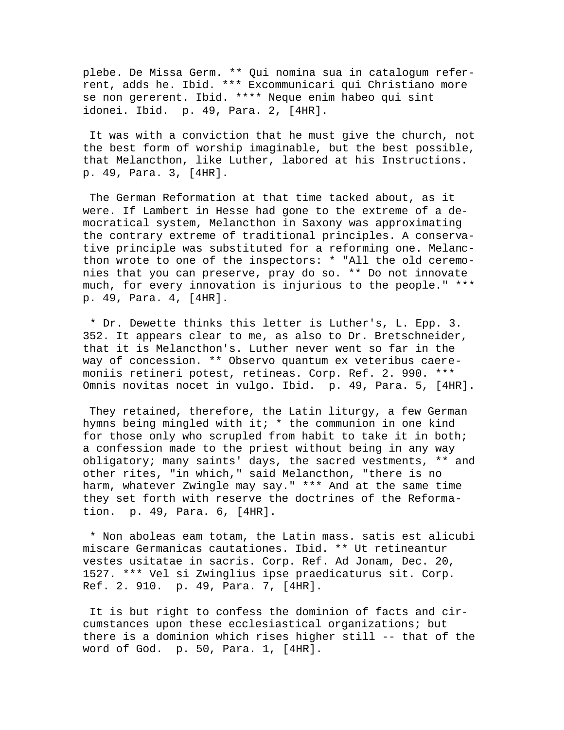plebe. De Missa Germ. ** Qui nomina sua in catalogum referrent, adds he. Ibid. *** Excommunicari qui Christiano more se non gererent. Ibid. **** Neque enim habeo qui sint idonei. Ibid.  p. 49, Para. 2, [4HR].

It was with a conviction that he must give the church, not the best form of worship imaginable, but the best possible, that Melancthon, like Luther, labored at his Instructions. p. 49, Para. 3, [4HR].

The German Reformation at that time tacked about, as it were. If Lambert in Hesse had gone to the extreme of a democratical system, Melancthon in Saxony was approximating the contrary extreme of traditional principles. A conservative principle was substituted for a reforming one. Melancthon wrote to one of the inspectors: * "All the old ceremonies that you can preserve, pray do so. ** Do not innovate much, for every innovation is injurious to the people." *** p. 49, Para. 4, [4HR].

* Dr. Dewette thinks this letter is Luther's, L. Epp. 3. 352. It appears clear to me, as also to Dr. Bretschneider, that it is Melancthon's. Luther never went so far in the way of concession. ** Observo quantum ex veteribus caeremoniis retineri potest, retineas. Corp. Ref. 2. 990. *** Omnis novitas nocet in vulgo. Ibid.  p. 49, Para. 5, [4HR].

They retained, therefore, the Latin liturgy, a few German hymns being mingled with it; * the communion in one kind for those only who scrupled from habit to take it in both; a confession made to the priest without being in any way obligatory; many saints' days, the sacred vestments, ** and other rites, "in which," said Melancthon, "there is no harm, whatever Zwingle may say." *** And at the same time they set forth with reserve the doctrines of the Reformation.  p. 49, Para. 6, [4HR].

* Non aboleas eam totam, the Latin mass. satis est alicubi miscare Germanicas cautationes. Ibid. ** Ut retineantur vestes usitatae in sacris. Corp. Ref. Ad Jonam, Dec. 20, 1527. *** Vel si Zwinglius ipse praedicaturus sit. Corp. Ref. 2. 910.  p. 49, Para. 7, [4HR].

It is but right to confess the dominion of facts and circumstances upon these ecclesiastical organizations; but there is a dominion which rises higher still -- that of the word of God.  p. 50, Para. 1, [4HR].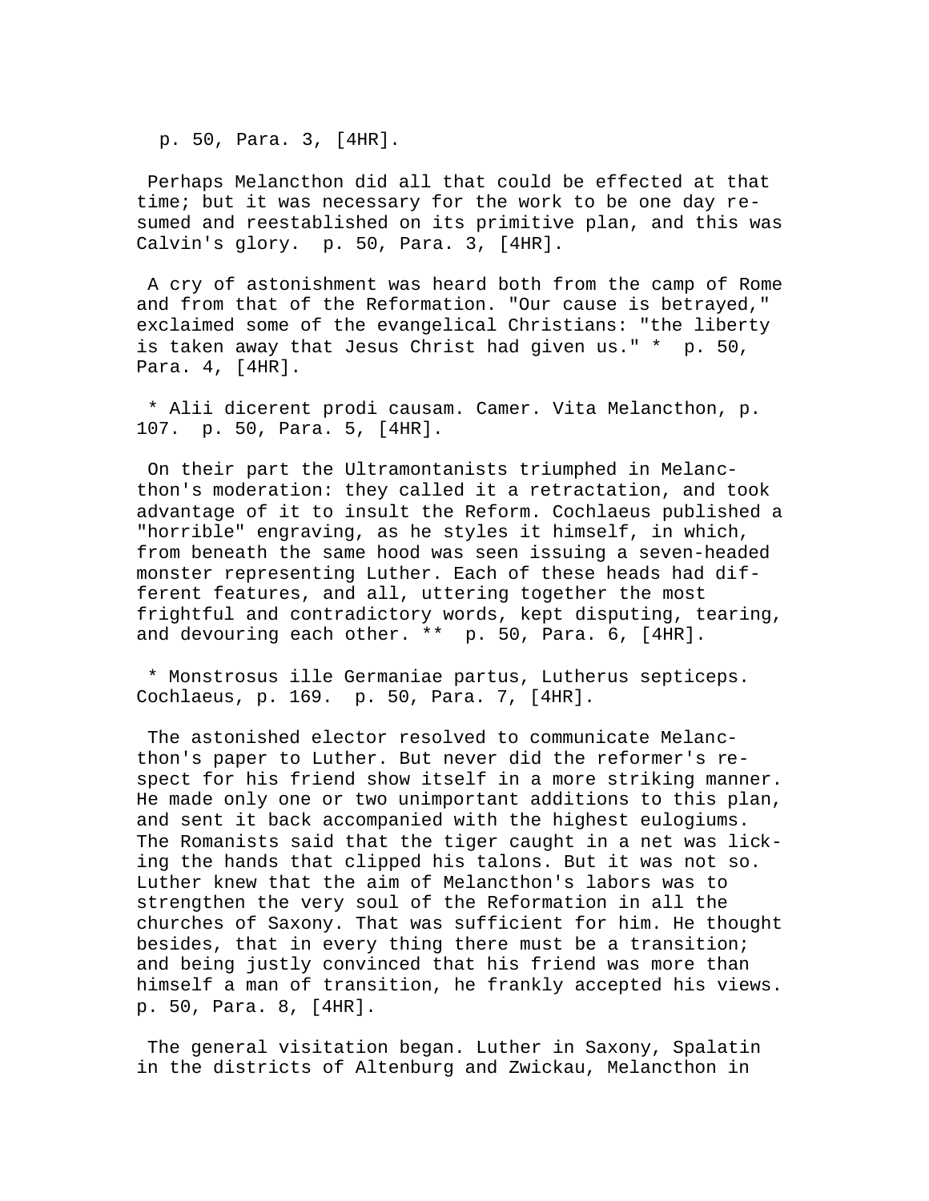p. 50, Para. 3, [4HR].

Perhaps Melancthon did all that could be effected at that time; but it was necessary for the work to be one day resumed and reestablished on its primitive plan, and this was Calvin's glory. p. 50, Para. 3, [4HR].

A cry of astonishment was heard both from the camp of Rome and from that of the Reformation. "Our cause is betrayed," exclaimed some of the evangelical Christians: "the liberty is taken away that Jesus Christ had given us." * p. 50, Para. 4, [4HR].

* Alii dicerent prodi causam. Camer. Vita Melancthon, p. 107. p. 50, Para. 5, [4HR].

On their part the Ultramontanists triumphed in Melancthon's moderation: they called it a retractation, and took advantage of it to insult the Reform. Cochlaeus published a "horrible" engraving, as he styles it himself, in which, from beneath the same hood was seen issuing a seven-headed monster representing Luther. Each of these heads had different features, and all, uttering together the most frightful and contradictory words, kept disputing, tearing, and devouring each other. ** p. 50, Para. 6, [4HR].

* Monstrosus ille Germaniae partus, Lutherus septiceps. Cochlaeus, p. 169. p. 50, Para. 7, [4HR].

The astonished elector resolved to communicate Melancthon's paper to Luther. But never did the reformer's respect for his friend show itself in a more striking manner. He made only one or two unimportant additions to this plan, and sent it back accompanied with the highest eulogiums. The Romanists said that the tiger caught in a net was licking the hands that clipped his talons. But it was not so. Luther knew that the aim of Melancthon's labors was to strengthen the very soul of the Reformation in all the churches of Saxony. That was sufficient for him. He thought besides, that in every thing there must be a transition; and being justly convinced that his friend was more than himself a man of transition, he frankly accepted his views. p. 50, Para. 8, [4HR].

The general visitation began. Luther in Saxony, Spalatin in the districts of Altenburg and Zwickau, Melancthon in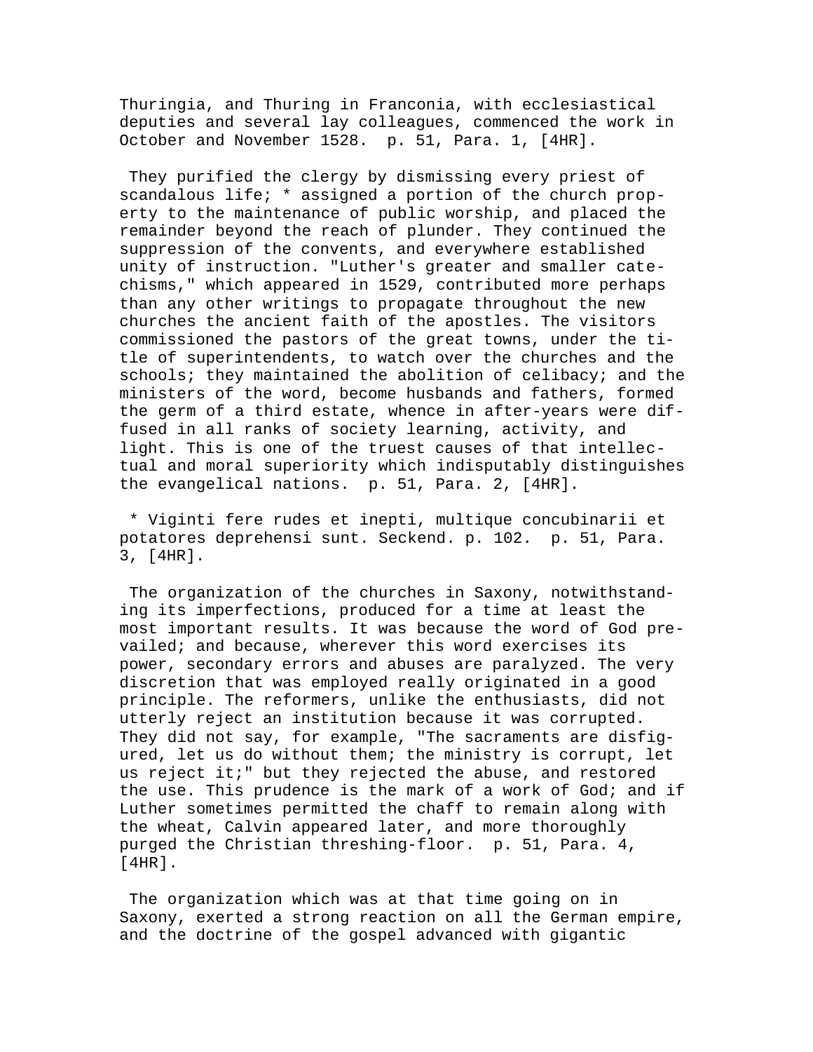Thuringia, and Thuring in Franconia, with ecclesiastical deputies and several lay colleagues, commenced the work in October and November 1528. p. 51, Para. 1, [4HR].

They purified the clergy by dismissing every priest of scandalous life; * assigned a portion of the church property to the maintenance of public worship, and placed the remainder beyond the reach of plunder. They continued the suppression of the convents, and everywhere established unity of instruction. "Luther's greater and smaller catechisms," which appeared in 1529, contributed more perhaps than any other writings to propagate throughout the new churches the ancient faith of the apostles. The visitors commissioned the pastors of the great towns, under the title of superintendents, to watch over the churches and the schools; they maintained the abolition of celibacy; and the ministers of the word, become husbands and fathers, formed the germ of a third estate, whence in after-years were diffused in all ranks of society learning, activity, and light. This is one of the truest causes of that intellectual and moral superiority which indisputably distinguishes the evangelical nations. p. 51, Para. 2, [4HR].

* Viginti fere rudes et inepti, multique concubinarii et potatores deprehensi sunt. Seckend. p. 102. p. 51, Para. 3, [4HR].

The organization of the churches in Saxony, notwithstanding its imperfections, produced for a time at least the most important results. It was because the word of God prevailed; and because, wherever this word exercises its power, secondary errors and abuses are paralyzed. The very discretion that was employed really originated in a good principle. The reformers, unlike the enthusiasts, did not utterly reject an institution because it was corrupted. They did not say, for example, "The sacraments are disfigured, let us do without them; the ministry is corrupt, let us reject it;" but they rejected the abuse, and restored the use. This prudence is the mark of a work of God; and if Luther sometimes permitted the chaff to remain along with the wheat, Calvin appeared later, and more thoroughly purged the Christian threshing-floor. p. 51, Para. 4, [4HR].

The organization which was at that time going on in Saxony, exerted a strong reaction on all the German empire, and the doctrine of the gospel advanced with gigantic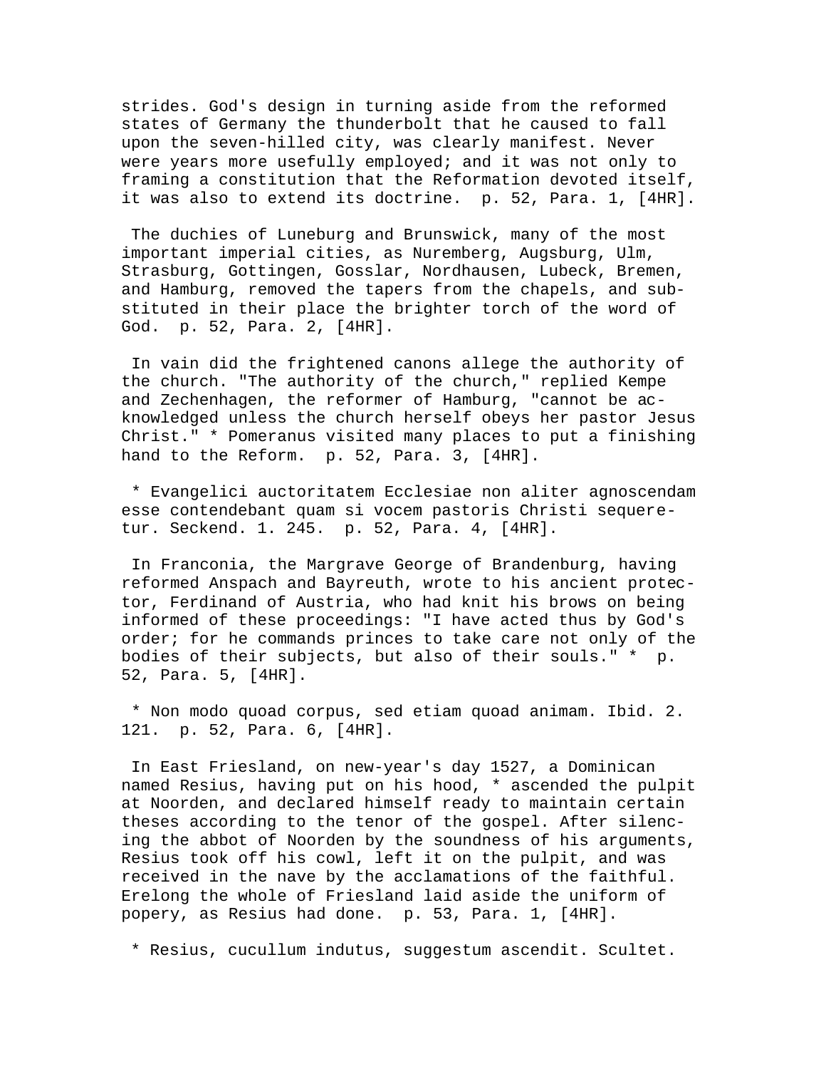strides. God's design in turning aside from the reformed states of Germany the thunderbolt that he caused to fall upon the seven-hilled city, was clearly manifest. Never were years more usefully employed; and it was not only to framing a constitution that the Reformation devoted itself, it was also to extend its doctrine. p. 52, Para. 1, [4HR].

The duchies of Luneburg and Brunswick, many of the most important imperial cities, as Nuremberg, Augsburg, Ulm, Strasburg, Gottingen, Gosslar, Nordhausen, Lubeck, Bremen, and Hamburg, removed the tapers from the chapels, and substituted in their place the brighter torch of the word of God. p. 52, Para. 2, [4HR].

In vain did the frightened canons allege the authority of the church. "The authority of the church," replied Kempe and Zechenhagen, the reformer of Hamburg, "cannot be acknowledged unless the church herself obeys her pastor Jesus Christ." * Pomeranus visited many places to put a finishing hand to the Reform. p. 52, Para. 3, [4HR].

* Evangelici auctoritatem Ecclesiae non aliter agnoscendam esse contendebant quam si vocem pastoris Christi sequeretur. Seckend. 1. 245. p. 52, Para. 4, [4HR].

In Franconia, the Margrave George of Brandenburg, having reformed Anspach and Bayreuth, wrote to his ancient protector, Ferdinand of Austria, who had knit his brows on being informed of these proceedings: "I have acted thus by God's order; for he commands princes to take care not only of the bodies of their subjects, but also of their souls." * p. 52, Para. 5, [4HR].

* Non modo quoad corpus, sed etiam quoad animam. Ibid. 2. 121. p. 52, Para. 6, [4HR].

In East Friesland, on new-year's day 1527, a Dominican named Resius, having put on his hood, * ascended the pulpit at Noorden, and declared himself ready to maintain certain theses according to the tenor of the gospel. After silencing the abbot of Noorden by the soundness of his arguments, Resius took off his cowl, left it on the pulpit, and was received in the nave by the acclamations of the faithful. Erelong the whole of Friesland laid aside the uniform of popery, as Resius had done. p. 53, Para. 1, [4HR].

* Resius, cucullum indutus, suggestum ascendit. Scultet.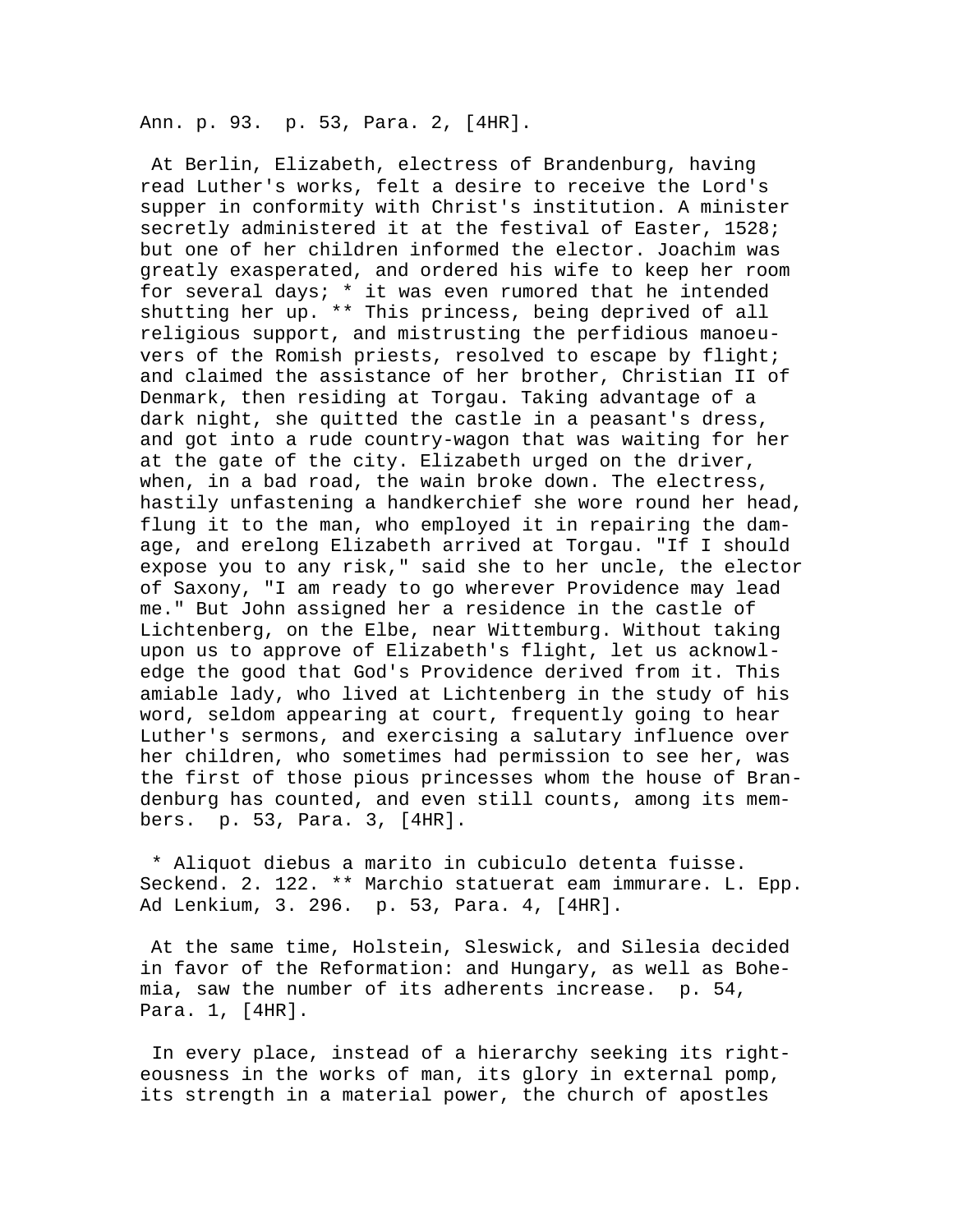Ann. p. 93.  p. 53, Para. 2, [4HR].

At Berlin, Elizabeth, electress of Brandenburg, having read Luther's works, felt a desire to receive the Lord's supper in conformity with Christ's institution. A minister secretly administered it at the festival of Easter, 1528; but one of her children informed the elector. Joachim was greatly exasperated, and ordered his wife to keep her room for several days; * it was even rumored that he intended shutting her up. ** This princess, being deprived of all religious support, and mistrusting the perfidious manoeuvers of the Romish priests, resolved to escape by flight; and claimed the assistance of her brother, Christian II of Denmark, then residing at Torgau. Taking advantage of a dark night, she quitted the castle in a peasant's dress, and got into a rude country-wagon that was waiting for her at the gate of the city. Elizabeth urged on the driver, when, in a bad road, the wain broke down. The electress, hastily unfastening a handkerchief she wore round her head, flung it to the man, who employed it in repairing the damage, and erelong Elizabeth arrived at Torgau. "If I should expose you to any risk," said she to her uncle, the elector of Saxony, "I am ready to go wherever Providence may lead me." But John assigned her a residence in the castle of Lichtenberg, on the Elbe, near Wittemburg. Without taking upon us to approve of Elizabeth's flight, let us acknowledge the good that God's Providence derived from it. This amiable lady, who lived at Lichtenberg in the study of his word, seldom appearing at court, frequently going to hear Luther's sermons, and exercising a salutary influence over her children, who sometimes had permission to see her, was the first of those pious princesses whom the house of Brandenburg has counted, and even still counts, among its members.  p. 53, Para. 3, [4HR].

* Aliquot diebus a marito in cubiculo detenta fuisse. Seckend. 2. 122. ** Marchio statuerat eam immurare. L. Epp. Ad Lenkium, 3. 296.  p. 53, Para. 4, [4HR].

At the same time, Holstein, Sleswick, and Silesia decided in favor of the Reformation: and Hungary, as well as Bohemia, saw the number of its adherents increase.  p. 54, Para. 1, [4HR].

In every place, instead of a hierarchy seeking its righteousness in the works of man, its glory in external pomp, its strength in a material power, the church of apostles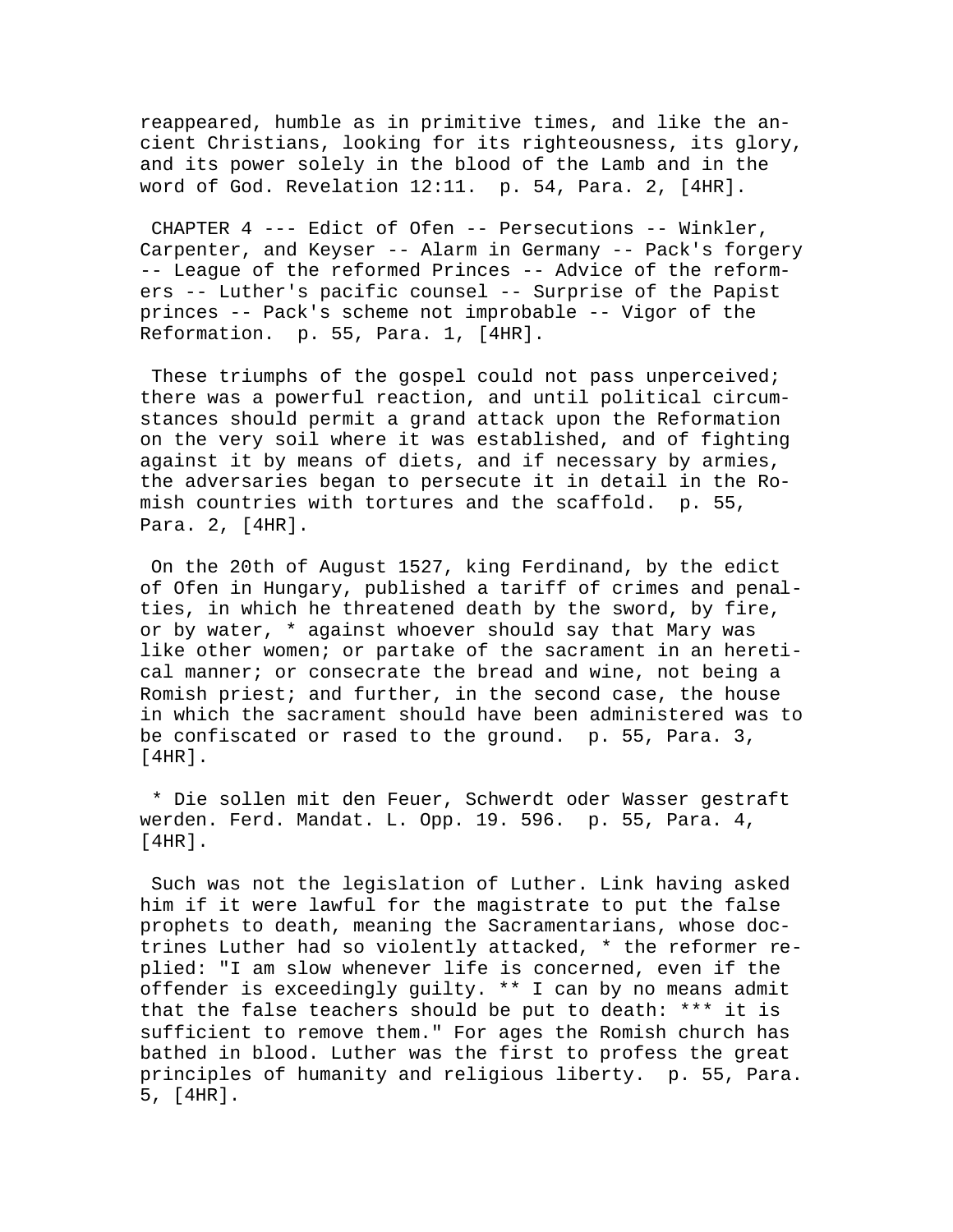reappeared, humble as in primitive times, and like the ancient Christians, looking for its righteousness, its glory, and its power solely in the blood of the Lamb and in the word of God. Revelation 12:11. p. 54, Para. 2, [4HR].

CHAPTER 4 --- Edict of Ofen -- Persecutions -- Winkler, Carpenter, and Keyser -- Alarm in Germany -- Pack's forgery -- League of the reformed Princes -- Advice of the reformers -- Luther's pacific counsel -- Surprise of the Papist princes -- Pack's scheme not improbable -- Vigor of the Reformation. p. 55, Para. 1, [4HR].

These triumphs of the gospel could not pass unperceived; there was a powerful reaction, and until political circumstances should permit a grand attack upon the Reformation on the very soil where it was established, and of fighting against it by means of diets, and if necessary by armies, the adversaries began to persecute it in detail in the Romish countries with tortures and the scaffold. p. 55, Para. 2, [4HR].

On the 20th of August 1527, king Ferdinand, by the edict of Ofen in Hungary, published a tariff of crimes and penalties, in which he threatened death by the sword, by fire, or by water, * against whoever should say that Mary was like other women; or partake of the sacrament in an heretical manner; or consecrate the bread and wine, not being a Romish priest; and further, in the second case, the house in which the sacrament should have been administered was to be confiscated or rased to the ground. p. 55, Para. 3, [4HR].

* Die sollen mit den Feuer, Schwerdt oder Wasser gestraft werden. Ferd. Mandat. L. Opp. 19. 596. p. 55, Para. 4, [4HR].

Such was not the legislation of Luther. Link having asked him if it were lawful for the magistrate to put the false prophets to death, meaning the Sacramentarians, whose doctrines Luther had so violently attacked, * the reformer replied: "I am slow whenever life is concerned, even if the offender is exceedingly guilty. ** I can by no means admit that the false teachers should be put to death: *** it is sufficient to remove them." For ages the Romish church has bathed in blood. Luther was the first to profess the great principles of humanity and religious liberty. p. 55, Para. 5, [4HR].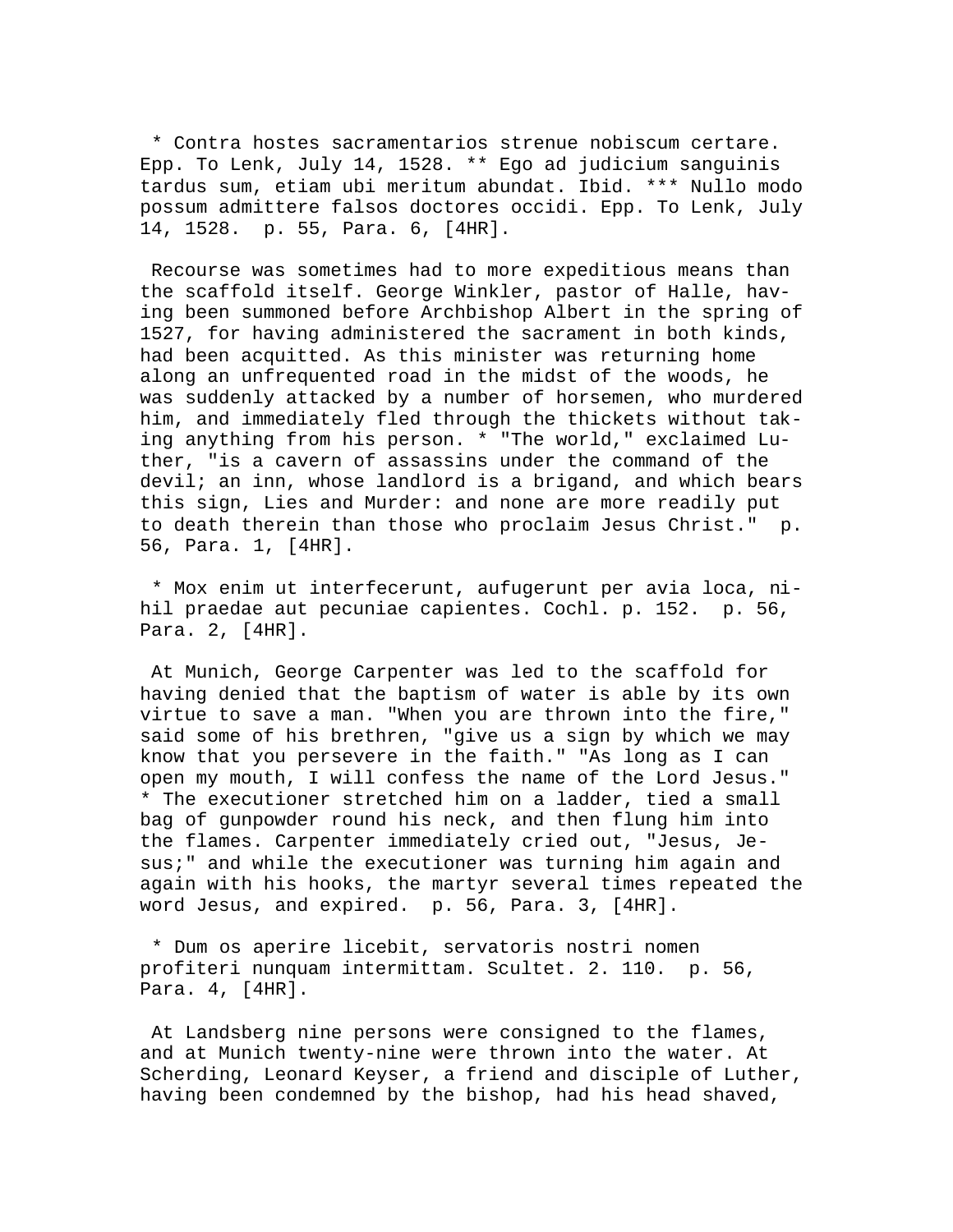* Contra hostes sacramentarios strenue nobiscum certare. Epp. To Lenk, July 14, 1528. ** Ego ad judicium sanguinis tardus sum, etiam ubi meritum abundat. Ibid. *** Nullo modo possum admittere falsos doctores occidi. Epp. To Lenk, July 14, 1528. p. 55, Para. 6, [4HR].

Recourse was sometimes had to more expeditious means than the scaffold itself. George Winkler, pastor of Halle, having been summoned before Archbishop Albert in the spring of 1527, for having administered the sacrament in both kinds, had been acquitted. As this minister was returning home along an unfrequented road in the midst of the woods, he was suddenly attacked by a number of horsemen, who murdered him, and immediately fled through the thickets without taking anything from his person. * "The world," exclaimed Luther, "is a cavern of assassins under the command of the devil; an inn, whose landlord is a brigand, and which bears this sign, Lies and Murder: and none are more readily put to death therein than those who proclaim Jesus Christ." p. 56, Para. 1, [4HR].

* Mox enim ut interfecerunt, aufugerunt per avia loca, nihil praedae aut pecuniae capientes. Cochl. p. 152. p. 56, Para. 2, [4HR].

At Munich, George Carpenter was led to the scaffold for having denied that the baptism of water is able by its own virtue to save a man. "When you are thrown into the fire," said some of his brethren, "give us a sign by which we may know that you persevere in the faith." "As long as I can open my mouth, I will confess the name of the Lord Jesus." * The executioner stretched him on a ladder, tied a small bag of gunpowder round his neck, and then flung him into the flames. Carpenter immediately cried out, "Jesus, Jesus;" and while the executioner was turning him again and again with his hooks, the martyr several times repeated the word Jesus, and expired. p. 56, Para. 3, [4HR].

* Dum os aperire licebit, servatoris nostri nomen profiteri nunquam intermittam. Scultet. 2. 110. p. 56, Para. 4, [4HR].

At Landsberg nine persons were consigned to the flames, and at Munich twenty-nine were thrown into the water. At Scherding, Leonard Keyser, a friend and disciple of Luther, having been condemned by the bishop, had his head shaved,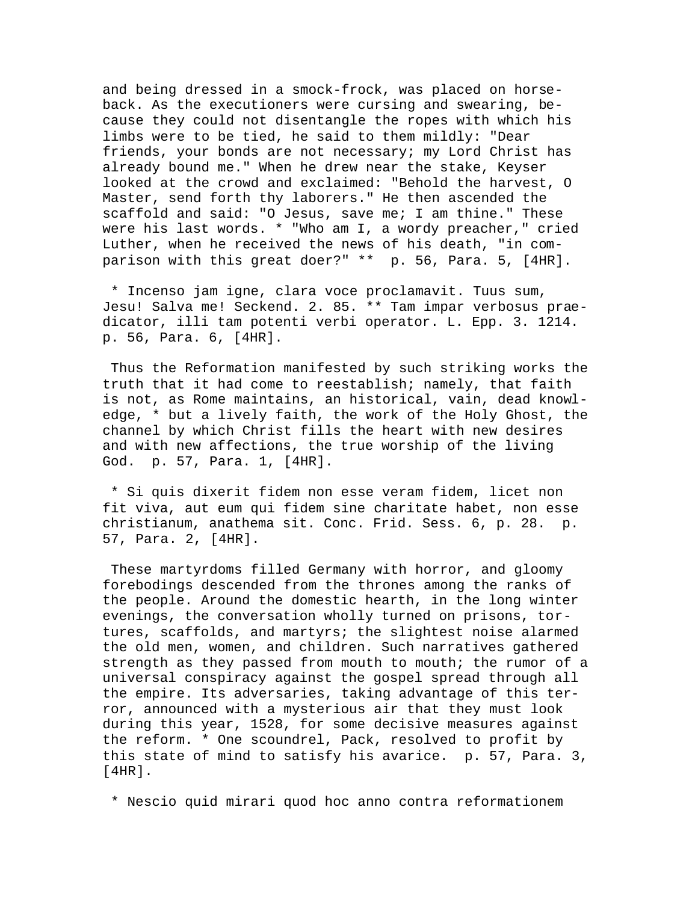and being dressed in a smock-frock, was placed on horseback. As the executioners were cursing and swearing, because they could not disentangle the ropes with which his limbs were to be tied, he said to them mildly: "Dear friends, your bonds are not necessary; my Lord Christ has already bound me." When he drew near the stake, Keyser looked at the crowd and exclaimed: "Behold the harvest, O Master, send forth thy laborers." He then ascended the scaffold and said: "O Jesus, save me; I am thine." These were his last words. * "Who am I, a wordy preacher," cried Luther, when he received the news of his death, "in comparison with this great doer?" ** p. 56, Para. 5, [4HR].

* Incenso jam igne, clara voce proclamavit. Tuus sum, Jesu! Salva me! Seckend. 2. 85. ** Tam impar verbosus praedicator, illi tam potenti verbi operator. L. Epp. 3. 1214. p. 56, Para. 6, [4HR].

Thus the Reformation manifested by such striking works the truth that it had come to reestablish; namely, that faith is not, as Rome maintains, an historical, vain, dead knowledge, * but a lively faith, the work of the Holy Ghost, the channel by which Christ fills the heart with new desires and with new affections, the true worship of the living God. p. 57, Para. 1, [4HR].

* Si quis dixerit fidem non esse veram fidem, licet non fit viva, aut eum qui fidem sine charitate habet, non esse christianum, anathema sit. Conc. Frid. Sess. 6, p. 28. p. 57, Para. 2, [4HR].

These martyrdoms filled Germany with horror, and gloomy forebodings descended from the thrones among the ranks of the people. Around the domestic hearth, in the long winter evenings, the conversation wholly turned on prisons, tortures, scaffolds, and martyrs; the slightest noise alarmed the old men, women, and children. Such narratives gathered strength as they passed from mouth to mouth; the rumor of a universal conspiracy against the gospel spread through all the empire. Its adversaries, taking advantage of this terror, announced with a mysterious air that they must look during this year, 1528, for some decisive measures against the reform. * One scoundrel, Pack, resolved to profit by this state of mind to satisfy his avarice. p. 57, Para. 3, [4HR].

* Nescio quid mirari quod hoc anno contra reformationem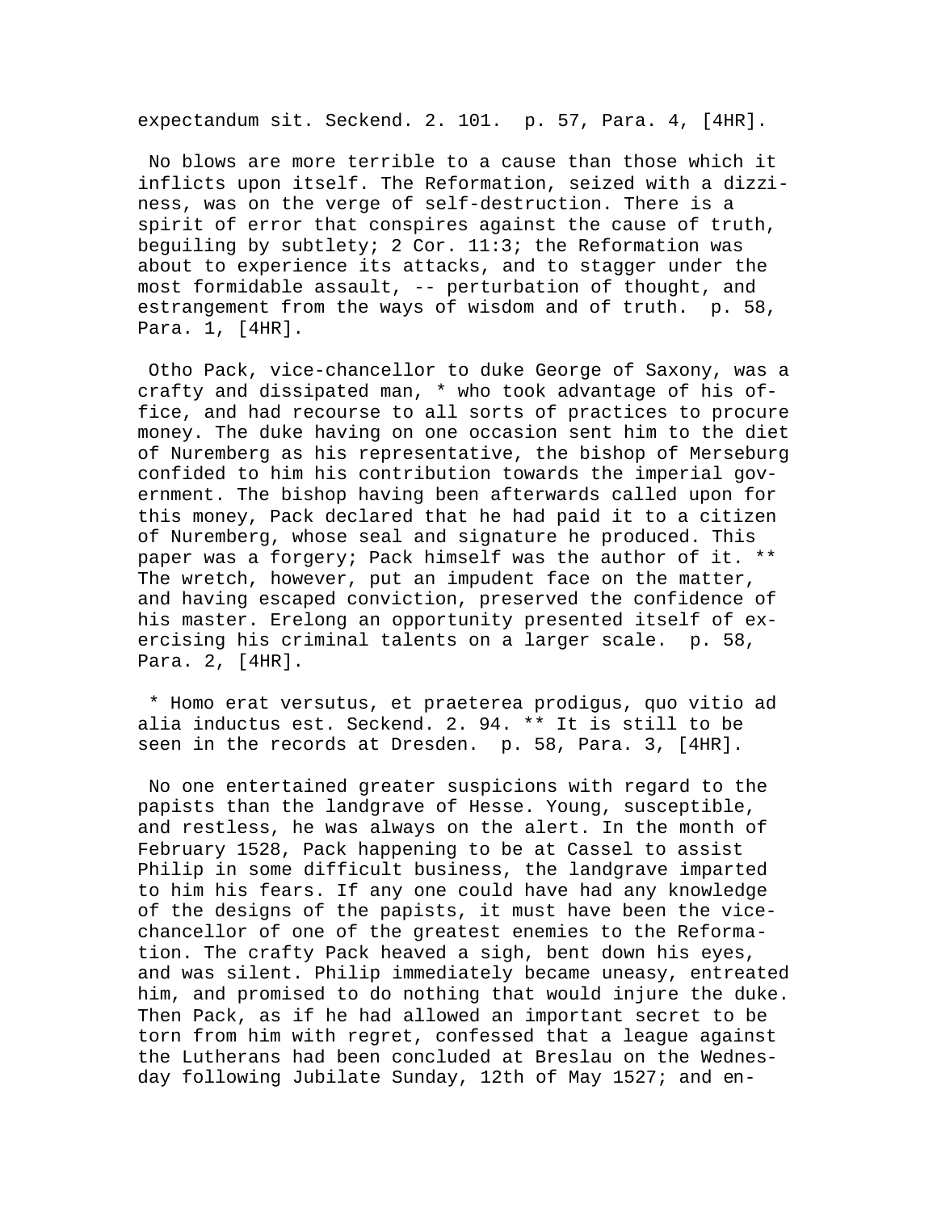expectandum sit. Seckend. 2. 101. p. 57, Para. 4, [4HR].

No blows are more terrible to a cause than those which it inflicts upon itself. The Reformation, seized with a dizziness, was on the verge of self-destruction. There is a spirit of error that conspires against the cause of truth, beguiling by subtlety; 2 Cor. 11:3; the Reformation was about to experience its attacks, and to stagger under the most formidable assault, -- perturbation of thought, and estrangement from the ways of wisdom and of truth. p. 58, Para. 1, [4HR].

Otho Pack, vice-chancellor to duke George of Saxony, was a crafty and dissipated man, * who took advantage of his office, and had recourse to all sorts of practices to procure money. The duke having on one occasion sent him to the diet of Nuremberg as his representative, the bishop of Merseburg confided to him his contribution towards the imperial government. The bishop having been afterwards called upon for this money, Pack declared that he had paid it to a citizen of Nuremberg, whose seal and signature he produced. This paper was a forgery; Pack himself was the author of it. ** The wretch, however, put an impudent face on the matter, and having escaped conviction, preserved the confidence of his master. Erelong an opportunity presented itself of exercising his criminal talents on a larger scale. p. 58, Para. 2, [4HR].

* Homo erat versutus, et praeterea prodigus, quo vitio ad alia inductus est. Seckend. 2. 94. ** It is still to be seen in the records at Dresden. p. 58, Para. 3, [4HR].

No one entertained greater suspicions with regard to the papists than the landgrave of Hesse. Young, susceptible, and restless, he was always on the alert. In the month of February 1528, Pack happening to be at Cassel to assist Philip in some difficult business, the landgrave imparted to him his fears. If any one could have had any knowledge of the designs of the papists, it must have been the vice-chancellor of one of the greatest enemies to the Reformation. The crafty Pack heaved a sigh, bent down his eyes, and was silent. Philip immediately became uneasy, entreated him, and promised to do nothing that would injure the duke. Then Pack, as if he had allowed an important secret to be torn from him with regret, confessed that a league against the Lutherans had been concluded at Breslau on the Wednesday following Jubilate Sunday, 12th of May 1527; and en-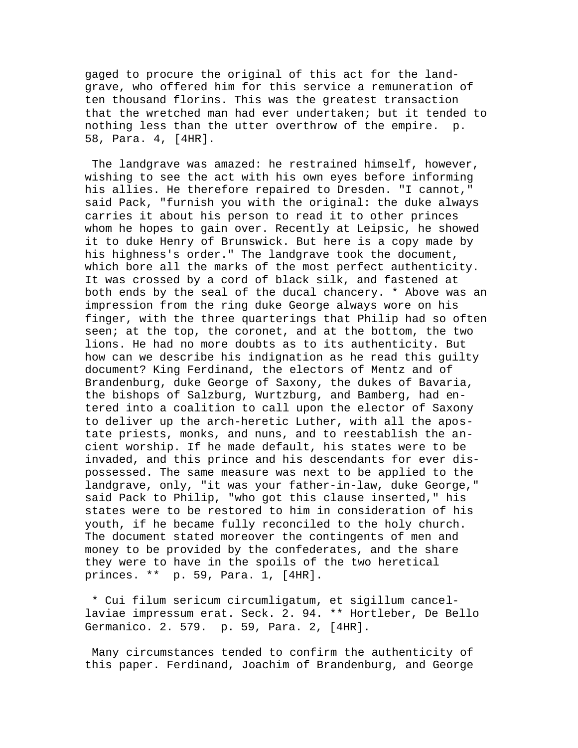gaged to procure the original of this act for the landgrave, who offered him for this service a remuneration of ten thousand florins. This was the greatest transaction that the wretched man had ever undertaken; but it tended to nothing less than the utter overthrow of the empire. p. 58, Para. 4, [4HR].

The landgrave was amazed: he restrained himself, however, wishing to see the act with his own eyes before informing his allies. He therefore repaired to Dresden. "I cannot," said Pack, "furnish you with the original: the duke always carries it about his person to read it to other princes whom he hopes to gain over. Recently at Leipsic, he showed it to duke Henry of Brunswick. But here is a copy made by his highness's order." The landgrave took the document, which bore all the marks of the most perfect authenticity. It was crossed by a cord of black silk, and fastened at both ends by the seal of the ducal chancery. * Above was an impression from the ring duke George always wore on his finger, with the three quarterings that Philip had so often seen; at the top, the coronet, and at the bottom, the two lions. He had no more doubts as to its authenticity. But how can we describe his indignation as he read this guilty document? King Ferdinand, the electors of Mentz and of Brandenburg, duke George of Saxony, the dukes of Bavaria, the bishops of Salzburg, Wurtzburg, and Bamberg, had entered into a coalition to call upon the elector of Saxony to deliver up the arch-heretic Luther, with all the apostate priests, monks, and nuns, and to reestablish the ancient worship. If he made default, his states were to be invaded, and this prince and his descendants for ever dispossessed. The same measure was next to be applied to the landgrave, only, "it was your father-in-law, duke George," said Pack to Philip, "who got this clause inserted," his states were to be restored to him in consideration of his youth, if he became fully reconciled to the holy church. The document stated moreover the contingents of men and money to be provided by the confederates, and the share they were to have in the spoils of the two heretical princes. ** p. 59, Para. 1, [4HR].

* Cui filum sericum circumligatum, et sigillum cancellaviae impressum erat. Seck. 2. 94. ** Hortleber, De Bello Germanico. 2. 579. p. 59, Para. 2, [4HR].

Many circumstances tended to confirm the authenticity of this paper. Ferdinand, Joachim of Brandenburg, and George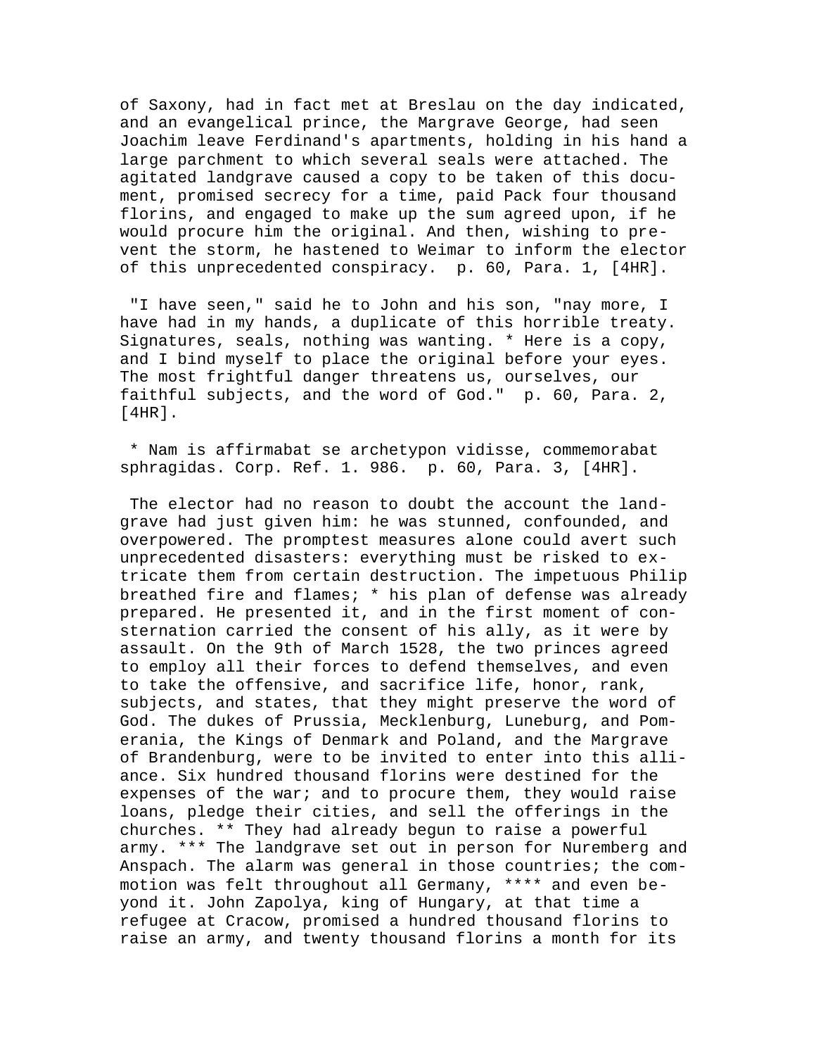of Saxony, had in fact met at Breslau on the day indicated, and an evangelical prince, the Margrave George, had seen Joachim leave Ferdinand's apartments, holding in his hand a large parchment to which several seals were attached. The agitated landgrave caused a copy to be taken of this document, promised secrecy for a time, paid Pack four thousand florins, and engaged to make up the sum agreed upon, if he would procure him the original. And then, wishing to prevent the storm, he hastened to Weimar to inform the elector of this unprecedented conspiracy. p. 60, Para. 1, [4HR].

"I have seen," said he to John and his son, "nay more, I have had in my hands, a duplicate of this horrible treaty. Signatures, seals, nothing was wanting. * Here is a copy, and I bind myself to place the original before your eyes. The most frightful danger threatens us, ourselves, our faithful subjects, and the word of God." p. 60, Para. 2, [4HR].

* Nam is affirmabat se archetypon vidisse, commemorabat sphragidas. Corp. Ref. 1. 986. p. 60, Para. 3, [4HR].

The elector had no reason to doubt the account the landgrave had just given him: he was stunned, confounded, and overpowered. The promptest measures alone could avert such unprecedented disasters: everything must be risked to extricate them from certain destruction. The impetuous Philip breathed fire and flames; * his plan of defense was already prepared. He presented it, and in the first moment of consternation carried the consent of his ally, as it were by assault. On the 9th of March 1528, the two princes agreed to employ all their forces to defend themselves, and even to take the offensive, and sacrifice life, honor, rank, subjects, and states, that they might preserve the word of God. The dukes of Prussia, Mecklenburg, Luneburg, and Pomerania, the Kings of Denmark and Poland, and the Margrave of Brandenburg, were to be invited to enter into this alliance. Six hundred thousand florins were destined for the expenses of the war; and to procure them, they would raise loans, pledge their cities, and sell the offerings in the churches. ** They had already begun to raise a powerful army. *** The landgrave set out in person for Nuremberg and Anspach. The alarm was general in those countries; the commotion was felt throughout all Germany, **** and even beyond it. John Zapolya, king of Hungary, at that time a refugee at Cracow, promised a hundred thousand florins to raise an army, and twenty thousand florins a month for its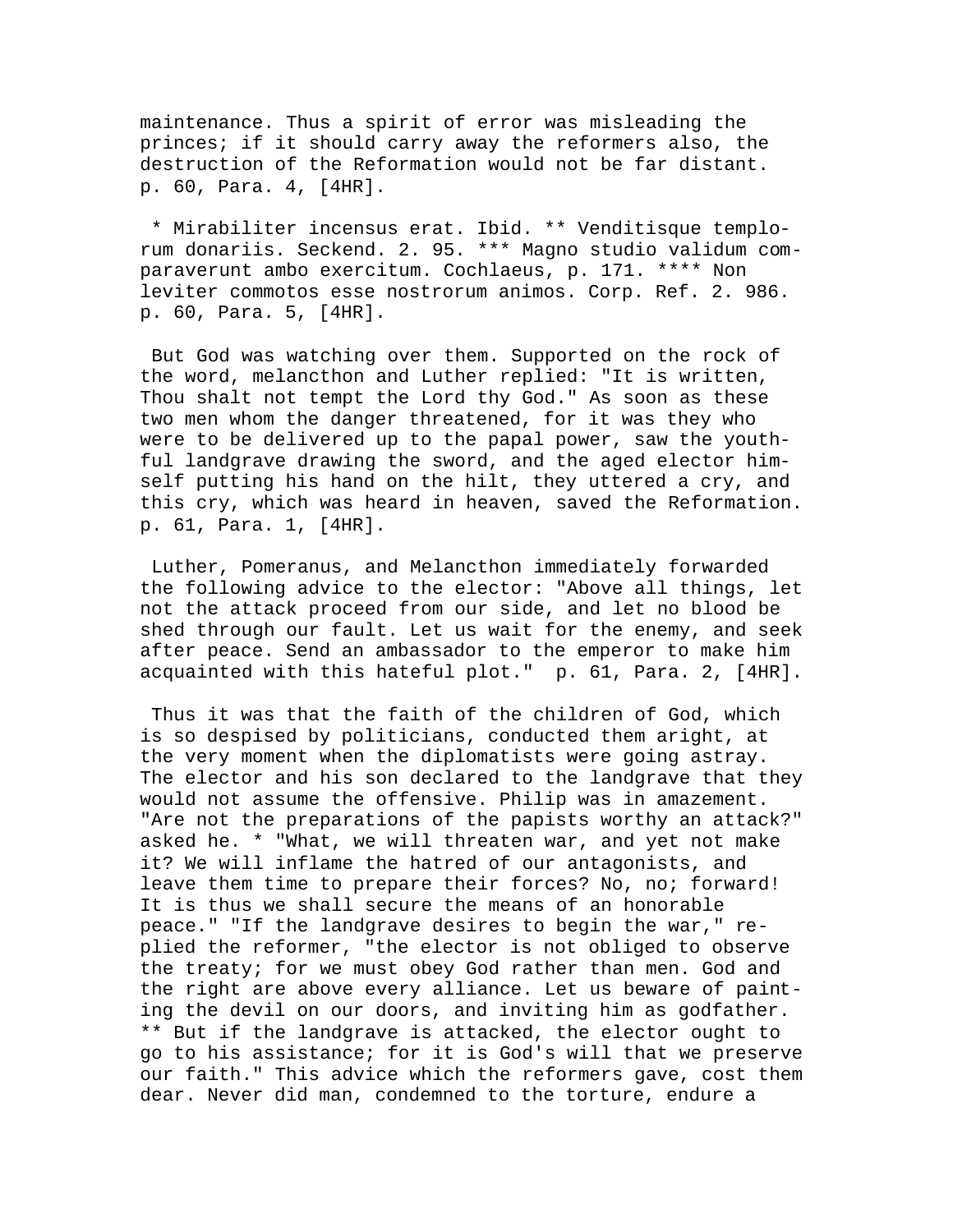maintenance. Thus a spirit of error was misleading the princes; if it should carry away the reformers also, the destruction of the Reformation would not be far distant. p. 60, Para. 4, [4HR].

* Mirabiliter incensus erat. Ibid. ** Venditisque templorum donariis. Seckend. 2. 95. *** Magno studio validum comparaverunt ambo exercitum. Cochlaeus, p. 171. **** Non leviter commotos esse nostrorum animos. Corp. Ref. 2. 986. p. 60, Para. 5, [4HR].

But God was watching over them. Supported on the rock of the word, melancthon and Luther replied: "It is written, Thou shalt not tempt the Lord thy God." As soon as these two men whom the danger threatened, for it was they who were to be delivered up to the papal power, saw the youthful landgrave drawing the sword, and the aged elector himself putting his hand on the hilt, they uttered a cry, and this cry, which was heard in heaven, saved the Reformation. p. 61, Para. 1, [4HR].

Luther, Pomeranus, and Melancthon immediately forwarded the following advice to the elector: "Above all things, let not the attack proceed from our side, and let no blood be shed through our fault. Let us wait for the enemy, and seek after peace. Send an ambassador to the emperor to make him acquainted with this hateful plot." p. 61, Para. 2, [4HR].

Thus it was that the faith of the children of God, which is so despised by politicians, conducted them aright, at the very moment when the diplomatists were going astray. The elector and his son declared to the landgrave that they would not assume the offensive. Philip was in amazement. "Are not the preparations of the papists worthy an attack?" asked he. * "What, we will threaten war, and yet not make it? We will inflame the hatred of our antagonists, and leave them time to prepare their forces? No, no; forward! It is thus we shall secure the means of an honorable peace." "If the landgrave desires to begin the war," replied the reformer, "the elector is not obliged to observe the treaty; for we must obey God rather than men. God and the right are above every alliance. Let us beware of painting the devil on our doors, and inviting him as godfather. ** But if the landgrave is attacked, the elector ought to go to his assistance; for it is God's will that we preserve our faith." This advice which the reformers gave, cost them dear. Never did man, condemned to the torture, endure a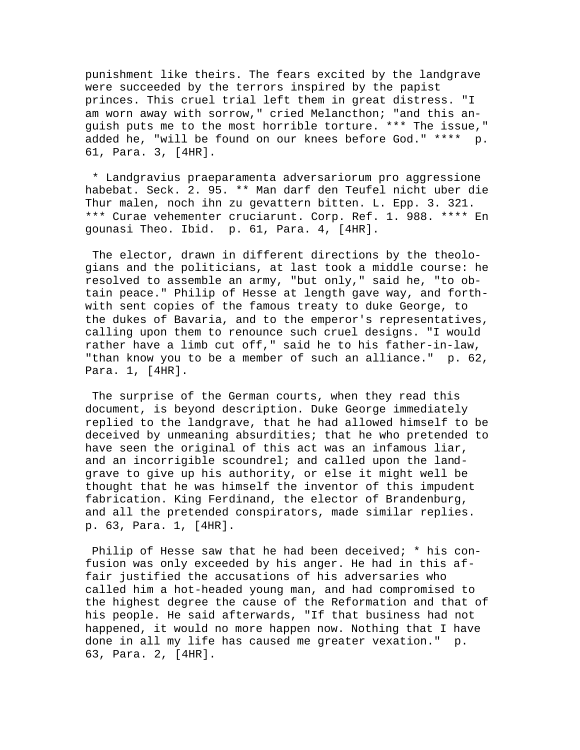punishment like theirs. The fears excited by the landgrave were succeeded by the terrors inspired by the papist princes. This cruel trial left them in great distress. "I am worn away with sorrow," cried Melancthon; "and this anguish puts me to the most horrible torture. *** The issue," added he, "will be found on our knees before God." **** p. 61, Para. 3, [4HR].

* Landgravius praeparamenta adversariorum pro aggressione habebat. Seck. 2. 95. ** Man darf den Teufel nicht uber die Thur malen, noch ihn zu gevattern bitten. L. Epp. 3. 321. *** Curae vehementer cruciarunt. Corp. Ref. 1. 988. **** En gounasi Theo. Ibid. p. 61, Para. 4, [4HR].

The elector, drawn in different directions by the theologians and the politicians, at last took a middle course: he resolved to assemble an army, "but only," said he, "to obtain peace." Philip of Hesse at length gave way, and forthwith sent copies of the famous treaty to duke George, to the dukes of Bavaria, and to the emperor's representatives, calling upon them to renounce such cruel designs. "I would rather have a limb cut off," said he to his father-in-law, "than know you to be a member of such an alliance." p. 62, Para. 1, [4HR].

The surprise of the German courts, when they read this document, is beyond description. Duke George immediately replied to the landgrave, that he had allowed himself to be deceived by unmeaning absurdities; that he who pretended to have seen the original of this act was an infamous liar, and an incorrigible scoundrel; and called upon the landgrave to give up his authority, or else it might well be thought that he was himself the inventor of this impudent fabrication. King Ferdinand, the elector of Brandenburg, and all the pretended conspirators, made similar replies. p. 63, Para. 1, [4HR].

Philip of Hesse saw that he had been deceived; * his confusion was only exceeded by his anger. He had in this affair justified the accusations of his adversaries who called him a hot-headed young man, and had compromised to the highest degree the cause of the Reformation and that of his people. He said afterwards, "If that business had not happened, it would no more happen now. Nothing that I have done in all my life has caused me greater vexation." p. 63, Para. 2, [4HR].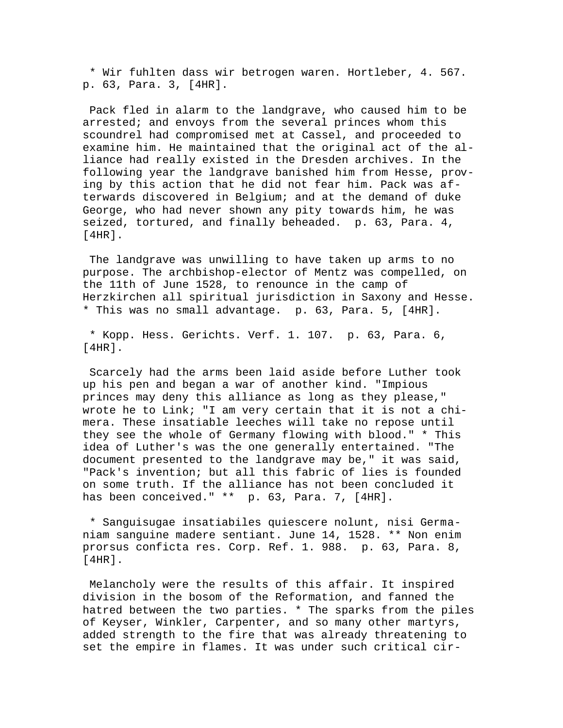* Wir fuhlten dass wir betrogen waren. Hortleber, 4. 567. p. 63, Para. 3, [4HR].

Pack fled in alarm to the landgrave, who caused him to be arrested; and envoys from the several princes whom this scoundrel had compromised met at Cassel, and proceeded to examine him. He maintained that the original act of the alliance had really existed in the Dresden archives. In the following year the landgrave banished him from Hesse, proving by this action that he did not fear him. Pack was afterwards discovered in Belgium; and at the demand of duke George, who had never shown any pity towards him, he was seized, tortured, and finally beheaded. p. 63, Para. 4, [4HR].

The landgrave was unwilling to have taken up arms to no purpose. The archbishop-elector of Mentz was compelled, on the 11th of June 1528, to renounce in the camp of Herzkirchen all spiritual jurisdiction in Saxony and Hesse. * This was no small advantage. p. 63, Para. 5, [4HR].

* Kopp. Hess. Gerichts. Verf. 1. 107. p. 63, Para. 6, [4HR].

Scarcely had the arms been laid aside before Luther took up his pen and began a war of another kind. "Impious princes may deny this alliance as long as they please," wrote he to Link; "I am very certain that it is not a chimera. These insatiable leeches will take no repose until they see the whole of Germany flowing with blood." * This idea of Luther's was the one generally entertained. "The document presented to the landgrave may be," it was said, "Pack's invention; but all this fabric of lies is founded on some truth. If the alliance has not been concluded it has been conceived." ** p. 63, Para. 7, [4HR].

* Sanguisugae insatiabiles quiescere nolunt, nisi Germaniam sanguine madere sentiant. June 14, 1528. ** Non enim prorsus conficta res. Corp. Ref. 1. 988. p. 63, Para. 8, [4HR].

Melancholy were the results of this affair. It inspired division in the bosom of the Reformation, and fanned the hatred between the two parties. * The sparks from the piles of Keyser, Winkler, Carpenter, and so many other martyrs, added strength to the fire that was already threatening to set the empire in flames. It was under such critical cir-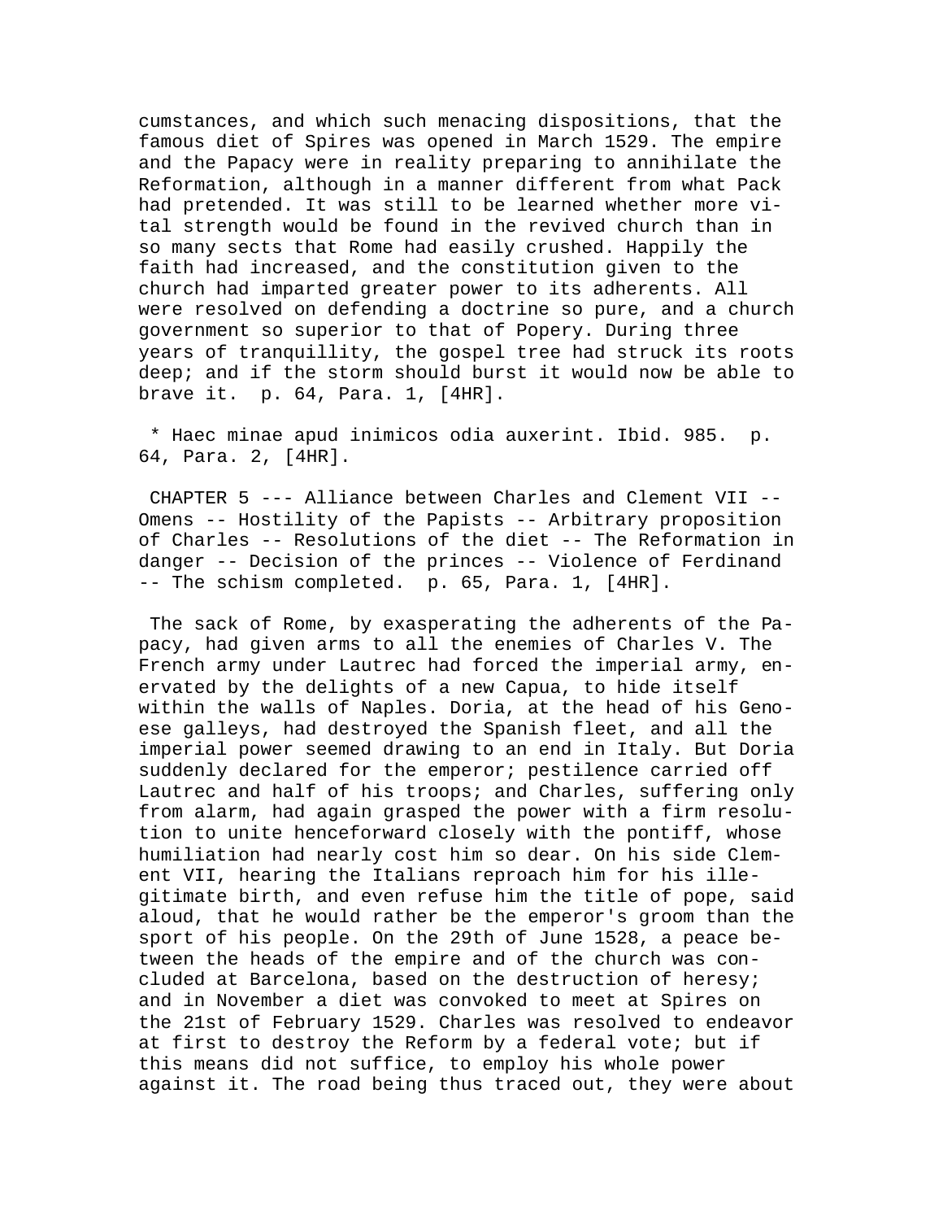cumstances, and which such menacing dispositions, that the famous diet of Spires was opened in March 1529. The empire and the Papacy were in reality preparing to annihilate the Reformation, although in a manner different from what Pack had pretended. It was still to be learned whether more vital strength would be found in the revived church than in so many sects that Rome had easily crushed. Happily the faith had increased, and the constitution given to the church had imparted greater power to its adherents. All were resolved on defending a doctrine so pure, and a church government so superior to that of Popery. During three years of tranquillity, the gospel tree had struck its roots deep; and if the storm should burst it would now be able to brave it. p. 64, Para. 1, [4HR].

* Haec minae apud inimicos odia auxerint. Ibid. 985. p. 64, Para. 2, [4HR].

CHAPTER 5 --- Alliance between Charles and Clement VII -- Omens -- Hostility of the Papists -- Arbitrary proposition of Charles -- Resolutions of the diet -- The Reformation in danger -- Decision of the princes -- Violence of Ferdinand -- The schism completed. p. 65, Para. 1, [4HR].

The sack of Rome, by exasperating the adherents of the Papacy, had given arms to all the enemies of Charles V. The French army under Lautrec had forced the imperial army, enervated by the delights of a new Capua, to hide itself within the walls of Naples. Doria, at the head of his Genoese galleys, had destroyed the Spanish fleet, and all the imperial power seemed drawing to an end in Italy. But Doria suddenly declared for the emperor; pestilence carried off Lautrec and half of his troops; and Charles, suffering only from alarm, had again grasped the power with a firm resolution to unite henceforward closely with the pontiff, whose humiliation had nearly cost him so dear. On his side Clement VII, hearing the Italians reproach him for his illegitimate birth, and even refuse him the title of pope, said aloud, that he would rather be the emperor's groom than the sport of his people. On the 29th of June 1528, a peace between the heads of the empire and of the church was concluded at Barcelona, based on the destruction of heresy; and in November a diet was convoked to meet at Spires on the 21st of February 1529. Charles was resolved to endeavor at first to destroy the Reform by a federal vote; but if this means did not suffice, to employ his whole power against it. The road being thus traced out, they were about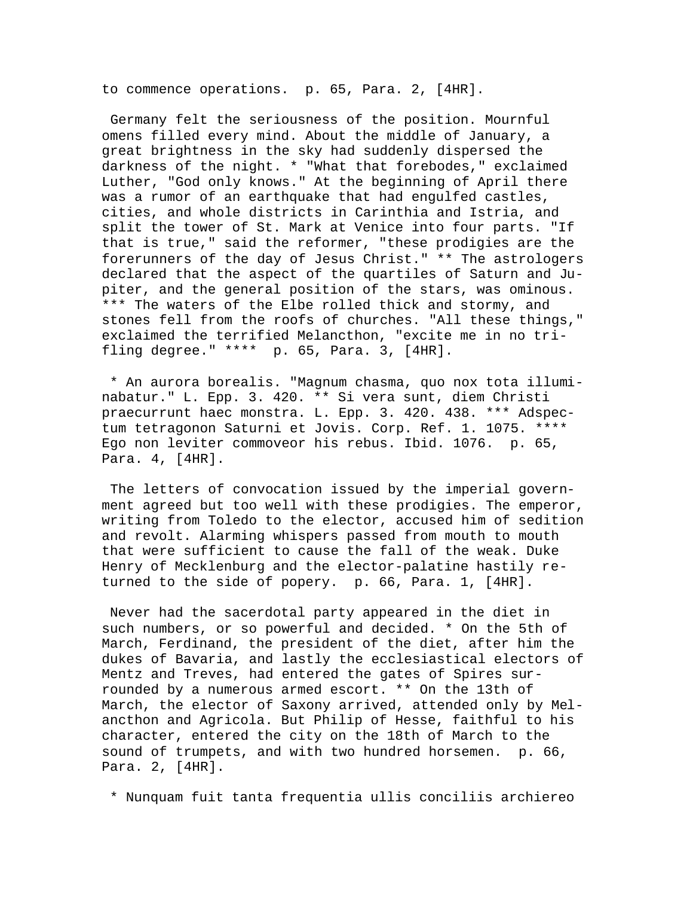to commence operations. p. 65, Para. 2, [4HR].

Germany felt the seriousness of the position. Mournful omens filled every mind. About the middle of January, a great brightness in the sky had suddenly dispersed the darkness of the night. * "What that forebodes," exclaimed Luther, "God only knows." At the beginning of April there was a rumor of an earthquake that had engulfed castles, cities, and whole districts in Carinthia and Istria, and split the tower of St. Mark at Venice into four parts. "If that is true," said the reformer, "these prodigies are the forerunners of the day of Jesus Christ." ** The astrologers declared that the aspect of the quartiles of Saturn and Jupiter, and the general position of the stars, was ominous. *** The waters of the Elbe rolled thick and stormy, and stones fell from the roofs of churches. "All these things," exclaimed the terrified Melancthon, "excite me in no trifling degree." **** p. 65, Para. 3, [4HR].

* An aurora borealis. "Magnum chasma, quo nox tota illuminabatur." L. Epp. 3. 420. ** Si vera sunt, diem Christi praecurrunt haec monstra. L. Epp. 3. 420. 438. *** Adspectum tetragonon Saturni et Jovis. Corp. Ref. 1. 1075. **** Ego non leviter commoveor his rebus. Ibid. 1076. p. 65, Para. 4, [4HR].

The letters of convocation issued by the imperial government agreed but too well with these prodigies. The emperor, writing from Toledo to the elector, accused him of sedition and revolt. Alarming whispers passed from mouth to mouth that were sufficient to cause the fall of the weak. Duke Henry of Mecklenburg and the elector-palatine hastily returned to the side of popery. p. 66, Para. 1, [4HR].

Never had the sacerdotal party appeared in the diet in such numbers, or so powerful and decided. * On the 5th of March, Ferdinand, the president of the diet, after him the dukes of Bavaria, and lastly the ecclesiastical electors of Mentz and Treves, had entered the gates of Spires surrounded by a numerous armed escort. ** On the 13th of March, the elector of Saxony arrived, attended only by Melancthon and Agricola. But Philip of Hesse, faithful to his character, entered the city on the 18th of March to the sound of trumpets, and with two hundred horsemen. p. 66, Para. 2, [4HR].

* Nunquam fuit tanta frequentia ullis conciliis archiereo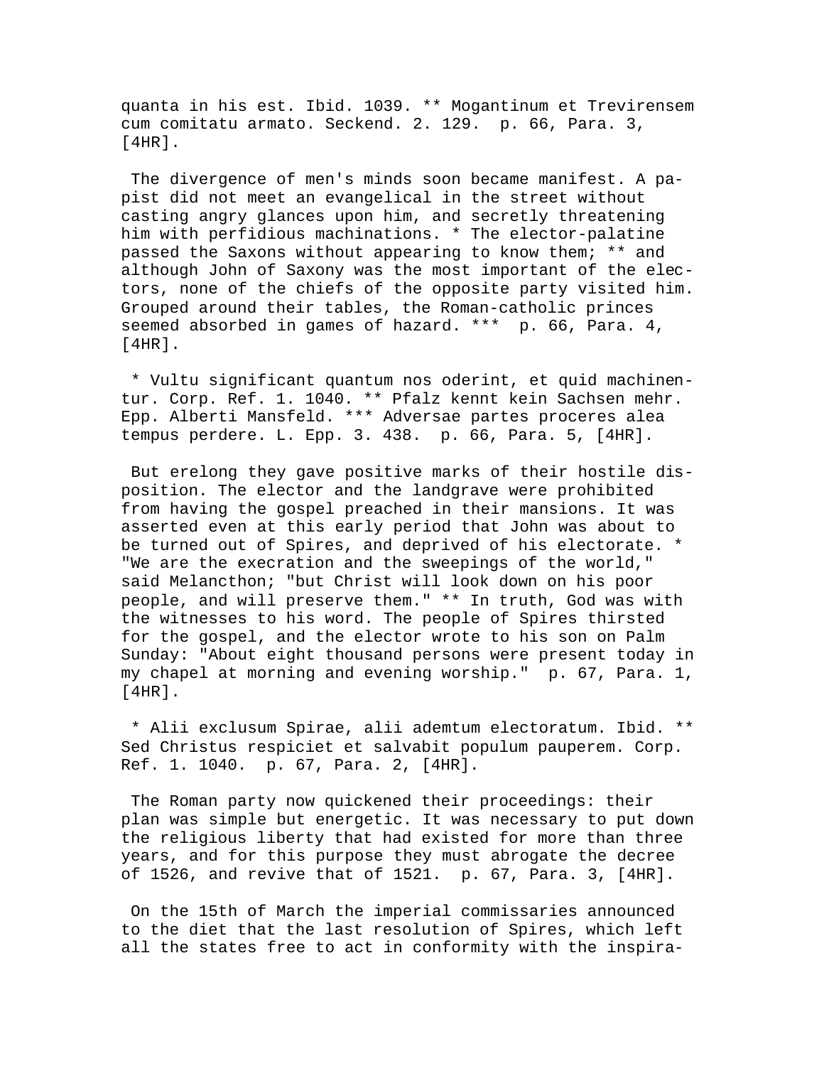quanta in his est. Ibid. 1039. ** Mogantinum et Trevirensem cum comitatu armato. Seckend. 2. 129. p. 66, Para. 3, [4HR].

The divergence of men's minds soon became manifest. A papist did not meet an evangelical in the street without casting angry glances upon him, and secretly threatening him with perfidious machinations. * The elector-palatine passed the Saxons without appearing to know them; ** and although John of Saxony was the most important of the electors, none of the chiefs of the opposite party visited him. Grouped around their tables, the Roman-catholic princes seemed absorbed in games of hazard. *** p. 66, Para. 4, [4HR].

* Vultu significant quantum nos oderint, et quid machinentur. Corp. Ref. 1. 1040. ** Pfalz kennt kein Sachsen mehr. Epp. Alberti Mansfeld. *** Adversae partes proceres alea tempus perdere. L. Epp. 3. 438. p. 66, Para. 5, [4HR].

But erelong they gave positive marks of their hostile disposition. The elector and the landgrave were prohibited from having the gospel preached in their mansions. It was asserted even at this early period that John was about to be turned out of Spires, and deprived of his electorate. * "We are the execration and the sweepings of the world," said Melancthon; "but Christ will look down on his poor people, and will preserve them." ** In truth, God was with the witnesses to his word. The people of Spires thirsted for the gospel, and the elector wrote to his son on Palm Sunday: "About eight thousand persons were present today in my chapel at morning and evening worship." p. 67, Para. 1, [4HR].

* Alii exclusum Spirae, alii ademtum electoratum. Ibid. ** Sed Christus respiciet et salvabit populum pauperem. Corp. Ref. 1. 1040. p. 67, Para. 2, [4HR].

The Roman party now quickened their proceedings: their plan was simple but energetic. It was necessary to put down the religious liberty that had existed for more than three years, and for this purpose they must abrogate the decree of 1526, and revive that of 1521. p. 67, Para. 3, [4HR].

On the 15th of March the imperial commissaries announced to the diet that the last resolution of Spires, which left all the states free to act in conformity with the inspira-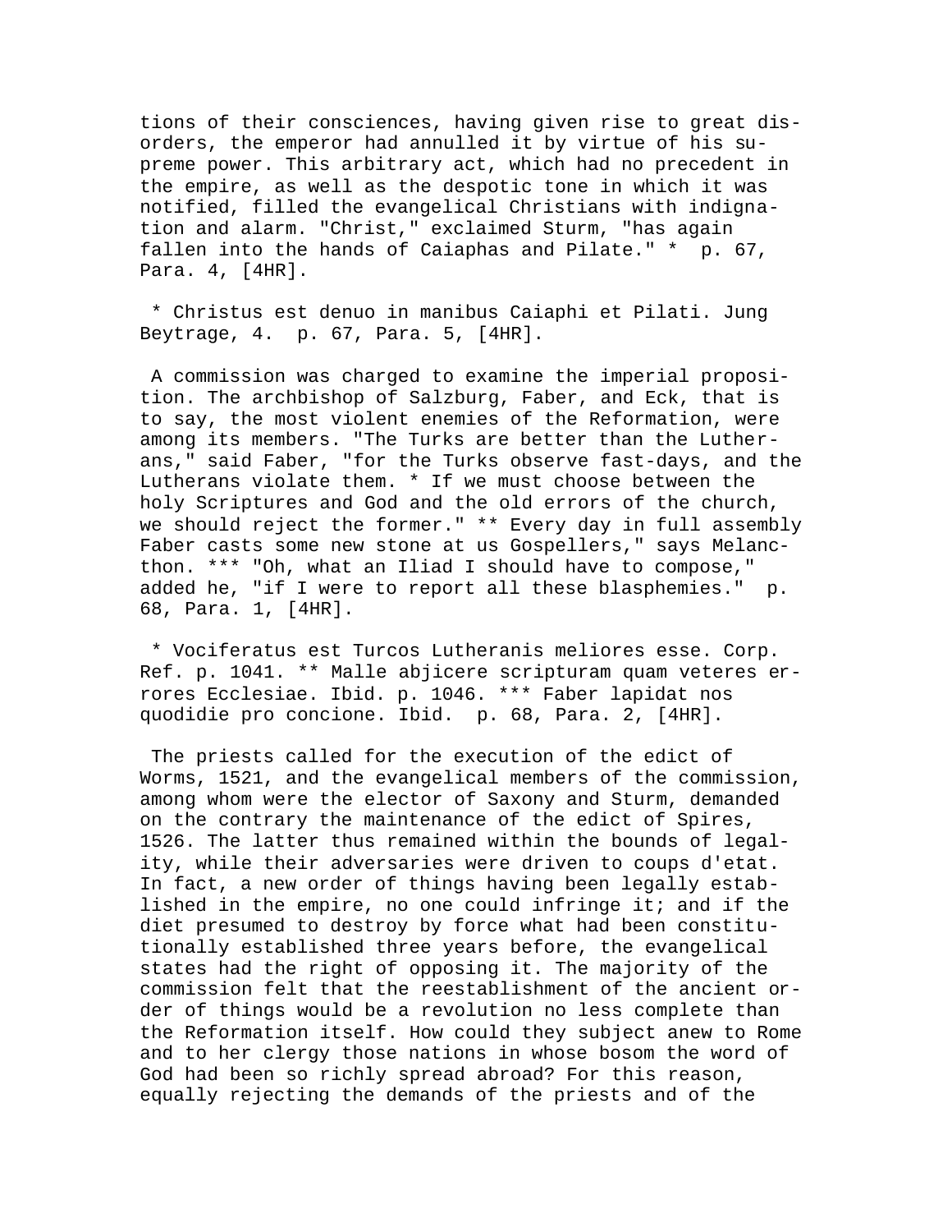tions of their consciences, having given rise to great disorders, the emperor had annulled it by virtue of his supreme power. This arbitrary act, which had no precedent in the empire, as well as the despotic tone in which it was notified, filled the evangelical Christians with indignation and alarm. "Christ," exclaimed Sturm, "has again fallen into the hands of Caiaphas and Pilate." * p. 67, Para. 4, [4HR].

* Christus est denuo in manibus Caiaphi et Pilati. Jung Beytrage, 4. p. 67, Para. 5, [4HR].

A commission was charged to examine the imperial proposition. The archbishop of Salzburg, Faber, and Eck, that is to say, the most violent enemies of the Reformation, were among its members. "The Turks are better than the Lutherans," said Faber, "for the Turks observe fast-days, and the Lutherans violate them. * If we must choose between the holy Scriptures and God and the old errors of the church, we should reject the former." ** Every day in full assembly Faber casts some new stone at us Gospellers," says Melancthon. *** "Oh, what an Iliad I should have to compose," added he, "if I were to report all these blasphemies." p. 68, Para. 1, [4HR].

* Vociferatus est Turcos Lutheranis meliores esse. Corp. Ref. p. 1041. ** Malle abjicere scripturam quam veteres errores Ecclesiae. Ibid. p. 1046. *** Faber lapidat nos quodidie pro concione. Ibid. p. 68, Para. 2, [4HR].

The priests called for the execution of the edict of Worms, 1521, and the evangelical members of the commission, among whom were the elector of Saxony and Sturm, demanded on the contrary the maintenance of the edict of Spires, 1526. The latter thus remained within the bounds of legality, while their adversaries were driven to coups d'etat. In fact, a new order of things having been legally established in the empire, no one could infringe it; and if the diet presumed to destroy by force what had been constitutionally established three years before, the evangelical states had the right of opposing it. The majority of the commission felt that the reestablishment of the ancient order of things would be a revolution no less complete than the Reformation itself. How could they subject anew to Rome and to her clergy those nations in whose bosom the word of God had been so richly spread abroad? For this reason, equally rejecting the demands of the priests and of the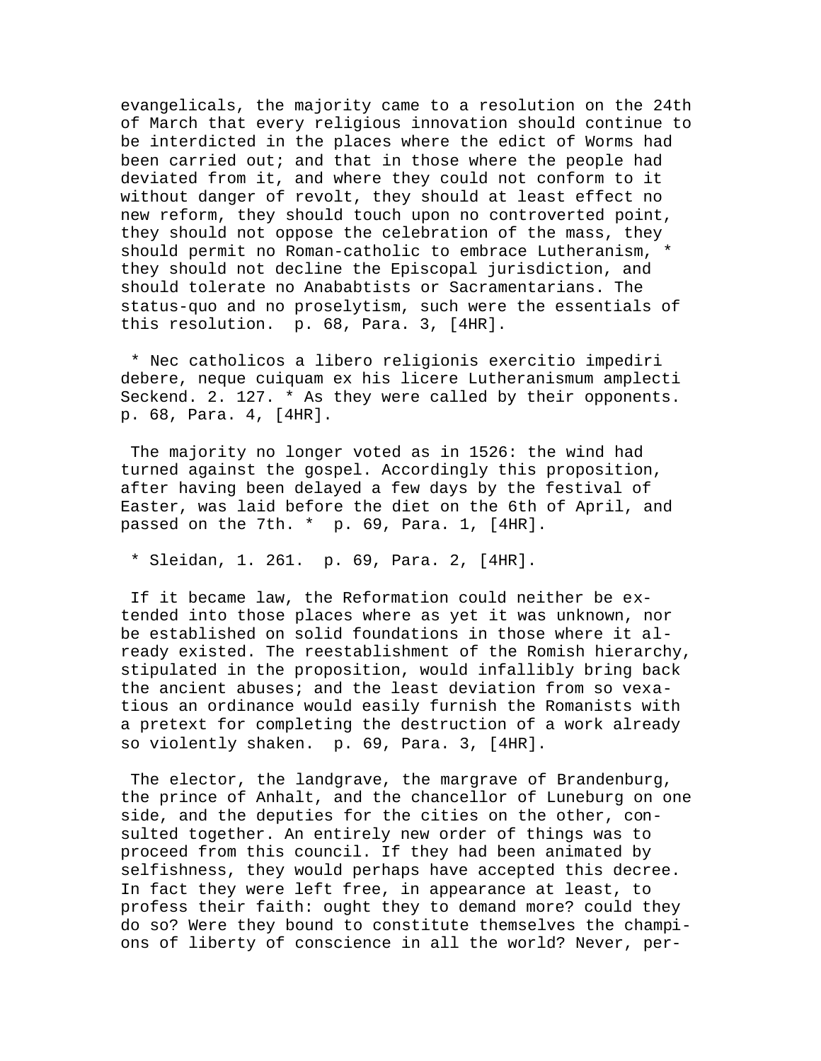evangelicals, the majority came to a resolution on the 24th of March that every religious innovation should continue to be interdicted in the places where the edict of Worms had been carried out; and that in those where the people had deviated from it, and where they could not conform to it without danger of revolt, they should at least effect no new reform, they should touch upon no controverted point, they should not oppose the celebration of the mass, they should permit no Roman-catholic to embrace Lutheranism, * they should not decline the Episcopal jurisdiction, and should tolerate no Anababtists or Sacramentarians. The status-quo and no proselytism, such were the essentials of this resolution. p. 68, Para. 3, [4HR].

* Nec catholicos a libero religionis exercitio impediri debere, neque cuiquam ex his licere Lutheranismum amplecti Seckend. 2. 127. * As they were called by their opponents. p. 68, Para. 4, [4HR].

The majority no longer voted as in 1526: the wind had turned against the gospel. Accordingly this proposition, after having been delayed a few days by the festival of Easter, was laid before the diet on the 6th of April, and passed on the 7th. * p. 69, Para. 1, [4HR].

* Sleidan, 1. 261. p. 69, Para. 2, [4HR].

If it became law, the Reformation could neither be extended into those places where as yet it was unknown, nor be established on solid foundations in those where it already existed. The reestablishment of the Romish hierarchy, stipulated in the proposition, would infallibly bring back the ancient abuses; and the least deviation from so vexatious an ordinance would easily furnish the Romanists with a pretext for completing the destruction of a work already so violently shaken. p. 69, Para. 3, [4HR].

The elector, the landgrave, the margrave of Brandenburg, the prince of Anhalt, and the chancellor of Luneburg on one side, and the deputies for the cities on the other, consulted together. An entirely new order of things was to proceed from this council. If they had been animated by selfishness, they would perhaps have accepted this decree. In fact they were left free, in appearance at least, to profess their faith: ought they to demand more? could they do so? Were they bound to constitute themselves the champions of liberty of conscience in all the world? Never, per-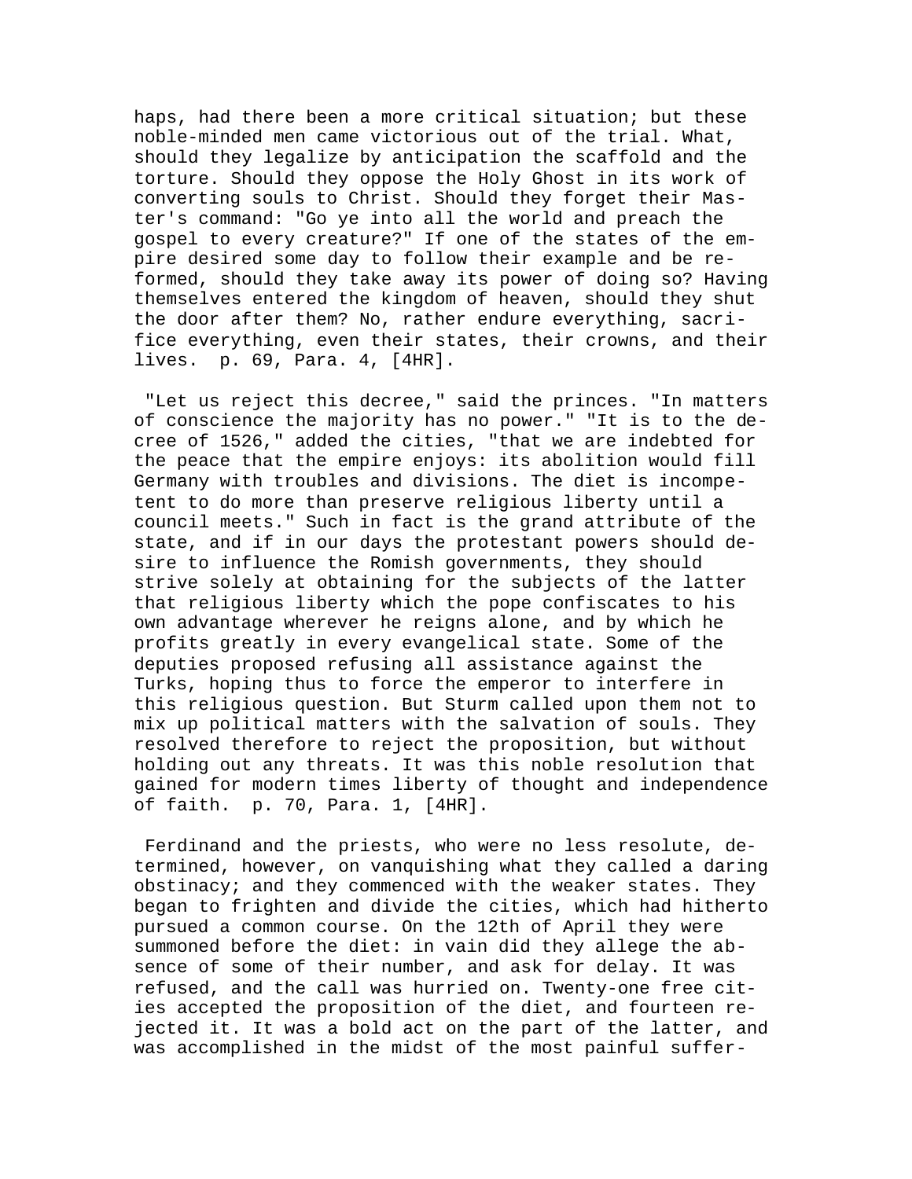haps, had there been a more critical situation; but these noble-minded men came victorious out of the trial. What, should they legalize by anticipation the scaffold and the torture. Should they oppose the Holy Ghost in its work of converting souls to Christ. Should they forget their Master's command: "Go ye into all the world and preach the gospel to every creature?" If one of the states of the empire desired some day to follow their example and be reformed, should they take away its power of doing so? Having themselves entered the kingdom of heaven, should they shut the door after them? No, rather endure everything, sacrifice everything, even their states, their crowns, and their lives. p. 69, Para. 4, [4HR].

"Let us reject this decree," said the princes. "In matters of conscience the majority has no power." "It is to the decree of 1526," added the cities, "that we are indebted for the peace that the empire enjoys: its abolition would fill Germany with troubles and divisions. The diet is incompetent to do more than preserve religious liberty until a council meets." Such in fact is the grand attribute of the state, and if in our days the protestant powers should desire to influence the Romish governments, they should strive solely at obtaining for the subjects of the latter that religious liberty which the pope confiscates to his own advantage wherever he reigns alone, and by which he profits greatly in every evangelical state. Some of the deputies proposed refusing all assistance against the Turks, hoping thus to force the emperor to interfere in this religious question. But Sturm called upon them not to mix up political matters with the salvation of souls. They resolved therefore to reject the proposition, but without holding out any threats. It was this noble resolution that gained for modern times liberty of thought and independence of faith. p. 70, Para. 1, [4HR].

Ferdinand and the priests, who were no less resolute, determined, however, on vanquishing what they called a daring obstinacy; and they commenced with the weaker states. They began to frighten and divide the cities, which had hitherto pursued a common course. On the 12th of April they were summoned before the diet: in vain did they allege the absence of some of their number, and ask for delay. It was refused, and the call was hurried on. Twenty-one free cities accepted the proposition of the diet, and fourteen rejected it. It was a bold act on the part of the latter, and was accomplished in the midst of the most painful suffer-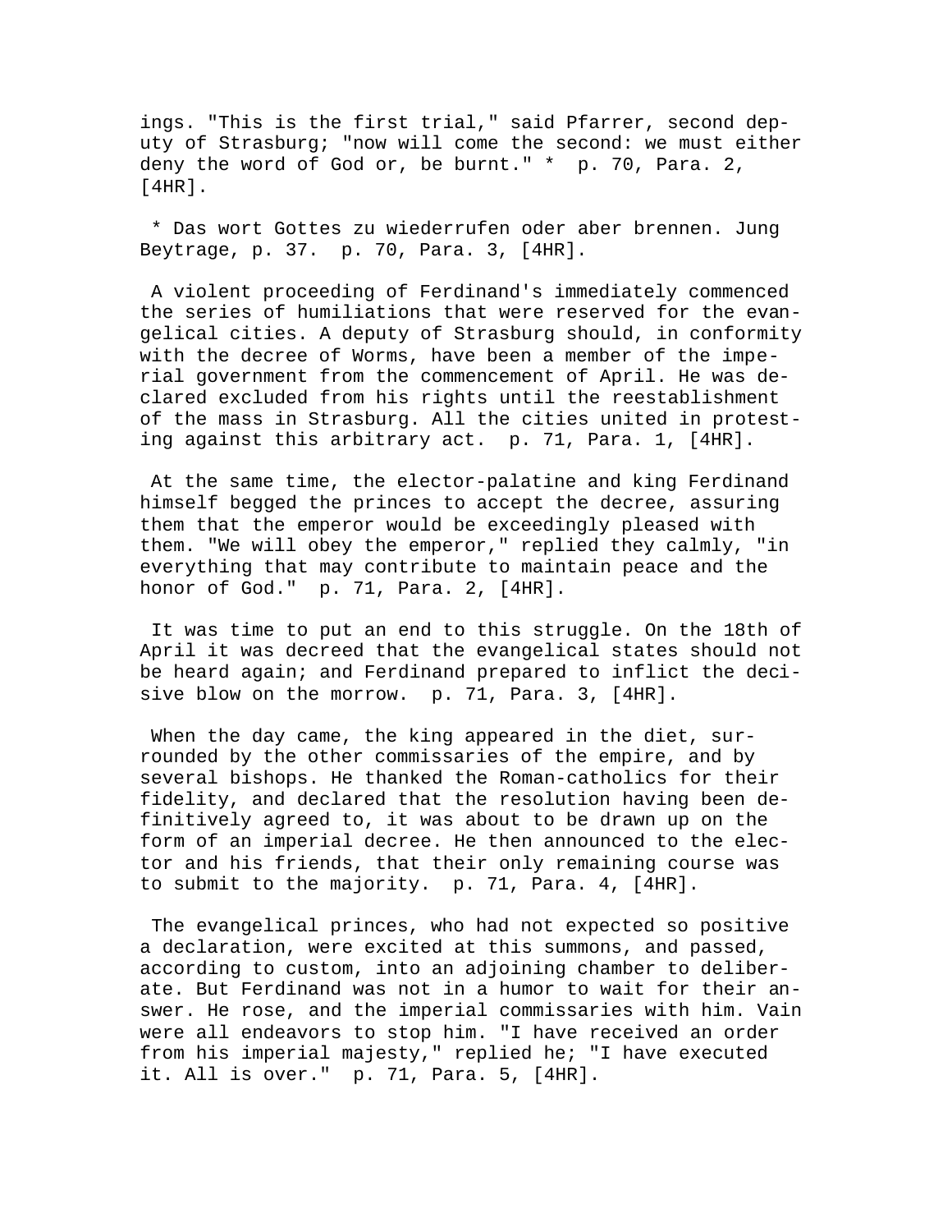ings. "This is the first trial," said Pfarrer, second deputy of Strasburg; "now will come the second: we must either deny the word of God or, be burnt." * p. 70, Para. 2, [4HR].

* Das wort Gottes zu wiederrufen oder aber brennen. Jung Beytrage, p. 37. p. 70, Para. 3, [4HR].

A violent proceeding of Ferdinand's immediately commenced the series of humiliations that were reserved for the evangelical cities. A deputy of Strasburg should, in conformity with the decree of Worms, have been a member of the imperial government from the commencement of April. He was declared excluded from his rights until the reestablishment of the mass in Strasburg. All the cities united in protesting against this arbitrary act. p. 71, Para. 1, [4HR].

At the same time, the elector-palatine and king Ferdinand himself begged the princes to accept the decree, assuring them that the emperor would be exceedingly pleased with them. "We will obey the emperor," replied they calmly, "in everything that may contribute to maintain peace and the honor of God." p. 71, Para. 2, [4HR].

It was time to put an end to this struggle. On the 18th of April it was decreed that the evangelical states should not be heard again; and Ferdinand prepared to inflict the decisive blow on the morrow. p. 71, Para. 3, [4HR].

When the day came, the king appeared in the diet, surrounded by the other commissaries of the empire, and by several bishops. He thanked the Roman-catholics for their fidelity, and declared that the resolution having been definitively agreed to, it was about to be drawn up on the form of an imperial decree. He then announced to the elector and his friends, that their only remaining course was to submit to the majority. p. 71, Para. 4, [4HR].

The evangelical princes, who had not expected so positive a declaration, were excited at this summons, and passed, according to custom, into an adjoining chamber to deliberate. But Ferdinand was not in a humor to wait for their answer. He rose, and the imperial commissaries with him. Vain were all endeavors to stop him. "I have received an order from his imperial majesty," replied he; "I have executed it. All is over." p. 71, Para. 5, [4HR].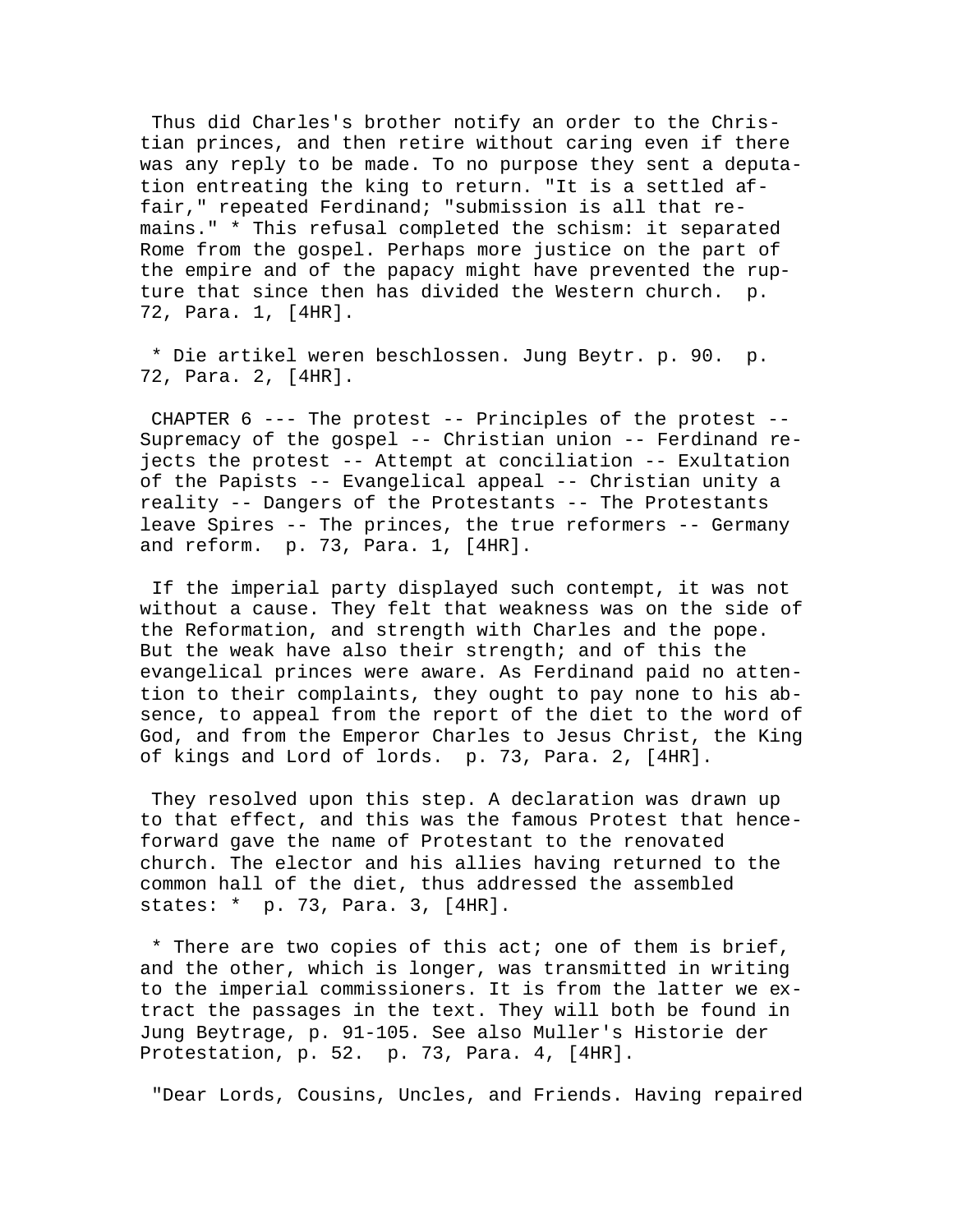Thus did Charles's brother notify an order to the Christian princes, and then retire without caring even if there was any reply to be made. To no purpose they sent a deputation entreating the king to return. "It is a settled affair," repeated Ferdinand; "submission is all that remains." * This refusal completed the schism: it separated Rome from the gospel. Perhaps more justice on the part of the empire and of the papacy might have prevented the rupture that since then has divided the Western church. p. 72, Para. 1, [4HR].

* Die artikel weren beschlossen. Jung Beytr. p. 90. p. 72, Para. 2, [4HR].

CHAPTER 6 --- The protest -- Principles of the protest -- Supremacy of the gospel -- Christian union -- Ferdinand rejects the protest -- Attempt at conciliation -- Exultation of the Papists -- Evangelical appeal -- Christian unity a reality -- Dangers of the Protestants -- The Protestants leave Spires -- The princes, the true reformers -- Germany and reform. p. 73, Para. 1, [4HR].

If the imperial party displayed such contempt, it was not without a cause. They felt that weakness was on the side of the Reformation, and strength with Charles and the pope. But the weak have also their strength; and of this the evangelical princes were aware. As Ferdinand paid no attention to their complaints, they ought to pay none to his absence, to appeal from the report of the diet to the word of God, and from the Emperor Charles to Jesus Christ, the King of kings and Lord of lords. p. 73, Para. 2, [4HR].

They resolved upon this step. A declaration was drawn up to that effect, and this was the famous Protest that henceforward gave the name of Protestant to the renovated church. The elector and his allies having returned to the common hall of the diet, thus addressed the assembled states: * p. 73, Para. 3, [4HR].

* There are two copies of this act; one of them is brief, and the other, which is longer, was transmitted in writing to the imperial commissioners. It is from the latter we extract the passages in the text. They will both be found in Jung Beytrage, p. 91-105. See also Muller's Historie der Protestation, p. 52. p. 73, Para. 4, [4HR].

"Dear Lords, Cousins, Uncles, and Friends. Having repaired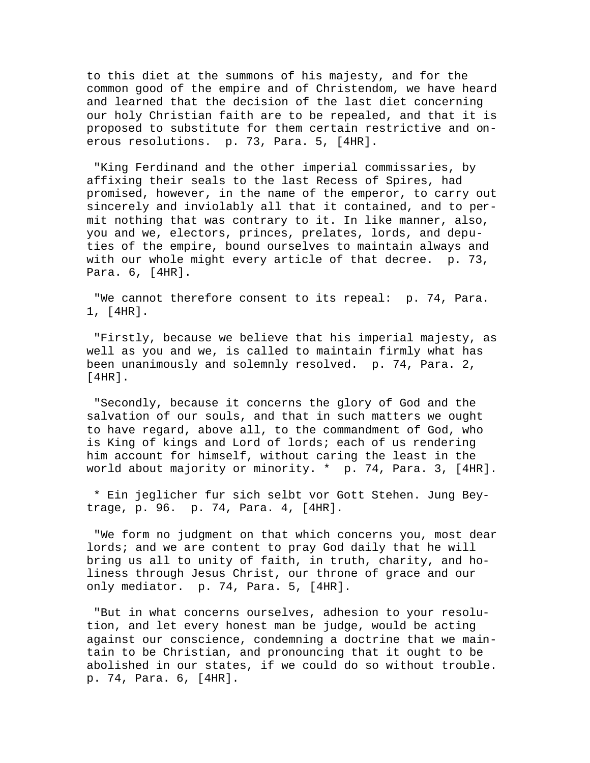to this diet at the summons of his majesty, and for the common good of the empire and of Christendom, we have heard and learned that the decision of the last diet concerning our holy Christian faith are to be repealed, and that it is proposed to substitute for them certain restrictive and onerous resolutions.  p. 73, Para. 5, [4HR].

"King Ferdinand and the other imperial commissaries, by affixing their seals to the last Recess of Spires, had promised, however, in the name of the emperor, to carry out sincerely and inviolably all that it contained, and to permit nothing that was contrary to it. In like manner, also, you and we, electors, princes, prelates, lords, and deputies of the empire, bound ourselves to maintain always and with our whole might every article of that decree.  p. 73, Para. 6, [4HR].

"We cannot therefore consent to its repeal:  p. 74, Para. 1, [4HR].

"Firstly, because we believe that his imperial majesty, as well as you and we, is called to maintain firmly what has been unanimously and solemnly resolved.  p. 74, Para. 2, [4HR].

"Secondly, because it concerns the glory of God and the salvation of our souls, and that in such matters we ought to have regard, above all, to the commandment of God, who is King of kings and Lord of lords; each of us rendering him account for himself, without caring the least in the world about majority or minority. *  p. 74, Para. 3, [4HR].

* Ein jeglicher fur sich selbt vor Gott Stehen. Jung Beytrage, p. 96.  p. 74, Para. 4, [4HR].

"We form no judgment on that which concerns you, most dear lords; and we are content to pray God daily that he will bring us all to unity of faith, in truth, charity, and holiness through Jesus Christ, our throne of grace and our only mediator.  p. 74, Para. 5, [4HR].

"But in what concerns ourselves, adhesion to your resolution, and let every honest man be judge, would be acting against our conscience, condemning a doctrine that we maintain to be Christian, and pronouncing that it ought to be abolished in our states, if we could do so without trouble. p. 74, Para. 6, [4HR].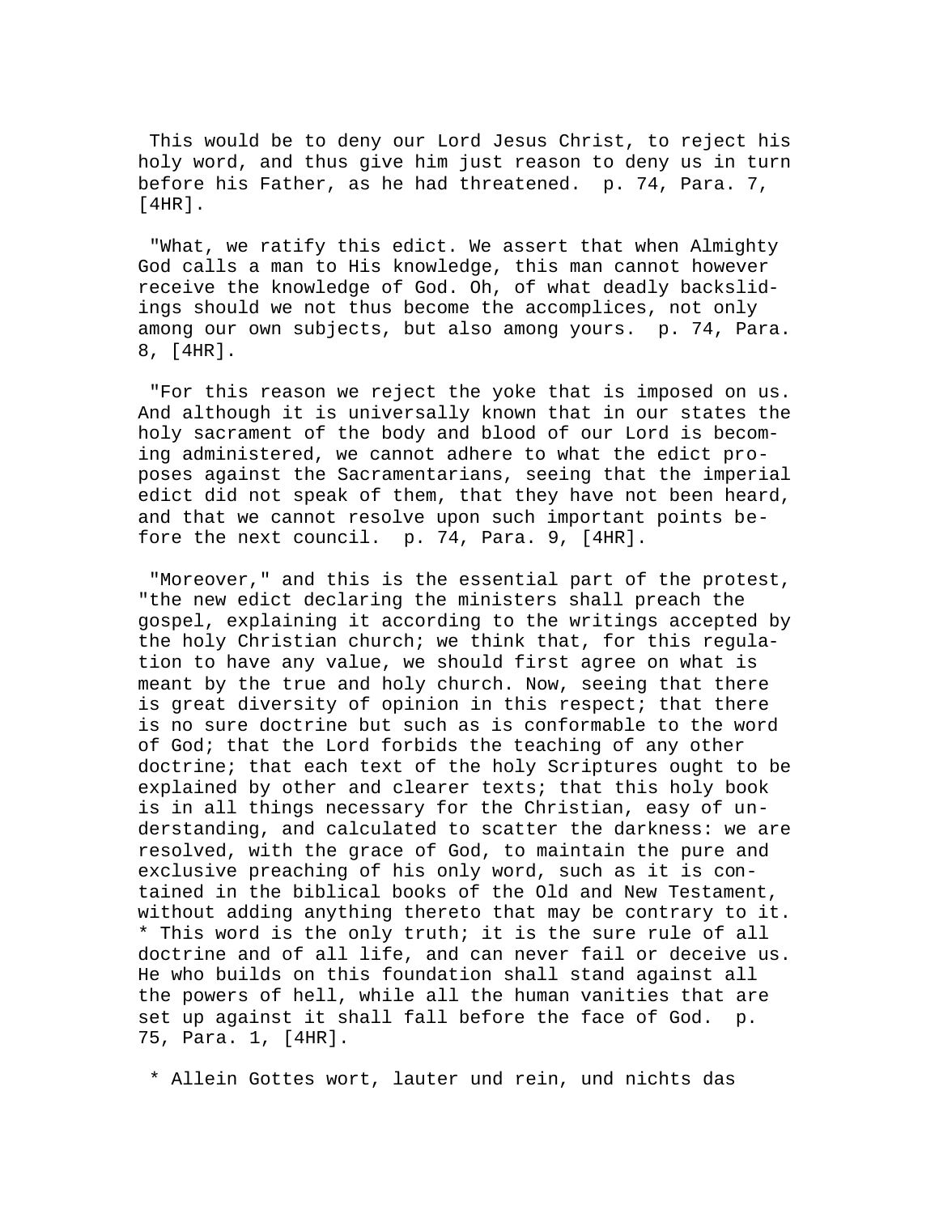This would be to deny our Lord Jesus Christ, to reject his holy word, and thus give him just reason to deny us in turn before his Father, as he had threatened. p. 74, Para. 7, [4HR].

"What, we ratify this edict. We assert that when Almighty God calls a man to His knowledge, this man cannot however receive the knowledge of God. Oh, of what deadly backslidings should we not thus become the accomplices, not only among our own subjects, but also among yours. p. 74, Para. 8, [4HR].

"For this reason we reject the yoke that is imposed on us. And although it is universally known that in our states the holy sacrament of the body and blood of our Lord is becoming administered, we cannot adhere to what the edict proposes against the Sacramentarians, seeing that the imperial edict did not speak of them, that they have not been heard, and that we cannot resolve upon such important points before the next council. p. 74, Para. 9, [4HR].

"Moreover," and this is the essential part of the protest, "the new edict declaring the ministers shall preach the gospel, explaining it according to the writings accepted by the holy Christian church; we think that, for this regulation to have any value, we should first agree on what is meant by the true and holy church. Now, seeing that there is great diversity of opinion in this respect; that there is no sure doctrine but such as is conformable to the word of God; that the Lord forbids the teaching of any other doctrine; that each text of the holy Scriptures ought to be explained by other and clearer texts; that this holy book is in all things necessary for the Christian, easy of understanding, and calculated to scatter the darkness: we are resolved, with the grace of God, to maintain the pure and exclusive preaching of his only word, such as it is contained in the biblical books of the Old and New Testament, without adding anything thereto that may be contrary to it. * This word is the only truth; it is the sure rule of all doctrine and of all life, and can never fail or deceive us. He who builds on this foundation shall stand against all the powers of hell, while all the human vanities that are set up against it shall fall before the face of God. p. 75, Para. 1, [4HR].

* Allein Gottes wort, lauter und rein, und nichts das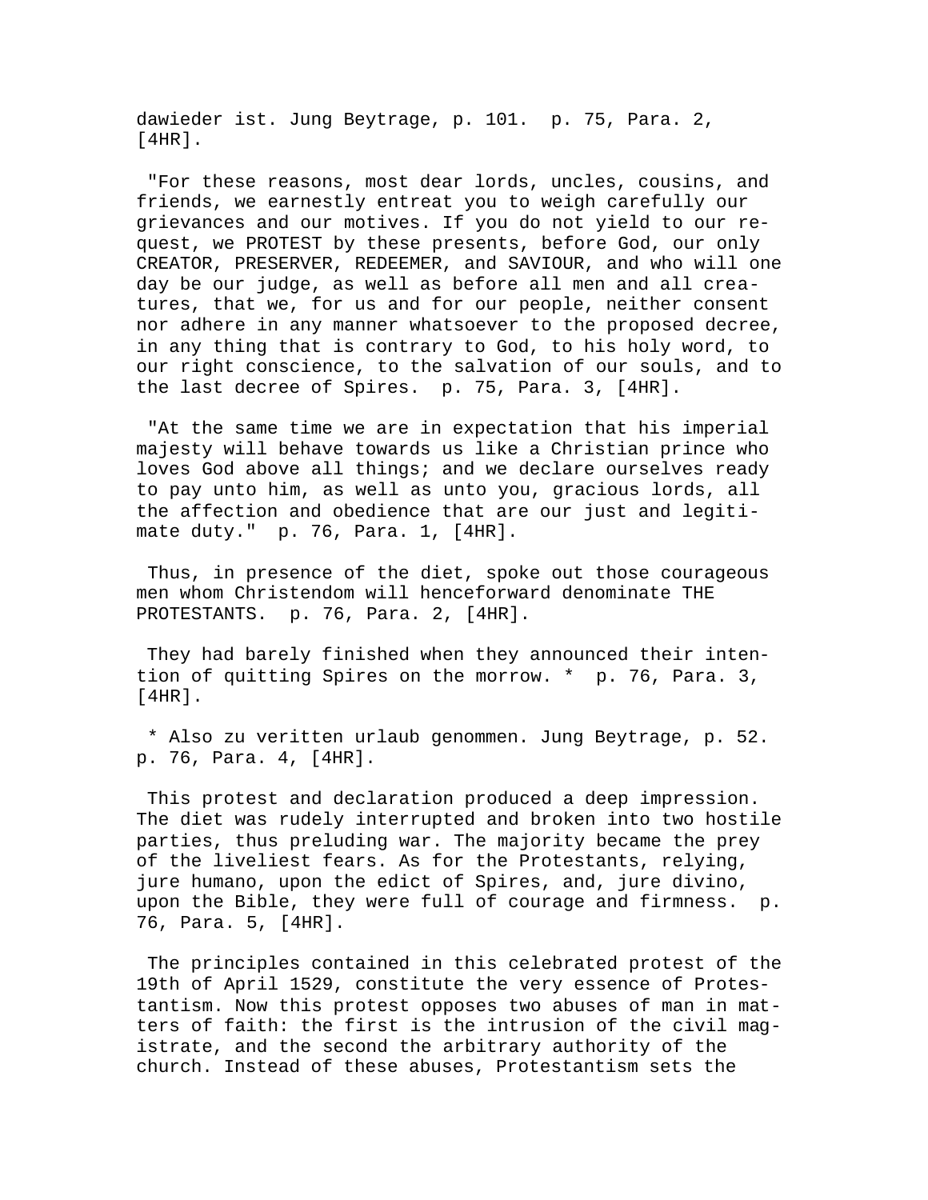dawieder ist. Jung Beytrage, p. 101. p. 75, Para. 2, [4HR].

"For these reasons, most dear lords, uncles, cousins, and friends, we earnestly entreat you to weigh carefully our grievances and our motives. If you do not yield to our request, we PROTEST by these presents, before God, our only CREATOR, PRESERVER, REDEEMER, and SAVIOUR, and who will one day be our judge, as well as before all men and all creatures, that we, for us and for our people, neither consent nor adhere in any manner whatsoever to the proposed decree, in any thing that is contrary to God, to his holy word, to our right conscience, to the salvation of our souls, and to the last decree of Spires. p. 75, Para. 3, [4HR].

"At the same time we are in expectation that his imperial majesty will behave towards us like a Christian prince who loves God above all things; and we declare ourselves ready to pay unto him, as well as unto you, gracious lords, all the affection and obedience that are our just and legitimate duty." p. 76, Para. 1, [4HR].

Thus, in presence of the diet, spoke out those courageous men whom Christendom will henceforward denominate THE PROTESTANTS. p. 76, Para. 2, [4HR].

They had barely finished when they announced their intention of quitting Spires on the morrow. * p. 76, Para. 3, [4HR].

* Also zu veritten urlaub genommen. Jung Beytrage, p. 52. p. 76, Para. 4, [4HR].

This protest and declaration produced a deep impression. The diet was rudely interrupted and broken into two hostile parties, thus preluding war. The majority became the prey of the liveliest fears. As for the Protestants, relying, jure humano, upon the edict of Spires, and, jure divino, upon the Bible, they were full of courage and firmness. p. 76, Para. 5, [4HR].

The principles contained in this celebrated protest of the 19th of April 1529, constitute the very essence of Protestantism. Now this protest opposes two abuses of man in matters of faith: the first is the intrusion of the civil magistrate, and the second the arbitrary authority of the church. Instead of these abuses, Protestantism sets the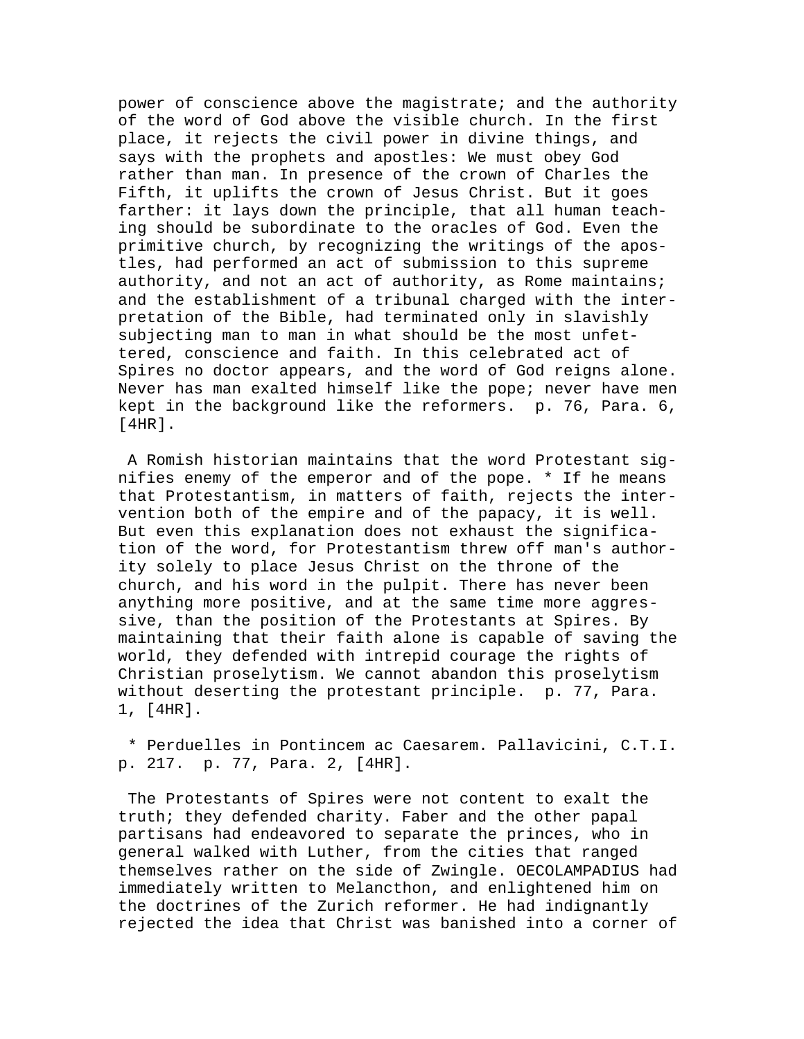power of conscience above the magistrate; and the authority of the word of God above the visible church. In the first place, it rejects the civil power in divine things, and says with the prophets and apostles: We must obey God rather than man. In presence of the crown of Charles the Fifth, it uplifts the crown of Jesus Christ. But it goes farther: it lays down the principle, that all human teaching should be subordinate to the oracles of God. Even the primitive church, by recognizing the writings of the apostles, had performed an act of submission to this supreme authority, and not an act of authority, as Rome maintains; and the establishment of a tribunal charged with the interpretation of the Bible, had terminated only in slavishly subjecting man to man in what should be the most unfettered, conscience and faith. In this celebrated act of Spires no doctor appears, and the word of God reigns alone. Never has man exalted himself like the pope; never have men kept in the background like the reformers. p. 76, Para. 6, [4HR].

A Romish historian maintains that the word Protestant signifies enemy of the emperor and of the pope. * If he means that Protestantism, in matters of faith, rejects the intervention both of the empire and of the papacy, it is well. But even this explanation does not exhaust the signification of the word, for Protestantism threw off man's authority solely to place Jesus Christ on the throne of the church, and his word in the pulpit. There has never been anything more positive, and at the same time more aggressive, than the position of the Protestants at Spires. By maintaining that their faith alone is capable of saving the world, they defended with intrepid courage the rights of Christian proselytism. We cannot abandon this proselytism without deserting the protestant principle. p. 77, Para. 1, [4HR].

* Perduelles in Pontincem ac Caesarem. Pallavicini, C.T.I. p. 217. p. 77, Para. 2, [4HR].

The Protestants of Spires were not content to exalt the truth; they defended charity. Faber and the other papal partisans had endeavored to separate the princes, who in general walked with Luther, from the cities that ranged themselves rather on the side of Zwingle. OECOLAMPADIUS had immediately written to Melancthon, and enlightened him on the doctrines of the Zurich reformer. He had indignantly rejected the idea that Christ was banished into a corner of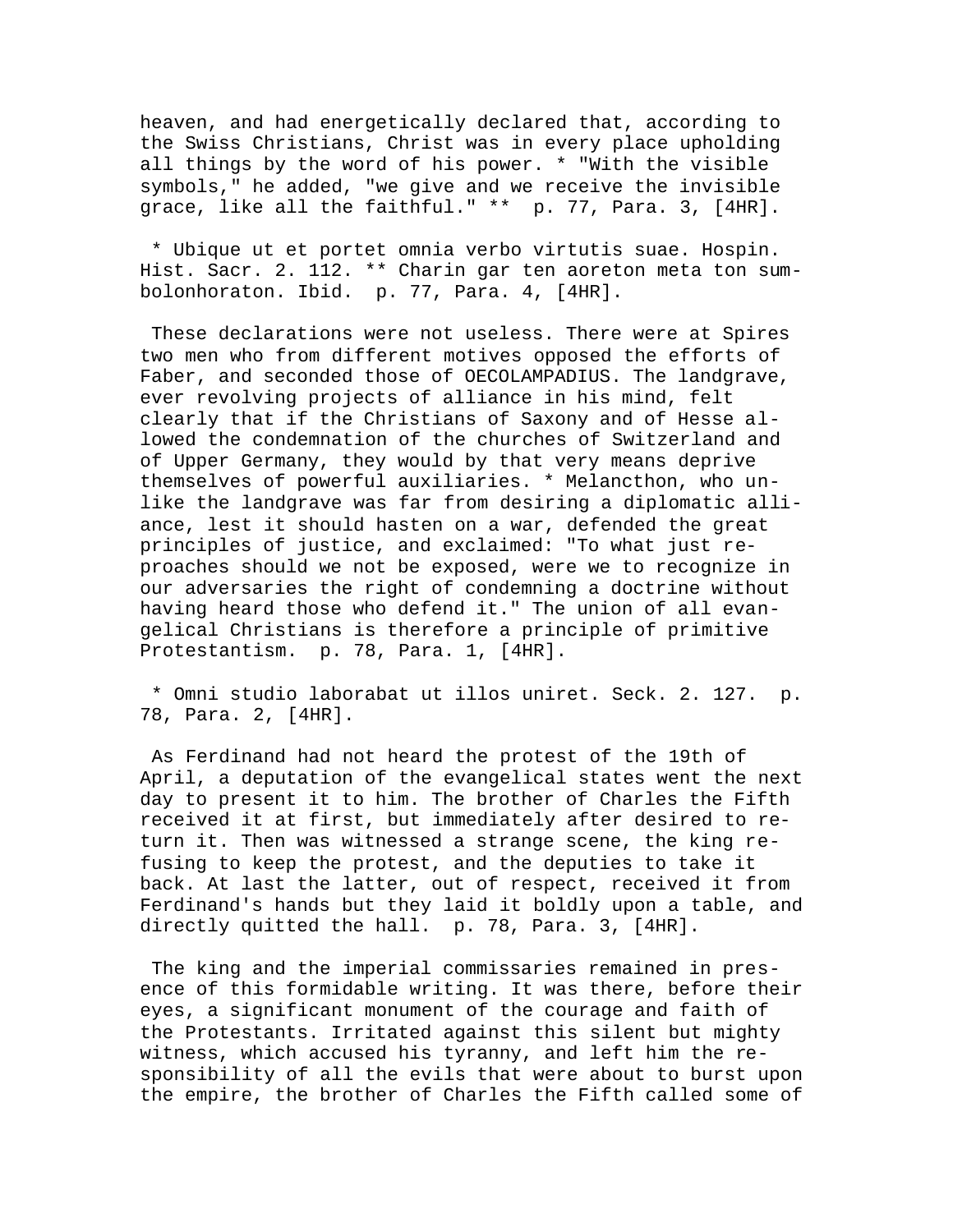heaven, and had energetically declared that, according to the Swiss Christians, Christ was in every place upholding all things by the word of his power. * "With the visible symbols," he added, "we give and we receive the invisible grace, like all the faithful." ** p. 77, Para. 3, [4HR].

* Ubique ut et portet omnia verbo virtutis suae. Hospin. Hist. Sacr. 2. 112. ** Charin gar ten aoreton meta ton sumbolonhoraton. Ibid. p. 77, Para. 4, [4HR].

These declarations were not useless. There were at Spires two men who from different motives opposed the efforts of Faber, and seconded those of OECOLAMPADIUS. The landgrave, ever revolving projects of alliance in his mind, felt clearly that if the Christians of Saxony and of Hesse allowed the condemnation of the churches of Switzerland and of Upper Germany, they would by that very means deprive themselves of powerful auxiliaries. * Melancthon, who unlike the landgrave was far from desiring a diplomatic alliance, lest it should hasten on a war, defended the great principles of justice, and exclaimed: "To what just reproaches should we not be exposed, were we to recognize in our adversaries the right of condemning a doctrine without having heard those who defend it." The union of all evangelical Christians is therefore a principle of primitive Protestantism. p. 78, Para. 1, [4HR].

* Omni studio laborabat ut illos uniret. Seck. 2. 127. p. 78, Para. 2, [4HR].

As Ferdinand had not heard the protest of the 19th of April, a deputation of the evangelical states went the next day to present it to him. The brother of Charles the Fifth received it at first, but immediately after desired to return it. Then was witnessed a strange scene, the king refusing to keep the protest, and the deputies to take it back. At last the latter, out of respect, received it from Ferdinand's hands but they laid it boldly upon a table, and directly quitted the hall. p. 78, Para. 3, [4HR].

The king and the imperial commissaries remained in presence of this formidable writing. It was there, before their eyes, a significant monument of the courage and faith of the Protestants. Irritated against this silent but mighty witness, which accused his tyranny, and left him the responsibility of all the evils that were about to burst upon the empire, the brother of Charles the Fifth called some of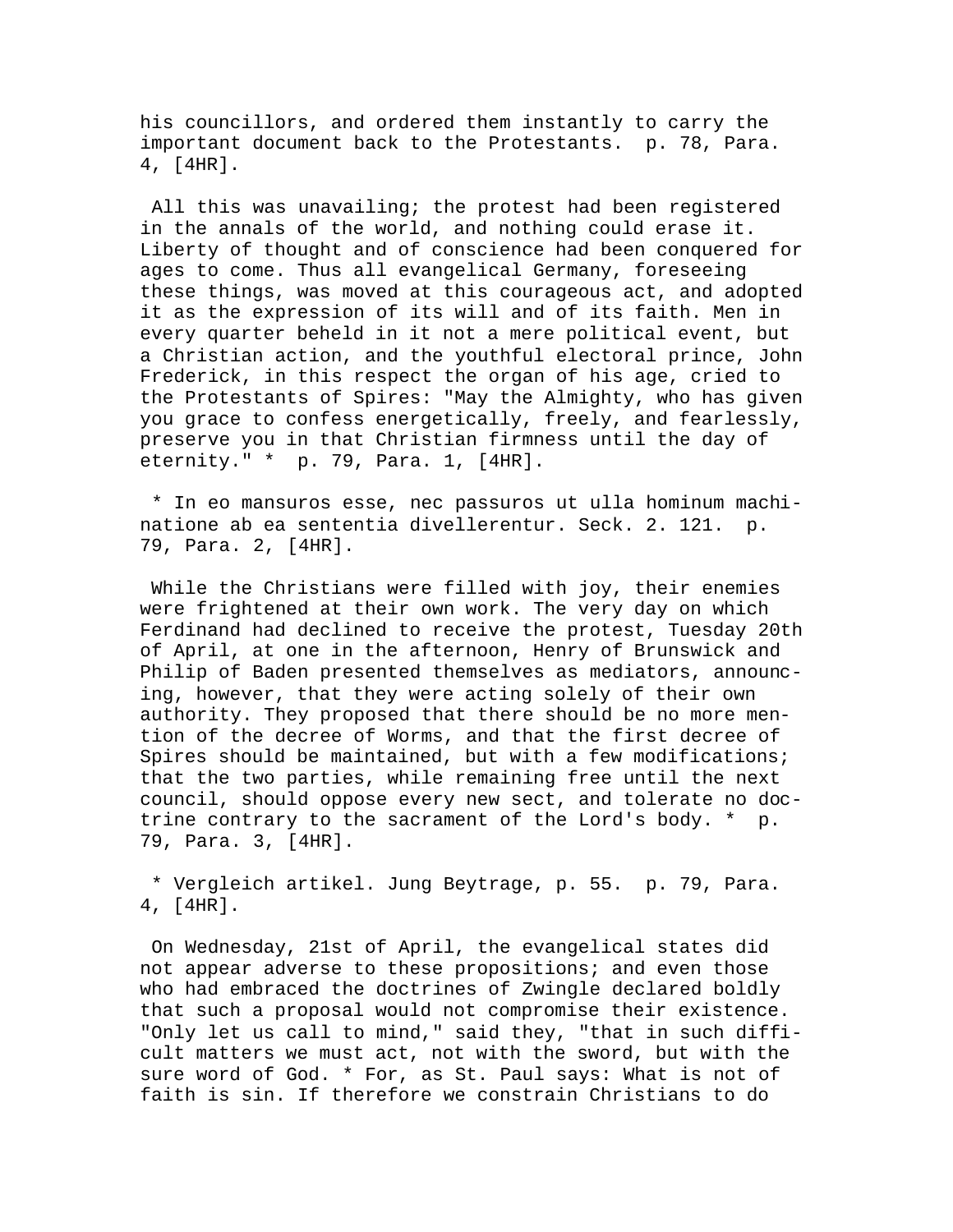his councillors, and ordered them instantly to carry the important document back to the Protestants. p. 78, Para. 4, [4HR].

All this was unavailing; the protest had been registered in the annals of the world, and nothing could erase it. Liberty of thought and of conscience had been conquered for ages to come. Thus all evangelical Germany, foreseeing these things, was moved at this courageous act, and adopted it as the expression of its will and of its faith. Men in every quarter beheld in it not a mere political event, but a Christian action, and the youthful electoral prince, John Frederick, in this respect the organ of his age, cried to the Protestants of Spires: "May the Almighty, who has given you grace to confess energetically, freely, and fearlessly, preserve you in that Christian firmness until the day of eternity." * p. 79, Para. 1, [4HR].

* In eo mansuros esse, nec passuros ut ulla hominum machinatione ab ea sententia divellerentur. Seck. 2. 121. p. 79, Para. 2, [4HR].

While the Christians were filled with joy, their enemies were frightened at their own work. The very day on which Ferdinand had declined to receive the protest, Tuesday 20th of April, at one in the afternoon, Henry of Brunswick and Philip of Baden presented themselves as mediators, announcing, however, that they were acting solely of their own authority. They proposed that there should be no more mention of the decree of Worms, and that the first decree of Spires should be maintained, but with a few modifications; that the two parties, while remaining free until the next council, should oppose every new sect, and tolerate no doctrine contrary to the sacrament of the Lord's body. * p. 79, Para. 3, [4HR].

* Vergleich artikel. Jung Beytrage, p. 55. p. 79, Para. 4, [4HR].

On Wednesday, 21st of April, the evangelical states did not appear adverse to these propositions; and even those who had embraced the doctrines of Zwingle declared boldly that such a proposal would not compromise their existence. "Only let us call to mind," said they, "that in such difficult matters we must act, not with the sword, but with the sure word of God. * For, as St. Paul says: What is not of faith is sin. If therefore we constrain Christians to do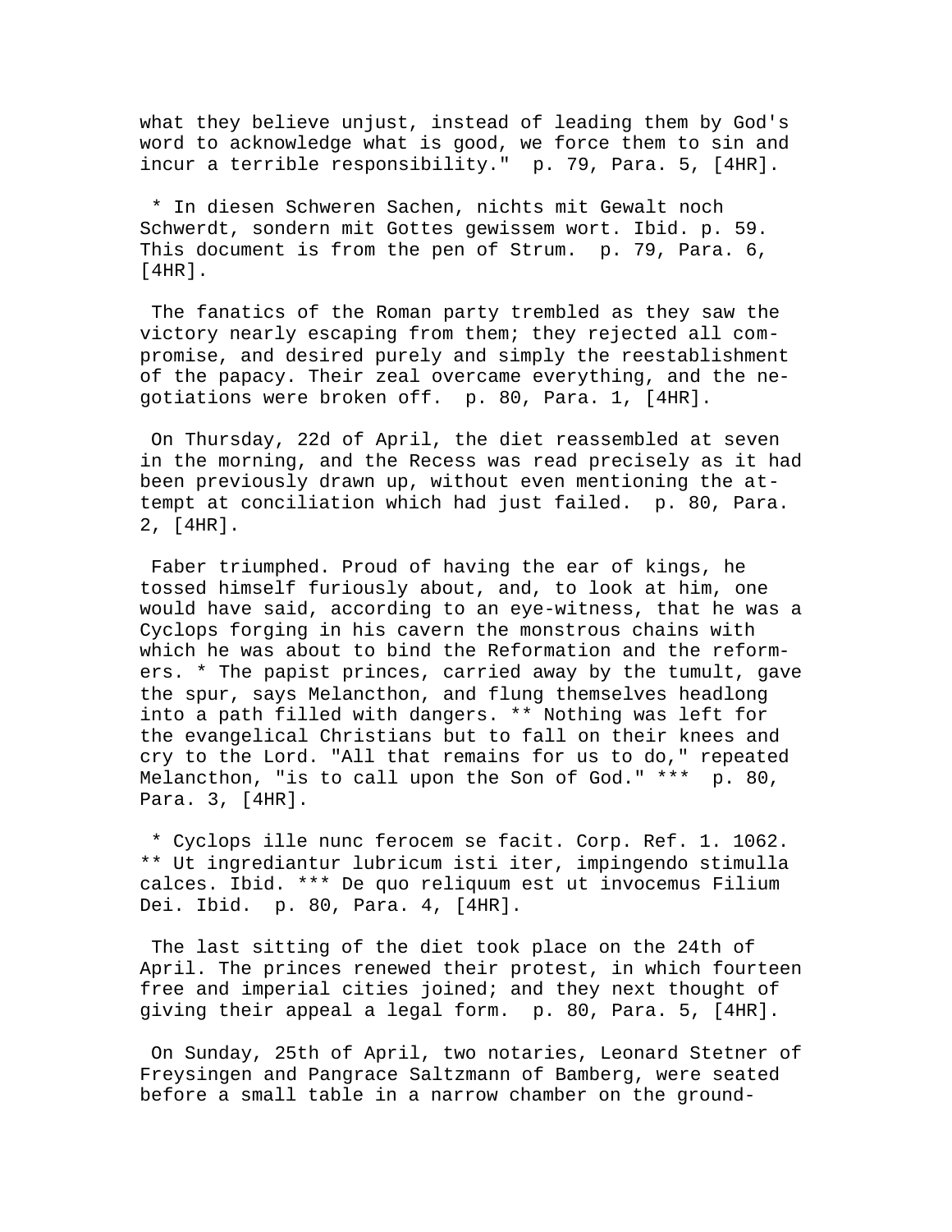what they believe unjust, instead of leading them by God's word to acknowledge what is good, we force them to sin and incur a terrible responsibility."  p. 79, Para. 5, [4HR].

* In diesen Schweren Sachen, nichts mit Gewalt noch Schwerdt, sondern mit Gottes gewissem wort. Ibid. p. 59. This document is from the pen of Strum.  p. 79, Para. 6, [4HR].

The fanatics of the Roman party trembled as they saw the victory nearly escaping from them; they rejected all compromise, and desired purely and simply the reestablishment of the papacy. Their zeal overcame everything, and the negotiations were broken off.  p. 80, Para. 1, [4HR].

On Thursday, 22d of April, the diet reassembled at seven in the morning, and the Recess was read precisely as it had been previously drawn up, without even mentioning the attempt at conciliation which had just failed.  p. 80, Para. 2, [4HR].

Faber triumphed. Proud of having the ear of kings, he tossed himself furiously about, and, to look at him, one would have said, according to an eye-witness, that he was a Cyclops forging in his cavern the monstrous chains with which he was about to bind the Reformation and the reformers. * The papist princes, carried away by the tumult, gave the spur, says Melancthon, and flung themselves headlong into a path filled with dangers. ** Nothing was left for the evangelical Christians but to fall on their knees and cry to the Lord. "All that remains for us to do," repeated Melancthon, "is to call upon the Son of God." ***  p. 80, Para. 3, [4HR].

* Cyclops ille nunc ferocem se facit. Corp. Ref. 1. 1062. ** Ut ingrediantur lubricum isti iter, impingendo stimulla calces. Ibid. *** De quo reliquum est ut invocemus Filium Dei. Ibid.  p. 80, Para. 4, [4HR].

The last sitting of the diet took place on the 24th of April. The princes renewed their protest, in which fourteen free and imperial cities joined; and they next thought of giving their appeal a legal form.  p. 80, Para. 5, [4HR].

On Sunday, 25th of April, two notaries, Leonard Stetner of Freysingen and Pangrace Saltzmann of Bamberg, were seated before a small table in a narrow chamber on the ground-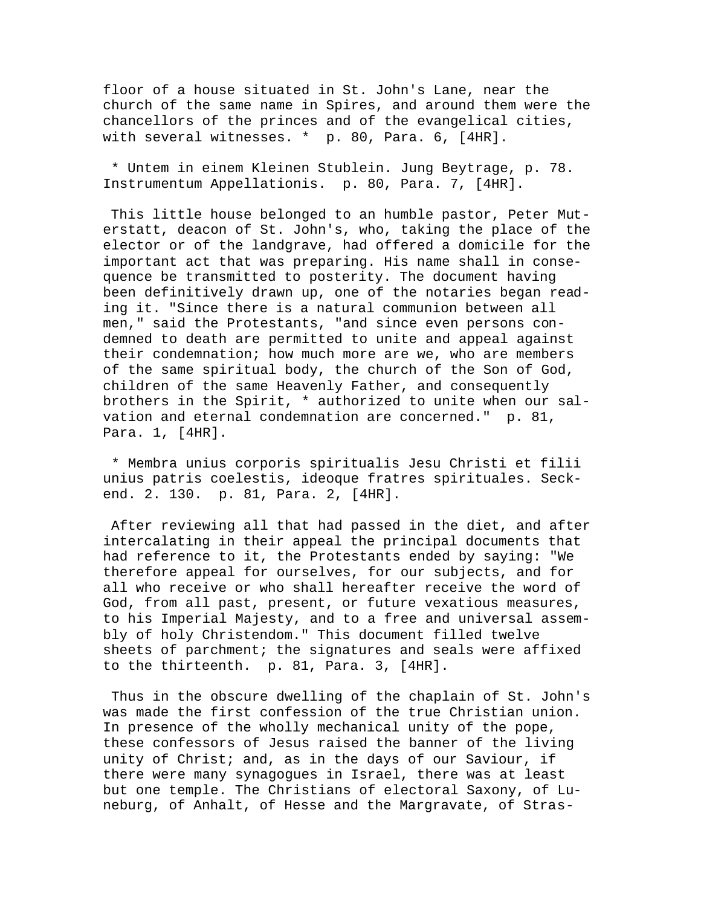floor of a house situated in St. John's Lane, near the church of the same name in Spires, and around them were the chancellors of the princes and of the evangelical cities, with several witnesses. * p. 80, Para. 6, [4HR].

* Untem in einem Kleinen Stublein. Jung Beytrage, p. 78. Instrumentum Appellationis. p. 80, Para. 7, [4HR].

This little house belonged to an humble pastor, Peter Muterstatt, deacon of St. John's, who, taking the place of the elector or of the landgrave, had offered a domicile for the important act that was preparing. His name shall in consequence be transmitted to posterity. The document having been definitively drawn up, one of the notaries began reading it. "Since there is a natural communion between all men," said the Protestants, "and since even persons condemned to death are permitted to unite and appeal against their condemnation; how much more are we, who are members of the same spiritual body, the church of the Son of God, children of the same Heavenly Father, and consequently brothers in the Spirit, * authorized to unite when our salvation and eternal condemnation are concerned." p. 81, Para. 1, [4HR].

* Membra unius corporis spiritualis Jesu Christi et filii unius patris coelestis, ideoque fratres spirituales. Seckend. 2. 130. p. 81, Para. 2, [4HR].

After reviewing all that had passed in the diet, and after intercalating in their appeal the principal documents that had reference to it, the Protestants ended by saying: "We therefore appeal for ourselves, for our subjects, and for all who receive or who shall hereafter receive the word of God, from all past, present, or future vexatious measures, to his Imperial Majesty, and to a free and universal assembly of holy Christendom." This document filled twelve sheets of parchment; the signatures and seals were affixed to the thirteenth. p. 81, Para. 3, [4HR].

Thus in the obscure dwelling of the chaplain of St. John's was made the first confession of the true Christian union. In presence of the wholly mechanical unity of the pope, these confessors of Jesus raised the banner of the living unity of Christ; and, as in the days of our Saviour, if there were many synagogues in Israel, there was at least but one temple. The Christians of electoral Saxony, of Luneburg, of Anhalt, of Hesse and the Margravate, of Stras-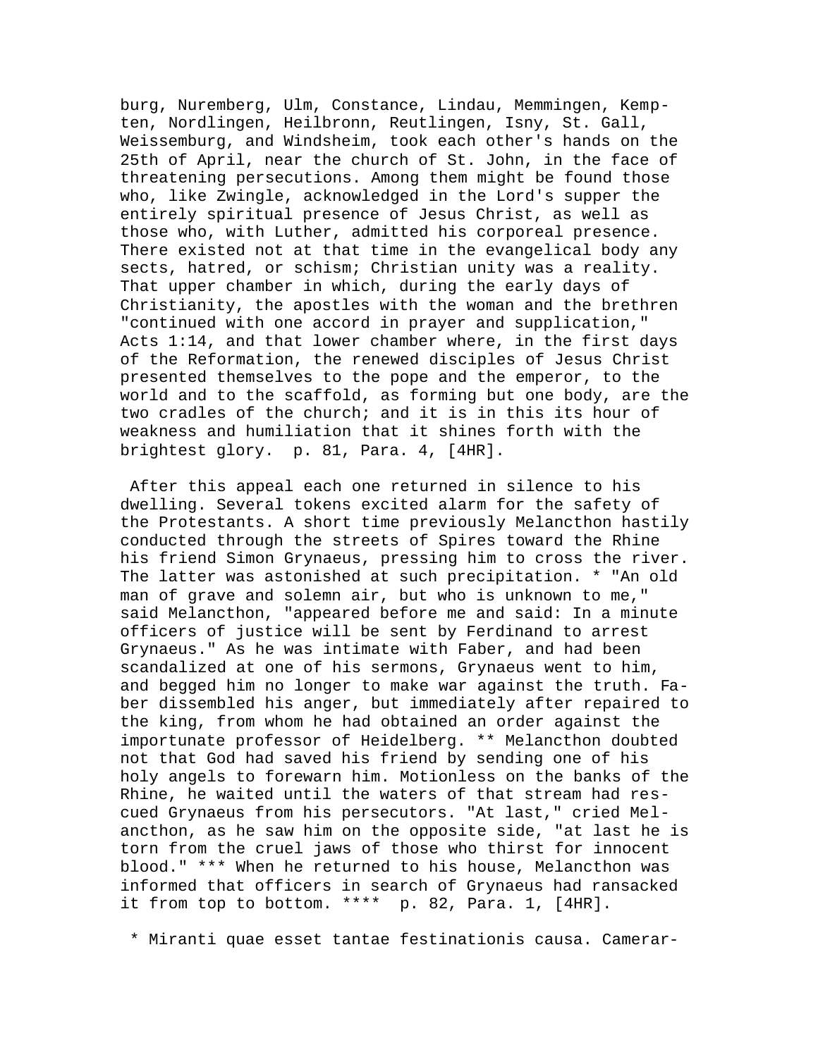burg, Nuremberg, Ulm, Constance, Lindau, Memmingen, Kempten, Nordlingen, Heilbronn, Reutlingen, Isny, St. Gall, Weissemburg, and Windsheim, took each other's hands on the 25th of April, near the church of St. John, in the face of threatening persecutions. Among them might be found those who, like Zwingle, acknowledged in the Lord's supper the entirely spiritual presence of Jesus Christ, as well as those who, with Luther, admitted his corporeal presence. There existed not at that time in the evangelical body any sects, hatred, or schism; Christian unity was a reality. That upper chamber in which, during the early days of Christianity, the apostles with the woman and the brethren "continued with one accord in prayer and supplication," Acts 1:14, and that lower chamber where, in the first days of the Reformation, the renewed disciples of Jesus Christ presented themselves to the pope and the emperor, to the world and to the scaffold, as forming but one body, are the two cradles of the church; and it is in this its hour of weakness and humiliation that it shines forth with the brightest glory. p. 81, Para. 4, [4HR].

After this appeal each one returned in silence to his dwelling. Several tokens excited alarm for the safety of the Protestants. A short time previously Melancthon hastily conducted through the streets of Spires toward the Rhine his friend Simon Grynaeus, pressing him to cross the river. The latter was astonished at such precipitation. * "An old man of grave and solemn air, but who is unknown to me," said Melancthon, "appeared before me and said: In a minute officers of justice will be sent by Ferdinand to arrest Grynaeus." As he was intimate with Faber, and had been scandalized at one of his sermons, Grynaeus went to him, and begged him no longer to make war against the truth. Faber dissembled his anger, but immediately after repaired to the king, from whom he had obtained an order against the importunate professor of Heidelberg. ** Melancthon doubted not that God had saved his friend by sending one of his holy angels to forewarn him. Motionless on the banks of the Rhine, he waited until the waters of that stream had rescued Grynaeus from his persecutors. "At last," cried Melancthon, as he saw him on the opposite side, "at last he is torn from the cruel jaws of those who thirst for innocent blood." *** When he returned to his house, Melancthon was informed that officers in search of Grynaeus had ransacked it from top to bottom. **** p. 82, Para. 1, [4HR].

* Miranti quae esset tantae festinationis causa. Camerar-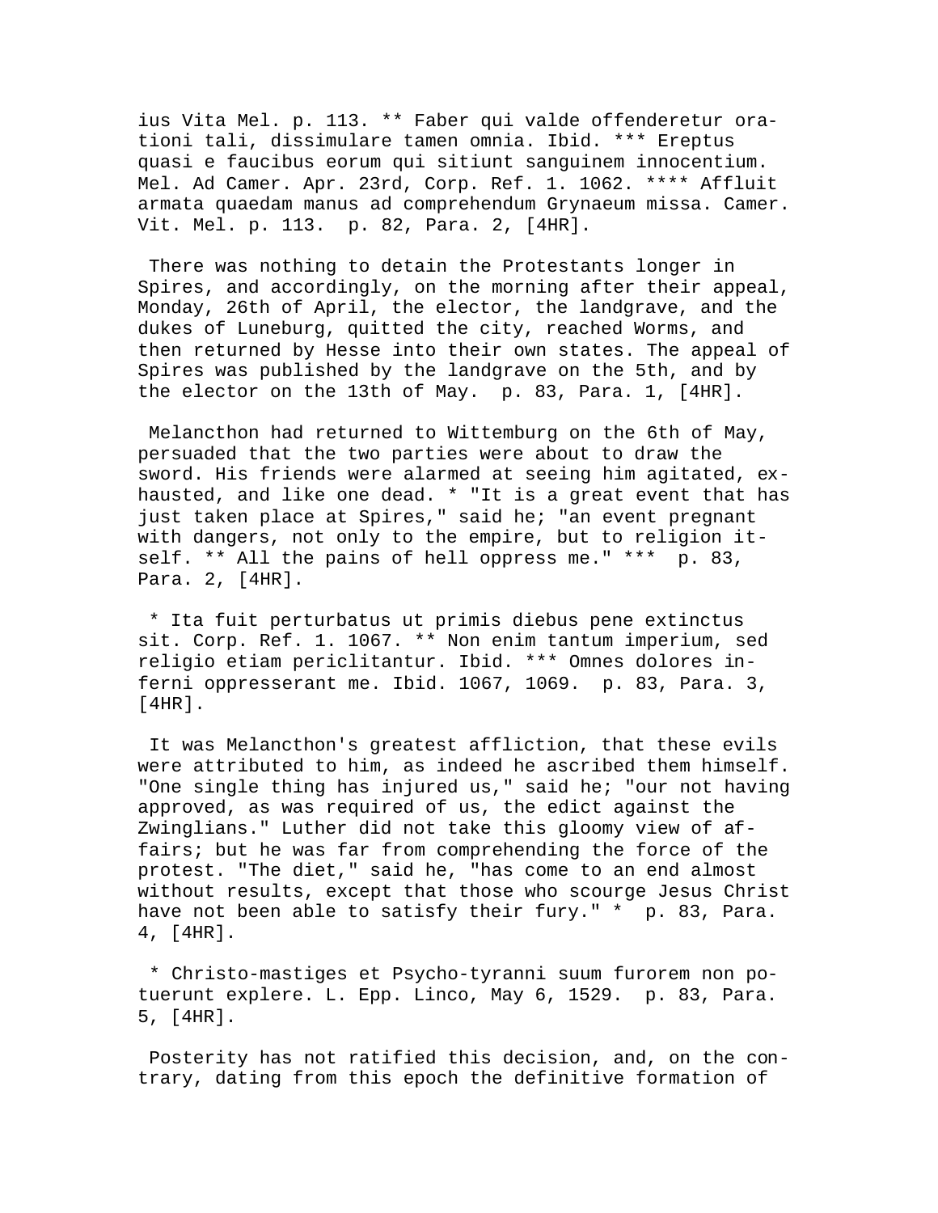ius Vita Mel. p. 113. ** Faber qui valde offenderetur orationi tali, dissimulare tamen omnia. Ibid. *** Ereptus quasi e faucibus eorum qui sitiunt sanguinem innocentium. Mel. Ad Camer. Apr. 23rd, Corp. Ref. 1. 1062. **** Affluit armata quaedam manus ad comprehendum Grynaeum missa. Camer. Vit. Mel. p. 113. p. 82, Para. 2, [4HR].

There was nothing to detain the Protestants longer in Spires, and accordingly, on the morning after their appeal, Monday, 26th of April, the elector, the landgrave, and the dukes of Luneburg, quitted the city, reached Worms, and then returned by Hesse into their own states. The appeal of Spires was published by the landgrave on the 5th, and by the elector on the 13th of May. p. 83, Para. 1, [4HR].

Melancthon had returned to Wittemburg on the 6th of May, persuaded that the two parties were about to draw the sword. His friends were alarmed at seeing him agitated, exhausted, and like one dead. * "It is a great event that has just taken place at Spires," said he; "an event pregnant with dangers, not only to the empire, but to religion itself. ** All the pains of hell oppress me." *** p. 83, Para. 2, [4HR].

* Ita fuit perturbatus ut primis diebus pene extinctus sit. Corp. Ref. 1. 1067. ** Non enim tantum imperium, sed religio etiam periclitantur. Ibid. *** Omnes dolores inferni oppresserant me. Ibid. 1067, 1069. p. 83, Para. 3, [4HR].

It was Melancthon's greatest affliction, that these evils were attributed to him, as indeed he ascribed them himself. "One single thing has injured us," said he; "our not having approved, as was required of us, the edict against the Zwinglians." Luther did not take this gloomy view of affairs; but he was far from comprehending the force of the protest. "The diet," said he, "has come to an end almost without results, except that those who scourge Jesus Christ have not been able to satisfy their fury." * p. 83, Para. 4, [4HR].

* Christo-mastiges et Psycho-tyranni suum furorem non potuerunt explere. L. Epp. Linco, May 6, 1529. p. 83, Para. 5, [4HR].

Posterity has not ratified this decision, and, on the contrary, dating from this epoch the definitive formation of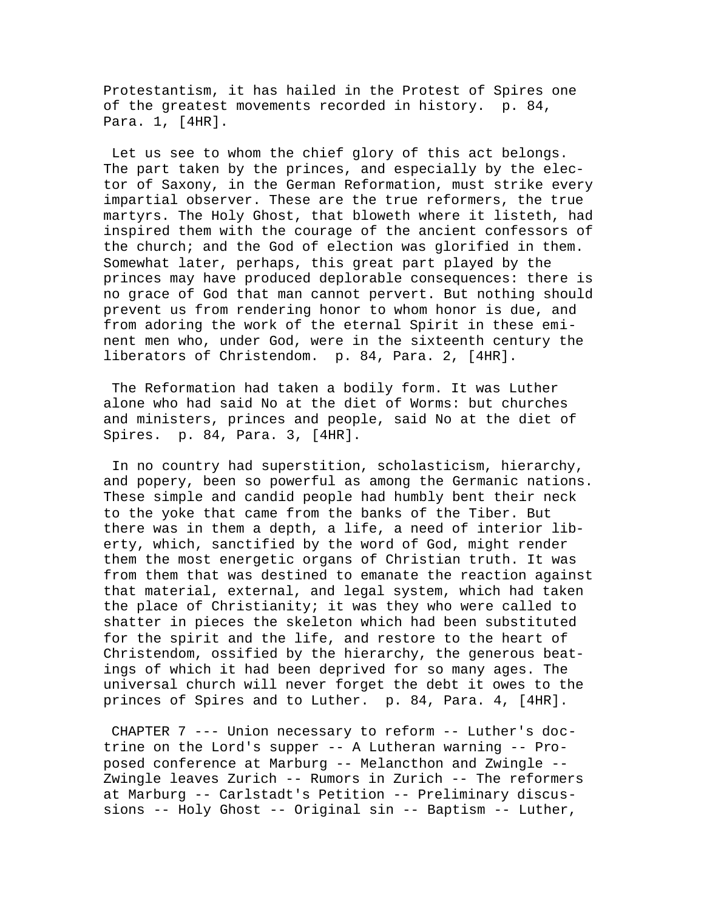Protestantism, it has hailed in the Protest of Spires one of the greatest movements recorded in history. p. 84, Para. 1, [4HR].

Let us see to whom the chief glory of this act belongs. The part taken by the princes, and especially by the elector of Saxony, in the German Reformation, must strike every impartial observer. These are the true reformers, the true martyrs. The Holy Ghost, that bloweth where it listeth, had inspired them with the courage of the ancient confessors of the church; and the God of election was glorified in them. Somewhat later, perhaps, this great part played by the princes may have produced deplorable consequences: there is no grace of God that man cannot pervert. But nothing should prevent us from rendering honor to whom honor is due, and from adoring the work of the eternal Spirit in these eminent men who, under God, were in the sixteenth century the liberators of Christendom. p. 84, Para. 2, [4HR].

The Reformation had taken a bodily form. It was Luther alone who had said No at the diet of Worms: but churches and ministers, princes and people, said No at the diet of Spires. p. 84, Para. 3, [4HR].

In no country had superstition, scholasticism, hierarchy, and popery, been so powerful as among the Germanic nations. These simple and candid people had humbly bent their neck to the yoke that came from the banks of the Tiber. But there was in them a depth, a life, a need of interior liberty, which, sanctified by the word of God, might render them the most energetic organs of Christian truth. It was from them that was destined to emanate the reaction against that material, external, and legal system, which had taken the place of Christianity; it was they who were called to shatter in pieces the skeleton which had been substituted for the spirit and the life, and restore to the heart of Christendom, ossified by the hierarchy, the generous beatings of which it had been deprived for so many ages. The universal church will never forget the debt it owes to the princes of Spires and to Luther. p. 84, Para. 4, [4HR].

CHAPTER 7 --- Union necessary to reform -- Luther's doctrine on the Lord's supper -- A Lutheran warning -- Proposed conference at Marburg -- Melancthon and Zwingle -- Zwingle leaves Zurich -- Rumors in Zurich -- The reformers at Marburg -- Carlstadt's Petition -- Preliminary discussions -- Holy Ghost -- Original sin -- Baptism -- Luther,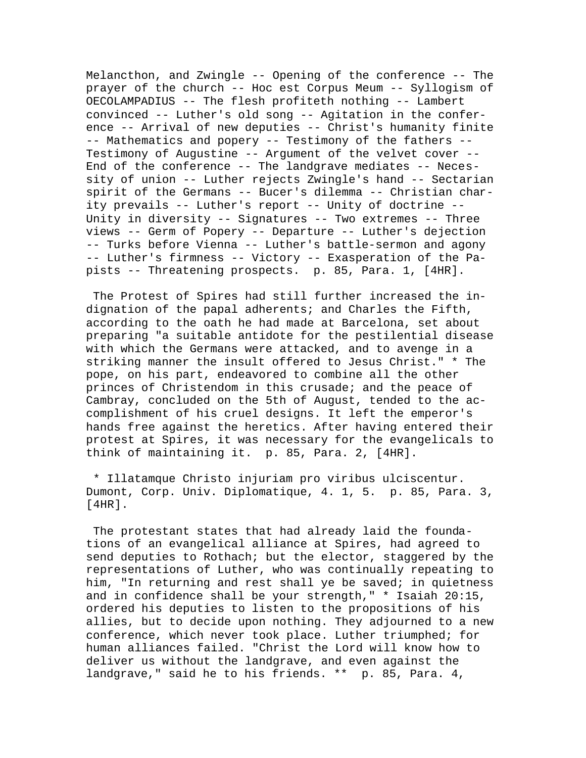Melancthon, and Zwingle -- Opening of the conference -- The prayer of the church -- Hoc est Corpus Meum -- Syllogism of OECOLAMPADIUS -- The flesh profiteth nothing -- Lambert convinced -- Luther's old song -- Agitation in the conference -- Arrival of new deputies -- Christ's humanity finite -- Mathematics and popery -- Testimony of the fathers -- Testimony of Augustine -- Argument of the velvet cover -- End of the conference -- The landgrave mediates -- Necessity of union -- Luther rejects Zwingle's hand -- Sectarian spirit of the Germans -- Bucer's dilemma -- Christian charity prevails -- Luther's report -- Unity of doctrine -- Unity in diversity -- Signatures -- Two extremes -- Three views -- Germ of Popery -- Departure -- Luther's dejection -- Turks before Vienna -- Luther's battle-sermon and agony -- Luther's firmness -- Victory -- Exasperation of the Papists -- Threatening prospects. p. 85, Para. 1, [4HR].

The Protest of Spires had still further increased the indignation of the papal adherents; and Charles the Fifth, according to the oath he had made at Barcelona, set about preparing "a suitable antidote for the pestilential disease with which the Germans were attacked, and to avenge in a striking manner the insult offered to Jesus Christ." * The pope, on his part, endeavored to combine all the other princes of Christendom in this crusade; and the peace of Cambray, concluded on the 5th of August, tended to the accomplishment of his cruel designs. It left the emperor's hands free against the heretics. After having entered their protest at Spires, it was necessary for the evangelicals to think of maintaining it. p. 85, Para. 2, [4HR].

* Illatamque Christo injuriam pro viribus ulciscentur. Dumont, Corp. Univ. Diplomatique, 4. 1, 5. p. 85, Para. 3, [4HR].

The protestant states that had already laid the foundations of an evangelical alliance at Spires, had agreed to send deputies to Rothach; but the elector, staggered by the representations of Luther, who was continually repeating to him, "In returning and rest shall ye be saved; in quietness and in confidence shall be your strength," * Isaiah 20:15, ordered his deputies to listen to the propositions of his allies, but to decide upon nothing. They adjourned to a new conference, which never took place. Luther triumphed; for human alliances failed. "Christ the Lord will know how to deliver us without the landgrave, and even against the landgrave," said he to his friends. ** p. 85, Para. 4,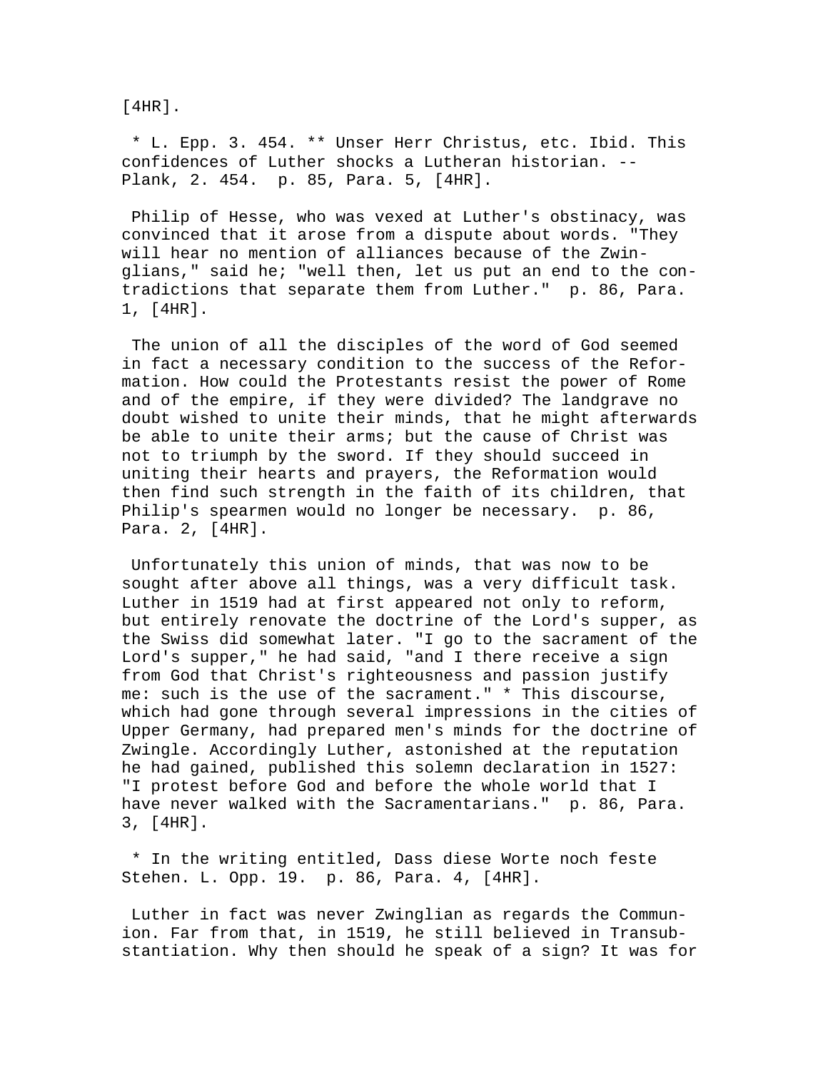[4HR].

* L. Epp. 3. 454. ** Unser Herr Christus, etc. Ibid. This confidences of Luther shocks a Lutheran historian. -- Plank, 2. 454. p. 85, Para. 5, [4HR].

Philip of Hesse, who was vexed at Luther's obstinacy, was convinced that it arose from a dispute about words. "They will hear no mention of alliances because of the Zwinglians," said he; "well then, let us put an end to the contradictions that separate them from Luther." p. 86, Para. 1, [4HR].

The union of all the disciples of the word of God seemed in fact a necessary condition to the success of the Reformation. How could the Protestants resist the power of Rome and of the empire, if they were divided? The landgrave no doubt wished to unite their minds, that he might afterwards be able to unite their arms; but the cause of Christ was not to triumph by the sword. If they should succeed in uniting their hearts and prayers, the Reformation would then find such strength in the faith of its children, that Philip's spearmen would no longer be necessary. p. 86, Para. 2, [4HR].

Unfortunately this union of minds, that was now to be sought after above all things, was a very difficult task. Luther in 1519 had at first appeared not only to reform, but entirely renovate the doctrine of the Lord's supper, as the Swiss did somewhat later. "I go to the sacrament of the Lord's supper," he had said, "and I there receive a sign from God that Christ's righteousness and passion justify me: such is the use of the sacrament." * This discourse, which had gone through several impressions in the cities of Upper Germany, had prepared men's minds for the doctrine of Zwingle. Accordingly Luther, astonished at the reputation he had gained, published this solemn declaration in 1527: "I protest before God and before the whole world that I have never walked with the Sacramentarians." p. 86, Para. 3, [4HR].

* In the writing entitled, Dass diese Worte noch feste Stehen. L. Opp. 19. p. 86, Para. 4, [4HR].

Luther in fact was never Zwinglian as regards the Communion. Far from that, in 1519, he still believed in Transubstantiation. Why then should he speak of a sign? It was for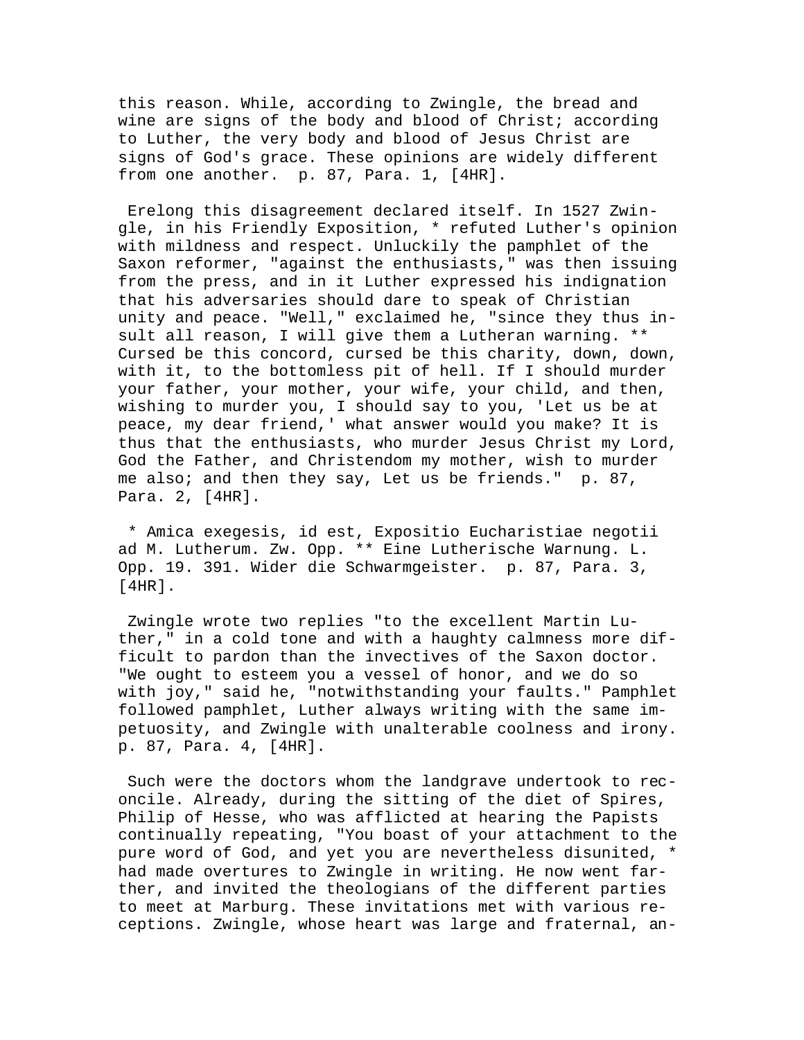this reason. While, according to Zwingle, the bread and wine are signs of the body and blood of Christ; according to Luther, the very body and blood of Jesus Christ are signs of God's grace. These opinions are widely different from one another. p. 87, Para. 1, [4HR].

Erelong this disagreement declared itself. In 1527 Zwingle, in his Friendly Exposition, * refuted Luther's opinion with mildness and respect. Unluckily the pamphlet of the Saxon reformer, "against the enthusiasts," was then issuing from the press, and in it Luther expressed his indignation that his adversaries should dare to speak of Christian unity and peace. "Well," exclaimed he, "since they thus insult all reason, I will give them a Lutheran warning. ** Cursed be this concord, cursed be this charity, down, down, with it, to the bottomless pit of hell. If I should murder your father, your mother, your wife, your child, and then, wishing to murder you, I should say to you, 'Let us be at peace, my dear friend,' what answer would you make? It is thus that the enthusiasts, who murder Jesus Christ my Lord, God the Father, and Christendom my mother, wish to murder me also; and then they say, Let us be friends." p. 87, Para. 2, [4HR].

* Amica exegesis, id est, Expositio Eucharistiae negotii ad M. Lutherum. Zw. Opp. ** Eine Lutherische Warnung. L. Opp. 19. 391. Wider die Schwarmgeister. p. 87, Para. 3, [4HR].

Zwingle wrote two replies "to the excellent Martin Luther," in a cold tone and with a haughty calmness more difficult to pardon than the invectives of the Saxon doctor. "We ought to esteem you a vessel of honor, and we do so with joy," said he, "notwithstanding your faults." Pamphlet followed pamphlet, Luther always writing with the same impetuosity, and Zwingle with unalterable coolness and irony. p. 87, Para. 4, [4HR].

Such were the doctors whom the landgrave undertook to reconcile. Already, during the sitting of the diet of Spires, Philip of Hesse, who was afflicted at hearing the Papists continually repeating, "You boast of your attachment to the pure word of God, and yet you are nevertheless disunited, * had made overtures to Zwingle in writing. He now went farther, and invited the theologians of the different parties to meet at Marburg. These invitations met with various receptions. Zwingle, whose heart was large and fraternal, an-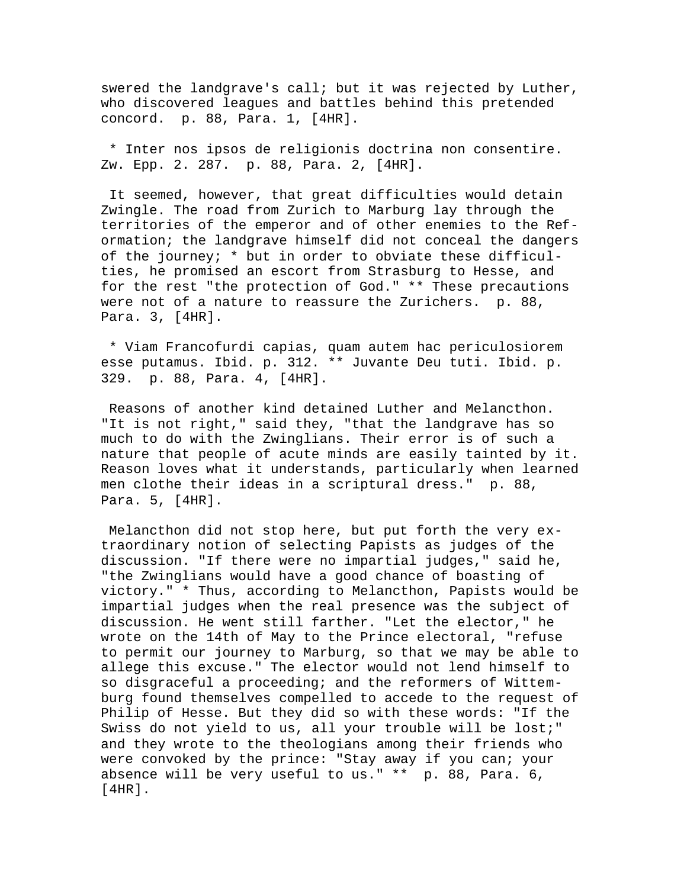swered the landgrave's call; but it was rejected by Luther, who discovered leagues and battles behind this pretended concord. p. 88, Para. 1, [4HR].

* Inter nos ipsos de religionis doctrina non consentire. Zw. Epp. 2. 287. p. 88, Para. 2, [4HR].

It seemed, however, that great difficulties would detain Zwingle. The road from Zurich to Marburg lay through the territories of the emperor and of other enemies to the Reformation; the landgrave himself did not conceal the dangers of the journey; * but in order to obviate these difficulties, he promised an escort from Strasburg to Hesse, and for the rest "the protection of God." ** These precautions were not of a nature to reassure the Zurichers. p. 88, Para. 3, [4HR].

* Viam Francofurdi capias, quam autem hac periculosiorem esse putamus. Ibid. p. 312. ** Juvante Deu tuti. Ibid. p. 329. p. 88, Para. 4, [4HR].

Reasons of another kind detained Luther and Melancthon. "It is not right," said they, "that the landgrave has so much to do with the Zwinglians. Their error is of such a nature that people of acute minds are easily tainted by it. Reason loves what it understands, particularly when learned men clothe their ideas in a scriptural dress." p. 88, Para. 5, [4HR].

Melancthon did not stop here, but put forth the very extraordinary notion of selecting Papists as judges of the discussion. "If there were no impartial judges," said he, "the Zwinglians would have a good chance of boasting of victory." * Thus, according to Melancthon, Papists would be impartial judges when the real presence was the subject of discussion. He went still farther. "Let the elector," he wrote on the 14th of May to the Prince electoral, "refuse to permit our journey to Marburg, so that we may be able to allege this excuse." The elector would not lend himself to so disgraceful a proceeding; and the reformers of Wittemburg found themselves compelled to accede to the request of Philip of Hesse. But they did so with these words: "If the Swiss do not yield to us, all your trouble will be lost;" and they wrote to the theologians among their friends who were convoked by the prince: "Stay away if you can; your absence will be very useful to us." ** p. 88, Para. 6, [4HR].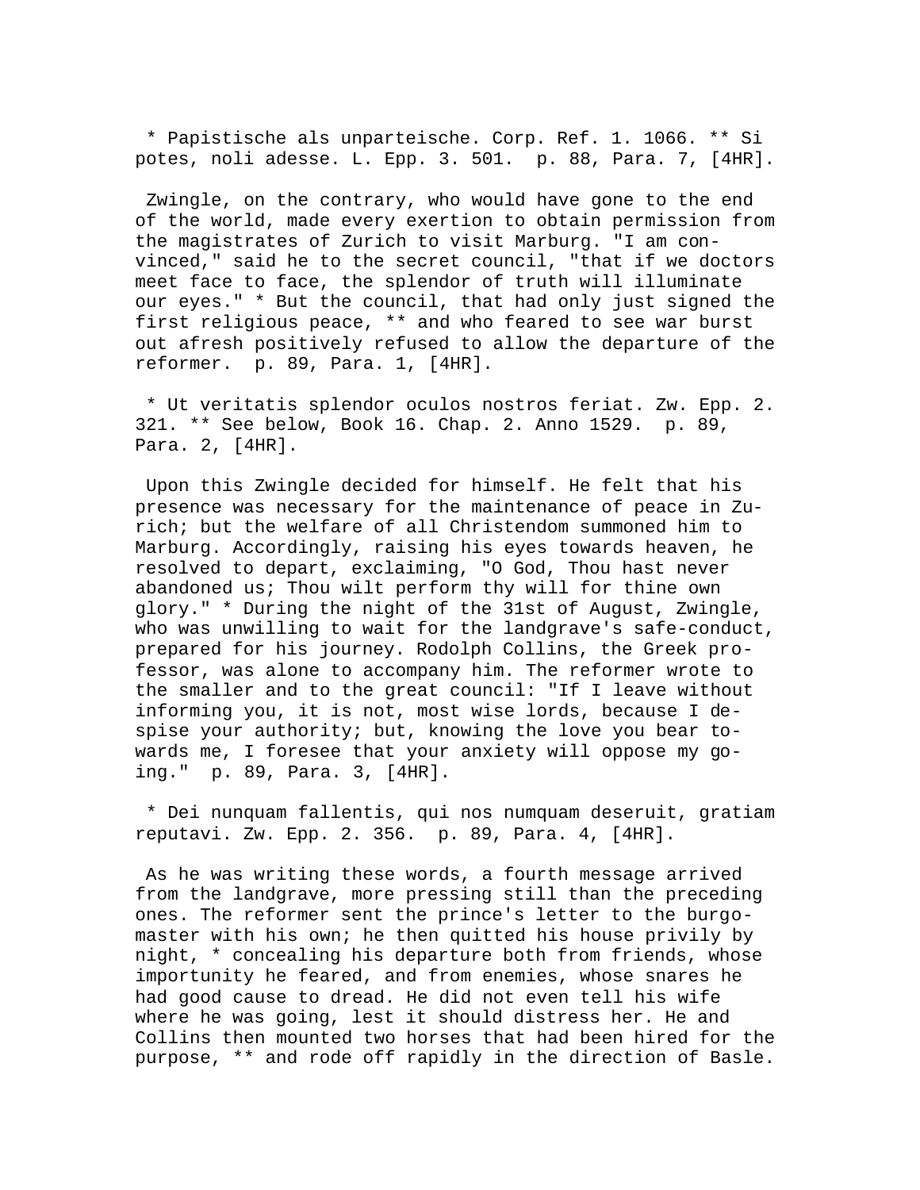* Papistische als unparteische. Corp. Ref. 1. 1066. ** Si potes, noli adesse. L. Epp. 3. 501. p. 88, Para. 7, [4HR].

Zwingle, on the contrary, who would have gone to the end of the world, made every exertion to obtain permission from the magistrates of Zurich to visit Marburg. "I am convinced," said he to the secret council, "that if we doctors meet face to face, the splendor of truth will illuminate our eyes." * But the council, that had only just signed the first religious peace, ** and who feared to see war burst out afresh positively refused to allow the departure of the reformer. p. 89, Para. 1, [4HR].

* Ut veritatis splendor oculos nostros feriat. Zw. Epp. 2. 321. ** See below, Book 16. Chap. 2. Anno 1529. p. 89, Para. 2, [4HR].

Upon this Zwingle decided for himself. He felt that his presence was necessary for the maintenance of peace in Zurich; but the welfare of all Christendom summoned him to Marburg. Accordingly, raising his eyes towards heaven, he resolved to depart, exclaiming, "O God, Thou hast never abandoned us; Thou wilt perform thy will for thine own glory." * During the night of the 31st of August, Zwingle, who was unwilling to wait for the landgrave's safe-conduct, prepared for his journey. Rodolph Collins, the Greek professor, was alone to accompany him. The reformer wrote to the smaller and to the great council: "If I leave without informing you, it is not, most wise lords, because I despise your authority; but, knowing the love you bear towards me, I foresee that your anxiety will oppose my going." p. 89, Para. 3, [4HR].

* Dei nunquam fallentis, qui nos numquam deseruit, gratiam reputavi. Zw. Epp. 2. 356. p. 89, Para. 4, [4HR].

As he was writing these words, a fourth message arrived from the landgrave, more pressing still than the preceding ones. The reformer sent the prince's letter to the burgomaster with his own; he then quitted his house privily by night, * concealing his departure both from friends, whose importunity he feared, and from enemies, whose snares he had good cause to dread. He did not even tell his wife where he was going, lest it should distress her. He and Collins then mounted two horses that had been hired for the purpose, ** and rode off rapidly in the direction of Basle.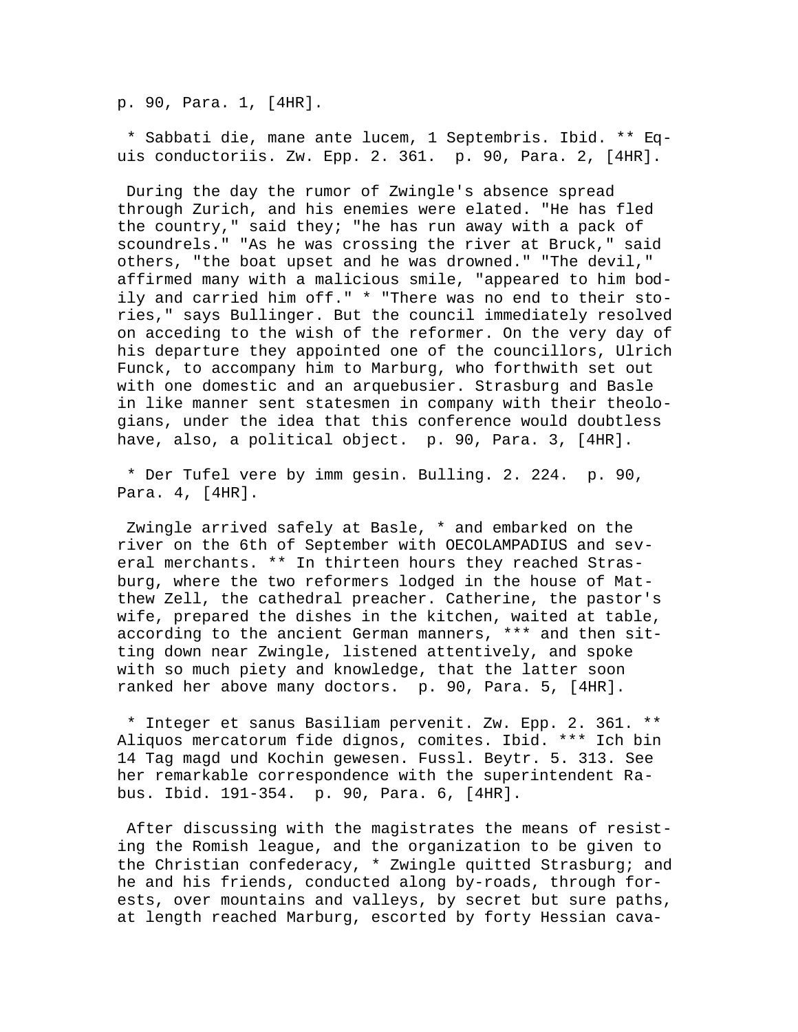p. 90, Para. 1, [4HR].

* Sabbati die, mane ante lucem, 1 Septembris. Ibid. ** Equis conductoriis. Zw. Epp. 2. 361. p. 90, Para. 2, [4HR].

During the day the rumor of Zwingle's absence spread through Zurich, and his enemies were elated. "He has fled the country," said they; "he has run away with a pack of scoundrels." "As he was crossing the river at Bruck," said others, "the boat upset and he was drowned." "The devil," affirmed many with a malicious smile, "appeared to him bodily and carried him off." * "There was no end to their stories," says Bullinger. But the council immediately resolved on acceding to the wish of the reformer. On the very day of his departure they appointed one of the councillors, Ulrich Funck, to accompany him to Marburg, who forthwith set out with one domestic and an arquebusier. Strasburg and Basle in like manner sent statesmen in company with their theologians, under the idea that this conference would doubtless have, also, a political object. p. 90, Para. 3, [4HR].

* Der Tufel vere by imm gesin. Bulling. 2. 224. p. 90, Para. 4, [4HR].

Zwingle arrived safely at Basle, * and embarked on the river on the 6th of September with OECOLAMPADIUS and several merchants. ** In thirteen hours they reached Strasburg, where the two reformers lodged in the house of Matthew Zell, the cathedral preacher. Catherine, the pastor's wife, prepared the dishes in the kitchen, waited at table, according to the ancient German manners, *** and then sitting down near Zwingle, listened attentively, and spoke with so much piety and knowledge, that the latter soon ranked her above many doctors. p. 90, Para. 5, [4HR].

* Integer et sanus Basiliam pervenit. Zw. Epp. 2. 361. ** Aliquos mercatorum fide dignos, comites. Ibid. *** Ich bin 14 Tag magd und Kochin gewesen. Fussl. Beytr. 5. 313. See her remarkable correspondence with the superintendent Rabus. Ibid. 191-354. p. 90, Para. 6, [4HR].

After discussing with the magistrates the means of resisting the Romish league, and the organization to be given to the Christian confederacy, * Zwingle quitted Strasburg; and he and his friends, conducted along by-roads, through forests, over mountains and valleys, by secret but sure paths, at length reached Marburg, escorted by forty Hessian cava-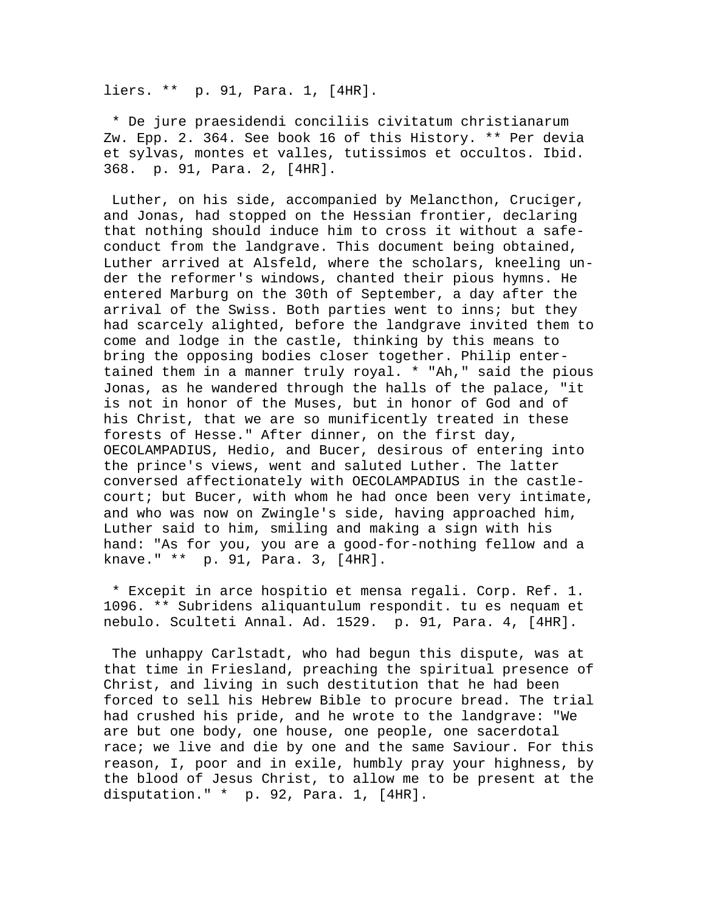liers. ** p. 91, Para. 1, [4HR].

* De jure praesidendi conciliis civitatum christianarum Zw. Epp. 2. 364. See book 16 of this History. ** Per devia et sylvas, montes et valles, tutissimos et occultos. Ibid. 368. p. 91, Para. 2, [4HR].

Luther, on his side, accompanied by Melancthon, Cruciger, and Jonas, had stopped on the Hessian frontier, declaring that nothing should induce him to cross it without a safe-conduct from the landgrave. This document being obtained, Luther arrived at Alsfeld, where the scholars, kneeling under the reformer's windows, chanted their pious hymns. He entered Marburg on the 30th of September, a day after the arrival of the Swiss. Both parties went to inns; but they had scarcely alighted, before the landgrave invited them to come and lodge in the castle, thinking by this means to bring the opposing bodies closer together. Philip entertained them in a manner truly royal. * "Ah," said the pious Jonas, as he wandered through the halls of the palace, "it is not in honor of the Muses, but in honor of God and of his Christ, that we are so munificently treated in these forests of Hesse." After dinner, on the first day, OECOLAMPADIUS, Hedio, and Bucer, desirous of entering into the prince's views, went and saluted Luther. The latter conversed affectionately with OECOLAMPADIUS in the castle-court; but Bucer, with whom he had once been very intimate, and who was now on Zwingle's side, having approached him, Luther said to him, smiling and making a sign with his hand: "As for you, you are a good-for-nothing fellow and a knave." ** p. 91, Para. 3, [4HR].

* Excepit in arce hospitio et mensa regali. Corp. Ref. 1. 1096. ** Subridens aliquantulum respondit. tu es nequam et nebulo. Sculteti Annal. Ad. 1529. p. 91, Para. 4, [4HR].

The unhappy Carlstadt, who had begun this dispute, was at that time in Friesland, preaching the spiritual presence of Christ, and living in such destitution that he had been forced to sell his Hebrew Bible to procure bread. The trial had crushed his pride, and he wrote to the landgrave: "We are but one body, one house, one people, one sacerdotal race; we live and die by one and the same Saviour. For this reason, I, poor and in exile, humbly pray your highness, by the blood of Jesus Christ, to allow me to be present at the disputation." * p. 92, Para. 1, [4HR].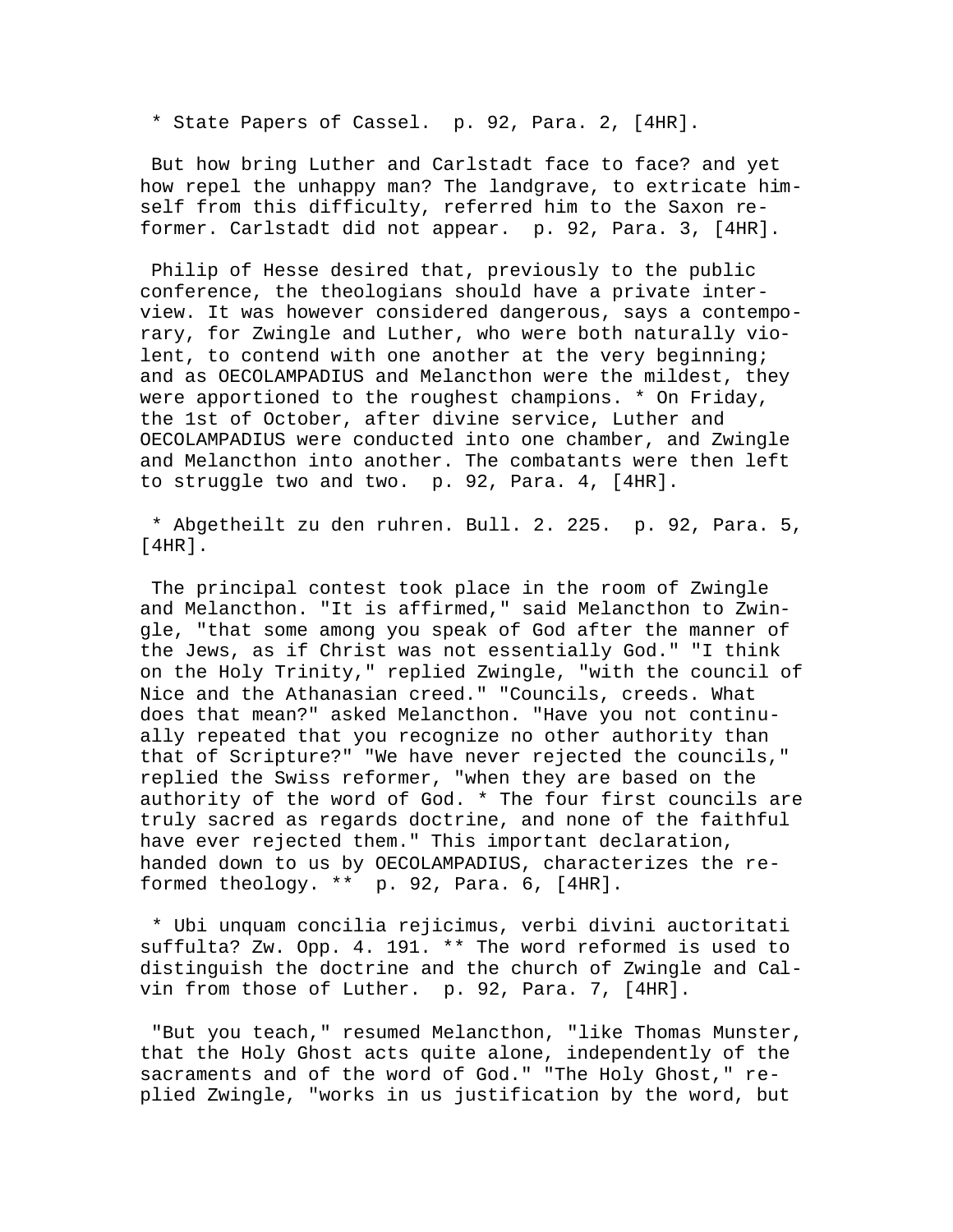* State Papers of Cassel. p. 92, Para. 2, [4HR].

But how bring Luther and Carlstadt face to face? and yet how repel the unhappy man? The landgrave, to extricate himself from this difficulty, referred him to the Saxon reformer. Carlstadt did not appear. p. 92, Para. 3, [4HR].

Philip of Hesse desired that, previously to the public conference, the theologians should have a private interview. It was however considered dangerous, says a contemporary, for Zwingle and Luther, who were both naturally violent, to contend with one another at the very beginning; and as OECOLAMPADIUS and Melancthon were the mildest, they were apportioned to the roughest champions. * On Friday, the 1st of October, after divine service, Luther and OECOLAMPADIUS were conducted into one chamber, and Zwingle and Melancthon into another. The combatants were then left to struggle two and two. p. 92, Para. 4, [4HR].

* Abgetheilt zu den ruhren. Bull. 2. 225. p. 92, Para. 5, [4HR].

The principal contest took place in the room of Zwingle and Melancthon. "It is affirmed," said Melancthon to Zwingle, "that some among you speak of God after the manner of the Jews, as if Christ was not essentially God." "I think on the Holy Trinity," replied Zwingle, "with the council of Nice and the Athanasian creed." "Councils, creeds. What does that mean?" asked Melancthon. "Have you not continually repeated that you recognize no other authority than that of Scripture?" "We have never rejected the councils," replied the Swiss reformer, "when they are based on the authority of the word of God. * The four first councils are truly sacred as regards doctrine, and none of the faithful have ever rejected them." This important declaration, handed down to us by OECOLAMPADIUS, characterizes the reformed theology. ** p. 92, Para. 6, [4HR].

* Ubi unquam concilia rejicimus, verbi divini auctoritati suffulta? Zw. Opp. 4. 191. ** The word reformed is used to distinguish the doctrine and the church of Zwingle and Calvin from those of Luther. p. 92, Para. 7, [4HR].

"But you teach," resumed Melancthon, "like Thomas Munster, that the Holy Ghost acts quite alone, independently of the sacraments and of the word of God." "The Holy Ghost," replied Zwingle, "works in us justification by the word, but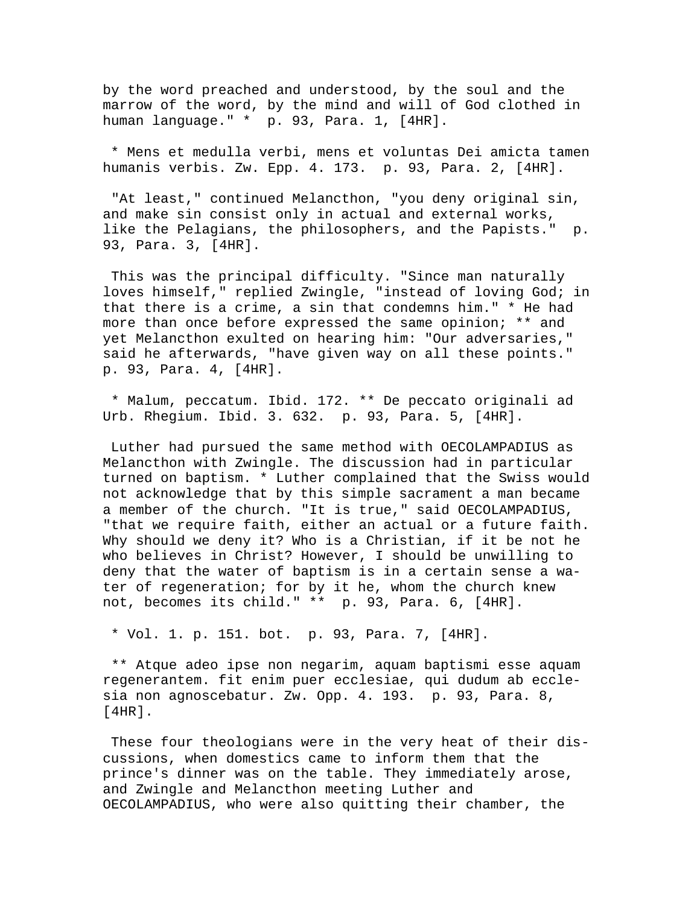by the word preached and understood, by the soul and the marrow of the word, by the mind and will of God clothed in human language." * p. 93, Para. 1, [4HR].

* Mens et medulla verbi, mens et voluntas Dei amicta tamen humanis verbis. Zw. Epp. 4. 173. p. 93, Para. 2, [4HR].

"At least," continued Melancthon, "you deny original sin, and make sin consist only in actual and external works, like the Pelagians, the philosophers, and the Papists." p. 93, Para. 3, [4HR].

This was the principal difficulty. "Since man naturally loves himself," replied Zwingle, "instead of loving God; in that there is a crime, a sin that condemns him." * He had more than once before expressed the same opinion; ** and yet Melancthon exulted on hearing him: "Our adversaries," said he afterwards, "have given way on all these points." p. 93, Para. 4, [4HR].

* Malum, peccatum. Ibid. 172. ** De peccato originali ad Urb. Rhegium. Ibid. 3. 632. p. 93, Para. 5, [4HR].

Luther had pursued the same method with OECOLAMPADIUS as Melancthon with Zwingle. The discussion had in particular turned on baptism. * Luther complained that the Swiss would not acknowledge that by this simple sacrament a man became a member of the church. "It is true," said OECOLAMPADIUS, "that we require faith, either an actual or a future faith. Why should we deny it? Who is a Christian, if it be not he who believes in Christ? However, I should be unwilling to deny that the water of baptism is in a certain sense a water of regeneration; for by it he, whom the church knew not, becomes its child." ** p. 93, Para. 6, [4HR].

* Vol. 1. p. 151. bot. p. 93, Para. 7, [4HR].

** Atque adeo ipse non negarim, aquam baptismi esse aquam regenerantem. fit enim puer ecclesiae, qui dudum ab ecclesia non agnoscebatur. Zw. Opp. 4. 193. p. 93, Para. 8, [4HR].

These four theologians were in the very heat of their discussions, when domestics came to inform them that the prince's dinner was on the table. They immediately arose, and Zwingle and Melancthon meeting Luther and OECOLAMPADIUS, who were also quitting their chamber, the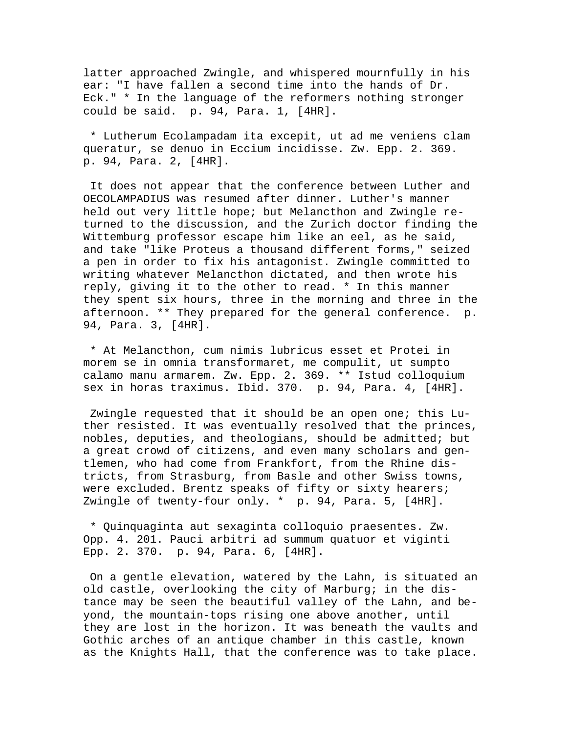latter approached Zwingle, and whispered mournfully in his ear: "I have fallen a second time into the hands of Dr. Eck." * In the language of the reformers nothing stronger could be said.  p. 94, Para. 1, [4HR].

* Lutherum Ecolampadam ita excepit, ut ad me veniens clam queratur, se denuo in Eccium incidisse. Zw. Epp. 2. 369.  p. 94, Para. 2, [4HR].

It does not appear that the conference between Luther and OECOLAMPADIUS was resumed after dinner. Luther's manner held out very little hope; but Melancthon and Zwingle returned to the discussion, and the Zurich doctor finding the Wittemburg professor escape him like an eel, as he said, and take "like Proteus a thousand different forms," seized a pen in order to fix his antagonist. Zwingle committed to writing whatever Melancthon dictated, and then wrote his reply, giving it to the other to read. * In this manner they spent six hours, three in the morning and three in the afternoon. ** They prepared for the general conference.  p. 94, Para. 3, [4HR].

* At Melancthon, cum nimis lubricus esset et Protei in morem se in omnia transformaret, me compulit, ut sumpto calamo manu armarem. Zw. Epp. 2. 369. ** Istud colloquium sex in horas traximus. Ibid. 370.  p. 94, Para. 4, [4HR].

Zwingle requested that it should be an open one; this Luther resisted. It was eventually resolved that the princes, nobles, deputies, and theologians, should be admitted; but a great crowd of citizens, and even many scholars and gentlemen, who had come from Frankfort, from the Rhine districts, from Strasburg, from Basle and other Swiss towns, were excluded. Brentz speaks of fifty or sixty hearers; Zwingle of twenty-four only. *  p. 94, Para. 5, [4HR].

* Quinquaginta aut sexaginta colloquio praesentes. Zw. Opp. 4. 201. Pauci arbitri ad summum quatuor et viginti Epp. 2. 370.  p. 94, Para. 6, [4HR].

On a gentle elevation, watered by the Lahn, is situated an old castle, overlooking the city of Marburg; in the distance may be seen the beautiful valley of the Lahn, and beyond, the mountain-tops rising one above another, until they are lost in the horizon. It was beneath the vaults and Gothic arches of an antique chamber in this castle, known as the Knights Hall, that the conference was to take place.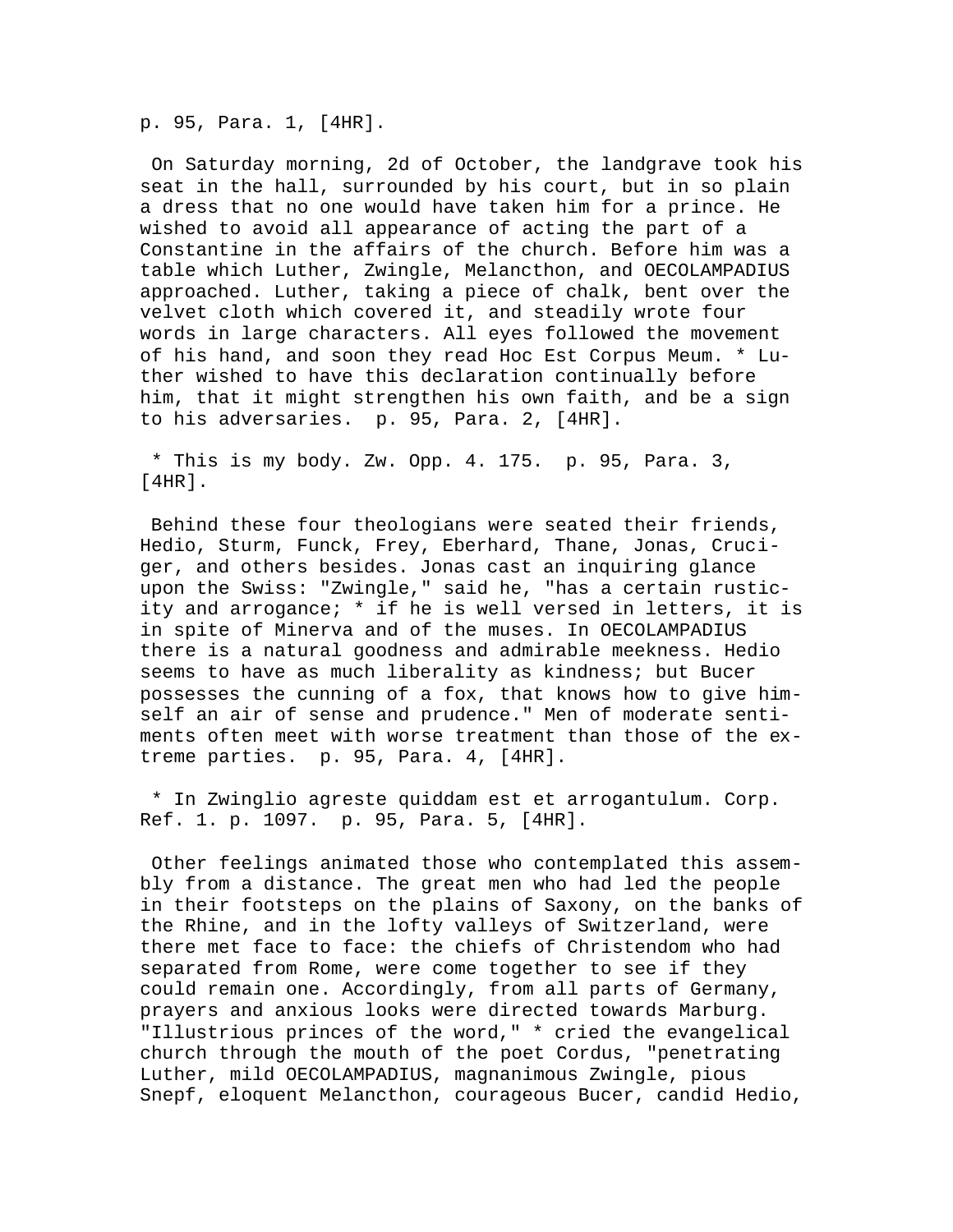p. 95, Para. 1, [4HR].

On Saturday morning, 2d of October, the landgrave took his seat in the hall, surrounded by his court, but in so plain a dress that no one would have taken him for a prince. He wished to avoid all appearance of acting the part of a Constantine in the affairs of the church. Before him was a table which Luther, Zwingle, Melancthon, and OECOLAMPADIUS approached. Luther, taking a piece of chalk, bent over the velvet cloth which covered it, and steadily wrote four words in large characters. All eyes followed the movement of his hand, and soon they read Hoc Est Corpus Meum. * Luther wished to have this declaration continually before him, that it might strengthen his own faith, and be a sign to his adversaries. p. 95, Para. 2, [4HR].

* This is my body. Zw. Opp. 4. 175. p. 95, Para. 3, [4HR].

Behind these four theologians were seated their friends, Hedio, Sturm, Funck, Frey, Eberhard, Thane, Jonas, Cruciger, and others besides. Jonas cast an inquiring glance upon the Swiss: "Zwingle," said he, "has a certain rusticity and arrogance; * if he is well versed in letters, it is in spite of Minerva and of the muses. In OECOLAMPADIUS there is a natural goodness and admirable meekness. Hedio seems to have as much liberality as kindness; but Bucer possesses the cunning of a fox, that knows how to give himself an air of sense and prudence." Men of moderate sentiments often meet with worse treatment than those of the extreme parties. p. 95, Para. 4, [4HR].

* In Zwinglio agreste quiddam est et arrogantulum. Corp. Ref. 1. p. 1097. p. 95, Para. 5, [4HR].

Other feelings animated those who contemplated this assembly from a distance. The great men who had led the people in their footsteps on the plains of Saxony, on the banks of the Rhine, and in the lofty valleys of Switzerland, were there met face to face: the chiefs of Christendom who had separated from Rome, were come together to see if they could remain one. Accordingly, from all parts of Germany, prayers and anxious looks were directed towards Marburg. "Illustrious princes of the word," * cried the evangelical church through the mouth of the poet Cordus, "penetrating Luther, mild OECOLAMPADIUS, magnanimous Zwingle, pious Snepf, eloquent Melancthon, courageous Bucer, candid Hedio,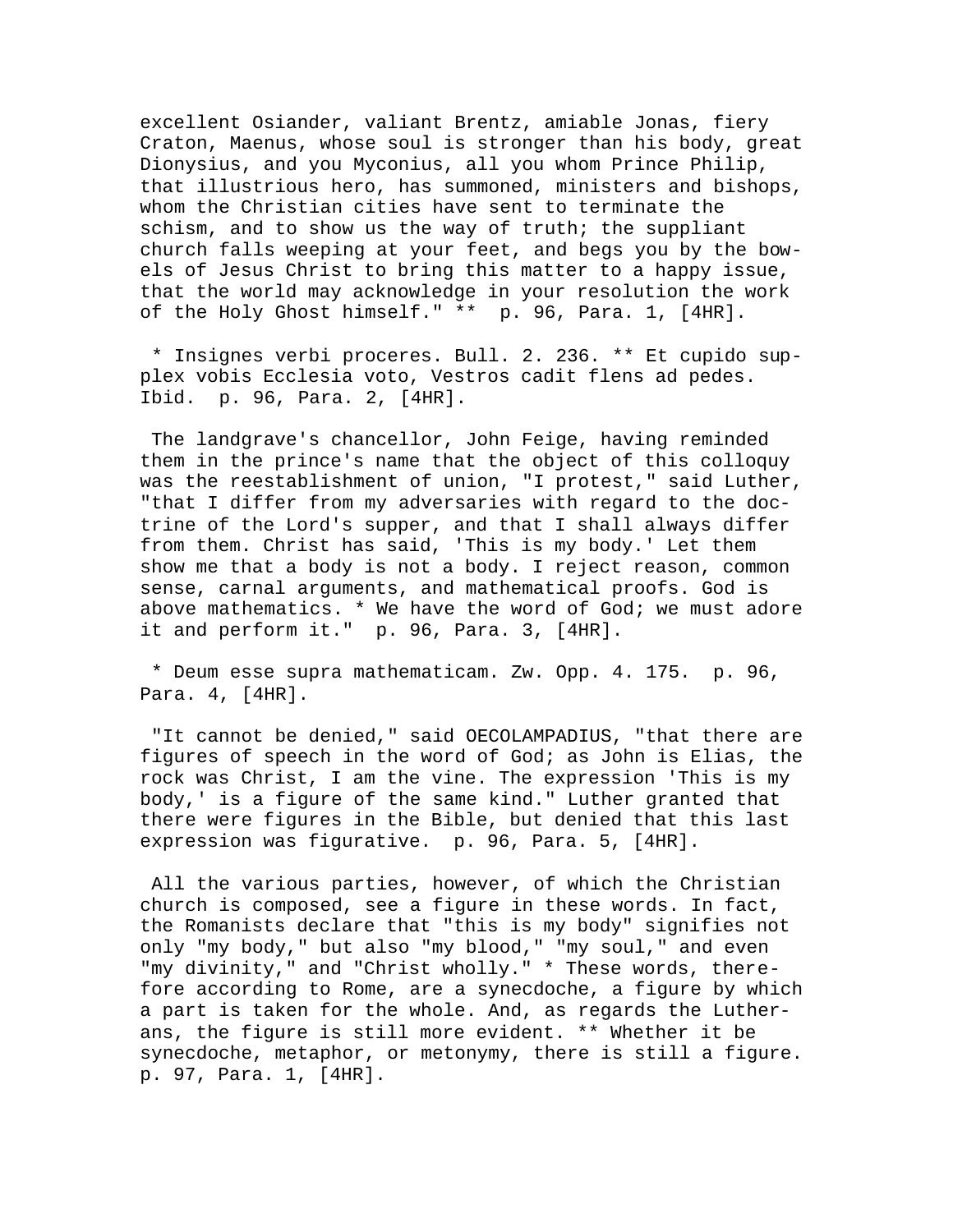excellent Osiander, valiant Brentz, amiable Jonas, fiery Craton, Maenus, whose soul is stronger than his body, great Dionysius, and you Myconius, all you whom Prince Philip, that illustrious hero, has summoned, ministers and bishops, whom the Christian cities have sent to terminate the schism, and to show us the way of truth; the suppliant church falls weeping at your feet, and begs you by the bowels of Jesus Christ to bring this matter to a happy issue, that the world may acknowledge in your resolution the work of the Holy Ghost himself." ** p. 96, Para. 1, [4HR].

* Insignes verbi proceres. Bull. 2. 236. ** Et cupido supplex vobis Ecclesia voto, Vestros cadit flens ad pedes. Ibid. p. 96, Para. 2, [4HR].

The landgrave's chancellor, John Feige, having reminded them in the prince's name that the object of this colloquy was the reestablishment of union, "I protest," said Luther, "that I differ from my adversaries with regard to the doctrine of the Lord's supper, and that I shall always differ from them. Christ has said, 'This is my body.' Let them show me that a body is not a body. I reject reason, common sense, carnal arguments, and mathematical proofs. God is above mathematics. * We have the word of God; we must adore it and perform it." p. 96, Para. 3, [4HR].

* Deum esse supra mathematicam. Zw. Opp. 4. 175. p. 96, Para. 4, [4HR].

"It cannot be denied," said OECOLAMPADIUS, "that there are figures of speech in the word of God; as John is Elias, the rock was Christ, I am the vine. The expression 'This is my body,' is a figure of the same kind." Luther granted that there were figures in the Bible, but denied that this last expression was figurative. p. 96, Para. 5, [4HR].

All the various parties, however, of which the Christian church is composed, see a figure in these words. In fact, the Romanists declare that "this is my body" signifies not only "my body," but also "my blood," "my soul," and even "my divinity," and "Christ wholly." * These words, therefore according to Rome, are a synecdoche, a figure by which a part is taken for the whole. And, as regards the Lutherans, the figure is still more evident. ** Whether it be synecdoche, metaphor, or metonymy, there is still a figure. p. 97, Para. 1, [4HR].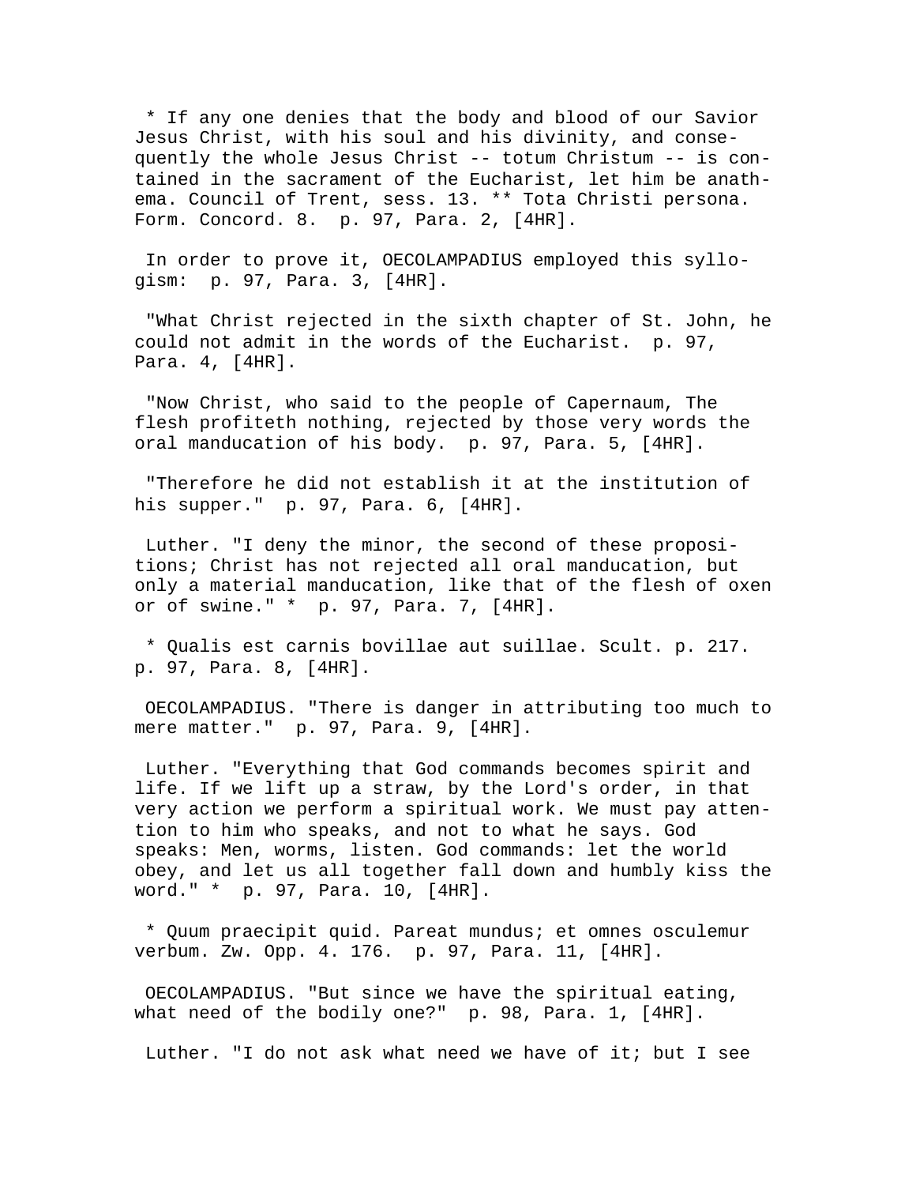* If any one denies that the body and blood of our Savior Jesus Christ, with his soul and his divinity, and consequently the whole Jesus Christ -- totum Christum -- is contained in the sacrament of the Eucharist, let him be anathema. Council of Trent, sess. 13. ** Tota Christi persona. Form. Concord. 8. p. 97, Para. 2, [4HR].

In order to prove it, OECOLAMPADIUS employed this syllogism: p. 97, Para. 3, [4HR].

"What Christ rejected in the sixth chapter of St. John, he could not admit in the words of the Eucharist. p. 97, Para. 4, [4HR].

"Now Christ, who said to the people of Capernaum, The flesh profiteth nothing, rejected by those very words the oral manducation of his body. p. 97, Para. 5, [4HR].

"Therefore he did not establish it at the institution of his supper." p. 97, Para. 6, [4HR].

Luther. "I deny the minor, the second of these propositions; Christ has not rejected all oral manducation, but only a material manducation, like that of the flesh of oxen or of swine." * p. 97, Para. 7, [4HR].

* Qualis est carnis bovillae aut suillae. Scult. p. 217. p. 97, Para. 8, [4HR].

OECOLAMPADIUS. "There is danger in attributing too much to mere matter." p. 97, Para. 9, [4HR].

Luther. "Everything that God commands becomes spirit and life. If we lift up a straw, by the Lord's order, in that very action we perform a spiritual work. We must pay attention to him who speaks, and not to what he says. God speaks: Men, worms, listen. God commands: let the world obey, and let us all together fall down and humbly kiss the word." * p. 97, Para. 10, [4HR].

* Quum praecipit quid. Pareat mundus; et omnes osculemur verbum. Zw. Opp. 4. 176. p. 97, Para. 11, [4HR].

OECOLAMPADIUS. "But since we have the spiritual eating, what need of the bodily one?" p. 98, Para. 1, [4HR].

Luther. "I do not ask what need we have of it; but I see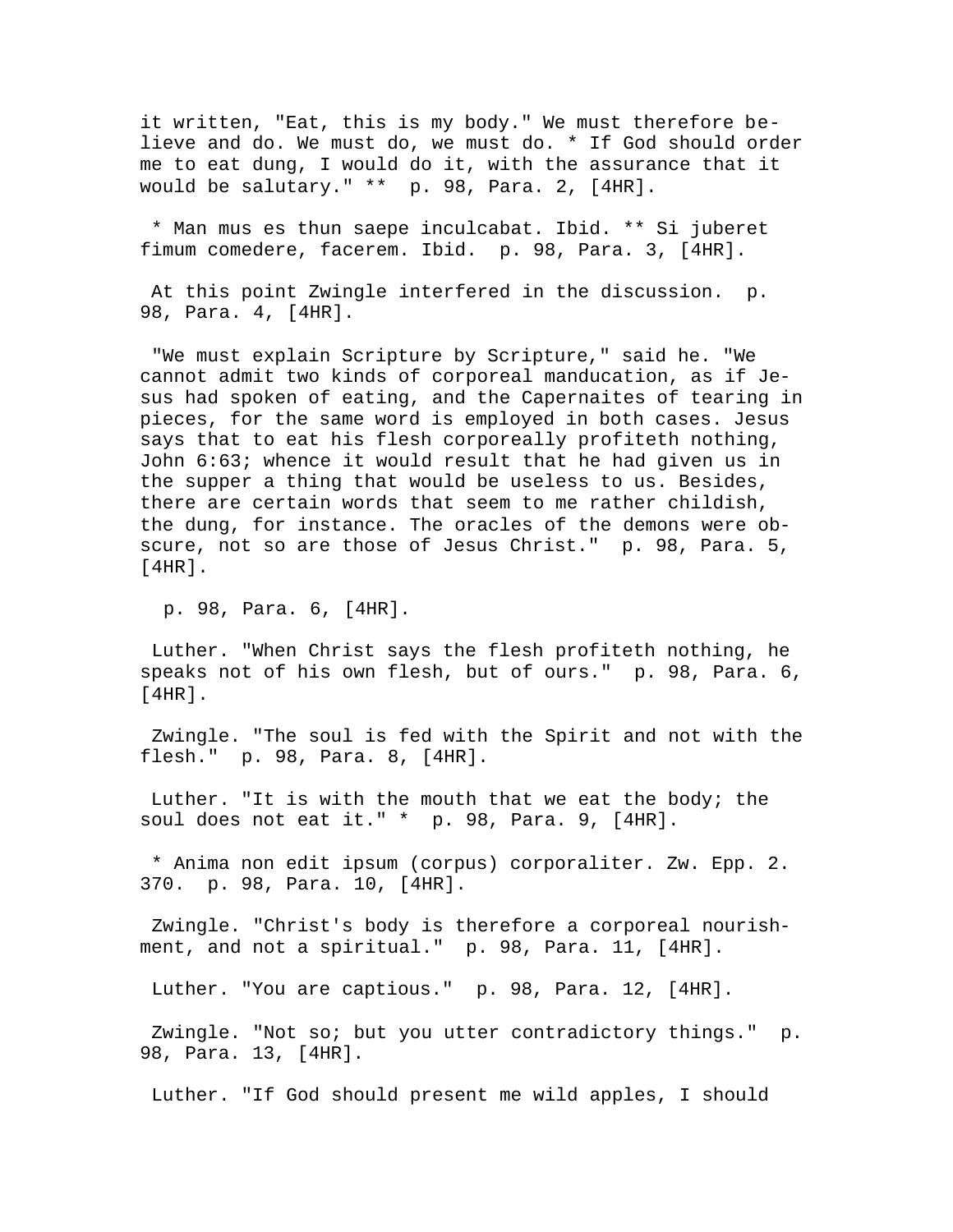it written, "Eat, this is my body." We must therefore believe and do. We must do, we must do. * If God should order me to eat dung, I would do it, with the assurance that it would be salutary." ** p. 98, Para. 2, [4HR].

* Man mus es thun saepe inculcabat. Ibid. ** Si juberet fimum comedere, facerem. Ibid. p. 98, Para. 3, [4HR].

At this point Zwingle interfered in the discussion. p. 98, Para. 4, [4HR].

"We must explain Scripture by Scripture," said he. "We cannot admit two kinds of corporeal manducation, as if Jesus had spoken of eating, and the Capernaites of tearing in pieces, for the same word is employed in both cases. Jesus says that to eat his flesh corporeally profiteth nothing, John 6:63; whence it would result that he had given us in the supper a thing that would be useless to us. Besides, there are certain words that seem to me rather childish, the dung, for instance. The oracles of the demons were obscure, not so are those of Jesus Christ." p. 98, Para. 5, [4HR].

p. 98, Para. 6, [4HR].

Luther. "When Christ says the flesh profiteth nothing, he speaks not of his own flesh, but of ours." p. 98, Para. 6, [4HR].

Zwingle. "The soul is fed with the Spirit and not with the flesh." p. 98, Para. 8, [4HR].

Luther. "It is with the mouth that we eat the body; the soul does not eat it." * p. 98, Para. 9, [4HR].

* Anima non edit ipsum (corpus) corporaliter. Zw. Epp. 2. 370. p. 98, Para. 10, [4HR].

Zwingle. "Christ's body is therefore a corporeal nourishment, and not a spiritual." p. 98, Para. 11, [4HR].

Luther. "You are captious." p. 98, Para. 12, [4HR].

Zwingle. "Not so; but you utter contradictory things." p. 98, Para. 13, [4HR].

Luther. "If God should present me wild apples, I should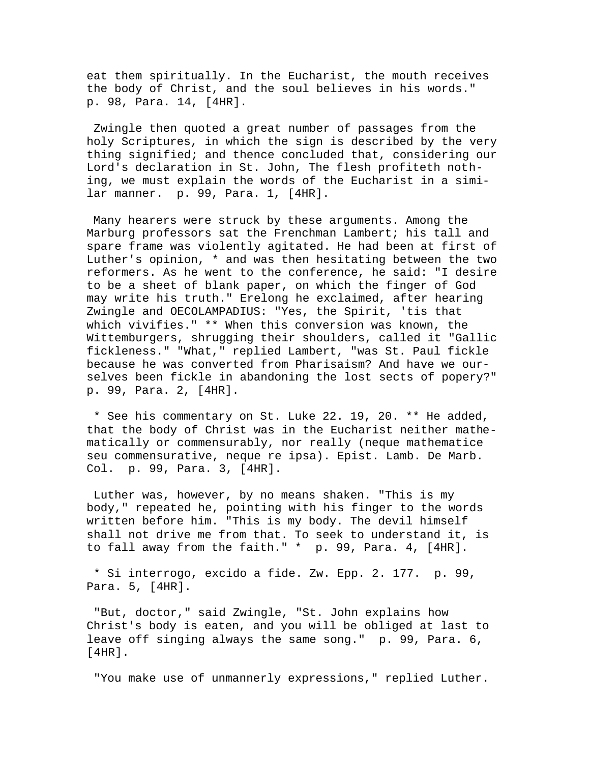eat them spiritually. In the Eucharist, the mouth receives the body of Christ, and the soul believes in his words." p. 98, Para. 14, [4HR].

Zwingle then quoted a great number of passages from the holy Scriptures, in which the sign is described by the very thing signified; and thence concluded that, considering our Lord's declaration in St. John, The flesh profiteth nothing, we must explain the words of the Eucharist in a similar manner. p. 99, Para. 1, [4HR].

Many hearers were struck by these arguments. Among the Marburg professors sat the Frenchman Lambert; his tall and spare frame was violently agitated. He had been at first of Luther's opinion, * and was then hesitating between the two reformers. As he went to the conference, he said: "I desire to be a sheet of blank paper, on which the finger of God may write his truth." Erelong he exclaimed, after hearing Zwingle and OECOLAMPADIUS: "Yes, the Spirit, 'tis that which vivifies." ** When this conversion was known, the Wittemburgers, shrugging their shoulders, called it "Gallic fickleness." "What," replied Lambert, "was St. Paul fickle because he was converted from Pharisaism? And have we ourselves been fickle in abandoning the lost sects of popery?" p. 99, Para. 2, [4HR].

* See his commentary on St. Luke 22. 19, 20. ** He added, that the body of Christ was in the Eucharist neither mathematically or commensurably, nor really (neque mathematice seu commensurative, neque re ipsa). Epist. Lamb. De Marb. Col. p. 99, Para. 3, [4HR].

Luther was, however, by no means shaken. "This is my body," repeated he, pointing with his finger to the words written before him. "This is my body. The devil himself shall not drive me from that. To seek to understand it, is to fall away from the faith." * p. 99, Para. 4, [4HR].

* Si interrogo, excido a fide. Zw. Epp. 2. 177. p. 99, Para. 5, [4HR].

"But, doctor," said Zwingle, "St. John explains how Christ's body is eaten, and you will be obliged at last to leave off singing always the same song." p. 99, Para. 6, [4HR].

"You make use of unmannerly expressions," replied Luther.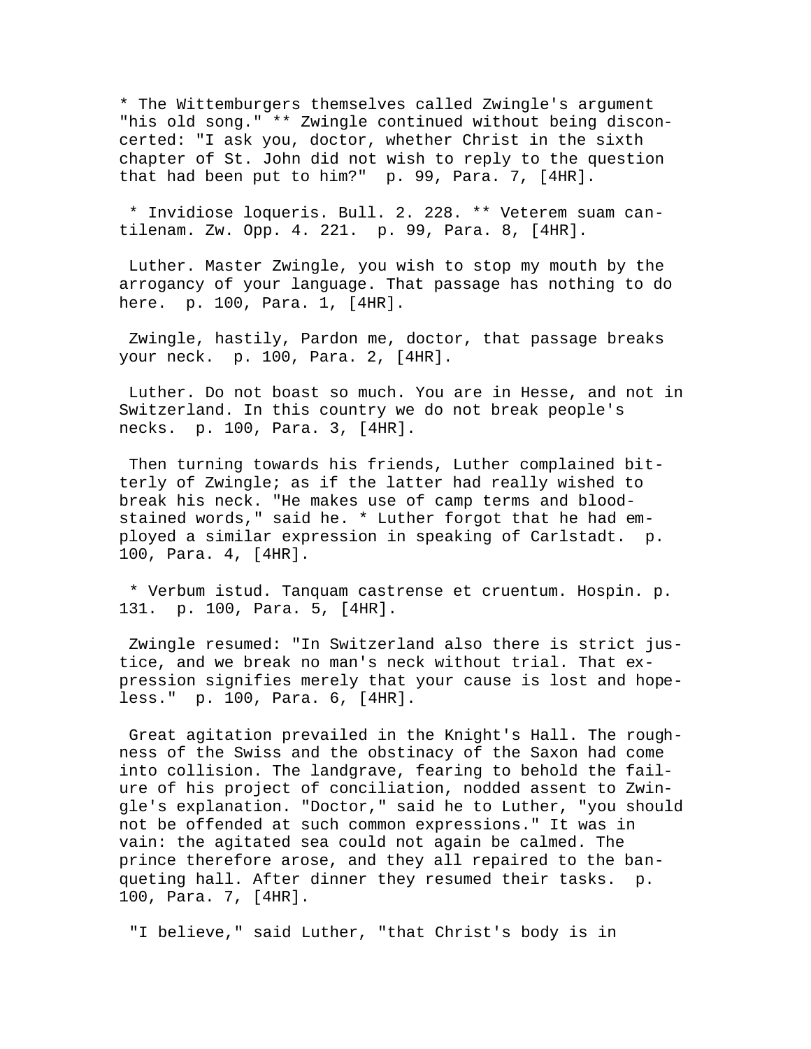* The Wittemburgers themselves called Zwingle's argument "his old song." ** Zwingle continued without being disconcerted: "I ask you, doctor, whether Christ in the sixth chapter of St. John did not wish to reply to the question that had been put to him?"  p. 99, Para. 7, [4HR].

* Invidiose loqueris. Bull. 2. 228. ** Veterem suam cantilenam. Zw. Opp. 4. 221.  p. 99, Para. 8, [4HR].

Luther. Master Zwingle, you wish to stop my mouth by the arrogancy of your language. That passage has nothing to do here.  p. 100, Para. 1, [4HR].

Zwingle, hastily, Pardon me, doctor, that passage breaks your neck.  p. 100, Para. 2, [4HR].

Luther. Do not boast so much. You are in Hesse, and not in Switzerland. In this country we do not break people's necks.  p. 100, Para. 3, [4HR].

Then turning towards his friends, Luther complained bitterly of Zwingle; as if the latter had really wished to break his neck. "He makes use of camp terms and blood-stained words," said he. * Luther forgot that he had employed a similar expression in speaking of Carlstadt.  p. 100, Para. 4, [4HR].

* Verbum istud. Tanquam castrense et cruentum. Hospin. p. 131.  p. 100, Para. 5, [4HR].

Zwingle resumed: "In Switzerland also there is strict justice, and we break no man's neck without trial. That expression signifies merely that your cause is lost and hopeless."  p. 100, Para. 6, [4HR].

Great agitation prevailed in the Knight's Hall. The roughness of the Swiss and the obstinacy of the Saxon had come into collision. The landgrave, fearing to behold the failure of his project of conciliation, nodded assent to Zwingle's explanation. "Doctor," said he to Luther, "you should not be offended at such common expressions." It was in vain: the agitated sea could not again be calmed. The prince therefore arose, and they all repaired to the banqueting hall. After dinner they resumed their tasks.  p. 100, Para. 7, [4HR].

"I believe," said Luther, "that Christ's body is in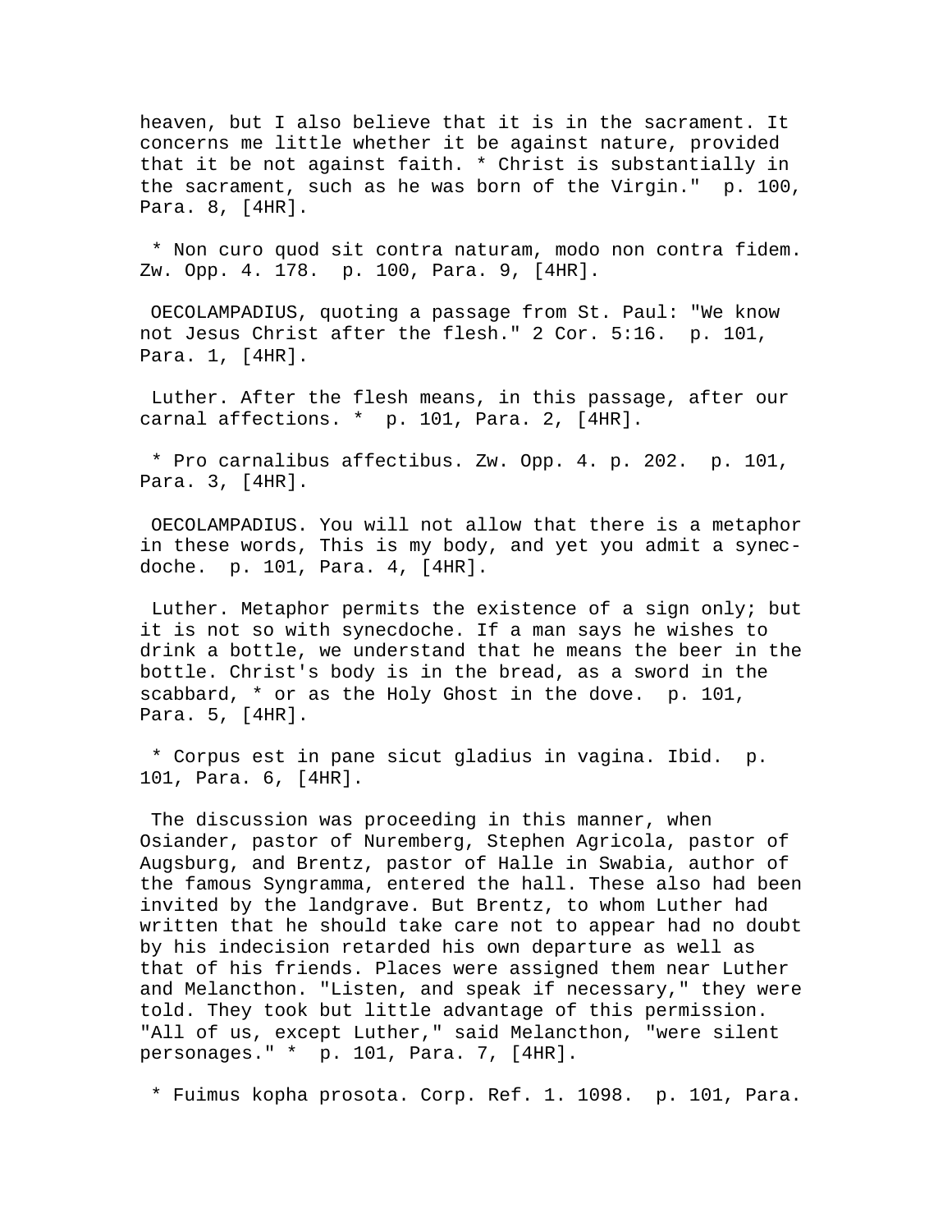heaven, but I also believe that it is in the sacrament. It concerns me little whether it be against nature, provided that it be not against faith. * Christ is substantially in the sacrament, such as he was born of the Virgin." p. 100, Para. 8, [4HR].

* Non curo quod sit contra naturam, modo non contra fidem. Zw. Opp. 4. 178. p. 100, Para. 9, [4HR].

OECOLAMPADIUS, quoting a passage from St. Paul: "We know not Jesus Christ after the flesh." 2 Cor. 5:16. p. 101, Para. 1, [4HR].

Luther. After the flesh means, in this passage, after our carnal affections. * p. 101, Para. 2, [4HR].

* Pro carnalibus affectibus. Zw. Opp. 4. p. 202. p. 101, Para. 3, [4HR].

OECOLAMPADIUS. You will not allow that there is a metaphor in these words, This is my body, and yet you admit a synecdoche. p. 101, Para. 4, [4HR].

Luther. Metaphor permits the existence of a sign only; but it is not so with synecdoche. If a man says he wishes to drink a bottle, we understand that he means the beer in the bottle. Christ's body is in the bread, as a sword in the scabbard, * or as the Holy Ghost in the dove. p. 101, Para. 5, [4HR].

* Corpus est in pane sicut gladius in vagina. Ibid. p. 101, Para. 6, [4HR].

The discussion was proceeding in this manner, when Osiander, pastor of Nuremberg, Stephen Agricola, pastor of Augsburg, and Brentz, pastor of Halle in Swabia, author of the famous Syngramma, entered the hall. These also had been invited by the landgrave. But Brentz, to whom Luther had written that he should take care not to appear had no doubt by his indecision retarded his own departure as well as that of his friends. Places were assigned them near Luther and Melancthon. "Listen, and speak if necessary," they were told. They took but little advantage of this permission. "All of us, except Luther," said Melancthon, "were silent personages." * p. 101, Para. 7, [4HR].

* Fuimus kopha prosota. Corp. Ref. 1. 1098. p. 101, Para.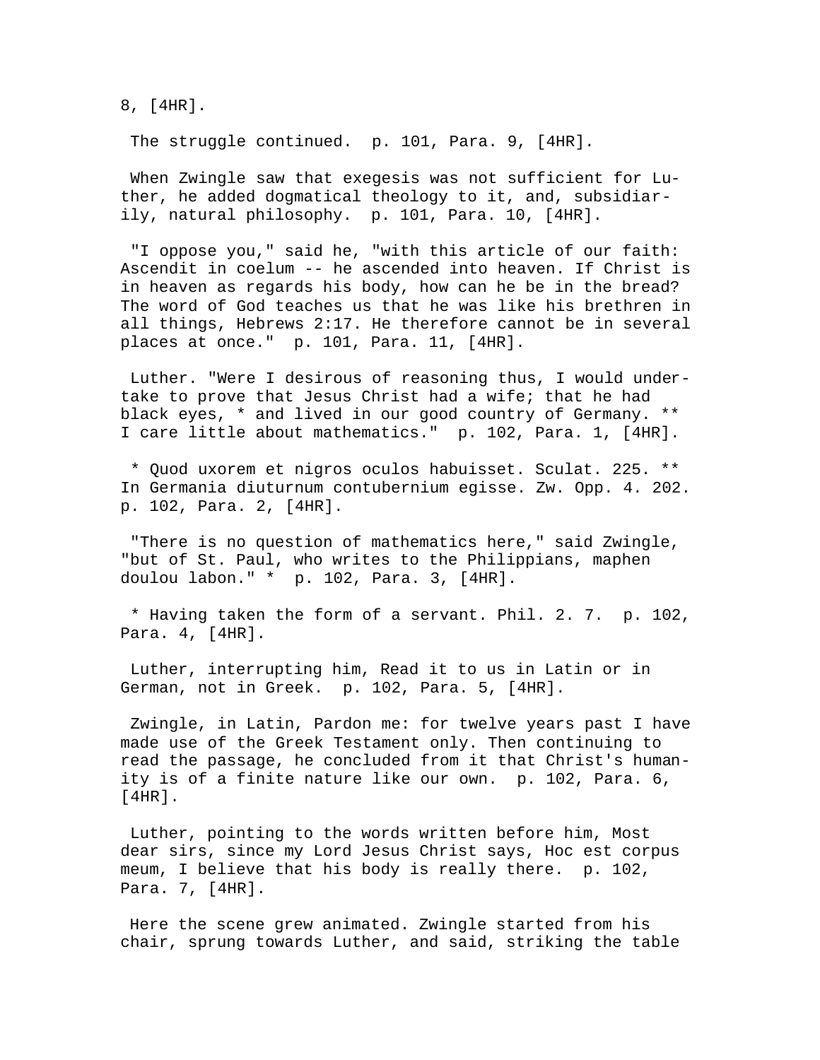8, [4HR].

The struggle continued. p. 101, Para. 9, [4HR].

When Zwingle saw that exegesis was not sufficient for Luther, he added dogmatical theology to it, and, subsidiarily, natural philosophy. p. 101, Para. 10, [4HR].

"I oppose you," said he, "with this article of our faith: Ascendit in coelum -- he ascended into heaven. If Christ is in heaven as regards his body, how can he be in the bread? The word of God teaches us that he was like his brethren in all things, Hebrews 2:17. He therefore cannot be in several places at once." p. 101, Para. 11, [4HR].

Luther. "Were I desirous of reasoning thus, I would undertake to prove that Jesus Christ had a wife; that he had black eyes, * and lived in our good country of Germany. ** I care little about mathematics." p. 102, Para. 1, [4HR].

* Quod uxorem et nigros oculos habuisset. Sculat. 225. ** In Germania diuturnum contubernium egisse. Zw. Opp. 4. 202. p. 102, Para. 2, [4HR].

"There is no question of mathematics here," said Zwingle, "but of St. Paul, who writes to the Philippians, maphen doulou labon." * p. 102, Para. 3, [4HR].

* Having taken the form of a servant. Phil. 2. 7. p. 102, Para. 4, [4HR].

Luther, interrupting him, Read it to us in Latin or in German, not in Greek. p. 102, Para. 5, [4HR].

Zwingle, in Latin, Pardon me: for twelve years past I have made use of the Greek Testament only. Then continuing to read the passage, he concluded from it that Christ's humanity is of a finite nature like our own. p. 102, Para. 6, [4HR].

Luther, pointing to the words written before him, Most dear sirs, since my Lord Jesus Christ says, Hoc est corpus meum, I believe that his body is really there. p. 102, Para. 7, [4HR].

Here the scene grew animated. Zwingle started from his chair, sprung towards Luther, and said, striking the table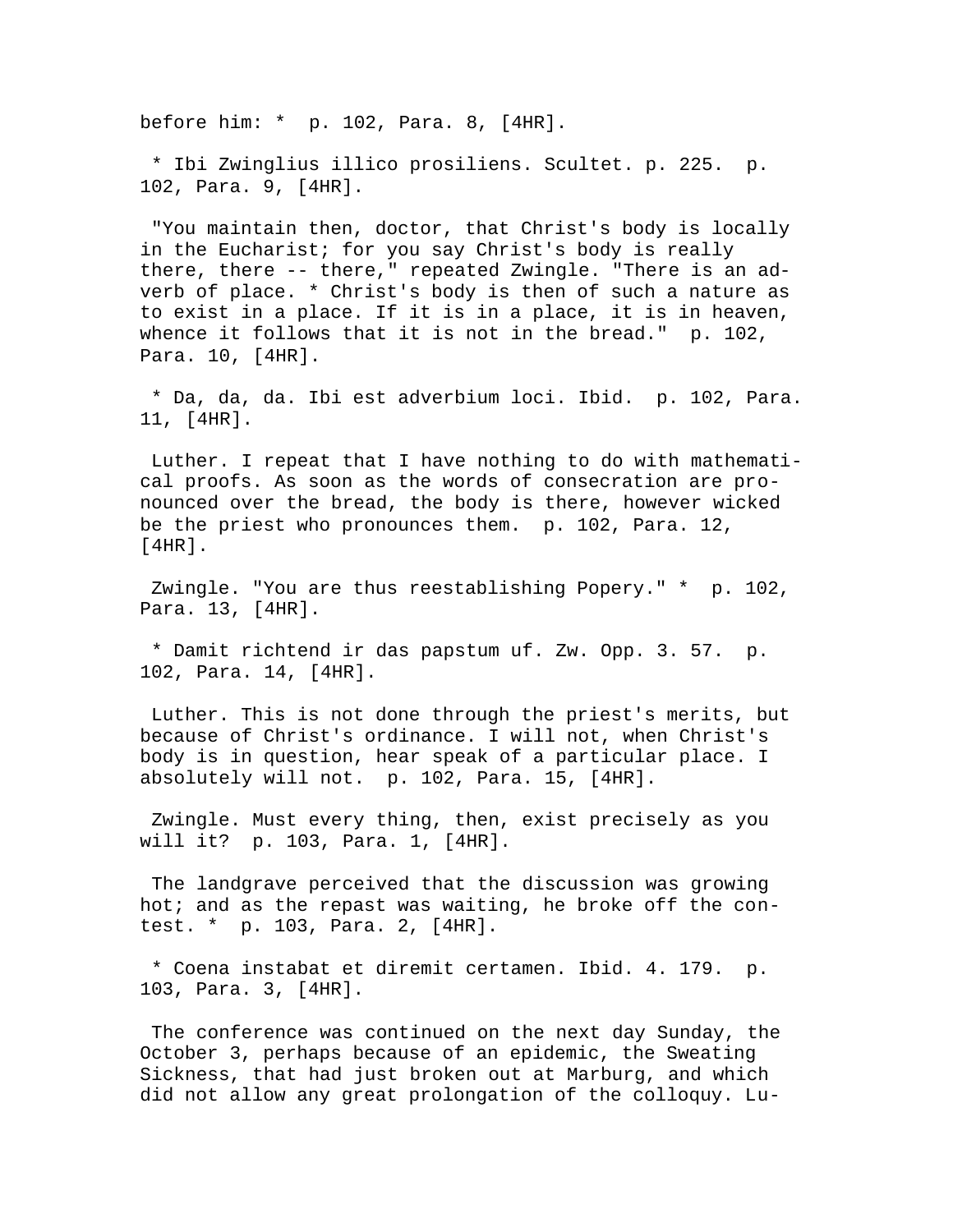before him: * p. 102, Para. 8, [4HR].

* Ibi Zwinglius illico prosiliens. Scultet. p. 225. p. 102, Para. 9, [4HR].

"You maintain then, doctor, that Christ's body is locally in the Eucharist; for you say Christ's body is really there, there -- there," repeated Zwingle. "There is an adverb of place. * Christ's body is then of such a nature as to exist in a place. If it is in a place, it is in heaven, whence it follows that it is not in the bread." p. 102, Para. 10, [4HR].

* Da, da, da. Ibi est adverbium loci. Ibid. p. 102, Para. 11, [4HR].

Luther. I repeat that I have nothing to do with mathematical proofs. As soon as the words of consecration are pronounced over the bread, the body is there, however wicked be the priest who pronounces them. p. 102, Para. 12, [4HR].

Zwingle. "You are thus reestablishing Popery." * p. 102, Para. 13, [4HR].

* Damit richtend ir das papstum uf. Zw. Opp. 3. 57. p. 102, Para. 14, [4HR].

Luther. This is not done through the priest's merits, but because of Christ's ordinance. I will not, when Christ's body is in question, hear speak of a particular place. I absolutely will not. p. 102, Para. 15, [4HR].

Zwingle. Must every thing, then, exist precisely as you will it? p. 103, Para. 1, [4HR].

The landgrave perceived that the discussion was growing hot; and as the repast was waiting, he broke off the contest. * p. 103, Para. 2, [4HR].

* Coena instabat et diremit certamen. Ibid. 4. 179. p. 103, Para. 3, [4HR].

The conference was continued on the next day Sunday, the October 3, perhaps because of an epidemic, the Sweating Sickness, that had just broken out at Marburg, and which did not allow any great prolongation of the colloquy. Lu-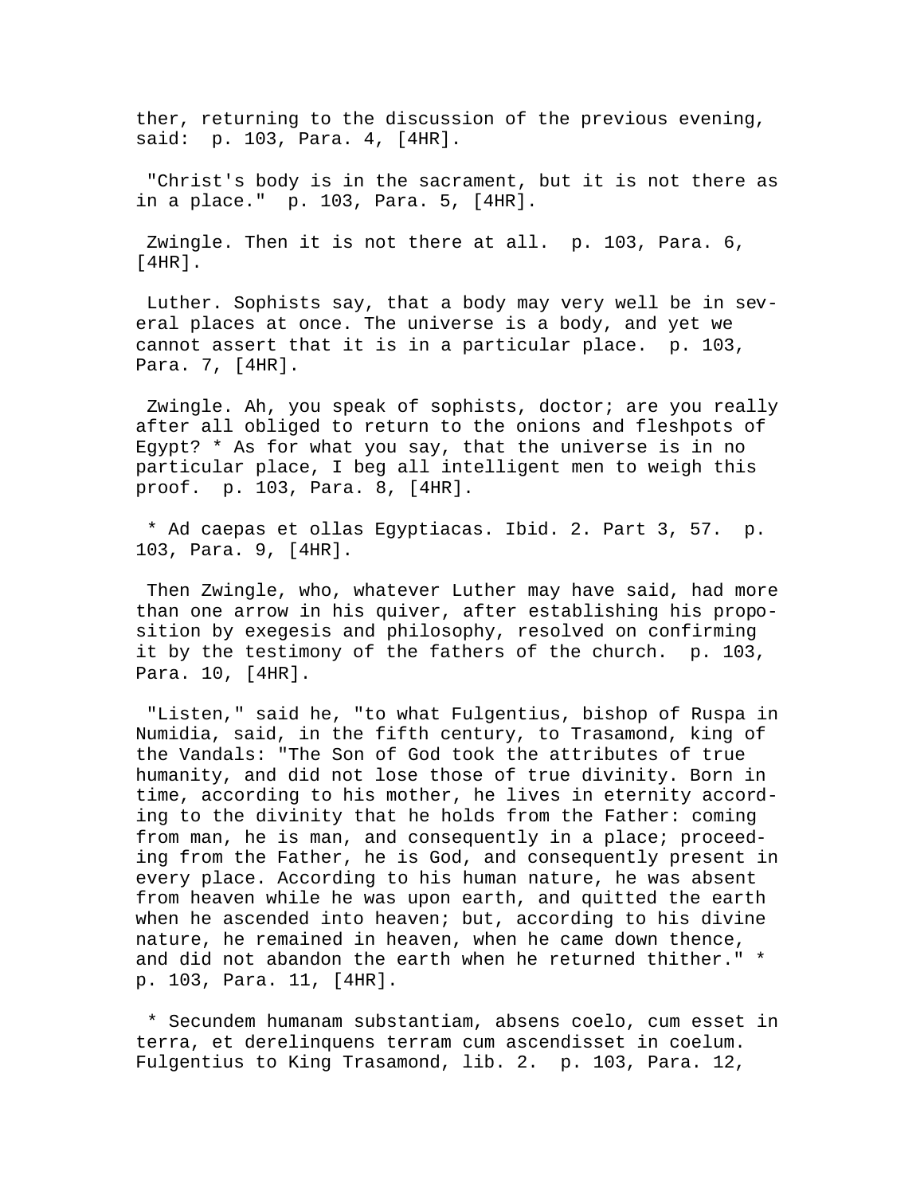ther, returning to the discussion of the previous evening, said:  p. 103, Para. 4, [4HR].

"Christ's body is in the sacrament, but it is not there as in a place."  p. 103, Para. 5, [4HR].

Zwingle. Then it is not there at all.  p. 103, Para. 6, [4HR].

Luther. Sophists say, that a body may very well be in several places at once. The universe is a body, and yet we cannot assert that it is in a particular place.  p. 103, Para. 7, [4HR].

Zwingle. Ah, you speak of sophists, doctor; are you really after all obliged to return to the onions and fleshpots of Egypt? * As for what you say, that the universe is in no particular place, I beg all intelligent men to weigh this proof.  p. 103, Para. 8, [4HR].

* Ad caepas et ollas Egyptiacas. Ibid. 2. Part 3, 57.  p. 103, Para. 9, [4HR].

Then Zwingle, who, whatever Luther may have said, had more than one arrow in his quiver, after establishing his proposition by exegesis and philosophy, resolved on confirming it by the testimony of the fathers of the church.  p. 103, Para. 10, [4HR].

"Listen," said he, "to what Fulgentius, bishop of Ruspa in Numidia, said, in the fifth century, to Trasamond, king of the Vandals: "The Son of God took the attributes of true humanity, and did not lose those of true divinity. Born in time, according to his mother, he lives in eternity according to the divinity that he holds from the Father: coming from man, he is man, and consequently in a place; proceeding from the Father, he is God, and consequently present in every place. According to his human nature, he was absent from heaven while he was upon earth, and quitted the earth when he ascended into heaven; but, according to his divine nature, he remained in heaven, when he came down thence, and did not abandon the earth when he returned thither." *  p. 103, Para. 11, [4HR].

* Secundem humanam substantiam, absens coelo, cum esset in terra, et derelinquens terram cum ascendisset in coelum. Fulgentius to King Trasamond, lib. 2.  p. 103, Para. 12,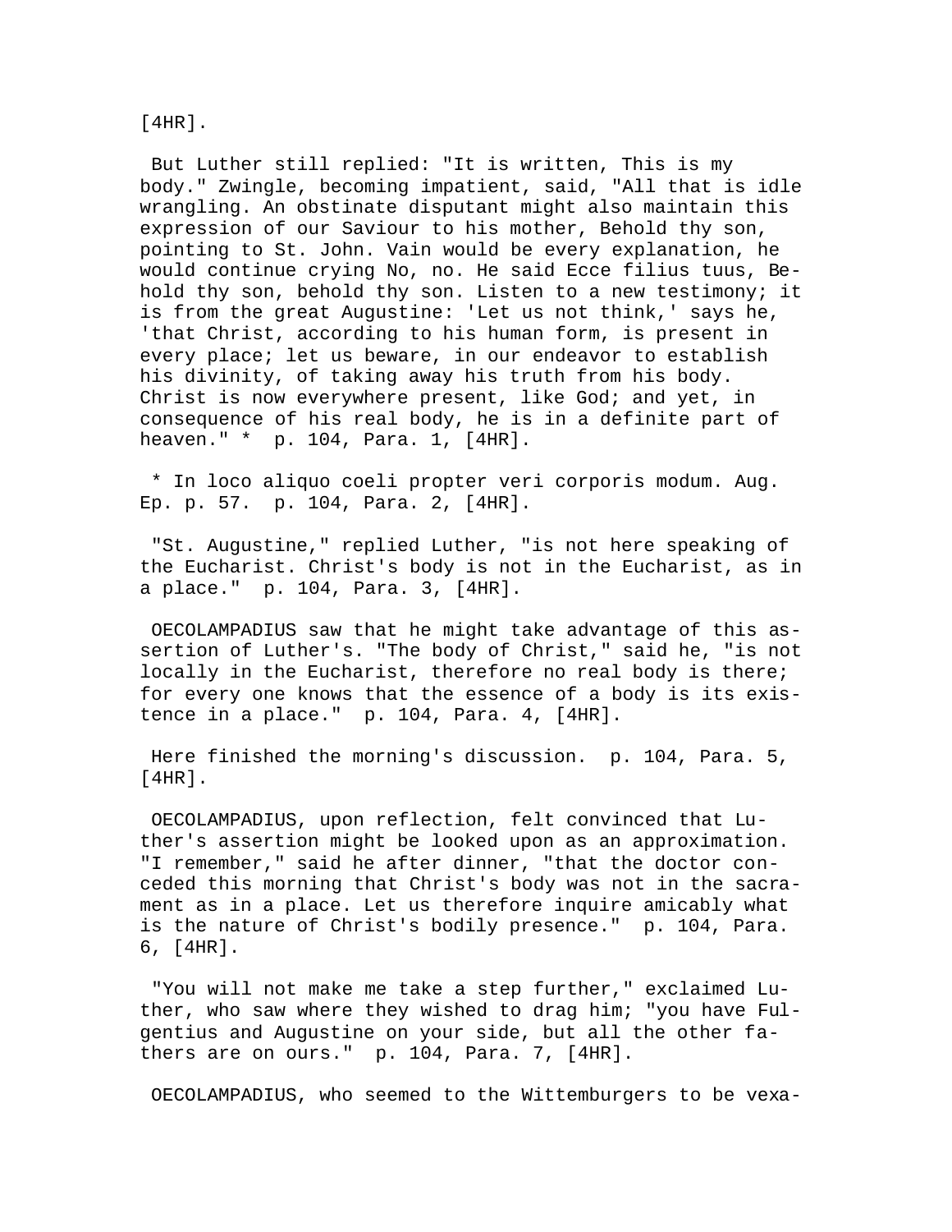[4HR].

But Luther still replied: "It is written, This is my body." Zwingle, becoming impatient, said, "All that is idle wrangling. An obstinate disputant might also maintain this expression of our Saviour to his mother, Behold thy son, pointing to St. John. Vain would be every explanation, he would continue crying No, no. He said Ecce filius tuus, Behold thy son, behold thy son. Listen to a new testimony; it is from the great Augustine: 'Let us not think,' says he, 'that Christ, according to his human form, is present in every place; let us beware, in our endeavor to establish his divinity, of taking away his truth from his body. Christ is now everywhere present, like God; and yet, in consequence of his real body, he is in a definite part of heaven." * p. 104, Para. 1, [4HR].

* In loco aliquo coeli propter veri corporis modum. Aug. Ep. p. 57. p. 104, Para. 2, [4HR].

"St. Augustine," replied Luther, "is not here speaking of the Eucharist. Christ's body is not in the Eucharist, as in a place." p. 104, Para. 3, [4HR].

OECOLAMPADIUS saw that he might take advantage of this assertion of Luther's. "The body of Christ," said he, "is not locally in the Eucharist, therefore no real body is there; for every one knows that the essence of a body is its existence in a place." p. 104, Para. 4, [4HR].

Here finished the morning's discussion. p. 104, Para. 5, [4HR].

OECOLAMPADIUS, upon reflection, felt convinced that Luther's assertion might be looked upon as an approximation. "I remember," said he after dinner, "that the doctor conceded this morning that Christ's body was not in the sacrament as in a place. Let us therefore inquire amicably what is the nature of Christ's bodily presence." p. 104, Para. 6, [4HR].

"You will not make me take a step further," exclaimed Luther, who saw where they wished to drag him; "you have Fulgentius and Augustine on your side, but all the other fathers are on ours." p. 104, Para. 7, [4HR].

OECOLAMPADIUS, who seemed to the Wittemburgers to be vexa-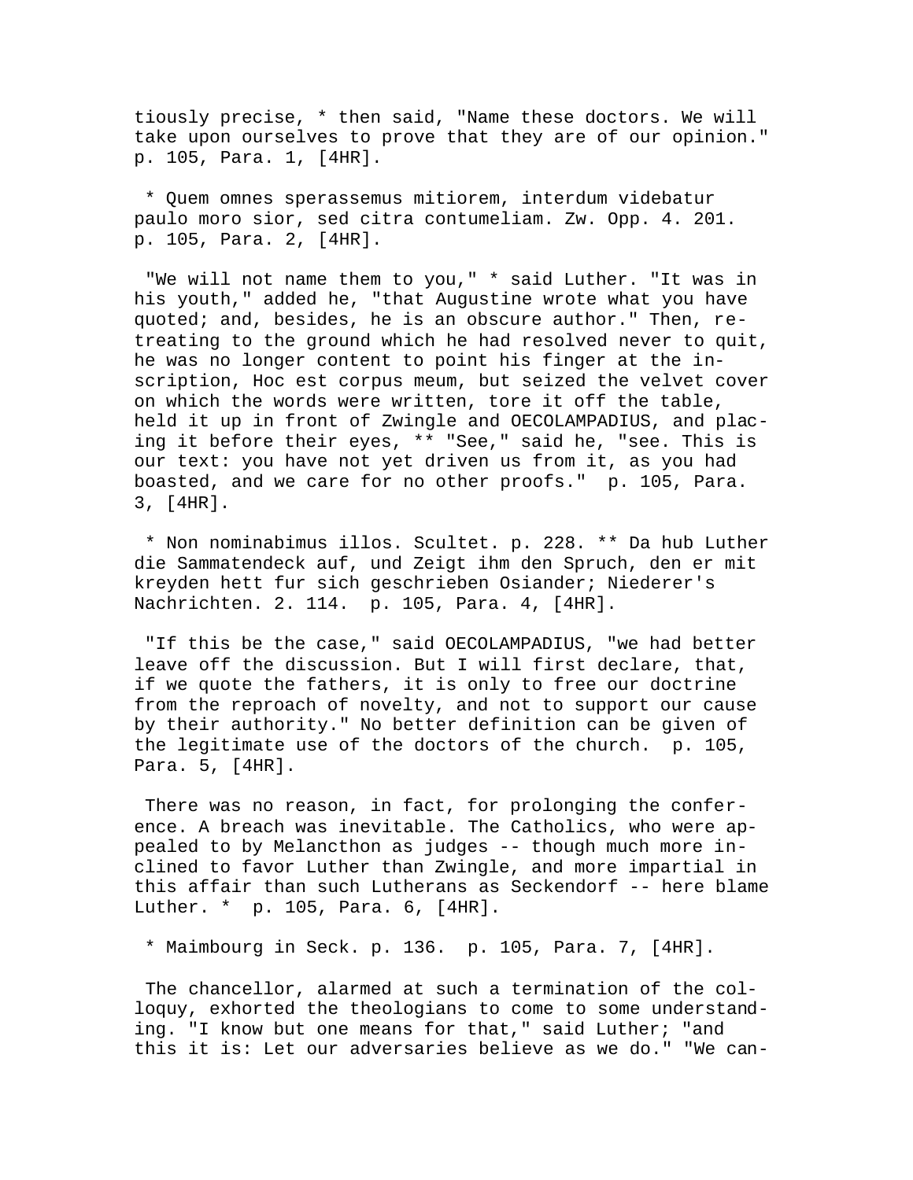tiously precise, * then said, "Name these doctors. We will take upon ourselves to prove that they are of our opinion." p. 105, Para. 1, [4HR].

* Quem omnes sperassemus mitiorem, interdum videbatur paulo moro sior, sed citra contumeliam. Zw. Opp. 4. 201. p. 105, Para. 2, [4HR].

"We will not name them to you," * said Luther. "It was in his youth," added he, "that Augustine wrote what you have quoted; and, besides, he is an obscure author." Then, retreating to the ground which he had resolved never to quit, he was no longer content to point his finger at the inscription, Hoc est corpus meum, but seized the velvet cover on which the words were written, tore it off the table, held it up in front of Zwingle and OECOLAMPADIUS, and placing it before their eyes, ** "See," said he, "see. This is our text: you have not yet driven us from it, as you had boasted, and we care for no other proofs." p. 105, Para. 3, [4HR].

* Non nominabimus illos. Scultet. p. 228. ** Da hub Luther die Sammatendeck auf, und Zeigt ihm den Spruch, den er mit kreyden hett fur sich geschrieben Osiander; Niederer's Nachrichten. 2. 114. p. 105, Para. 4, [4HR].

"If this be the case," said OECOLAMPADIUS, "we had better leave off the discussion. But I will first declare, that, if we quote the fathers, it is only to free our doctrine from the reproach of novelty, and not to support our cause by their authority." No better definition can be given of the legitimate use of the doctors of the church. p. 105, Para. 5, [4HR].

There was no reason, in fact, for prolonging the conference. A breach was inevitable. The Catholics, who were appealed to by Melancthon as judges -- though much more inclined to favor Luther than Zwingle, and more impartial in this affair than such Lutherans as Seckendorf -- here blame Luther. * p. 105, Para. 6, [4HR].

* Maimbourg in Seck. p. 136. p. 105, Para. 7, [4HR].

The chancellor, alarmed at such a termination of the colloquy, exhorted the theologians to come to some understanding. "I know but one means for that," said Luther; "and this it is: Let our adversaries believe as we do." "We can-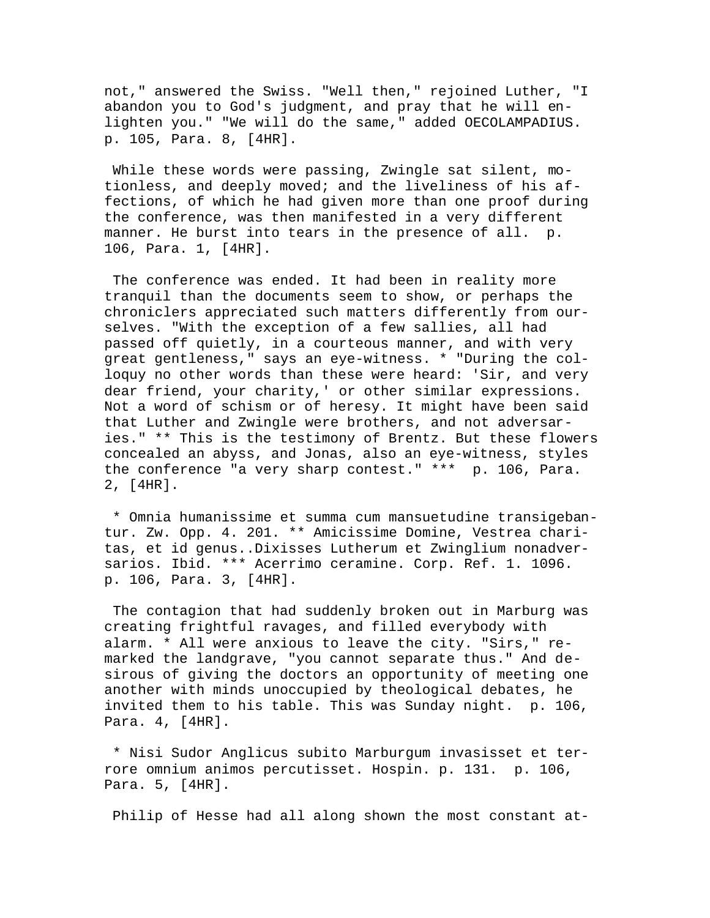not," answered the Swiss. "Well then," rejoined Luther, "I abandon you to God's judgment, and pray that he will enlighten you." "We will do the same," added OECOLAMPADIUS. p. 105, Para. 8, [4HR].

While these words were passing, Zwingle sat silent, motionless, and deeply moved; and the liveliness of his affections, of which he had given more than one proof during the conference, was then manifested in a very different manner. He burst into tears in the presence of all. p. 106, Para. 1, [4HR].

The conference was ended. It had been in reality more tranquil than the documents seem to show, or perhaps the chroniclers appreciated such matters differently from ourselves. "With the exception of a few sallies, all had passed off quietly, in a courteous manner, and with very great gentleness," says an eye-witness. * "During the colloquy no other words than these were heard: 'Sir, and very dear friend, your charity,' or other similar expressions. Not a word of schism or of heresy. It might have been said that Luther and Zwingle were brothers, and not adversaries." ** This is the testimony of Brentz. But these flowers concealed an abyss, and Jonas, also an eye-witness, styles the conference "a very sharp contest." *** p. 106, Para. 2, [4HR].

* Omnia humanissime et summa cum mansuetudine transigebantur. Zw. Opp. 4. 201. ** Amicissime Domine, Vestrea charitas, et id genus..Dixisses Lutherum et Zwinglium nonadversarios. Ibid. *** Acerrimo ceramine. Corp. Ref. 1. 1096. p. 106, Para. 3, [4HR].

The contagion that had suddenly broken out in Marburg was creating frightful ravages, and filled everybody with alarm. * All were anxious to leave the city. "Sirs," remarked the landgrave, "you cannot separate thus." And desirous of giving the doctors an opportunity of meeting one another with minds unoccupied by theological debates, he invited them to his table. This was Sunday night. p. 106, Para. 4, [4HR].

* Nisi Sudor Anglicus subito Marburgum invasisset et terrore omnium animos percutisset. Hospin. p. 131. p. 106, Para. 5, [4HR].

Philip of Hesse had all along shown the most constant at-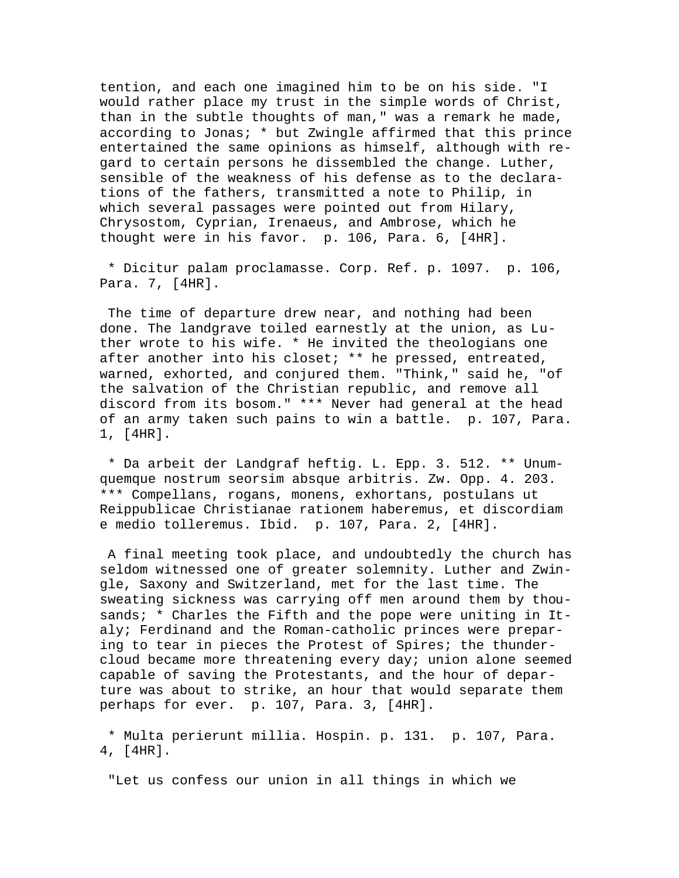tention, and each one imagined him to be on his side. "I would rather place my trust in the simple words of Christ, than in the subtle thoughts of man," was a remark he made, according to Jonas; * but Zwingle affirmed that this prince entertained the same opinions as himself, although with regard to certain persons he dissembled the change. Luther, sensible of the weakness of his defense as to the declarations of the fathers, transmitted a note to Philip, in which several passages were pointed out from Hilary, Chrysostom, Cyprian, Irenaeus, and Ambrose, which he thought were in his favor.  p. 106, Para. 6, [4HR].

 * Dicitur palam proclamasse. Corp. Ref. p. 1097.  p. 106, Para. 7, [4HR].

 The time of departure drew near, and nothing had been done. The landgrave toiled earnestly at the union, as Luther wrote to his wife. * He invited the theologians one after another into his closet; ** he pressed, entreated, warned, exhorted, and conjured them. "Think," said he, "of the salvation of the Christian republic, and remove all discord from its bosom." *** Never had general at the head of an army taken such pains to win a battle.  p. 107, Para. 1, [4HR].

 * Da arbeit der Landgraf heftig. L. Epp. 3. 512. ** Unumquemque nostrum seorsim absque arbitris. Zw. Opp. 4. 203. *** Compellans, rogans, monens, exhortans, postulans ut Reippublicae Christianae rationem haberemus, et discordiam e medio tolleremus. Ibid.  p. 107, Para. 2, [4HR].

 A final meeting took place, and undoubtedly the church has seldom witnessed one of greater solemnity. Luther and Zwingle, Saxony and Switzerland, met for the last time. The sweating sickness was carrying off men around them by thousands; * Charles the Fifth and the pope were uniting in Italy; Ferdinand and the Roman-catholic princes were preparing to tear in pieces the Protest of Spires; the thundercloud became more threatening every day; union alone seemed capable of saving the Protestants, and the hour of departure was about to strike, an hour that would separate them perhaps for ever.  p. 107, Para. 3, [4HR].

 * Multa perierunt millia. Hospin. p. 131.  p. 107, Para. 4, [4HR].

 "Let us confess our union in all things in which we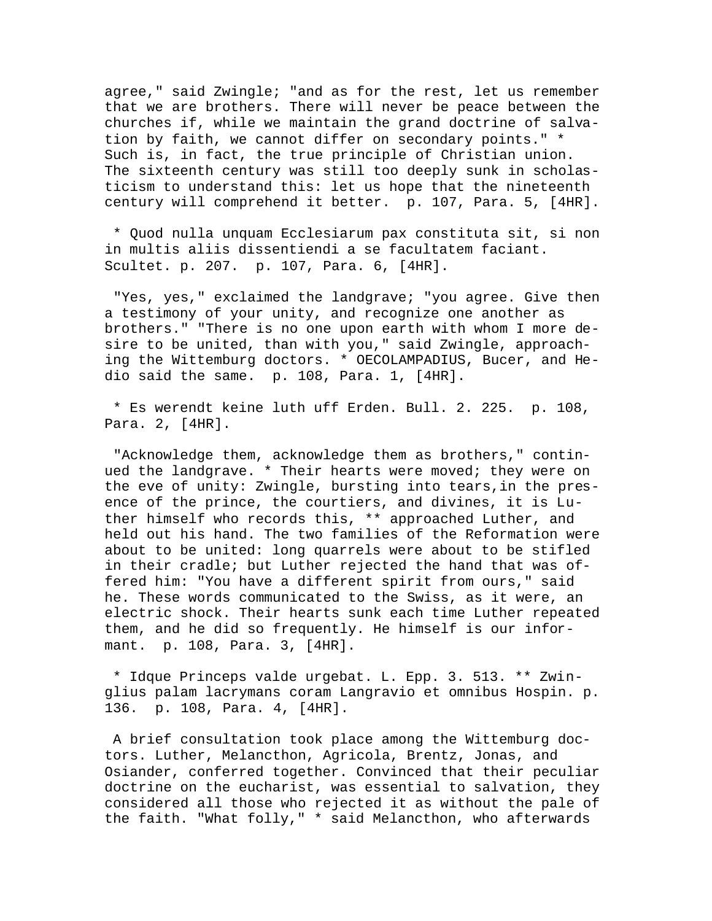agree," said Zwingle; "and as for the rest, let us remember that we are brothers. There will never be peace between the churches if, while we maintain the grand doctrine of salvation by faith, we cannot differ on secondary points." * Such is, in fact, the true principle of Christian union. The sixteenth century was still too deeply sunk in scholasticism to understand this: let us hope that the nineteenth century will comprehend it better. p. 107, Para. 5, [4HR].

* Quod nulla unquam Ecclesiarum pax constituta sit, si non in multis aliis dissentiendi a se facultatem faciant. Scultet. p. 207. p. 107, Para. 6, [4HR].

"Yes, yes," exclaimed the landgrave; "you agree. Give then a testimony of your unity, and recognize one another as brothers." "There is no one upon earth with whom I more desire to be united, than with you," said Zwingle, approaching the Wittemburg doctors. * OECOLAMPADIUS, Bucer, and Hedio said the same. p. 108, Para. 1, [4HR].

* Es werendt keine luth uff Erden. Bull. 2. 225. p. 108, Para. 2, [4HR].

"Acknowledge them, acknowledge them as brothers," continued the landgrave. * Their hearts were moved; they were on the eve of unity: Zwingle, bursting into tears,in the presence of the prince, the courtiers, and divines, it is Luther himself who records this, ** approached Luther, and held out his hand. The two families of the Reformation were about to be united: long quarrels were about to be stifled in their cradle; but Luther rejected the hand that was offered him: "You have a different spirit from ours," said he. These words communicated to the Swiss, as it were, an electric shock. Their hearts sunk each time Luther repeated them, and he did so frequently. He himself is our informant. p. 108, Para. 3, [4HR].

* Idque Princeps valde urgebat. L. Epp. 3. 513. ** Zwinglius palam lacrymans coram Langravio et omnibus Hospin. p. 136. p. 108, Para. 4, [4HR].

A brief consultation took place among the Wittemburg doctors. Luther, Melancthon, Agricola, Brentz, Jonas, and Osiander, conferred together. Convinced that their peculiar doctrine on the eucharist, was essential to salvation, they considered all those who rejected it as without the pale of the faith. "What folly," * said Melancthon, who afterwards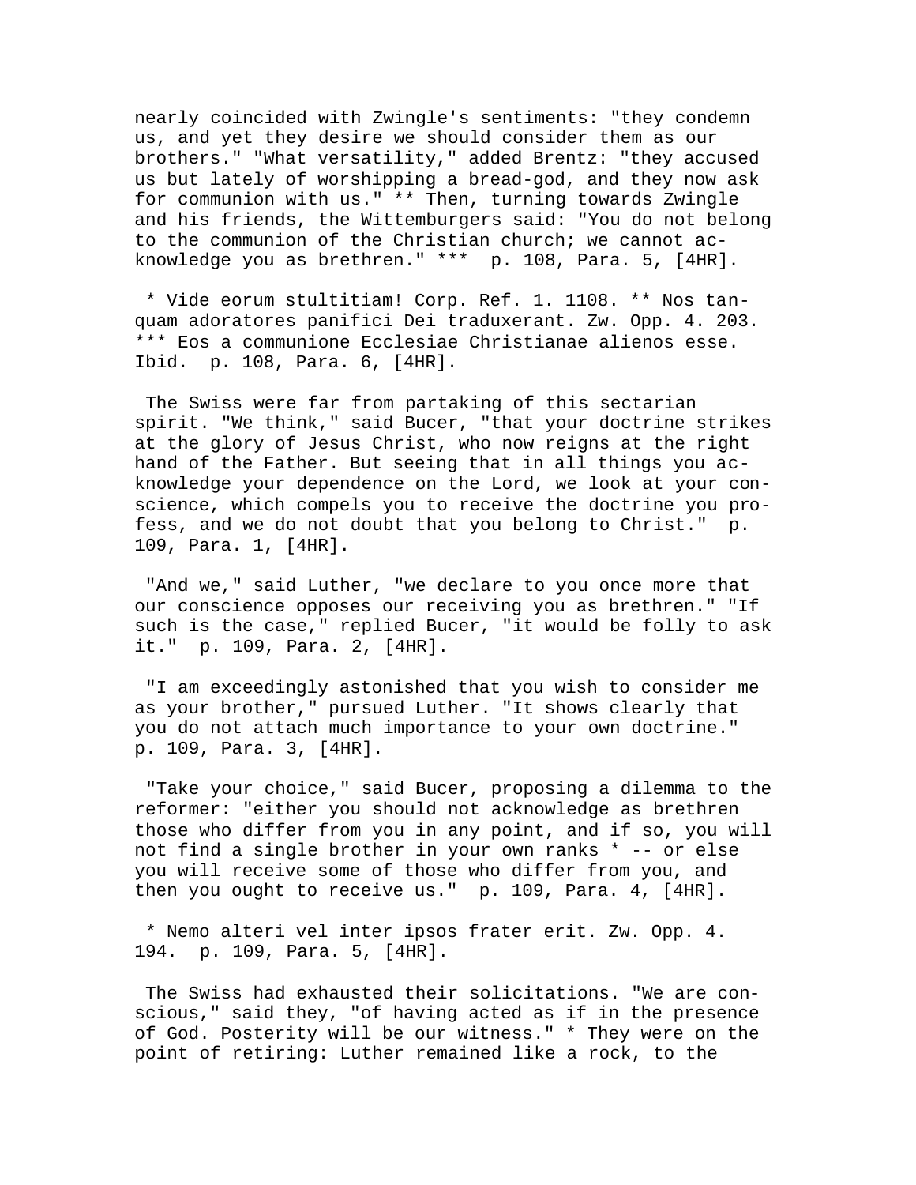nearly coincided with Zwingle's sentiments: "they condemn us, and yet they desire we should consider them as our brothers." "What versatility," added Brentz: "they accused us but lately of worshipping a bread-god, and they now ask for communion with us." ** Then, turning towards Zwingle and his friends, the Wittemburgers said: "You do not belong to the communion of the Christian church; we cannot acknowledge you as brethren." *** p. 108, Para. 5, [4HR].

* Vide eorum stultitiam! Corp. Ref. 1. 1108. ** Nos tanquam adoratores panifici Dei traduxerant. Zw. Opp. 4. 203. *** Eos a communione Ecclesiae Christianae alienos esse. Ibid. p. 108, Para. 6, [4HR].

The Swiss were far from partaking of this sectarian spirit. "We think," said Bucer, "that your doctrine strikes at the glory of Jesus Christ, who now reigns at the right hand of the Father. But seeing that in all things you acknowledge your dependence on the Lord, we look at your conscience, which compels you to receive the doctrine you profess, and we do not doubt that you belong to Christ." p. 109, Para. 1, [4HR].

"And we," said Luther, "we declare to you once more that our conscience opposes our receiving you as brethren." "If such is the case," replied Bucer, "it would be folly to ask it." p. 109, Para. 2, [4HR].

"I am exceedingly astonished that you wish to consider me as your brother," pursued Luther. "It shows clearly that you do not attach much importance to your own doctrine." p. 109, Para. 3, [4HR].

"Take your choice," said Bucer, proposing a dilemma to the reformer: "either you should not acknowledge as brethren those who differ from you in any point, and if so, you will not find a single brother in your own ranks * -- or else you will receive some of those who differ from you, and then you ought to receive us." p. 109, Para. 4, [4HR].

* Nemo alteri vel inter ipsos frater erit. Zw. Opp. 4. 194. p. 109, Para. 5, [4HR].

The Swiss had exhausted their solicitations. "We are conscious," said they, "of having acted as if in the presence of God. Posterity will be our witness." * They were on the point of retiring: Luther remained like a rock, to the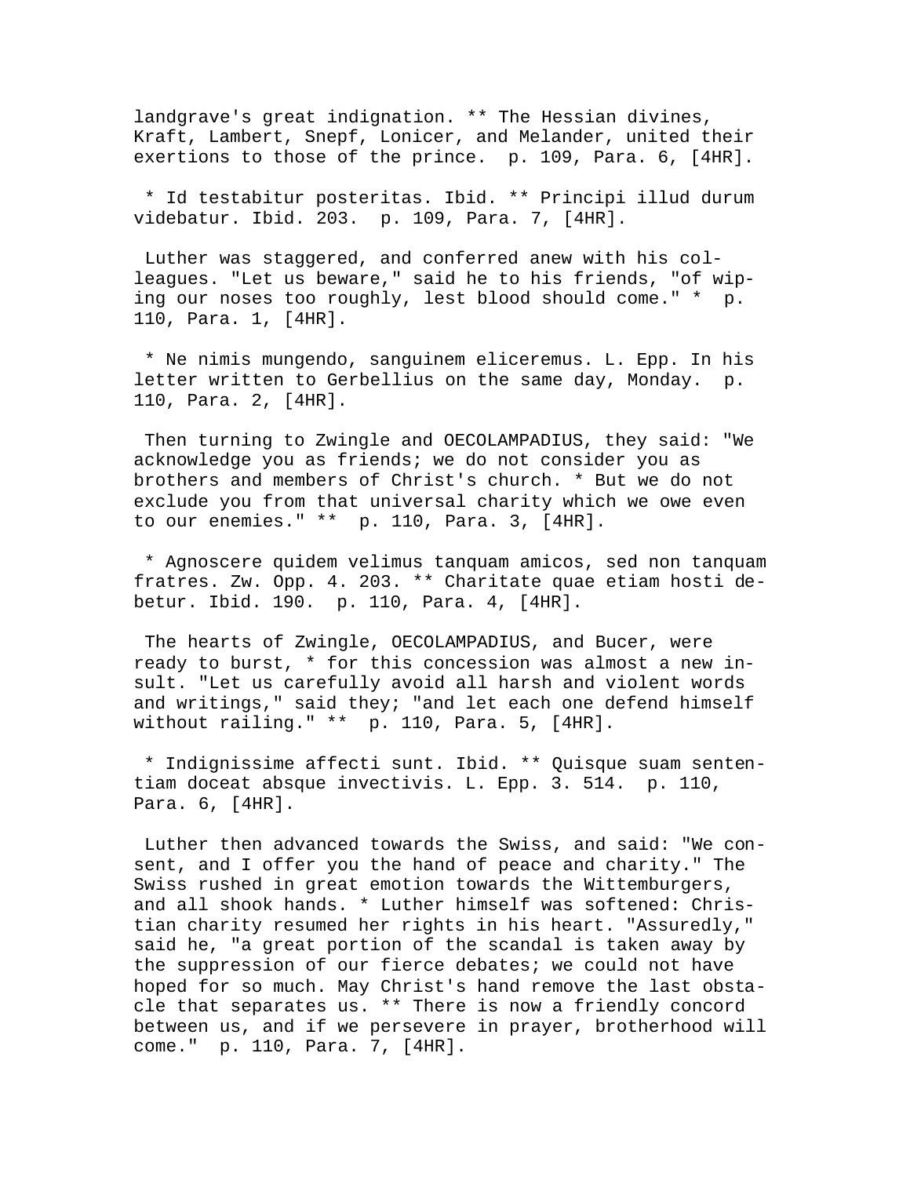landgrave's great indignation. ** The Hessian divines, Kraft, Lambert, Snepf, Lonicer, and Melander, united their exertions to those of the prince.  p. 109, Para. 6, [4HR].

* Id testabitur posteritas. Ibid. ** Principi illud durum videbatur. Ibid. 203.  p. 109, Para. 7, [4HR].

Luther was staggered, and conferred anew with his colleagues. "Let us beware," said he to his friends, "of wiping our noses too roughly, lest blood should come." *  p. 110, Para. 1, [4HR].

* Ne nimis mungendo, sanguinem eliceremus. L. Epp. In his letter written to Gerbellius on the same day, Monday.  p. 110, Para. 2, [4HR].

Then turning to Zwingle and OECOLAMPADIUS, they said: "We acknowledge you as friends; we do not consider you as brothers and members of Christ's church. * But we do not exclude you from that universal charity which we owe even to our enemies." **  p. 110, Para. 3, [4HR].

* Agnoscere quidem velimus tanquam amicos, sed non tanquam fratres. Zw. Opp. 4. 203. ** Charitate quae etiam hosti debetur. Ibid. 190.  p. 110, Para. 4, [4HR].

The hearts of Zwingle, OECOLAMPADIUS, and Bucer, were ready to burst, * for this concession was almost a new insult. "Let us carefully avoid all harsh and violent words and writings," said they; "and let each one defend himself without railing." **  p. 110, Para. 5, [4HR].

* Indignissime affecti sunt. Ibid. ** Quisque suam sententiam doceat absque invectivis. L. Epp. 3. 514.  p. 110, Para. 6, [4HR].

Luther then advanced towards the Swiss, and said: "We consent, and I offer you the hand of peace and charity." The Swiss rushed in great emotion towards the Wittemburgers, and all shook hands. * Luther himself was softened: Christian charity resumed her rights in his heart. "Assuredly," said he, "a great portion of the scandal is taken away by the suppression of our fierce debates; we could not have hoped for so much. May Christ's hand remove the last obstacle that separates us. ** There is now a friendly concord between us, and if we persevere in prayer, brotherhood will come."  p. 110, Para. 7, [4HR].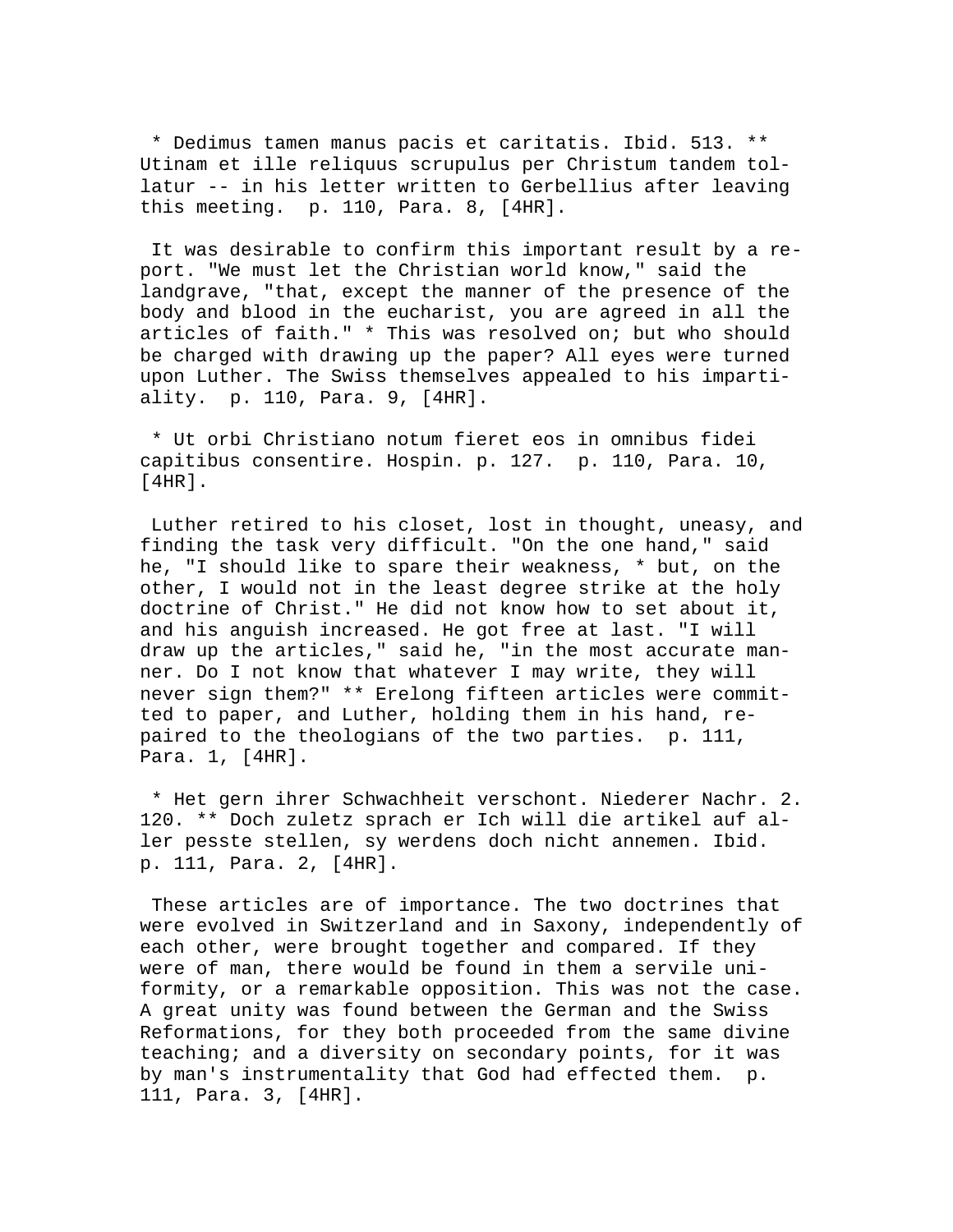* Dedimus tamen manus pacis et caritatis. Ibid. 513. ** Utinam et ille reliquus scrupulus per Christum tandem tollatur -- in his letter written to Gerbellius after leaving this meeting. p. 110, Para. 8, [4HR].

It was desirable to confirm this important result by a report. "We must let the Christian world know," said the landgrave, "that, except the manner of the presence of the body and blood in the eucharist, you are agreed in all the articles of faith." * This was resolved on; but who should be charged with drawing up the paper? All eyes were turned upon Luther. The Swiss themselves appealed to his impartiality. p. 110, Para. 9, [4HR].

* Ut orbi Christiano notum fieret eos in omnibus fidei capitibus consentire. Hospin. p. 127. p. 110, Para. 10, [4HR].

Luther retired to his closet, lost in thought, uneasy, and finding the task very difficult. "On the one hand," said he, "I should like to spare their weakness, * but, on the other, I would not in the least degree strike at the holy doctrine of Christ." He did not know how to set about it, and his anguish increased. He got free at last. "I will draw up the articles," said he, "in the most accurate manner. Do I not know that whatever I may write, they will never sign them?" ** Erelong fifteen articles were committed to paper, and Luther, holding them in his hand, repaired to the theologians of the two parties. p. 111, Para. 1, [4HR].

* Het gern ihrer Schwachheit verschont. Niederer Nachr. 2. 120. ** Doch zuletz sprach er Ich will die artikel auf aller pesste stellen, sy werdens doch nicht annemen. Ibid. p. 111, Para. 2, [4HR].

These articles are of importance. The two doctrines that were evolved in Switzerland and in Saxony, independently of each other, were brought together and compared. If they were of man, there would be found in them a servile uniformity, or a remarkable opposition. This was not the case. A great unity was found between the German and the Swiss Reformations, for they both proceeded from the same divine teaching; and a diversity on secondary points, for it was by man's instrumentality that God had effected them. p. 111, Para. 3, [4HR].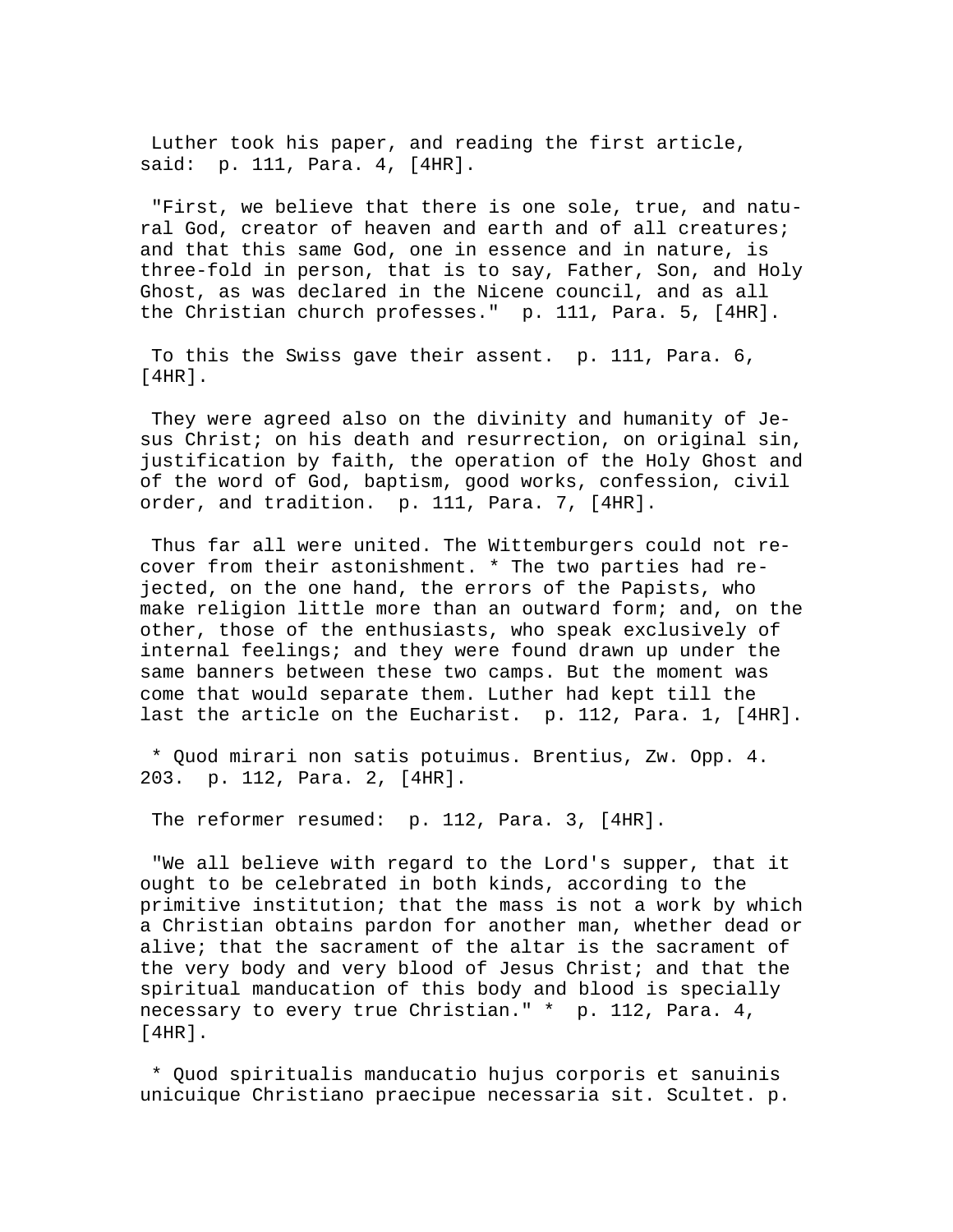Luther took his paper, and reading the first article, said:  p. 111, Para. 4, [4HR].

"First, we believe that there is one sole, true, and natural God, creator of heaven and earth and of all creatures; and that this same God, one in essence and in nature, is three-fold in person, that is to say, Father, Son, and Holy Ghost, as was declared in the Nicene council, and as all the Christian church professes."  p. 111, Para. 5, [4HR].

To this the Swiss gave their assent.  p. 111, Para. 6, [4HR].

They were agreed also on the divinity and humanity of Jesus Christ; on his death and resurrection, on original sin, justification by faith, the operation of the Holy Ghost and of the word of God, baptism, good works, confession, civil order, and tradition.  p. 111, Para. 7, [4HR].

Thus far all were united. The Wittemburgers could not recover from their astonishment. * The two parties had rejected, on the one hand, the errors of the Papists, who make religion little more than an outward form; and, on the other, those of the enthusiasts, who speak exclusively of internal feelings; and they were found drawn up under the same banners between these two camps. But the moment was come that would separate them. Luther had kept till the last the article on the Eucharist.  p. 112, Para. 1, [4HR].

* Quod mirari non satis potuimus. Brentius, Zw. Opp. 4. 203.  p. 112, Para. 2, [4HR].

The reformer resumed:  p. 112, Para. 3, [4HR].

"We all believe with regard to the Lord's supper, that it ought to be celebrated in both kinds, according to the primitive institution; that the mass is not a work by which a Christian obtains pardon for another man, whether dead or alive; that the sacrament of the altar is the sacrament of the very body and very blood of Jesus Christ; and that the spiritual manducation of this body and blood is specially necessary to every true Christian." *  p. 112, Para. 4, [4HR].

* Quod spiritualis manducatio hujus corporis et sanuinis unicuique Christiano praecipue necessaria sit. Scultet. p.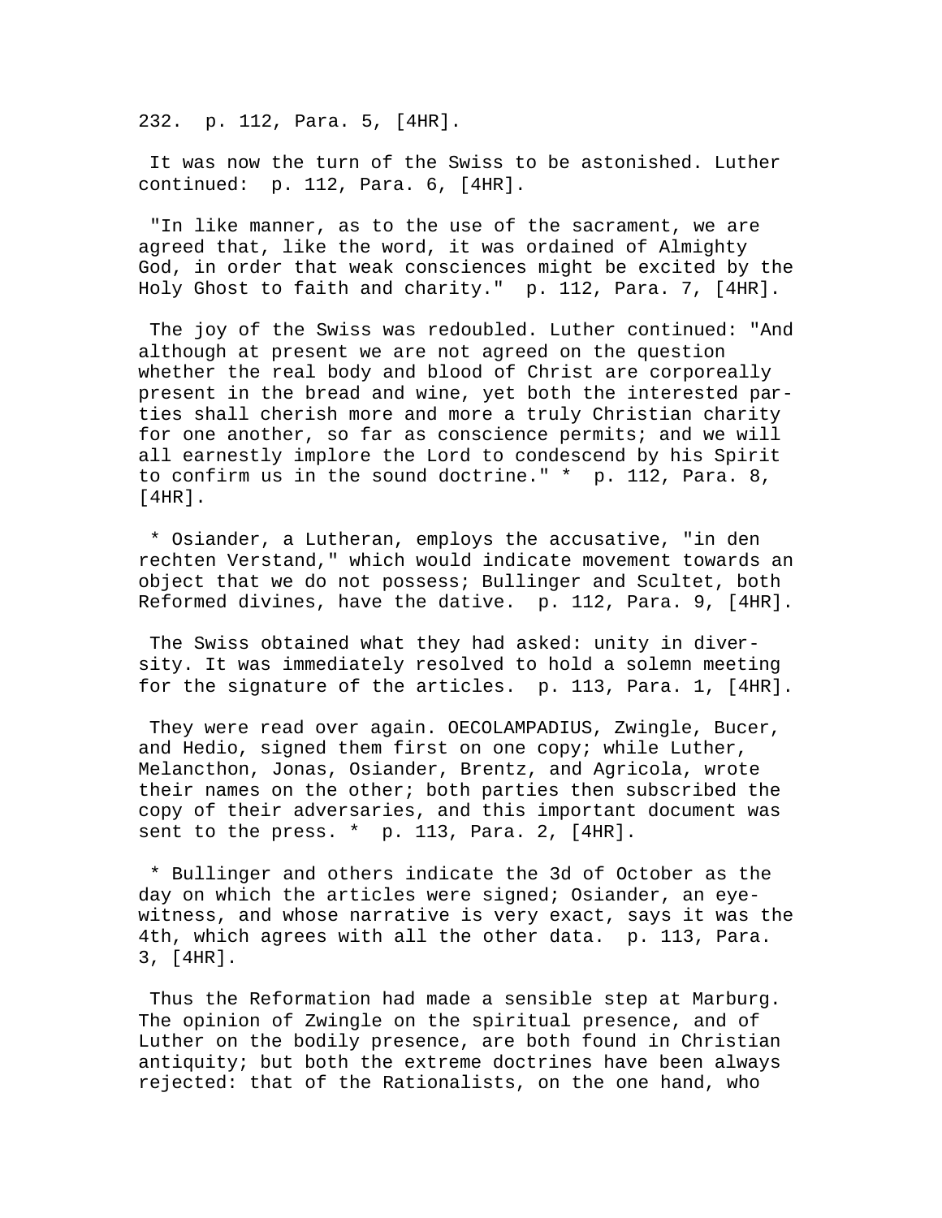232. p. 112, Para. 5, [4HR].

It was now the turn of the Swiss to be astonished. Luther continued: p. 112, Para. 6, [4HR].

"In like manner, as to the use of the sacrament, we are agreed that, like the word, it was ordained of Almighty God, in order that weak consciences might be excited by the Holy Ghost to faith and charity." p. 112, Para. 7, [4HR].

The joy of the Swiss was redoubled. Luther continued: "And although at present we are not agreed on the question whether the real body and blood of Christ are corporeally present in the bread and wine, yet both the interested parties shall cherish more and more a truly Christian charity for one another, so far as conscience permits; and we will all earnestly implore the Lord to condescend by his Spirit to confirm us in the sound doctrine." * p. 112, Para. 8, [4HR].

* Osiander, a Lutheran, employs the accusative, "in den rechten Verstand," which would indicate movement towards an object that we do not possess; Bullinger and Scultet, both Reformed divines, have the dative. p. 112, Para. 9, [4HR].

The Swiss obtained what they had asked: unity in diversity. It was immediately resolved to hold a solemn meeting for the signature of the articles. p. 113, Para. 1, [4HR].

They were read over again. OECOLAMPADIUS, Zwingle, Bucer, and Hedio, signed them first on one copy; while Luther, Melancthon, Jonas, Osiander, Brentz, and Agricola, wrote their names on the other; both parties then subscribed the copy of their adversaries, and this important document was sent to the press. * p. 113, Para. 2, [4HR].

* Bullinger and others indicate the 3d of October as the day on which the articles were signed; Osiander, an eyewitness, and whose narrative is very exact, says it was the 4th, which agrees with all the other data. p. 113, Para. 3, [4HR].

Thus the Reformation had made a sensible step at Marburg. The opinion of Zwingle on the spiritual presence, and of Luther on the bodily presence, are both found in Christian antiquity; but both the extreme doctrines have been always rejected: that of the Rationalists, on the one hand, who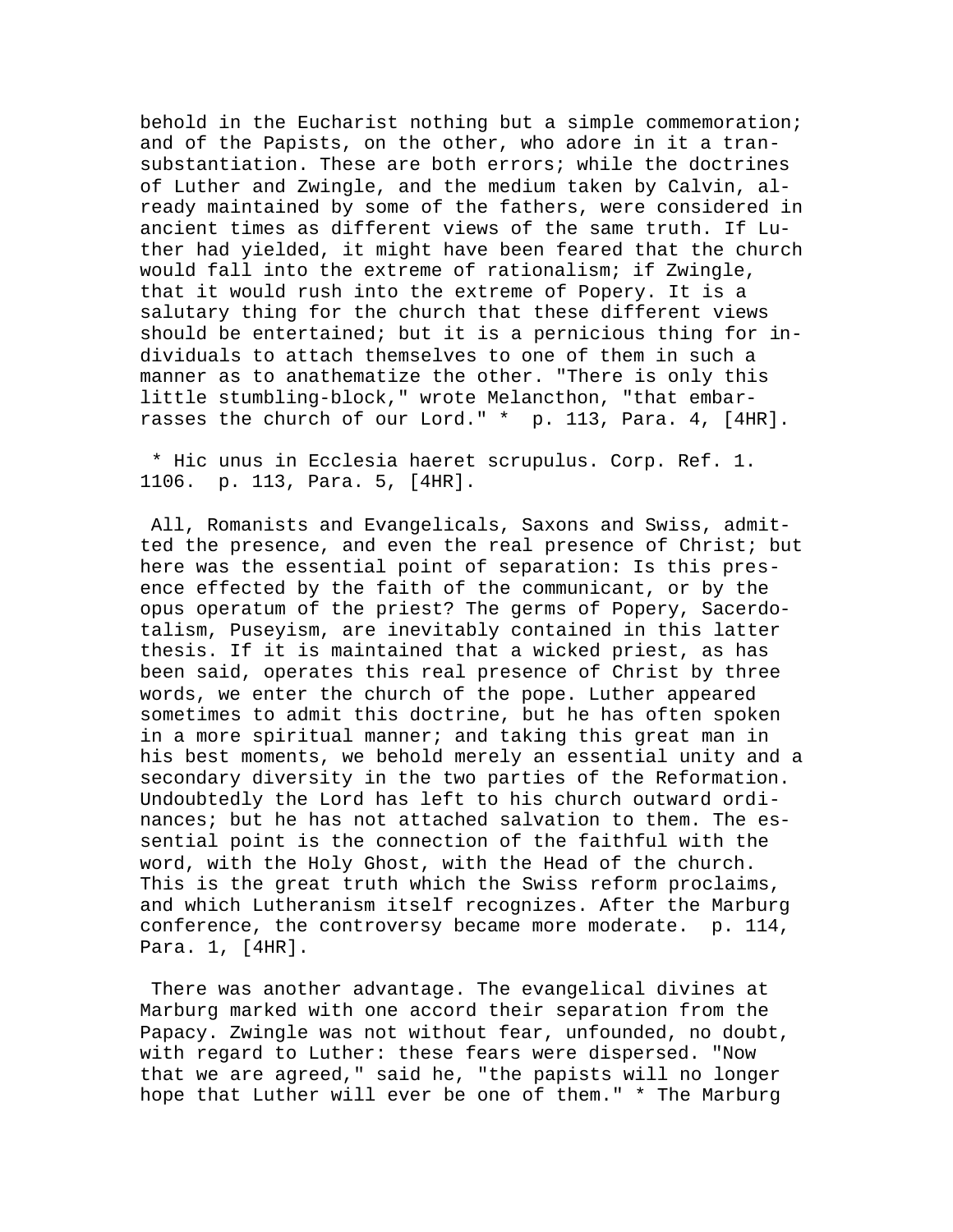behold in the Eucharist nothing but a simple commemoration; and of the Papists, on the other, who adore in it a transubstantiation. These are both errors; while the doctrines of Luther and Zwingle, and the medium taken by Calvin, already maintained by some of the fathers, were considered in ancient times as different views of the same truth. If Luther had yielded, it might have been feared that the church would fall into the extreme of rationalism; if Zwingle, that it would rush into the extreme of Popery. It is a salutary thing for the church that these different views should be entertained; but it is a pernicious thing for individuals to attach themselves to one of them in such a manner as to anathematize the other. "There is only this little stumbling-block," wrote Melancthon, "that embarrasses the church of our Lord." * p. 113, Para. 4, [4HR].

* Hic unus in Ecclesia haeret scrupulus. Corp. Ref. 1. 1106. p. 113, Para. 5, [4HR].

All, Romanists and Evangelicals, Saxons and Swiss, admitted the presence, and even the real presence of Christ; but here was the essential point of separation: Is this presence effected by the faith of the communicant, or by the opus operatum of the priest? The germs of Popery, Sacerdotalism, Puseyism, are inevitably contained in this latter thesis. If it is maintained that a wicked priest, as has been said, operates this real presence of Christ by three words, we enter the church of the pope. Luther appeared sometimes to admit this doctrine, but he has often spoken in a more spiritual manner; and taking this great man in his best moments, we behold merely an essential unity and a secondary diversity in the two parties of the Reformation. Undoubtedly the Lord has left to his church outward ordinances; but he has not attached salvation to them. The essential point is the connection of the faithful with the word, with the Holy Ghost, with the Head of the church. This is the great truth which the Swiss reform proclaims, and which Lutheranism itself recognizes. After the Marburg conference, the controversy became more moderate. p. 114, Para. 1, [4HR].

There was another advantage. The evangelical divines at Marburg marked with one accord their separation from the Papacy. Zwingle was not without fear, unfounded, no doubt, with regard to Luther: these fears were dispersed. "Now that we are agreed," said he, "the papists will no longer hope that Luther will ever be one of them." * The Marburg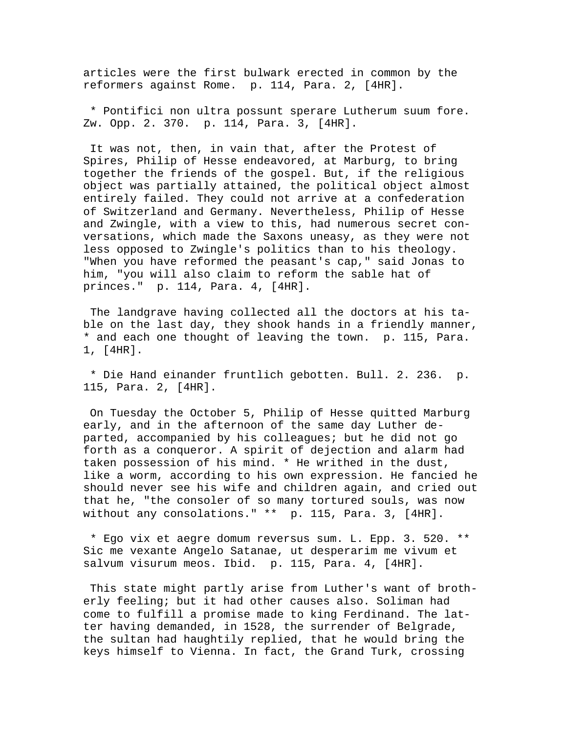articles were the first bulwark erected in common by the reformers against Rome. p. 114, Para. 2, [4HR].

* Pontifici non ultra possunt sperare Lutherum suum fore. Zw. Opp. 2. 370. p. 114, Para. 3, [4HR].

It was not, then, in vain that, after the Protest of Spires, Philip of Hesse endeavored, at Marburg, to bring together the friends of the gospel. But, if the religious object was partially attained, the political object almost entirely failed. They could not arrive at a confederation of Switzerland and Germany. Nevertheless, Philip of Hesse and Zwingle, with a view to this, had numerous secret conversations, which made the Saxons uneasy, as they were not less opposed to Zwingle's politics than to his theology. "When you have reformed the peasant's cap," said Jonas to him, "you will also claim to reform the sable hat of princes." p. 114, Para. 4, [4HR].

The landgrave having collected all the doctors at his table on the last day, they shook hands in a friendly manner, * and each one thought of leaving the town. p. 115, Para. 1, [4HR].

* Die Hand einander fruntlich gebotten. Bull. 2. 236. p. 115, Para. 2, [4HR].

On Tuesday the October 5, Philip of Hesse quitted Marburg early, and in the afternoon of the same day Luther departed, accompanied by his colleagues; but he did not go forth as a conqueror. A spirit of dejection and alarm had taken possession of his mind. * He writhed in the dust, like a worm, according to his own expression. He fancied he should never see his wife and children again, and cried out that he, "the consoler of so many tortured souls, was now without any consolations." ** p. 115, Para. 3, [4HR].

* Ego vix et aegre domum reversus sum. L. Epp. 3. 520. ** Sic me vexante Angelo Satanae, ut desperarim me vivum et salvum visurum meos. Ibid. p. 115, Para. 4, [4HR].

This state might partly arise from Luther's want of brotherly feeling; but it had other causes also. Soliman had come to fulfill a promise made to king Ferdinand. The latter having demanded, in 1528, the surrender of Belgrade, the sultan had haughtily replied, that he would bring the keys himself to Vienna. In fact, the Grand Turk, crossing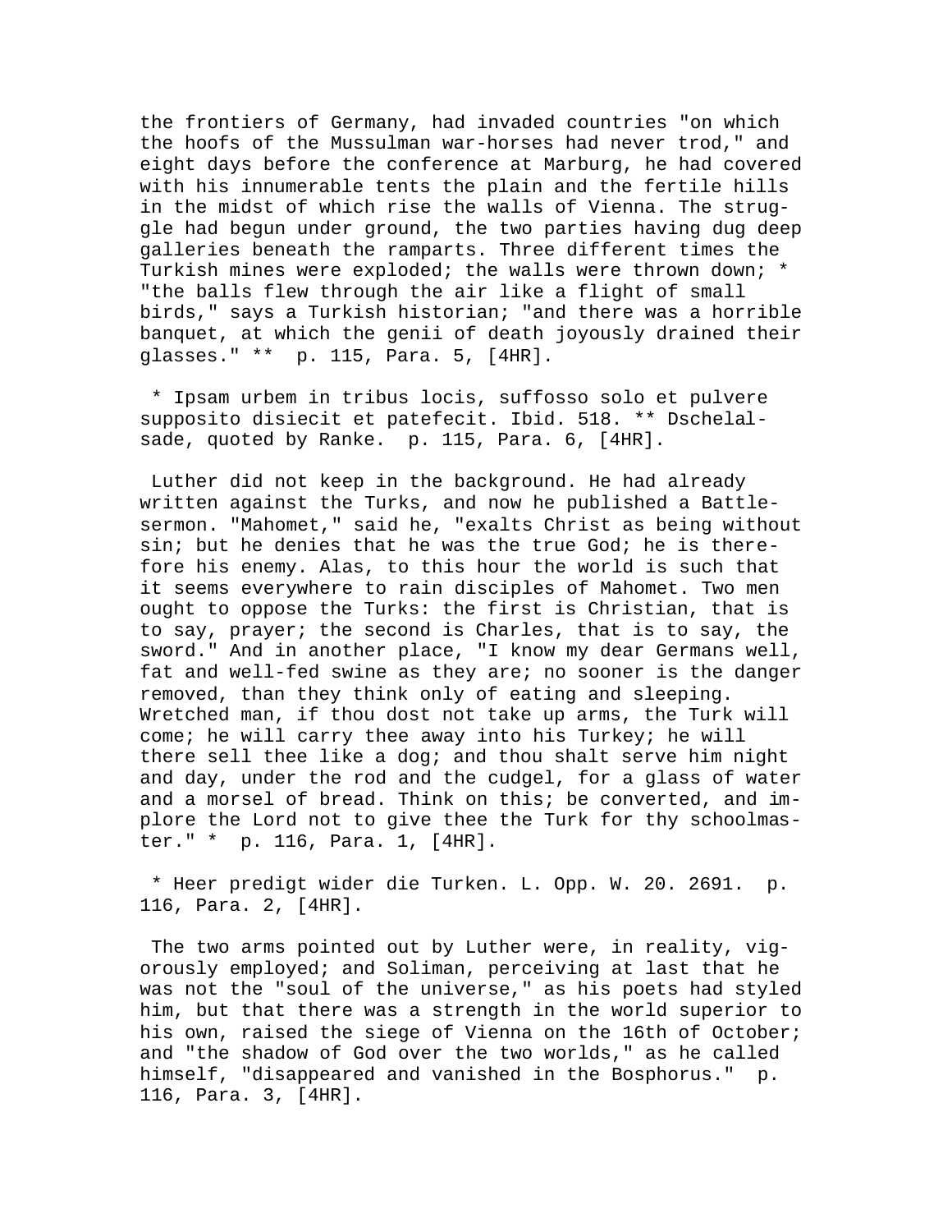the frontiers of Germany, had invaded countries "on which the hoofs of the Mussulman war-horses had never trod," and eight days before the conference at Marburg, he had covered with his innumerable tents the plain and the fertile hills in the midst of which rise the walls of Vienna. The struggle had begun under ground, the two parties having dug deep galleries beneath the ramparts. Three different times the Turkish mines were exploded; the walls were thrown down; * "the balls flew through the air like a flight of small birds," says a Turkish historian; "and there was a horrible banquet, at which the genii of death joyously drained their glasses." ** p. 115, Para. 5, [4HR].

* Ipsam urbem in tribus locis, suffosso solo et pulvere supposito disiecit et patefecit. Ibid. 518. ** Dschelal-sade, quoted by Ranke. p. 115, Para. 6, [4HR].

Luther did not keep in the background. He had already written against the Turks, and now he published a Battle-sermon. "Mahomet," said he, "exalts Christ as being without sin; but he denies that he was the true God; he is therefore his enemy. Alas, to this hour the world is such that it seems everywhere to rain disciples of Mahomet. Two men ought to oppose the Turks: the first is Christian, that is to say, prayer; the second is Charles, that is to say, the sword." And in another place, "I know my dear Germans well, fat and well-fed swine as they are; no sooner is the danger removed, than they think only of eating and sleeping. Wretched man, if thou dost not take up arms, the Turk will come; he will carry thee away into his Turkey; he will there sell thee like a dog; and thou shalt serve him night and day, under the rod and the cudgel, for a glass of water and a morsel of bread. Think on this; be converted, and implore the Lord not to give thee the Turk for thy schoolmaster." * p. 116, Para. 1, [4HR].

* Heer predigt wider die Turken. L. Opp. W. 20. 2691. p. 116, Para. 2, [4HR].

The two arms pointed out by Luther were, in reality, vigorously employed; and Soliman, perceiving at last that he was not the "soul of the universe," as his poets had styled him, but that there was a strength in the world superior to his own, raised the siege of Vienna on the 16th of October; and "the shadow of God over the two worlds," as he called himself, "disappeared and vanished in the Bosphorus." p. 116, Para. 3, [4HR].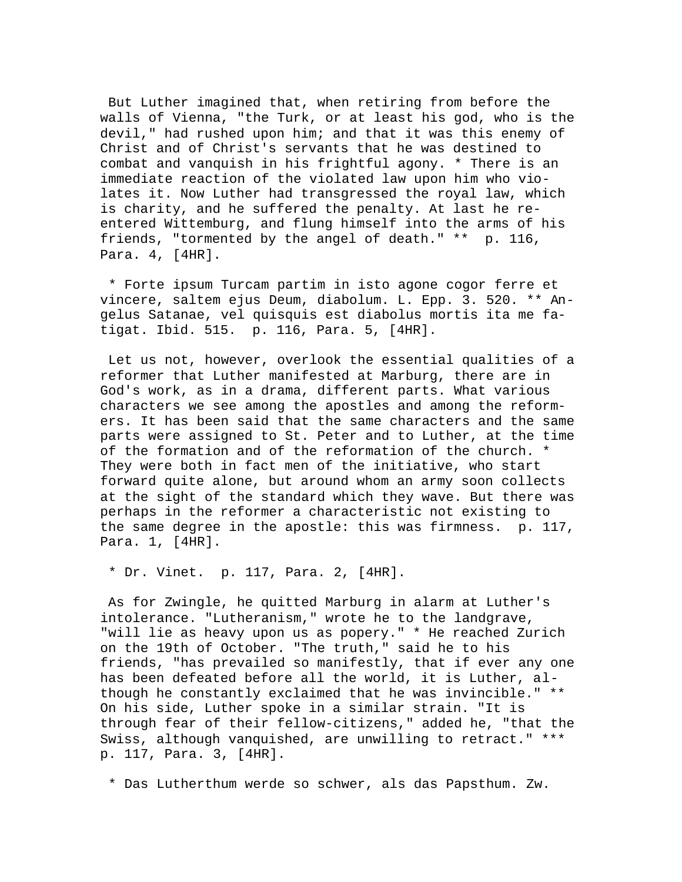But Luther imagined that, when retiring from before the walls of Vienna, "the Turk, or at least his god, who is the devil," had rushed upon him; and that it was this enemy of Christ and of Christ's servants that he was destined to combat and vanquish in his frightful agony. * There is an immediate reaction of the violated law upon him who violates it. Now Luther had transgressed the royal law, which is charity, and he suffered the penalty. At last he re-entered Wittemburg, and flung himself into the arms of his friends, "tormented by the angel of death." ** p. 116, Para. 4, [4HR].

* Forte ipsum Turcam partim in isto agone cogor ferre et vincere, saltem ejus Deum, diabolum. L. Epp. 3. 520. ** Angelus Satanae, vel quisquis est diabolus mortis ita me fatigat. Ibid. 515. p. 116, Para. 5, [4HR].

Let us not, however, overlook the essential qualities of a reformer that Luther manifested at Marburg, there are in God's work, as in a drama, different parts. What various characters we see among the apostles and among the reformers. It has been said that the same characters and the same parts were assigned to St. Peter and to Luther, at the time of the formation and of the reformation of the church. * They were both in fact men of the initiative, who start forward quite alone, but around whom an army soon collects at the sight of the standard which they wave. But there was perhaps in the reformer a characteristic not existing to the same degree in the apostle: this was firmness. p. 117, Para. 1, [4HR].

* Dr. Vinet. p. 117, Para. 2, [4HR].

As for Zwingle, he quitted Marburg in alarm at Luther's intolerance. "Lutheranism," wrote he to the landgrave, "will lie as heavy upon us as popery." * He reached Zurich on the 19th of October. "The truth," said he to his friends, "has prevailed so manifestly, that if ever any one has been defeated before all the world, it is Luther, although he constantly exclaimed that he was invincible." ** On his side, Luther spoke in a similar strain. "It is through fear of their fellow-citizens," added he, "that the Swiss, although vanquished, are unwilling to retract." *** p. 117, Para. 3, [4HR].

* Das Lutherthum werde so schwer, als das Papsthum. Zw.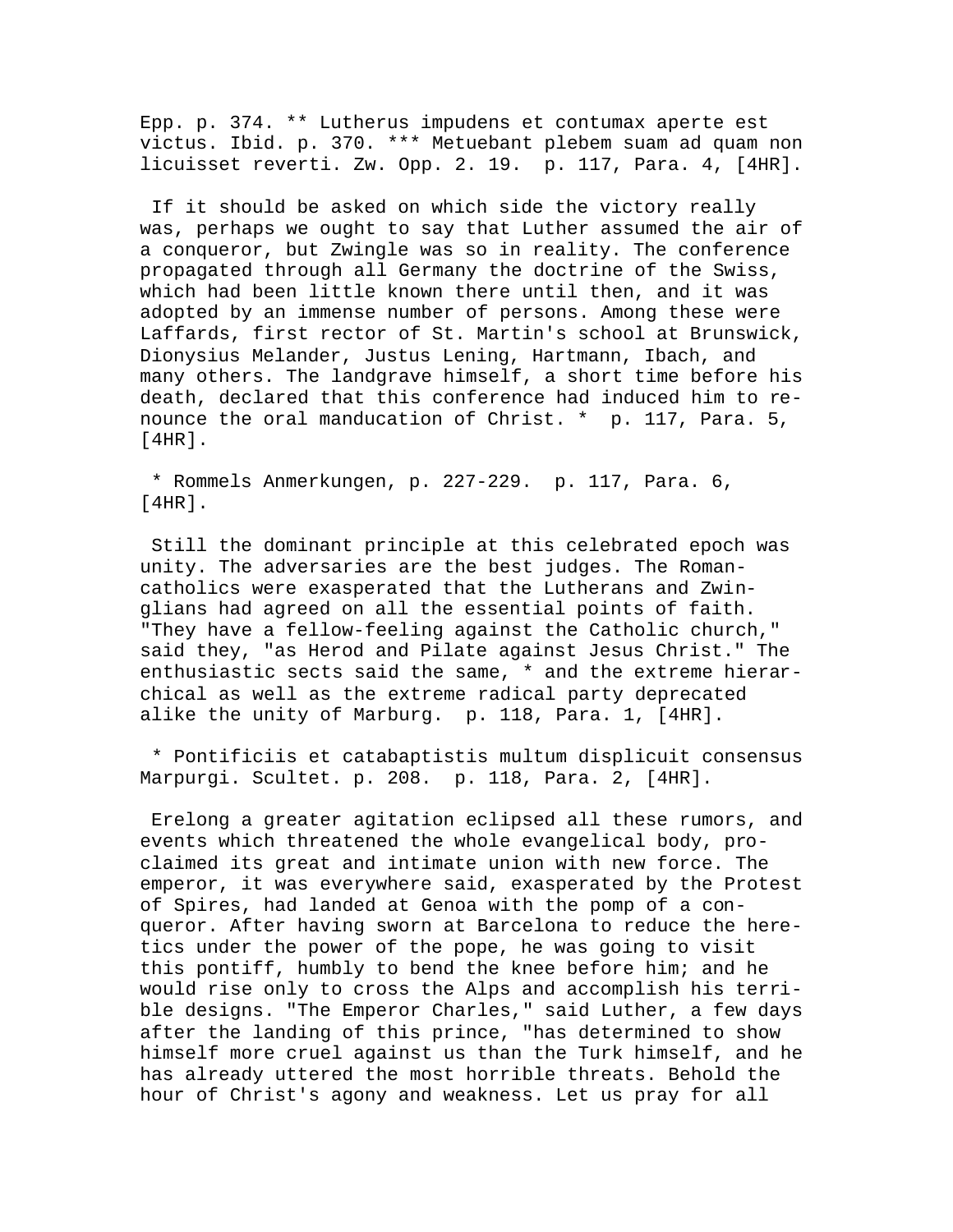Epp. p. 374. ** Lutherus impudens et contumax aperte est victus. Ibid. p. 370. *** Metuebant plebem suam ad quam non licuisset reverti. Zw. Opp. 2. 19. p. 117, Para. 4, [4HR].

If it should be asked on which side the victory really was, perhaps we ought to say that Luther assumed the air of a conqueror, but Zwingle was so in reality. The conference propagated through all Germany the doctrine of the Swiss, which had been little known there until then, and it was adopted by an immense number of persons. Among these were Laffards, first rector of St. Martin's school at Brunswick, Dionysius Melander, Justus Lening, Hartmann, Ibach, and many others. The landgrave himself, a short time before his death, declared that this conference had induced him to renounce the oral manducation of Christ. * p. 117, Para. 5, [4HR].

* Rommels Anmerkungen, p. 227-229. p. 117, Para. 6, [4HR].

Still the dominant principle at this celebrated epoch was unity. The adversaries are the best judges. The Roman-catholics were exasperated that the Lutherans and Zwinglians had agreed on all the essential points of faith. "They have a fellow-feeling against the Catholic church," said they, "as Herod and Pilate against Jesus Christ." The enthusiastic sects said the same, * and the extreme hierarchical as well as the extreme radical party deprecated alike the unity of Marburg. p. 118, Para. 1, [4HR].

* Pontificiis et catabaptistis multum displicuit consensus Marpurgi. Scultet. p. 208. p. 118, Para. 2, [4HR].

Erelong a greater agitation eclipsed all these rumors, and events which threatened the whole evangelical body, proclaimed its great and intimate union with new force. The emperor, it was everywhere said, exasperated by the Protest of Spires, had landed at Genoa with the pomp of a conqueror. After having sworn at Barcelona to reduce the heretics under the power of the pope, he was going to visit this pontiff, humbly to bend the knee before him; and he would rise only to cross the Alps and accomplish his terrible designs. "The Emperor Charles," said Luther, a few days after the landing of this prince, "has determined to show himself more cruel against us than the Turk himself, and he has already uttered the most horrible threats. Behold the hour of Christ's agony and weakness. Let us pray for all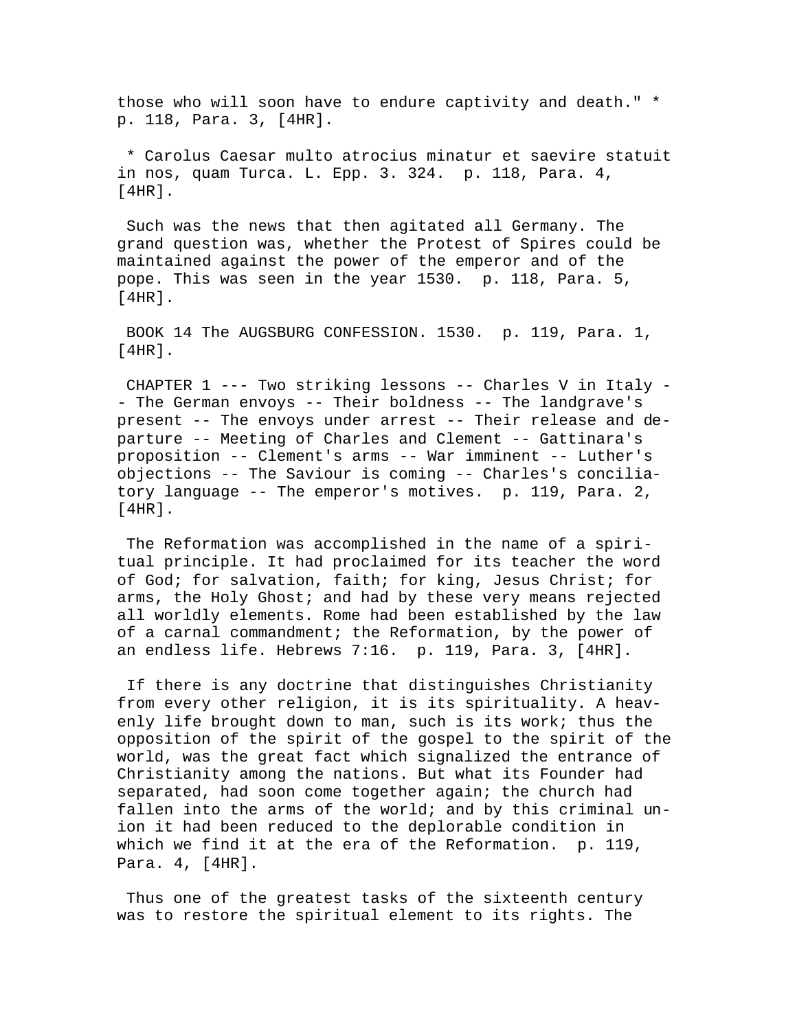those who will soon have to endure captivity and death." * p. 118, Para. 3, [4HR].

* Carolus Caesar multo atrocius minatur et saevire statuit in nos, quam Turca. L. Epp. 3. 324. p. 118, Para. 4, [4HR].

Such was the news that then agitated all Germany. The grand question was, whether the Protest of Spires could be maintained against the power of the emperor and of the pope. This was seen in the year 1530. p. 118, Para. 5, [4HR].

## BOOK 14 The AUGSBURG CONFESSION. 1530. p. 119, Para. 1, [4HR].

### CHAPTER 1 --- Two striking lessons -- Charles V in Italy -- The German envoys -- Their boldness -- The landgrave's present -- The envoys under arrest -- Their release and departure -- Meeting of Charles and Clement -- Gattinara's proposition -- Clement's arms -- War imminent -- Luther's objections -- The Saviour is coming -- Charles's conciliatory language -- The emperor's motives. p. 119, Para. 2, [4HR].

The Reformation was accomplished in the name of a spiritual principle. It had proclaimed for its teacher the word of God; for salvation, faith; for king, Jesus Christ; for arms, the Holy Ghost; and had by these very means rejected all worldly elements. Rome had been established by the law of a carnal commandment; the Reformation, by the power of an endless life. Hebrews 7:16. p. 119, Para. 3, [4HR].

If there is any doctrine that distinguishes Christianity from every other religion, it is its spirituality. A heavenly life brought down to man, such is its work; thus the opposition of the spirit of the gospel to the spirit of the world, was the great fact which signalized the entrance of Christianity among the nations. But what its Founder had separated, had soon come together again; the church had fallen into the arms of the world; and by this criminal union it had been reduced to the deplorable condition in which we find it at the era of the Reformation. p. 119, Para. 4, [4HR].

Thus one of the greatest tasks of the sixteenth century was to restore the spiritual element to its rights. The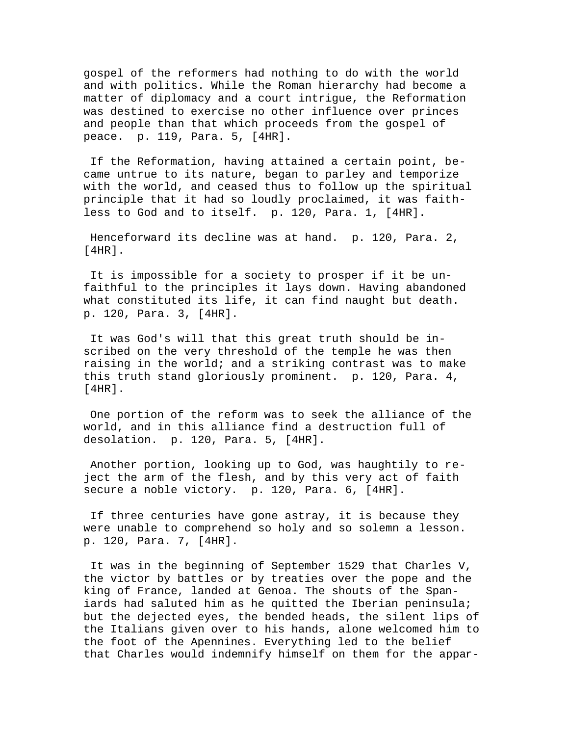gospel of the reformers had nothing to do with the world and with politics. While the Roman hierarchy had become a matter of diplomacy and a court intrigue, the Reformation was destined to exercise no other influence over princes and people than that which proceeds from the gospel of peace. p. 119, Para. 5, [4HR].

If the Reformation, having attained a certain point, became untrue to its nature, began to parley and temporize with the world, and ceased thus to follow up the spiritual principle that it had so loudly proclaimed, it was faithless to God and to itself. p. 120, Para. 1, [4HR].

Henceforward its decline was at hand. p. 120, Para. 2, [4HR].

It is impossible for a society to prosper if it be unfaithful to the principles it lays down. Having abandoned what constituted its life, it can find naught but death. p. 120, Para. 3, [4HR].

It was God's will that this great truth should be inscribed on the very threshold of the temple he was then raising in the world; and a striking contrast was to make this truth stand gloriously prominent. p. 120, Para. 4, [4HR].

One portion of the reform was to seek the alliance of the world, and in this alliance find a destruction full of desolation. p. 120, Para. 5, [4HR].

Another portion, looking up to God, was haughtily to reject the arm of the flesh, and by this very act of faith secure a noble victory. p. 120, Para. 6, [4HR].

If three centuries have gone astray, it is because they were unable to comprehend so holy and so solemn a lesson. p. 120, Para. 7, [4HR].

It was in the beginning of September 1529 that Charles V, the victor by battles or by treaties over the pope and the king of France, landed at Genoa. The shouts of the Spaniards had saluted him as he quitted the Iberian peninsula; but the dejected eyes, the bended heads, the silent lips of the Italians given over to his hands, alone welcomed him to the foot of the Apennines. Everything led to the belief that Charles would indemnify himself on them for the appar-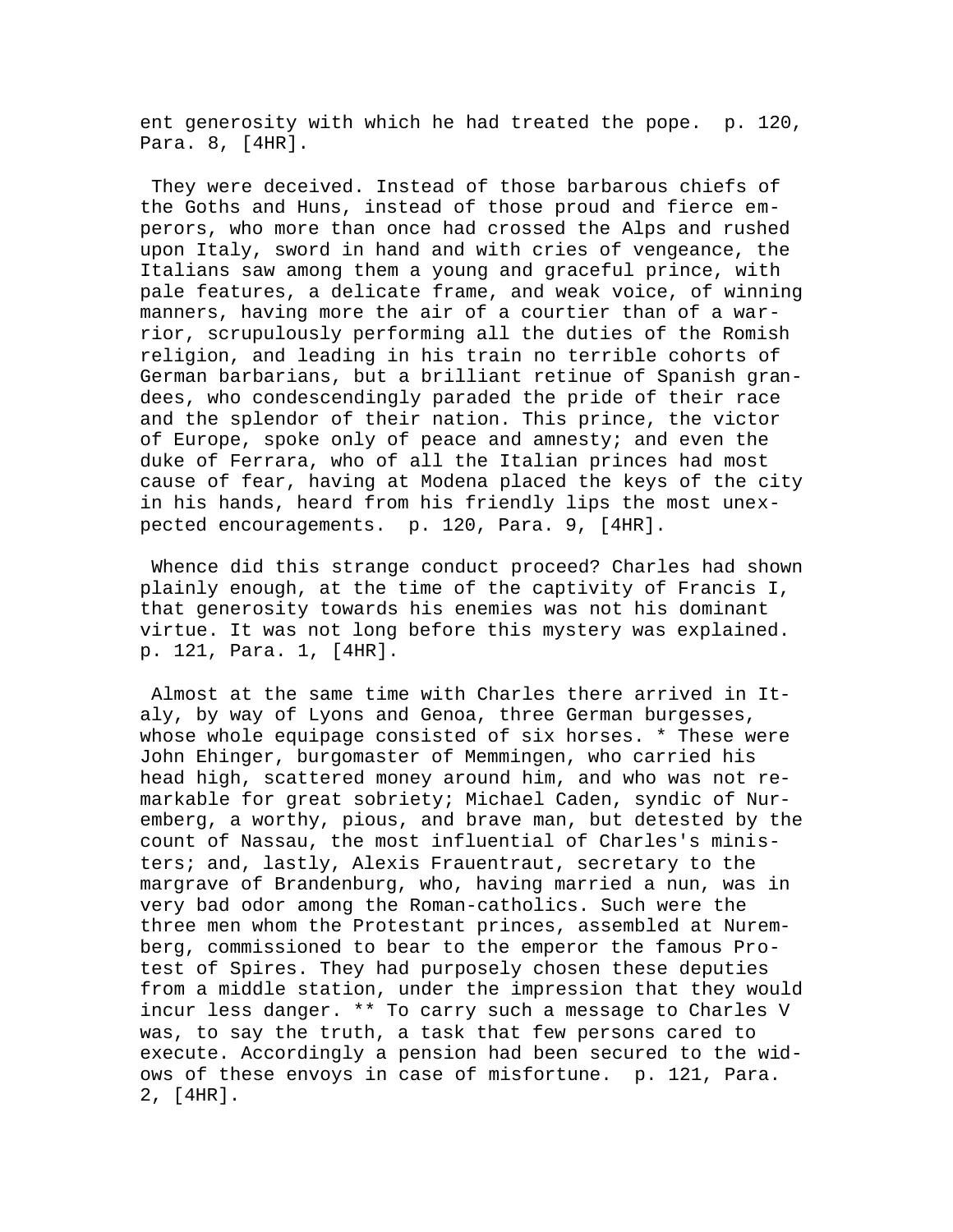ent generosity with which he had treated the pope. p. 120, Para. 8, [4HR].

They were deceived. Instead of those barbarous chiefs of the Goths and Huns, instead of those proud and fierce emperors, who more than once had crossed the Alps and rushed upon Italy, sword in hand and with cries of vengeance, the Italians saw among them a young and graceful prince, with pale features, a delicate frame, and weak voice, of winning manners, having more the air of a courtier than of a warrior, scrupulously performing all the duties of the Romish religion, and leading in his train no terrible cohorts of German barbarians, but a brilliant retinue of Spanish grandees, who condescendingly paraded the pride of their race and the splendor of their nation. This prince, the victor of Europe, spoke only of peace and amnesty; and even the duke of Ferrara, who of all the Italian princes had most cause of fear, having at Modena placed the keys of the city in his hands, heard from his friendly lips the most unexpected encouragements. p. 120, Para. 9, [4HR].

Whence did this strange conduct proceed? Charles had shown plainly enough, at the time of the captivity of Francis I, that generosity towards his enemies was not his dominant virtue. It was not long before this mystery was explained. p. 121, Para. 1, [4HR].

Almost at the same time with Charles there arrived in Italy, by way of Lyons and Genoa, three German burgesses, whose whole equipage consisted of six horses. * These were John Ehinger, burgomaster of Memmingen, who carried his head high, scattered money around him, and who was not remarkable for great sobriety; Michael Caden, syndic of Nuremberg, a worthy, pious, and brave man, but detested by the count of Nassau, the most influential of Charles's ministers; and, lastly, Alexis Frauentraut, secretary to the margrave of Brandenburg, who, having married a nun, was in very bad odor among the Roman-catholics. Such were the three men whom the Protestant princes, assembled at Nuremberg, commissioned to bear to the emperor the famous Protest of Spires. They had purposely chosen these deputies from a middle station, under the impression that they would incur less danger. ** To carry such a message to Charles V was, to say the truth, a task that few persons cared to execute. Accordingly a pension had been secured to the widows of these envoys in case of misfortune. p. 121, Para. 2, [4HR].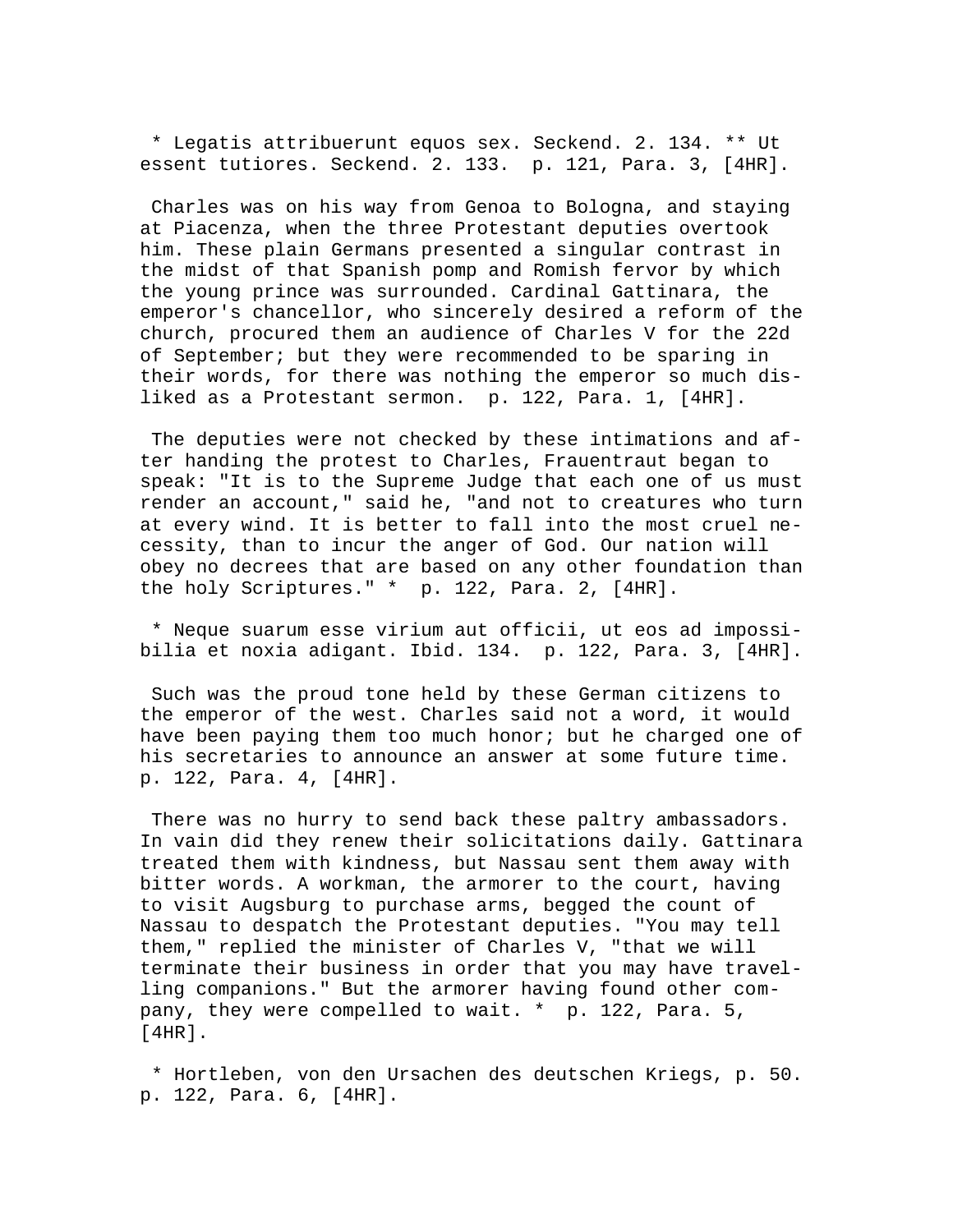* Legatis attribuerunt equos sex. Seckend. 2. 134. ** Ut essent tutiores. Seckend. 2. 133. p. 121, Para. 3, [4HR].

Charles was on his way from Genoa to Bologna, and staying at Piacenza, when the three Protestant deputies overtook him. These plain Germans presented a singular contrast in the midst of that Spanish pomp and Romish fervor by which the young prince was surrounded. Cardinal Gattinara, the emperor's chancellor, who sincerely desired a reform of the church, procured them an audience of Charles V for the 22d of September; but they were recommended to be sparing in their words, for there was nothing the emperor so much disliked as a Protestant sermon. p. 122, Para. 1, [4HR].

The deputies were not checked by these intimations and after handing the protest to Charles, Frauentraut began to speak: "It is to the Supreme Judge that each one of us must render an account," said he, "and not to creatures who turn at every wind. It is better to fall into the most cruel necessity, than to incur the anger of God. Our nation will obey no decrees that are based on any other foundation than the holy Scriptures." * p. 122, Para. 2, [4HR].

* Neque suarum esse virium aut officii, ut eos ad impossibilia et noxia adigant. Ibid. 134. p. 122, Para. 3, [4HR].

Such was the proud tone held by these German citizens to the emperor of the west. Charles said not a word, it would have been paying them too much honor; but he charged one of his secretaries to announce an answer at some future time. p. 122, Para. 4, [4HR].

There was no hurry to send back these paltry ambassadors. In vain did they renew their solicitations daily. Gattinara treated them with kindness, but Nassau sent them away with bitter words. A workman, the armorer to the court, having to visit Augsburg to purchase arms, begged the count of Nassau to despatch the Protestant deputies. "You may tell them," replied the minister of Charles V, "that we will terminate their business in order that you may have travelling companions." But the armorer having found other company, they were compelled to wait. * p. 122, Para. 5, [4HR].

* Hortleben, von den Ursachen des deutschen Kriegs, p. 50. p. 122, Para. 6, [4HR].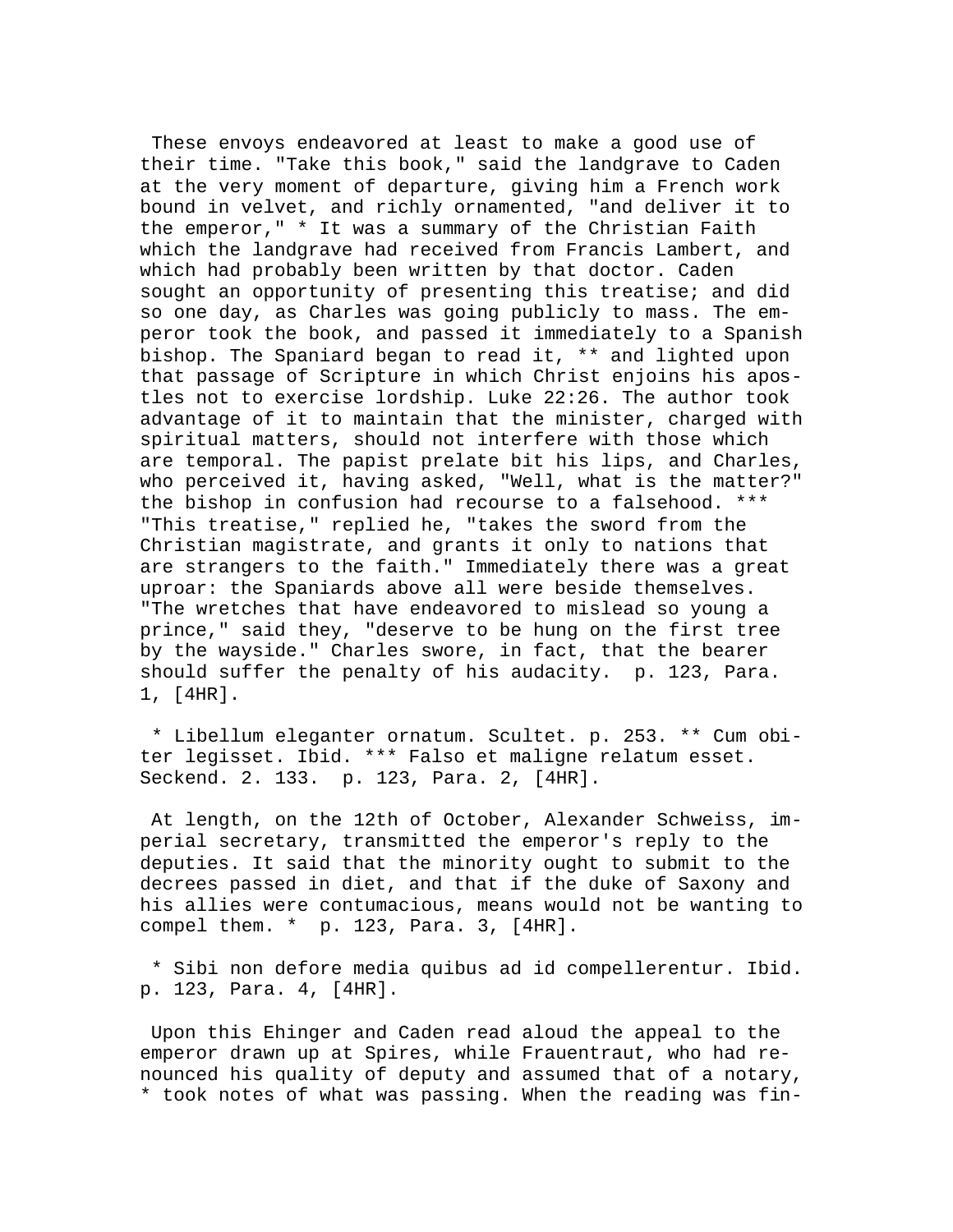These envoys endeavored at least to make a good use of their time. "Take this book," said the landgrave to Caden at the very moment of departure, giving him a French work bound in velvet, and richly ornamented, "and deliver it to the emperor," * It was a summary of the Christian Faith which the landgrave had received from Francis Lambert, and which had probably been written by that doctor. Caden sought an opportunity of presenting this treatise; and did so one day, as Charles was going publicly to mass. The emperor took the book, and passed it immediately to a Spanish bishop. The Spaniard began to read it, ** and lighted upon that passage of Scripture in which Christ enjoins his apostles not to exercise lordship. Luke 22:26. The author took advantage of it to maintain that the minister, charged with spiritual matters, should not interfere with those which are temporal. The papist prelate bit his lips, and Charles, who perceived it, having asked, "Well, what is the matter?" the bishop in confusion had recourse to a falsehood. *** "This treatise," replied he, "takes the sword from the Christian magistrate, and grants it only to nations that are strangers to the faith." Immediately there was a great uproar: the Spaniards above all were beside themselves. "The wretches that have endeavored to mislead so young a prince," said they, "deserve to be hung on the first tree by the wayside." Charles swore, in fact, that the bearer should suffer the penalty of his audacity. p. 123, Para. 1, [4HR].

* Libellum eleganter ornatum. Scultet. p. 253. ** Cum obiter legisset. Ibid. *** Falso et maligne relatum esset. Seckend. 2. 133. p. 123, Para. 2, [4HR].

At length, on the 12th of October, Alexander Schweiss, imperial secretary, transmitted the emperor's reply to the deputies. It said that the minority ought to submit to the decrees passed in diet, and that if the duke of Saxony and his allies were contumacious, means would not be wanting to compel them. * p. 123, Para. 3, [4HR].

* Sibi non defore media quibus ad id compellerentur. Ibid. p. 123, Para. 4, [4HR].

Upon this Ehinger and Caden read aloud the appeal to the emperor drawn up at Spires, while Frauentraut, who had renounced his quality of deputy and assumed that of a notary, * took notes of what was passing. When the reading was fin-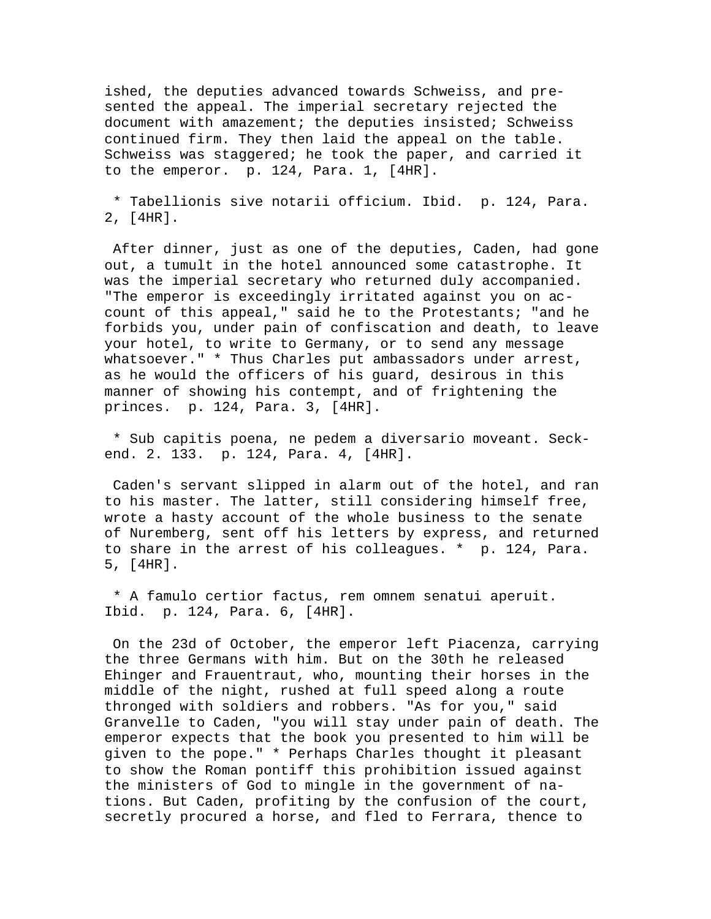ished, the deputies advanced towards Schweiss, and presented the appeal. The imperial secretary rejected the document with amazement; the deputies insisted; Schweiss continued firm. They then laid the appeal on the table. Schweiss was staggered; he took the paper, and carried it to the emperor.  p. 124, Para. 1, [4HR].

* Tabellionis sive notarii officium. Ibid.  p. 124, Para. 2, [4HR].

After dinner, just as one of the deputies, Caden, had gone out, a tumult in the hotel announced some catastrophe. It was the imperial secretary who returned duly accompanied. "The emperor is exceedingly irritated against you on account of this appeal," said he to the Protestants; "and he forbids you, under pain of confiscation and death, to leave your hotel, to write to Germany, or to send any message whatsoever." * Thus Charles put ambassadors under arrest, as he would the officers of his guard, desirous in this manner of showing his contempt, and of frightening the princes.  p. 124, Para. 3, [4HR].

* Sub capitis poena, ne pedem a diversario moveant. Seckend. 2. 133.  p. 124, Para. 4, [4HR].

Caden's servant slipped in alarm out of the hotel, and ran to his master. The latter, still considering himself free, wrote a hasty account of the whole business to the senate of Nuremberg, sent off his letters by express, and returned to share in the arrest of his colleagues. *  p. 124, Para. 5, [4HR].

* A famulo certior factus, rem omnem senatui aperuit. Ibid.  p. 124, Para. 6, [4HR].

On the 23d of October, the emperor left Piacenza, carrying the three Germans with him. But on the 30th he released Ehinger and Frauentraut, who, mounting their horses in the middle of the night, rushed at full speed along a route thronged with soldiers and robbers. "As for you," said Granvelle to Caden, "you will stay under pain of death. The emperor expects that the book you presented to him will be given to the pope." * Perhaps Charles thought it pleasant to show the Roman pontiff this prohibition issued against the ministers of God to mingle in the government of nations. But Caden, profiting by the confusion of the court, secretly procured a horse, and fled to Ferrara, thence to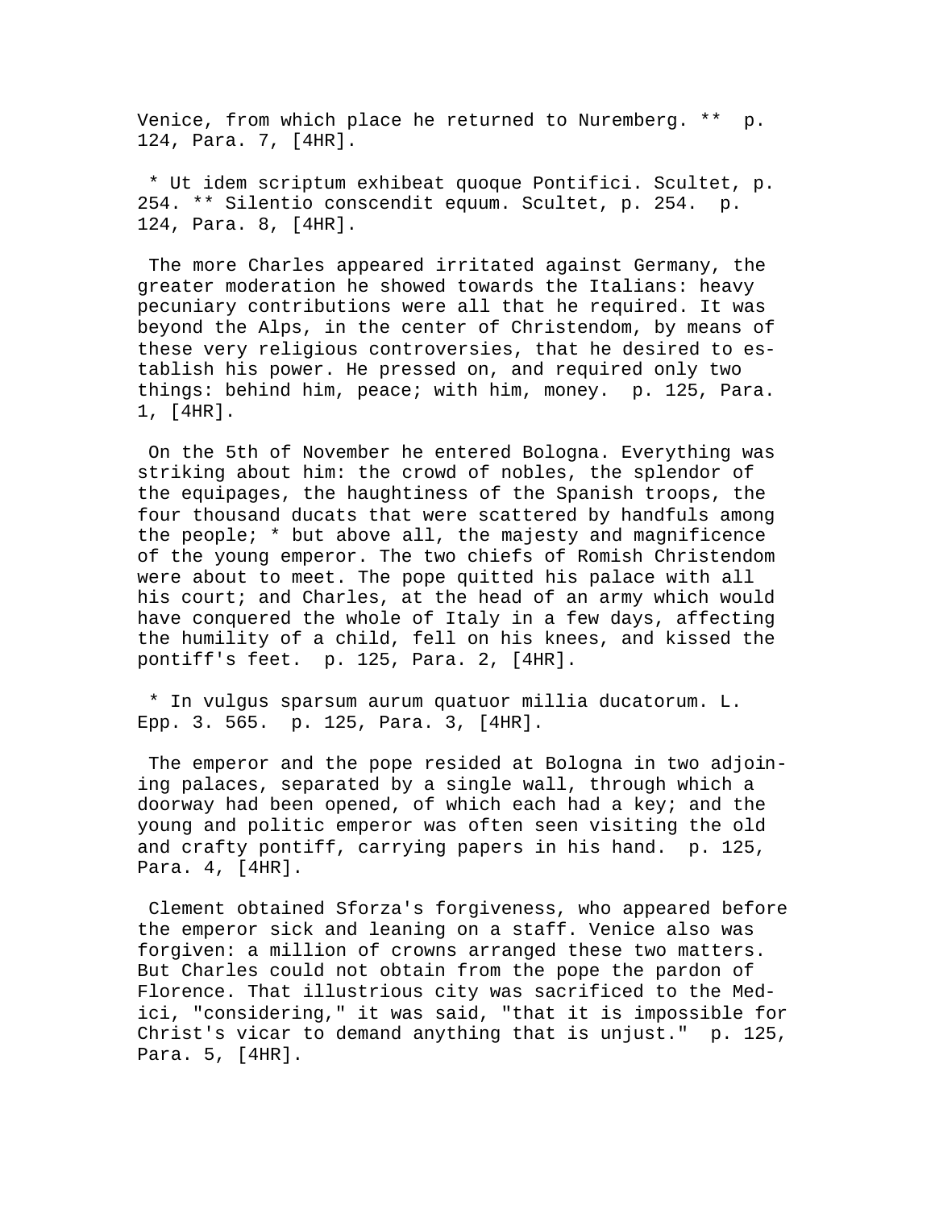Venice, from which place he returned to Nuremberg. ** p. 124, Para. 7, [4HR].

* Ut idem scriptum exhibeat quoque Pontifici. Scultet, p. 254. ** Silentio conscendit equum. Scultet, p. 254. p. 124, Para. 8, [4HR].

The more Charles appeared irritated against Germany, the greater moderation he showed towards the Italians: heavy pecuniary contributions were all that he required. It was beyond the Alps, in the center of Christendom, by means of these very religious controversies, that he desired to establish his power. He pressed on, and required only two things: behind him, peace; with him, money. p. 125, Para. 1, [4HR].

On the 5th of November he entered Bologna. Everything was striking about him: the crowd of nobles, the splendor of the equipages, the haughtiness of the Spanish troops, the four thousand ducats that were scattered by handfuls among the people; * but above all, the majesty and magnificence of the young emperor. The two chiefs of Romish Christendom were about to meet. The pope quitted his palace with all his court; and Charles, at the head of an army which would have conquered the whole of Italy in a few days, affecting the humility of a child, fell on his knees, and kissed the pontiff's feet. p. 125, Para. 2, [4HR].

* In vulgus sparsum aurum quatuor millia ducatorum. L. Epp. 3. 565. p. 125, Para. 3, [4HR].

The emperor and the pope resided at Bologna in two adjoining palaces, separated by a single wall, through which a doorway had been opened, of which each had a key; and the young and politic emperor was often seen visiting the old and crafty pontiff, carrying papers in his hand. p. 125, Para. 4, [4HR].

Clement obtained Sforza's forgiveness, who appeared before the emperor sick and leaning on a staff. Venice also was forgiven: a million of crowns arranged these two matters. But Charles could not obtain from the pope the pardon of Florence. That illustrious city was sacrificed to the Medici, "considering," it was said, "that it is impossible for Christ's vicar to demand anything that is unjust." p. 125, Para. 5, [4HR].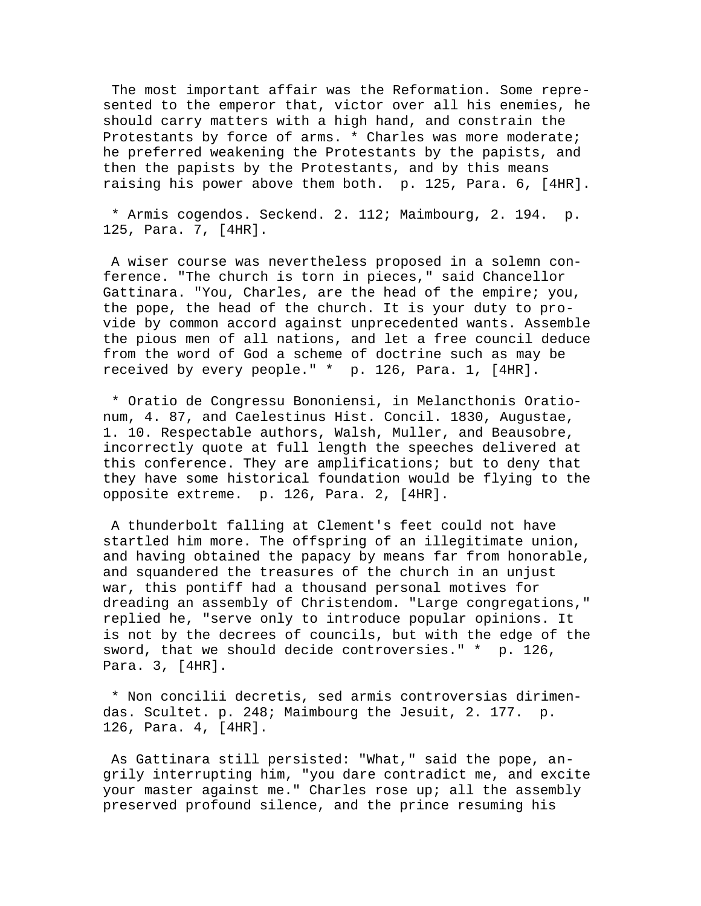The most important affair was the Reformation. Some represented to the emperor that, victor over all his enemies, he should carry matters with a high hand, and constrain the Protestants by force of arms. * Charles was more moderate; he preferred weakening the Protestants by the papists, and then the papists by the Protestants, and by this means raising his power above them both. p. 125, Para. 6, [4HR].

* Armis cogendos. Seckend. 2. 112; Maimbourg, 2. 194. p. 125, Para. 7, [4HR].

A wiser course was nevertheless proposed in a solemn conference. "The church is torn in pieces," said Chancellor Gattinara. "You, Charles, are the head of the empire; you, the pope, the head of the church. It is your duty to provide by common accord against unprecedented wants. Assemble the pious men of all nations, and let a free council deduce from the word of God a scheme of doctrine such as may be received by every people." * p. 126, Para. 1, [4HR].

* Oratio de Congressu Bononiensi, in Melancthonis Orationum, 4. 87, and Caelestinus Hist. Concil. 1830, Augustae, 1. 10. Respectable authors, Walsh, Muller, and Beausobre, incorrectly quote at full length the speeches delivered at this conference. They are amplifications; but to deny that they have some historical foundation would be flying to the opposite extreme. p. 126, Para. 2, [4HR].

A thunderbolt falling at Clement's feet could not have startled him more. The offspring of an illegitimate union, and having obtained the papacy by means far from honorable, and squandered the treasures of the church in an unjust war, this pontiff had a thousand personal motives for dreading an assembly of Christendom. "Large congregations," replied he, "serve only to introduce popular opinions. It is not by the decrees of councils, but with the edge of the sword, that we should decide controversies." * p. 126, Para. 3, [4HR].

* Non concilii decretis, sed armis controversias dirimendas. Scultet. p. 248; Maimbourg the Jesuit, 2. 177. p. 126, Para. 4, [4HR].

As Gattinara still persisted: "What," said the pope, angrily interrupting him, "you dare contradict me, and excite your master against me." Charles rose up; all the assembly preserved profound silence, and the prince resuming his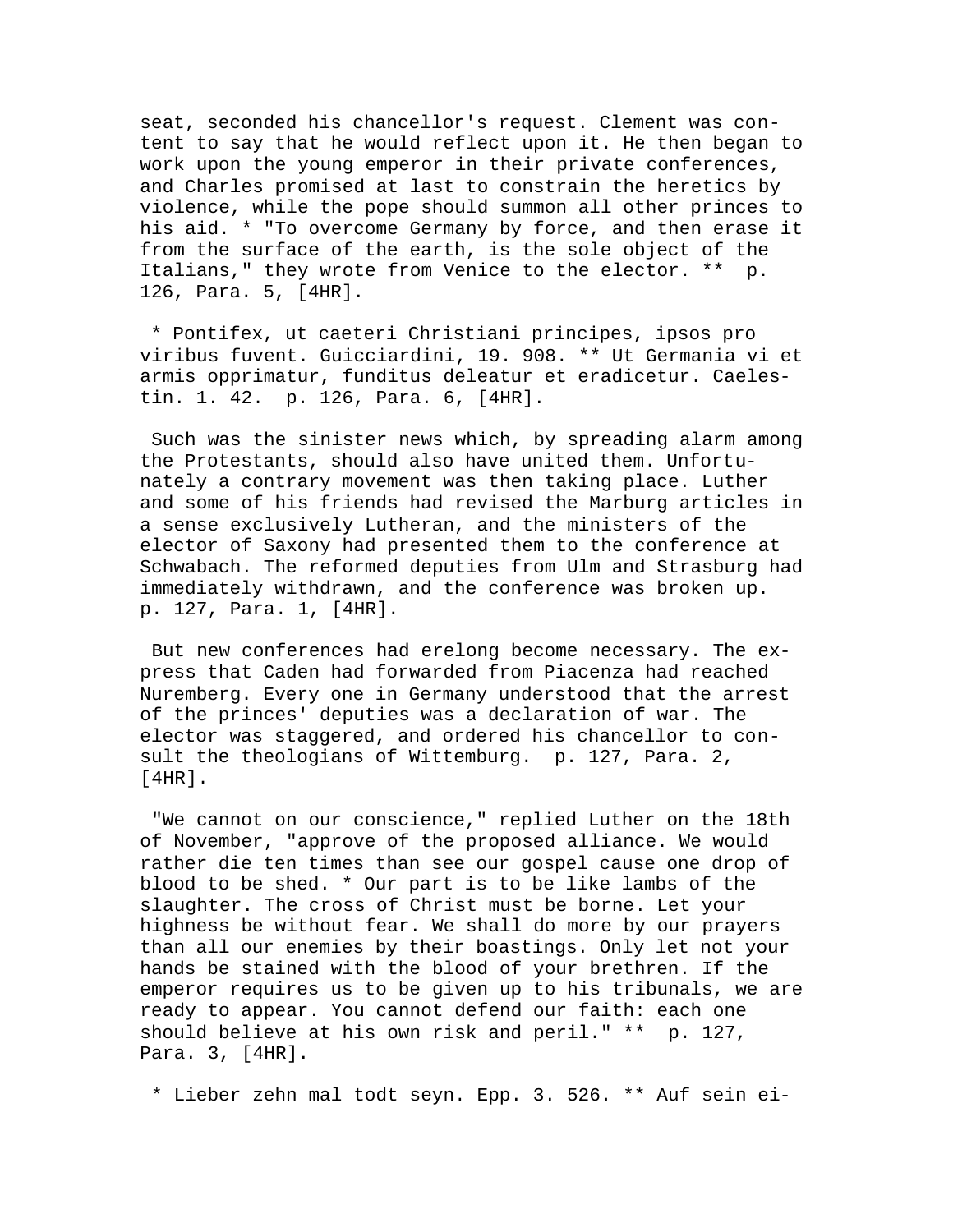seat, seconded his chancellor's request. Clement was content to say that he would reflect upon it. He then began to work upon the young emperor in their private conferences, and Charles promised at last to constrain the heretics by violence, while the pope should summon all other princes to his aid. * "To overcome Germany by force, and then erase it from the surface of the earth, is the sole object of the Italians," they wrote from Venice to the elector. ** p. 126, Para. 5, [4HR].

* Pontifex, ut caeteri Christiani principes, ipsos pro viribus fuvent. Guicciardini, 19. 908. ** Ut Germania vi et armis opprimatur, funditus deleatur et eradicetur. Caelestin. 1. 42. p. 126, Para. 6, [4HR].

Such was the sinister news which, by spreading alarm among the Protestants, should also have united them. Unfortunately a contrary movement was then taking place. Luther and some of his friends had revised the Marburg articles in a sense exclusively Lutheran, and the ministers of the elector of Saxony had presented them to the conference at Schwabach. The reformed deputies from Ulm and Strasburg had immediately withdrawn, and the conference was broken up. p. 127, Para. 1, [4HR].

But new conferences had erelong become necessary. The express that Caden had forwarded from Piacenza had reached Nuremberg. Every one in Germany understood that the arrest of the princes' deputies was a declaration of war. The elector was staggered, and ordered his chancellor to consult the theologians of Wittemburg. p. 127, Para. 2, [4HR].

"We cannot on our conscience," replied Luther on the 18th of November, "approve of the proposed alliance. We would rather die ten times than see our gospel cause one drop of blood to be shed. * Our part is to be like lambs of the slaughter. The cross of Christ must be borne. Let your highness be without fear. We shall do more by our prayers than all our enemies by their boastings. Only let not your hands be stained with the blood of your brethren. If the emperor requires us to be given up to his tribunals, we are ready to appear. You cannot defend our faith: each one should believe at his own risk and peril." ** p. 127, Para. 3, [4HR].

* Lieber zehn mal todt seyn. Epp. 3. 526. ** Auf sein ei-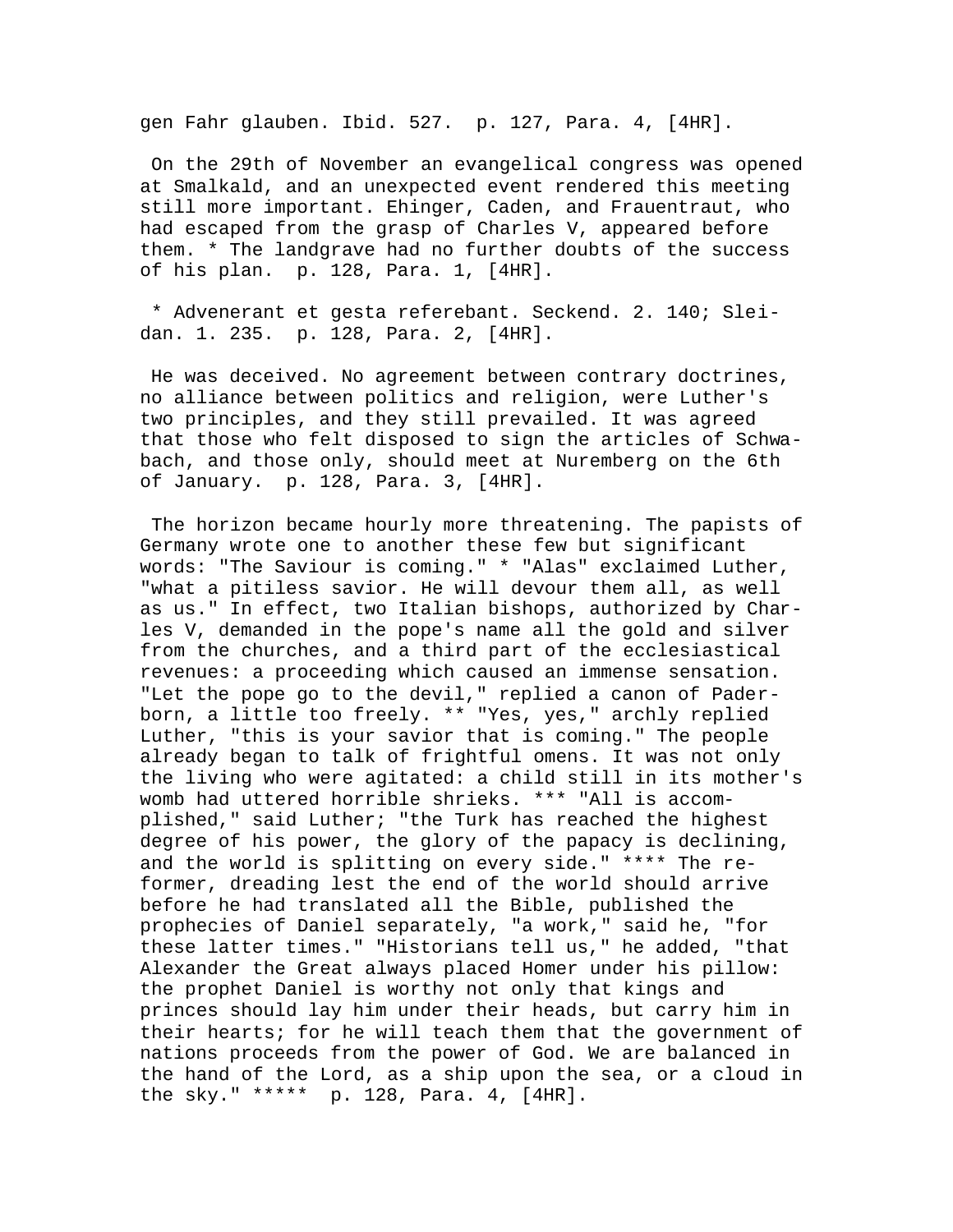gen Fahr glauben. Ibid. 527.  p. 127, Para. 4, [4HR].

On the 29th of November an evangelical congress was opened at Smalkald, and an unexpected event rendered this meeting still more important. Ehinger, Caden, and Frauentraut, who had escaped from the grasp of Charles V, appeared before them. * The landgrave had no further doubts of the success of his plan.  p. 128, Para. 1, [4HR].

* Advenerant et gesta referebant. Seckend. 2. 140; Sleidan. 1. 235.  p. 128, Para. 2, [4HR].

He was deceived. No agreement between contrary doctrines, no alliance between politics and religion, were Luther's two principles, and they still prevailed. It was agreed that those who felt disposed to sign the articles of Schwabach, and those only, should meet at Nuremberg on the 6th of January.  p. 128, Para. 3, [4HR].

The horizon became hourly more threatening. The papists of Germany wrote one to another these few but significant words: "The Saviour is coming." * "Alas" exclaimed Luther, "what a pitiless savior. He will devour them all, as well as us." In effect, two Italian bishops, authorized by Charles V, demanded in the pope's name all the gold and silver from the churches, and a third part of the ecclesiastical revenues: a proceeding which caused an immense sensation. "Let the pope go to the devil," replied a canon of Paderborn, a little too freely. ** "Yes, yes," archly replied Luther, "this is your savior that is coming." The people already began to talk of frightful omens. It was not only the living who were agitated: a child still in its mother's womb had uttered horrible shrieks. *** "All is accomplished," said Luther; "the Turk has reached the highest degree of his power, the glory of the papacy is declining, and the world is splitting on every side." **** The reformer, dreading lest the end of the world should arrive before he had translated all the Bible, published the prophecies of Daniel separately, "a work," said he, "for these latter times." "Historians tell us," he added, "that Alexander the Great always placed Homer under his pillow: the prophet Daniel is worthy not only that kings and princes should lay him under their heads, but carry him in their hearts; for he will teach them that the government of nations proceeds from the power of God. We are balanced in the hand of the Lord, as a ship upon the sea, or a cloud in the sky." *****  p. 128, Para. 4, [4HR].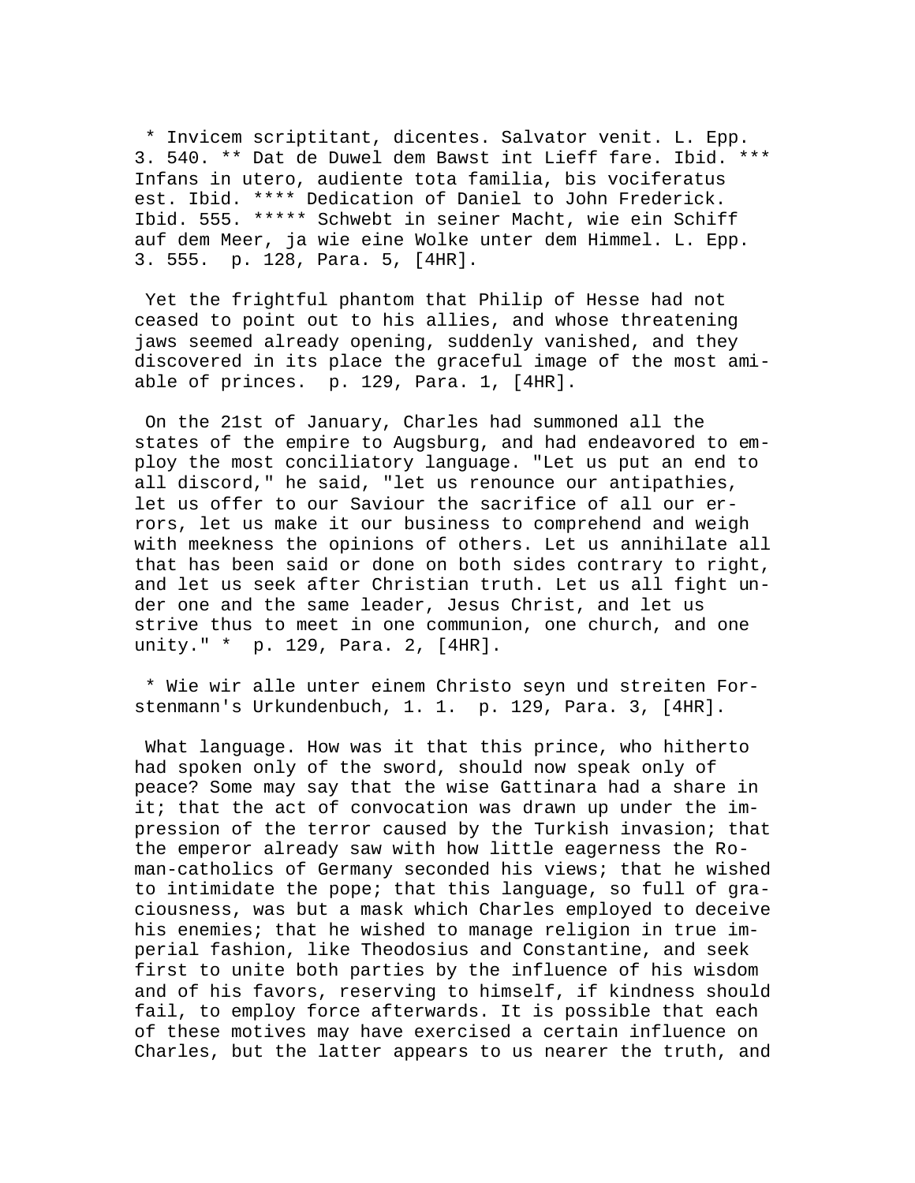* Invicem scriptitant, dicentes. Salvator venit. L. Epp. 3. 540. ** Dat de Duwel dem Bawst int Lieff fare. Ibid. *** Infans in utero, audiente tota familia, bis vociferatus est. Ibid. **** Dedication of Daniel to John Frederick. Ibid. 555. ***** Schwebt in seiner Macht, wie ein Schiff auf dem Meer, ja wie eine Wolke unter dem Himmel. L. Epp. 3. 555. p. 128, Para. 5, [4HR].

Yet the frightful phantom that Philip of Hesse had not ceased to point out to his allies, and whose threatening jaws seemed already opening, suddenly vanished, and they discovered in its place the graceful image of the most amiable of princes. p. 129, Para. 1, [4HR].

On the 21st of January, Charles had summoned all the states of the empire to Augsburg, and had endeavored to employ the most conciliatory language. "Let us put an end to all discord," he said, "let us renounce our antipathies, let us offer to our Saviour the sacrifice of all our errors, let us make it our business to comprehend and weigh with meekness the opinions of others. Let us annihilate all that has been said or done on both sides contrary to right, and let us seek after Christian truth. Let us all fight under one and the same leader, Jesus Christ, and let us strive thus to meet in one communion, one church, and one unity." * p. 129, Para. 2, [4HR].

* Wie wir alle unter einem Christo seyn und streiten Forstenmann's Urkundenbuch, 1. 1. p. 129, Para. 3, [4HR].

What language. How was it that this prince, who hitherto had spoken only of the sword, should now speak only of peace? Some may say that the wise Gattinara had a share in it; that the act of convocation was drawn up under the impression of the terror caused by the Turkish invasion; that the emperor already saw with how little eagerness the Roman-catholics of Germany seconded his views; that he wished to intimidate the pope; that this language, so full of graciousness, was but a mask which Charles employed to deceive his enemies; that he wished to manage religion in true imperial fashion, like Theodosius and Constantine, and seek first to unite both parties by the influence of his wisdom and of his favors, reserving to himself, if kindness should fail, to employ force afterwards. It is possible that each of these motives may have exercised a certain influence on Charles, but the latter appears to us nearer the truth, and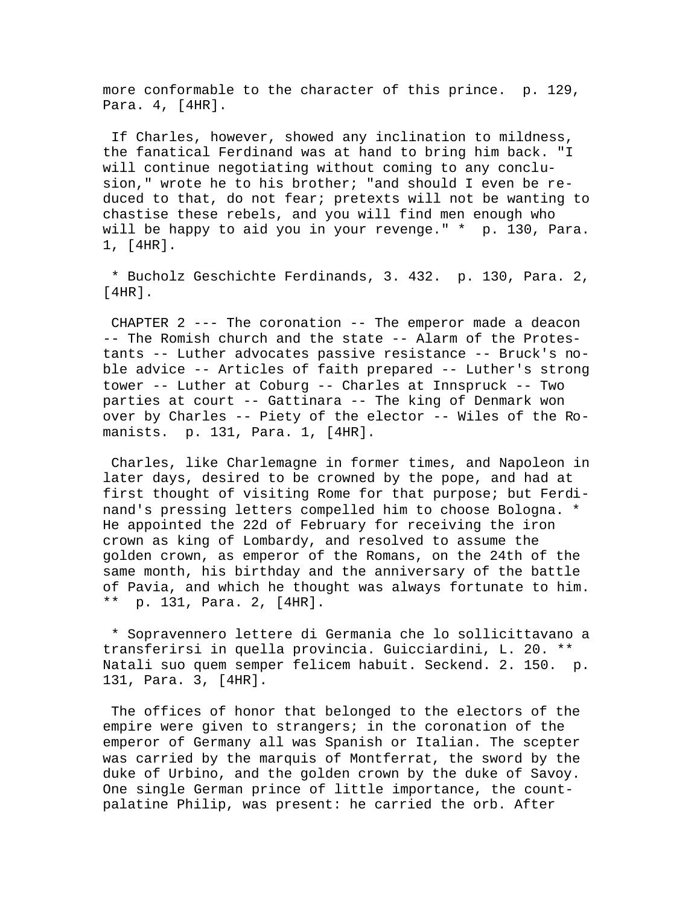more conformable to the character of this prince. p. 129, Para. 4, [4HR].

If Charles, however, showed any inclination to mildness, the fanatical Ferdinand was at hand to bring him back. "I will continue negotiating without coming to any conclusion," wrote he to his brother; "and should I even be reduced to that, do not fear; pretexts will not be wanting to chastise these rebels, and you will find men enough who will be happy to aid you in your revenge." * p. 130, Para. 1, [4HR].

* Bucholz Geschichte Ferdinands, 3. 432. p. 130, Para. 2, [4HR].

CHAPTER 2 --- The coronation -- The emperor made a deacon -- The Romish church and the state -- Alarm of the Protestants -- Luther advocates passive resistance -- Bruck's noble advice -- Articles of faith prepared -- Luther's strong tower -- Luther at Coburg -- Charles at Innspruck -- Two parties at court -- Gattinara -- The king of Denmark won over by Charles -- Piety of the elector -- Wiles of the Romanists. p. 131, Para. 1, [4HR].

Charles, like Charlemagne in former times, and Napoleon in later days, desired to be crowned by the pope, and had at first thought of visiting Rome for that purpose; but Ferdinand's pressing letters compelled him to choose Bologna. * He appointed the 22d of February for receiving the iron crown as king of Lombardy, and resolved to assume the golden crown, as emperor of the Romans, on the 24th of the same month, his birthday and the anniversary of the battle of Pavia, and which he thought was always fortunate to him. ** p. 131, Para. 2, [4HR].

* Sopravennero lettere di Germania che lo sollicittavano a transferirsi in quella provincia. Guicciardini, L. 20. ** Natali suo quem semper felicem habuit. Seckend. 2. 150. p. 131, Para. 3, [4HR].

The offices of honor that belonged to the electors of the empire were given to strangers; in the coronation of the emperor of Germany all was Spanish or Italian. The scepter was carried by the marquis of Montferrat, the sword by the duke of Urbino, and the golden crown by the duke of Savoy. One single German prince of little importance, the count-palatine Philip, was present: he carried the orb. After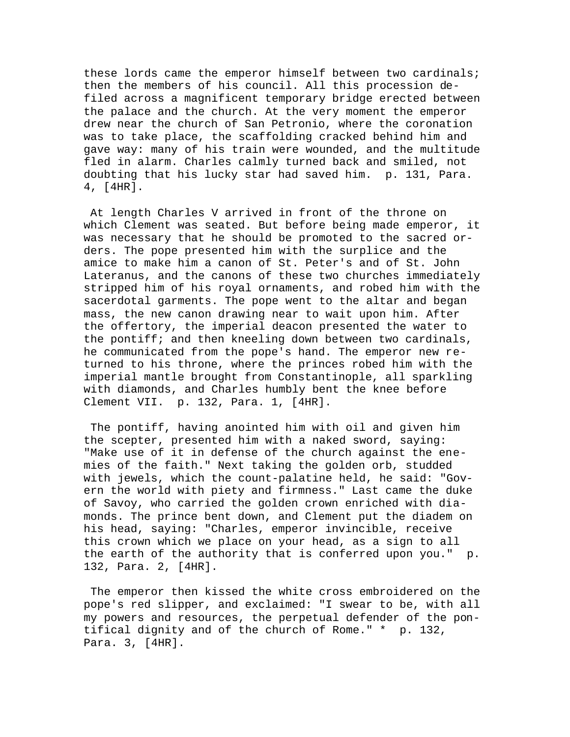these lords came the emperor himself between two cardinals; then the members of his council. All this procession defiled across a magnificent temporary bridge erected between the palace and the church. At the very moment the emperor drew near the church of San Petronio, where the coronation was to take place, the scaffolding cracked behind him and gave way: many of his train were wounded, and the multitude fled in alarm. Charles calmly turned back and smiled, not doubting that his lucky star had saved him. p. 131, Para. 4, [4HR].

At length Charles V arrived in front of the throne on which Clement was seated. But before being made emperor, it was necessary that he should be promoted to the sacred orders. The pope presented him with the surplice and the amice to make him a canon of St. Peter's and of St. John Lateranus, and the canons of these two churches immediately stripped him of his royal ornaments, and robed him with the sacerdotal garments. The pope went to the altar and began mass, the new canon drawing near to wait upon him. After the offertory, the imperial deacon presented the water to the pontiff; and then kneeling down between two cardinals, he communicated from the pope's hand. The emperor new returned to his throne, where the princes robed him with the imperial mantle brought from Constantinople, all sparkling with diamonds, and Charles humbly bent the knee before Clement VII. p. 132, Para. 1, [4HR].

The pontiff, having anointed him with oil and given him the scepter, presented him with a naked sword, saying: "Make use of it in defense of the church against the enemies of the faith." Next taking the golden orb, studded with jewels, which the count-palatine held, he said: "Govern the world with piety and firmness." Last came the duke of Savoy, who carried the golden crown enriched with diamonds. The prince bent down, and Clement put the diadem on his head, saying: "Charles, emperor invincible, receive this crown which we place on your head, as a sign to all the earth of the authority that is conferred upon you." p. 132, Para. 2, [4HR].

The emperor then kissed the white cross embroidered on the pope's red slipper, and exclaimed: "I swear to be, with all my powers and resources, the perpetual defender of the pontifical dignity and of the church of Rome." * p. 132, Para. 3, [4HR].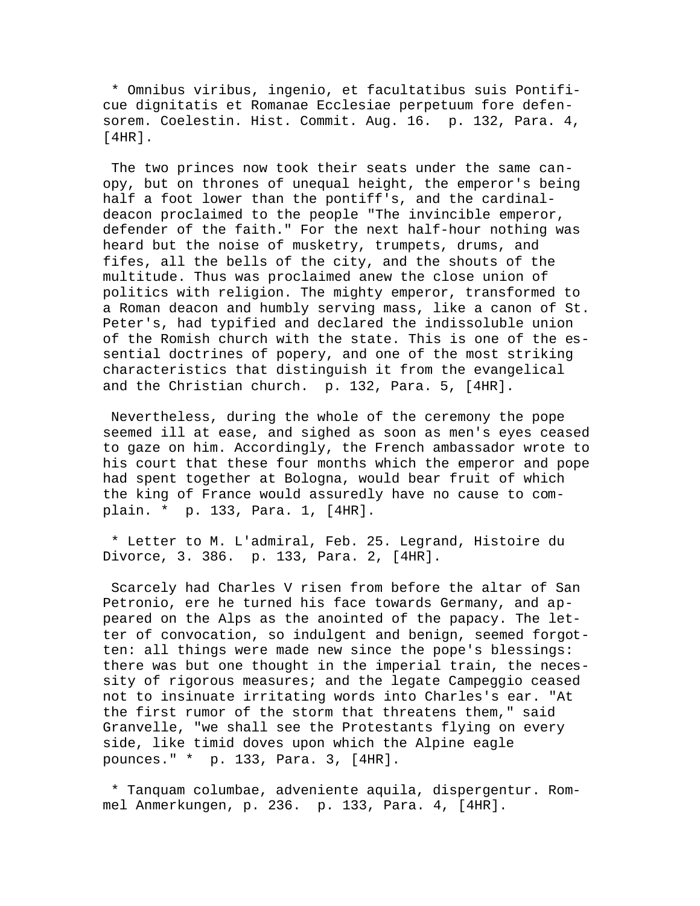* Omnibus viribus, ingenio, et facultatibus suis Pontificue dignitatis et Romanae Ecclesiae perpetuum fore defensorem. Coelestin. Hist. Commit. Aug. 16.  p. 132, Para. 4, [4HR].

The two princes now took their seats under the same canopy, but on thrones of unequal height, the emperor's being half a foot lower than the pontiff's, and the cardinal-deacon proclaimed to the people "The invincible emperor, defender of the faith." For the next half-hour nothing was heard but the noise of musketry, trumpets, drums, and fifes, all the bells of the city, and the shouts of the multitude. Thus was proclaimed anew the close union of politics with religion. The mighty emperor, transformed to a Roman deacon and humbly serving mass, like a canon of St. Peter's, had typified and declared the indissoluble union of the Romish church with the state. This is one of the essential doctrines of popery, and one of the most striking characteristics that distinguish it from the evangelical and the Christian church.  p. 132, Para. 5, [4HR].

Nevertheless, during the whole of the ceremony the pope seemed ill at ease, and sighed as soon as men's eyes ceased to gaze on him. Accordingly, the French ambassador wrote to his court that these four months which the emperor and pope had spent together at Bologna, would bear fruit of which the king of France would assuredly have no cause to complain. *  p. 133, Para. 1, [4HR].

* Letter to M. L'admiral, Feb. 25. Legrand, Histoire du Divorce, 3. 386.  p. 133, Para. 2, [4HR].

Scarcely had Charles V risen from before the altar of San Petronio, ere he turned his face towards Germany, and appeared on the Alps as the anointed of the papacy. The letter of convocation, so indulgent and benign, seemed forgotten: all things were made new since the pope's blessings: there was but one thought in the imperial train, the necessity of rigorous measures; and the legate Campeggio ceased not to insinuate irritating words into Charles's ear. "At the first rumor of the storm that threatens them," said Granvelle, "we shall see the Protestants flying on every side, like timid doves upon which the Alpine eagle pounces." *  p. 133, Para. 3, [4HR].

* Tanquam columbae, adveniente aquila, dispergentur. Rommel Anmerkungen, p. 236.  p. 133, Para. 4, [4HR].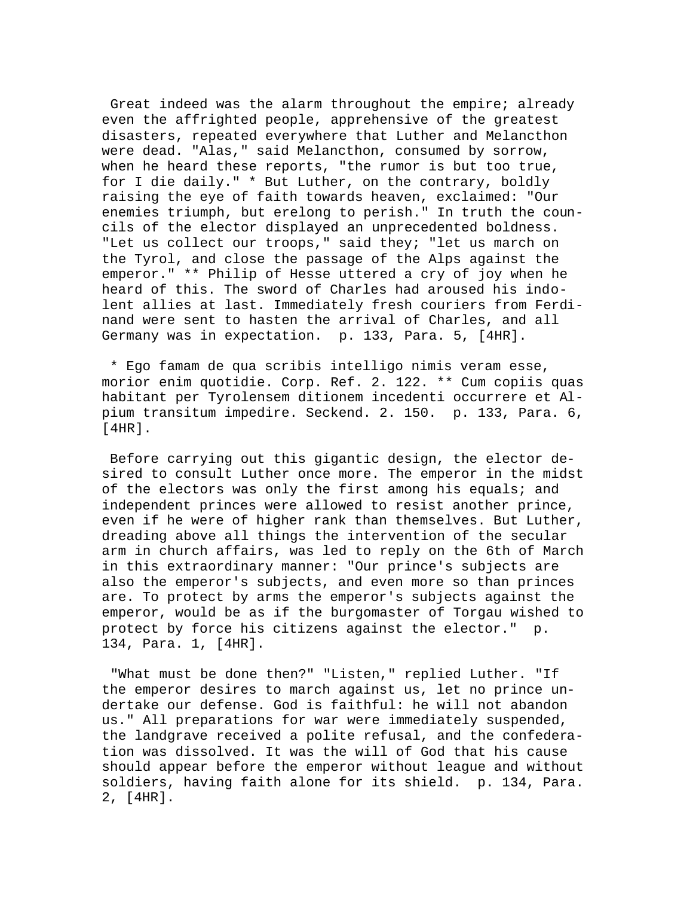Great indeed was the alarm throughout the empire; already even the affrighted people, apprehensive of the greatest disasters, repeated everywhere that Luther and Melancthon were dead. "Alas," said Melancthon, consumed by sorrow, when he heard these reports, "the rumor is but too true, for I die daily." * But Luther, on the contrary, boldly raising the eye of faith towards heaven, exclaimed: "Our enemies triumph, but erelong to perish." In truth the councils of the elector displayed an unprecedented boldness. "Let us collect our troops," said they; "let us march on the Tyrol, and close the passage of the Alps against the emperor." ** Philip of Hesse uttered a cry of joy when he heard of this. The sword of Charles had aroused his indolent allies at last. Immediately fresh couriers from Ferdinand were sent to hasten the arrival of Charles, and all Germany was in expectation. p. 133, Para. 5, [4HR].

* Ego famam de qua scribis intelligo nimis veram esse, morior enim quotidie. Corp. Ref. 2. 122. ** Cum copiis quas habitant per Tyrolensem ditionem incedenti occurrere et Alpium transitum impedire. Seckend. 2. 150. p. 133, Para. 6, [4HR].

Before carrying out this gigantic design, the elector desired to consult Luther once more. The emperor in the midst of the electors was only the first among his equals; and independent princes were allowed to resist another prince, even if he were of higher rank than themselves. But Luther, dreading above all things the intervention of the secular arm in church affairs, was led to reply on the 6th of March in this extraordinary manner: "Our prince's subjects are also the emperor's subjects, and even more so than princes are. To protect by arms the emperor's subjects against the emperor, would be as if the burgomaster of Torgau wished to protect by force his citizens against the elector." p. 134, Para. 1, [4HR].

"What must be done then?" "Listen," replied Luther. "If the emperor desires to march against us, let no prince undertake our defense. God is faithful: he will not abandon us." All preparations for war were immediately suspended, the landgrave received a polite refusal, and the confederation was dissolved. It was the will of God that his cause should appear before the emperor without league and without soldiers, having faith alone for its shield. p. 134, Para. 2, [4HR].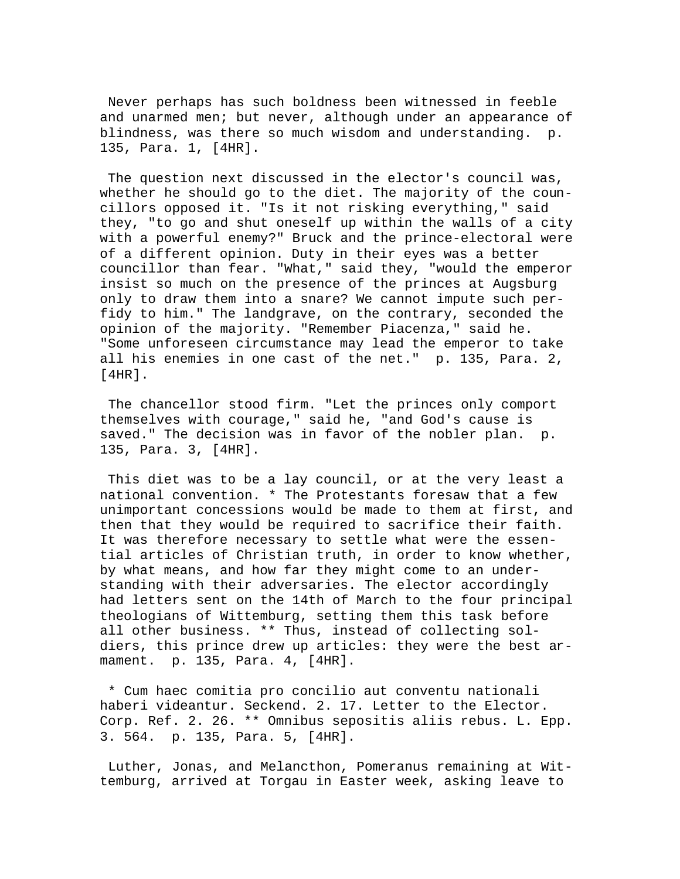Never perhaps has such boldness been witnessed in feeble and unarmed men; but never, although under an appearance of blindness, was there so much wisdom and understanding. p. 135, Para. 1, [4HR].

The question next discussed in the elector's council was, whether he should go to the diet. The majority of the councillors opposed it. "Is it not risking everything," said they, "to go and shut oneself up within the walls of a city with a powerful enemy?" Bruck and the prince-electoral were of a different opinion. Duty in their eyes was a better councillor than fear. "What," said they, "would the emperor insist so much on the presence of the princes at Augsburg only to draw them into a snare? We cannot impute such perfidy to him." The landgrave, on the contrary, seconded the opinion of the majority. "Remember Piacenza," said he. "Some unforeseen circumstance may lead the emperor to take all his enemies in one cast of the net." p. 135, Para. 2, [4HR].

The chancellor stood firm. "Let the princes only comport themselves with courage," said he, "and God's cause is saved." The decision was in favor of the nobler plan. p. 135, Para. 3, [4HR].

This diet was to be a lay council, or at the very least a national convention. * The Protestants foresaw that a few unimportant concessions would be made to them at first, and then that they would be required to sacrifice their faith. It was therefore necessary to settle what were the essential articles of Christian truth, in order to know whether, by what means, and how far they might come to an understanding with their adversaries. The elector accordingly had letters sent on the 14th of March to the four principal theologians of Wittemburg, setting them this task before all other business. ** Thus, instead of collecting soldiers, this prince drew up articles: they were the best armament. p. 135, Para. 4, [4HR].

* Cum haec comitia pro concilio aut conventu nationali haberi videantur. Seckend. 2. 17. Letter to the Elector. Corp. Ref. 2. 26. ** Omnibus sepositis aliis rebus. L. Epp. 3. 564. p. 135, Para. 5, [4HR].

Luther, Jonas, and Melancthon, Pomeranus remaining at Wittemburg, arrived at Torgau in Easter week, asking leave to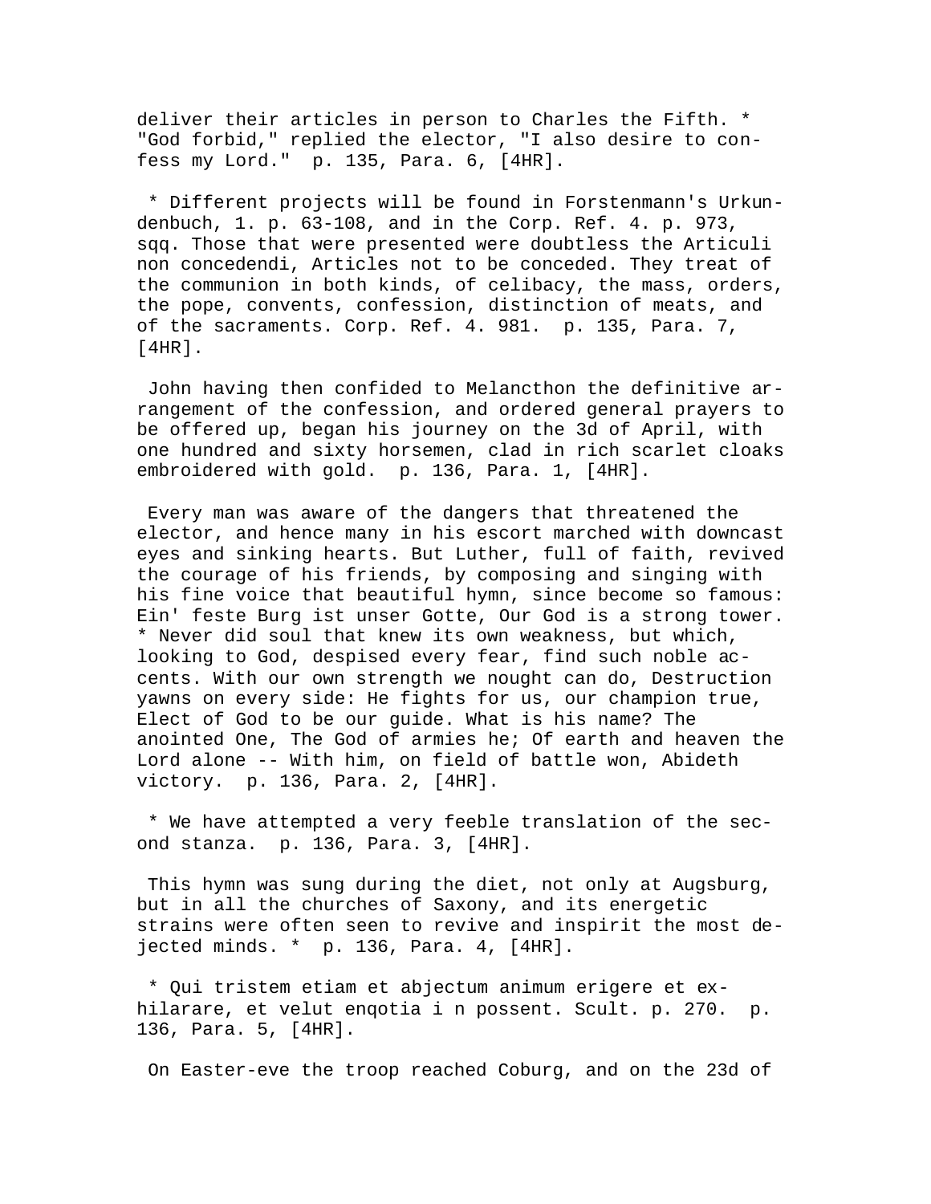deliver their articles in person to Charles the Fifth. * "God forbid," replied the elector, "I also desire to confess my Lord." p. 135, Para. 6, [4HR].

* Different projects will be found in Forstenmann's Urkundenbuch, 1. p. 63-108, and in the Corp. Ref. 4. p. 973, sqq. Those that were presented were doubtless the Articuli non concedendi, Articles not to be conceded. They treat of the communion in both kinds, of celibacy, the mass, orders, the pope, convents, confession, distinction of meats, and of the sacraments. Corp. Ref. 4. 981. p. 135, Para. 7, [4HR].

John having then confided to Melancthon the definitive arrangement of the confession, and ordered general prayers to be offered up, began his journey on the 3d of April, with one hundred and sixty horsemen, clad in rich scarlet cloaks embroidered with gold. p. 136, Para. 1, [4HR].

Every man was aware of the dangers that threatened the elector, and hence many in his escort marched with downcast eyes and sinking hearts. But Luther, full of faith, revived the courage of his friends, by composing and singing with his fine voice that beautiful hymn, since become so famous: Ein' feste Burg ist unser Gotte, Our God is a strong tower. * Never did soul that knew its own weakness, but which, looking to God, despised every fear, find such noble accents. With our own strength we nought can do, Destruction yawns on every side: He fights for us, our champion true, Elect of God to be our guide. What is his name? The anointed One, The God of armies he; Of earth and heaven the Lord alone -- With him, on field of battle won, Abideth victory. p. 136, Para. 2, [4HR].

* We have attempted a very feeble translation of the second stanza. p. 136, Para. 3, [4HR].

This hymn was sung during the diet, not only at Augsburg, but in all the churches of Saxony, and its energetic strains were often seen to revive and inspirit the most dejected minds. * p. 136, Para. 4, [4HR].

* Qui tristem etiam et abjectum animum erigere et exhilarare, et velut enqotia i n possent. Scult. p. 270. p. 136, Para. 5, [4HR].

On Easter-eve the troop reached Coburg, and on the 23d of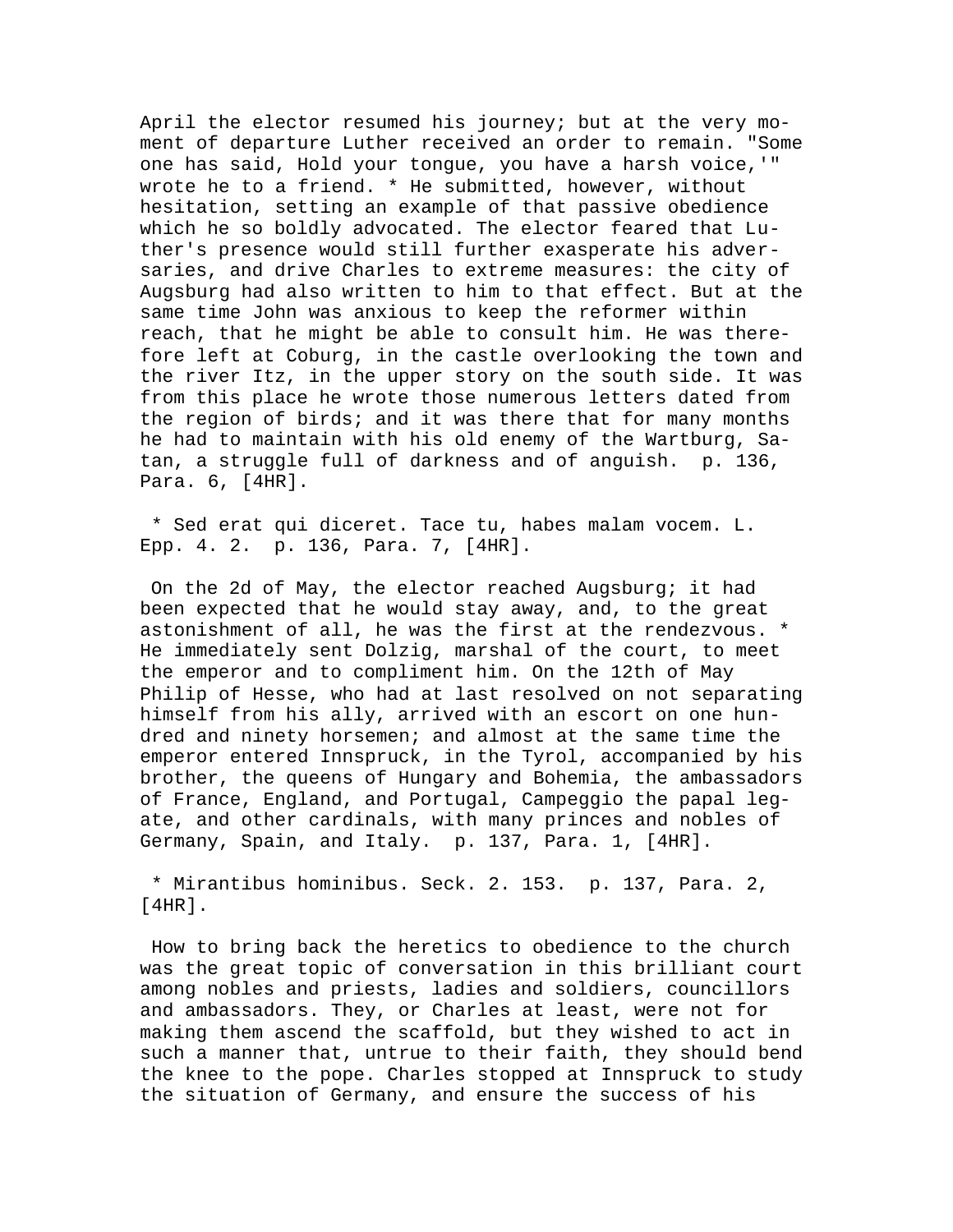April the elector resumed his journey; but at the very moment of departure Luther received an order to remain. "Some one has said, Hold your tongue, you have a harsh voice,'" wrote he to a friend. * He submitted, however, without hesitation, setting an example of that passive obedience which he so boldly advocated. The elector feared that Luther's presence would still further exasperate his adversaries, and drive Charles to extreme measures: the city of Augsburg had also written to him to that effect. But at the same time John was anxious to keep the reformer within reach, that he might be able to consult him. He was therefore left at Coburg, in the castle overlooking the town and the river Itz, in the upper story on the south side. It was from this place he wrote those numerous letters dated from the region of birds; and it was there that for many months he had to maintain with his old enemy of the Wartburg, Satan, a struggle full of darkness and of anguish.  p. 136, Para. 6, [4HR].

* Sed erat qui diceret. Tace tu, habes malam vocem. L. Epp. 4. 2.  p. 136, Para. 7, [4HR].

On the 2d of May, the elector reached Augsburg; it had been expected that he would stay away, and, to the great astonishment of all, he was the first at the rendezvous. * He immediately sent Dolzig, marshal of the court, to meet the emperor and to compliment him. On the 12th of May Philip of Hesse, who had at last resolved on not separating himself from his ally, arrived with an escort on one hundred and ninety horsemen; and almost at the same time the emperor entered Innspruck, in the Tyrol, accompanied by his brother, the queens of Hungary and Bohemia, the ambassadors of France, England, and Portugal, Campeggio the papal legate, and other cardinals, with many princes and nobles of Germany, Spain, and Italy.  p. 137, Para. 1, [4HR].

* Mirantibus hominibus. Seck. 2. 153.  p. 137, Para. 2, [4HR].

How to bring back the heretics to obedience to the church was the great topic of conversation in this brilliant court among nobles and priests, ladies and soldiers, councillors and ambassadors. They, or Charles at least, were not for making them ascend the scaffold, but they wished to act in such a manner that, untrue to their faith, they should bend the knee to the pope. Charles stopped at Innspruck to study the situation of Germany, and ensure the success of his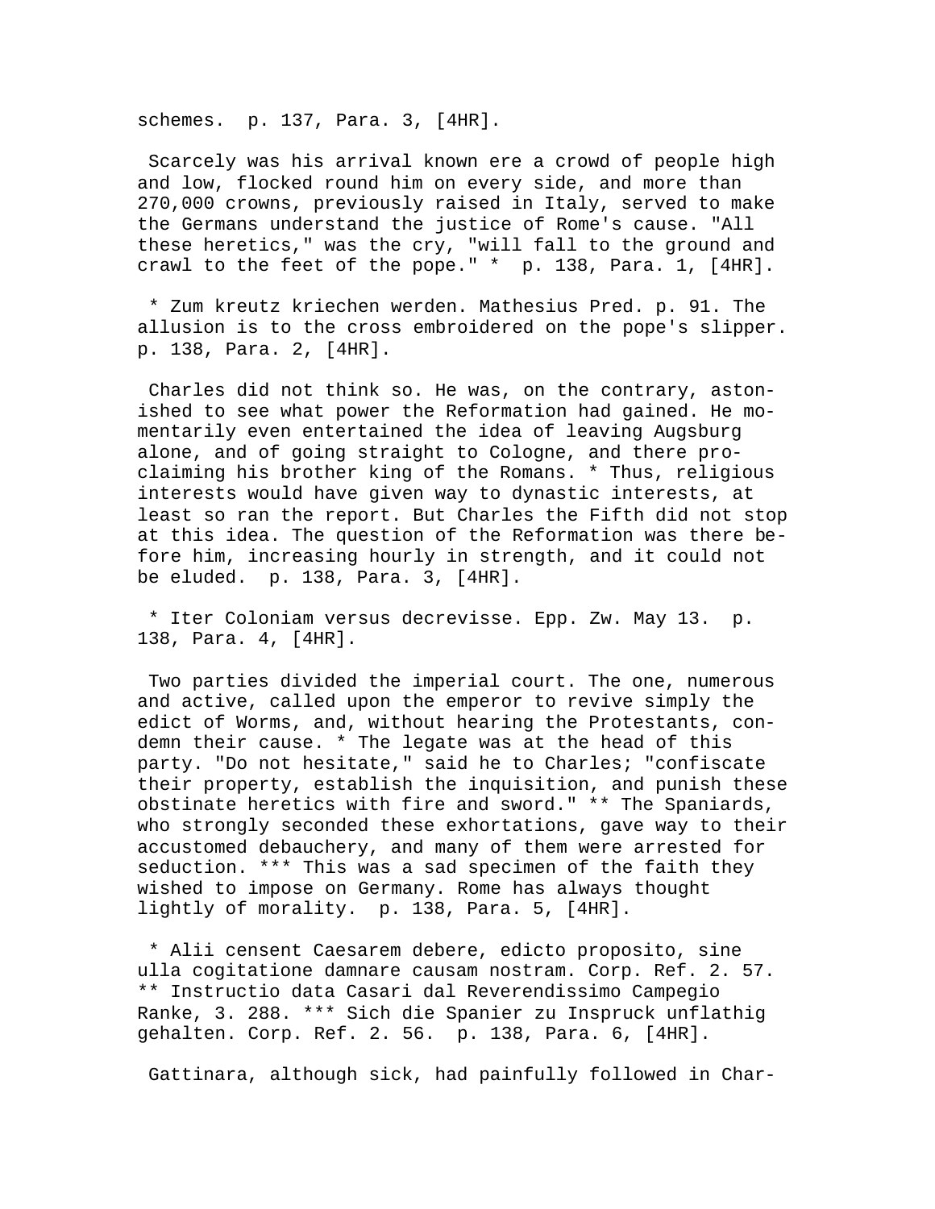schemes. p. 137, Para. 3, [4HR].

Scarcely was his arrival known ere a crowd of people high and low, flocked round him on every side, and more than 270,000 crowns, previously raised in Italy, served to make the Germans understand the justice of Rome's cause. "All these heretics," was the cry, "will fall to the ground and crawl to the feet of the pope." * p. 138, Para. 1, [4HR].

* Zum kreutz kriechen werden. Mathesius Pred. p. 91. The allusion is to the cross embroidered on the pope's slipper. p. 138, Para. 2, [4HR].

Charles did not think so. He was, on the contrary, astonished to see what power the Reformation had gained. He momentarily even entertained the idea of leaving Augsburg alone, and of going straight to Cologne, and there proclaiming his brother king of the Romans. * Thus, religious interests would have given way to dynastic interests, at least so ran the report. But Charles the Fifth did not stop at this idea. The question of the Reformation was there before him, increasing hourly in strength, and it could not be eluded. p. 138, Para. 3, [4HR].

* Iter Coloniam versus decrevisse. Epp. Zw. May 13. p. 138, Para. 4, [4HR].

Two parties divided the imperial court. The one, numerous and active, called upon the emperor to revive simply the edict of Worms, and, without hearing the Protestants, condemn their cause. * The legate was at the head of this party. "Do not hesitate," said he to Charles; "confiscate their property, establish the inquisition, and punish these obstinate heretics with fire and sword." ** The Spaniards, who strongly seconded these exhortations, gave way to their accustomed debauchery, and many of them were arrested for seduction. *** This was a sad specimen of the faith they wished to impose on Germany. Rome has always thought lightly of morality. p. 138, Para. 5, [4HR].

* Alii censent Caesarem debere, edicto proposito, sine ulla cogitatione damnare causam nostram. Corp. Ref. 2. 57. ** Instructio data Casari dal Reverendissimo Campegio Ranke, 3. 288. *** Sich die Spanier zu Inspruck unflathig gehalten. Corp. Ref. 2. 56. p. 138, Para. 6, [4HR].

Gattinara, although sick, had painfully followed in Char-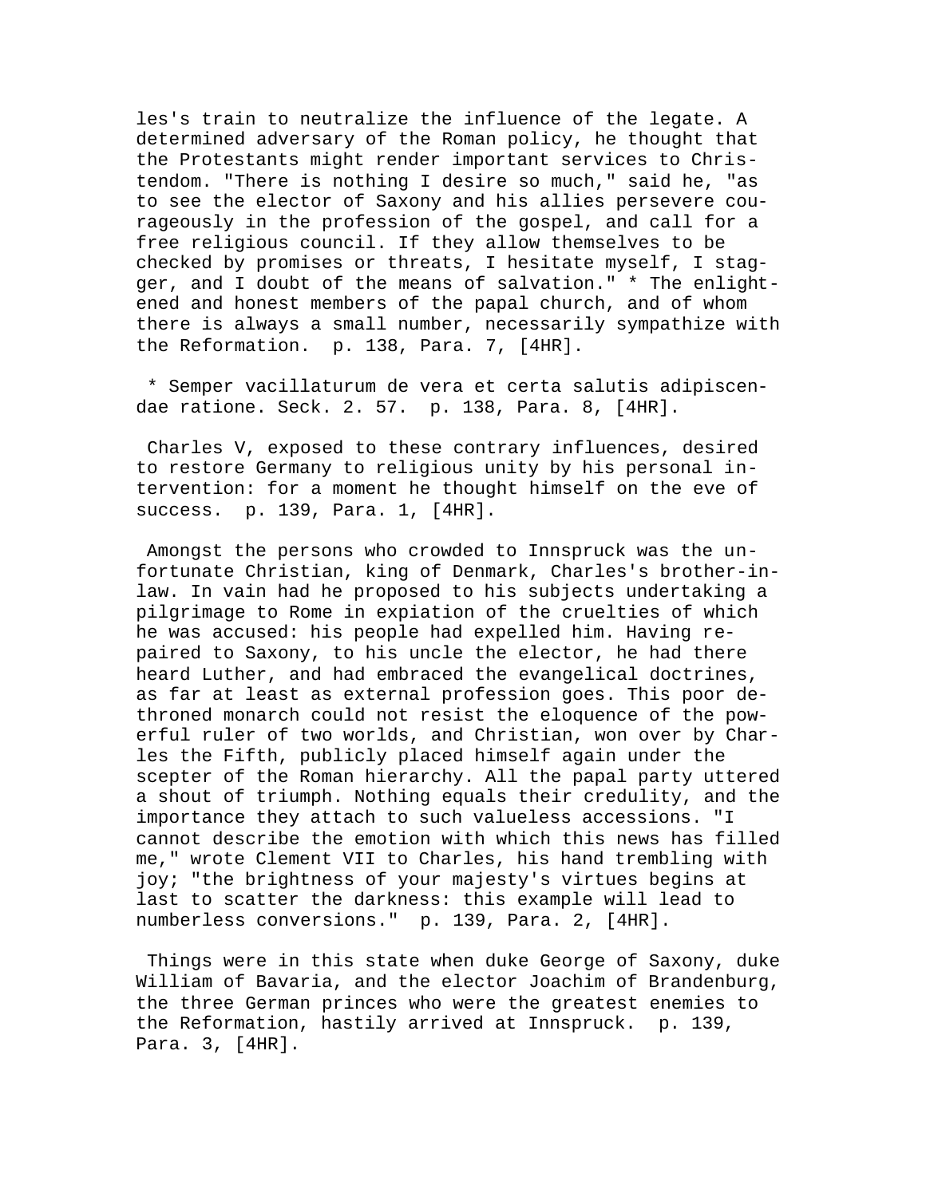les's train to neutralize the influence of the legate. A determined adversary of the Roman policy, he thought that the Protestants might render important services to Christendom. "There is nothing I desire so much," said he, "as to see the elector of Saxony and his allies persevere courageously in the profession of the gospel, and call for a free religious council. If they allow themselves to be checked by promises or threats, I hesitate myself, I stagger, and I doubt of the means of salvation." * The enlightened and honest members of the papal church, and of whom there is always a small number, necessarily sympathize with the Reformation.  p. 138, Para. 7, [4HR].

* Semper vacillaturum de vera et certa salutis adipiscendae ratione. Seck. 2. 57.  p. 138, Para. 8, [4HR].

Charles V, exposed to these contrary influences, desired to restore Germany to religious unity by his personal intervention: for a moment he thought himself on the eve of success.  p. 139, Para. 1, [4HR].

Amongst the persons who crowded to Innspruck was the unfortunate Christian, king of Denmark, Charles's brother-in-law. In vain had he proposed to his subjects undertaking a pilgrimage to Rome in expiation of the cruelties of which he was accused: his people had expelled him. Having repaired to Saxony, to his uncle the elector, he had there heard Luther, and had embraced the evangelical doctrines, as far at least as external profession goes. This poor dethroned monarch could not resist the eloquence of the powerful ruler of two worlds, and Christian, won over by Charles the Fifth, publicly placed himself again under the scepter of the Roman hierarchy. All the papal party uttered a shout of triumph. Nothing equals their credulity, and the importance they attach to such valueless accessions. "I cannot describe the emotion with which this news has filled me," wrote Clement VII to Charles, his hand trembling with joy; "the brightness of your majesty's virtues begins at last to scatter the darkness: this example will lead to numberless conversions."  p. 139, Para. 2, [4HR].

Things were in this state when duke George of Saxony, duke William of Bavaria, and the elector Joachim of Brandenburg, the three German princes who were the greatest enemies to the Reformation, hastily arrived at Innspruck.  p. 139, Para. 3, [4HR].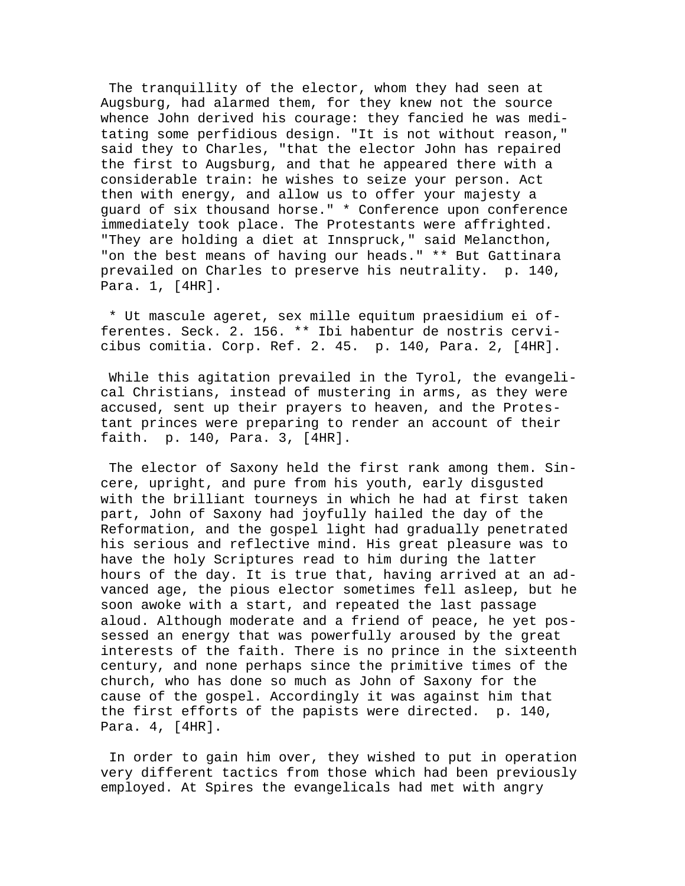The tranquillity of the elector, whom they had seen at Augsburg, had alarmed them, for they knew not the source whence John derived his courage: they fancied he was meditating some perfidious design. "It is not without reason," said they to Charles, "that the elector John has repaired the first to Augsburg, and that he appeared there with a considerable train: he wishes to seize your person. Act then with energy, and allow us to offer your majesty a guard of six thousand horse." * Conference upon conference immediately took place. The Protestants were affrighted. "They are holding a diet at Innspruck," said Melancthon, "on the best means of having our heads." ** But Gattinara prevailed on Charles to preserve his neutrality. p. 140, Para. 1, [4HR].

* Ut mascule ageret, sex mille equitum praesidium ei offerentes. Seck. 2. 156. ** Ibi habentur de nostris cervicibus comitia. Corp. Ref. 2. 45. p. 140, Para. 2, [4HR].

While this agitation prevailed in the Tyrol, the evangelical Christians, instead of mustering in arms, as they were accused, sent up their prayers to heaven, and the Protestant princes were preparing to render an account of their faith. p. 140, Para. 3, [4HR].

The elector of Saxony held the first rank among them. Sincere, upright, and pure from his youth, early disgusted with the brilliant tourneys in which he had at first taken part, John of Saxony had joyfully hailed the day of the Reformation, and the gospel light had gradually penetrated his serious and reflective mind. His great pleasure was to have the holy Scriptures read to him during the latter hours of the day. It is true that, having arrived at an advanced age, the pious elector sometimes fell asleep, but he soon awoke with a start, and repeated the last passage aloud. Although moderate and a friend of peace, he yet possessed an energy that was powerfully aroused by the great interests of the faith. There is no prince in the sixteenth century, and none perhaps since the primitive times of the church, who has done so much as John of Saxony for the cause of the gospel. Accordingly it was against him that the first efforts of the papists were directed. p. 140, Para. 4, [4HR].

In order to gain him over, they wished to put in operation very different tactics from those which had been previously employed. At Spires the evangelicals had met with angry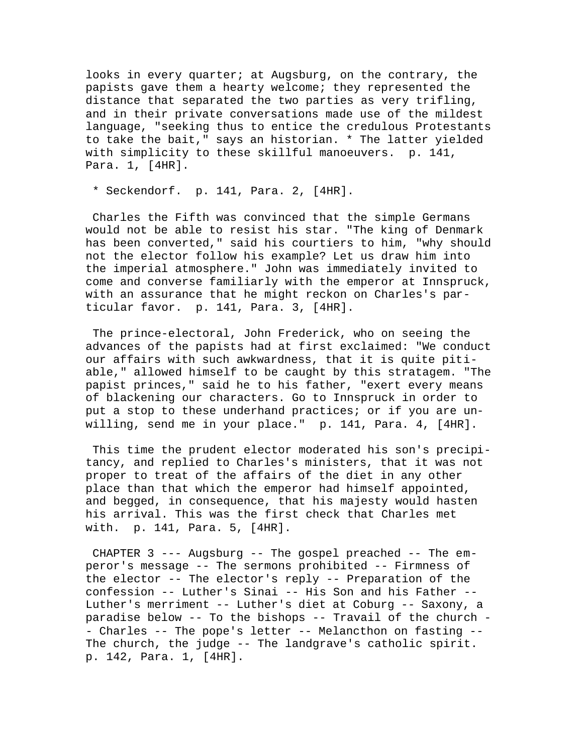looks in every quarter; at Augsburg, on the contrary, the papists gave them a hearty welcome; they represented the distance that separated the two parties as very trifling, and in their private conversations made use of the mildest language, "seeking thus to entice the credulous Protestants to take the bait," says an historian. * The latter yielded with simplicity to these skillful manoeuvers. p. 141, Para. 1, [4HR].

\* Seckendorf. p. 141, Para. 2, [4HR].

Charles the Fifth was convinced that the simple Germans would not be able to resist his star. "The king of Denmark has been converted," said his courtiers to him, "why should not the elector follow his example? Let us draw him into the imperial atmosphere." John was immediately invited to come and converse familiarly with the emperor at Innspruck, with an assurance that he might reckon on Charles's particular favor. p. 141, Para. 3, [4HR].

The prince-electoral, John Frederick, who on seeing the advances of the papists had at first exclaimed: "We conduct our affairs with such awkwardness, that it is quite pitiable," allowed himself to be caught by this stratagem. "The papist princes," said he to his father, "exert every means of blackening our characters. Go to Innspruck in order to put a stop to these underhand practices; or if you are unwilling, send me in your place." p. 141, Para. 4, [4HR].

This time the prudent elector moderated his son's precipitancy, and replied to Charles's ministers, that it was not proper to treat of the affairs of the diet in any other place than that which the emperor had himself appointed, and begged, in consequence, that his majesty would hasten his arrival. This was the first check that Charles met with. p. 141, Para. 5, [4HR].

CHAPTER 3 --- Augsburg -- The gospel preached -- The emperor's message -- The sermons prohibited -- Firmness of the elector -- The elector's reply -- Preparation of the confession -- Luther's Sinai -- His Son and his Father -- Luther's merriment -- Luther's diet at Coburg -- Saxony, a paradise below -- To the bishops -- Travail of the church -- Charles -- The pope's letter -- Melancthon on fasting -- The church, the judge -- The landgrave's catholic spirit. p. 142, Para. 1, [4HR].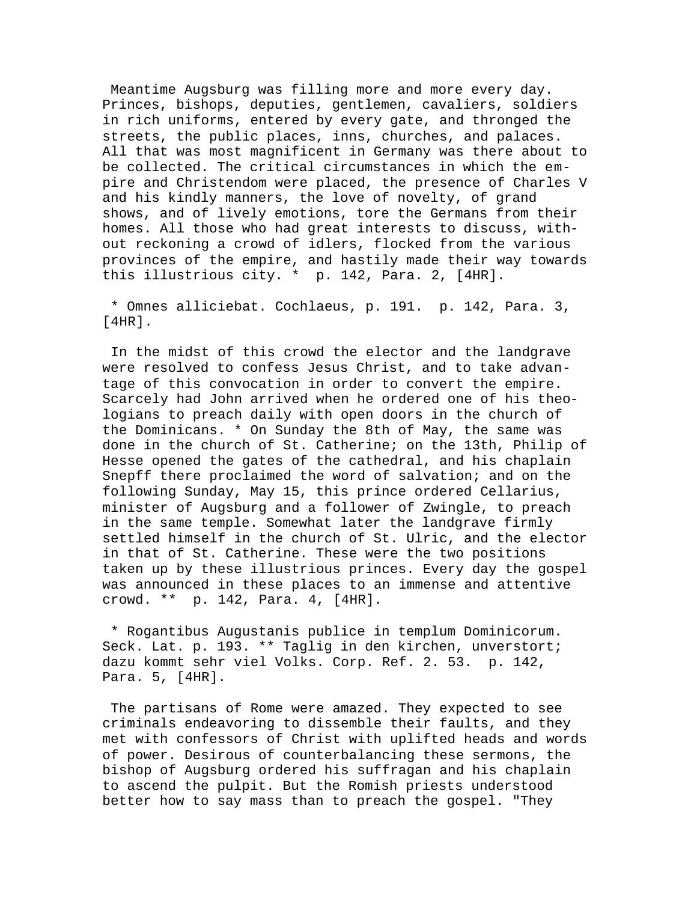Meantime Augsburg was filling more and more every day. Princes, bishops, deputies, gentlemen, cavaliers, soldiers in rich uniforms, entered by every gate, and thronged the streets, the public places, inns, churches, and palaces. All that was most magnificent in Germany was there about to be collected. The critical circumstances in which the empire and Christendom were placed, the presence of Charles V and his kindly manners, the love of novelty, of grand shows, and of lively emotions, tore the Germans from their homes. All those who had great interests to discuss, without reckoning a crowd of idlers, flocked from the various provinces of the empire, and hastily made their way towards this illustrious city. * p. 142, Para. 2, [4HR].

* Omnes alliciebat. Cochlaeus, p. 191. p. 142, Para. 3, [4HR].

In the midst of this crowd the elector and the landgrave were resolved to confess Jesus Christ, and to take advantage of this convocation in order to convert the empire. Scarcely had John arrived when he ordered one of his theologians to preach daily with open doors in the church of the Dominicans. * On Sunday the 8th of May, the same was done in the church of St. Catherine; on the 13th, Philip of Hesse opened the gates of the cathedral, and his chaplain Snepff there proclaimed the word of salvation; and on the following Sunday, May 15, this prince ordered Cellarius, minister of Augsburg and a follower of Zwingle, to preach in the same temple. Somewhat later the landgrave firmly settled himself in the church of St. Ulric, and the elector in that of St. Catherine. These were the two positions taken up by these illustrious princes. Every day the gospel was announced in these places to an immense and attentive crowd. ** p. 142, Para. 4, [4HR].

* Rogantibus Augustanis publice in templum Dominicorum. Seck. Lat. p. 193. ** Taglig in den kirchen, unverstort; dazu kommt sehr viel Volks. Corp. Ref. 2. 53. p. 142, Para. 5, [4HR].

The partisans of Rome were amazed. They expected to see criminals endeavoring to dissemble their faults, and they met with confessors of Christ with uplifted heads and words of power. Desirous of counterbalancing these sermons, the bishop of Augsburg ordered his suffragan and his chaplain to ascend the pulpit. But the Romish priests understood better how to say mass than to preach the gospel. "They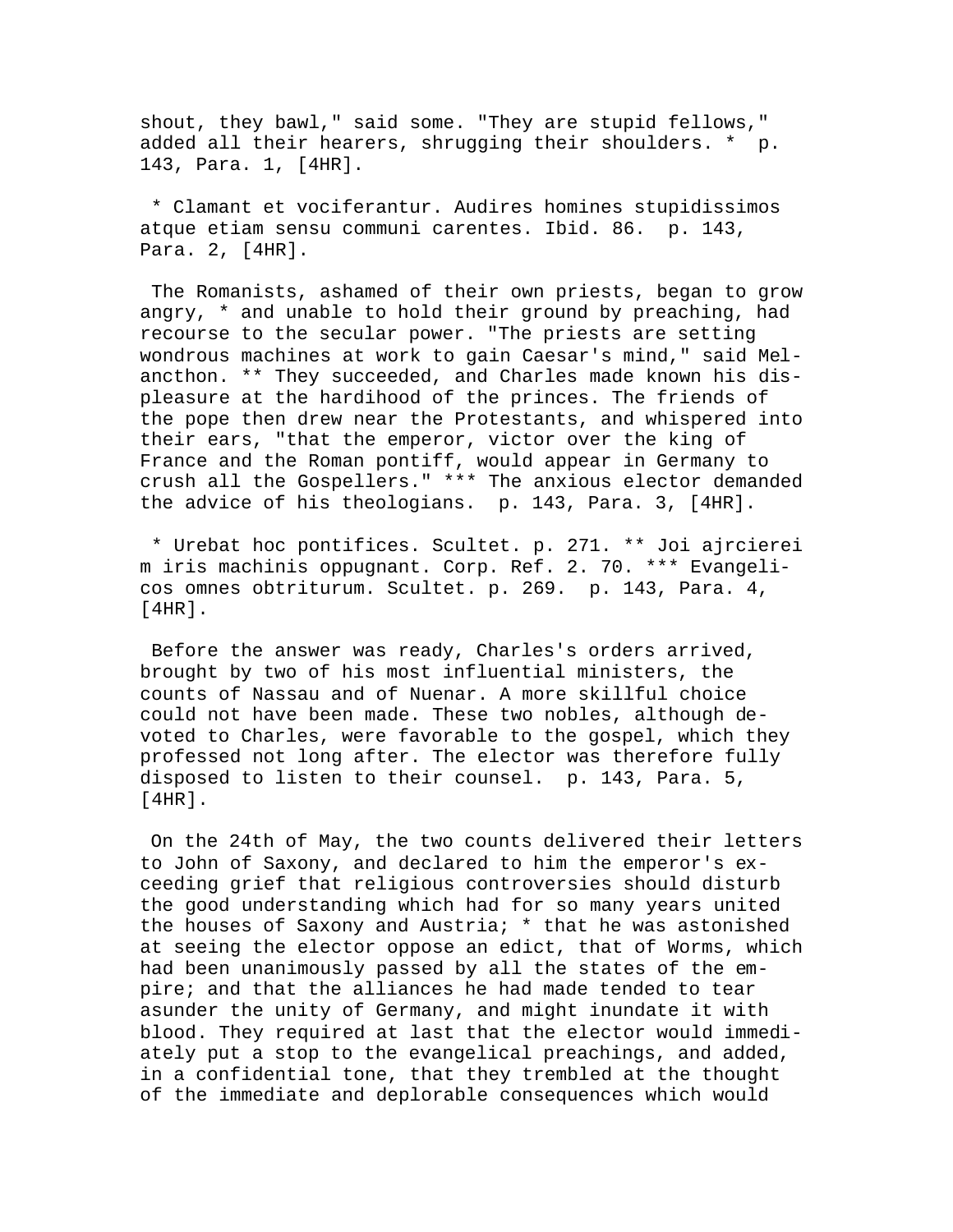shout, they bawl," said some. "They are stupid fellows," added all their hearers, shrugging their shoulders. * p. 143, Para. 1, [4HR].

* Clamant et vociferantur. Audires homines stupidissimos atque etiam sensu communi carentes. Ibid. 86. p. 143, Para. 2, [4HR].

The Romanists, ashamed of their own priests, began to grow angry, * and unable to hold their ground by preaching, had recourse to the secular power. "The priests are setting wondrous machines at work to gain Caesar's mind," said Melancthon. ** They succeeded, and Charles made known his displeasure at the hardihood of the princes. The friends of the pope then drew near the Protestants, and whispered into their ears, "that the emperor, victor over the king of France and the Roman pontiff, would appear in Germany to crush all the Gospellers." *** The anxious elector demanded the advice of his theologians. p. 143, Para. 3, [4HR].

* Urebat hoc pontifices. Scultet. p. 271. ** Joi ajrcierei m iris machinis oppugnant. Corp. Ref. 2. 70. *** Evangelicos omnes obtriturum. Scultet. p. 269. p. 143, Para. 4, [4HR].

Before the answer was ready, Charles's orders arrived, brought by two of his most influential ministers, the counts of Nassau and of Nuenar. A more skillful choice could not have been made. These two nobles, although devoted to Charles, were favorable to the gospel, which they professed not long after. The elector was therefore fully disposed to listen to their counsel. p. 143, Para. 5, [4HR].

On the 24th of May, the two counts delivered their letters to John of Saxony, and declared to him the emperor's exceeding grief that religious controversies should disturb the good understanding which had for so many years united the houses of Saxony and Austria; * that he was astonished at seeing the elector oppose an edict, that of Worms, which had been unanimously passed by all the states of the empire; and that the alliances he had made tended to tear asunder the unity of Germany, and might inundate it with blood. They required at last that the elector would immediately put a stop to the evangelical preachings, and added, in a confidential tone, that they trembled at the thought of the immediate and deplorable consequences which would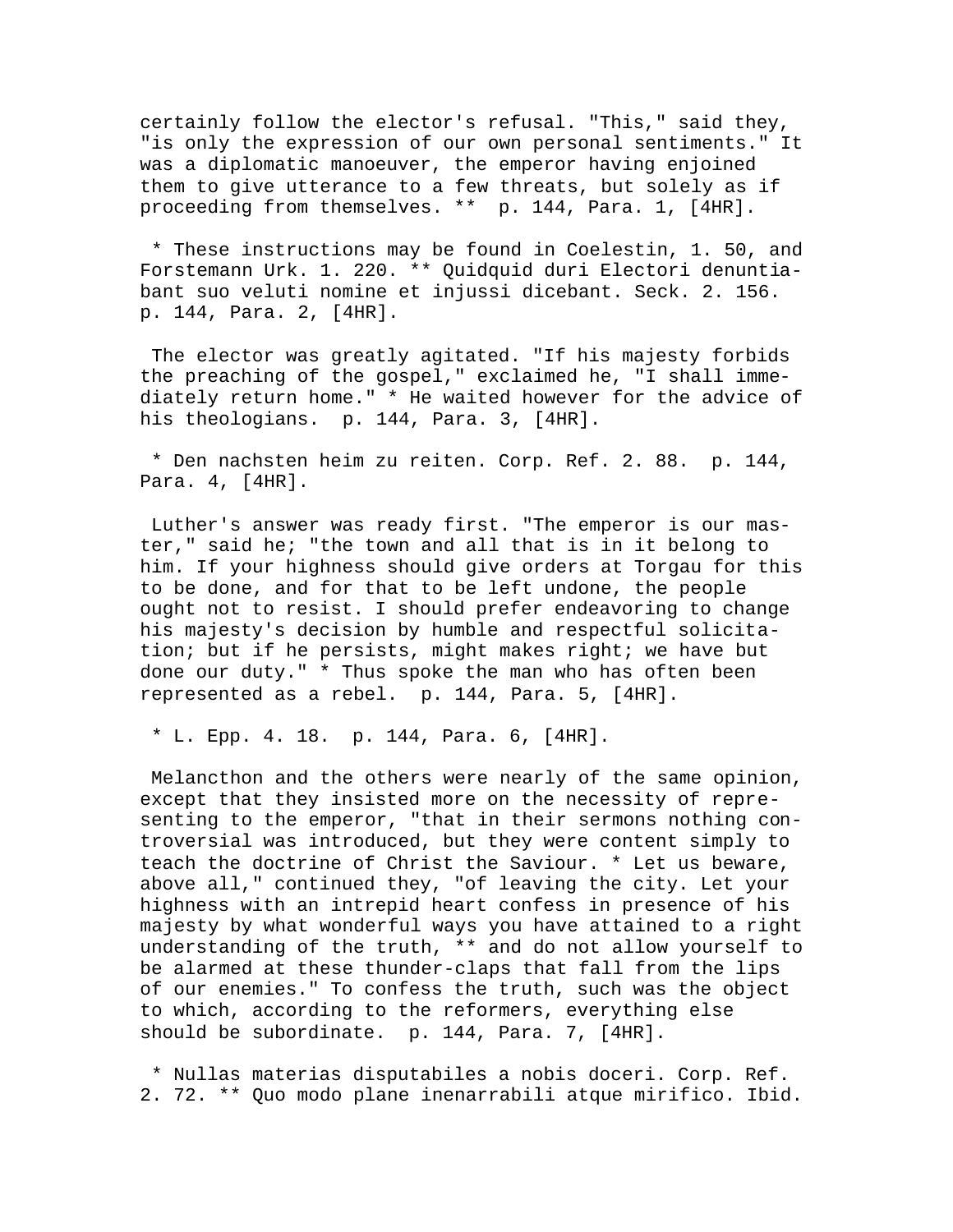certainly follow the elector's refusal. "This," said they, "is only the expression of our own personal sentiments." It was a diplomatic manoeuver, the emperor having enjoined them to give utterance to a few threats, but solely as if proceeding from themselves. ** p. 144, Para. 1, [4HR].

* These instructions may be found in Coelestin, 1. 50, and Forstemann Urk. 1. 220. ** Quidquid duri Electori denuntiabant suo veluti nomine et injussi dicebant. Seck. 2. 156. p. 144, Para. 2, [4HR].

The elector was greatly agitated. "If his majesty forbids the preaching of the gospel," exclaimed he, "I shall immediately return home." * He waited however for the advice of his theologians. p. 144, Para. 3, [4HR].

* Den nachsten heim zu reiten. Corp. Ref. 2. 88. p. 144, Para. 4, [4HR].

Luther's answer was ready first. "The emperor is our master," said he; "the town and all that is in it belong to him. If your highness should give orders at Torgau for this to be done, and for that to be left undone, the people ought not to resist. I should prefer endeavoring to change his majesty's decision by humble and respectful solicitation; but if he persists, might makes right; we have but done our duty." * Thus spoke the man who has often been represented as a rebel. p. 144, Para. 5, [4HR].

* L. Epp. 4. 18. p. 144, Para. 6, [4HR].

Melancthon and the others were nearly of the same opinion, except that they insisted more on the necessity of representing to the emperor, "that in their sermons nothing controversial was introduced, but they were content simply to teach the doctrine of Christ the Saviour. * Let us beware, above all," continued they, "of leaving the city. Let your highness with an intrepid heart confess in presence of his majesty by what wonderful ways you have attained to a right understanding of the truth, ** and do not allow yourself to be alarmed at these thunder-claps that fall from the lips of our enemies." To confess the truth, such was the object to which, according to the reformers, everything else should be subordinate. p. 144, Para. 7, [4HR].

* Nullas materias disputabiles a nobis doceri. Corp. Ref. 2. 72. ** Quo modo plane inenarrabili atque mirifico. Ibid.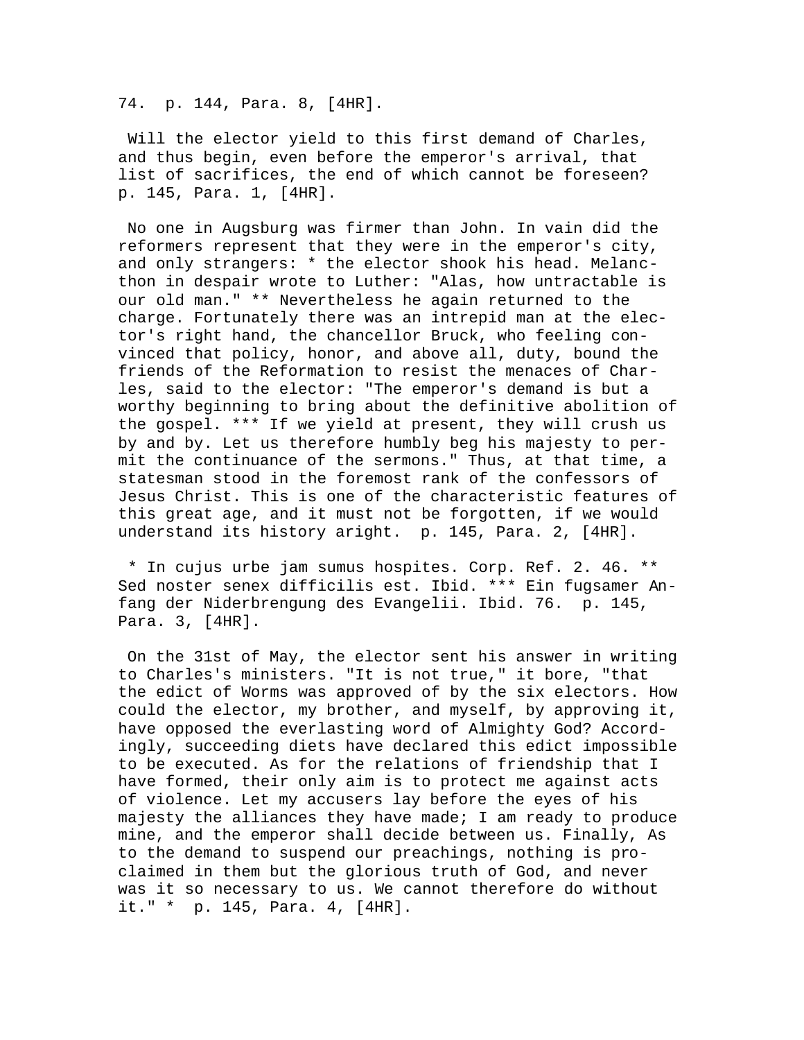74. p. 144, Para. 8, [4HR].

Will the elector yield to this first demand of Charles, and thus begin, even before the emperor's arrival, that list of sacrifices, the end of which cannot be foreseen? p. 145, Para. 1, [4HR].

No one in Augsburg was firmer than John. In vain did the reformers represent that they were in the emperor's city, and only strangers: * the elector shook his head. Melancthon in despair wrote to Luther: "Alas, how untractable is our old man." ** Nevertheless he again returned to the charge. Fortunately there was an intrepid man at the elector's right hand, the chancellor Bruck, who feeling convinced that policy, honor, and above all, duty, bound the friends of the Reformation to resist the menaces of Charles, said to the elector: "The emperor's demand is but a worthy beginning to bring about the definitive abolition of the gospel. *** If we yield at present, they will crush us by and by. Let us therefore humbly beg his majesty to permit the continuance of the sermons." Thus, at that time, a statesman stood in the foremost rank of the confessors of Jesus Christ. This is one of the characteristic features of this great age, and it must not be forgotten, if we would understand its history aright. p. 145, Para. 2, [4HR].

* In cujus urbe jam sumus hospites. Corp. Ref. 2. 46. ** Sed noster senex difficilis est. Ibid. *** Ein fugsamer Anfang der Niderbrengung des Evangelii. Ibid. 76. p. 145, Para. 3, [4HR].

On the 31st of May, the elector sent his answer in writing to Charles's ministers. "It is not true," it bore, "that the edict of Worms was approved of by the six electors. How could the elector, my brother, and myself, by approving it, have opposed the everlasting word of Almighty God? Accordingly, succeeding diets have declared this edict impossible to be executed. As for the relations of friendship that I have formed, their only aim is to protect me against acts of violence. Let my accusers lay before the eyes of his majesty the alliances they have made; I am ready to produce mine, and the emperor shall decide between us. Finally, As to the demand to suspend our preachings, nothing is proclaimed in them but the glorious truth of God, and never was it so necessary to us. We cannot therefore do without it." * p. 145, Para. 4, [4HR].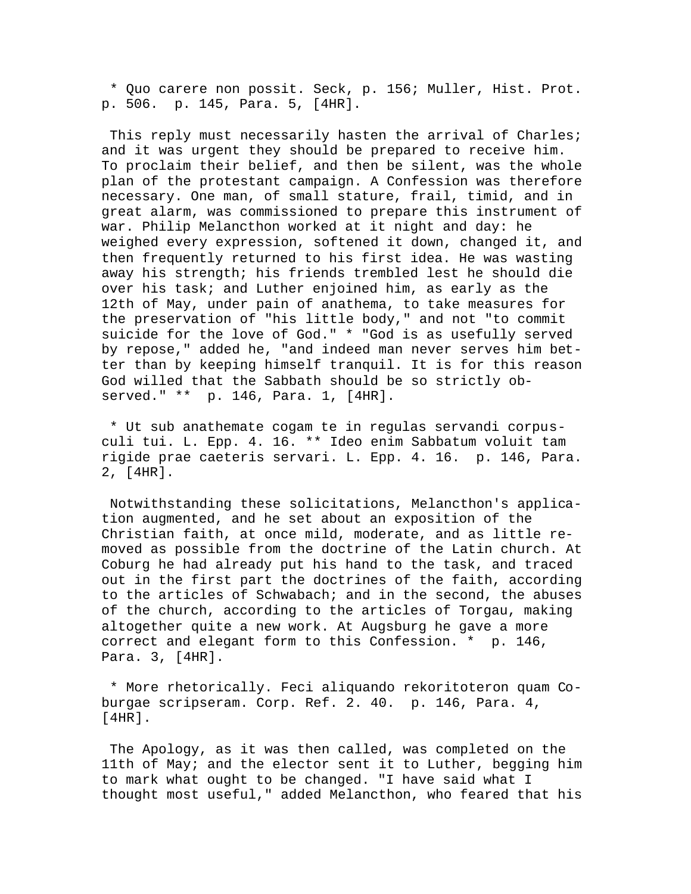* Quo carere non possit. Seck, p. 156; Muller, Hist. Prot. p. 506. p. 145, Para. 5, [4HR].

This reply must necessarily hasten the arrival of Charles; and it was urgent they should be prepared to receive him. To proclaim their belief, and then be silent, was the whole plan of the protestant campaign. A Confession was therefore necessary. One man, of small stature, frail, timid, and in great alarm, was commissioned to prepare this instrument of war. Philip Melancthon worked at it night and day: he weighed every expression, softened it down, changed it, and then frequently returned to his first idea. He was wasting away his strength; his friends trembled lest he should die over his task; and Luther enjoined him, as early as the 12th of May, under pain of anathema, to take measures for the preservation of "his little body," and not "to commit suicide for the love of God." * "God is as usefully served by repose," added he, "and indeed man never serves him better than by keeping himself tranquil. It is for this reason God willed that the Sabbath should be so strictly observed." ** p. 146, Para. 1, [4HR].

* Ut sub anathemate cogam te in regulas servandi corpusculi tui. L. Epp. 4. 16. ** Ideo enim Sabbatum voluit tam rigide prae caeteris servari. L. Epp. 4. 16. p. 146, Para. 2, [4HR].

Notwithstanding these solicitations, Melancthon's application augmented, and he set about an exposition of the Christian faith, at once mild, moderate, and as little removed as possible from the doctrine of the Latin church. At Coburg he had already put his hand to the task, and traced out in the first part the doctrines of the faith, according to the articles of Schwabach; and in the second, the abuses of the church, according to the articles of Torgau, making altogether quite a new work. At Augsburg he gave a more correct and elegant form to this Confession. * p. 146, Para. 3, [4HR].

* More rhetorically. Feci aliquando rekoritoteron quam Coburgae scripseram. Corp. Ref. 2. 40. p. 146, Para. 4, [4HR].

The Apology, as it was then called, was completed on the 11th of May; and the elector sent it to Luther, begging him to mark what ought to be changed. "I have said what I thought most useful," added Melancthon, who feared that his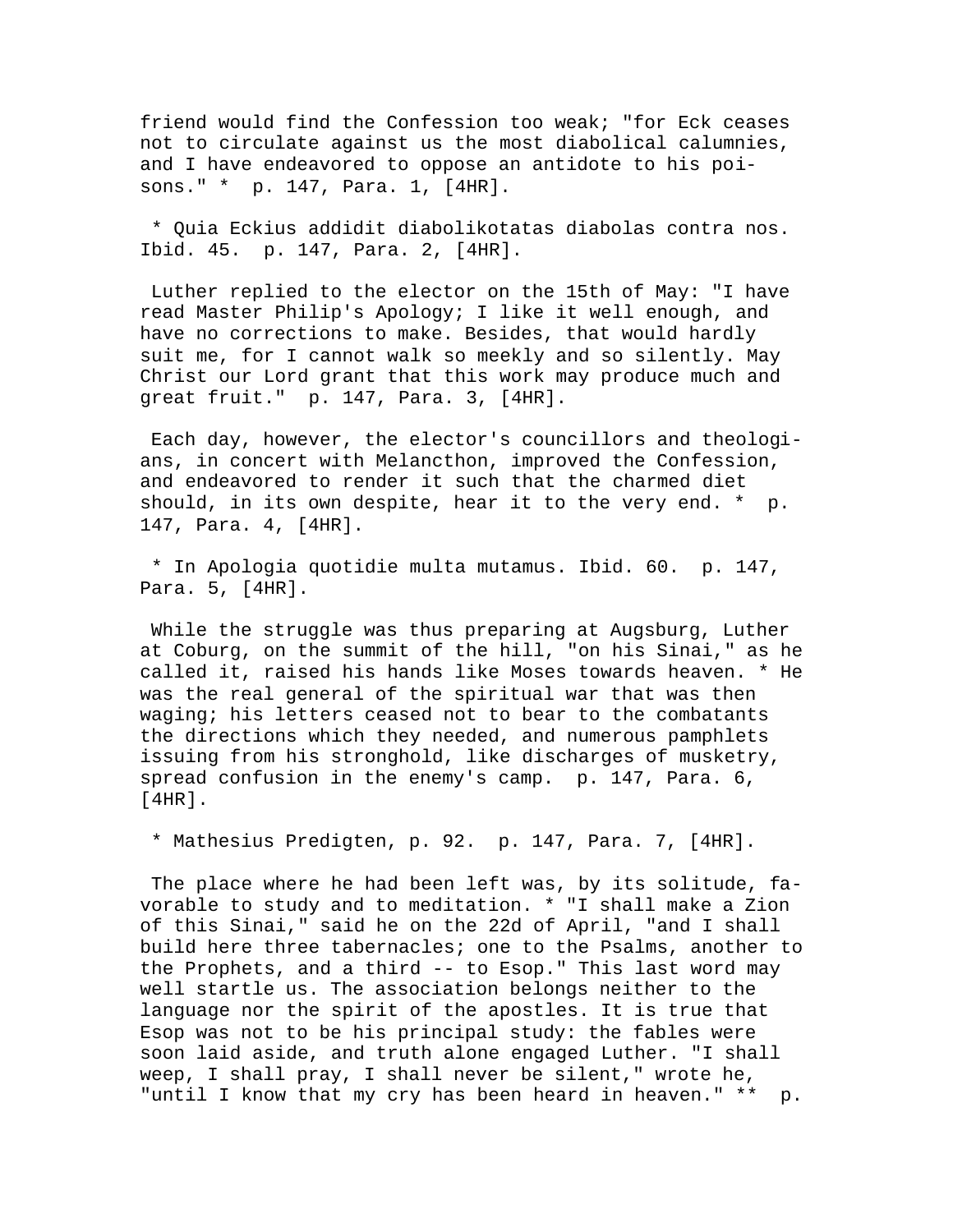friend would find the Confession too weak; "for Eck ceases not to circulate against us the most diabolical calumnies, and I have endeavored to oppose an antidote to his poisons." * p. 147, Para. 1, [4HR].

* Quia Eckius addidit diabolikotatas diabolas contra nos. Ibid. 45. p. 147, Para. 2, [4HR].

Luther replied to the elector on the 15th of May: "I have read Master Philip's Apology; I like it well enough, and have no corrections to make. Besides, that would hardly suit me, for I cannot walk so meekly and so silently. May Christ our Lord grant that this work may produce much and great fruit." p. 147, Para. 3, [4HR].

Each day, however, the elector's councillors and theologians, in concert with Melancthon, improved the Confession, and endeavored to render it such that the charmed diet should, in its own despite, hear it to the very end. * p. 147, Para. 4, [4HR].

* In Apologia quotidie multa mutamus. Ibid. 60. p. 147, Para. 5, [4HR].

While the struggle was thus preparing at Augsburg, Luther at Coburg, on the summit of the hill, "on his Sinai," as he called it, raised his hands like Moses towards heaven. * He was the real general of the spiritual war that was then waging; his letters ceased not to bear to the combatants the directions which they needed, and numerous pamphlets issuing from his stronghold, like discharges of musketry, spread confusion in the enemy's camp. p. 147, Para. 6, [4HR].

* Mathesius Predigten, p. 92. p. 147, Para. 7, [4HR].

The place where he had been left was, by its solitude, favorable to study and to meditation. * "I shall make a Zion of this Sinai," said he on the 22d of April, "and I shall build here three tabernacles; one to the Psalms, another to the Prophets, and a third -- to Esop." This last word may well startle us. The association belongs neither to the language nor the spirit of the apostles. It is true that Esop was not to be his principal study: the fables were soon laid aside, and truth alone engaged Luther. "I shall weep, I shall pray, I shall never be silent," wrote he, "until I know that my cry has been heard in heaven." ** p.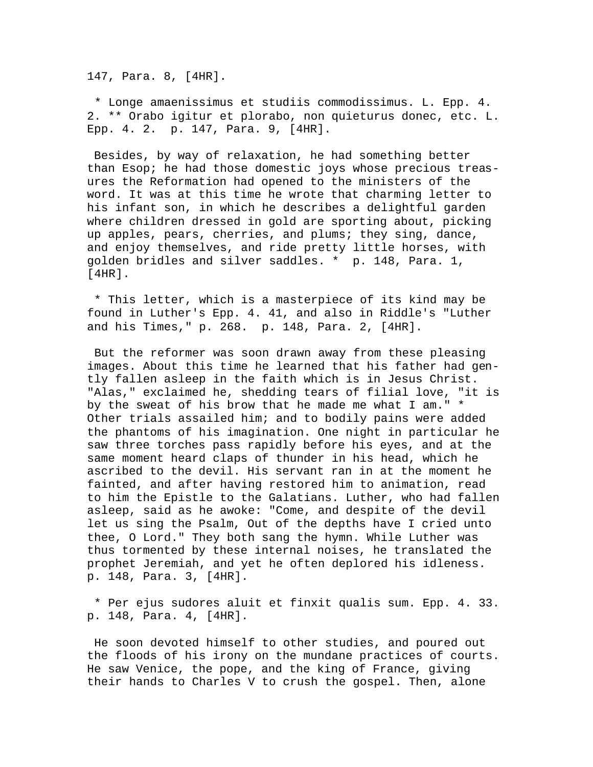147, Para. 8, [4HR].

* Longe amaenissimus et studiis commodissimus. L. Epp. 4. 2. ** Orabo igitur et plorabo, non quieturus donec, etc. L. Epp. 4. 2. p. 147, Para. 9, [4HR].

Besides, by way of relaxation, he had something better than Esop; he had those domestic joys whose precious treasures the Reformation had opened to the ministers of the word. It was at this time he wrote that charming letter to his infant son, in which he describes a delightful garden where children dressed in gold are sporting about, picking up apples, pears, cherries, and plums; they sing, dance, and enjoy themselves, and ride pretty little horses, with golden bridles and silver saddles. * p. 148, Para. 1, [4HR].

* This letter, which is a masterpiece of its kind may be found in Luther's Epp. 4. 41, and also in Riddle's "Luther and his Times," p. 268. p. 148, Para. 2, [4HR].

But the reformer was soon drawn away from these pleasing images. About this time he learned that his father had gently fallen asleep in the faith which is in Jesus Christ. "Alas," exclaimed he, shedding tears of filial love, "it is by the sweat of his brow that he made me what I am." * Other trials assailed him; and to bodily pains were added the phantoms of his imagination. One night in particular he saw three torches pass rapidly before his eyes, and at the same moment heard claps of thunder in his head, which he ascribed to the devil. His servant ran in at the moment he fainted, and after having restored him to animation, read to him the Epistle to the Galatians. Luther, who had fallen asleep, said as he awoke: "Come, and despite of the devil let us sing the Psalm, Out of the depths have I cried unto thee, O Lord." They both sang the hymn. While Luther was thus tormented by these internal noises, he translated the prophet Jeremiah, and yet he often deplored his idleness. p. 148, Para. 3, [4HR].

* Per ejus sudores aluit et finxit qualis sum. Epp. 4. 33. p. 148, Para. 4, [4HR].

He soon devoted himself to other studies, and poured out the floods of his irony on the mundane practices of courts. He saw Venice, the pope, and the king of France, giving their hands to Charles V to crush the gospel. Then, alone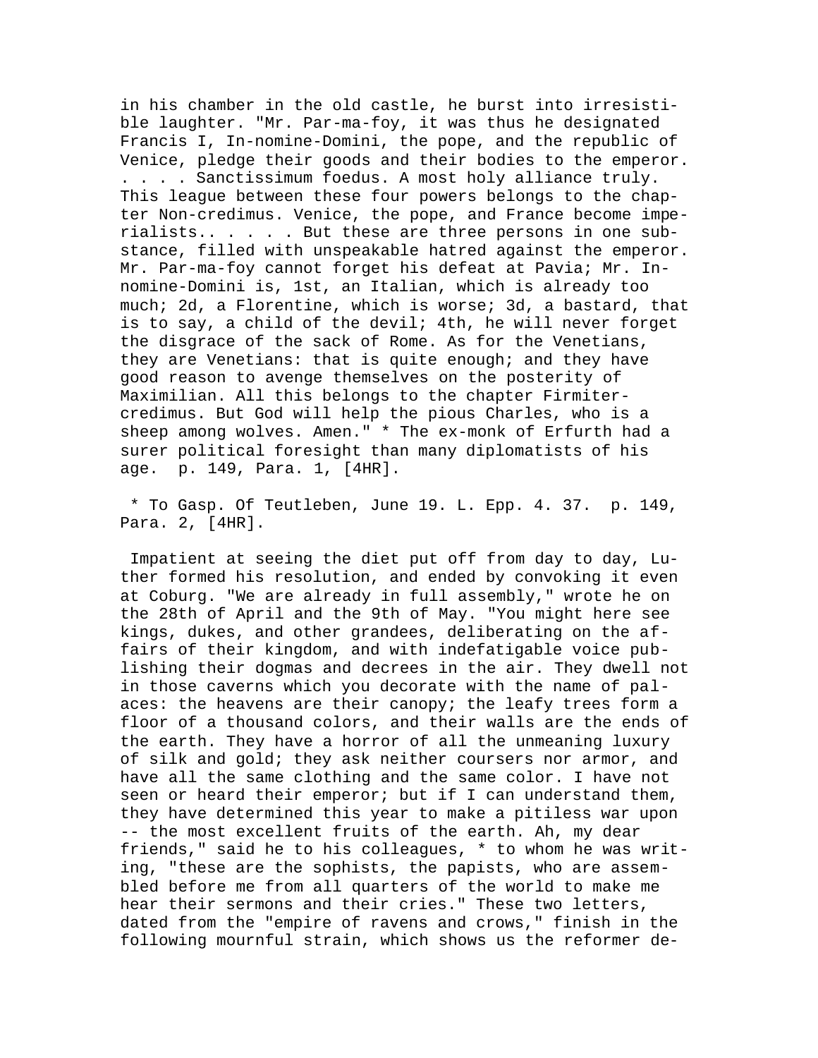in his chamber in the old castle, he burst into irresistible laughter. "Mr. Par-ma-foy, it was thus he designated Francis I, In-nomine-Domini, the pope, and the republic of Venice, pledge their goods and their bodies to the emperor. . . . . Sanctissimum foedus. A most holy alliance truly. This league between these four powers belongs to the chapter Non-credimus. Venice, the pope, and France become imperialists.. . . . . But these are three persons in one substance, filled with unspeakable hatred against the emperor. Mr. Par-ma-foy cannot forget his defeat at Pavia; Mr. In-nomine-Domini is, 1st, an Italian, which is already too much; 2d, a Florentine, which is worse; 3d, a bastard, that is to say, a child of the devil; 4th, he will never forget the disgrace of the sack of Rome. As for the Venetians, they are Venetians: that is quite enough; and they have good reason to avenge themselves on the posterity of Maximilian. All this belongs to the chapter Firmiter-credimus. But God will help the pious Charles, who is a sheep among wolves. Amen." * The ex-monk of Erfurth had a surer political foresight than many diplomatists of his age. p. 149, Para. 1, [4HR].

* To Gasp. Of Teutleben, June 19. L. Epp. 4. 37. p. 149, Para. 2, [4HR].

Impatient at seeing the diet put off from day to day, Luther formed his resolution, and ended by convoking it even at Coburg. "We are already in full assembly," wrote he on the 28th of April and the 9th of May. "You might here see kings, dukes, and other grandees, deliberating on the affairs of their kingdom, and with indefatigable voice publishing their dogmas and decrees in the air. They dwell not in those caverns which you decorate with the name of palaces: the heavens are their canopy; the leafy trees form a floor of a thousand colors, and their walls are the ends of the earth. They have a horror of all the unmeaning luxury of silk and gold; they ask neither coursers nor armor, and have all the same clothing and the same color. I have not seen or heard their emperor; but if I can understand them, they have determined this year to make a pitiless war upon -- the most excellent fruits of the earth. Ah, my dear friends," said he to his colleagues, * to whom he was writing, "these are the sophists, the papists, who are assembled before me from all quarters of the world to make me hear their sermons and their cries." These two letters, dated from the "empire of ravens and crows," finish in the following mournful strain, which shows us the reformer de-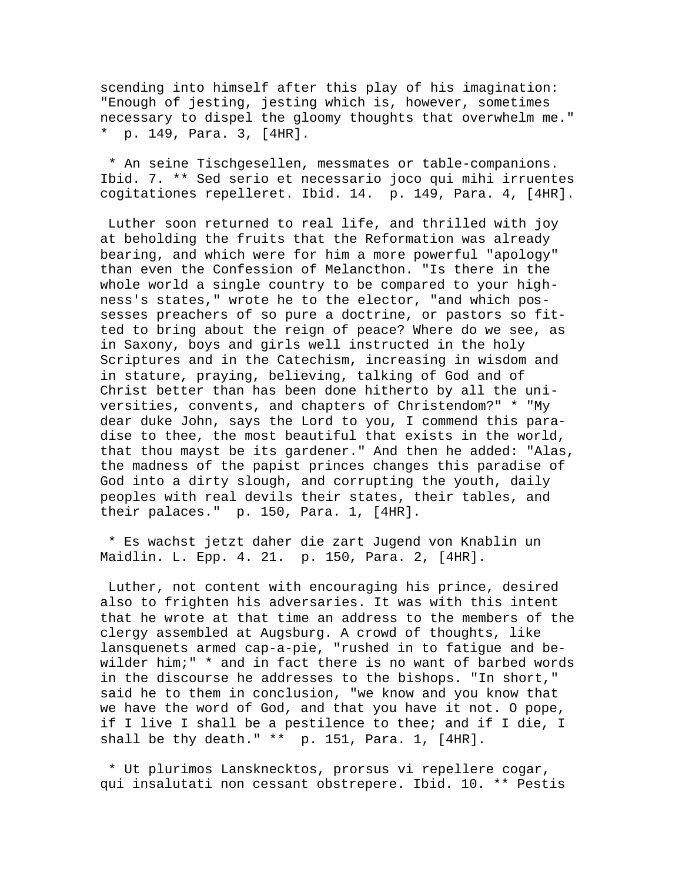scending into himself after this play of his imagination: "Enough of jesting, jesting which is, however, sometimes necessary to dispel the gloomy thoughts that overwhelm me." * p. 149, Para. 3, [4HR].

* An seine Tischgesellen, messmates or table-companions. Ibid. 7. ** Sed serio et necessario joco qui mihi irruentes cogitationes repelleret. Ibid. 14. p. 149, Para. 4, [4HR].

Luther soon returned to real life, and thrilled with joy at beholding the fruits that the Reformation was already bearing, and which were for him a more powerful "apology" than even the Confession of Melancthon. "Is there in the whole world a single country to be compared to your highness's states," wrote he to the elector, "and which possesses preachers of so pure a doctrine, or pastors so fitted to bring about the reign of peace? Where do we see, as in Saxony, boys and girls well instructed in the holy Scriptures and in the Catechism, increasing in wisdom and in stature, praying, believing, talking of God and of Christ better than has been done hitherto by all the universities, convents, and chapters of Christendom?" * "My dear duke John, says the Lord to you, I commend this paradise to thee, the most beautiful that exists in the world, that thou mayst be its gardener." And then he added: "Alas, the madness of the papist princes changes this paradise of God into a dirty slough, and corrupting the youth, daily peoples with real devils their states, their tables, and their palaces." p. 150, Para. 1, [4HR].

* Es wachst jetzt daher die zart Jugend von Knablin un Maidlin. L. Epp. 4. 21. p. 150, Para. 2, [4HR].

Luther, not content with encouraging his prince, desired also to frighten his adversaries. It was with this intent that he wrote at that time an address to the members of the clergy assembled at Augsburg. A crowd of thoughts, like lansquenets armed cap-a-pie, "rushed in to fatigue and bewilder him;" * and in fact there is no want of barbed words in the discourse he addresses to the bishops. "In short," said he to them in conclusion, "we know and you know that we have the word of God, and that you have it not. O pope, if I live I shall be a pestilence to thee; and if I die, I shall be thy death." ** p. 151, Para. 1, [4HR].

* Ut plurimos Lansknecktos, prorsus vi repellere cogar, qui insalutati non cessant obstrepere. Ibid. 10. ** Pestis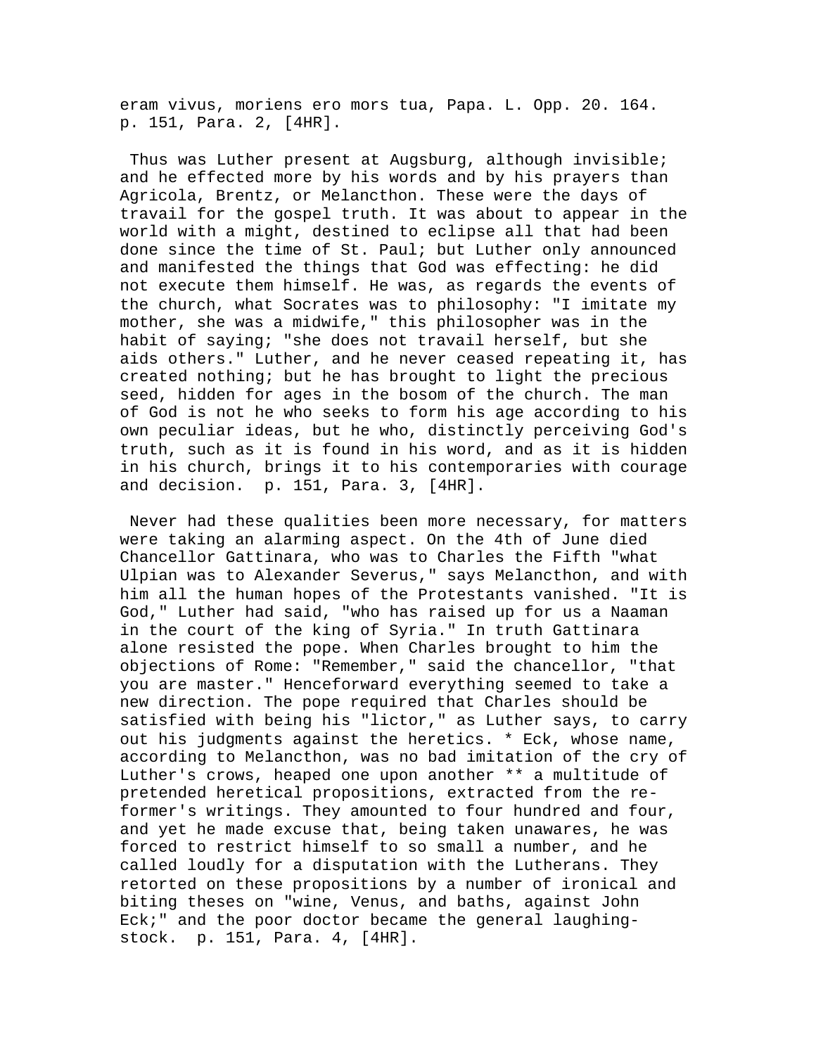eram vivus, moriens ero mors tua, Papa. L. Opp. 20. 164. p. 151, Para. 2, [4HR].

Thus was Luther present at Augsburg, although invisible; and he effected more by his words and by his prayers than Agricola, Brentz, or Melancthon. These were the days of travail for the gospel truth. It was about to appear in the world with a might, destined to eclipse all that had been done since the time of St. Paul; but Luther only announced and manifested the things that God was effecting: he did not execute them himself. He was, as regards the events of the church, what Socrates was to philosophy: "I imitate my mother, she was a midwife," this philosopher was in the habit of saying; "she does not travail herself, but she aids others." Luther, and he never ceased repeating it, has created nothing; but he has brought to light the precious seed, hidden for ages in the bosom of the church. The man of God is not he who seeks to form his age according to his own peculiar ideas, but he who, distinctly perceiving God's truth, such as it is found in his word, and as it is hidden in his church, brings it to his contemporaries with courage and decision. p. 151, Para. 3, [4HR].

Never had these qualities been more necessary, for matters were taking an alarming aspect. On the 4th of June died Chancellor Gattinara, who was to Charles the Fifth "what Ulpian was to Alexander Severus," says Melancthon, and with him all the human hopes of the Protestants vanished. "It is God," Luther had said, "who has raised up for us a Naaman in the court of the king of Syria." In truth Gattinara alone resisted the pope. When Charles brought to him the objections of Rome: "Remember," said the chancellor, "that you are master." Henceforward everything seemed to take a new direction. The pope required that Charles should be satisfied with being his "lictor," as Luther says, to carry out his judgments against the heretics. * Eck, whose name, according to Melancthon, was no bad imitation of the cry of Luther's crows, heaped one upon another ** a multitude of pretended heretical propositions, extracted from the reformer's writings. They amounted to four hundred and four, and yet he made excuse that, being taken unawares, he was forced to restrict himself to so small a number, and he called loudly for a disputation with the Lutherans. They retorted on these propositions by a number of ironical and biting theses on "wine, Venus, and baths, against John Eck;" and the poor doctor became the general laughing-stock. p. 151, Para. 4, [4HR].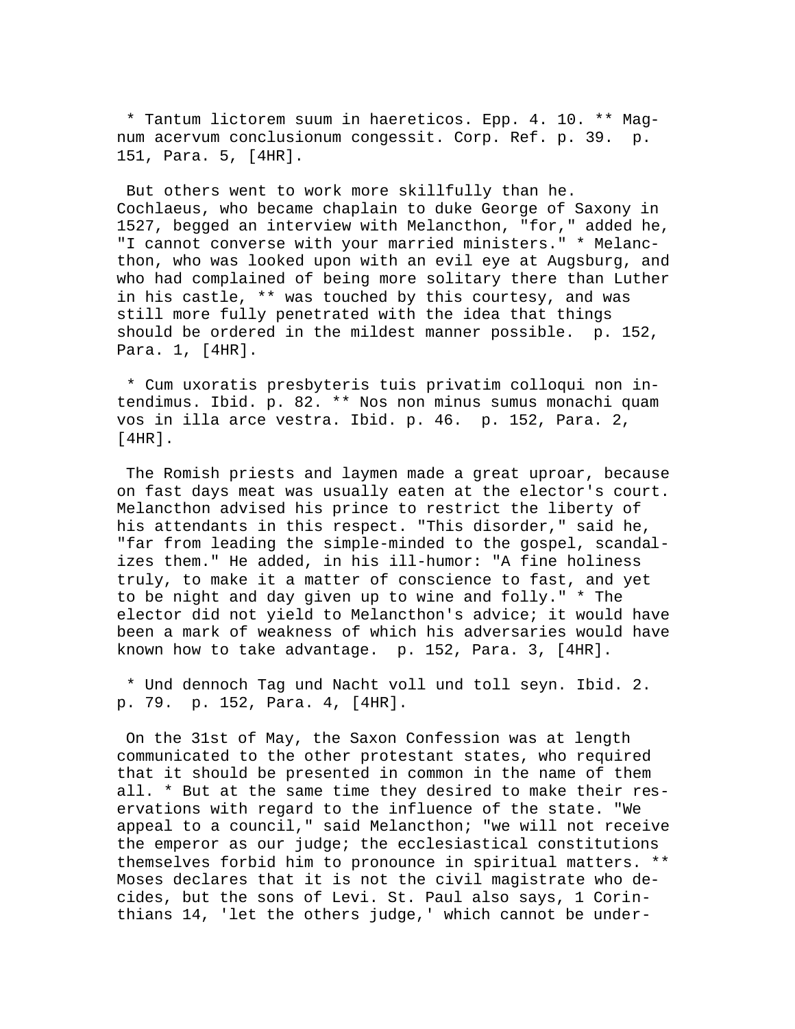* Tantum lictorem suum in haereticos. Epp. 4. 10. ** Magnum acervum conclusionum congessit. Corp. Ref. p. 39. p. 151, Para. 5, [4HR].

But others went to work more skillfully than he. Cochlaeus, who became chaplain to duke George of Saxony in 1527, begged an interview with Melancthon, "for," added he, "I cannot converse with your married ministers." * Melancthon, who was looked upon with an evil eye at Augsburg, and who had complained of being more solitary there than Luther in his castle, ** was touched by this courtesy, and was still more fully penetrated with the idea that things should be ordered in the mildest manner possible. p. 152, Para. 1, [4HR].

* Cum uxoratis presbyteris tuis privatim colloqui non intendimus. Ibid. p. 82. ** Nos non minus sumus monachi quam vos in illa arce vestra. Ibid. p. 46. p. 152, Para. 2, [4HR].

The Romish priests and laymen made a great uproar, because on fast days meat was usually eaten at the elector's court. Melancthon advised his prince to restrict the liberty of his attendants in this respect. "This disorder," said he, "far from leading the simple-minded to the gospel, scandalizes them." He added, in his ill-humor: "A fine holiness truly, to make it a matter of conscience to fast, and yet to be night and day given up to wine and folly." * The elector did not yield to Melancthon's advice; it would have been a mark of weakness of which his adversaries would have known how to take advantage. p. 152, Para. 3, [4HR].

* Und dennoch Tag und Nacht voll und toll seyn. Ibid. 2. p. 79. p. 152, Para. 4, [4HR].

On the 31st of May, the Saxon Confession was at length communicated to the other protestant states, who required that it should be presented in common in the name of them all. * But at the same time they desired to make their reservations with regard to the influence of the state. "We appeal to a council," said Melancthon; "we will not receive the emperor as our judge; the ecclesiastical constitutions themselves forbid him to pronounce in spiritual matters. ** Moses declares that it is not the civil magistrate who decides, but the sons of Levi. St. Paul also says, 1 Corinthians 14, 'let the others judge,' which cannot be under-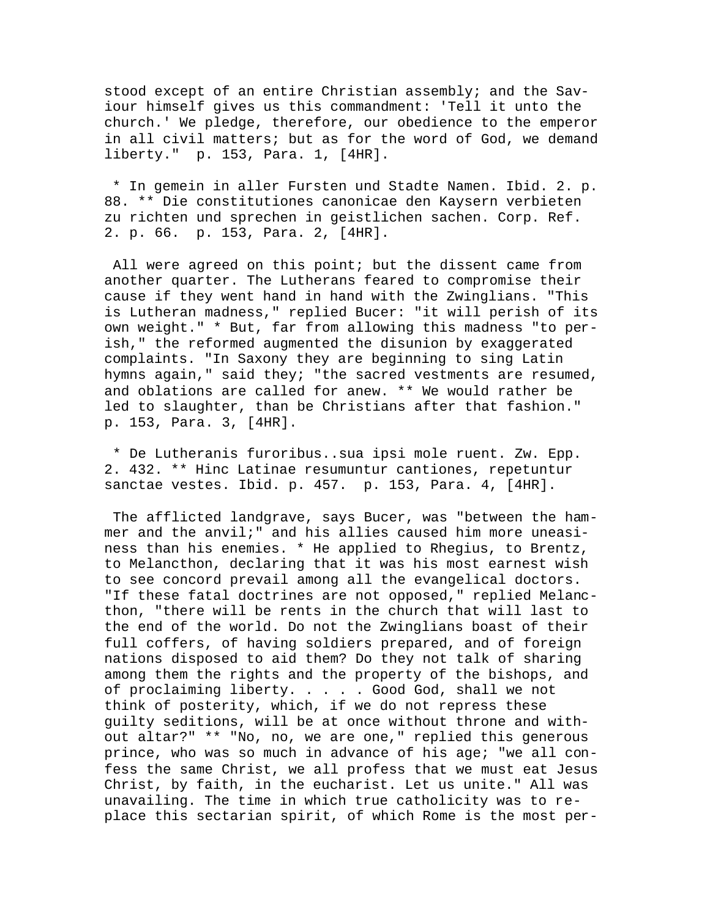stood except of an entire Christian assembly; and the Saviour himself gives us this commandment: 'Tell it unto the church.' We pledge, therefore, our obedience to the emperor in all civil matters; but as for the word of God, we demand liberty." p. 153, Para. 1, [4HR].

* In gemein in aller Fursten und Stadte Namen. Ibid. 2. p. 88. ** Die constitutiones canonicae den Kaysern verbieten zu richten und sprechen in geistlichen sachen. Corp. Ref. 2. p. 66. p. 153, Para. 2, [4HR].

All were agreed on this point; but the dissent came from another quarter. The Lutherans feared to compromise their cause if they went hand in hand with the Zwinglians. "This is Lutheran madness," replied Bucer: "it will perish of its own weight." * But, far from allowing this madness "to perish," the reformed augmented the disunion by exaggerated complaints. "In Saxony they are beginning to sing Latin hymns again," said they; "the sacred vestments are resumed, and oblations are called for anew. ** We would rather be led to slaughter, than be Christians after that fashion." p. 153, Para. 3, [4HR].

* De Lutheranis furoribus..sua ipsi mole ruent. Zw. Epp. 2. 432. ** Hinc Latinae resumuntur cantiones, repetuntur sanctae vestes. Ibid. p. 457. p. 153, Para. 4, [4HR].

The afflicted landgrave, says Bucer, was "between the hammer and the anvil;" and his allies caused him more uneasiness than his enemies. * He applied to Rhegius, to Brentz, to Melancthon, declaring that it was his most earnest wish to see concord prevail among all the evangelical doctors. "If these fatal doctrines are not opposed," replied Melancthon, "there will be rents in the church that will last to the end of the world. Do not the Zwinglians boast of their full coffers, of having soldiers prepared, and of foreign nations disposed to aid them? Do they not talk of sharing among them the rights and the property of the bishops, and of proclaiming liberty. . . . . Good God, shall we not think of posterity, which, if we do not repress these guilty seditions, will be at once without throne and without altar?" ** "No, no, we are one," replied this generous prince, who was so much in advance of his age; "we all confess the same Christ, we all profess that we must eat Jesus Christ, by faith, in the eucharist. Let us unite." All was unavailing. The time in which true catholicity was to replace this sectarian spirit, of which Rome is the most per-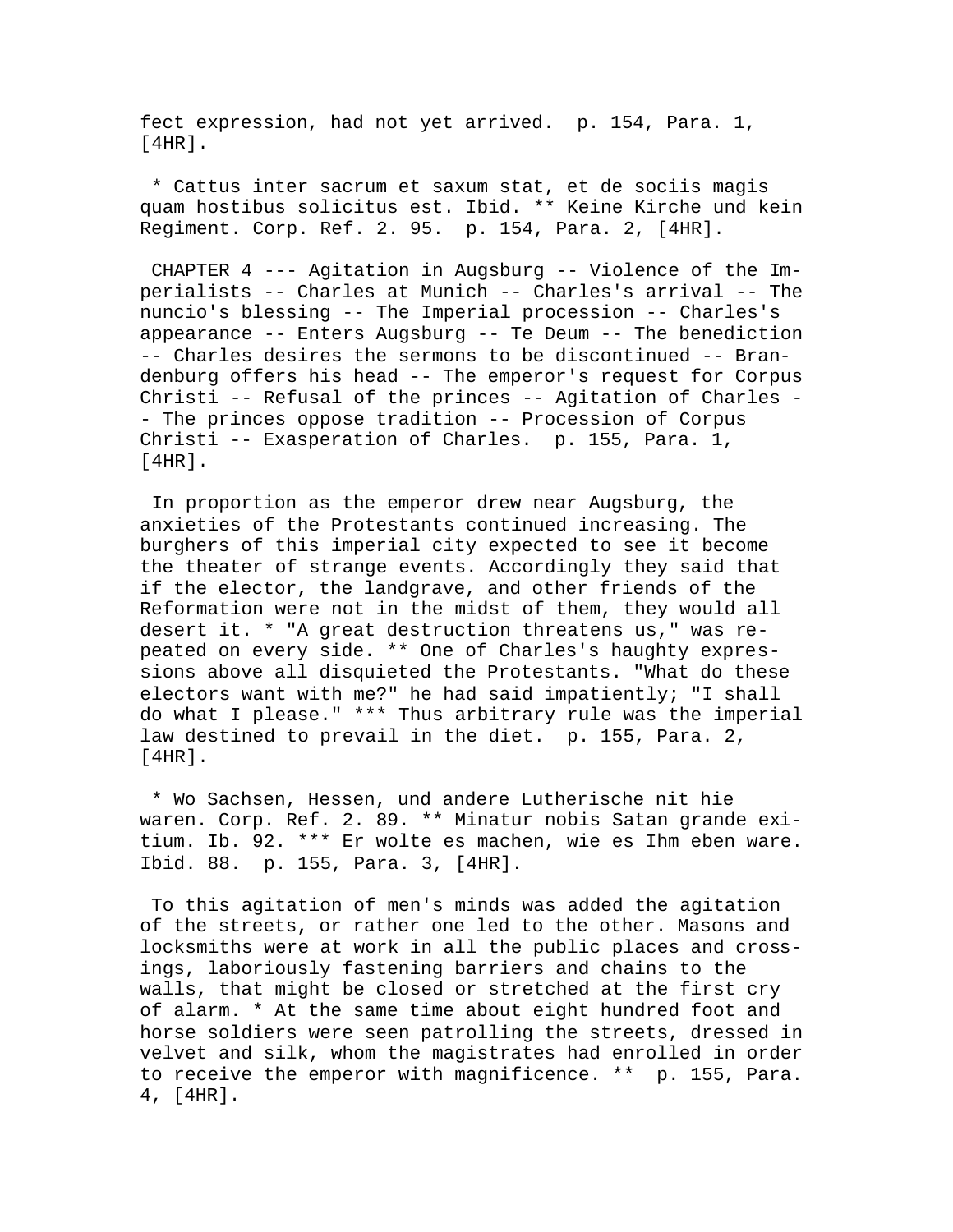fect expression, had not yet arrived.  p. 154, Para. 1, [4HR].

* Cattus inter sacrum et saxum stat, et de sociis magis quam hostibus solicitus est. Ibid. ** Keine Kirche und kein Regiment. Corp. Ref. 2. 95.  p. 154, Para. 2, [4HR].

CHAPTER 4 --- Agitation in Augsburg -- Violence of the Imperialists -- Charles at Munich -- Charles's arrival -- The nuncio's blessing -- The Imperial procession -- Charles's appearance -- Enters Augsburg -- Te Deum -- The benediction -- Charles desires the sermons to be discontinued -- Brandenburg offers his head -- The emperor's request for Corpus Christi -- Refusal of the princes -- Agitation of Charles -- The princes oppose tradition -- Procession of Corpus Christi -- Exasperation of Charles.  p. 155, Para. 1, [4HR].

In proportion as the emperor drew near Augsburg, the anxieties of the Protestants continued increasing. The burghers of this imperial city expected to see it become the theater of strange events. Accordingly they said that if the elector, the landgrave, and other friends of the Reformation were not in the midst of them, they would all desert it. * "A great destruction threatens us," was repeated on every side. ** One of Charles's haughty expressions above all disquieted the Protestants. "What do these electors want with me?" he had said impatiently; "I shall do what I please." *** Thus arbitrary rule was the imperial law destined to prevail in the diet.  p. 155, Para. 2, [4HR].

* Wo Sachsen, Hessen, und andere Lutherische nit hie waren. Corp. Ref. 2. 89. ** Minatur nobis Satan grande exitium. Ib. 92. *** Er wolte es machen, wie es Ihm eben ware. Ibid. 88.  p. 155, Para. 3, [4HR].

To this agitation of men's minds was added the agitation of the streets, or rather one led to the other. Masons and locksmiths were at work in all the public places and crossings, laboriously fastening barriers and chains to the walls, that might be closed or stretched at the first cry of alarm. * At the same time about eight hundred foot and horse soldiers were seen patrolling the streets, dressed in velvet and silk, whom the magistrates had enrolled in order to receive the emperor with magnificence. **  p. 155, Para. 4, [4HR].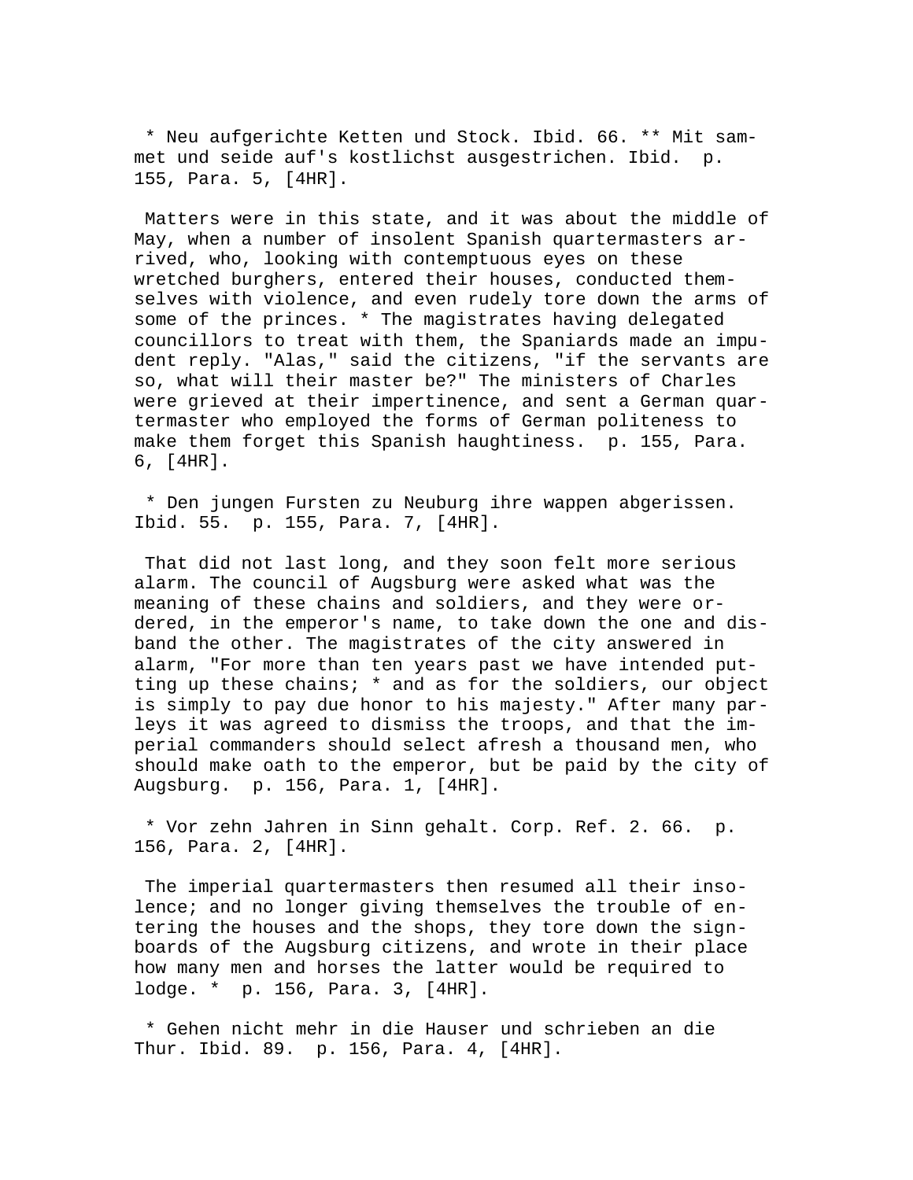* Neu aufgerichte Ketten und Stock. Ibid. 66. ** Mit sammet und seide auf's kostlichst ausgestrichen. Ibid. p. 155, Para. 5, [4HR].

Matters were in this state, and it was about the middle of May, when a number of insolent Spanish quartermasters arrived, who, looking with contemptuous eyes on these wretched burghers, entered their houses, conducted themselves with violence, and even rudely tore down the arms of some of the princes. * The magistrates having delegated councillors to treat with them, the Spaniards made an impudent reply. "Alas," said the citizens, "if the servants are so, what will their master be?" The ministers of Charles were grieved at their impertinence, and sent a German quartermaster who employed the forms of German politeness to make them forget this Spanish haughtiness. p. 155, Para. 6, [4HR].

* Den jungen Fursten zu Neuburg ihre wappen abgerissen. Ibid. 55. p. 155, Para. 7, [4HR].

That did not last long, and they soon felt more serious alarm. The council of Augsburg were asked what was the meaning of these chains and soldiers, and they were ordered, in the emperor's name, to take down the one and disband the other. The magistrates of the city answered in alarm, "For more than ten years past we have intended putting up these chains; * and as for the soldiers, our object is simply to pay due honor to his majesty." After many parleys it was agreed to dismiss the troops, and that the imperial commanders should select afresh a thousand men, who should make oath to the emperor, but be paid by the city of Augsburg. p. 156, Para. 1, [4HR].

* Vor zehn Jahren in Sinn gehalt. Corp. Ref. 2. 66. p. 156, Para. 2, [4HR].

The imperial quartermasters then resumed all their insolence; and no longer giving themselves the trouble of entering the houses and the shops, they tore down the signboards of the Augsburg citizens, and wrote in their place how many men and horses the latter would be required to lodge. * p. 156, Para. 3, [4HR].

* Gehen nicht mehr in die Hauser und schrieben an die Thur. Ibid. 89. p. 156, Para. 4, [4HR].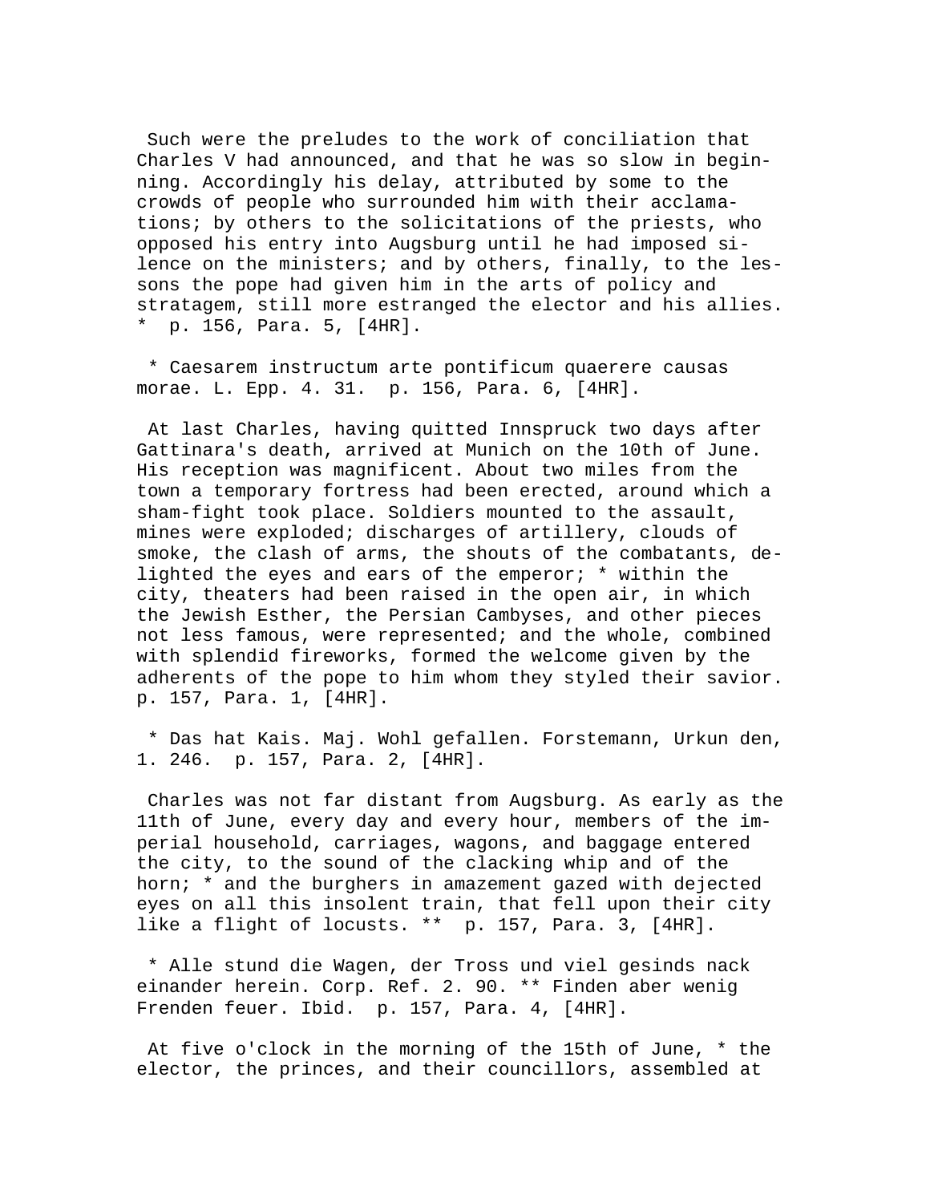Such were the preludes to the work of conciliation that Charles V had announced, and that he was so slow in beginning. Accordingly his delay, attributed by some to the crowds of people who surrounded him with their acclamations; by others to the solicitations of the priests, who opposed his entry into Augsburg until he had imposed silence on the ministers; and by others, finally, to the lessons the pope had given him in the arts of policy and stratagem, still more estranged the elector and his allies. * p. 156, Para. 5, [4HR].

* Caesarem instructum arte pontificum quaerere causas morae. L. Epp. 4. 31. p. 156, Para. 6, [4HR].

At last Charles, having quitted Innspruck two days after Gattinara's death, arrived at Munich on the 10th of June. His reception was magnificent. About two miles from the town a temporary fortress had been erected, around which a sham-fight took place. Soldiers mounted to the assault, mines were exploded; discharges of artillery, clouds of smoke, the clash of arms, the shouts of the combatants, delighted the eyes and ears of the emperor; * within the city, theaters had been raised in the open air, in which the Jewish Esther, the Persian Cambyses, and other pieces not less famous, were represented; and the whole, combined with splendid fireworks, formed the welcome given by the adherents of the pope to him whom they styled their savior. p. 157, Para. 1, [4HR].

* Das hat Kais. Maj. Wohl gefallen. Forstemann, Urkun den, 1. 246. p. 157, Para. 2, [4HR].

Charles was not far distant from Augsburg. As early as the 11th of June, every day and every hour, members of the imperial household, carriages, wagons, and baggage entered the city, to the sound of the clacking whip and of the horn; * and the burghers in amazement gazed with dejected eyes on all this insolent train, that fell upon their city like a flight of locusts. ** p. 157, Para. 3, [4HR].

* Alle stund die Wagen, der Tross und viel gesinds nack einander herein. Corp. Ref. 2. 90. ** Finden aber wenig Frenden feuer. Ibid. p. 157, Para. 4, [4HR].

At five o'clock in the morning of the 15th of June, * the elector, the princes, and their councillors, assembled at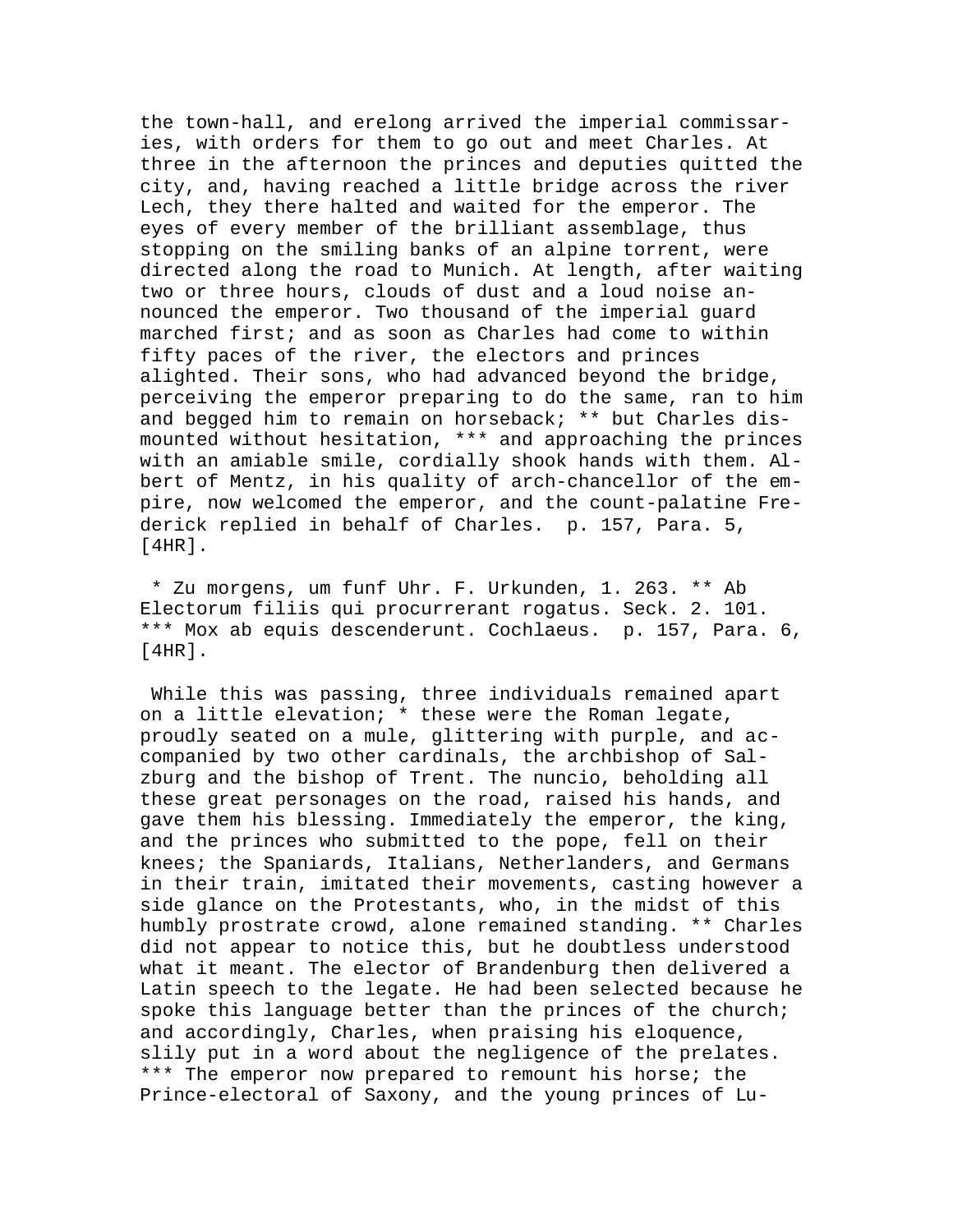the town-hall, and erelong arrived the imperial commissaries, with orders for them to go out and meet Charles. At three in the afternoon the princes and deputies quitted the city, and, having reached a little bridge across the river Lech, they there halted and waited for the emperor. The eyes of every member of the brilliant assemblage, thus stopping on the smiling banks of an alpine torrent, were directed along the road to Munich. At length, after waiting two or three hours, clouds of dust and a loud noise announced the emperor. Two thousand of the imperial guard marched first; and as soon as Charles had come to within fifty paces of the river, the electors and princes alighted. Their sons, who had advanced beyond the bridge, perceiving the emperor preparing to do the same, ran to him and begged him to remain on horseback; ** but Charles dismounted without hesitation, *** and approaching the princes with an amiable smile, cordially shook hands with them. Albert of Mentz, in his quality of arch-chancellor of the empire, now welcomed the emperor, and the count-palatine Frederick replied in behalf of Charles. p. 157, Para. 5, [4HR].

* Zu morgens, um funf Uhr. F. Urkunden, 1. 263. ** Ab Electorum filiis qui procurrerant rogatus. Seck. 2. 101. *** Mox ab equis descenderunt. Cochlaeus. p. 157, Para. 6, [4HR].

While this was passing, three individuals remained apart on a little elevation; * these were the Roman legate, proudly seated on a mule, glittering with purple, and accompanied by two other cardinals, the archbishop of Salzburg and the bishop of Trent. The nuncio, beholding all these great personages on the road, raised his hands, and gave them his blessing. Immediately the emperor, the king, and the princes who submitted to the pope, fell on their knees; the Spaniards, Italians, Netherlanders, and Germans in their train, imitated their movements, casting however a side glance on the Protestants, who, in the midst of this humbly prostrate crowd, alone remained standing. ** Charles did not appear to notice this, but he doubtless understood what it meant. The elector of Brandenburg then delivered a Latin speech to the legate. He had been selected because he spoke this language better than the princes of the church; and accordingly, Charles, when praising his eloquence, slily put in a word about the negligence of the prelates. *** The emperor now prepared to remount his horse; the Prince-electoral of Saxony, and the young princes of Lu-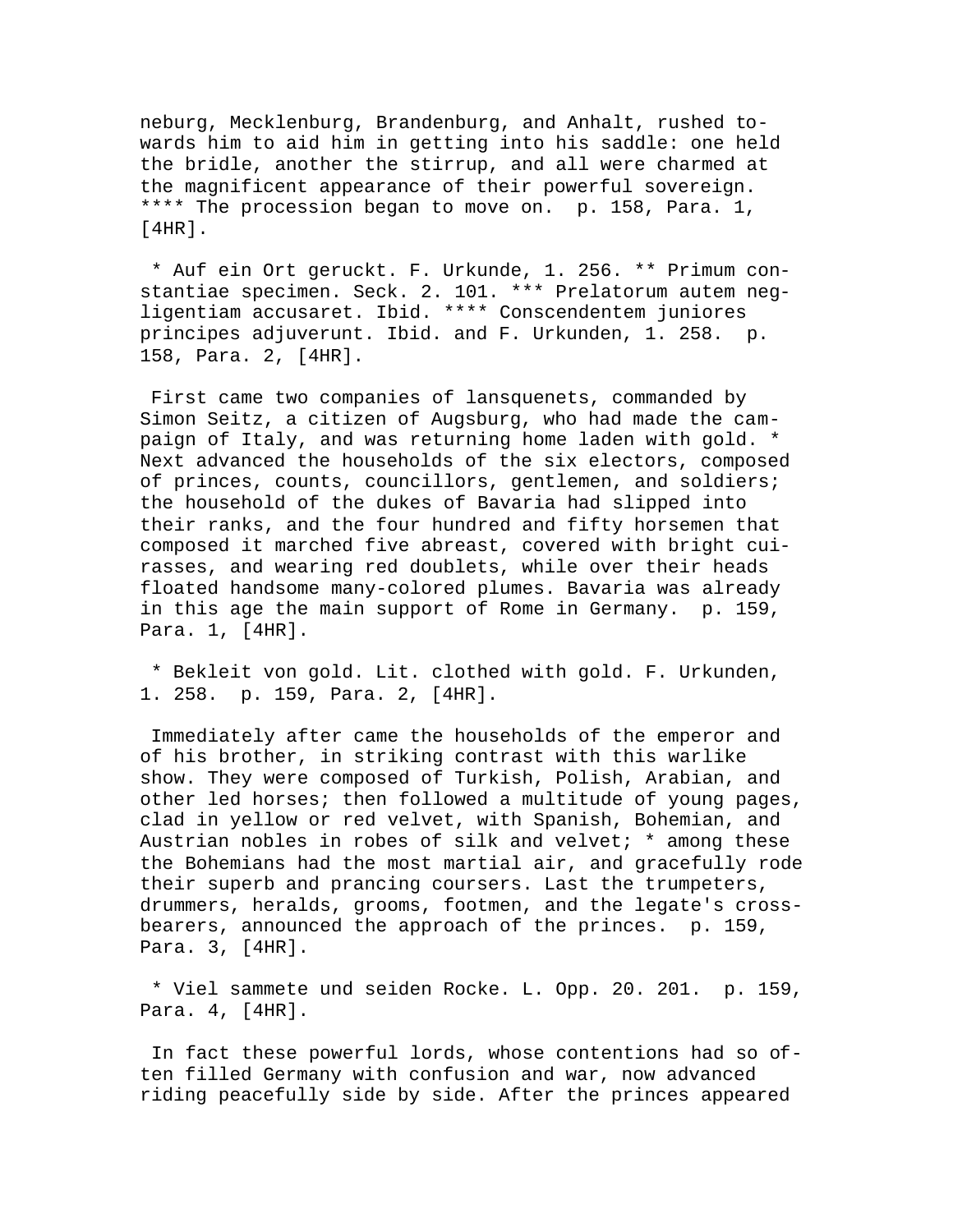neburg, Mecklenburg, Brandenburg, and Anhalt, rushed towards him to aid him in getting into his saddle: one held the bridle, another the stirrup, and all were charmed at the magnificent appearance of their powerful sovereign. **** The procession began to move on. p. 158, Para. 1, [4HR].

* Auf ein Ort geruckt. F. Urkunde, 1. 256. ** Primum constantiae specimen. Seck. 2. 101. *** Prelatorum autem negligentiam accusaret. Ibid. **** Conscendentem juniores principes adjuverunt. Ibid. and F. Urkunden, 1. 258. p. 158, Para. 2, [4HR].

First came two companies of lansquenets, commanded by Simon Seitz, a citizen of Augsburg, who had made the campaign of Italy, and was returning home laden with gold. * Next advanced the households of the six electors, composed of princes, counts, councillors, gentlemen, and soldiers; the household of the dukes of Bavaria had slipped into their ranks, and the four hundred and fifty horsemen that composed it marched five abreast, covered with bright cuirasses, and wearing red doublets, while over their heads floated handsome many-colored plumes. Bavaria was already in this age the main support of Rome in Germany. p. 159, Para. 1, [4HR].

* Bekleit von gold. Lit. clothed with gold. F. Urkunden, 1. 258. p. 159, Para. 2, [4HR].

Immediately after came the households of the emperor and of his brother, in striking contrast with this warlike show. They were composed of Turkish, Polish, Arabian, and other led horses; then followed a multitude of young pages, clad in yellow or red velvet, with Spanish, Bohemian, and Austrian nobles in robes of silk and velvet; * among these the Bohemians had the most martial air, and gracefully rode their superb and prancing coursers. Last the trumpeters, drummers, heralds, grooms, footmen, and the legate's crossbearers, announced the approach of the princes. p. 159, Para. 3, [4HR].

* Viel sammete und seiden Rocke. L. Opp. 20. 201. p. 159, Para. 4, [4HR].

In fact these powerful lords, whose contentions had so often filled Germany with confusion and war, now advanced riding peacefully side by side. After the princes appeared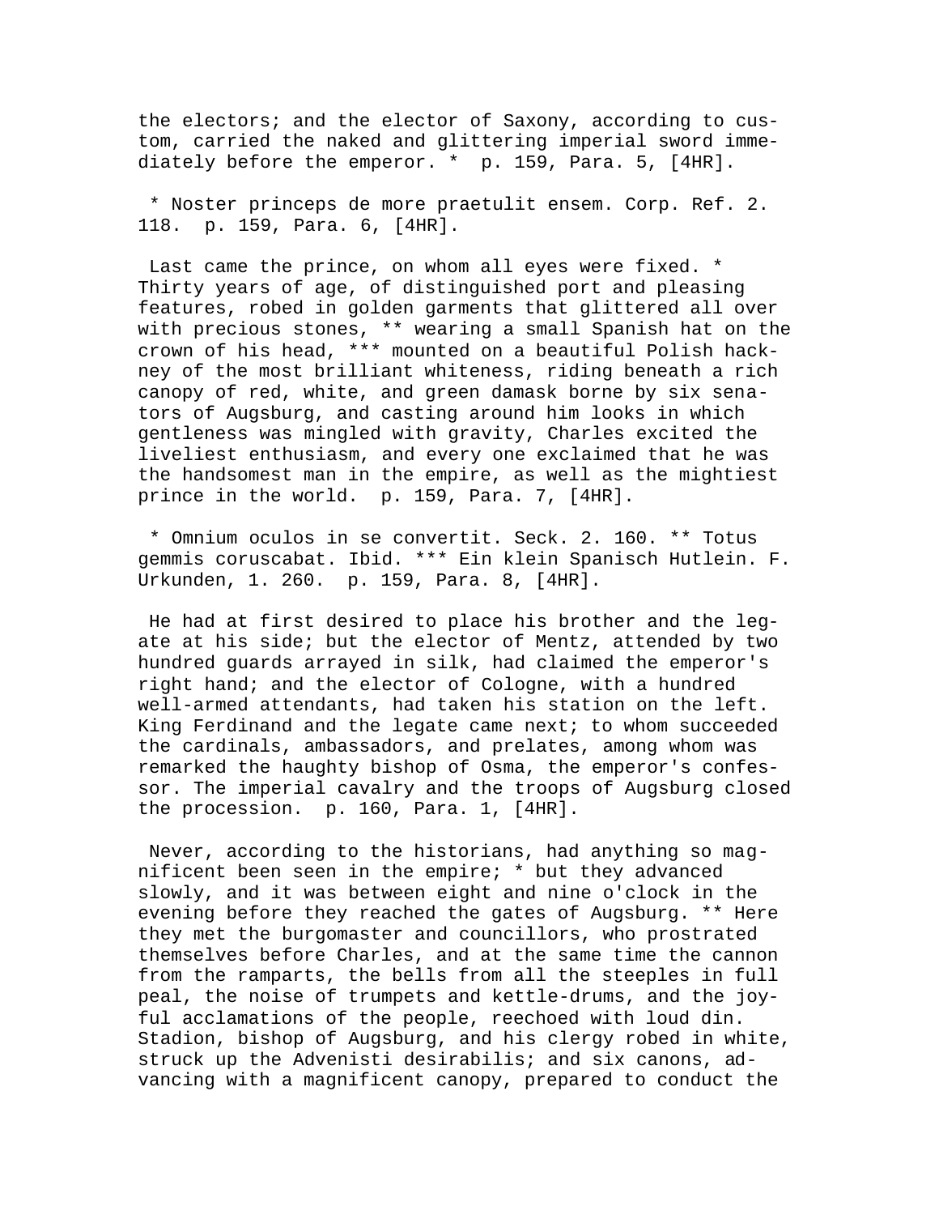the electors; and the elector of Saxony, according to custom, carried the naked and glittering imperial sword immediately before the emperor. * p. 159, Para. 5, [4HR].

* Noster princeps de more praetulit ensem. Corp. Ref. 2. 118. p. 159, Para. 6, [4HR].

Last came the prince, on whom all eyes were fixed. * Thirty years of age, of distinguished port and pleasing features, robed in golden garments that glittered all over with precious stones, ** wearing a small Spanish hat on the crown of his head, *** mounted on a beautiful Polish hackney of the most brilliant whiteness, riding beneath a rich canopy of red, white, and green damask borne by six senators of Augsburg, and casting around him looks in which gentleness was mingled with gravity, Charles excited the liveliest enthusiasm, and every one exclaimed that he was the handsomest man in the empire, as well as the mightiest prince in the world. p. 159, Para. 7, [4HR].

* Omnium oculos in se convertit. Seck. 2. 160. ** Totus gemmis coruscabat. Ibid. *** Ein klein Spanisch Hutlein. F. Urkunden, 1. 260. p. 159, Para. 8, [4HR].

He had at first desired to place his brother and the legate at his side; but the elector of Mentz, attended by two hundred guards arrayed in silk, had claimed the emperor's right hand; and the elector of Cologne, with a hundred well-armed attendants, had taken his station on the left. King Ferdinand and the legate came next; to whom succeeded the cardinals, ambassadors, and prelates, among whom was remarked the haughty bishop of Osma, the emperor's confessor. The imperial cavalry and the troops of Augsburg closed the procession. p. 160, Para. 1, [4HR].

Never, according to the historians, had anything so magnificent been seen in the empire; * but they advanced slowly, and it was between eight and nine o'clock in the evening before they reached the gates of Augsburg. ** Here they met the burgomaster and councillors, who prostrated themselves before Charles, and at the same time the cannon from the ramparts, the bells from all the steeples in full peal, the noise of trumpets and kettle-drums, and the joyful acclamations of the people, reechoed with loud din. Stadion, bishop of Augsburg, and his clergy robed in white, struck up the Advenisti desirabilis; and six canons, advancing with a magnificent canopy, prepared to conduct the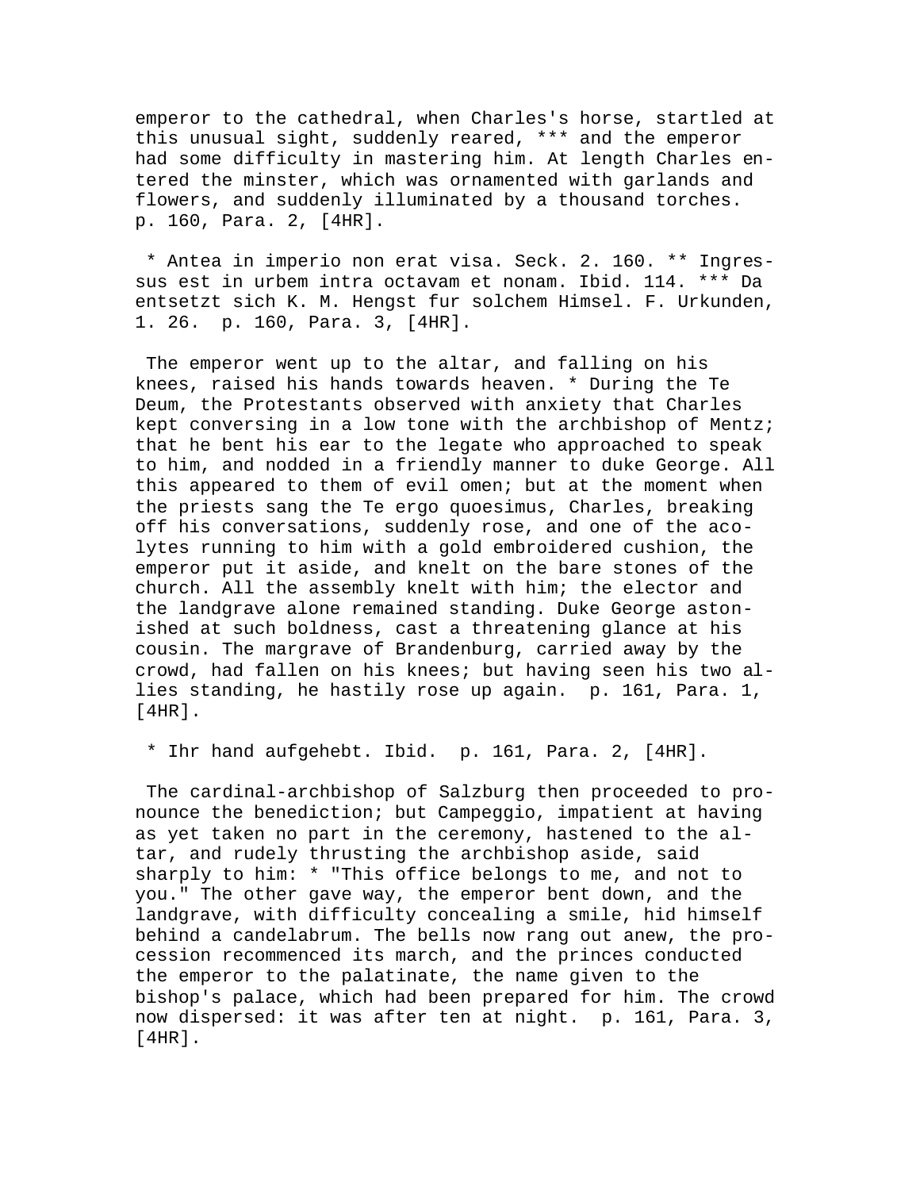emperor to the cathedral, when Charles's horse, startled at this unusual sight, suddenly reared, *** and the emperor had some difficulty in mastering him. At length Charles entered the minster, which was ornamented with garlands and flowers, and suddenly illuminated by a thousand torches. p. 160, Para. 2, [4HR].

* Antea in imperio non erat visa. Seck. 2. 160. ** Ingressus est in urbem intra octavam et nonam. Ibid. 114. *** Da entsetzt sich K. M. Hengst fur solchem Himsel. F. Urkunden, 1. 26. p. 160, Para. 3, [4HR].

The emperor went up to the altar, and falling on his knees, raised his hands towards heaven. * During the Te Deum, the Protestants observed with anxiety that Charles kept conversing in a low tone with the archbishop of Mentz; that he bent his ear to the legate who approached to speak to him, and nodded in a friendly manner to duke George. All this appeared to them of evil omen; but at the moment when the priests sang the Te ergo quoesimus, Charles, breaking off his conversations, suddenly rose, and one of the acolytes running to him with a gold embroidered cushion, the emperor put it aside, and knelt on the bare stones of the church. All the assembly knelt with him; the elector and the landgrave alone remained standing. Duke George astonished at such boldness, cast a threatening glance at his cousin. The margrave of Brandenburg, carried away by the crowd, had fallen on his knees; but having seen his two allies standing, he hastily rose up again. p. 161, Para. 1, [4HR].

* Ihr hand aufgehebt. Ibid. p. 161, Para. 2, [4HR].

The cardinal-archbishop of Salzburg then proceeded to pronounce the benediction; but Campeggio, impatient at having as yet taken no part in the ceremony, hastened to the altar, and rudely thrusting the archbishop aside, said sharply to him: * "This office belongs to me, and not to you." The other gave way, the emperor bent down, and the landgrave, with difficulty concealing a smile, hid himself behind a candelabrum. The bells now rang out anew, the procession recommenced its march, and the princes conducted the emperor to the palatinate, the name given to the bishop's palace, which had been prepared for him. The crowd now dispersed: it was after ten at night. p. 161, Para. 3, [4HR].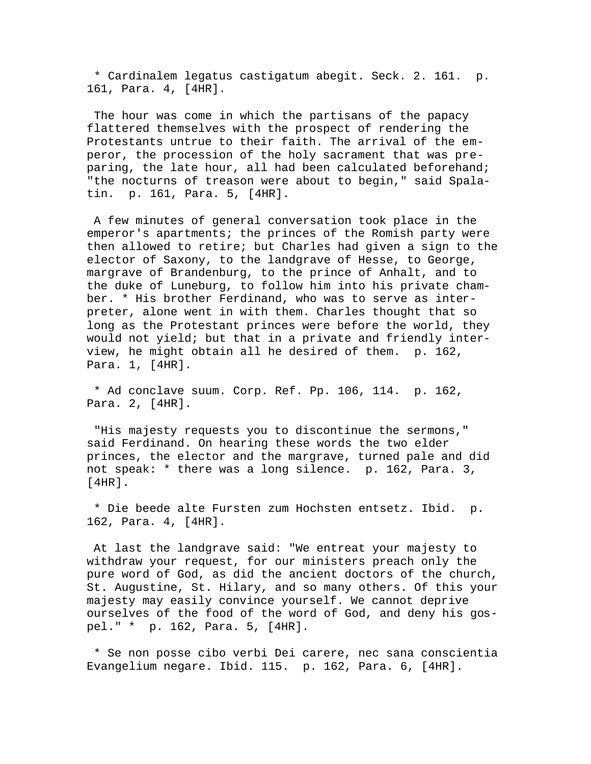* Cardinalem legatus castigatum abegit. Seck. 2. 161.  p. 161, Para. 4, [4HR].

The hour was come in which the partisans of the papacy flattered themselves with the prospect of rendering the Protestants untrue to their faith. The arrival of the emperor, the procession of the holy sacrament that was preparing, the late hour, all had been calculated beforehand; "the nocturns of treason were about to begin," said Spalatin.  p. 161, Para. 5, [4HR].

A few minutes of general conversation took place in the emperor's apartments; the princes of the Romish party were then allowed to retire; but Charles had given a sign to the elector of Saxony, to the landgrave of Hesse, to George, margrave of Brandenburg, to the prince of Anhalt, and to the duke of Luneburg, to follow him into his private chamber. * His brother Ferdinand, who was to serve as interpreter, alone went in with them. Charles thought that so long as the Protestant princes were before the world, they would not yield; but that in a private and friendly interview, he might obtain all he desired of them.  p. 162, Para. 1, [4HR].

* Ad conclave suum. Corp. Ref. Pp. 106, 114.  p. 162, Para. 2, [4HR].

"His majesty requests you to discontinue the sermons," said Ferdinand. On hearing these words the two elder princes, the elector and the margrave, turned pale and did not speak: * there was a long silence.  p. 162, Para. 3, [4HR].

* Die beede alte Fursten zum Hochsten entsetz. Ibid.  p. 162, Para. 4, [4HR].

At last the landgrave said: "We entreat your majesty to withdraw your request, for our ministers preach only the pure word of God, as did the ancient doctors of the church, St. Augustine, St. Hilary, and so many others. Of this your majesty may easily convince yourself. We cannot deprive ourselves of the food of the word of God, and deny his gospel." *  p. 162, Para. 5, [4HR].

* Se non posse cibo verbi Dei carere, nec sana conscientia Evangelium negare. Ibid. 115.  p. 162, Para. 6, [4HR].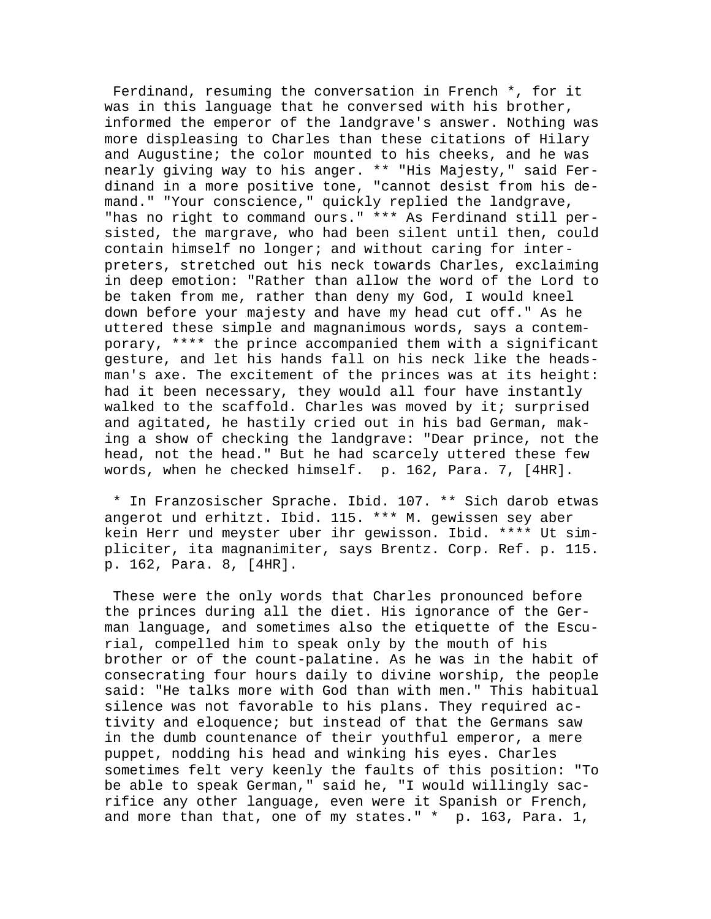Ferdinand, resuming the conversation in French *, for it was in this language that he conversed with his brother, informed the emperor of the landgrave's answer. Nothing was more displeasing to Charles than these citations of Hilary and Augustine; the color mounted to his cheeks, and he was nearly giving way to his anger. ** "His Majesty," said Ferdinand in a more positive tone, "cannot desist from his demand." "Your conscience," quickly replied the landgrave, "has no right to command ours." *** As Ferdinand still persisted, the margrave, who had been silent until then, could contain himself no longer; and without caring for interpreters, stretched out his neck towards Charles, exclaiming in deep emotion: "Rather than allow the word of the Lord to be taken from me, rather than deny my God, I would kneel down before your majesty and have my head cut off." As he uttered these simple and magnanimous words, says a contemporary, **** the prince accompanied them with a significant gesture, and let his hands fall on his neck like the headsman's axe. The excitement of the princes was at its height: had it been necessary, they would all four have instantly walked to the scaffold. Charles was moved by it; surprised and agitated, he hastily cried out in his bad German, making a show of checking the landgrave: "Dear prince, not the head, not the head." But he had scarcely uttered these few words, when he checked himself. p. 162, Para. 7, [4HR].

* In Franzosischer Sprache. Ibid. 107. ** Sich darob etwas angerot und erhitzt. Ibid. 115. *** M. gewissen sey aber kein Herr und meyster uber ihr gewisson. Ibid. **** Ut simpliciter, ita magnanimiter, says Brentz. Corp. Ref. p. 115. p. 162, Para. 8, [4HR].

These were the only words that Charles pronounced before the princes during all the diet. His ignorance of the German language, and sometimes also the etiquette of the Escurial, compelled him to speak only by the mouth of his brother or of the count-palatine. As he was in the habit of consecrating four hours daily to divine worship, the people said: "He talks more with God than with men." This habitual silence was not favorable to his plans. They required activity and eloquence; but instead of that the Germans saw in the dumb countenance of their youthful emperor, a mere puppet, nodding his head and winking his eyes. Charles sometimes felt very keenly the faults of this position: "To be able to speak German," said he, "I would willingly sacrifice any other language, even were it Spanish or French, and more than that, one of my states." * p. 163, Para. 1,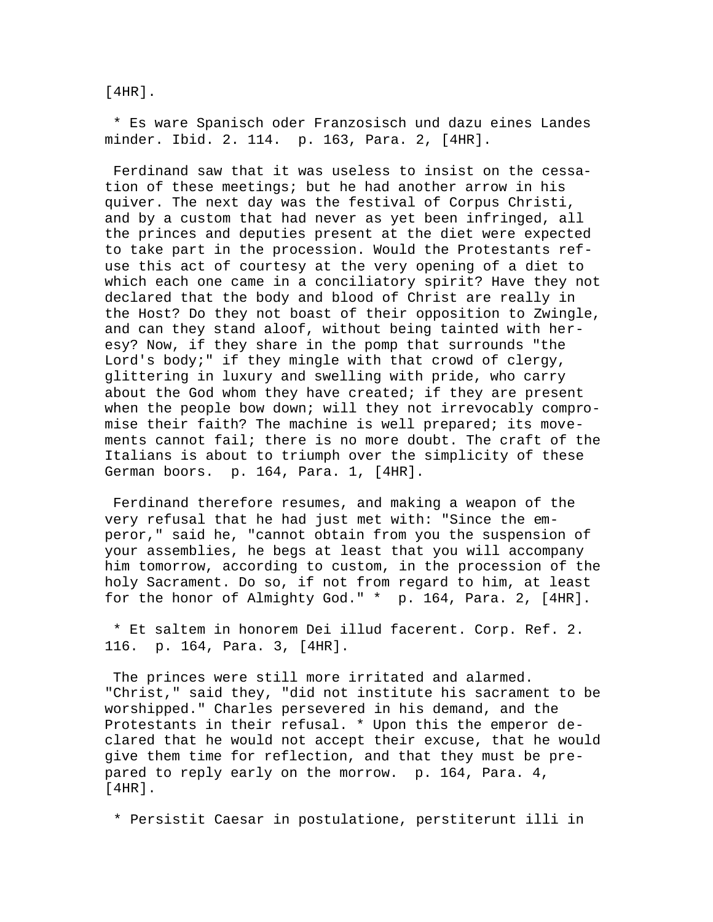[4HR].

* Es ware Spanisch oder Franzosisch und dazu eines Landes minder. Ibid. 2. 114. p. 163, Para. 2, [4HR].

Ferdinand saw that it was useless to insist on the cessation of these meetings; but he had another arrow in his quiver. The next day was the festival of Corpus Christi, and by a custom that had never as yet been infringed, all the princes and deputies present at the diet were expected to take part in the procession. Would the Protestants refuse this act of courtesy at the very opening of a diet to which each one came in a conciliatory spirit? Have they not declared that the body and blood of Christ are really in the Host? Do they not boast of their opposition to Zwingle, and can they stand aloof, without being tainted with heresy? Now, if they share in the pomp that surrounds "the Lord's body;" if they mingle with that crowd of clergy, glittering in luxury and swelling with pride, who carry about the God whom they have created; if they are present when the people bow down; will they not irrevocably compromise their faith? The machine is well prepared; its movements cannot fail; there is no more doubt. The craft of the Italians is about to triumph over the simplicity of these German boors. p. 164, Para. 1, [4HR].

Ferdinand therefore resumes, and making a weapon of the very refusal that he had just met with: "Since the emperor," said he, "cannot obtain from you the suspension of your assemblies, he begs at least that you will accompany him tomorrow, according to custom, in the procession of the holy Sacrament. Do so, if not from regard to him, at least for the honor of Almighty God." * p. 164, Para. 2, [4HR].

* Et saltem in honorem Dei illud facerent. Corp. Ref. 2. 116. p. 164, Para. 3, [4HR].

The princes were still more irritated and alarmed. "Christ," said they, "did not institute his sacrament to be worshipped." Charles persevered in his demand, and the Protestants in their refusal. * Upon this the emperor declared that he would not accept their excuse, that he would give them time for reflection, and that they must be prepared to reply early on the morrow. p. 164, Para. 4, [4HR].

* Persistit Caesar in postulatione, perstiterunt illi in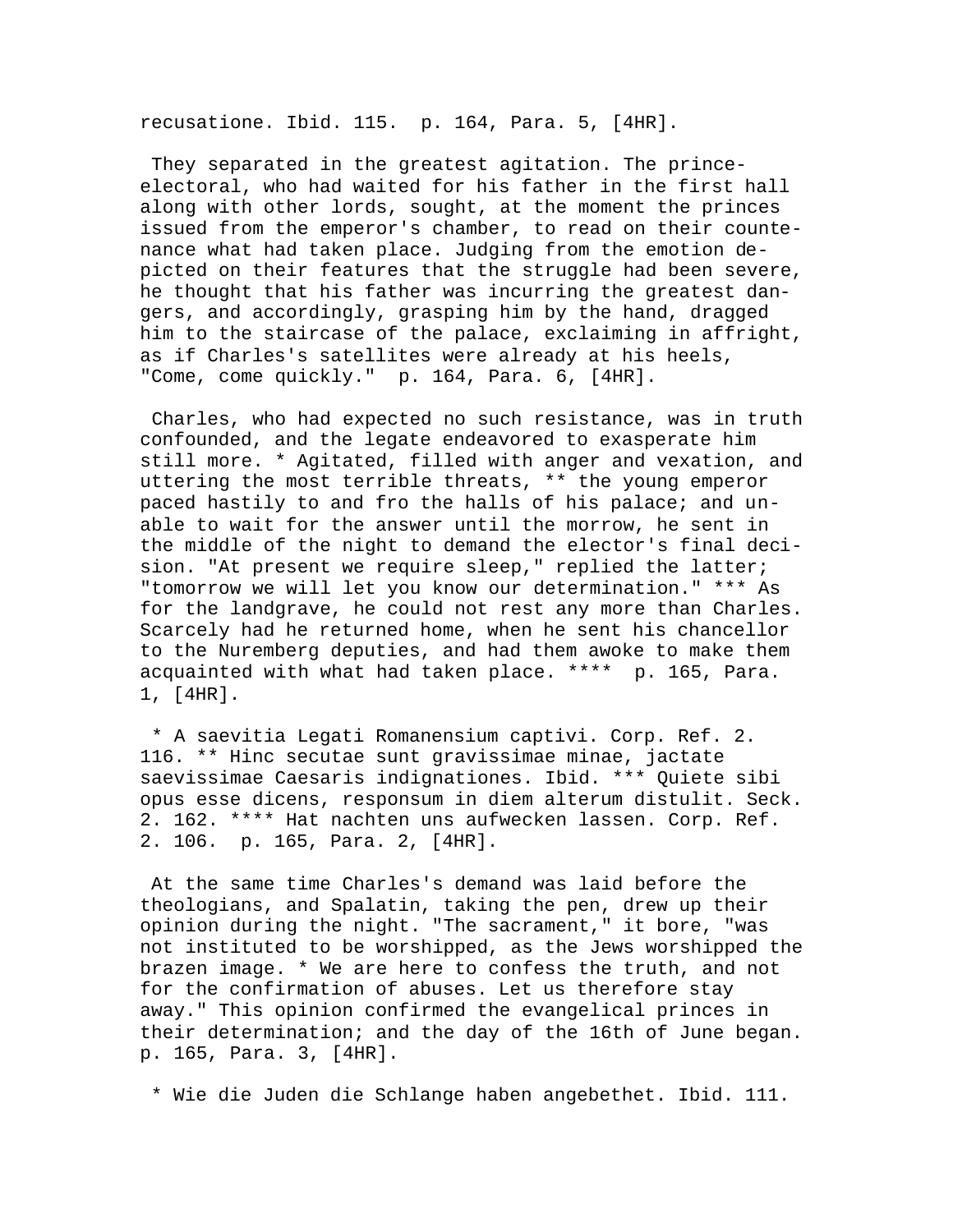recusatione. Ibid. 115. p. 164, Para. 5, [4HR].

They separated in the greatest agitation. The prince-electoral, who had waited for his father in the first hall along with other lords, sought, at the moment the princes issued from the emperor's chamber, to read on their countenance what had taken place. Judging from the emotion depicted on their features that the struggle had been severe, he thought that his father was incurring the greatest dangers, and accordingly, grasping him by the hand, dragged him to the staircase of the palace, exclaiming in affright, as if Charles's satellites were already at his heels, "Come, come quickly." p. 164, Para. 6, [4HR].

Charles, who had expected no such resistance, was in truth confounded, and the legate endeavored to exasperate him still more. * Agitated, filled with anger and vexation, and uttering the most terrible threats, ** the young emperor paced hastily to and fro the halls of his palace; and unable to wait for the answer until the morrow, he sent in the middle of the night to demand the elector's final decision. "At present we require sleep," replied the latter; "tomorrow we will let you know our determination." *** As for the landgrave, he could not rest any more than Charles. Scarcely had he returned home, when he sent his chancellor to the Nuremberg deputies, and had them awoke to make them acquainted with what had taken place. **** p. 165, Para. 1, [4HR].

* A saevitia Legati Romanensium captivi. Corp. Ref. 2. 116. ** Hinc secutae sunt gravissimae minae, jactate saevissimae Caesaris indignationes. Ibid. *** Quiete sibi opus esse dicens, responsum in diem alterum distulit. Seck. 2. 162. **** Hat nachten uns aufwecken lassen. Corp. Ref. 2. 106. p. 165, Para. 2, [4HR].

At the same time Charles's demand was laid before the theologians, and Spalatin, taking the pen, drew up their opinion during the night. "The sacrament," it bore, "was not instituted to be worshipped, as the Jews worshipped the brazen image. * We are here to confess the truth, and not for the confirmation of abuses. Let us therefore stay away." This opinion confirmed the evangelical princes in their determination; and the day of the 16th of June began. p. 165, Para. 3, [4HR].

* Wie die Juden die Schlange haben angebethet. Ibid. 111.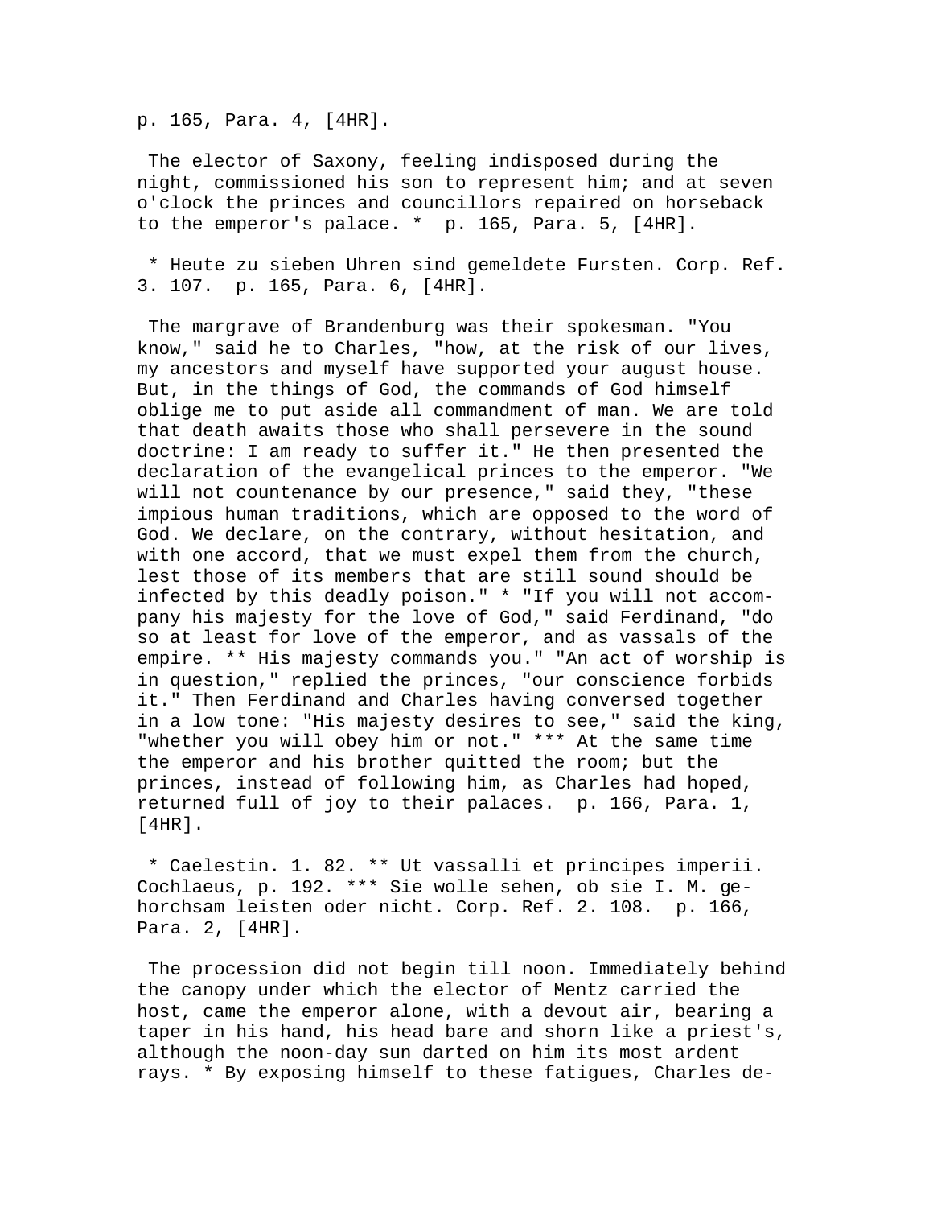p. 165, Para. 4, [4HR].

The elector of Saxony, feeling indisposed during the night, commissioned his son to represent him; and at seven o'clock the princes and councillors repaired on horseback to the emperor's palace. *  p. 165, Para. 5, [4HR].

* Heute zu sieben Uhren sind gemeldete Fursten. Corp. Ref. 3. 107.  p. 165, Para. 6, [4HR].

The margrave of Brandenburg was their spokesman. "You know," said he to Charles, "how, at the risk of our lives, my ancestors and myself have supported your august house. But, in the things of God, the commands of God himself oblige me to put aside all commandment of man. We are told that death awaits those who shall persevere in the sound doctrine: I am ready to suffer it." He then presented the declaration of the evangelical princes to the emperor. "We will not countenance by our presence," said they, "these impious human traditions, which are opposed to the word of God. We declare, on the contrary, without hesitation, and with one accord, that we must expel them from the church, lest those of its members that are still sound should be infected by this deadly poison." * "If you will not accompany his majesty for the love of God," said Ferdinand, "do so at least for love of the emperor, and as vassals of the empire. ** His majesty commands you." "An act of worship is in question," replied the princes, "our conscience forbids it." Then Ferdinand and Charles having conversed together in a low tone: "His majesty desires to see," said the king, "whether you will obey him or not." *** At the same time the emperor and his brother quitted the room; but the princes, instead of following him, as Charles had hoped, returned full of joy to their palaces.  p. 166, Para. 1, [4HR].

* Caelestin. 1. 82. ** Ut vassalli et principes imperii. Cochlaeus, p. 192. *** Sie wolle sehen, ob sie I. M. gehorchsam leisten oder nicht. Corp. Ref. 2. 108.  p. 166, Para. 2, [4HR].

The procession did not begin till noon. Immediately behind the canopy under which the elector of Mentz carried the host, came the emperor alone, with a devout air, bearing a taper in his hand, his head bare and shorn like a priest's, although the noon-day sun darted on him its most ardent rays. * By exposing himself to these fatigues, Charles de-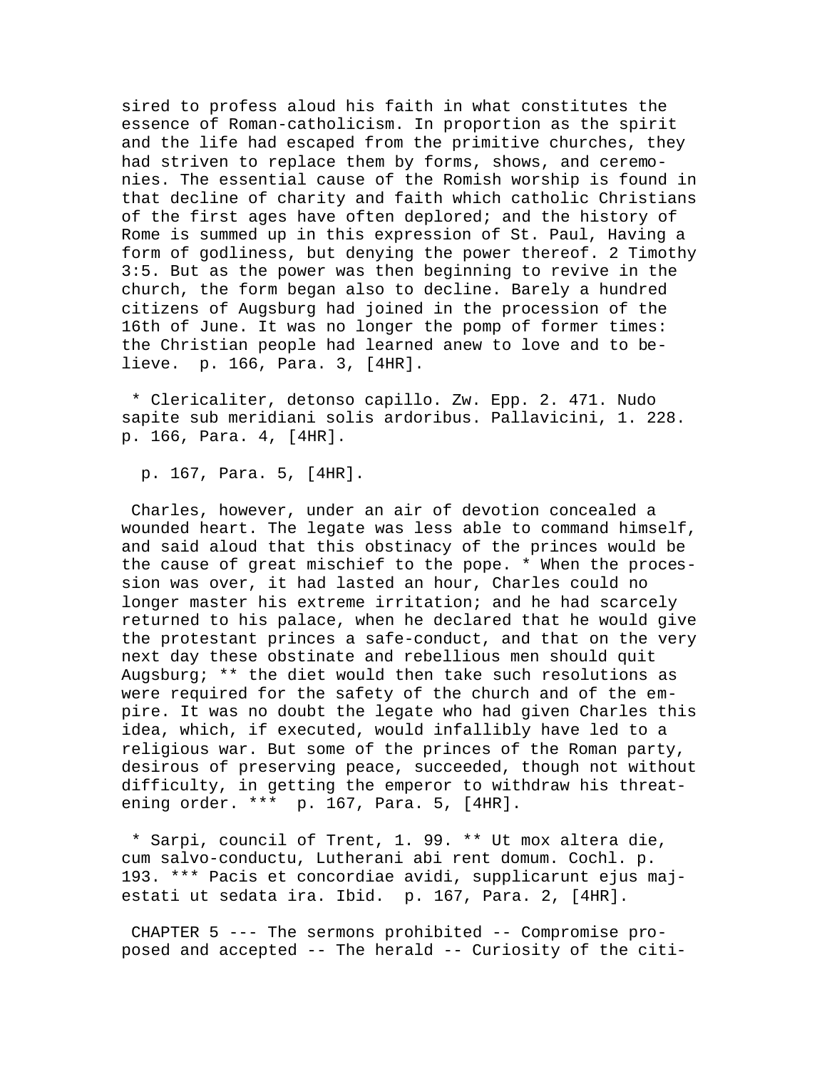sired to profess aloud his faith in what constitutes the essence of Roman-catholicism. In proportion as the spirit and the life had escaped from the primitive churches, they had striven to replace them by forms, shows, and ceremonies. The essential cause of the Romish worship is found in that decline of charity and faith which catholic Christians of the first ages have often deplored; and the history of Rome is summed up in this expression of St. Paul, Having a form of godliness, but denying the power thereof. 2 Timothy 3:5. But as the power was then beginning to revive in the church, the form began also to decline. Barely a hundred citizens of Augsburg had joined in the procession of the 16th of June. It was no longer the pomp of former times: the Christian people had learned anew to love and to believe. p. 166, Para. 3, [4HR].

* Clericaliter, detonso capillo. Zw. Epp. 2. 471. Nudo sapite sub meridiani solis ardoribus. Pallavicini, 1. 228. p. 166, Para. 4, [4HR].

p. 167, Para. 5, [4HR].

Charles, however, under an air of devotion concealed a wounded heart. The legate was less able to command himself, and said aloud that this obstinacy of the princes would be the cause of great mischief to the pope. * When the procession was over, it had lasted an hour, Charles could no longer master his extreme irritation; and he had scarcely returned to his palace, when he declared that he would give the protestant princes a safe-conduct, and that on the very next day these obstinate and rebellious men should quit Augsburg; ** the diet would then take such resolutions as were required for the safety of the church and of the empire. It was no doubt the legate who had given Charles this idea, which, if executed, would infallibly have led to a religious war. But some of the princes of the Roman party, desirous of preserving peace, succeeded, though not without difficulty, in getting the emperor to withdraw his threatening order. *** p. 167, Para. 5, [4HR].

* Sarpi, council of Trent, 1. 99. ** Ut mox altera die, cum salvo-conductu, Lutherani abi rent domum. Cochl. p. 193. *** Pacis et concordiae avidi, supplicarunt ejus majestati ut sedata ira. Ibid. p. 167, Para. 2, [4HR].

CHAPTER 5 --- The sermons prohibited -- Compromise proposed and accepted -- The herald -- Curiosity of the citi-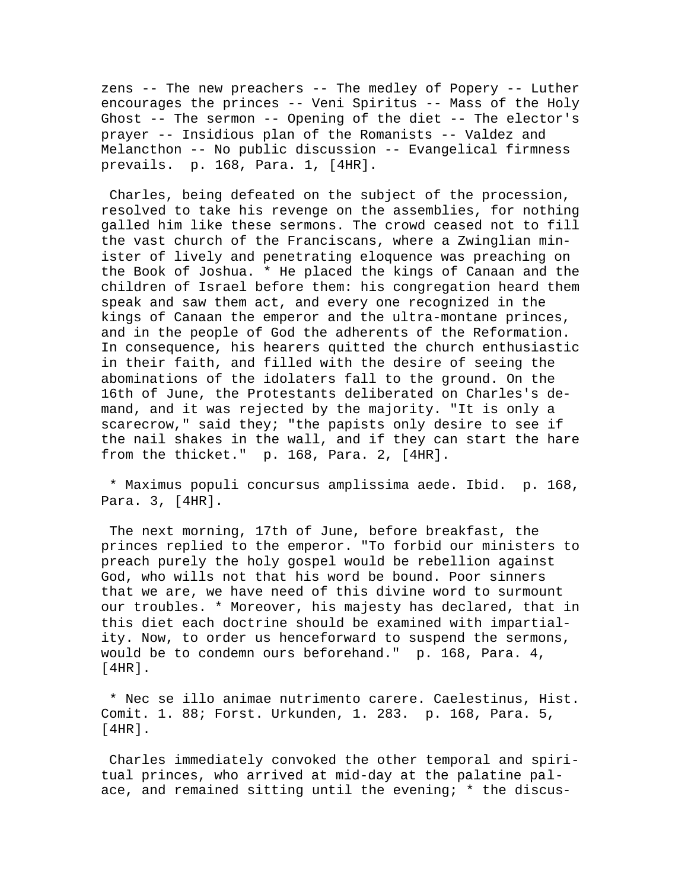zens -- The new preachers -- The medley of Popery -- Luther encourages the princes -- Veni Spiritus -- Mass of the Holy Ghost -- The sermon -- Opening of the diet -- The elector's prayer -- Insidious plan of the Romanists -- Valdez and Melancthon -- No public discussion -- Evangelical firmness prevails. p. 168, Para. 1, [4HR].

Charles, being defeated on the subject of the procession, resolved to take his revenge on the assemblies, for nothing galled him like these sermons. The crowd ceased not to fill the vast church of the Franciscans, where a Zwinglian minister of lively and penetrating eloquence was preaching on the Book of Joshua. * He placed the kings of Canaan and the children of Israel before them: his congregation heard them speak and saw them act, and every one recognized in the kings of Canaan the emperor and the ultra-montane princes, and in the people of God the adherents of the Reformation. In consequence, his hearers quitted the church enthusiastic in their faith, and filled with the desire of seeing the abominations of the idolaters fall to the ground. On the 16th of June, the Protestants deliberated on Charles's demand, and it was rejected by the majority. "It is only a scarecrow," said they; "the papists only desire to see if the nail shakes in the wall, and if they can start the hare from the thicket." p. 168, Para. 2, [4HR].

* Maximus populi concursus amplissima aede. Ibid. p. 168, Para. 3, [4HR].

The next morning, 17th of June, before breakfast, the princes replied to the emperor. "To forbid our ministers to preach purely the holy gospel would be rebellion against God, who wills not that his word be bound. Poor sinners that we are, we have need of this divine word to surmount our troubles. * Moreover, his majesty has declared, that in this diet each doctrine should be examined with impartiality. Now, to order us henceforward to suspend the sermons, would be to condemn ours beforehand." p. 168, Para. 4, [4HR].

* Nec se illo animae nutrimento carere. Caelestinus, Hist. Comit. 1. 88; Forst. Urkunden, 1. 283. p. 168, Para. 5, [4HR].

Charles immediately convoked the other temporal and spiritual princes, who arrived at mid-day at the palatine palace, and remained sitting until the evening; * the discus-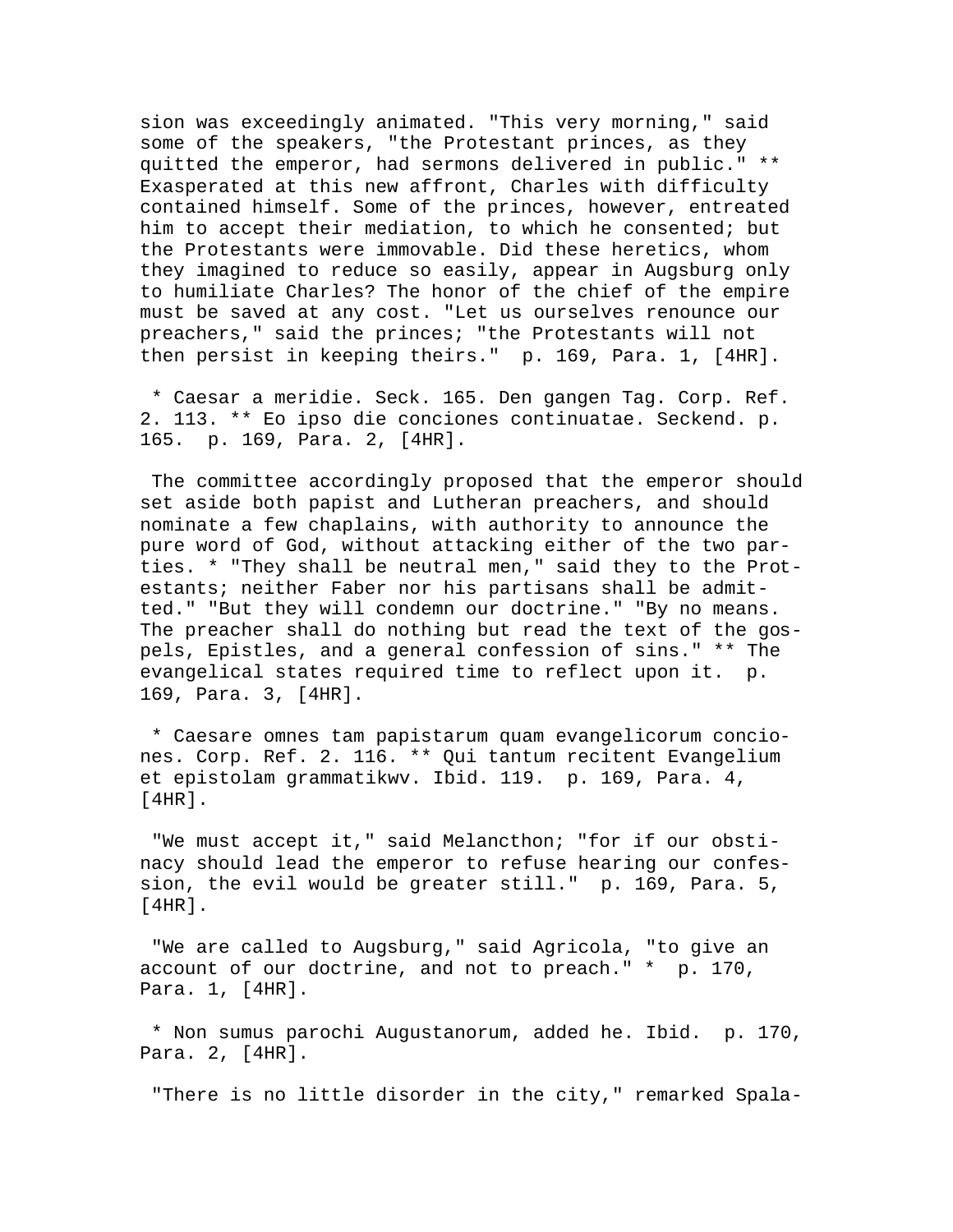sion was exceedingly animated. "This very morning," said some of the speakers, "the Protestant princes, as they quitted the emperor, had sermons delivered in public." ** Exasperated at this new affront, Charles with difficulty contained himself. Some of the princes, however, entreated him to accept their mediation, to which he consented; but the Protestants were immovable. Did these heretics, whom they imagined to reduce so easily, appear in Augsburg only to humiliate Charles? The honor of the chief of the empire must be saved at any cost. "Let us ourselves renounce our preachers," said the princes; "the Protestants will not then persist in keeping theirs." p. 169, Para. 1, [4HR].

* Caesar a meridie. Seck. 165. Den gangen Tag. Corp. Ref. 2. 113. ** Eo ipso die conciones continuatae. Seckend. p. 165. p. 169, Para. 2, [4HR].

The committee accordingly proposed that the emperor should set aside both papist and Lutheran preachers, and should nominate a few chaplains, with authority to announce the pure word of God, without attacking either of the two parties. * "They shall be neutral men," said they to the Protestants; neither Faber nor his partisans shall be admitted." "But they will condemn our doctrine." "By no means. The preacher shall do nothing but read the text of the gospels, Epistles, and a general confession of sins." ** The evangelical states required time to reflect upon it. p. 169, Para. 3, [4HR].

* Caesare omnes tam papistarum quam evangelicorum conciones. Corp. Ref. 2. 116. ** Qui tantum recitent Evangelium et epistolam grammatikwv. Ibid. 119. p. 169, Para. 4, [4HR].

"We must accept it," said Melancthon; "for if our obstinacy should lead the emperor to refuse hearing our confession, the evil would be greater still." p. 169, Para. 5, [4HR].

"We are called to Augsburg," said Agricola, "to give an account of our doctrine, and not to preach." * p. 170, Para. 1, [4HR].

* Non sumus parochi Augustanorum, added he. Ibid. p. 170, Para. 2, [4HR].

"There is no little disorder in the city," remarked Spala-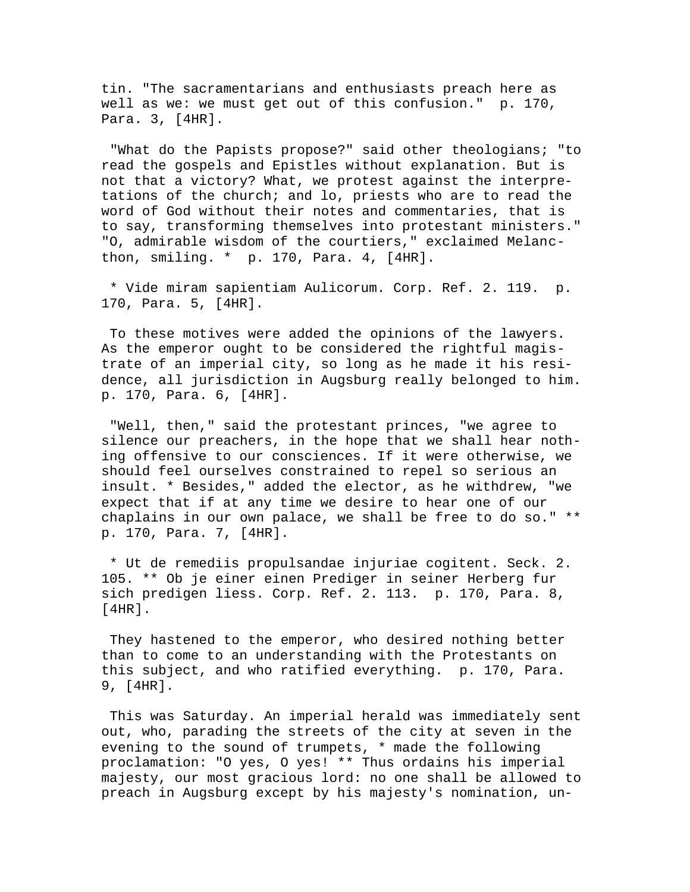tin. "The sacramentarians and enthusiasts preach here as well as we: we must get out of this confusion." p. 170, Para. 3, [4HR].

"What do the Papists propose?" said other theologians; "to read the gospels and Epistles without explanation. But is not that a victory? What, we protest against the interpretations of the church; and lo, priests who are to read the word of God without their notes and commentaries, that is to say, transforming themselves into protestant ministers." "O, admirable wisdom of the courtiers," exclaimed Melancthon, smiling. * p. 170, Para. 4, [4HR].

* Vide miram sapientiam Aulicorum. Corp. Ref. 2. 119. p. 170, Para. 5, [4HR].

To these motives were added the opinions of the lawyers. As the emperor ought to be considered the rightful magistrate of an imperial city, so long as he made it his residence, all jurisdiction in Augsburg really belonged to him. p. 170, Para. 6, [4HR].

"Well, then," said the protestant princes, "we agree to silence our preachers, in the hope that we shall hear nothing offensive to our consciences. If it were otherwise, we should feel ourselves constrained to repel so serious an insult. * Besides," added the elector, as he withdrew, "we expect that if at any time we desire to hear one of our chaplains in our own palace, we shall be free to do so." ** p. 170, Para. 7, [4HR].

* Ut de remediis propulsandae injuriae cogitent. Seck. 2. 105. ** Ob je einer einen Prediger in seiner Herberg fur sich predigen liess. Corp. Ref. 2. 113. p. 170, Para. 8, [4HR].

They hastened to the emperor, who desired nothing better than to come to an understanding with the Protestants on this subject, and who ratified everything. p. 170, Para. 9, [4HR].

This was Saturday. An imperial herald was immediately sent out, who, parading the streets of the city at seven in the evening to the sound of trumpets, * made the following proclamation: "O yes, O yes! ** Thus ordains his imperial majesty, our most gracious lord: no one shall be allowed to preach in Augsburg except by his majesty's nomination, un-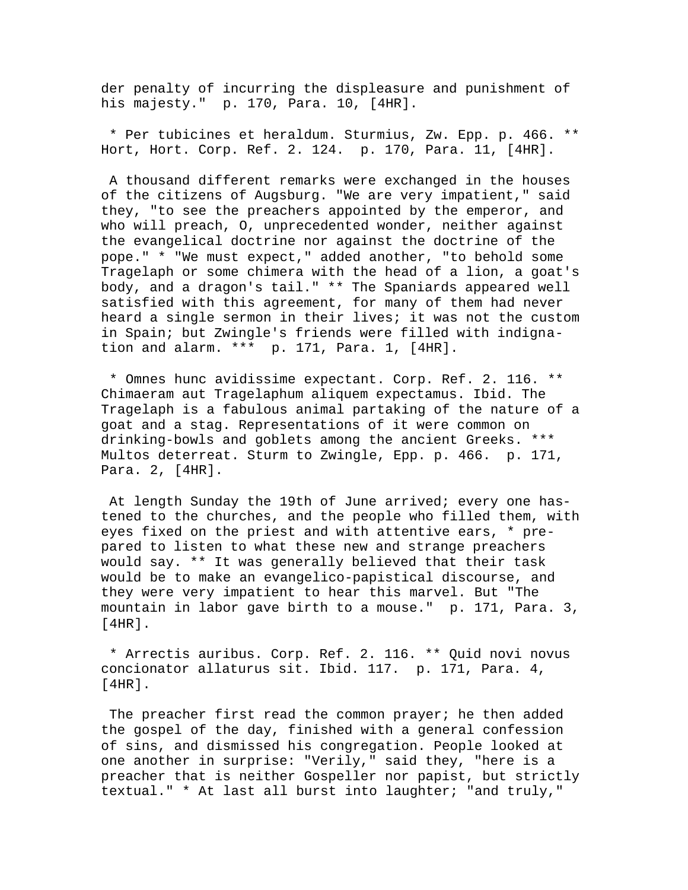der penalty of incurring the displeasure and punishment of his majesty."  p. 170, Para. 10, [4HR].

 * Per tubicines et heraldum. Sturmius, Zw. Epp. p. 466. ** Hort, Hort. Corp. Ref. 2. 124.  p. 170, Para. 11, [4HR].

 A thousand different remarks were exchanged in the houses of the citizens of Augsburg. "We are very impatient," said they, "to see the preachers appointed by the emperor, and who will preach, O, unprecedented wonder, neither against the evangelical doctrine nor against the doctrine of the pope." * "We must expect," added another, "to behold some Tragelaph or some chimera with the head of a lion, a goat's body, and a dragon's tail." ** The Spaniards appeared well satisfied with this agreement, for many of them had never heard a single sermon in their lives; it was not the custom in Spain; but Zwingle's friends were filled with indignation and alarm. ***  p. 171, Para. 1, [4HR].

 * Omnes hunc avidissime expectant. Corp. Ref. 2. 116. ** Chimaeram aut Tragelaphum aliquem expectamus. Ibid. The Tragelaph is a fabulous animal partaking of the nature of a goat and a stag. Representations of it were common on drinking-bowls and goblets among the ancient Greeks. *** Multos deterreat. Sturm to Zwingle, Epp. p. 466.  p. 171, Para. 2, [4HR].

 At length Sunday the 19th of June arrived; every one hastened to the churches, and the people who filled them, with eyes fixed on the priest and with attentive ears, * prepared to listen to what these new and strange preachers would say. ** It was generally believed that their task would be to make an evangelico-papistical discourse, and they were very impatient to hear this marvel. But "The mountain in labor gave birth to a mouse."  p. 171, Para. 3, [4HR].

 * Arrectis auribus. Corp. Ref. 2. 116. ** Quid novi novus concionator allaturus sit. Ibid. 117.  p. 171, Para. 4, [4HR].

 The preacher first read the common prayer; he then added the gospel of the day, finished with a general confession of sins, and dismissed his congregation. People looked at one another in surprise: "Verily," said they, "here is a preacher that is neither Gospeller nor papist, but strictly textual." * At last all burst into laughter; "and truly,"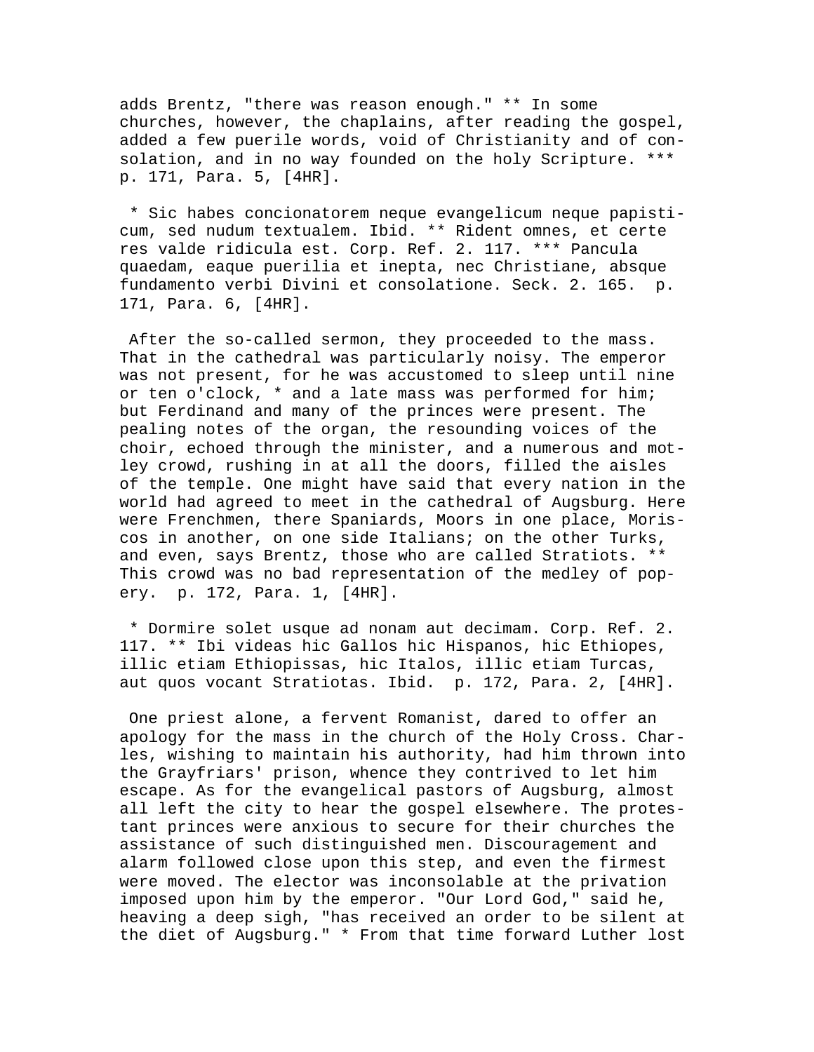adds Brentz, "there was reason enough." ** In some churches, however, the chaplains, after reading the gospel, added a few puerile words, void of Christianity and of consolation, and in no way founded on the holy Scripture. *** p. 171, Para. 5, [4HR].

* Sic habes concionatorem neque evangelicum neque papisticum, sed nudum textualem. Ibid. ** Rident omnes, et certe res valde ridicula est. Corp. Ref. 2. 117. *** Pancula quaedam, eaque puerilia et inepta, nec Christiane, absque fundamento verbi Divini et consolatione. Seck. 2. 165. p. 171, Para. 6, [4HR].

After the so-called sermon, they proceeded to the mass. That in the cathedral was particularly noisy. The emperor was not present, for he was accustomed to sleep until nine or ten o'clock, * and a late mass was performed for him; but Ferdinand and many of the princes were present. The pealing notes of the organ, the resounding voices of the choir, echoed through the minister, and a numerous and motley crowd, rushing in at all the doors, filled the aisles of the temple. One might have said that every nation in the world had agreed to meet in the cathedral of Augsburg. Here were Frenchmen, there Spaniards, Moors in one place, Moriscos in another, on one side Italians; on the other Turks, and even, says Brentz, those who are called Stratiots. ** This crowd was no bad representation of the medley of popery. p. 172, Para. 1, [4HR].

* Dormire solet usque ad nonam aut decimam. Corp. Ref. 2. 117. ** Ibi videas hic Gallos hic Hispanos, hic Ethiopes, illic etiam Ethiopissas, hic Italos, illic etiam Turcas, aut quos vocant Stratiotas. Ibid. p. 172, Para. 2, [4HR].

One priest alone, a fervent Romanist, dared to offer an apology for the mass in the church of the Holy Cross. Charles, wishing to maintain his authority, had him thrown into the Grayfriars' prison, whence they contrived to let him escape. As for the evangelical pastors of Augsburg, almost all left the city to hear the gospel elsewhere. The protestant princes were anxious to secure for their churches the assistance of such distinguished men. Discouragement and alarm followed close upon this step, and even the firmest were moved. The elector was inconsolable at the privation imposed upon him by the emperor. "Our Lord God," said he, heaving a deep sigh, "has received an order to be silent at the diet of Augsburg." * From that time forward Luther lost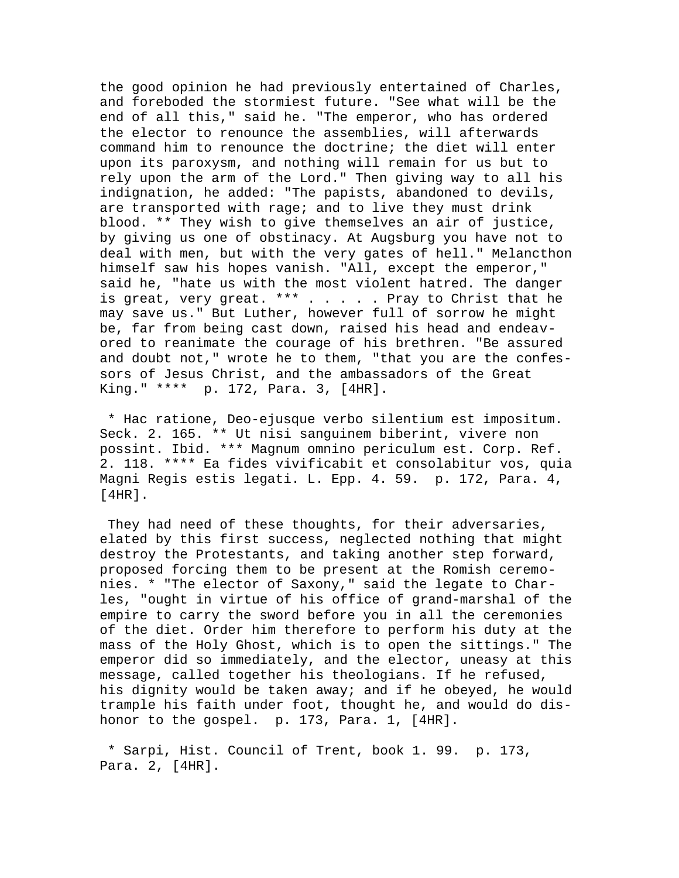the good opinion he had previously entertained of Charles, and foreboded the stormiest future. "See what will be the end of all this," said he. "The emperor, who has ordered the elector to renounce the assemblies, will afterwards command him to renounce the doctrine; the diet will enter upon its paroxysm, and nothing will remain for us but to rely upon the arm of the Lord." Then giving way to all his indignation, he added: "The papists, abandoned to devils, are transported with rage; and to live they must drink blood. ** They wish to give themselves an air of justice, by giving us one of obstinacy. At Augsburg you have not to deal with men, but with the very gates of hell." Melancthon himself saw his hopes vanish. "All, except the emperor," said he, "hate us with the most violent hatred. The danger is great, very great. *** . . . . . Pray to Christ that he may save us." But Luther, however full of sorrow he might be, far from being cast down, raised his head and endeavored to reanimate the courage of his brethren. "Be assured and doubt not," wrote he to them, "that you are the confessors of Jesus Christ, and the ambassadors of the Great King." **** p. 172, Para. 3, [4HR].

* Hac ratione, Deo-ejusque verbo silentium est impositum. Seck. 2. 165. ** Ut nisi sanguinem biberint, vivere non possint. Ibid. *** Magnum omnino periculum est. Corp. Ref. 2. 118. **** Ea fides vivificabit et consolabitur vos, quia Magni Regis estis legati. L. Epp. 4. 59. p. 172, Para. 4, [4HR].

They had need of these thoughts, for their adversaries, elated by this first success, neglected nothing that might destroy the Protestants, and taking another step forward, proposed forcing them to be present at the Romish ceremonies. * "The elector of Saxony," said the legate to Charles, "ought in virtue of his office of grand-marshal of the empire to carry the sword before you in all the ceremonies of the diet. Order him therefore to perform his duty at the mass of the Holy Ghost, which is to open the sittings." The emperor did so immediately, and the elector, uneasy at this message, called together his theologians. If he refused, his dignity would be taken away; and if he obeyed, he would trample his faith under foot, thought he, and would do dishonor to the gospel. p. 173, Para. 1, [4HR].

* Sarpi, Hist. Council of Trent, book 1. 99. p. 173, Para. 2, [4HR].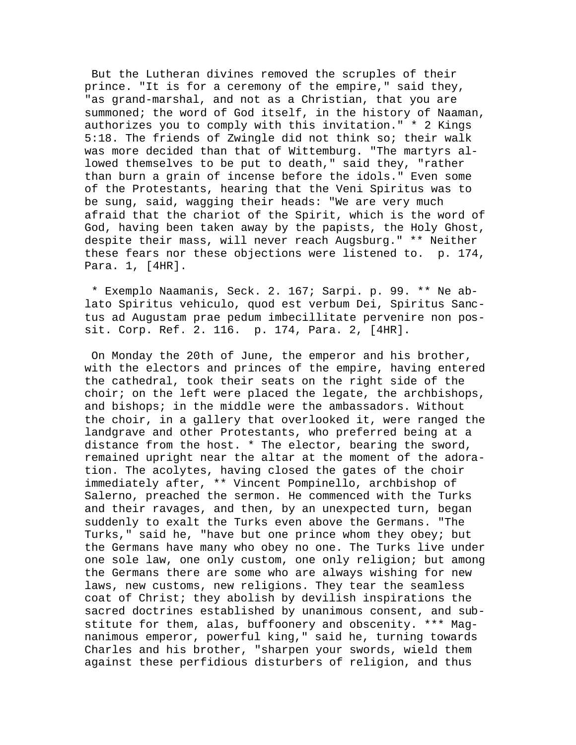But the Lutheran divines removed the scruples of their prince. "It is for a ceremony of the empire," said they, "as grand-marshal, and not as a Christian, that you are summoned; the word of God itself, in the history of Naaman, authorizes you to comply with this invitation." * 2 Kings 5:18. The friends of Zwingle did not think so; their walk was more decided than that of Wittemburg. "The martyrs allowed themselves to be put to death," said they, "rather than burn a grain of incense before the idols." Even some of the Protestants, hearing that the Veni Spiritus was to be sung, said, wagging their heads: "We are very much afraid that the chariot of the Spirit, which is the word of God, having been taken away by the papists, the Holy Ghost, despite their mass, will never reach Augsburg." ** Neither these fears nor these objections were listened to. p. 174, Para. 1, [4HR].

* Exemplo Naamanis, Seck. 2. 167; Sarpi. p. 99. ** Ne ablato Spiritus vehiculo, quod est verbum Dei, Spiritus Sanctus ad Augustam prae pedum imbecillitate pervenire non possit. Corp. Ref. 2. 116. p. 174, Para. 2, [4HR].

On Monday the 20th of June, the emperor and his brother, with the electors and princes of the empire, having entered the cathedral, took their seats on the right side of the choir; on the left were placed the legate, the archbishops, and bishops; in the middle were the ambassadors. Without the choir, in a gallery that overlooked it, were ranged the landgrave and other Protestants, who preferred being at a distance from the host. * The elector, bearing the sword, remained upright near the altar at the moment of the adoration. The acolytes, having closed the gates of the choir immediately after, ** Vincent Pompinello, archbishop of Salerno, preached the sermon. He commenced with the Turks and their ravages, and then, by an unexpected turn, began suddenly to exalt the Turks even above the Germans. "The Turks," said he, "have but one prince whom they obey; but the Germans have many who obey no one. The Turks live under one sole law, one only custom, one only religion; but among the Germans there are some who are always wishing for new laws, new customs, new religions. They tear the seamless coat of Christ; they abolish by devilish inspirations the sacred doctrines established by unanimous consent, and substitute for them, alas, buffoonery and obscenity. *** Magnanimous emperor, powerful king," said he, turning towards Charles and his brother, "sharpen your swords, wield them against these perfidious disturbers of religion, and thus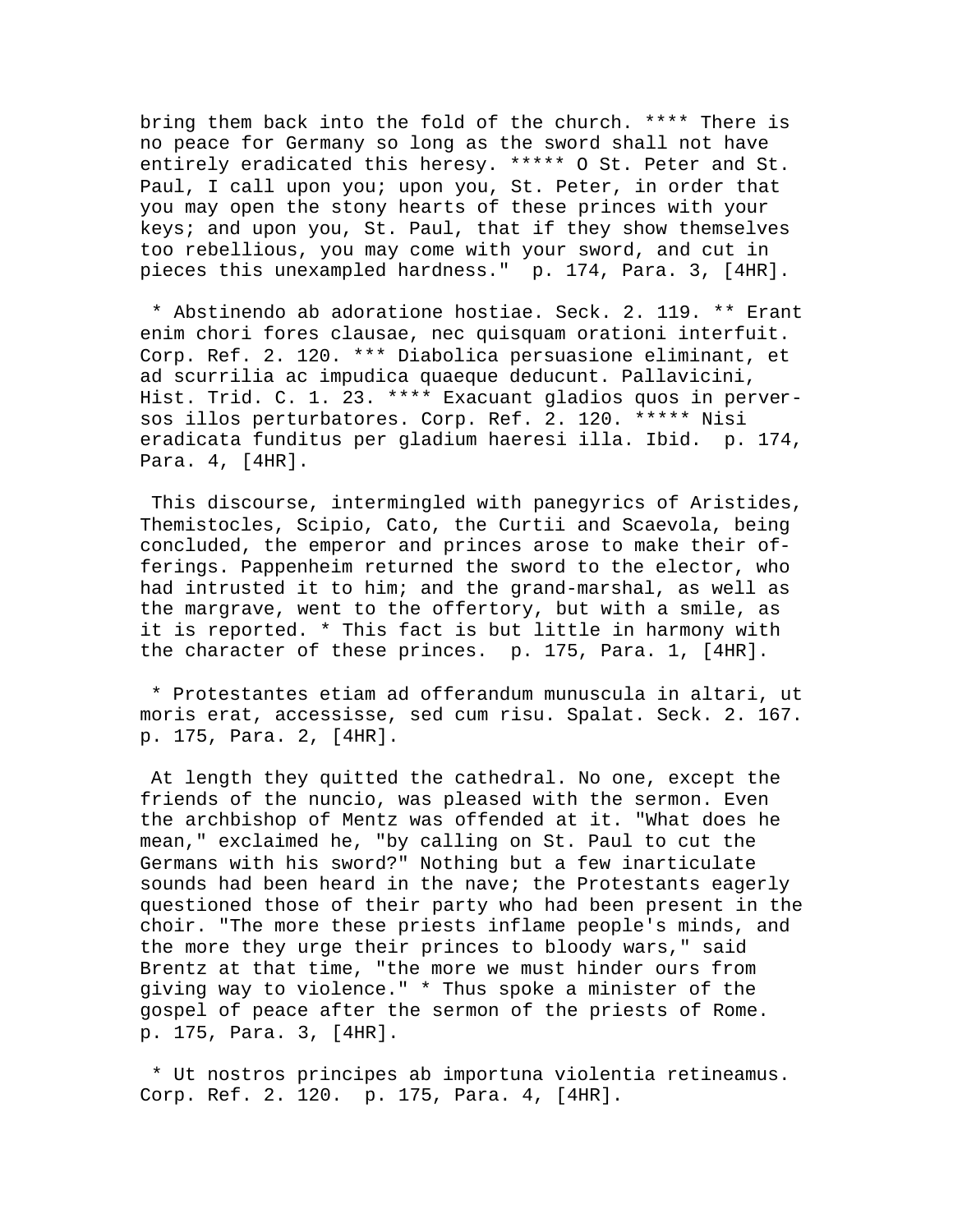bring them back into the fold of the church. **** There is no peace for Germany so long as the sword shall not have entirely eradicated this heresy. ***** O St. Peter and St. Paul, I call upon you; upon you, St. Peter, in order that you may open the stony hearts of these princes with your keys; and upon you, St. Paul, that if they show themselves too rebellious, you may come with your sword, and cut in pieces this unexampled hardness." p. 174, Para. 3, [4HR].

* Abstinendo ab adoratione hostiae. Seck. 2. 119. ** Erant enim chori fores clausae, nec quisquam orationi interfuit. Corp. Ref. 2. 120. *** Diabolica persuasione eliminant, et ad scurrilia ac impudica quaeque deducunt. Pallavicini, Hist. Trid. C. 1. 23. **** Exacuant gladios quos in perversos illos perturbatores. Corp. Ref. 2. 120. ***** Nisi eradicata funditus per gladium haeresi illa. Ibid. p. 174, Para. 4, [4HR].

This discourse, intermingled with panegyrics of Aristides, Themistocles, Scipio, Cato, the Curtii and Scaevola, being concluded, the emperor and princes arose to make their offerings. Pappenheim returned the sword to the elector, who had intrusted it to him; and the grand-marshal, as well as the margrave, went to the offertory, but with a smile, as it is reported. * This fact is but little in harmony with the character of these princes. p. 175, Para. 1, [4HR].

* Protestantes etiam ad offerandum munuscula in altari, ut moris erat, accessisse, sed cum risu. Spalat. Seck. 2. 167. p. 175, Para. 2, [4HR].

At length they quitted the cathedral. No one, except the friends of the nuncio, was pleased with the sermon. Even the archbishop of Mentz was offended at it. "What does he mean," exclaimed he, "by calling on St. Paul to cut the Germans with his sword?" Nothing but a few inarticulate sounds had been heard in the nave; the Protestants eagerly questioned those of their party who had been present in the choir. "The more these priests inflame people's minds, and the more they urge their princes to bloody wars," said Brentz at that time, "the more we must hinder ours from giving way to violence." * Thus spoke a minister of the gospel of peace after the sermon of the priests of Rome. p. 175, Para. 3, [4HR].

* Ut nostros principes ab importuna violentia retineamus. Corp. Ref. 2. 120. p. 175, Para. 4, [4HR].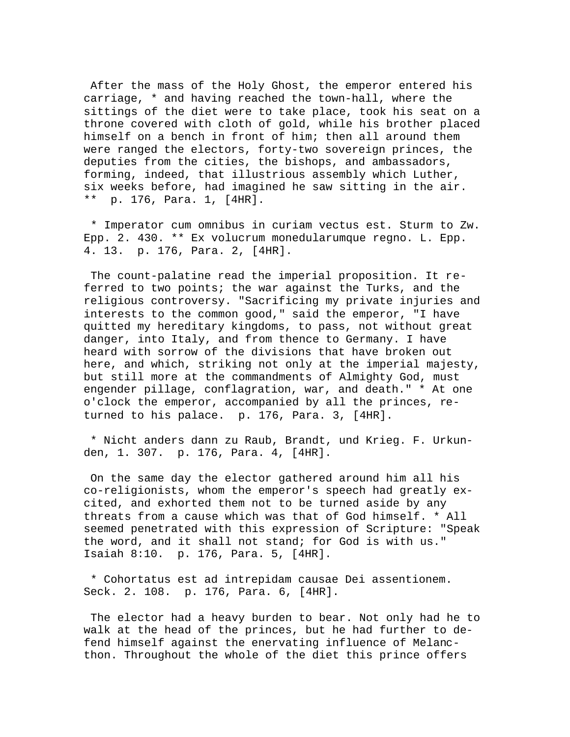After the mass of the Holy Ghost, the emperor entered his carriage, * and having reached the town-hall, where the sittings of the diet were to take place, took his seat on a throne covered with cloth of gold, while his brother placed himself on a bench in front of him; then all around them were ranged the electors, forty-two sovereign princes, the deputies from the cities, the bishops, and ambassadors, forming, indeed, that illustrious assembly which Luther, six weeks before, had imagined he saw sitting in the air. ** p. 176, Para. 1, [4HR].

* Imperator cum omnibus in curiam vectus est. Sturm to Zw. Epp. 2. 430. ** Ex volucrum monedularumque regno. L. Epp. 4. 13. p. 176, Para. 2, [4HR].

The count-palatine read the imperial proposition. It referred to two points; the war against the Turks, and the religious controversy. "Sacrificing my private injuries and interests to the common good," said the emperor, "I have quitted my hereditary kingdoms, to pass, not without great danger, into Italy, and from thence to Germany. I have heard with sorrow of the divisions that have broken out here, and which, striking not only at the imperial majesty, but still more at the commandments of Almighty God, must engender pillage, conflagration, war, and death." * At one o'clock the emperor, accompanied by all the princes, returned to his palace. p. 176, Para. 3, [4HR].

* Nicht anders dann zu Raub, Brandt, und Krieg. F. Urkunden, 1. 307. p. 176, Para. 4, [4HR].

On the same day the elector gathered around him all his co-religionists, whom the emperor's speech had greatly excited, and exhorted them not to be turned aside by any threats from a cause which was that of God himself. * All seemed penetrated with this expression of Scripture: "Speak the word, and it shall not stand; for God is with us." Isaiah 8:10. p. 176, Para. 5, [4HR].

* Cohortatus est ad intrepidam causae Dei assentionem. Seck. 2. 108. p. 176, Para. 6, [4HR].

The elector had a heavy burden to bear. Not only had he to walk at the head of the princes, but he had further to defend himself against the enervating influence of Melancthon. Throughout the whole of the diet this prince offers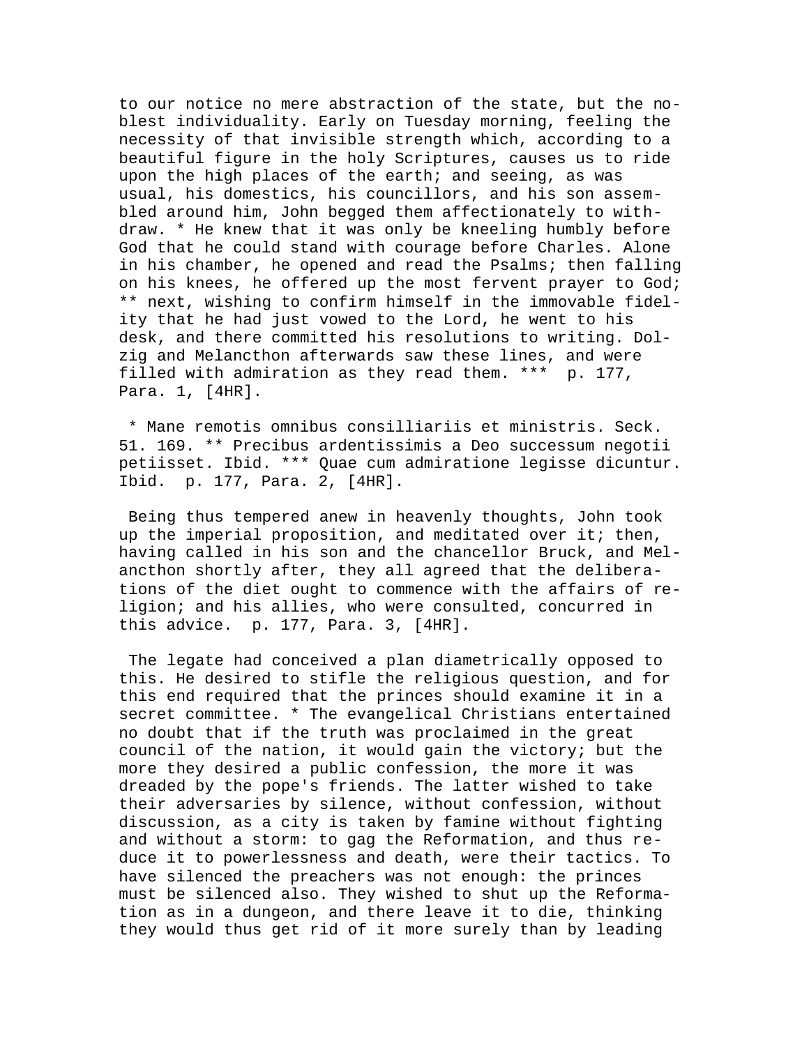to our notice no mere abstraction of the state, but the noblest individuality. Early on Tuesday morning, feeling the necessity of that invisible strength which, according to a beautiful figure in the holy Scriptures, causes us to ride upon the high places of the earth; and seeing, as was usual, his domestics, his councillors, and his son assembled around him, John begged them affectionately to withdraw. * He knew that it was only be kneeling humbly before God that he could stand with courage before Charles. Alone in his chamber, he opened and read the Psalms; then falling on his knees, he offered up the most fervent prayer to God; ** next, wishing to confirm himself in the immovable fidelity that he had just vowed to the Lord, he went to his desk, and there committed his resolutions to writing. Dolzig and Melancthon afterwards saw these lines, and were filled with admiration as they read them. *** p. 177, Para. 1, [4HR].

* Mane remotis omnibus consilliariis et ministris. Seck. 51. 169. ** Precibus ardentissimis a Deo successum negotii petiisset. Ibid. *** Quae cum admiratione legisse dicuntur. Ibid. p. 177, Para. 2, [4HR].

Being thus tempered anew in heavenly thoughts, John took up the imperial proposition, and meditated over it; then, having called in his son and the chancellor Bruck, and Melancthon shortly after, they all agreed that the deliberations of the diet ought to commence with the affairs of religion; and his allies, who were consulted, concurred in this advice. p. 177, Para. 3, [4HR].

The legate had conceived a plan diametrically opposed to this. He desired to stifle the religious question, and for this end required that the princes should examine it in a secret committee. * The evangelical Christians entertained no doubt that if the truth was proclaimed in the great council of the nation, it would gain the victory; but the more they desired a public confession, the more it was dreaded by the pope's friends. The latter wished to take their adversaries by silence, without confession, without discussion, as a city is taken by famine without fighting and without a storm: to gag the Reformation, and thus reduce it to powerlessness and death, were their tactics. To have silenced the preachers was not enough: the princes must be silenced also. They wished to shut up the Reformation as in a dungeon, and there leave it to die, thinking they would thus get rid of it more surely than by leading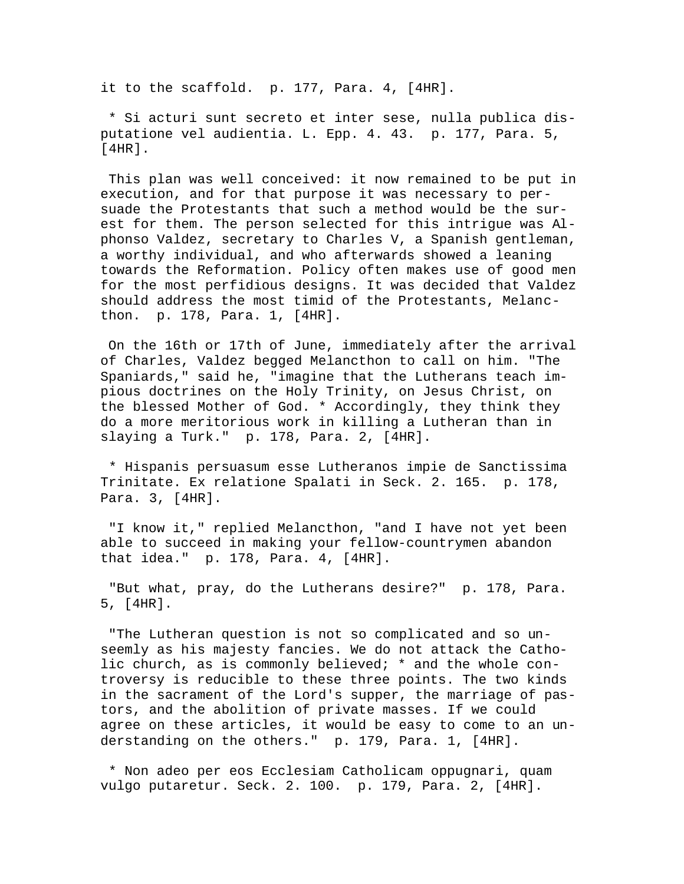it to the scaffold. p. 177, Para. 4, [4HR].

* Si acturi sunt secreto et inter sese, nulla publica disputatione vel audientia. L. Epp. 4. 43. p. 177, Para. 5, [4HR].

This plan was well conceived: it now remained to be put in execution, and for that purpose it was necessary to persuade the Protestants that such a method would be the surest for them. The person selected for this intrigue was Alphonso Valdez, secretary to Charles V, a Spanish gentleman, a worthy individual, and who afterwards showed a leaning towards the Reformation. Policy often makes use of good men for the most perfidious designs. It was decided that Valdez should address the most timid of the Protestants, Melancthon. p. 178, Para. 1, [4HR].

On the 16th or 17th of June, immediately after the arrival of Charles, Valdez begged Melancthon to call on him. "The Spaniards," said he, "imagine that the Lutherans teach impious doctrines on the Holy Trinity, on Jesus Christ, on the blessed Mother of God. * Accordingly, they think they do a more meritorious work in killing a Lutheran than in slaying a Turk." p. 178, Para. 2, [4HR].

* Hispanis persuasum esse Lutheranos impie de Sanctissima Trinitate. Ex relatione Spalati in Seck. 2. 165. p. 178, Para. 3, [4HR].

"I know it," replied Melancthon, "and I have not yet been able to succeed in making your fellow-countrymen abandon that idea." p. 178, Para. 4, [4HR].

"But what, pray, do the Lutherans desire?" p. 178, Para. 5, [4HR].

"The Lutheran question is not so complicated and so unseemly as his majesty fancies. We do not attack the Catholic church, as is commonly believed; * and the whole controversy is reducible to these three points. The two kinds in the sacrament of the Lord's supper, the marriage of pastors, and the abolition of private masses. If we could agree on these articles, it would be easy to come to an understanding on the others." p. 179, Para. 1, [4HR].

* Non adeo per eos Ecclesiam Catholicam oppugnari, quam vulgo putaretur. Seck. 2. 100. p. 179, Para. 2, [4HR].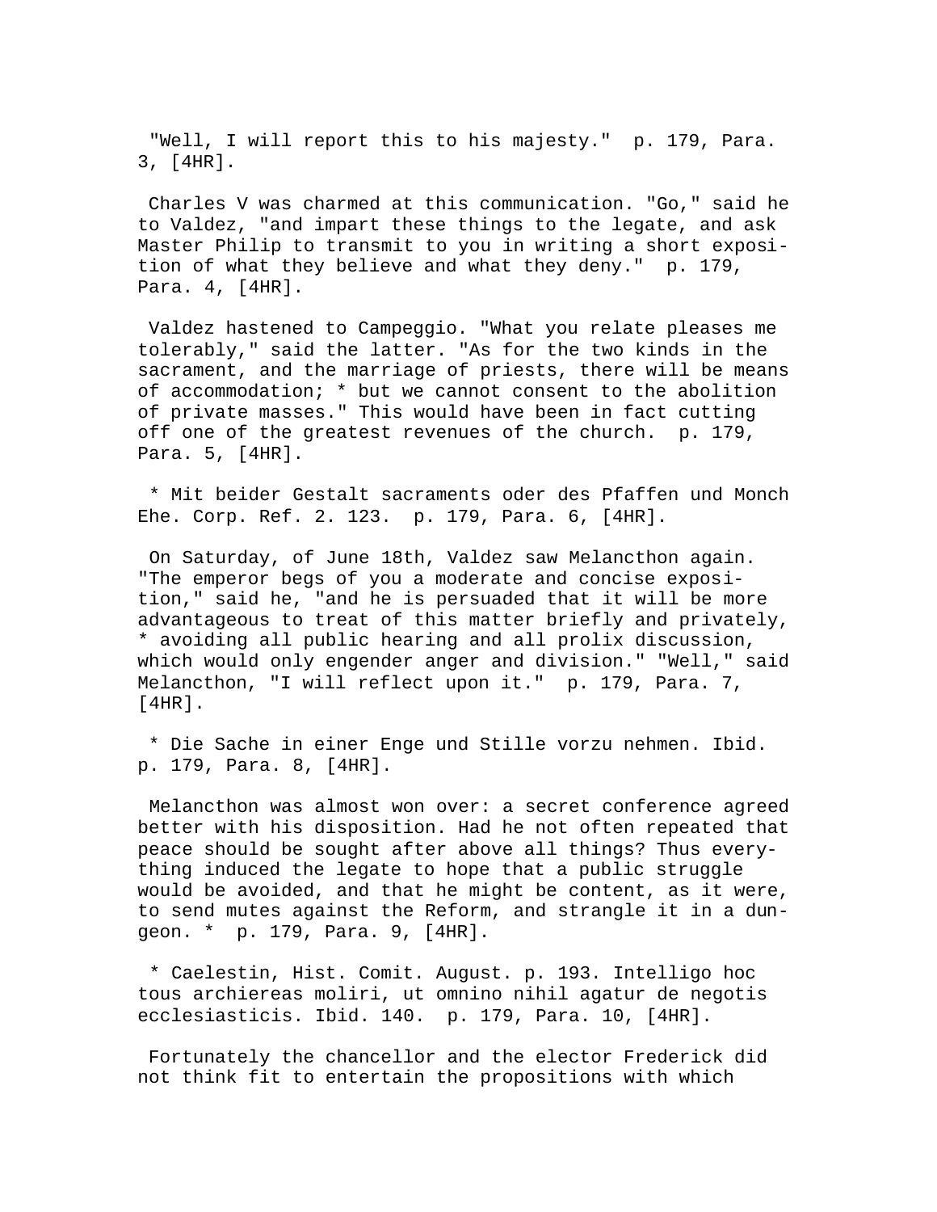"Well, I will report this to his majesty." p. 179, Para. 3, [4HR].

Charles V was charmed at this communication. "Go," said he to Valdez, "and impart these things to the legate, and ask Master Philip to transmit to you in writing a short exposition of what they believe and what they deny." p. 179, Para. 4, [4HR].

Valdez hastened to Campeggio. "What you relate pleases me tolerably," said the latter. "As for the two kinds in the sacrament, and the marriage of priests, there will be means of accommodation; * but we cannot consent to the abolition of private masses." This would have been in fact cutting off one of the greatest revenues of the church. p. 179, Para. 5, [4HR].

* Mit beider Gestalt sacraments oder des Pfaffen und Monch Ehe. Corp. Ref. 2. 123. p. 179, Para. 6, [4HR].

On Saturday, of June 18th, Valdez saw Melancthon again. "The emperor begs of you a moderate and concise exposition," said he, "and he is persuaded that it will be more advantageous to treat of this matter briefly and privately, * avoiding all public hearing and all prolix discussion, which would only engender anger and division." "Well," said Melancthon, "I will reflect upon it." p. 179, Para. 7, [4HR].

* Die Sache in einer Enge und Stille vorzu nehmen. Ibid. p. 179, Para. 8, [4HR].

Melancthon was almost won over: a secret conference agreed better with his disposition. Had he not often repeated that peace should be sought after above all things? Thus everything induced the legate to hope that a public struggle would be avoided, and that he might be content, as it were, to send mutes against the Reform, and strangle it in a dungeon. * p. 179, Para. 9, [4HR].

* Caelestin, Hist. Comit. August. p. 193. Intelligo hoc tous archiereas moliri, ut omnino nihil agatur de negotis ecclesiasticis. Ibid. 140. p. 179, Para. 10, [4HR].

Fortunately the chancellor and the elector Frederick did not think fit to entertain the propositions with which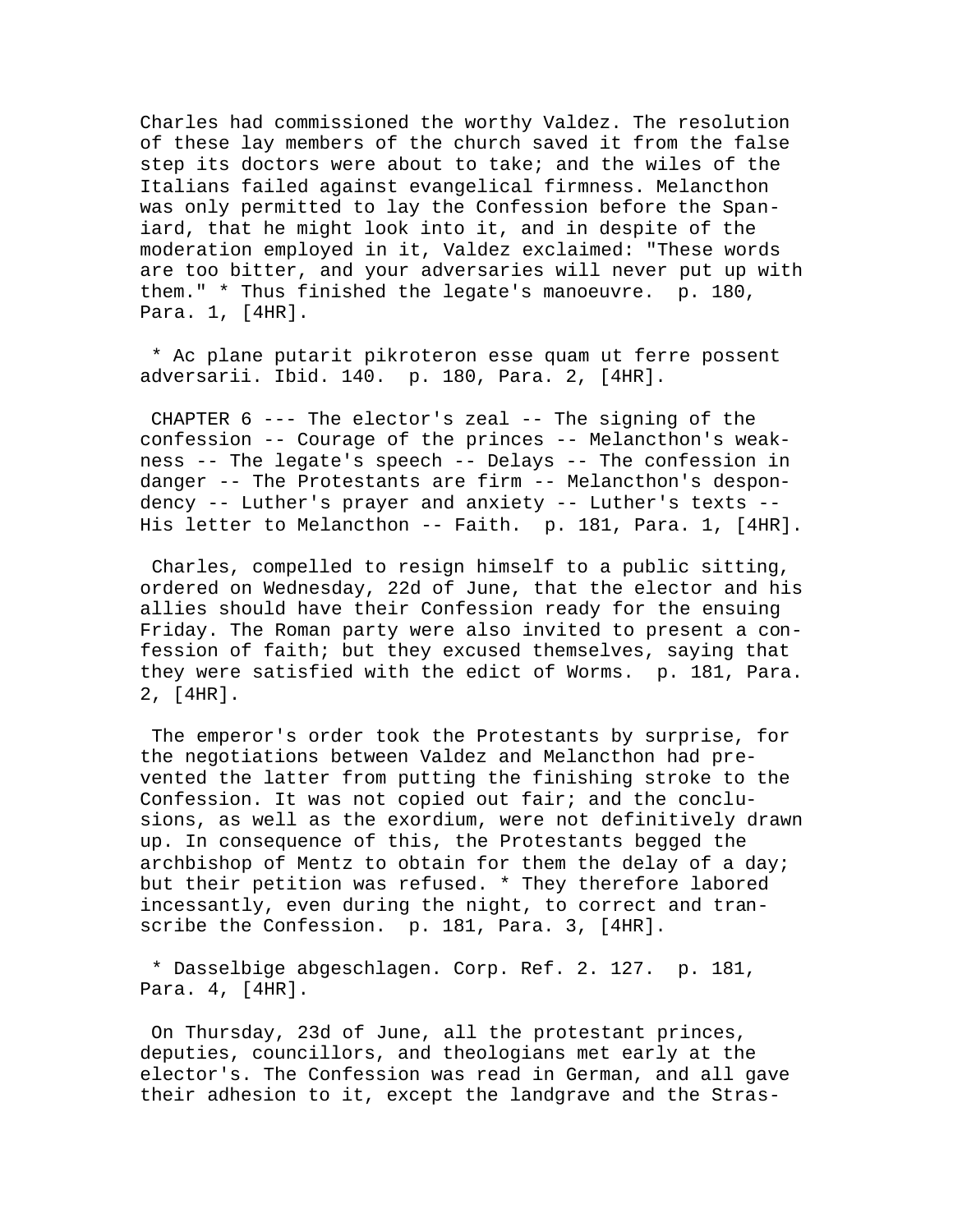Charles had commissioned the worthy Valdez. The resolution of these lay members of the church saved it from the false step its doctors were about to take; and the wiles of the Italians failed against evangelical firmness. Melancthon was only permitted to lay the Confession before the Spaniard, that he might look into it, and in despite of the moderation employed in it, Valdez exclaimed: "These words are too bitter, and your adversaries will never put up with them." * Thus finished the legate's manoeuvre. p. 180, Para. 1, [4HR].

* Ac plane putarit pikroteron esse quam ut ferre possent adversarii. Ibid. 140. p. 180, Para. 2, [4HR].

CHAPTER 6 --- The elector's zeal -- The signing of the confession -- Courage of the princes -- Melancthon's weakness -- The legate's speech -- Delays -- The confession in danger -- The Protestants are firm -- Melancthon's despondency -- Luther's prayer and anxiety -- Luther's texts -- His letter to Melancthon -- Faith. p. 181, Para. 1, [4HR].

Charles, compelled to resign himself to a public sitting, ordered on Wednesday, 22d of June, that the elector and his allies should have their Confession ready for the ensuing Friday. The Roman party were also invited to present a confession of faith; but they excused themselves, saying that they were satisfied with the edict of Worms. p. 181, Para. 2, [4HR].

The emperor's order took the Protestants by surprise, for the negotiations between Valdez and Melancthon had prevented the latter from putting the finishing stroke to the Confession. It was not copied out fair; and the conclusions, as well as the exordium, were not definitively drawn up. In consequence of this, the Protestants begged the archbishop of Mentz to obtain for them the delay of a day; but their petition was refused. * They therefore labored incessantly, even during the night, to correct and transcribe the Confession. p. 181, Para. 3, [4HR].

* Dasselbige abgeschlagen. Corp. Ref. 2. 127. p. 181, Para. 4, [4HR].

On Thursday, 23d of June, all the protestant princes, deputies, councillors, and theologians met early at the elector's. The Confession was read in German, and all gave their adhesion to it, except the landgrave and the Stras-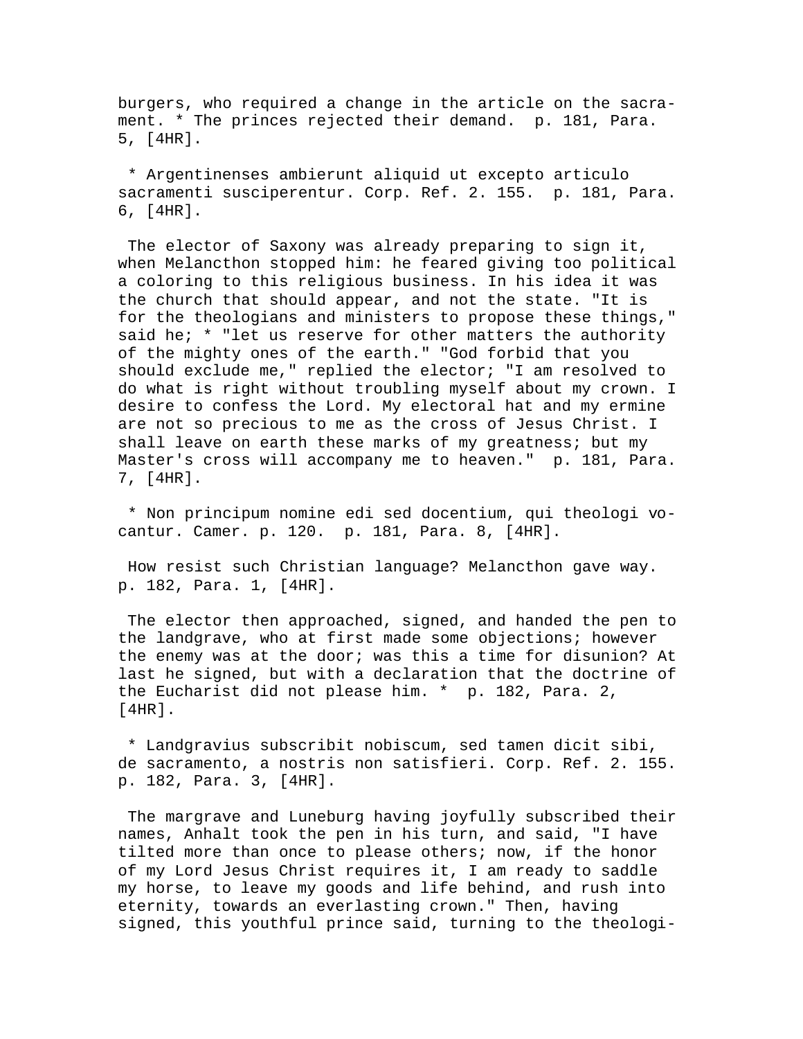burgers, who required a change in the article on the sacrament. * The princes rejected their demand. p. 181, Para. 5, [4HR].

* Argentinenses ambierunt aliquid ut excepto articulo sacramenti susciperentur. Corp. Ref. 2. 155. p. 181, Para. 6, [4HR].

The elector of Saxony was already preparing to sign it, when Melancthon stopped him: he feared giving too political a coloring to this religious business. In his idea it was the church that should appear, and not the state. "It is for the theologians and ministers to propose these things," said he; * "let us reserve for other matters the authority of the mighty ones of the earth." "God forbid that you should exclude me," replied the elector; "I am resolved to do what is right without troubling myself about my crown. I desire to confess the Lord. My electoral hat and my ermine are not so precious to me as the cross of Jesus Christ. I shall leave on earth these marks of my greatness; but my Master's cross will accompany me to heaven." p. 181, Para. 7, [4HR].

* Non principum nomine edi sed docentium, qui theologi vocantur. Camer. p. 120. p. 181, Para. 8, [4HR].

How resist such Christian language? Melancthon gave way. p. 182, Para. 1, [4HR].

The elector then approached, signed, and handed the pen to the landgrave, who at first made some objections; however the enemy was at the door; was this a time for disunion? At last he signed, but with a declaration that the doctrine of the Eucharist did not please him. * p. 182, Para. 2, [4HR].

* Landgravius subscribit nobiscum, sed tamen dicit sibi, de sacramento, a nostris non satisfieri. Corp. Ref. 2. 155. p. 182, Para. 3, [4HR].

The margrave and Luneburg having joyfully subscribed their names, Anhalt took the pen in his turn, and said, "I have tilted more than once to please others; now, if the honor of my Lord Jesus Christ requires it, I am ready to saddle my horse, to leave my goods and life behind, and rush into eternity, towards an everlasting crown." Then, having signed, this youthful prince said, turning to the theologi-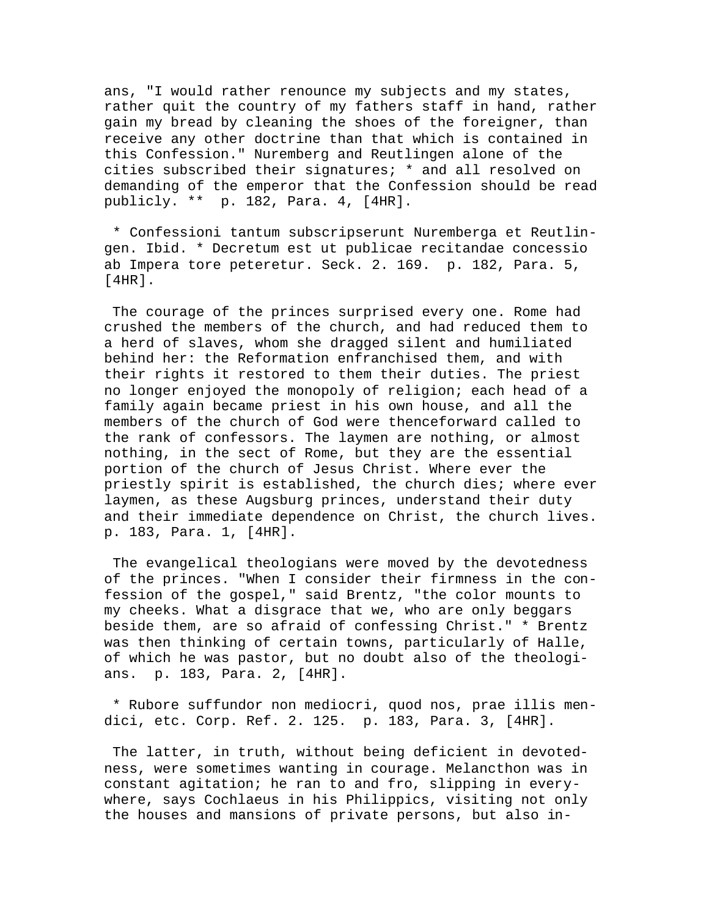ans, "I would rather renounce my subjects and my states, rather quit the country of my fathers staff in hand, rather gain my bread by cleaning the shoes of the foreigner, than receive any other doctrine than that which is contained in this Confession." Nuremberg and Reutlingen alone of the cities subscribed their signatures; * and all resolved on demanding of the emperor that the Confession should be read publicly. ** p. 182, Para. 4, [4HR].

* Confessioni tantum subscripserunt Nuremberga et Reutlingen. Ibid. * Decretum est ut publicae recitandae concessio ab Impera tore peteretur. Seck. 2. 169. p. 182, Para. 5, [4HR].

The courage of the princes surprised every one. Rome had crushed the members of the church, and had reduced them to a herd of slaves, whom she dragged silent and humiliated behind her: the Reformation enfranchised them, and with their rights it restored to them their duties. The priest no longer enjoyed the monopoly of religion; each head of a family again became priest in his own house, and all the members of the church of God were thenceforward called to the rank of confessors. The laymen are nothing, or almost nothing, in the sect of Rome, but they are the essential portion of the church of Jesus Christ. Where ever the priestly spirit is established, the church dies; where ever laymen, as these Augsburg princes, understand their duty and their immediate dependence on Christ, the church lives. p. 183, Para. 1, [4HR].

The evangelical theologians were moved by the devotedness of the princes. "When I consider their firmness in the confession of the gospel," said Brentz, "the color mounts to my cheeks. What a disgrace that we, who are only beggars beside them, are so afraid of confessing Christ." * Brentz was then thinking of certain towns, particularly of Halle, of which he was pastor, but no doubt also of the theologians. p. 183, Para. 2, [4HR].

* Rubore suffundor non mediocri, quod nos, prae illis mendici, etc. Corp. Ref. 2. 125. p. 183, Para. 3, [4HR].

The latter, in truth, without being deficient in devotedness, were sometimes wanting in courage. Melancthon was in constant agitation; he ran to and fro, slipping in everywhere, says Cochlaeus in his Philippics, visiting not only the houses and mansions of private persons, but also in-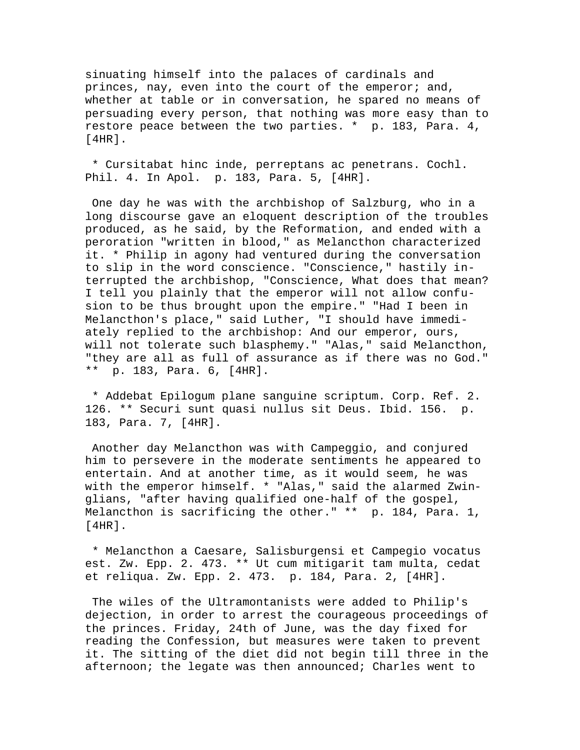sinuating himself into the palaces of cardinals and princes, nay, even into the court of the emperor; and, whether at table or in conversation, he spared no means of persuading every person, that nothing was more easy than to restore peace between the two parties. * p. 183, Para. 4, [4HR].

* Cursitabat hinc inde, perreptans ac penetrans. Cochl. Phil. 4. In Apol. p. 183, Para. 5, [4HR].

One day he was with the archbishop of Salzburg, who in a long discourse gave an eloquent description of the troubles produced, as he said, by the Reformation, and ended with a peroration "written in blood," as Melancthon characterized it. * Philip in agony had ventured during the conversation to slip in the word conscience. "Conscience," hastily interrupted the archbishop, "Conscience, What does that mean? I tell you plainly that the emperor will not allow confusion to be thus brought upon the empire." "Had I been in Melancthon's place," said Luther, "I should have immediately replied to the archbishop: And our emperor, ours, will not tolerate such blasphemy." "Alas," said Melancthon, "they are all as full of assurance as if there was no God." ** p. 183, Para. 6, [4HR].

* Addebat Epilogum plane sanguine scriptum. Corp. Ref. 2. 126. ** Securi sunt quasi nullus sit Deus. Ibid. 156. p. 183, Para. 7, [4HR].

Another day Melancthon was with Campeggio, and conjured him to persevere in the moderate sentiments he appeared to entertain. And at another time, as it would seem, he was with the emperor himself. * "Alas," said the alarmed Zwinglians, "after having qualified one-half of the gospel, Melancthon is sacrificing the other." ** p. 184, Para. 1, [4HR].

* Melancthon a Caesare, Salisburgensi et Campegio vocatus est. Zw. Epp. 2. 473. ** Ut cum mitigarit tam multa, cedat et reliqua. Zw. Epp. 2. 473. p. 184, Para. 2, [4HR].

The wiles of the Ultramontanists were added to Philip's dejection, in order to arrest the courageous proceedings of the princes. Friday, 24th of June, was the day fixed for reading the Confession, but measures were taken to prevent it. The sitting of the diet did not begin till three in the afternoon; the legate was then announced; Charles went to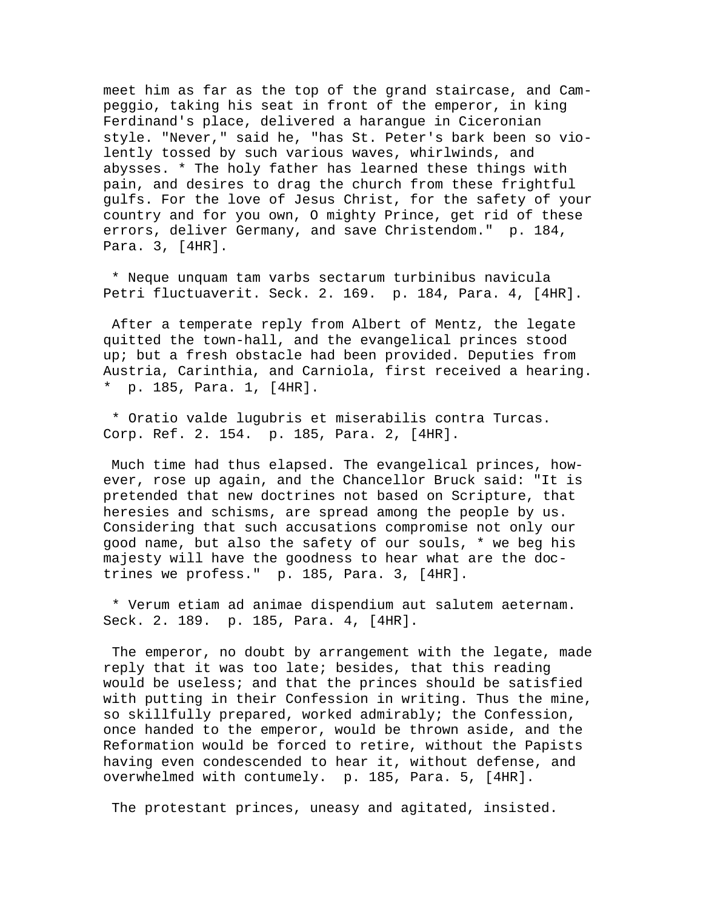meet him as far as the top of the grand staircase, and Campeggio, taking his seat in front of the emperor, in king Ferdinand's place, delivered a harangue in Ciceronian style. "Never," said he, "has St. Peter's bark been so violently tossed by such various waves, whirlwinds, and abysses. * The holy father has learned these things with pain, and desires to drag the church from these frightful gulfs. For the love of Jesus Christ, for the safety of your country and for you own, O mighty Prince, get rid of these errors, deliver Germany, and save Christendom." p. 184, Para. 3, [4HR].

* Neque unquam tam varbs sectarum turbinibus navicula Petri fluctuaverit. Seck. 2. 169. p. 184, Para. 4, [4HR].

After a temperate reply from Albert of Mentz, the legate quitted the town-hall, and the evangelical princes stood up; but a fresh obstacle had been provided. Deputies from Austria, Carinthia, and Carniola, first received a hearing. * p. 185, Para. 1, [4HR].

* Oratio valde lugubris et miserabilis contra Turcas. Corp. Ref. 2. 154. p. 185, Para. 2, [4HR].

Much time had thus elapsed. The evangelical princes, however, rose up again, and the Chancellor Bruck said: "It is pretended that new doctrines not based on Scripture, that heresies and schisms, are spread among the people by us. Considering that such accusations compromise not only our good name, but also the safety of our souls, * we beg his majesty will have the goodness to hear what are the doctrines we profess." p. 185, Para. 3, [4HR].

* Verum etiam ad animae dispendium aut salutem aeternam. Seck. 2. 189. p. 185, Para. 4, [4HR].

The emperor, no doubt by arrangement with the legate, made reply that it was too late; besides, that this reading would be useless; and that the princes should be satisfied with putting in their Confession in writing. Thus the mine, so skillfully prepared, worked admirably; the Confession, once handed to the emperor, would be thrown aside, and the Reformation would be forced to retire, without the Papists having even condescended to hear it, without defense, and overwhelmed with contumely. p. 185, Para. 5, [4HR].

The protestant princes, uneasy and agitated, insisted.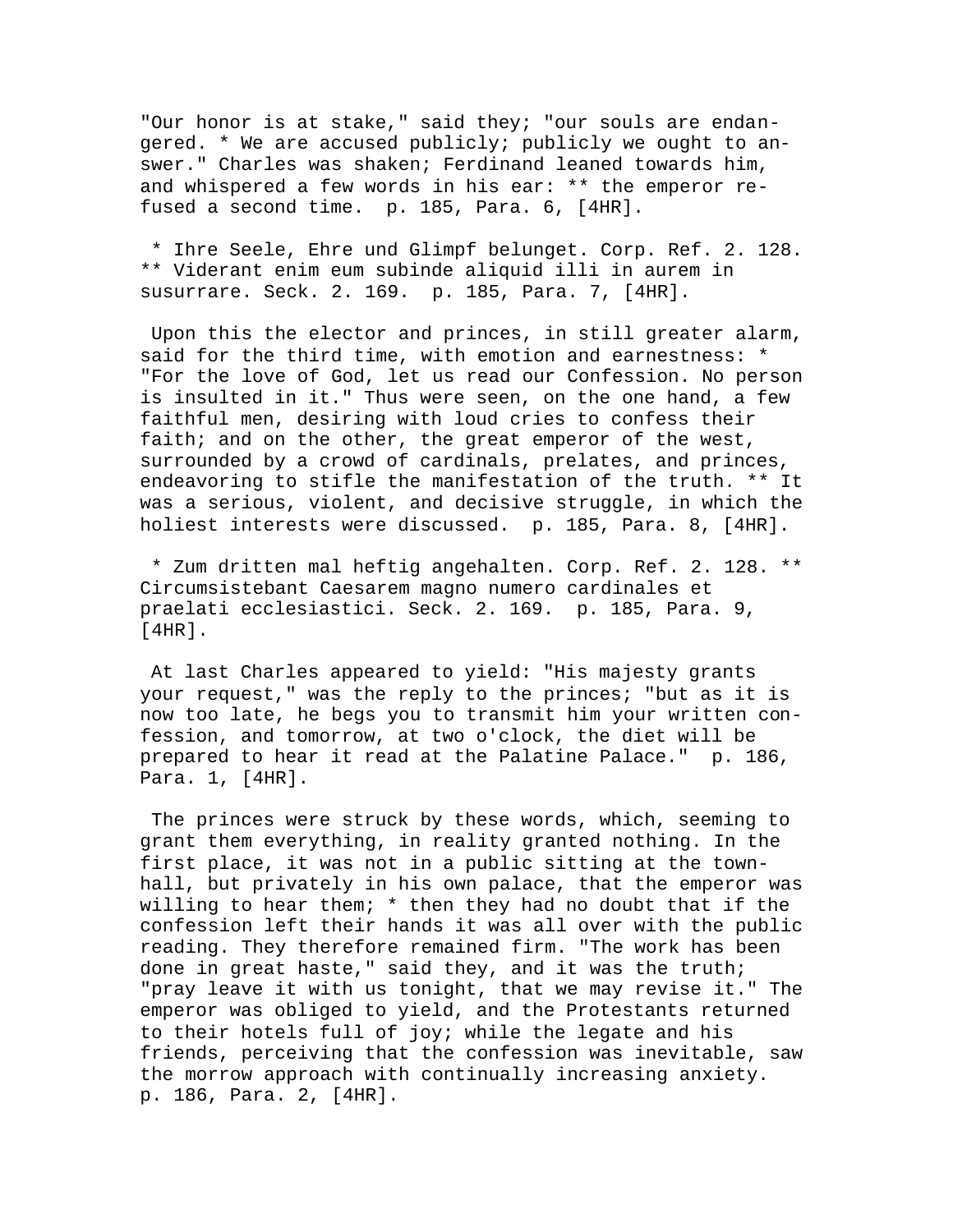"Our honor is at stake," said they; "our souls are endangered. * We are accused publicly; publicly we ought to answer." Charles was shaken; Ferdinand leaned towards him, and whispered a few words in his ear: ** the emperor refused a second time.  p. 185, Para. 6, [4HR].

* Ihre Seele, Ehre und Glimpf belunget. Corp. Ref. 2. 128. ** Viderant enim eum subinde aliquid illi in aurem in susurrare. Seck. 2. 169.  p. 185, Para. 7, [4HR].

Upon this the elector and princes, in still greater alarm, said for the third time, with emotion and earnestness: * "For the love of God, let us read our Confession. No person is insulted in it." Thus were seen, on the one hand, a few faithful men, desiring with loud cries to confess their faith; and on the other, the great emperor of the west, surrounded by a crowd of cardinals, prelates, and princes, endeavoring to stifle the manifestation of the truth. ** It was a serious, violent, and decisive struggle, in which the holiest interests were discussed.  p. 185, Para. 8, [4HR].

* Zum dritten mal heftig angehalten. Corp. Ref. 2. 128. ** Circumsistebant Caesarem magno numero cardinales et praelati ecclesiastici. Seck. 2. 169.  p. 185, Para. 9, [4HR].

At last Charles appeared to yield: "His majesty grants your request," was the reply to the princes; "but as it is now too late, he begs you to transmit him your written confession, and tomorrow, at two o'clock, the diet will be prepared to hear it read at the Palatine Palace."  p. 186, Para. 1, [4HR].

The princes were struck by these words, which, seeming to grant them everything, in reality granted nothing. In the first place, it was not in a public sitting at the town-hall, but privately in his own palace, that the emperor was willing to hear them; * then they had no doubt that if the confession left their hands it was all over with the public reading. They therefore remained firm. "The work has been done in great haste," said they, and it was the truth; "pray leave it with us tonight, that we may revise it." The emperor was obliged to yield, and the Protestants returned to their hotels full of joy; while the legate and his friends, perceiving that the confession was inevitable, saw the morrow approach with continually increasing anxiety.  p. 186, Para. 2, [4HR].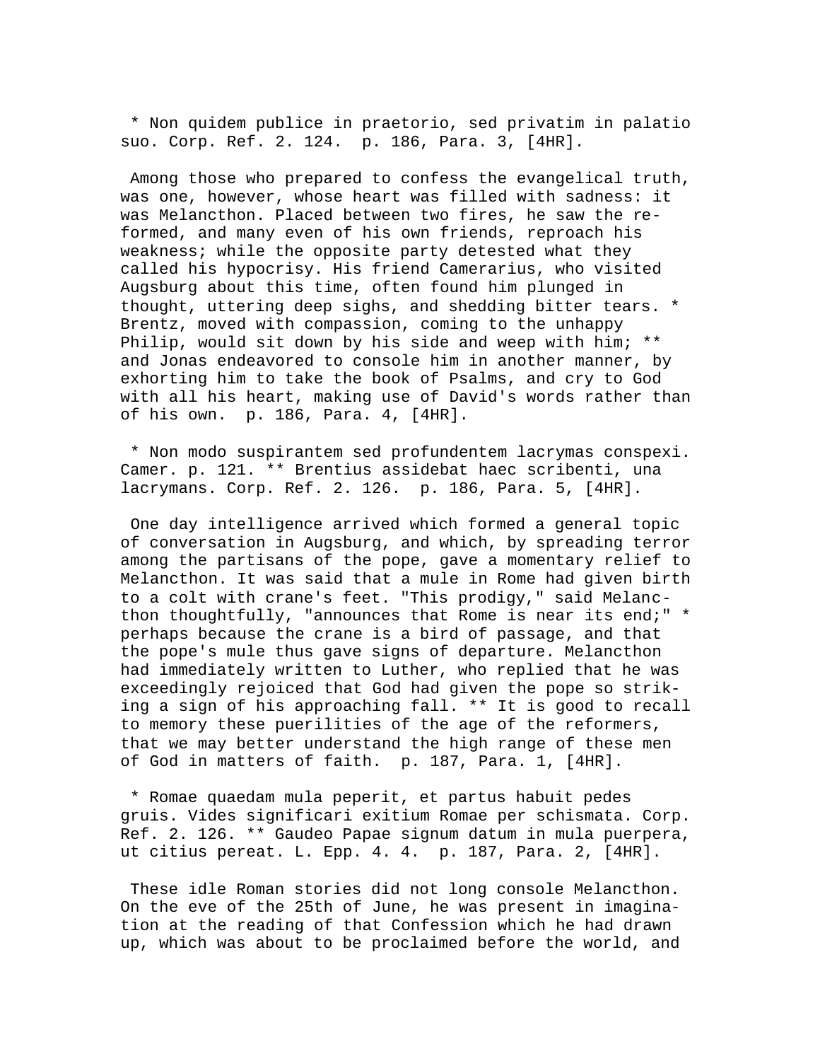* Non quidem publice in praetorio, sed privatim in palatio suo. Corp. Ref. 2. 124. p. 186, Para. 3, [4HR].

Among those who prepared to confess the evangelical truth, was one, however, whose heart was filled with sadness: it was Melancthon. Placed between two fires, he saw the re-formed, and many even of his own friends, reproach his weakness; while the opposite party detested what they called his hypocrisy. His friend Camerarius, who visited Augsburg about this time, often found him plunged in thought, uttering deep sighs, and shedding bitter tears. * Brentz, moved with compassion, coming to the unhappy Philip, would sit down by his side and weep with him; ** and Jonas endeavored to console him in another manner, by exhorting him to take the book of Psalms, and cry to God with all his heart, making use of David's words rather than of his own. p. 186, Para. 4, [4HR].

* Non modo suspirantem sed profundentem lacrymas conspexi. Camer. p. 121. ** Brentius assidebat haec scribenti, una lacrymans. Corp. Ref. 2. 126. p. 186, Para. 5, [4HR].

One day intelligence arrived which formed a general topic of conversation in Augsburg, and which, by spreading terror among the partisans of the pope, gave a momentary relief to Melancthon. It was said that a mule in Rome had given birth to a colt with crane's feet. "This prodigy," said Melancthon thoughtfully, "announces that Rome is near its end;" * perhaps because the crane is a bird of passage, and that the pope's mule thus gave signs of departure. Melancthon had immediately written to Luther, who replied that he was exceedingly rejoiced that God had given the pope so striking a sign of his approaching fall. ** It is good to recall to memory these puerilities of the age of the reformers, that we may better understand the high range of these men of God in matters of faith. p. 187, Para. 1, [4HR].

* Romae quaedam mula peperit, et partus habuit pedes gruis. Vides significari exitium Romae per schismata. Corp. Ref. 2. 126. ** Gaudeo Papae signum datum in mula puerpera, ut citius pereat. L. Epp. 4. 4. p. 187, Para. 2, [4HR].

These idle Roman stories did not long console Melancthon. On the eve of the 25th of June, he was present in imagination at the reading of that Confession which he had drawn up, which was about to be proclaimed before the world, and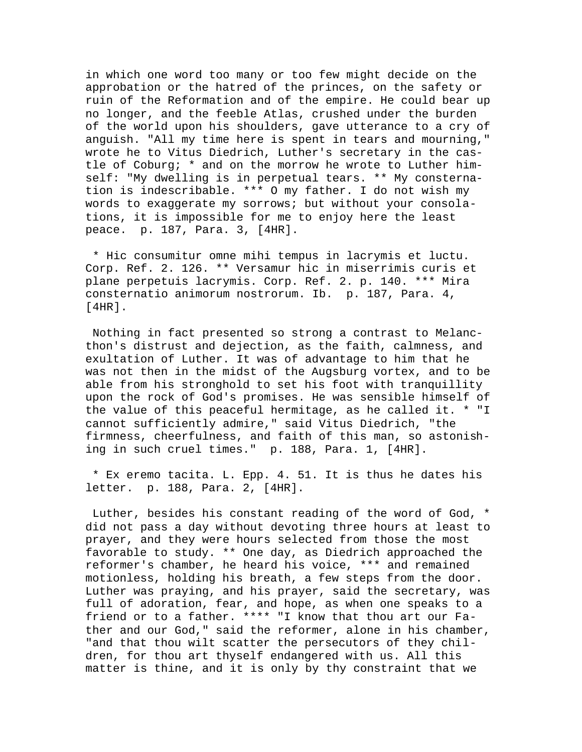in which one word too many or too few might decide on the approbation or the hatred of the princes, on the safety or ruin of the Reformation and of the empire. He could bear up no longer, and the feeble Atlas, crushed under the burden of the world upon his shoulders, gave utterance to a cry of anguish. "All my time here is spent in tears and mourning," wrote he to Vitus Diedrich, Luther's secretary in the castle of Coburg; * and on the morrow he wrote to Luther himself: "My dwelling is in perpetual tears. ** My consternation is indescribable. *** O my father. I do not wish my words to exaggerate my sorrows; but without your consolations, it is impossible for me to enjoy here the least peace. p. 187, Para. 3, [4HR].

* Hic consumitur omne mihi tempus in lacrymis et luctu. Corp. Ref. 2. 126. ** Versamur hic in miserrimis curis et plane perpetuis lacrymis. Corp. Ref. 2. p. 140. *** Mira consternatio animorum nostrorum. Ib. p. 187, Para. 4, [4HR].

Nothing in fact presented so strong a contrast to Melancthon's distrust and dejection, as the faith, calmness, and exultation of Luther. It was of advantage to him that he was not then in the midst of the Augsburg vortex, and to be able from his stronghold to set his foot with tranquillity upon the rock of God's promises. He was sensible himself of the value of this peaceful hermitage, as he called it. * "I cannot sufficiently admire," said Vitus Diedrich, "the firmness, cheerfulness, and faith of this man, so astonishing in such cruel times." p. 188, Para. 1, [4HR].

* Ex eremo tacita. L. Epp. 4. 51. It is thus he dates his letter. p. 188, Para. 2, [4HR].

Luther, besides his constant reading of the word of God, * did not pass a day without devoting three hours at least to prayer, and they were hours selected from those the most favorable to study. ** One day, as Diedrich approached the reformer's chamber, he heard his voice, *** and remained motionless, holding his breath, a few steps from the door. Luther was praying, and his prayer, said the secretary, was full of adoration, fear, and hope, as when one speaks to a friend or to a father. **** "I know that thou art our Father and our God," said the reformer, alone in his chamber, "and that thou wilt scatter the persecutors of they children, for thou art thyself endangered with us. All this matter is thine, and it is only by thy constraint that we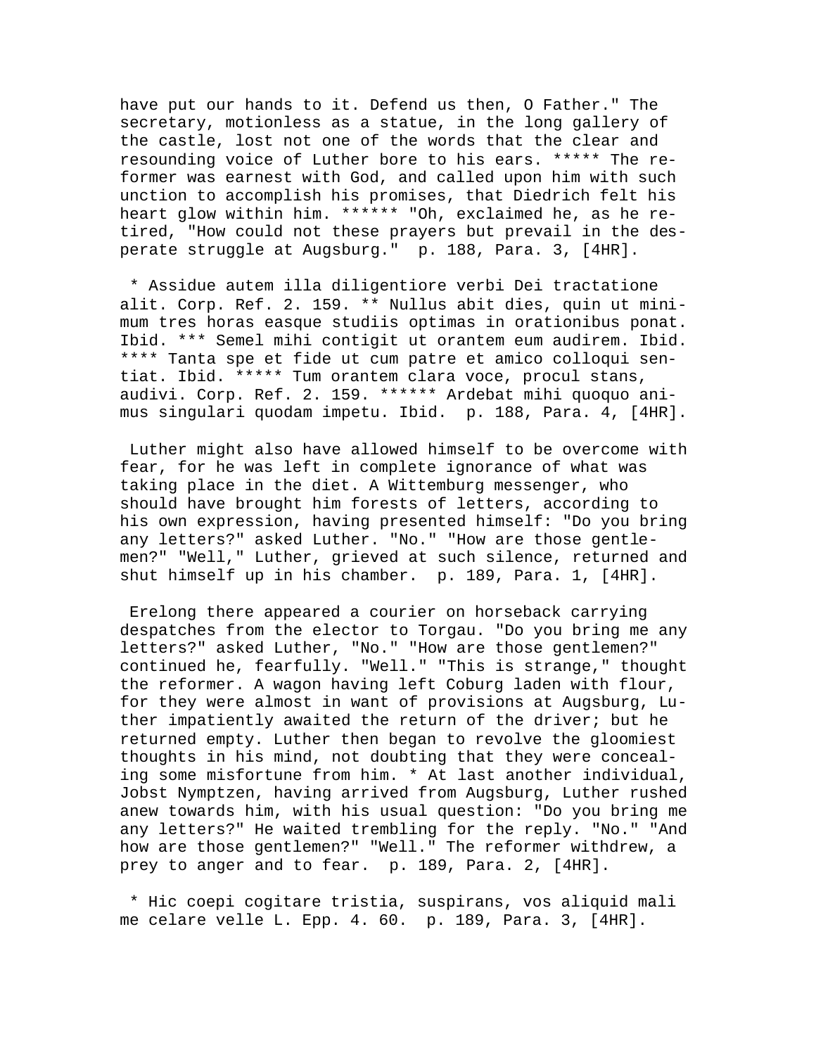have put our hands to it. Defend us then, O Father." The secretary, motionless as a statue, in the long gallery of the castle, lost not one of the words that the clear and resounding voice of Luther bore to his ears. ***** The reformer was earnest with God, and called upon him with such unction to accomplish his promises, that Diedrich felt his heart glow within him. ****** "Oh, exclaimed he, as he retired, "How could not these prayers but prevail in the desperate struggle at Augsburg." p. 188, Para. 3, [4HR].

* Assidue autem illa diligentiore verbi Dei tractatione alit. Corp. Ref. 2. 159. ** Nullus abit dies, quin ut minimum tres horas easque studiis optimas in orationibus ponat. Ibid. *** Semel mihi contigit ut orantem eum audirem. Ibid. **** Tanta spe et fide ut cum patre et amico colloqui sentiat. Ibid. ***** Tum orantem clara voce, procul stans, audivi. Corp. Ref. 2. 159. ****** Ardebat mihi quoquo animus singulari quodam impetu. Ibid. p. 188, Para. 4, [4HR].

Luther might also have allowed himself to be overcome with fear, for he was left in complete ignorance of what was taking place in the diet. A Wittemburg messenger, who should have brought him forests of letters, according to his own expression, having presented himself: "Do you bring any letters?" asked Luther. "No." "How are those gentlemen?" "Well," Luther, grieved at such silence, returned and shut himself up in his chamber. p. 189, Para. 1, [4HR].

Erelong there appeared a courier on horseback carrying despatches from the elector to Torgau. "Do you bring me any letters?" asked Luther, "No." "How are those gentlemen?" continued he, fearfully. "Well." "This is strange," thought the reformer. A wagon having left Coburg laden with flour, for they were almost in want of provisions at Augsburg, Luther impatiently awaited the return of the driver; but he returned empty. Luther then began to revolve the gloomiest thoughts in his mind, not doubting that they were concealing some misfortune from him. * At last another individual, Jobst Nymptzen, having arrived from Augsburg, Luther rushed anew towards him, with his usual question: "Do you bring me any letters?" He waited trembling for the reply. "No." "And how are those gentlemen?" "Well." The reformer withdrew, a prey to anger and to fear. p. 189, Para. 2, [4HR].

* Hic coepi cogitare tristia, suspirans, vos aliquid mali me celare velle L. Epp. 4. 60. p. 189, Para. 3, [4HR].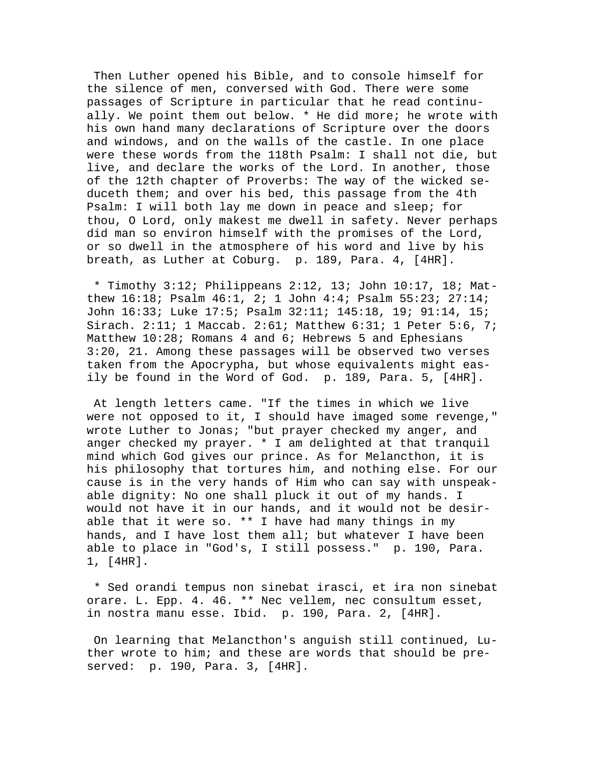Then Luther opened his Bible, and to console himself for the silence of men, conversed with God. There were some passages of Scripture in particular that he read continually. We point them out below. * He did more; he wrote with his own hand many declarations of Scripture over the doors and windows, and on the walls of the castle. In one place were these words from the 118th Psalm: I shall not die, but live, and declare the works of the Lord. In another, those of the 12th chapter of Proverbs: The way of the wicked seduceth them; and over his bed, this passage from the 4th Psalm: I will both lay me down in peace and sleep; for thou, O Lord, only makest me dwell in safety. Never perhaps did man so environ himself with the promises of the Lord, or so dwell in the atmosphere of his word and live by his breath, as Luther at Coburg.  p. 189, Para. 4, [4HR].

* Timothy 3:12; Philippeans 2:12, 13; John 10:17, 18; Matthew 16:18; Psalm 46:1, 2; 1 John 4:4; Psalm 55:23; 27:14; John 16:33; Luke 17:5; Psalm 32:11; 145:18, 19; 91:14, 15; Sirach. 2:11; 1 Maccab. 2:61; Matthew 6:31; 1 Peter 5:6, 7; Matthew 10:28; Romans 4 and 6; Hebrews 5 and Ephesians 3:20, 21. Among these passages will be observed two verses taken from the Apocrypha, but whose equivalents might easily be found in the Word of God.  p. 189, Para. 5, [4HR].

At length letters came. "If the times in which we live were not opposed to it, I should have imaged some revenge," wrote Luther to Jonas; "but prayer checked my anger, and anger checked my prayer. * I am delighted at that tranquil mind which God gives our prince. As for Melancthon, it is his philosophy that tortures him, and nothing else. For our cause is in the very hands of Him who can say with unspeakable dignity: No one shall pluck it out of my hands. I would not have it in our hands, and it would not be desirable that it were so. ** I have had many things in my hands, and I have lost them all; but whatever I have been able to place in "God's, I still possess."  p. 190, Para. 1, [4HR].

* Sed orandi tempus non sinebat irasci, et ira non sinebat orare. L. Epp. 4. 46. ** Nec vellem, nec consultum esset, in nostra manu esse. Ibid.  p. 190, Para. 2, [4HR].

On learning that Melancthon's anguish still continued, Luther wrote to him; and these are words that should be preserved:  p. 190, Para. 3, [4HR].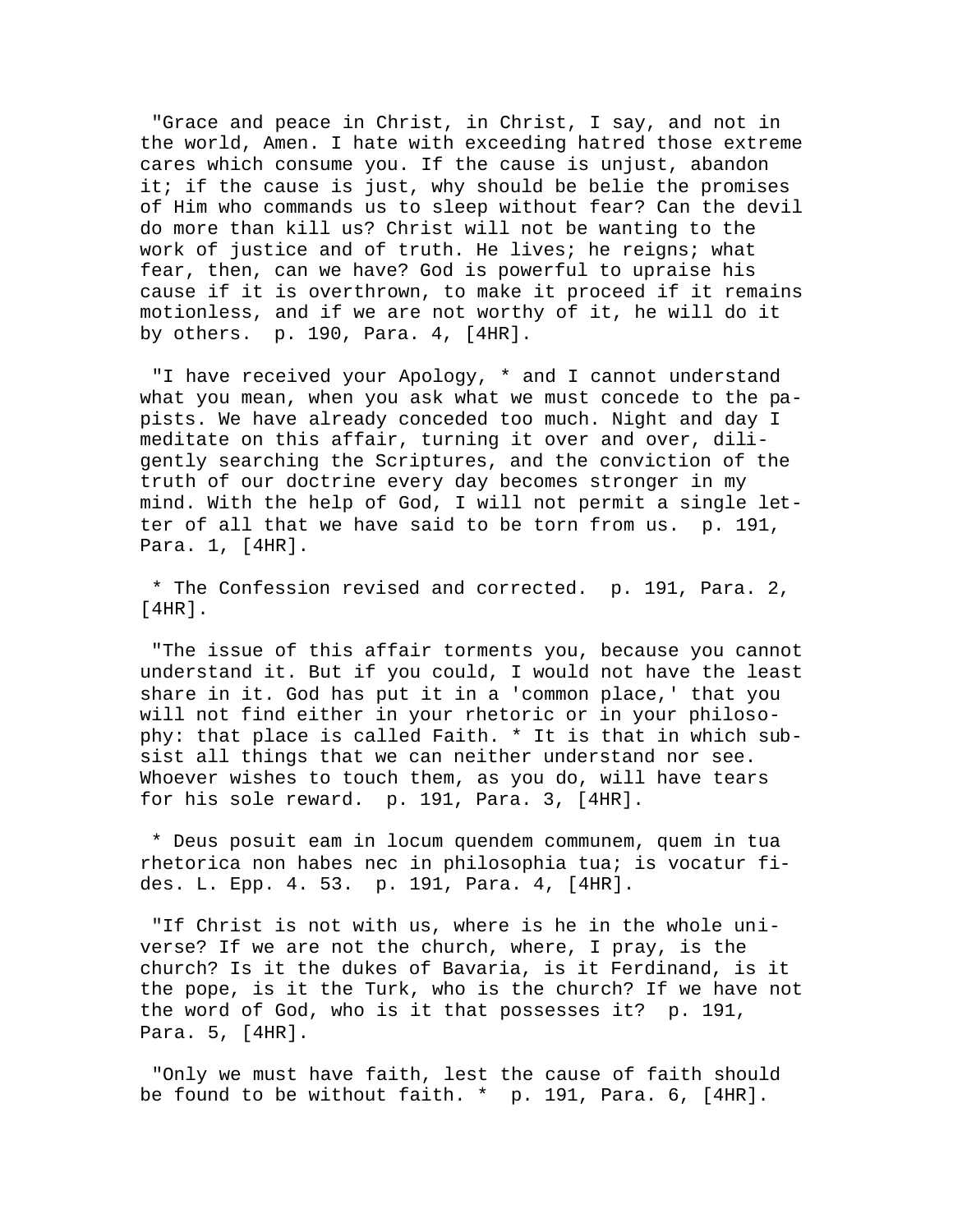"Grace and peace in Christ, in Christ, I say, and not in the world, Amen. I hate with exceeding hatred those extreme cares which consume you. If the cause is unjust, abandon it; if the cause is just, why should be belie the promises of Him who commands us to sleep without fear? Can the devil do more than kill us? Christ will not be wanting to the work of justice and of truth. He lives; he reigns; what fear, then, can we have? God is powerful to upraise his cause if it is overthrown, to make it proceed if it remains motionless, and if we are not worthy of it, he will do it by others.  p. 190, Para. 4, [4HR].

"I have received your Apology, * and I cannot understand what you mean, when you ask what we must concede to the papists. We have already conceded too much. Night and day I meditate on this affair, turning it over and over, diligently searching the Scriptures, and the conviction of the truth of our doctrine every day becomes stronger in my mind. With the help of God, I will not permit a single letter of all that we have said to be torn from us.  p. 191, Para. 1, [4HR].

* The Confession revised and corrected.  p. 191, Para. 2, [4HR].

"The issue of this affair torments you, because you cannot understand it. But if you could, I would not have the least share in it. God has put it in a 'common place,' that you will not find either in your rhetoric or in your philosophy: that place is called Faith. * It is that in which subsist all things that we can neither understand nor see. Whoever wishes to touch them, as you do, will have tears for his sole reward.  p. 191, Para. 3, [4HR].

* Deus posuit eam in locum quendem communem, quem in tua rhetorica non habes nec in philosophia tua; is vocatur fides. L. Epp. 4. 53.  p. 191, Para. 4, [4HR].

"If Christ is not with us, where is he in the whole universe? If we are not the church, where, I pray, is the church? Is it the dukes of Bavaria, is it Ferdinand, is it the pope, is it the Turk, who is the church? If we have not the word of God, who is it that possesses it?  p. 191, Para. 5, [4HR].

"Only we must have faith, lest the cause of faith should be found to be without faith. *  p. 191, Para. 6, [4HR].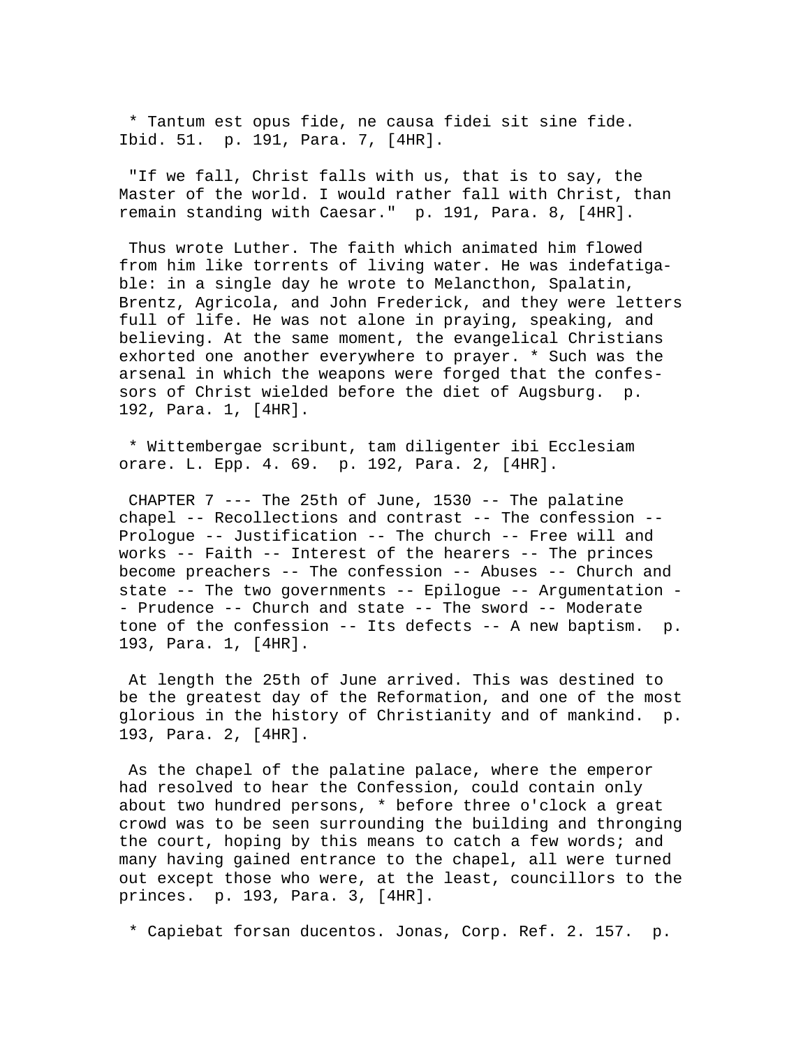* Tantum est opus fide, ne causa fidei sit sine fide. Ibid. 51. p. 191, Para. 7, [4HR].

"If we fall, Christ falls with us, that is to say, the Master of the world. I would rather fall with Christ, than remain standing with Caesar." p. 191, Para. 8, [4HR].

Thus wrote Luther. The faith which animated him flowed from him like torrents of living water. He was indefatigable: in a single day he wrote to Melancthon, Spalatin, Brentz, Agricola, and John Frederick, and they were letters full of life. He was not alone in praying, speaking, and believing. At the same moment, the evangelical Christians exhorted one another everywhere to prayer. * Such was the arsenal in which the weapons were forged that the confessors of Christ wielded before the diet of Augsburg. p. 192, Para. 1, [4HR].

* Wittembergae scribunt, tam diligenter ibi Ecclesiam orare. L. Epp. 4. 69. p. 192, Para. 2, [4HR].

CHAPTER 7 --- The 25th of June, 1530 -- The palatine chapel -- Recollections and contrast -- The confession -- Prologue -- Justification -- The church -- Free will and works -- Faith -- Interest of the hearers -- The princes become preachers -- The confession -- Abuses -- Church and state -- The two governments -- Epilogue -- Argumentation -- Prudence -- Church and state -- The sword -- Moderate tone of the confession -- Its defects -- A new baptism. p. 193, Para. 1, [4HR].

At length the 25th of June arrived. This was destined to be the greatest day of the Reformation, and one of the most glorious in the history of Christianity and of mankind. p. 193, Para. 2, [4HR].

As the chapel of the palatine palace, where the emperor had resolved to hear the Confession, could contain only about two hundred persons, * before three o'clock a great crowd was to be seen surrounding the building and thronging the court, hoping by this means to catch a few words; and many having gained entrance to the chapel, all were turned out except those who were, at the least, councillors to the princes. p. 193, Para. 3, [4HR].

* Capiebat forsan ducentos. Jonas, Corp. Ref. 2. 157. p.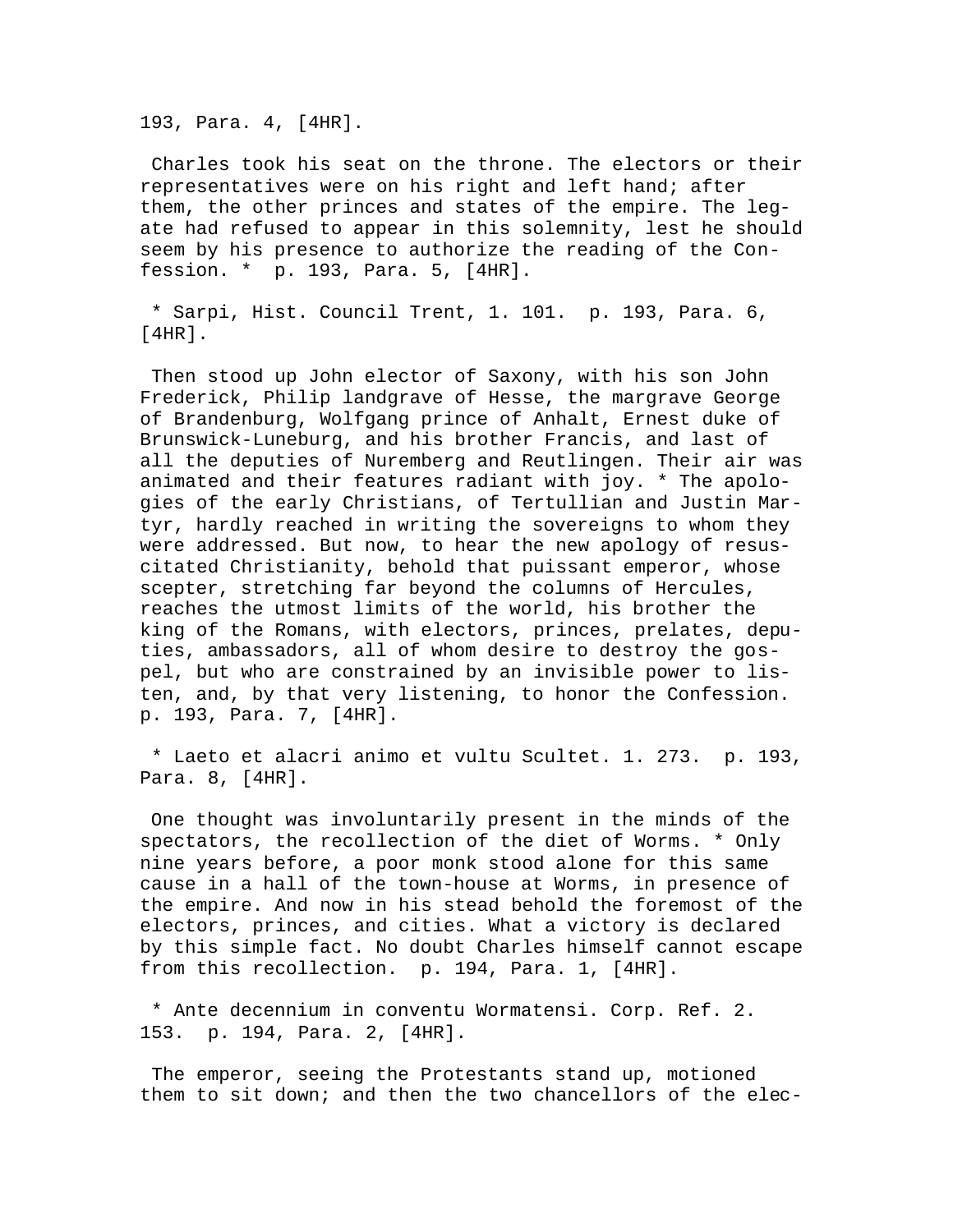193, Para. 4, [4HR].

Charles took his seat on the throne. The electors or their representatives were on his right and left hand; after them, the other princes and states of the empire. The legate had refused to appear in this solemnity, lest he should seem by his presence to authorize the reading of the Confession. * p. 193, Para. 5, [4HR].

* Sarpi, Hist. Council Trent, 1. 101. p. 193, Para. 6, [4HR].

Then stood up John elector of Saxony, with his son John Frederick, Philip landgrave of Hesse, the margrave George of Brandenburg, Wolfgang prince of Anhalt, Ernest duke of Brunswick-Luneburg, and his brother Francis, and last of all the deputies of Nuremberg and Reutlingen. Their air was animated and their features radiant with joy. * The apologies of the early Christians, of Tertullian and Justin Martyr, hardly reached in writing the sovereigns to whom they were addressed. But now, to hear the new apology of resuscitated Christianity, behold that puissant emperor, whose scepter, stretching far beyond the columns of Hercules, reaches the utmost limits of the world, his brother the king of the Romans, with electors, princes, prelates, deputies, ambassadors, all of whom desire to destroy the gospel, but who are constrained by an invisible power to listen, and, by that very listening, to honor the Confession. p. 193, Para. 7, [4HR].

* Laeto et alacri animo et vultu Scultet. 1. 273. p. 193, Para. 8, [4HR].

One thought was involuntarily present in the minds of the spectators, the recollection of the diet of Worms. * Only nine years before, a poor monk stood alone for this same cause in a hall of the town-house at Worms, in presence of the empire. And now in his stead behold the foremost of the electors, princes, and cities. What a victory is declared by this simple fact. No doubt Charles himself cannot escape from this recollection. p. 194, Para. 1, [4HR].

* Ante decennium in conventu Wormatensi. Corp. Ref. 2. 153. p. 194, Para. 2, [4HR].

The emperor, seeing the Protestants stand up, motioned them to sit down; and then the two chancellors of the elec-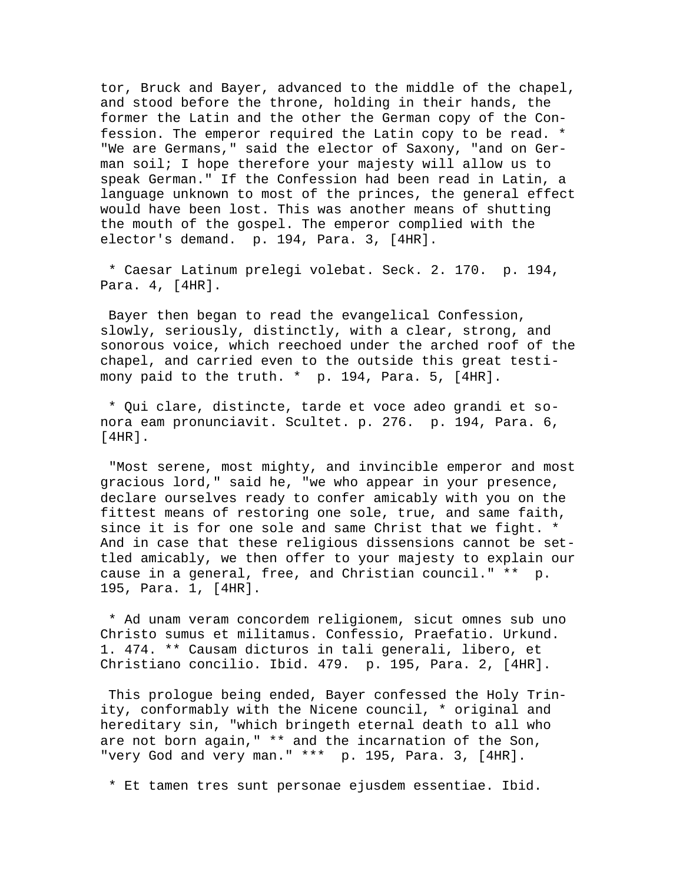tor, Bruck and Bayer, advanced to the middle of the chapel, and stood before the throne, holding in their hands, the former the Latin and the other the German copy of the Confession. The emperor required the Latin copy to be read. * "We are Germans," said the elector of Saxony, "and on German soil; I hope therefore your majesty will allow us to speak German." If the Confession had been read in Latin, a language unknown to most of the princes, the general effect would have been lost. This was another means of shutting the mouth of the gospel. The emperor complied with the elector's demand. p. 194, Para. 3, [4HR].

* Caesar Latinum prelegi volebat. Seck. 2. 170. p. 194, Para. 4, [4HR].

Bayer then began to read the evangelical Confession, slowly, seriously, distinctly, with a clear, strong, and sonorous voice, which reechoed under the arched roof of the chapel, and carried even to the outside this great testimony paid to the truth. * p. 194, Para. 5, [4HR].

* Qui clare, distincte, tarde et voce adeo grandi et sonora eam pronunciavit. Scultet. p. 276. p. 194, Para. 6, [4HR].

"Most serene, most mighty, and invincible emperor and most gracious lord," said he, "we who appear in your presence, declare ourselves ready to confer amicably with you on the fittest means of restoring one sole, true, and same faith, since it is for one sole and same Christ that we fight. * And in case that these religious dissensions cannot be settled amicably, we then offer to your majesty to explain our cause in a general, free, and Christian council." ** p. 195, Para. 1, [4HR].

* Ad unam veram concordem religionem, sicut omnes sub uno Christo sumus et militamus. Confessio, Praefatio. Urkund. 1. 474. ** Causam dicturos in tali generali, libero, et Christiano concilio. Ibid. 479. p. 195, Para. 2, [4HR].

This prologue being ended, Bayer confessed the Holy Trinity, conformably with the Nicene council, * original and hereditary sin, "which bringeth eternal death to all who are not born again," ** and the incarnation of the Son, "very God and very man." *** p. 195, Para. 3, [4HR].

* Et tamen tres sunt personae ejusdem essentiae. Ibid.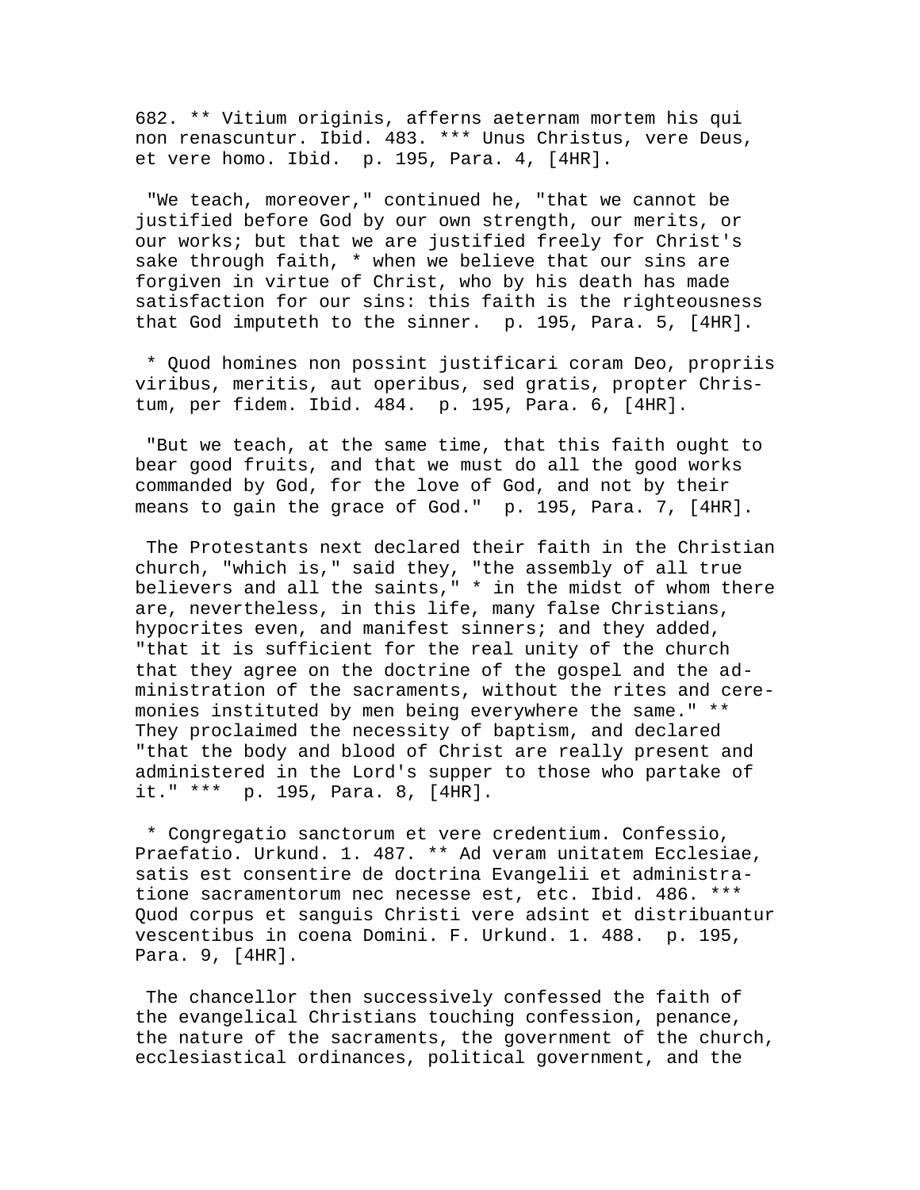682. ** Vitium originis, afferns aeternam mortem his qui non renascuntur. Ibid. 483. *** Unus Christus, vere Deus, et vere homo. Ibid. p. 195, Para. 4, [4HR].

"We teach, moreover," continued he, "that we cannot be justified before God by our own strength, our merits, or our works; but that we are justified freely for Christ's sake through faith, * when we believe that our sins are forgiven in virtue of Christ, who by his death has made satisfaction for our sins: this faith is the righteousness that God imputeth to the sinner. p. 195, Para. 5, [4HR].

* Quod homines non possint justificari coram Deo, propriis viribus, meritis, aut operibus, sed gratis, propter Christum, per fidem. Ibid. 484. p. 195, Para. 6, [4HR].

"But we teach, at the same time, that this faith ought to bear good fruits, and that we must do all the good works commanded by God, for the love of God, and not by their means to gain the grace of God." p. 195, Para. 7, [4HR].

The Protestants next declared their faith in the Christian church, "which is," said they, "the assembly of all true believers and all the saints," * in the midst of whom there are, nevertheless, in this life, many false Christians, hypocrites even, and manifest sinners; and they added, "that it is sufficient for the real unity of the church that they agree on the doctrine of the gospel and the administration of the sacraments, without the rites and ceremonies instituted by men being everywhere the same." ** They proclaimed the necessity of baptism, and declared "that the body and blood of Christ are really present and administered in the Lord's supper to those who partake of it." *** p. 195, Para. 8, [4HR].

* Congregatio sanctorum et vere credentium. Confessio, Praefatio. Urkund. 1. 487. ** Ad veram unitatem Ecclesiae, satis est consentire de doctrina Evangelii et administratione sacramentorum nec necesse est, etc. Ibid. 486. *** Quod corpus et sanguis Christi vere adsint et distribuantur vescentibus in coena Domini. F. Urkund. 1. 488. p. 195, Para. 9, [4HR].

The chancellor then successively confessed the faith of the evangelical Christians touching confession, penance, the nature of the sacraments, the government of the church, ecclesiastical ordinances, political government, and the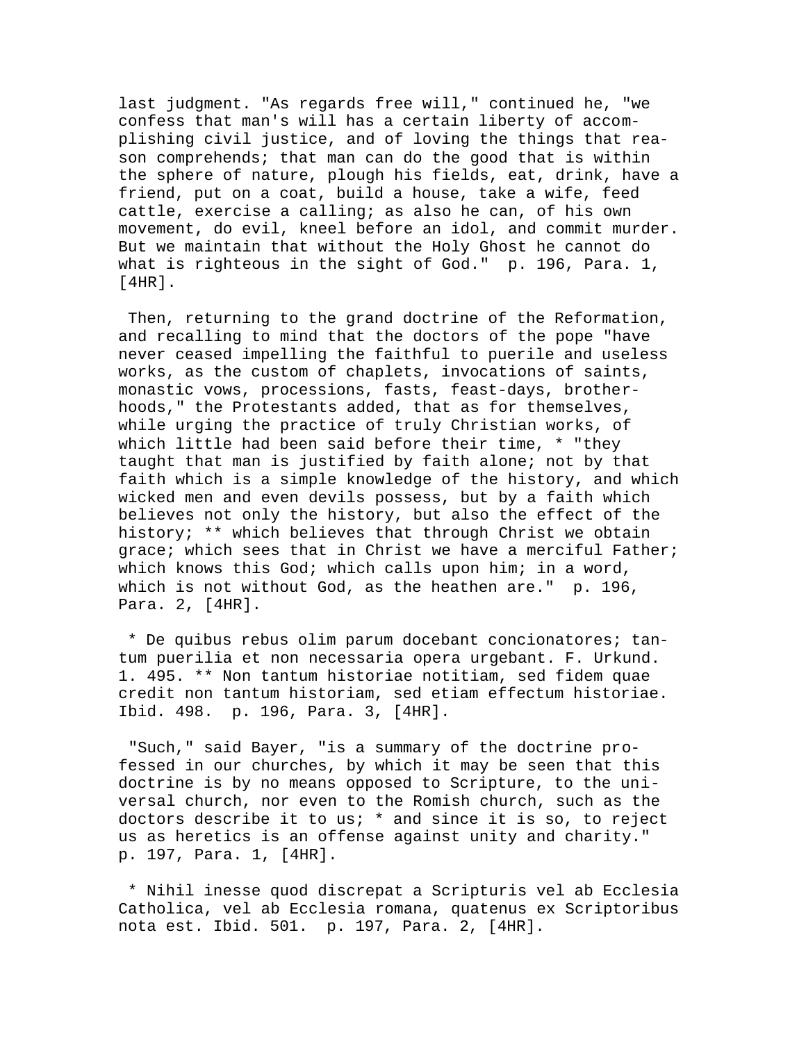last judgment. "As regards free will," continued he, "we confess that man's will has a certain liberty of accomplishing civil justice, and of loving the things that reason comprehends; that man can do the good that is within the sphere of nature, plough his fields, eat, drink, have a friend, put on a coat, build a house, take a wife, feed cattle, exercise a calling; as also he can, of his own movement, do evil, kneel before an idol, and commit murder. But we maintain that without the Holy Ghost he cannot do what is righteous in the sight of God." p. 196, Para. 1, [4HR].

Then, returning to the grand doctrine of the Reformation, and recalling to mind that the doctors of the pope "have never ceased impelling the faithful to puerile and useless works, as the custom of chaplets, invocations of saints, monastic vows, processions, fasts, feast-days, brotherhoods," the Protestants added, that as for themselves, while urging the practice of truly Christian works, of which little had been said before their time, * "they taught that man is justified by faith alone; not by that faith which is a simple knowledge of the history, and which wicked men and even devils possess, but by a faith which believes not only the history, but also the effect of the history; ** which believes that through Christ we obtain grace; which sees that in Christ we have a merciful Father; which knows this God; which calls upon him; in a word, which is not without God, as the heathen are." p. 196, Para. 2, [4HR].

* De quibus rebus olim parum docebant concionatores; tantum puerilia et non necessaria opera urgebant. F. Urkund. 1. 495. ** Non tantum historiae notitiam, sed fidem quae credit non tantum historiam, sed etiam effectum historiae. Ibid. 498. p. 196, Para. 3, [4HR].

"Such," said Bayer, "is a summary of the doctrine professed in our churches, by which it may be seen that this doctrine is by no means opposed to Scripture, to the universal church, nor even to the Romish church, such as the doctors describe it to us; * and since it is so, to reject us as heretics is an offense against unity and charity." p. 197, Para. 1, [4HR].

* Nihil inesse quod discrepat a Scripturis vel ab Ecclesia Catholica, vel ab Ecclesia romana, quatenus ex Scriptoribus nota est. Ibid. 501. p. 197, Para. 2, [4HR].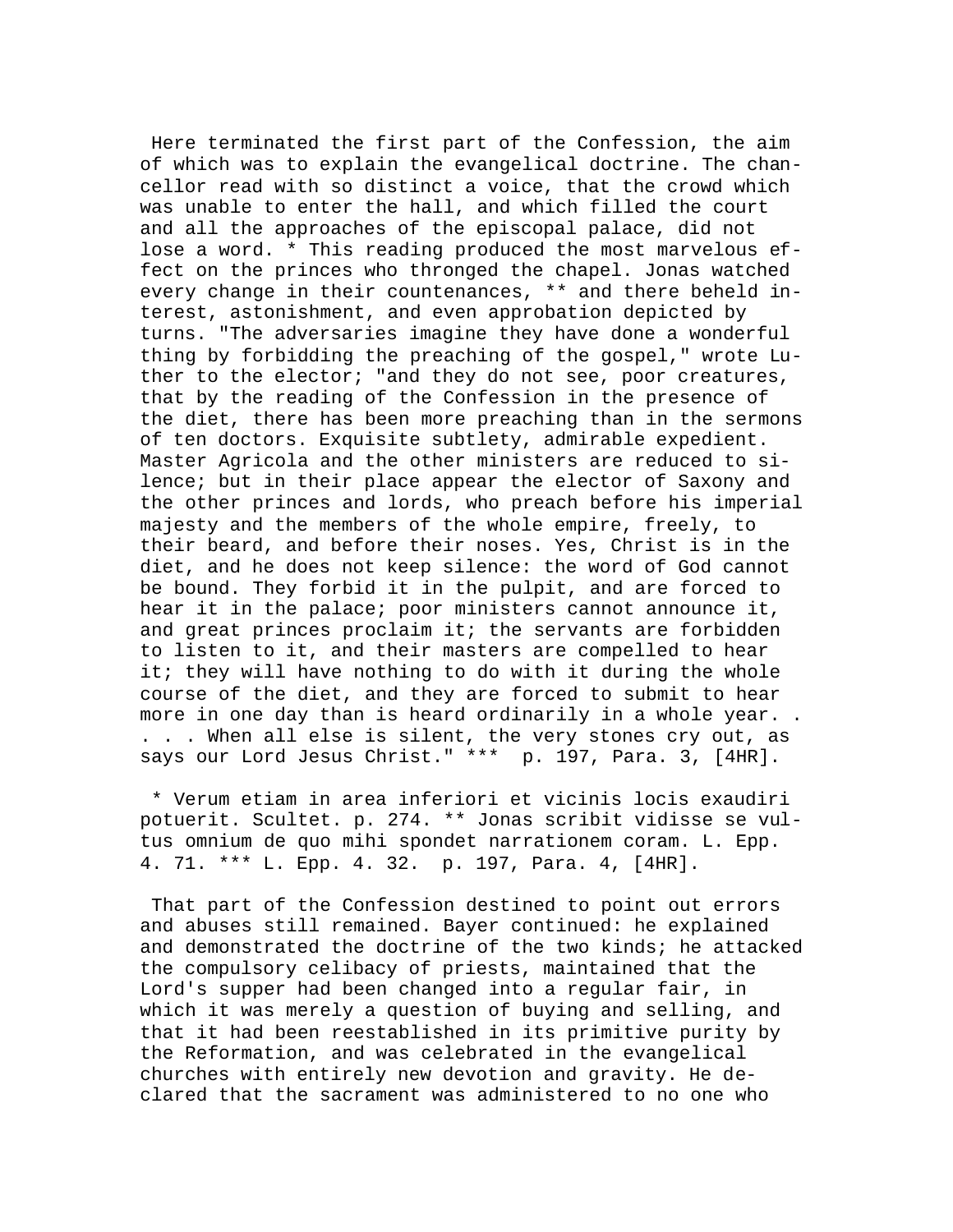Here terminated the first part of the Confession, the aim of which was to explain the evangelical doctrine. The chancellor read with so distinct a voice, that the crowd which was unable to enter the hall, and which filled the court and all the approaches of the episcopal palace, did not lose a word. * This reading produced the most marvelous effect on the princes who thronged the chapel. Jonas watched every change in their countenances, ** and there beheld interest, astonishment, and even approbation depicted by turns. "The adversaries imagine they have done a wonderful thing by forbidding the preaching of the gospel," wrote Luther to the elector; "and they do not see, poor creatures, that by the reading of the Confession in the presence of the diet, there has been more preaching than in the sermons of ten doctors. Exquisite subtlety, admirable expedient. Master Agricola and the other ministers are reduced to silence; but in their place appear the elector of Saxony and the other princes and lords, who preach before his imperial majesty and the members of the whole empire, freely, to their beard, and before their noses. Yes, Christ is in the diet, and he does not keep silence: the word of God cannot be bound. They forbid it in the pulpit, and are forced to hear it in the palace; poor ministers cannot announce it, and great princes proclaim it; the servants are forbidden to listen to it, and their masters are compelled to hear it; they will have nothing to do with it during the whole course of the diet, and they are forced to submit to hear more in one day than is heard ordinarily in a whole year. . . . . When all else is silent, the very stones cry out, as says our Lord Jesus Christ." *** p. 197, Para. 3, [4HR].

* Verum etiam in area inferiori et vicinis locis exaudiri potuerit. Scultet. p. 274. ** Jonas scribit vidisse se vultus omnium de quo mihi spondet narrationem coram. L. Epp. 4. 71. *** L. Epp. 4. 32. p. 197, Para. 4, [4HR].

That part of the Confession destined to point out errors and abuses still remained. Bayer continued: he explained and demonstrated the doctrine of the two kinds; he attacked the compulsory celibacy of priests, maintained that the Lord's supper had been changed into a regular fair, in which it was merely a question of buying and selling, and that it had been reestablished in its primitive purity by the Reformation, and was celebrated in the evangelical churches with entirely new devotion and gravity. He declared that the sacrament was administered to no one who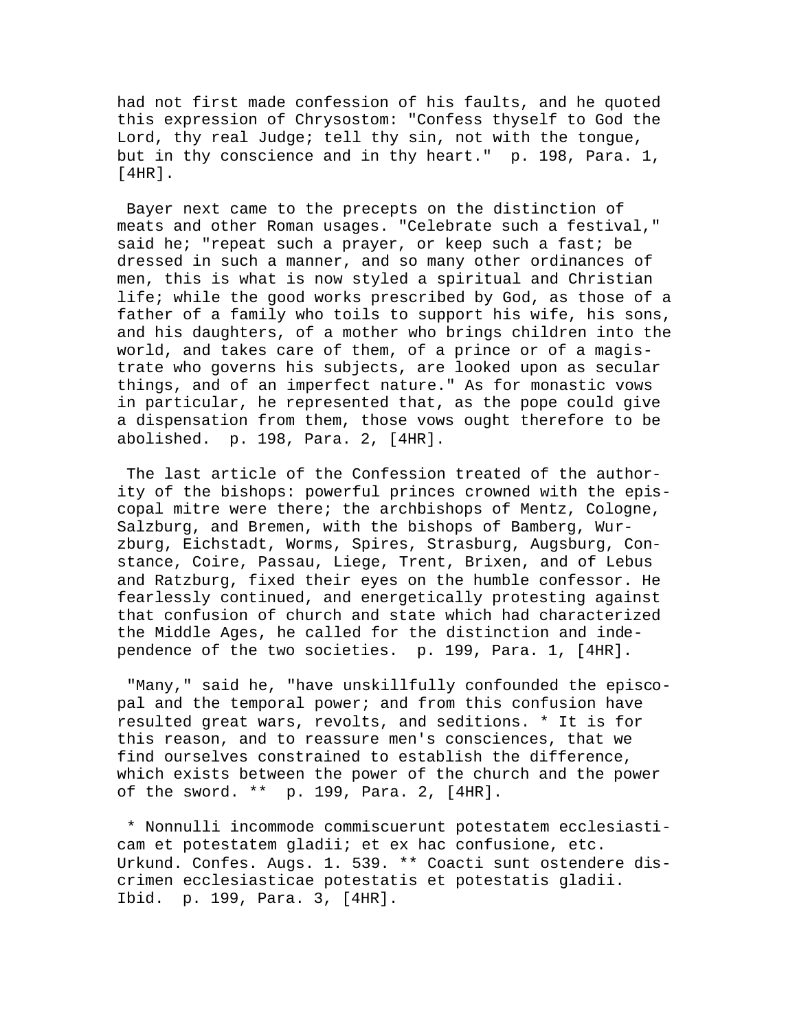had not first made confession of his faults, and he quoted this expression of Chrysostom: "Confess thyself to God the Lord, thy real Judge; tell thy sin, not with the tongue, but in thy conscience and in thy heart." p. 198, Para. 1, [4HR].

Bayer next came to the precepts on the distinction of meats and other Roman usages. "Celebrate such a festival," said he; "repeat such a prayer, or keep such a fast; be dressed in such a manner, and so many other ordinances of men, this is what is now styled a spiritual and Christian life; while the good works prescribed by God, as those of a father of a family who toils to support his wife, his sons, and his daughters, of a mother who brings children into the world, and takes care of them, of a prince or of a magistrate who governs his subjects, are looked upon as secular things, and of an imperfect nature." As for monastic vows in particular, he represented that, as the pope could give a dispensation from them, those vows ought therefore to be abolished. p. 198, Para. 2, [4HR].

The last article of the Confession treated of the authority of the bishops: powerful princes crowned with the episcopal mitre were there; the archbishops of Mentz, Cologne, Salzburg, and Bremen, with the bishops of Bamberg, Wurzburg, Eichstadt, Worms, Spires, Strasburg, Augsburg, Constance, Coire, Passau, Liege, Trent, Brixen, and of Lebus and Ratzburg, fixed their eyes on the humble confessor. He fearlessly continued, and energetically protesting against that confusion of church and state which had characterized the Middle Ages, he called for the distinction and independence of the two societies. p. 199, Para. 1, [4HR].

"Many," said he, "have unskillfully confounded the episcopal and the temporal power; and from this confusion have resulted great wars, revolts, and seditions. * It is for this reason, and to reassure men's consciences, that we find ourselves constrained to establish the difference, which exists between the power of the church and the power of the sword. ** p. 199, Para. 2, [4HR].

* Nonnulli incommode commiscuerunt potestatem ecclesiasticam et potestatem gladii; et ex hac confusione, etc. Urkund. Confes. Augs. 1. 539. ** Coacti sunt ostendere discrimen ecclesiasticae potestatis et potestatis gladii. Ibid. p. 199, Para. 3, [4HR].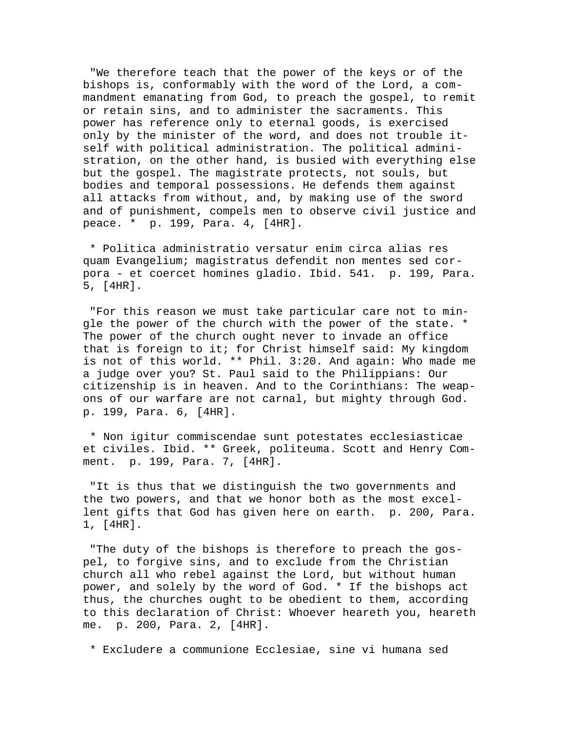"We therefore teach that the power of the keys or of the bishops is, conformably with the word of the Lord, a commandment emanating from God, to preach the gospel, to remit or retain sins, and to administer the sacraments. This power has reference only to eternal goods, is exercised only by the minister of the word, and does not trouble itself with political administration. The political administration, on the other hand, is busied with everything else but the gospel. The magistrate protects, not souls, but bodies and temporal possessions. He defends them against all attacks from without, and, by making use of the sword and of punishment, compels men to observe civil justice and peace. * p. 199, Para. 4, [4HR].

* Politica administratio versatur enim circa alias res quam Evangelium; magistratus defendit non mentes sed corpora - et coercet homines gladio. Ibid. 541. p. 199, Para. 5, [4HR].

"For this reason we must take particular care not to mingle the power of the church with the power of the state. * The power of the church ought never to invade an office that is foreign to it; for Christ himself said: My kingdom is not of this world. ** Phil. 3:20. And again: Who made me a judge over you? St. Paul said to the Philippians: Our citizenship is in heaven. And to the Corinthians: The weapons of our warfare are not carnal, but mighty through God. p. 199, Para. 6, [4HR].

* Non igitur commiscendae sunt potestates ecclesiasticae et civiles. Ibid. ** Greek, politeuma. Scott and Henry Comment. p. 199, Para. 7, [4HR].

"It is thus that we distinguish the two governments and the two powers, and that we honor both as the most excellent gifts that God has given here on earth. p. 200, Para. 1, [4HR].

"The duty of the bishops is therefore to preach the gospel, to forgive sins, and to exclude from the Christian church all who rebel against the Lord, but without human power, and solely by the word of God. * If the bishops act thus, the churches ought to be obedient to them, according to this declaration of Christ: Whoever heareth you, heareth me. p. 200, Para. 2, [4HR].

* Excludere a communione Ecclesiae, sine vi humana sed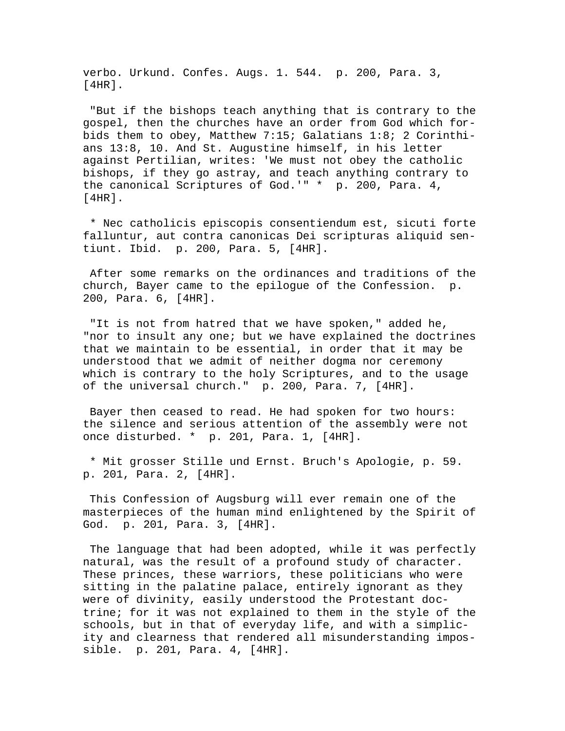verbo. Urkund. Confes. Augs. 1. 544. p. 200, Para. 3, [4HR].

"But if the bishops teach anything that is contrary to the gospel, then the churches have an order from God which forbids them to obey, Matthew 7:15; Galatians 1:8; 2 Corinthians 13:8, 10. And St. Augustine himself, in his letter against Pertilian, writes: 'We must not obey the catholic bishops, if they go astray, and teach anything contrary to the canonical Scriptures of God.'" * p. 200, Para. 4, [4HR].

* Nec catholicis episcopis consentiendum est, sicuti forte falluntur, aut contra canonicas Dei scripturas aliquid sentiunt. Ibid. p. 200, Para. 5, [4HR].

After some remarks on the ordinances and traditions of the church, Bayer came to the epilogue of the Confession. p. 200, Para. 6, [4HR].

"It is not from hatred that we have spoken," added he, "nor to insult any one; but we have explained the doctrines that we maintain to be essential, in order that it may be understood that we admit of neither dogma nor ceremony which is contrary to the holy Scriptures, and to the usage of the universal church." p. 200, Para. 7, [4HR].

Bayer then ceased to read. He had spoken for two hours: the silence and serious attention of the assembly were not once disturbed. * p. 201, Para. 1, [4HR].

* Mit grosser Stille und Ernst. Bruch's Apologie, p. 59. p. 201, Para. 2, [4HR].

This Confession of Augsburg will ever remain one of the masterpieces of the human mind enlightened by the Spirit of God. p. 201, Para. 3, [4HR].

The language that had been adopted, while it was perfectly natural, was the result of a profound study of character. These princes, these warriors, these politicians who were sitting in the palatine palace, entirely ignorant as they were of divinity, easily understood the Protestant doctrine; for it was not explained to them in the style of the schools, but in that of everyday life, and with a simplicity and clearness that rendered all misunderstanding impossible. p. 201, Para. 4, [4HR].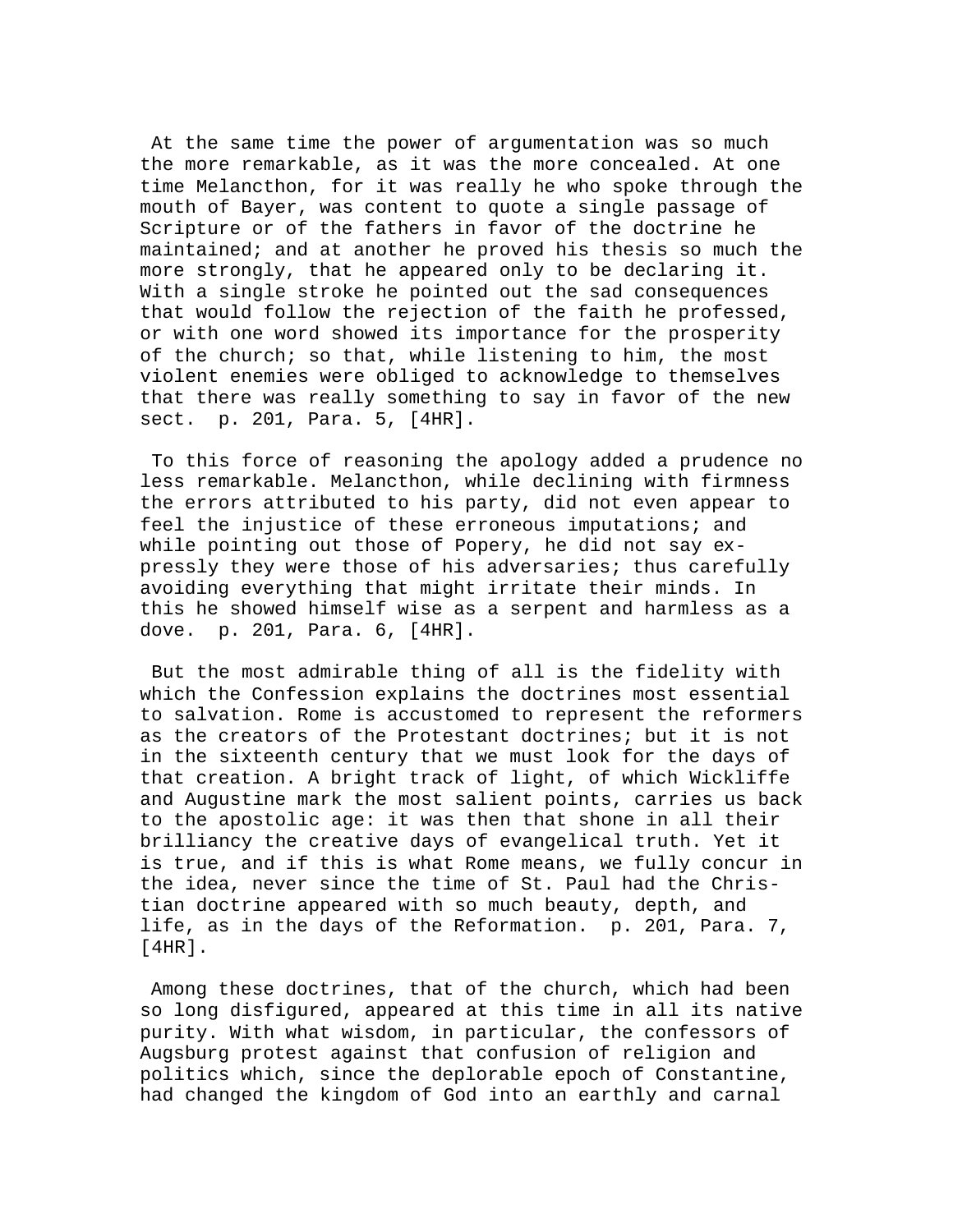At the same time the power of argumentation was so much the more remarkable, as it was the more concealed. At one time Melancthon, for it was really he who spoke through the mouth of Bayer, was content to quote a single passage of Scripture or of the fathers in favor of the doctrine he maintained; and at another he proved his thesis so much the more strongly, that he appeared only to be declaring it. With a single stroke he pointed out the sad consequences that would follow the rejection of the faith he professed, or with one word showed its importance for the prosperity of the church; so that, while listening to him, the most violent enemies were obliged to acknowledge to themselves that there was really something to say in favor of the new sect.  p. 201, Para. 5, [4HR].

To this force of reasoning the apology added a prudence no less remarkable. Melancthon, while declining with firmness the errors attributed to his party, did not even appear to feel the injustice of these erroneous imputations; and while pointing out those of Popery, he did not say expressly they were those of his adversaries; thus carefully avoiding everything that might irritate their minds. In this he showed himself wise as a serpent and harmless as a dove.  p. 201, Para. 6, [4HR].

But the most admirable thing of all is the fidelity with which the Confession explains the doctrines most essential to salvation. Rome is accustomed to represent the reformers as the creators of the Protestant doctrines; but it is not in the sixteenth century that we must look for the days of that creation. A bright track of light, of which Wickliffe and Augustine mark the most salient points, carries us back to the apostolic age: it was then that shone in all their brilliancy the creative days of evangelical truth. Yet it is true, and if this is what Rome means, we fully concur in the idea, never since the time of St. Paul had the Christian doctrine appeared with so much beauty, depth, and life, as in the days of the Reformation.  p. 201, Para. 7, [4HR].

Among these doctrines, that of the church, which had been so long disfigured, appeared at this time in all its native purity. With what wisdom, in particular, the confessors of Augsburg protest against that confusion of religion and politics which, since the deplorable epoch of Constantine, had changed the kingdom of God into an earthly and carnal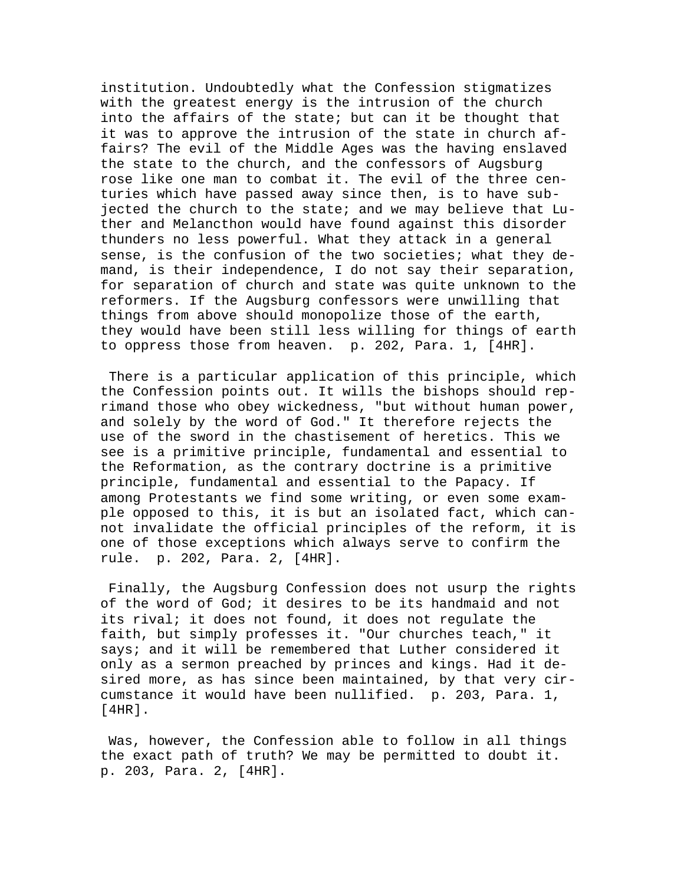institution. Undoubtedly what the Confession stigmatizes with the greatest energy is the intrusion of the church into the affairs of the state; but can it be thought that it was to approve the intrusion of the state in church affairs? The evil of the Middle Ages was the having enslaved the state to the church, and the confessors of Augsburg rose like one man to combat it. The evil of the three centuries which have passed away since then, is to have subjected the church to the state; and we may believe that Luther and Melancthon would have found against this disorder thunders no less powerful. What they attack in a general sense, is the confusion of the two societies; what they demand, is their independence, I do not say their separation, for separation of church and state was quite unknown to the reformers. If the Augsburg confessors were unwilling that things from above should monopolize those of the earth, they would have been still less willing for things of earth to oppress those from heaven. p. 202, Para. 1, [4HR].

There is a particular application of this principle, which the Confession points out. It wills the bishops should reprimand those who obey wickedness, "but without human power, and solely by the word of God." It therefore rejects the use of the sword in the chastisement of heretics. This we see is a primitive principle, fundamental and essential to the Reformation, as the contrary doctrine is a primitive principle, fundamental and essential to the Papacy. If among Protestants we find some writing, or even some example opposed to this, it is but an isolated fact, which cannot invalidate the official principles of the reform, it is one of those exceptions which always serve to confirm the rule. p. 202, Para. 2, [4HR].

Finally, the Augsburg Confession does not usurp the rights of the word of God; it desires to be its handmaid and not its rival; it does not found, it does not regulate the faith, but simply professes it. "Our churches teach," it says; and it will be remembered that Luther considered it only as a sermon preached by princes and kings. Had it desired more, as has since been maintained, by that very circumstance it would have been nullified. p. 203, Para. 1, [4HR].

Was, however, the Confession able to follow in all things the exact path of truth? We may be permitted to doubt it. p. 203, Para. 2, [4HR].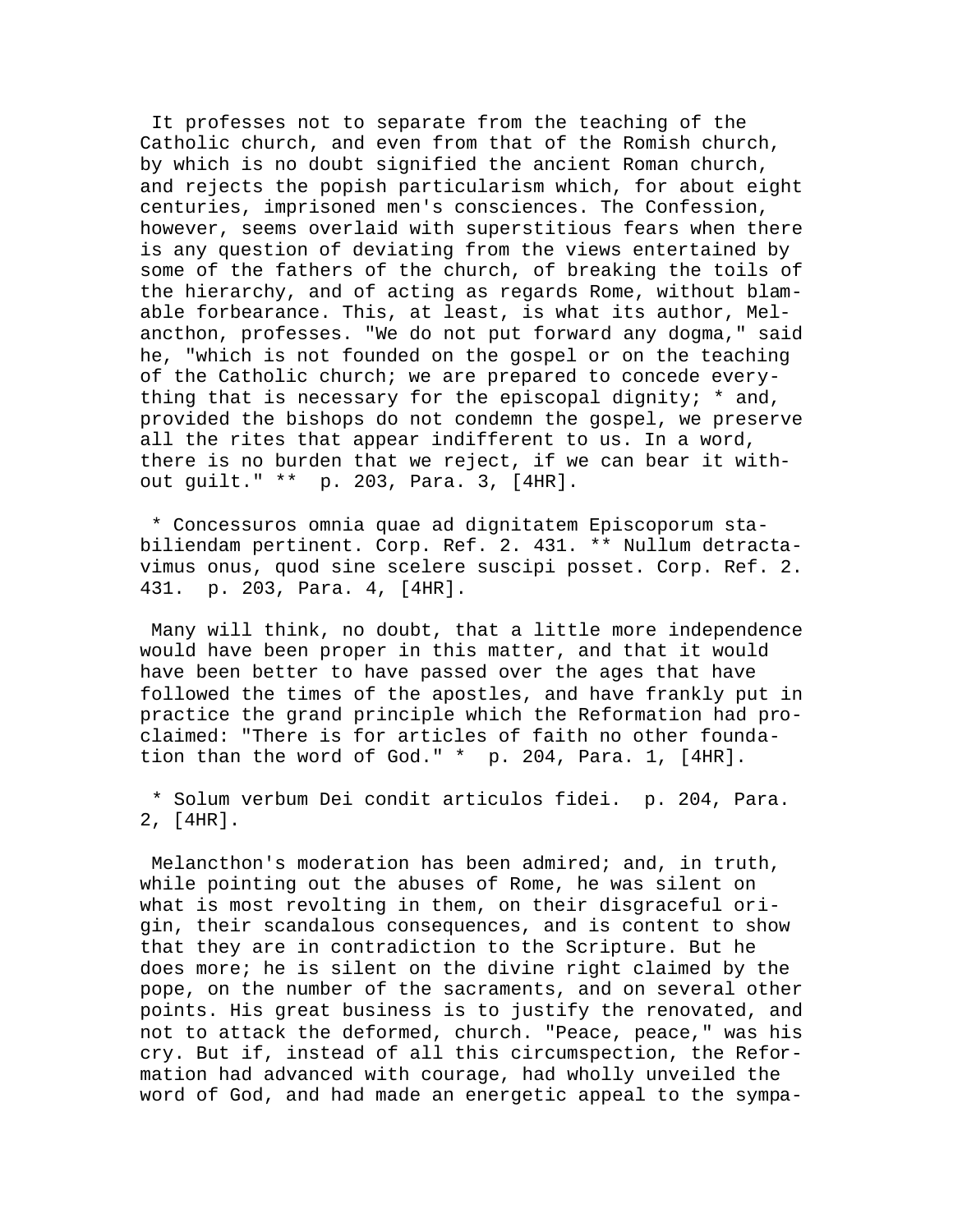It professes not to separate from the teaching of the Catholic church, and even from that of the Romish church, by which is no doubt signified the ancient Roman church, and rejects the popish particularism which, for about eight centuries, imprisoned men's consciences. The Confession, however, seems overlaid with superstitious fears when there is any question of deviating from the views entertained by some of the fathers of the church, of breaking the toils of the hierarchy, and of acting as regards Rome, without blamable forbearance. This, at least, is what its author, Melancthon, professes. "We do not put forward any dogma," said he, "which is not founded on the gospel or on the teaching of the Catholic church; we are prepared to concede everything that is necessary for the episcopal dignity; * and, provided the bishops do not condemn the gospel, we preserve all the rites that appear indifferent to us. In a word, there is no burden that we reject, if we can bear it without guilt." ** p. 203, Para. 3, [4HR].

* Concessuros omnia quae ad dignitatem Episcoporum stabiliendam pertinent. Corp. Ref. 2. 431. ** Nullum detractavimus onus, quod sine scelere suscipi posset. Corp. Ref. 2. 431. p. 203, Para. 4, [4HR].

Many will think, no doubt, that a little more independence would have been proper in this matter, and that it would have been better to have passed over the ages that have followed the times of the apostles, and have frankly put in practice the grand principle which the Reformation had proclaimed: "There is for articles of faith no other foundation than the word of God." * p. 204, Para. 1, [4HR].

* Solum verbum Dei condit articulos fidei. p. 204, Para. 2, [4HR].

Melancthon's moderation has been admired; and, in truth, while pointing out the abuses of Rome, he was silent on what is most revolting in them, on their disgraceful origin, their scandalous consequences, and is content to show that they are in contradiction to the Scripture. But he does more; he is silent on the divine right claimed by the pope, on the number of the sacraments, and on several other points. His great business is to justify the renovated, and not to attack the deformed, church. "Peace, peace," was his cry. But if, instead of all this circumspection, the Reformation had advanced with courage, had wholly unveiled the word of God, and had made an energetic appeal to the sympa-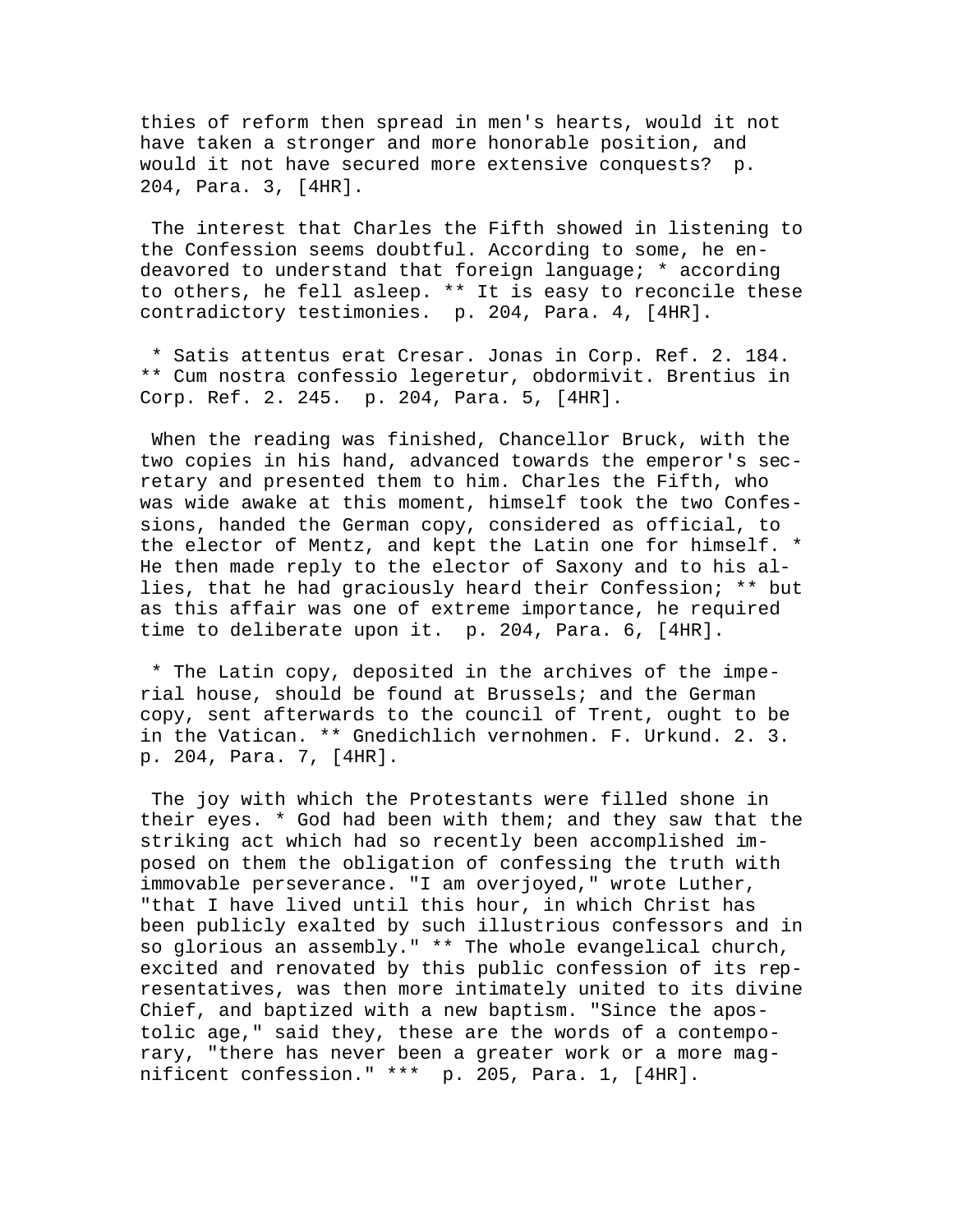thies of reform then spread in men's hearts, would it not have taken a stronger and more honorable position, and would it not have secured more extensive conquests? p. 204, Para. 3, [4HR].

The interest that Charles the Fifth showed in listening to the Confession seems doubtful. According to some, he endeavored to understand that foreign language; * according to others, he fell asleep. ** It is easy to reconcile these contradictory testimonies. p. 204, Para. 4, [4HR].

* Satis attentus erat Cresar. Jonas in Corp. Ref. 2. 184. ** Cum nostra confessio legeretur, obdormivit. Brentius in Corp. Ref. 2. 245. p. 204, Para. 5, [4HR].

When the reading was finished, Chancellor Bruck, with the two copies in his hand, advanced towards the emperor's secretary and presented them to him. Charles the Fifth, who was wide awake at this moment, himself took the two Confessions, handed the German copy, considered as official, to the elector of Mentz, and kept the Latin one for himself. * He then made reply to the elector of Saxony and to his allies, that he had graciously heard their Confession; ** but as this affair was one of extreme importance, he required time to deliberate upon it. p. 204, Para. 6, [4HR].

* The Latin copy, deposited in the archives of the imperial house, should be found at Brussels; and the German copy, sent afterwards to the council of Trent, ought to be in the Vatican. ** Gnedichlich vernohmen. F. Urkund. 2. 3. p. 204, Para. 7, [4HR].

The joy with which the Protestants were filled shone in their eyes. * God had been with them; and they saw that the striking act which had so recently been accomplished imposed on them the obligation of confessing the truth with immovable perseverance. "I am overjoyed," wrote Luther, "that I have lived until this hour, in which Christ has been publicly exalted by such illustrious confessors and in so glorious an assembly." ** The whole evangelical church, excited and renovated by this public confession of its representatives, was then more intimately united to its divine Chief, and baptized with a new baptism. "Since the apostolic age," said they, these are the words of a contemporary, "there has never been a greater work or a more magnificent confession." *** p. 205, Para. 1, [4HR].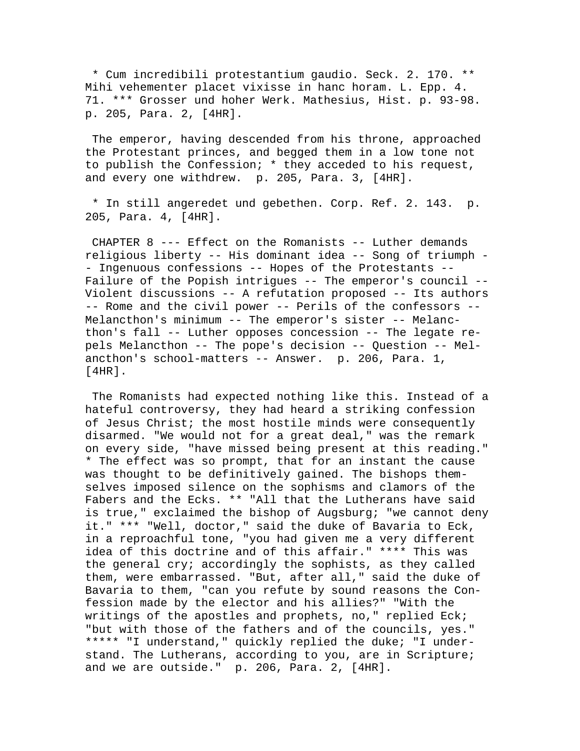* Cum incredibili protestantium gaudio. Seck. 2. 170. ** Mihi vehementer placet vixisse in hanc horam. L. Epp. 4. 71. *** Grosser und hoher Werk. Mathesius, Hist. p. 93-98. p. 205, Para. 2, [4HR].

The emperor, having descended from his throne, approached the Protestant princes, and begged them in a low tone not to publish the Confession; * they acceded to his request, and every one withdrew. p. 205, Para. 3, [4HR].

* In still angeredet und gebethen. Corp. Ref. 2. 143. p. 205, Para. 4, [4HR].

CHAPTER 8 --- Effect on the Romanists -- Luther demands religious liberty -- His dominant idea -- Song of triumph -- Ingenuous confessions -- Hopes of the Protestants -- Failure of the Popish intrigues -- The emperor's council -- Violent discussions -- A refutation proposed -- Its authors -- Rome and the civil power -- Perils of the confessors -- Melancthon's minimum -- The emperor's sister -- Melancthon's fall -- Luther opposes concession -- The legate repels Melancthon -- The pope's decision -- Question -- Melancthon's school-matters -- Answer. p. 206, Para. 1, [4HR].

The Romanists had expected nothing like this. Instead of a hateful controversy, they had heard a striking confession of Jesus Christ; the most hostile minds were consequently disarmed. "We would not for a great deal," was the remark on every side, "have missed being present at this reading." * The effect was so prompt, that for an instant the cause was thought to be definitively gained. The bishops themselves imposed silence on the sophisms and clamors of the Fabers and the Ecks. ** "All that the Lutherans have said is true," exclaimed the bishop of Augsburg; "we cannot deny it." *** "Well, doctor," said the duke of Bavaria to Eck, in a reproachful tone, "you had given me a very different idea of this doctrine and of this affair." **** This was the general cry; accordingly the sophists, as they called them, were embarrassed. "But, after all," said the duke of Bavaria to them, "can you refute by sound reasons the Confession made by the elector and his allies?" "With the writings of the apostles and prophets, no," replied Eck; "but with those of the fathers and of the councils, yes." ***** "I understand," quickly replied the duke; "I understand. The Lutherans, according to you, are in Scripture; and we are outside." p. 206, Para. 2, [4HR].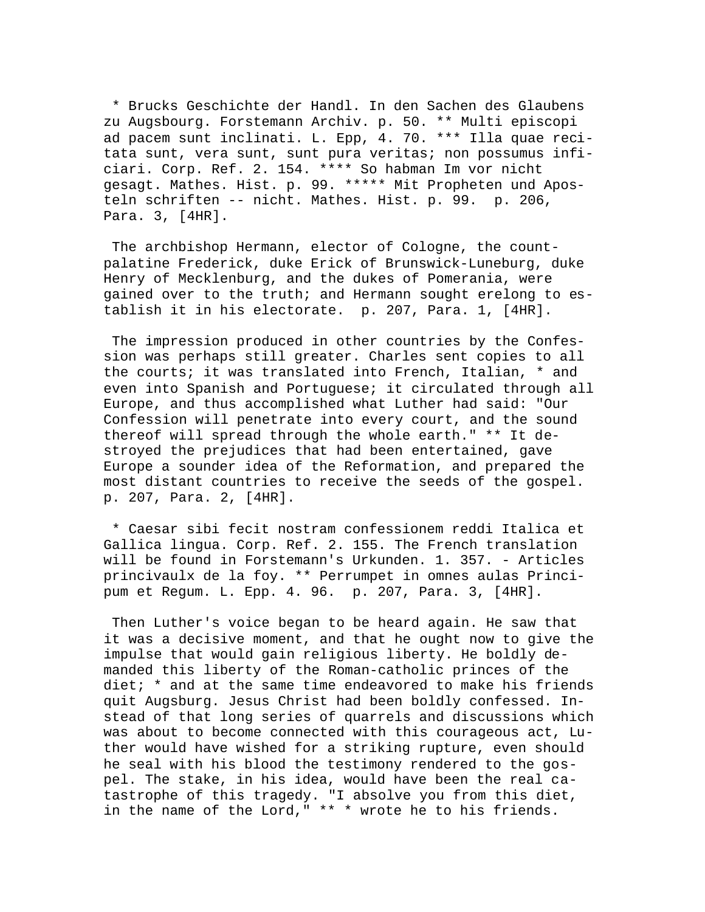* Brucks Geschichte der Handl. In den Sachen des Glaubens zu Augsbourg. Forstemann Archiv. p. 50. ** Multi episcopi ad pacem sunt inclinati. L. Epp, 4. 70. *** Illa quae recitata sunt, vera sunt, sunt pura veritas; non possumus inficiari. Corp. Ref. 2. 154. **** So habman Im vor nicht gesagt. Mathes. Hist. p. 99. ***** Mit Propheten und Aposteln schriften -- nicht. Mathes. Hist. p. 99. p. 206, Para. 3, [4HR].

The archbishop Hermann, elector of Cologne, the count-palatine Frederick, duke Erick of Brunswick-Luneburg, duke Henry of Mecklenburg, and the dukes of Pomerania, were gained over to the truth; and Hermann sought erelong to establish it in his electorate. p. 207, Para. 1, [4HR].

The impression produced in other countries by the Confession was perhaps still greater. Charles sent copies to all the courts; it was translated into French, Italian, * and even into Spanish and Portuguese; it circulated through all Europe, and thus accomplished what Luther had said: "Our Confession will penetrate into every court, and the sound thereof will spread through the whole earth." ** It destroyed the prejudices that had been entertained, gave Europe a sounder idea of the Reformation, and prepared the most distant countries to receive the seeds of the gospel. p. 207, Para. 2, [4HR].

* Caesar sibi fecit nostram confessionem reddi Italica et Gallica lingua. Corp. Ref. 2. 155. The French translation will be found in Forstemann's Urkunden. 1. 357. - Articles princivaulx de la foy. ** Perrumpet in omnes aulas Principum et Regum. L. Epp. 4. 96. p. 207, Para. 3, [4HR].

Then Luther's voice began to be heard again. He saw that it was a decisive moment, and that he ought now to give the impulse that would gain religious liberty. He boldly demanded this liberty of the Roman-catholic princes of the diet; * and at the same time endeavored to make his friends quit Augsburg. Jesus Christ had been boldly confessed. Instead of that long series of quarrels and discussions which was about to become connected with this courageous act, Luther would have wished for a striking rupture, even should he seal with his blood the testimony rendered to the gospel. The stake, in his idea, would have been the real catastrophe of this tragedy. "I absolve you from this diet, in the name of the Lord," ** * wrote he to his friends.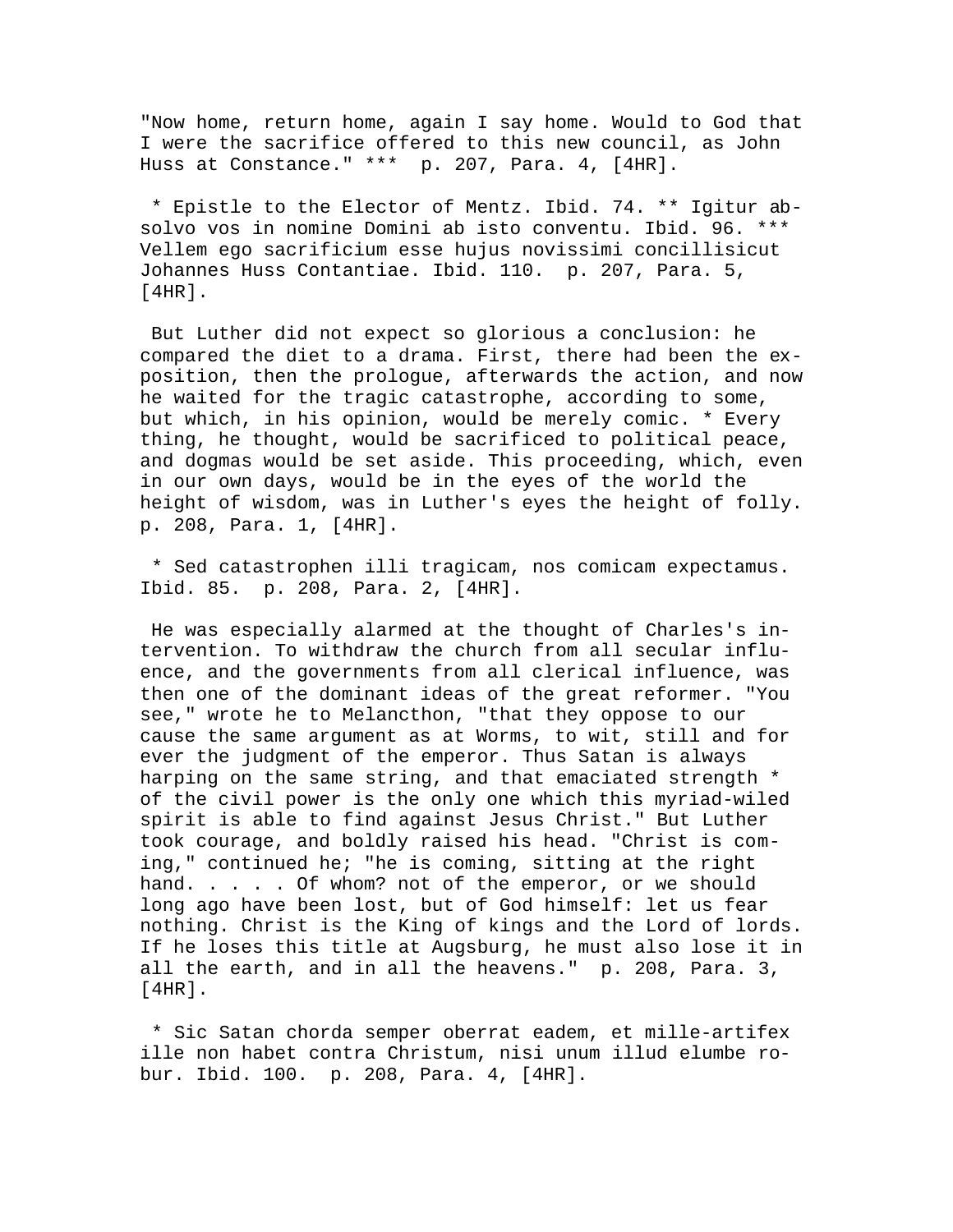"Now home, return home, again I say home. Would to God that I were the sacrifice offered to this new council, as John Huss at Constance." *** p. 207, Para. 4, [4HR].

* Epistle to the Elector of Mentz. Ibid. 74. ** Igitur absolvo vos in nomine Domini ab isto conventu. Ibid. 96. *** Vellem ego sacrificium esse hujus novissimi concillisicut Johannes Huss Contantiae. Ibid. 110. p. 207, Para. 5, [4HR].

But Luther did not expect so glorious a conclusion: he compared the diet to a drama. First, there had been the exposition, then the prologue, afterwards the action, and now he waited for the tragic catastrophe, according to some, but which, in his opinion, would be merely comic. * Every thing, he thought, would be sacrificed to political peace, and dogmas would be set aside. This proceeding, which, even in our own days, would be in the eyes of the world the height of wisdom, was in Luther's eyes the height of folly. p. 208, Para. 1, [4HR].

* Sed catastrophen illi tragicam, nos comicam expectamus. Ibid. 85. p. 208, Para. 2, [4HR].

He was especially alarmed at the thought of Charles's intervention. To withdraw the church from all secular influence, and the governments from all clerical influence, was then one of the dominant ideas of the great reformer. "You see," wrote he to Melancthon, "that they oppose to our cause the same argument as at Worms, to wit, still and for ever the judgment of the emperor. Thus Satan is always harping on the same string, and that emaciated strength * of the civil power is the only one which this myriad-wiled spirit is able to find against Jesus Christ." But Luther took courage, and boldly raised his head. "Christ is coming," continued he; "he is coming, sitting at the right hand. . . . . Of whom? not of the emperor, or we should long ago have been lost, but of God himself: let us fear nothing. Christ is the King of kings and the Lord of lords. If he loses this title at Augsburg, he must also lose it in all the earth, and in all the heavens." p. 208, Para. 3, [4HR].

* Sic Satan chorda semper oberrat eadem, et mille-artifex ille non habet contra Christum, nisi unum illud elumbe robur. Ibid. 100. p. 208, Para. 4, [4HR].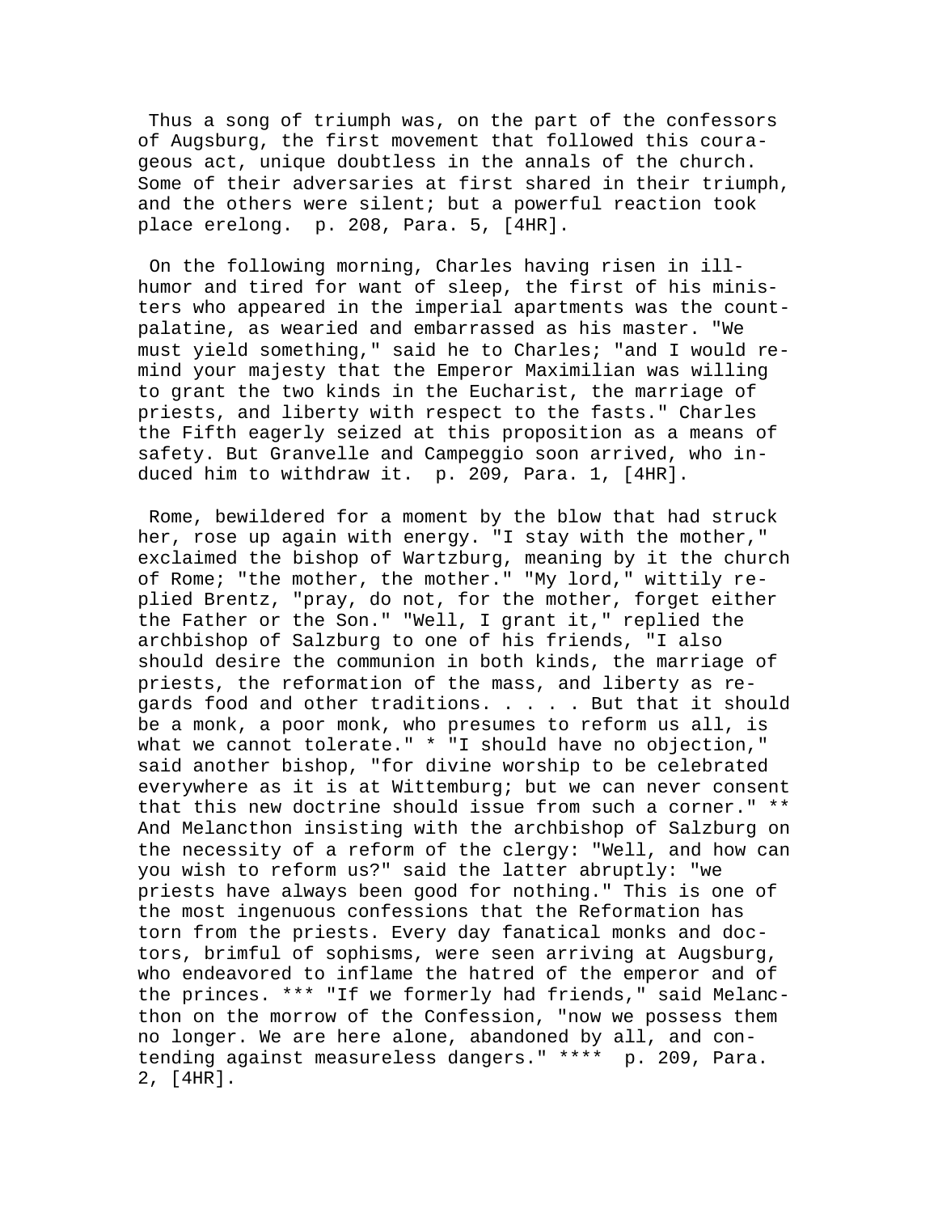Thus a song of triumph was, on the part of the confessors of Augsburg, the first movement that followed this courageous act, unique doubtless in the annals of the church. Some of their adversaries at first shared in their triumph, and the others were silent; but a powerful reaction took place erelong. p. 208, Para. 5, [4HR].

On the following morning, Charles having risen in ill-humor and tired for want of sleep, the first of his ministers who appeared in the imperial apartments was the count-palatine, as wearied and embarrassed as his master. "We must yield something," said he to Charles; "and I would remind your majesty that the Emperor Maximilian was willing to grant the two kinds in the Eucharist, the marriage of priests, and liberty with respect to the fasts." Charles the Fifth eagerly seized at this proposition as a means of safety. But Granvelle and Campeggio soon arrived, who induced him to withdraw it. p. 209, Para. 1, [4HR].

Rome, bewildered for a moment by the blow that had struck her, rose up again with energy. "I stay with the mother," exclaimed the bishop of Wartzburg, meaning by it the church of Rome; "the mother, the mother." "My lord," wittily replied Brentz, "pray, do not, for the mother, forget either the Father or the Son." "Well, I grant it," replied the archbishop of Salzburg to one of his friends, "I also should desire the communion in both kinds, the marriage of priests, the reformation of the mass, and liberty as regards food and other traditions. . . . . But that it should be a monk, a poor monk, who presumes to reform us all, is what we cannot tolerate." * "I should have no objection," said another bishop, "for divine worship to be celebrated everywhere as it is at Wittemburg; but we can never consent that this new doctrine should issue from such a corner." ** And Melancthon insisting with the archbishop of Salzburg on the necessity of a reform of the clergy: "Well, and how can you wish to reform us?" said the latter abruptly: "we priests have always been good for nothing." This is one of the most ingenuous confessions that the Reformation has torn from the priests. Every day fanatical monks and doctors, brimful of sophisms, were seen arriving at Augsburg, who endeavored to inflame the hatred of the emperor and of the princes. *** "If we formerly had friends," said Melancthon on the morrow of the Confession, "now we possess them no longer. We are here alone, abandoned by all, and contending against measureless dangers." **** p. 209, Para. 2, [4HR].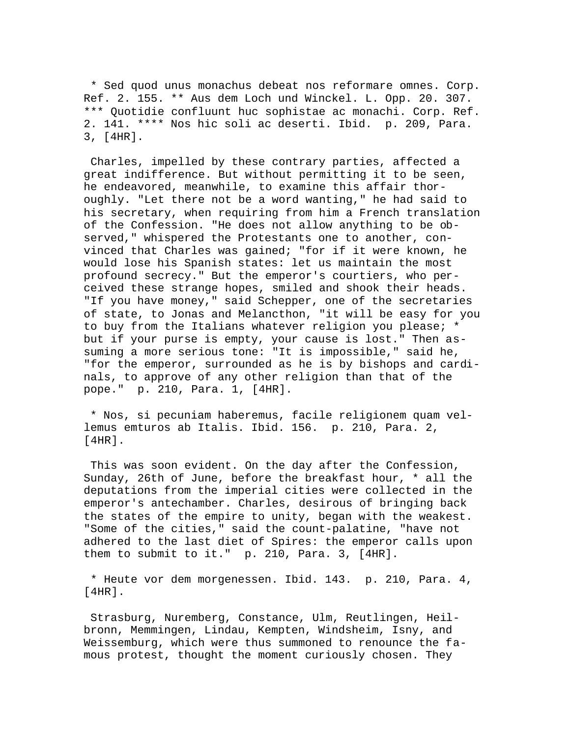* Sed quod unus monachus debeat nos reformare omnes. Corp. Ref. 2. 155. ** Aus dem Loch und Winckel. L. Opp. 20. 307. *** Quotidie confluunt huc sophistae ac monachi. Corp. Ref. 2. 141. **** Nos hic soli ac deserti. Ibid. p. 209, Para. 3, [4HR].

Charles, impelled by these contrary parties, affected a great indifference. But without permitting it to be seen, he endeavored, meanwhile, to examine this affair thoroughly. "Let there not be a word wanting," he had said to his secretary, when requiring from him a French translation of the Confession. "He does not allow anything to be observed," whispered the Protestants one to another, convinced that Charles was gained; "for if it were known, he would lose his Spanish states: let us maintain the most profound secrecy." But the emperor's courtiers, who perceived these strange hopes, smiled and shook their heads. "If you have money," said Schepper, one of the secretaries of state, to Jonas and Melancthon, "it will be easy for you to buy from the Italians whatever religion you please; * but if your purse is empty, your cause is lost." Then assuming a more serious tone: "It is impossible," said he, "for the emperor, surrounded as he is by bishops and cardinals, to approve of any other religion than that of the pope." p. 210, Para. 1, [4HR].

* Nos, si pecuniam haberemus, facile religionem quam vellemus emturos ab Italis. Ibid. 156. p. 210, Para. 2, [4HR].

This was soon evident. On the day after the Confession, Sunday, 26th of June, before the breakfast hour, * all the deputations from the imperial cities were collected in the emperor's antechamber. Charles, desirous of bringing back the states of the empire to unity, began with the weakest. "Some of the cities," said the count-palatine, "have not adhered to the last diet of Spires: the emperor calls upon them to submit to it." p. 210, Para. 3, [4HR].

* Heute vor dem morgenessen. Ibid. 143. p. 210, Para. 4, [4HR].

Strasburg, Nuremberg, Constance, Ulm, Reutlingen, Heilbronn, Memmingen, Lindau, Kempten, Windsheim, Isny, and Weissemburg, which were thus summoned to renounce the famous protest, thought the moment curiously chosen. They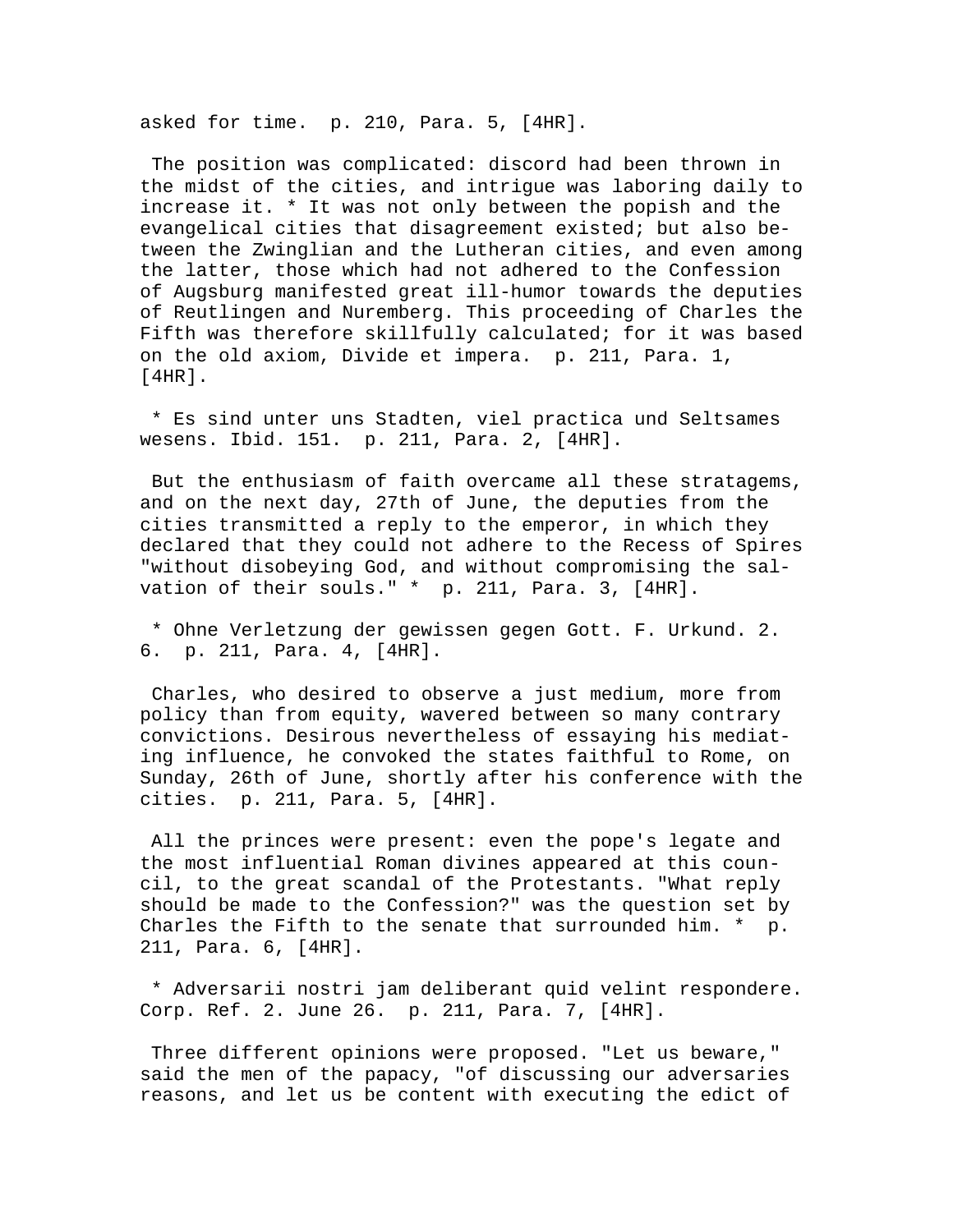asked for time.  p. 210, Para. 5, [4HR].

The position was complicated: discord had been thrown in the midst of the cities, and intrigue was laboring daily to increase it. * It was not only between the popish and the evangelical cities that disagreement existed; but also between the Zwinglian and the Lutheran cities, and even among the latter, those which had not adhered to the Confession of Augsburg manifested great ill-humor towards the deputies of Reutlingen and Nuremberg. This proceeding of Charles the Fifth was therefore skillfully calculated; for it was based on the old axiom, Divide et impera.  p. 211, Para. 1, [4HR].

* Es sind unter uns Stadten, viel practica und Seltsames wesens. Ibid. 151.  p. 211, Para. 2, [4HR].

But the enthusiasm of faith overcame all these stratagems, and on the next day, 27th of June, the deputies from the cities transmitted a reply to the emperor, in which they declared that they could not adhere to the Recess of Spires "without disobeying God, and without compromising the salvation of their souls." *  p. 211, Para. 3, [4HR].

* Ohne Verletzung der gewissen gegen Gott. F. Urkund. 2. 6.  p. 211, Para. 4, [4HR].

Charles, who desired to observe a just medium, more from policy than from equity, wavered between so many contrary convictions. Desirous nevertheless of essaying his mediating influence, he convoked the states faithful to Rome, on Sunday, 26th of June, shortly after his conference with the cities.  p. 211, Para. 5, [4HR].

All the princes were present: even the pope's legate and the most influential Roman divines appeared at this council, to the great scandal of the Protestants. "What reply should be made to the Confession?" was the question set by Charles the Fifth to the senate that surrounded him. *  p. 211, Para. 6, [4HR].

* Adversarii nostri jam deliberant quid velint respondere. Corp. Ref. 2. June 26.  p. 211, Para. 7, [4HR].

Three different opinions were proposed. "Let us beware," said the men of the papacy, "of discussing our adversaries reasons, and let us be content with executing the edict of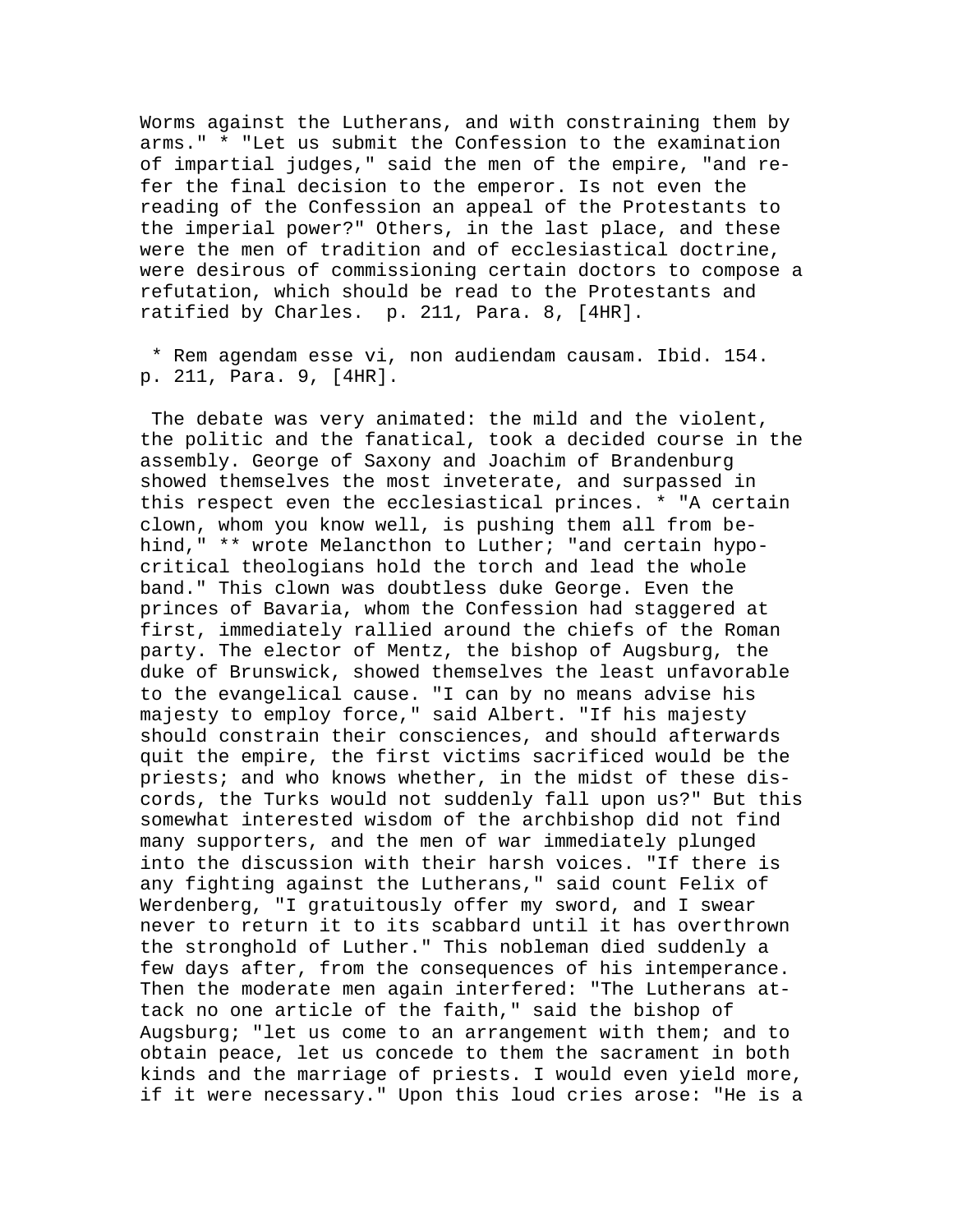Worms against the Lutherans, and with constraining them by arms." * "Let us submit the Confession to the examination of impartial judges," said the men of the empire, "and refer the final decision to the emperor. Is not even the reading of the Confession an appeal of the Protestants to the imperial power?" Others, in the last place, and these were the men of tradition and of ecclesiastical doctrine, were desirous of commissioning certain doctors to compose a refutation, which should be read to the Protestants and ratified by Charles. p. 211, Para. 8, [4HR].

* Rem agendam esse vi, non audiendam causam. Ibid. 154. p. 211, Para. 9, [4HR].

The debate was very animated: the mild and the violent, the politic and the fanatical, took a decided course in the assembly. George of Saxony and Joachim of Brandenburg showed themselves the most inveterate, and surpassed in this respect even the ecclesiastical princes. * "A certain clown, whom you know well, is pushing them all from behind," ** wrote Melancthon to Luther; "and certain hypocritical theologians hold the torch and lead the whole band." This clown was doubtless duke George. Even the princes of Bavaria, whom the Confession had staggered at first, immediately rallied around the chiefs of the Roman party. The elector of Mentz, the bishop of Augsburg, the duke of Brunswick, showed themselves the least unfavorable to the evangelical cause. "I can by no means advise his majesty to employ force," said Albert. "If his majesty should constrain their consciences, and should afterwards quit the empire, the first victims sacrificed would be the priests; and who knows whether, in the midst of these discords, the Turks would not suddenly fall upon us?" But this somewhat interested wisdom of the archbishop did not find many supporters, and the men of war immediately plunged into the discussion with their harsh voices. "If there is any fighting against the Lutherans," said count Felix of Werdenberg, "I gratuitously offer my sword, and I swear never to return it to its scabbard until it has overthrown the stronghold of Luther." This nobleman died suddenly a few days after, from the consequences of his intemperance. Then the moderate men again interfered: "The Lutherans attack no one article of the faith," said the bishop of Augsburg; "let us come to an arrangement with them; and to obtain peace, let us concede to them the sacrament in both kinds and the marriage of priests. I would even yield more, if it were necessary." Upon this loud cries arose: "He is a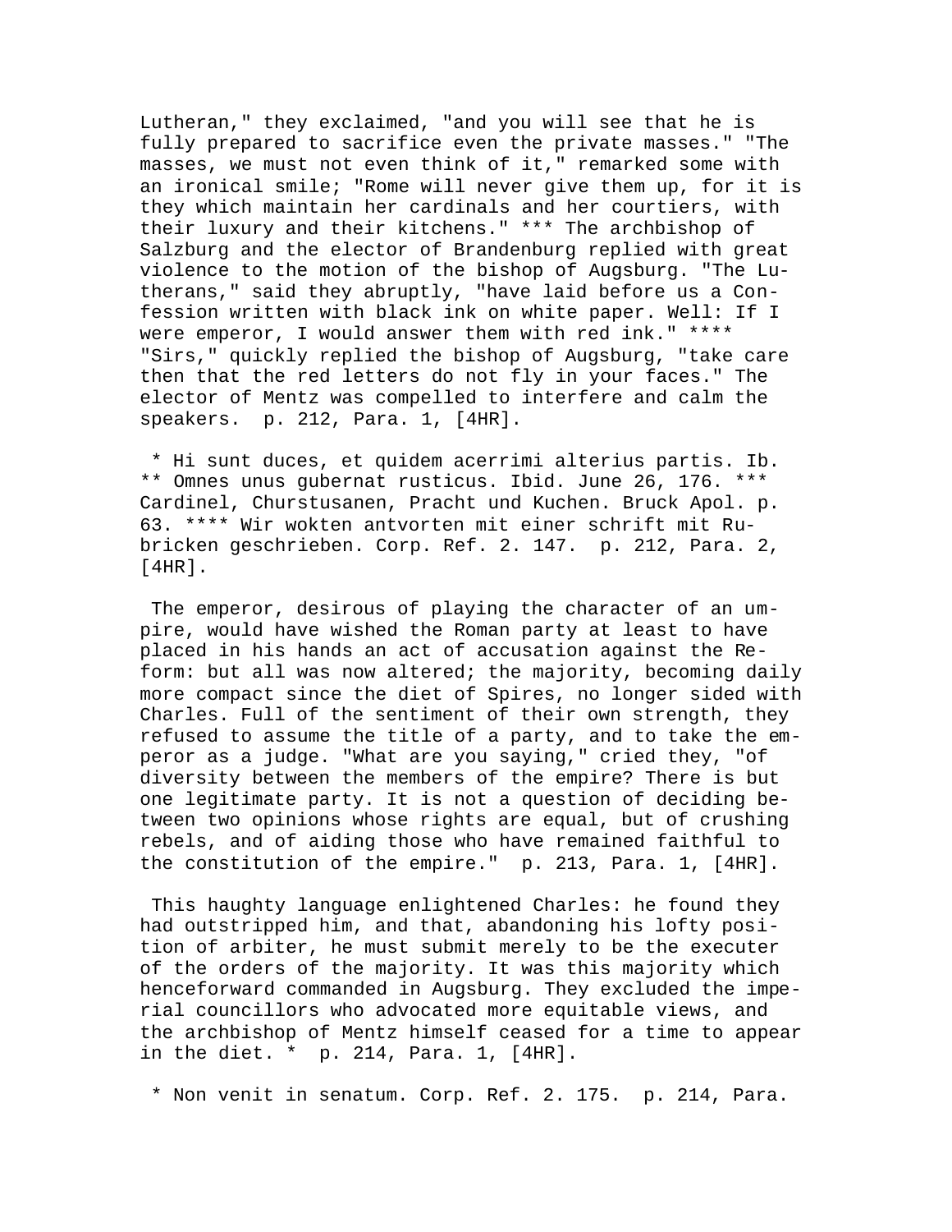Lutheran," they exclaimed, "and you will see that he is fully prepared to sacrifice even the private masses." "The masses, we must not even think of it," remarked some with an ironical smile; "Rome will never give them up, for it is they which maintain her cardinals and her courtiers, with their luxury and their kitchens." *** The archbishop of Salzburg and the elector of Brandenburg replied with great violence to the motion of the bishop of Augsburg. "The Lutherans," said they abruptly, "have laid before us a Confession written with black ink on white paper. Well: If I were emperor, I would answer them with red ink." **** "Sirs," quickly replied the bishop of Augsburg, "take care then that the red letters do not fly in your faces." The elector of Mentz was compelled to interfere and calm the speakers. p. 212, Para. 1, [4HR].

* Hi sunt duces, et quidem acerrimi alterius partis. Ib. ** Omnes unus gubernat rusticus. Ibid. June 26, 176. *** Cardinel, Churstusanen, Pracht und Kuchen. Bruck Apol. p. 63. **** Wir wokten antvorten mit einer schrift mit Rubricken geschrieben. Corp. Ref. 2. 147. p. 212, Para. 2, [4HR].

The emperor, desirous of playing the character of an umpire, would have wished the Roman party at least to have placed in his hands an act of accusation against the Reform: but all was now altered; the majority, becoming daily more compact since the diet of Spires, no longer sided with Charles. Full of the sentiment of their own strength, they refused to assume the title of a party, and to take the emperor as a judge. "What are you saying," cried they, "of diversity between the members of the empire? There is but one legitimate party. It is not a question of deciding between two opinions whose rights are equal, but of crushing rebels, and of aiding those who have remained faithful to the constitution of the empire." p. 213, Para. 1, [4HR].

This haughty language enlightened Charles: he found they had outstripped him, and that, abandoning his lofty position of arbiter, he must submit merely to be the executer of the orders of the majority. It was this majority which henceforward commanded in Augsburg. They excluded the imperial councillors who advocated more equitable views, and the archbishop of Mentz himself ceased for a time to appear in the diet. * p. 214, Para. 1, [4HR].

* Non venit in senatum. Corp. Ref. 2. 175. p. 214, Para.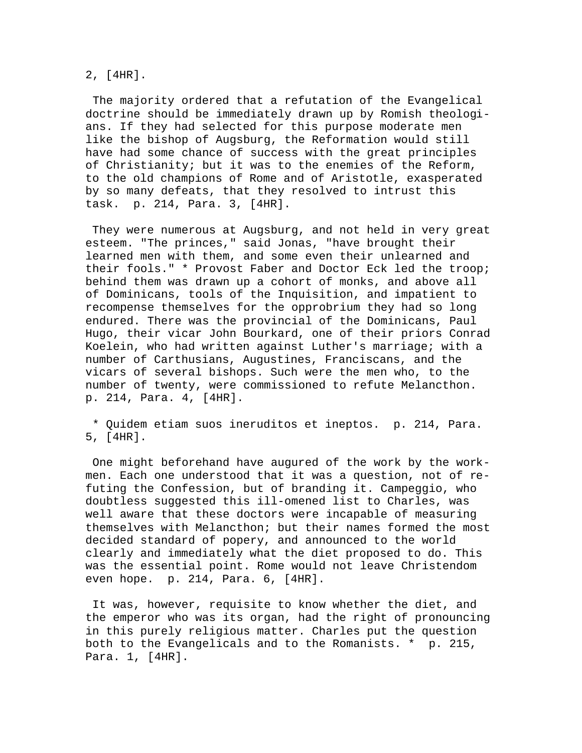2, [4HR].

The majority ordered that a refutation of the Evangelical doctrine should be immediately drawn up by Romish theologians. If they had selected for this purpose moderate men like the bishop of Augsburg, the Reformation would still have had some chance of success with the great principles of Christianity; but it was to the enemies of the Reform, to the old champions of Rome and of Aristotle, exasperated by so many defeats, that they resolved to intrust this task. p. 214, Para. 3, [4HR].

They were numerous at Augsburg, and not held in very great esteem. "The princes," said Jonas, "have brought their learned men with them, and some even their unlearned and their fools." * Provost Faber and Doctor Eck led the troop; behind them was drawn up a cohort of monks, and above all of Dominicans, tools of the Inquisition, and impatient to recompense themselves for the opprobrium they had so long endured. There was the provincial of the Dominicans, Paul Hugo, their vicar John Bourkard, one of their priors Conrad Koelein, who had written against Luther's marriage; with a number of Carthusians, Augustines, Franciscans, and the vicars of several bishops. Such were the men who, to the number of twenty, were commissioned to refute Melancthon. p. 214, Para. 4, [4HR].

* Quidem etiam suos ineruditos et ineptos. p. 214, Para. 5, [4HR].

One might beforehand have augured of the work by the workmen. Each one understood that it was a question, not of refuting the Confession, but of branding it. Campeggio, who doubtless suggested this ill-omened list to Charles, was well aware that these doctors were incapable of measuring themselves with Melancthon; but their names formed the most decided standard of popery, and announced to the world clearly and immediately what the diet proposed to do. This was the essential point. Rome would not leave Christendom even hope. p. 214, Para. 6, [4HR].

It was, however, requisite to know whether the diet, and the emperor who was its organ, had the right of pronouncing in this purely religious matter. Charles put the question both to the Evangelicals and to the Romanists. * p. 215, Para. 1, [4HR].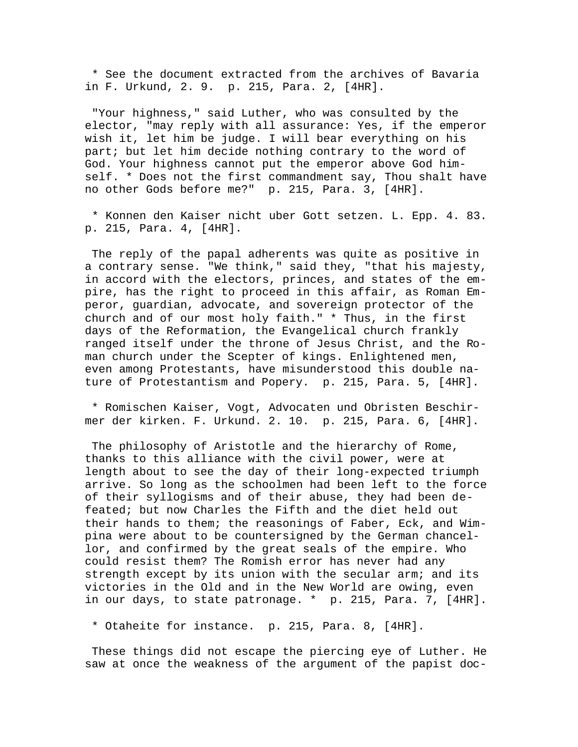* See the document extracted from the archives of Bavaria in F. Urkund, 2. 9.  p. 215, Para. 2, [4HR].

"Your highness," said Luther, who was consulted by the elector, "may reply with all assurance: Yes, if the emperor wish it, let him be judge. I will bear everything on his part; but let him decide nothing contrary to the word of God. Your highness cannot put the emperor above God himself. * Does not the first commandment say, Thou shalt have no other Gods before me?"  p. 215, Para. 3, [4HR].

* Konnen den Kaiser nicht uber Gott setzen. L. Epp. 4. 83.  p. 215, Para. 4, [4HR].

The reply of the papal adherents was quite as positive in a contrary sense. "We think," said they, "that his majesty, in accord with the electors, princes, and states of the empire, has the right to proceed in this affair, as Roman Emperor, guardian, advocate, and sovereign protector of the church and of our most holy faith." * Thus, in the first days of the Reformation, the Evangelical church frankly ranged itself under the throne of Jesus Christ, and the Roman church under the Scepter of kings. Enlightened men, even among Protestants, have misunderstood this double nature of Protestantism and Popery.  p. 215, Para. 5, [4HR].

* Romischen Kaiser, Vogt, Advocaten und Obristen Beschirmer der kirken. F. Urkund. 2. 10.  p. 215, Para. 6, [4HR].

The philosophy of Aristotle and the hierarchy of Rome, thanks to this alliance with the civil power, were at length about to see the day of their long-expected triumph arrive. So long as the schoolmen had been left to the force of their syllogisms and of their abuse, they had been defeated; but now Charles the Fifth and the diet held out their hands to them; the reasonings of Faber, Eck, and Wimpina were about to be countersigned by the German chancellor, and confirmed by the great seals of the empire. Who could resist them? The Romish error has never had any strength except by its union with the secular arm; and its victories in the Old and in the New World are owing, even in our days, to state patronage. *  p. 215, Para. 7, [4HR].

* Otaheite for instance.  p. 215, Para. 8, [4HR].

These things did not escape the piercing eye of Luther. He saw at once the weakness of the argument of the papist doc-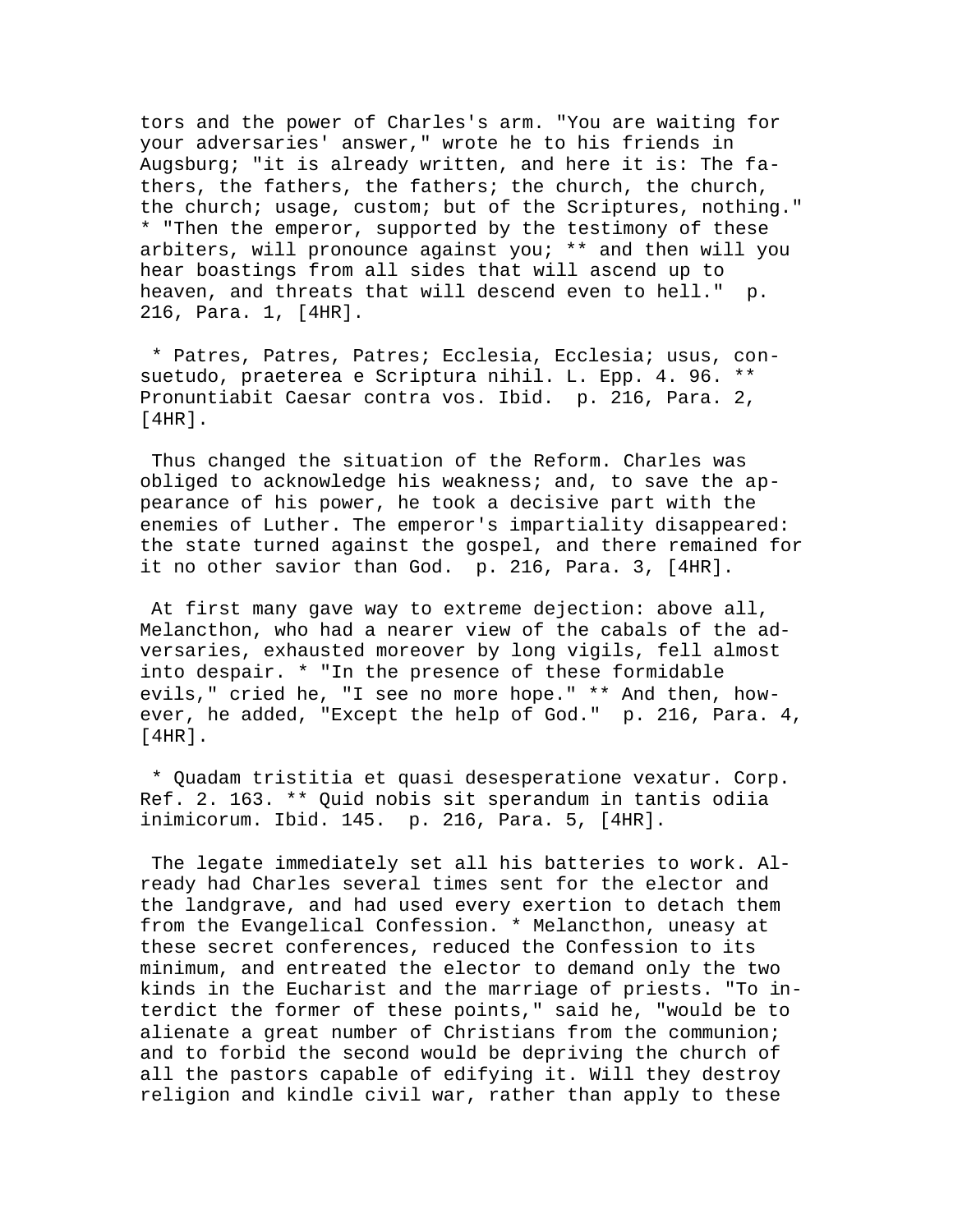tors and the power of Charles's arm. "You are waiting for your adversaries' answer," wrote he to his friends in Augsburg; "it is already written, and here it is: The fathers, the fathers, the fathers; the church, the church, the church; usage, custom; but of the Scriptures, nothing." * "Then the emperor, supported by the testimony of these arbiters, will pronounce against you; ** and then will you hear boastings from all sides that will ascend up to heaven, and threats that will descend even to hell." p. 216, Para. 1, [4HR].

* Patres, Patres, Patres; Ecclesia, Ecclesia; usus, consuetudo, praeterea e Scriptura nihil. L. Epp. 4. 96. ** Pronuntiabit Caesar contra vos. Ibid. p. 216, Para. 2, [4HR].

Thus changed the situation of the Reform. Charles was obliged to acknowledge his weakness; and, to save the appearance of his power, he took a decisive part with the enemies of Luther. The emperor's impartiality disappeared: the state turned against the gospel, and there remained for it no other savior than God. p. 216, Para. 3, [4HR].

At first many gave way to extreme dejection: above all, Melancthon, who had a nearer view of the cabals of the adversaries, exhausted moreover by long vigils, fell almost into despair. * "In the presence of these formidable evils," cried he, "I see no more hope." ** And then, however, he added, "Except the help of God." p. 216, Para. 4, [4HR].

* Quadam tristitia et quasi desesperatione vexatur. Corp. Ref. 2. 163. ** Quid nobis sit sperandum in tantis odiia inimicorum. Ibid. 145. p. 216, Para. 5, [4HR].

The legate immediately set all his batteries to work. Already had Charles several times sent for the elector and the landgrave, and had used every exertion to detach them from the Evangelical Confession. * Melancthon, uneasy at these secret conferences, reduced the Confession to its minimum, and entreated the elector to demand only the two kinds in the Eucharist and the marriage of priests. "To interdict the former of these points," said he, "would be to alienate a great number of Christians from the communion; and to forbid the second would be depriving the church of all the pastors capable of edifying it. Will they destroy religion and kindle civil war, rather than apply to these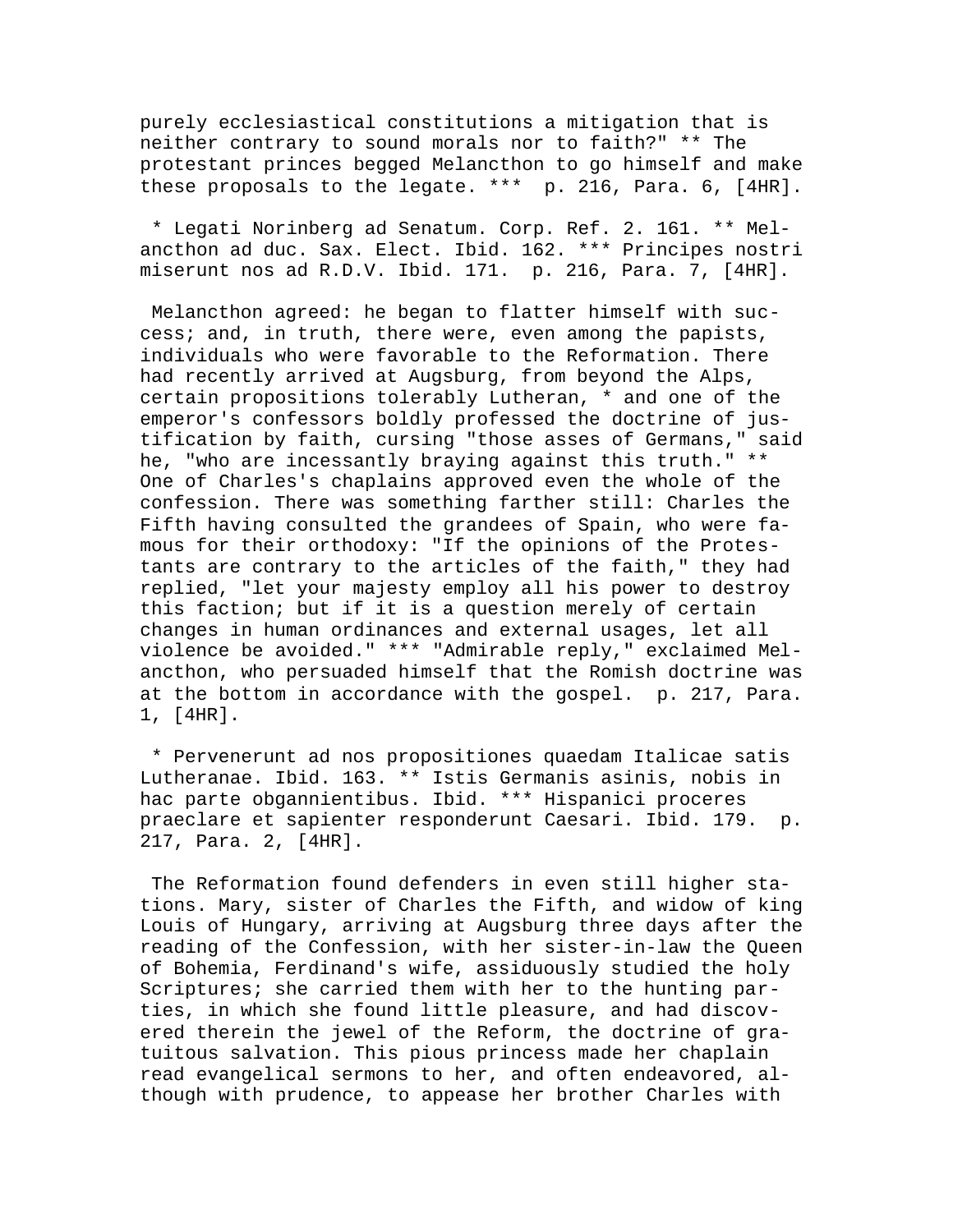purely ecclesiastical constitutions a mitigation that is neither contrary to sound morals nor to faith?" ** The protestant princes begged Melancthon to go himself and make these proposals to the legate. *** p. 216, Para. 6, [4HR].

* Legati Norinberg ad Senatum. Corp. Ref. 2. 161. ** Melancthon ad duc. Sax. Elect. Ibid. 162. *** Principes nostri miserunt nos ad R.D.V. Ibid. 171. p. 216, Para. 7, [4HR].

Melancthon agreed: he began to flatter himself with success; and, in truth, there were, even among the papists, individuals who were favorable to the Reformation. There had recently arrived at Augsburg, from beyond the Alps, certain propositions tolerably Lutheran, * and one of the emperor's confessors boldly professed the doctrine of justification by faith, cursing "those asses of Germans," said he, "who are incessantly braying against this truth." ** One of Charles's chaplains approved even the whole of the confession. There was something farther still: Charles the Fifth having consulted the grandees of Spain, who were famous for their orthodoxy: "If the opinions of the Protestants are contrary to the articles of the faith," they had replied, "let your majesty employ all his power to destroy this faction; but if it is a question merely of certain changes in human ordinances and external usages, let all violence be avoided." *** "Admirable reply," exclaimed Melancthon, who persuaded himself that the Romish doctrine was at the bottom in accordance with the gospel. p. 217, Para. 1, [4HR].

* Pervenerunt ad nos propositiones quaedam Italicae satis Lutheranae. Ibid. 163. ** Istis Germanis asinis, nobis in hac parte obgannientibus. Ibid. *** Hispanici proceres praeclare et sapienter responderunt Caesari. Ibid. 179. p. 217, Para. 2, [4HR].

The Reformation found defenders in even still higher stations. Mary, sister of Charles the Fifth, and widow of king Louis of Hungary, arriving at Augsburg three days after the reading of the Confession, with her sister-in-law the Queen of Bohemia, Ferdinand's wife, assiduously studied the holy Scriptures; she carried them with her to the hunting parties, in which she found little pleasure, and had discovered therein the jewel of the Reform, the doctrine of gratuitous salvation. This pious princess made her chaplain read evangelical sermons to her, and often endeavored, although with prudence, to appease her brother Charles with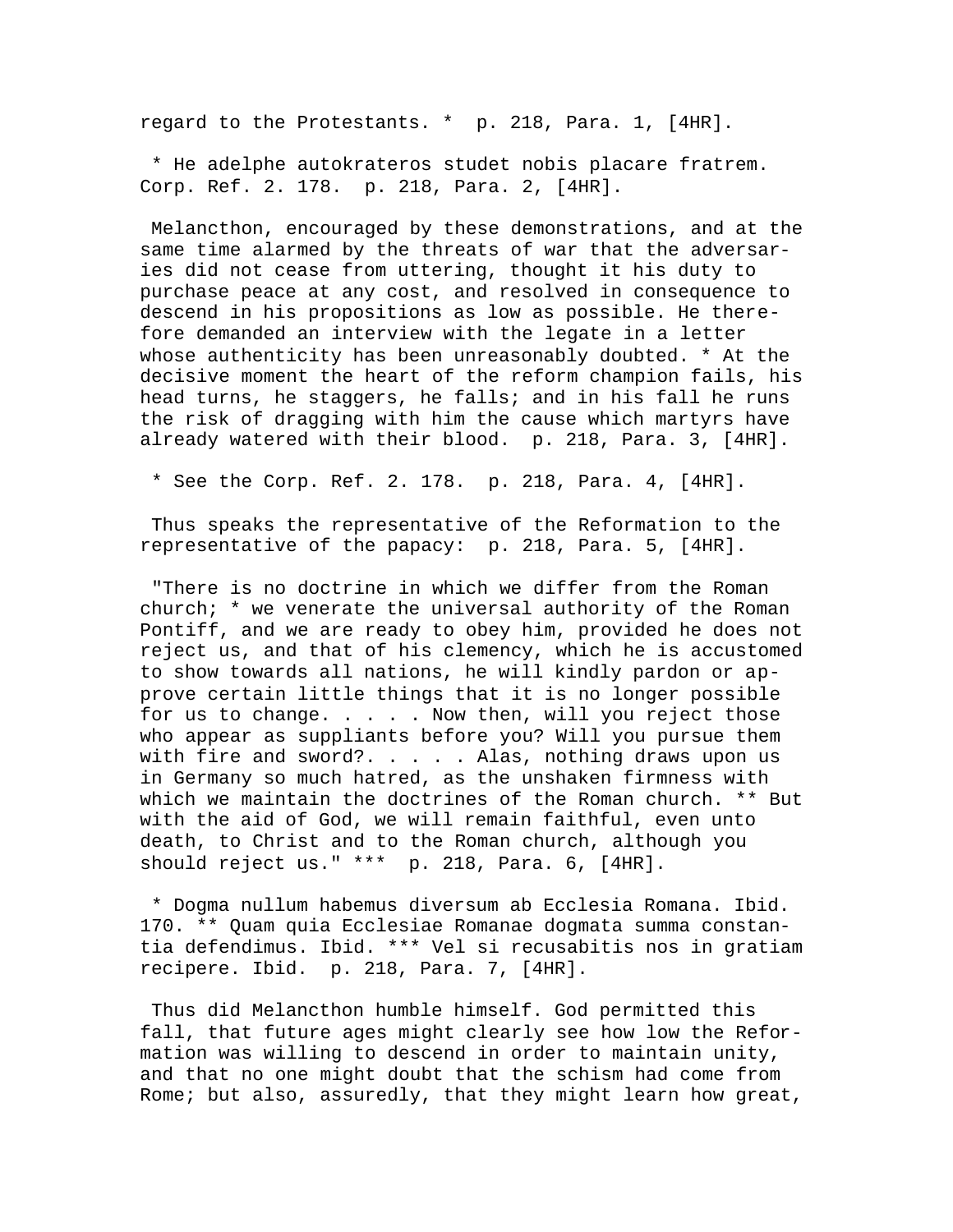regard to the Protestants. * p. 218, Para. 1, [4HR].

* He adelphe autokrateros studet nobis placare fratrem. Corp. Ref. 2. 178. p. 218, Para. 2, [4HR].

Melancthon, encouraged by these demonstrations, and at the same time alarmed by the threats of war that the adversaries did not cease from uttering, thought it his duty to purchase peace at any cost, and resolved in consequence to descend in his propositions as low as possible. He therefore demanded an interview with the legate in a letter whose authenticity has been unreasonably doubted. * At the decisive moment the heart of the reform champion fails, his head turns, he staggers, he falls; and in his fall he runs the risk of dragging with him the cause which martyrs have already watered with their blood. p. 218, Para. 3, [4HR].

* See the Corp. Ref. 2. 178. p. 218, Para. 4, [4HR].

Thus speaks the representative of the Reformation to the representative of the papacy: p. 218, Para. 5, [4HR].

"There is no doctrine in which we differ from the Roman church; * we venerate the universal authority of the Roman Pontiff, and we are ready to obey him, provided he does not reject us, and that of his clemency, which he is accustomed to show towards all nations, he will kindly pardon or approve certain little things that it is no longer possible for us to change. . . . . Now then, will you reject those who appear as suppliants before you? Will you pursue them with fire and sword?. . . . . Alas, nothing draws upon us in Germany so much hatred, as the unshaken firmness with which we maintain the doctrines of the Roman church. ** But with the aid of God, we will remain faithful, even unto death, to Christ and to the Roman church, although you should reject us." *** p. 218, Para. 6, [4HR].

* Dogma nullum habemus diversum ab Ecclesia Romana. Ibid. 170. ** Quam quia Ecclesiae Romanae dogmata summa constantia defendimus. Ibid. *** Vel si recusabitis nos in gratiam recipere. Ibid. p. 218, Para. 7, [4HR].

Thus did Melancthon humble himself. God permitted this fall, that future ages might clearly see how low the Reformation was willing to descend in order to maintain unity, and that no one might doubt that the schism had come from Rome; but also, assuredly, that they might learn how great,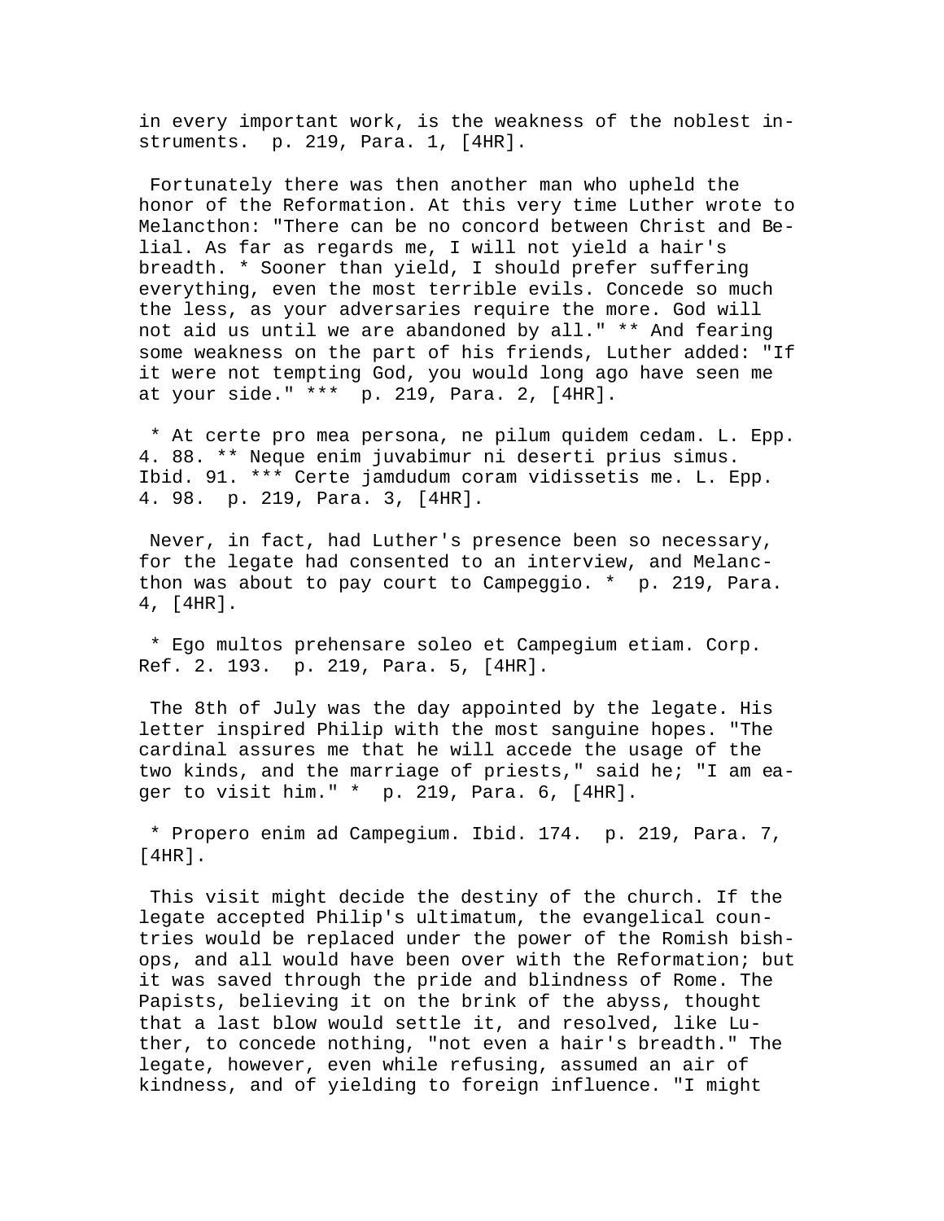in every important work, is the weakness of the noblest instruments. p. 219, Para. 1, [4HR].

Fortunately there was then another man who upheld the honor of the Reformation. At this very time Luther wrote to Melancthon: "There can be no concord between Christ and Belial. As far as regards me, I will not yield a hair's breadth. * Sooner than yield, I should prefer suffering everything, even the most terrible evils. Concede so much the less, as your adversaries require the more. God will not aid us until we are abandoned by all." ** And fearing some weakness on the part of his friends, Luther added: "If it were not tempting God, you would long ago have seen me at your side." *** p. 219, Para. 2, [4HR].

* At certe pro mea persona, ne pilum quidem cedam. L. Epp. 4. 88. ** Neque enim juvabimur ni deserti prius simus. Ibid. 91. *** Certe jamdudum coram vidissetis me. L. Epp. 4. 98. p. 219, Para. 3, [4HR].

Never, in fact, had Luther's presence been so necessary, for the legate had consented to an interview, and Melancthon was about to pay court to Campeggio. * p. 219, Para. 4, [4HR].

* Ego multos prehensare soleo et Campegium etiam. Corp. Ref. 2. 193. p. 219, Para. 5, [4HR].

The 8th of July was the day appointed by the legate. His letter inspired Philip with the most sanguine hopes. "The cardinal assures me that he will accede the usage of the two kinds, and the marriage of priests," said he; "I am eager to visit him." * p. 219, Para. 6, [4HR].

* Propero enim ad Campegium. Ibid. 174. p. 219, Para. 7, [4HR].

This visit might decide the destiny of the church. If the legate accepted Philip's ultimatum, the evangelical countries would be replaced under the power of the Romish bishops, and all would have been over with the Reformation; but it was saved through the pride and blindness of Rome. The Papists, believing it on the brink of the abyss, thought that a last blow would settle it, and resolved, like Luther, to concede nothing, "not even a hair's breadth." The legate, however, even while refusing, assumed an air of kindness, and of yielding to foreign influence. "I might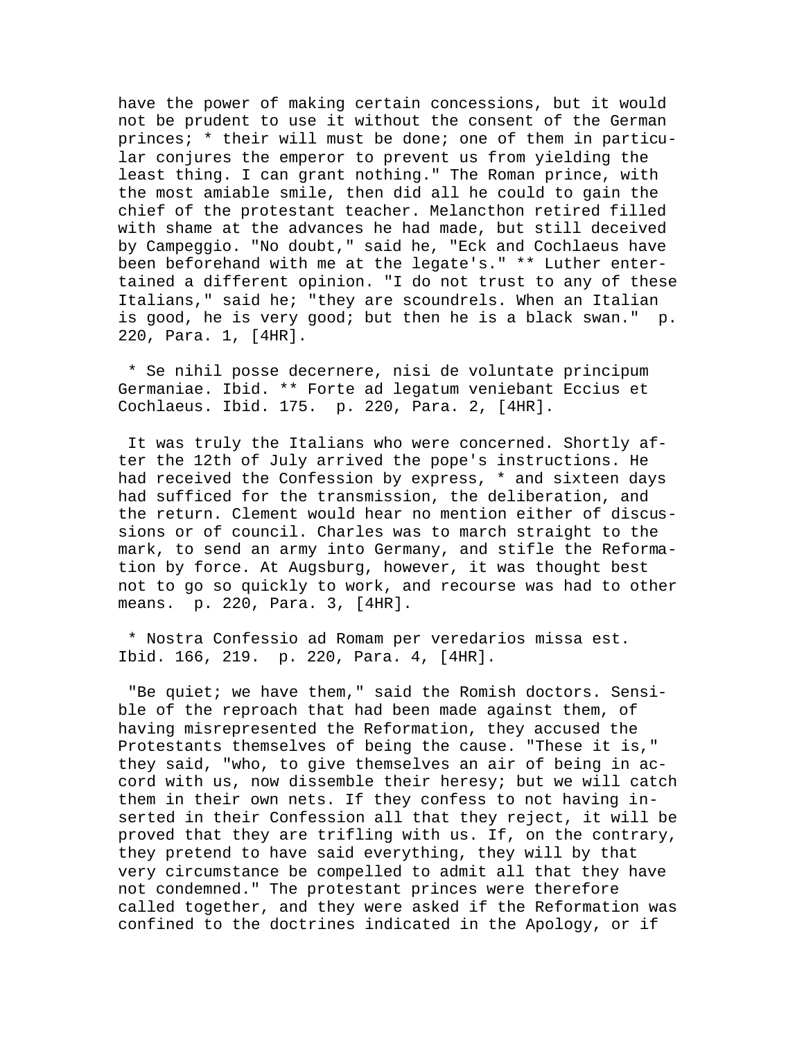have the power of making certain concessions, but it would not be prudent to use it without the consent of the German princes; * their will must be done; one of them in particular conjures the emperor to prevent us from yielding the least thing. I can grant nothing." The Roman prince, with the most amiable smile, then did all he could to gain the chief of the protestant teacher. Melancthon retired filled with shame at the advances he had made, but still deceived by Campeggio. "No doubt," said he, "Eck and Cochlaeus have been beforehand with me at the legate's." ** Luther entertained a different opinion. "I do not trust to any of these Italians," said he; "they are scoundrels. When an Italian is good, he is very good; but then he is a black swan." p. 220, Para. 1, [4HR].

* Se nihil posse decernere, nisi de voluntate principum Germaniae. Ibid. ** Forte ad legatum veniebant Eccius et Cochlaeus. Ibid. 175. p. 220, Para. 2, [4HR].

It was truly the Italians who were concerned. Shortly after the 12th of July arrived the pope's instructions. He had received the Confession by express, * and sixteen days had sufficed for the transmission, the deliberation, and the return. Clement would hear no mention either of discussions or of council. Charles was to march straight to the mark, to send an army into Germany, and stifle the Reformation by force. At Augsburg, however, it was thought best not to go so quickly to work, and recourse was had to other means. p. 220, Para. 3, [4HR].

* Nostra Confessio ad Romam per veredarios missa est. Ibid. 166, 219. p. 220, Para. 4, [4HR].

"Be quiet; we have them," said the Romish doctors. Sensible of the reproach that had been made against them, of having misrepresented the Reformation, they accused the Protestants themselves of being the cause. "These it is," they said, "who, to give themselves an air of being in accord with us, now dissemble their heresy; but we will catch them in their own nets. If they confess to not having inserted in their Confession all that they reject, it will be proved that they are trifling with us. If, on the contrary, they pretend to have said everything, they will by that very circumstance be compelled to admit all that they have not condemned." The protestant princes were therefore called together, and they were asked if the Reformation was confined to the doctrines indicated in the Apology, or if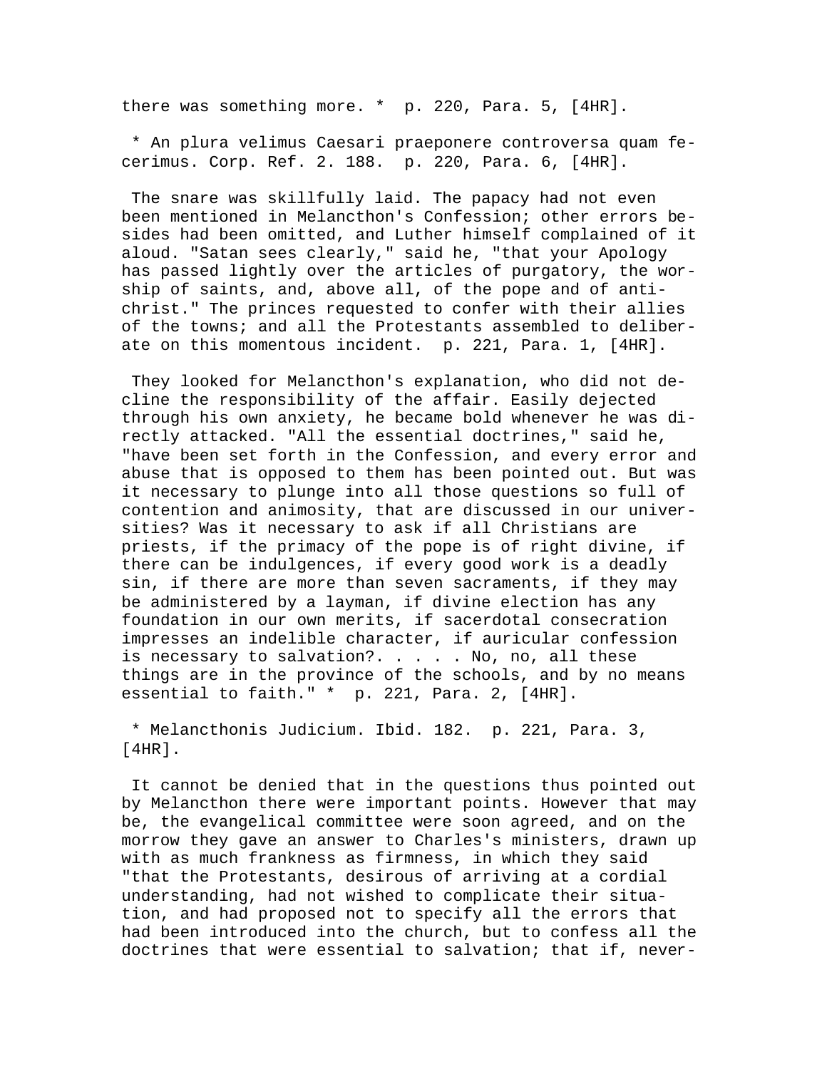there was something more. * p. 220, Para. 5, [4HR].

* An plura velimus Caesari praeponere controversa quam fecerimus. Corp. Ref. 2. 188. p. 220, Para. 6, [4HR].

The snare was skillfully laid. The papacy had not even been mentioned in Melancthon's Confession; other errors besides had been omitted, and Luther himself complained of it aloud. "Satan sees clearly," said he, "that your Apology has passed lightly over the articles of purgatory, the worship of saints, and, above all, of the pope and of antichrist." The princes requested to confer with their allies of the towns; and all the Protestants assembled to deliberate on this momentous incident. p. 221, Para. 1, [4HR].

They looked for Melancthon's explanation, who did not decline the responsibility of the affair. Easily dejected through his own anxiety, he became bold whenever he was directly attacked. "All the essential doctrines," said he, "have been set forth in the Confession, and every error and abuse that is opposed to them has been pointed out. But was it necessary to plunge into all those questions so full of contention and animosity, that are discussed in our universities? Was it necessary to ask if all Christians are priests, if the primacy of the pope is of right divine, if there can be indulgences, if every good work is a deadly sin, if there are more than seven sacraments, if they may be administered by a layman, if divine election has any foundation in our own merits, if sacerdotal consecration impresses an indelible character, if auricular confession is necessary to salvation?. . . . . No, no, all these things are in the province of the schools, and by no means essential to faith." * p. 221, Para. 2, [4HR].

* Melancthonis Judicium. Ibid. 182. p. 221, Para. 3, [4HR].

It cannot be denied that in the questions thus pointed out by Melancthon there were important points. However that may be, the evangelical committee were soon agreed, and on the morrow they gave an answer to Charles's ministers, drawn up with as much frankness as firmness, in which they said "that the Protestants, desirous of arriving at a cordial understanding, had not wished to complicate their situation, and had proposed not to specify all the errors that had been introduced into the church, but to confess all the doctrines that were essential to salvation; that if, never-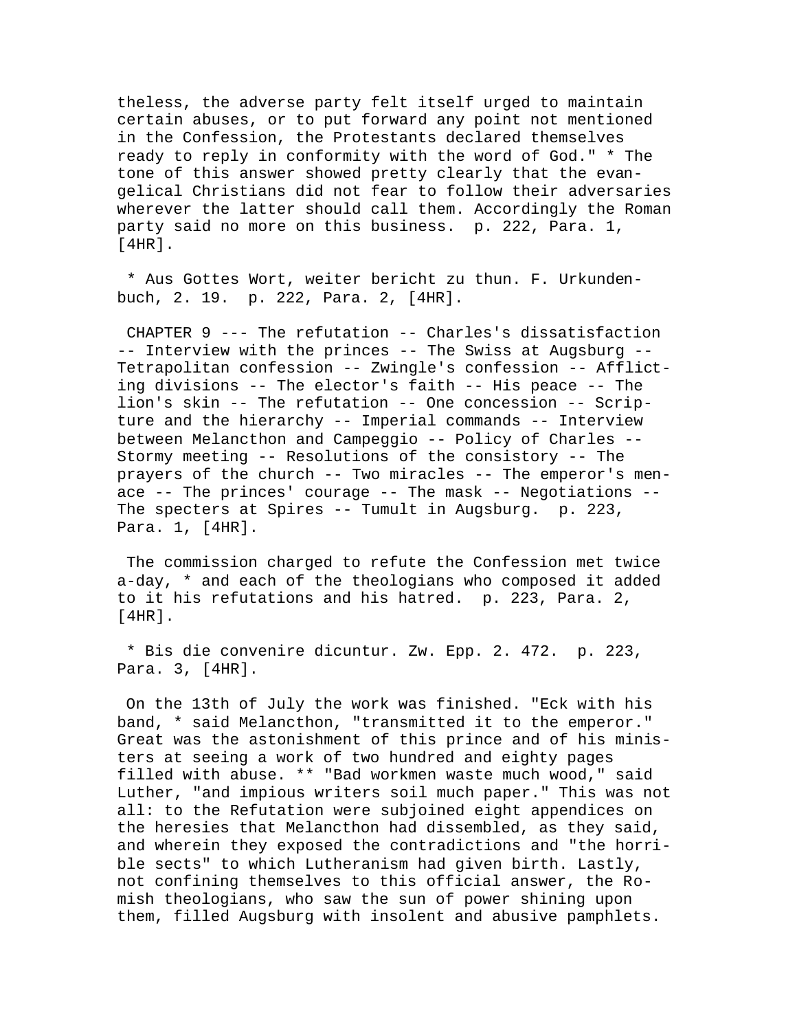theless, the adverse party felt itself urged to maintain certain abuses, or to put forward any point not mentioned in the Confession, the Protestants declared themselves ready to reply in conformity with the word of God." * The tone of this answer showed pretty clearly that the evangelical Christians did not fear to follow their adversaries wherever the latter should call them. Accordingly the Roman party said no more on this business. p. 222, Para. 1, [4HR].

* Aus Gottes Wort, weiter bericht zu thun. F. Urkundenbuch, 2. 19. p. 222, Para. 2, [4HR].

CHAPTER 9 --- The refutation -- Charles's dissatisfaction -- Interview with the princes -- The Swiss at Augsburg -- Tetrapolitan confession -- Zwingle's confession -- Afflicting divisions -- The elector's faith -- His peace -- The lion's skin -- The refutation -- One concession -- Scripture and the hierarchy -- Imperial commands -- Interview between Melancthon and Campeggio -- Policy of Charles -- Stormy meeting -- Resolutions of the consistory -- The prayers of the church -- Two miracles -- The emperor's menace -- The princes' courage -- The mask -- Negotiations -- The specters at Spires -- Tumult in Augsburg. p. 223, Para. 1, [4HR].

The commission charged to refute the Confession met twice a-day, * and each of the theologians who composed it added to it his refutations and his hatred. p. 223, Para. 2, [4HR].

* Bis die convenire dicuntur. Zw. Epp. 2. 472. p. 223, Para. 3, [4HR].

On the 13th of July the work was finished. "Eck with his band, * said Melancthon, "transmitted it to the emperor." Great was the astonishment of this prince and of his ministers at seeing a work of two hundred and eighty pages filled with abuse. ** "Bad workmen waste much wood," said Luther, "and impious writers soil much paper." This was not all: to the Refutation were subjoined eight appendices on the heresies that Melancthon had dissembled, as they said, and wherein they exposed the contradictions and "the horrible sects" to which Lutheranism had given birth. Lastly, not confining themselves to this official answer, the Romish theologians, who saw the sun of power shining upon them, filled Augsburg with insolent and abusive pamphlets.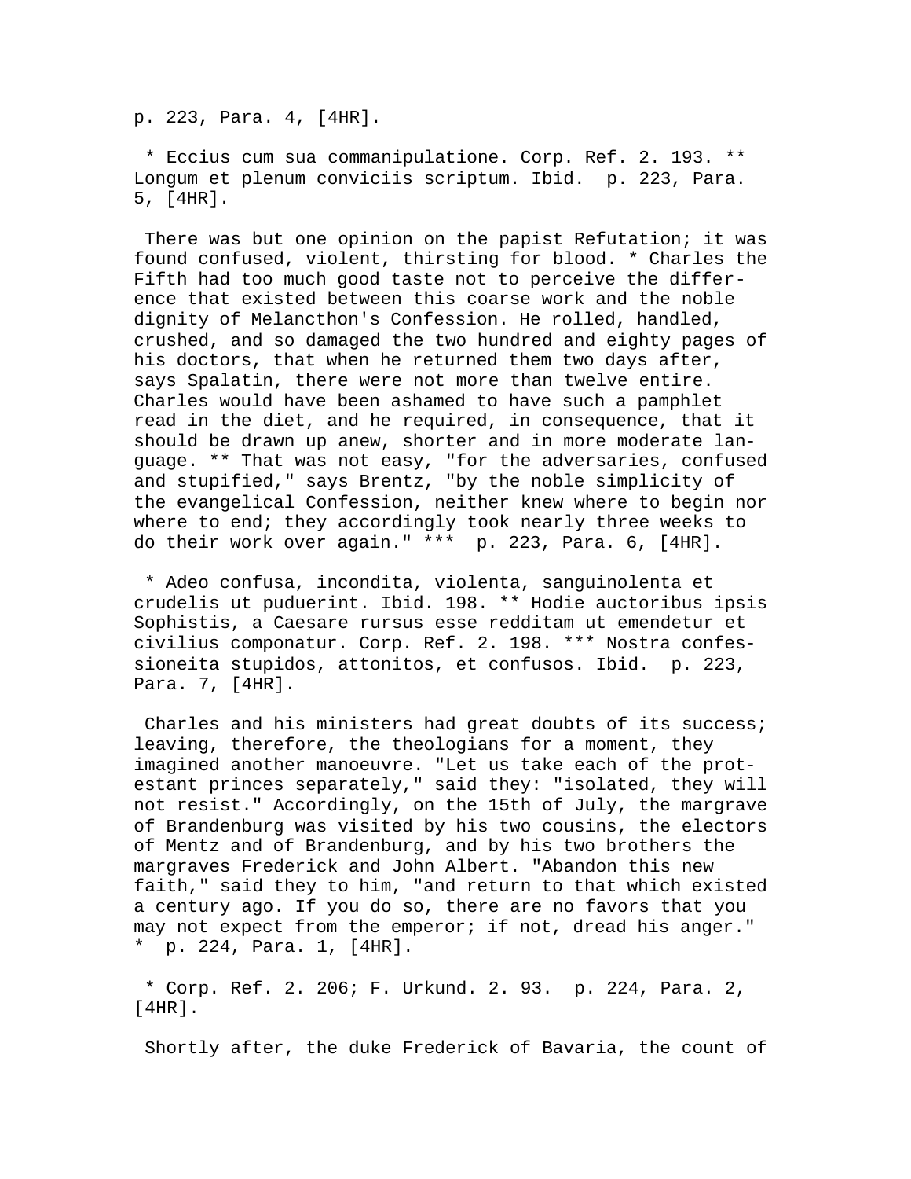p. 223, Para. 4, [4HR].

* Eccius cum sua commanipulatione. Corp. Ref. 2. 193. ** Longum et plenum conviciis scriptum. Ibid.  p. 223, Para. 5, [4HR].

There was but one opinion on the papist Refutation; it was found confused, violent, thirsting for blood. * Charles the Fifth had too much good taste not to perceive the difference that existed between this coarse work and the noble dignity of Melancthon's Confession. He rolled, handled, crushed, and so damaged the two hundred and eighty pages of his doctors, that when he returned them two days after, says Spalatin, there were not more than twelve entire. Charles would have been ashamed to have such a pamphlet read in the diet, and he required, in consequence, that it should be drawn up anew, shorter and in more moderate language. ** That was not easy, "for the adversaries, confused and stupified," says Brentz, "by the noble simplicity of the evangelical Confession, neither knew where to begin nor where to end; they accordingly took nearly three weeks to do their work over again." ***  p. 223, Para. 6, [4HR].

* Adeo confusa, incondita, violenta, sanguinolenta et crudelis ut puduerint. Ibid. 198. ** Hodie auctoribus ipsis Sophistis, a Caesare rursus esse redditam ut emendetur et civilius componatur. Corp. Ref. 2. 198. *** Nostra confessioneita stupidos, attonitos, et confusos. Ibid.  p. 223, Para. 7, [4HR].

Charles and his ministers had great doubts of its success; leaving, therefore, the theologians for a moment, they imagined another manoeuvre. "Let us take each of the protestant princes separately," said they: "isolated, they will not resist." Accordingly, on the 15th of July, the margrave of Brandenburg was visited by his two cousins, the electors of Mentz and of Brandenburg, and by his two brothers the margraves Frederick and John Albert. "Abandon this new faith," said they to him, "and return to that which existed a century ago. If you do so, there are no favors that you may not expect from the emperor; if not, dread his anger." *  p. 224, Para. 1, [4HR].

* Corp. Ref. 2. 206; F. Urkund. 2. 93.  p. 224, Para. 2, [4HR].

Shortly after, the duke Frederick of Bavaria, the count of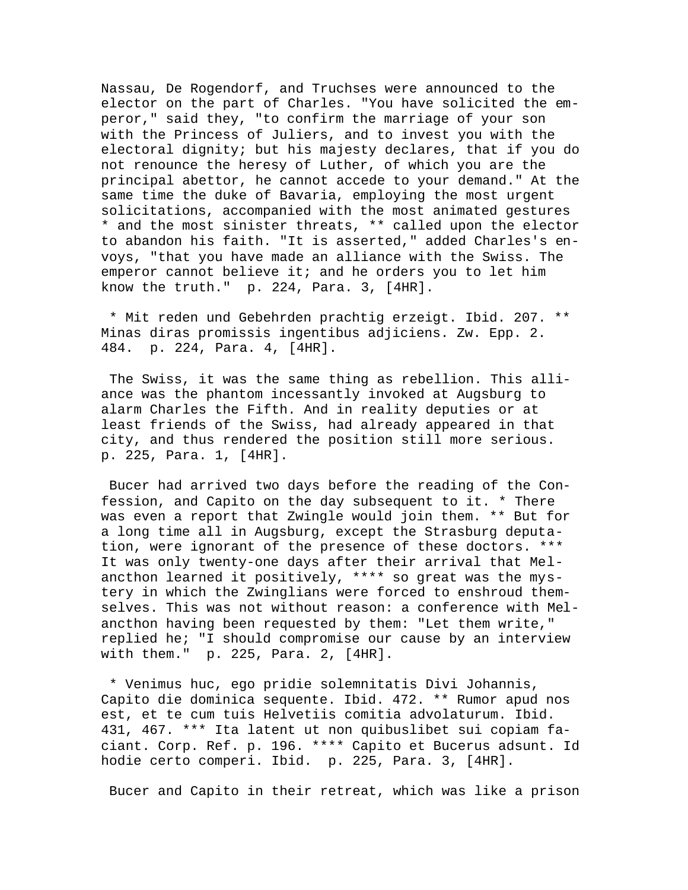Nassau, De Rogendorf, and Truchses were announced to the elector on the part of Charles. "You have solicited the emperor," said they, "to confirm the marriage of your son with the Princess of Juliers, and to invest you with the electoral dignity; but his majesty declares, that if you do not renounce the heresy of Luther, of which you are the principal abettor, he cannot accede to your demand." At the same time the duke of Bavaria, employing the most urgent solicitations, accompanied with the most animated gestures * and the most sinister threats, ** called upon the elector to abandon his faith. "It is asserted," added Charles's envoys, "that you have made an alliance with the Swiss. The emperor cannot believe it; and he orders you to let him know the truth." p. 224, Para. 3, [4HR].

* Mit reden und Gebehrden prachtig erzeigt. Ibid. 207. ** Minas diras promissis ingentibus adjiciens. Zw. Epp. 2. 484. p. 224, Para. 4, [4HR].

The Swiss, it was the same thing as rebellion. This alliance was the phantom incessantly invoked at Augsburg to alarm Charles the Fifth. And in reality deputies or at least friends of the Swiss, had already appeared in that city, and thus rendered the position still more serious. p. 225, Para. 1, [4HR].

Bucer had arrived two days before the reading of the Confession, and Capito on the day subsequent to it. * There was even a report that Zwingle would join them. ** But for a long time all in Augsburg, except the Strasburg deputation, were ignorant of the presence of these doctors. *** It was only twenty-one days after their arrival that Melancthon learned it positively, **** so great was the mystery in which the Zwinglians were forced to enshroud themselves. This was not without reason: a conference with Melancthon having been requested by them: "Let them write," replied he; "I should compromise our cause by an interview with them." p. 225, Para. 2, [4HR].

* Venimus huc, ego pridie solemnitatis Divi Johannis, Capito die dominica sequente. Ibid. 472. ** Rumor apud nos est, et te cum tuis Helvetiis comitia advolaturum. Ibid. 431, 467. *** Ita latent ut non quibuslibet sui copiam faciant. Corp. Ref. p. 196. **** Capito et Bucerus adsunt. Id hodie certo comperi. Ibid. p. 225, Para. 3, [4HR].

Bucer and Capito in their retreat, which was like a prison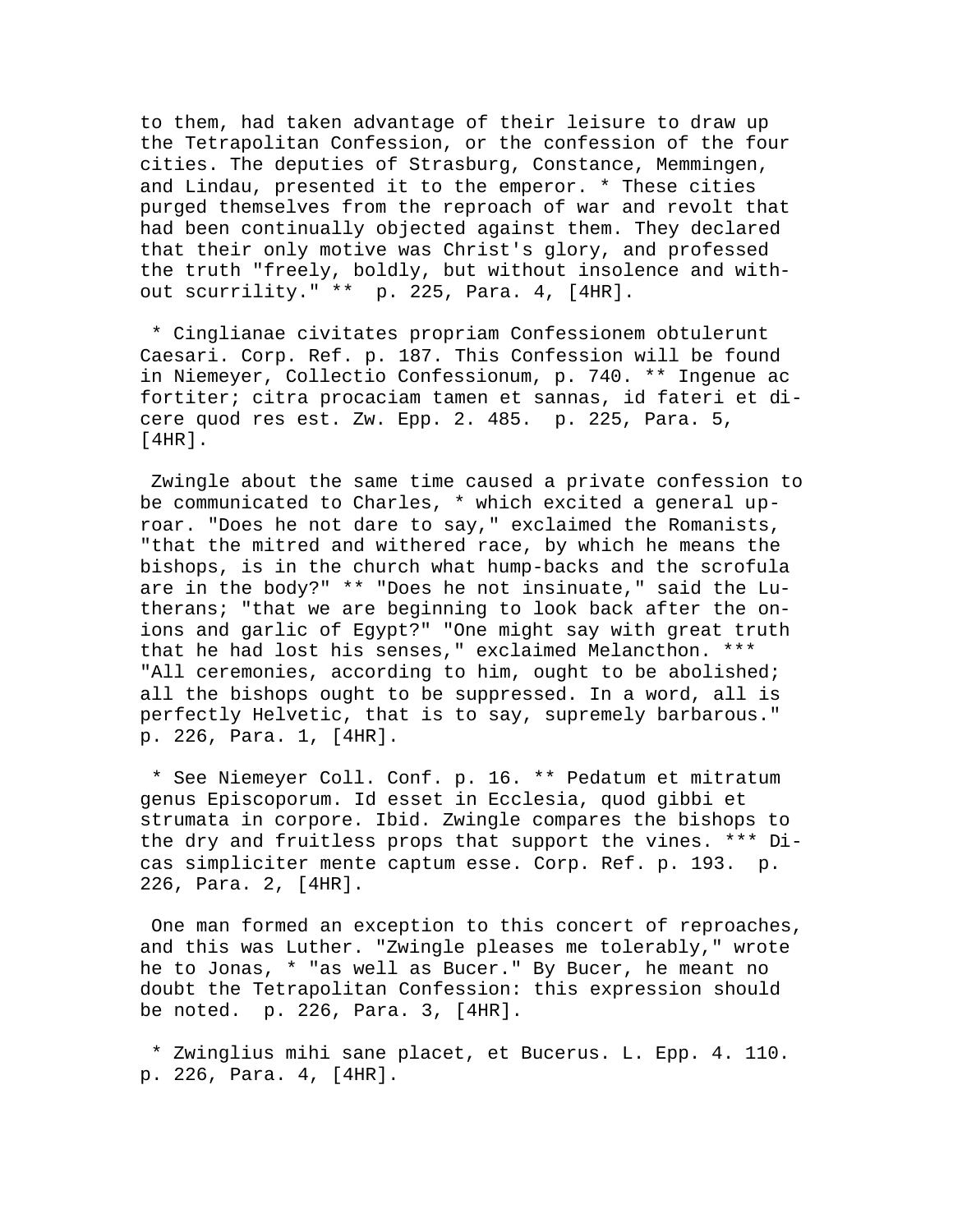to them, had taken advantage of their leisure to draw up the Tetrapolitan Confession, or the confession of the four cities. The deputies of Strasburg, Constance, Memmingen, and Lindau, presented it to the emperor. * These cities purged themselves from the reproach of war and revolt that had been continually objected against them. They declared that their only motive was Christ's glory, and professed the truth "freely, boldly, but without insolence and without scurrility." ** p. 225, Para. 4, [4HR].

* Cinglianae civitates propriam Confessionem obtulerunt Caesari. Corp. Ref. p. 187. This Confession will be found in Niemeyer, Collectio Confessionum, p. 740. ** Ingenue ac fortiter; citra procaciam tamen et sannas, id fateri et dicere quod res est. Zw. Epp. 2. 485. p. 225, Para. 5, [4HR].

Zwingle about the same time caused a private confession to be communicated to Charles, * which excited a general uproar. "Does he not dare to say," exclaimed the Romanists, "that the mitred and withered race, by which he means the bishops, is in the church what hump-backs and the scrofula are in the body?" ** "Does he not insinuate," said the Lutherans; "that we are beginning to look back after the onions and garlic of Egypt?" "One might say with great truth that he had lost his senses," exclaimed Melancthon. *** "All ceremonies, according to him, ought to be abolished; all the bishops ought to be suppressed. In a word, all is perfectly Helvetic, that is to say, supremely barbarous." p. 226, Para. 1, [4HR].

* See Niemeyer Coll. Conf. p. 16. ** Pedatum et mitratum genus Episcoporum. Id esset in Ecclesia, quod gibbi et strumata in corpore. Ibid. Zwingle compares the bishops to the dry and fruitless props that support the vines. *** Dicas simpliciter mente captum esse. Corp. Ref. p. 193. p. 226, Para. 2, [4HR].

One man formed an exception to this concert of reproaches, and this was Luther. "Zwingle pleases me tolerably," wrote he to Jonas, * "as well as Bucer." By Bucer, he meant no doubt the Tetrapolitan Confession: this expression should be noted. p. 226, Para. 3, [4HR].

* Zwinglius mihi sane placet, et Bucerus. L. Epp. 4. 110. p. 226, Para. 4, [4HR].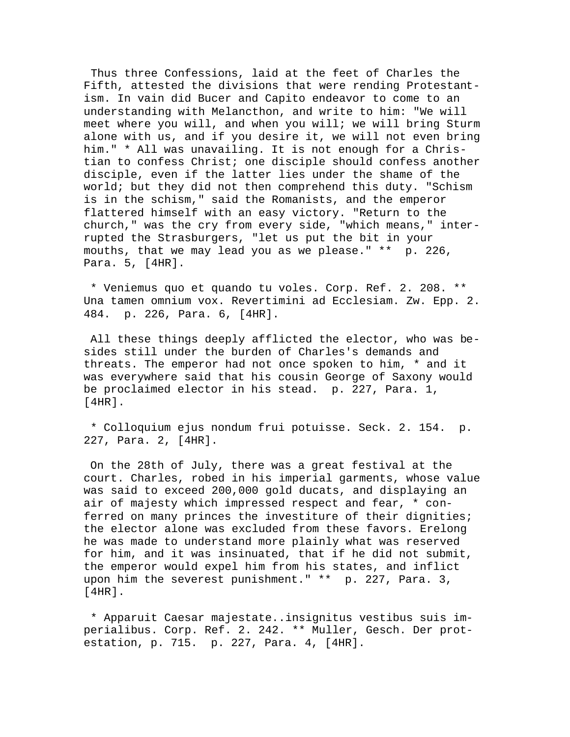Thus three Confessions, laid at the feet of Charles the Fifth, attested the divisions that were rending Protestantism. In vain did Bucer and Capito endeavor to come to an understanding with Melancthon, and write to him: "We will meet where you will, and when you will; we will bring Sturm alone with us, and if you desire it, we will not even bring him." * All was unavailing. It is not enough for a Christian to confess Christ; one disciple should confess another disciple, even if the latter lies under the shame of the world; but they did not then comprehend this duty. "Schism is in the schism," said the Romanists, and the emperor flattered himself with an easy victory. "Return to the church," was the cry from every side, "which means," interrupted the Strasburgers, "let us put the bit in your mouths, that we may lead you as we please." ** p. 226, Para. 5, [4HR].

* Veniemus quo et quando tu voles. Corp. Ref. 2. 208. ** Una tamen omnium vox. Revertimini ad Ecclesiam. Zw. Epp. 2. 484. p. 226, Para. 6, [4HR].

All these things deeply afflicted the elector, who was besides still under the burden of Charles's demands and threats. The emperor had not once spoken to him, * and it was everywhere said that his cousin George of Saxony would be proclaimed elector in his stead. p. 227, Para. 1, [4HR].

* Colloquium ejus nondum frui potuisse. Seck. 2. 154. p. 227, Para. 2, [4HR].

On the 28th of July, there was a great festival at the court. Charles, robed in his imperial garments, whose value was said to exceed 200,000 gold ducats, and displaying an air of majesty which impressed respect and fear, * conferred on many princes the investiture of their dignities; the elector alone was excluded from these favors. Erelong he was made to understand more plainly what was reserved for him, and it was insinuated, that if he did not submit, the emperor would expel him from his states, and inflict upon him the severest punishment." ** p. 227, Para. 3, [4HR].

* Apparuit Caesar majestate..insignitus vestibus suis imperialibus. Corp. Ref. 2. 242. ** Muller, Gesch. Der protestation, p. 715. p. 227, Para. 4, [4HR].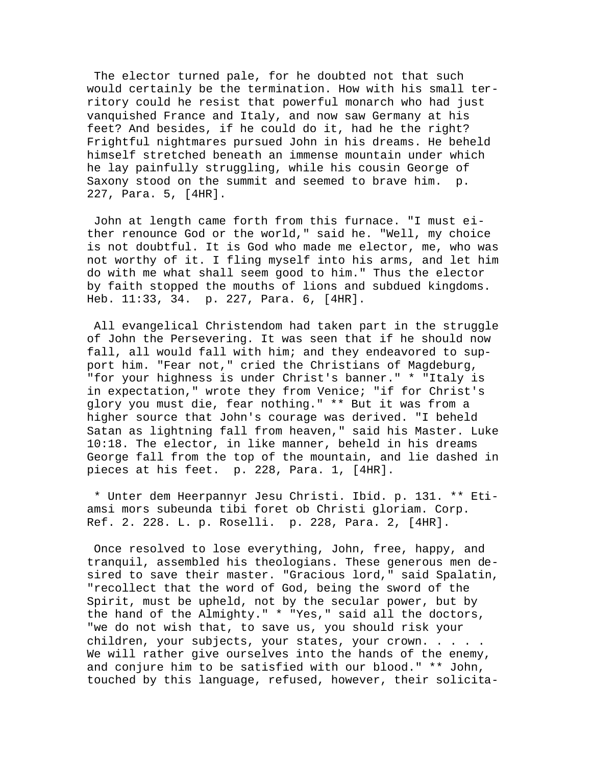The elector turned pale, for he doubted not that such would certainly be the termination. How with his small territory could he resist that powerful monarch who had just vanquished France and Italy, and now saw Germany at his feet? And besides, if he could do it, had he the right? Frightful nightmares pursued John in his dreams. He beheld himself stretched beneath an immense mountain under which he lay painfully struggling, while his cousin George of Saxony stood on the summit and seemed to brave him. p. 227, Para. 5, [4HR].

John at length came forth from this furnace. "I must either renounce God or the world," said he. "Well, my choice is not doubtful. It is God who made me elector, me, who was not worthy of it. I fling myself into his arms, and let him do with me what shall seem good to him." Thus the elector by faith stopped the mouths of lions and subdued kingdoms. Heb. 11:33, 34. p. 227, Para. 6, [4HR].

All evangelical Christendom had taken part in the struggle of John the Persevering. It was seen that if he should now fall, all would fall with him; and they endeavored to support him. "Fear not," cried the Christians of Magdeburg, "for your highness is under Christ's banner." * "Italy is in expectation," wrote they from Venice; "if for Christ's glory you must die, fear nothing." ** But it was from a higher source that John's courage was derived. "I beheld Satan as lightning fall from heaven," said his Master. Luke 10:18. The elector, in like manner, beheld in his dreams George fall from the top of the mountain, and lie dashed in pieces at his feet. p. 228, Para. 1, [4HR].

* Unter dem Heerpannyr Jesu Christi. Ibid. p. 131. ** Etiamsi mors subeunda tibi foret ob Christi gloriam. Corp. Ref. 2. 228. L. p. Roselli. p. 228, Para. 2, [4HR].

Once resolved to lose everything, John, free, happy, and tranquil, assembled his theologians. These generous men desired to save their master. "Gracious lord," said Spalatin, "recollect that the word of God, being the sword of the Spirit, must be upheld, not by the secular power, but by the hand of the Almighty." * "Yes," said all the doctors, "we do not wish that, to save us, you should risk your children, your subjects, your states, your crown. . . . . We will rather give ourselves into the hands of the enemy, and conjure him to be satisfied with our blood." ** John, touched by this language, refused, however, their solicita-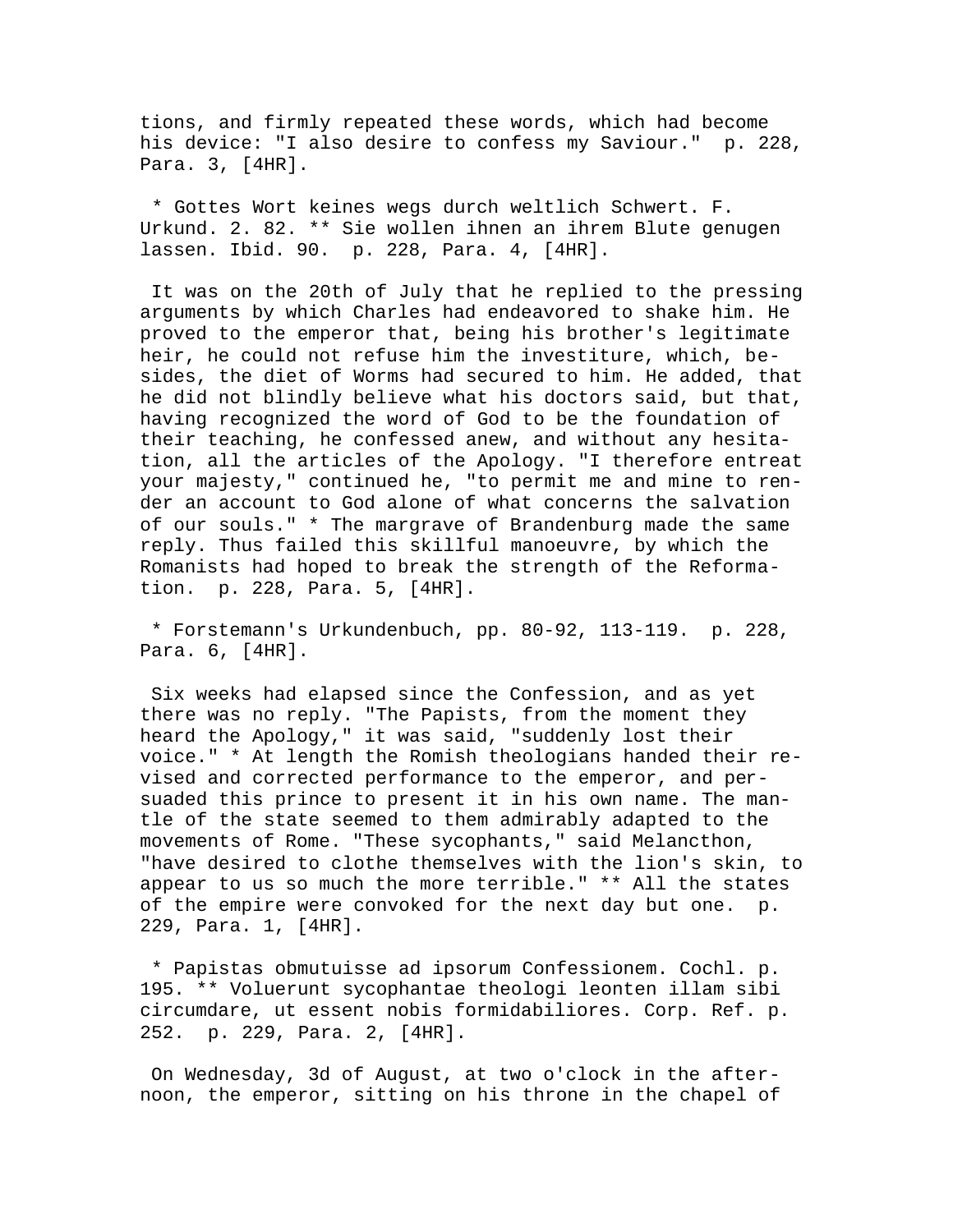tions, and firmly repeated these words, which had become his device: "I also desire to confess my Saviour." p. 228, Para. 3, [4HR].

* Gottes Wort keines wegs durch weltlich Schwert. F. Urkund. 2. 82. ** Sie wollen ihnen an ihrem Blute genugen lassen. Ibid. 90. p. 228, Para. 4, [4HR].

It was on the 20th of July that he replied to the pressing arguments by which Charles had endeavored to shake him. He proved to the emperor that, being his brother's legitimate heir, he could not refuse him the investiture, which, besides, the diet of Worms had secured to him. He added, that he did not blindly believe what his doctors said, but that, having recognized the word of God to be the foundation of their teaching, he confessed anew, and without any hesitation, all the articles of the Apology. "I therefore entreat your majesty," continued he, "to permit me and mine to render an account to God alone of what concerns the salvation of our souls." * The margrave of Brandenburg made the same reply. Thus failed this skillful manoeuvre, by which the Romanists had hoped to break the strength of the Reformation. p. 228, Para. 5, [4HR].

* Forstemann's Urkundenbuch, pp. 80-92, 113-119. p. 228, Para. 6, [4HR].

Six weeks had elapsed since the Confession, and as yet there was no reply. "The Papists, from the moment they heard the Apology," it was said, "suddenly lost their voice." * At length the Romish theologians handed their revised and corrected performance to the emperor, and persuaded this prince to present it in his own name. The mantle of the state seemed to them admirably adapted to the movements of Rome. "These sycophants," said Melancthon, "have desired to clothe themselves with the lion's skin, to appear to us so much the more terrible." ** All the states of the empire were convoked for the next day but one. p. 229, Para. 1, [4HR].

* Papistas obmutuisse ad ipsorum Confessionem. Cochl. p. 195. ** Voluerunt sycophantae theologi leonten illam sibi circumdare, ut essent nobis formidabiliores. Corp. Ref. p. 252. p. 229, Para. 2, [4HR].

On Wednesday, 3d of August, at two o'clock in the afternoon, the emperor, sitting on his throne in the chapel of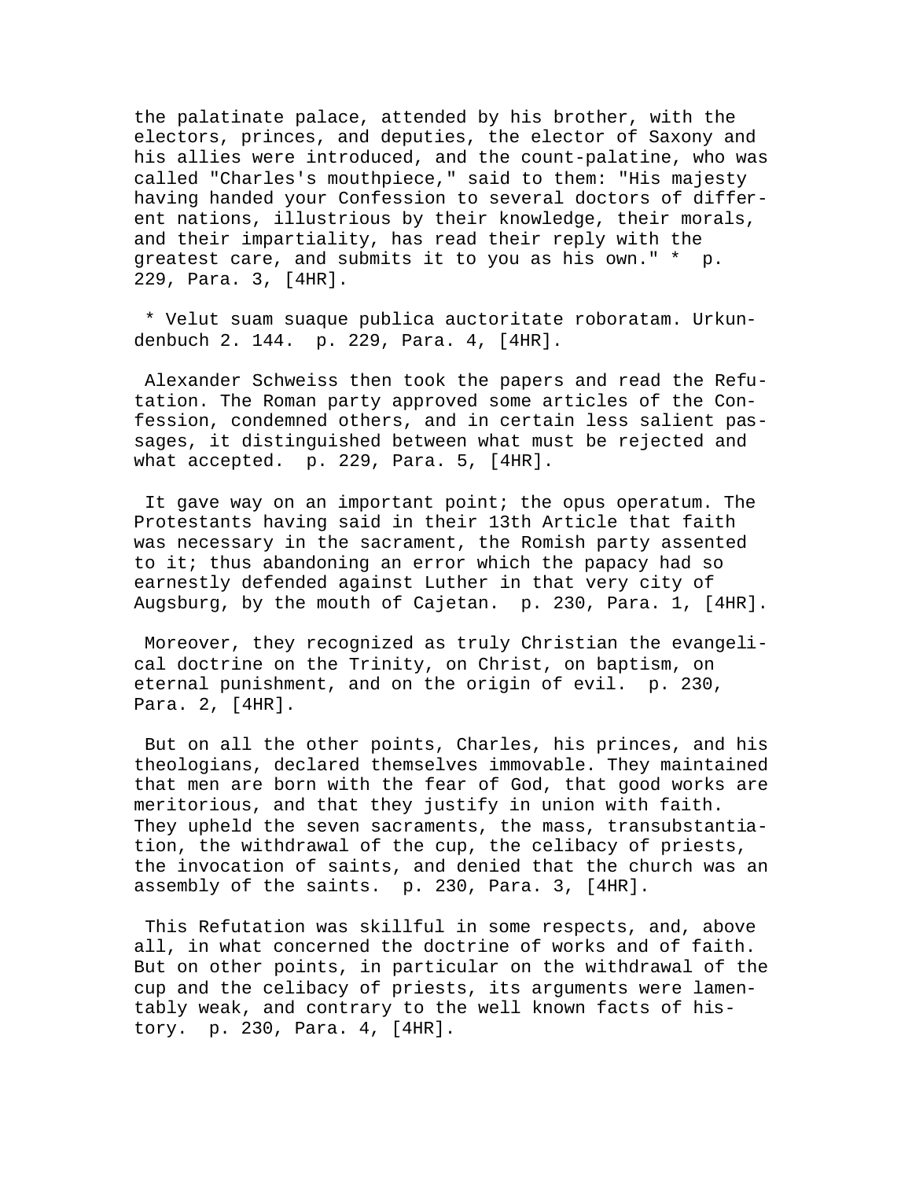the palatinate palace, attended by his brother, with the electors, princes, and deputies, the elector of Saxony and his allies were introduced, and the count-palatine, who was called "Charles's mouthpiece," said to them: "His majesty having handed your Confession to several doctors of different nations, illustrious by their knowledge, their morals, and their impartiality, has read their reply with the greatest care, and submits it to you as his own." * p. 229, Para. 3, [4HR].

* Velut suam suaque publica auctoritate roboratam. Urkundenbuch 2. 144. p. 229, Para. 4, [4HR].

Alexander Schweiss then took the papers and read the Refutation. The Roman party approved some articles of the Confession, condemned others, and in certain less salient passages, it distinguished between what must be rejected and what accepted. p. 229, Para. 5, [4HR].

It gave way on an important point; the opus operatum. The Protestants having said in their 13th Article that faith was necessary in the sacrament, the Romish party assented to it; thus abandoning an error which the papacy had so earnestly defended against Luther in that very city of Augsburg, by the mouth of Cajetan. p. 230, Para. 1, [4HR].

Moreover, they recognized as truly Christian the evangelical doctrine on the Trinity, on Christ, on baptism, on eternal punishment, and on the origin of evil. p. 230, Para. 2, [4HR].

But on all the other points, Charles, his princes, and his theologians, declared themselves immovable. They maintained that men are born with the fear of God, that good works are meritorious, and that they justify in union with faith. They upheld the seven sacraments, the mass, transubstantiation, the withdrawal of the cup, the celibacy of priests, the invocation of saints, and denied that the church was an assembly of the saints. p. 230, Para. 3, [4HR].

This Refutation was skillful in some respects, and, above all, in what concerned the doctrine of works and of faith. But on other points, in particular on the withdrawal of the cup and the celibacy of priests, its arguments were lamentably weak, and contrary to the well known facts of history. p. 230, Para. 4, [4HR].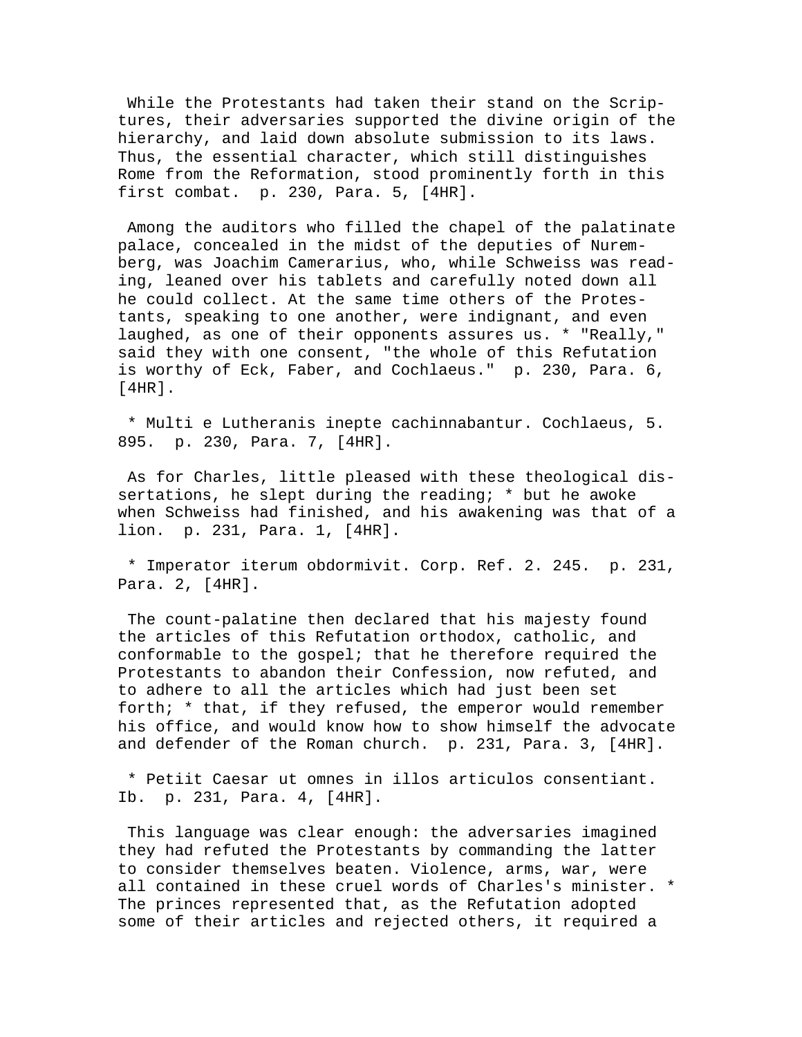While the Protestants had taken their stand on the Scriptures, their adversaries supported the divine origin of the hierarchy, and laid down absolute submission to its laws. Thus, the essential character, which still distinguishes Rome from the Reformation, stood prominently forth in this first combat. p. 230, Para. 5, [4HR].

Among the auditors who filled the chapel of the palatinate palace, concealed in the midst of the deputies of Nuremberg, was Joachim Camerarius, who, while Schweiss was reading, leaned over his tablets and carefully noted down all he could collect. At the same time others of the Protestants, speaking to one another, were indignant, and even laughed, as one of their opponents assures us. * "Really," said they with one consent, "the whole of this Refutation is worthy of Eck, Faber, and Cochlaeus." p. 230, Para. 6, [4HR].

* Multi e Lutheranis inepte cachinnabantur. Cochlaeus, 5. 895. p. 230, Para. 7, [4HR].

As for Charles, little pleased with these theological dissertations, he slept during the reading; * but he awoke when Schweiss had finished, and his awakening was that of a lion. p. 231, Para. 1, [4HR].

* Imperator iterum obdormivit. Corp. Ref. 2. 245. p. 231, Para. 2, [4HR].

The count-palatine then declared that his majesty found the articles of this Refutation orthodox, catholic, and conformable to the gospel; that he therefore required the Protestants to abandon their Confession, now refuted, and to adhere to all the articles which had just been set forth; * that, if they refused, the emperor would remember his office, and would know how to show himself the advocate and defender of the Roman church. p. 231, Para. 3, [4HR].

* Petiit Caesar ut omnes in illos articulos consentiant. Ib. p. 231, Para. 4, [4HR].

This language was clear enough: the adversaries imagined they had refuted the Protestants by commanding the latter to consider themselves beaten. Violence, arms, war, were all contained in these cruel words of Charles's minister. * The princes represented that, as the Refutation adopted some of their articles and rejected others, it required a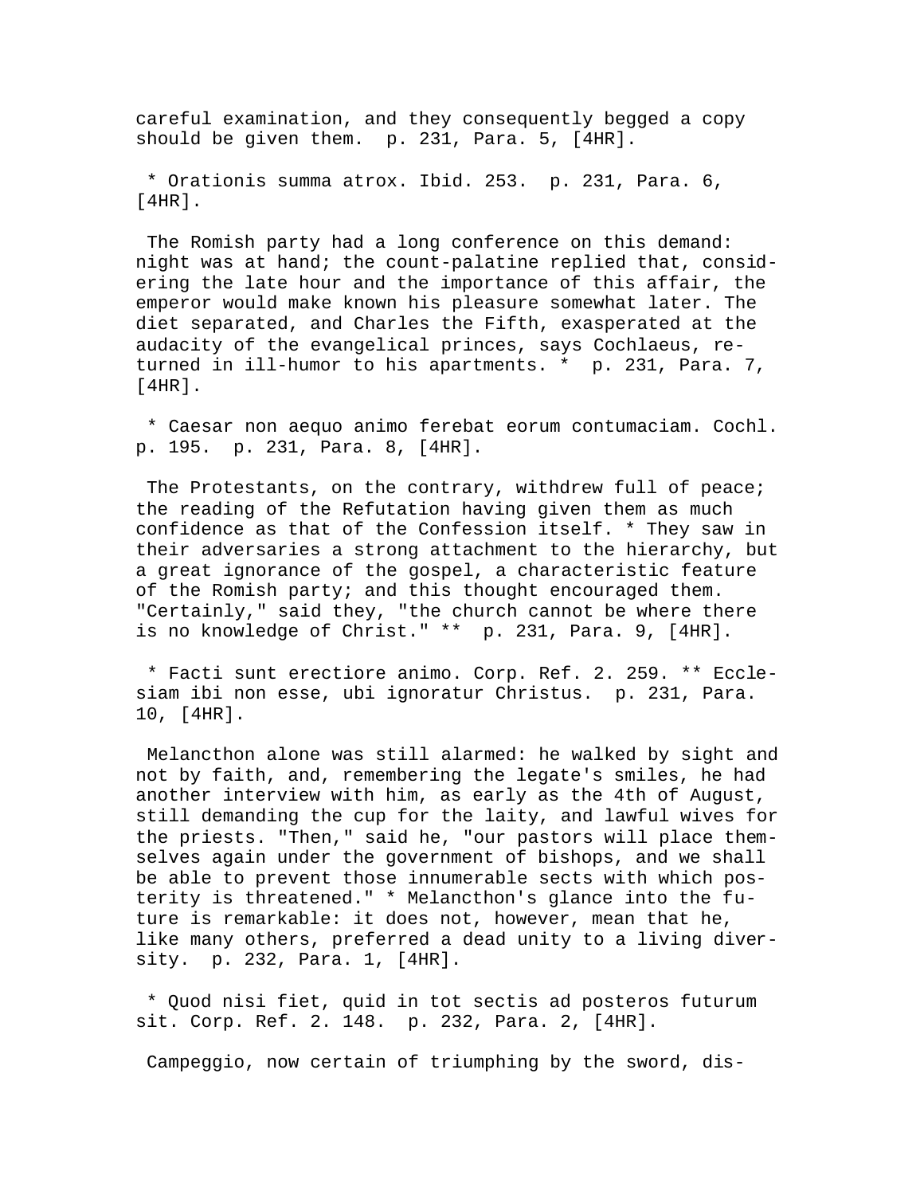careful examination, and they consequently begged a copy should be given them. p. 231, Para. 5, [4HR].

* Orationis summa atrox. Ibid. 253. p. 231, Para. 6, [4HR].

The Romish party had a long conference on this demand: night was at hand; the count-palatine replied that, considering the late hour and the importance of this affair, the emperor would make known his pleasure somewhat later. The diet separated, and Charles the Fifth, exasperated at the audacity of the evangelical princes, says Cochlaeus, returned in ill-humor to his apartments. * p. 231, Para. 7, [4HR].

* Caesar non aequo animo ferebat eorum contumaciam. Cochl. p. 195. p. 231, Para. 8, [4HR].

The Protestants, on the contrary, withdrew full of peace; the reading of the Refutation having given them as much confidence as that of the Confession itself. * They saw in their adversaries a strong attachment to the hierarchy, but a great ignorance of the gospel, a characteristic feature of the Romish party; and this thought encouraged them. "Certainly," said they, "the church cannot be where there is no knowledge of Christ." ** p. 231, Para. 9, [4HR].

* Facti sunt erectiore animo. Corp. Ref. 2. 259. ** Ecclesiam ibi non esse, ubi ignoratur Christus. p. 231, Para. 10, [4HR].

Melancthon alone was still alarmed: he walked by sight and not by faith, and, remembering the legate's smiles, he had another interview with him, as early as the 4th of August, still demanding the cup for the laity, and lawful wives for the priests. "Then," said he, "our pastors will place themselves again under the government of bishops, and we shall be able to prevent those innumerable sects with which posterity is threatened." * Melancthon's glance into the future is remarkable: it does not, however, mean that he, like many others, preferred a dead unity to a living diversity. p. 232, Para. 1, [4HR].

* Quod nisi fiet, quid in tot sectis ad posteros futurum sit. Corp. Ref. 2. 148. p. 232, Para. 2, [4HR].

Campeggio, now certain of triumphing by the sword, dis-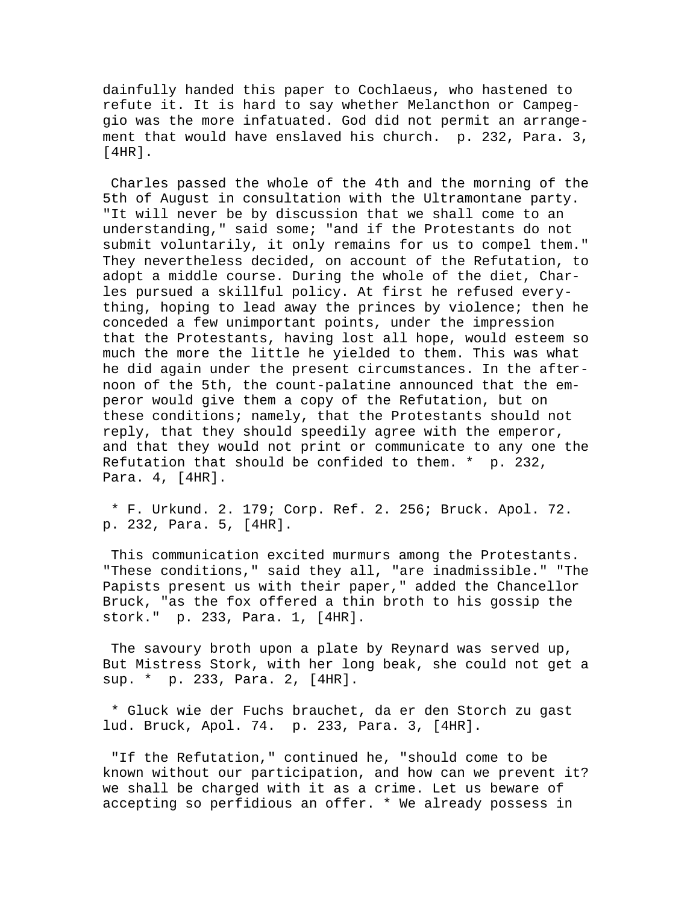dainfully handed this paper to Cochlaeus, who hastened to refute it. It is hard to say whether Melancthon or Campeggio was the more infatuated. God did not permit an arrangement that would have enslaved his church. p. 232, Para. 3, [4HR].

Charles passed the whole of the 4th and the morning of the 5th of August in consultation with the Ultramontane party. "It will never be by discussion that we shall come to an understanding," said some; "and if the Protestants do not submit voluntarily, it only remains for us to compel them." They nevertheless decided, on account of the Refutation, to adopt a middle course. During the whole of the diet, Charles pursued a skillful policy. At first he refused everything, hoping to lead away the princes by violence; then he conceded a few unimportant points, under the impression that the Protestants, having lost all hope, would esteem so much the more the little he yielded to them. This was what he did again under the present circumstances. In the afternoon of the 5th, the count-palatine announced that the emperor would give them a copy of the Refutation, but on these conditions; namely, that the Protestants should not reply, that they should speedily agree with the emperor, and that they would not print or communicate to any one the Refutation that should be confided to them. * p. 232, Para. 4, [4HR].

* F. Urkund. 2. 179; Corp. Ref. 2. 256; Bruck. Apol. 72. p. 232, Para. 5, [4HR].

This communication excited murmurs among the Protestants. "These conditions," said they all, "are inadmissible." "The Papists present us with their paper," added the Chancellor Bruck, "as the fox offered a thin broth to his gossip the stork." p. 233, Para. 1, [4HR].

The savoury broth upon a plate by Reynard was served up, But Mistress Stork, with her long beak, she could not get a sup. * p. 233, Para. 2, [4HR].

* Gluck wie der Fuchs brauchet, da er den Storch zu gast lud. Bruck, Apol. 74. p. 233, Para. 3, [4HR].

"If the Refutation," continued he, "should come to be known without our participation, and how can we prevent it? we shall be charged with it as a crime. Let us beware of accepting so perfidious an offer. * We already possess in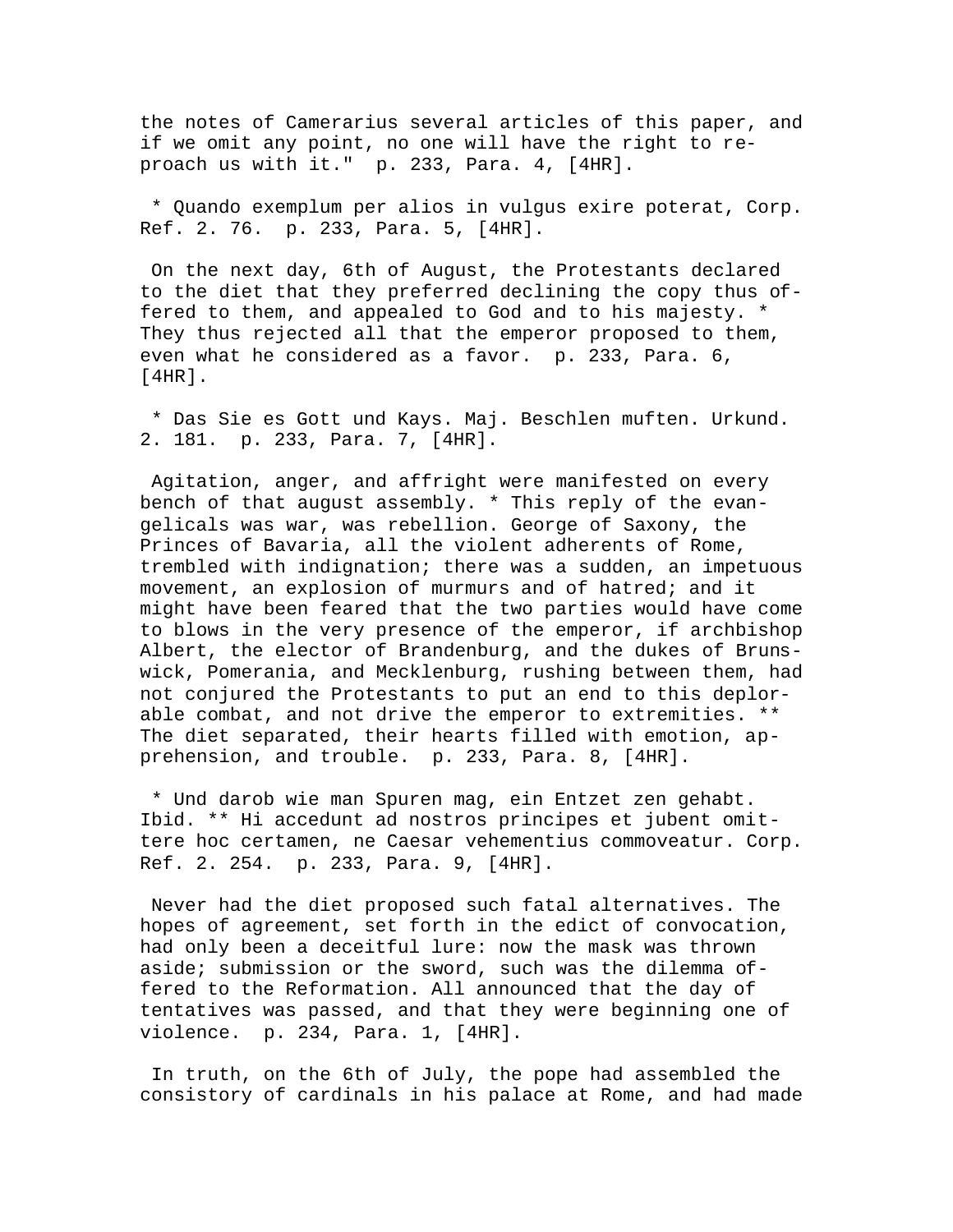the notes of Camerarius several articles of this paper, and if we omit any point, no one will have the right to reproach us with it." p. 233, Para. 4, [4HR].

* Quando exemplum per alios in vulgus exire poterat, Corp. Ref. 2. 76. p. 233, Para. 5, [4HR].

On the next day, 6th of August, the Protestants declared to the diet that they preferred declining the copy thus offered to them, and appealed to God and to his majesty. * They thus rejected all that the emperor proposed to them, even what he considered as a favor. p. 233, Para. 6, [4HR].

* Das Sie es Gott und Kays. Maj. Beschlen muften. Urkund. 2. 181. p. 233, Para. 7, [4HR].

Agitation, anger, and affright were manifested on every bench of that august assembly. * This reply of the evangelicals was war, was rebellion. George of Saxony, the Princes of Bavaria, all the violent adherents of Rome, trembled with indignation; there was a sudden, an impetuous movement, an explosion of murmurs and of hatred; and it might have been feared that the two parties would have come to blows in the very presence of the emperor, if archbishop Albert, the elector of Brandenburg, and the dukes of Brunswick, Pomerania, and Mecklenburg, rushing between them, had not conjured the Protestants to put an end to this deplorable combat, and not drive the emperor to extremities. ** The diet separated, their hearts filled with emotion, apprehension, and trouble. p. 233, Para. 8, [4HR].

* Und darob wie man Spuren mag, ein Entzet zen gehabt. Ibid. ** Hi accedunt ad nostros principes et jubent omittere hoc certamen, ne Caesar vehementius commoveatur. Corp. Ref. 2. 254. p. 233, Para. 9, [4HR].

Never had the diet proposed such fatal alternatives. The hopes of agreement, set forth in the edict of convocation, had only been a deceitful lure: now the mask was thrown aside; submission or the sword, such was the dilemma offered to the Reformation. All announced that the day of tentatives was passed, and that they were beginning one of violence. p. 234, Para. 1, [4HR].

In truth, on the 6th of July, the pope had assembled the consistory of cardinals in his palace at Rome, and had made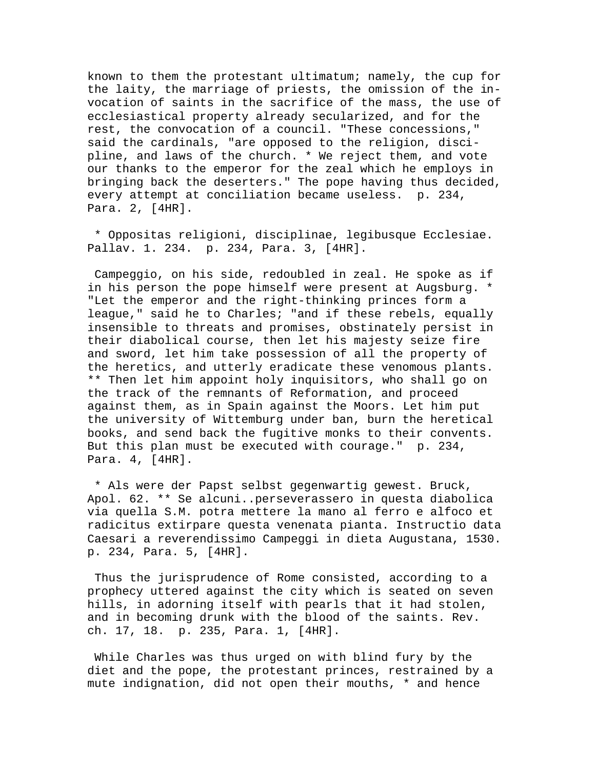known to them the protestant ultimatum; namely, the cup for the laity, the marriage of priests, the omission of the invocation of saints in the sacrifice of the mass, the use of ecclesiastical property already secularized, and for the rest, the convocation of a council. "These concessions," said the cardinals, "are opposed to the religion, discipline, and laws of the church. * We reject them, and vote our thanks to the emperor for the zeal which he employs in bringing back the deserters." The pope having thus decided, every attempt at conciliation became useless. p. 234, Para. 2, [4HR].

* Oppositas religioni, disciplinae, legibusque Ecclesiae. Pallav. 1. 234. p. 234, Para. 3, [4HR].

Campeggio, on his side, redoubled in zeal. He spoke as if in his person the pope himself were present at Augsburg. * "Let the emperor and the right-thinking princes form a league," said he to Charles; "and if these rebels, equally insensible to threats and promises, obstinately persist in their diabolical course, then let his majesty seize fire and sword, let him take possession of all the property of the heretics, and utterly eradicate these venomous plants. ** Then let him appoint holy inquisitors, who shall go on the track of the remnants of Reformation, and proceed against them, as in Spain against the Moors. Let him put the university of Wittemburg under ban, burn the heretical books, and send back the fugitive monks to their convents. But this plan must be executed with courage." p. 234, Para. 4, [4HR].

* Als were der Papst selbst gegenwartig gewest. Bruck, Apol. 62. ** Se alcuni..perseverassero in questa diabolica via quella S.M. potra mettere la mano al ferro e alfoco et radicitus extirpare questa venenata pianta. Instructio data Caesari a reverendissimo Campeggi in dieta Augustana, 1530. p. 234, Para. 5, [4HR].

Thus the jurisprudence of Rome consisted, according to a prophecy uttered against the city which is seated on seven hills, in adorning itself with pearls that it had stolen, and in becoming drunk with the blood of the saints. Rev. ch. 17, 18. p. 235, Para. 1, [4HR].

While Charles was thus urged on with blind fury by the diet and the pope, the protestant princes, restrained by a mute indignation, did not open their mouths, * and hence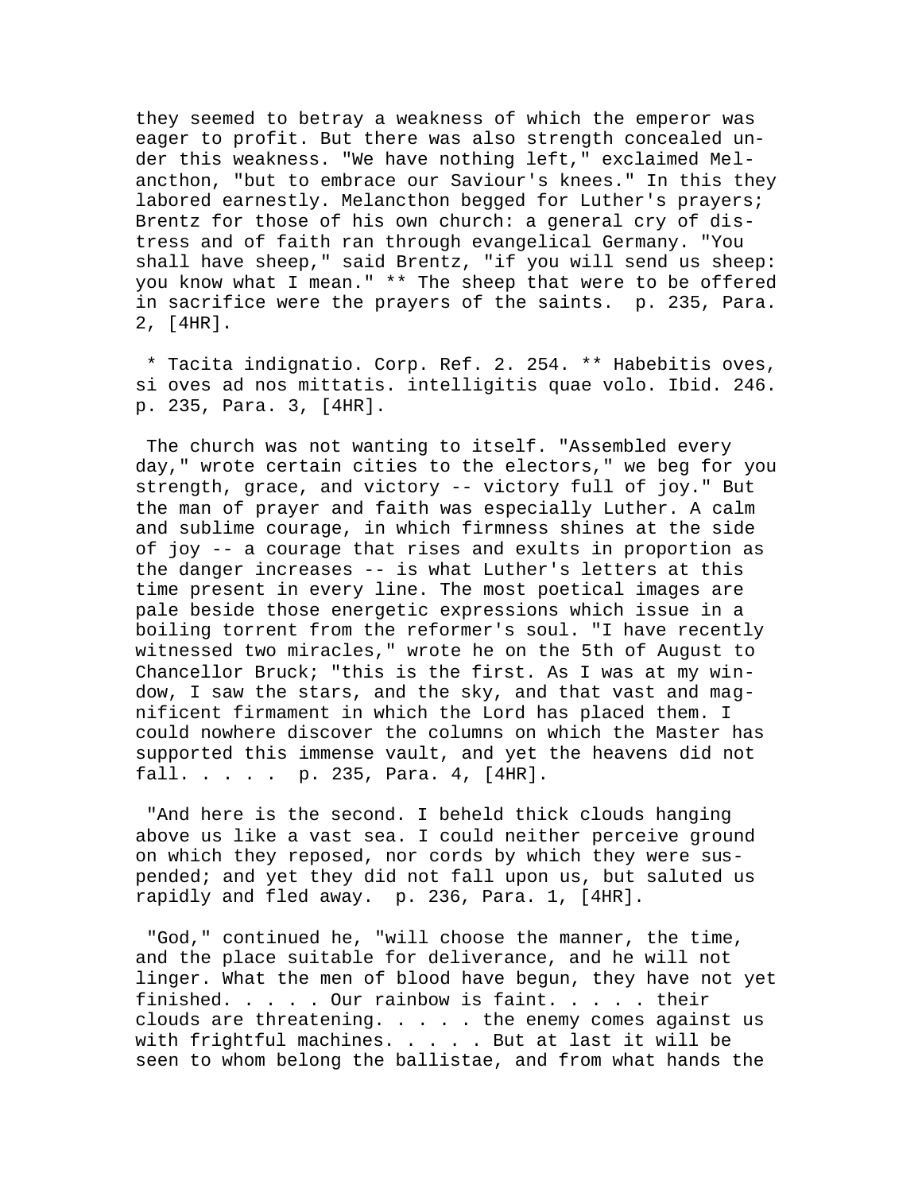they seemed to betray a weakness of which the emperor was eager to profit. But there was also strength concealed under this weakness. "We have nothing left," exclaimed Melancthon, "but to embrace our Saviour's knees." In this they labored earnestly. Melancthon begged for Luther's prayers; Brentz for those of his own church: a general cry of distress and of faith ran through evangelical Germany. "You shall have sheep," said Brentz, "if you will send us sheep: you know what I mean." ** The sheep that were to be offered in sacrifice were the prayers of the saints. p. 235, Para. 2, [4HR].

* Tacita indignatio. Corp. Ref. 2. 254. ** Habebitis oves, si oves ad nos mittatis. intelligitis quae volo. Ibid. 246. p. 235, Para. 3, [4HR].

The church was not wanting to itself. "Assembled every day," wrote certain cities to the electors," we beg for you strength, grace, and victory -- victory full of joy." But the man of prayer and faith was especially Luther. A calm and sublime courage, in which firmness shines at the side of joy -- a courage that rises and exults in proportion as the danger increases -- is what Luther's letters at this time present in every line. The most poetical images are pale beside those energetic expressions which issue in a boiling torrent from the reformer's soul. "I have recently witnessed two miracles," wrote he on the 5th of August to Chancellor Bruck; "this is the first. As I was at my window, I saw the stars, and the sky, and that vast and magnificent firmament in which the Lord has placed them. I could nowhere discover the columns on which the Master has supported this immense vault, and yet the heavens did not fall. . . . . p. 235, Para. 4, [4HR].

"And here is the second. I beheld thick clouds hanging above us like a vast sea. I could neither perceive ground on which they reposed, nor cords by which they were suspended; and yet they did not fall upon us, but saluted us rapidly and fled away. p. 236, Para. 1, [4HR].

"God," continued he, "will choose the manner, the time, and the place suitable for deliverance, and he will not linger. What the men of blood have begun, they have not yet finished. . . . . Our rainbow is faint. . . . . their clouds are threatening. . . . . the enemy comes against us with frightful machines. . . . . But at last it will be seen to whom belong the ballistae, and from what hands the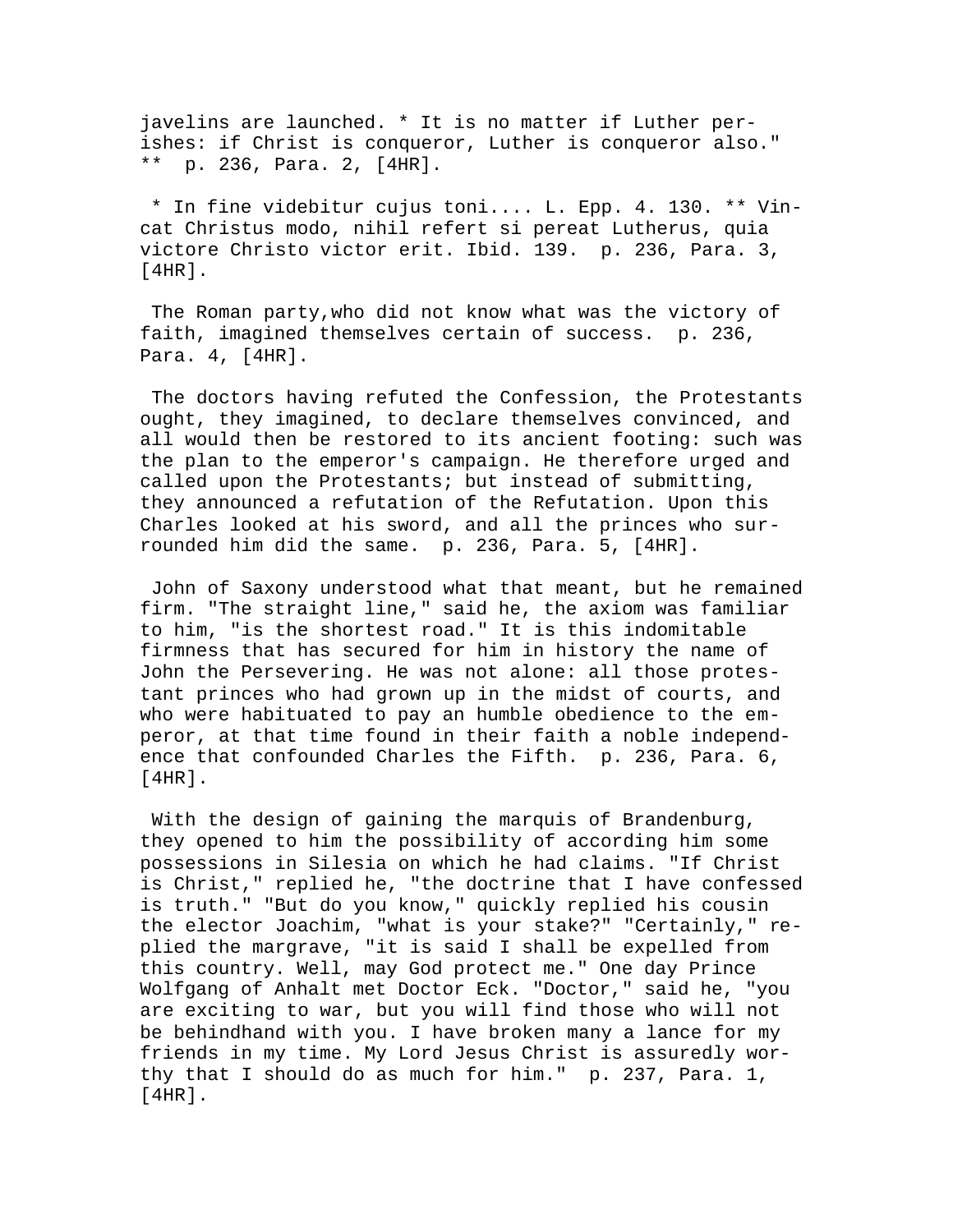javelins are launched. * It is no matter if Luther perishes: if Christ is conqueror, Luther is conqueror also." ** p. 236, Para. 2, [4HR].

* In fine videbitur cujus toni.... L. Epp. 4. 130. ** Vincat Christus modo, nihil refert si pereat Lutherus, quia victore Christo victor erit. Ibid. 139. p. 236, Para. 3, [4HR].

The Roman party,who did not know what was the victory of faith, imagined themselves certain of success. p. 236, Para. 4, [4HR].

The doctors having refuted the Confession, the Protestants ought, they imagined, to declare themselves convinced, and all would then be restored to its ancient footing: such was the plan to the emperor's campaign. He therefore urged and called upon the Protestants; but instead of submitting, they announced a refutation of the Refutation. Upon this Charles looked at his sword, and all the princes who surrounded him did the same. p. 236, Para. 5, [4HR].

John of Saxony understood what that meant, but he remained firm. "The straight line," said he, the axiom was familiar to him, "is the shortest road." It is this indomitable firmness that has secured for him in history the name of John the Persevering. He was not alone: all those protestant princes who had grown up in the midst of courts, and who were habituated to pay an humble obedience to the emperor, at that time found in their faith a noble independence that confounded Charles the Fifth. p. 236, Para. 6, [4HR].

With the design of gaining the marquis of Brandenburg, they opened to him the possibility of according him some possessions in Silesia on which he had claims. "If Christ is Christ," replied he, "the doctrine that I have confessed is truth." "But do you know," quickly replied his cousin the elector Joachim, "what is your stake?" "Certainly," replied the margrave, "it is said I shall be expelled from this country. Well, may God protect me." One day Prince Wolfgang of Anhalt met Doctor Eck. "Doctor," said he, "you are exciting to war, but you will find those who will not be behindhand with you. I have broken many a lance for my friends in my time. My Lord Jesus Christ is assuredly worthy that I should do as much for him." p. 237, Para. 1, [4HR].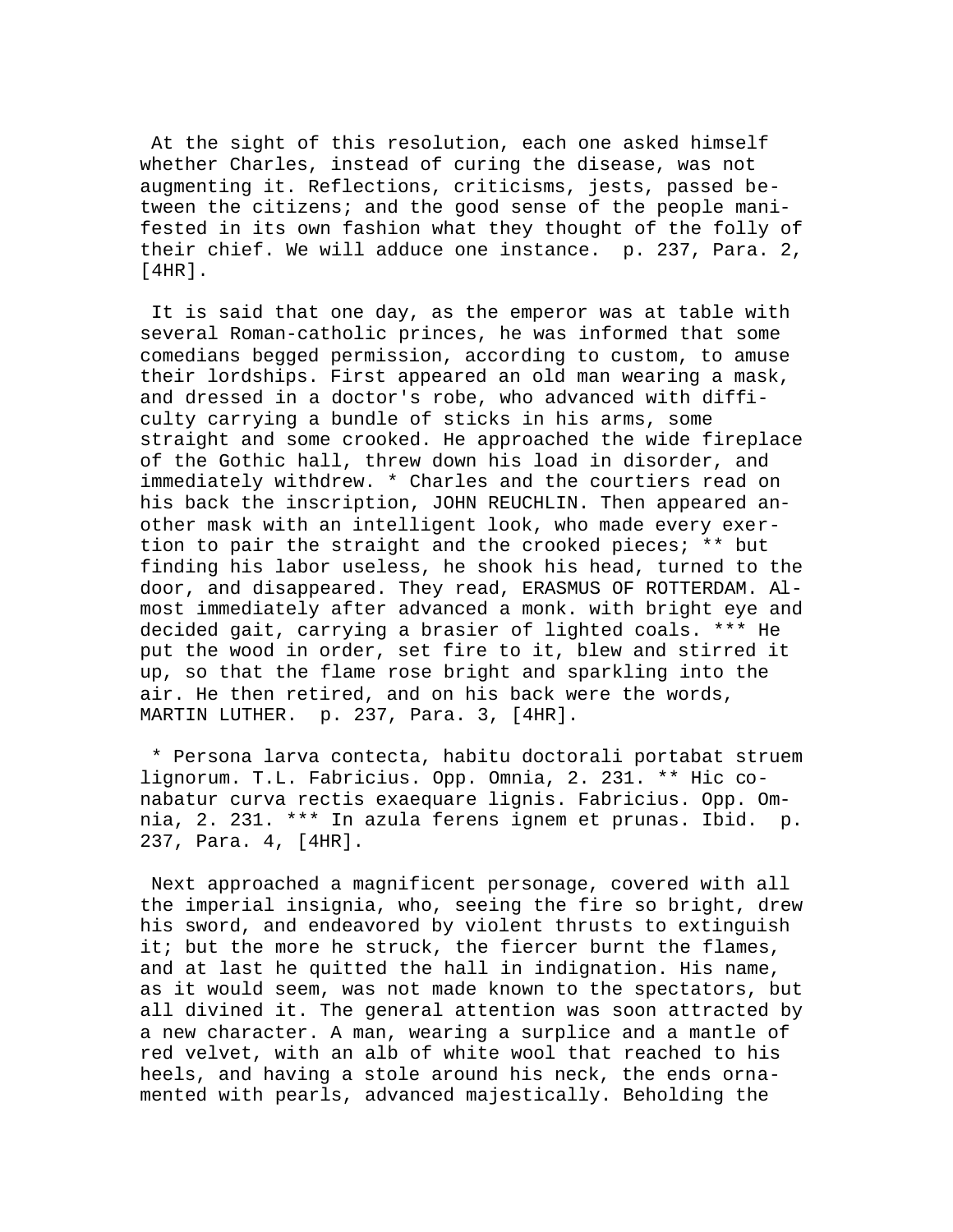At the sight of this resolution, each one asked himself whether Charles, instead of curing the disease, was not augmenting it. Reflections, criticisms, jests, passed between the citizens; and the good sense of the people manifested in its own fashion what they thought of the folly of their chief. We will adduce one instance. p. 237, Para. 2, [4HR].

It is said that one day, as the emperor was at table with several Roman-catholic princes, he was informed that some comedians begged permission, according to custom, to amuse their lordships. First appeared an old man wearing a mask, and dressed in a doctor's robe, who advanced with difficulty carrying a bundle of sticks in his arms, some straight and some crooked. He approached the wide fireplace of the Gothic hall, threw down his load in disorder, and immediately withdrew. * Charles and the courtiers read on his back the inscription, JOHN REUCHLIN. Then appeared another mask with an intelligent look, who made every exertion to pair the straight and the crooked pieces; ** but finding his labor useless, he shook his head, turned to the door, and disappeared. They read, ERASMUS OF ROTTERDAM. Almost immediately after advanced a monk. with bright eye and decided gait, carrying a brasier of lighted coals. *** He put the wood in order, set fire to it, blew and stirred it up, so that the flame rose bright and sparkling into the air. He then retired, and on his back were the words, MARTIN LUTHER. p. 237, Para. 3, [4HR].

* Persona larva contecta, habitu doctorali portabat struem lignorum. T.L. Fabricius. Opp. Omnia, 2. 231. ** Hic conabatur curva rectis exaequare lignis. Fabricius. Opp. Omnia, 2. 231. *** In azula ferens ignem et prunas. Ibid. p. 237, Para. 4, [4HR].

Next approached a magnificent personage, covered with all the imperial insignia, who, seeing the fire so bright, drew his sword, and endeavored by violent thrusts to extinguish it; but the more he struck, the fiercer burnt the flames, and at last he quitted the hall in indignation. His name, as it would seem, was not made known to the spectators, but all divined it. The general attention was soon attracted by a new character. A man, wearing a surplice and a mantle of red velvet, with an alb of white wool that reached to his heels, and having a stole around his neck, the ends ornamented with pearls, advanced majestically. Beholding the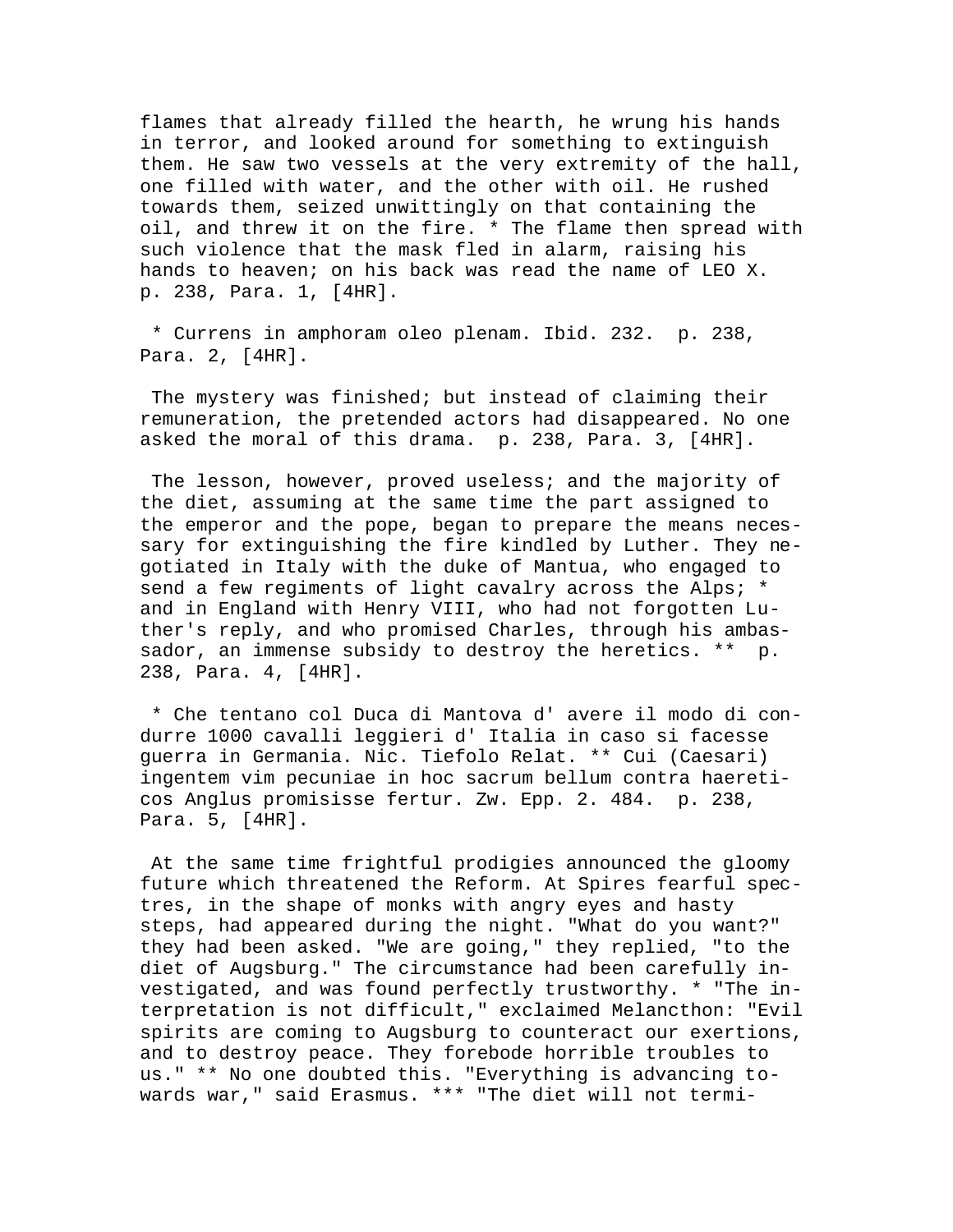flames that already filled the hearth, he wrung his hands in terror, and looked around for something to extinguish them. He saw two vessels at the very extremity of the hall, one filled with water, and the other with oil. He rushed towards them, seized unwittingly on that containing the oil, and threw it on the fire. * The flame then spread with such violence that the mask fled in alarm, raising his hands to heaven; on his back was read the name of LEO X. p. 238, Para. 1, [4HR].

* Currens in amphoram oleo plenam. Ibid. 232. p. 238, Para. 2, [4HR].

The mystery was finished; but instead of claiming their remuneration, the pretended actors had disappeared. No one asked the moral of this drama. p. 238, Para. 3, [4HR].

The lesson, however, proved useless; and the majority of the diet, assuming at the same time the part assigned to the emperor and the pope, began to prepare the means necessary for extinguishing the fire kindled by Luther. They negotiated in Italy with the duke of Mantua, who engaged to send a few regiments of light cavalry across the Alps; * and in England with Henry VIII, who had not forgotten Luther's reply, and who promised Charles, through his ambassador, an immense subsidy to destroy the heretics. ** p. 238, Para. 4, [4HR].

* Che tentano col Duca di Mantova d' avere il modo di condurre 1000 cavalli leggieri d' Italia in caso si facesse guerra in Germania. Nic. Tiefolo Relat. ** Cui (Caesari) ingentem vim pecuniae in hoc sacrum bellum contra haereticos Anglus promisisse fertur. Zw. Epp. 2. 484. p. 238, Para. 5, [4HR].

At the same time frightful prodigies announced the gloomy future which threatened the Reform. At Spires fearful spectres, in the shape of monks with angry eyes and hasty steps, had appeared during the night. "What do you want?" they had been asked. "We are going," they replied, "to the diet of Augsburg." The circumstance had been carefully investigated, and was found perfectly trustworthy. * "The interpretation is not difficult," exclaimed Melancthon: "Evil spirits are coming to Augsburg to counteract our exertions, and to destroy peace. They forebode horrible troubles to us." ** No one doubted this. "Everything is advancing towards war," said Erasmus. *** "The diet will not termi-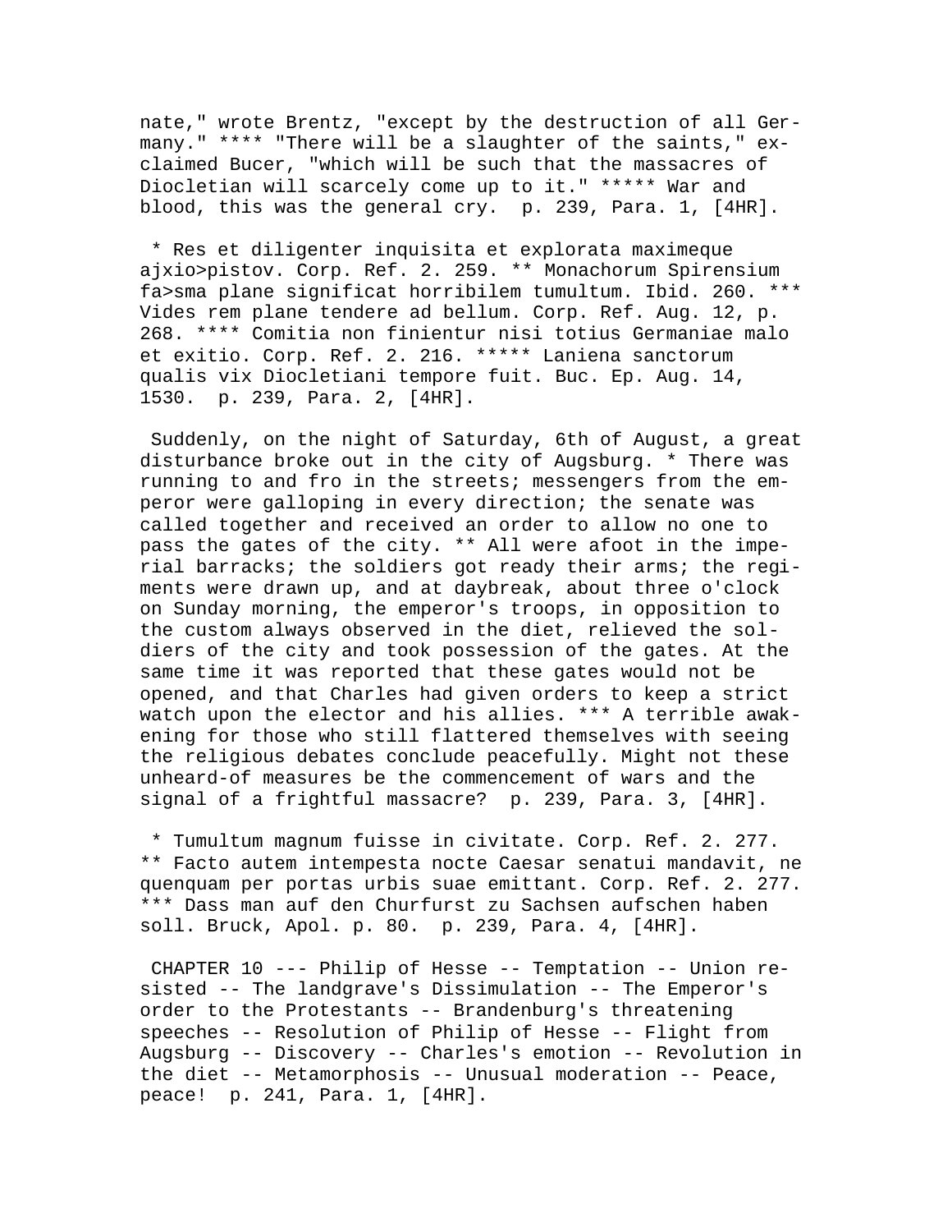nate," wrote Brentz, "except by the destruction of all Germany." **** "There will be a slaughter of the saints," exclaimed Bucer, "which will be such that the massacres of Diocletian will scarcely come up to it." ***** War and blood, this was the general cry.  p. 239, Para. 1, [4HR].

 * Res et diligenter inquisita et explorata maximeque ajxio>pistov. Corp. Ref. 2. 259. ** Monachorum Spirensium fa>sma plane significat horribilem tumultum. Ibid. 260. *** Vides rem plane tendere ad bellum. Corp. Ref. Aug. 12, p. 268. **** Comitia non finientur nisi totius Germaniae malo et exitio. Corp. Ref. 2. 216. ***** Laniena sanctorum qualis vix Diocletiani tempore fuit. Buc. Ep. Aug. 14, 1530.  p. 239, Para. 2, [4HR].

 Suddenly, on the night of Saturday, 6th of August, a great disturbance broke out in the city of Augsburg. * There was running to and fro in the streets; messengers from the emperor were galloping in every direction; the senate was called together and received an order to allow no one to pass the gates of the city. ** All were afoot in the imperial barracks; the soldiers got ready their arms; the regiments were drawn up, and at daybreak, about three o'clock on Sunday morning, the emperor's troops, in opposition to the custom always observed in the diet, relieved the soldiers of the city and took possession of the gates. At the same time it was reported that these gates would not be opened, and that Charles had given orders to keep a strict watch upon the elector and his allies. *** A terrible awakening for those who still flattered themselves with seeing the religious debates conclude peacefully. Might not these unheard-of measures be the commencement of wars and the signal of a frightful massacre?  p. 239, Para. 3, [4HR].

 * Tumultum magnum fuisse in civitate. Corp. Ref. 2. 277. ** Facto autem intempesta nocte Caesar senatui mandavit, ne quenquam per portas urbis suae emittant. Corp. Ref. 2. 277. *** Dass man auf den Churfurst zu Sachsen aufschen haben soll. Bruck, Apol. p. 80.  p. 239, Para. 4, [4HR].

 CHAPTER 10 --- Philip of Hesse -- Temptation -- Union resisted -- The landgrave's Dissimulation -- The Emperor's order to the Protestants -- Brandenburg's threatening speeches -- Resolution of Philip of Hesse -- Flight from Augsburg -- Discovery -- Charles's emotion -- Revolution in the diet -- Metamorphosis -- Unusual moderation -- Peace, peace!  p. 241, Para. 1, [4HR].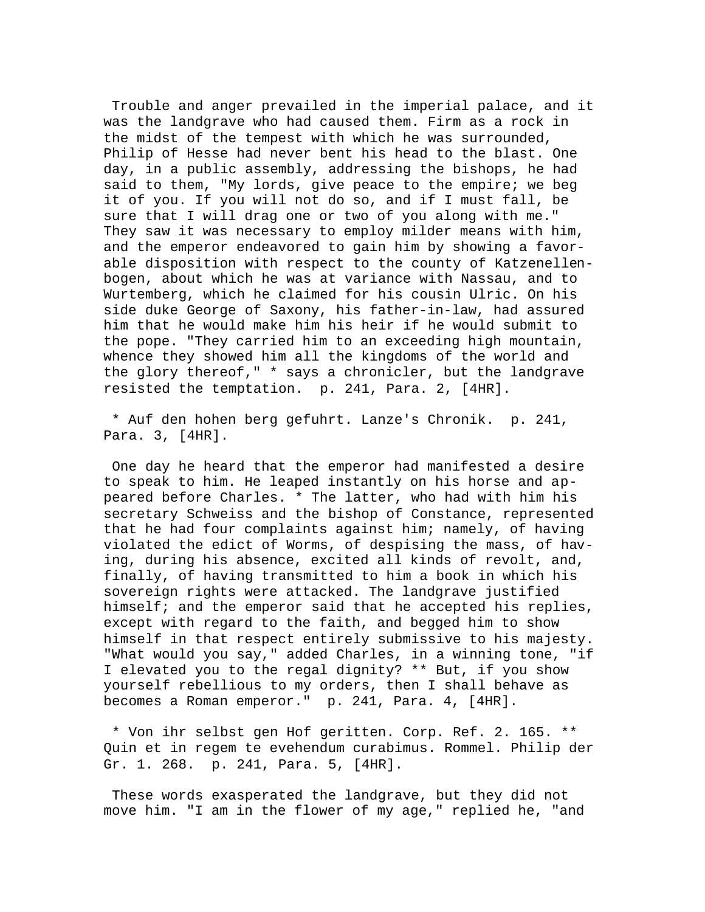Trouble and anger prevailed in the imperial palace, and it was the landgrave who had caused them. Firm as a rock in the midst of the tempest with which he was surrounded, Philip of Hesse had never bent his head to the blast. One day, in a public assembly, addressing the bishops, he had said to them, "My lords, give peace to the empire; we beg it of you. If you will not do so, and if I must fall, be sure that I will drag one or two of you along with me." They saw it was necessary to employ milder means with him, and the emperor endeavored to gain him by showing a favorable disposition with respect to the county of Katzenellenbogen, about which he was at variance with Nassau, and to Wurtemberg, which he claimed for his cousin Ulric. On his side duke George of Saxony, his father-in-law, had assured him that he would make him his heir if he would submit to the pope. "They carried him to an exceeding high mountain, whence they showed him all the kingdoms of the world and the glory thereof," * says a chronicler, but the landgrave resisted the temptation. p. 241, Para. 2, [4HR].

* Auf den hohen berg gefuhrt. Lanze's Chronik. p. 241, Para. 3, [4HR].

One day he heard that the emperor had manifested a desire to speak to him. He leaped instantly on his horse and appeared before Charles. * The latter, who had with him his secretary Schweiss and the bishop of Constance, represented that he had four complaints against him; namely, of having violated the edict of Worms, of despising the mass, of having, during his absence, excited all kinds of revolt, and, finally, of having transmitted to him a book in which his sovereign rights were attacked. The landgrave justified himself; and the emperor said that he accepted his replies, except with regard to the faith, and begged him to show himself in that respect entirely submissive to his majesty. "What would you say," added Charles, in a winning tone, "if I elevated you to the regal dignity? ** But, if you show yourself rebellious to my orders, then I shall behave as becomes a Roman emperor." p. 241, Para. 4, [4HR].

* Von ihr selbst gen Hof geritten. Corp. Ref. 2. 165. ** Quin et in regem te evehendum curabimus. Rommel. Philip der Gr. 1. 268. p. 241, Para. 5, [4HR].

These words exasperated the landgrave, but they did not move him. "I am in the flower of my age," replied he, "and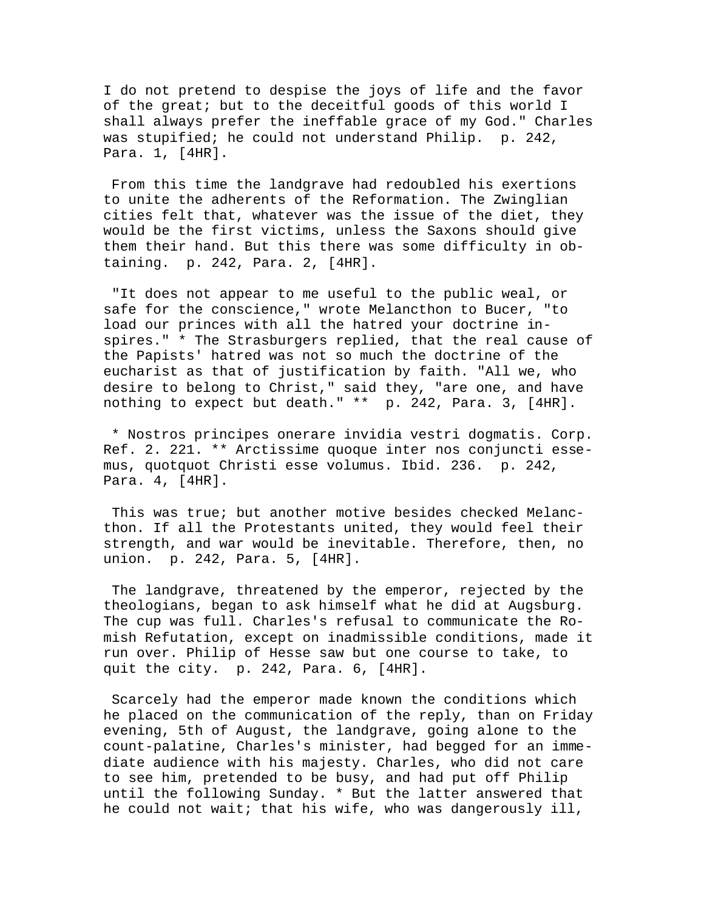I do not pretend to despise the joys of life and the favor of the great; but to the deceitful goods of this world I shall always prefer the ineffable grace of my God." Charles was stupified; he could not understand Philip. p. 242, Para. 1, [4HR].

From this time the landgrave had redoubled his exertions to unite the adherents of the Reformation. The Zwinglian cities felt that, whatever was the issue of the diet, they would be the first victims, unless the Saxons should give them their hand. But this there was some difficulty in obtaining. p. 242, Para. 2, [4HR].

"It does not appear to me useful to the public weal, or safe for the conscience," wrote Melancthon to Bucer, "to load our princes with all the hatred your doctrine inspires." * The Strasburgers replied, that the real cause of the Papists' hatred was not so much the doctrine of the eucharist as that of justification by faith. "All we, who desire to belong to Christ," said they, "are one, and have nothing to expect but death." ** p. 242, Para. 3, [4HR].

* Nostros principes onerare invidia vestri dogmatis. Corp. Ref. 2. 221. ** Arctissime quoque inter nos conjuncti essemus, quotquot Christi esse volumus. Ibid. 236. p. 242, Para. 4, [4HR].

This was true; but another motive besides checked Melancthon. If all the Protestants united, they would feel their strength, and war would be inevitable. Therefore, then, no union. p. 242, Para. 5, [4HR].

The landgrave, threatened by the emperor, rejected by the theologians, began to ask himself what he did at Augsburg. The cup was full. Charles's refusal to communicate the Romish Refutation, except on inadmissible conditions, made it run over. Philip of Hesse saw but one course to take, to quit the city. p. 242, Para. 6, [4HR].

Scarcely had the emperor made known the conditions which he placed on the communication of the reply, than on Friday evening, 5th of August, the landgrave, going alone to the count-palatine, Charles's minister, had begged for an immediate audience with his majesty. Charles, who did not care to see him, pretended to be busy, and had put off Philip until the following Sunday. * But the latter answered that he could not wait; that his wife, who was dangerously ill,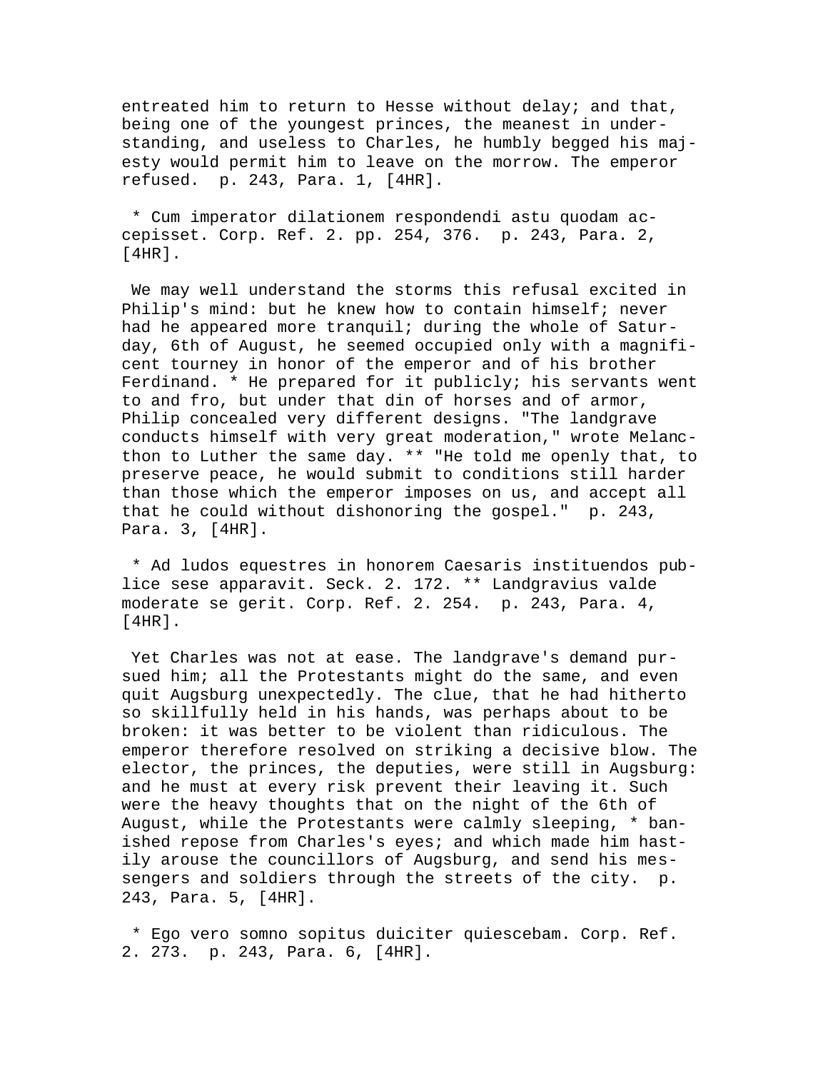entreated him to return to Hesse without delay; and that, being one of the youngest princes, the meanest in understanding, and useless to Charles, he humbly begged his majesty would permit him to leave on the morrow. The emperor refused. p. 243, Para. 1, [4HR].

* Cum imperator dilationem respondendi astu quodam accepisset. Corp. Ref. 2. pp. 254, 376. p. 243, Para. 2, [4HR].

We may well understand the storms this refusal excited in Philip's mind: but he knew how to contain himself; never had he appeared more tranquil; during the whole of Saturday, 6th of August, he seemed occupied only with a magnificent tourney in honor of the emperor and of his brother Ferdinand. * He prepared for it publicly; his servants went to and fro, but under that din of horses and of armor, Philip concealed very different designs. "The landgrave conducts himself with very great moderation," wrote Melancthon to Luther the same day. ** "He told me openly that, to preserve peace, he would submit to conditions still harder than those which the emperor imposes on us, and accept all that he could without dishonoring the gospel." p. 243, Para. 3, [4HR].

* Ad ludos equestres in honorem Caesaris instituendos publice sese apparavit. Seck. 2. 172. ** Landgravius valde moderate se gerit. Corp. Ref. 2. 254. p. 243, Para. 4, [4HR].

Yet Charles was not at ease. The landgrave's demand pursued him; all the Protestants might do the same, and even quit Augsburg unexpectedly. The clue, that he had hitherto so skillfully held in his hands, was perhaps about to be broken: it was better to be violent than ridiculous. The emperor therefore resolved on striking a decisive blow. The elector, the princes, the deputies, were still in Augsburg: and he must at every risk prevent their leaving it. Such were the heavy thoughts that on the night of the 6th of August, while the Protestants were calmly sleeping, * banished repose from Charles's eyes; and which made him hastily arouse the councillors of Augsburg, and send his messengers and soldiers through the streets of the city. p. 243, Para. 5, [4HR].

* Ego vero somno sopitus duiciter quiescebam. Corp. Ref. 2. 273. p. 243, Para. 6, [4HR].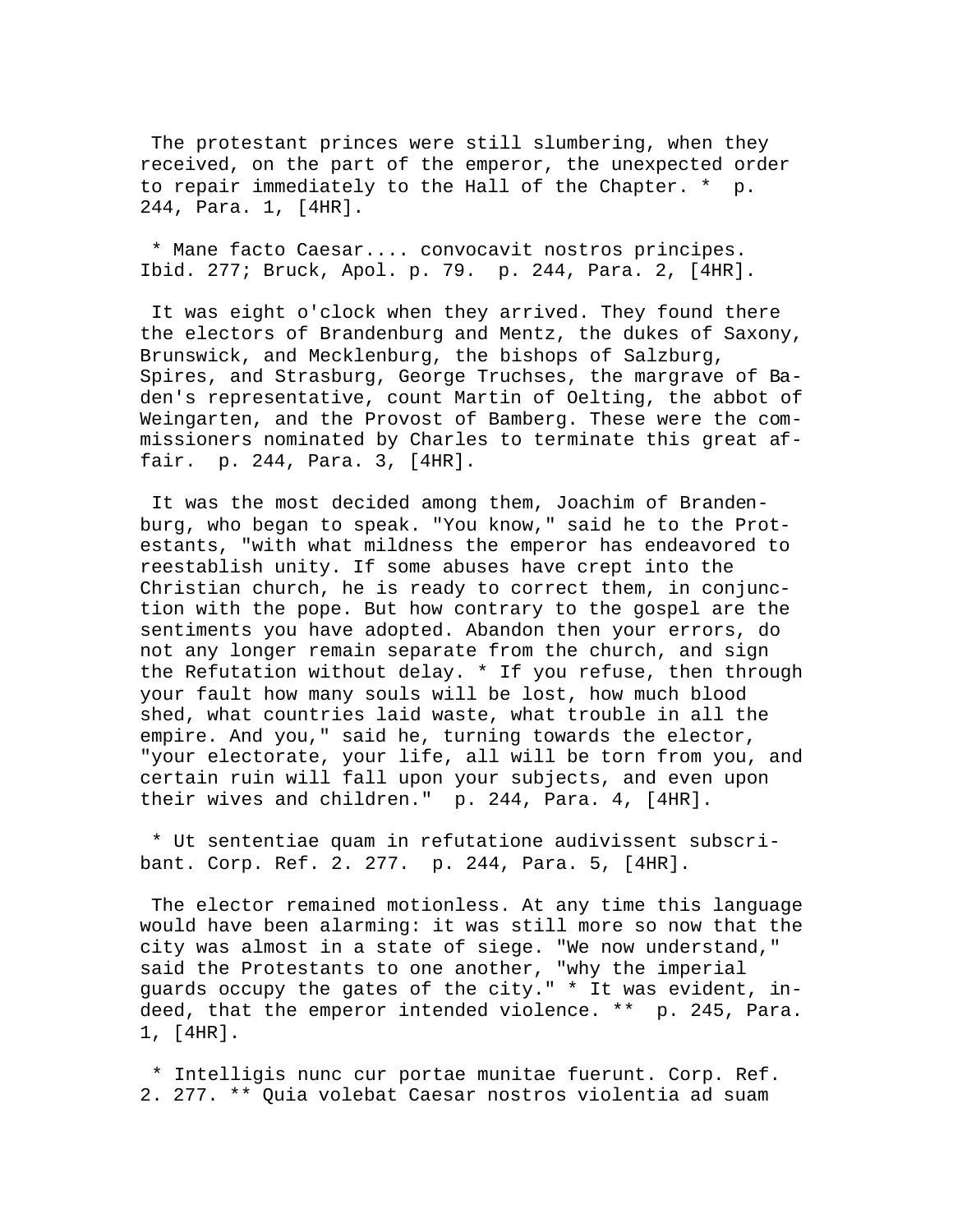The protestant princes were still slumbering, when they received, on the part of the emperor, the unexpected order to repair immediately to the Hall of the Chapter. * p. 244, Para. 1, [4HR].

* Mane facto Caesar.... convocavit nostros principes. Ibid. 277; Bruck, Apol. p. 79. p. 244, Para. 2, [4HR].

It was eight o'clock when they arrived. They found there the electors of Brandenburg and Mentz, the dukes of Saxony, Brunswick, and Mecklenburg, the bishops of Salzburg, Spires, and Strasburg, George Truchses, the margrave of Baden's representative, count Martin of Oelting, the abbot of Weingarten, and the Provost of Bamberg. These were the commissioners nominated by Charles to terminate this great affair. p. 244, Para. 3, [4HR].

It was the most decided among them, Joachim of Brandenburg, who began to speak. "You know," said he to the Protestants, "with what mildness the emperor has endeavored to reestablish unity. If some abuses have crept into the Christian church, he is ready to correct them, in conjunction with the pope. But how contrary to the gospel are the sentiments you have adopted. Abandon then your errors, do not any longer remain separate from the church, and sign the Refutation without delay. * If you refuse, then through your fault how many souls will be lost, how much blood shed, what countries laid waste, what trouble in all the empire. And you," said he, turning towards the elector, "your electorate, your life, all will be torn from you, and certain ruin will fall upon your subjects, and even upon their wives and children." p. 244, Para. 4, [4HR].

* Ut sententiae quam in refutatione audivissent subscribant. Corp. Ref. 2. 277. p. 244, Para. 5, [4HR].

The elector remained motionless. At any time this language would have been alarming: it was still more so now that the city was almost in a state of siege. "We now understand," said the Protestants to one another, "why the imperial guards occupy the gates of the city." * It was evident, indeed, that the emperor intended violence. ** p. 245, Para. 1, [4HR].

* Intelligis nunc cur portae munitae fuerunt. Corp. Ref. 2. 277. ** Quia volebat Caesar nostros violentia ad suam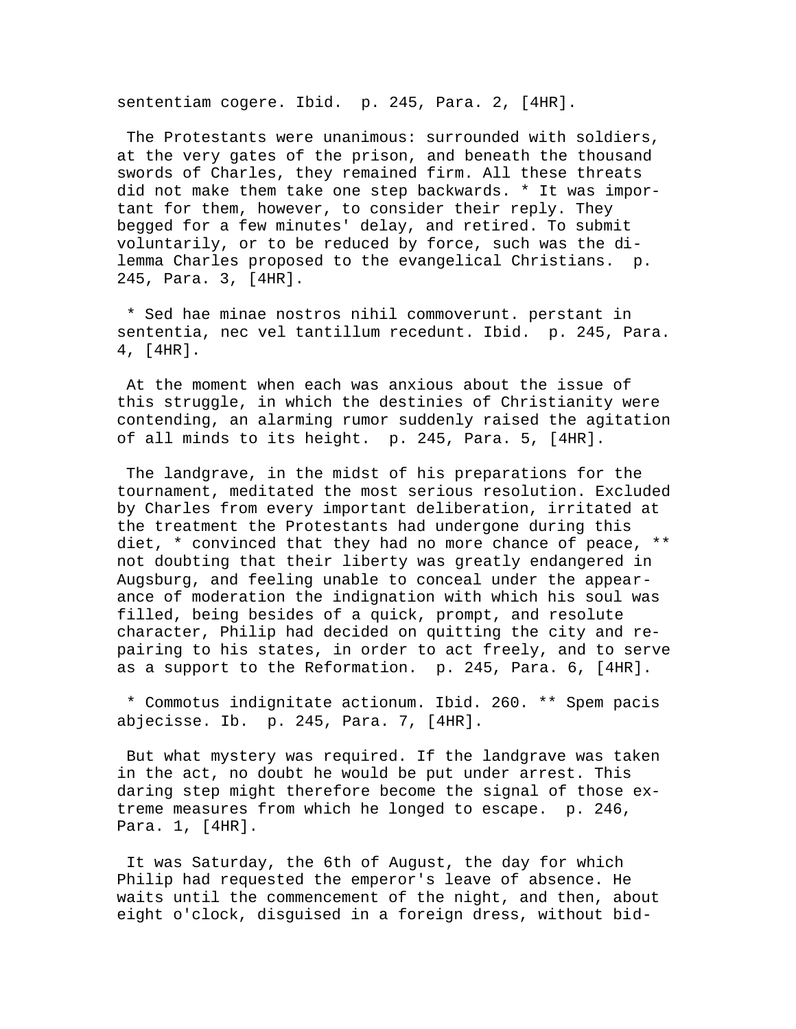sententiam cogere. Ibid. p. 245, Para. 2, [4HR].

The Protestants were unanimous: surrounded with soldiers, at the very gates of the prison, and beneath the thousand swords of Charles, they remained firm. All these threats did not make them take one step backwards. * It was important for them, however, to consider their reply. They begged for a few minutes' delay, and retired. To submit voluntarily, or to be reduced by force, such was the dilemma Charles proposed to the evangelical Christians. p. 245, Para. 3, [4HR].

* Sed hae minae nostros nihil commoverunt. perstant in sententia, nec vel tantillum recedunt. Ibid. p. 245, Para. 4, [4HR].

At the moment when each was anxious about the issue of this struggle, in which the destinies of Christianity were contending, an alarming rumor suddenly raised the agitation of all minds to its height. p. 245, Para. 5, [4HR].

The landgrave, in the midst of his preparations for the tournament, meditated the most serious resolution. Excluded by Charles from every important deliberation, irritated at the treatment the Protestants had undergone during this diet, * convinced that they had no more chance of peace, ** not doubting that their liberty was greatly endangered in Augsburg, and feeling unable to conceal under the appearance of moderation the indignation with which his soul was filled, being besides of a quick, prompt, and resolute character, Philip had decided on quitting the city and repairing to his states, in order to act freely, and to serve as a support to the Reformation. p. 245, Para. 6, [4HR].

* Commotus indignitate actionum. Ibid. 260. ** Spem pacis abjecisse. Ib. p. 245, Para. 7, [4HR].

But what mystery was required. If the landgrave was taken in the act, no doubt he would be put under arrest. This daring step might therefore become the signal of those extreme measures from which he longed to escape. p. 246, Para. 1, [4HR].

It was Saturday, the 6th of August, the day for which Philip had requested the emperor's leave of absence. He waits until the commencement of the night, and then, about eight o'clock, disguised in a foreign dress, without bid-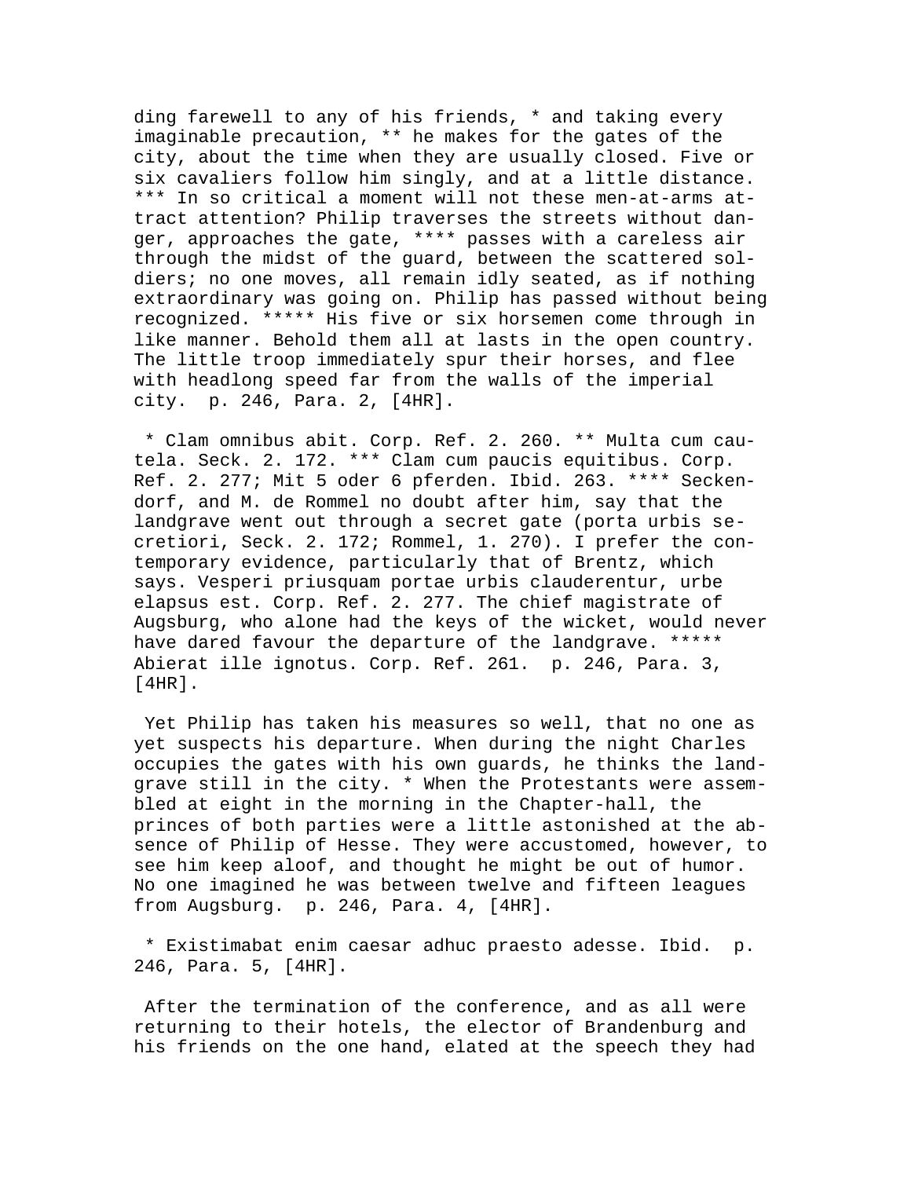ding farewell to any of his friends, * and taking every imaginable precaution, ** he makes for the gates of the city, about the time when they are usually closed. Five or six cavaliers follow him singly, and at a little distance. *** In so critical a moment will not these men-at-arms attract attention? Philip traverses the streets without danger, approaches the gate, **** passes with a careless air through the midst of the guard, between the scattered soldiers; no one moves, all remain idly seated, as if nothing extraordinary was going on. Philip has passed without being recognized. ***** His five or six horsemen come through in like manner. Behold them all at lasts in the open country. The little troop immediately spur their horses, and flee with headlong speed far from the walls of the imperial city. p. 246, Para. 2, [4HR].

* Clam omnibus abit. Corp. Ref. 2. 260. ** Multa cum cautela. Seck. 2. 172. *** Clam cum paucis equitibus. Corp. Ref. 2. 277; Mit 5 oder 6 pferden. Ibid. 263. **** Seckendorf, and M. de Rommel no doubt after him, say that the landgrave went out through a secret gate (porta urbis secretiori, Seck. 2. 172; Rommel, 1. 270). I prefer the contemporary evidence, particularly that of Brentz, which says. Vesperi priusquam portae urbis clauderentur, urbe elapsus est. Corp. Ref. 2. 277. The chief magistrate of Augsburg, who alone had the keys of the wicket, would never have dared favour the departure of the landgrave. ***** Abierat ille ignotus. Corp. Ref. 261. p. 246, Para. 3, [4HR].

Yet Philip has taken his measures so well, that no one as yet suspects his departure. When during the night Charles occupies the gates with his own guards, he thinks the landgrave still in the city. * When the Protestants were assembled at eight in the morning in the Chapter-hall, the princes of both parties were a little astonished at the absence of Philip of Hesse. They were accustomed, however, to see him keep aloof, and thought he might be out of humor. No one imagined he was between twelve and fifteen leagues from Augsburg. p. 246, Para. 4, [4HR].

* Existimabat enim caesar adhuc praesto adesse. Ibid. p. 246, Para. 5, [4HR].

After the termination of the conference, and as all were returning to their hotels, the elector of Brandenburg and his friends on the one hand, elated at the speech they had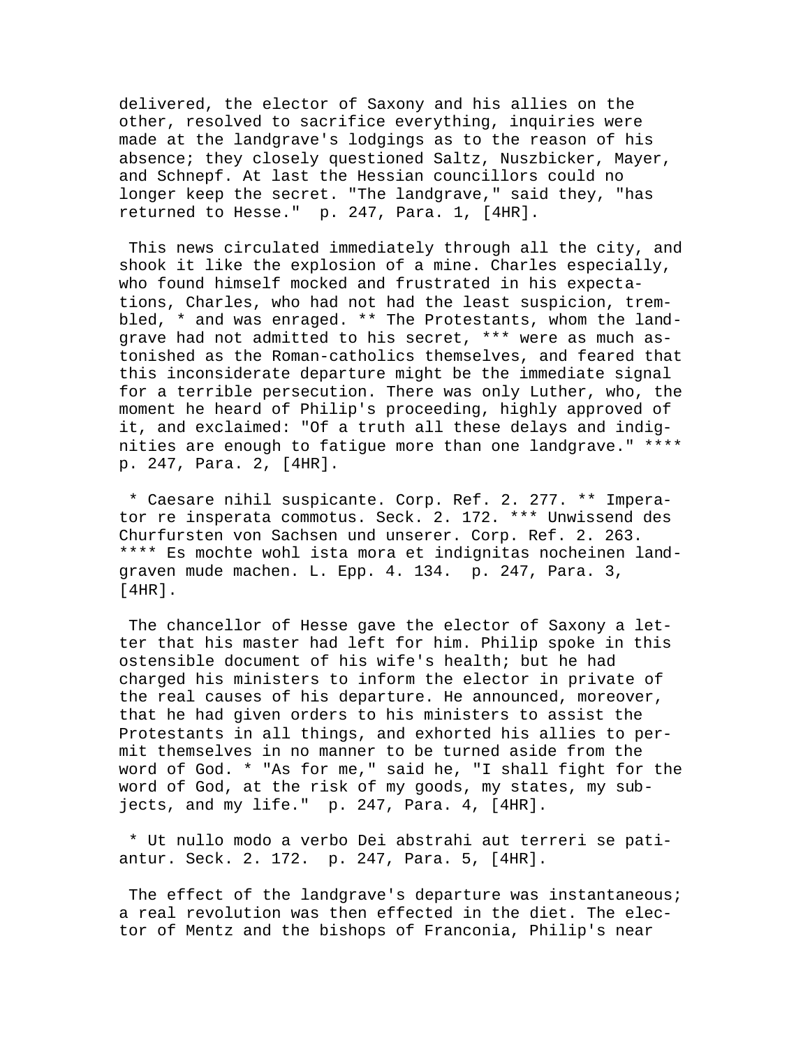delivered, the elector of Saxony and his allies on the other, resolved to sacrifice everything, inquiries were made at the landgrave's lodgings as to the reason of his absence; they closely questioned Saltz, Nuszbicker, Mayer, and Schnepf. At last the Hessian councillors could no longer keep the secret. "The landgrave," said they, "has returned to Hesse." p. 247, Para. 1, [4HR].

This news circulated immediately through all the city, and shook it like the explosion of a mine. Charles especially, who found himself mocked and frustrated in his expectations, Charles, who had not had the least suspicion, trembled, * and was enraged. ** The Protestants, whom the landgrave had not admitted to his secret, *** were as much astonished as the Roman-catholics themselves, and feared that this inconsiderate departure might be the immediate signal for a terrible persecution. There was only Luther, who, the moment he heard of Philip's proceeding, highly approved of it, and exclaimed: "Of a truth all these delays and indignities are enough to fatigue more than one landgrave." **** p. 247, Para. 2, [4HR].

* Caesare nihil suspicante. Corp. Ref. 2. 277. ** Imperator re insperata commotus. Seck. 2. 172. *** Unwissend des Churfursten von Sachsen und unserer. Corp. Ref. 2. 263. **** Es mochte wohl ista mora et indignitas nocheinen landgraven mude machen. L. Epp. 4. 134. p. 247, Para. 3, [4HR].

The chancellor of Hesse gave the elector of Saxony a letter that his master had left for him. Philip spoke in this ostensible document of his wife's health; but he had charged his ministers to inform the elector in private of the real causes of his departure. He announced, moreover, that he had given orders to his ministers to assist the Protestants in all things, and exhorted his allies to permit themselves in no manner to be turned aside from the word of God. * "As for me," said he, "I shall fight for the word of God, at the risk of my goods, my states, my subjects, and my life." p. 247, Para. 4, [4HR].

* Ut nullo modo a verbo Dei abstrahi aut terreri se patiantur. Seck. 2. 172. p. 247, Para. 5, [4HR].

The effect of the landgrave's departure was instantaneous; a real revolution was then effected in the diet. The elector of Mentz and the bishops of Franconia, Philip's near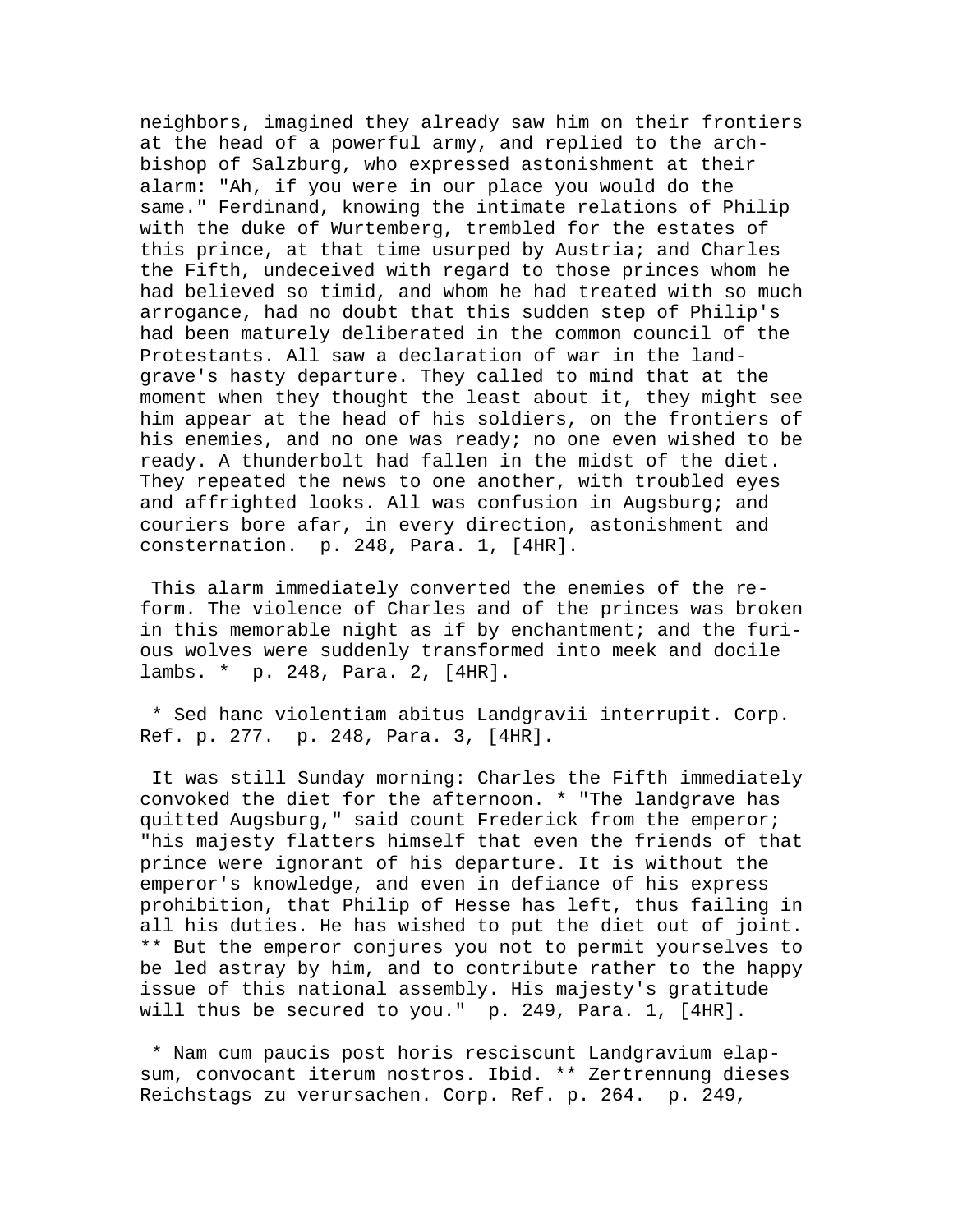neighbors, imagined they already saw him on their frontiers at the head of a powerful army, and replied to the archbishop of Salzburg, who expressed astonishment at their alarm: "Ah, if you were in our place you would do the same." Ferdinand, knowing the intimate relations of Philip with the duke of Wurtemberg, trembled for the estates of this prince, at that time usurped by Austria; and Charles the Fifth, undeceived with regard to those princes whom he had believed so timid, and whom he had treated with so much arrogance, had no doubt that this sudden step of Philip's had been maturely deliberated in the common council of the Protestants. All saw a declaration of war in the landgrave's hasty departure. They called to mind that at the moment when they thought the least about it, they might see him appear at the head of his soldiers, on the frontiers of his enemies, and no one was ready; no one even wished to be ready. A thunderbolt had fallen in the midst of the diet. They repeated the news to one another, with troubled eyes and affrighted looks. All was confusion in Augsburg; and couriers bore afar, in every direction, astonishment and consternation. p. 248, Para. 1, [4HR].

This alarm immediately converted the enemies of the reform. The violence of Charles and of the princes was broken in this memorable night as if by enchantment; and the furious wolves were suddenly transformed into meek and docile lambs. * p. 248, Para. 2, [4HR].

* Sed hanc violentiam abitus Landgravii interrupit. Corp. Ref. p. 277. p. 248, Para. 3, [4HR].

It was still Sunday morning: Charles the Fifth immediately convoked the diet for the afternoon. * "The landgrave has quitted Augsburg," said count Frederick from the emperor; "his majesty flatters himself that even the friends of that prince were ignorant of his departure. It is without the emperor's knowledge, and even in defiance of his express prohibition, that Philip of Hesse has left, thus failing in all his duties. He has wished to put the diet out of joint. ** But the emperor conjures you not to permit yourselves to be led astray by him, and to contribute rather to the happy issue of this national assembly. His majesty's gratitude will thus be secured to you." p. 249, Para. 1, [4HR].

* Nam cum paucis post horis resciscunt Landgravium elapsum, convocant iterum nostros. Ibid. ** Zertrennung dieses Reichstags zu verursachen. Corp. Ref. p. 264. p. 249,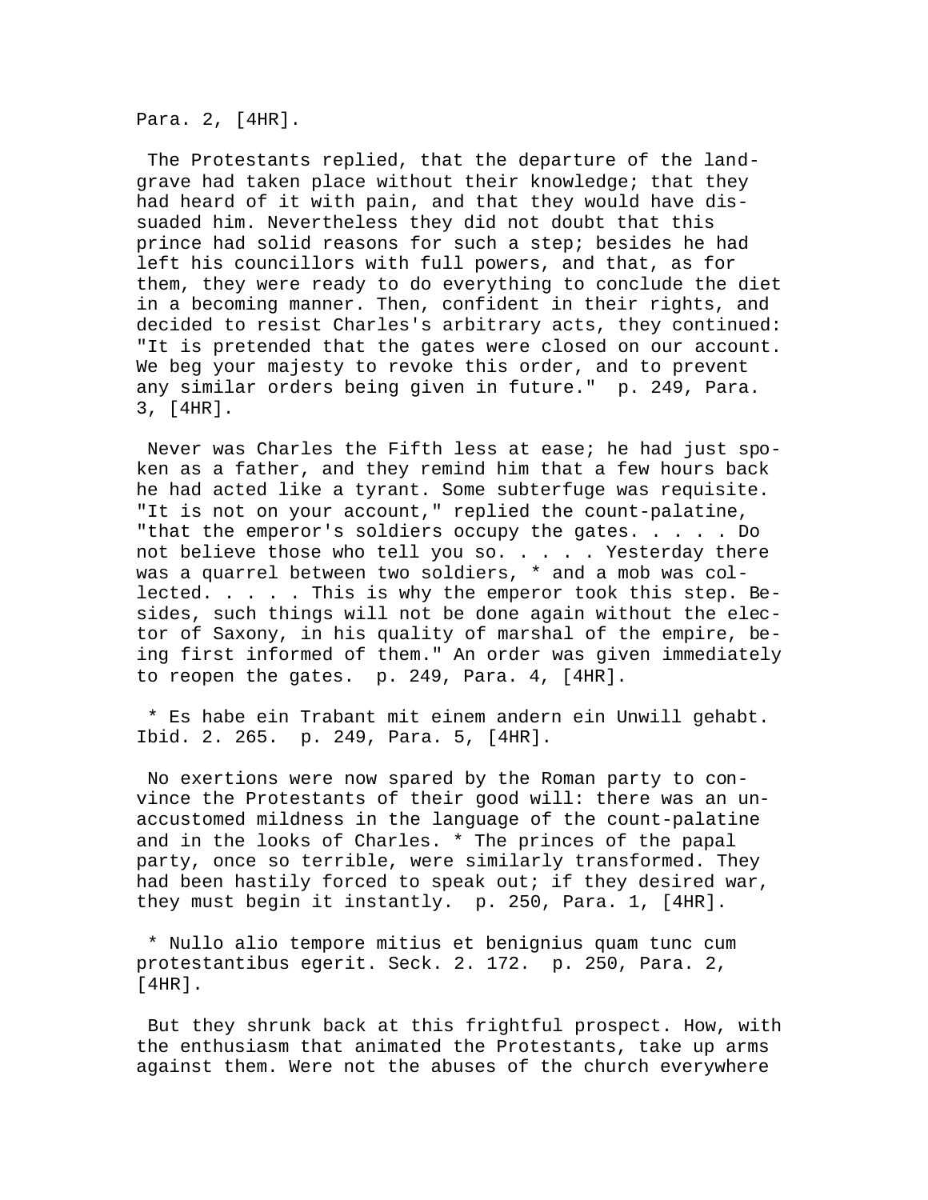Para. 2, [4HR].

The Protestants replied, that the departure of the landgrave had taken place without their knowledge; that they had heard of it with pain, and that they would have dissuaded him. Nevertheless they did not doubt that this prince had solid reasons for such a step; besides he had left his councillors with full powers, and that, as for them, they were ready to do everything to conclude the diet in a becoming manner. Then, confident in their rights, and decided to resist Charles's arbitrary acts, they continued: "It is pretended that the gates were closed on our account. We beg your majesty to revoke this order, and to prevent any similar orders being given in future." p. 249, Para. 3, [4HR].

Never was Charles the Fifth less at ease; he had just spoken as a father, and they remind him that a few hours back he had acted like a tyrant. Some subterfuge was requisite. "It is not on your account," replied the count-palatine, "that the emperor's soldiers occupy the gates. . . . . Do not believe those who tell you so. . . . . Yesterday there was a quarrel between two soldiers, * and a mob was collected. . . . . This is why the emperor took this step. Besides, such things will not be done again without the elector of Saxony, in his quality of marshal of the empire, being first informed of them." An order was given immediately to reopen the gates. p. 249, Para. 4, [4HR].

* Es habe ein Trabant mit einem andern ein Unwill gehabt. Ibid. 2. 265. p. 249, Para. 5, [4HR].

No exertions were now spared by the Roman party to convince the Protestants of their good will: there was an unaccustomed mildness in the language of the count-palatine and in the looks of Charles. * The princes of the papal party, once so terrible, were similarly transformed. They had been hastily forced to speak out; if they desired war, they must begin it instantly. p. 250, Para. 1, [4HR].

* Nullo alio tempore mitius et benignius quam tunc cum protestantibus egerit. Seck. 2. 172. p. 250, Para. 2, [4HR].

But they shrunk back at this frightful prospect. How, with the enthusiasm that animated the Protestants, take up arms against them. Were not the abuses of the church everywhere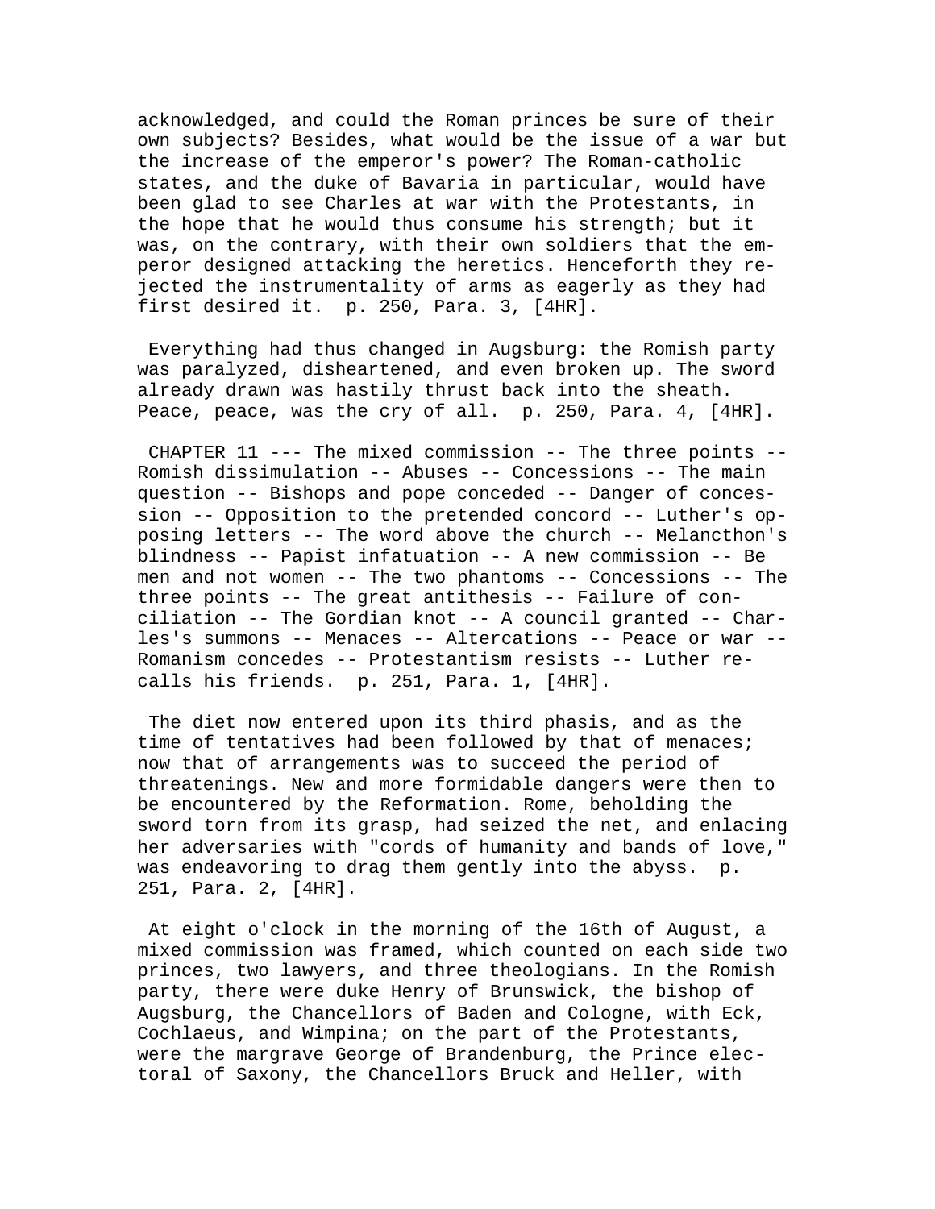acknowledged, and could the Roman princes be sure of their own subjects? Besides, what would be the issue of a war but the increase of the emperor's power? The Roman-catholic states, and the duke of Bavaria in particular, would have been glad to see Charles at war with the Protestants, in the hope that he would thus consume his strength; but it was, on the contrary, with their own soldiers that the emperor designed attacking the heretics. Henceforth they rejected the instrumentality of arms as eagerly as they had first desired it. p. 250, Para. 3, [4HR].

Everything had thus changed in Augsburg: the Romish party was paralyzed, disheartened, and even broken up. The sword already drawn was hastily thrust back into the sheath. Peace, peace, was the cry of all. p. 250, Para. 4, [4HR].

CHAPTER 11 --- The mixed commission -- The three points -- Romish dissimulation -- Abuses -- Concessions -- The main question -- Bishops and pope conceded -- Danger of concession -- Opposition to the pretended concord -- Luther's opposing letters -- The word above the church -- Melancthon's blindness -- Papist infatuation -- A new commission -- Be men and not women -- The two phantoms -- Concessions -- The three points -- The great antithesis -- Failure of conciliation -- The Gordian knot -- A council granted -- Charles's summons -- Menaces -- Altercations -- Peace or war -- Romanism concedes -- Protestantism resists -- Luther recalls his friends. p. 251, Para. 1, [4HR].

The diet now entered upon its third phasis, and as the time of tentatives had been followed by that of menaces; now that of arrangements was to succeed the period of threatenings. New and more formidable dangers were then to be encountered by the Reformation. Rome, beholding the sword torn from its grasp, had seized the net, and enlacing her adversaries with "cords of humanity and bands of love," was endeavoring to drag them gently into the abyss. p. 251, Para. 2, [4HR].

At eight o'clock in the morning of the 16th of August, a mixed commission was framed, which counted on each side two princes, two lawyers, and three theologians. In the Romish party, there were duke Henry of Brunswick, the bishop of Augsburg, the Chancellors of Baden and Cologne, with Eck, Cochlaeus, and Wimpina; on the part of the Protestants, were the margrave George of Brandenburg, the Prince electoral of Saxony, the Chancellors Bruck and Heller, with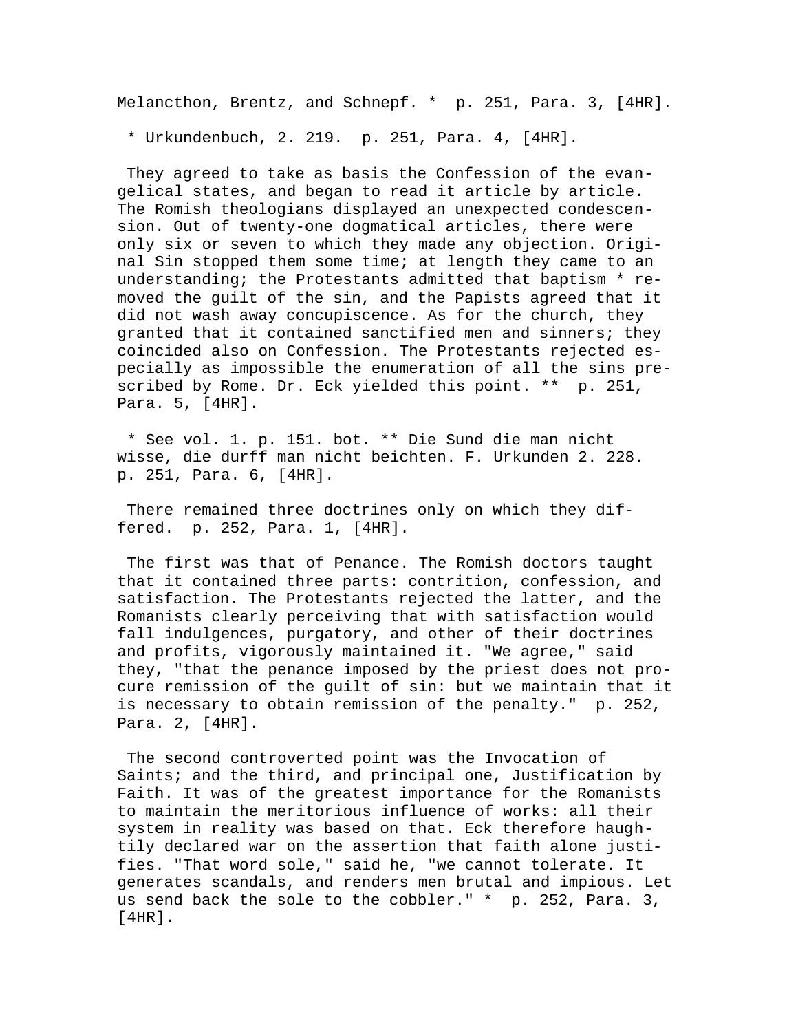Melancthon, Brentz, and Schnepf. *  p. 251, Para. 3, [4HR].

 * Urkundenbuch, 2. 219.  p. 251, Para. 4, [4HR].

 They agreed to take as basis the Confession of the evangelical states, and began to read it article by article. The Romish theologians displayed an unexpected condescension. Out of twenty-one dogmatical articles, there were only six or seven to which they made any objection. Original Sin stopped them some time; at length they came to an understanding; the Protestants admitted that baptism * removed the guilt of the sin, and the Papists agreed that it did not wash away concupiscence. As for the church, they granted that it contained sanctified men and sinners; they coincided also on Confession. The Protestants rejected especially as impossible the enumeration of all the sins prescribed by Rome. Dr. Eck yielded this point. **  p. 251, Para. 5, [4HR].

 * See vol. 1. p. 151. bot. ** Die Sund die man nicht wisse, die durff man nicht beichten. F. Urkunden 2. 228.  p. 251, Para. 6, [4HR].

 There remained three doctrines only on which they differed.  p. 252, Para. 1, [4HR].

 The first was that of Penance. The Romish doctors taught that it contained three parts: contrition, confession, and satisfaction. The Protestants rejected the latter, and the Romanists clearly perceiving that with satisfaction would fall indulgences, purgatory, and other of their doctrines and profits, vigorously maintained it. "We agree," said they, "that the penance imposed by the priest does not procure remission of the guilt of sin: but we maintain that it is necessary to obtain remission of the penalty."  p. 252, Para. 2, [4HR].

 The second controverted point was the Invocation of Saints; and the third, and principal one, Justification by Faith. It was of the greatest importance for the Romanists to maintain the meritorious influence of works: all their system in reality was based on that. Eck therefore haughtily declared war on the assertion that faith alone justifies. "That word sole," said he, "we cannot tolerate. It generates scandals, and renders men brutal and impious. Let us send back the sole to the cobbler." *  p. 252, Para. 3, [4HR].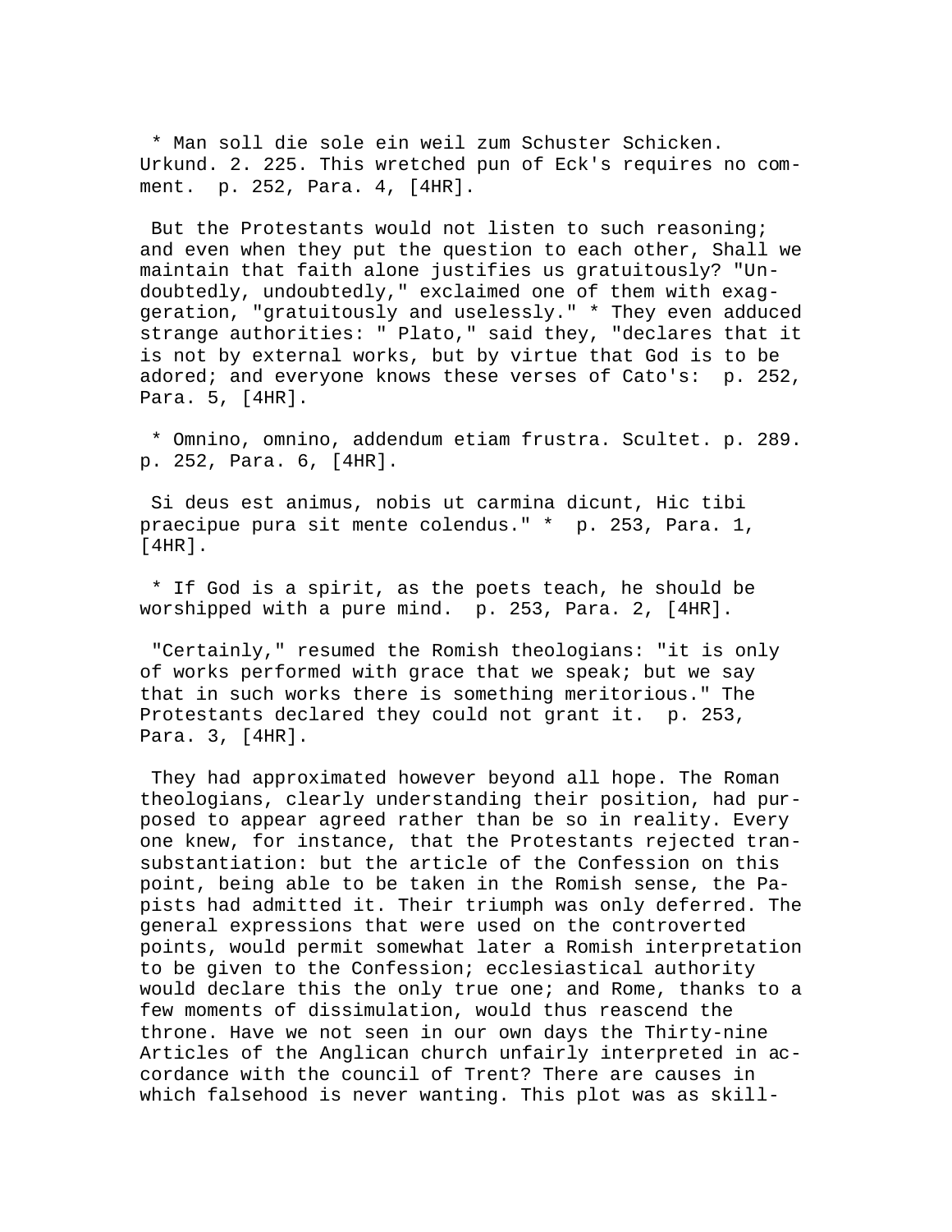* Man soll die sole ein weil zum Schuster Schicken. Urkund. 2. 225. This wretched pun of Eck's requires no comment. p. 252, Para. 4, [4HR].

But the Protestants would not listen to such reasoning; and even when they put the question to each other, Shall we maintain that faith alone justifies us gratuitously? "Undoubtedly, undoubtedly," exclaimed one of them with exaggeration, "gratuitously and uselessly." * They even adduced strange authorities: " Plato," said they, "declares that it is not by external works, but by virtue that God is to be adored; and everyone knows these verses of Cato's: p. 252, Para. 5, [4HR].

* Omnino, omnino, addendum etiam frustra. Scultet. p. 289. p. 252, Para. 6, [4HR].

Si deus est animus, nobis ut carmina dicunt, Hic tibi praecipue pura sit mente colendus." * p. 253, Para. 1, [4HR].

* If God is a spirit, as the poets teach, he should be worshipped with a pure mind. p. 253, Para. 2, [4HR].

"Certainly," resumed the Romish theologians: "it is only of works performed with grace that we speak; but we say that in such works there is something meritorious." The Protestants declared they could not grant it. p. 253, Para. 3, [4HR].

They had approximated however beyond all hope. The Roman theologians, clearly understanding their position, had purposed to appear agreed rather than be so in reality. Every one knew, for instance, that the Protestants rejected transubstantiation: but the article of the Confession on this point, being able to be taken in the Romish sense, the Papists had admitted it. Their triumph was only deferred. The general expressions that were used on the controverted points, would permit somewhat later a Romish interpretation to be given to the Confession; ecclesiastical authority would declare this the only true one; and Rome, thanks to a few moments of dissimulation, would thus reascend the throne. Have we not seen in our own days the Thirty-nine Articles of the Anglican church unfairly interpreted in accordance with the council of Trent? There are causes in which falsehood is never wanting. This plot was as skill-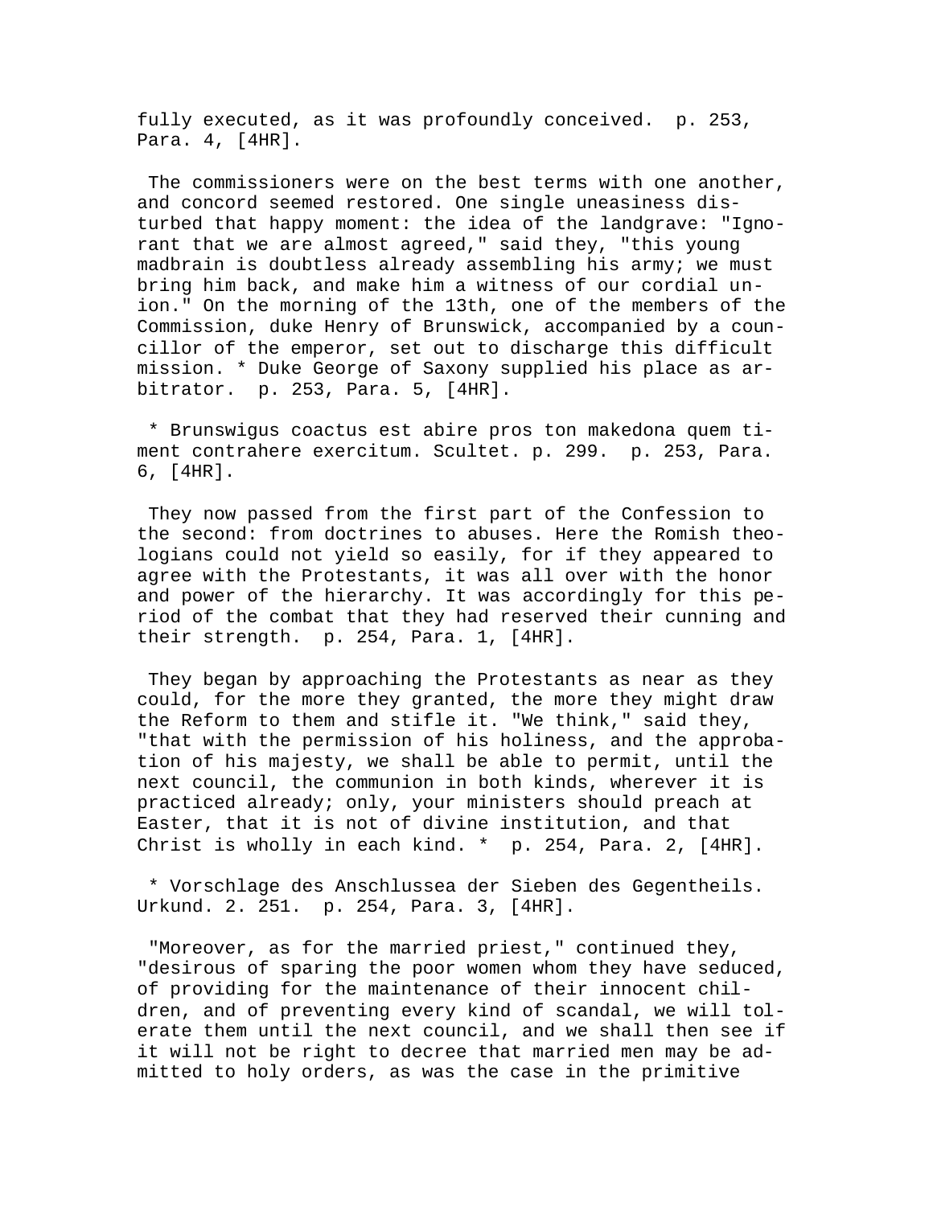fully executed, as it was profoundly conceived. p. 253, Para. 4, [4HR].

The commissioners were on the best terms with one another, and concord seemed restored. One single uneasiness disturbed that happy moment: the idea of the landgrave: "Ignorant that we are almost agreed," said they, "this young madbrain is doubtless already assembling his army; we must bring him back, and make him a witness of our cordial union." On the morning of the 13th, one of the members of the Commission, duke Henry of Brunswick, accompanied by a councillor of the emperor, set out to discharge this difficult mission. * Duke George of Saxony supplied his place as arbitrator. p. 253, Para. 5, [4HR].

* Brunswigus coactus est abire pros ton makedona quem timent contrahere exercitum. Scultet. p. 299. p. 253, Para. 6, [4HR].

They now passed from the first part of the Confession to the second: from doctrines to abuses. Here the Romish theologians could not yield so easily, for if they appeared to agree with the Protestants, it was all over with the honor and power of the hierarchy. It was accordingly for this period of the combat that they had reserved their cunning and their strength. p. 254, Para. 1, [4HR].

They began by approaching the Protestants as near as they could, for the more they granted, the more they might draw the Reform to them and stifle it. "We think," said they, "that with the permission of his holiness, and the approbation of his majesty, we shall be able to permit, until the next council, the communion in both kinds, wherever it is practiced already; only, your ministers should preach at Easter, that it is not of divine institution, and that Christ is wholly in each kind. * p. 254, Para. 2, [4HR].

* Vorschlage des Anschlussea der Sieben des Gegentheils. Urkund. 2. 251. p. 254, Para. 3, [4HR].

"Moreover, as for the married priest," continued they, "desirous of sparing the poor women whom they have seduced, of providing for the maintenance of their innocent children, and of preventing every kind of scandal, we will tolerate them until the next council, and we shall then see if it will not be right to decree that married men may be admitted to holy orders, as was the case in the primitive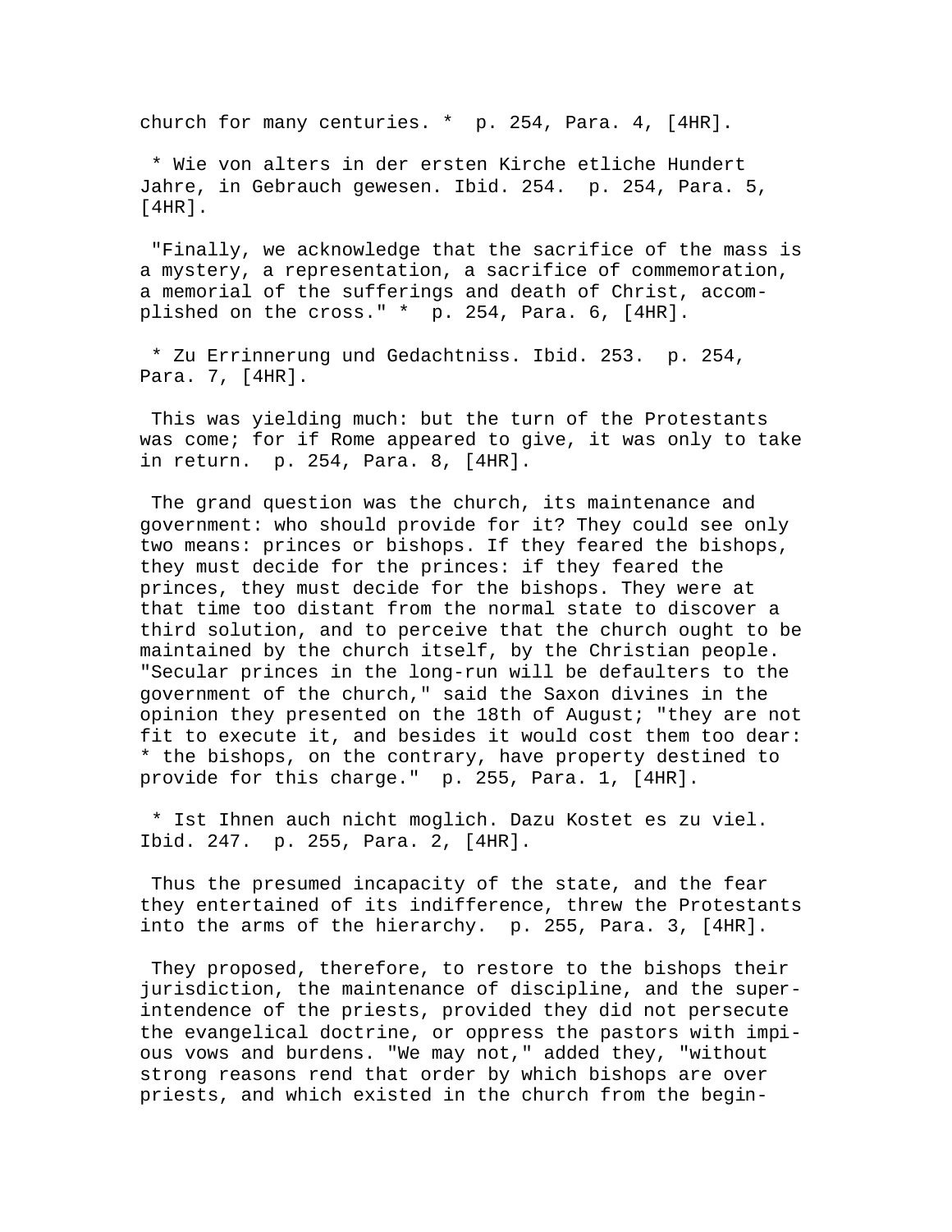church for many centuries. * p. 254, Para. 4, [4HR].

* Wie von alters in der ersten Kirche etliche Hundert Jahre, in Gebrauch gewesen. Ibid. 254. p. 254, Para. 5, [4HR].

"Finally, we acknowledge that the sacrifice of the mass is a mystery, a representation, a sacrifice of commemoration, a memorial of the sufferings and death of Christ, accomplished on the cross." * p. 254, Para. 6, [4HR].

* Zu Errinnerung und Gedachtniss. Ibid. 253. p. 254, Para. 7, [4HR].

This was yielding much: but the turn of the Protestants was come; for if Rome appeared to give, it was only to take in return. p. 254, Para. 8, [4HR].

The grand question was the church, its maintenance and government: who should provide for it? They could see only two means: princes or bishops. If they feared the bishops, they must decide for the princes: if they feared the princes, they must decide for the bishops. They were at that time too distant from the normal state to discover a third solution, and to perceive that the church ought to be maintained by the church itself, by the Christian people. "Secular princes in the long-run will be defaulters to the government of the church," said the Saxon divines in the opinion they presented on the 18th of August; "they are not fit to execute it, and besides it would cost them too dear: * the bishops, on the contrary, have property destined to provide for this charge." p. 255, Para. 1, [4HR].

* Ist Ihnen auch nicht moglich. Dazu Kostet es zu viel. Ibid. 247. p. 255, Para. 2, [4HR].

Thus the presumed incapacity of the state, and the fear they entertained of its indifference, threw the Protestants into the arms of the hierarchy. p. 255, Para. 3, [4HR].

They proposed, therefore, to restore to the bishops their jurisdiction, the maintenance of discipline, and the superintendence of the priests, provided they did not persecute the evangelical doctrine, or oppress the pastors with impious vows and burdens. "We may not," added they, "without strong reasons rend that order by which bishops are over priests, and which existed in the church from the begin-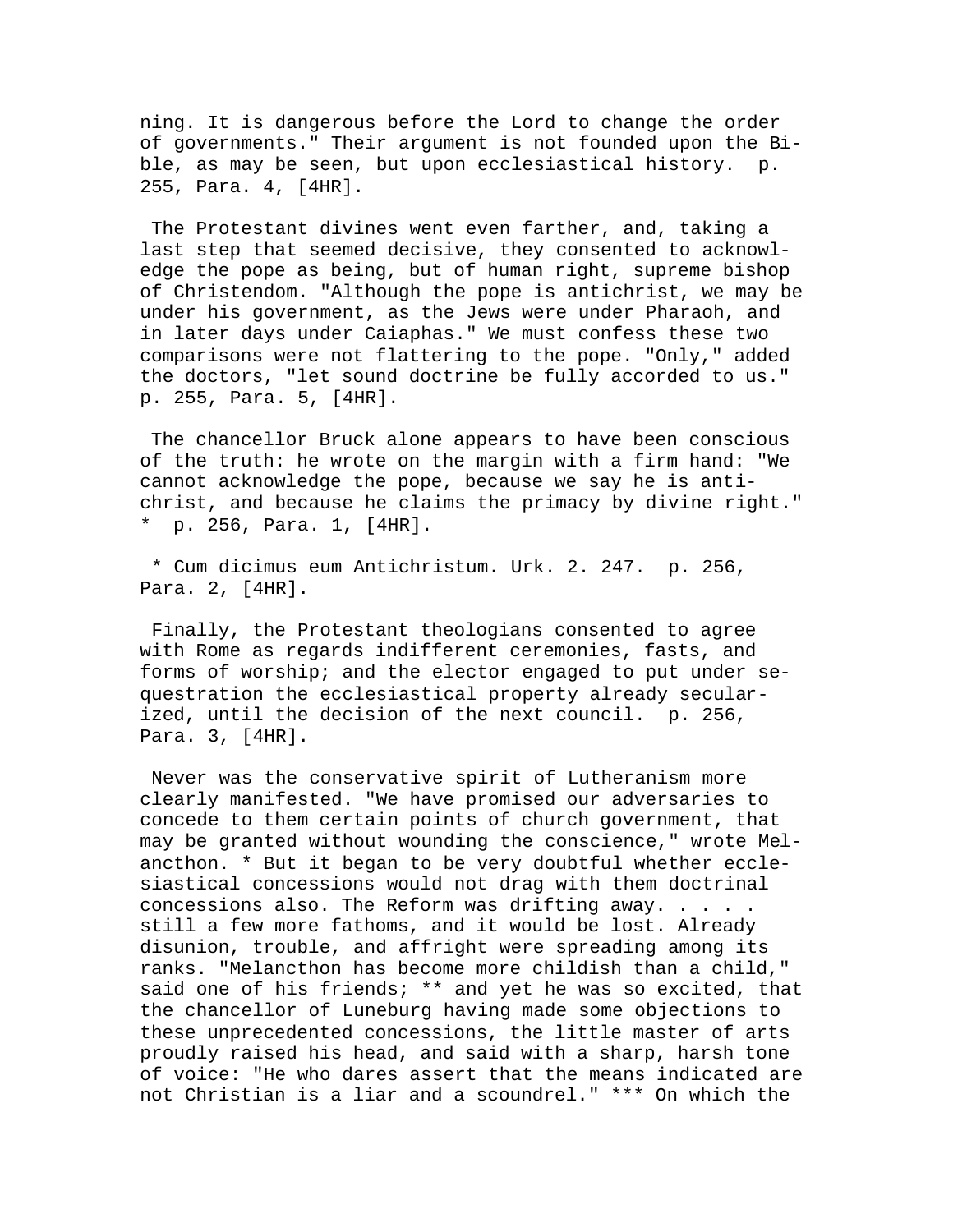ning. It is dangerous before the Lord to change the order of governments." Their argument is not founded upon the Bible, as may be seen, but upon ecclesiastical history. p. 255, Para. 4, [4HR].

The Protestant divines went even farther, and, taking a last step that seemed decisive, they consented to acknowledge the pope as being, but of human right, supreme bishop of Christendom. "Although the pope is antichrist, we may be under his government, as the Jews were under Pharaoh, and in later days under Caiaphas." We must confess these two comparisons were not flattering to the pope. "Only," added the doctors, "let sound doctrine be fully accorded to us." p. 255, Para. 5, [4HR].

The chancellor Bruck alone appears to have been conscious of the truth: he wrote on the margin with a firm hand: "We cannot acknowledge the pope, because we say he is antichrist, and because he claims the primacy by divine right." * p. 256, Para. 1, [4HR].

* Cum dicimus eum Antichristum. Urk. 2. 247. p. 256, Para. 2, [4HR].

Finally, the Protestant theologians consented to agree with Rome as regards indifferent ceremonies, fasts, and forms of worship; and the elector engaged to put under sequestration the ecclesiastical property already secularized, until the decision of the next council. p. 256, Para. 3, [4HR].

Never was the conservative spirit of Lutheranism more clearly manifested. "We have promised our adversaries to concede to them certain points of church government, that may be granted without wounding the conscience," wrote Melancthon. * But it began to be very doubtful whether ecclesiastical concessions would not drag with them doctrinal concessions also. The Reform was drifting away. . . . . still a few more fathoms, and it would be lost. Already disunion, trouble, and affright were spreading among its ranks. "Melancthon has become more childish than a child," said one of his friends; ** and yet he was so excited, that the chancellor of Luneburg having made some objections to these unprecedented concessions, the little master of arts proudly raised his head, and said with a sharp, harsh tone of voice: "He who dares assert that the means indicated are not Christian is a liar and a scoundrel." *** On which the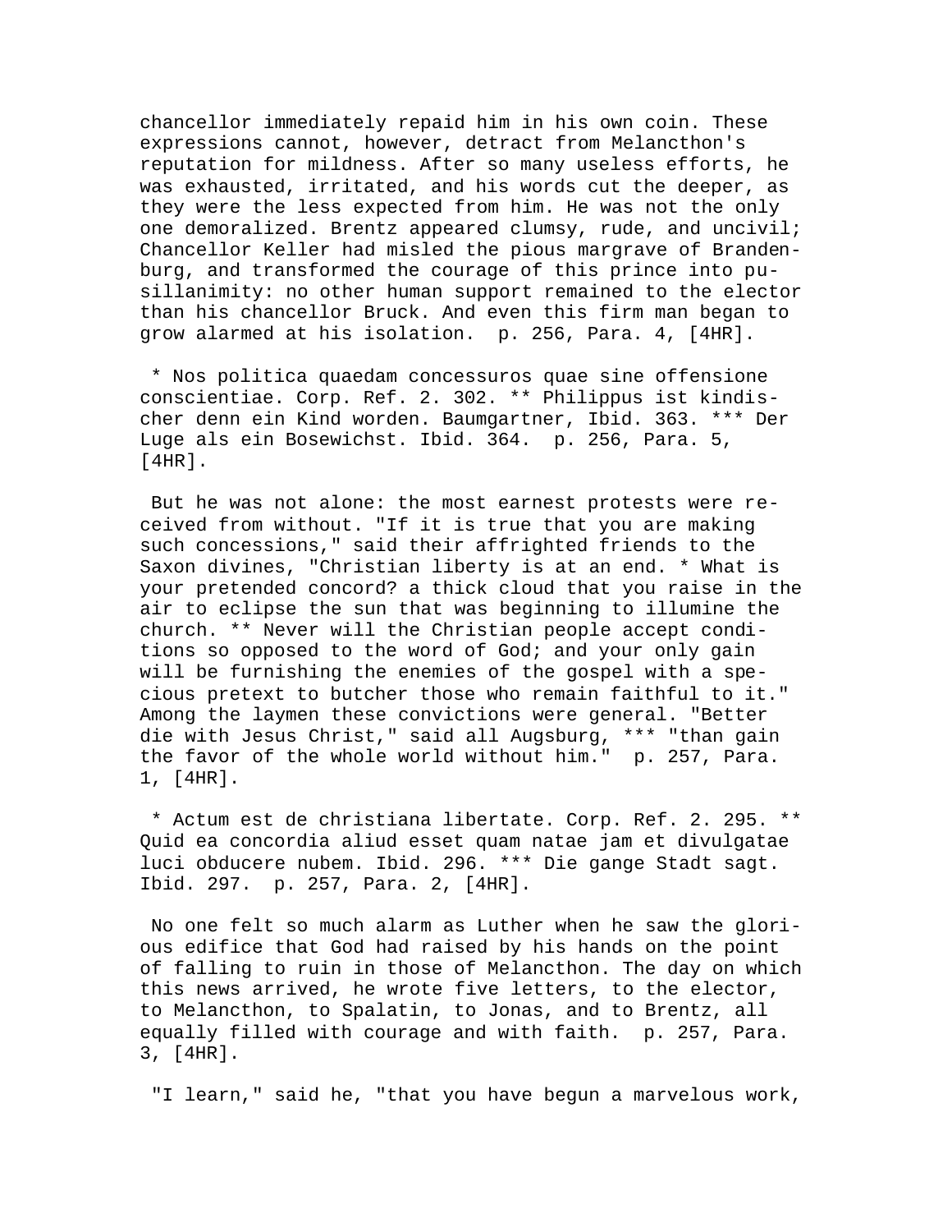chancellor immediately repaid him in his own coin. These expressions cannot, however, detract from Melancthon's reputation for mildness. After so many useless efforts, he was exhausted, irritated, and his words cut the deeper, as they were the less expected from him. He was not the only one demoralized. Brentz appeared clumsy, rude, and uncivil; Chancellor Keller had misled the pious margrave of Brandenburg, and transformed the courage of this prince into pusillanimity: no other human support remained to the elector than his chancellor Bruck. And even this firm man began to grow alarmed at his isolation. p. 256, Para. 4, [4HR].

* Nos politica quaedam concessuros quae sine offensione conscientiae. Corp. Ref. 2. 302. ** Philippus ist kindischer denn ein Kind worden. Baumgartner, Ibid. 363. *** Der Luge als ein Bosewichst. Ibid. 364. p. 256, Para. 5, [4HR].

But he was not alone: the most earnest protests were received from without. "If it is true that you are making such concessions," said their affrighted friends to the Saxon divines, "Christian liberty is at an end. * What is your pretended concord? a thick cloud that you raise in the air to eclipse the sun that was beginning to illumine the church. ** Never will the Christian people accept conditions so opposed to the word of God; and your only gain will be furnishing the enemies of the gospel with a specious pretext to butcher those who remain faithful to it." Among the laymen these convictions were general. "Better die with Jesus Christ," said all Augsburg, *** "than gain the favor of the whole world without him." p. 257, Para. 1, [4HR].

* Actum est de christiana libertate. Corp. Ref. 2. 295. ** Quid ea concordia aliud esset quam natae jam et divulgatae luci obducere nubem. Ibid. 296. *** Die gange Stadt sagt. Ibid. 297. p. 257, Para. 2, [4HR].

No one felt so much alarm as Luther when he saw the glorious edifice that God had raised by his hands on the point of falling to ruin in those of Melancthon. The day on which this news arrived, he wrote five letters, to the elector, to Melancthon, to Spalatin, to Jonas, and to Brentz, all equally filled with courage and with faith. p. 257, Para. 3, [4HR].

"I learn," said he, "that you have begun a marvelous work,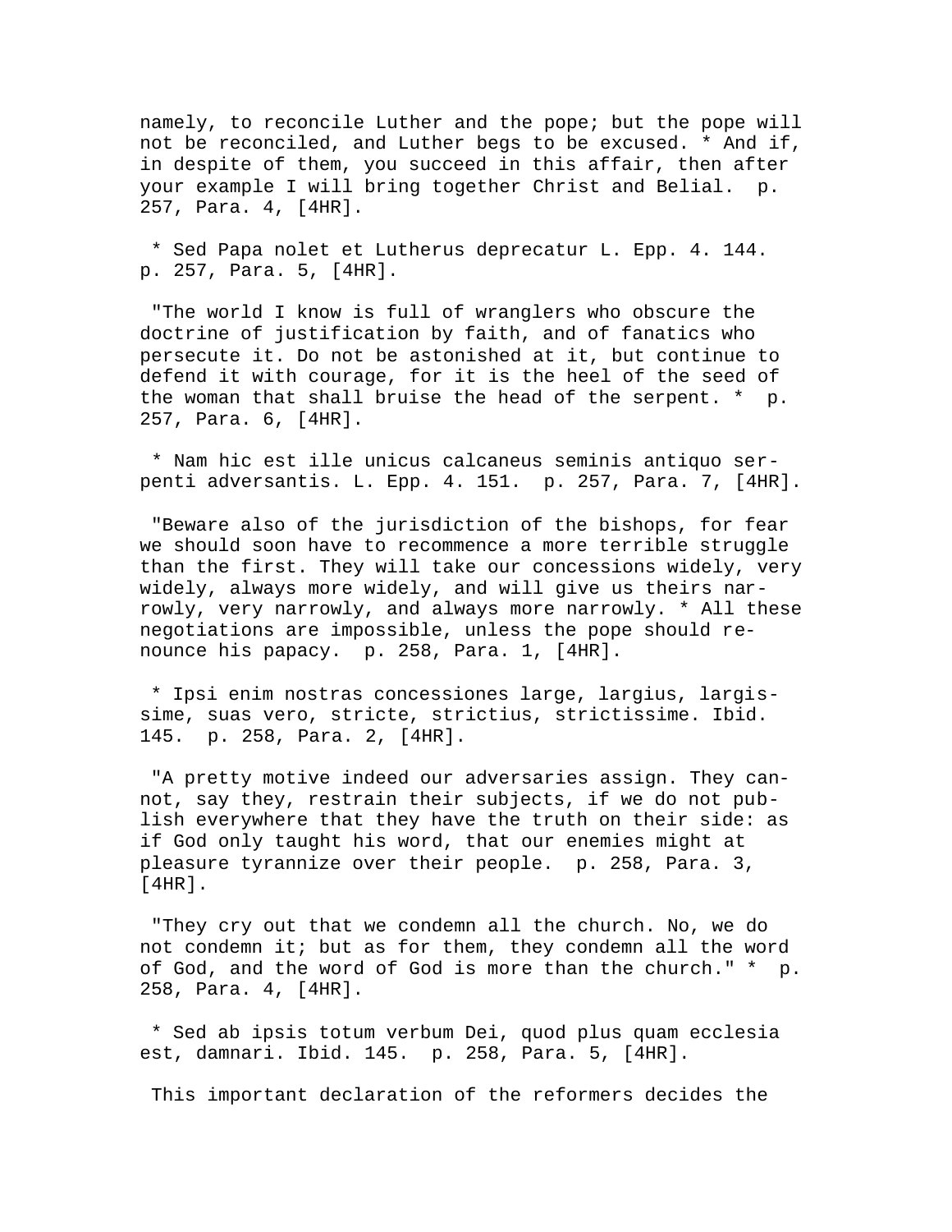namely, to reconcile Luther and the pope; but the pope will not be reconciled, and Luther begs to be excused. * And if, in despite of them, you succeed in this affair, then after your example I will bring together Christ and Belial. p. 257, Para. 4, [4HR].

* Sed Papa nolet et Lutherus deprecatur L. Epp. 4. 144. p. 257, Para. 5, [4HR].

"The world I know is full of wranglers who obscure the doctrine of justification by faith, and of fanatics who persecute it. Do not be astonished at it, but continue to defend it with courage, for it is the heel of the seed of the woman that shall bruise the head of the serpent. * p. 257, Para. 6, [4HR].

* Nam hic est ille unicus calcaneus seminis antiquo serpenti adversantis. L. Epp. 4. 151. p. 257, Para. 7, [4HR].

"Beware also of the jurisdiction of the bishops, for fear we should soon have to recommence a more terrible struggle than the first. They will take our concessions widely, very widely, always more widely, and will give us theirs narrowly, very narrowly, and always more narrowly. * All these negotiations are impossible, unless the pope should renounce his papacy. p. 258, Para. 1, [4HR].

* Ipsi enim nostras concessiones large, largius, largissime, suas vero, stricte, strictius, strictissime. Ibid. 145. p. 258, Para. 2, [4HR].

"A pretty motive indeed our adversaries assign. They cannot, say they, restrain their subjects, if we do not publish everywhere that they have the truth on their side: as if God only taught his word, that our enemies might at pleasure tyrannize over their people. p. 258, Para. 3, [4HR].

"They cry out that we condemn all the church. No, we do not condemn it; but as for them, they condemn all the word of God, and the word of God is more than the church." * p. 258, Para. 4, [4HR].

* Sed ab ipsis totum verbum Dei, quod plus quam ecclesia est, damnari. Ibid. 145. p. 258, Para. 5, [4HR].

This important declaration of the reformers decides the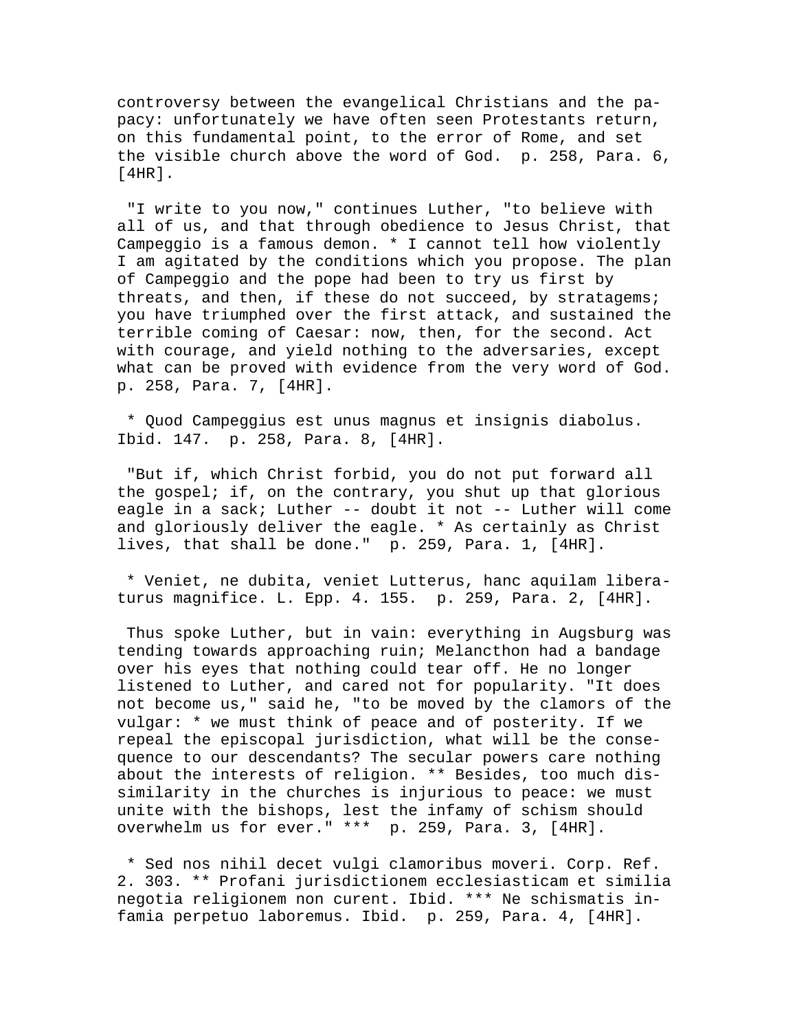controversy between the evangelical Christians and the papacy: unfortunately we have often seen Protestants return, on this fundamental point, to the error of Rome, and set the visible church above the word of God. p. 258, Para. 6, [4HR].

"I write to you now," continues Luther, "to believe with all of us, and that through obedience to Jesus Christ, that Campeggio is a famous demon. * I cannot tell how violently I am agitated by the conditions which you propose. The plan of Campeggio and the pope had been to try us first by threats, and then, if these do not succeed, by stratagems; you have triumphed over the first attack, and sustained the terrible coming of Caesar: now, then, for the second. Act with courage, and yield nothing to the adversaries, except what can be proved with evidence from the very word of God. p. 258, Para. 7, [4HR].

* Quod Campeggius est unus magnus et insignis diabolus. Ibid. 147. p. 258, Para. 8, [4HR].

"But if, which Christ forbid, you do not put forward all the gospel; if, on the contrary, you shut up that glorious eagle in a sack; Luther -- doubt it not -- Luther will come and gloriously deliver the eagle. * As certainly as Christ lives, that shall be done." p. 259, Para. 1, [4HR].

* Veniet, ne dubita, veniet Lutterus, hanc aquilam liberaturus magnifice. L. Epp. 4. 155. p. 259, Para. 2, [4HR].

Thus spoke Luther, but in vain: everything in Augsburg was tending towards approaching ruin; Melancthon had a bandage over his eyes that nothing could tear off. He no longer listened to Luther, and cared not for popularity. "It does not become us," said he, "to be moved by the clamors of the vulgar: * we must think of peace and of posterity. If we repeal the episcopal jurisdiction, what will be the consequence to our descendants? The secular powers care nothing about the interests of religion. ** Besides, too much dissimilarity in the churches is injurious to peace: we must unite with the bishops, lest the infamy of schism should overwhelm us for ever." *** p. 259, Para. 3, [4HR].

* Sed nos nihil decet vulgi clamoribus moveri. Corp. Ref. 2. 303. ** Profani jurisdictionem ecclesiasticam et similia negotia religionem non curent. Ibid. *** Ne schismatis infamia perpetuo laboremus. Ibid. p. 259, Para. 4, [4HR].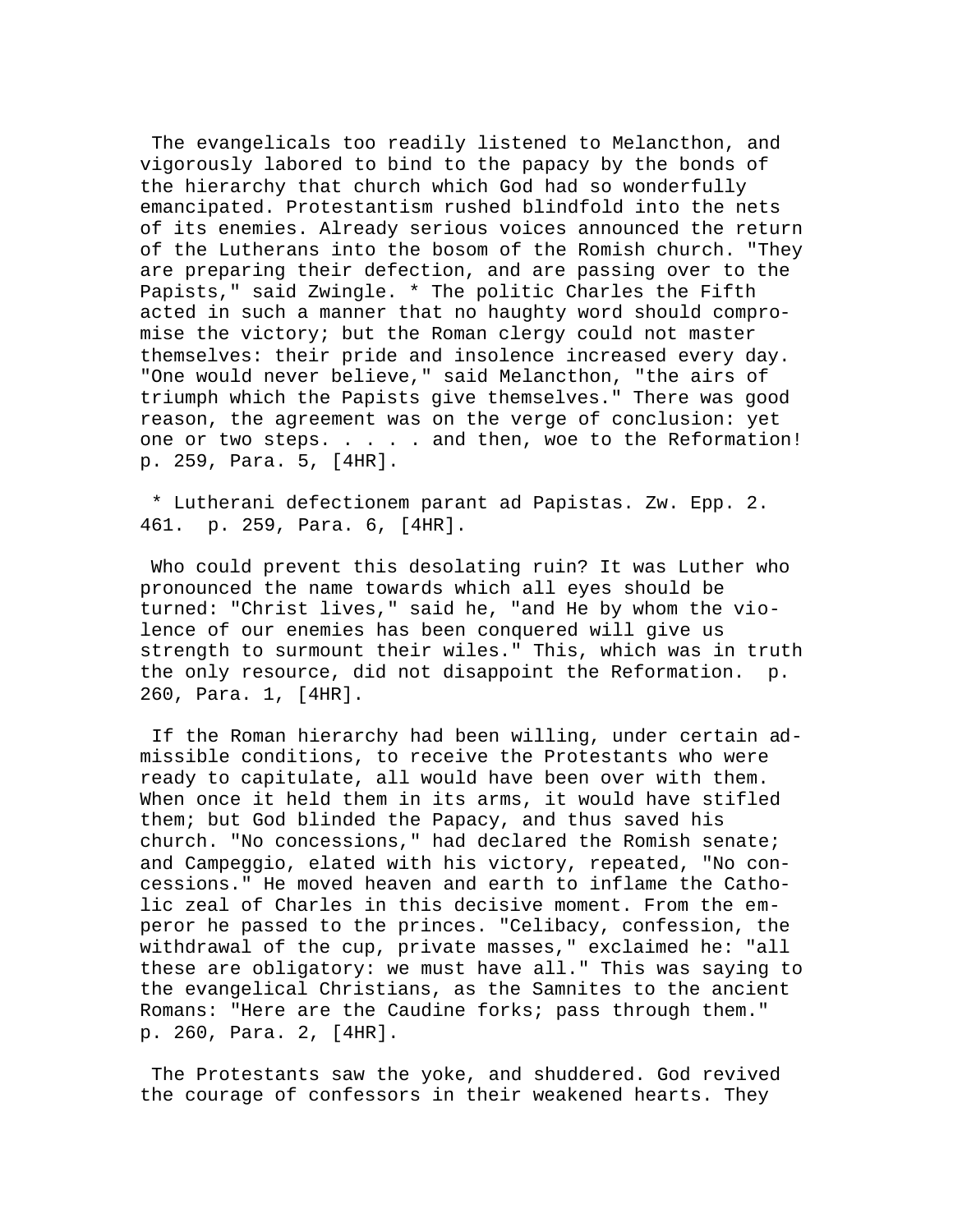The evangelicals too readily listened to Melancthon, and vigorously labored to bind to the papacy by the bonds of the hierarchy that church which God had so wonderfully emancipated. Protestantism rushed blindfold into the nets of its enemies. Already serious voices announced the return of the Lutherans into the bosom of the Romish church. "They are preparing their defection, and are passing over to the Papists," said Zwingle. * The politic Charles the Fifth acted in such a manner that no haughty word should compromise the victory; but the Roman clergy could not master themselves: their pride and insolence increased every day. "One would never believe," said Melancthon, "the airs of triumph which the Papists give themselves." There was good reason, the agreement was on the verge of conclusion: yet one or two steps. . . . . and then, woe to the Reformation! p. 259, Para. 5, [4HR].

* Lutherani defectionem parant ad Papistas. Zw. Epp. 2. 461. p. 259, Para. 6, [4HR].

Who could prevent this desolating ruin? It was Luther who pronounced the name towards which all eyes should be turned: "Christ lives," said he, "and He by whom the violence of our enemies has been conquered will give us strength to surmount their wiles." This, which was in truth the only resource, did not disappoint the Reformation. p. 260, Para. 1, [4HR].

If the Roman hierarchy had been willing, under certain admissible conditions, to receive the Protestants who were ready to capitulate, all would have been over with them. When once it held them in its arms, it would have stifled them; but God blinded the Papacy, and thus saved his church. "No concessions," had declared the Romish senate; and Campeggio, elated with his victory, repeated, "No concessions." He moved heaven and earth to inflame the Catholic zeal of Charles in this decisive moment. From the emperor he passed to the princes. "Celibacy, confession, the withdrawal of the cup, private masses," exclaimed he: "all these are obligatory: we must have all." This was saying to the evangelical Christians, as the Samnites to the ancient Romans: "Here are the Caudine forks; pass through them." p. 260, Para. 2, [4HR].

The Protestants saw the yoke, and shuddered. God revived the courage of confessors in their weakened hearts. They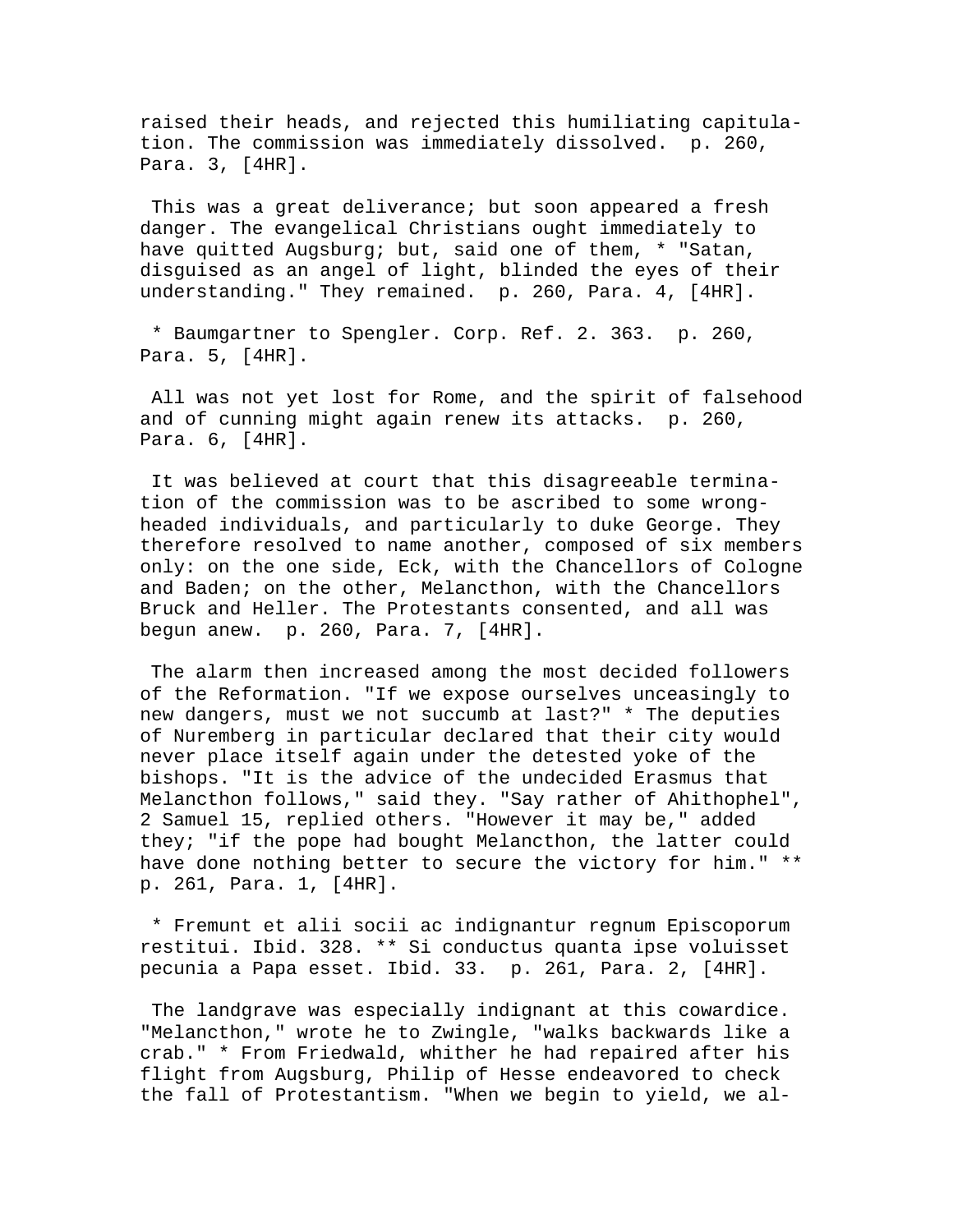raised their heads, and rejected this humiliating capitulation. The commission was immediately dissolved. p. 260, Para. 3, [4HR].

This was a great deliverance; but soon appeared a fresh danger. The evangelical Christians ought immediately to have quitted Augsburg; but, said one of them, * "Satan, disguised as an angel of light, blinded the eyes of their understanding." They remained. p. 260, Para. 4, [4HR].

* Baumgartner to Spengler. Corp. Ref. 2. 363. p. 260, Para. 5, [4HR].

All was not yet lost for Rome, and the spirit of falsehood and of cunning might again renew its attacks. p. 260, Para. 6, [4HR].

It was believed at court that this disagreeable termination of the commission was to be ascribed to some wrong-headed individuals, and particularly to duke George. They therefore resolved to name another, composed of six members only: on the one side, Eck, with the Chancellors of Cologne and Baden; on the other, Melancthon, with the Chancellors Bruck and Heller. The Protestants consented, and all was begun anew. p. 260, Para. 7, [4HR].

The alarm then increased among the most decided followers of the Reformation. "If we expose ourselves unceasingly to new dangers, must we not succumb at last?" * The deputies of Nuremberg in particular declared that their city would never place itself again under the detested yoke of the bishops. "It is the advice of the undecided Erasmus that Melancthon follows," said they. "Say rather of Ahithophel", 2 Samuel 15, replied others. "However it may be," added they; "if the pope had bought Melancthon, the latter could have done nothing better to secure the victory for him." ** p. 261, Para. 1, [4HR].

* Fremunt et alii socii ac indignantur regnum Episcoporum restitui. Ibid. 328. ** Si conductus quanta ipse voluisset pecunia a Papa esset. Ibid. 33. p. 261, Para. 2, [4HR].

The landgrave was especially indignant at this cowardice. "Melancthon," wrote he to Zwingle, "walks backwards like a crab." * From Friedwald, whither he had repaired after his flight from Augsburg, Philip of Hesse endeavored to check the fall of Protestantism. "When we begin to yield, we al-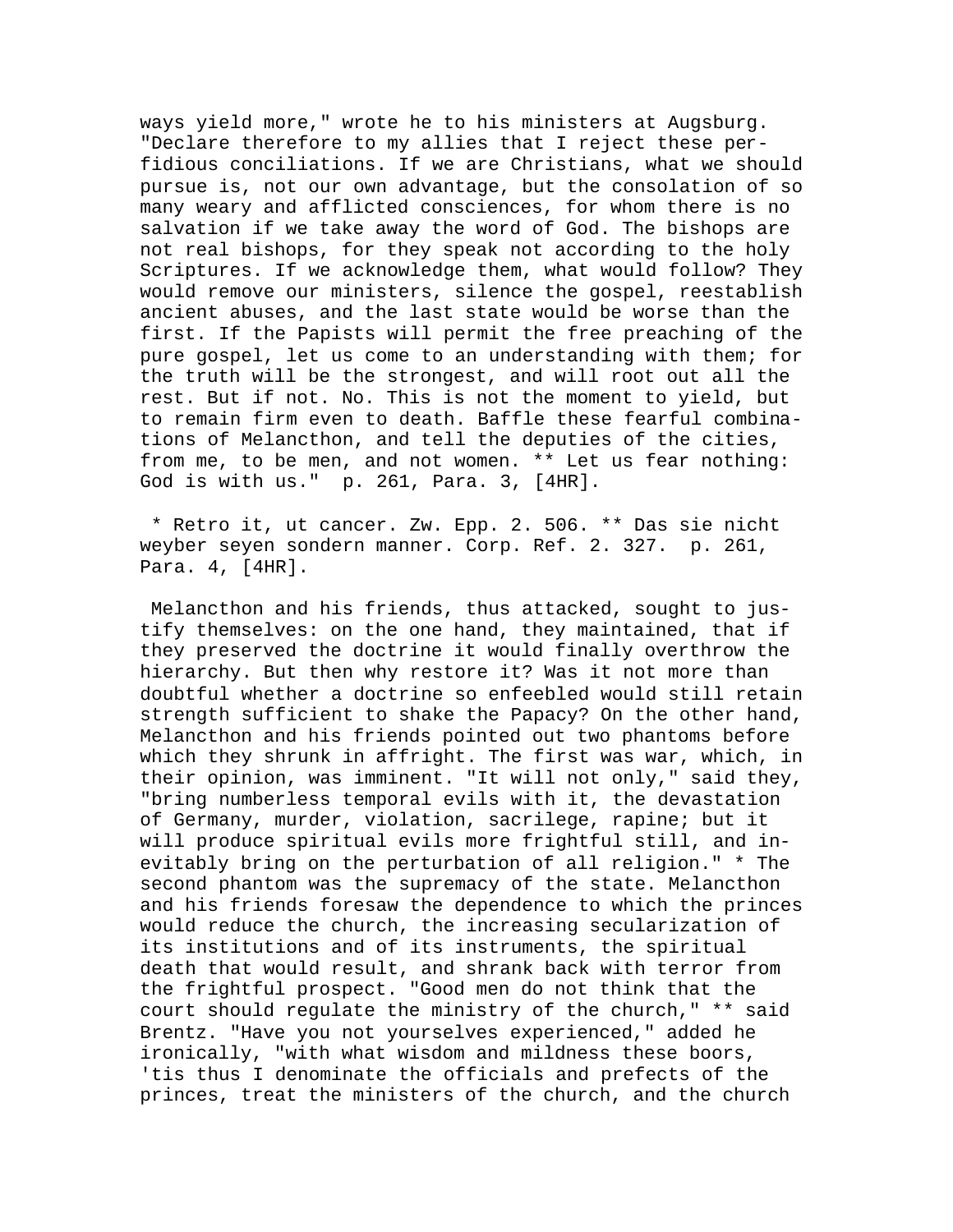ways yield more," wrote he to his ministers at Augsburg. "Declare therefore to my allies that I reject these perfidious conciliations. If we are Christians, what we should pursue is, not our own advantage, but the consolation of so many weary and afflicted consciences, for whom there is no salvation if we take away the word of God. The bishops are not real bishops, for they speak not according to the holy Scriptures. If we acknowledge them, what would follow? They would remove our ministers, silence the gospel, reestablish ancient abuses, and the last state would be worse than the first. If the Papists will permit the free preaching of the pure gospel, let us come to an understanding with them; for the truth will be the strongest, and will root out all the rest. But if not. No. This is not the moment to yield, but to remain firm even to death. Baffle these fearful combinations of Melancthon, and tell the deputies of the cities, from me, to be men, and not women. ** Let us fear nothing: God is with us." p. 261, Para. 3, [4HR].

* Retro it, ut cancer. Zw. Epp. 2. 506. ** Das sie nicht weyber seyen sondern manner. Corp. Ref. 2. 327. p. 261, Para. 4, [4HR].

Melancthon and his friends, thus attacked, sought to justify themselves: on the one hand, they maintained, that if they preserved the doctrine it would finally overthrow the hierarchy. But then why restore it? Was it not more than doubtful whether a doctrine so enfeebled would still retain strength sufficient to shake the Papacy? On the other hand, Melancthon and his friends pointed out two phantoms before which they shrunk in affright. The first was war, which, in their opinion, was imminent. "It will not only," said they, "bring numberless temporal evils with it, the devastation of Germany, murder, violation, sacrilege, rapine; but it will produce spiritual evils more frightful still, and inevitably bring on the perturbation of all religion." * The second phantom was the supremacy of the state. Melancthon and his friends foresaw the dependence to which the princes would reduce the church, the increasing secularization of its institutions and of its instruments, the spiritual death that would result, and shrank back with terror from the frightful prospect. "Good men do not think that the court should regulate the ministry of the church," ** said Brentz. "Have you not yourselves experienced," added he ironically, "with what wisdom and mildness these boors, 'tis thus I denominate the officials and prefects of the princes, treat the ministers of the church, and the church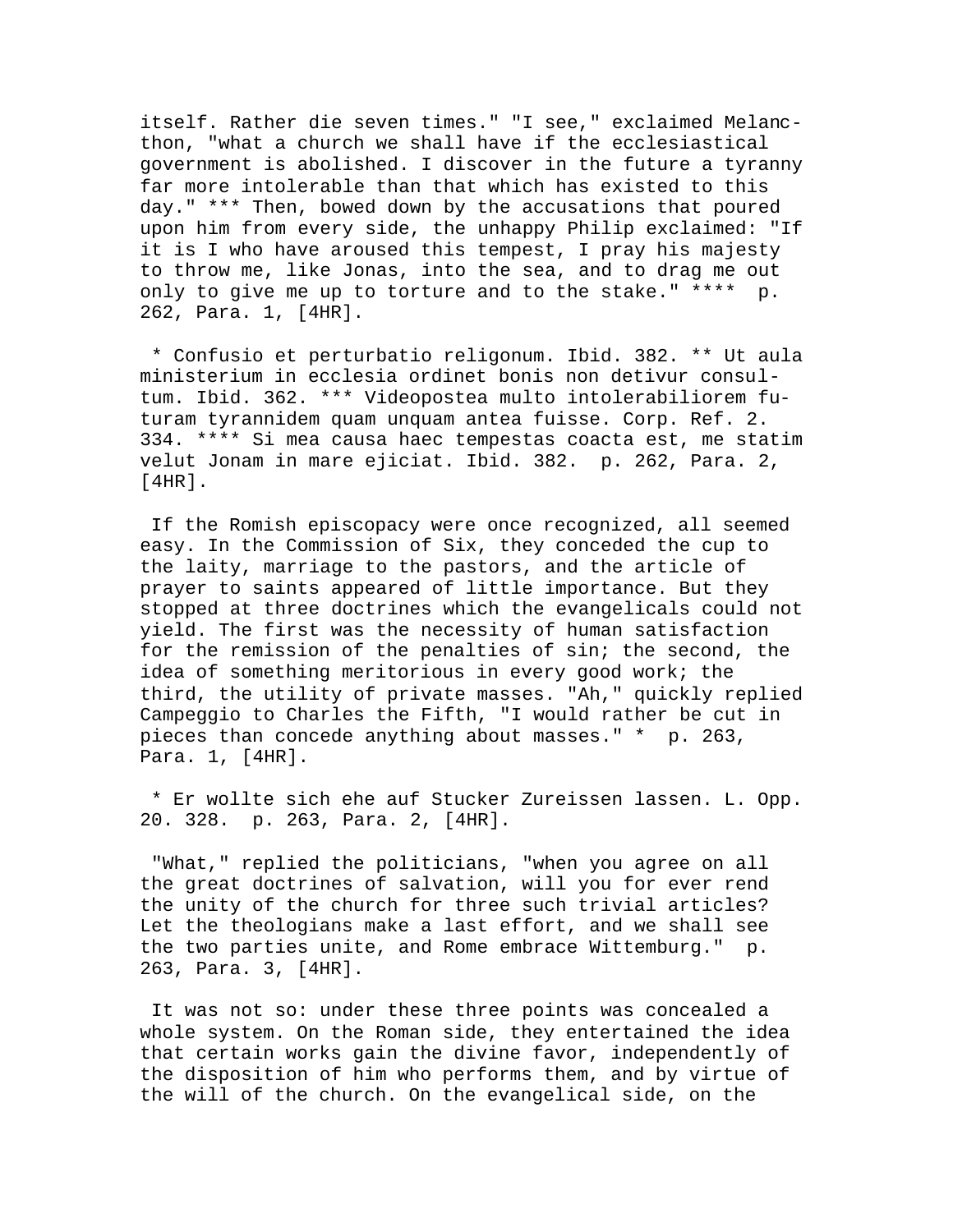itself. Rather die seven times." "I see," exclaimed Melancthon, "what a church we shall have if the ecclesiastical government is abolished. I discover in the future a tyranny far more intolerable than that which has existed to this day." *** Then, bowed down by the accusations that poured upon him from every side, the unhappy Philip exclaimed: "If it is I who have aroused this tempest, I pray his majesty to throw me, like Jonas, into the sea, and to drag me out only to give me up to torture and to the stake." **** p. 262, Para. 1, [4HR].

* Confusio et perturbatio religonum. Ibid. 382. ** Ut aula ministerium in ecclesia ordinet bonis non detivur consultum. Ibid. 362. *** Videopostea multo intolerabiliorem futuram tyrannidem quam unquam antea fuisse. Corp. Ref. 2. 334. **** Si mea causa haec tempestas coacta est, me statim velut Jonam in mare ejiciat. Ibid. 382. p. 262, Para. 2, [4HR].

If the Romish episcopacy were once recognized, all seemed easy. In the Commission of Six, they conceded the cup to the laity, marriage to the pastors, and the article of prayer to saints appeared of little importance. But they stopped at three doctrines which the evangelicals could not yield. The first was the necessity of human satisfaction for the remission of the penalties of sin; the second, the idea of something meritorious in every good work; the third, the utility of private masses. "Ah," quickly replied Campeggio to Charles the Fifth, "I would rather be cut in pieces than concede anything about masses." * p. 263, Para. 1, [4HR].

* Er wollte sich ehe auf Stucker Zureissen lassen. L. Opp. 20. 328. p. 263, Para. 2, [4HR].

"What," replied the politicians, "when you agree on all the great doctrines of salvation, will you for ever rend the unity of the church for three such trivial articles? Let the theologians make a last effort, and we shall see the two parties unite, and Rome embrace Wittemburg." p. 263, Para. 3, [4HR].

It was not so: under these three points was concealed a whole system. On the Roman side, they entertained the idea that certain works gain the divine favor, independently of the disposition of him who performs them, and by virtue of the will of the church. On the evangelical side, on the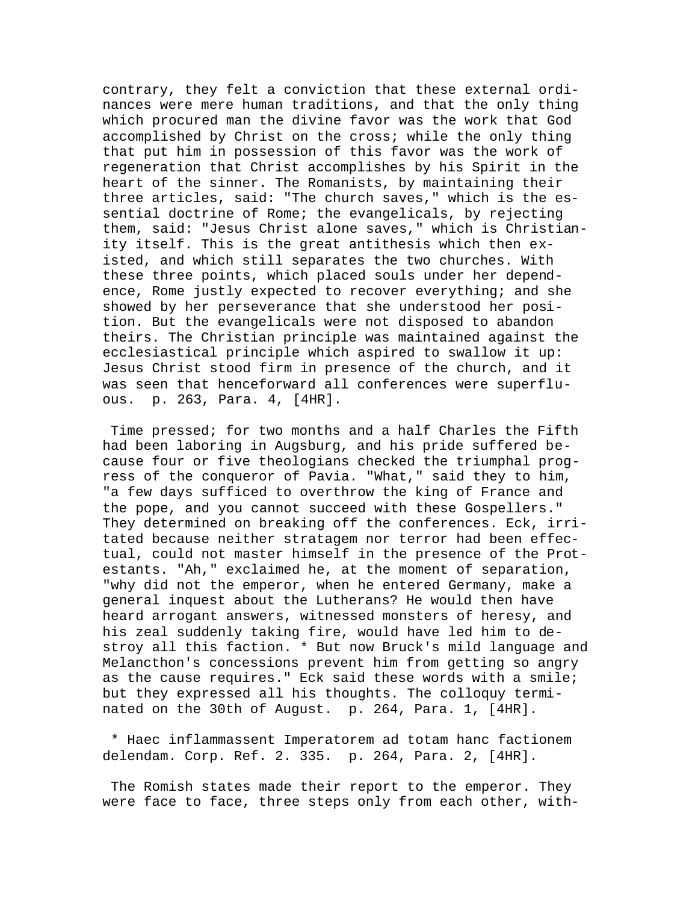contrary, they felt a conviction that these external ordinances were mere human traditions, and that the only thing which procured man the divine favor was the work that God accomplished by Christ on the cross; while the only thing that put him in possession of this favor was the work of regeneration that Christ accomplishes by his Spirit in the heart of the sinner. The Romanists, by maintaining their three articles, said: "The church saves," which is the essential doctrine of Rome; the evangelicals, by rejecting them, said: "Jesus Christ alone saves," which is Christianity itself. This is the great antithesis which then existed, and which still separates the two churches. With these three points, which placed souls under her dependence, Rome justly expected to recover everything; and she showed by her perseverance that she understood her position. But the evangelicals were not disposed to abandon theirs. The Christian principle was maintained against the ecclesiastical principle which aspired to swallow it up: Jesus Christ stood firm in presence of the church, and it was seen that henceforward all conferences were superfluous. p. 263, Para. 4, [4HR].

Time pressed; for two months and a half Charles the Fifth had been laboring in Augsburg, and his pride suffered because four or five theologians checked the triumphal progress of the conqueror of Pavia. "What," said they to him, "a few days sufficed to overthrow the king of France and the pope, and you cannot succeed with these Gospellers." They determined on breaking off the conferences. Eck, irritated because neither stratagem nor terror had been effectual, could not master himself in the presence of the Protestants. "Ah," exclaimed he, at the moment of separation, "why did not the emperor, when he entered Germany, make a general inquest about the Lutherans? He would then have heard arrogant answers, witnessed monsters of heresy, and his zeal suddenly taking fire, would have led him to destroy all this faction. * But now Bruck's mild language and Melancthon's concessions prevent him from getting so angry as the cause requires." Eck said these words with a smile; but they expressed all his thoughts. The colloquy terminated on the 30th of August. p. 264, Para. 1, [4HR].

* Haec inflammassent Imperatorem ad totam hanc factionem delendam. Corp. Ref. 2. 335. p. 264, Para. 2, [4HR].

The Romish states made their report to the emperor. They were face to face, three steps only from each other, with-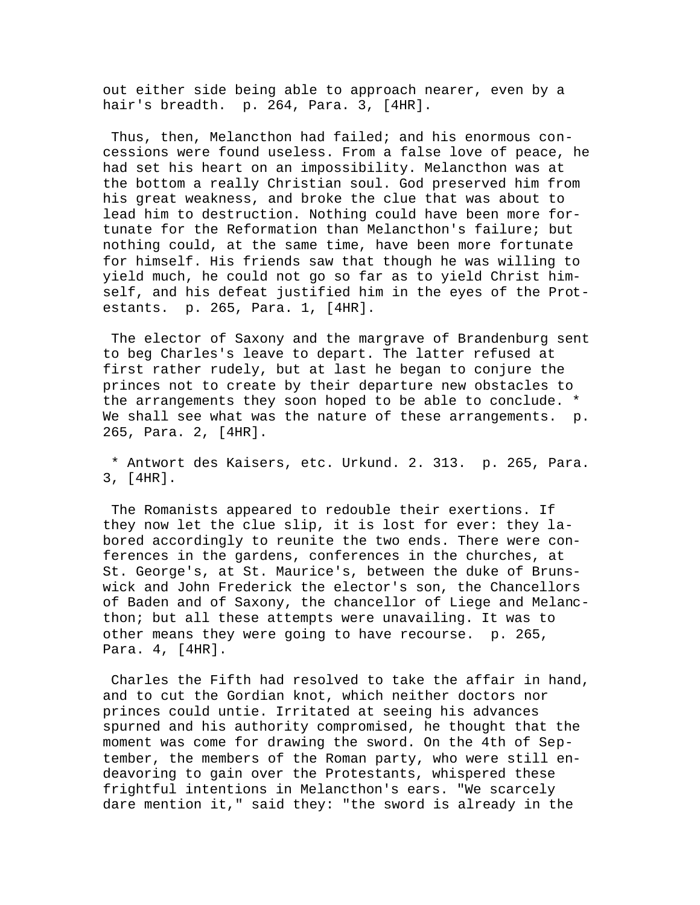out either side being able to approach nearer, even by a hair's breadth. p. 264, Para. 3, [4HR].

Thus, then, Melancthon had failed; and his enormous concessions were found useless. From a false love of peace, he had set his heart on an impossibility. Melancthon was at the bottom a really Christian soul. God preserved him from his great weakness, and broke the clue that was about to lead him to destruction. Nothing could have been more fortunate for the Reformation than Melancthon's failure; but nothing could, at the same time, have been more fortunate for himself. His friends saw that though he was willing to yield much, he could not go so far as to yield Christ himself, and his defeat justified him in the eyes of the Protestants. p. 265, Para. 1, [4HR].

The elector of Saxony and the margrave of Brandenburg sent to beg Charles's leave to depart. The latter refused at first rather rudely, but at last he began to conjure the princes not to create by their departure new obstacles to the arrangements they soon hoped to be able to conclude. * We shall see what was the nature of these arrangements. p. 265, Para. 2, [4HR].

* Antwort des Kaisers, etc. Urkund. 2. 313. p. 265, Para. 3, [4HR].

The Romanists appeared to redouble their exertions. If they now let the clue slip, it is lost for ever: they labored accordingly to reunite the two ends. There were conferences in the gardens, conferences in the churches, at St. George's, at St. Maurice's, between the duke of Brunswick and John Frederick the elector's son, the Chancellors of Baden and of Saxony, the chancellor of Liege and Melancthon; but all these attempts were unavailing. It was to other means they were going to have recourse. p. 265, Para. 4, [4HR].

Charles the Fifth had resolved to take the affair in hand, and to cut the Gordian knot, which neither doctors nor princes could untie. Irritated at seeing his advances spurned and his authority compromised, he thought that the moment was come for drawing the sword. On the 4th of September, the members of the Roman party, who were still endeavoring to gain over the Protestants, whispered these frightful intentions in Melancthon's ears. "We scarcely dare mention it," said they: "the sword is already in the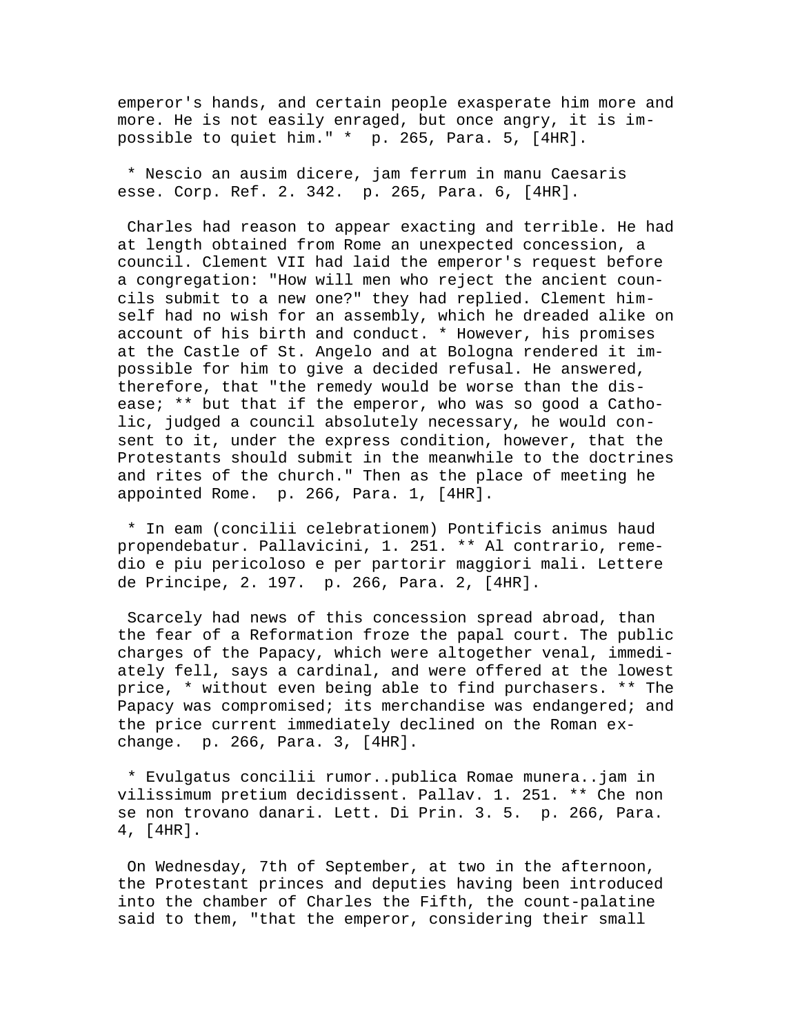emperor's hands, and certain people exasperate him more and more. He is not easily enraged, but once angry, it is impossible to quiet him." * p. 265, Para. 5, [4HR].

* Nescio an ausim dicere, jam ferrum in manu Caesaris esse. Corp. Ref. 2. 342. p. 265, Para. 6, [4HR].

Charles had reason to appear exacting and terrible. He had at length obtained from Rome an unexpected concession, a council. Clement VII had laid the emperor's request before a congregation: "How will men who reject the ancient councils submit to a new one?" they had replied. Clement himself had no wish for an assembly, which he dreaded alike on account of his birth and conduct. * However, his promises at the Castle of St. Angelo and at Bologna rendered it impossible for him to give a decided refusal. He answered, therefore, that "the remedy would be worse than the disease; ** but that if the emperor, who was so good a Catholic, judged a council absolutely necessary, he would consent to it, under the express condition, however, that the Protestants should submit in the meanwhile to the doctrines and rites of the church." Then as the place of meeting he appointed Rome. p. 266, Para. 1, [4HR].

* In eam (concilii celebrationem) Pontificis animus haud propendebatur. Pallavicini, 1. 251. ** Al contrario, remedio e piu pericoloso e per partorir maggiori mali. Lettere de Principe, 2. 197. p. 266, Para. 2, [4HR].

Scarcely had news of this concession spread abroad, than the fear of a Reformation froze the papal court. The public charges of the Papacy, which were altogether venal, immediately fell, says a cardinal, and were offered at the lowest price, * without even being able to find purchasers. ** The Papacy was compromised; its merchandise was endangered; and the price current immediately declined on the Roman exchange. p. 266, Para. 3, [4HR].

* Evulgatus concilii rumor..publica Romae munera..jam in vilissimum pretium decidissent. Pallav. 1. 251. ** Che non se non trovano danari. Lett. Di Prin. 3. 5. p. 266, Para. 4, [4HR].

On Wednesday, 7th of September, at two in the afternoon, the Protestant princes and deputies having been introduced into the chamber of Charles the Fifth, the count-palatine said to them, "that the emperor, considering their small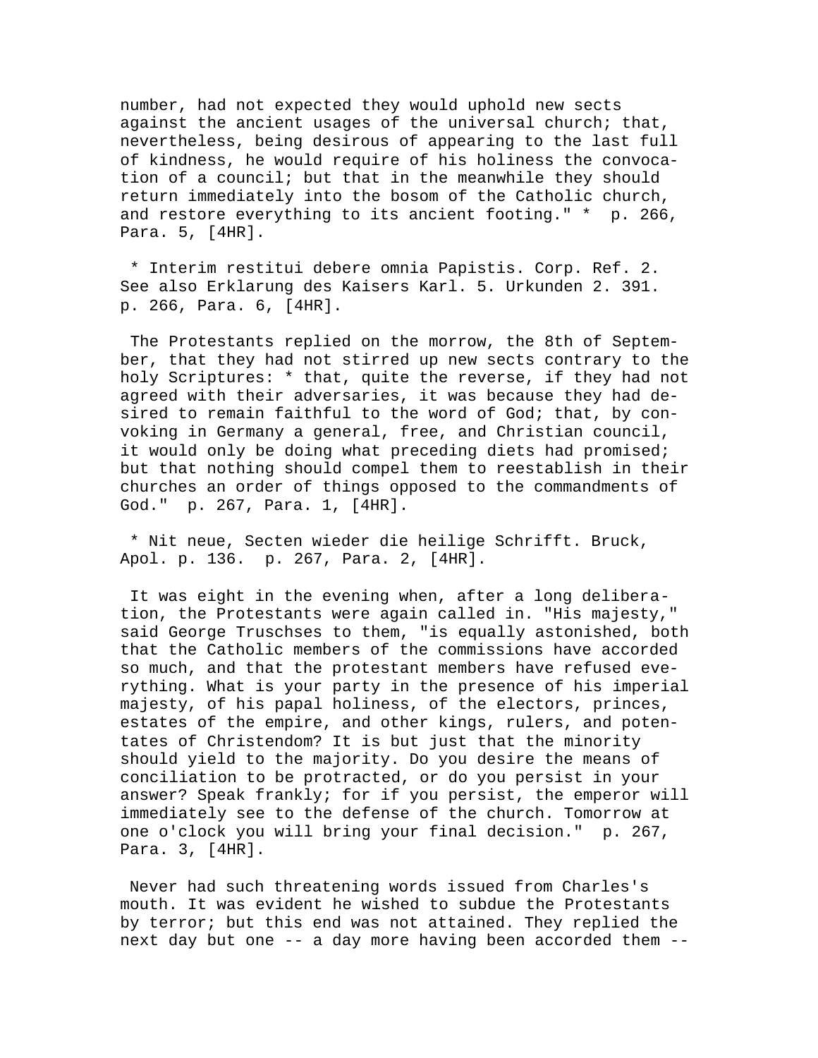number, had not expected they would uphold new sects against the ancient usages of the universal church; that, nevertheless, being desirous of appearing to the last full of kindness, he would require of his holiness the convocation of a council; but that in the meanwhile they should return immediately into the bosom of the Catholic church, and restore everything to its ancient footing." * p. 266, Para. 5, [4HR].

* Interim restitui debere omnia Papistis. Corp. Ref. 2. See also Erklarung des Kaisers Karl. 5. Urkunden 2. 391. p. 266, Para. 6, [4HR].

The Protestants replied on the morrow, the 8th of September, that they had not stirred up new sects contrary to the holy Scriptures: * that, quite the reverse, if they had not agreed with their adversaries, it was because they had desired to remain faithful to the word of God; that, by convoking in Germany a general, free, and Christian council, it would only be doing what preceding diets had promised; but that nothing should compel them to reestablish in their churches an order of things opposed to the commandments of God." p. 267, Para. 1, [4HR].

* Nit neue, Secten wieder die heilige Schrifft. Bruck, Apol. p. 136. p. 267, Para. 2, [4HR].

It was eight in the evening when, after a long deliberation, the Protestants were again called in. "His majesty," said George Truschses to them, "is equally astonished, both that the Catholic members of the commissions have accorded so much, and that the protestant members have refused everything. What is your party in the presence of his imperial majesty, of his papal holiness, of the electors, princes, estates of the empire, and other kings, rulers, and potentates of Christendom? It is but just that the minority should yield to the majority. Do you desire the means of conciliation to be protracted, or do you persist in your answer? Speak frankly; for if you persist, the emperor will immediately see to the defense of the church. Tomorrow at one o'clock you will bring your final decision." p. 267, Para. 3, [4HR].

Never had such threatening words issued from Charles's mouth. It was evident he wished to subdue the Protestants by terror; but this end was not attained. They replied the next day but one -- a day more having been accorded them --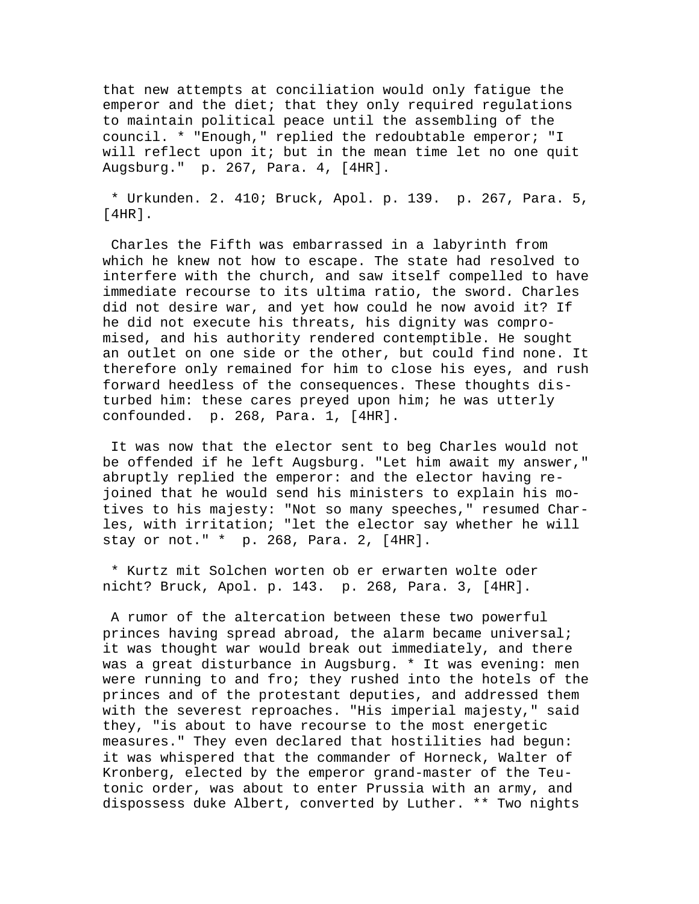that new attempts at conciliation would only fatigue the emperor and the diet; that they only required regulations to maintain political peace until the assembling of the council. * "Enough," replied the redoubtable emperor; "I will reflect upon it; but in the mean time let no one quit Augsburg." p. 267, Para. 4, [4HR].

* Urkunden. 2. 410; Bruck, Apol. p. 139. p. 267, Para. 5, [4HR].

Charles the Fifth was embarrassed in a labyrinth from which he knew not how to escape. The state had resolved to interfere with the church, and saw itself compelled to have immediate recourse to its ultima ratio, the sword. Charles did not desire war, and yet how could he now avoid it? If he did not execute his threats, his dignity was compromised, and his authority rendered contemptible. He sought an outlet on one side or the other, but could find none. It therefore only remained for him to close his eyes, and rush forward heedless of the consequences. These thoughts disturbed him: these cares preyed upon him; he was utterly confounded. p. 268, Para. 1, [4HR].

It was now that the elector sent to beg Charles would not be offended if he left Augsburg. "Let him await my answer," abruptly replied the emperor: and the elector having rejoined that he would send his ministers to explain his motives to his majesty: "Not so many speeches," resumed Charles, with irritation; "let the elector say whether he will stay or not." * p. 268, Para. 2, [4HR].

* Kurtz mit Solchen worten ob er erwarten wolte oder nicht? Bruck, Apol. p. 143. p. 268, Para. 3, [4HR].

A rumor of the altercation between these two powerful princes having spread abroad, the alarm became universal; it was thought war would break out immediately, and there was a great disturbance in Augsburg. * It was evening: men were running to and fro; they rushed into the hotels of the princes and of the protestant deputies, and addressed them with the severest reproaches. "His imperial majesty," said they, "is about to have recourse to the most energetic measures." They even declared that hostilities had begun: it was whispered that the commander of Horneck, Walter of Kronberg, elected by the emperor grand-master of the Teutonic order, was about to enter Prussia with an army, and dispossess duke Albert, converted by Luther. ** Two nights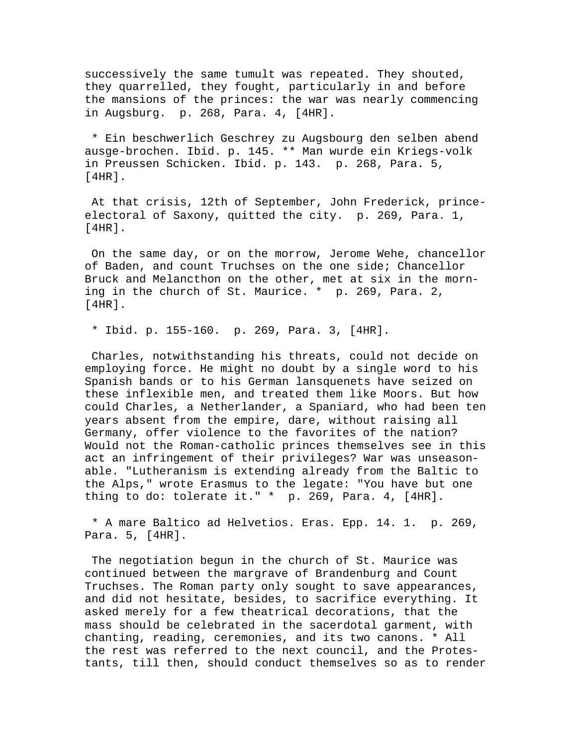successively the same tumult was repeated. They shouted, they quarrelled, they fought, particularly in and before the mansions of the princes: the war was nearly commencing in Augsburg. p. 268, Para. 4, [4HR].

* Ein beschwerlich Geschrey zu Augsbourg den selben abend ausge-brochen. Ibid. p. 145. ** Man wurde ein Kriegs-volk in Preussen Schicken. Ibid. p. 143. p. 268, Para. 5, [4HR].

At that crisis, 12th of September, John Frederick, prince-electoral of Saxony, quitted the city. p. 269, Para. 1, [4HR].

On the same day, or on the morrow, Jerome Wehe, chancellor of Baden, and count Truchses on the one side; Chancellor Bruck and Melancthon on the other, met at six in the morning in the church of St. Maurice. * p. 269, Para. 2, [4HR].

* Ibid. p. 155-160. p. 269, Para. 3, [4HR].

Charles, notwithstanding his threats, could not decide on employing force. He might no doubt by a single word to his Spanish bands or to his German lansquenets have seized on these inflexible men, and treated them like Moors. But how could Charles, a Netherlander, a Spaniard, who had been ten years absent from the empire, dare, without raising all Germany, offer violence to the favorites of the nation? Would not the Roman-catholic princes themselves see in this act an infringement of their privileges? War was unseasonable. "Lutheranism is extending already from the Baltic to the Alps," wrote Erasmus to the legate: "You have but one thing to do: tolerate it." * p. 269, Para. 4, [4HR].

* A mare Baltico ad Helvetios. Eras. Epp. 14. 1. p. 269, Para. 5, [4HR].

The negotiation begun in the church of St. Maurice was continued between the margrave of Brandenburg and Count Truchses. The Roman party only sought to save appearances, and did not hesitate, besides, to sacrifice everything. It asked merely for a few theatrical decorations, that the mass should be celebrated in the sacerdotal garment, with chanting, reading, ceremonies, and its two canons. * All the rest was referred to the next council, and the Protestants, till then, should conduct themselves so as to render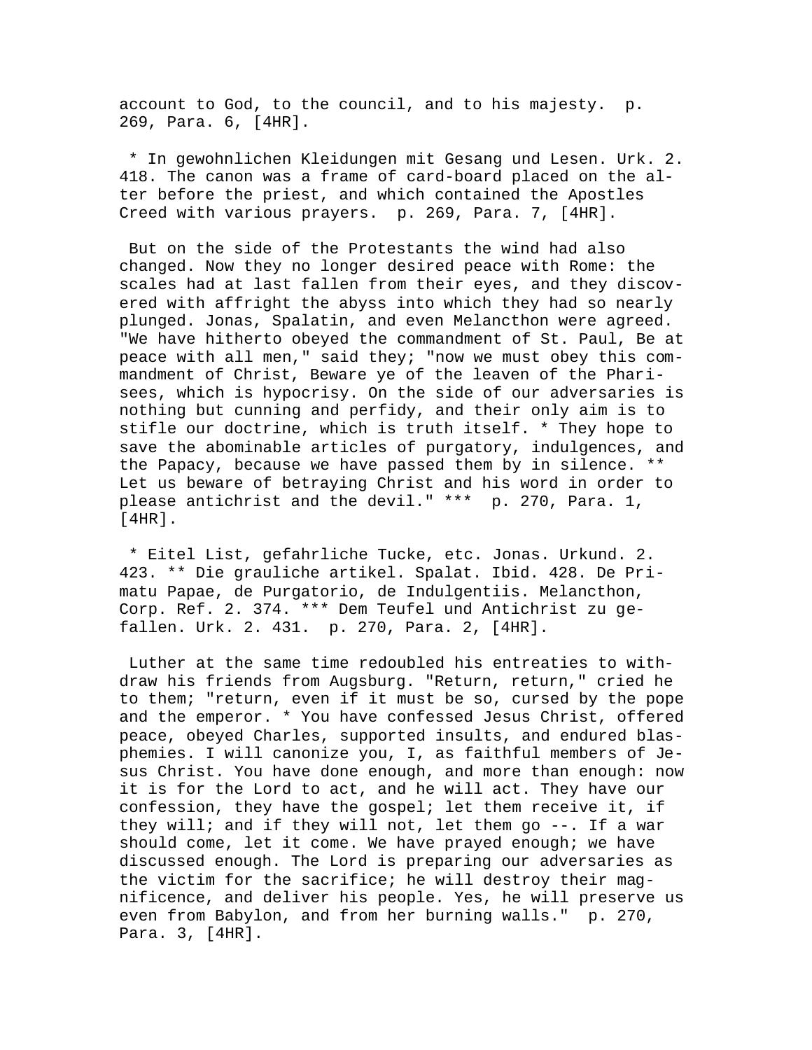account to God, to the council, and to his majesty.  p. 269, Para. 6, [4HR].

* In gewohnlichen Kleidungen mit Gesang und Lesen. Urk. 2. 418. The canon was a frame of card-board placed on the alter before the priest, and which contained the Apostles Creed with various prayers.  p. 269, Para. 7, [4HR].

But on the side of the Protestants the wind had also changed. Now they no longer desired peace with Rome: the scales had at last fallen from their eyes, and they discovered with affright the abyss into which they had so nearly plunged. Jonas, Spalatin, and even Melancthon were agreed. "We have hitherto obeyed the commandment of St. Paul, Be at peace with all men," said they; "now we must obey this commandment of Christ, Beware ye of the leaven of the Pharisees, which is hypocrisy. On the side of our adversaries is nothing but cunning and perfidy, and their only aim is to stifle our doctrine, which is truth itself. * They hope to save the abominable articles of purgatory, indulgences, and the Papacy, because we have passed them by in silence. ** Let us beware of betraying Christ and his word in order to please antichrist and the devil." ***  p. 270, Para. 1, [4HR].

* Eitel List, gefahrliche Tucke, etc. Jonas. Urkund. 2. 423. ** Die grauliche artikel. Spalat. Ibid. 428. De Primatu Papae, de Purgatorio, de Indulgentiis. Melancthon, Corp. Ref. 2. 374. *** Dem Teufel und Antichrist zu gefallen. Urk. 2. 431.  p. 270, Para. 2, [4HR].

Luther at the same time redoubled his entreaties to withdraw his friends from Augsburg. "Return, return," cried he to them; "return, even if it must be so, cursed by the pope and the emperor. * You have confessed Jesus Christ, offered peace, obeyed Charles, supported insults, and endured blasphemies. I will canonize you, I, as faithful members of Jesus Christ. You have done enough, and more than enough: now it is for the Lord to act, and he will act. They have our confession, they have the gospel; let them receive it, if they will; and if they will not, let them go --. If a war should come, let it come. We have prayed enough; we have discussed enough. The Lord is preparing our adversaries as the victim for the sacrifice; he will destroy their magnificence, and deliver his people. Yes, he will preserve us even from Babylon, and from her burning walls."  p. 270, Para. 3, [4HR].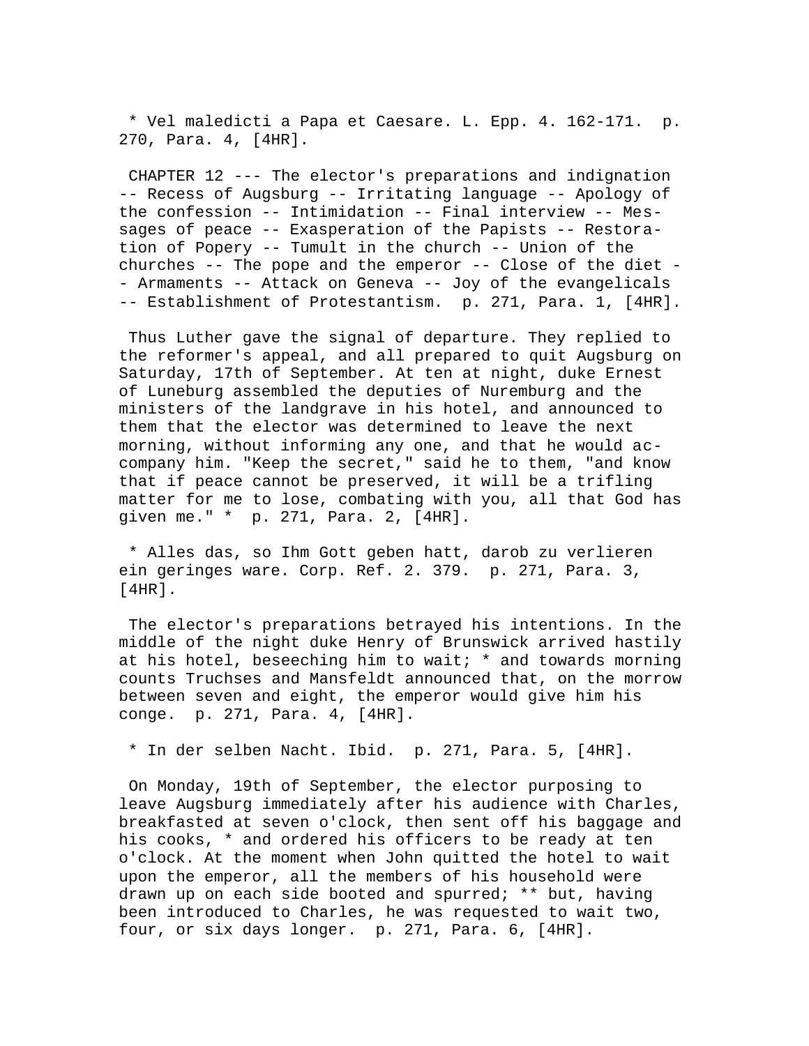* Vel maledicti a Papa et Caesare. L. Epp. 4. 162-171. p. 270, Para. 4, [4HR].

CHAPTER 12 --- The elector's preparations and indignation -- Recess of Augsburg -- Irritating language -- Apology of the confession -- Intimidation -- Final interview -- Messages of peace -- Exasperation of the Papists -- Restoration of Popery -- Tumult in the church -- Union of the churches -- The pope and the emperor -- Close of the diet -- Armaments -- Attack on Geneva -- Joy of the evangelicals -- Establishment of Protestantism. p. 271, Para. 1, [4HR].

Thus Luther gave the signal of departure. They replied to the reformer's appeal, and all prepared to quit Augsburg on Saturday, 17th of September. At ten at night, duke Ernest of Luneburg assembled the deputies of Nuremburg and the ministers of the landgrave in his hotel, and announced to them that the elector was determined to leave the next morning, without informing any one, and that he would accompany him. "Keep the secret," said he to them, "and know that if peace cannot be preserved, it will be a trifling matter for me to lose, combating with you, all that God has given me." * p. 271, Para. 2, [4HR].

* Alles das, so Ihm Gott geben hatt, darob zu verlieren ein geringes ware. Corp. Ref. 2. 379. p. 271, Para. 3, [4HR].

The elector's preparations betrayed his intentions. In the middle of the night duke Henry of Brunswick arrived hastily at his hotel, beseeching him to wait; * and towards morning counts Truchses and Mansfeldt announced that, on the morrow between seven and eight, the emperor would give him his conge. p. 271, Para. 4, [4HR].

* In der selben Nacht. Ibid. p. 271, Para. 5, [4HR].

On Monday, 19th of September, the elector purposing to leave Augsburg immediately after his audience with Charles, breakfasted at seven o'clock, then sent off his baggage and his cooks, * and ordered his officers to be ready at ten o'clock. At the moment when John quitted the hotel to wait upon the emperor, all the members of his household were drawn up on each side booted and spurred; ** but, having been introduced to Charles, he was requested to wait two, four, or six days longer. p. 271, Para. 6, [4HR].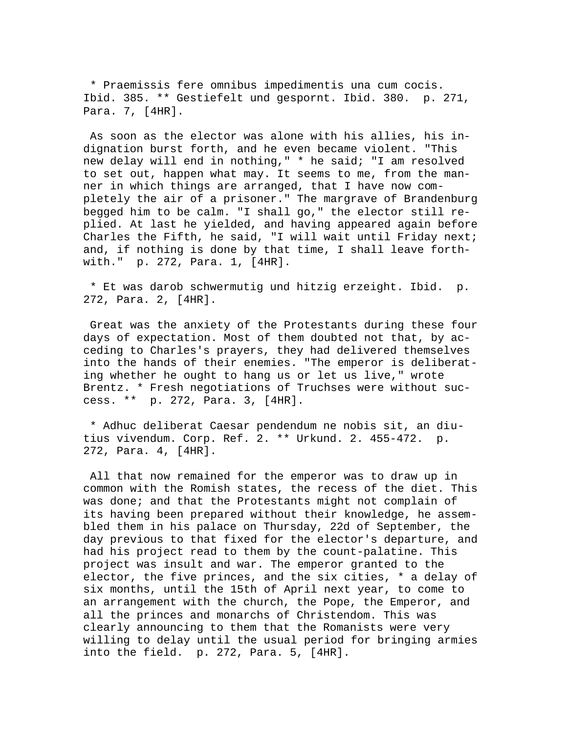* Praemissis fere omnibus impedimentis una cum cocis. Ibid. 385. ** Gestiefelt und gespornt. Ibid. 380. p. 271, Para. 7, [4HR].

As soon as the elector was alone with his allies, his indignation burst forth, and he even became violent. "This new delay will end in nothing," * he said; "I am resolved to set out, happen what may. It seems to me, from the manner in which things are arranged, that I have now completely the air of a prisoner." The margrave of Brandenburg begged him to be calm. "I shall go," the elector still replied. At last he yielded, and having appeared again before Charles the Fifth, he said, "I will wait until Friday next; and, if nothing is done by that time, I shall leave forthwith." p. 272, Para. 1, [4HR].

* Et was darob schwermutig und hitzig erzeight. Ibid. p. 272, Para. 2, [4HR].

Great was the anxiety of the Protestants during these four days of expectation. Most of them doubted not that, by acceding to Charles's prayers, they had delivered themselves into the hands of their enemies. "The emperor is deliberating whether he ought to hang us or let us live," wrote Brentz. * Fresh negotiations of Truchses were without success. ** p. 272, Para. 3, [4HR].

* Adhuc deliberat Caesar pendendum ne nobis sit, an diutius vivendum. Corp. Ref. 2. ** Urkund. 2. 455-472. p. 272, Para. 4, [4HR].

All that now remained for the emperor was to draw up in common with the Romish states, the recess of the diet. This was done; and that the Protestants might not complain of its having been prepared without their knowledge, he assembled them in his palace on Thursday, 22d of September, the day previous to that fixed for the elector's departure, and had his project read to them by the count-palatine. This project was insult and war. The emperor granted to the elector, the five princes, and the six cities, * a delay of six months, until the 15th of April next year, to come to an arrangement with the church, the Pope, the Emperor, and all the princes and monarchs of Christendom. This was clearly announcing to them that the Romanists were very willing to delay until the usual period for bringing armies into the field. p. 272, Para. 5, [4HR].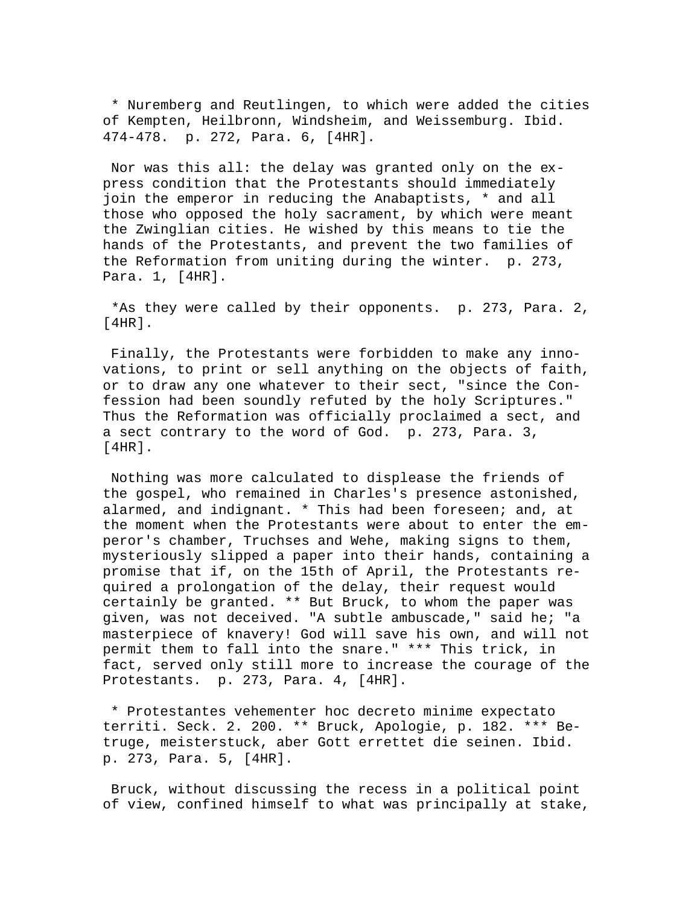* Nuremberg and Reutlingen, to which were added the cities of Kempten, Heilbronn, Windsheim, and Weissemburg. Ibid. 474-478. p. 272, Para. 6, [4HR].

Nor was this all: the delay was granted only on the express condition that the Protestants should immediately join the emperor in reducing the Anabaptists, * and all those who opposed the holy sacrament, by which were meant the Zwinglian cities. He wished by this means to tie the hands of the Protestants, and prevent the two families of the Reformation from uniting during the winter. p. 273, Para. 1, [4HR].

*As they were called by their opponents. p. 273, Para. 2, [4HR].

Finally, the Protestants were forbidden to make any innovations, to print or sell anything on the objects of faith, or to draw any one whatever to their sect, "since the Confession had been soundly refuted by the holy Scriptures." Thus the Reformation was officially proclaimed a sect, and a sect contrary to the word of God. p. 273, Para. 3, [4HR].

Nothing was more calculated to displease the friends of the gospel, who remained in Charles's presence astonished, alarmed, and indignant. * This had been foreseen; and, at the moment when the Protestants were about to enter the emperor's chamber, Truchses and Wehe, making signs to them, mysteriously slipped a paper into their hands, containing a promise that if, on the 15th of April, the Protestants required a prolongation of the delay, their request would certainly be granted. ** But Bruck, to whom the paper was given, was not deceived. "A subtle ambuscade," said he; "a masterpiece of knavery! God will save his own, and will not permit them to fall into the snare." *** This trick, in fact, served only still more to increase the courage of the Protestants. p. 273, Para. 4, [4HR].

* Protestantes vehementer hoc decreto minime expectato territi. Seck. 2. 200. ** Bruck, Apologie, p. 182. *** Betruge, meisterstuck, aber Gott errettet die seinen. Ibid. p. 273, Para. 5, [4HR].

Bruck, without discussing the recess in a political point of view, confined himself to what was principally at stake,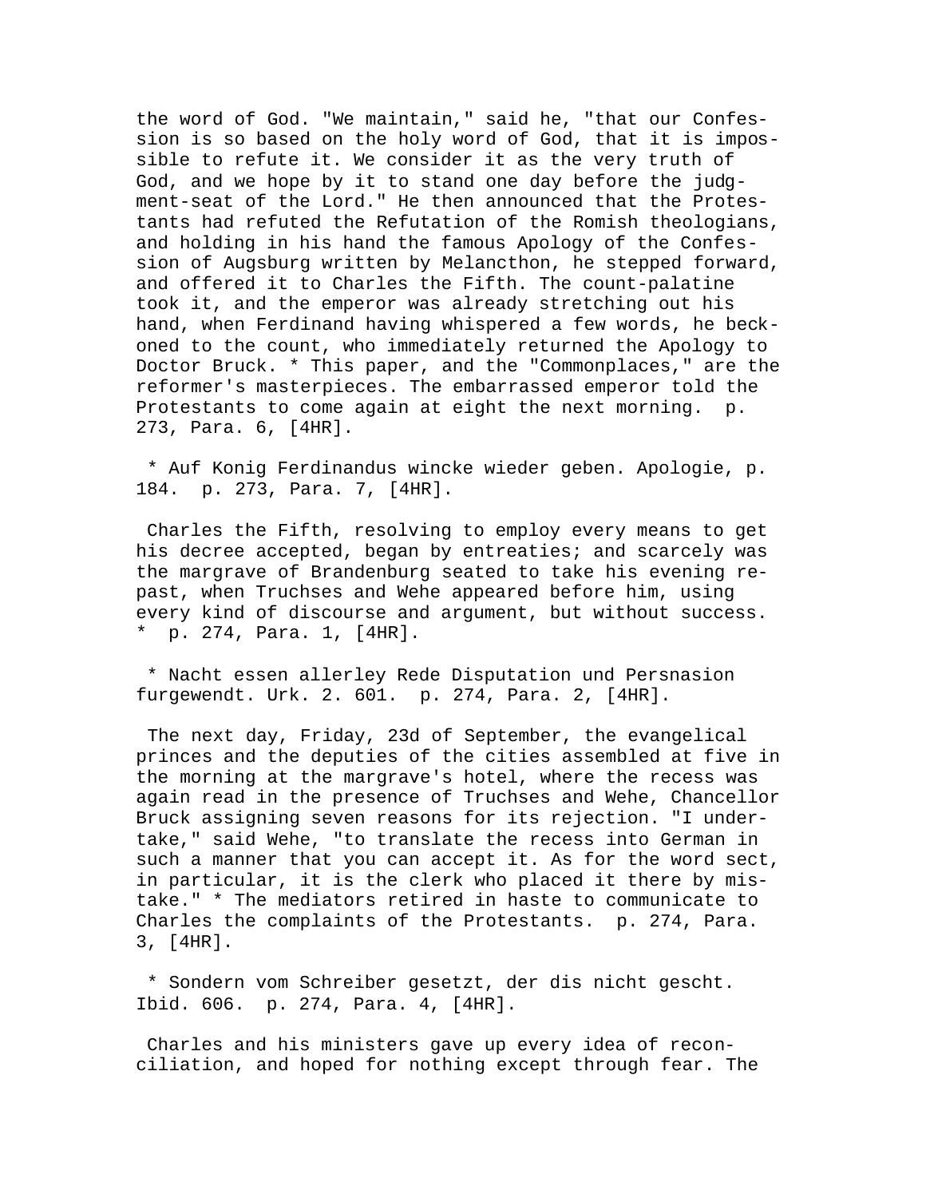the word of God. "We maintain," said he, "that our Confession is so based on the holy word of God, that it is impossible to refute it. We consider it as the very truth of God, and we hope by it to stand one day before the judgment-seat of the Lord." He then announced that the Protestants had refuted the Refutation of the Romish theologians, and holding in his hand the famous Apology of the Confession of Augsburg written by Melancthon, he stepped forward, and offered it to Charles the Fifth. The count-palatine took it, and the emperor was already stretching out his hand, when Ferdinand having whispered a few words, he beckoned to the count, who immediately returned the Apology to Doctor Bruck. * This paper, and the "Commonplaces," are the reformer's masterpieces. The embarrassed emperor told the Protestants to come again at eight the next morning. p. 273, Para. 6, [4HR].

* Auf Konig Ferdinandus wincke wieder geben. Apologie, p. 184. p. 273, Para. 7, [4HR].

Charles the Fifth, resolving to employ every means to get his decree accepted, began by entreaties; and scarcely was the margrave of Brandenburg seated to take his evening repast, when Truchses and Wehe appeared before him, using every kind of discourse and argument, but without success. * p. 274, Para. 1, [4HR].

* Nacht essen allerley Rede Disputation und Persnasion furgewendt. Urk. 2. 601. p. 274, Para. 2, [4HR].

The next day, Friday, 23d of September, the evangelical princes and the deputies of the cities assembled at five in the morning at the margrave's hotel, where the recess was again read in the presence of Truchses and Wehe, Chancellor Bruck assigning seven reasons for its rejection. "I undertake," said Wehe, "to translate the recess into German in such a manner that you can accept it. As for the word sect, in particular, it is the clerk who placed it there by mistake." * The mediators retired in haste to communicate to Charles the complaints of the Protestants. p. 274, Para. 3, [4HR].

* Sondern vom Schreiber gesetzt, der dis nicht gescht. Ibid. 606. p. 274, Para. 4, [4HR].

Charles and his ministers gave up every idea of reconciliation, and hoped for nothing except through fear. The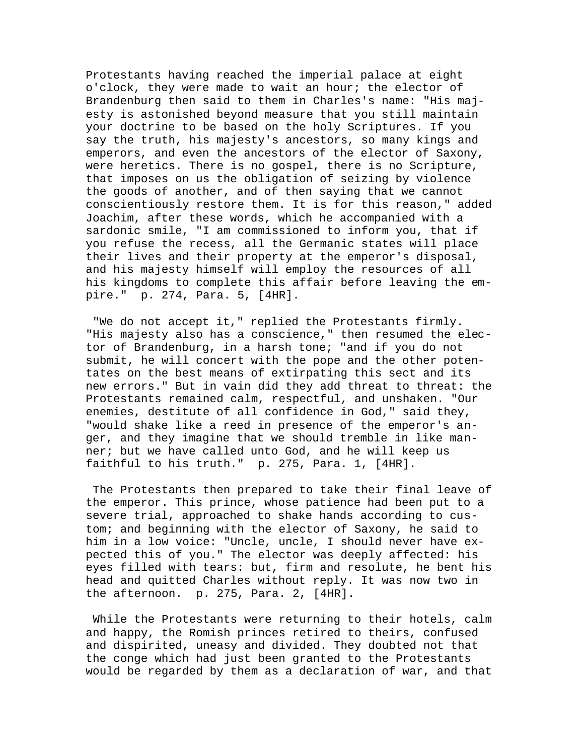Protestants having reached the imperial palace at eight o'clock, they were made to wait an hour; the elector of Brandenburg then said to them in Charles's name: "His majesty is astonished beyond measure that you still maintain your doctrine to be based on the holy Scriptures. If you say the truth, his majesty's ancestors, so many kings and emperors, and even the ancestors of the elector of Saxony, were heretics. There is no gospel, there is no Scripture, that imposes on us the obligation of seizing by violence the goods of another, and of then saying that we cannot conscientiously restore them. It is for this reason," added Joachim, after these words, which he accompanied with a sardonic smile, "I am commissioned to inform you, that if you refuse the recess, all the Germanic states will place their lives and their property at the emperor's disposal, and his majesty himself will employ the resources of all his kingdoms to complete this affair before leaving the empire." p. 274, Para. 5, [4HR].

"We do not accept it," replied the Protestants firmly. "His majesty also has a conscience," then resumed the elector of Brandenburg, in a harsh tone; "and if you do not submit, he will concert with the pope and the other potentates on the best means of extirpating this sect and its new errors." But in vain did they add threat to threat: the Protestants remained calm, respectful, and unshaken. "Our enemies, destitute of all confidence in God," said they, "would shake like a reed in presence of the emperor's anger, and they imagine that we should tremble in like manner; but we have called unto God, and he will keep us faithful to his truth." p. 275, Para. 1, [4HR].

The Protestants then prepared to take their final leave of the emperor. This prince, whose patience had been put to a severe trial, approached to shake hands according to custom; and beginning with the elector of Saxony, he said to him in a low voice: "Uncle, uncle, I should never have expected this of you." The elector was deeply affected: his eyes filled with tears: but, firm and resolute, he bent his head and quitted Charles without reply. It was now two in the afternoon. p. 275, Para. 2, [4HR].

While the Protestants were returning to their hotels, calm and happy, the Romish princes retired to theirs, confused and dispirited, uneasy and divided. They doubted not that the conge which had just been granted to the Protestants would be regarded by them as a declaration of war, and that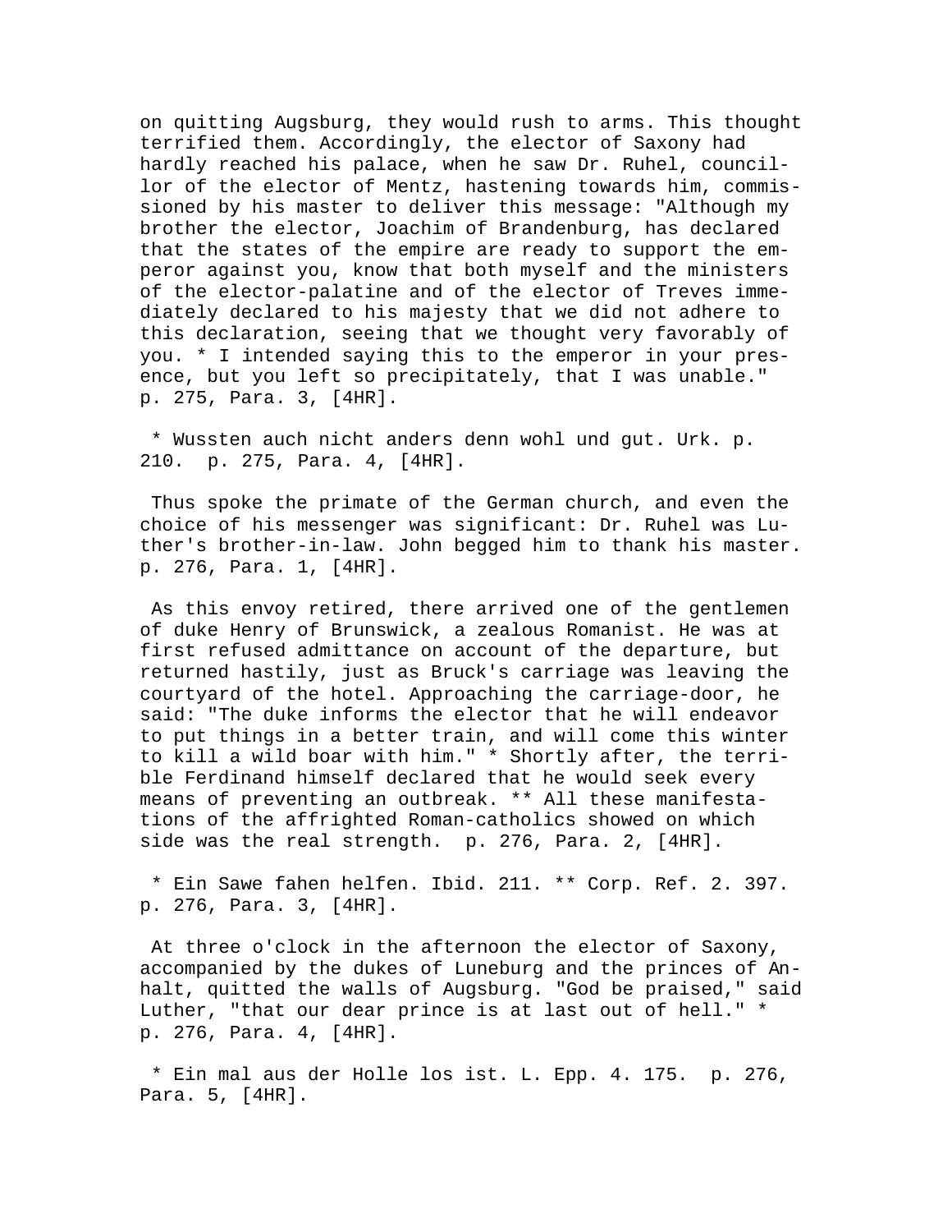on quitting Augsburg, they would rush to arms. This thought terrified them. Accordingly, the elector of Saxony had hardly reached his palace, when he saw Dr. Ruhel, councillor of the elector of Mentz, hastening towards him, commissioned by his master to deliver this message: "Although my brother the elector, Joachim of Brandenburg, has declared that the states of the empire are ready to support the emperor against you, know that both myself and the ministers of the elector-palatine and of the elector of Treves immediately declared to his majesty that we did not adhere to this declaration, seeing that we thought very favorably of you. * I intended saying this to the emperor in your presence, but you left so precipitately, that I was unable." p. 275, Para. 3, [4HR].

* Wussten auch nicht anders denn wohl und gut. Urk. p. 210. p. 275, Para. 4, [4HR].

Thus spoke the primate of the German church, and even the choice of his messenger was significant: Dr. Ruhel was Luther's brother-in-law. John begged him to thank his master. p. 276, Para. 1, [4HR].

As this envoy retired, there arrived one of the gentlemen of duke Henry of Brunswick, a zealous Romanist. He was at first refused admittance on account of the departure, but returned hastily, just as Bruck's carriage was leaving the courtyard of the hotel. Approaching the carriage-door, he said: "The duke informs the elector that he will endeavor to put things in a better train, and will come this winter to kill a wild boar with him." * Shortly after, the terrible Ferdinand himself declared that he would seek every means of preventing an outbreak. ** All these manifestations of the affrighted Roman-catholics showed on which side was the real strength. p. 276, Para. 2, [4HR].

* Ein Sawe fahen helfen. Ibid. 211. ** Corp. Ref. 2. 397. p. 276, Para. 3, [4HR].

At three o'clock in the afternoon the elector of Saxony, accompanied by the dukes of Luneburg and the princes of Anhalt, quitted the walls of Augsburg. "God be praised," said Luther, "that our dear prince is at last out of hell." * p. 276, Para. 4, [4HR].

* Ein mal aus der Holle los ist. L. Epp. 4. 175. p. 276, Para. 5, [4HR].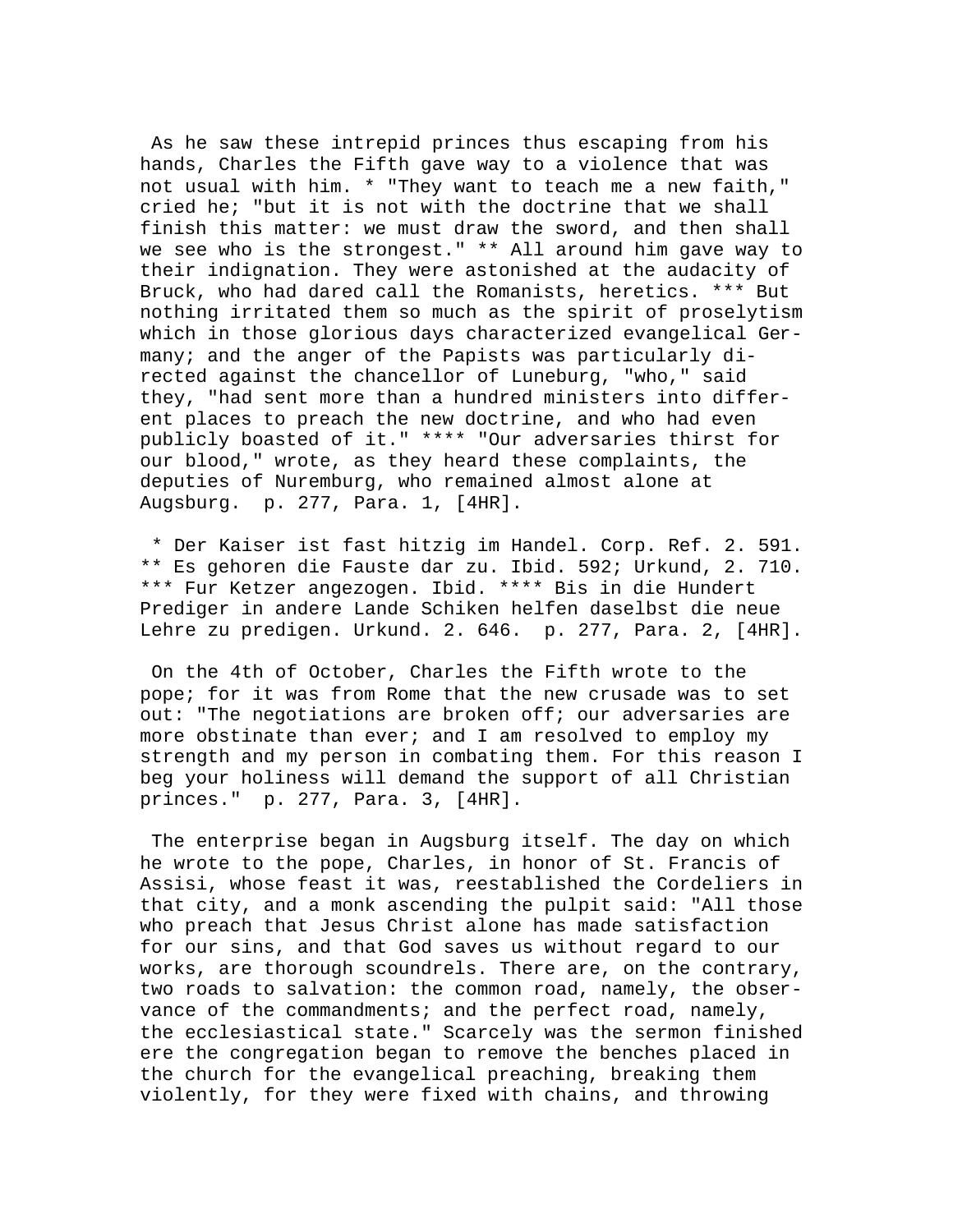As he saw these intrepid princes thus escaping from his hands, Charles the Fifth gave way to a violence that was not usual with him. * "They want to teach me a new faith," cried he; "but it is not with the doctrine that we shall finish this matter: we must draw the sword, and then shall we see who is the strongest." ** All around him gave way to their indignation. They were astonished at the audacity of Bruck, who had dared call the Romanists, heretics. *** But nothing irritated them so much as the spirit of proselytism which in those glorious days characterized evangelical Germany; and the anger of the Papists was particularly directed against the chancellor of Luneburg, "who," said they, "had sent more than a hundred ministers into different places to preach the new doctrine, and who had even publicly boasted of it." **** "Our adversaries thirst for our blood," wrote, as they heard these complaints, the deputies of Nuremburg, who remained almost alone at Augsburg.  p. 277, Para. 1, [4HR].

* Der Kaiser ist fast hitzig im Handel. Corp. Ref. 2. 591. ** Es gehoren die Fauste dar zu. Ibid. 592; Urkund, 2. 710. *** Fur Ketzer angezogen. Ibid. **** Bis in die Hundert Prediger in andere Lande Schiken helfen daselbst die neue Lehre zu predigen. Urkund. 2. 646.  p. 277, Para. 2, [4HR].

On the 4th of October, Charles the Fifth wrote to the pope; for it was from Rome that the new crusade was to set out: "The negotiations are broken off; our adversaries are more obstinate than ever; and I am resolved to employ my strength and my person in combating them. For this reason I beg your holiness will demand the support of all Christian princes."  p. 277, Para. 3, [4HR].

The enterprise began in Augsburg itself. The day on which he wrote to the pope, Charles, in honor of St. Francis of Assisi, whose feast it was, reestablished the Cordeliers in that city, and a monk ascending the pulpit said: "All those who preach that Jesus Christ alone has made satisfaction for our sins, and that God saves us without regard to our works, are thorough scoundrels. There are, on the contrary, two roads to salvation: the common road, namely, the observance of the commandments; and the perfect road, namely, the ecclesiastical state." Scarcely was the sermon finished ere the congregation began to remove the benches placed in the church for the evangelical preaching, breaking them violently, for they were fixed with chains, and throwing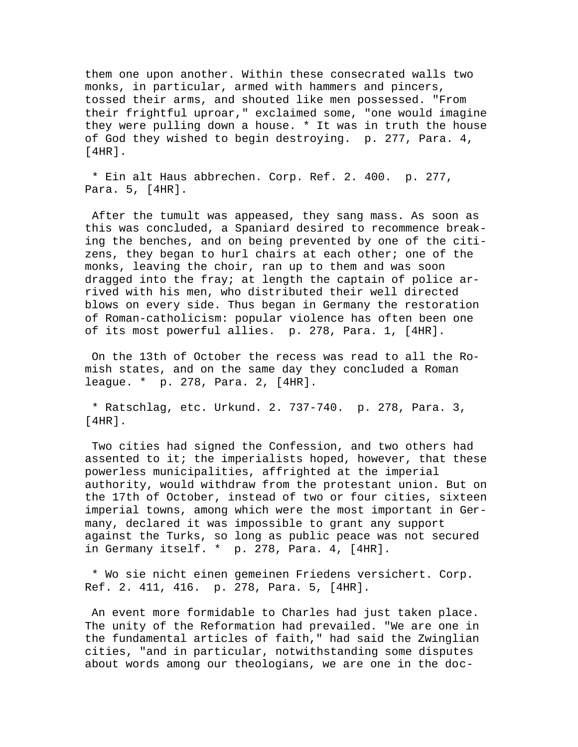them one upon another. Within these consecrated walls two monks, in particular, armed with hammers and pincers, tossed their arms, and shouted like men possessed. "From their frightful uproar," exclaimed some, "one would imagine they were pulling down a house. * It was in truth the house of God they wished to begin destroying. p. 277, Para. 4, [4HR].

* Ein alt Haus abbrechen. Corp. Ref. 2. 400. p. 277, Para. 5, [4HR].

After the tumult was appeased, they sang mass. As soon as this was concluded, a Spaniard desired to recommence breaking the benches, and on being prevented by one of the citizens, they began to hurl chairs at each other; one of the monks, leaving the choir, ran up to them and was soon dragged into the fray; at length the captain of police arrived with his men, who distributed their well directed blows on every side. Thus began in Germany the restoration of Roman-catholicism: popular violence has often been one of its most powerful allies. p. 278, Para. 1, [4HR].

On the 13th of October the recess was read to all the Romish states, and on the same day they concluded a Roman league. * p. 278, Para. 2, [4HR].

* Ratschlag, etc. Urkund. 2. 737-740. p. 278, Para. 3, [4HR].

Two cities had signed the Confession, and two others had assented to it; the imperialists hoped, however, that these powerless municipalities, affrighted at the imperial authority, would withdraw from the protestant union. But on the 17th of October, instead of two or four cities, sixteen imperial towns, among which were the most important in Germany, declared it was impossible to grant any support against the Turks, so long as public peace was not secured in Germany itself. * p. 278, Para. 4, [4HR].

* Wo sie nicht einen gemeinen Friedens versichert. Corp. Ref. 2. 411, 416. p. 278, Para. 5, [4HR].

An event more formidable to Charles had just taken place. The unity of the Reformation had prevailed. "We are one in the fundamental articles of faith," had said the Zwinglian cities, "and in particular, notwithstanding some disputes about words among our theologians, we are one in the doc-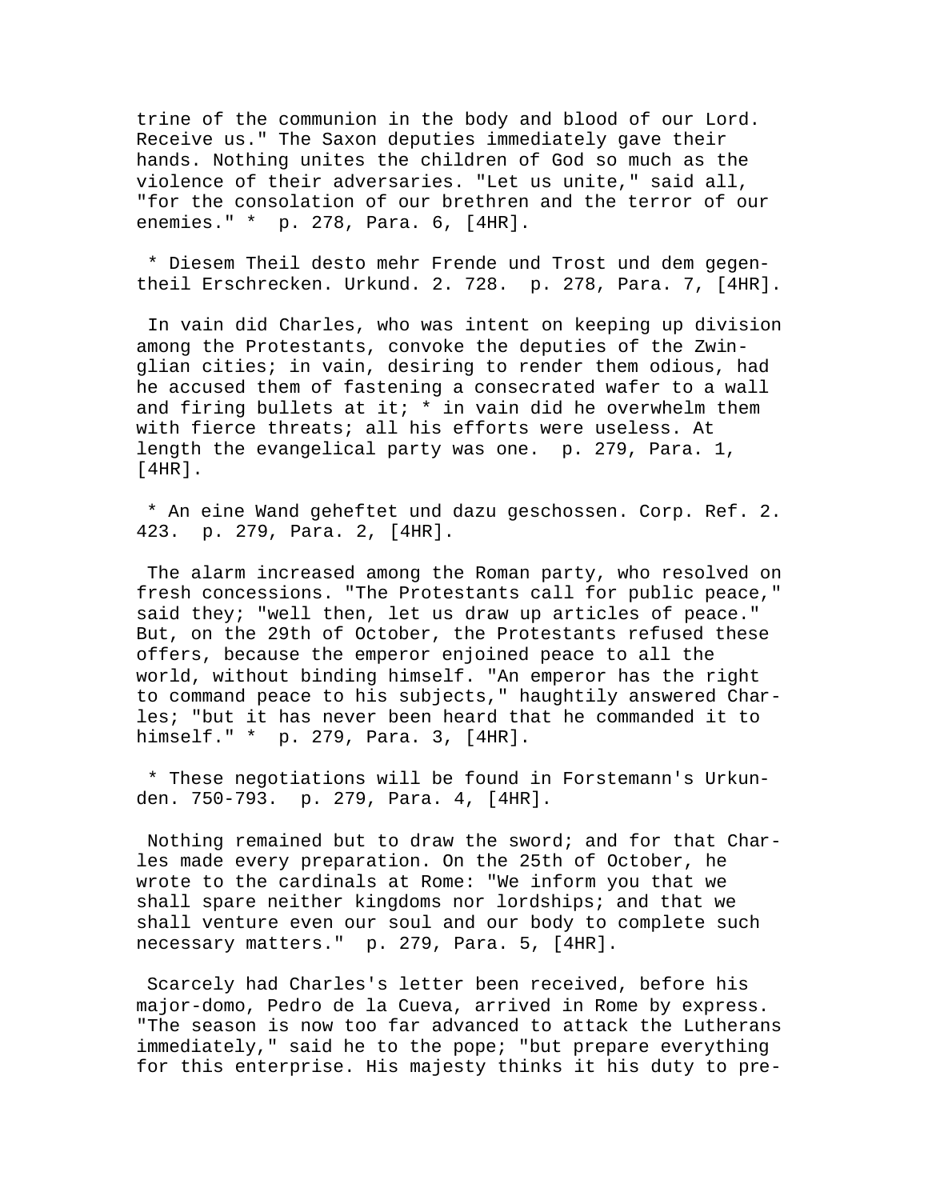trine of the communion in the body and blood of our Lord. Receive us." The Saxon deputies immediately gave their hands. Nothing unites the children of God so much as the violence of their adversaries. "Let us unite," said all, "for the consolation of our brethren and the terror of our enemies." * p. 278, Para. 6, [4HR].

* Diesem Theil desto mehr Frende und Trost und dem gegentheil Erschrecken. Urkund. 2. 728. p. 278, Para. 7, [4HR].

In vain did Charles, who was intent on keeping up division among the Protestants, convoke the deputies of the Zwinglian cities; in vain, desiring to render them odious, had he accused them of fastening a consecrated wafer to a wall and firing bullets at it; * in vain did he overwhelm them with fierce threats; all his efforts were useless. At length the evangelical party was one. p. 279, Para. 1, [4HR].

* An eine Wand geheftet und dazu geschossen. Corp. Ref. 2. 423. p. 279, Para. 2, [4HR].

The alarm increased among the Roman party, who resolved on fresh concessions. "The Protestants call for public peace," said they; "well then, let us draw up articles of peace." But, on the 29th of October, the Protestants refused these offers, because the emperor enjoined peace to all the world, without binding himself. "An emperor has the right to command peace to his subjects," haughtily answered Charles; "but it has never been heard that he commanded it to himself." * p. 279, Para. 3, [4HR].

* These negotiations will be found in Forstemann's Urkunden. 750-793. p. 279, Para. 4, [4HR].

Nothing remained but to draw the sword; and for that Charles made every preparation. On the 25th of October, he wrote to the cardinals at Rome: "We inform you that we shall spare neither kingdoms nor lordships; and that we shall venture even our soul and our body to complete such necessary matters." p. 279, Para. 5, [4HR].

Scarcely had Charles's letter been received, before his major-domo, Pedro de la Cueva, arrived in Rome by express. "The season is now too far advanced to attack the Lutherans immediately," said he to the pope; "but prepare everything for this enterprise. His majesty thinks it his duty to pre-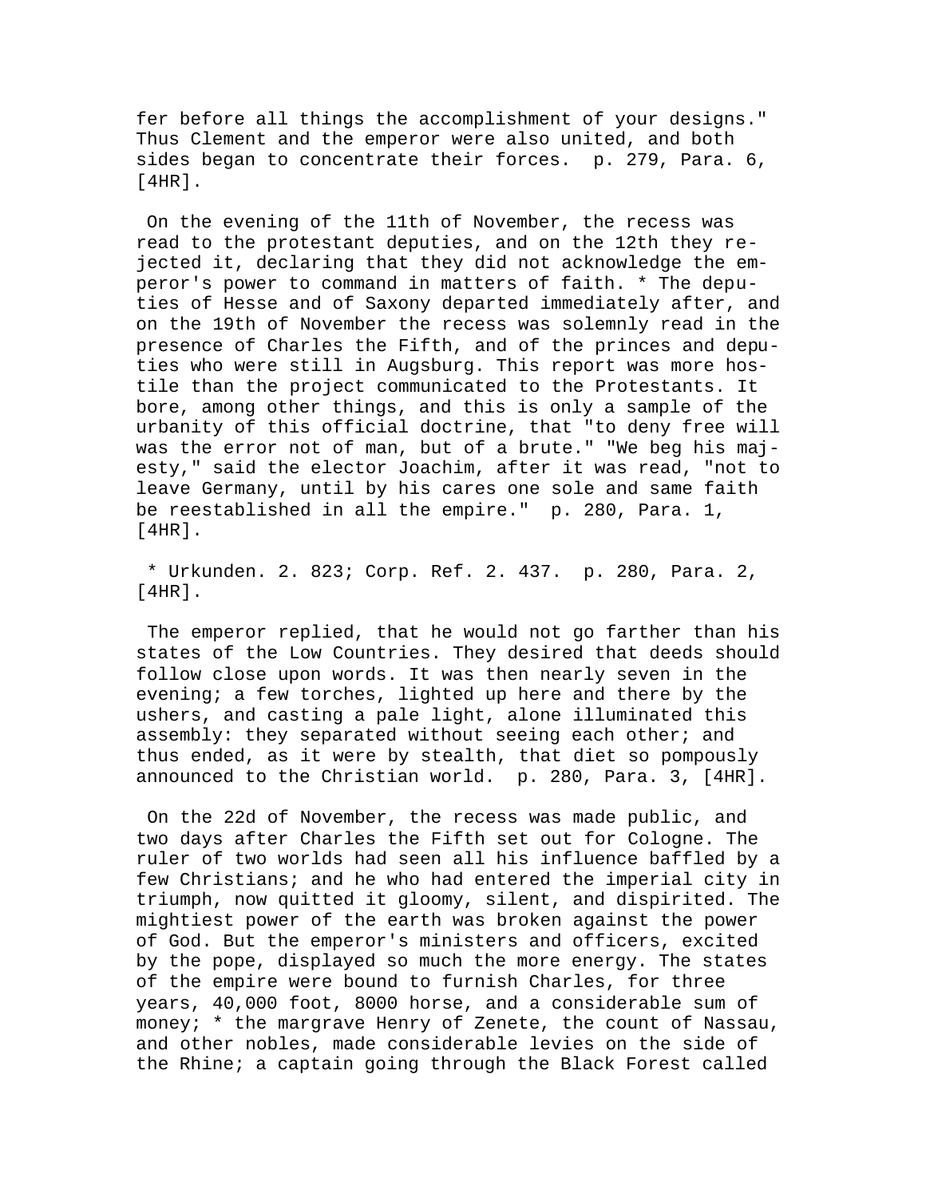fer before all things the accomplishment of your designs." Thus Clement and the emperor were also united, and both sides began to concentrate their forces. p. 279, Para. 6, [4HR].

On the evening of the 11th of November, the recess was read to the protestant deputies, and on the 12th they rejected it, declaring that they did not acknowledge the emperor's power to command in matters of faith. * The deputies of Hesse and of Saxony departed immediately after, and on the 19th of November the recess was solemnly read in the presence of Charles the Fifth, and of the princes and deputies who were still in Augsburg. This report was more hostile than the project communicated to the Protestants. It bore, among other things, and this is only a sample of the urbanity of this official doctrine, that "to deny free will was the error not of man, but of a brute." "We beg his majesty," said the elector Joachim, after it was read, "not to leave Germany, until by his cares one sole and same faith be reestablished in all the empire." p. 280, Para. 1, [4HR].

* Urkunden. 2. 823; Corp. Ref. 2. 437. p. 280, Para. 2, [4HR].

The emperor replied, that he would not go farther than his states of the Low Countries. They desired that deeds should follow close upon words. It was then nearly seven in the evening; a few torches, lighted up here and there by the ushers, and casting a pale light, alone illuminated this assembly: they separated without seeing each other; and thus ended, as it were by stealth, that diet so pompously announced to the Christian world. p. 280, Para. 3, [4HR].

On the 22d of November, the recess was made public, and two days after Charles the Fifth set out for Cologne. The ruler of two worlds had seen all his influence baffled by a few Christians; and he who had entered the imperial city in triumph, now quitted it gloomy, silent, and dispirited. The mightiest power of the earth was broken against the power of God. But the emperor's ministers and officers, excited by the pope, displayed so much the more energy. The states of the empire were bound to furnish Charles, for three years, 40,000 foot, 8000 horse, and a considerable sum of money; * the margrave Henry of Zenete, the count of Nassau, and other nobles, made considerable levies on the side of the Rhine; a captain going through the Black Forest called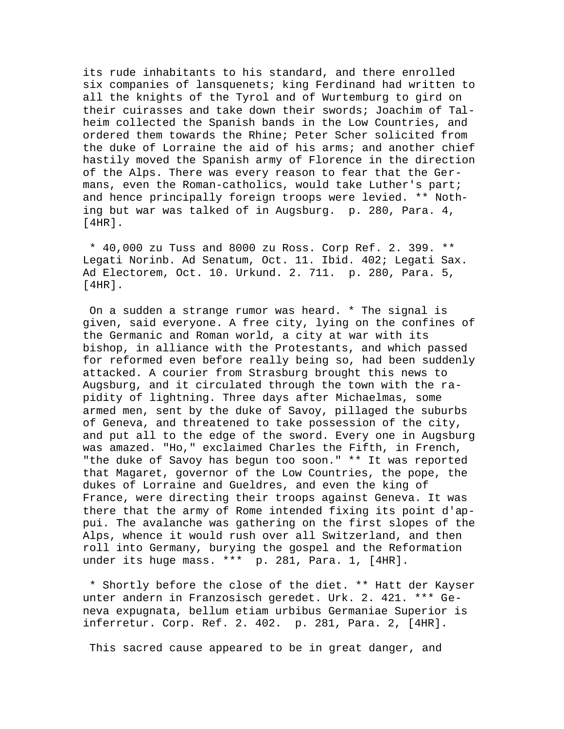its rude inhabitants to his standard, and there enrolled six companies of lansquenets; king Ferdinand had written to all the knights of the Tyrol and of Wurtemburg to gird on their cuirasses and take down their swords; Joachim of Talheim collected the Spanish bands in the Low Countries, and ordered them towards the Rhine; Peter Scher solicited from the duke of Lorraine the aid of his arms; and another chief hastily moved the Spanish army of Florence in the direction of the Alps. There was every reason to fear that the Germans, even the Roman-catholics, would take Luther's part; and hence principally foreign troops were levied. ** Nothing but war was talked of in Augsburg. p. 280, Para. 4, [4HR].

* 40,000 zu Tuss and 8000 zu Ross. Corp Ref. 2. 399. ** Legati Norinb. Ad Senatum, Oct. 11. Ibid. 402; Legati Sax. Ad Electorem, Oct. 10. Urkund. 2. 711. p. 280, Para. 5, [4HR].

On a sudden a strange rumor was heard. * The signal is given, said everyone. A free city, lying on the confines of the Germanic and Roman world, a city at war with its bishop, in alliance with the Protestants, and which passed for reformed even before really being so, had been suddenly attacked. A courier from Strasburg brought this news to Augsburg, and it circulated through the town with the rapidity of lightning. Three days after Michaelmas, some armed men, sent by the duke of Savoy, pillaged the suburbs of Geneva, and threatened to take possession of the city, and put all to the edge of the sword. Every one in Augsburg was amazed. "Ho," exclaimed Charles the Fifth, in French, "the duke of Savoy has begun too soon." ** It was reported that Magaret, governor of the Low Countries, the pope, the dukes of Lorraine and Gueldres, and even the king of France, were directing their troops against Geneva. It was there that the army of Rome intended fixing its point d'appui. The avalanche was gathering on the first slopes of the Alps, whence it would rush over all Switzerland, and then roll into Germany, burying the gospel and the Reformation under its huge mass. *** p. 281, Para. 1, [4HR].

* Shortly before the close of the diet. ** Hatt der Kayser unter andern in Franzosisch geredet. Urk. 2. 421. *** Geneva expugnata, bellum etiam urbibus Germaniae Superior is inferretur. Corp. Ref. 2. 402. p. 281, Para. 2, [4HR].

This sacred cause appeared to be in great danger, and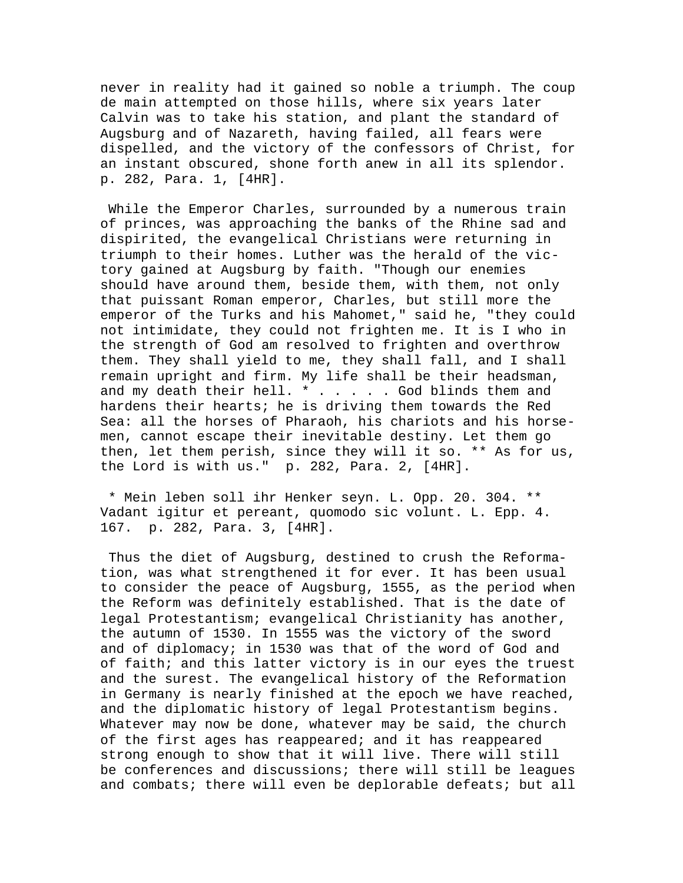never in reality had it gained so noble a triumph. The coup de main attempted on those hills, where six years later Calvin was to take his station, and plant the standard of Augsburg and of Nazareth, having failed, all fears were dispelled, and the victory of the confessors of Christ, for an instant obscured, shone forth anew in all its splendor. p. 282, Para. 1, [4HR].

While the Emperor Charles, surrounded by a numerous train of princes, was approaching the banks of the Rhine sad and dispirited, the evangelical Christians were returning in triumph to their homes. Luther was the herald of the victory gained at Augsburg by faith. "Though our enemies should have around them, beside them, with them, not only that puissant Roman emperor, Charles, but still more the emperor of the Turks and his Mahomet," said he, "they could not intimidate, they could not frighten me. It is I who in the strength of God am resolved to frighten and overthrow them. They shall yield to me, they shall fall, and I shall remain upright and firm. My life shall be their headsman, and my death their hell. * . . . . . God blinds them and hardens their hearts; he is driving them towards the Red Sea: all the horses of Pharaoh, his chariots and his horsemen, cannot escape their inevitable destiny. Let them go then, let them perish, since they will it so. ** As for us, the Lord is with us." p. 282, Para. 2, [4HR].

* Mein leben soll ihr Henker seyn. L. Opp. 20. 304. ** Vadant igitur et pereant, quomodo sic volunt. L. Epp. 4. 167. p. 282, Para. 3, [4HR].

Thus the diet of Augsburg, destined to crush the Reformation, was what strengthened it for ever. It has been usual to consider the peace of Augsburg, 1555, as the period when the Reform was definitely established. That is the date of legal Protestantism; evangelical Christianity has another, the autumn of 1530. In 1555 was the victory of the sword and of diplomacy; in 1530 was that of the word of God and of faith; and this latter victory is in our eyes the truest and the surest. The evangelical history of the Reformation in Germany is nearly finished at the epoch we have reached, and the diplomatic history of legal Protestantism begins. Whatever may now be done, whatever may be said, the church of the first ages has reappeared; and it has reappeared strong enough to show that it will live. There will still be conferences and discussions; there will still be leagues and combats; there will even be deplorable defeats; but all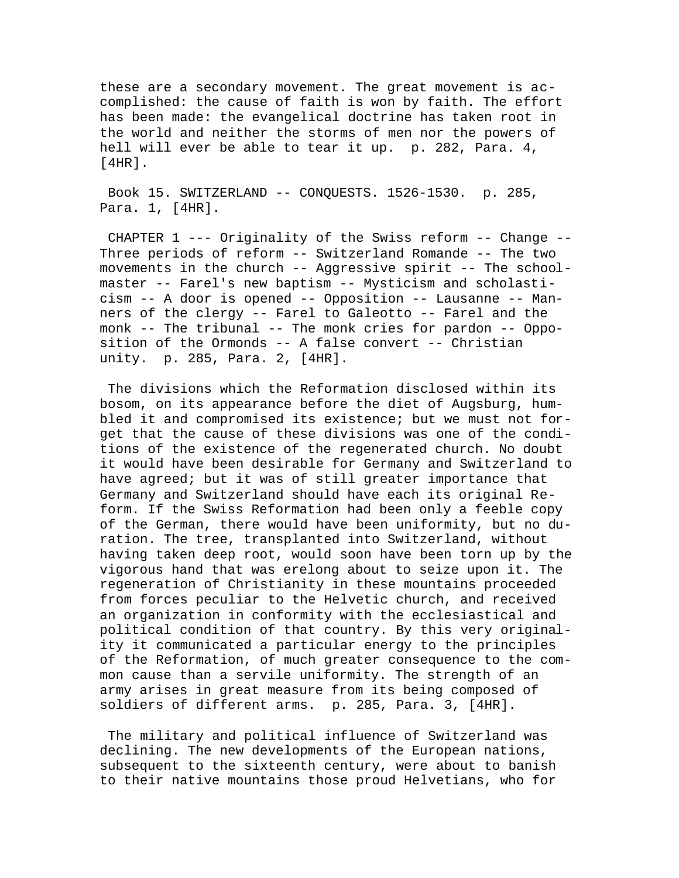these are a secondary movement. The great movement is accomplished: the cause of faith is won by faith. The effort has been made: the evangelical doctrine has taken root in the world and neither the storms of men nor the powers of hell will ever be able to tear it up. p. 282, Para. 4, [4HR].

Book 15. SWITZERLAND -- CONQUESTS. 1526-1530. p. 285, Para. 1, [4HR].

CHAPTER 1 --- Originality of the Swiss reform -- Change -- Three periods of reform -- Switzerland Romande -- The two movements in the church -- Aggressive spirit -- The schoolmaster -- Farel's new baptism -- Mysticism and scholasticism -- A door is opened -- Opposition -- Lausanne -- Manners of the clergy -- Farel to Galeotto -- Farel and the monk -- The tribunal -- The monk cries for pardon -- Opposition of the Ormonds -- A false convert -- Christian unity. p. 285, Para. 2, [4HR].

The divisions which the Reformation disclosed within its bosom, on its appearance before the diet of Augsburg, humbled it and compromised its existence; but we must not forget that the cause of these divisions was one of the conditions of the existence of the regenerated church. No doubt it would have been desirable for Germany and Switzerland to have agreed; but it was of still greater importance that Germany and Switzerland should have each its original Reform. If the Swiss Reformation had been only a feeble copy of the German, there would have been uniformity, but no duration. The tree, transplanted into Switzerland, without having taken deep root, would soon have been torn up by the vigorous hand that was erelong about to seize upon it. The regeneration of Christianity in these mountains proceeded from forces peculiar to the Helvetic church, and received an organization in conformity with the ecclesiastical and political condition of that country. By this very originality it communicated a particular energy to the principles of the Reformation, of much greater consequence to the common cause than a servile uniformity. The strength of an army arises in great measure from its being composed of soldiers of different arms. p. 285, Para. 3, [4HR].

The military and political influence of Switzerland was declining. The new developments of the European nations, subsequent to the sixteenth century, were about to banish to their native mountains those proud Helvetians, who for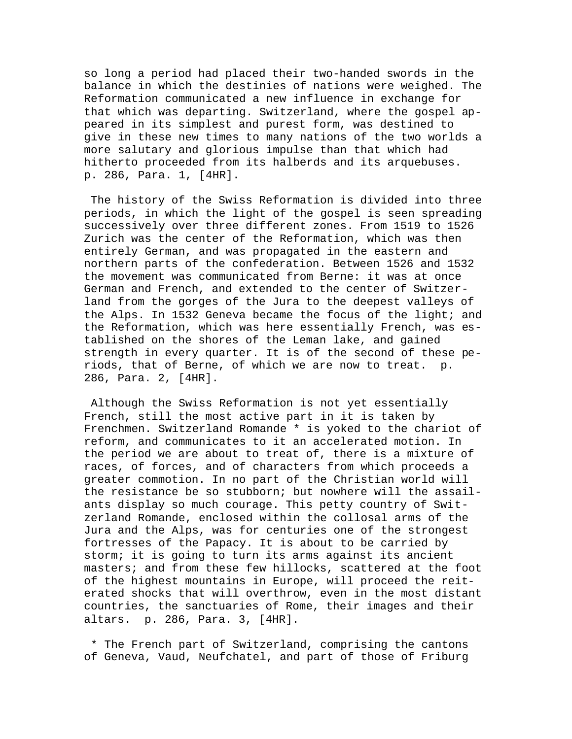so long a period had placed their two-handed swords in the balance in which the destinies of nations were weighed. The Reformation communicated a new influence in exchange for that which was departing. Switzerland, where the gospel appeared in its simplest and purest form, was destined to give in these new times to many nations of the two worlds a more salutary and glorious impulse than that which had hitherto proceeded from its halberds and its arquebuses. p. 286, Para. 1, [4HR].

The history of the Swiss Reformation is divided into three periods, in which the light of the gospel is seen spreading successively over three different zones. From 1519 to 1526 Zurich was the center of the Reformation, which was then entirely German, and was propagated in the eastern and northern parts of the confederation. Between 1526 and 1532 the movement was communicated from Berne: it was at once German and French, and extended to the center of Switzerland from the gorges of the Jura to the deepest valleys of the Alps. In 1532 Geneva became the focus of the light; and the Reformation, which was here essentially French, was established on the shores of the Leman lake, and gained strength in every quarter. It is of the second of these periods, that of Berne, of which we are now to treat. p. 286, Para. 2, [4HR].

Although the Swiss Reformation is not yet essentially French, still the most active part in it is taken by Frenchmen. Switzerland Romande * is yoked to the chariot of reform, and communicates to it an accelerated motion. In the period we are about to treat of, there is a mixture of races, of forces, and of characters from which proceeds a greater commotion. In no part of the Christian world will the resistance be so stubborn; but nowhere will the assailants display so much courage. This petty country of Switzerland Romande, enclosed within the collosal arms of the Jura and the Alps, was for centuries one of the strongest fortresses of the Papacy. It is about to be carried by storm; it is going to turn its arms against its ancient masters; and from these few hillocks, scattered at the foot of the highest mountains in Europe, will proceed the reiterated shocks that will overthrow, even in the most distant countries, the sanctuaries of Rome, their images and their altars. p. 286, Para. 3, [4HR].

* The French part of Switzerland, comprising the cantons of Geneva, Vaud, Neufchatel, and part of those of Friburg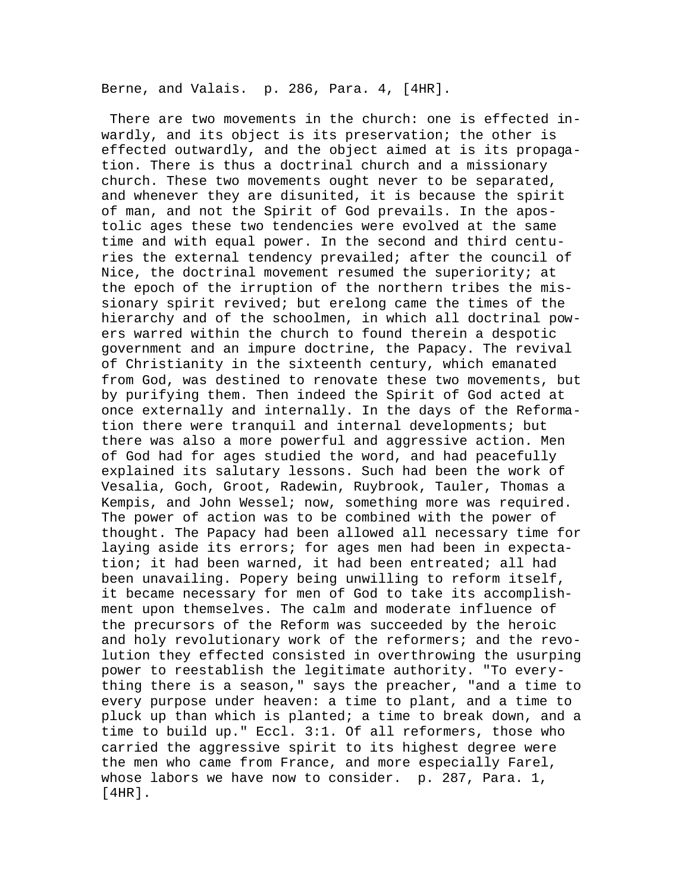Berne, and Valais. p. 286, Para. 4, [4HR].

There are two movements in the church: one is effected inwardly, and its object is its preservation; the other is effected outwardly, and the object aimed at is its propagation. There is thus a doctrinal church and a missionary church. These two movements ought never to be separated, and whenever they are disunited, it is because the spirit of man, and not the Spirit of God prevails. In the apostolic ages these two tendencies were evolved at the same time and with equal power. In the second and third centuries the external tendency prevailed; after the council of Nice, the doctrinal movement resumed the superiority; at the epoch of the irruption of the northern tribes the missionary spirit revived; but erelong came the times of the hierarchy and of the schoolmen, in which all doctrinal powers warred within the church to found therein a despotic government and an impure doctrine, the Papacy. The revival of Christianity in the sixteenth century, which emanated from God, was destined to renovate these two movements, but by purifying them. Then indeed the Spirit of God acted at once externally and internally. In the days of the Reformation there were tranquil and internal developments; but there was also a more powerful and aggressive action. Men of God had for ages studied the word, and had peacefully explained its salutary lessons. Such had been the work of Vesalia, Goch, Groot, Radewin, Ruybrook, Tauler, Thomas a Kempis, and John Wessel; now, something more was required. The power of action was to be combined with the power of thought. The Papacy had been allowed all necessary time for laying aside its errors; for ages men had been in expectation; it had been warned, it had been entreated; all had been unavailing. Popery being unwilling to reform itself, it became necessary for men of God to take its accomplishment upon themselves. The calm and moderate influence of the precursors of the Reform was succeeded by the heroic and holy revolutionary work of the reformers; and the revolution they effected consisted in overthrowing the usurping power to reestablish the legitimate authority. "To everything there is a season," says the preacher, "and a time to every purpose under heaven: a time to plant, and a time to pluck up than which is planted; a time to break down, and a time to build up." Eccl. 3:1. Of all reformers, those who carried the aggressive spirit to its highest degree were the men who came from France, and more especially Farel, whose labors we have now to consider. p. 287, Para. 1, [4HR].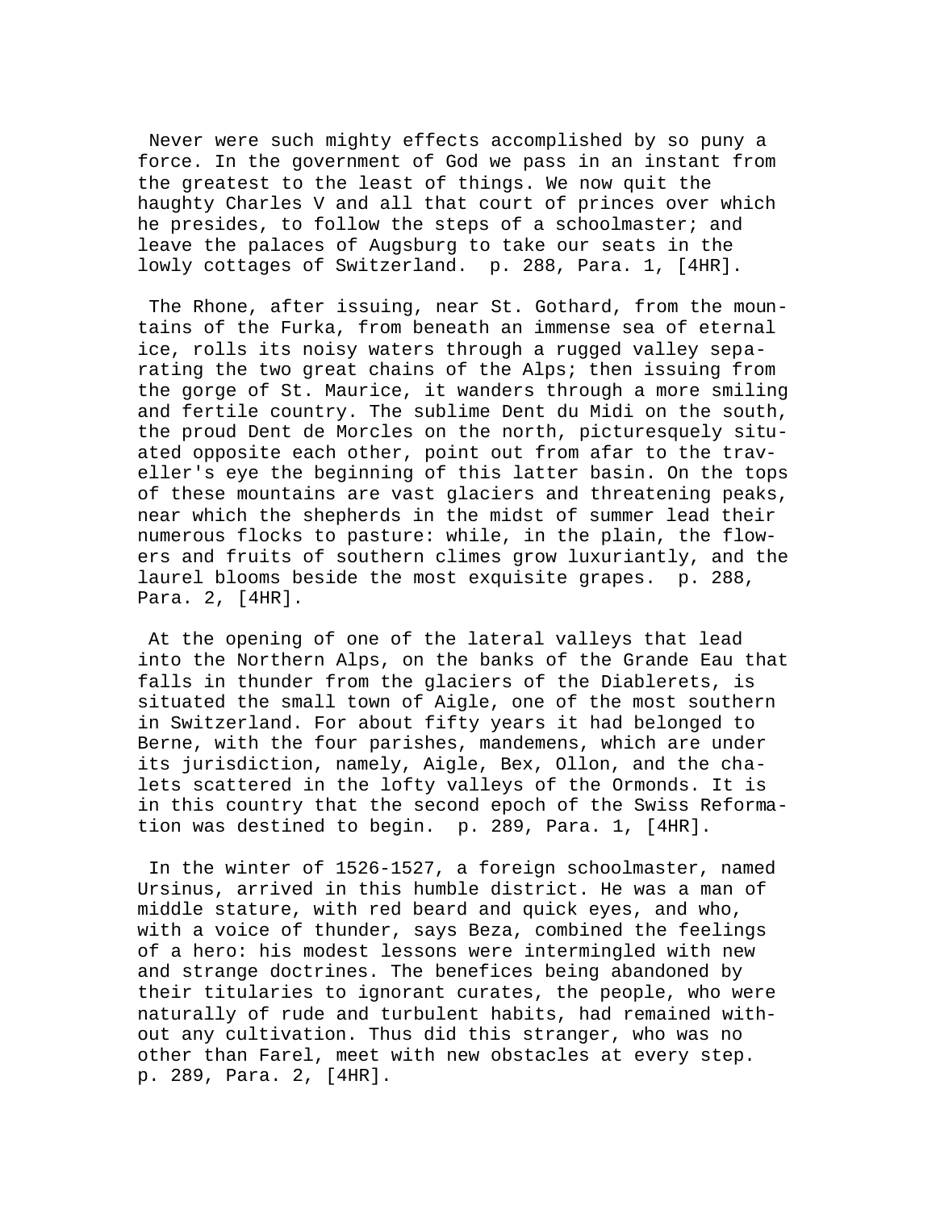Never were such mighty effects accomplished by so puny a force. In the government of God we pass in an instant from the greatest to the least of things. We now quit the haughty Charles V and all that court of princes over which he presides, to follow the steps of a schoolmaster; and leave the palaces of Augsburg to take our seats in the lowly cottages of Switzerland. p. 288, Para. 1, [4HR].

The Rhone, after issuing, near St. Gothard, from the mountains of the Furka, from beneath an immense sea of eternal ice, rolls its noisy waters through a rugged valley separating the two great chains of the Alps; then issuing from the gorge of St. Maurice, it wanders through a more smiling and fertile country. The sublime Dent du Midi on the south, the proud Dent de Morcles on the north, picturesquely situated opposite each other, point out from afar to the traveller's eye the beginning of this latter basin. On the tops of these mountains are vast glaciers and threatening peaks, near which the shepherds in the midst of summer lead their numerous flocks to pasture: while, in the plain, the flowers and fruits of southern climes grow luxuriantly, and the laurel blooms beside the most exquisite grapes. p. 288, Para. 2, [4HR].

At the opening of one of the lateral valleys that lead into the Northern Alps, on the banks of the Grande Eau that falls in thunder from the glaciers of the Diablerets, is situated the small town of Aigle, one of the most southern in Switzerland. For about fifty years it had belonged to Berne, with the four parishes, mandemens, which are under its jurisdiction, namely, Aigle, Bex, Ollon, and the chalets scattered in the lofty valleys of the Ormonds. It is in this country that the second epoch of the Swiss Reformation was destined to begin. p. 289, Para. 1, [4HR].

In the winter of 1526-1527, a foreign schoolmaster, named Ursinus, arrived in this humble district. He was a man of middle stature, with red beard and quick eyes, and who, with a voice of thunder, says Beza, combined the feelings of a hero: his modest lessons were intermingled with new and strange doctrines. The benefices being abandoned by their titularies to ignorant curates, the people, who were naturally of rude and turbulent habits, had remained without any cultivation. Thus did this stranger, who was no other than Farel, meet with new obstacles at every step. p. 289, Para. 2, [4HR].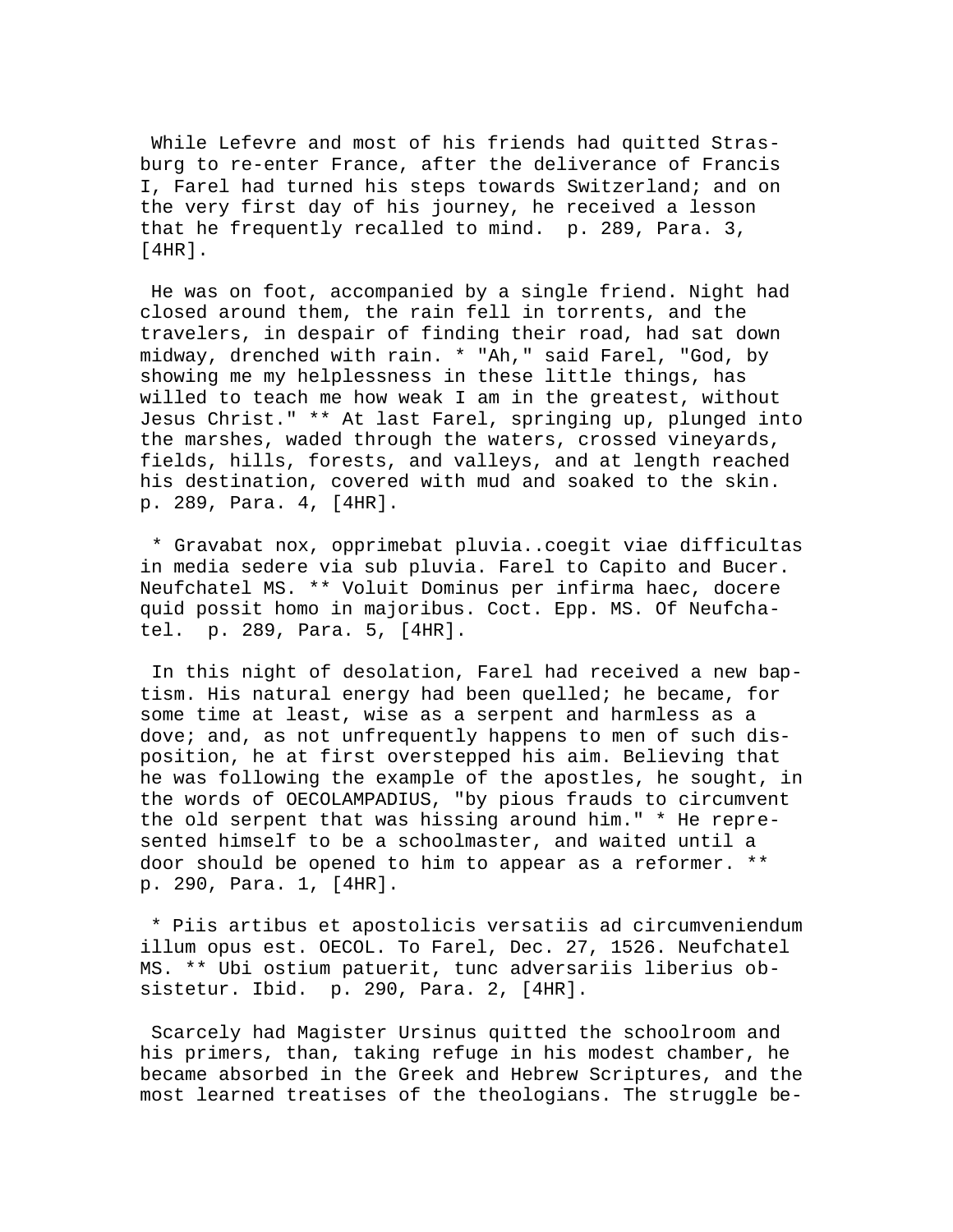While Lefevre and most of his friends had quitted Strasburg to re-enter France, after the deliverance of Francis I, Farel had turned his steps towards Switzerland; and on the very first day of his journey, he received a lesson that he frequently recalled to mind. p. 289, Para. 3, [4HR].

He was on foot, accompanied by a single friend. Night had closed around them, the rain fell in torrents, and the travelers, in despair of finding their road, had sat down midway, drenched with rain. * "Ah," said Farel, "God, by showing me my helplessness in these little things, has willed to teach me how weak I am in the greatest, without Jesus Christ." ** At last Farel, springing up, plunged into the marshes, waded through the waters, crossed vineyards, fields, hills, forests, and valleys, and at length reached his destination, covered with mud and soaked to the skin. p. 289, Para. 4, [4HR].

* Gravabat nox, opprimebat pluvia..coegit viae difficultas in media sedere via sub pluvia. Farel to Capito and Bucer. Neufchatel MS. ** Voluit Dominus per infirma haec, docere quid possit homo in majoribus. Coct. Epp. MS. Of Neufchatel. p. 289, Para. 5, [4HR].

In this night of desolation, Farel had received a new baptism. His natural energy had been quelled; he became, for some time at least, wise as a serpent and harmless as a dove; and, as not unfrequently happens to men of such disposition, he at first overstepped his aim. Believing that he was following the example of the apostles, he sought, in the words of OECOLAMPADIUS, "by pious frauds to circumvent the old serpent that was hissing around him." * He represented himself to be a schoolmaster, and waited until a door should be opened to him to appear as a reformer. ** p. 290, Para. 1, [4HR].

* Piis artibus et apostolicis versatiis ad circumveniendum illum opus est. OECOL. To Farel, Dec. 27, 1526. Neufchatel MS. ** Ubi ostium patuerit, tunc adversariis liberius obsistetur. Ibid. p. 290, Para. 2, [4HR].

Scarcely had Magister Ursinus quitted the schoolroom and his primers, than, taking refuge in his modest chamber, he became absorbed in the Greek and Hebrew Scriptures, and the most learned treatises of the theologians. The struggle be-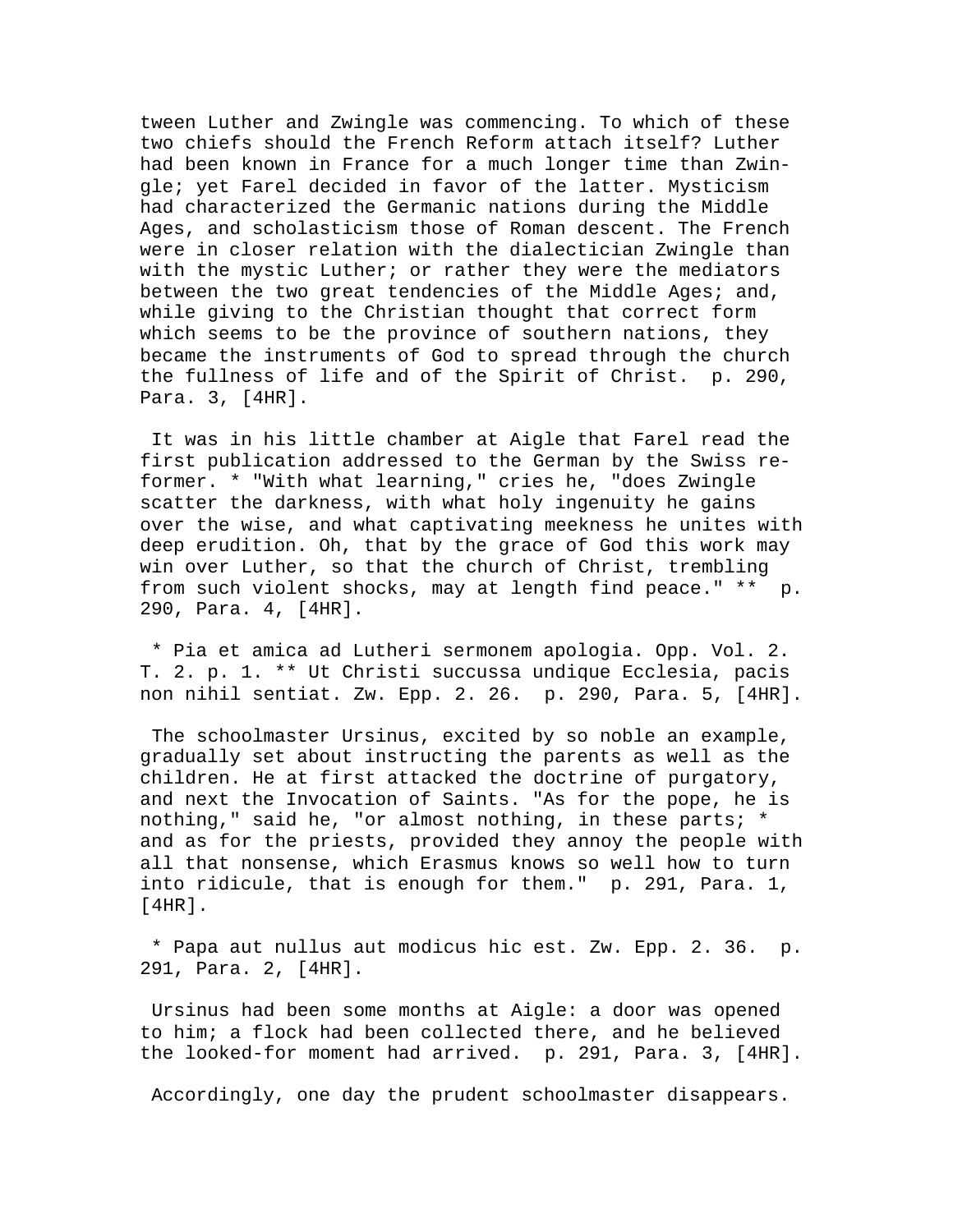tween Luther and Zwingle was commencing. To which of these two chiefs should the French Reform attach itself? Luther had been known in France for a much longer time than Zwingle; yet Farel decided in favor of the latter. Mysticism had characterized the Germanic nations during the Middle Ages, and scholasticism those of Roman descent. The French were in closer relation with the dialectician Zwingle than with the mystic Luther; or rather they were the mediators between the two great tendencies of the Middle Ages; and, while giving to the Christian thought that correct form which seems to be the province of southern nations, they became the instruments of God to spread through the church the fullness of life and of the Spirit of Christ.  p. 290, Para. 3, [4HR].

It was in his little chamber at Aigle that Farel read the first publication addressed to the German by the Swiss reformer. * "With what learning," cries he, "does Zwingle scatter the darkness, with what holy ingenuity he gains over the wise, and what captivating meekness he unites with deep erudition. Oh, that by the grace of God this work may win over Luther, so that the church of Christ, trembling from such violent shocks, may at length find peace." **  p. 290, Para. 4, [4HR].

* Pia et amica ad Lutheri sermonem apologia. Opp. Vol. 2. T. 2. p. 1. ** Ut Christi succussa undique Ecclesia, pacis non nihil sentiat. Zw. Epp. 2. 26.  p. 290, Para. 5, [4HR].

The schoolmaster Ursinus, excited by so noble an example, gradually set about instructing the parents as well as the children. He at first attacked the doctrine of purgatory, and next the Invocation of Saints. "As for the pope, he is nothing," said he, "or almost nothing, in these parts; * and as for the priests, provided they annoy the people with all that nonsense, which Erasmus knows so well how to turn into ridicule, that is enough for them."  p. 291, Para. 1, [4HR].

* Papa aut nullus aut modicus hic est. Zw. Epp. 2. 36.  p. 291, Para. 2, [4HR].

Ursinus had been some months at Aigle: a door was opened to him; a flock had been collected there, and he believed the looked-for moment had arrived.  p. 291, Para. 3, [4HR].

Accordingly, one day the prudent schoolmaster disappears.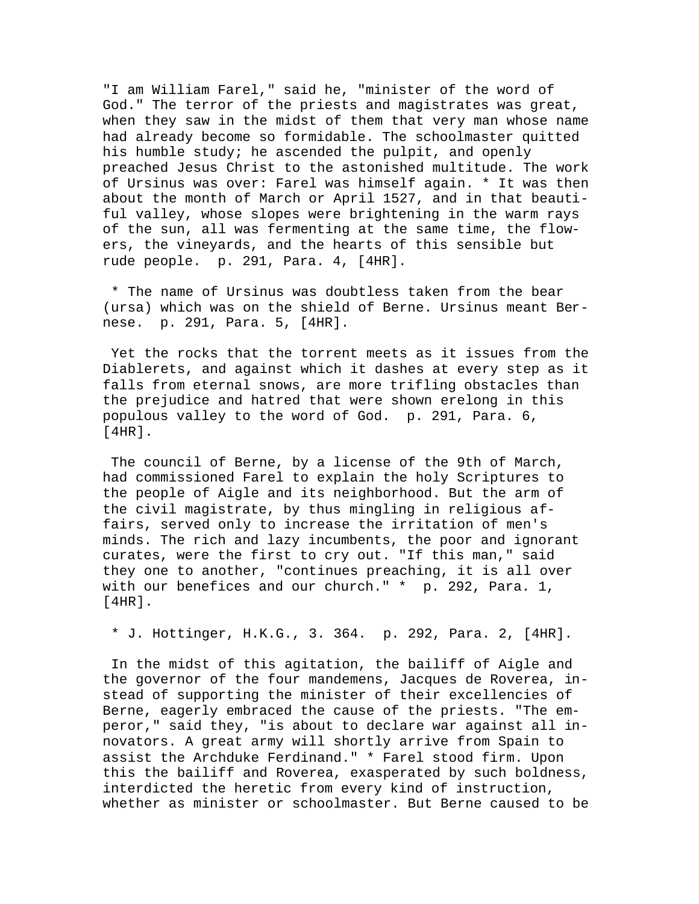"I am William Farel," said he, "minister of the word of God." The terror of the priests and magistrates was great, when they saw in the midst of them that very man whose name had already become so formidable. The schoolmaster quitted his humble study; he ascended the pulpit, and openly preached Jesus Christ to the astonished multitude. The work of Ursinus was over: Farel was himself again. * It was then about the month of March or April 1527, and in that beautiful valley, whose slopes were brightening in the warm rays of the sun, all was fermenting at the same time, the flowers, the vineyards, and the hearts of this sensible but rude people. p. 291, Para. 4, [4HR].

* The name of Ursinus was doubtless taken from the bear (ursa) which was on the shield of Berne. Ursinus meant Bernese. p. 291, Para. 5, [4HR].

Yet the rocks that the torrent meets as it issues from the Diablerets, and against which it dashes at every step as it falls from eternal snows, are more trifling obstacles than the prejudice and hatred that were shown erelong in this populous valley to the word of God. p. 291, Para. 6, [4HR].

The council of Berne, by a license of the 9th of March, had commissioned Farel to explain the holy Scriptures to the people of Aigle and its neighborhood. But the arm of the civil magistrate, by thus mingling in religious affairs, served only to increase the irritation of men's minds. The rich and lazy incumbents, the poor and ignorant curates, were the first to cry out. "If this man," said they one to another, "continues preaching, it is all over with our benefices and our church." * p. 292, Para. 1, [4HR].

* J. Hottinger, H.K.G., 3. 364. p. 292, Para. 2, [4HR].

In the midst of this agitation, the bailiff of Aigle and the governor of the four mandemens, Jacques de Roverea, instead of supporting the minister of their excellencies of Berne, eagerly embraced the cause of the priests. "The emperor," said they, "is about to declare war against all innovators. A great army will shortly arrive from Spain to assist the Archduke Ferdinand." * Farel stood firm. Upon this the bailiff and Roverea, exasperated by such boldness, interdicted the heretic from every kind of instruction, whether as minister or schoolmaster. But Berne caused to be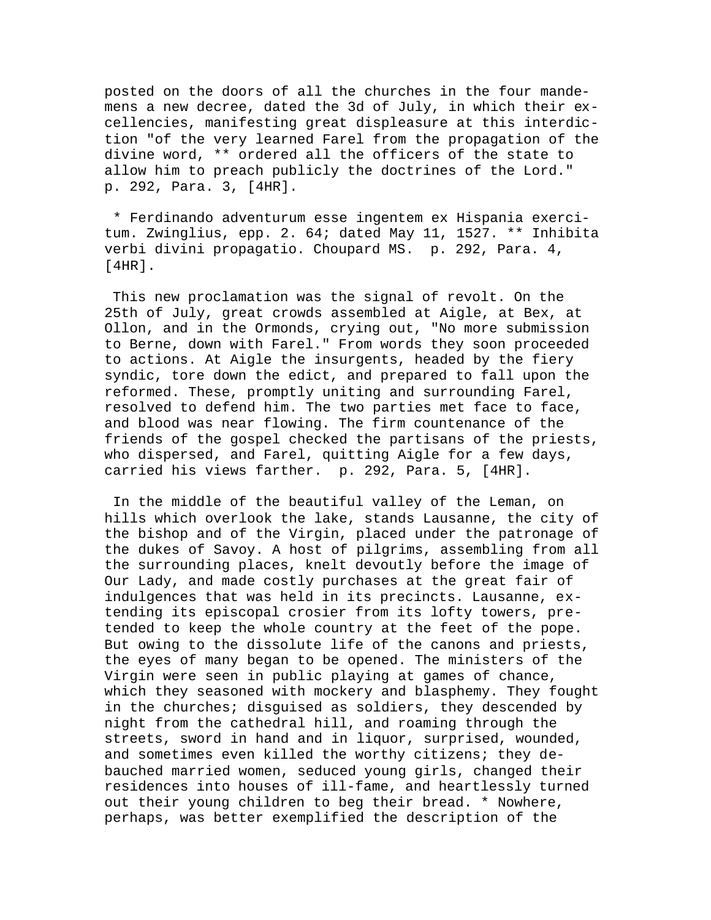posted on the doors of all the churches in the four mandemens a new decree, dated the 3d of July, in which their excellencies, manifesting great displeasure at this interdiction "of the very learned Farel from the propagation of the divine word, ** ordered all the officers of the state to allow him to preach publicly the doctrines of the Lord." p. 292, Para. 3, [4HR].

* Ferdinando adventurum esse ingentem ex Hispania exercitum. Zwinglius, epp. 2. 64; dated May 11, 1527. ** Inhibita verbi divini propagatio. Choupard MS. p. 292, Para. 4, [4HR].

This new proclamation was the signal of revolt. On the 25th of July, great crowds assembled at Aigle, at Bex, at Ollon, and in the Ormonds, crying out, "No more submission to Berne, down with Farel." From words they soon proceeded to actions. At Aigle the insurgents, headed by the fiery syndic, tore down the edict, and prepared to fall upon the reformed. These, promptly uniting and surrounding Farel, resolved to defend him. The two parties met face to face, and blood was near flowing. The firm countenance of the friends of the gospel checked the partisans of the priests, who dispersed, and Farel, quitting Aigle for a few days, carried his views farther. p. 292, Para. 5, [4HR].

In the middle of the beautiful valley of the Leman, on hills which overlook the lake, stands Lausanne, the city of the bishop and of the Virgin, placed under the patronage of the dukes of Savoy. A host of pilgrims, assembling from all the surrounding places, knelt devoutly before the image of Our Lady, and made costly purchases at the great fair of indulgences that was held in its precincts. Lausanne, extending its episcopal crosier from its lofty towers, pretended to keep the whole country at the feet of the pope. But owing to the dissolute life of the canons and priests, the eyes of many began to be opened. The ministers of the Virgin were seen in public playing at games of chance, which they seasoned with mockery and blasphemy. They fought in the churches; disguised as soldiers, they descended by night from the cathedral hill, and roaming through the streets, sword in hand and in liquor, surprised, wounded, and sometimes even killed the worthy citizens; they debauched married women, seduced young girls, changed their residences into houses of ill-fame, and heartlessly turned out their young children to beg their bread. * Nowhere, perhaps, was better exemplified the description of the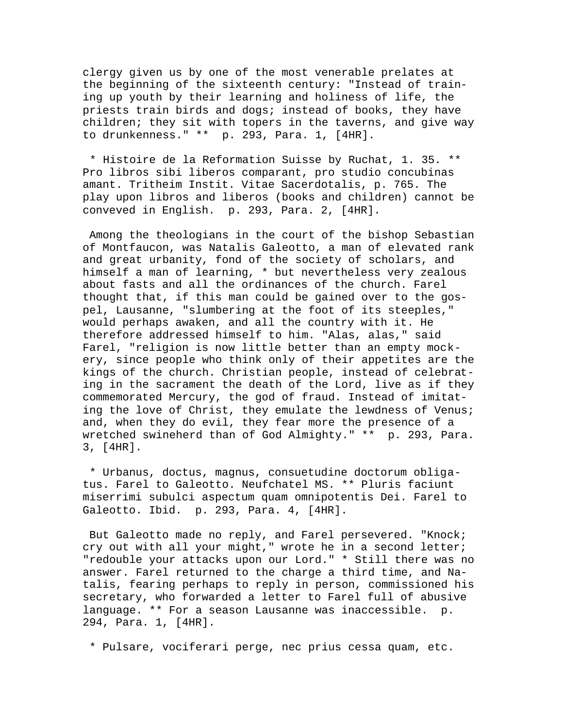clergy given us by one of the most venerable prelates at the beginning of the sixteenth century: "Instead of training up youth by their learning and holiness of life, the priests train birds and dogs; instead of books, they have children; they sit with topers in the taverns, and give way to drunkenness." ** p. 293, Para. 1, [4HR].

* Histoire de la Reformation Suisse by Ruchat, 1. 35. ** Pro libros sibi liberos comparant, pro studio concubinas amant. Tritheim Instit. Vitae Sacerdotalis, p. 765. The play upon libros and liberos (books and children) cannot be conveved in English. p. 293, Para. 2, [4HR].

Among the theologians in the court of the bishop Sebastian of Montfaucon, was Natalis Galeotto, a man of elevated rank and great urbanity, fond of the society of scholars, and himself a man of learning, * but nevertheless very zealous about fasts and all the ordinances of the church. Farel thought that, if this man could be gained over to the gospel, Lausanne, "slumbering at the foot of its steeples," would perhaps awaken, and all the country with it. He therefore addressed himself to him. "Alas, alas," said Farel, "religion is now little better than an empty mockery, since people who think only of their appetites are the kings of the church. Christian people, instead of celebrating in the sacrament the death of the Lord, live as if they commemorated Mercury, the god of fraud. Instead of imitating the love of Christ, they emulate the lewdness of Venus; and, when they do evil, they fear more the presence of a wretched swineherd than of God Almighty." ** p. 293, Para. 3, [4HR].

* Urbanus, doctus, magnus, consuetudine doctorum obligatus. Farel to Galeotto. Neufchatel MS. ** Pluris faciunt miserrimi subulci aspectum quam omnipotentis Dei. Farel to Galeotto. Ibid. p. 293, Para. 4, [4HR].

But Galeotto made no reply, and Farel persevered. "Knock; cry out with all your might," wrote he in a second letter; "redouble your attacks upon our Lord." * Still there was no answer. Farel returned to the charge a third time, and Natalis, fearing perhaps to reply in person, commissioned his secretary, who forwarded a letter to Farel full of abusive language. ** For a season Lausanne was inaccessible. p. 294, Para. 1, [4HR].

* Pulsare, vociferari perge, nec prius cessa quam, etc.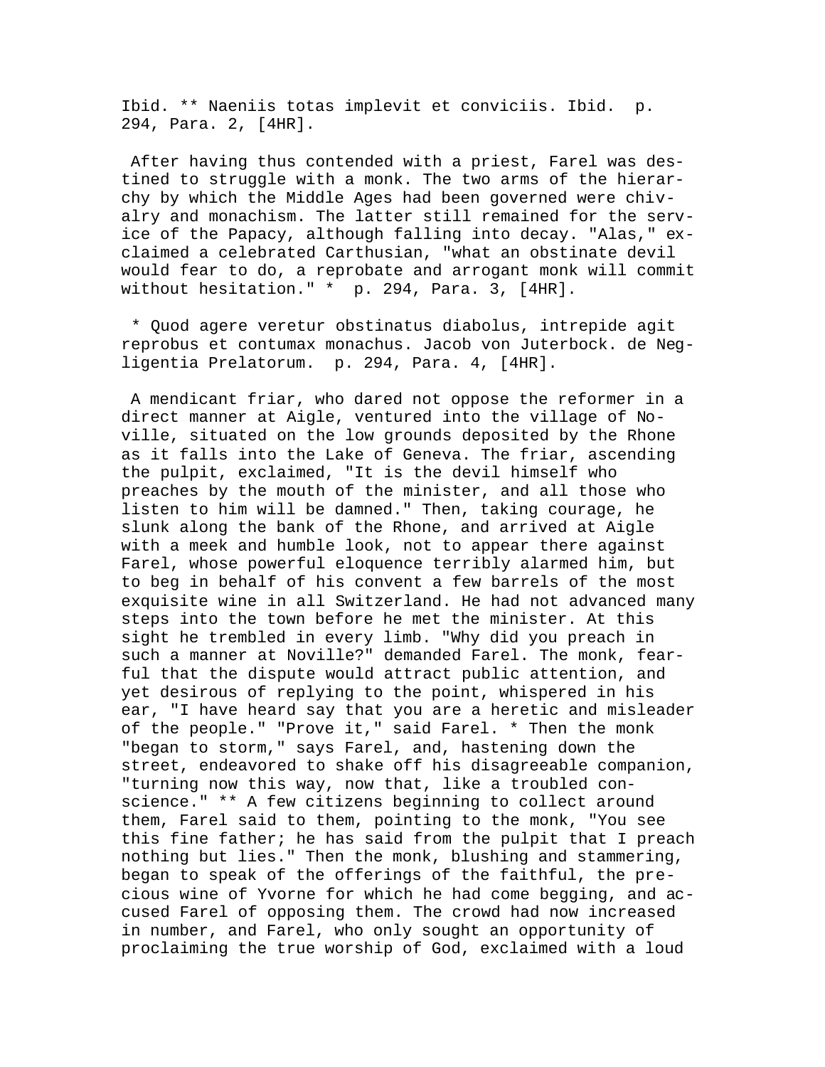Ibid. ** Naeniis totas implevit et conviciis. Ibid. p. 294, Para. 2, [4HR].

After having thus contended with a priest, Farel was destined to struggle with a monk. The two arms of the hierarchy by which the Middle Ages had been governed were chivalry and monachism. The latter still remained for the service of the Papacy, although falling into decay. "Alas," exclaimed a celebrated Carthusian, "what an obstinate devil would fear to do, a reprobate and arrogant monk will commit without hesitation." * p. 294, Para. 3, [4HR].

* Quod agere veretur obstinatus diabolus, intrepide agit reprobus et contumax monachus. Jacob von Juterbock. de Negligentia Prelatorum. p. 294, Para. 4, [4HR].

A mendicant friar, who dared not oppose the reformer in a direct manner at Aigle, ventured into the village of Noville, situated on the low grounds deposited by the Rhone as it falls into the Lake of Geneva. The friar, ascending the pulpit, exclaimed, "It is the devil himself who preaches by the mouth of the minister, and all those who listen to him will be damned." Then, taking courage, he slunk along the bank of the Rhone, and arrived at Aigle with a meek and humble look, not to appear there against Farel, whose powerful eloquence terribly alarmed him, but to beg in behalf of his convent a few barrels of the most exquisite wine in all Switzerland. He had not advanced many steps into the town before he met the minister. At this sight he trembled in every limb. "Why did you preach in such a manner at Noville?" demanded Farel. The monk, fearful that the dispute would attract public attention, and yet desirous of replying to the point, whispered in his ear, "I have heard say that you are a heretic and misleader of the people." "Prove it," said Farel. * Then the monk "began to storm," says Farel, and, hastening down the street, endeavored to shake off his disagreeable companion, "turning now this way, now that, like a troubled conscience." ** A few citizens beginning to collect around them, Farel said to them, pointing to the monk, "You see this fine father; he has said from the pulpit that I preach nothing but lies." Then the monk, blushing and stammering, began to speak of the offerings of the faithful, the precious wine of Yvorne for which he had come begging, and accused Farel of opposing them. The crowd had now increased in number, and Farel, who only sought an opportunity of proclaiming the true worship of God, exclaimed with a loud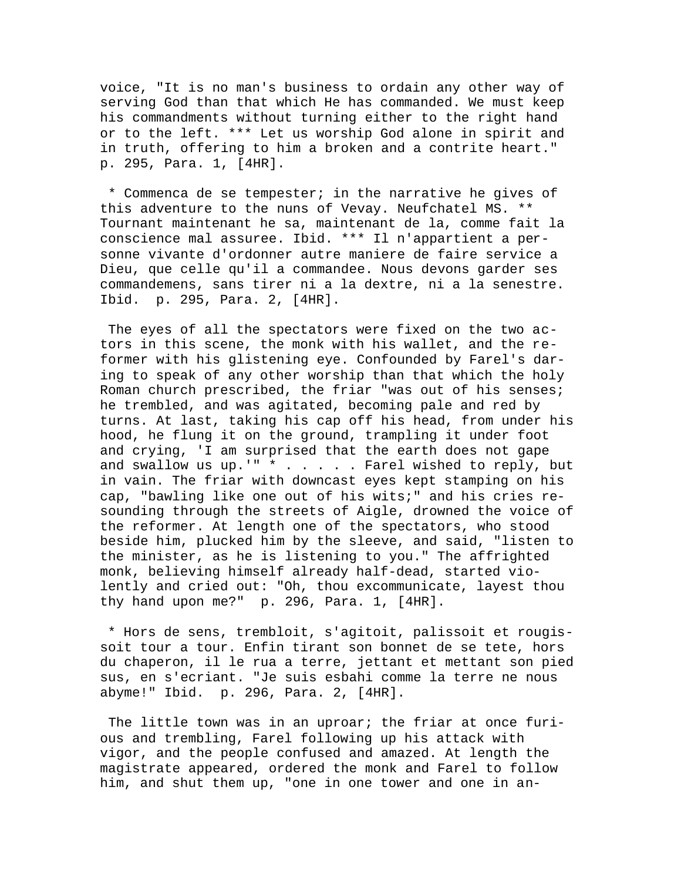voice, "It is no man's business to ordain any other way of serving God than that which He has commanded. We must keep his commandments without turning either to the right hand or to the left. *** Let us worship God alone in spirit and in truth, offering to him a broken and a contrite heart." p. 295, Para. 1, [4HR].

* Commenca de se tempester; in the narrative he gives of this adventure to the nuns of Vevay. Neufchatel MS. ** Tournant maintenant he sa, maintenant de la, comme fait la conscience mal assuree. Ibid. *** Il n'appartient a personne vivante d'ordonner autre maniere de faire service a Dieu, que celle qu'il a commandee. Nous devons garder ses commandemens, sans tirer ni a la dextre, ni a la senestre. Ibid. p. 295, Para. 2, [4HR].

The eyes of all the spectators were fixed on the two actors in this scene, the monk with his wallet, and the reformer with his glistening eye. Confounded by Farel's daring to speak of any other worship than that which the holy Roman church prescribed, the friar "was out of his senses; he trembled, and was agitated, becoming pale and red by turns. At last, taking his cap off his head, from under his hood, he flung it on the ground, trampling it under foot and crying, 'I am surprised that the earth does not gape and swallow us up.'" * . . . . . Farel wished to reply, but in vain. The friar with downcast eyes kept stamping on his cap, "bawling like one out of his wits;" and his cries resounding through the streets of Aigle, drowned the voice of the reformer. At length one of the spectators, who stood beside him, plucked him by the sleeve, and said, "listen to the minister, as he is listening to you." The affrighted monk, believing himself already half-dead, started violently and cried out: "Oh, thou excommunicate, layest thou thy hand upon me?" p. 296, Para. 1, [4HR].

* Hors de sens, trembloit, s'agitoit, palissoit et rougissoit tour a tour. Enfin tirant son bonnet de se tete, hors du chaperon, il le rua a terre, jettant et mettant son pied sus, en s'ecriant. "Je suis esbahi comme la terre ne nous abyme!" Ibid. p. 296, Para. 2, [4HR].

The little town was in an uproar; the friar at once furious and trembling, Farel following up his attack with vigor, and the people confused and amazed. At length the magistrate appeared, ordered the monk and Farel to follow him, and shut them up, "one in one tower and one in an-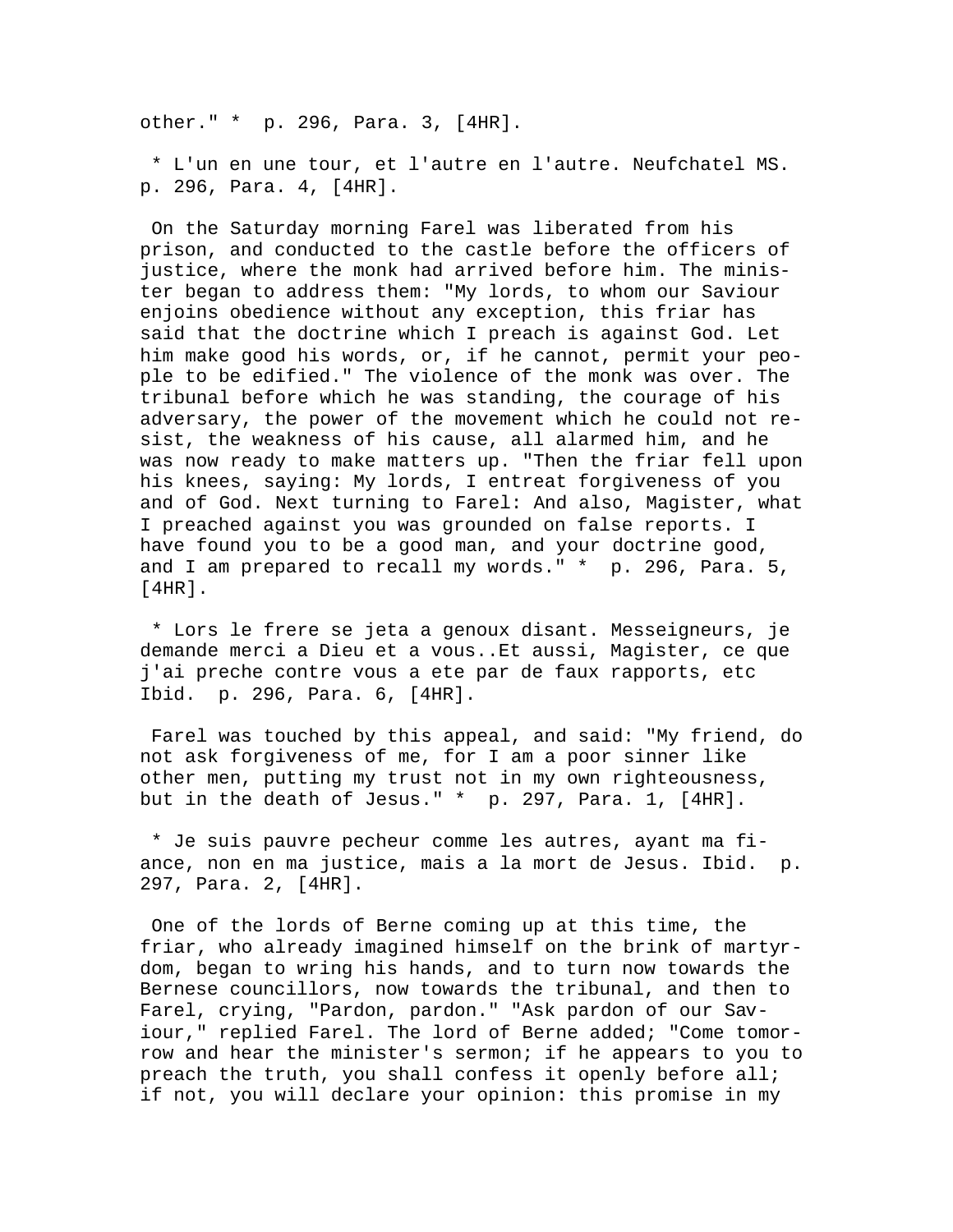other." * p. 296, Para. 3, [4HR].

* L'un en une tour, et l'autre en l'autre. Neufchatel MS. p. 296, Para. 4, [4HR].

On the Saturday morning Farel was liberated from his prison, and conducted to the castle before the officers of justice, where the monk had arrived before him. The minister began to address them: "My lords, to whom our Saviour enjoins obedience without any exception, this friar has said that the doctrine which I preach is against God. Let him make good his words, or, if he cannot, permit your people to be edified." The violence of the monk was over. The tribunal before which he was standing, the courage of his adversary, the power of the movement which he could not resist, the weakness of his cause, all alarmed him, and he was now ready to make matters up. "Then the friar fell upon his knees, saying: My lords, I entreat forgiveness of you and of God. Next turning to Farel: And also, Magister, what I preached against you was grounded on false reports. I have found you to be a good man, and your doctrine good, and I am prepared to recall my words." * p. 296, Para. 5, [4HR].

* Lors le frere se jeta a genoux disant. Messeigneurs, je demande merci a Dieu et a vous..Et aussi, Magister, ce que j'ai preche contre vous a ete par de faux rapports, etc Ibid. p. 296, Para. 6, [4HR].

Farel was touched by this appeal, and said: "My friend, do not ask forgiveness of me, for I am a poor sinner like other men, putting my trust not in my own righteousness, but in the death of Jesus." * p. 297, Para. 1, [4HR].

* Je suis pauvre pecheur comme les autres, ayant ma fiance, non en ma justice, mais a la mort de Jesus. Ibid. p. 297, Para. 2, [4HR].

One of the lords of Berne coming up at this time, the friar, who already imagined himself on the brink of martyrdom, began to wring his hands, and to turn now towards the Bernese councillors, now towards the tribunal, and then to Farel, crying, "Pardon, pardon." "Ask pardon of our Saviour," replied Farel. The lord of Berne added; "Come tomorrow and hear the minister's sermon; if he appears to you to preach the truth, you shall confess it openly before all; if not, you will declare your opinion: this promise in my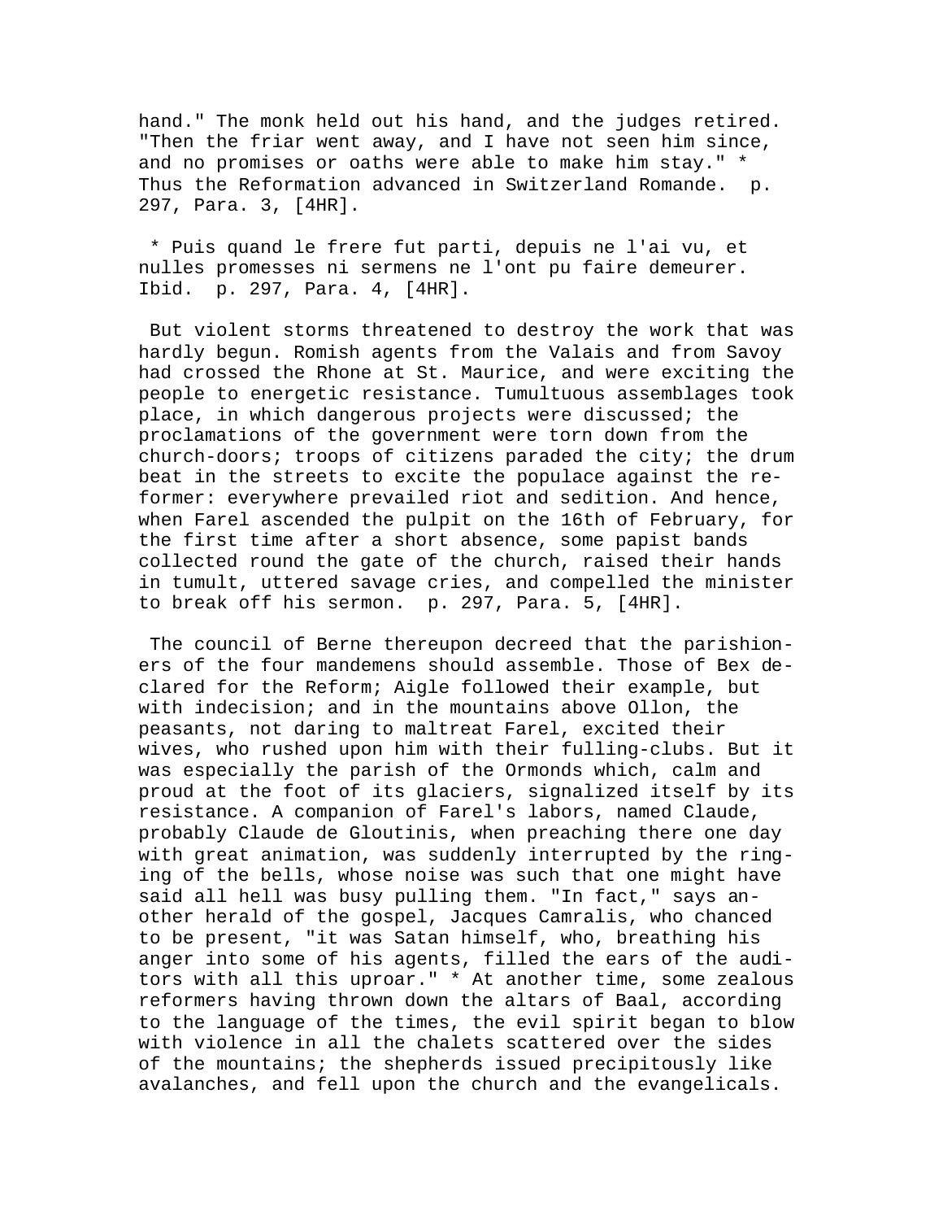hand." The monk held out his hand, and the judges retired. "Then the friar went away, and I have not seen him since, and no promises or oaths were able to make him stay." * Thus the Reformation advanced in Switzerland Romande. p. 297, Para. 3, [4HR].

* Puis quand le frere fut parti, depuis ne l'ai vu, et nulles promesses ni sermens ne l'ont pu faire demeurer. Ibid. p. 297, Para. 4, [4HR].

But violent storms threatened to destroy the work that was hardly begun. Romish agents from the Valais and from Savoy had crossed the Rhone at St. Maurice, and were exciting the people to energetic resistance. Tumultuous assemblages took place, in which dangerous projects were discussed; the proclamations of the government were torn down from the church-doors; troops of citizens paraded the city; the drum beat in the streets to excite the populace against the reformer: everywhere prevailed riot and sedition. And hence, when Farel ascended the pulpit on the 16th of February, for the first time after a short absence, some papist bands collected round the gate of the church, raised their hands in tumult, uttered savage cries, and compelled the minister to break off his sermon. p. 297, Para. 5, [4HR].

The council of Berne thereupon decreed that the parishioners of the four mandemens should assemble. Those of Bex declared for the Reform; Aigle followed their example, but with indecision; and in the mountains above Ollon, the peasants, not daring to maltreat Farel, excited their wives, who rushed upon him with their fulling-clubs. But it was especially the parish of the Ormonds which, calm and proud at the foot of its glaciers, signalized itself by its resistance. A companion of Farel's labors, named Claude, probably Claude de Gloutinis, when preaching there one day with great animation, was suddenly interrupted by the ringing of the bells, whose noise was such that one might have said all hell was busy pulling them. "In fact," says another herald of the gospel, Jacques Camralis, who chanced to be present, "it was Satan himself, who, breathing his anger into some of his agents, filled the ears of the auditors with all this uproar." * At another time, some zealous reformers having thrown down the altars of Baal, according to the language of the times, the evil spirit began to blow with violence in all the chalets scattered over the sides of the mountains; the shepherds issued precipitously like avalanches, and fell upon the church and the evangelicals.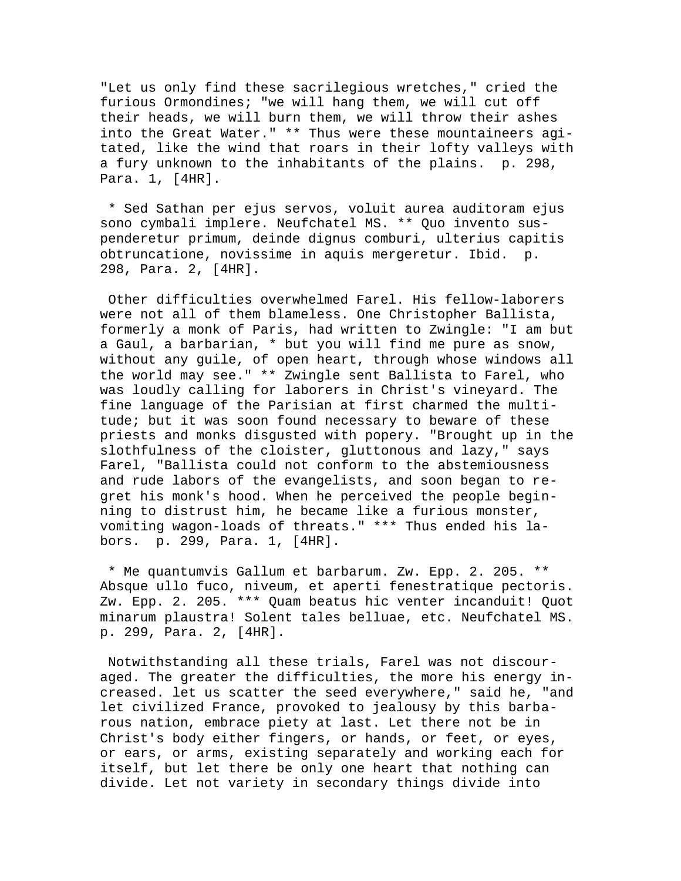"Let us only find these sacrilegious wretches," cried the furious Ormondines; "we will hang them, we will cut off their heads, we will burn them, we will throw their ashes into the Great Water." ** Thus were these mountaineers agitated, like the wind that roars in their lofty valleys with a fury unknown to the inhabitants of the plains. p. 298, Para. 1, [4HR].

* Sed Sathan per ejus servos, voluit aurea auditoram ejus sono cymbali implere. Neufchatel MS. ** Quo invento suspenderetur primum, deinde dignus comburi, ulterius capitis obtruncatione, novissime in aquis mergeretur. Ibid. p. 298, Para. 2, [4HR].

Other difficulties overwhelmed Farel. His fellow-laborers were not all of them blameless. One Christopher Ballista, formerly a monk of Paris, had written to Zwingle: "I am but a Gaul, a barbarian, * but you will find me pure as snow, without any guile, of open heart, through whose windows all the world may see." ** Zwingle sent Ballista to Farel, who was loudly calling for laborers in Christ's vineyard. The fine language of the Parisian at first charmed the multitude; but it was soon found necessary to beware of these priests and monks disgusted with popery. "Brought up in the slothfulness of the cloister, gluttonous and lazy," says Farel, "Ballista could not conform to the abstemiousness and rude labors of the evangelists, and soon began to regret his monk's hood. When he perceived the people beginning to distrust him, he became like a furious monster, vomiting wagon-loads of threats." *** Thus ended his labors. p. 299, Para. 1, [4HR].

* Me quantumvis Gallum et barbarum. Zw. Epp. 2. 205. ** Absque ullo fuco, niveum, et aperti fenestratique pectoris. Zw. Epp. 2. 205. *** Quam beatus hic venter incanduit! Quot minarum plaustra! Solent tales belluae, etc. Neufchatel MS. p. 299, Para. 2, [4HR].

Notwithstanding all these trials, Farel was not discouraged. The greater the difficulties, the more his energy increased. let us scatter the seed everywhere," said he, "and let civilized France, provoked to jealousy by this barbarous nation, embrace piety at last. Let there not be in Christ's body either fingers, or hands, or feet, or eyes, or ears, or arms, existing separately and working each for itself, but let there be only one heart that nothing can divide. Let not variety in secondary things divide into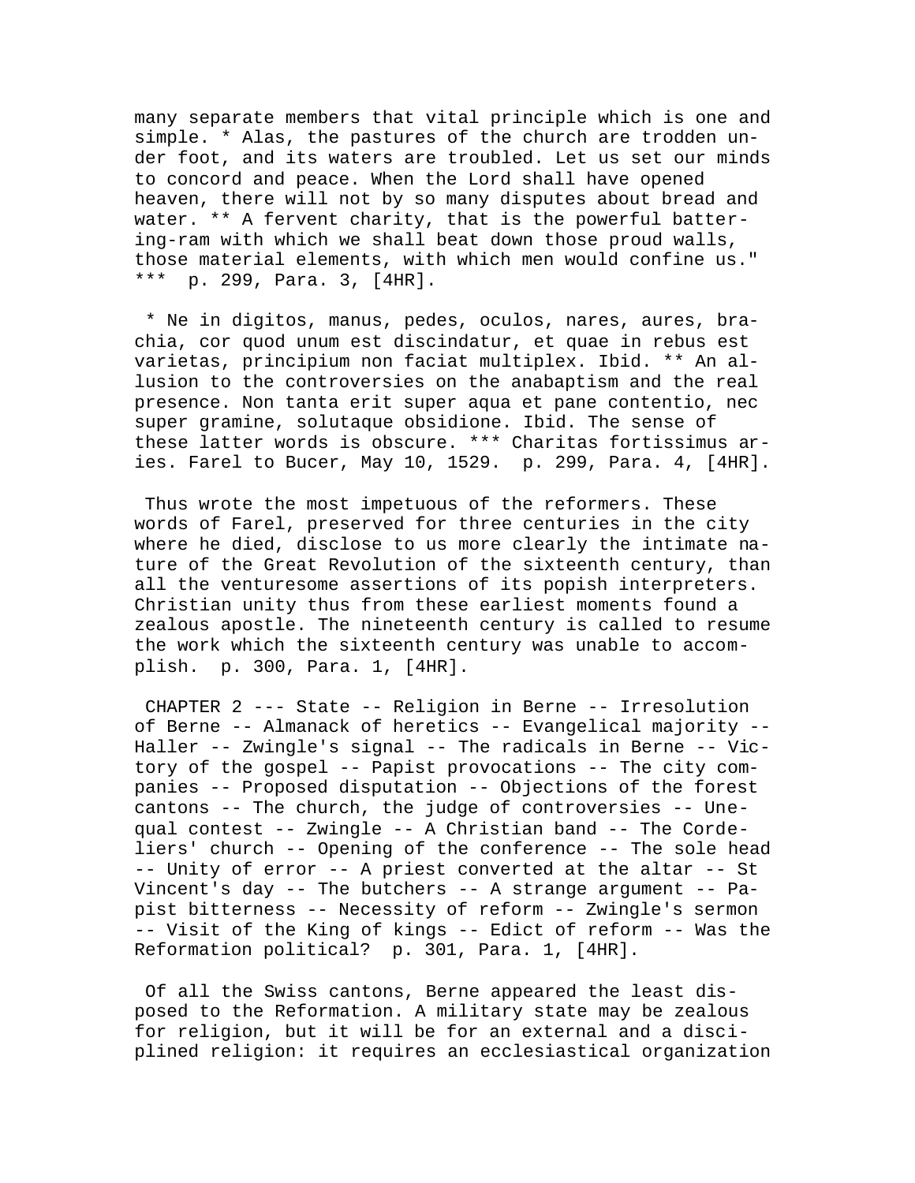many separate members that vital principle which is one and simple. * Alas, the pastures of the church are trodden under foot, and its waters are troubled. Let us set our minds to concord and peace. When the Lord shall have opened heaven, there will not by so many disputes about bread and water. ** A fervent charity, that is the powerful battering-ram with which we shall beat down those proud walls, those material elements, with which men would confine us." *** p. 299, Para. 3, [4HR].

* Ne in digitos, manus, pedes, oculos, nares, aures, brachia, cor quod unum est discindatur, et quae in rebus est varietas, principium non faciat multiplex. Ibid. ** An allusion to the controversies on the anabaptism and the real presence. Non tanta erit super aqua et pane contentio, nec super gramine, solutaque obsidione. Ibid. The sense of these latter words is obscure. *** Charitas fortissimus aries. Farel to Bucer, May 10, 1529. p. 299, Para. 4, [4HR].

Thus wrote the most impetuous of the reformers. These words of Farel, preserved for three centuries in the city where he died, disclose to us more clearly the intimate nature of the Great Revolution of the sixteenth century, than all the venturesome assertions of its popish interpreters. Christian unity thus from these earliest moments found a zealous apostle. The nineteenth century is called to resume the work which the sixteenth century was unable to accomplish. p. 300, Para. 1, [4HR].

CHAPTER 2 --- State -- Religion in Berne -- Irresolution of Berne -- Almanack of heretics -- Evangelical majority -- Haller -- Zwingle's signal -- The radicals in Berne -- Victory of the gospel -- Papist provocations -- The city companies -- Proposed disputation -- Objections of the forest cantons -- The church, the judge of controversies -- Unequal contest -- Zwingle -- A Christian band -- The Cordeliers' church -- Opening of the conference -- The sole head -- Unity of error -- A priest converted at the altar -- St Vincent's day -- The butchers -- A strange argument -- Papist bitterness -- Necessity of reform -- Zwingle's sermon -- Visit of the King of kings -- Edict of reform -- Was the Reformation political? p. 301, Para. 1, [4HR].

Of all the Swiss cantons, Berne appeared the least disposed to the Reformation. A military state may be zealous for religion, but it will be for an external and a disciplined religion: it requires an ecclesiastical organization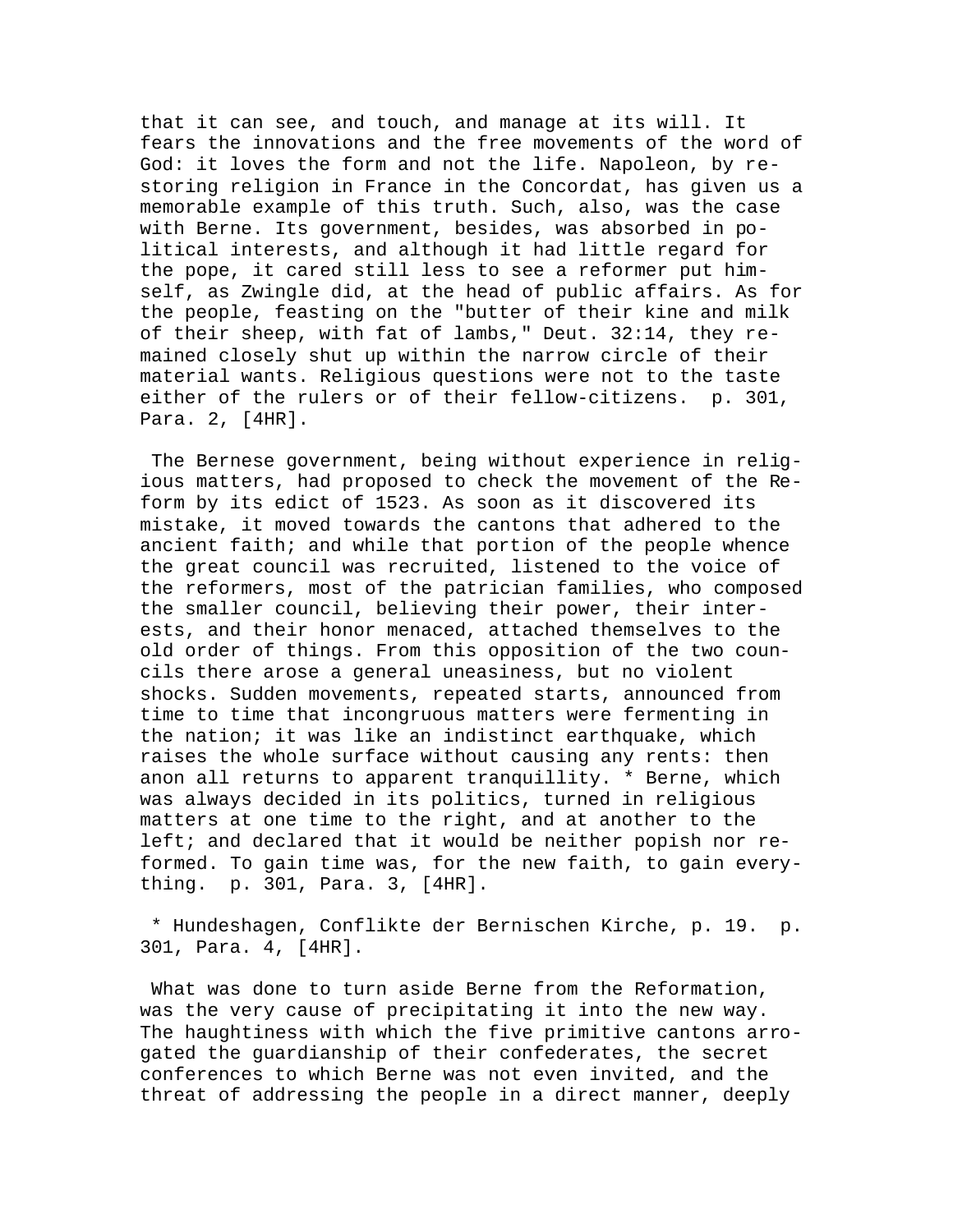that it can see, and touch, and manage at its will. It fears the innovations and the free movements of the word of God: it loves the form and not the life. Napoleon, by restoring religion in France in the Concordat, has given us a memorable example of this truth. Such, also, was the case with Berne. Its government, besides, was absorbed in political interests, and although it had little regard for the pope, it cared still less to see a reformer put himself, as Zwingle did, at the head of public affairs. As for the people, feasting on the "butter of their kine and milk of their sheep, with fat of lambs," Deut. 32:14, they remained closely shut up within the narrow circle of their material wants. Religious questions were not to the taste either of the rulers or of their fellow-citizens. p. 301, Para. 2, [4HR].

The Bernese government, being without experience in religious matters, had proposed to check the movement of the Reform by its edict of 1523. As soon as it discovered its mistake, it moved towards the cantons that adhered to the ancient faith; and while that portion of the people whence the great council was recruited, listened to the voice of the reformers, most of the patrician families, who composed the smaller council, believing their power, their interests, and their honor menaced, attached themselves to the old order of things. From this opposition of the two councils there arose a general uneasiness, but no violent shocks. Sudden movements, repeated starts, announced from time to time that incongruous matters were fermenting in the nation; it was like an indistinct earthquake, which raises the whole surface without causing any rents: then anon all returns to apparent tranquillity. * Berne, which was always decided in its politics, turned in religious matters at one time to the right, and at another to the left; and declared that it would be neither popish nor reformed. To gain time was, for the new faith, to gain everything. p. 301, Para. 3, [4HR].

* Hundeshagen, Conflikte der Bernischen Kirche, p. 19. p. 301, Para. 4, [4HR].

What was done to turn aside Berne from the Reformation, was the very cause of precipitating it into the new way. The haughtiness with which the five primitive cantons arrogated the guardianship of their confederates, the secret conferences to which Berne was not even invited, and the threat of addressing the people in a direct manner, deeply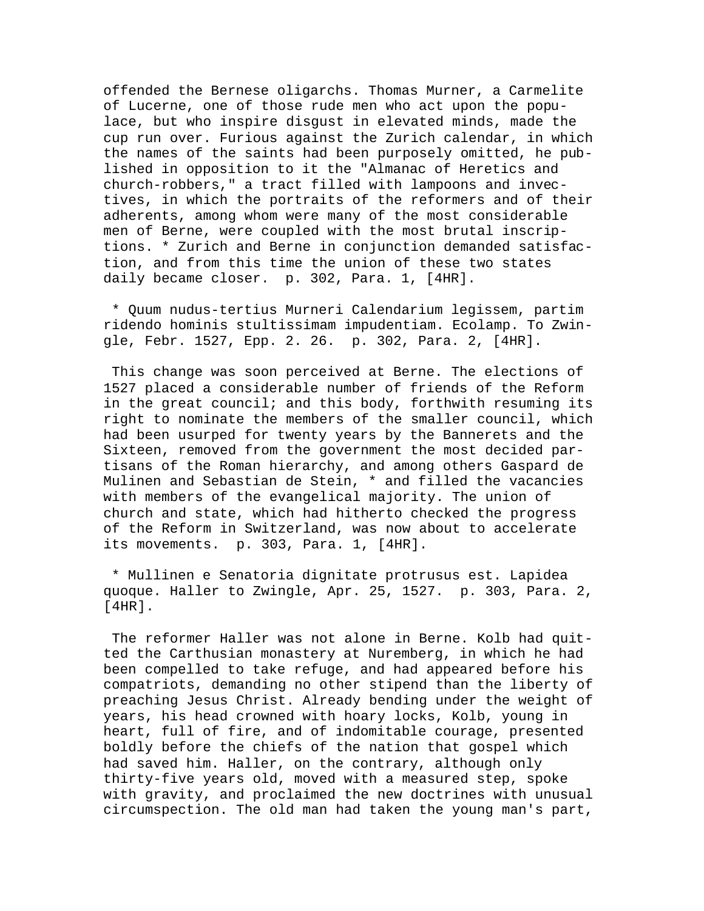offended the Bernese oligarchs. Thomas Murner, a Carmelite of Lucerne, one of those rude men who act upon the populace, but who inspire disgust in elevated minds, made the cup run over. Furious against the Zurich calendar, in which the names of the saints had been purposely omitted, he published in opposition to it the "Almanac of Heretics and church-robbers," a tract filled with lampoons and invectives, in which the portraits of the reformers and of their adherents, among whom were many of the most considerable men of Berne, were coupled with the most brutal inscriptions. * Zurich and Berne in conjunction demanded satisfaction, and from this time the union of these two states daily became closer. p. 302, Para. 1, [4HR].

* Quum nudus-tertius Murneri Calendarium legissem, partim ridendo hominis stultissimam impudentiam. Ecolamp. To Zwingle, Febr. 1527, Epp. 2. 26. p. 302, Para. 2, [4HR].

This change was soon perceived at Berne. The elections of 1527 placed a considerable number of friends of the Reform in the great council; and this body, forthwith resuming its right to nominate the members of the smaller council, which had been usurped for twenty years by the Bannerets and the Sixteen, removed from the government the most decided partisans of the Roman hierarchy, and among others Gaspard de Mulinen and Sebastian de Stein, * and filled the vacancies with members of the evangelical majority. The union of church and state, which had hitherto checked the progress of the Reform in Switzerland, was now about to accelerate its movements. p. 303, Para. 1, [4HR].

* Mullinen e Senatoria dignitate protrusus est. Lapidea quoque. Haller to Zwingle, Apr. 25, 1527. p. 303, Para. 2, [4HR].

The reformer Haller was not alone in Berne. Kolb had quitted the Carthusian monastery at Nuremberg, in which he had been compelled to take refuge, and had appeared before his compatriots, demanding no other stipend than the liberty of preaching Jesus Christ. Already bending under the weight of years, his head crowned with hoary locks, Kolb, young in heart, full of fire, and of indomitable courage, presented boldly before the chiefs of the nation that gospel which had saved him. Haller, on the contrary, although only thirty-five years old, moved with a measured step, spoke with gravity, and proclaimed the new doctrines with unusual circumspection. The old man had taken the young man's part,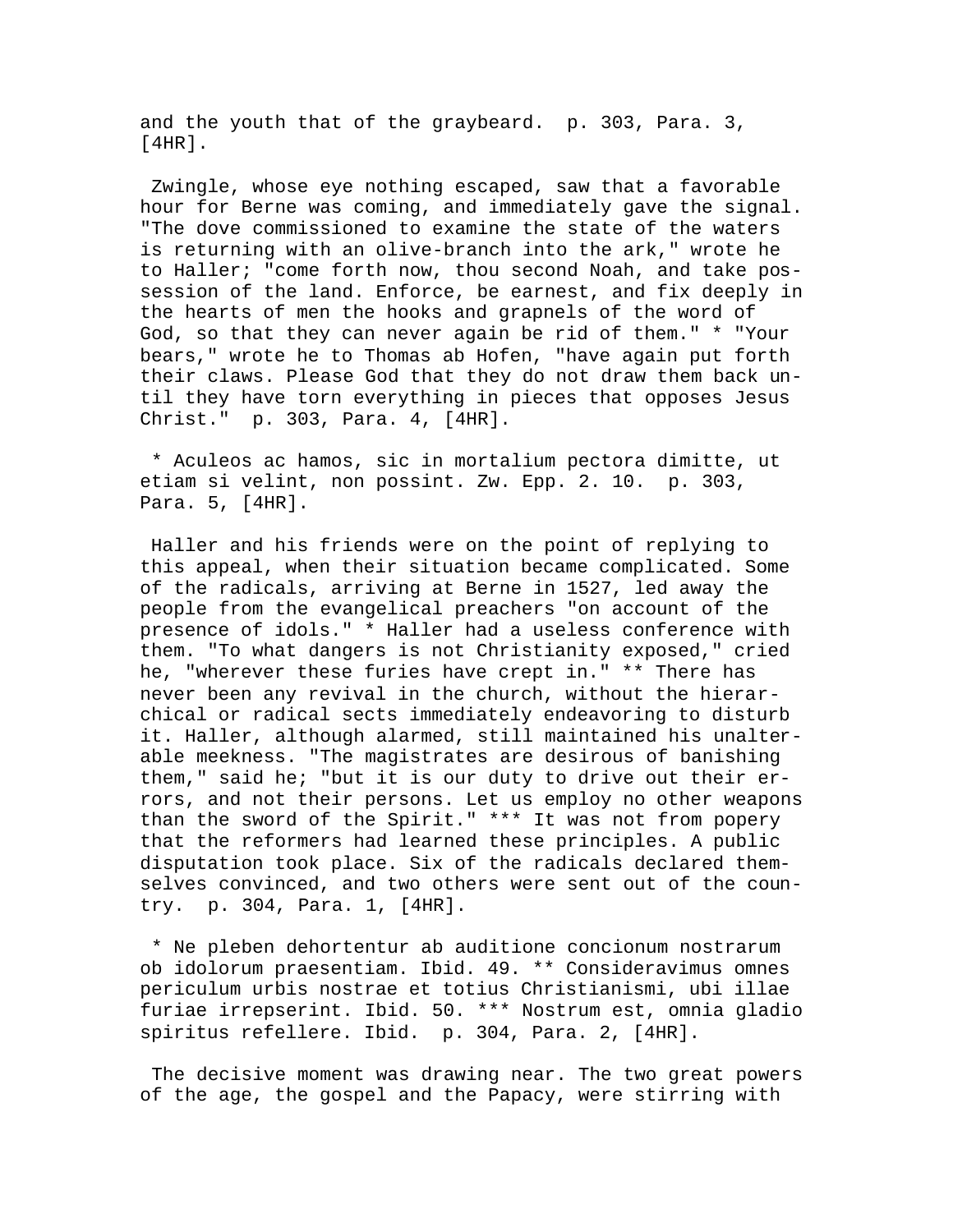and the youth that of the graybeard. p. 303, Para. 3, [4HR].

Zwingle, whose eye nothing escaped, saw that a favorable hour for Berne was coming, and immediately gave the signal. "The dove commissioned to examine the state of the waters is returning with an olive-branch into the ark," wrote he to Haller; "come forth now, thou second Noah, and take possession of the land. Enforce, be earnest, and fix deeply in the hearts of men the hooks and grapnels of the word of God, so that they can never again be rid of them." * "Your bears," wrote he to Thomas ab Hofen, "have again put forth their claws. Please God that they do not draw them back until they have torn everything in pieces that opposes Jesus Christ." p. 303, Para. 4, [4HR].

* Aculeos ac hamos, sic in mortalium pectora dimitte, ut etiam si velint, non possint. Zw. Epp. 2. 10. p. 303, Para. 5, [4HR].

Haller and his friends were on the point of replying to this appeal, when their situation became complicated. Some of the radicals, arriving at Berne in 1527, led away the people from the evangelical preachers "on account of the presence of idols." * Haller had a useless conference with them. "To what dangers is not Christianity exposed," cried he, "wherever these furies have crept in." ** There has never been any revival in the church, without the hierarchical or radical sects immediately endeavoring to disturb it. Haller, although alarmed, still maintained his unalterable meekness. "The magistrates are desirous of banishing them," said he; "but it is our duty to drive out their errors, and not their persons. Let us employ no other weapons than the sword of the Spirit." *** It was not from popery that the reformers had learned these principles. A public disputation took place. Six of the radicals declared themselves convinced, and two others were sent out of the country. p. 304, Para. 1, [4HR].

* Ne pleben dehortentur ab auditione concionum nostrarum ob idolorum praesentiam. Ibid. 49. ** Consideravimus omnes periculum urbis nostrae et totius Christianismi, ubi illae furiae irrepserint. Ibid. 50. *** Nostrum est, omnia gladio spiritus refellere. Ibid. p. 304, Para. 2, [4HR].

The decisive moment was drawing near. The two great powers of the age, the gospel and the Papacy, were stirring with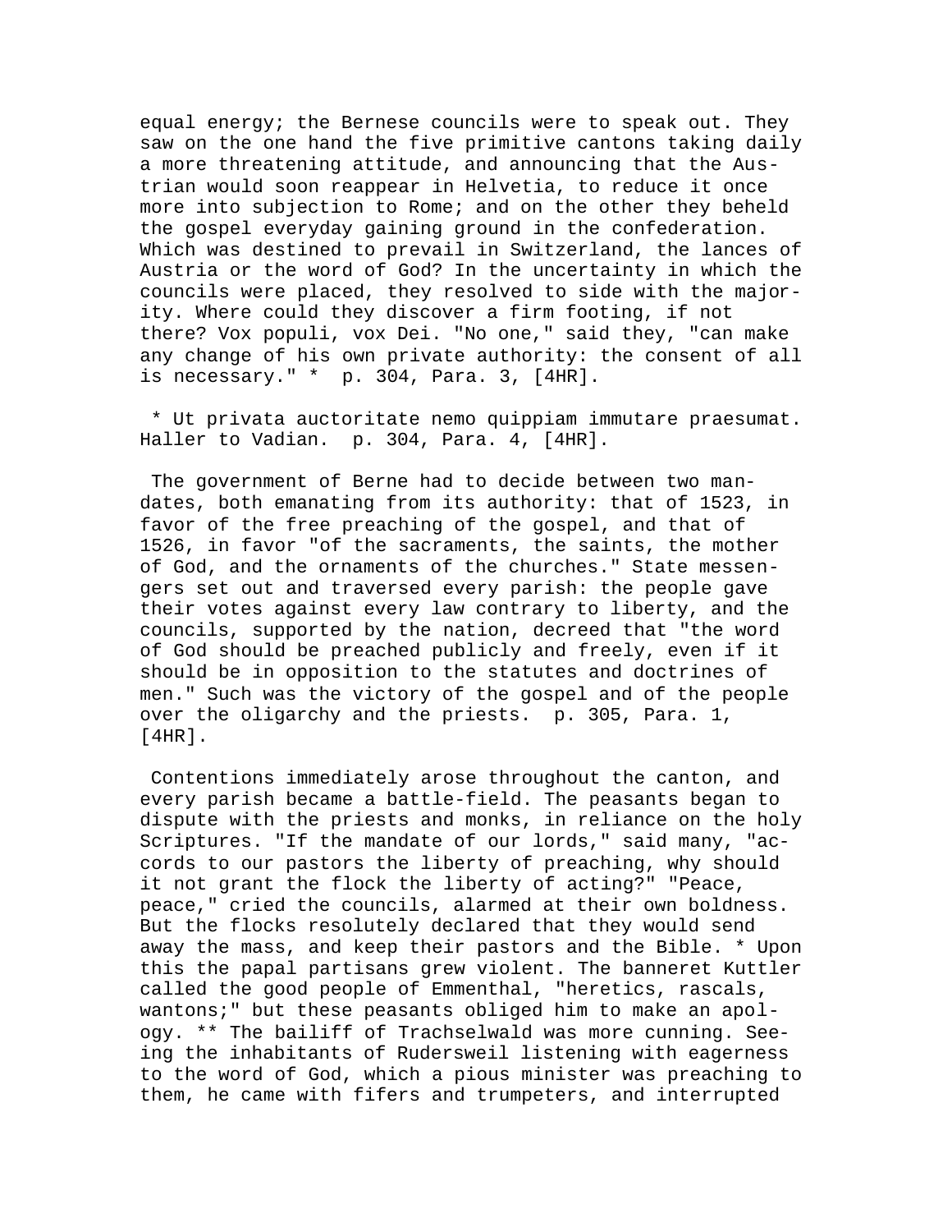equal energy; the Bernese councils were to speak out. They saw on the one hand the five primitive cantons taking daily a more threatening attitude, and announcing that the Austrian would soon reappear in Helvetia, to reduce it once more into subjection to Rome; and on the other they beheld the gospel everyday gaining ground in the confederation. Which was destined to prevail in Switzerland, the lances of Austria or the word of God? In the uncertainty in which the councils were placed, they resolved to side with the majority. Where could they discover a firm footing, if not there? Vox populi, vox Dei. "No one," said they, "can make any change of his own private authority: the consent of all is necessary." * p. 304, Para. 3, [4HR].

* Ut privata auctoritate nemo quippiam immutare praesumat. Haller to Vadian. p. 304, Para. 4, [4HR].

The government of Berne had to decide between two mandates, both emanating from its authority: that of 1523, in favor of the free preaching of the gospel, and that of 1526, in favor "of the sacraments, the saints, the mother of God, and the ornaments of the churches." State messengers set out and traversed every parish: the people gave their votes against every law contrary to liberty, and the councils, supported by the nation, decreed that "the word of God should be preached publicly and freely, even if it should be in opposition to the statutes and doctrines of men." Such was the victory of the gospel and of the people over the oligarchy and the priests. p. 305, Para. 1, [4HR].

Contentions immediately arose throughout the canton, and every parish became a battle-field. The peasants began to dispute with the priests and monks, in reliance on the holy Scriptures. "If the mandate of our lords," said many, "accords to our pastors the liberty of preaching, why should it not grant the flock the liberty of acting?" "Peace, peace," cried the councils, alarmed at their own boldness. But the flocks resolutely declared that they would send away the mass, and keep their pastors and the Bible. * Upon this the papal partisans grew violent. The banneret Kuttler called the good people of Emmenthal, "heretics, rascals, wantons;" but these peasants obliged him to make an apology. ** The bailiff of Trachselwald was more cunning. Seeing the inhabitants of Rudersweil listening with eagerness to the word of God, which a pious minister was preaching to them, he came with fifers and trumpeters, and interrupted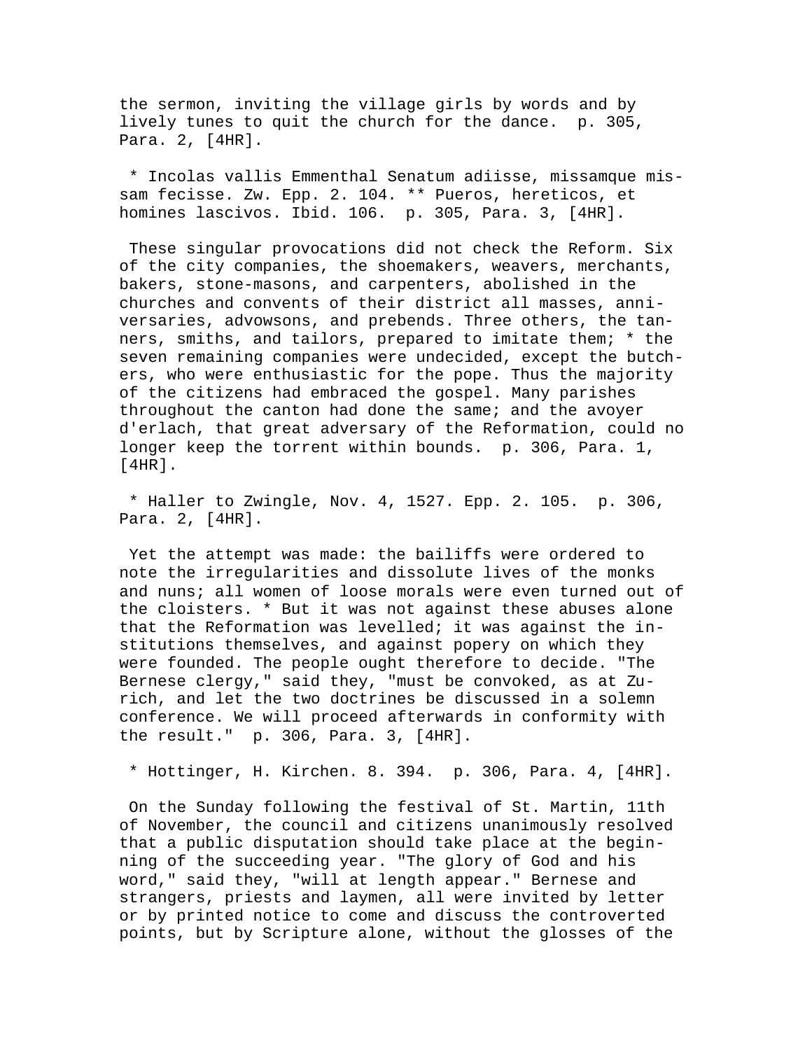the sermon, inviting the village girls by words and by lively tunes to quit the church for the dance. p. 305, Para. 2, [4HR].

* Incolas vallis Emmenthal Senatum adiisse, missamque missam fecisse. Zw. Epp. 2. 104. ** Pueros, hereticos, et homines lascivos. Ibid. 106. p. 305, Para. 3, [4HR].

These singular provocations did not check the Reform. Six of the city companies, the shoemakers, weavers, merchants, bakers, stone-masons, and carpenters, abolished in the churches and convents of their district all masses, anniversaries, advowsons, and prebends. Three others, the tanners, smiths, and tailors, prepared to imitate them; * the seven remaining companies were undecided, except the butchers, who were enthusiastic for the pope. Thus the majority of the citizens had embraced the gospel. Many parishes throughout the canton had done the same; and the avoyer d'erlach, that great adversary of the Reformation, could no longer keep the torrent within bounds. p. 306, Para. 1, [4HR].

* Haller to Zwingle, Nov. 4, 1527. Epp. 2. 105. p. 306, Para. 2, [4HR].

Yet the attempt was made: the bailiffs were ordered to note the irregularities and dissolute lives of the monks and nuns; all women of loose morals were even turned out of the cloisters. * But it was not against these abuses alone that the Reformation was levelled; it was against the institutions themselves, and against popery on which they were founded. The people ought therefore to decide. "The Bernese clergy," said they, "must be convoked, as at Zurich, and let the two doctrines be discussed in a solemn conference. We will proceed afterwards in conformity with the result." p. 306, Para. 3, [4HR].

* Hottinger, H. Kirchen. 8. 394. p. 306, Para. 4, [4HR].

On the Sunday following the festival of St. Martin, 11th of November, the council and citizens unanimously resolved that a public disputation should take place at the beginning of the succeeding year. "The glory of God and his word," said they, "will at length appear." Bernese and strangers, priests and laymen, all were invited by letter or by printed notice to come and discuss the controverted points, but by Scripture alone, without the glosses of the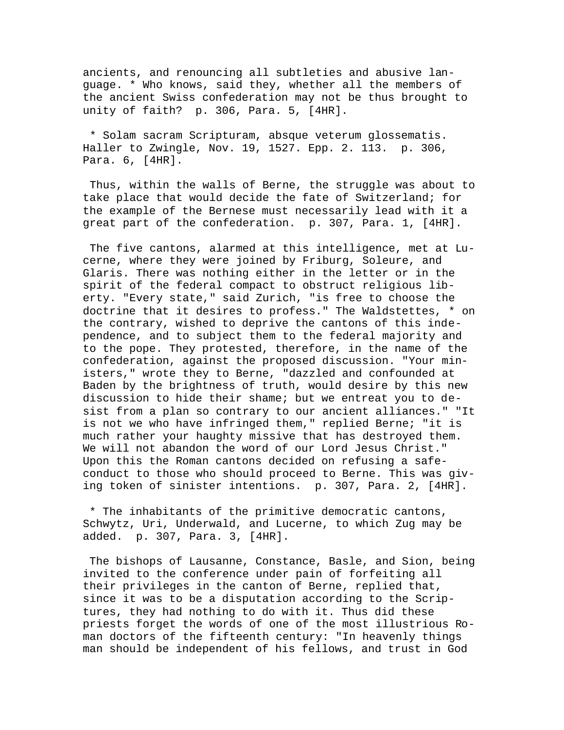ancients, and renouncing all subtleties and abusive language. * Who knows, said they, whether all the members of the ancient Swiss confederation may not be thus brought to unity of faith? p. 306, Para. 5, [4HR].

* Solam sacram Scripturam, absque veterum glossematis. Haller to Zwingle, Nov. 19, 1527. Epp. 2. 113. p. 306, Para. 6, [4HR].

Thus, within the walls of Berne, the struggle was about to take place that would decide the fate of Switzerland; for the example of the Bernese must necessarily lead with it a great part of the confederation. p. 307, Para. 1, [4HR].

The five cantons, alarmed at this intelligence, met at Lucerne, where they were joined by Friburg, Soleure, and Glaris. There was nothing either in the letter or in the spirit of the federal compact to obstruct religious liberty. "Every state," said Zurich, "is free to choose the doctrine that it desires to profess." The Waldstettes, * on the contrary, wished to deprive the cantons of this independence, and to subject them to the federal majority and to the pope. They protested, therefore, in the name of the confederation, against the proposed discussion. "Your ministers," wrote they to Berne, "dazzled and confounded at Baden by the brightness of truth, would desire by this new discussion to hide their shame; but we entreat you to desist from a plan so contrary to our ancient alliances." "It is not we who have infringed them," replied Berne; "it is much rather your haughty missive that has destroyed them. We will not abandon the word of our Lord Jesus Christ." Upon this the Roman cantons decided on refusing a safe-conduct to those who should proceed to Berne. This was giving token of sinister intentions. p. 307, Para. 2, [4HR].

* The inhabitants of the primitive democratic cantons, Schwytz, Uri, Underwald, and Lucerne, to which Zug may be added. p. 307, Para. 3, [4HR].

The bishops of Lausanne, Constance, Basle, and Sion, being invited to the conference under pain of forfeiting all their privileges in the canton of Berne, replied that, since it was to be a disputation according to the Scriptures, they had nothing to do with it. Thus did these priests forget the words of one of the most illustrious Roman doctors of the fifteenth century: "In heavenly things man should be independent of his fellows, and trust in God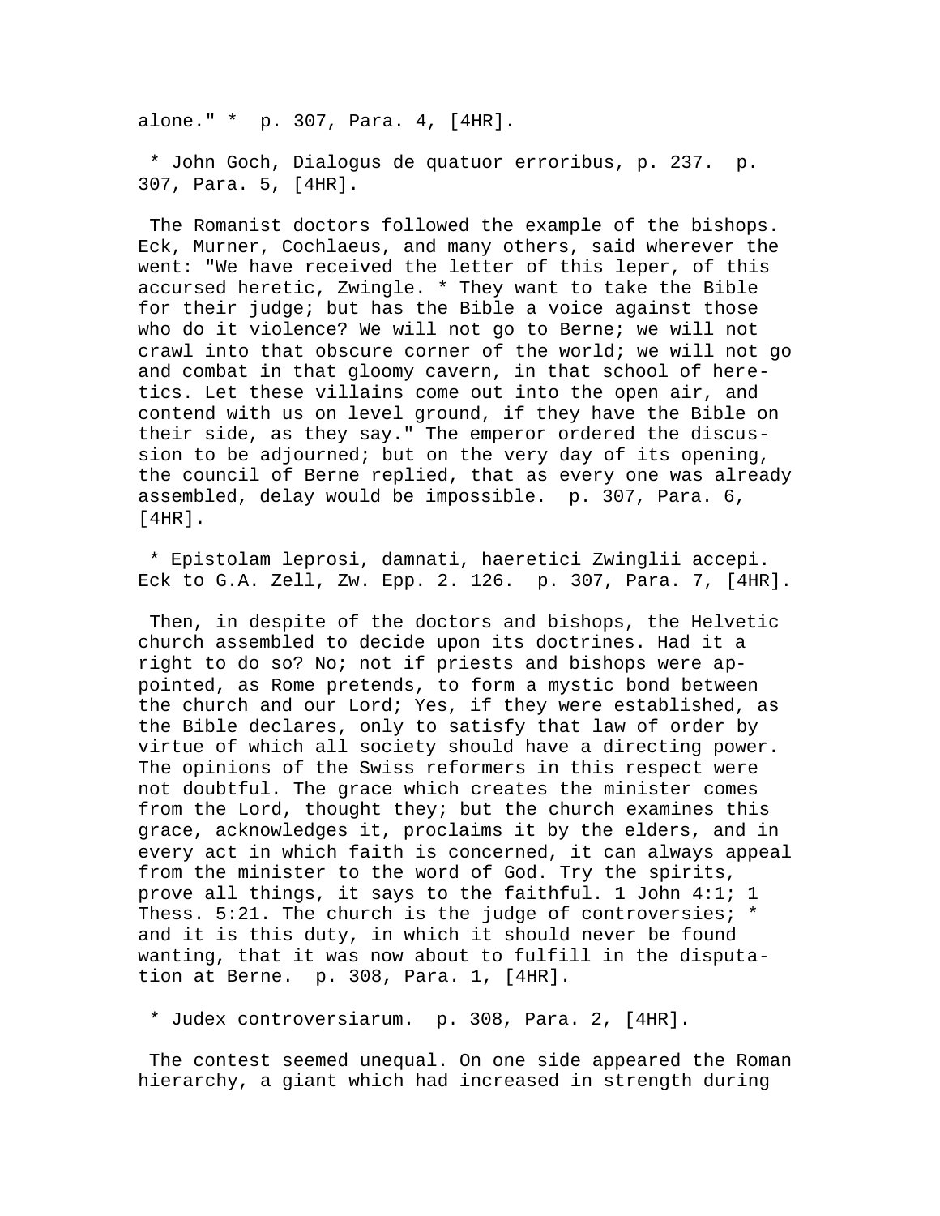alone." * p. 307, Para. 4, [4HR].

* John Goch, Dialogus de quatuor erroribus, p. 237. p. 307, Para. 5, [4HR].

The Romanist doctors followed the example of the bishops. Eck, Murner, Cochlaeus, and many others, said wherever the went: "We have received the letter of this leper, of this accursed heretic, Zwingle. * They want to take the Bible for their judge; but has the Bible a voice against those who do it violence? We will not go to Berne; we will not crawl into that obscure corner of the world; we will not go and combat in that gloomy cavern, in that school of heretics. Let these villains come out into the open air, and contend with us on level ground, if they have the Bible on their side, as they say." The emperor ordered the discussion to be adjourned; but on the very day of its opening, the council of Berne replied, that as every one was already assembled, delay would be impossible. p. 307, Para. 6, [4HR].

* Epistolam leprosi, damnati, haeretici Zwinglii accepi. Eck to G.A. Zell, Zw. Epp. 2. 126. p. 307, Para. 7, [4HR].

Then, in despite of the doctors and bishops, the Helvetic church assembled to decide upon its doctrines. Had it a right to do so? No; not if priests and bishops were appointed, as Rome pretends, to form a mystic bond between the church and our Lord; Yes, if they were established, as the Bible declares, only to satisfy that law of order by virtue of which all society should have a directing power. The opinions of the Swiss reformers in this respect were not doubtful. The grace which creates the minister comes from the Lord, thought they; but the church examines this grace, acknowledges it, proclaims it by the elders, and in every act in which faith is concerned, it can always appeal from the minister to the word of God. Try the spirits, prove all things, it says to the faithful. 1 John 4:1; 1 Thess. 5:21. The church is the judge of controversies; * and it is this duty, in which it should never be found wanting, that it was now about to fulfill in the disputation at Berne. p. 308, Para. 1, [4HR].

* Judex controversiarum. p. 308, Para. 2, [4HR].

The contest seemed unequal. On one side appeared the Roman hierarchy, a giant which had increased in strength during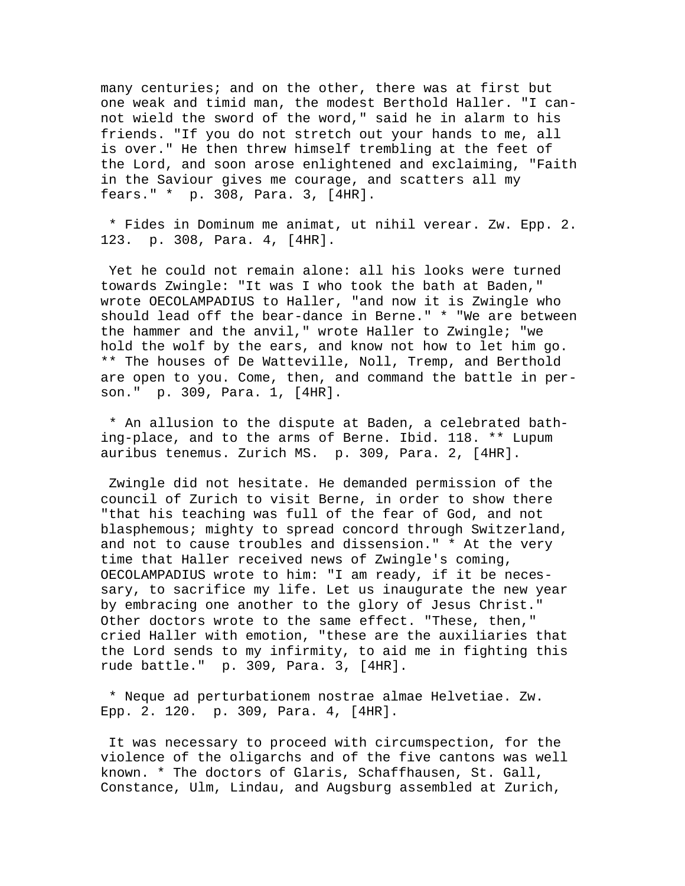many centuries; and on the other, there was at first but one weak and timid man, the modest Berthold Haller. "I cannot wield the sword of the word," said he in alarm to his friends. "If you do not stretch out your hands to me, all is over." He then threw himself trembling at the feet of the Lord, and soon arose enlightened and exclaiming, "Faith in the Saviour gives me courage, and scatters all my fears." * p. 308, Para. 3, [4HR].

* Fides in Dominum me animat, ut nihil verear. Zw. Epp. 2. 123. p. 308, Para. 4, [4HR].

Yet he could not remain alone: all his looks were turned towards Zwingle: "It was I who took the bath at Baden," wrote OECOLAMPADIUS to Haller, "and now it is Zwingle who should lead off the bear-dance in Berne." * "We are between the hammer and the anvil," wrote Haller to Zwingle; "we hold the wolf by the ears, and know not how to let him go. ** The houses of De Watteville, Noll, Tremp, and Berthold are open to you. Come, then, and command the battle in person." p. 309, Para. 1, [4HR].

* An allusion to the dispute at Baden, a celebrated bathing-place, and to the arms of Berne. Ibid. 118. ** Lupum auribus tenemus. Zurich MS. p. 309, Para. 2, [4HR].

Zwingle did not hesitate. He demanded permission of the council of Zurich to visit Berne, in order to show there "that his teaching was full of the fear of God, and not blasphemous; mighty to spread concord through Switzerland, and not to cause troubles and dissension." * At the very time that Haller received news of Zwingle's coming, OECOLAMPADIUS wrote to him: "I am ready, if it be necessary, to sacrifice my life. Let us inaugurate the new year by embracing one another to the glory of Jesus Christ." Other doctors wrote to the same effect. "These, then," cried Haller with emotion, "these are the auxiliaries that the Lord sends to my infirmity, to aid me in fighting this rude battle." p. 309, Para. 3, [4HR].

* Neque ad perturbationem nostrae almae Helvetiae. Zw. Epp. 2. 120. p. 309, Para. 4, [4HR].

It was necessary to proceed with circumspection, for the violence of the oligarchs and of the five cantons was well known. * The doctors of Glaris, Schaffhausen, St. Gall, Constance, Ulm, Lindau, and Augsburg assembled at Zurich,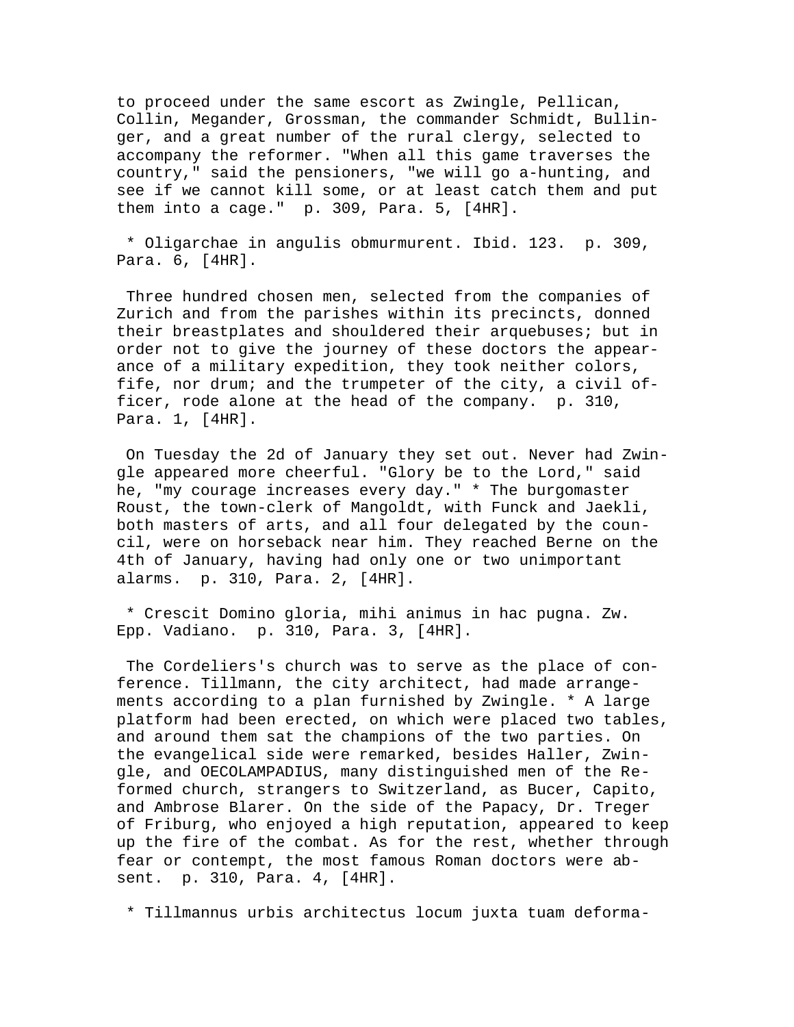to proceed under the same escort as Zwingle, Pellican, Collin, Megander, Grossman, the commander Schmidt, Bullinger, and a great number of the rural clergy, selected to accompany the reformer. "When all this game traverses the country," said the pensioners, "we will go a-hunting, and see if we cannot kill some, or at least catch them and put them into a cage."  p. 309, Para. 5, [4HR].

* Oligarchae in angulis obmurmurent. Ibid. 123.  p. 309, Para. 6, [4HR].

Three hundred chosen men, selected from the companies of Zurich and from the parishes within its precincts, donned their breastplates and shouldered their arquebuses; but in order not to give the journey of these doctors the appearance of a military expedition, they took neither colors, fife, nor drum; and the trumpeter of the city, a civil officer, rode alone at the head of the company.  p. 310, Para. 1, [4HR].

On Tuesday the 2d of January they set out. Never had Zwingle appeared more cheerful. "Glory be to the Lord," said he, "my courage increases every day." * The burgomaster Roust, the town-clerk of Mangoldt, with Funck and Jaekli, both masters of arts, and all four delegated by the council, were on horseback near him. They reached Berne on the 4th of January, having had only one or two unimportant alarms.  p. 310, Para. 2, [4HR].

* Crescit Domino gloria, mihi animus in hac pugna. Zw. Epp. Vadiano.  p. 310, Para. 3, [4HR].

The Cordeliers's church was to serve as the place of conference. Tillmann, the city architect, had made arrangements according to a plan furnished by Zwingle. * A large platform had been erected, on which were placed two tables, and around them sat the champions of the two parties. On the evangelical side were remarked, besides Haller, Zwingle, and OECOLAMPADIUS, many distinguished men of the Reformed church, strangers to Switzerland, as Bucer, Capito, and Ambrose Blarer. On the side of the Papacy, Dr. Treger of Friburg, who enjoyed a high reputation, appeared to keep up the fire of the combat. As for the rest, whether through fear or contempt, the most famous Roman doctors were absent.  p. 310, Para. 4, [4HR].

* Tillmannus urbis architectus locum juxta tuam deforma-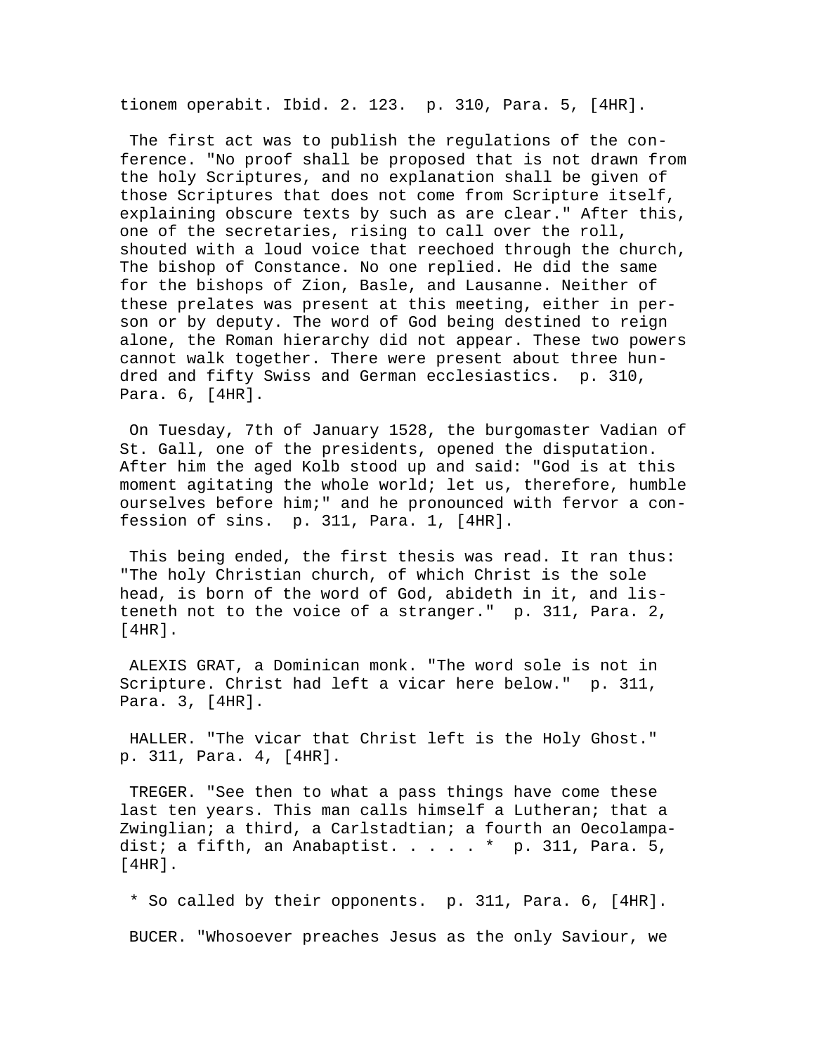tionem operabit. Ibid. 2. 123. p. 310, Para. 5, [4HR].

The first act was to publish the regulations of the conference. "No proof shall be proposed that is not drawn from the holy Scriptures, and no explanation shall be given of those Scriptures that does not come from Scripture itself, explaining obscure texts by such as are clear." After this, one of the secretaries, rising to call over the roll, shouted with a loud voice that reechoed through the church, The bishop of Constance. No one replied. He did the same for the bishops of Zion, Basle, and Lausanne. Neither of these prelates was present at this meeting, either in person or by deputy. The word of God being destined to reign alone, the Roman hierarchy did not appear. These two powers cannot walk together. There were present about three hundred and fifty Swiss and German ecclesiastics. p. 310, Para. 6, [4HR].

On Tuesday, 7th of January 1528, the burgomaster Vadian of St. Gall, one of the presidents, opened the disputation. After him the aged Kolb stood up and said: "God is at this moment agitating the whole world; let us, therefore, humble ourselves before him;" and he pronounced with fervor a confession of sins. p. 311, Para. 1, [4HR].

This being ended, the first thesis was read. It ran thus: "The holy Christian church, of which Christ is the sole head, is born of the word of God, abideth in it, and listeneth not to the voice of a stranger." p. 311, Para. 2, [4HR].

ALEXIS GRAT, a Dominican monk. "The word sole is not in Scripture. Christ had left a vicar here below." p. 311, Para. 3, [4HR].

HALLER. "The vicar that Christ left is the Holy Ghost." p. 311, Para. 4, [4HR].

TREGER. "See then to what a pass things have come these last ten years. This man calls himself a Lutheran; that a Zwinglian; a third, a Carlstadtian; a fourth an Oecolampadist; a fifth, an Anabaptist. . . . . * p. 311, Para. 5, [4HR].

* So called by their opponents. p. 311, Para. 6, [4HR].

BUCER. "Whosoever preaches Jesus as the only Saviour, we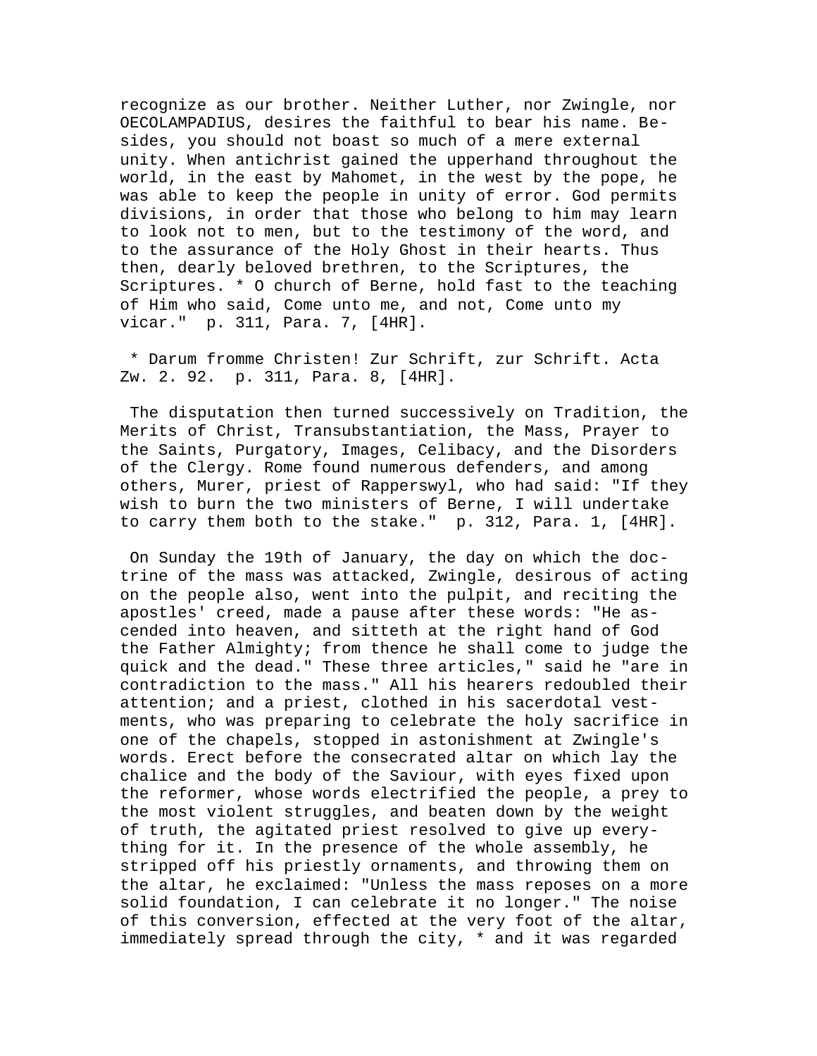recognize as our brother. Neither Luther, nor Zwingle, nor OECOLAMPADIUS, desires the faithful to bear his name. Besides, you should not boast so much of a mere external unity. When antichrist gained the upperhand throughout the world, in the east by Mahomet, in the west by the pope, he was able to keep the people in unity of error. God permits divisions, in order that those who belong to him may learn to look not to men, but to the testimony of the word, and to the assurance of the Holy Ghost in their hearts. Thus then, dearly beloved brethren, to the Scriptures, the Scriptures. * O church of Berne, hold fast to the teaching of Him who said, Come unto me, and not, Come unto my vicar."  p. 311, Para. 7, [4HR].

* Darum fromme Christen! Zur Schrift, zur Schrift. Acta Zw. 2. 92.  p. 311, Para. 8, [4HR].

The disputation then turned successively on Tradition, the Merits of Christ, Transubstantiation, the Mass, Prayer to the Saints, Purgatory, Images, Celibacy, and the Disorders of the Clergy. Rome found numerous defenders, and among others, Murer, priest of Rapperswyl, who had said: "If they wish to burn the two ministers of Berne, I will undertake to carry them both to the stake."  p. 312, Para. 1, [4HR].

On Sunday the 19th of January, the day on which the doctrine of the mass was attacked, Zwingle, desirous of acting on the people also, went into the pulpit, and reciting the apostles' creed, made a pause after these words: "He ascended into heaven, and sitteth at the right hand of God the Father Almighty; from thence he shall come to judge the quick and the dead." These three articles," said he "are in contradiction to the mass." All his hearers redoubled their attention; and a priest, clothed in his sacerdotal vestments, who was preparing to celebrate the holy sacrifice in one of the chapels, stopped in astonishment at Zwingle's words. Erect before the consecrated altar on which lay the chalice and the body of the Saviour, with eyes fixed upon the reformer, whose words electrified the people, a prey to the most violent struggles, and beaten down by the weight of truth, the agitated priest resolved to give up everything for it. In the presence of the whole assembly, he stripped off his priestly ornaments, and throwing them on the altar, he exclaimed: "Unless the mass reposes on a more solid foundation, I can celebrate it no longer." The noise of this conversion, effected at the very foot of the altar, immediately spread through the city, * and it was regarded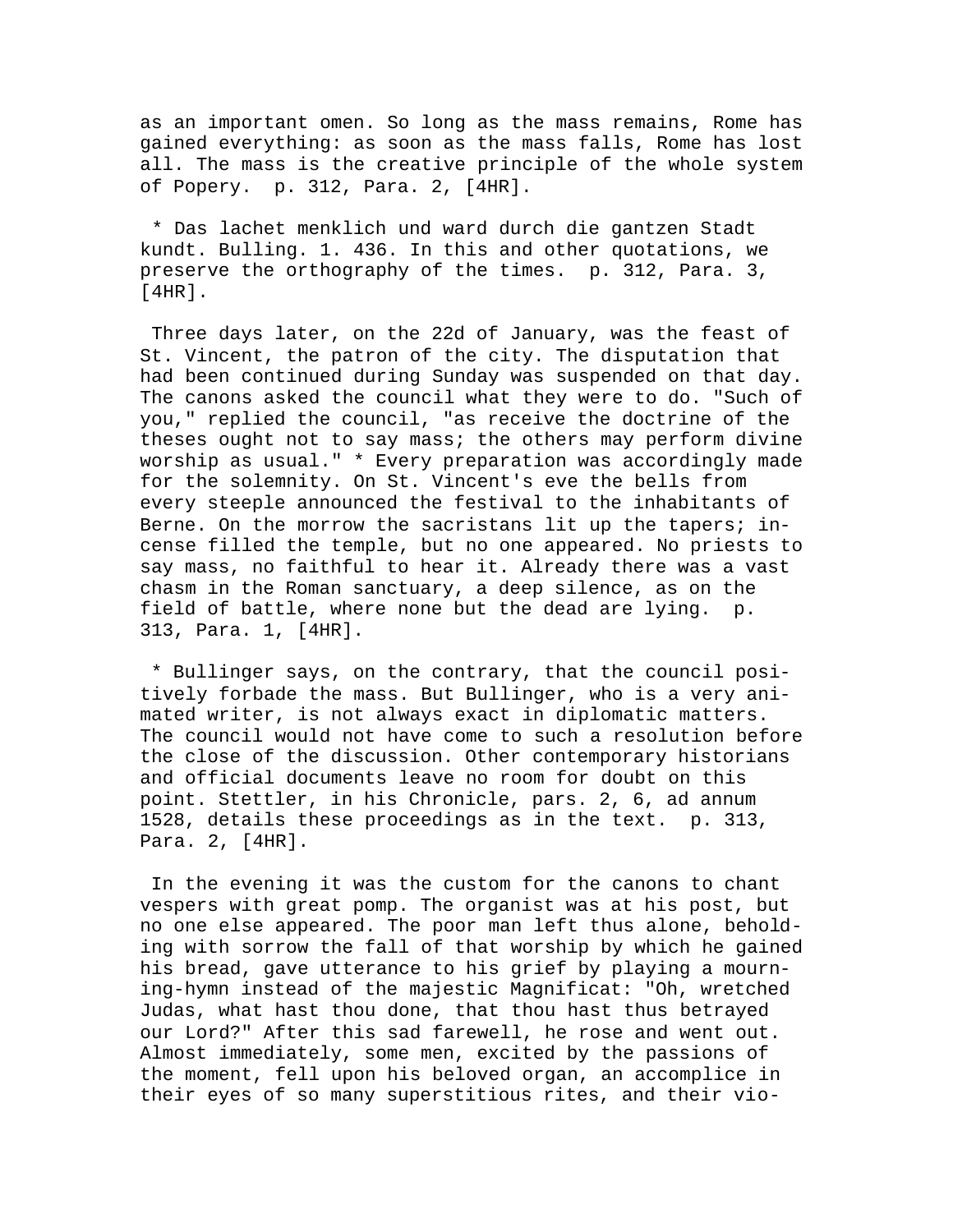as an important omen. So long as the mass remains, Rome has gained everything: as soon as the mass falls, Rome has lost all. The mass is the creative principle of the whole system of Popery. p. 312, Para. 2, [4HR].

* Das lachet menklich und ward durch die gantzen Stadt kundt. Bulling. 1. 436. In this and other quotations, we preserve the orthography of the times. p. 312, Para. 3, [4HR].

Three days later, on the 22d of January, was the feast of St. Vincent, the patron of the city. The disputation that had been continued during Sunday was suspended on that day. The canons asked the council what they were to do. "Such of you," replied the council, "as receive the doctrine of the theses ought not to say mass; the others may perform divine worship as usual." * Every preparation was accordingly made for the solemnity. On St. Vincent's eve the bells from every steeple announced the festival to the inhabitants of Berne. On the morrow the sacristans lit up the tapers; incense filled the temple, but no one appeared. No priests to say mass, no faithful to hear it. Already there was a vast chasm in the Roman sanctuary, a deep silence, as on the field of battle, where none but the dead are lying. p. 313, Para. 1, [4HR].

* Bullinger says, on the contrary, that the council positively forbade the mass. But Bullinger, who is a very animated writer, is not always exact in diplomatic matters. The council would not have come to such a resolution before the close of the discussion. Other contemporary historians and official documents leave no room for doubt on this point. Stettler, in his Chronicle, pars. 2, 6, ad annum 1528, details these proceedings as in the text. p. 313, Para. 2, [4HR].

In the evening it was the custom for the canons to chant vespers with great pomp. The organist was at his post, but no one else appeared. The poor man left thus alone, beholding with sorrow the fall of that worship by which he gained his bread, gave utterance to his grief by playing a mourning-hymn instead of the majestic Magnificat: "Oh, wretched Judas, what hast thou done, that thou hast thus betrayed our Lord?" After this sad farewell, he rose and went out. Almost immediately, some men, excited by the passions of the moment, fell upon his beloved organ, an accomplice in their eyes of so many superstitious rites, and their vio-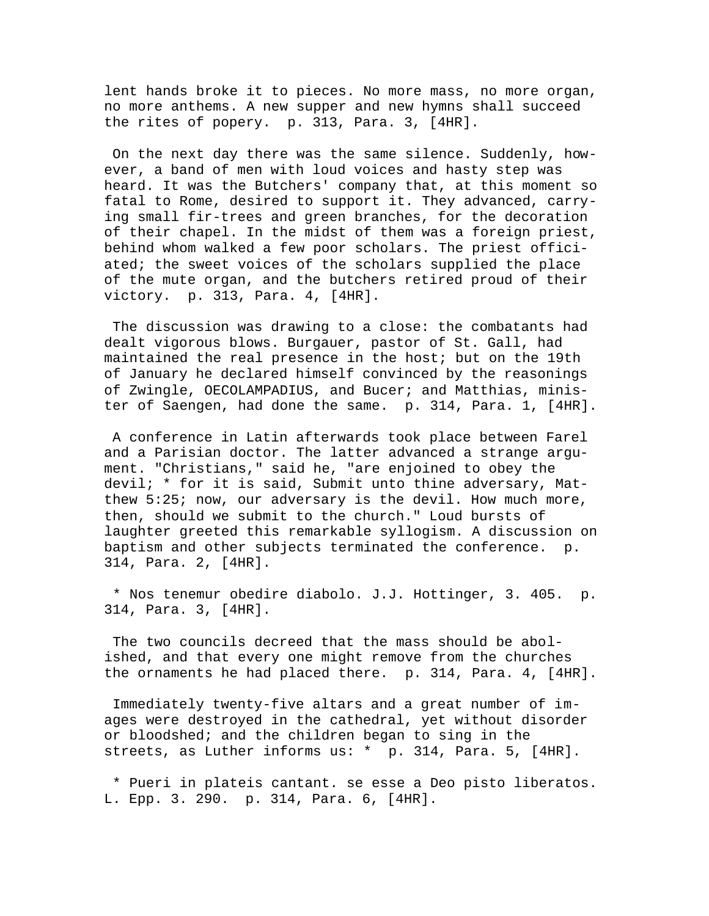lent hands broke it to pieces. No more mass, no more organ, no more anthems. A new supper and new hymns shall succeed the rites of popery. p. 313, Para. 3, [4HR].

On the next day there was the same silence. Suddenly, however, a band of men with loud voices and hasty step was heard. It was the Butchers' company that, at this moment so fatal to Rome, desired to support it. They advanced, carrying small fir-trees and green branches, for the decoration of their chapel. In the midst of them was a foreign priest, behind whom walked a few poor scholars. The priest officiated; the sweet voices of the scholars supplied the place of the mute organ, and the butchers retired proud of their victory. p. 313, Para. 4, [4HR].

The discussion was drawing to a close: the combatants had dealt vigorous blows. Burgauer, pastor of St. Gall, had maintained the real presence in the host; but on the 19th of January he declared himself convinced by the reasonings of Zwingle, OECOLAMPADIUS, and Bucer; and Matthias, minister of Saengen, had done the same. p. 314, Para. 1, [4HR].

A conference in Latin afterwards took place between Farel and a Parisian doctor. The latter advanced a strange argument. "Christians," said he, "are enjoined to obey the devil; * for it is said, Submit unto thine adversary, Matthew 5:25; now, our adversary is the devil. How much more, then, should we submit to the church." Loud bursts of laughter greeted this remarkable syllogism. A discussion on baptism and other subjects terminated the conference. p. 314, Para. 2, [4HR].

* Nos tenemur obedire diabolo. J.J. Hottinger, 3. 405. p. 314, Para. 3, [4HR].

The two councils decreed that the mass should be abolished, and that every one might remove from the churches the ornaments he had placed there. p. 314, Para. 4, [4HR].

Immediately twenty-five altars and a great number of images were destroyed in the cathedral, yet without disorder or bloodshed; and the children began to sing in the streets, as Luther informs us: * p. 314, Para. 5, [4HR].

* Pueri in plateis cantant. se esse a Deo pisto liberatos. L. Epp. 3. 290. p. 314, Para. 6, [4HR].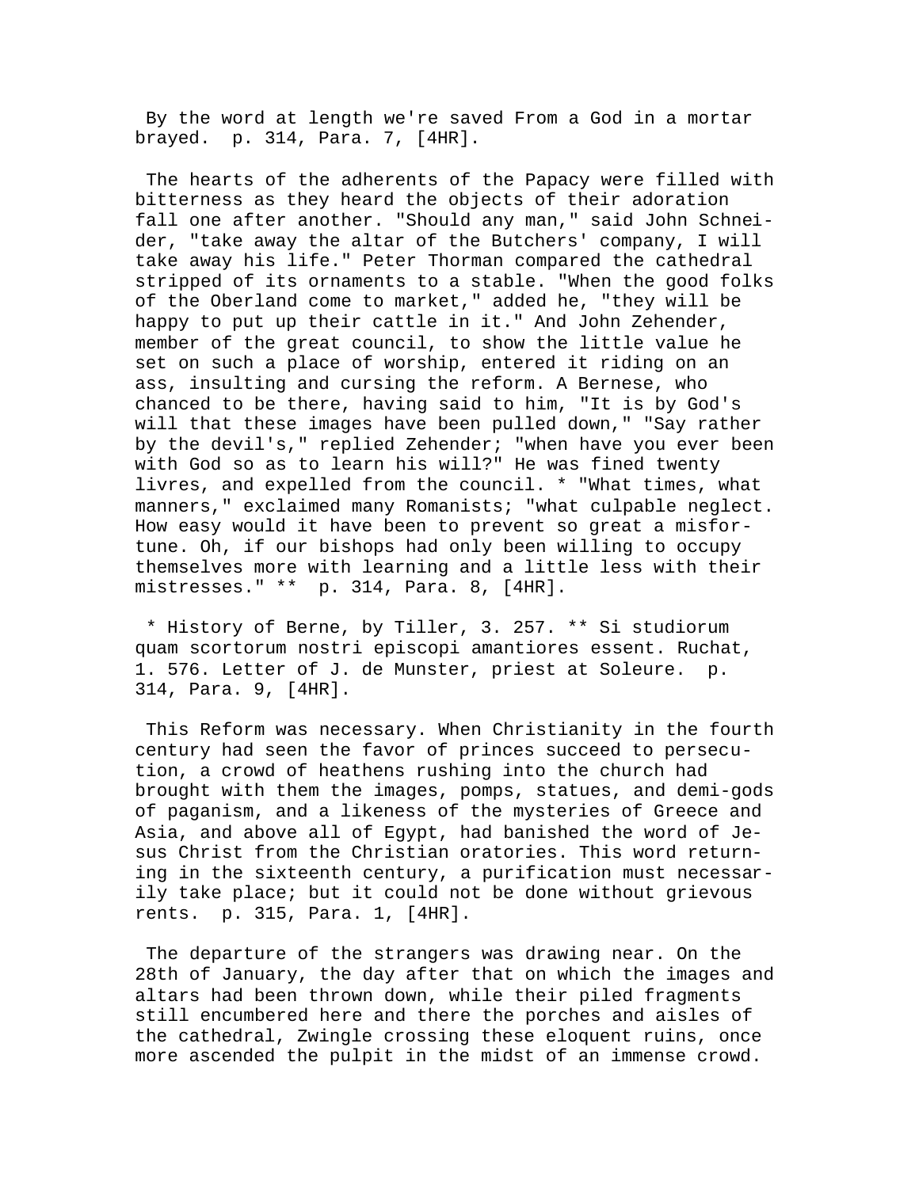By the word at length we're saved From a God in a mortar brayed. p. 314, Para. 7, [4HR].

The hearts of the adherents of the Papacy were filled with bitterness as they heard the objects of their adoration fall one after another. "Should any man," said John Schneider, "take away the altar of the Butchers' company, I will take away his life." Peter Thorman compared the cathedral stripped of its ornaments to a stable. "When the good folks of the Oberland come to market," added he, "they will be happy to put up their cattle in it." And John Zehender, member of the great council, to show the little value he set on such a place of worship, entered it riding on an ass, insulting and cursing the reform. A Bernese, who chanced to be there, having said to him, "It is by God's will that these images have been pulled down," "Say rather by the devil's," replied Zehender; "when have you ever been with God so as to learn his will?" He was fined twenty livres, and expelled from the council. * "What times, what manners," exclaimed many Romanists; "what culpable neglect. How easy would it have been to prevent so great a misfortune. Oh, if our bishops had only been willing to occupy themselves more with learning and a little less with their mistresses." ** p. 314, Para. 8, [4HR].

* History of Berne, by Tiller, 3. 257. ** Si studiorum quam scortorum nostri episcopi amantiores essent. Ruchat, 1. 576. Letter of J. de Munster, priest at Soleure. p. 314, Para. 9, [4HR].

This Reform was necessary. When Christianity in the fourth century had seen the favor of princes succeed to persecution, a crowd of heathens rushing into the church had brought with them the images, pomps, statues, and demi-gods of paganism, and a likeness of the mysteries of Greece and Asia, and above all of Egypt, had banished the word of Jesus Christ from the Christian oratories. This word returning in the sixteenth century, a purification must necessarily take place; but it could not be done without grievous rents. p. 315, Para. 1, [4HR].

The departure of the strangers was drawing near. On the 28th of January, the day after that on which the images and altars had been thrown down, while their piled fragments still encumbered here and there the porches and aisles of the cathedral, Zwingle crossing these eloquent ruins, once more ascended the pulpit in the midst of an immense crowd.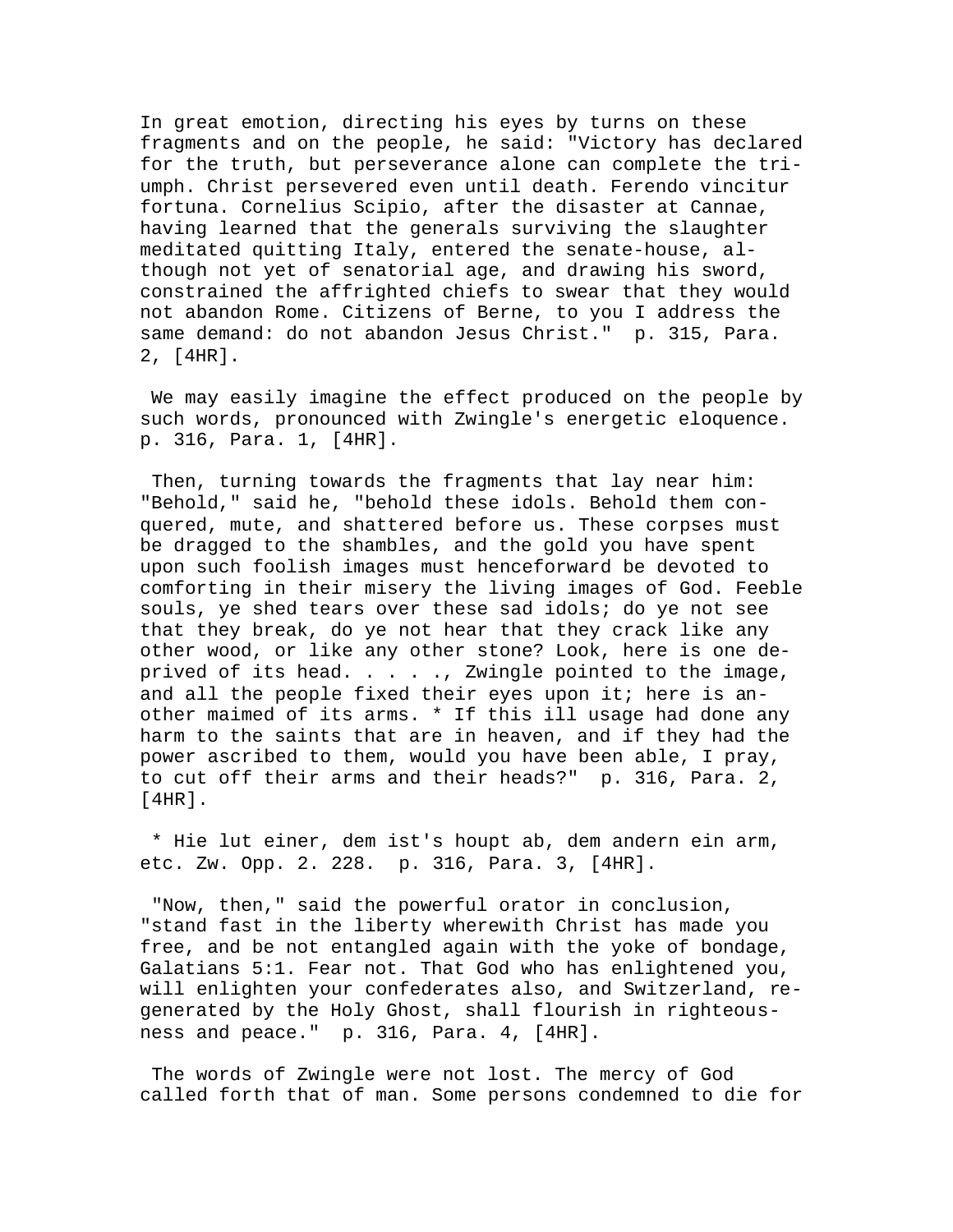In great emotion, directing his eyes by turns on these fragments and on the people, he said: "Victory has declared for the truth, but perseverance alone can complete the triumph. Christ persevered even until death. Ferendo vincitur fortuna. Cornelius Scipio, after the disaster at Cannae, having learned that the generals surviving the slaughter meditated quitting Italy, entered the senate-house, although not yet of senatorial age, and drawing his sword, constrained the affrighted chiefs to swear that they would not abandon Rome. Citizens of Berne, to you I address the same demand: do not abandon Jesus Christ." p. 315, Para. 2, [4HR].

We may easily imagine the effect produced on the people by such words, pronounced with Zwingle's energetic eloquence. p. 316, Para. 1, [4HR].

Then, turning towards the fragments that lay near him: "Behold," said he, "behold these idols. Behold them conquered, mute, and shattered before us. These corpses must be dragged to the shambles, and the gold you have spent upon such foolish images must henceforward be devoted to comforting in their misery the living images of God. Feeble souls, ye shed tears over these sad idols; do ye not see that they break, do ye not hear that they crack like any other wood, or like any other stone? Look, here is one deprived of its head. . . . . ., Zwingle pointed to the image, and all the people fixed their eyes upon it; here is another maimed of its arms. * If this ill usage had done any harm to the saints that are in heaven, and if they had the power ascribed to them, would you have been able, I pray, to cut off their arms and their heads?" p. 316, Para. 2, [4HR].

* Hie lut einer, dem ist's houpt ab, dem andern ein arm, etc. Zw. Opp. 2. 228. p. 316, Para. 3, [4HR].

"Now, then," said the powerful orator in conclusion, "stand fast in the liberty wherewith Christ has made you free, and be not entangled again with the yoke of bondage, Galatians 5:1. Fear not. That God who has enlightened you, will enlighten your confederates also, and Switzerland, regenerated by the Holy Ghost, shall flourish in righteousness and peace." p. 316, Para. 4, [4HR].

The words of Zwingle were not lost. The mercy of God called forth that of man. Some persons condemned to die for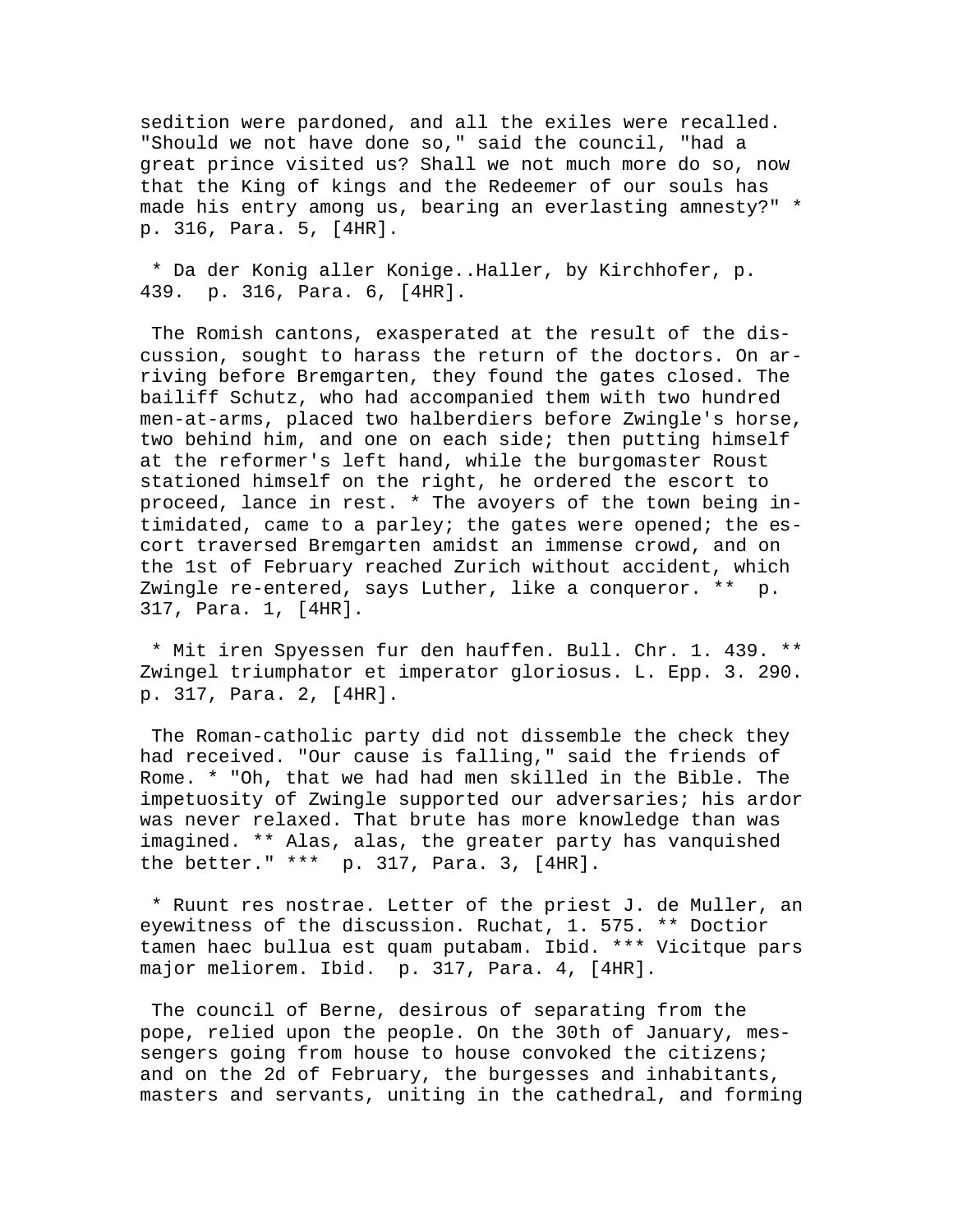sedition were pardoned, and all the exiles were recalled. "Should we not have done so," said the council, "had a great prince visited us? Shall we not much more do so, now that the King of kings and the Redeemer of our souls has made his entry among us, bearing an everlasting amnesty?" * p. 316, Para. 5, [4HR].

* Da der Konig aller Konige..Haller, by Kirchhofer, p. 439. p. 316, Para. 6, [4HR].

The Romish cantons, exasperated at the result of the discussion, sought to harass the return of the doctors. On arriving before Bremgarten, they found the gates closed. The bailiff Schutz, who had accompanied them with two hundred men-at-arms, placed two halberdiers before Zwingle's horse, two behind him, and one on each side; then putting himself at the reformer's left hand, while the burgomaster Roust stationed himself on the right, he ordered the escort to proceed, lance in rest. * The avoyers of the town being intimidated, came to a parley; the gates were opened; the escort traversed Bremgarten amidst an immense crowd, and on the 1st of February reached Zurich without accident, which Zwingle re-entered, says Luther, like a conqueror. ** p. 317, Para. 1, [4HR].

* Mit iren Spyessen fur den hauffen. Bull. Chr. 1. 439. ** Zwingel triumphator et imperator gloriosus. L. Epp. 3. 290. p. 317, Para. 2, [4HR].

The Roman-catholic party did not dissemble the check they had received. "Our cause is falling," said the friends of Rome. * "Oh, that we had had men skilled in the Bible. The impetuosity of Zwingle supported our adversaries; his ardor was never relaxed. That brute has more knowledge than was imagined. ** Alas, alas, the greater party has vanquished the better." *** p. 317, Para. 3, [4HR].

* Ruunt res nostrae. Letter of the priest J. de Muller, an eyewitness of the discussion. Ruchat, 1. 575. ** Doctior tamen haec bullua est quam putabam. Ibid. *** Vicitque pars major meliorem. Ibid. p. 317, Para. 4, [4HR].

The council of Berne, desirous of separating from the pope, relied upon the people. On the 30th of January, messengers going from house to house convoked the citizens; and on the 2d of February, the burgesses and inhabitants, masters and servants, uniting in the cathedral, and forming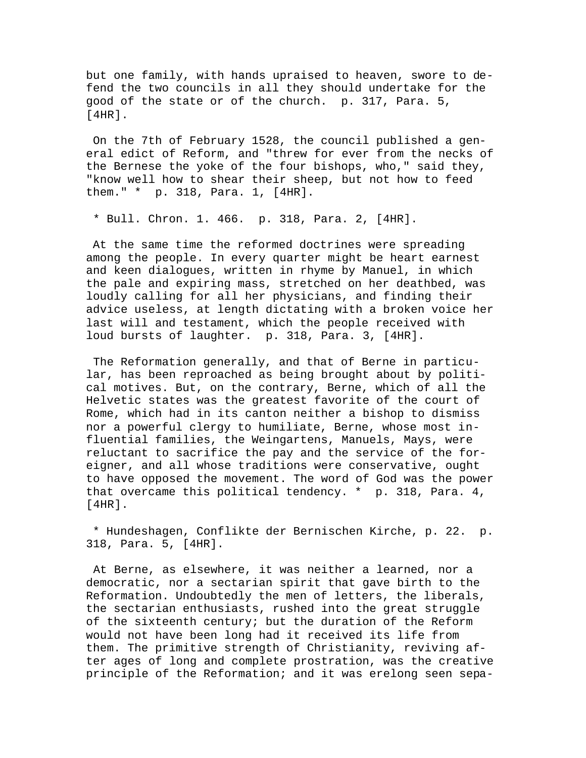but one family, with hands upraised to heaven, swore to defend the two councils in all they should undertake for the good of the state or of the church. p. 317, Para. 5, [4HR].

On the 7th of February 1528, the council published a general edict of Reform, and "threw for ever from the necks of the Bernese the yoke of the four bishops, who," said they, "know well how to shear their sheep, but not how to feed them." * p. 318, Para. 1, [4HR].

* Bull. Chron. 1. 466. p. 318, Para. 2, [4HR].

At the same time the reformed doctrines were spreading among the people. In every quarter might be heart earnest and keen dialogues, written in rhyme by Manuel, in which the pale and expiring mass, stretched on her deathbed, was loudly calling for all her physicians, and finding their advice useless, at length dictating with a broken voice her last will and testament, which the people received with loud bursts of laughter. p. 318, Para. 3, [4HR].

The Reformation generally, and that of Berne in particular, has been reproached as being brought about by political motives. But, on the contrary, Berne, which of all the Helvetic states was the greatest favorite of the court of Rome, which had in its canton neither a bishop to dismiss nor a powerful clergy to humiliate, Berne, whose most influential families, the Weingartens, Manuels, Mays, were reluctant to sacrifice the pay and the service of the foreigner, and all whose traditions were conservative, ought to have opposed the movement. The word of God was the power that overcame this political tendency. * p. 318, Para. 4, [4HR].

* Hundeshagen, Conflikte der Bernischen Kirche, p. 22. p. 318, Para. 5, [4HR].

At Berne, as elsewhere, it was neither a learned, nor a democratic, nor a sectarian spirit that gave birth to the Reformation. Undoubtedly the men of letters, the liberals, the sectarian enthusiasts, rushed into the great struggle of the sixteenth century; but the duration of the Reform would not have been long had it received its life from them. The primitive strength of Christianity, reviving after ages of long and complete prostration, was the creative principle of the Reformation; and it was erelong seen sepa-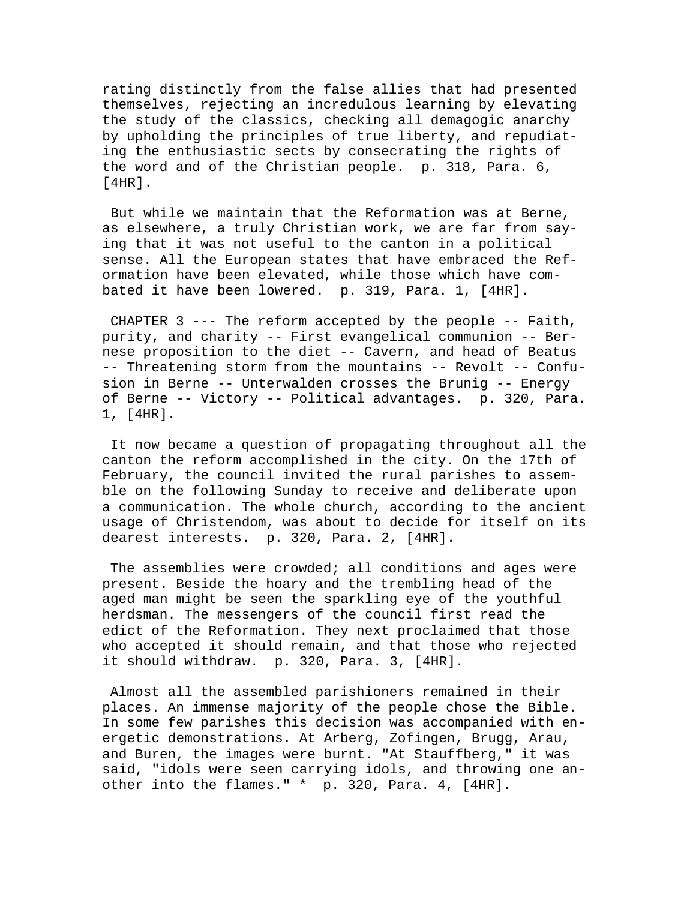rating distinctly from the false allies that had presented themselves, rejecting an incredulous learning by elevating the study of the classics, checking all demagogic anarchy by upholding the principles of true liberty, and repudiating the enthusiastic sects by consecrating the rights of the word and of the Christian people. p. 318, Para. 6, [4HR].

But while we maintain that the Reformation was at Berne, as elsewhere, a truly Christian work, we are far from saying that it was not useful to the canton in a political sense. All the European states that have embraced the Reformation have been elevated, while those which have combated it have been lowered. p. 319, Para. 1, [4HR].

CHAPTER 3 --- The reform accepted by the people -- Faith, purity, and charity -- First evangelical communion -- Bernese proposition to the diet -- Cavern, and head of Beatus -- Threatening storm from the mountains -- Revolt -- Confusion in Berne -- Unterwalden crosses the Brunig -- Energy of Berne -- Victory -- Political advantages. p. 320, Para. 1, [4HR].

It now became a question of propagating throughout all the canton the reform accomplished in the city. On the 17th of February, the council invited the rural parishes to assemble on the following Sunday to receive and deliberate upon a communication. The whole church, according to the ancient usage of Christendom, was about to decide for itself on its dearest interests. p. 320, Para. 2, [4HR].

The assemblies were crowded; all conditions and ages were present. Beside the hoary and the trembling head of the aged man might be seen the sparkling eye of the youthful herdsman. The messengers of the council first read the edict of the Reformation. They next proclaimed that those who accepted it should remain, and that those who rejected it should withdraw. p. 320, Para. 3, [4HR].

Almost all the assembled parishioners remained in their places. An immense majority of the people chose the Bible. In some few parishes this decision was accompanied with energetic demonstrations. At Arberg, Zofingen, Brugg, Arau, and Buren, the images were burnt. "At Stauffberg," it was said, "idols were seen carrying idols, and throwing one another into the flames." * p. 320, Para. 4, [4HR].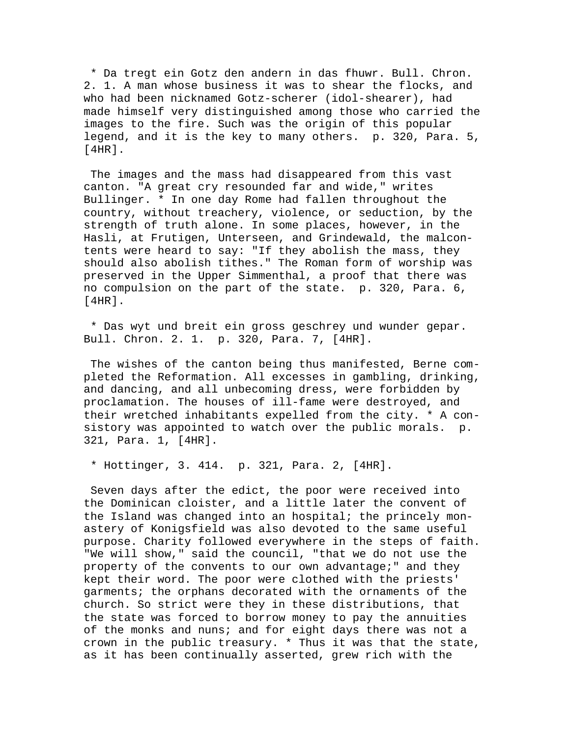* Da tregt ein Gotz den andern in das fhuwr. Bull. Chron. 2. 1. A man whose business it was to shear the flocks, and who had been nicknamed Gotz-scherer (idol-shearer), had made himself very distinguished among those who carried the images to the fire. Such was the origin of this popular legend, and it is the key to many others. p. 320, Para. 5, [4HR].

The images and the mass had disappeared from this vast canton. "A great cry resounded far and wide," writes Bullinger. * In one day Rome had fallen throughout the country, without treachery, violence, or seduction, by the strength of truth alone. In some places, however, in the Hasli, at Frutigen, Unterseen, and Grindewald, the malcontents were heard to say: "If they abolish the mass, they should also abolish tithes." The Roman form of worship was preserved in the Upper Simmenthal, a proof that there was no compulsion on the part of the state. p. 320, Para. 6, [4HR].

* Das wyt und breit ein gross geschrey und wunder gepar. Bull. Chron. 2. 1. p. 320, Para. 7, [4HR].

The wishes of the canton being thus manifested, Berne completed the Reformation. All excesses in gambling, drinking, and dancing, and all unbecoming dress, were forbidden by proclamation. The houses of ill-fame were destroyed, and their wretched inhabitants expelled from the city. * A consistory was appointed to watch over the public morals. p. 321, Para. 1, [4HR].

* Hottinger, 3. 414. p. 321, Para. 2, [4HR].

Seven days after the edict, the poor were received into the Dominican cloister, and a little later the convent of the Island was changed into an hospital; the princely monastery of Konigsfield was also devoted to the same useful purpose. Charity followed everywhere in the steps of faith. "We will show," said the council, "that we do not use the property of the convents to our own advantage;" and they kept their word. The poor were clothed with the priests' garments; the orphans decorated with the ornaments of the church. So strict were they in these distributions, that the state was forced to borrow money to pay the annuities of the monks and nuns; and for eight days there was not a crown in the public treasury. * Thus it was that the state, as it has been continually asserted, grew rich with the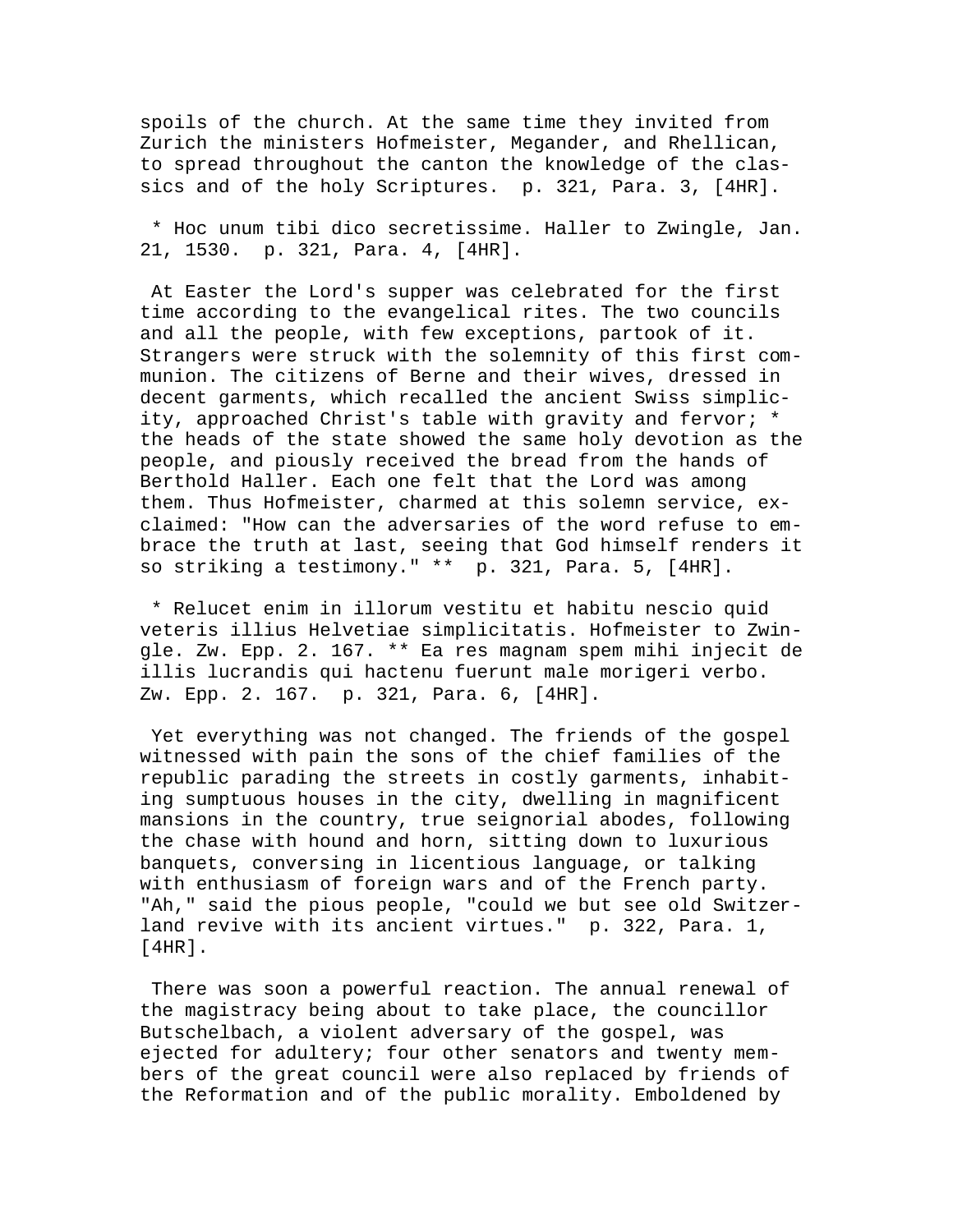spoils of the church. At the same time they invited from Zurich the ministers Hofmeister, Megander, and Rhellican, to spread throughout the canton the knowledge of the classics and of the holy Scriptures. p. 321, Para. 3, [4HR].

* Hoc unum tibi dico secretissime. Haller to Zwingle, Jan. 21, 1530. p. 321, Para. 4, [4HR].

At Easter the Lord's supper was celebrated for the first time according to the evangelical rites. The two councils and all the people, with few exceptions, partook of it. Strangers were struck with the solemnity of this first communion. The citizens of Berne and their wives, dressed in decent garments, which recalled the ancient Swiss simplicity, approached Christ's table with gravity and fervor; * the heads of the state showed the same holy devotion as the people, and piously received the bread from the hands of Berthold Haller. Each one felt that the Lord was among them. Thus Hofmeister, charmed at this solemn service, exclaimed: "How can the adversaries of the word refuse to embrace the truth at last, seeing that God himself renders it so striking a testimony." ** p. 321, Para. 5, [4HR].

* Relucet enim in illorum vestitu et habitu nescio quid veteris illius Helvetiae simplicitatis. Hofmeister to Zwingle. Zw. Epp. 2. 167. ** Ea res magnam spem mihi injecit de illis lucrandis qui hactenu fuerunt male morigeri verbo. Zw. Epp. 2. 167. p. 321, Para. 6, [4HR].

Yet everything was not changed. The friends of the gospel witnessed with pain the sons of the chief families of the republic parading the streets in costly garments, inhabiting sumptuous houses in the city, dwelling in magnificent mansions in the country, true seignorial abodes, following the chase with hound and horn, sitting down to luxurious banquets, conversing in licentious language, or talking with enthusiasm of foreign wars and of the French party. "Ah," said the pious people, "could we but see old Switzerland revive with its ancient virtues." p. 322, Para. 1, [4HR].

There was soon a powerful reaction. The annual renewal of the magistracy being about to take place, the councillor Butschelbach, a violent adversary of the gospel, was ejected for adultery; four other senators and twenty members of the great council were also replaced by friends of the Reformation and of the public morality. Emboldened by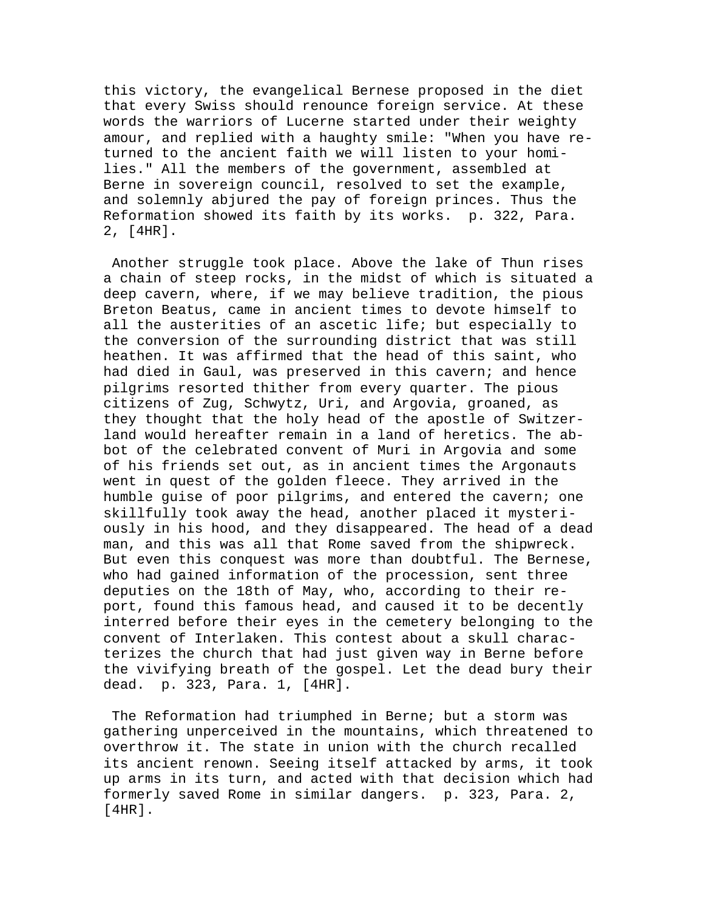this victory, the evangelical Bernese proposed in the diet that every Swiss should renounce foreign service. At these words the warriors of Lucerne started under their weighty amour, and replied with a haughty smile: "When you have returned to the ancient faith we will listen to your homilies." All the members of the government, assembled at Berne in sovereign council, resolved to set the example, and solemnly abjured the pay of foreign princes. Thus the Reformation showed its faith by its works. p. 322, Para. 2, [4HR].

Another struggle took place. Above the lake of Thun rises a chain of steep rocks, in the midst of which is situated a deep cavern, where, if we may believe tradition, the pious Breton Beatus, came in ancient times to devote himself to all the austerities of an ascetic life; but especially to the conversion of the surrounding district that was still heathen. It was affirmed that the head of this saint, who had died in Gaul, was preserved in this cavern; and hence pilgrims resorted thither from every quarter. The pious citizens of Zug, Schwytz, Uri, and Argovia, groaned, as they thought that the holy head of the apostle of Switzerland would hereafter remain in a land of heretics. The abbot of the celebrated convent of Muri in Argovia and some of his friends set out, as in ancient times the Argonauts went in quest of the golden fleece. They arrived in the humble guise of poor pilgrims, and entered the cavern; one skillfully took away the head, another placed it mysteriously in his hood, and they disappeared. The head of a dead man, and this was all that Rome saved from the shipwreck. But even this conquest was more than doubtful. The Bernese, who had gained information of the procession, sent three deputies on the 18th of May, who, according to their report, found this famous head, and caused it to be decently interred before their eyes in the cemetery belonging to the convent of Interlaken. This contest about a skull characterizes the church that had just given way in Berne before the vivifying breath of the gospel. Let the dead bury their dead. p. 323, Para. 1, [4HR].

The Reformation had triumphed in Berne; but a storm was gathering unperceived in the mountains, which threatened to overthrow it. The state in union with the church recalled its ancient renown. Seeing itself attacked by arms, it took up arms in its turn, and acted with that decision which had formerly saved Rome in similar dangers. p. 323, Para. 2, [4HR].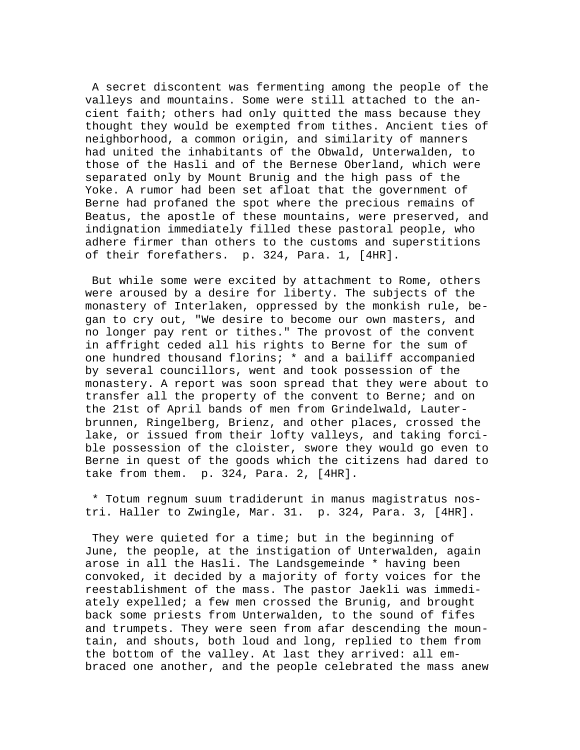A secret discontent was fermenting among the people of the valleys and mountains. Some were still attached to the ancient faith; others had only quitted the mass because they thought they would be exempted from tithes. Ancient ties of neighborhood, a common origin, and similarity of manners had united the inhabitants of the Obwald, Unterwalden, to those of the Hasli and of the Bernese Oberland, which were separated only by Mount Brunig and the high pass of the Yoke. A rumor had been set afloat that the government of Berne had profaned the spot where the precious remains of Beatus, the apostle of these mountains, were preserved, and indignation immediately filled these pastoral people, who adhere firmer than others to the customs and superstitions of their forefathers. p. 324, Para. 1, [4HR].

But while some were excited by attachment to Rome, others were aroused by a desire for liberty. The subjects of the monastery of Interlaken, oppressed by the monkish rule, began to cry out, "We desire to become our own masters, and no longer pay rent or tithes." The provost of the convent in affright ceded all his rights to Berne for the sum of one hundred thousand florins; * and a bailiff accompanied by several councillors, went and took possession of the monastery. A report was soon spread that they were about to transfer all the property of the convent to Berne; and on the 21st of April bands of men from Grindelwald, Lauterbrunnen, Ringelberg, Brienz, and other places, crossed the lake, or issued from their lofty valleys, and taking forcible possession of the cloister, swore they would go even to Berne in quest of the goods which the citizens had dared to take from them. p. 324, Para. 2, [4HR].

* Totum regnum suum tradiderunt in manus magistratus nostri. Haller to Zwingle, Mar. 31. p. 324, Para. 3, [4HR].

They were quieted for a time; but in the beginning of June, the people, at the instigation of Unterwalden, again arose in all the Hasli. The Landsgemeinde * having been convoked, it decided by a majority of forty voices for the reestablishment of the mass. The pastor Jaekli was immediately expelled; a few men crossed the Brunig, and brought back some priests from Unterwalden, to the sound of fifes and trumpets. They were seen from afar descending the mountain, and shouts, both loud and long, replied to them from the bottom of the valley. At last they arrived: all embraced one another, and the people celebrated the mass anew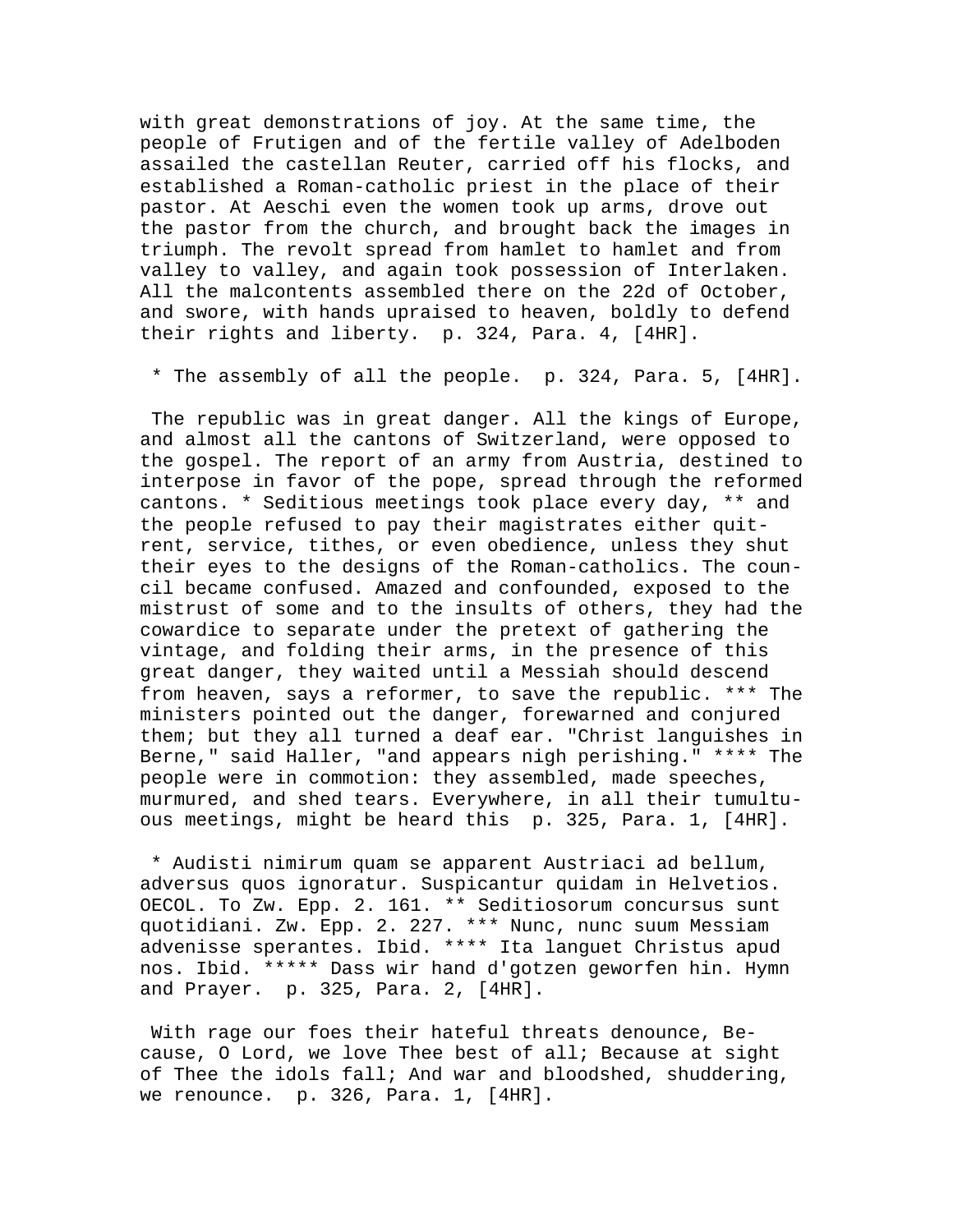with great demonstrations of joy. At the same time, the people of Frutigen and of the fertile valley of Adelboden assailed the castellan Reuter, carried off his flocks, and established a Roman-catholic priest in the place of their pastor. At Aeschi even the women took up arms, drove out the pastor from the church, and brought back the images in triumph. The revolt spread from hamlet to hamlet and from valley to valley, and again took possession of Interlaken. All the malcontents assembled there on the 22d of October, and swore, with hands upraised to heaven, boldly to defend their rights and liberty. p. 324, Para. 4, [4HR].

* The assembly of all the people. p. 324, Para. 5, [4HR].

The republic was in great danger. All the kings of Europe, and almost all the cantons of Switzerland, were opposed to the gospel. The report of an army from Austria, destined to interpose in favor of the pope, spread through the reformed cantons. * Seditious meetings took place every day, ** and the people refused to pay their magistrates either quit-rent, service, tithes, or even obedience, unless they shut their eyes to the designs of the Roman-catholics. The council became confused. Amazed and confounded, exposed to the mistrust of some and to the insults of others, they had the cowardice to separate under the pretext of gathering the vintage, and folding their arms, in the presence of this great danger, they waited until a Messiah should descend from heaven, says a reformer, to save the republic. *** The ministers pointed out the danger, forewarned and conjured them; but they all turned a deaf ear. "Christ languishes in Berne," said Haller, "and appears nigh perishing." **** The people were in commotion: they assembled, made speeches, murmured, and shed tears. Everywhere, in all their tumultuous meetings, might be heard this p. 325, Para. 1, [4HR].

* Audisti nimirum quam se apparent Austriaci ad bellum, adversus quos ignoratur. Suspicantur quidam in Helvetios. OECOL. To Zw. Epp. 2. 161. ** Seditiosorum concursus sunt quotidiani. Zw. Epp. 2. 227. *** Nunc, nunc suum Messiam advenisse sperantes. Ibid. **** Ita languet Christus apud nos. Ibid. ***** Dass wir hand d'gotzen geworfen hin. Hymn and Prayer. p. 325, Para. 2, [4HR].

With rage our foes their hateful threats denounce, Because, O Lord, we love Thee best of all; Because at sight of Thee the idols fall; And war and bloodshed, shuddering, we renounce. p. 326, Para. 1, [4HR].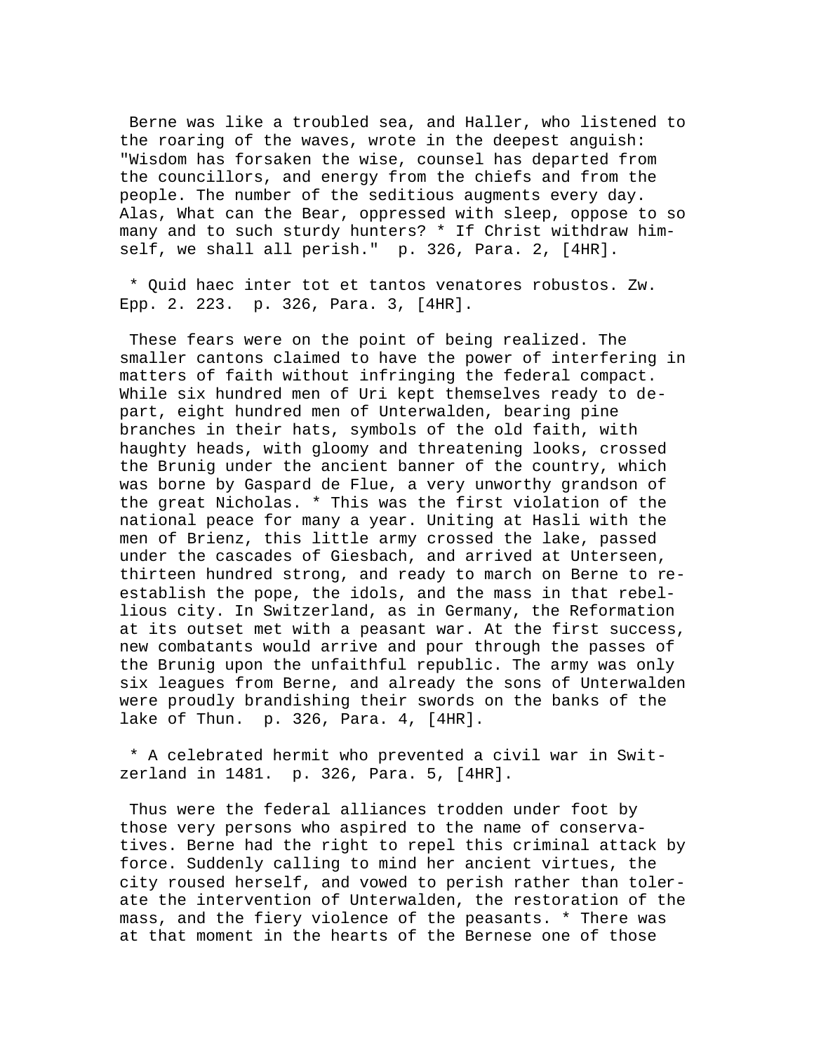Berne was like a troubled sea, and Haller, who listened to the roaring of the waves, wrote in the deepest anguish: "Wisdom has forsaken the wise, counsel has departed from the councillors, and energy from the chiefs and from the people. The number of the seditious augments every day. Alas, What can the Bear, oppressed with sleep, oppose to so many and to such sturdy hunters? * If Christ withdraw himself, we shall all perish." p. 326, Para. 2, [4HR].

* Quid haec inter tot et tantos venatores robustos. Zw. Epp. 2. 223. p. 326, Para. 3, [4HR].

These fears were on the point of being realized. The smaller cantons claimed to have the power of interfering in matters of faith without infringing the federal compact. While six hundred men of Uri kept themselves ready to depart, eight hundred men of Unterwalden, bearing pine branches in their hats, symbols of the old faith, with haughty heads, with gloomy and threatening looks, crossed the Brunig under the ancient banner of the country, which was borne by Gaspard de Flue, a very unworthy grandson of the great Nicholas. * This was the first violation of the national peace for many a year. Uniting at Hasli with the men of Brienz, this little army crossed the lake, passed under the cascades of Giesbach, and arrived at Unterseen, thirteen hundred strong, and ready to march on Berne to re-establish the pope, the idols, and the mass in that rebellious city. In Switzerland, as in Germany, the Reformation at its outset met with a peasant war. At the first success, new combatants would arrive and pour through the passes of the Brunig upon the unfaithful republic. The army was only six leagues from Berne, and already the sons of Unterwalden were proudly brandishing their swords on the banks of the lake of Thun. p. 326, Para. 4, [4HR].

* A celebrated hermit who prevented a civil war in Switzerland in 1481. p. 326, Para. 5, [4HR].

Thus were the federal alliances trodden under foot by those very persons who aspired to the name of conservatives. Berne had the right to repel this criminal attack by force. Suddenly calling to mind her ancient virtues, the city roused herself, and vowed to perish rather than tolerate the intervention of Unterwalden, the restoration of the mass, and the fiery violence of the peasants. * There was at that moment in the hearts of the Bernese one of those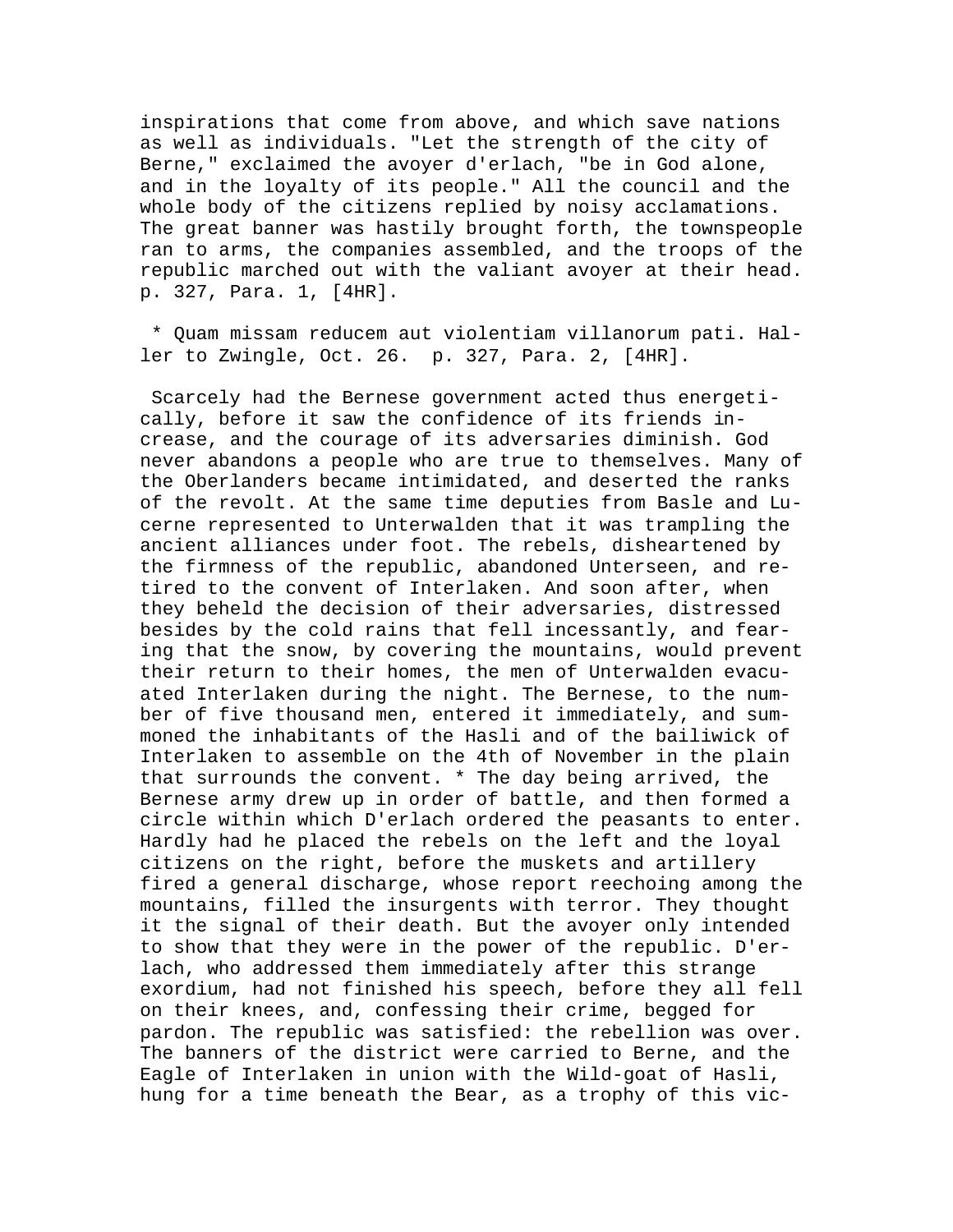inspirations that come from above, and which save nations as well as individuals. "Let the strength of the city of Berne," exclaimed the avoyer d'erlach, "be in God alone, and in the loyalty of its people." All the council and the whole body of the citizens replied by noisy acclamations. The great banner was hastily brought forth, the townspeople ran to arms, the companies assembled, and the troops of the republic marched out with the valiant avoyer at their head. p. 327, Para. 1, [4HR].

* Quam missam reducem aut violentiam villanorum pati. Haller to Zwingle, Oct. 26. p. 327, Para. 2, [4HR].

Scarcely had the Bernese government acted thus energetically, before it saw the confidence of its friends increase, and the courage of its adversaries diminish. God never abandons a people who are true to themselves. Many of the Oberlanders became intimidated, and deserted the ranks of the revolt. At the same time deputies from Basle and Lucerne represented to Unterwalden that it was trampling the ancient alliances under foot. The rebels, disheartened by the firmness of the republic, abandoned Unterseen, and retired to the convent of Interlaken. And soon after, when they beheld the decision of their adversaries, distressed besides by the cold rains that fell incessantly, and fearing that the snow, by covering the mountains, would prevent their return to their homes, the men of Unterwalden evacuated Interlaken during the night. The Bernese, to the number of five thousand men, entered it immediately, and summoned the inhabitants of the Hasli and of the bailiwick of Interlaken to assemble on the 4th of November in the plain that surrounds the convent. * The day being arrived, the Bernese army drew up in order of battle, and then formed a circle within which D'erlach ordered the peasants to enter. Hardly had he placed the rebels on the left and the loyal citizens on the right, before the muskets and artillery fired a general discharge, whose report reechoing among the mountains, filled the insurgents with terror. They thought it the signal of their death. But the avoyer only intended to show that they were in the power of the republic. D'erlach, who addressed them immediately after this strange exordium, had not finished his speech, before they all fell on their knees, and, confessing their crime, begged for pardon. The republic was satisfied: the rebellion was over. The banners of the district were carried to Berne, and the Eagle of Interlaken in union with the Wild-goat of Hasli, hung for a time beneath the Bear, as a trophy of this vic-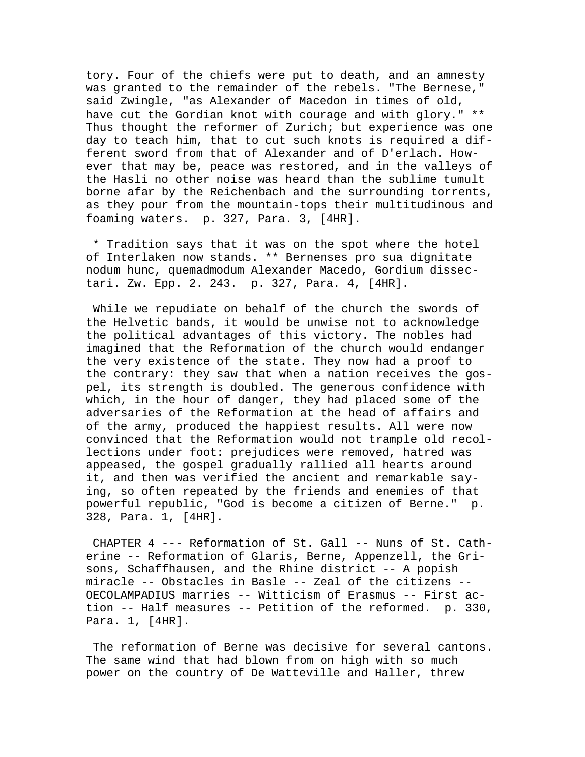tory. Four of the chiefs were put to death, and an amnesty was granted to the remainder of the rebels. "The Bernese," said Zwingle, "as Alexander of Macedon in times of old, have cut the Gordian knot with courage and with glory." ** Thus thought the reformer of Zurich; but experience was one day to teach him, that to cut such knots is required a different sword from that of Alexander and of D'erlach. However that may be, peace was restored, and in the valleys of the Hasli no other noise was heard than the sublime tumult borne afar by the Reichenbach and the surrounding torrents, as they pour from the mountain-tops their multitudinous and foaming waters. p. 327, Para. 3, [4HR].

* Tradition says that it was on the spot where the hotel of Interlaken now stands. ** Bernenses pro sua dignitate nodum hunc, quemadmodum Alexander Macedo, Gordium dissectari. Zw. Epp. 2. 243. p. 327, Para. 4, [4HR].

While we repudiate on behalf of the church the swords of the Helvetic bands, it would be unwise not to acknowledge the political advantages of this victory. The nobles had imagined that the Reformation of the church would endanger the very existence of the state. They now had a proof to the contrary: they saw that when a nation receives the gospel, its strength is doubled. The generous confidence with which, in the hour of danger, they had placed some of the adversaries of the Reformation at the head of affairs and of the army, produced the happiest results. All were now convinced that the Reformation would not trample old recollections under foot: prejudices were removed, hatred was appeased, the gospel gradually rallied all hearts around it, and then was verified the ancient and remarkable saying, so often repeated by the friends and enemies of that powerful republic, "God is become a citizen of Berne." p. 328, Para. 1, [4HR].

## CHAPTER 4 --- Reformation of St. Gall -- Nuns of St. Catherine -- Reformation of Glaris, Berne, Appenzell, the Grisons, Schaffhausen, and the Rhine district -- A popish miracle -- Obstacles in Basle -- Zeal of the citizens -- OECOLAMPADIUS marries -- Witticism of Erasmus -- First action -- Half measures -- Petition of the reformed. p. 330, Para. 1, [4HR].

The reformation of Berne was decisive for several cantons. The same wind that had blown from on high with so much power on the country of De Watteville and Haller, threw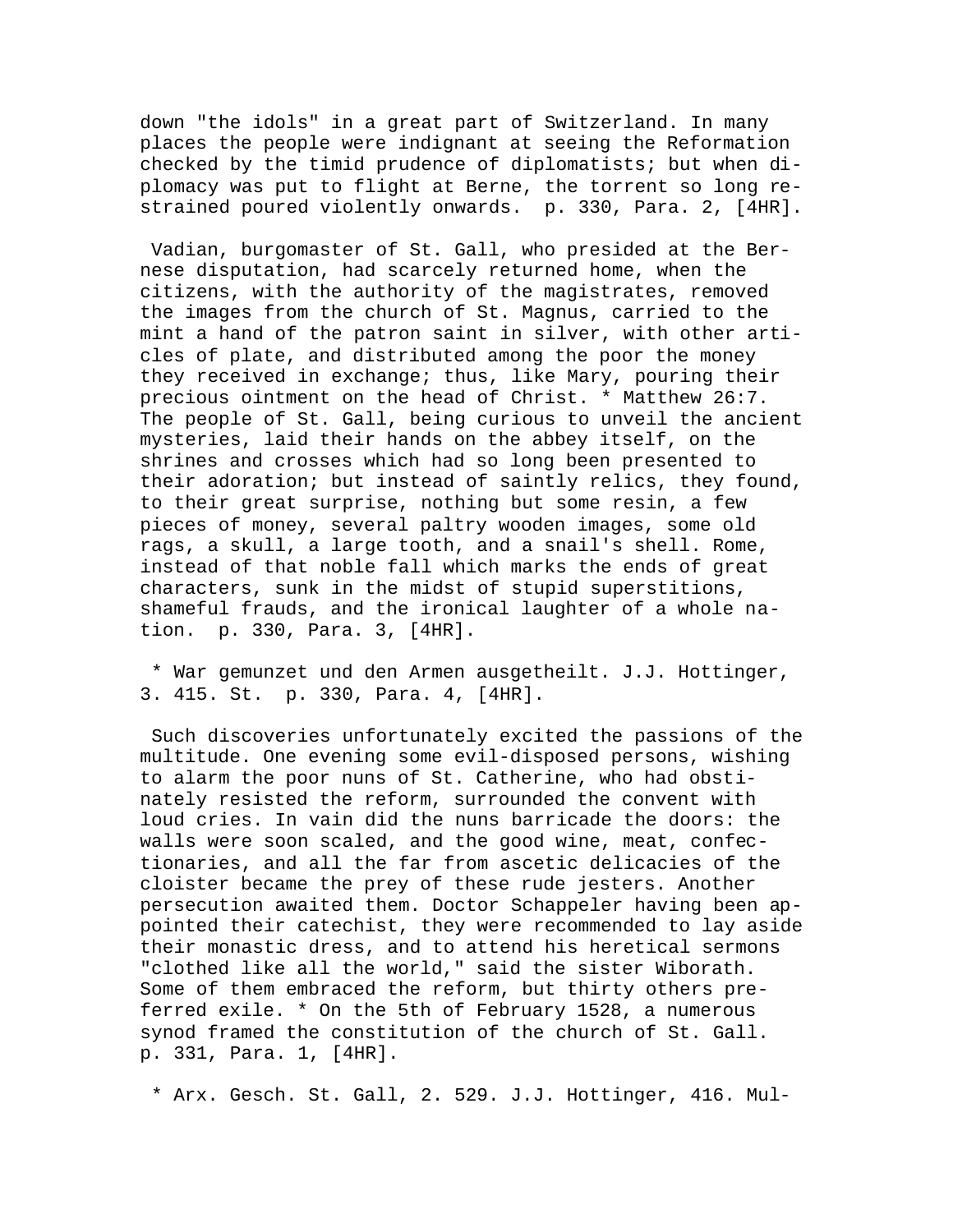down "the idols" in a great part of Switzerland. In many places the people were indignant at seeing the Reformation checked by the timid prudence of diplomatists; but when diplomacy was put to flight at Berne, the torrent so long restrained poured violently onwards. p. 330, Para. 2, [4HR].

Vadian, burgomaster of St. Gall, who presided at the Bernese disputation, had scarcely returned home, when the citizens, with the authority of the magistrates, removed the images from the church of St. Magnus, carried to the mint a hand of the patron saint in silver, with other articles of plate, and distributed among the poor the money they received in exchange; thus, like Mary, pouring their precious ointment on the head of Christ. * Matthew 26:7. The people of St. Gall, being curious to unveil the ancient mysteries, laid their hands on the abbey itself, on the shrines and crosses which had so long been presented to their adoration; but instead of saintly relics, they found, to their great surprise, nothing but some resin, a few pieces of money, several paltry wooden images, some old rags, a skull, a large tooth, and a snail's shell. Rome, instead of that noble fall which marks the ends of great characters, sunk in the midst of stupid superstitions, shameful frauds, and the ironical laughter of a whole nation. p. 330, Para. 3, [4HR].

* War gemunzet und den Armen ausgetheilt. J.J. Hottinger, 3. 415. St. p. 330, Para. 4, [4HR].

Such discoveries unfortunately excited the passions of the multitude. One evening some evil-disposed persons, wishing to alarm the poor nuns of St. Catherine, who had obstinately resisted the reform, surrounded the convent with loud cries. In vain did the nuns barricade the doors: the walls were soon scaled, and the good wine, meat, confectionaries, and all the far from ascetic delicacies of the cloister became the prey of these rude jesters. Another persecution awaited them. Doctor Schappeler having been appointed their catechist, they were recommended to lay aside their monastic dress, and to attend his heretical sermons "clothed like all the world," said the sister Wiborath. Some of them embraced the reform, but thirty others preferred exile. * On the 5th of February 1528, a numerous synod framed the constitution of the church of St. Gall. p. 331, Para. 1, [4HR].

* Arx. Gesch. St. Gall, 2. 529. J.J. Hottinger, 416. Mul-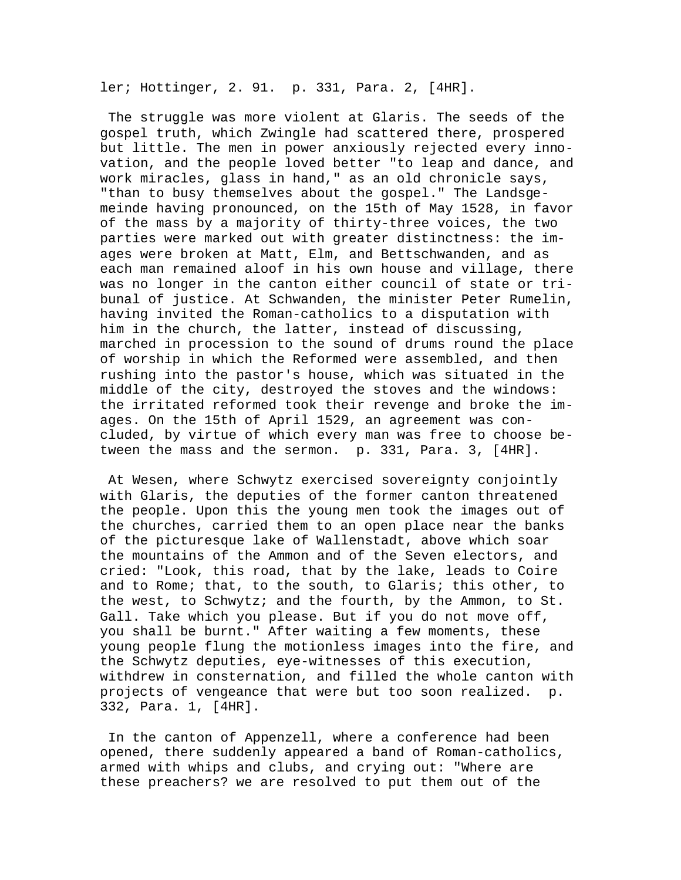ler; Hottinger, 2. 91. p. 331, Para. 2, [4HR].

The struggle was more violent at Glaris. The seeds of the gospel truth, which Zwingle had scattered there, prospered but little. The men in power anxiously rejected every innovation, and the people loved better "to leap and dance, and work miracles, glass in hand," as an old chronicle says, "than to busy themselves about the gospel." The Landsgemeinde having pronounced, on the 15th of May 1528, in favor of the mass by a majority of thirty-three voices, the two parties were marked out with greater distinctness: the images were broken at Matt, Elm, and Bettschwanden, and as each man remained aloof in his own house and village, there was no longer in the canton either council of state or tribunal of justice. At Schwanden, the minister Peter Rumelin, having invited the Roman-catholics to a disputation with him in the church, the latter, instead of discussing, marched in procession to the sound of drums round the place of worship in which the Reformed were assembled, and then rushing into the pastor's house, which was situated in the middle of the city, destroyed the stoves and the windows: the irritated reformed took their revenge and broke the images. On the 15th of April 1529, an agreement was concluded, by virtue of which every man was free to choose between the mass and the sermon. p. 331, Para. 3, [4HR].

At Wesen, where Schwytz exercised sovereignty conjointly with Glaris, the deputies of the former canton threatened the people. Upon this the young men took the images out of the churches, carried them to an open place near the banks of the picturesque lake of Wallenstadt, above which soar the mountains of the Ammon and of the Seven electors, and cried: "Look, this road, that by the lake, leads to Coire and to Rome; that, to the south, to Glaris; this other, to the west, to Schwytz; and the fourth, by the Ammon, to St. Gall. Take which you please. But if you do not move off, you shall be burnt." After waiting a few moments, these young people flung the motionless images into the fire, and the Schwytz deputies, eye-witnesses of this execution, withdrew in consternation, and filled the whole canton with projects of vengeance that were but too soon realized. p. 332, Para. 1, [4HR].

In the canton of Appenzell, where a conference had been opened, there suddenly appeared a band of Roman-catholics, armed with whips and clubs, and crying out: "Where are these preachers? we are resolved to put them out of the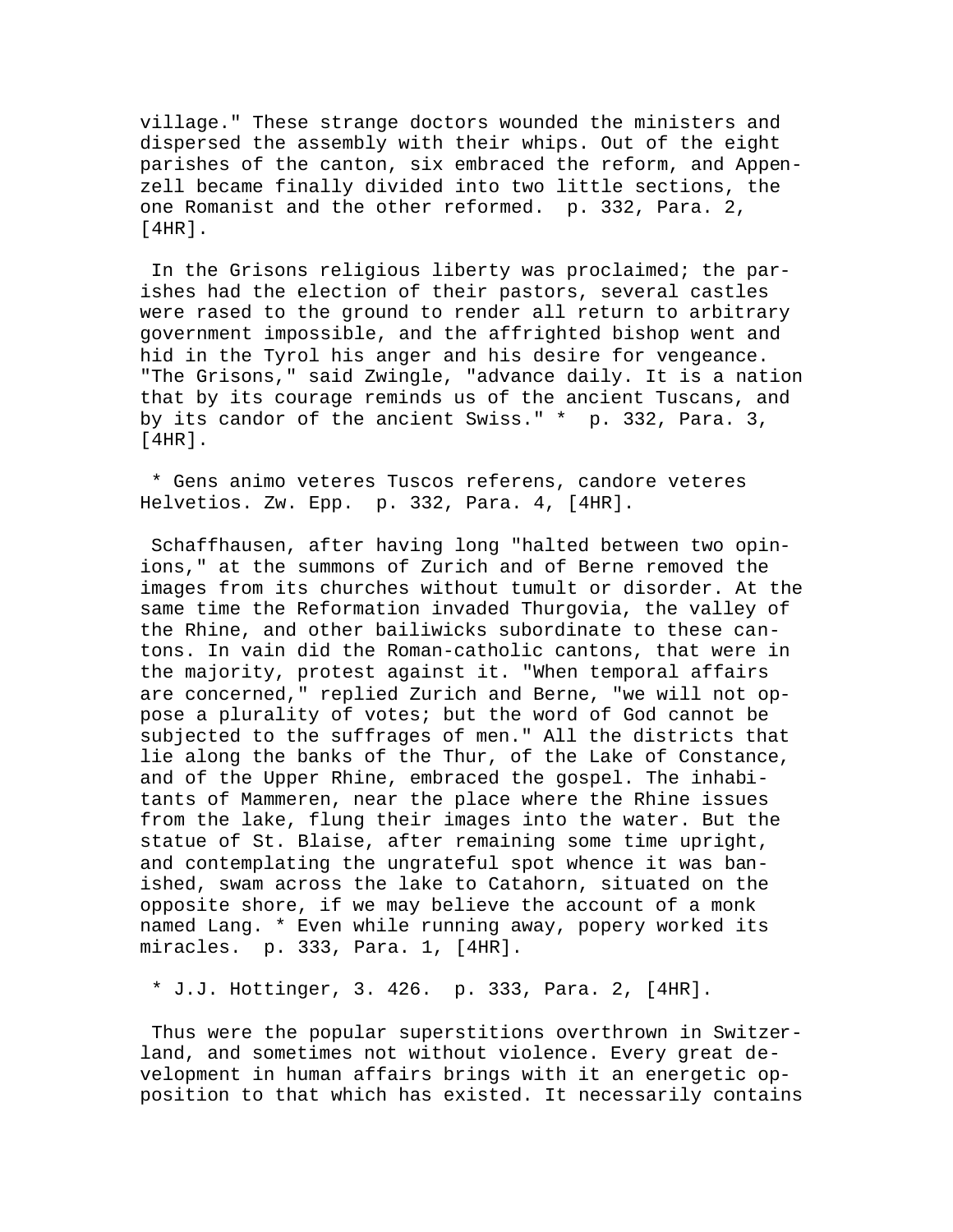village." These strange doctors wounded the ministers and dispersed the assembly with their whips. Out of the eight parishes of the canton, six embraced the reform, and Appenzell became finally divided into two little sections, the one Romanist and the other reformed. p. 332, Para. 2, [4HR].

In the Grisons religious liberty was proclaimed; the parishes had the election of their pastors, several castles were rased to the ground to render all return to arbitrary government impossible, and the affrighted bishop went and hid in the Tyrol his anger and his desire for vengeance. "The Grisons," said Zwingle, "advance daily. It is a nation that by its courage reminds us of the ancient Tuscans, and by its candor of the ancient Swiss." * p. 332, Para. 3, [4HR].

* Gens animo veteres Tuscos referens, candore veteres Helvetios. Zw. Epp. p. 332, Para. 4, [4HR].

Schaffhausen, after having long "halted between two opinions," at the summons of Zurich and of Berne removed the images from its churches without tumult or disorder. At the same time the Reformation invaded Thurgovia, the valley of the Rhine, and other bailiwicks subordinate to these cantons. In vain did the Roman-catholic cantons, that were in the majority, protest against it. "When temporal affairs are concerned," replied Zurich and Berne, "we will not oppose a plurality of votes; but the word of God cannot be subjected to the suffrages of men." All the districts that lie along the banks of the Thur, of the Lake of Constance, and of the Upper Rhine, embraced the gospel. The inhabitants of Mammeren, near the place where the Rhine issues from the lake, flung their images into the water. But the statue of St. Blaise, after remaining some time upright, and contemplating the ungrateful spot whence it was banished, swam across the lake to Catahorn, situated on the opposite shore, if we may believe the account of a monk named Lang. * Even while running away, popery worked its miracles. p. 333, Para. 1, [4HR].

* J.J. Hottinger, 3. 426. p. 333, Para. 2, [4HR].

Thus were the popular superstitions overthrown in Switzerland, and sometimes not without violence. Every great development in human affairs brings with it an energetic opposition to that which has existed. It necessarily contains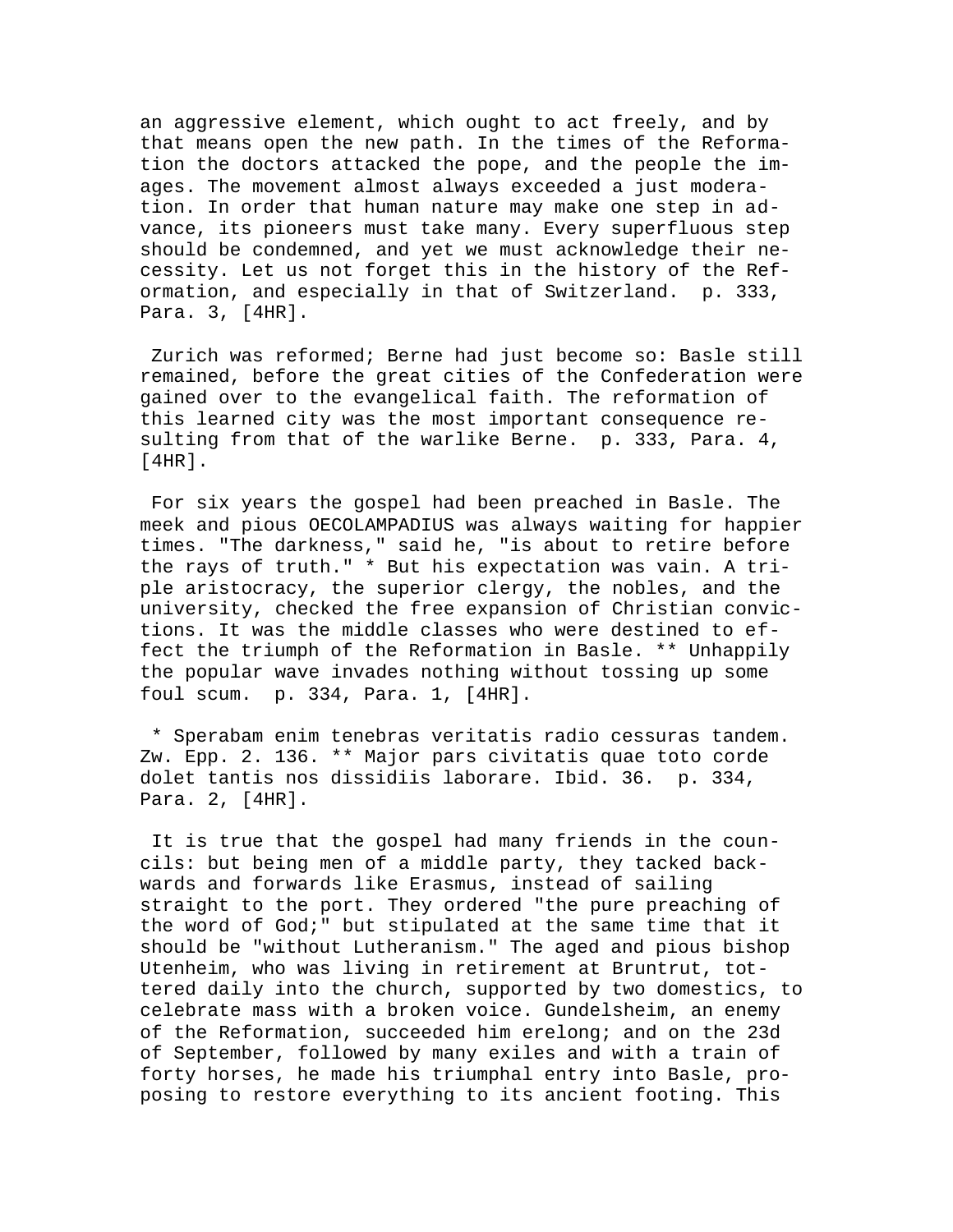an aggressive element, which ought to act freely, and by that means open the new path. In the times of the Reformation the doctors attacked the pope, and the people the images. The movement almost always exceeded a just moderation. In order that human nature may make one step in advance, its pioneers must take many. Every superfluous step should be condemned, and yet we must acknowledge their necessity. Let us not forget this in the history of the Reformation, and especially in that of Switzerland. p. 333, Para. 3, [4HR].

Zurich was reformed; Berne had just become so: Basle still remained, before the great cities of the Confederation were gained over to the evangelical faith. The reformation of this learned city was the most important consequence resulting from that of the warlike Berne. p. 333, Para. 4, [4HR].

For six years the gospel had been preached in Basle. The meek and pious OECOLAMPADIUS was always waiting for happier times. "The darkness," said he, "is about to retire before the rays of truth." * But his expectation was vain. A triple aristocracy, the superior clergy, the nobles, and the university, checked the free expansion of Christian convictions. It was the middle classes who were destined to effect the triumph of the Reformation in Basle. ** Unhappily the popular wave invades nothing without tossing up some foul scum. p. 334, Para. 1, [4HR].

* Sperabam enim tenebras veritatis radio cessuras tandem. Zw. Epp. 2. 136. ** Major pars civitatis quae toto corde dolet tantis nos dissidiis laborare. Ibid. 36. p. 334, Para. 2, [4HR].

It is true that the gospel had many friends in the councils: but being men of a middle party, they tacked backwards and forwards like Erasmus, instead of sailing straight to the port. They ordered "the pure preaching of the word of God;" but stipulated at the same time that it should be "without Lutheranism." The aged and pious bishop Utenheim, who was living in retirement at Bruntrut, tottered daily into the church, supported by two domestics, to celebrate mass with a broken voice. Gundelsheim, an enemy of the Reformation, succeeded him erelong; and on the 23d of September, followed by many exiles and with a train of forty horses, he made his triumphal entry into Basle, proposing to restore everything to its ancient footing. This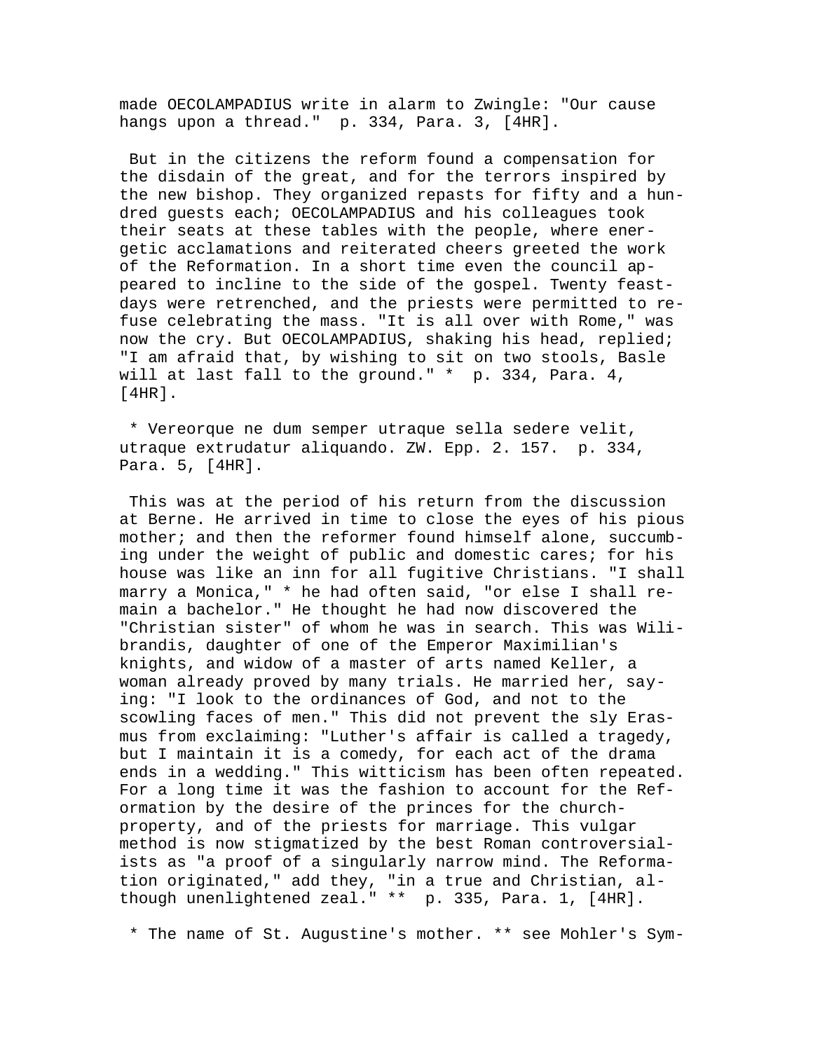made OECOLAMPADIUS write in alarm to Zwingle: "Our cause hangs upon a thread." p. 334, Para. 3, [4HR].

But in the citizens the reform found a compensation for the disdain of the great, and for the terrors inspired by the new bishop. They organized repasts for fifty and a hundred guests each; OECOLAMPADIUS and his colleagues took their seats at these tables with the people, where energetic acclamations and reiterated cheers greeted the work of the Reformation. In a short time even the council appeared to incline to the side of the gospel. Twenty feast-days were retrenched, and the priests were permitted to refuse celebrating the mass. "It is all over with Rome," was now the cry. But OECOLAMPADIUS, shaking his head, replied; "I am afraid that, by wishing to sit on two stools, Basle will at last fall to the ground." * p. 334, Para. 4, [4HR].

* Vereorque ne dum semper utraque sella sedere velit, utraque extrudatur aliquando. ZW. Epp. 2. 157. p. 334, Para. 5, [4HR].

This was at the period of his return from the discussion at Berne. He arrived in time to close the eyes of his pious mother; and then the reformer found himself alone, succumbing under the weight of public and domestic cares; for his house was like an inn for all fugitive Christians. "I shall marry a Monica," * he had often said, "or else I shall remain a bachelor." He thought he had now discovered the "Christian sister" of whom he was in search. This was Wilibrandis, daughter of one of the Emperor Maximilian's knights, and widow of a master of arts named Keller, a woman already proved by many trials. He married her, saying: "I look to the ordinances of God, and not to the scowling faces of men." This did not prevent the sly Erasmus from exclaiming: "Luther's affair is called a tragedy, but I maintain it is a comedy, for each act of the drama ends in a wedding." This witticism has been often repeated. For a long time it was the fashion to account for the Reformation by the desire of the princes for the church-property, and of the priests for marriage. This vulgar method is now stigmatized by the best Roman controversialists as "a proof of a singularly narrow mind. The Reformation originated," add they, "in a true and Christian, although unenlightened zeal." ** p. 335, Para. 1, [4HR].

* The name of St. Augustine's mother. ** see Mohler's Sym-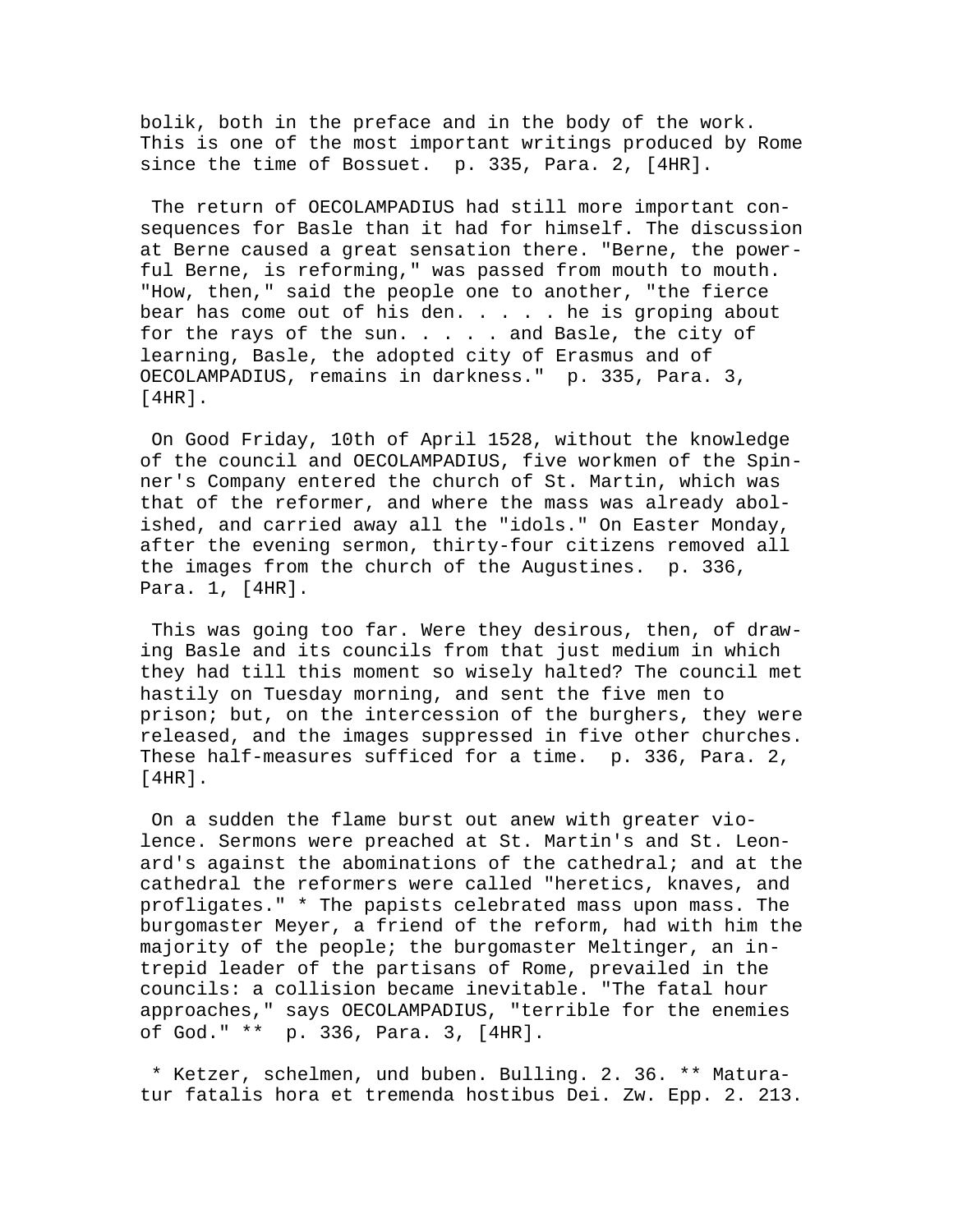bolik, both in the preface and in the body of the work. This is one of the most important writings produced by Rome since the time of Bossuet. p. 335, Para. 2, [4HR].

The return of OECOLAMPADIUS had still more important consequences for Basle than it had for himself. The discussion at Berne caused a great sensation there. "Berne, the powerful Berne, is reforming," was passed from mouth to mouth. "How, then," said the people one to another, "the fierce bear has come out of his den. . . . . he is groping about for the rays of the sun. . . . . and Basle, the city of learning, Basle, the adopted city of Erasmus and of OECOLAMPADIUS, remains in darkness." p. 335, Para. 3, [4HR].

On Good Friday, 10th of April 1528, without the knowledge of the council and OECOLAMPADIUS, five workmen of the Spinner's Company entered the church of St. Martin, which was that of the reformer, and where the mass was already abolished, and carried away all the "idols." On Easter Monday, after the evening sermon, thirty-four citizens removed all the images from the church of the Augustines. p. 336, Para. 1, [4HR].

This was going too far. Were they desirous, then, of drawing Basle and its councils from that just medium in which they had till this moment so wisely halted? The council met hastily on Tuesday morning, and sent the five men to prison; but, on the intercession of the burghers, they were released, and the images suppressed in five other churches. These half-measures sufficed for a time. p. 336, Para. 2, [4HR].

On a sudden the flame burst out anew with greater violence. Sermons were preached at St. Martin's and St. Leonard's against the abominations of the cathedral; and at the cathedral the reformers were called "heretics, knaves, and profligates." * The papists celebrated mass upon mass. The burgomaster Meyer, a friend of the reform, had with him the majority of the people; the burgomaster Meltinger, an intrepid leader of the partisans of Rome, prevailed in the councils: a collision became inevitable. "The fatal hour approaches," says OECOLAMPADIUS, "terrible for the enemies of God." ** p. 336, Para. 3, [4HR].

* Ketzer, schelmen, und buben. Bulling. 2. 36. ** Maturatur fatalis hora et tremenda hostibus Dei. Zw. Epp. 2. 213.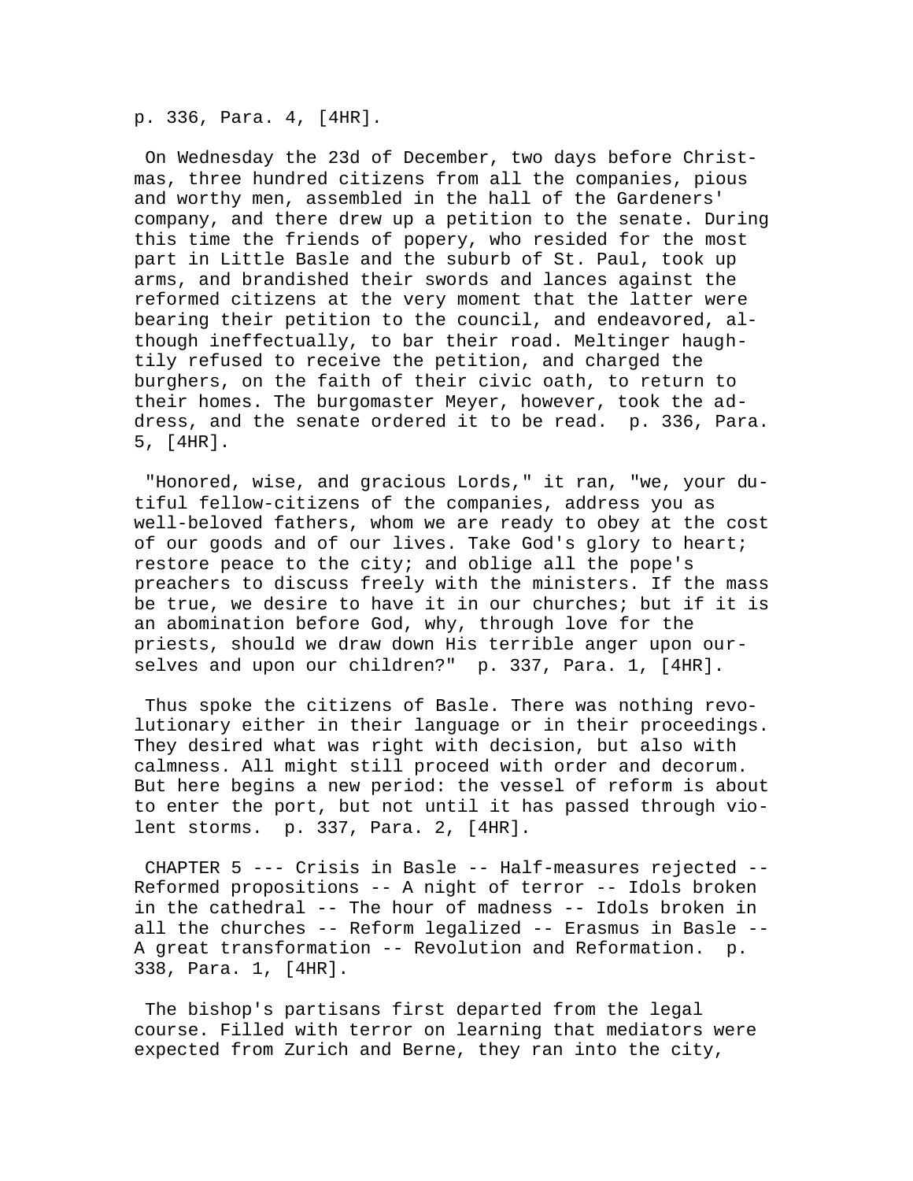p. 336, Para. 4, [4HR].

On Wednesday the 23d of December, two days before Christmas, three hundred citizens from all the companies, pious and worthy men, assembled in the hall of the Gardeners' company, and there drew up a petition to the senate. During this time the friends of popery, who resided for the most part in Little Basle and the suburb of St. Paul, took up arms, and brandished their swords and lances against the reformed citizens at the very moment that the latter were bearing their petition to the council, and endeavored, although ineffectually, to bar their road. Meltinger haughtily refused to receive the petition, and charged the burghers, on the faith of their civic oath, to return to their homes. The burgomaster Meyer, however, took the address, and the senate ordered it to be read. p. 336, Para. 5, [4HR].

"Honored, wise, and gracious Lords," it ran, "we, your dutiful fellow-citizens of the companies, address you as well-beloved fathers, whom we are ready to obey at the cost of our goods and of our lives. Take God's glory to heart; restore peace to the city; and oblige all the pope's preachers to discuss freely with the ministers. If the mass be true, we desire to have it in our churches; but if it is an abomination before God, why, through love for the priests, should we draw down His terrible anger upon ourselves and upon our children?" p. 337, Para. 1, [4HR].

Thus spoke the citizens of Basle. There was nothing revolutionary either in their language or in their proceedings. They desired what was right with decision, but also with calmness. All might still proceed with order and decorum. But here begins a new period: the vessel of reform is about to enter the port, but not until it has passed through violent storms. p. 337, Para. 2, [4HR].

CHAPTER 5 --- Crisis in Basle -- Half-measures rejected -- Reformed propositions -- A night of terror -- Idols broken in the cathedral -- The hour of madness -- Idols broken in all the churches -- Reform legalized -- Erasmus in Basle -- A great transformation -- Revolution and Reformation. p. 338, Para. 1, [4HR].

The bishop's partisans first departed from the legal course. Filled with terror on learning that mediators were expected from Zurich and Berne, they ran into the city,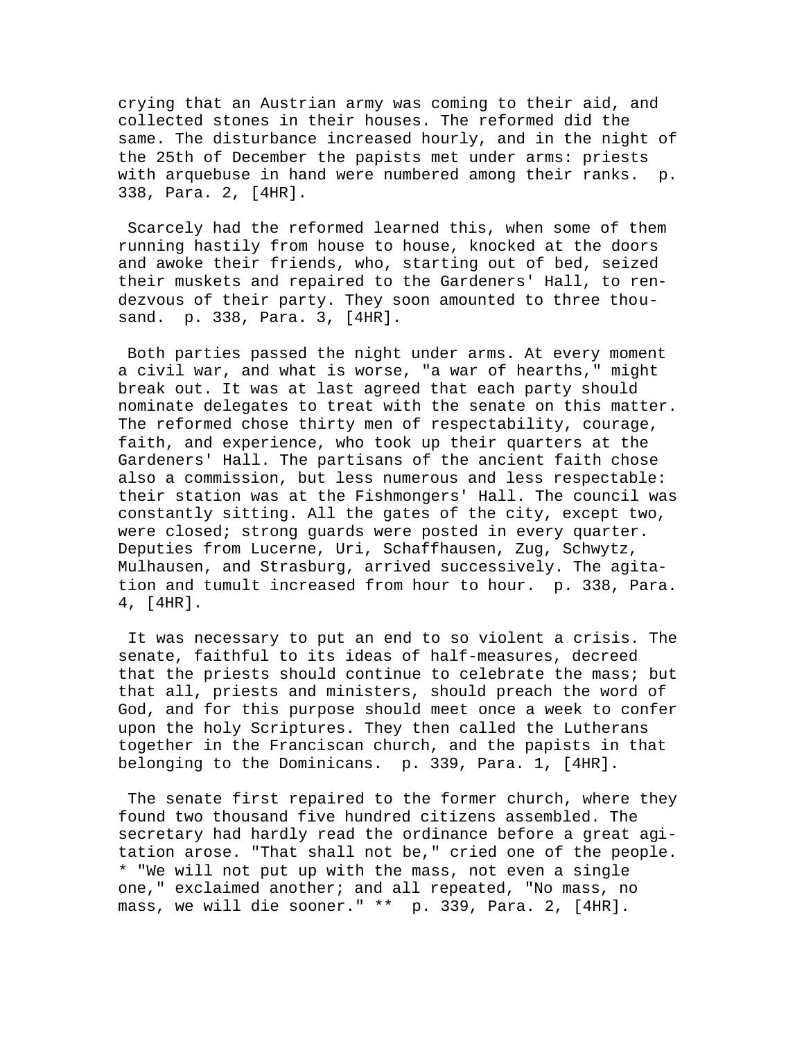crying that an Austrian army was coming to their aid, and collected stones in their houses. The reformed did the same. The disturbance increased hourly, and in the night of the 25th of December the papists met under arms: priests with arquebuse in hand were numbered among their ranks. p. 338, Para. 2, [4HR].

Scarcely had the reformed learned this, when some of them running hastily from house to house, knocked at the doors and awoke their friends, who, starting out of bed, seized their muskets and repaired to the Gardeners' Hall, to rendezvous of their party. They soon amounted to three thousand. p. 338, Para. 3, [4HR].

Both parties passed the night under arms. At every moment a civil war, and what is worse, "a war of hearths," might break out. It was at last agreed that each party should nominate delegates to treat with the senate on this matter. The reformed chose thirty men of respectability, courage, faith, and experience, who took up their quarters at the Gardeners' Hall. The partisans of the ancient faith chose also a commission, but less numerous and less respectable: their station was at the Fishmongers' Hall. The council was constantly sitting. All the gates of the city, except two, were closed; strong guards were posted in every quarter. Deputies from Lucerne, Uri, Schaffhausen, Zug, Schwytz, Mulhausen, and Strasburg, arrived successively. The agitation and tumult increased from hour to hour. p. 338, Para. 4, [4HR].

It was necessary to put an end to so violent a crisis. The senate, faithful to its ideas of half-measures, decreed that the priests should continue to celebrate the mass; but that all, priests and ministers, should preach the word of God, and for this purpose should meet once a week to confer upon the holy Scriptures. They then called the Lutherans together in the Franciscan church, and the papists in that belonging to the Dominicans. p. 339, Para. 1, [4HR].

The senate first repaired to the former church, where they found two thousand five hundred citizens assembled. The secretary had hardly read the ordinance before a great agitation arose. "That shall not be," cried one of the people. * "We will not put up with the mass, not even a single one," exclaimed another; and all repeated, "No mass, no mass, we will die sooner." ** p. 339, Para. 2, [4HR].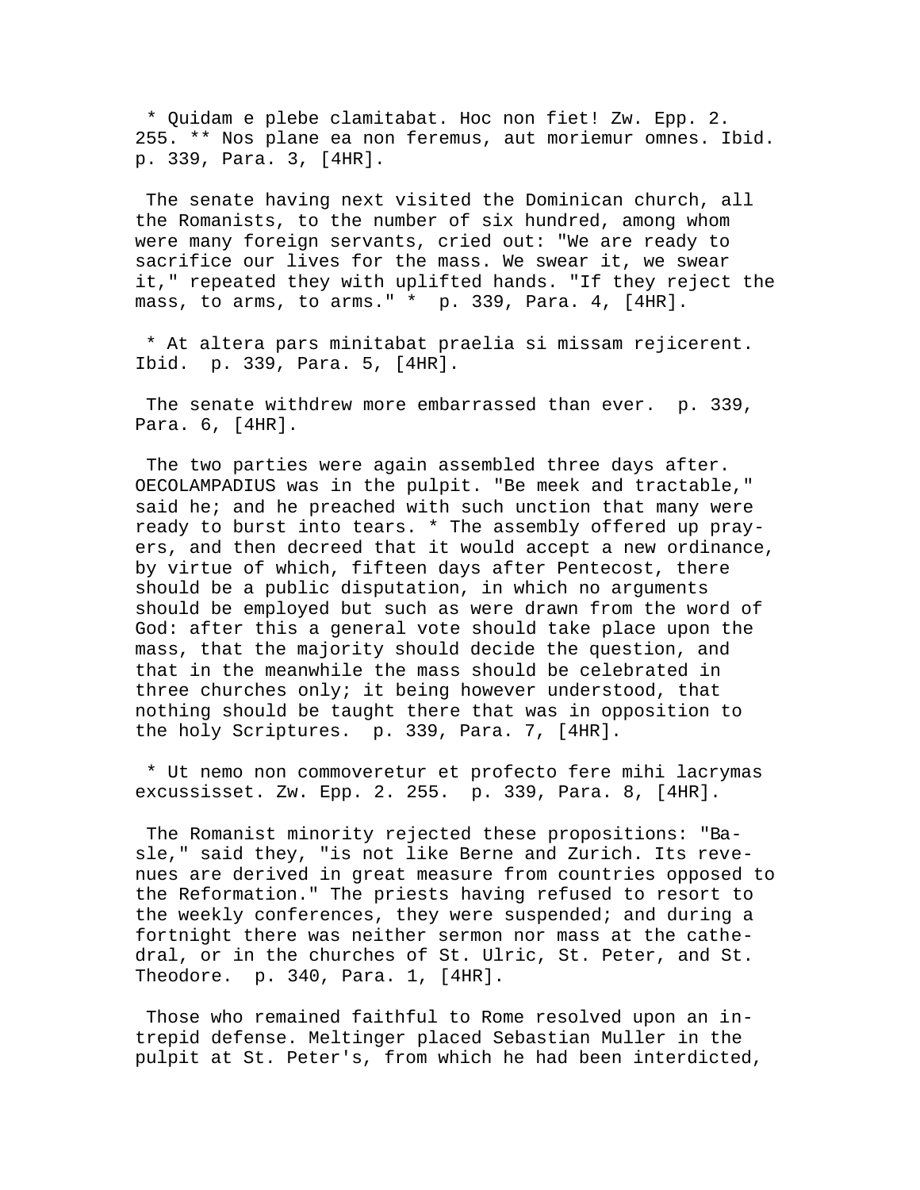* Quidam e plebe clamitabat. Hoc non fiet! Zw. Epp. 2. 255. ** Nos plane ea non feremus, aut moriemur omnes. Ibid. p. 339, Para. 3, [4HR].

The senate having next visited the Dominican church, all the Romanists, to the number of six hundred, among whom were many foreign servants, cried out: "We are ready to sacrifice our lives for the mass. We swear it, we swear it," repeated they with uplifted hands. "If they reject the mass, to arms, to arms." * p. 339, Para. 4, [4HR].

* At altera pars minitabat praelia si missam rejicerent. Ibid. p. 339, Para. 5, [4HR].

The senate withdrew more embarrassed than ever. p. 339, Para. 6, [4HR].

The two parties were again assembled three days after. OECOLAMPADIUS was in the pulpit. "Be meek and tractable," said he; and he preached with such unction that many were ready to burst into tears. * The assembly offered up prayers, and then decreed that it would accept a new ordinance, by virtue of which, fifteen days after Pentecost, there should be a public disputation, in which no arguments should be employed but such as were drawn from the word of God: after this a general vote should take place upon the mass, that the majority should decide the question, and that in the meanwhile the mass should be celebrated in three churches only; it being however understood, that nothing should be taught there that was in opposition to the holy Scriptures. p. 339, Para. 7, [4HR].

* Ut nemo non commoveretur et profecto fere mihi lacrymas excussisset. Zw. Epp. 2. 255. p. 339, Para. 8, [4HR].

The Romanist minority rejected these propositions: "Basle," said they, "is not like Berne and Zurich. Its revenues are derived in great measure from countries opposed to the Reformation." The priests having refused to resort to the weekly conferences, they were suspended; and during a fortnight there was neither sermon nor mass at the cathedral, or in the churches of St. Ulric, St. Peter, and St. Theodore. p. 340, Para. 1, [4HR].

Those who remained faithful to Rome resolved upon an intrepid defense. Meltinger placed Sebastian Muller in the pulpit at St. Peter's, from which he had been interdicted,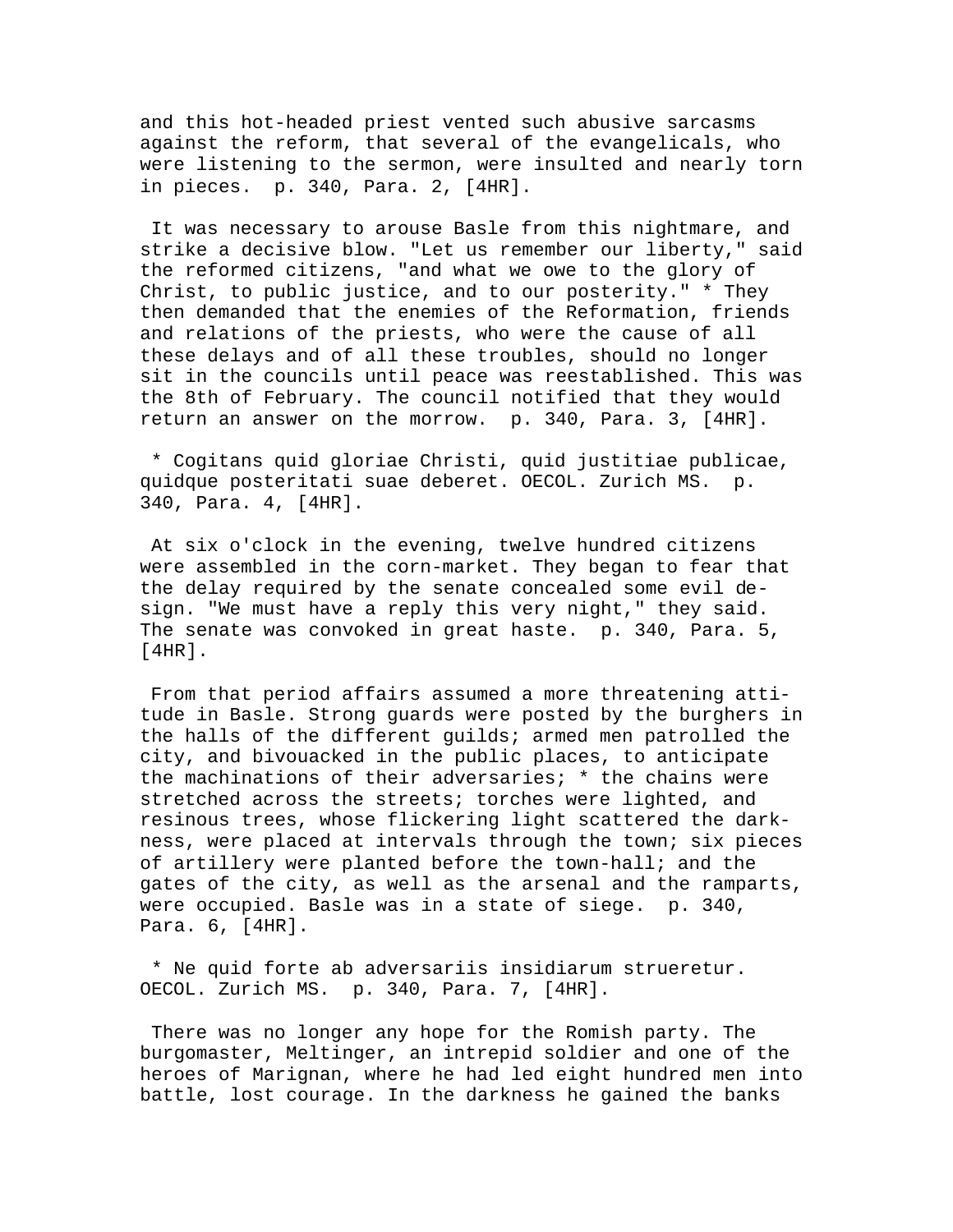and this hot-headed priest vented such abusive sarcasms against the reform, that several of the evangelicals, who were listening to the sermon, were insulted and nearly torn in pieces. p. 340, Para. 2, [4HR].

It was necessary to arouse Basle from this nightmare, and strike a decisive blow. "Let us remember our liberty," said the reformed citizens, "and what we owe to the glory of Christ, to public justice, and to our posterity." * They then demanded that the enemies of the Reformation, friends and relations of the priests, who were the cause of all these delays and of all these troubles, should no longer sit in the councils until peace was reestablished. This was the 8th of February. The council notified that they would return an answer on the morrow. p. 340, Para. 3, [4HR].

* Cogitans quid gloriae Christi, quid justitiae publicae, quidque posteritati suae deberet. OECOL. Zurich MS. p. 340, Para. 4, [4HR].

At six o'clock in the evening, twelve hundred citizens were assembled in the corn-market. They began to fear that the delay required by the senate concealed some evil design. "We must have a reply this very night," they said. The senate was convoked in great haste. p. 340, Para. 5, [4HR].

From that period affairs assumed a more threatening attitude in Basle. Strong guards were posted by the burghers in the halls of the different guilds; armed men patrolled the city, and bivouacked in the public places, to anticipate the machinations of their adversaries; * the chains were stretched across the streets; torches were lighted, and resinous trees, whose flickering light scattered the darkness, were placed at intervals through the town; six pieces of artillery were planted before the town-hall; and the gates of the city, as well as the arsenal and the ramparts, were occupied. Basle was in a state of siege. p. 340, Para. 6, [4HR].

* Ne quid forte ab adversariis insidiarum strueretur. OECOL. Zurich MS. p. 340, Para. 7, [4HR].

There was no longer any hope for the Romish party. The burgomaster, Meltinger, an intrepid soldier and one of the heroes of Marignan, where he had led eight hundred men into battle, lost courage. In the darkness he gained the banks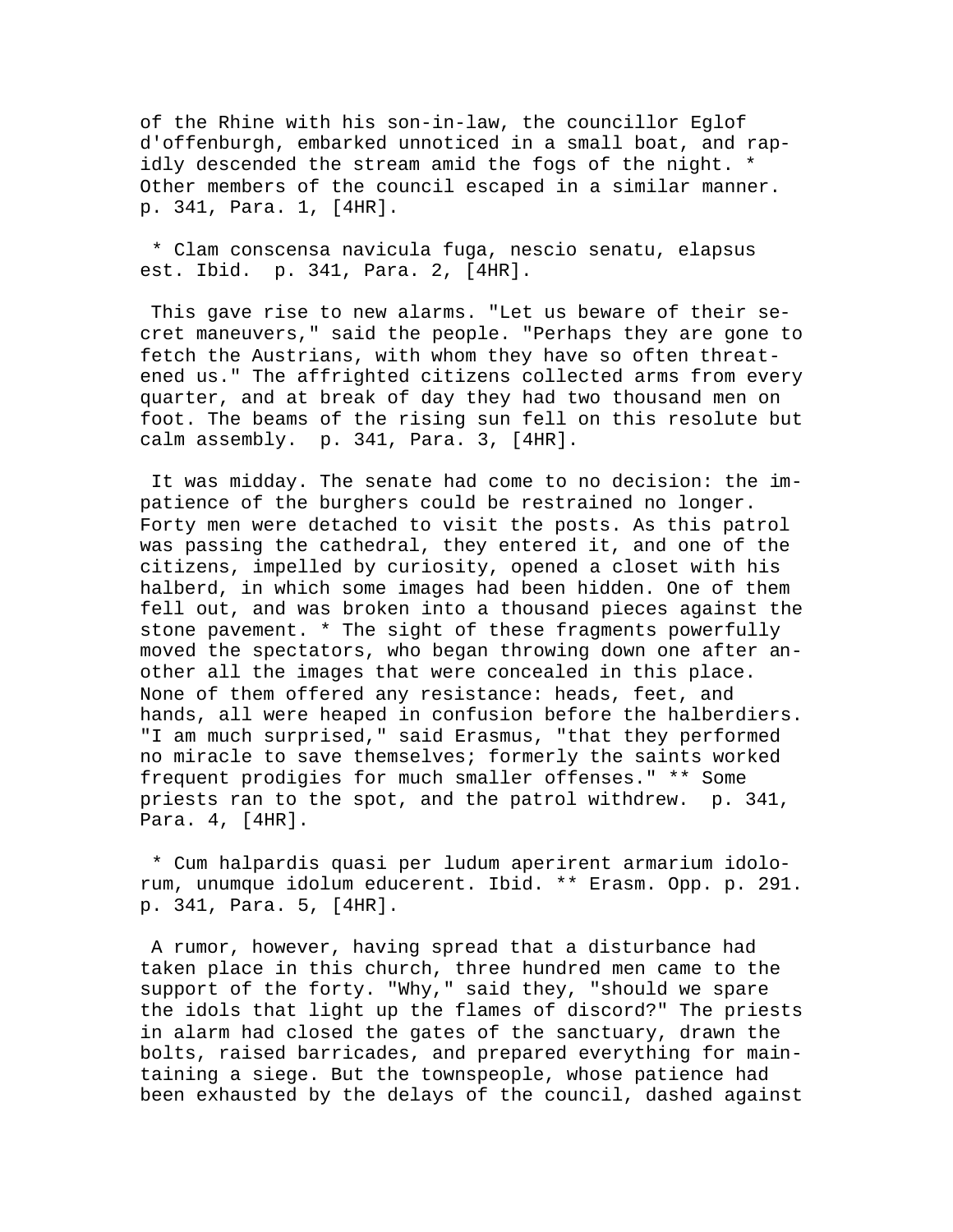of the Rhine with his son-in-law, the councillor Eglof d'offenburgh, embarked unnoticed in a small boat, and rapidly descended the stream amid the fogs of the night. * Other members of the council escaped in a similar manner. p. 341, Para. 1, [4HR].

* Clam conscensa navicula fuga, nescio senatu, elapsus est. Ibid. p. 341, Para. 2, [4HR].

This gave rise to new alarms. "Let us beware of their secret maneuvers," said the people. "Perhaps they are gone to fetch the Austrians, with whom they have so often threatened us." The affrighted citizens collected arms from every quarter, and at break of day they had two thousand men on foot. The beams of the rising sun fell on this resolute but calm assembly. p. 341, Para. 3, [4HR].

It was midday. The senate had come to no decision: the impatience of the burghers could be restrained no longer. Forty men were detached to visit the posts. As this patrol was passing the cathedral, they entered it, and one of the citizens, impelled by curiosity, opened a closet with his halberd, in which some images had been hidden. One of them fell out, and was broken into a thousand pieces against the stone pavement. * The sight of these fragments powerfully moved the spectators, who began throwing down one after another all the images that were concealed in this place. None of them offered any resistance: heads, feet, and hands, all were heaped in confusion before the halberdiers. "I am much surprised," said Erasmus, "that they performed no miracle to save themselves; formerly the saints worked frequent prodigies for much smaller offenses." ** Some priests ran to the spot, and the patrol withdrew. p. 341, Para. 4, [4HR].

* Cum halpardis quasi per ludum aperirent armarium idolorum, unumque idolum educerent. Ibid. ** Erasm. Opp. p. 291. p. 341, Para. 5, [4HR].

A rumor, however, having spread that a disturbance had taken place in this church, three hundred men came to the support of the forty. "Why," said they, "should we spare the idols that light up the flames of discord?" The priests in alarm had closed the gates of the sanctuary, drawn the bolts, raised barricades, and prepared everything for maintaining a siege. But the townspeople, whose patience had been exhausted by the delays of the council, dashed against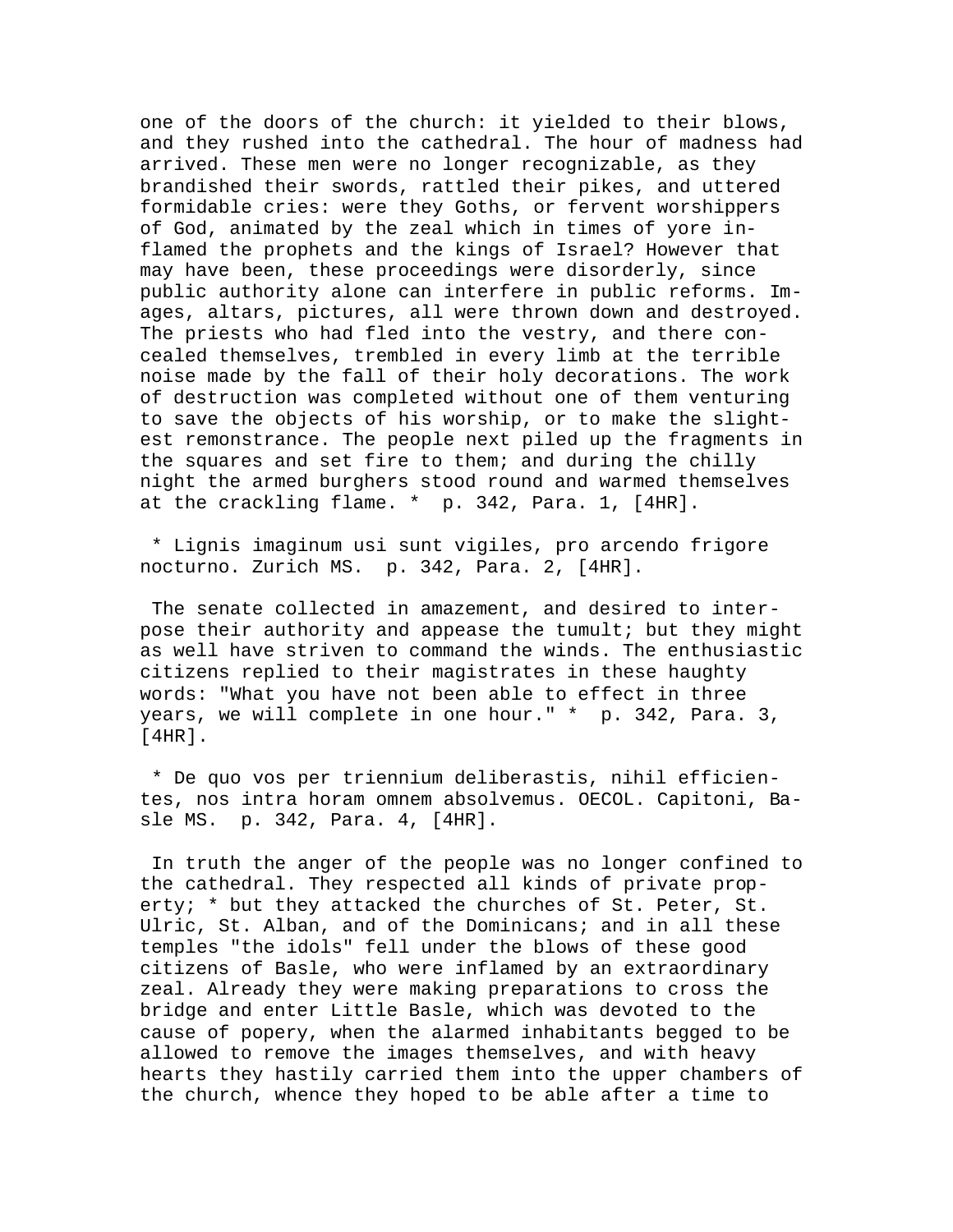one of the doors of the church: it yielded to their blows, and they rushed into the cathedral. The hour of madness had arrived. These men were no longer recognizable, as they brandished their swords, rattled their pikes, and uttered formidable cries: were they Goths, or fervent worshippers of God, animated by the zeal which in times of yore inflamed the prophets and the kings of Israel? However that may have been, these proceedings were disorderly, since public authority alone can interfere in public reforms. Images, altars, pictures, all were thrown down and destroyed. The priests who had fled into the vestry, and there concealed themselves, trembled in every limb at the terrible noise made by the fall of their holy decorations. The work of destruction was completed without one of them venturing to save the objects of his worship, or to make the slightest remonstrance. The people next piled up the fragments in the squares and set fire to them; and during the chilly night the armed burghers stood round and warmed themselves at the crackling flame. * p. 342, Para. 1, [4HR].

* Lignis imaginum usi sunt vigiles, pro arcendo frigore nocturno. Zurich MS. p. 342, Para. 2, [4HR].

The senate collected in amazement, and desired to interpose their authority and appease the tumult; but they might as well have striven to command the winds. The enthusiastic citizens replied to their magistrates in these haughty words: "What you have not been able to effect in three years, we will complete in one hour." * p. 342, Para. 3, [4HR].

* De quo vos per triennium deliberastis, nihil efficientes, nos intra horam omnem absolvemus. OECOL. Capitoni, Basle MS. p. 342, Para. 4, [4HR].

In truth the anger of the people was no longer confined to the cathedral. They respected all kinds of private property; * but they attacked the churches of St. Peter, St. Ulric, St. Alban, and of the Dominicans; and in all these temples "the idols" fell under the blows of these good citizens of Basle, who were inflamed by an extraordinary zeal. Already they were making preparations to cross the bridge and enter Little Basle, which was devoted to the cause of popery, when the alarmed inhabitants begged to be allowed to remove the images themselves, and with heavy hearts they hastily carried them into the upper chambers of the church, whence they hoped to be able after a time to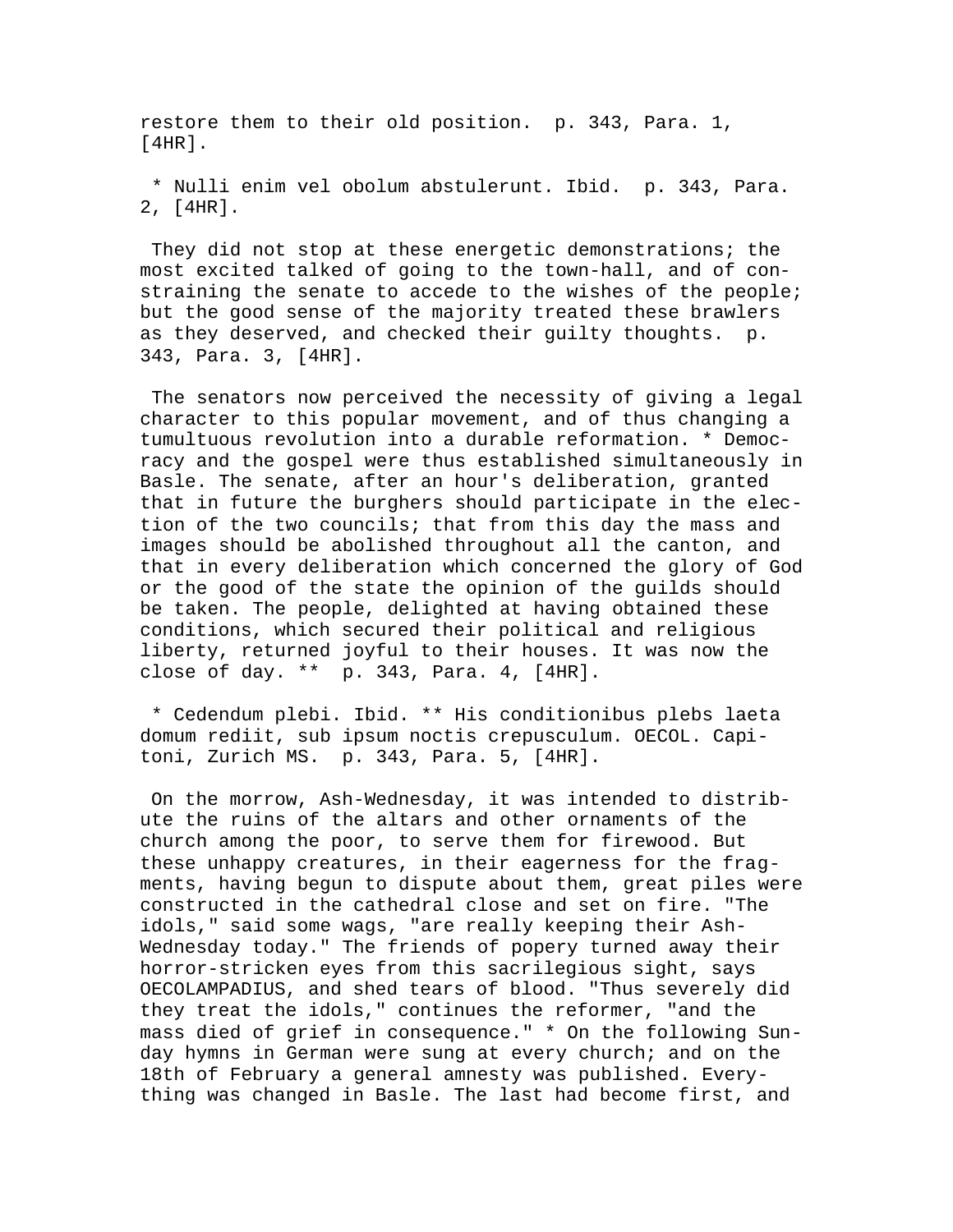restore them to their old position. p. 343, Para. 1, [4HR].

* Nulli enim vel obolum abstulerunt. Ibid. p. 343, Para. 2, [4HR].

They did not stop at these energetic demonstrations; the most excited talked of going to the town-hall, and of constraining the senate to accede to the wishes of the people; but the good sense of the majority treated these brawlers as they deserved, and checked their guilty thoughts. p. 343, Para. 3, [4HR].

The senators now perceived the necessity of giving a legal character to this popular movement, and of thus changing a tumultuous revolution into a durable reformation. * Democracy and the gospel were thus established simultaneously in Basle. The senate, after an hour's deliberation, granted that in future the burghers should participate in the election of the two councils; that from this day the mass and images should be abolished throughout all the canton, and that in every deliberation which concerned the glory of God or the good of the state the opinion of the guilds should be taken. The people, delighted at having obtained these conditions, which secured their political and religious liberty, returned joyful to their houses. It was now the close of day. ** p. 343, Para. 4, [4HR].

* Cedendum plebi. Ibid. ** His conditionibus plebs laeta domum rediit, sub ipsum noctis crepusculum. OECOL. Capitoni, Zurich MS. p. 343, Para. 5, [4HR].

On the morrow, Ash-Wednesday, it was intended to distribute the ruins of the altars and other ornaments of the church among the poor, to serve them for firewood. But these unhappy creatures, in their eagerness for the fragments, having begun to dispute about them, great piles were constructed in the cathedral close and set on fire. "The idols," said some wags, "are really keeping their Ash-Wednesday today." The friends of popery turned away their horror-stricken eyes from this sacrilegious sight, says OECOLAMPADIUS, and shed tears of blood. "Thus severely did they treat the idols," continues the reformer, "and the mass died of grief in consequence." * On the following Sunday hymns in German were sung at every church; and on the 18th of February a general amnesty was published. Everything was changed in Basle. The last had become first, and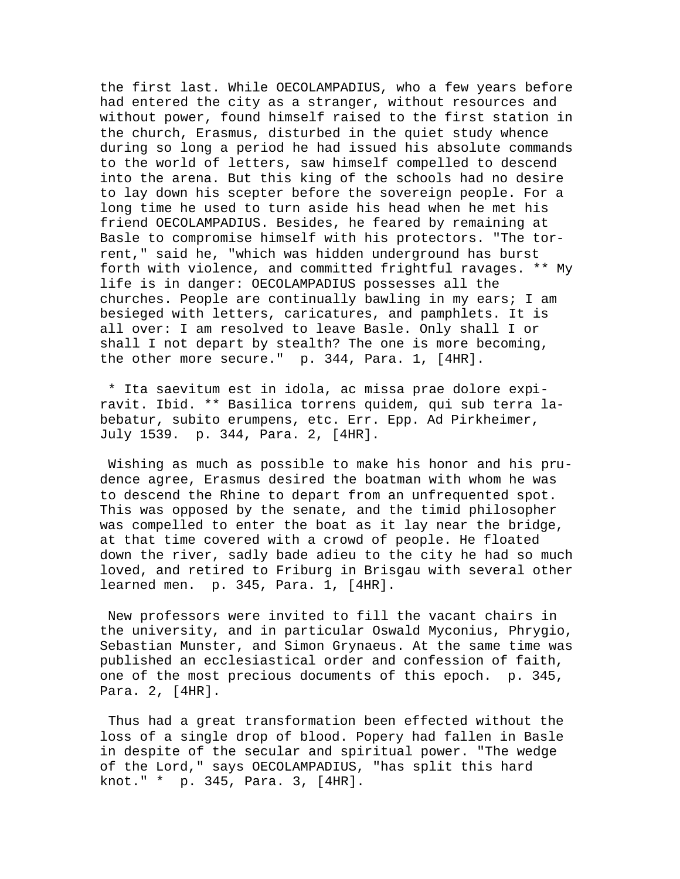the first last. While OECOLAMPADIUS, who a few years before had entered the city as a stranger, without resources and without power, found himself raised to the first station in the church, Erasmus, disturbed in the quiet study whence during so long a period he had issued his absolute commands to the world of letters, saw himself compelled to descend into the arena. But this king of the schools had no desire to lay down his scepter before the sovereign people. For a long time he used to turn aside his head when he met his friend OECOLAMPADIUS. Besides, he feared by remaining at Basle to compromise himself with his protectors. "The torrent," said he, "which was hidden underground has burst forth with violence, and committed frightful ravages. ** My life is in danger: OECOLAMPADIUS possesses all the churches. People are continually bawling in my ears; I am besieged with letters, caricatures, and pamphlets. It is all over: I am resolved to leave Basle. Only shall I or shall I not depart by stealth? The one is more becoming, the other more secure." p. 344, Para. 1, [4HR].

* Ita saevitum est in idola, ac missa prae dolore expiravit. Ibid. ** Basilica torrens quidem, qui sub terra labebatur, subito erumpens, etc. Err. Epp. Ad Pirkheimer, July 1539. p. 344, Para. 2, [4HR].

Wishing as much as possible to make his honor and his prudence agree, Erasmus desired the boatman with whom he was to descend the Rhine to depart from an unfrequented spot. This was opposed by the senate, and the timid philosopher was compelled to enter the boat as it lay near the bridge, at that time covered with a crowd of people. He floated down the river, sadly bade adieu to the city he had so much loved, and retired to Friburg in Brisgau with several other learned men. p. 345, Para. 1, [4HR].

New professors were invited to fill the vacant chairs in the university, and in particular Oswald Myconius, Phrygio, Sebastian Munster, and Simon Grynaeus. At the same time was published an ecclesiastical order and confession of faith, one of the most precious documents of this epoch. p. 345, Para. 2, [4HR].

Thus had a great transformation been effected without the loss of a single drop of blood. Popery had fallen in Basle in despite of the secular and spiritual power. "The wedge of the Lord," says OECOLAMPADIUS, "has split this hard knot." * p. 345, Para. 3, [4HR].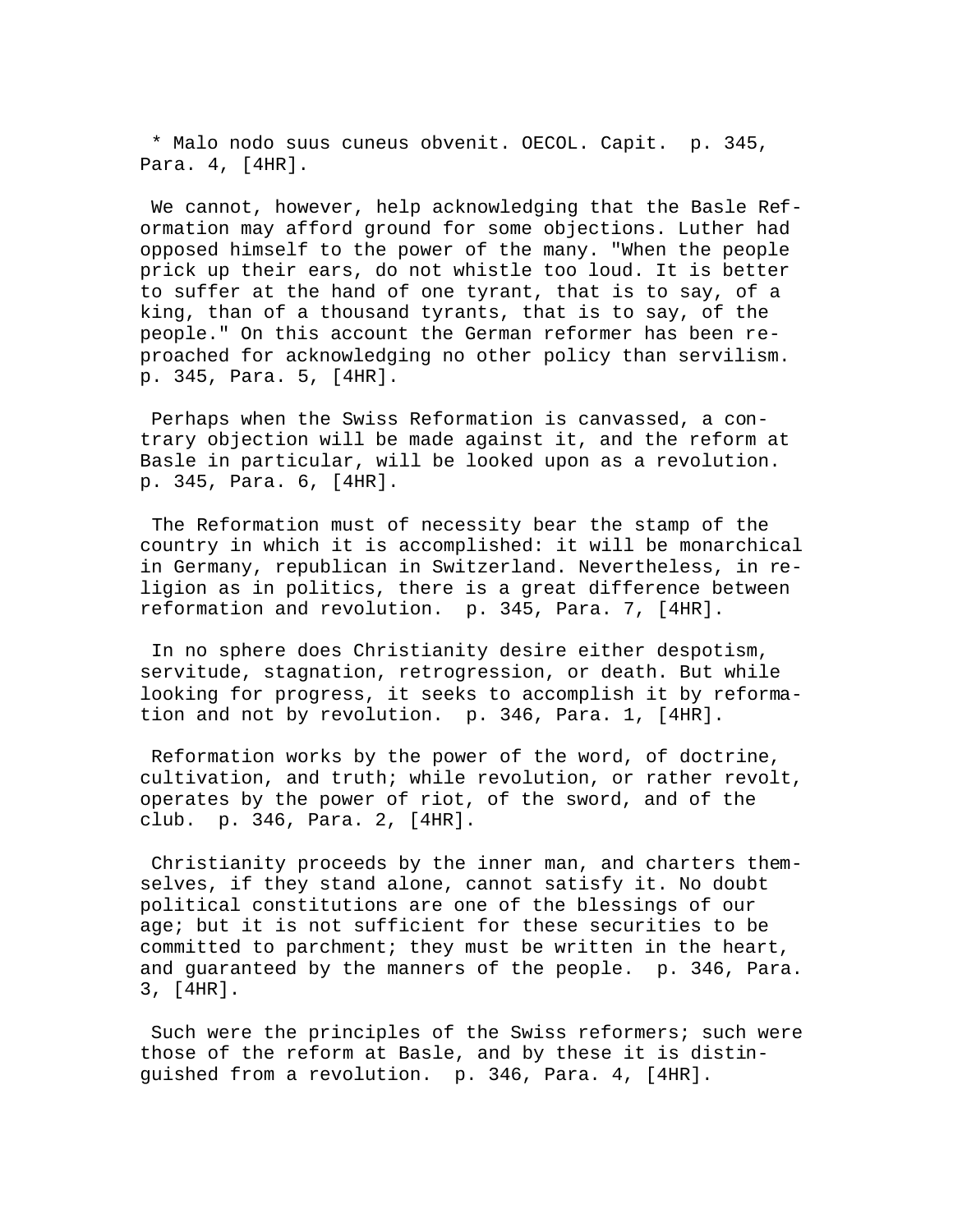* Malo nodo suus cuneus obvenit. OECOL. Capit.  p. 345, Para. 4, [4HR].

We cannot, however, help acknowledging that the Basle Reformation may afford ground for some objections. Luther had opposed himself to the power of the many. "When the people prick up their ears, do not whistle too loud. It is better to suffer at the hand of one tyrant, that is to say, of a king, than of a thousand tyrants, that is to say, of the people." On this account the German reformer has been reproached for acknowledging no other policy than servilism.  p. 345, Para. 5, [4HR].

Perhaps when the Swiss Reformation is canvassed, a contrary objection will be made against it, and the reform at Basle in particular, will be looked upon as a revolution.  p. 345, Para. 6, [4HR].

The Reformation must of necessity bear the stamp of the country in which it is accomplished: it will be monarchical in Germany, republican in Switzerland. Nevertheless, in religion as in politics, there is a great difference between reformation and revolution.  p. 345, Para. 7, [4HR].

In no sphere does Christianity desire either despotism, servitude, stagnation, retrogression, or death. But while looking for progress, it seeks to accomplish it by reformation and not by revolution.  p. 346, Para. 1, [4HR].

Reformation works by the power of the word, of doctrine, cultivation, and truth; while revolution, or rather revolt, operates by the power of riot, of the sword, and of the club.  p. 346, Para. 2, [4HR].

Christianity proceeds by the inner man, and charters themselves, if they stand alone, cannot satisfy it. No doubt political constitutions are one of the blessings of our age; but it is not sufficient for these securities to be committed to parchment; they must be written in the heart, and guaranteed by the manners of the people.  p. 346, Para. 3, [4HR].

Such were the principles of the Swiss reformers; such were those of the reform at Basle, and by these it is distinguished from a revolution.  p. 346, Para. 4, [4HR].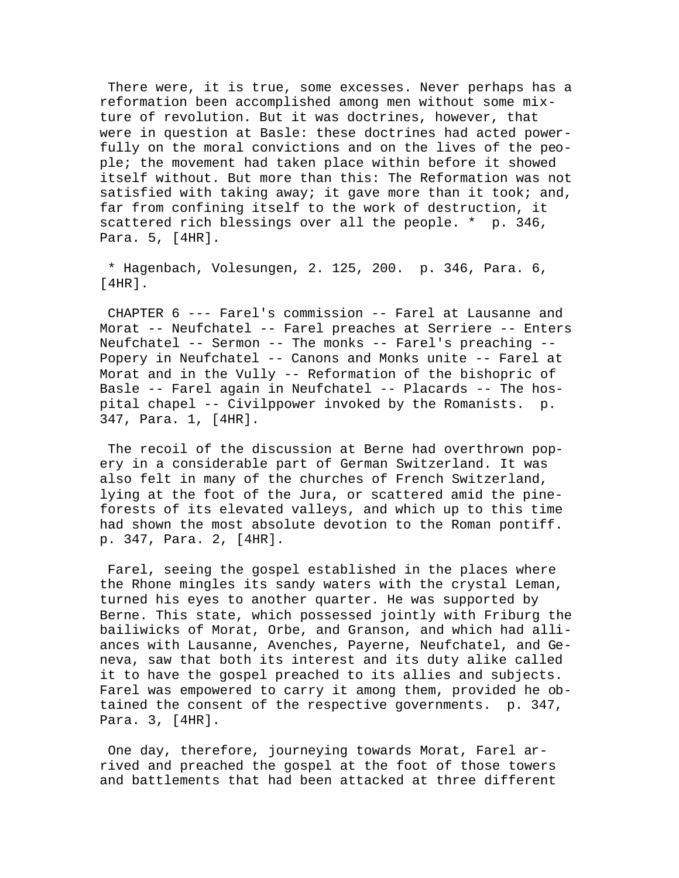There were, it is true, some excesses. Never perhaps has a reformation been accomplished among men without some mixture of revolution. But it was doctrines, however, that were in question at Basle: these doctrines had acted powerfully on the moral convictions and on the lives of the people; the movement had taken place within before it showed itself without. But more than this: The Reformation was not satisfied with taking away; it gave more than it took; and, far from confining itself to the work of destruction, it scattered rich blessings over all the people. * p. 346, Para. 5, [4HR].

* Hagenbach, Volesungen, 2. 125, 200. p. 346, Para. 6, [4HR].

CHAPTER 6 --- Farel's commission -- Farel at Lausanne and Morat -- Neufchatel -- Farel preaches at Serriere -- Enters Neufchatel -- Sermon -- The monks -- Farel's preaching -- Popery in Neufchatel -- Canons and Monks unite -- Farel at Morat and in the Vully -- Reformation of the bishopric of Basle -- Farel again in Neufchatel -- Placards -- The hospital chapel -- Civilppower invoked by the Romanists. p. 347, Para. 1, [4HR].

The recoil of the discussion at Berne had overthrown popery in a considerable part of German Switzerland. It was also felt in many of the churches of French Switzerland, lying at the foot of the Jura, or scattered amid the pine-forests of its elevated valleys, and which up to this time had shown the most absolute devotion to the Roman pontiff. p. 347, Para. 2, [4HR].

Farel, seeing the gospel established in the places where the Rhone mingles its sandy waters with the crystal Leman, turned his eyes to another quarter. He was supported by Berne. This state, which possessed jointly with Friburg the bailiwicks of Morat, Orbe, and Granson, and which had alliances with Lausanne, Avenches, Payerne, Neufchatel, and Geneva, saw that both its interest and its duty alike called it to have the gospel preached to its allies and subjects. Farel was empowered to carry it among them, provided he obtained the consent of the respective governments. p. 347, Para. 3, [4HR].

One day, therefore, journeying towards Morat, Farel arrived and preached the gospel at the foot of those towers and battlements that had been attacked at three different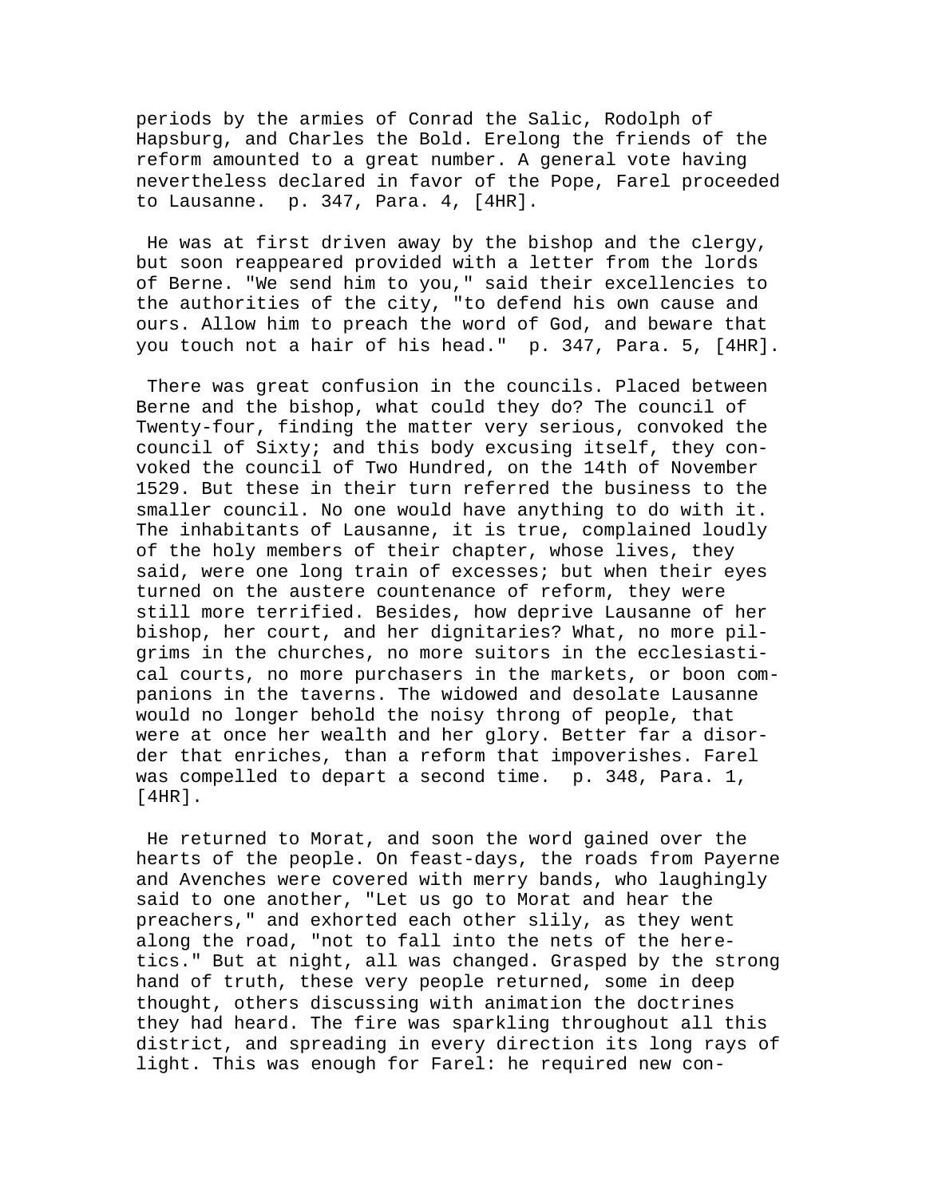periods by the armies of Conrad the Salic, Rodolph of Hapsburg, and Charles the Bold. Erelong the friends of the reform amounted to a great number. A general vote having nevertheless declared in favor of the Pope, Farel proceeded to Lausanne. p. 347, Para. 4, [4HR].

He was at first driven away by the bishop and the clergy, but soon reappeared provided with a letter from the lords of Berne. "We send him to you," said their excellencies to the authorities of the city, "to defend his own cause and ours. Allow him to preach the word of God, and beware that you touch not a hair of his head." p. 347, Para. 5, [4HR].

There was great confusion in the councils. Placed between Berne and the bishop, what could they do? The council of Twenty-four, finding the matter very serious, convoked the council of Sixty; and this body excusing itself, they convoked the council of Two Hundred, on the 14th of November 1529. But these in their turn referred the business to the smaller council. No one would have anything to do with it. The inhabitants of Lausanne, it is true, complained loudly of the holy members of their chapter, whose lives, they said, were one long train of excesses; but when their eyes turned on the austere countenance of reform, they were still more terrified. Besides, how deprive Lausanne of her bishop, her court, and her dignitaries? What, no more pilgrims in the churches, no more suitors in the ecclesiastical courts, no more purchasers in the markets, or boon companions in the taverns. The widowed and desolate Lausanne would no longer behold the noisy throng of people, that were at once her wealth and her glory. Better far a disorder that enriches, than a reform that impoverishes. Farel was compelled to depart a second time. p. 348, Para. 1, [4HR].

He returned to Morat, and soon the word gained over the hearts of the people. On feast-days, the roads from Payerne and Avenches were covered with merry bands, who laughingly said to one another, "Let us go to Morat and hear the preachers," and exhorted each other slily, as they went along the road, "not to fall into the nets of the heretics." But at night, all was changed. Grasped by the strong hand of truth, these very people returned, some in deep thought, others discussing with animation the doctrines they had heard. The fire was sparkling throughout all this district, and spreading in every direction its long rays of light. This was enough for Farel: he required new con-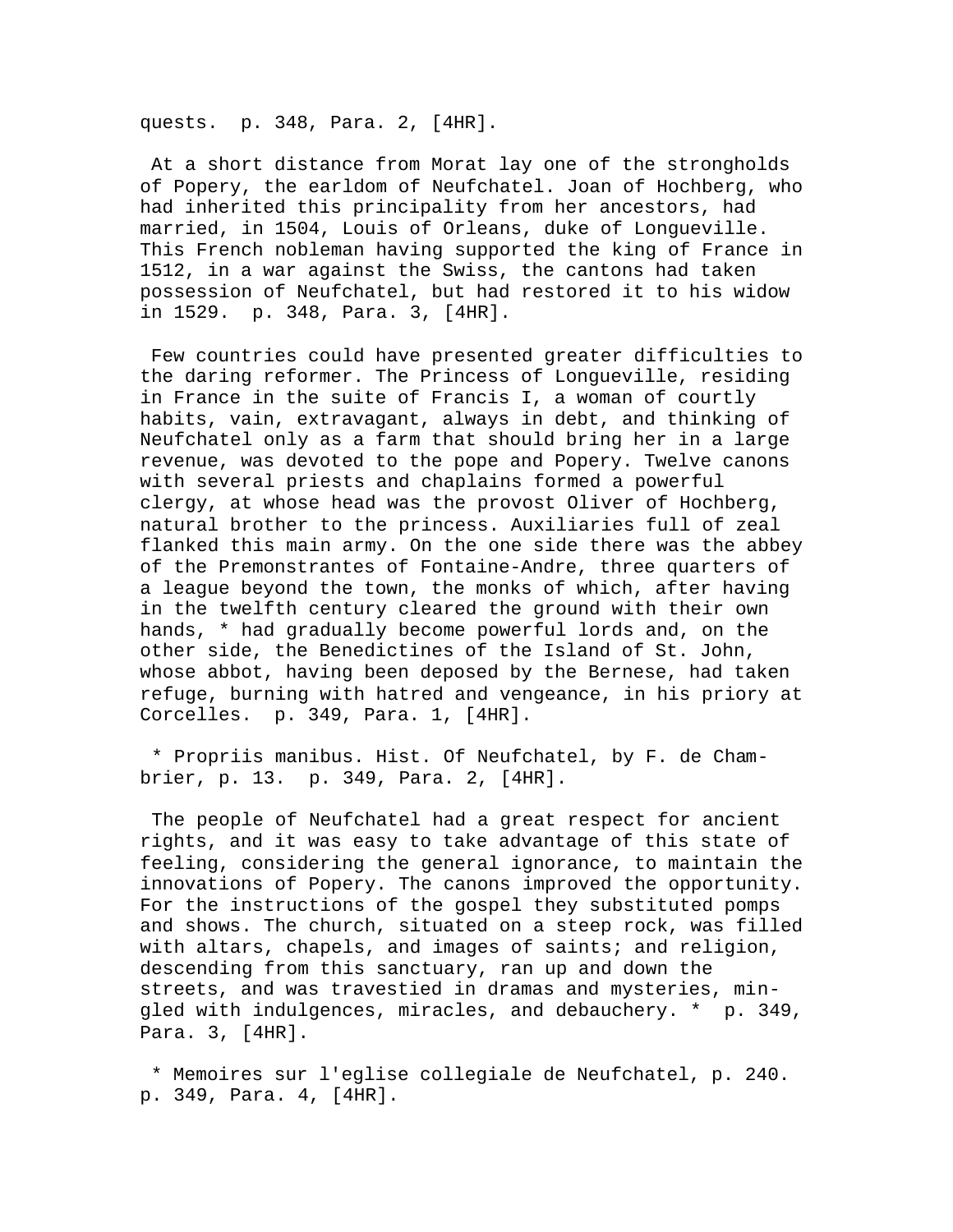quests.  p. 348, Para. 2, [4HR].

At a short distance from Morat lay one of the strongholds of Popery, the earldom of Neufchatel. Joan of Hochberg, who had inherited this principality from her ancestors, had married, in 1504, Louis of Orleans, duke of Longueville. This French nobleman having supported the king of France in 1512, in a war against the Swiss, the cantons had taken possession of Neufchatel, but had restored it to his widow in 1529.  p. 348, Para. 3, [4HR].

Few countries could have presented greater difficulties to the daring reformer. The Princess of Longueville, residing in France in the suite of Francis I, a woman of courtly habits, vain, extravagant, always in debt, and thinking of Neufchatel only as a farm that should bring her in a large revenue, was devoted to the pope and Popery. Twelve canons with several priests and chaplains formed a powerful clergy, at whose head was the provost Oliver of Hochberg, natural brother to the princess. Auxiliaries full of zeal flanked this main army. On the one side there was the abbey of the Premonstrantes of Fontaine-Andre, three quarters of a league beyond the town, the monks of which, after having in the twelfth century cleared the ground with their own hands, * had gradually become powerful lords and, on the other side, the Benedictines of the Island of St. John, whose abbot, having been deposed by the Bernese, had taken refuge, burning with hatred and vengeance, in his priory at Corcelles.  p. 349, Para. 1, [4HR].

* Propriis manibus. Hist. Of Neufchatel, by F. de Chambrier, p. 13.  p. 349, Para. 2, [4HR].

The people of Neufchatel had a great respect for ancient rights, and it was easy to take advantage of this state of feeling, considering the general ignorance, to maintain the innovations of Popery. The canons improved the opportunity. For the instructions of the gospel they substituted pomps and shows. The church, situated on a steep rock, was filled with altars, chapels, and images of saints; and religion, descending from this sanctuary, ran up and down the streets, and was travestied in dramas and mysteries, mingled with indulgences, miracles, and debauchery. *  p. 349, Para. 3, [4HR].

* Memoires sur l'eglise collegiale de Neufchatel, p. 240.  p. 349, Para. 4, [4HR].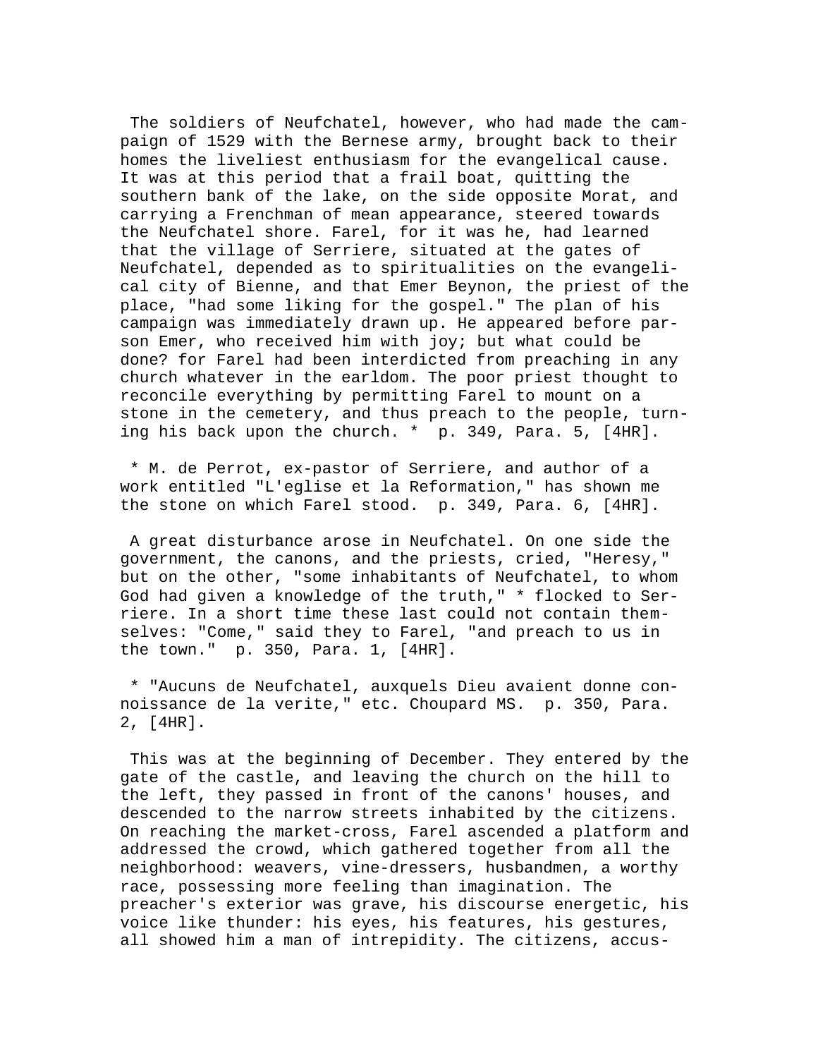The soldiers of Neufchatel, however, who had made the campaign of 1529 with the Bernese army, brought back to their homes the liveliest enthusiasm for the evangelical cause. It was at this period that a frail boat, quitting the southern bank of the lake, on the side opposite Morat, and carrying a Frenchman of mean appearance, steered towards the Neufchatel shore. Farel, for it was he, had learned that the village of Serriere, situated at the gates of Neufchatel, depended as to spiritualities on the evangelical city of Bienne, and that Emer Beynon, the priest of the place, "had some liking for the gospel." The plan of his campaign was immediately drawn up. He appeared before parson Emer, who received him with joy; but what could be done? for Farel had been interdicted from preaching in any church whatever in the earldom. The poor priest thought to reconcile everything by permitting Farel to mount on a stone in the cemetery, and thus preach to the people, turning his back upon the church. *  p. 349, Para. 5, [4HR].

* M. de Perrot, ex-pastor of Serriere, and author of a work entitled "L'eglise et la Reformation," has shown me the stone on which Farel stood.  p. 349, Para. 6, [4HR].

A great disturbance arose in Neufchatel. On one side the government, the canons, and the priests, cried, "Heresy," but on the other, "some inhabitants of Neufchatel, to whom God had given a knowledge of the truth," * flocked to Serriere. In a short time these last could not contain themselves: "Come," said they to Farel, "and preach to us in the town."  p. 350, Para. 1, [4HR].

* "Aucuns de Neufchatel, auxquels Dieu avaient donne connoissance de la verite," etc. Choupard MS.  p. 350, Para. 2, [4HR].

This was at the beginning of December. They entered by the gate of the castle, and leaving the church on the hill to the left, they passed in front of the canons' houses, and descended to the narrow streets inhabited by the citizens. On reaching the market-cross, Farel ascended a platform and addressed the crowd, which gathered together from all the neighborhood: weavers, vine-dressers, husbandmen, a worthy race, possessing more feeling than imagination. The preacher's exterior was grave, his discourse energetic, his voice like thunder: his eyes, his features, his gestures, all showed him a man of intrepidity. The citizens, accus-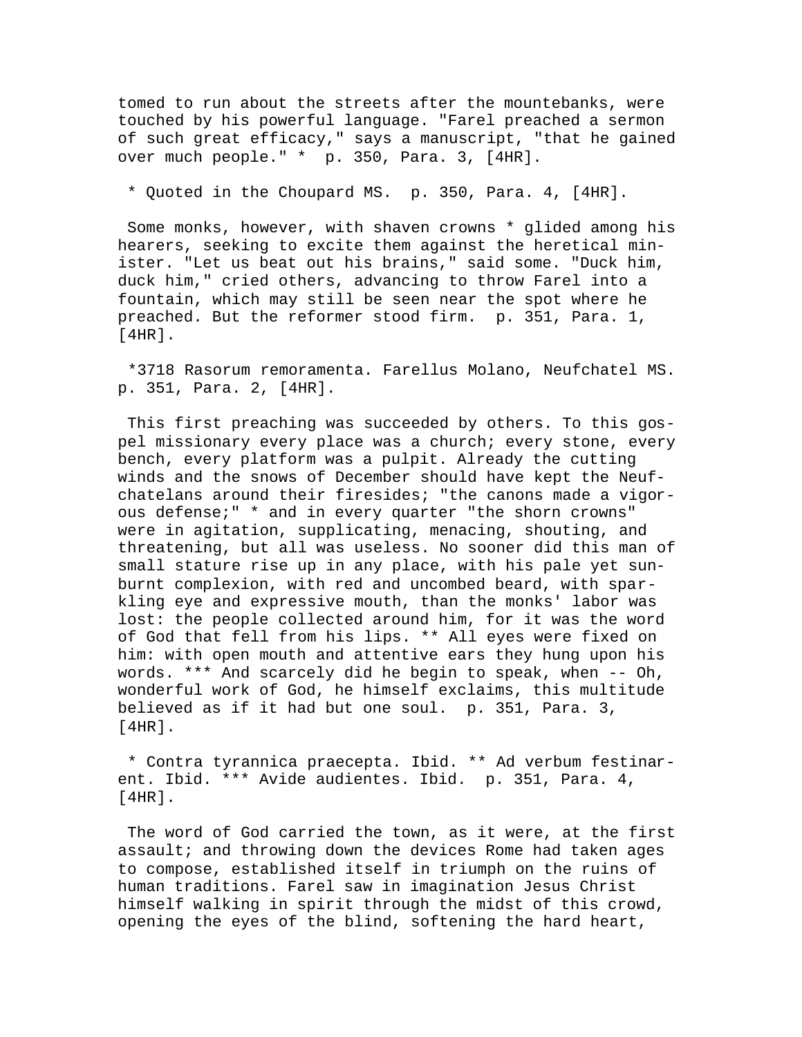tomed to run about the streets after the mountebanks, were touched by his powerful language. "Farel preached a sermon of such great efficacy," says a manuscript, "that he gained over much people." * p. 350, Para. 3, [4HR].

* Quoted in the Choupard MS. p. 350, Para. 4, [4HR].

Some monks, however, with shaven crowns * glided among his hearers, seeking to excite them against the heretical minister. "Let us beat out his brains," said some. "Duck him, duck him," cried others, advancing to throw Farel into a fountain, which may still be seen near the spot where he preached. But the reformer stood firm. p. 351, Para. 1, [4HR].

*3718 Rasorum remoramenta. Farellus Molano, Neufchatel MS. p. 351, Para. 2, [4HR].

This first preaching was succeeded by others. To this gospel missionary every place was a church; every stone, every bench, every platform was a pulpit. Already the cutting winds and the snows of December should have kept the Neufchatelans around their firesides; "the canons made a vigorous defense;" * and in every quarter "the shorn crowns" were in agitation, supplicating, menacing, shouting, and threatening, but all was useless. No sooner did this man of small stature rise up in any place, with his pale yet sunburnt complexion, with red and uncombed beard, with sparkling eye and expressive mouth, than the monks' labor was lost: the people collected around him, for it was the word of God that fell from his lips. ** All eyes were fixed on him: with open mouth and attentive ears they hung upon his words. *** And scarcely did he begin to speak, when -- Oh, wonderful work of God, he himself exclaims, this multitude believed as if it had but one soul. p. 351, Para. 3, [4HR].

* Contra tyrannica praecepta. Ibid. ** Ad verbum festinarent. Ibid. *** Avide audientes. Ibid. p. 351, Para. 4, [4HR].

The word of God carried the town, as it were, at the first assault; and throwing down the devices Rome had taken ages to compose, established itself in triumph on the ruins of human traditions. Farel saw in imagination Jesus Christ himself walking in spirit through the midst of this crowd, opening the eyes of the blind, softening the hard heart,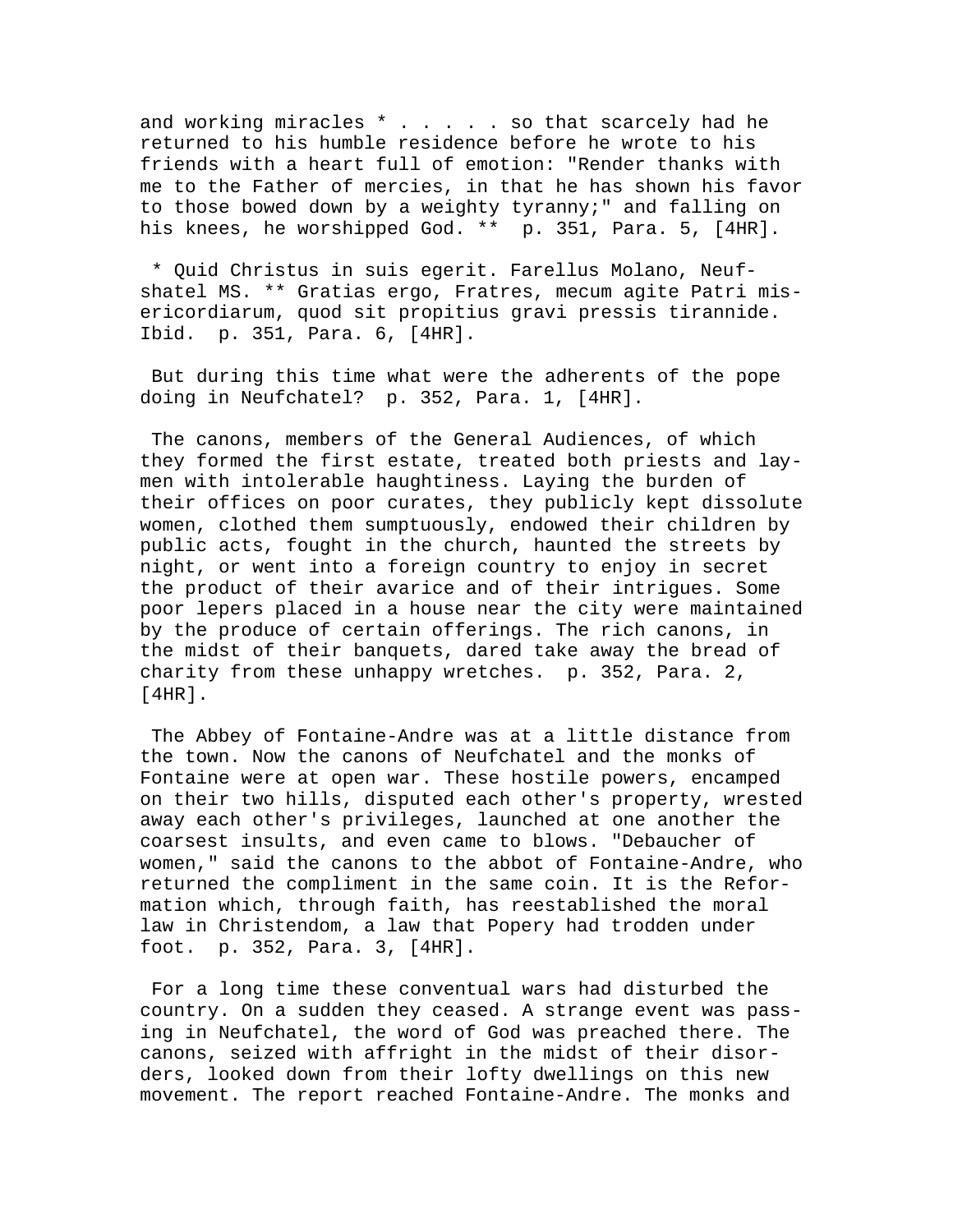and working miracles * . . . . . so that scarcely had he returned to his humble residence before he wrote to his friends with a heart full of emotion: "Render thanks with me to the Father of mercies, in that he has shown his favor to those bowed down by a weighty tyranny;" and falling on his knees, he worshipped God. ** p. 351, Para. 5, [4HR].

* Quid Christus in suis egerit. Farellus Molano, Neufshatel MS. ** Gratias ergo, Fratres, mecum agite Patri misericordiarum, quod sit propitius gravi pressis tirannide. Ibid. p. 351, Para. 6, [4HR].

But during this time what were the adherents of the pope doing in Neufchatel? p. 352, Para. 1, [4HR].

The canons, members of the General Audiences, of which they formed the first estate, treated both priests and laymen with intolerable haughtiness. Laying the burden of their offices on poor curates, they publicly kept dissolute women, clothed them sumptuously, endowed their children by public acts, fought in the church, haunted the streets by night, or went into a foreign country to enjoy in secret the product of their avarice and of their intrigues. Some poor lepers placed in a house near the city were maintained by the produce of certain offerings. The rich canons, in the midst of their banquets, dared take away the bread of charity from these unhappy wretches. p. 352, Para. 2, [4HR].

The Abbey of Fontaine-Andre was at a little distance from the town. Now the canons of Neufchatel and the monks of Fontaine were at open war. These hostile powers, encamped on their two hills, disputed each other's property, wrested away each other's privileges, launched at one another the coarsest insults, and even came to blows. "Debaucher of women," said the canons to the abbot of Fontaine-Andre, who returned the compliment in the same coin. It is the Reformation which, through faith, has reestablished the moral law in Christendom, a law that Popery had trodden under foot. p. 352, Para. 3, [4HR].

For a long time these conventual wars had disturbed the country. On a sudden they ceased. A strange event was passing in Neufchatel, the word of God was preached there. The canons, seized with affright in the midst of their disorders, looked down from their lofty dwellings on this new movement. The report reached Fontaine-Andre. The monks and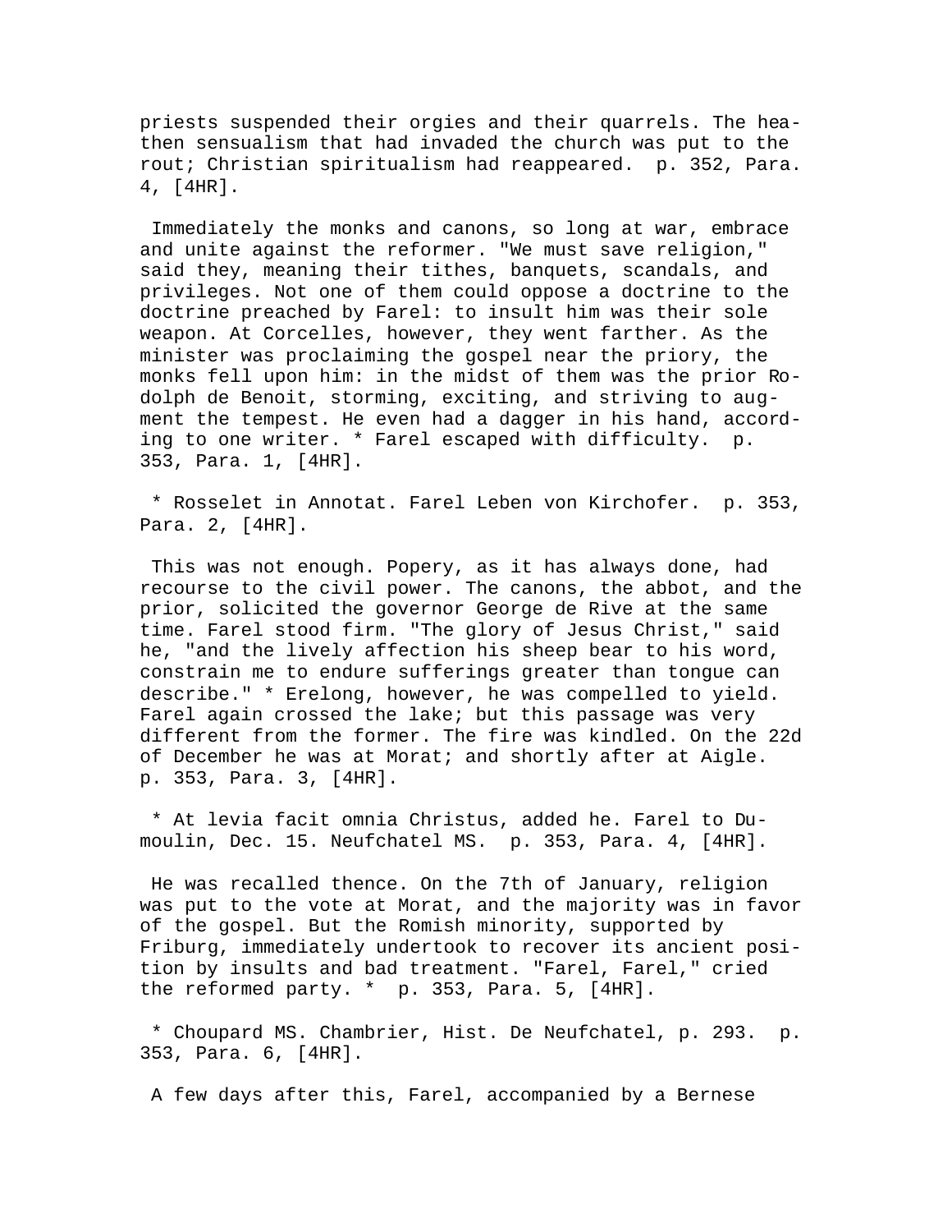priests suspended their orgies and their quarrels. The heathen sensualism that had invaded the church was put to the rout; Christian spiritualism had reappeared. p. 352, Para. 4, [4HR].

Immediately the monks and canons, so long at war, embrace and unite against the reformer. "We must save religion," said they, meaning their tithes, banquets, scandals, and privileges. Not one of them could oppose a doctrine to the doctrine preached by Farel: to insult him was their sole weapon. At Corcelles, however, they went farther. As the minister was proclaiming the gospel near the priory, the monks fell upon him: in the midst of them was the prior Rodolph de Benoit, storming, exciting, and striving to augment the tempest. He even had a dagger in his hand, according to one writer. * Farel escaped with difficulty. p. 353, Para. 1, [4HR].

* Rosselet in Annotat. Farel Leben von Kirchofer. p. 353, Para. 2, [4HR].

This was not enough. Popery, as it has always done, had recourse to the civil power. The canons, the abbot, and the prior, solicited the governor George de Rive at the same time. Farel stood firm. "The glory of Jesus Christ," said he, "and the lively affection his sheep bear to his word, constrain me to endure sufferings greater than tongue can describe." * Erelong, however, he was compelled to yield. Farel again crossed the lake; but this passage was very different from the former. The fire was kindled. On the 22d of December he was at Morat; and shortly after at Aigle. p. 353, Para. 3, [4HR].

* At levia facit omnia Christus, added he. Farel to Dumoulin, Dec. 15. Neufchatel MS. p. 353, Para. 4, [4HR].

He was recalled thence. On the 7th of January, religion was put to the vote at Morat, and the majority was in favor of the gospel. But the Romish minority, supported by Friburg, immediately undertook to recover its ancient position by insults and bad treatment. "Farel, Farel," cried the reformed party. * p. 353, Para. 5, [4HR].

* Choupard MS. Chambrier, Hist. De Neufchatel, p. 293. p. 353, Para. 6, [4HR].

A few days after this, Farel, accompanied by a Bernese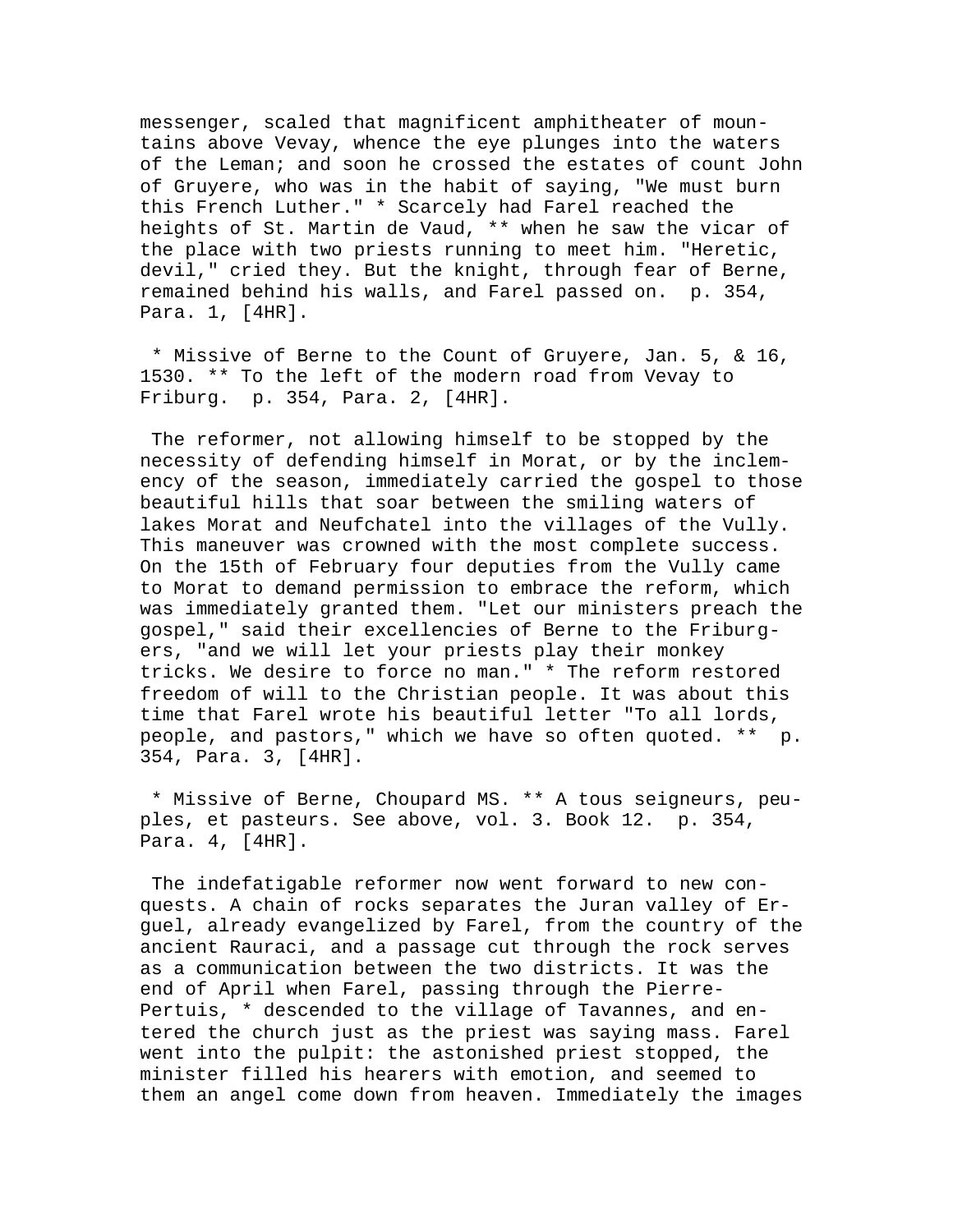messenger, scaled that magnificent amphitheater of mountains above Vevay, whence the eye plunges into the waters of the Leman; and soon he crossed the estates of count John of Gruyere, who was in the habit of saying, "We must burn this French Luther." * Scarcely had Farel reached the heights of St. Martin de Vaud, ** when he saw the vicar of the place with two priests running to meet him. "Heretic, devil," cried they. But the knight, through fear of Berne, remained behind his walls, and Farel passed on. p. 354, Para. 1, [4HR].

* Missive of Berne to the Count of Gruyere, Jan. 5, & 16, 1530. ** To the left of the modern road from Vevay to Friburg. p. 354, Para. 2, [4HR].

The reformer, not allowing himself to be stopped by the necessity of defending himself in Morat, or by the inclemency of the season, immediately carried the gospel to those beautiful hills that soar between the smiling waters of lakes Morat and Neufchatel into the villages of the Vully. This maneuver was crowned with the most complete success. On the 15th of February four deputies from the Vully came to Morat to demand permission to embrace the reform, which was immediately granted them. "Let our ministers preach the gospel," said their excellencies of Berne to the Friburgers, "and we will let your priests play their monkey tricks. We desire to force no man." * The reform restored freedom of will to the Christian people. It was about this time that Farel wrote his beautiful letter "To all lords, people, and pastors," which we have so often quoted. ** p. 354, Para. 3, [4HR].

* Missive of Berne, Choupard MS. ** A tous seigneurs, peuples, et pasteurs. See above, vol. 3. Book 12. p. 354, Para. 4, [4HR].

The indefatigable reformer now went forward to new conquests. A chain of rocks separates the Juran valley of Erguel, already evangelized by Farel, from the country of the ancient Rauraci, and a passage cut through the rock serves as a communication between the two districts. It was the end of April when Farel, passing through the Pierre-Pertuis, * descended to the village of Tavannes, and entered the church just as the priest was saying mass. Farel went into the pulpit: the astonished priest stopped, the minister filled his hearers with emotion, and seemed to them an angel come down from heaven. Immediately the images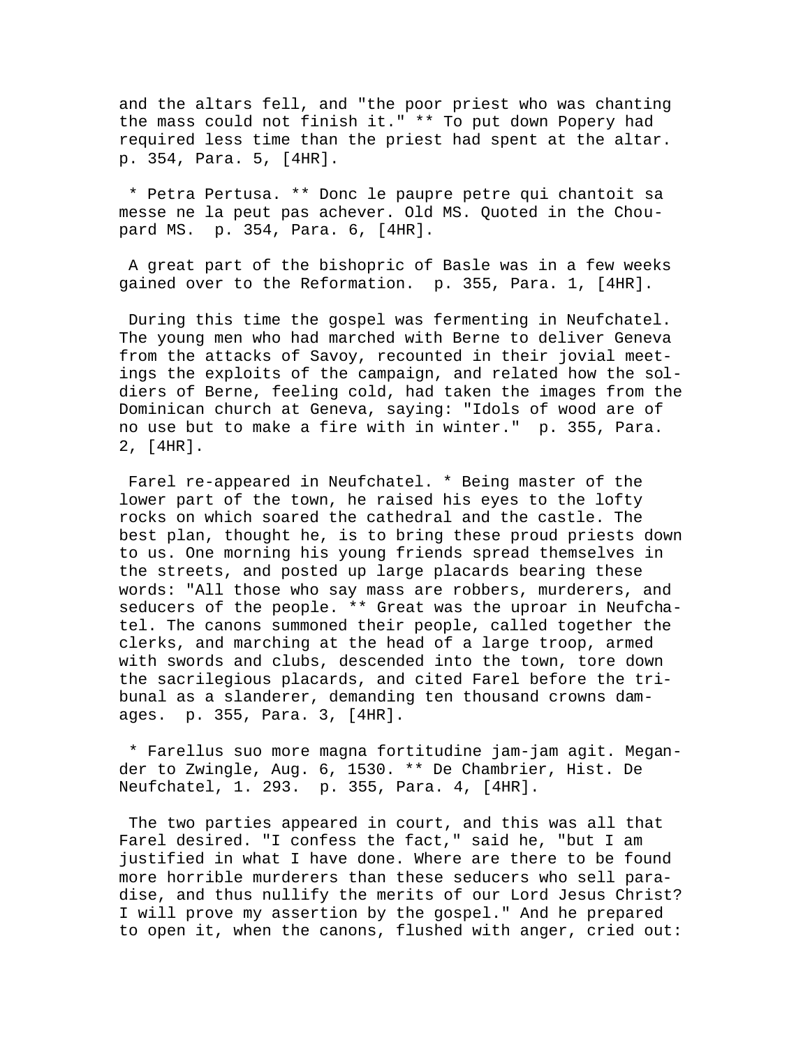and the altars fell, and "the poor priest who was chanting the mass could not finish it." ** To put down Popery had required less time than the priest had spent at the altar. p. 354, Para. 5, [4HR].

* Petra Pertusa. ** Donc le paupre petre qui chantoit sa messe ne la peut pas achever. Old MS. Quoted in the Choupard MS. p. 354, Para. 6, [4HR].

A great part of the bishopric of Basle was in a few weeks gained over to the Reformation. p. 355, Para. 1, [4HR].

During this time the gospel was fermenting in Neufchatel. The young men who had marched with Berne to deliver Geneva from the attacks of Savoy, recounted in their jovial meetings the exploits of the campaign, and related how the soldiers of Berne, feeling cold, had taken the images from the Dominican church at Geneva, saying: "Idols of wood are of no use but to make a fire with in winter." p. 355, Para. 2, [4HR].

Farel re-appeared in Neufchatel. * Being master of the lower part of the town, he raised his eyes to the lofty rocks on which soared the cathedral and the castle. The best plan, thought he, is to bring these proud priests down to us. One morning his young friends spread themselves in the streets, and posted up large placards bearing these words: "All those who say mass are robbers, murderers, and seducers of the people. ** Great was the uproar in Neufchatel. The canons summoned their people, called together the clerks, and marching at the head of a large troop, armed with swords and clubs, descended into the town, tore down the sacrilegious placards, and cited Farel before the tribunal as a slanderer, demanding ten thousand crowns damages. p. 355, Para. 3, [4HR].

* Farellus suo more magna fortitudine jam-jam agit. Megander to Zwingle, Aug. 6, 1530. ** De Chambrier, Hist. De Neufchatel, 1. 293. p. 355, Para. 4, [4HR].

The two parties appeared in court, and this was all that Farel desired. "I confess the fact," said he, "but I am justified in what I have done. Where are there to be found more horrible murderers than these seducers who sell paradise, and thus nullify the merits of our Lord Jesus Christ? I will prove my assertion by the gospel." And he prepared to open it, when the canons, flushed with anger, cried out: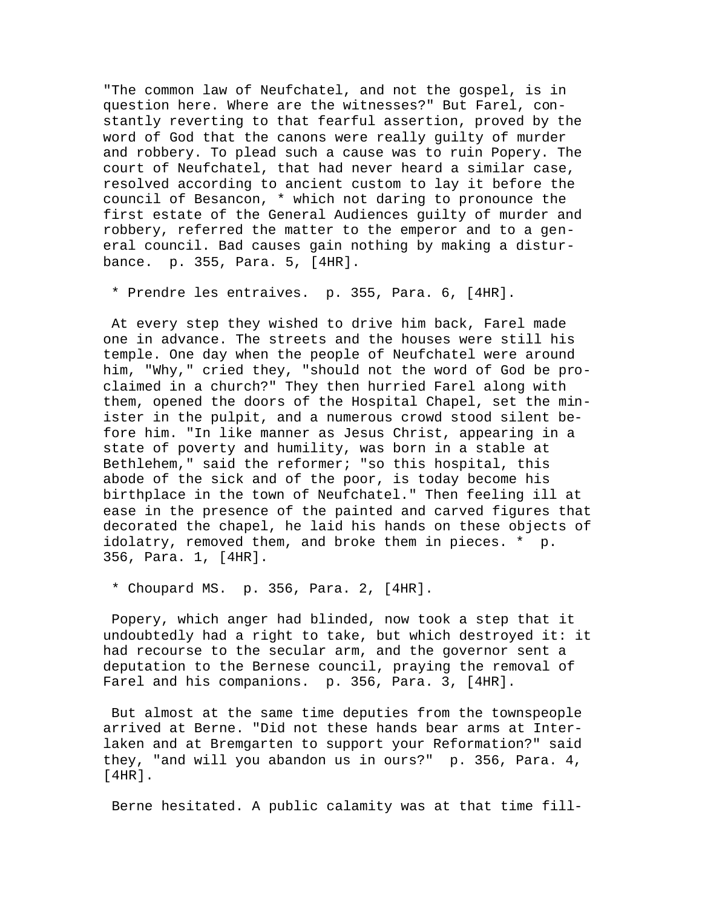"The common law of Neufchatel, and not the gospel, is in question here. Where are the witnesses?" But Farel, constantly reverting to that fearful assertion, proved by the word of God that the canons were really guilty of murder and robbery. To plead such a cause was to ruin Popery. The court of Neufchatel, that had never heard a similar case, resolved according to ancient custom to lay it before the council of Besancon, * which not daring to pronounce the first estate of the General Audiences guilty of murder and robbery, referred the matter to the emperor and to a general council. Bad causes gain nothing by making a disturbance. p. 355, Para. 5, [4HR].

* Prendre les entraives. p. 355, Para. 6, [4HR].

At every step they wished to drive him back, Farel made one in advance. The streets and the houses were still his temple. One day when the people of Neufchatel were around him, "Why," cried they, "should not the word of God be proclaimed in a church?" They then hurried Farel along with them, opened the doors of the Hospital Chapel, set the minister in the pulpit, and a numerous crowd stood silent before him. "In like manner as Jesus Christ, appearing in a state of poverty and humility, was born in a stable at Bethlehem," said the reformer; "so this hospital, this abode of the sick and of the poor, is today become his birthplace in the town of Neufchatel." Then feeling ill at ease in the presence of the painted and carved figures that decorated the chapel, he laid his hands on these objects of idolatry, removed them, and broke them in pieces. * p. 356, Para. 1, [4HR].

* Choupard MS. p. 356, Para. 2, [4HR].

Popery, which anger had blinded, now took a step that it undoubtedly had a right to take, but which destroyed it: it had recourse to the secular arm, and the governor sent a deputation to the Bernese council, praying the removal of Farel and his companions. p. 356, Para. 3, [4HR].

But almost at the same time deputies from the townspeople arrived at Berne. "Did not these hands bear arms at Interlaken and at Bremgarten to support your Reformation?" said they, "and will you abandon us in ours?" p. 356, Para. 4, [4HR].

Berne hesitated. A public calamity was at that time fill-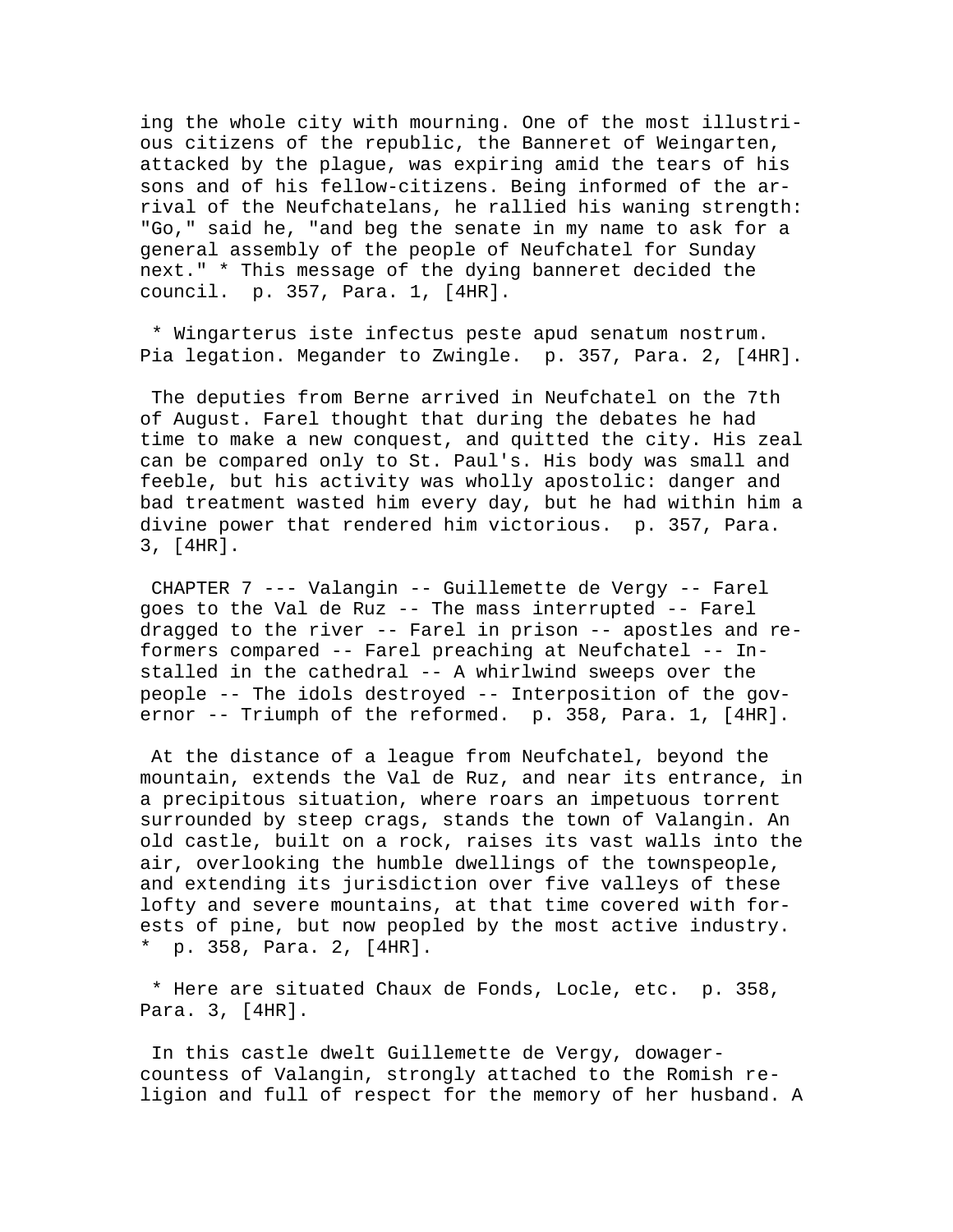ing the whole city with mourning. One of the most illustrious citizens of the republic, the Banneret of Weingarten, attacked by the plague, was expiring amid the tears of his sons and of his fellow-citizens. Being informed of the arrival of the Neufchatelans, he rallied his waning strength: "Go," said he, "and beg the senate in my name to ask for a general assembly of the people of Neufchatel for Sunday next." * This message of the dying banneret decided the council. p. 357, Para. 1, [4HR].

* Wingarterus iste infectus peste apud senatum nostrum. Pia legation. Megander to Zwingle. p. 357, Para. 2, [4HR].

The deputies from Berne arrived in Neufchatel on the 7th of August. Farel thought that during the debates he had time to make a new conquest, and quitted the city. His zeal can be compared only to St. Paul's. His body was small and feeble, but his activity was wholly apostolic: danger and bad treatment wasted him every day, but he had within him a divine power that rendered him victorious. p. 357, Para. 3, [4HR].

CHAPTER 7 --- Valangin -- Guillemette de Vergy -- Farel goes to the Val de Ruz -- The mass interrupted -- Farel dragged to the river -- Farel in prison -- apostles and reformers compared -- Farel preaching at Neufchatel -- Installed in the cathedral -- A whirlwind sweeps over the people -- The idols destroyed -- Interposition of the governor -- Triumph of the reformed. p. 358, Para. 1, [4HR].

At the distance of a league from Neufchatel, beyond the mountain, extends the Val de Ruz, and near its entrance, in a precipitous situation, where roars an impetuous torrent surrounded by steep crags, stands the town of Valangin. An old castle, built on a rock, raises its vast walls into the air, overlooking the humble dwellings of the townspeople, and extending its jurisdiction over five valleys of these lofty and severe mountains, at that time covered with forests of pine, but now peopled by the most active industry. * p. 358, Para. 2, [4HR].

* Here are situated Chaux de Fonds, Locle, etc. p. 358, Para. 3, [4HR].

In this castle dwelt Guillemette de Vergy, dowager-countess of Valangin, strongly attached to the Romish religion and full of respect for the memory of her husband. A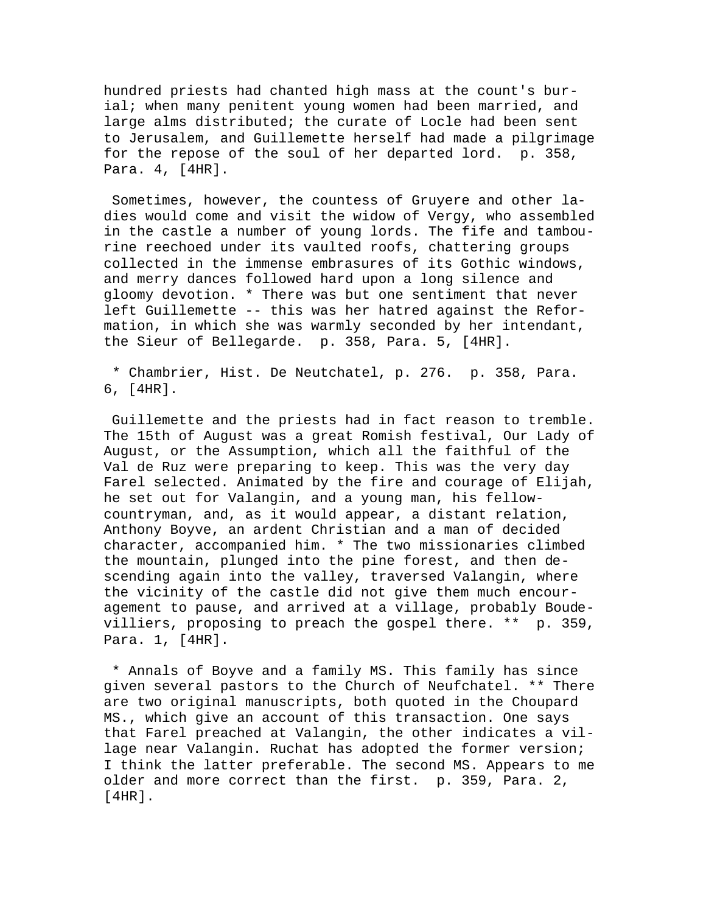hundred priests had chanted high mass at the count's burial; when many penitent young women had been married, and large alms distributed; the curate of Locle had been sent to Jerusalem, and Guillemette herself had made a pilgrimage for the repose of the soul of her departed lord. p. 358, Para. 4, [4HR].

Sometimes, however, the countess of Gruyere and other ladies would come and visit the widow of Vergy, who assembled in the castle a number of young lords. The fife and tambourine reechoed under its vaulted roofs, chattering groups collected in the immense embrasures of its Gothic windows, and merry dances followed hard upon a long silence and gloomy devotion. * There was but one sentiment that never left Guillemette -- this was her hatred against the Reformation, in which she was warmly seconded by her intendant, the Sieur of Bellegarde. p. 358, Para. 5, [4HR].

* Chambrier, Hist. De Neutchatel, p. 276. p. 358, Para. 6, [4HR].

Guillemette and the priests had in fact reason to tremble. The 15th of August was a great Romish festival, Our Lady of August, or the Assumption, which all the faithful of the Val de Ruz were preparing to keep. This was the very day Farel selected. Animated by the fire and courage of Elijah, he set out for Valangin, and a young man, his fellow-countryman, and, as it would appear, a distant relation, Anthony Boyve, an ardent Christian and a man of decided character, accompanied him. * The two missionaries climbed the mountain, plunged into the pine forest, and then descending again into the valley, traversed Valangin, where the vicinity of the castle did not give them much encouragement to pause, and arrived at a village, probably Boudevilliers, proposing to preach the gospel there. ** p. 359, Para. 1, [4HR].

* Annals of Boyve and a family MS. This family has since given several pastors to the Church of Neufchatel. ** There are two original manuscripts, both quoted in the Choupard MS., which give an account of this transaction. One says that Farel preached at Valangin, the other indicates a village near Valangin. Ruchat has adopted the former version; I think the latter preferable. The second MS. Appears to me older and more correct than the first. p. 359, Para. 2, [4HR].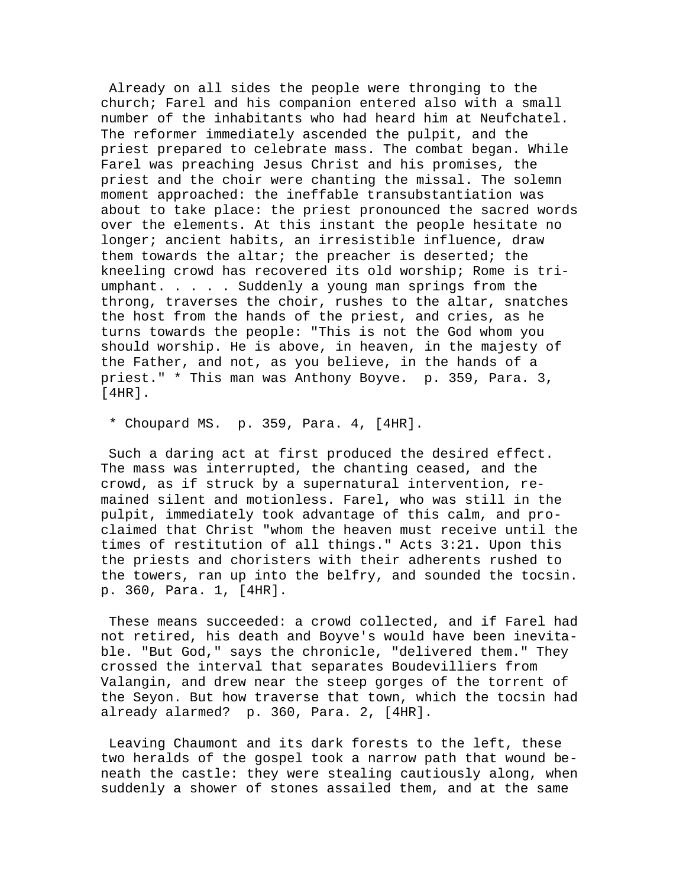Already on all sides the people were thronging to the church; Farel and his companion entered also with a small number of the inhabitants who had heard him at Neufchatel. The reformer immediately ascended the pulpit, and the priest prepared to celebrate mass. The combat began. While Farel was preaching Jesus Christ and his promises, the priest and the choir were chanting the missal. The solemn moment approached: the ineffable transubstantiation was about to take place: the priest pronounced the sacred words over the elements. At this instant the people hesitate no longer; ancient habits, an irresistible influence, draw them towards the altar; the preacher is deserted; the kneeling crowd has recovered its old worship; Rome is triumphant. . . . . Suddenly a young man springs from the throng, traverses the choir, rushes to the altar, snatches the host from the hands of the priest, and cries, as he turns towards the people: "This is not the God whom you should worship. He is above, in heaven, in the majesty of the Father, and not, as you believe, in the hands of a priest." * This man was Anthony Boyve. p. 359, Para. 3, [4HR].

* Choupard MS. p. 359, Para. 4, [4HR].

Such a daring act at first produced the desired effect. The mass was interrupted, the chanting ceased, and the crowd, as if struck by a supernatural intervention, remained silent and motionless. Farel, who was still in the pulpit, immediately took advantage of this calm, and proclaimed that Christ "whom the heaven must receive until the times of restitution of all things." Acts 3:21. Upon this the priests and choristers with their adherents rushed to the towers, ran up into the belfry, and sounded the tocsin. p. 360, Para. 1, [4HR].

These means succeeded: a crowd collected, and if Farel had not retired, his death and Boyve's would have been inevitable. "But God," says the chronicle, "delivered them." They crossed the interval that separates Boudevilliers from Valangin, and drew near the steep gorges of the torrent of the Seyon. But how traverse that town, which the tocsin had already alarmed? p. 360, Para. 2, [4HR].

Leaving Chaumont and its dark forests to the left, these two heralds of the gospel took a narrow path that wound beneath the castle: they were stealing cautiously along, when suddenly a shower of stones assailed them, and at the same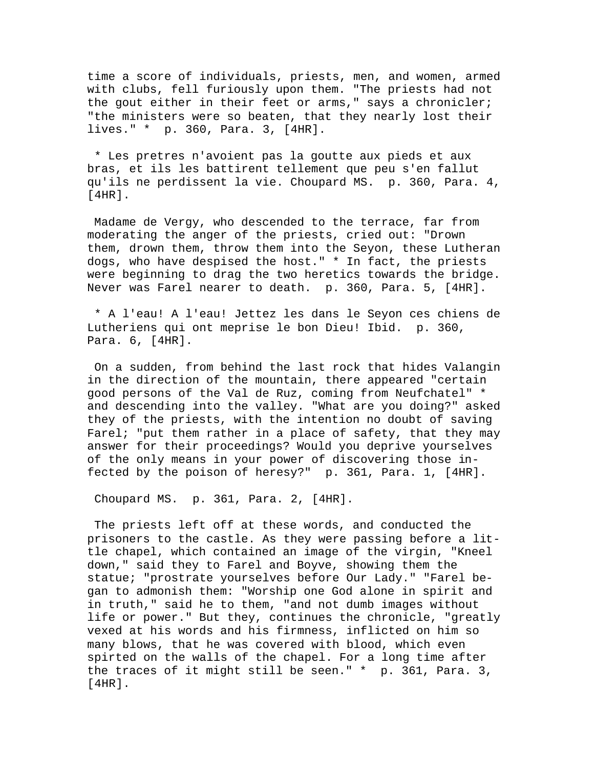time a score of individuals, priests, men, and women, armed with clubs, fell furiously upon them. "The priests had not the gout either in their feet or arms," says a chronicler; "the ministers were so beaten, that they nearly lost their lives." * p. 360, Para. 3, [4HR].

* Les pretres n'avoient pas la goutte aux pieds et aux bras, et ils les battirent tellement que peu s'en fallut qu'ils ne perdissent la vie. Choupard MS. p. 360, Para. 4, [4HR].

Madame de Vergy, who descended to the terrace, far from moderating the anger of the priests, cried out: "Drown them, drown them, throw them into the Seyon, these Lutheran dogs, who have despised the host." * In fact, the priests were beginning to drag the two heretics towards the bridge. Never was Farel nearer to death. p. 360, Para. 5, [4HR].

* A l'eau! A l'eau! Jettez les dans le Seyon ces chiens de Lutheriens qui ont meprise le bon Dieu! Ibid. p. 360, Para. 6, [4HR].

On a sudden, from behind the last rock that hides Valangin in the direction of the mountain, there appeared "certain good persons of the Val de Ruz, coming from Neufchatel" * and descending into the valley. "What are you doing?" asked they of the priests, with the intention no doubt of saving Farel; "put them rather in a place of safety, that they may answer for their proceedings? Would you deprive yourselves of the only means in your power of discovering those infected by the poison of heresy?" p. 361, Para. 1, [4HR].

Choupard MS. p. 361, Para. 2, [4HR].

The priests left off at these words, and conducted the prisoners to the castle. As they were passing before a little chapel, which contained an image of the virgin, "Kneel down," said they to Farel and Boyve, showing them the statue; "prostrate yourselves before Our Lady." "Farel began to admonish them: "Worship one God alone in spirit and in truth," said he to them, "and not dumb images without life or power." But they, continues the chronicle, "greatly vexed at his words and his firmness, inflicted on him so many blows, that he was covered with blood, which even spirted on the walls of the chapel. For a long time after the traces of it might still be seen." * p. 361, Para. 3, [4HR].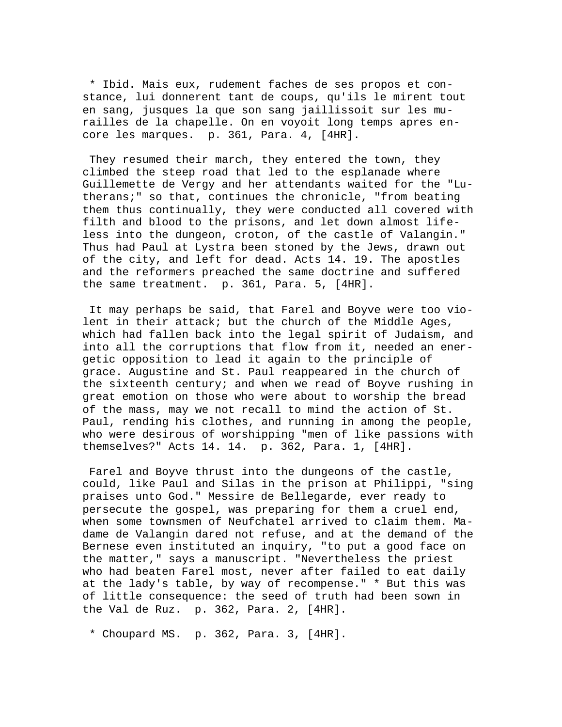* Ibid. Mais eux, rudement faches de ses propos et constance, lui donnerent tant de coups, qu'ils le mirent tout en sang, jusques la que son sang jaillissoit sur les murailles de la chapelle. On en voyoit long temps apres encore les marques. p. 361, Para. 4, [4HR].

They resumed their march, they entered the town, they climbed the steep road that led to the esplanade where Guillemette de Vergy and her attendants waited for the "Lutherans;" so that, continues the chronicle, "from beating them thus continually, they were conducted all covered with filth and blood to the prisons, and let down almost lifeless into the dungeon, croton, of the castle of Valangin." Thus had Paul at Lystra been stoned by the Jews, drawn out of the city, and left for dead. Acts 14. 19. The apostles and the reformers preached the same doctrine and suffered the same treatment. p. 361, Para. 5, [4HR].

It may perhaps be said, that Farel and Boyve were too violent in their attack; but the church of the Middle Ages, which had fallen back into the legal spirit of Judaism, and into all the corruptions that flow from it, needed an energetic opposition to lead it again to the principle of grace. Augustine and St. Paul reappeared in the church of the sixteenth century; and when we read of Boyve rushing in great emotion on those who were about to worship the bread of the mass, may we not recall to mind the action of St. Paul, rending his clothes, and running in among the people, who were desirous of worshipping "men of like passions with themselves?" Acts 14. 14. p. 362, Para. 1, [4HR].

Farel and Boyve thrust into the dungeons of the castle, could, like Paul and Silas in the prison at Philippi, "sing praises unto God." Messire de Bellegarde, ever ready to persecute the gospel, was preparing for them a cruel end, when some townsmen of Neufchatel arrived to claim them. Madame de Valangin dared not refuse, and at the demand of the Bernese even instituted an inquiry, "to put a good face on the matter," says a manuscript. "Nevertheless the priest who had beaten Farel most, never after failed to eat daily at the lady's table, by way of recompense." * But this was of little consequence: the seed of truth had been sown in the Val de Ruz. p. 362, Para. 2, [4HR].

* Choupard MS. p. 362, Para. 3, [4HR].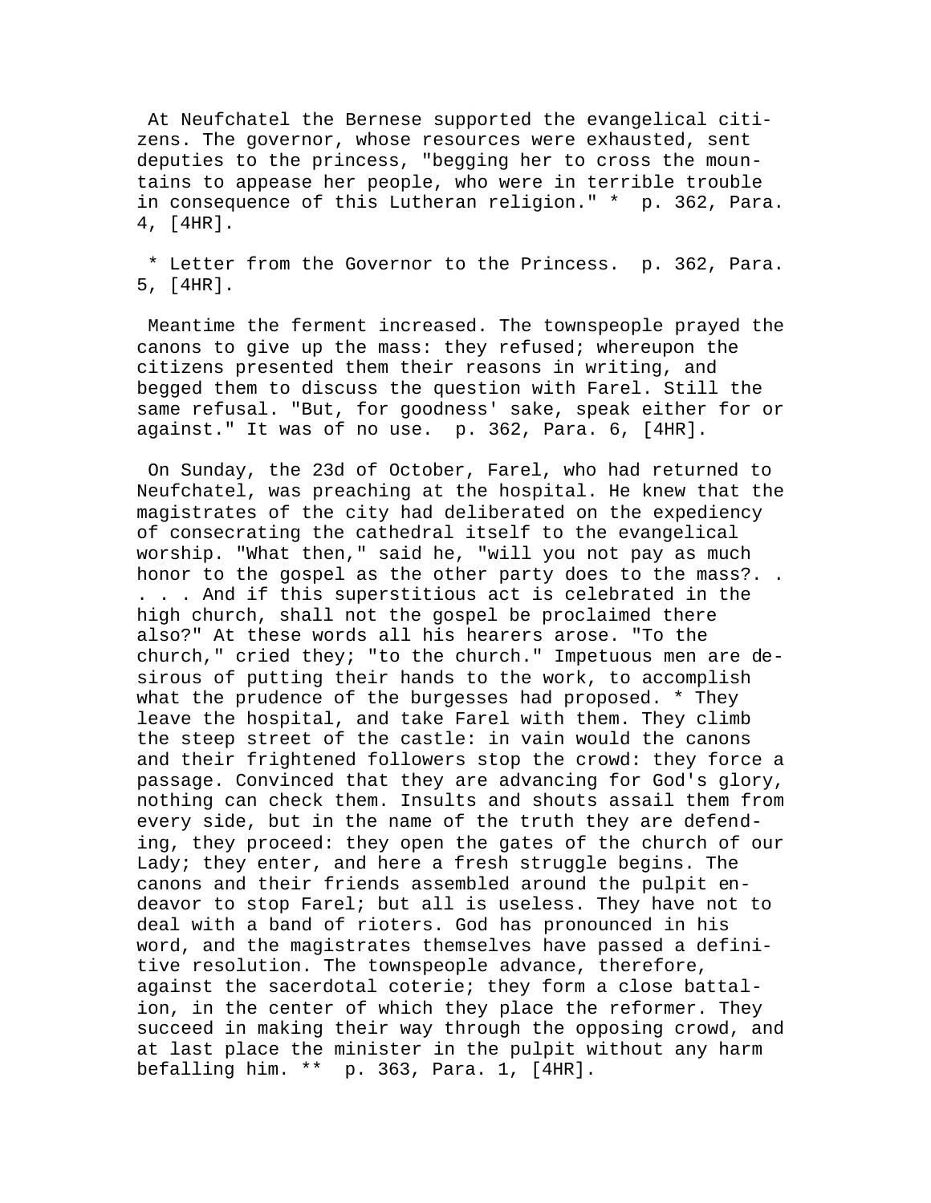At Neufchatel the Bernese supported the evangelical citizens. The governor, whose resources were exhausted, sent deputies to the princess, "begging her to cross the mountains to appease her people, who were in terrible trouble in consequence of this Lutheran religion." * p. 362, Para. 4, [4HR].

* Letter from the Governor to the Princess. p. 362, Para. 5, [4HR].

Meantime the ferment increased. The townspeople prayed the canons to give up the mass: they refused; whereupon the citizens presented them their reasons in writing, and begged them to discuss the question with Farel. Still the same refusal. "But, for goodness' sake, speak either for or against." It was of no use. p. 362, Para. 6, [4HR].

On Sunday, the 23d of October, Farel, who had returned to Neufchatel, was preaching at the hospital. He knew that the magistrates of the city had deliberated on the expediency of consecrating the cathedral itself to the evangelical worship. "What then," said he, "will you not pay as much honor to the gospel as the other party does to the mass?. . . . . And if this superstitious act is celebrated in the high church, shall not the gospel be proclaimed there also?" At these words all his hearers arose. "To the church," cried they; "to the church." Impetuous men are desirous of putting their hands to the work, to accomplish what the prudence of the burgesses had proposed. * They leave the hospital, and take Farel with them. They climb the steep street of the castle: in vain would the canons and their frightened followers stop the crowd: they force a passage. Convinced that they are advancing for God's glory, nothing can check them. Insults and shouts assail them from every side, but in the name of the truth they are defending, they proceed: they open the gates of the church of our Lady; they enter, and here a fresh struggle begins. The canons and their friends assembled around the pulpit endeavor to stop Farel; but all is useless. They have not to deal with a band of rioters. God has pronounced in his word, and the magistrates themselves have passed a definitive resolution. The townspeople advance, therefore, against the sacerdotal coterie; they form a close battalion, in the center of which they place the reformer. They succeed in making their way through the opposing crowd, and at last place the minister in the pulpit without any harm befalling him. ** p. 363, Para. 1, [4HR].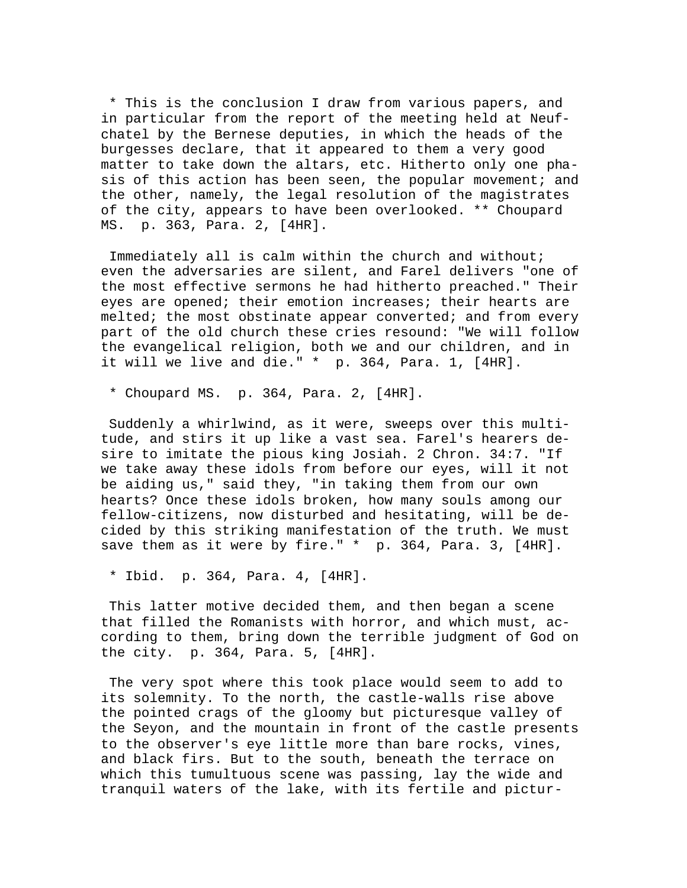* This is the conclusion I draw from various papers, and in particular from the report of the meeting held at Neufchatel by the Bernese deputies, in which the heads of the burgesses declare, that it appeared to them a very good matter to take down the altars, etc. Hitherto only one phasis of this action has been seen, the popular movement; and the other, namely, the legal resolution of the magistrates of the city, appears to have been overlooked. ** Choupard MS. p. 363, Para. 2, [4HR].

Immediately all is calm within the church and without; even the adversaries are silent, and Farel delivers "one of the most effective sermons he had hitherto preached." Their eyes are opened; their emotion increases; their hearts are melted; the most obstinate appear converted; and from every part of the old church these cries resound: "We will follow the evangelical religion, both we and our children, and in it will we live and die." * p. 364, Para. 1, [4HR].

* Choupard MS. p. 364, Para. 2, [4HR].

Suddenly a whirlwind, as it were, sweeps over this multitude, and stirs it up like a vast sea. Farel's hearers desire to imitate the pious king Josiah. 2 Chron. 34:7. "If we take away these idols from before our eyes, will it not be aiding us," said they, "in taking them from our own hearts? Once these idols broken, how many souls among our fellow-citizens, now disturbed and hesitating, will be decided by this striking manifestation of the truth. We must save them as it were by fire." * p. 364, Para. 3, [4HR].

* Ibid. p. 364, Para. 4, [4HR].

This latter motive decided them, and then began a scene that filled the Romanists with horror, and which must, according to them, bring down the terrible judgment of God on the city. p. 364, Para. 5, [4HR].

The very spot where this took place would seem to add to its solemnity. To the north, the castle-walls rise above the pointed crags of the gloomy but picturesque valley of the Seyon, and the mountain in front of the castle presents to the observer's eye little more than bare rocks, vines, and black firs. But to the south, beneath the terrace on which this tumultuous scene was passing, lay the wide and tranquil waters of the lake, with its fertile and pictur-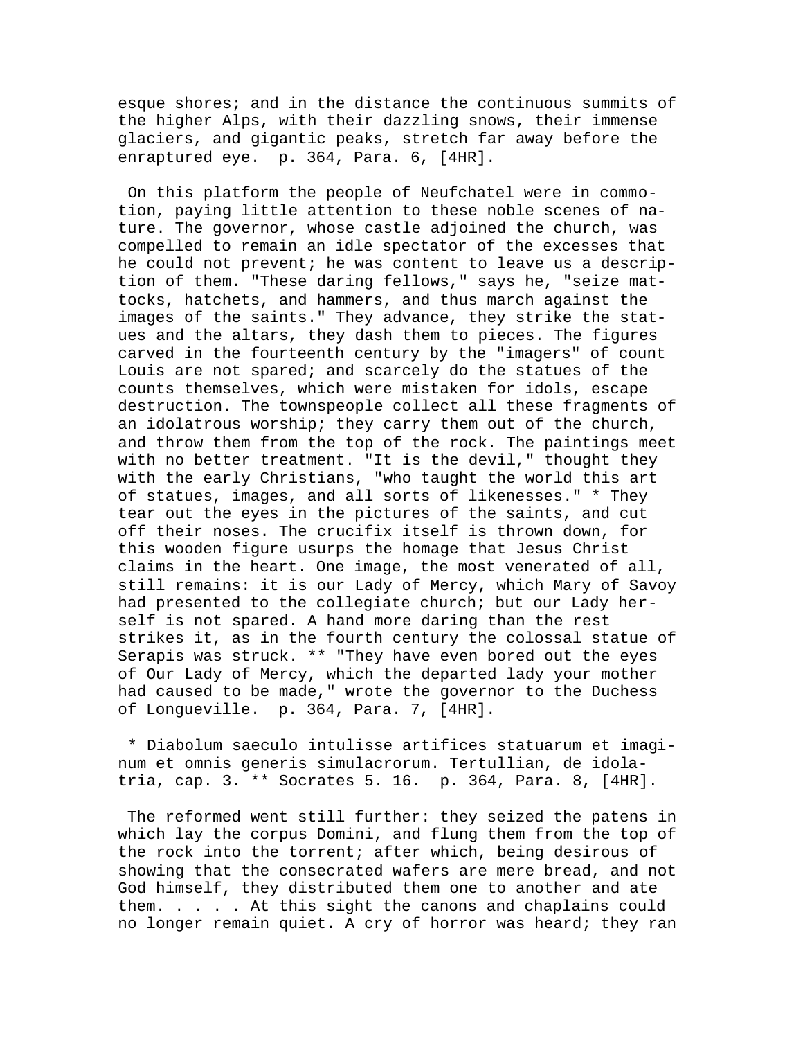esque shores; and in the distance the continuous summits of the higher Alps, with their dazzling snows, their immense glaciers, and gigantic peaks, stretch far away before the enraptured eye. p. 364, Para. 6, [4HR].

On this platform the people of Neufchatel were in commotion, paying little attention to these noble scenes of nature. The governor, whose castle adjoined the church, was compelled to remain an idle spectator of the excesses that he could not prevent; he was content to leave us a description of them. "These daring fellows," says he, "seize mattocks, hatchets, and hammers, and thus march against the images of the saints." They advance, they strike the statues and the altars, they dash them to pieces. The figures carved in the fourteenth century by the "imagers" of count Louis are not spared; and scarcely do the statues of the counts themselves, which were mistaken for idols, escape destruction. The townspeople collect all these fragments of an idolatrous worship; they carry them out of the church, and throw them from the top of the rock. The paintings meet with no better treatment. "It is the devil," thought they with the early Christians, "who taught the world this art of statues, images, and all sorts of likenesses." * They tear out the eyes in the pictures of the saints, and cut off their noses. The crucifix itself is thrown down, for this wooden figure usurps the homage that Jesus Christ claims in the heart. One image, the most venerated of all, still remains: it is our Lady of Mercy, which Mary of Savoy had presented to the collegiate church; but our Lady herself is not spared. A hand more daring than the rest strikes it, as in the fourth century the colossal statue of Serapis was struck. ** "They have even bored out the eyes of Our Lady of Mercy, which the departed lady your mother had caused to be made," wrote the governor to the Duchess of Longueville. p. 364, Para. 7, [4HR].

* Diabolum saeculo intulisse artifices statuarum et imaginum et omnis generis simulacrorum. Tertullian, de idolatria, cap. 3. ** Socrates 5. 16. p. 364, Para. 8, [4HR].

The reformed went still further: they seized the patens in which lay the corpus Domini, and flung them from the top of the rock into the torrent; after which, being desirous of showing that the consecrated wafers are mere bread, and not God himself, they distributed them one to another and ate them. . . . . At this sight the canons and chaplains could no longer remain quiet. A cry of horror was heard; they ran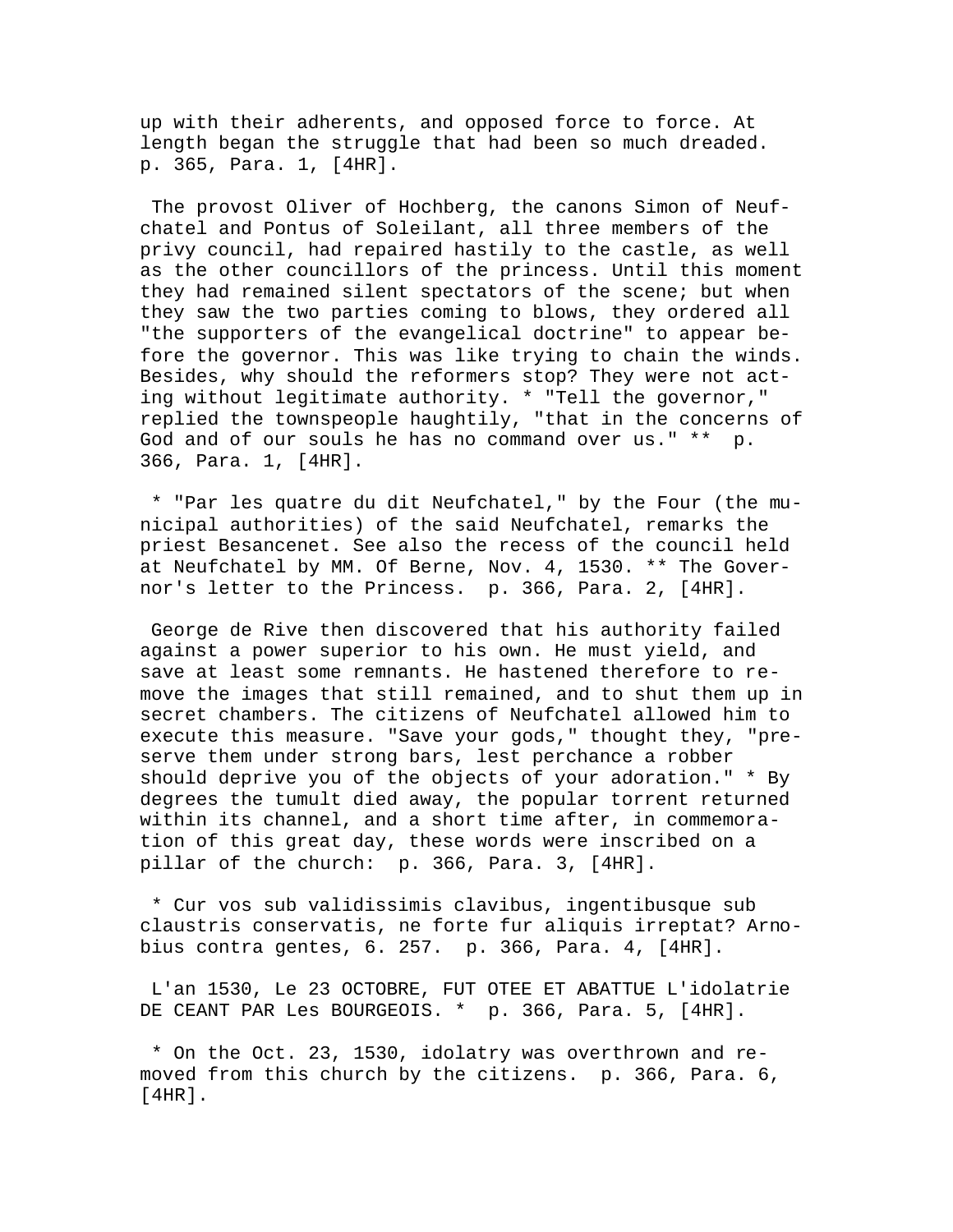up with their adherents, and opposed force to force. At length began the struggle that had been so much dreaded. p. 365, Para. 1, [4HR].

The provost Oliver of Hochberg, the canons Simon of Neufchatel and Pontus of Soleilant, all three members of the privy council, had repaired hastily to the castle, as well as the other councillors of the princess. Until this moment they had remained silent spectators of the scene; but when they saw the two parties coming to blows, they ordered all "the supporters of the evangelical doctrine" to appear before the governor. This was like trying to chain the winds. Besides, why should the reformers stop? They were not acting without legitimate authority. * "Tell the governor," replied the townspeople haughtily, "that in the concerns of God and of our souls he has no command over us." ** p. 366, Para. 1, [4HR].

* "Par les quatre du dit Neufchatel," by the Four (the municipal authorities) of the said Neufchatel, remarks the priest Besancenet. See also the recess of the council held at Neufchatel by MM. Of Berne, Nov. 4, 1530. ** The Governor's letter to the Princess. p. 366, Para. 2, [4HR].

George de Rive then discovered that his authority failed against a power superior to his own. He must yield, and save at least some remnants. He hastened therefore to remove the images that still remained, and to shut them up in secret chambers. The citizens of Neufchatel allowed him to execute this measure. "Save your gods," thought they, "preserve them under strong bars, lest perchance a robber should deprive you of the objects of your adoration." * By degrees the tumult died away, the popular torrent returned within its channel, and a short time after, in commemoration of this great day, these words were inscribed on a pillar of the church: p. 366, Para. 3, [4HR].

* Cur vos sub validissimis clavibus, ingentibusque sub claustris conservatis, ne forte fur aliquis irreptat? Arnobius contra gentes, 6. 257. p. 366, Para. 4, [4HR].

L'an 1530, Le 23 OCTOBRE, FUT OTEE ET ABATTUE L'idolatrie DE CEANT PAR Les BOURGEOIS. * p. 366, Para. 5, [4HR].

* On the Oct. 23, 1530, idolatry was overthrown and removed from this church by the citizens. p. 366, Para. 6, [4HR].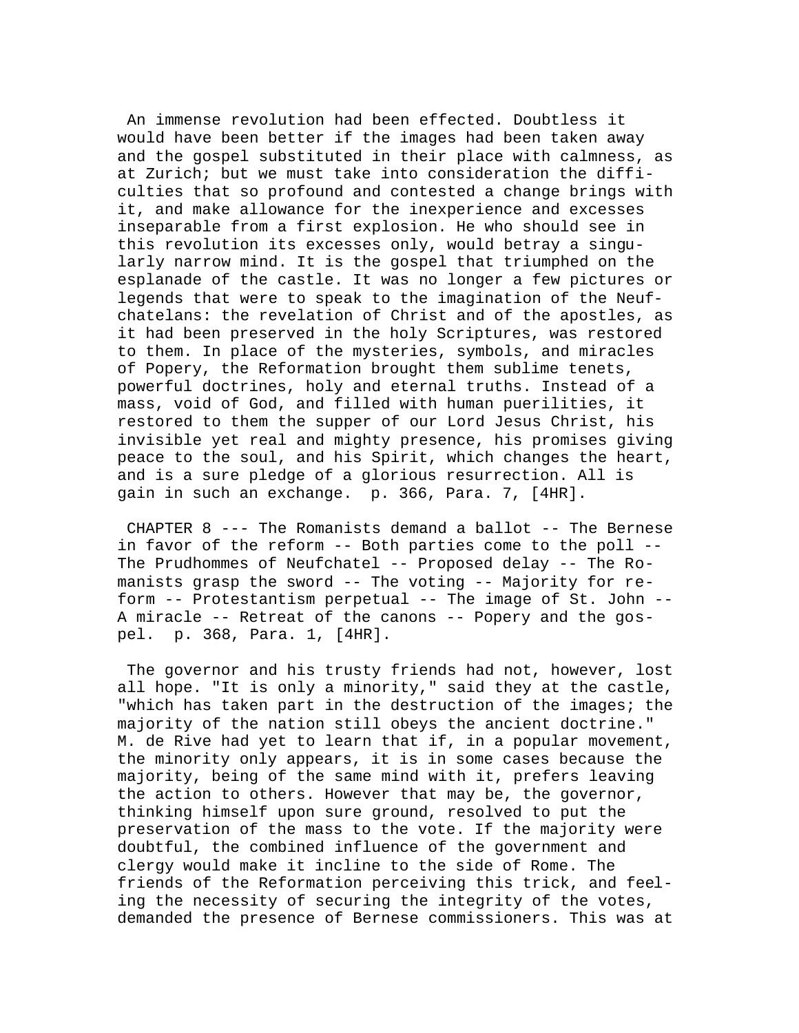An immense revolution had been effected. Doubtless it would have been better if the images had been taken away and the gospel substituted in their place with calmness, as at Zurich; but we must take into consideration the difficulties that so profound and contested a change brings with it, and make allowance for the inexperience and excesses inseparable from a first explosion. He who should see in this revolution its excesses only, would betray a singularly narrow mind. It is the gospel that triumphed on the esplanade of the castle. It was no longer a few pictures or legends that were to speak to the imagination of the Neufchatelans: the revelation of Christ and of the apostles, as it had been preserved in the holy Scriptures, was restored to them. In place of the mysteries, symbols, and miracles of Popery, the Reformation brought them sublime tenets, powerful doctrines, holy and eternal truths. Instead of a mass, void of God, and filled with human puerilities, it restored to them the supper of our Lord Jesus Christ, his invisible yet real and mighty presence, his promises giving peace to the soul, and his Spirit, which changes the heart, and is a sure pledge of a glorious resurrection. All is gain in such an exchange. p. 366, Para. 7, [4HR].

CHAPTER 8 --- The Romanists demand a ballot -- The Bernese in favor of the reform -- Both parties come to the poll -- The Prudhommes of Neufchatel -- Proposed delay -- The Romanists grasp the sword -- The voting -- Majority for reform -- Protestantism perpetual -- The image of St. John -- A miracle -- Retreat of the canons -- Popery and the gospel. p. 368, Para. 1, [4HR].

The governor and his trusty friends had not, however, lost all hope. "It is only a minority," said they at the castle, "which has taken part in the destruction of the images; the majority of the nation still obeys the ancient doctrine." M. de Rive had yet to learn that if, in a popular movement, the minority only appears, it is in some cases because the majority, being of the same mind with it, prefers leaving the action to others. However that may be, the governor, thinking himself upon sure ground, resolved to put the preservation of the mass to the vote. If the majority were doubtful, the combined influence of the government and clergy would make it incline to the side of Rome. The friends of the Reformation perceiving this trick, and feeling the necessity of securing the integrity of the votes, demanded the presence of Bernese commissioners. This was at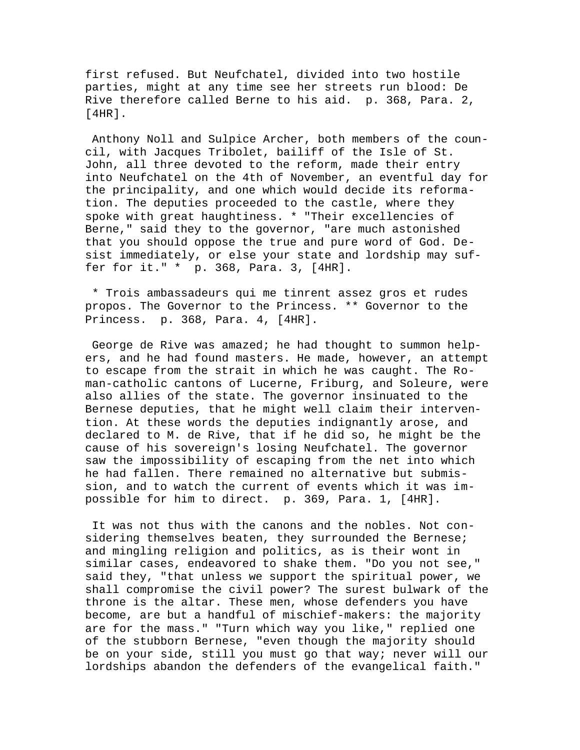first refused. But Neufchatel, divided into two hostile parties, might at any time see her streets run blood: De Rive therefore called Berne to his aid. p. 368, Para. 2, [4HR].

Anthony Noll and Sulpice Archer, both members of the council, with Jacques Tribolet, bailiff of the Isle of St. John, all three devoted to the reform, made their entry into Neufchatel on the 4th of November, an eventful day for the principality, and one which would decide its reformation. The deputies proceeded to the castle, where they spoke with great haughtiness. * "Their excellencies of Berne," said they to the governor, "are much astonished that you should oppose the true and pure word of God. Desist immediately, or else your state and lordship may suffer for it." * p. 368, Para. 3, [4HR].

* Trois ambassadeurs qui me tinrent assez gros et rudes propos. The Governor to the Princess. ** Governor to the Princess. p. 368, Para. 4, [4HR].

George de Rive was amazed; he had thought to summon helpers, and he had found masters. He made, however, an attempt to escape from the strait in which he was caught. The Roman-catholic cantons of Lucerne, Friburg, and Soleure, were also allies of the state. The governor insinuated to the Bernese deputies, that he might well claim their intervention. At these words the deputies indignantly arose, and declared to M. de Rive, that if he did so, he might be the cause of his sovereign's losing Neufchatel. The governor saw the impossibility of escaping from the net into which he had fallen. There remained no alternative but submission, and to watch the current of events which it was impossible for him to direct. p. 369, Para. 1, [4HR].

It was not thus with the canons and the nobles. Not considering themselves beaten, they surrounded the Bernese; and mingling religion and politics, as is their wont in similar cases, endeavored to shake them. "Do you not see," said they, "that unless we support the spiritual power, we shall compromise the civil power? The surest bulwark of the throne is the altar. These men, whose defenders you have become, are but a handful of mischief-makers: the majority are for the mass." "Turn which way you like," replied one of the stubborn Bernese, "even though the majority should be on your side, still you must go that way; never will our lordships abandon the defenders of the evangelical faith."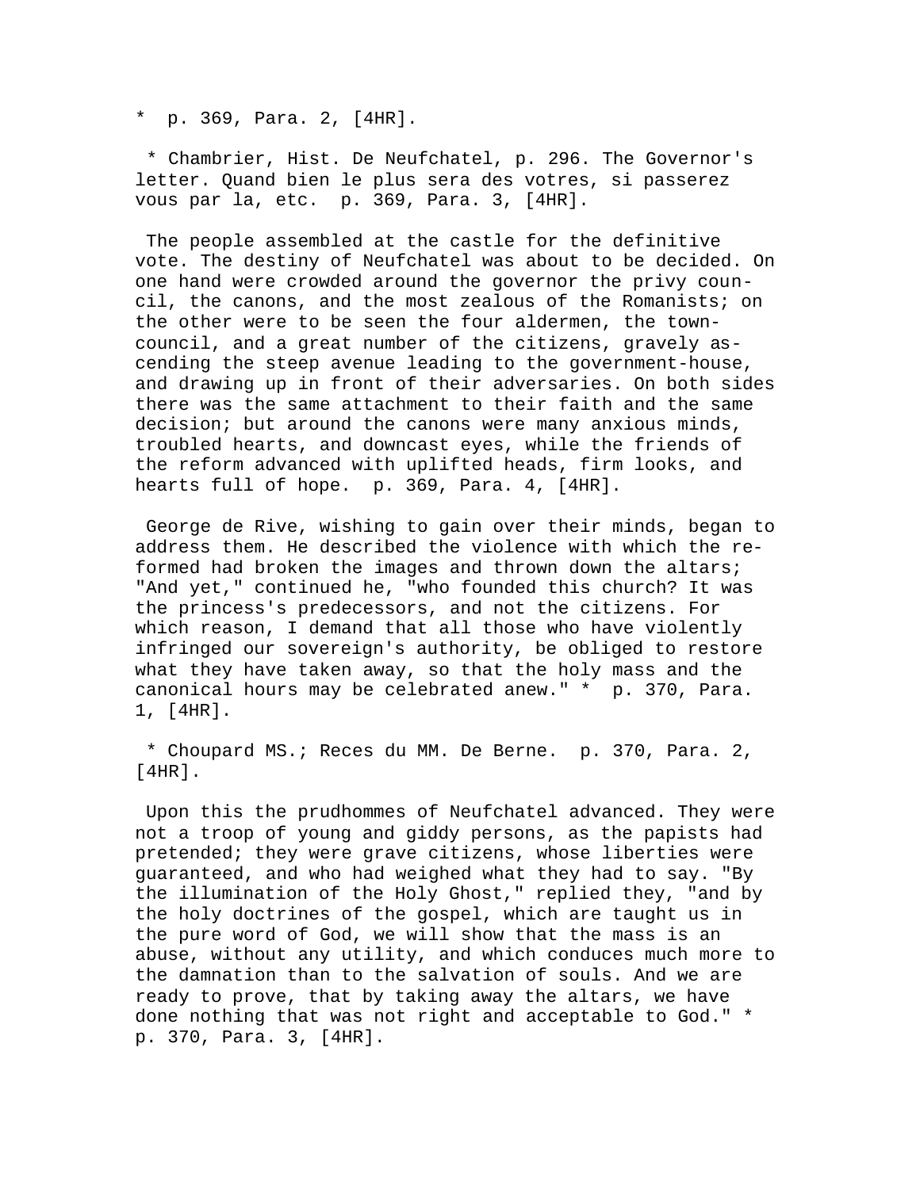* p. 369, Para. 2, [4HR].

* Chambrier, Hist. De Neufchatel, p. 296. The Governor's letter. Quand bien le plus sera des votres, si passerez vous par la, etc. p. 369, Para. 3, [4HR].

The people assembled at the castle for the definitive vote. The destiny of Neufchatel was about to be decided. On one hand were crowded around the governor the privy council, the canons, and the most zealous of the Romanists; on the other were to be seen the four aldermen, the town-council, and a great number of the citizens, gravely ascending the steep avenue leading to the government-house, and drawing up in front of their adversaries. On both sides there was the same attachment to their faith and the same decision; but around the canons were many anxious minds, troubled hearts, and downcast eyes, while the friends of the reform advanced with uplifted heads, firm looks, and hearts full of hope. p. 369, Para. 4, [4HR].

George de Rive, wishing to gain over their minds, began to address them. He described the violence with which the reformed had broken the images and thrown down the altars; "And yet," continued he, "who founded this church? It was the princess's predecessors, and not the citizens. For which reason, I demand that all those who have violently infringed our sovereign's authority, be obliged to restore what they have taken away, so that the holy mass and the canonical hours may be celebrated anew." * p. 370, Para. 1, [4HR].

* Choupard MS.; Reces du MM. De Berne. p. 370, Para. 2, [4HR].

Upon this the prudhommes of Neufchatel advanced. They were not a troop of young and giddy persons, as the papists had pretended; they were grave citizens, whose liberties were guaranteed, and who had weighed what they had to say. "By the illumination of the Holy Ghost," replied they, "and by the holy doctrines of the gospel, which are taught us in the pure word of God, we will show that the mass is an abuse, without any utility, and which conduces much more to the damnation than to the salvation of souls. And we are ready to prove, that by taking away the altars, we have done nothing that was not right and acceptable to God." * p. 370, Para. 3, [4HR].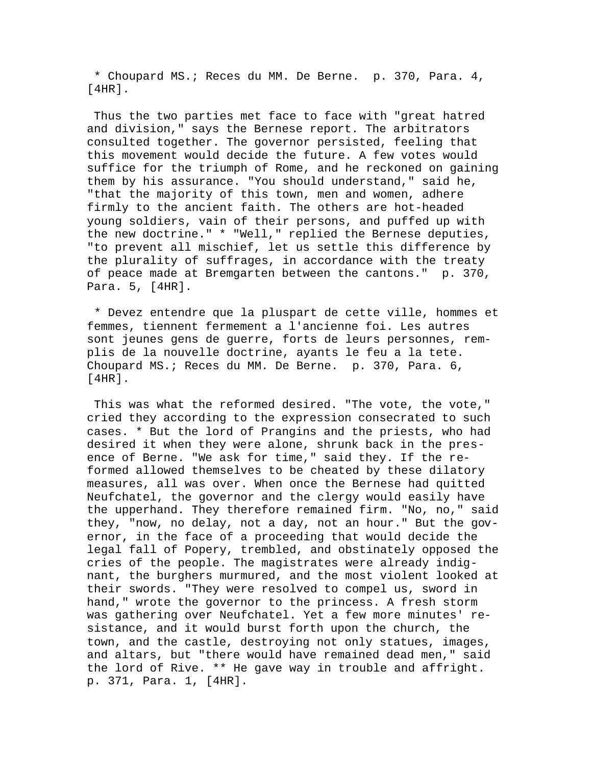* Choupard MS.; Reces du MM. De Berne. p. 370, Para. 4, [4HR].

Thus the two parties met face to face with "great hatred and division," says the Bernese report. The arbitrators consulted together. The governor persisted, feeling that this movement would decide the future. A few votes would suffice for the triumph of Rome, and he reckoned on gaining them by his assurance. "You should understand," said he, "that the majority of this town, men and women, adhere firmly to the ancient faith. The others are hot-headed young soldiers, vain of their persons, and puffed up with the new doctrine." * "Well," replied the Bernese deputies, "to prevent all mischief, let us settle this difference by the plurality of suffrages, in accordance with the treaty of peace made at Bremgarten between the cantons." p. 370, Para. 5, [4HR].

* Devez entendre que la pluspart de cette ville, hommes et femmes, tiennent fermement a l'ancienne foi. Les autres sont jeunes gens de guerre, forts de leurs personnes, remplis de la nouvelle doctrine, ayants le feu a la tete. Choupard MS.; Reces du MM. De Berne. p. 370, Para. 6, [4HR].

This was what the reformed desired. "The vote, the vote," cried they according to the expression consecrated to such cases. * But the lord of Prangins and the priests, who had desired it when they were alone, shrunk back in the presence of Berne. "We ask for time," said they. If the reformed allowed themselves to be cheated by these dilatory measures, all was over. When once the Bernese had quitted Neufchatel, the governor and the clergy would easily have the upperhand. They therefore remained firm. "No, no," said they, "now, no delay, not a day, not an hour." But the governor, in the face of a proceeding that would decide the legal fall of Popery, trembled, and obstinately opposed the cries of the people. The magistrates were already indignant, the burghers murmured, and the most violent looked at their swords. "They were resolved to compel us, sword in hand," wrote the governor to the princess. A fresh storm was gathering over Neufchatel. Yet a few more minutes' resistance, and it would burst forth upon the church, the town, and the castle, destroying not only statues, images, and altars, but "there would have remained dead men," said the lord of Rive. ** He gave way in trouble and affright. p. 371, Para. 1, [4HR].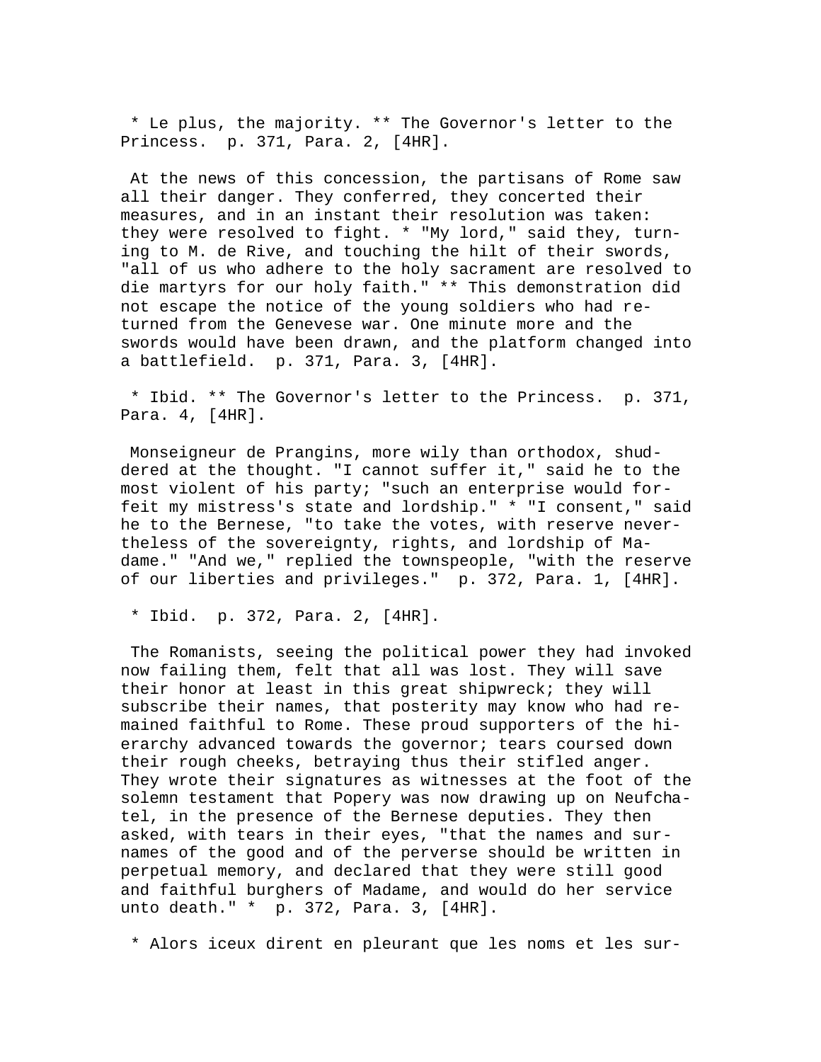* Le plus, the majority. ** The Governor's letter to the Princess. p. 371, Para. 2, [4HR].

At the news of this concession, the partisans of Rome saw all their danger. They conferred, they concerted their measures, and in an instant their resolution was taken: they were resolved to fight. * "My lord," said they, turning to M. de Rive, and touching the hilt of their swords, "all of us who adhere to the holy sacrament are resolved to die martyrs for our holy faith." ** This demonstration did not escape the notice of the young soldiers who had returned from the Genevese war. One minute more and the swords would have been drawn, and the platform changed into a battlefield. p. 371, Para. 3, [4HR].

* Ibid. ** The Governor's letter to the Princess. p. 371, Para. 4, [4HR].

Monseigneur de Prangins, more wily than orthodox, shuddered at the thought. "I cannot suffer it," said he to the most violent of his party; "such an enterprise would forfeit my mistress's state and lordship." * "I consent," said he to the Bernese, "to take the votes, with reserve nevertheless of the sovereignty, rights, and lordship of Madame." "And we," replied the townspeople, "with the reserve of our liberties and privileges." p. 372, Para. 1, [4HR].

* Ibid. p. 372, Para. 2, [4HR].

The Romanists, seeing the political power they had invoked now failing them, felt that all was lost. They will save their honor at least in this great shipwreck; they will subscribe their names, that posterity may know who had remained faithful to Rome. These proud supporters of the hierarchy advanced towards the governor; tears coursed down their rough cheeks, betraying thus their stifled anger. They wrote their signatures as witnesses at the foot of the solemn testament that Popery was now drawing up on Neufchatel, in the presence of the Bernese deputies. They then asked, with tears in their eyes, "that the names and surnames of the good and of the perverse should be written in perpetual memory, and declared that they were still good and faithful burghers of Madame, and would do her service unto death." * p. 372, Para. 3, [4HR].

* Alors iceux dirent en pleurant que les noms et les sur-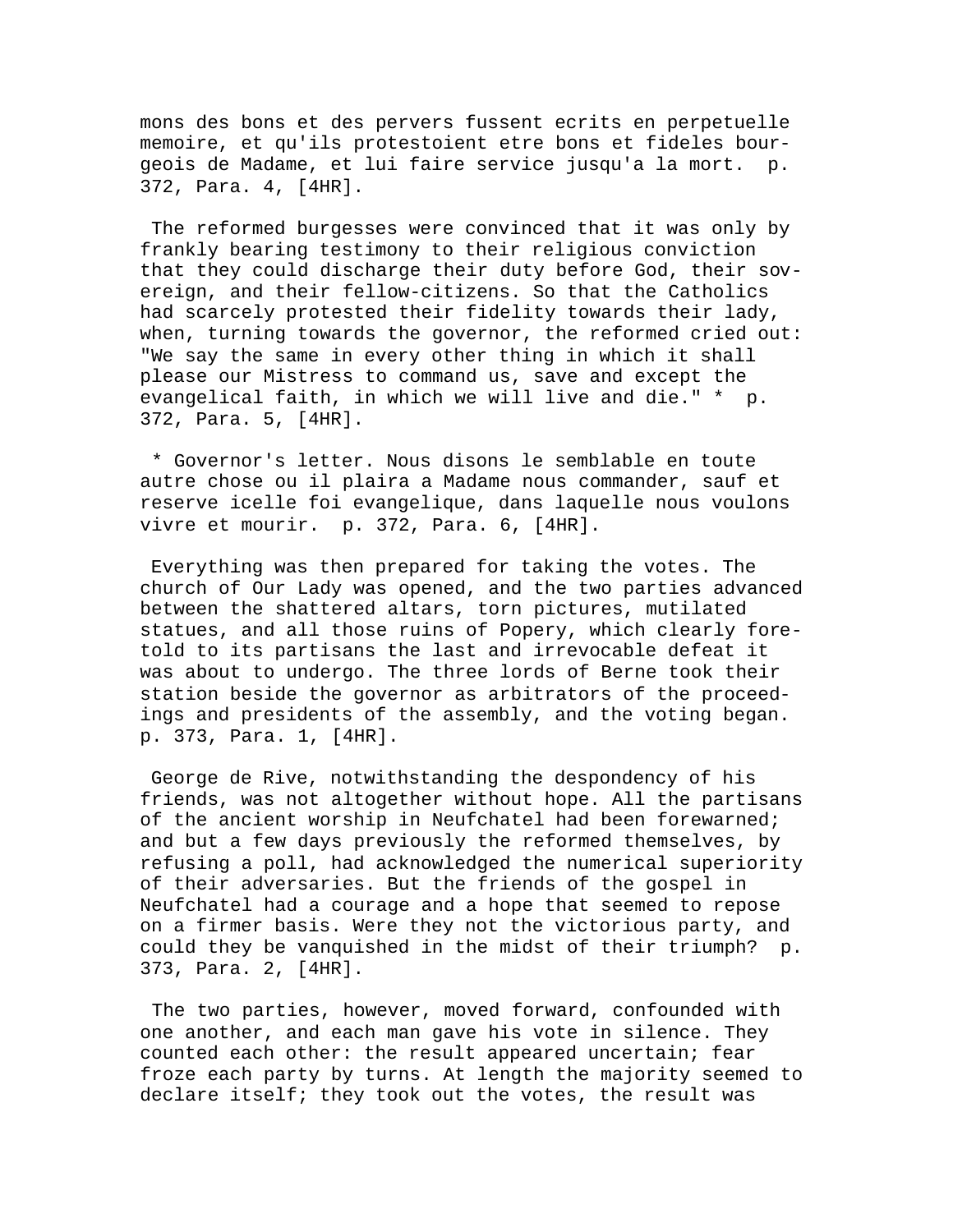mons des bons et des pervers fussent ecrits en perpetuelle memoire, et qu'ils protestoient etre bons et fideles bourgeois de Madame, et lui faire service jusqu'a la mort. p. 372, Para. 4, [4HR].

The reformed burgesses were convinced that it was only by frankly bearing testimony to their religious conviction that they could discharge their duty before God, their sovereign, and their fellow-citizens. So that the Catholics had scarcely protested their fidelity towards their lady, when, turning towards the governor, the reformed cried out: "We say the same in every other thing in which it shall please our Mistress to command us, save and except the evangelical faith, in which we will live and die." * p. 372, Para. 5, [4HR].

* Governor's letter. Nous disons le semblable en toute autre chose ou il plaira a Madame nous commander, sauf et reserve icelle foi evangelique, dans laquelle nous voulons vivre et mourir. p. 372, Para. 6, [4HR].

Everything was then prepared for taking the votes. The church of Our Lady was opened, and the two parties advanced between the shattered altars, torn pictures, mutilated statues, and all those ruins of Popery, which clearly foretold to its partisans the last and irrevocable defeat it was about to undergo. The three lords of Berne took their station beside the governor as arbitrators of the proceedings and presidents of the assembly, and the voting began. p. 373, Para. 1, [4HR].

George de Rive, notwithstanding the despondency of his friends, was not altogether without hope. All the partisans of the ancient worship in Neufchatel had been forewarned; and but a few days previously the reformed themselves, by refusing a poll, had acknowledged the numerical superiority of their adversaries. But the friends of the gospel in Neufchatel had a courage and a hope that seemed to repose on a firmer basis. Were they not the victorious party, and could they be vanquished in the midst of their triumph? p. 373, Para. 2, [4HR].

The two parties, however, moved forward, confounded with one another, and each man gave his vote in silence. They counted each other: the result appeared uncertain; fear froze each party by turns. At length the majority seemed to declare itself; they took out the votes, the result was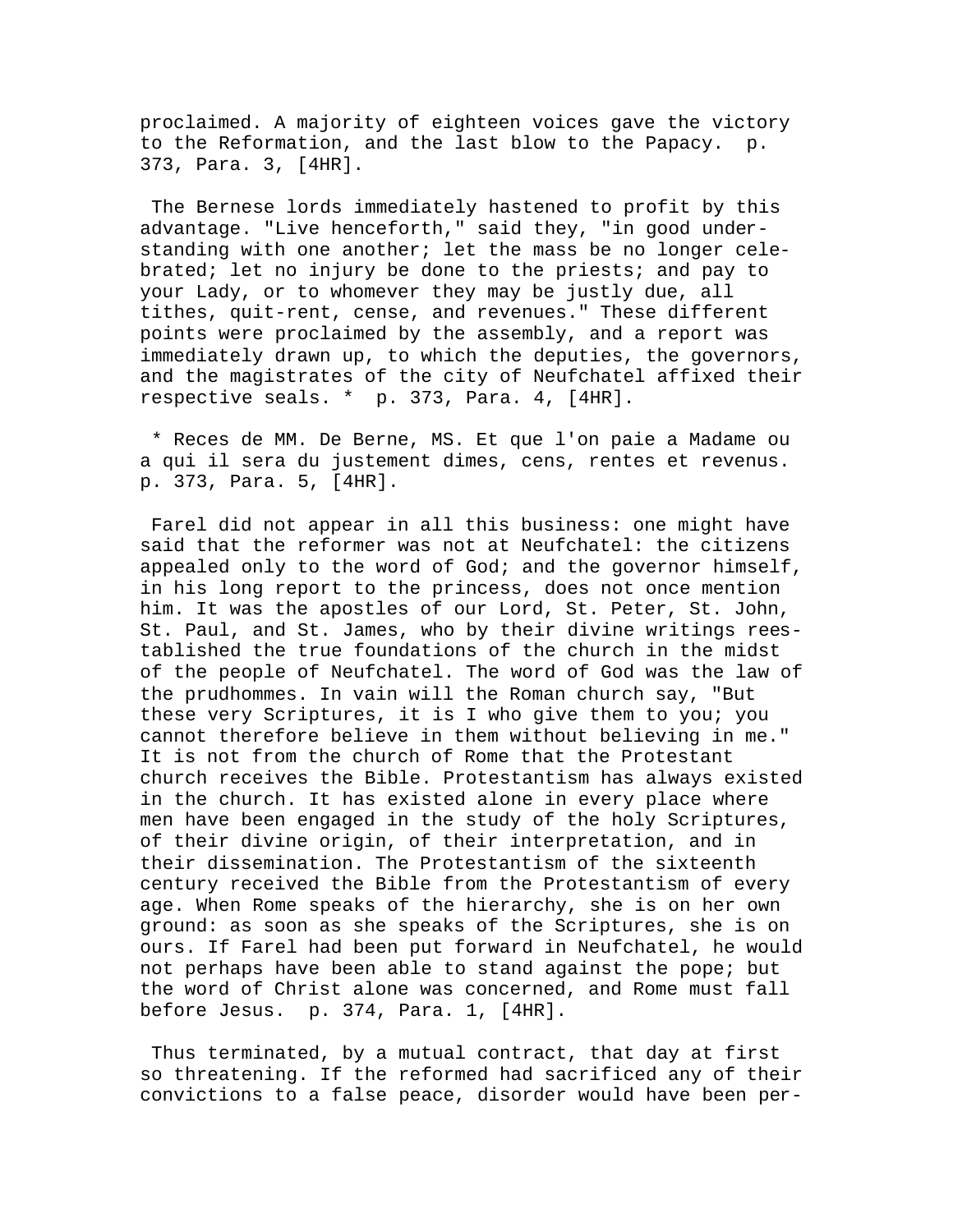proclaimed. A majority of eighteen voices gave the victory to the Reformation, and the last blow to the Papacy. p. 373, Para. 3, [4HR].

The Bernese lords immediately hastened to profit by this advantage. "Live henceforth," said they, "in good understanding with one another; let the mass be no longer celebrated; let no injury be done to the priests; and pay to your Lady, or to whomever they may be justly due, all tithes, quit-rent, cense, and revenues." These different points were proclaimed by the assembly, and a report was immediately drawn up, to which the deputies, the governors, and the magistrates of the city of Neufchatel affixed their respective seals. * p. 373, Para. 4, [4HR].

* Reces de MM. De Berne, MS. Et que l'on paie a Madame ou a qui il sera du justement dimes, cens, rentes et revenus. p. 373, Para. 5, [4HR].

Farel did not appear in all this business: one might have said that the reformer was not at Neufchatel: the citizens appealed only to the word of God; and the governor himself, in his long report to the princess, does not once mention him. It was the apostles of our Lord, St. Peter, St. John, St. Paul, and St. James, who by their divine writings reestablished the true foundations of the church in the midst of the people of Neufchatel. The word of God was the law of the prudhommes. In vain will the Roman church say, "But these very Scriptures, it is I who give them to you; you cannot therefore believe in them without believing in me." It is not from the church of Rome that the Protestant church receives the Bible. Protestantism has always existed in the church. It has existed alone in every place where men have been engaged in the study of the holy Scriptures, of their divine origin, of their interpretation, and in their dissemination. The Protestantism of the sixteenth century received the Bible from the Protestantism of every age. When Rome speaks of the hierarchy, she is on her own ground: as soon as she speaks of the Scriptures, she is on ours. If Farel had been put forward in Neufchatel, he would not perhaps have been able to stand against the pope; but the word of Christ alone was concerned, and Rome must fall before Jesus. p. 374, Para. 1, [4HR].

Thus terminated, by a mutual contract, that day at first so threatening. If the reformed had sacrificed any of their convictions to a false peace, disorder would have been per-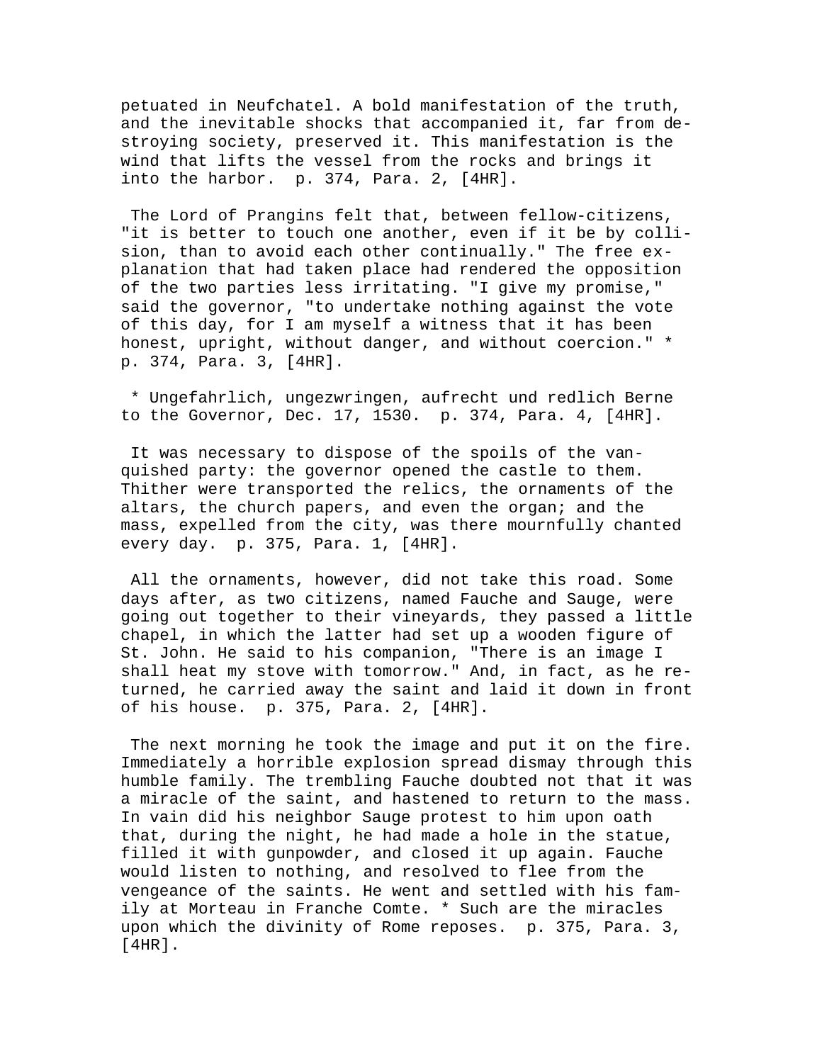petuated in Neufchatel. A bold manifestation of the truth, and the inevitable shocks that accompanied it, far from destroying society, preserved it. This manifestation is the wind that lifts the vessel from the rocks and brings it into the harbor. p. 374, Para. 2, [4HR].

The Lord of Prangins felt that, between fellow-citizens, "it is better to touch one another, even if it be by collision, than to avoid each other continually." The free explanation that had taken place had rendered the opposition of the two parties less irritating. "I give my promise," said the governor, "to undertake nothing against the vote of this day, for I am myself a witness that it has been honest, upright, without danger, and without coercion." * p. 374, Para. 3, [4HR].

* Ungefahrlich, ungezwringen, aufrecht und redlich Berne to the Governor, Dec. 17, 1530. p. 374, Para. 4, [4HR].

It was necessary to dispose of the spoils of the vanquished party: the governor opened the castle to them. Thither were transported the relics, the ornaments of the altars, the church papers, and even the organ; and the mass, expelled from the city, was there mournfully chanted every day. p. 375, Para. 1, [4HR].

All the ornaments, however, did not take this road. Some days after, as two citizens, named Fauche and Sauge, were going out together to their vineyards, they passed a little chapel, in which the latter had set up a wooden figure of St. John. He said to his companion, "There is an image I shall heat my stove with tomorrow." And, in fact, as he returned, he carried away the saint and laid it down in front of his house. p. 375, Para. 2, [4HR].

The next morning he took the image and put it on the fire. Immediately a horrible explosion spread dismay through this humble family. The trembling Fauche doubted not that it was a miracle of the saint, and hastened to return to the mass. In vain did his neighbor Sauge protest to him upon oath that, during the night, he had made a hole in the statue, filled it with gunpowder, and closed it up again. Fauche would listen to nothing, and resolved to flee from the vengeance of the saints. He went and settled with his family at Morteau in Franche Comte. * Such are the miracles upon which the divinity of Rome reposes. p. 375, Para. 3, [4HR].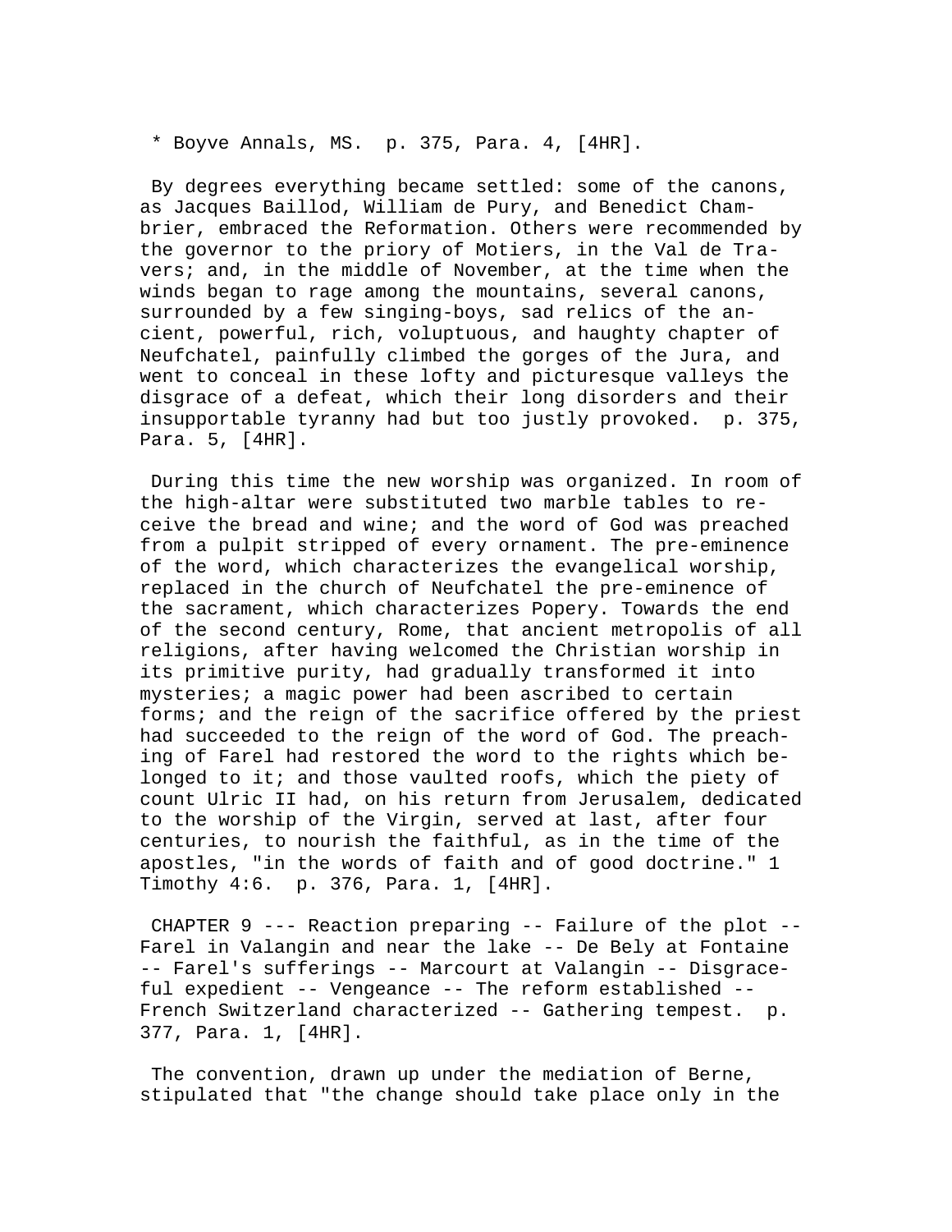* Boyve Annals, MS. p. 375, Para. 4, [4HR].

By degrees everything became settled: some of the canons, as Jacques Baillod, William de Pury, and Benedict Chambrier, embraced the Reformation. Others were recommended by the governor to the priory of Motiers, in the Val de Travers; and, in the middle of November, at the time when the winds began to rage among the mountains, several canons, surrounded by a few singing-boys, sad relics of the ancient, powerful, rich, voluptuous, and haughty chapter of Neufchatel, painfully climbed the gorges of the Jura, and went to conceal in these lofty and picturesque valleys the disgrace of a defeat, which their long disorders and their insupportable tyranny had but too justly provoked. p. 375, Para. 5, [4HR].

During this time the new worship was organized. In room of the high-altar were substituted two marble tables to receive the bread and wine; and the word of God was preached from a pulpit stripped of every ornament. The pre-eminence of the word, which characterizes the evangelical worship, replaced in the church of Neufchatel the pre-eminence of the sacrament, which characterizes Popery. Towards the end of the second century, Rome, that ancient metropolis of all religions, after having welcomed the Christian worship in its primitive purity, had gradually transformed it into mysteries; a magic power had been ascribed to certain forms; and the reign of the sacrifice offered by the priest had succeeded to the reign of the word of God. The preaching of Farel had restored the word to the rights which belonged to it; and those vaulted roofs, which the piety of count Ulric II had, on his return from Jerusalem, dedicated to the worship of the Virgin, served at last, after four centuries, to nourish the faithful, as in the time of the apostles, "in the words of faith and of good doctrine." 1 Timothy 4:6. p. 376, Para. 1, [4HR].

CHAPTER 9 --- Reaction preparing -- Failure of the plot -- Farel in Valangin and near the lake -- De Bely at Fontaine -- Farel's sufferings -- Marcourt at Valangin -- Disgraceful expedient -- Vengeance -- The reform established -- French Switzerland characterized -- Gathering tempest. p. 377, Para. 1, [4HR].

The convention, drawn up under the mediation of Berne, stipulated that "the change should take place only in the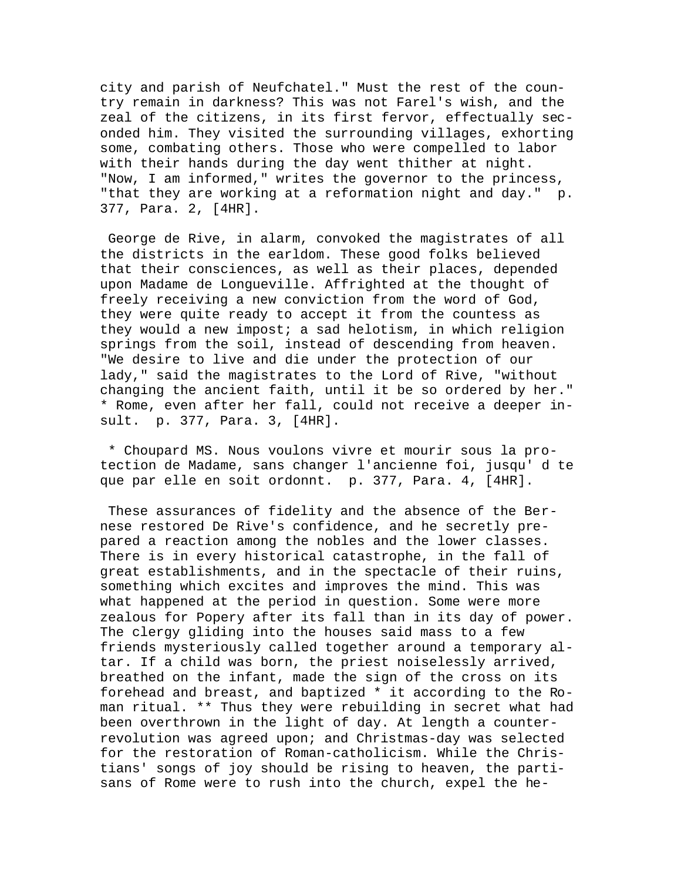city and parish of Neufchatel." Must the rest of the country remain in darkness? This was not Farel's wish, and the zeal of the citizens, in its first fervor, effectually seconded him. They visited the surrounding villages, exhorting some, combating others. Those who were compelled to labor with their hands during the day went thither at night. "Now, I am informed," writes the governor to the princess, "that they are working at a reformation night and day." p. 377, Para. 2, [4HR].

George de Rive, in alarm, convoked the magistrates of all the districts in the earldom. These good folks believed that their consciences, as well as their places, depended upon Madame de Longueville. Affrighted at the thought of freely receiving a new conviction from the word of God, they were quite ready to accept it from the countess as they would a new impost; a sad helotism, in which religion springs from the soil, instead of descending from heaven. "We desire to live and die under the protection of our lady," said the magistrates to the Lord of Rive, "without changing the ancient faith, until it be so ordered by her." * Rome, even after her fall, could not receive a deeper insult. p. 377, Para. 3, [4HR].

* Choupard MS. Nous voulons vivre et mourir sous la protection de Madame, sans changer l'ancienne foi, jusqu' d te que par elle en soit ordonnt. p. 377, Para. 4, [4HR].

These assurances of fidelity and the absence of the Bernese restored De Rive's confidence, and he secretly prepared a reaction among the nobles and the lower classes. There is in every historical catastrophe, in the fall of great establishments, and in the spectacle of their ruins, something which excites and improves the mind. This was what happened at the period in question. Some were more zealous for Popery after its fall than in its day of power. The clergy gliding into the houses said mass to a few friends mysteriously called together around a temporary altar. If a child was born, the priest noiselessly arrived, breathed on the infant, made the sign of the cross on its forehead and breast, and baptized * it according to the Roman ritual. ** Thus they were rebuilding in secret what had been overthrown in the light of day. At length a counter-revolution was agreed upon; and Christmas-day was selected for the restoration of Roman-catholicism. While the Christians' songs of joy should be rising to heaven, the partisans of Rome were to rush into the church, expel the he-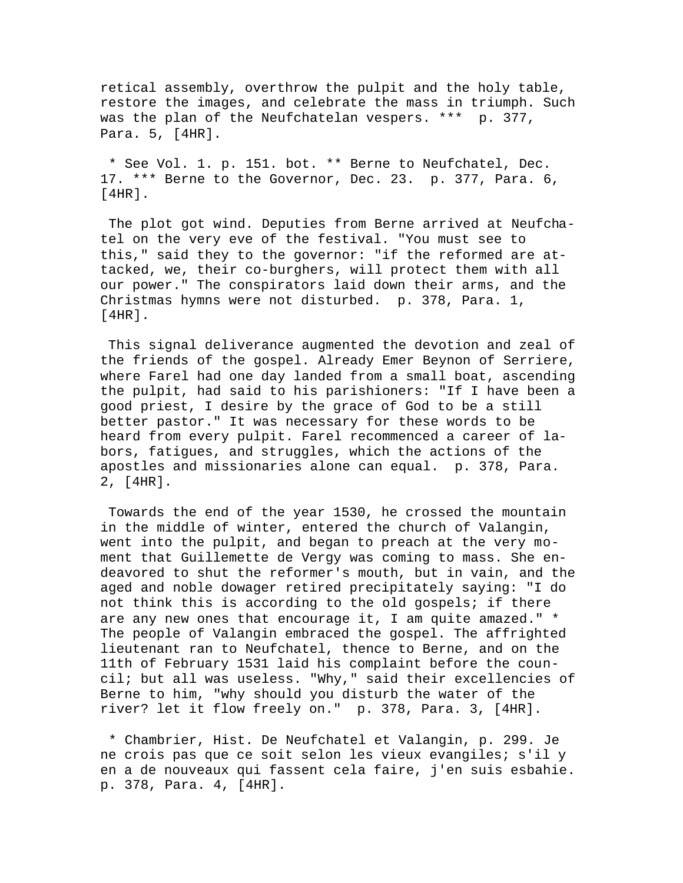retical assembly, overthrow the pulpit and the holy table, restore the images, and celebrate the mass in triumph. Such was the plan of the Neufchatelan vespers. *** p. 377, Para. 5, [4HR].

* See Vol. 1. p. 151. bot. ** Berne to Neufchatel, Dec. 17. *** Berne to the Governor, Dec. 23. p. 377, Para. 6, [4HR].

The plot got wind. Deputies from Berne arrived at Neufchatel on the very eve of the festival. "You must see to this," said they to the governor: "if the reformed are attacked, we, their co-burghers, will protect them with all our power." The conspirators laid down their arms, and the Christmas hymns were not disturbed. p. 378, Para. 1, [4HR].

This signal deliverance augmented the devotion and zeal of the friends of the gospel. Already Emer Beynon of Serriere, where Farel had one day landed from a small boat, ascending the pulpit, had said to his parishioners: "If I have been a good priest, I desire by the grace of God to be a still better pastor." It was necessary for these words to be heard from every pulpit. Farel recommenced a career of labors, fatigues, and struggles, which the actions of the apostles and missionaries alone can equal. p. 378, Para. 2, [4HR].

Towards the end of the year 1530, he crossed the mountain in the middle of winter, entered the church of Valangin, went into the pulpit, and began to preach at the very moment that Guillemette de Vergy was coming to mass. She endeavored to shut the reformer's mouth, but in vain, and the aged and noble dowager retired precipitately saying: "I do not think this is according to the old gospels; if there are any new ones that encourage it, I am quite amazed." * The people of Valangin embraced the gospel. The affrighted lieutenant ran to Neufchatel, thence to Berne, and on the 11th of February 1531 laid his complaint before the council; but all was useless. "Why," said their excellencies of Berne to him, "why should you disturb the water of the river? let it flow freely on." p. 378, Para. 3, [4HR].

* Chambrier, Hist. De Neufchatel et Valangin, p. 299. Je ne crois pas que ce soit selon les vieux evangiles; s'il y en a de nouveaux qui fassent cela faire, j'en suis esbahie. p. 378, Para. 4, [4HR].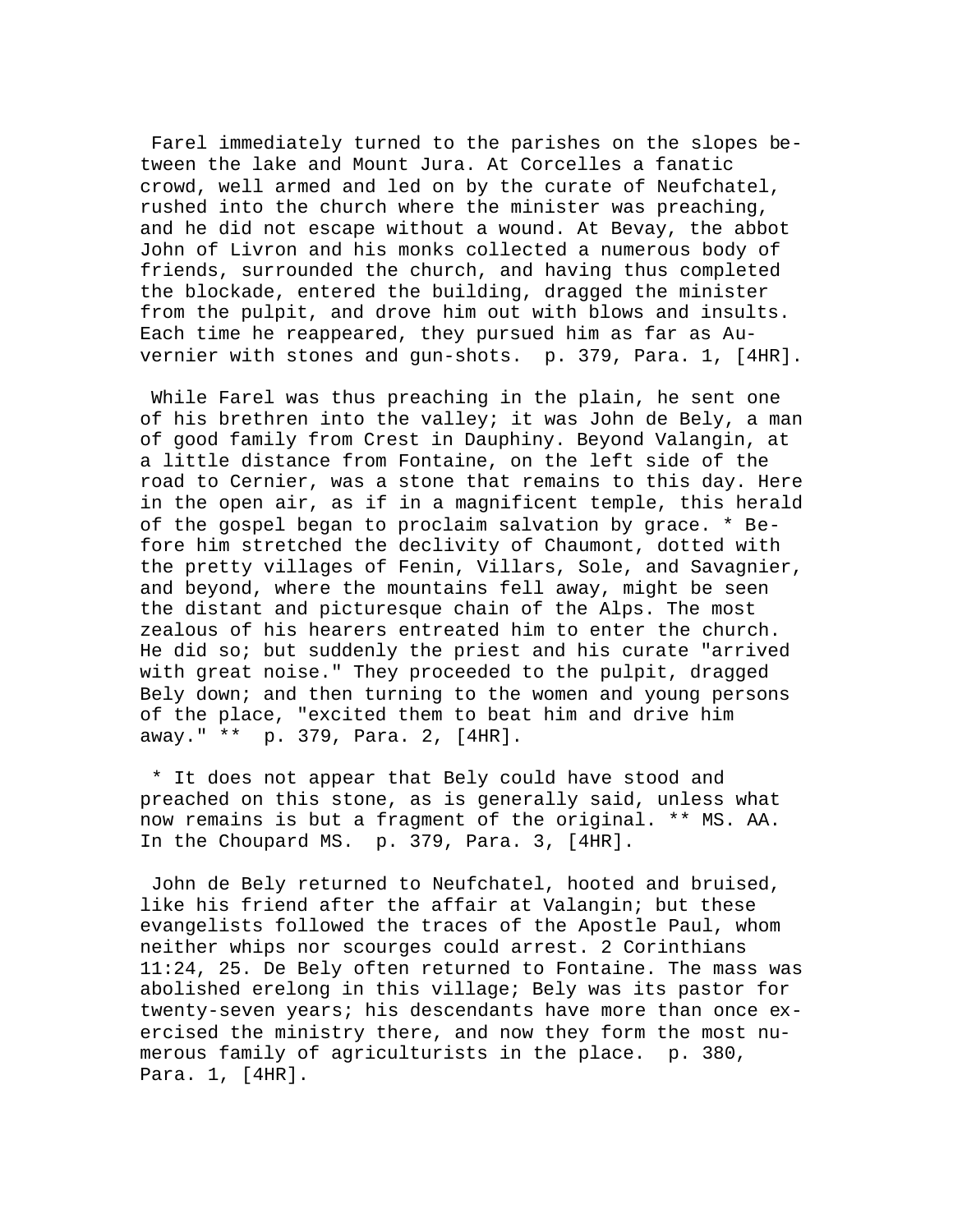Farel immediately turned to the parishes on the slopes between the lake and Mount Jura. At Corcelles a fanatic crowd, well armed and led on by the curate of Neufchatel, rushed into the church where the minister was preaching, and he did not escape without a wound. At Bevay, the abbot John of Livron and his monks collected a numerous body of friends, surrounded the church, and having thus completed the blockade, entered the building, dragged the minister from the pulpit, and drove him out with blows and insults. Each time he reappeared, they pursued him as far as Auvernier with stones and gun-shots. p. 379, Para. 1, [4HR].

While Farel was thus preaching in the plain, he sent one of his brethren into the valley; it was John de Bely, a man of good family from Crest in Dauphiny. Beyond Valangin, at a little distance from Fontaine, on the left side of the road to Cernier, was a stone that remains to this day. Here in the open air, as if in a magnificent temple, this herald of the gospel began to proclaim salvation by grace. * Before him stretched the declivity of Chaumont, dotted with the pretty villages of Fenin, Villars, Sole, and Savagnier, and beyond, where the mountains fell away, might be seen the distant and picturesque chain of the Alps. The most zealous of his hearers entreated him to enter the church. He did so; but suddenly the priest and his curate "arrived with great noise." They proceeded to the pulpit, dragged Bely down; and then turning to the women and young persons of the place, "excited them to beat him and drive him away." ** p. 379, Para. 2, [4HR].

* It does not appear that Bely could have stood and preached on this stone, as is generally said, unless what now remains is but a fragment of the original. ** MS. AA. In the Choupard MS. p. 379, Para. 3, [4HR].

John de Bely returned to Neufchatel, hooted and bruised, like his friend after the affair at Valangin; but these evangelists followed the traces of the Apostle Paul, whom neither whips nor scourges could arrest. 2 Corinthians 11:24, 25. De Bely often returned to Fontaine. The mass was abolished erelong in this village; Bely was its pastor for twenty-seven years; his descendants have more than once exercised the ministry there, and now they form the most numerous family of agriculturists in the place. p. 380, Para. 1, [4HR].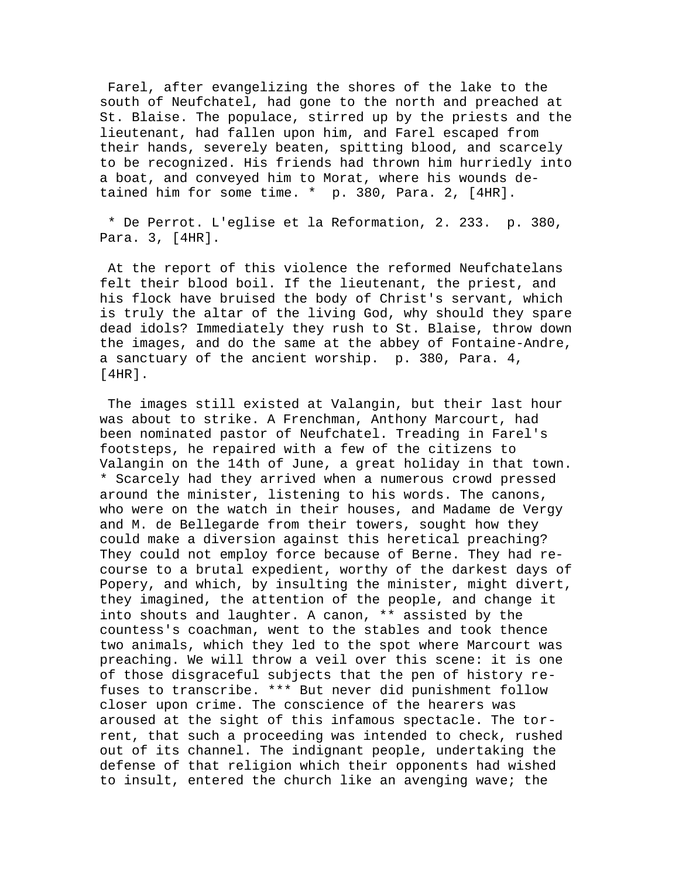Farel, after evangelizing the shores of the lake to the south of Neufchatel, had gone to the north and preached at St. Blaise. The populace, stirred up by the priests and the lieutenant, had fallen upon him, and Farel escaped from their hands, severely beaten, spitting blood, and scarcely to be recognized. His friends had thrown him hurriedly into a boat, and conveyed him to Morat, where his wounds detained him for some time. * p. 380, Para. 2, [4HR].

* De Perrot. L'eglise et la Reformation, 2. 233. p. 380, Para. 3, [4HR].

At the report of this violence the reformed Neufchatelans felt their blood boil. If the lieutenant, the priest, and his flock have bruised the body of Christ's servant, which is truly the altar of the living God, why should they spare dead idols? Immediately they rush to St. Blaise, throw down the images, and do the same at the abbey of Fontaine-Andre, a sanctuary of the ancient worship. p. 380, Para. 4, [4HR].

The images still existed at Valangin, but their last hour was about to strike. A Frenchman, Anthony Marcourt, had been nominated pastor of Neufchatel. Treading in Farel's footsteps, he repaired with a few of the citizens to Valangin on the 14th of June, a great holiday in that town. * Scarcely had they arrived when a numerous crowd pressed around the minister, listening to his words. The canons, who were on the watch in their houses, and Madame de Vergy and M. de Bellegarde from their towers, sought how they could make a diversion against this heretical preaching? They could not employ force because of Berne. They had recourse to a brutal expedient, worthy of the darkest days of Popery, and which, by insulting the minister, might divert, they imagined, the attention of the people, and change it into shouts and laughter. A canon, ** assisted by the countess's coachman, went to the stables and took thence two animals, which they led to the spot where Marcourt was preaching. We will throw a veil over this scene: it is one of those disgraceful subjects that the pen of history refuses to transcribe. *** But never did punishment follow closer upon crime. The conscience of the hearers was aroused at the sight of this infamous spectacle. The torrent, that such a proceeding was intended to check, rushed out of its channel. The indignant people, undertaking the defense of that religion which their opponents had wished to insult, entered the church like an avenging wave; the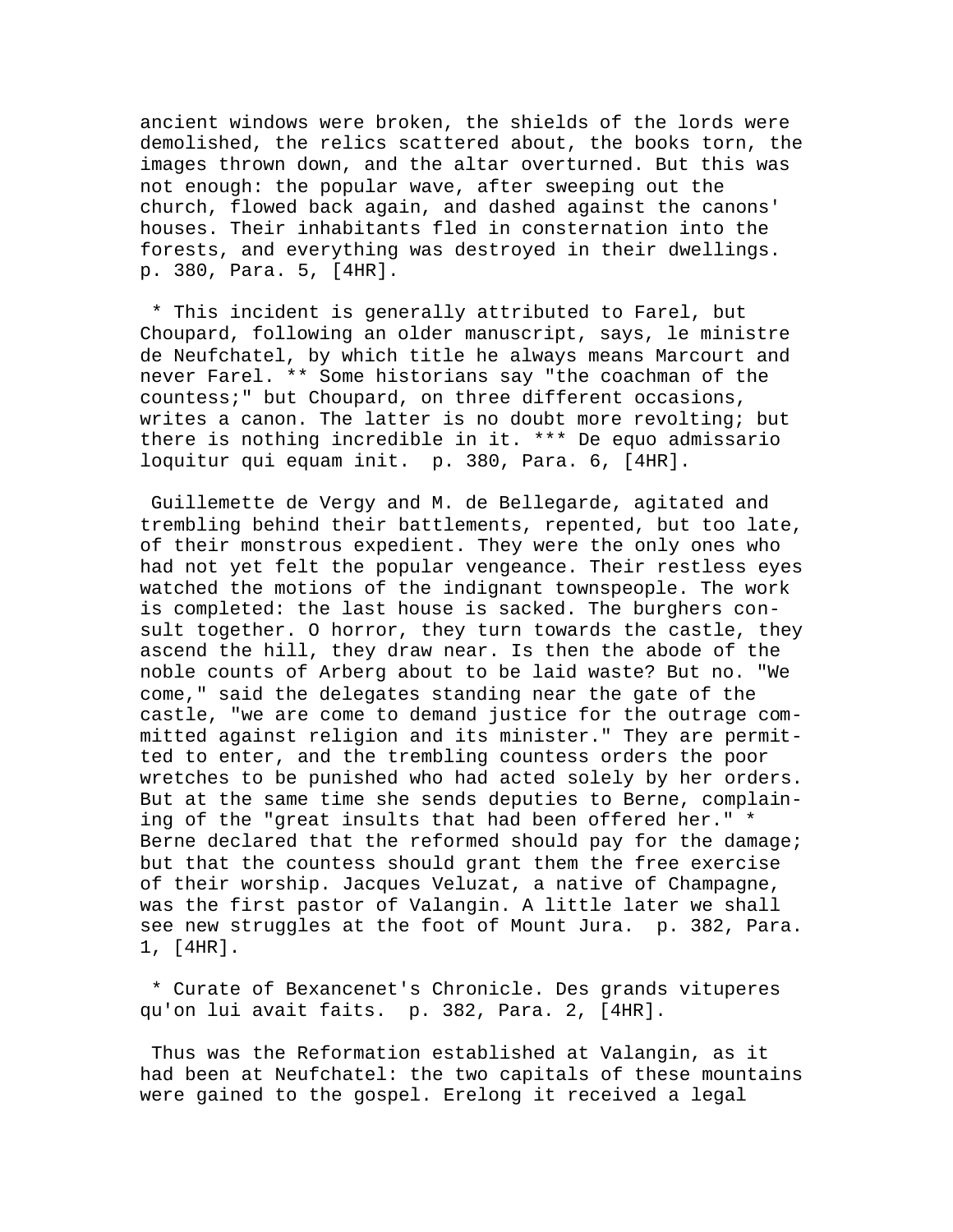ancient windows were broken, the shields of the lords were demolished, the relics scattered about, the books torn, the images thrown down, and the altar overturned. But this was not enough: the popular wave, after sweeping out the church, flowed back again, and dashed against the canons' houses. Their inhabitants fled in consternation into the forests, and everything was destroyed in their dwellings. p. 380, Para. 5, [4HR].

* This incident is generally attributed to Farel, but Choupard, following an older manuscript, says, le ministre de Neufchatel, by which title he always means Marcourt and never Farel. ** Some historians say "the coachman of the countess;" but Choupard, on three different occasions, writes a canon. The latter is no doubt more revolting; but there is nothing incredible in it. *** De equo admissario loquitur qui equam init. p. 380, Para. 6, [4HR].

Guillemette de Vergy and M. de Bellegarde, agitated and trembling behind their battlements, repented, but too late, of their monstrous expedient. They were the only ones who had not yet felt the popular vengeance. Their restless eyes watched the motions of the indignant townspeople. The work is completed: the last house is sacked. The burghers consult together. O horror, they turn towards the castle, they ascend the hill, they draw near. Is then the abode of the noble counts of Arberg about to be laid waste? But no. "We come," said the delegates standing near the gate of the castle, "we are come to demand justice for the outrage committed against religion and its minister." They are permitted to enter, and the trembling countess orders the poor wretches to be punished who had acted solely by her orders. But at the same time she sends deputies to Berne, complaining of the "great insults that had been offered her." * Berne declared that the reformed should pay for the damage; but that the countess should grant them the free exercise of their worship. Jacques Veluzat, a native of Champagne, was the first pastor of Valangin. A little later we shall see new struggles at the foot of Mount Jura. p. 382, Para. 1, [4HR].

* Curate of Bexancenet's Chronicle. Des grands vituperes qu'on lui avait faits. p. 382, Para. 2, [4HR].

Thus was the Reformation established at Valangin, as it had been at Neufchatel: the two capitals of these mountains were gained to the gospel. Erelong it received a legal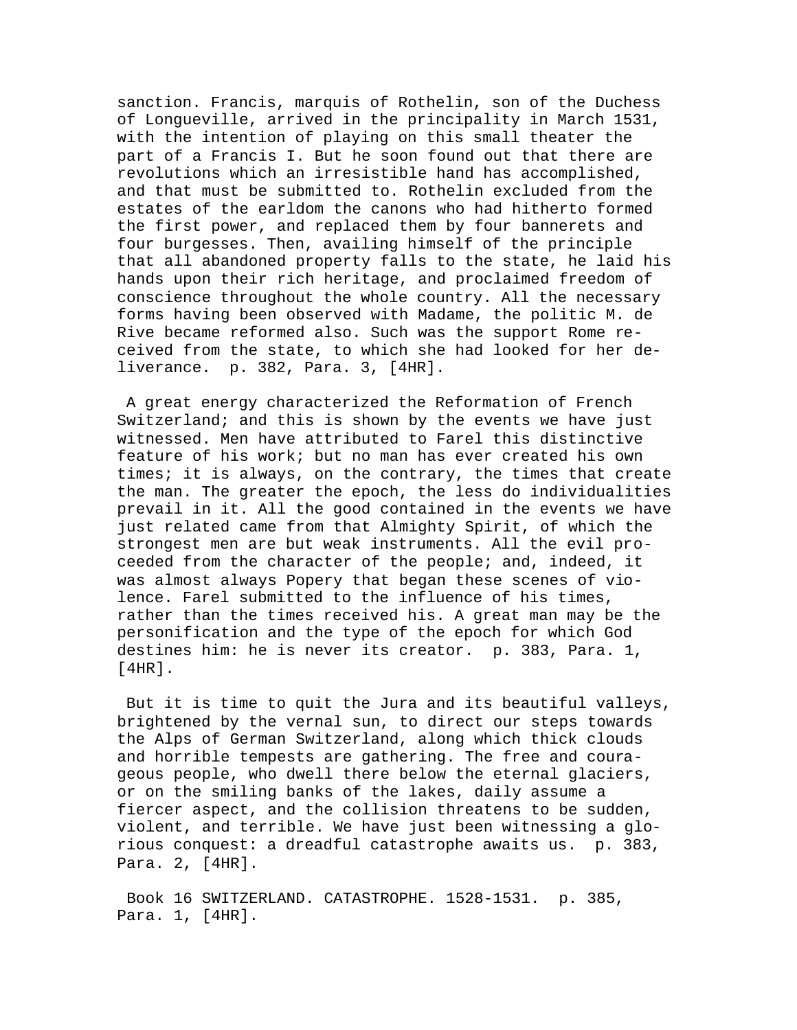sanction. Francis, marquis of Rothelin, son of the Duchess of Longueville, arrived in the principality in March 1531, with the intention of playing on this small theater the part of a Francis I. But he soon found out that there are revolutions which an irresistible hand has accomplished, and that must be submitted to. Rothelin excluded from the estates of the earldom the canons who had hitherto formed the first power, and replaced them by four bannerets and four burgesses. Then, availing himself of the principle that all abandoned property falls to the state, he laid his hands upon their rich heritage, and proclaimed freedom of conscience throughout the whole country. All the necessary forms having been observed with Madame, the politic M. de Rive became reformed also. Such was the support Rome received from the state, to which she had looked for her deliverance. p. 382, Para. 3, [4HR].

A great energy characterized the Reformation of French Switzerland; and this is shown by the events we have just witnessed. Men have attributed to Farel this distinctive feature of his work; but no man has ever created his own times; it is always, on the contrary, the times that create the man. The greater the epoch, the less do individualities prevail in it. All the good contained in the events we have just related came from that Almighty Spirit, of which the strongest men are but weak instruments. All the evil proceeded from the character of the people; and, indeed, it was almost always Popery that began these scenes of violence. Farel submitted to the influence of his times, rather than the times received his. A great man may be the personification and the type of the epoch for which God destines him: he is never its creator. p. 383, Para. 1, [4HR].

But it is time to quit the Jura and its beautiful valleys, brightened by the vernal sun, to direct our steps towards the Alps of German Switzerland, along which thick clouds and horrible tempests are gathering. The free and courageous people, who dwell there below the eternal glaciers, or on the smiling banks of the lakes, daily assume a fiercer aspect, and the collision threatens to be sudden, violent, and terrible. We have just been witnessing a glorious conquest: a dreadful catastrophe awaits us. p. 383, Para. 2, [4HR].

Book 16 SWITZERLAND. CATASTROPHE. 1528-1531. p. 385, Para. 1, [4HR].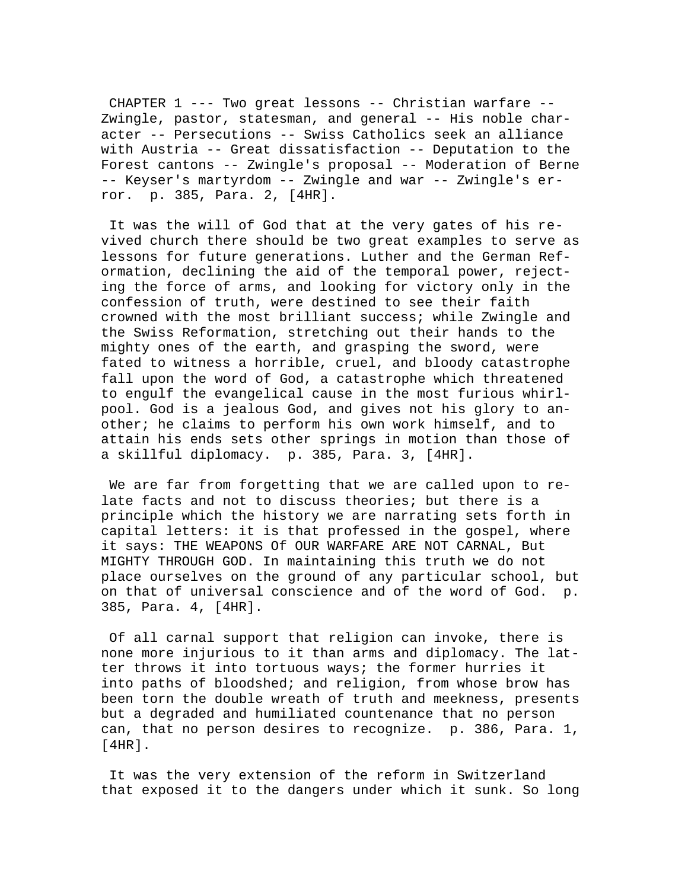CHAPTER 1 --- Two great lessons -- Christian warfare -- Zwingle, pastor, statesman, and general -- His noble character -- Persecutions -- Swiss Catholics seek an alliance with Austria -- Great dissatisfaction -- Deputation to the Forest cantons -- Zwingle's proposal -- Moderation of Berne -- Keyser's martyrdom -- Zwingle and war -- Zwingle's error. p. 385, Para. 2, [4HR].

It was the will of God that at the very gates of his revived church there should be two great examples to serve as lessons for future generations. Luther and the German Reformation, declining the aid of the temporal power, rejecting the force of arms, and looking for victory only in the confession of truth, were destined to see their faith crowned with the most brilliant success; while Zwingle and the Swiss Reformation, stretching out their hands to the mighty ones of the earth, and grasping the sword, were fated to witness a horrible, cruel, and bloody catastrophe fall upon the word of God, a catastrophe which threatened to engulf the evangelical cause in the most furious whirlpool. God is a jealous God, and gives not his glory to another; he claims to perform his own work himself, and to attain his ends sets other springs in motion than those of a skillful diplomacy. p. 385, Para. 3, [4HR].

We are far from forgetting that we are called upon to relate facts and not to discuss theories; but there is a principle which the history we are narrating sets forth in capital letters: it is that professed in the gospel, where it says: THE WEAPONS Of OUR WARFARE ARE NOT CARNAL, But MIGHTY THROUGH GOD. In maintaining this truth we do not place ourselves on the ground of any particular school, but on that of universal conscience and of the word of God. p. 385, Para. 4, [4HR].

Of all carnal support that religion can invoke, there is none more injurious to it than arms and diplomacy. The latter throws it into tortuous ways; the former hurries it into paths of bloodshed; and religion, from whose brow has been torn the double wreath of truth and meekness, presents but a degraded and humiliated countenance that no person can, that no person desires to recognize. p. 386, Para. 1, [4HR].

It was the very extension of the reform in Switzerland that exposed it to the dangers under which it sunk. So long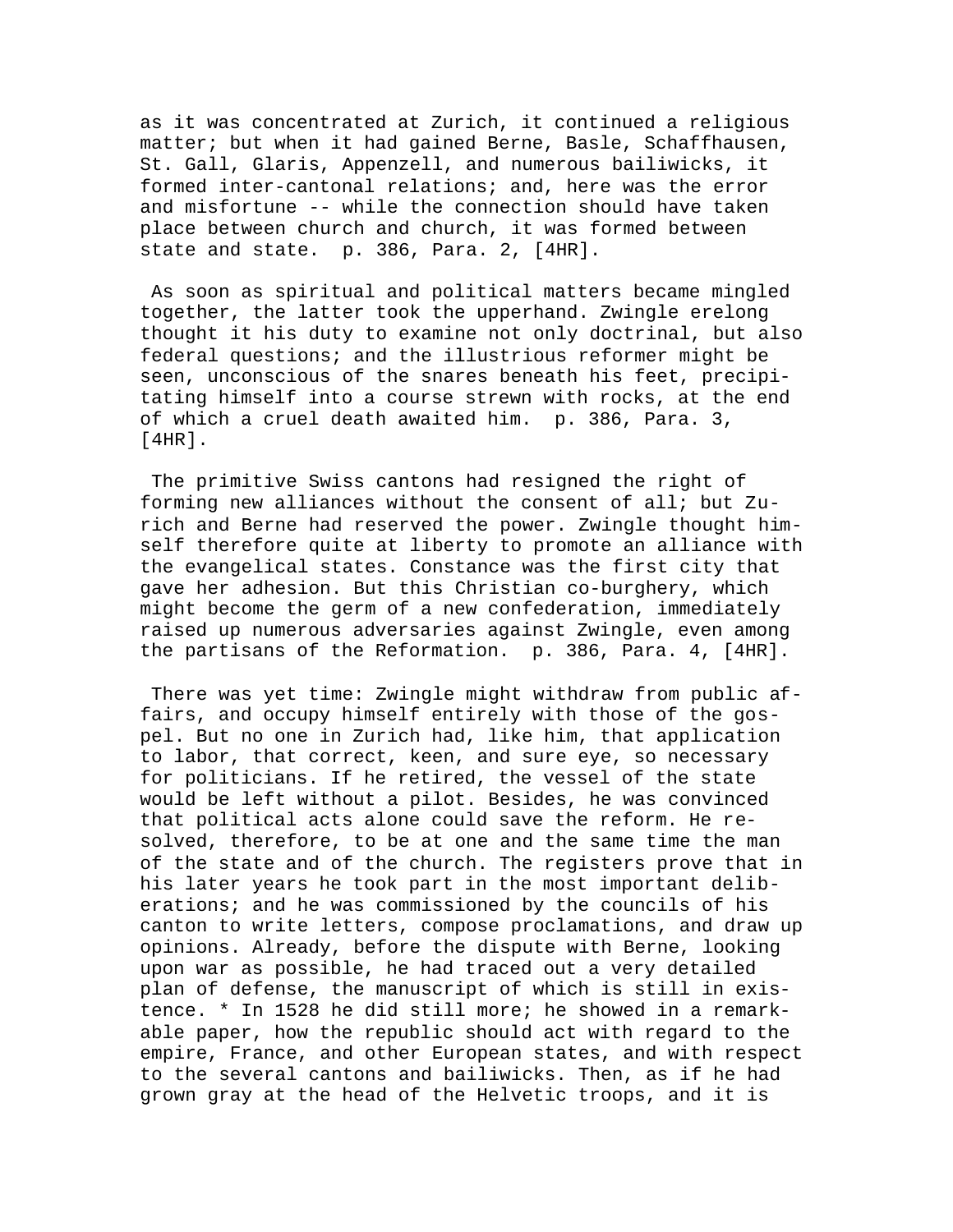as it was concentrated at Zurich, it continued a religious matter; but when it had gained Berne, Basle, Schaffhausen, St. Gall, Glaris, Appenzell, and numerous bailiwicks, it formed inter-cantonal relations; and, here was the error and misfortune -- while the connection should have taken place between church and church, it was formed between state and state. p. 386, Para. 2, [4HR].

As soon as spiritual and political matters became mingled together, the latter took the upperhand. Zwingle erelong thought it his duty to examine not only doctrinal, but also federal questions; and the illustrious reformer might be seen, unconscious of the snares beneath his feet, precipitating himself into a course strewn with rocks, at the end of which a cruel death awaited him. p. 386, Para. 3, [4HR].

The primitive Swiss cantons had resigned the right of forming new alliances without the consent of all; but Zurich and Berne had reserved the power. Zwingle thought himself therefore quite at liberty to promote an alliance with the evangelical states. Constance was the first city that gave her adhesion. But this Christian co-burghery, which might become the germ of a new confederation, immediately raised up numerous adversaries against Zwingle, even among the partisans of the Reformation. p. 386, Para. 4, [4HR].

There was yet time: Zwingle might withdraw from public affairs, and occupy himself entirely with those of the gospel. But no one in Zurich had, like him, that application to labor, that correct, keen, and sure eye, so necessary for politicians. If he retired, the vessel of the state would be left without a pilot. Besides, he was convinced that political acts alone could save the reform. He resolved, therefore, to be at one and the same time the man of the state and of the church. The registers prove that in his later years he took part in the most important deliberations; and he was commissioned by the councils of his canton to write letters, compose proclamations, and draw up opinions. Already, before the dispute with Berne, looking upon war as possible, he had traced out a very detailed plan of defense, the manuscript of which is still in existence. * In 1528 he did still more; he showed in a remarkable paper, how the republic should act with regard to the empire, France, and other European states, and with respect to the several cantons and bailiwicks. Then, as if he had grown gray at the head of the Helvetic troops, and it is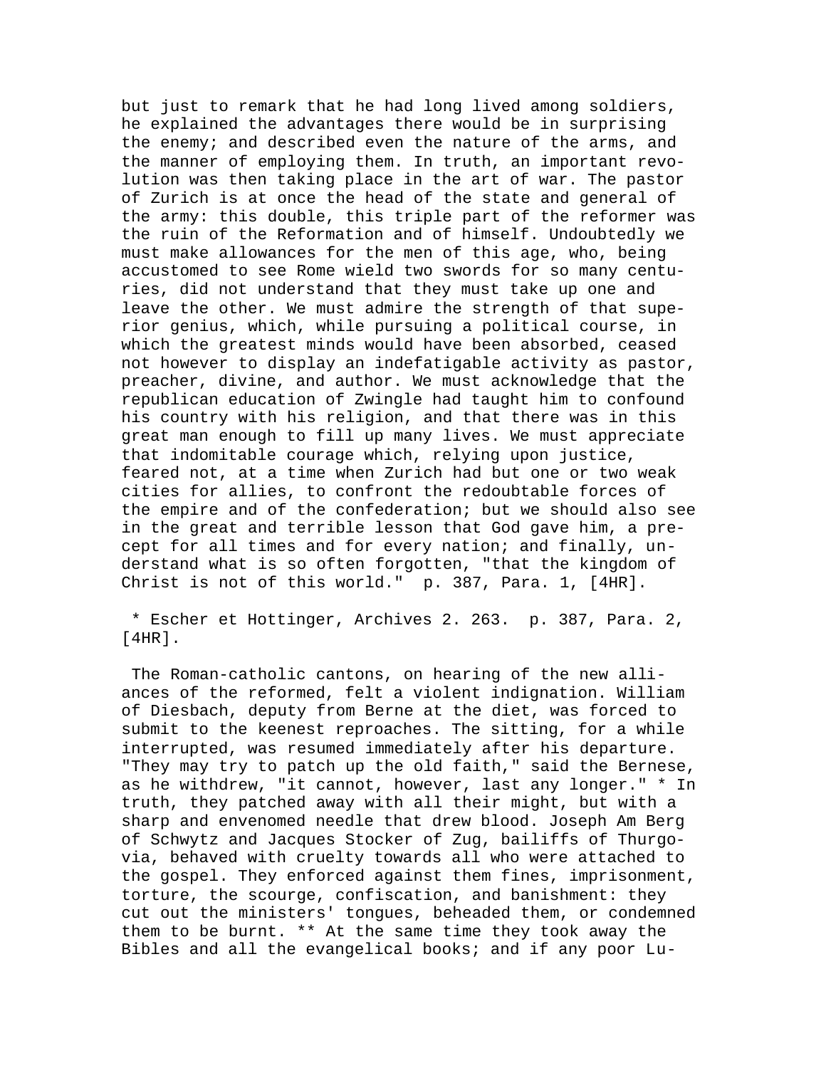but just to remark that he had long lived among soldiers, he explained the advantages there would be in surprising the enemy; and described even the nature of the arms, and the manner of employing them. In truth, an important revolution was then taking place in the art of war. The pastor of Zurich is at once the head of the state and general of the army: this double, this triple part of the reformer was the ruin of the Reformation and of himself. Undoubtedly we must make allowances for the men of this age, who, being accustomed to see Rome wield two swords for so many centuries, did not understand that they must take up one and leave the other. We must admire the strength of that superior genius, which, while pursuing a political course, in which the greatest minds would have been absorbed, ceased not however to display an indefatigable activity as pastor, preacher, divine, and author. We must acknowledge that the republican education of Zwingle had taught him to confound his country with his religion, and that there was in this great man enough to fill up many lives. We must appreciate that indomitable courage which, relying upon justice, feared not, at a time when Zurich had but one or two weak cities for allies, to confront the redoubtable forces of the empire and of the confederation; but we should also see in the great and terrible lesson that God gave him, a precept for all times and for every nation; and finally, understand what is so often forgotten, "that the kingdom of Christ is not of this world."  p. 387, Para. 1, [4HR].

 * Escher et Hottinger, Archives 2. 263.  p. 387, Para. 2, [4HR].

 The Roman-catholic cantons, on hearing of the new alliances of the reformed, felt a violent indignation. William of Diesbach, deputy from Berne at the diet, was forced to submit to the keenest reproaches. The sitting, for a while interrupted, was resumed immediately after his departure. "They may try to patch up the old faith," said the Bernese, as he withdrew, "it cannot, however, last any longer." * In truth, they patched away with all their might, but with a sharp and envenomed needle that drew blood. Joseph Am Berg of Schwytz and Jacques Stocker of Zug, bailiffs of Thurgovia, behaved with cruelty towards all who were attached to the gospel. They enforced against them fines, imprisonment, torture, the scourge, confiscation, and banishment: they cut out the ministers' tongues, beheaded them, or condemned them to be burnt. ** At the same time they took away the Bibles and all the evangelical books; and if any poor Lu-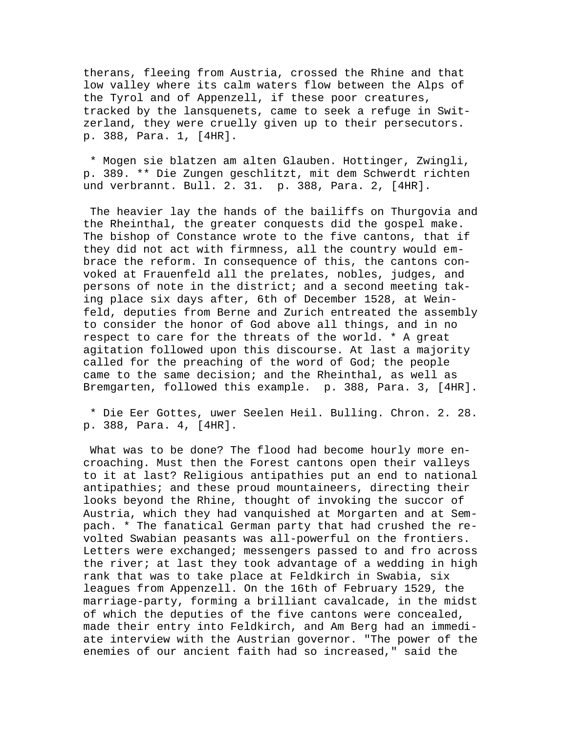therans, fleeing from Austria, crossed the Rhine and that low valley where its calm waters flow between the Alps of the Tyrol and of Appenzell, if these poor creatures, tracked by the lansquenets, came to seek a refuge in Switzerland, they were cruelly given up to their persecutors. p. 388, Para. 1, [4HR].

* Mogen sie blatzen am alten Glauben. Hottinger, Zwingli, p. 389. ** Die Zungen geschlitzt, mit dem Schwerdt richten und verbrannt. Bull. 2. 31. p. 388, Para. 2, [4HR].

The heavier lay the hands of the bailiffs on Thurgovia and the Rheinthal, the greater conquests did the gospel make. The bishop of Constance wrote to the five cantons, that if they did not act with firmness, all the country would embrace the reform. In consequence of this, the cantons convoked at Frauenfeld all the prelates, nobles, judges, and persons of note in the district; and a second meeting taking place six days after, 6th of December 1528, at Weinfeld, deputies from Berne and Zurich entreated the assembly to consider the honor of God above all things, and in no respect to care for the threats of the world. * A great agitation followed upon this discourse. At last a majority called for the preaching of the word of God; the people came to the same decision; and the Rheinthal, as well as Bremgarten, followed this example. p. 388, Para. 3, [4HR].

* Die Eer Gottes, uwer Seelen Heil. Bulling. Chron. 2. 28. p. 388, Para. 4, [4HR].

What was to be done? The flood had become hourly more encroaching. Must then the Forest cantons open their valleys to it at last? Religious antipathies put an end to national antipathies; and these proud mountaineers, directing their looks beyond the Rhine, thought of invoking the succor of Austria, which they had vanquished at Morgarten and at Sempach. * The fanatical German party that had crushed the revolted Swabian peasants was all-powerful on the frontiers. Letters were exchanged; messengers passed to and fro across the river; at last they took advantage of a wedding in high rank that was to take place at Feldkirch in Swabia, six leagues from Appenzell. On the 16th of February 1529, the marriage-party, forming a brilliant cavalcade, in the midst of which the deputies of the five cantons were concealed, made their entry into Feldkirch, and Am Berg had an immediate interview with the Austrian governor. "The power of the enemies of our ancient faith had so increased," said the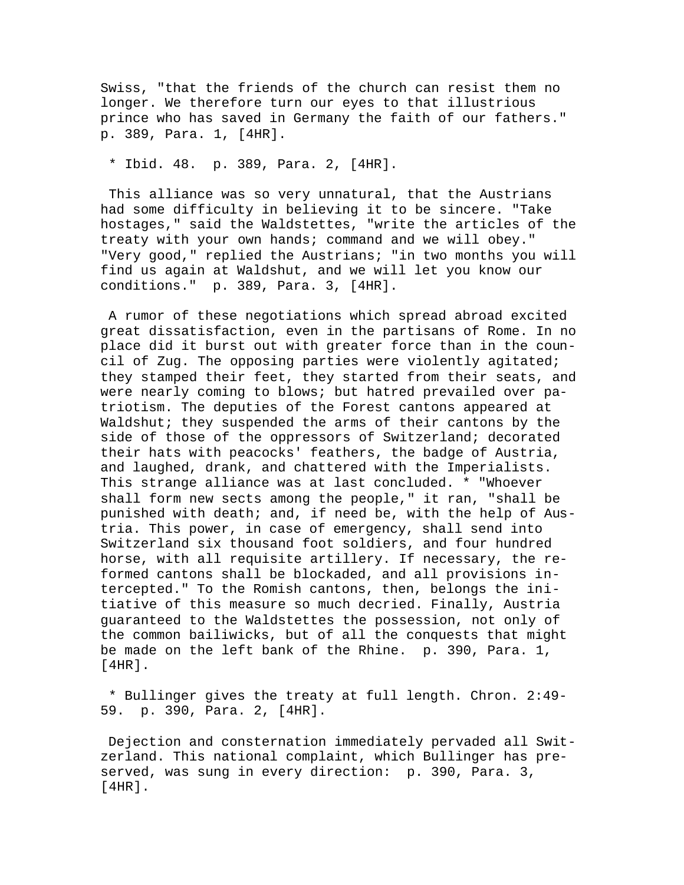Swiss, "that the friends of the church can resist them no longer. We therefore turn our eyes to that illustrious prince who has saved in Germany the faith of our fathers." p. 389, Para. 1, [4HR].

* Ibid. 48. p. 389, Para. 2, [4HR].

This alliance was so very unnatural, that the Austrians had some difficulty in believing it to be sincere. "Take hostages," said the Waldstettes, "write the articles of the treaty with your own hands; command and we will obey." "Very good," replied the Austrians; "in two months you will find us again at Waldshut, and we will let you know our conditions." p. 389, Para. 3, [4HR].

A rumor of these negotiations which spread abroad excited great dissatisfaction, even in the partisans of Rome. In no place did it burst out with greater force than in the council of Zug. The opposing parties were violently agitated; they stamped their feet, they started from their seats, and were nearly coming to blows; but hatred prevailed over patriotism. The deputies of the Forest cantons appeared at Waldshut; they suspended the arms of their cantons by the side of those of the oppressors of Switzerland; decorated their hats with peacocks' feathers, the badge of Austria, and laughed, drank, and chattered with the Imperialists. This strange alliance was at last concluded. * "Whoever shall form new sects among the people," it ran, "shall be punished with death; and, if need be, with the help of Austria. This power, in case of emergency, shall send into Switzerland six thousand foot soldiers, and four hundred horse, with all requisite artillery. If necessary, the reformed cantons shall be blockaded, and all provisions intercepted." To the Romish cantons, then, belongs the initiative of this measure so much decried. Finally, Austria guaranteed to the Waldstettes the possession, not only of the common bailiwicks, but of all the conquests that might be made on the left bank of the Rhine. p. 390, Para. 1, [4HR].

* Bullinger gives the treaty at full length. Chron. 2:49-59. p. 390, Para. 2, [4HR].

Dejection and consternation immediately pervaded all Switzerland. This national complaint, which Bullinger has preserved, was sung in every direction: p. 390, Para. 3, [4HR].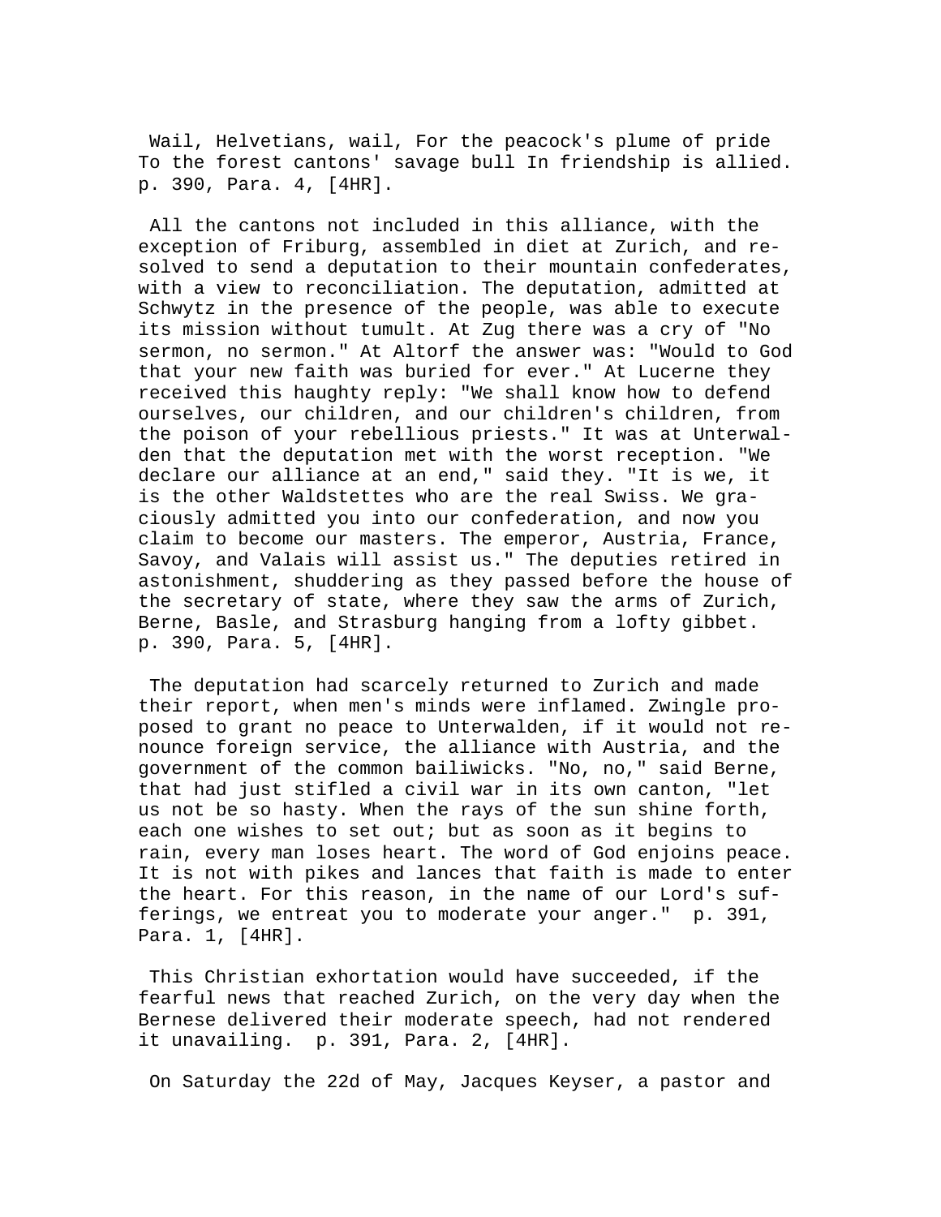Wail, Helvetians, wail, For the peacock's plume of pride To the forest cantons' savage bull In friendship is allied. p. 390, Para. 4, [4HR].

All the cantons not included in this alliance, with the exception of Friburg, assembled in diet at Zurich, and resolved to send a deputation to their mountain confederates, with a view to reconciliation. The deputation, admitted at Schwytz in the presence of the people, was able to execute its mission without tumult. At Zug there was a cry of "No sermon, no sermon." At Altorf the answer was: "Would to God that your new faith was buried for ever." At Lucerne they received this haughty reply: "We shall know how to defend ourselves, our children, and our children's children, from the poison of your rebellious priests." It was at Unterwalden that the deputation met with the worst reception. "We declare our alliance at an end," said they. "It is we, it is the other Waldstettes who are the real Swiss. We graciously admitted you into our confederation, and now you claim to become our masters. The emperor, Austria, France, Savoy, and Valais will assist us." The deputies retired in astonishment, shuddering as they passed before the house of the secretary of state, where they saw the arms of Zurich, Berne, Basle, and Strasburg hanging from a lofty gibbet. p. 390, Para. 5, [4HR].

The deputation had scarcely returned to Zurich and made their report, when men's minds were inflamed. Zwingle proposed to grant no peace to Unterwalden, if it would not renounce foreign service, the alliance with Austria, and the government of the common bailiwicks. "No, no," said Berne, that had just stifled a civil war in its own canton, "let us not be so hasty. When the rays of the sun shine forth, each one wishes to set out; but as soon as it begins to rain, every man loses heart. The word of God enjoins peace. It is not with pikes and lances that faith is made to enter the heart. For this reason, in the name of our Lord's sufferings, we entreat you to moderate your anger." p. 391, Para. 1, [4HR].

This Christian exhortation would have succeeded, if the fearful news that reached Zurich, on the very day when the Bernese delivered their moderate speech, had not rendered it unavailing. p. 391, Para. 2, [4HR].

On Saturday the 22d of May, Jacques Keyser, a pastor and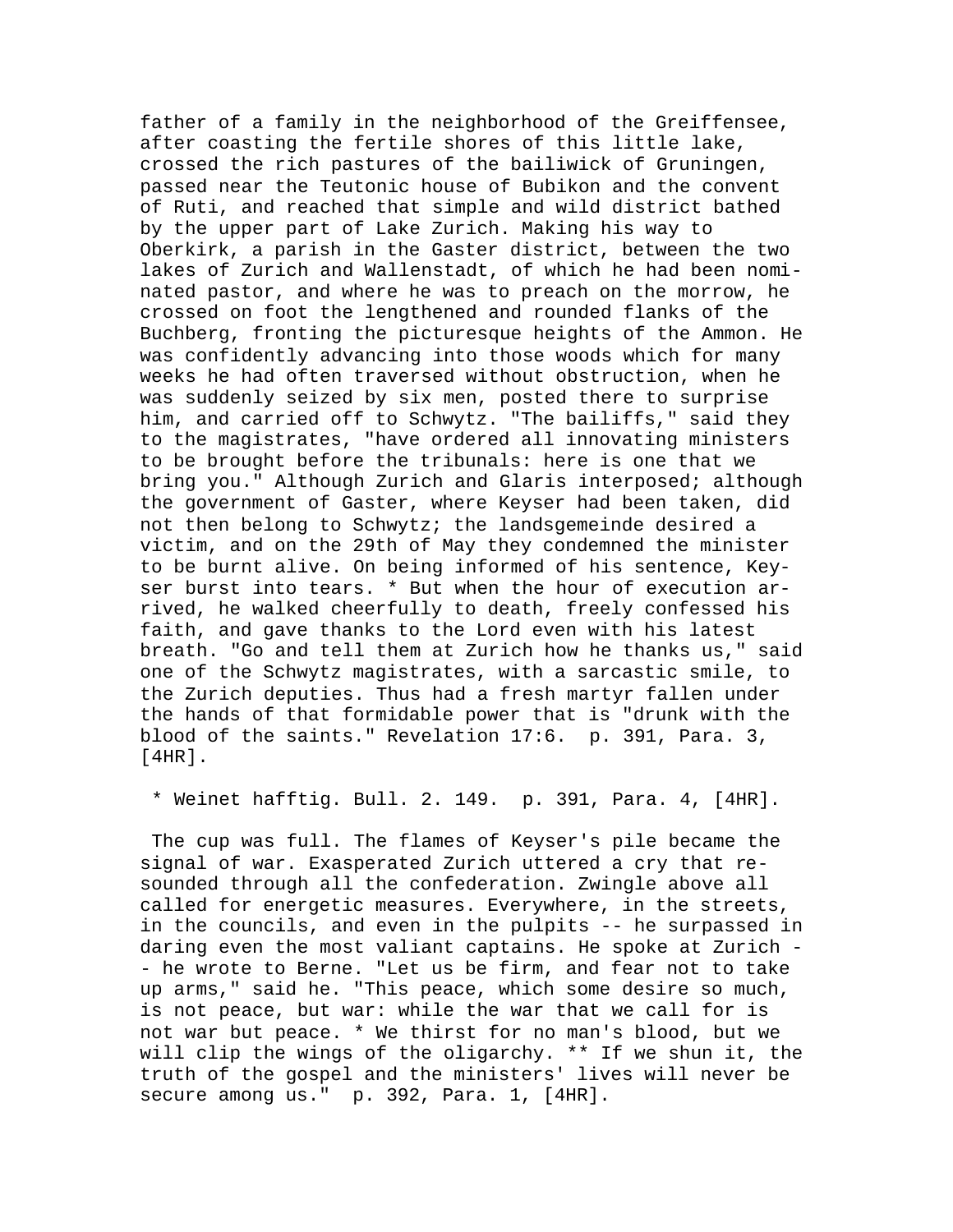father of a family in the neighborhood of the Greiffensee, after coasting the fertile shores of this little lake, crossed the rich pastures of the bailiwick of Gruningen, passed near the Teutonic house of Bubikon and the convent of Ruti, and reached that simple and wild district bathed by the upper part of Lake Zurich. Making his way to Oberkirk, a parish in the Gaster district, between the two lakes of Zurich and Wallenstadt, of which he had been nominated pastor, and where he was to preach on the morrow, he crossed on foot the lengthened and rounded flanks of the Buchberg, fronting the picturesque heights of the Ammon. He was confidently advancing into those woods which for many weeks he had often traversed without obstruction, when he was suddenly seized by six men, posted there to surprise him, and carried off to Schwytz. "The bailiffs," said they to the magistrates, "have ordered all innovating ministers to be brought before the tribunals: here is one that we bring you." Although Zurich and Glaris interposed; although the government of Gaster, where Keyser had been taken, did not then belong to Schwytz; the landsgemeinde desired a victim, and on the 29th of May they condemned the minister to be burnt alive. On being informed of his sentence, Keyser burst into tears. * But when the hour of execution arrived, he walked cheerfully to death, freely confessed his faith, and gave thanks to the Lord even with his latest breath. "Go and tell them at Zurich how he thanks us," said one of the Schwytz magistrates, with a sarcastic smile, to the Zurich deputies. Thus had a fresh martyr fallen under the hands of that formidable power that is "drunk with the blood of the saints." Revelation 17:6. p. 391, Para. 3, [4HR].

* Weinet hafftig. Bull. 2. 149. p. 391, Para. 4, [4HR].

The cup was full. The flames of Keyser's pile became the signal of war. Exasperated Zurich uttered a cry that resounded through all the confederation. Zwingle above all called for energetic measures. Everywhere, in the streets, in the councils, and even in the pulpits -- he surpassed in daring even the most valiant captains. He spoke at Zurich -- he wrote to Berne. "Let us be firm, and fear not to take up arms," said he. "This peace, which some desire so much, is not peace, but war: while the war that we call for is not war but peace. * We thirst for no man's blood, but we will clip the wings of the oligarchy. ** If we shun it, the truth of the gospel and the ministers' lives will never be secure among us." p. 392, Para. 1, [4HR].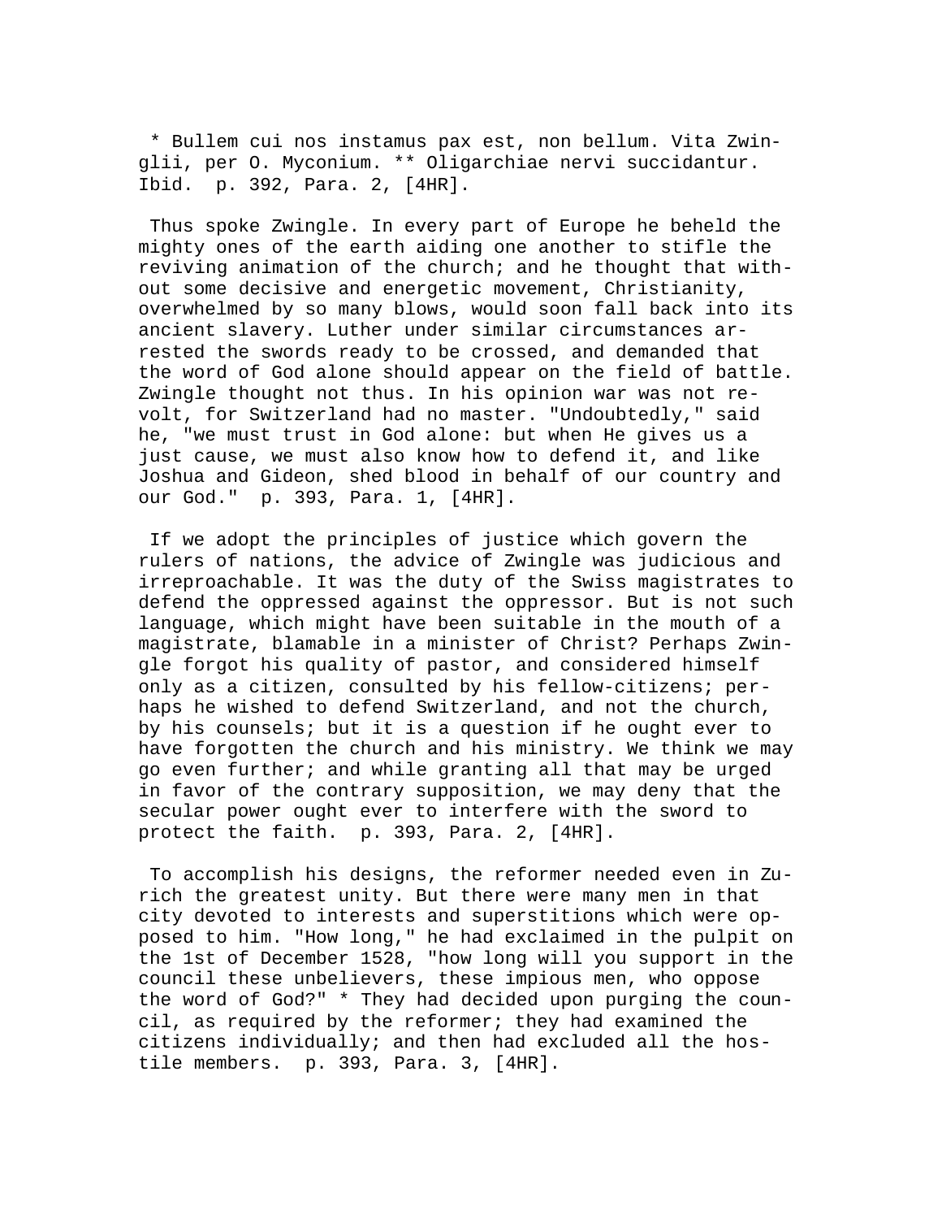* Bullem cui nos instamus pax est, non bellum. Vita Zwinglii, per O. Myconium. ** Oligarchiae nervi succidantur. Ibid. p. 392, Para. 2, [4HR].

Thus spoke Zwingle. In every part of Europe he beheld the mighty ones of the earth aiding one another to stifle the reviving animation of the church; and he thought that without some decisive and energetic movement, Christianity, overwhelmed by so many blows, would soon fall back into its ancient slavery. Luther under similar circumstances arrested the swords ready to be crossed, and demanded that the word of God alone should appear on the field of battle. Zwingle thought not thus. In his opinion war was not revolt, for Switzerland had no master. "Undoubtedly," said he, "we must trust in God alone: but when He gives us a just cause, we must also know how to defend it, and like Joshua and Gideon, shed blood in behalf of our country and our God." p. 393, Para. 1, [4HR].

If we adopt the principles of justice which govern the rulers of nations, the advice of Zwingle was judicious and irreproachable. It was the duty of the Swiss magistrates to defend the oppressed against the oppressor. But is not such language, which might have been suitable in the mouth of a magistrate, blamable in a minister of Christ? Perhaps Zwingle forgot his quality of pastor, and considered himself only as a citizen, consulted by his fellow-citizens; perhaps he wished to defend Switzerland, and not the church, by his counsels; but it is a question if he ought ever to have forgotten the church and his ministry. We think we may go even further; and while granting all that may be urged in favor of the contrary supposition, we may deny that the secular power ought ever to interfere with the sword to protect the faith. p. 393, Para. 2, [4HR].

To accomplish his designs, the reformer needed even in Zurich the greatest unity. But there were many men in that city devoted to interests and superstitions which were opposed to him. "How long," he had exclaimed in the pulpit on the 1st of December 1528, "how long will you support in the council these unbelievers, these impious men, who oppose the word of God?" * They had decided upon purging the council, as required by the reformer; they had examined the citizens individually; and then had excluded all the hostile members. p. 393, Para. 3, [4HR].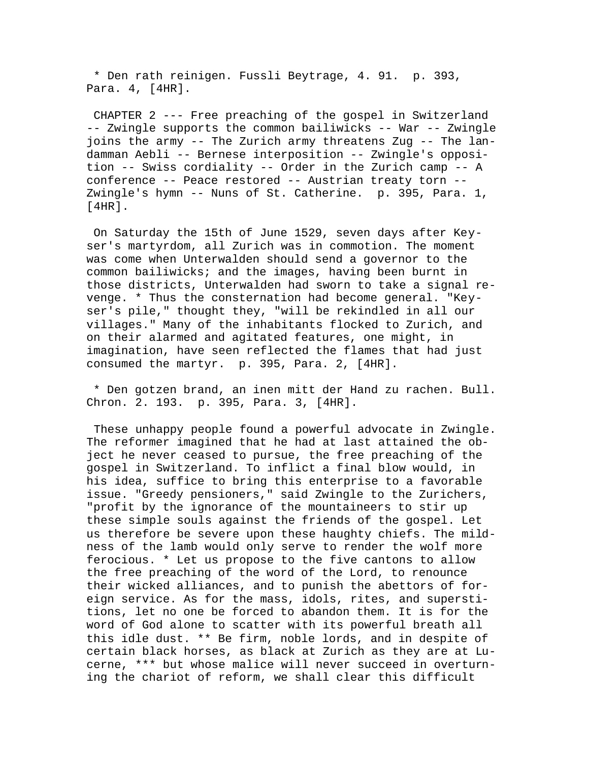* Den rath reinigen. Fussli Beytrage, 4. 91. p. 393, Para. 4, [4HR].

CHAPTER 2 --- Free preaching of the gospel in Switzerland -- Zwingle supports the common bailiwicks -- War -- Zwingle joins the army -- The Zurich army threatens Zug -- The landamman Aebli -- Bernese interposition -- Zwingle's opposition -- Swiss cordiality -- Order in the Zurich camp -- A conference -- Peace restored -- Austrian treaty torn -- Zwingle's hymn -- Nuns of St. Catherine. p. 395, Para. 1, [4HR].

On Saturday the 15th of June 1529, seven days after Keyser's martyrdom, all Zurich was in commotion. The moment was come when Unterwalden should send a governor to the common bailiwicks; and the images, having been burnt in those districts, Unterwalden had sworn to take a signal revenge. * Thus the consternation had become general. "Keyser's pile," thought they, "will be rekindled in all our villages." Many of the inhabitants flocked to Zurich, and on their alarmed and agitated features, one might, in imagination, have seen reflected the flames that had just consumed the martyr. p. 395, Para. 2, [4HR].

* Den gotzen brand, an inen mitt der Hand zu rachen. Bull. Chron. 2. 193. p. 395, Para. 3, [4HR].

These unhappy people found a powerful advocate in Zwingle. The reformer imagined that he had at last attained the object he never ceased to pursue, the free preaching of the gospel in Switzerland. To inflict a final blow would, in his idea, suffice to bring this enterprise to a favorable issue. "Greedy pensioners," said Zwingle to the Zurichers, "profit by the ignorance of the mountaineers to stir up these simple souls against the friends of the gospel. Let us therefore be severe upon these haughty chiefs. The mildness of the lamb would only serve to render the wolf more ferocious. * Let us propose to the five cantons to allow the free preaching of the word of the Lord, to renounce their wicked alliances, and to punish the abettors of foreign service. As for the mass, idols, rites, and superstitions, let no one be forced to abandon them. It is for the word of God alone to scatter with its powerful breath all this idle dust. ** Be firm, noble lords, and in despite of certain black horses, as black at Zurich as they are at Lucerne, *** but whose malice will never succeed in overturning the chariot of reform, we shall clear this difficult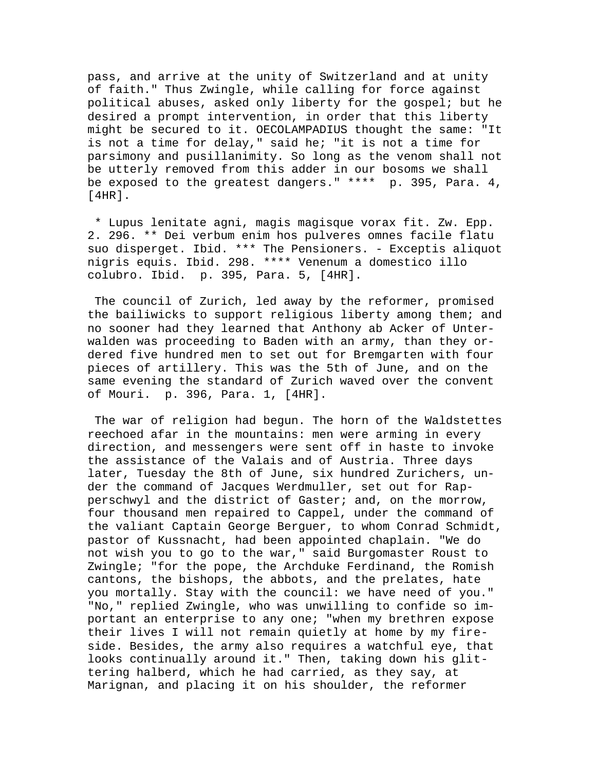pass, and arrive at the unity of Switzerland and at unity of faith." Thus Zwingle, while calling for force against political abuses, asked only liberty for the gospel; but he desired a prompt intervention, in order that this liberty might be secured to it. OECOLAMPADIUS thought the same: "It is not a time for delay," said he; "it is not a time for parsimony and pusillanimity. So long as the venom shall not be utterly removed from this adder in our bosoms we shall be exposed to the greatest dangers." **** p. 395, Para. 4, [4HR].

* Lupus lenitate agni, magis magisque vorax fit. Zw. Epp. 2. 296. ** Dei verbum enim hos pulveres omnes facile flatu suo disperget. Ibid. *** The Pensioners. - Exceptis aliquot nigris equis. Ibid. 298. **** Venenum a domestico illo colubro. Ibid. p. 395, Para. 5, [4HR].

The council of Zurich, led away by the reformer, promised the bailiwicks to support religious liberty among them; and no sooner had they learned that Anthony ab Acker of Unterwalden was proceeding to Baden with an army, than they ordered five hundred men to set out for Bremgarten with four pieces of artillery. This was the 5th of June, and on the same evening the standard of Zurich waved over the convent of Mouri. p. 396, Para. 1, [4HR].

The war of religion had begun. The horn of the Waldstettes reechoed afar in the mountains: men were arming in every direction, and messengers were sent off in haste to invoke the assistance of the Valais and of Austria. Three days later, Tuesday the 8th of June, six hundred Zurichers, under the command of Jacques Werdmuller, set out for Rapperschwyl and the district of Gaster; and, on the morrow, four thousand men repaired to Cappel, under the command of the valiant Captain George Berguer, to whom Conrad Schmidt, pastor of Kussnacht, had been appointed chaplain. "We do not wish you to go to the war," said Burgomaster Roust to Zwingle; "for the pope, the Archduke Ferdinand, the Romish cantons, the bishops, the abbots, and the prelates, hate you mortally. Stay with the council: we have need of you." "No," replied Zwingle, who was unwilling to confide so important an enterprise to any one; "when my brethren expose their lives I will not remain quietly at home by my fireside. Besides, the army also requires a watchful eye, that looks continually around it." Then, taking down his glittering halberd, which he had carried, as they say, at Marignan, and placing it on his shoulder, the reformer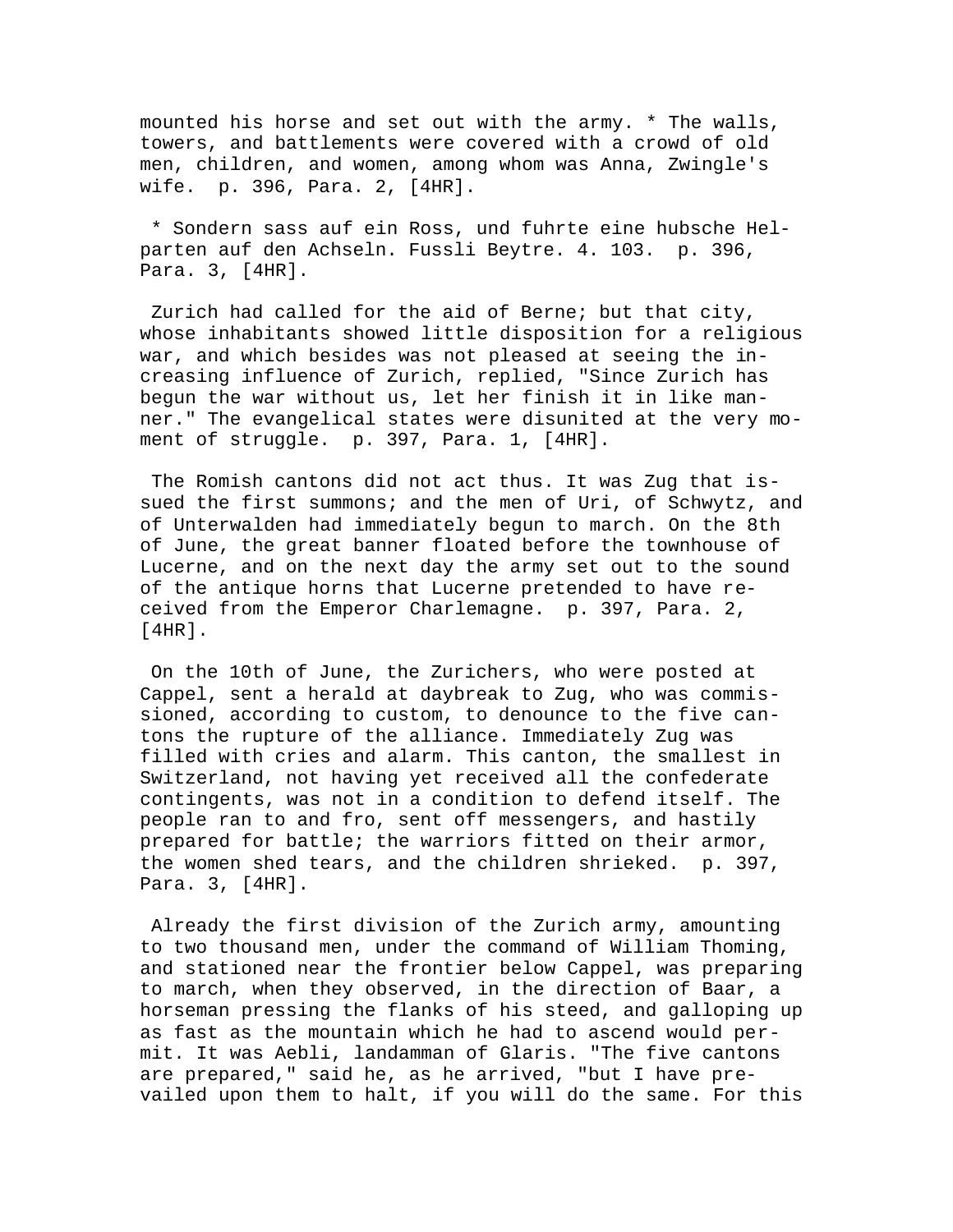mounted his horse and set out with the army. * The walls, towers, and battlements were covered with a crowd of old men, children, and women, among whom was Anna, Zwingle's wife. p. 396, Para. 2, [4HR].

* Sondern sass auf ein Ross, und fuhrte eine hubsche Helparten auf den Achseln. Fussli Beytre. 4. 103. p. 396, Para. 3, [4HR].

Zurich had called for the aid of Berne; but that city, whose inhabitants showed little disposition for a religious war, and which besides was not pleased at seeing the increasing influence of Zurich, replied, "Since Zurich has begun the war without us, let her finish it in like manner." The evangelical states were disunited at the very moment of struggle. p. 397, Para. 1, [4HR].

The Romish cantons did not act thus. It was Zug that issued the first summons; and the men of Uri, of Schwytz, and of Unterwalden had immediately begun to march. On the 8th of June, the great banner floated before the townhouse of Lucerne, and on the next day the army set out to the sound of the antique horns that Lucerne pretended to have received from the Emperor Charlemagne. p. 397, Para. 2, [4HR].

On the 10th of June, the Zurichers, who were posted at Cappel, sent a herald at daybreak to Zug, who was commissioned, according to custom, to denounce to the five cantons the rupture of the alliance. Immediately Zug was filled with cries and alarm. This canton, the smallest in Switzerland, not having yet received all the confederate contingents, was not in a condition to defend itself. The people ran to and fro, sent off messengers, and hastily prepared for battle; the warriors fitted on their armor, the women shed tears, and the children shrieked. p. 397, Para. 3, [4HR].

Already the first division of the Zurich army, amounting to two thousand men, under the command of William Thoming, and stationed near the frontier below Cappel, was preparing to march, when they observed, in the direction of Baar, a horseman pressing the flanks of his steed, and galloping up as fast as the mountain which he had to ascend would permit. It was Aebli, landamman of Glaris. "The five cantons are prepared," said he, as he arrived, "but I have prevailed upon them to halt, if you will do the same. For this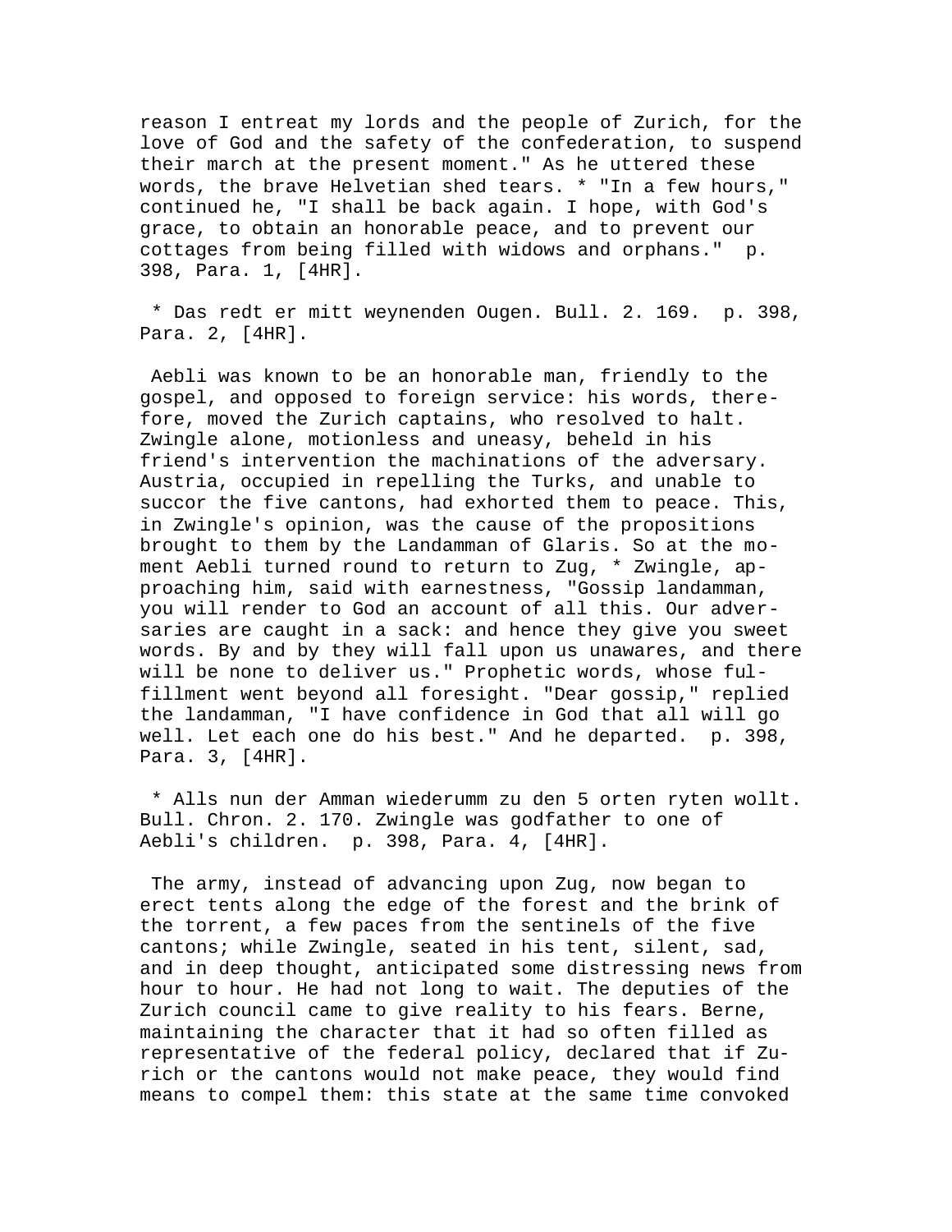reason I entreat my lords and the people of Zurich, for the love of God and the safety of the confederation, to suspend their march at the present moment." As he uttered these words, the brave Helvetian shed tears. * "In a few hours," continued he, "I shall be back again. I hope, with God's grace, to obtain an honorable peace, and to prevent our cottages from being filled with widows and orphans." p. 398, Para. 1, [4HR].

* Das redt er mitt weynenden Ougen. Bull. 2. 169. p. 398, Para. 2, [4HR].

Aebli was known to be an honorable man, friendly to the gospel, and opposed to foreign service: his words, therefore, moved the Zurich captains, who resolved to halt. Zwingle alone, motionless and uneasy, beheld in his friend's intervention the machinations of the adversary. Austria, occupied in repelling the Turks, and unable to succor the five cantons, had exhorted them to peace. This, in Zwingle's opinion, was the cause of the propositions brought to them by the Landamman of Glaris. So at the moment Aebli turned round to return to Zug, * Zwingle, approaching him, said with earnestness, "Gossip landamman, you will render to God an account of all this. Our adversaries are caught in a sack: and hence they give you sweet words. By and by they will fall upon us unawares, and there will be none to deliver us." Prophetic words, whose fulfillment went beyond all foresight. "Dear gossip," replied the landamman, "I have confidence in God that all will go well. Let each one do his best." And he departed. p. 398, Para. 3, [4HR].

* Alls nun der Amman wiederumm zu den 5 orten ryten wollt. Bull. Chron. 2. 170. Zwingle was godfather to one of Aebli's children. p. 398, Para. 4, [4HR].

The army, instead of advancing upon Zug, now began to erect tents along the edge of the forest and the brink of the torrent, a few paces from the sentinels of the five cantons; while Zwingle, seated in his tent, silent, sad, and in deep thought, anticipated some distressing news from hour to hour. He had not long to wait. The deputies of the Zurich council came to give reality to his fears. Berne, maintaining the character that it had so often filled as representative of the federal policy, declared that if Zurich or the cantons would not make peace, they would find means to compel them: this state at the same time convoked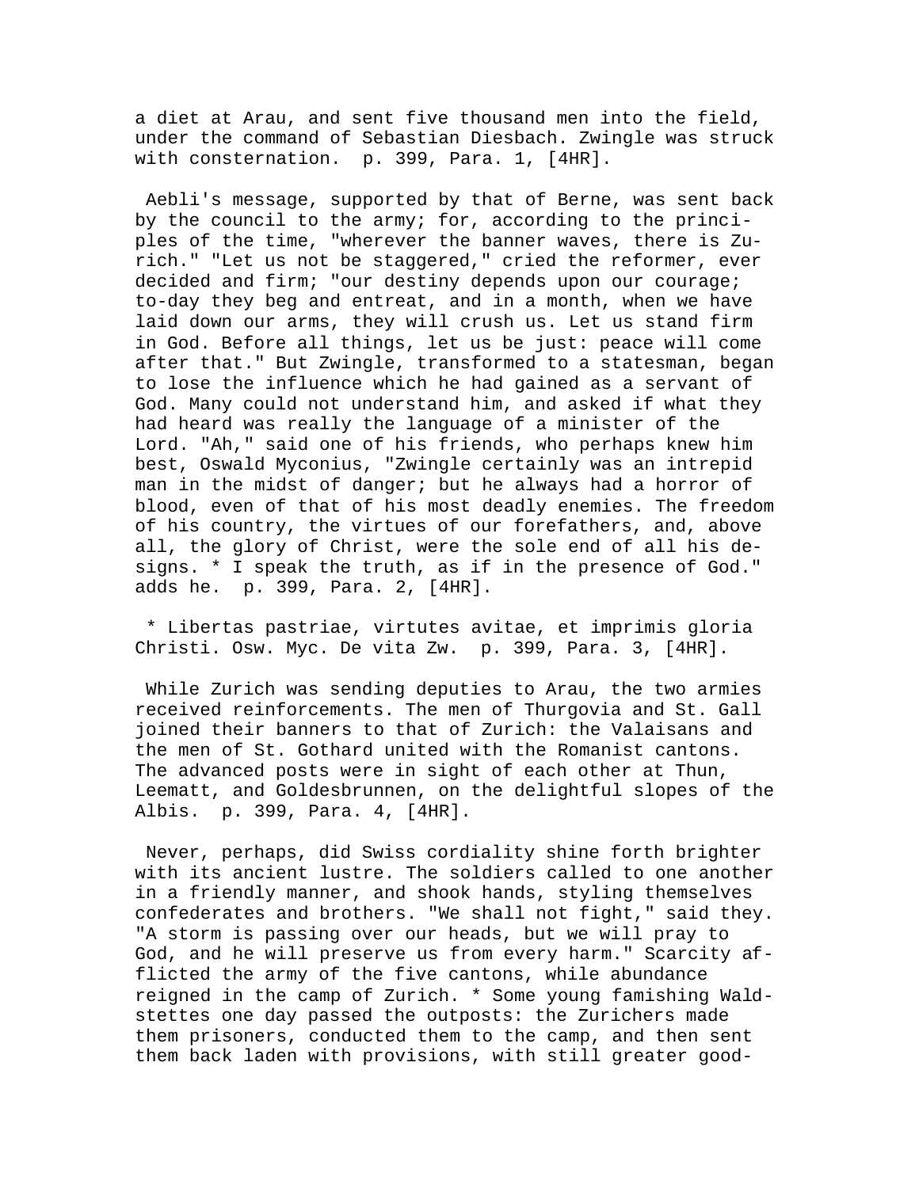a diet at Arau, and sent five thousand men into the field, under the command of Sebastian Diesbach. Zwingle was struck with consternation. p. 399, Para. 1, [4HR].

Aebli's message, supported by that of Berne, was sent back by the council to the army; for, according to the principles of the time, "wherever the banner waves, there is Zurich." "Let us not be staggered," cried the reformer, ever decided and firm; "our destiny depends upon our courage; to-day they beg and entreat, and in a month, when we have laid down our arms, they will crush us. Let us stand firm in God. Before all things, let us be just: peace will come after that." But Zwingle, transformed to a statesman, began to lose the influence which he had gained as a servant of God. Many could not understand him, and asked if what they had heard was really the language of a minister of the Lord. "Ah," said one of his friends, who perhaps knew him best, Oswald Myconius, "Zwingle certainly was an intrepid man in the midst of danger; but he always had a horror of blood, even of that of his most deadly enemies. The freedom of his country, the virtues of our forefathers, and, above all, the glory of Christ, were the sole end of all his designs. * I speak the truth, as if in the presence of God." adds he. p. 399, Para. 2, [4HR].

* Libertas pastriae, virtutes avitae, et imprimis gloria Christi. Osw. Myc. De vita Zw. p. 399, Para. 3, [4HR].

While Zurich was sending deputies to Arau, the two armies received reinforcements. The men of Thurgovia and St. Gall joined their banners to that of Zurich: the Valaisans and the men of St. Gothard united with the Romanist cantons. The advanced posts were in sight of each other at Thun, Leematt, and Goldesbrunnen, on the delightful slopes of the Albis. p. 399, Para. 4, [4HR].

Never, perhaps, did Swiss cordiality shine forth brighter with its ancient lustre. The soldiers called to one another in a friendly manner, and shook hands, styling themselves confederates and brothers. "We shall not fight," said they. "A storm is passing over our heads, but we will pray to God, and he will preserve us from every harm." Scarcity afflicted the army of the five cantons, while abundance reigned in the camp of Zurich. * Some young famishing Waldstettes one day passed the outposts: the Zurichers made them prisoners, conducted them to the camp, and then sent them back laden with provisions, with still greater good-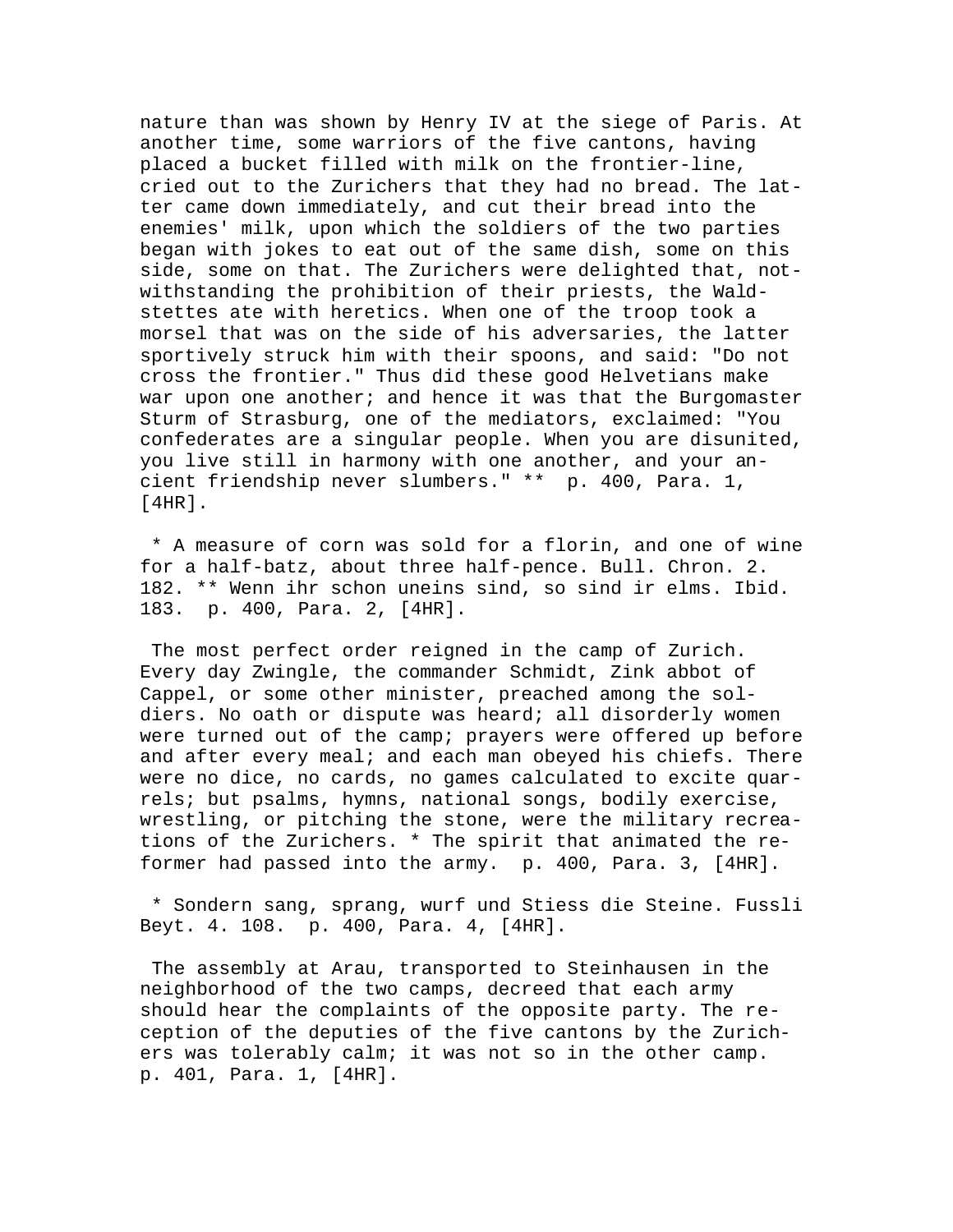nature than was shown by Henry IV at the siege of Paris. At another time, some warriors of the five cantons, having placed a bucket filled with milk on the frontier-line, cried out to the Zurichers that they had no bread. The latter came down immediately, and cut their bread into the enemies' milk, upon which the soldiers of the two parties began with jokes to eat out of the same dish, some on this side, some on that. The Zurichers were delighted that, notwithstanding the prohibition of their priests, the Waldstettes ate with heretics. When one of the troop took a morsel that was on the side of his adversaries, the latter sportively struck him with their spoons, and said: "Do not cross the frontier." Thus did these good Helvetians make war upon one another; and hence it was that the Burgomaster Sturm of Strasburg, one of the mediators, exclaimed: "You confederates are a singular people. When you are disunited, you live still in harmony with one another, and your ancient friendship never slumbers." ** p. 400, Para. 1, [4HR].

* A measure of corn was sold for a florin, and one of wine for a half-batz, about three half-pence. Bull. Chron. 2. 182. ** Wenn ihr schon uneins sind, so sind ir elms. Ibid. 183. p. 400, Para. 2, [4HR].

The most perfect order reigned in the camp of Zurich. Every day Zwingle, the commander Schmidt, Zink abbot of Cappel, or some other minister, preached among the soldiers. No oath or dispute was heard; all disorderly women were turned out of the camp; prayers were offered up before and after every meal; and each man obeyed his chiefs. There were no dice, no cards, no games calculated to excite quarrels; but psalms, hymns, national songs, bodily exercise, wrestling, or pitching the stone, were the military recreations of the Zurichers. * The spirit that animated the reformer had passed into the army. p. 400, Para. 3, [4HR].

* Sondern sang, sprang, wurf und Stiess die Steine. Fussli Beyt. 4. 108. p. 400, Para. 4, [4HR].

The assembly at Arau, transported to Steinhausen in the neighborhood of the two camps, decreed that each army should hear the complaints of the opposite party. The reception of the deputies of the five cantons by the Zurichers was tolerably calm; it was not so in the other camp. p. 401, Para. 1, [4HR].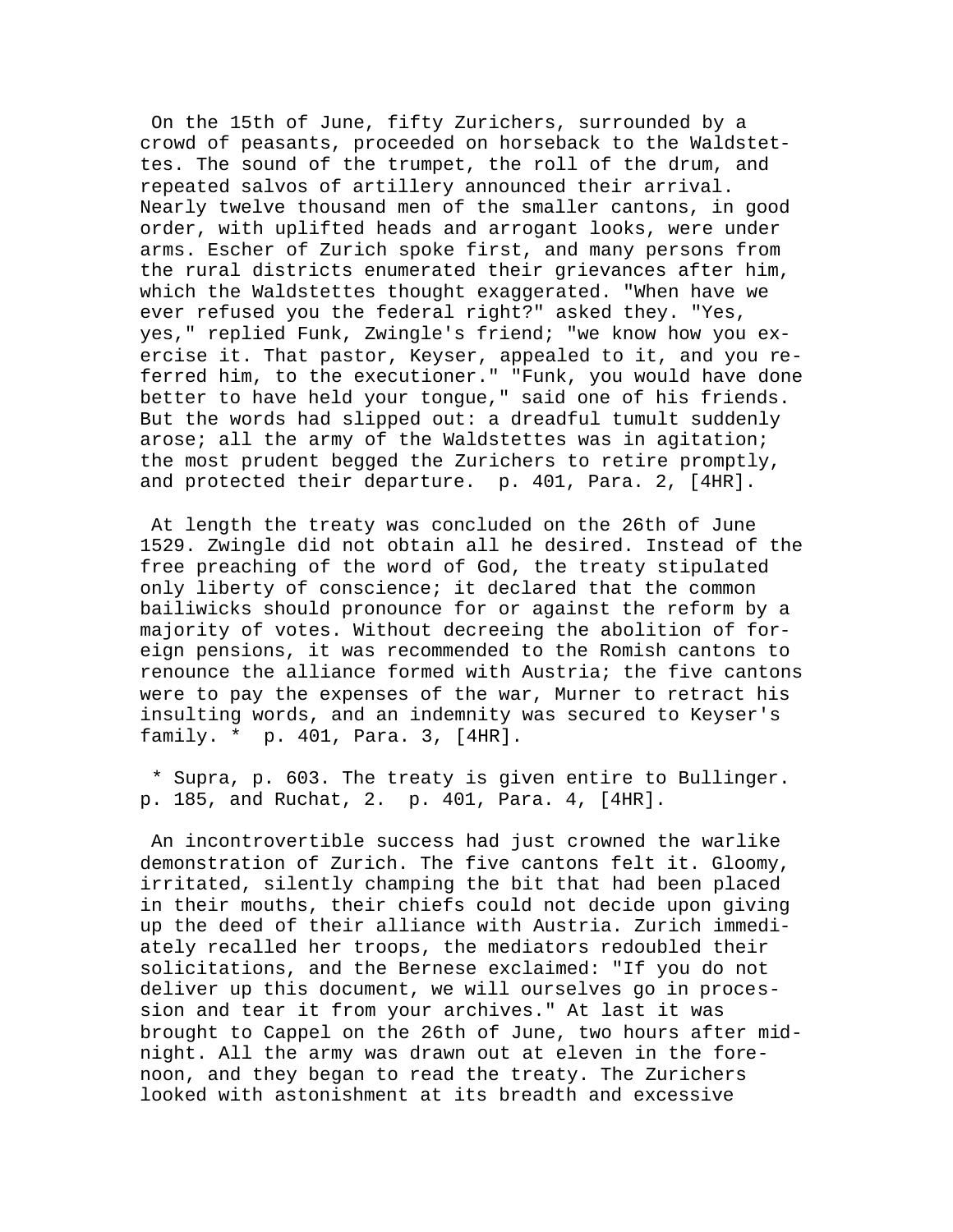On the 15th of June, fifty Zurichers, surrounded by a crowd of peasants, proceeded on horseback to the Waldstettes. The sound of the trumpet, the roll of the drum, and repeated salvos of artillery announced their arrival. Nearly twelve thousand men of the smaller cantons, in good order, with uplifted heads and arrogant looks, were under arms. Escher of Zurich spoke first, and many persons from the rural districts enumerated their grievances after him, which the Waldstettes thought exaggerated. "When have we ever refused you the federal right?" asked they. "Yes, yes," replied Funk, Zwingle's friend; "we know how you exercise it. That pastor, Keyser, appealed to it, and you referred him, to the executioner." "Funk, you would have done better to have held your tongue," said one of his friends. But the words had slipped out: a dreadful tumult suddenly arose; all the army of the Waldstettes was in agitation; the most prudent begged the Zurichers to retire promptly, and protected their departure. p. 401, Para. 2, [4HR].

At length the treaty was concluded on the 26th of June 1529. Zwingle did not obtain all he desired. Instead of the free preaching of the word of God, the treaty stipulated only liberty of conscience; it declared that the common bailiwicks should pronounce for or against the reform by a majority of votes. Without decreeing the abolition of foreign pensions, it was recommended to the Romish cantons to renounce the alliance formed with Austria; the five cantons were to pay the expenses of the war, Murner to retract his insulting words, and an indemnity was secured to Keyser's family. * p. 401, Para. 3, [4HR].

* Supra, p. 603. The treaty is given entire to Bullinger. p. 185, and Ruchat, 2. p. 401, Para. 4, [4HR].

An incontrovertible success had just crowned the warlike demonstration of Zurich. The five cantons felt it. Gloomy, irritated, silently champing the bit that had been placed in their mouths, their chiefs could not decide upon giving up the deed of their alliance with Austria. Zurich immediately recalled her troops, the mediators redoubled their solicitations, and the Bernese exclaimed: "If you do not deliver up this document, we will ourselves go in procession and tear it from your archives." At last it was brought to Cappel on the 26th of June, two hours after midnight. All the army was drawn out at eleven in the forenoon, and they began to read the treaty. The Zurichers looked with astonishment at its breadth and excessive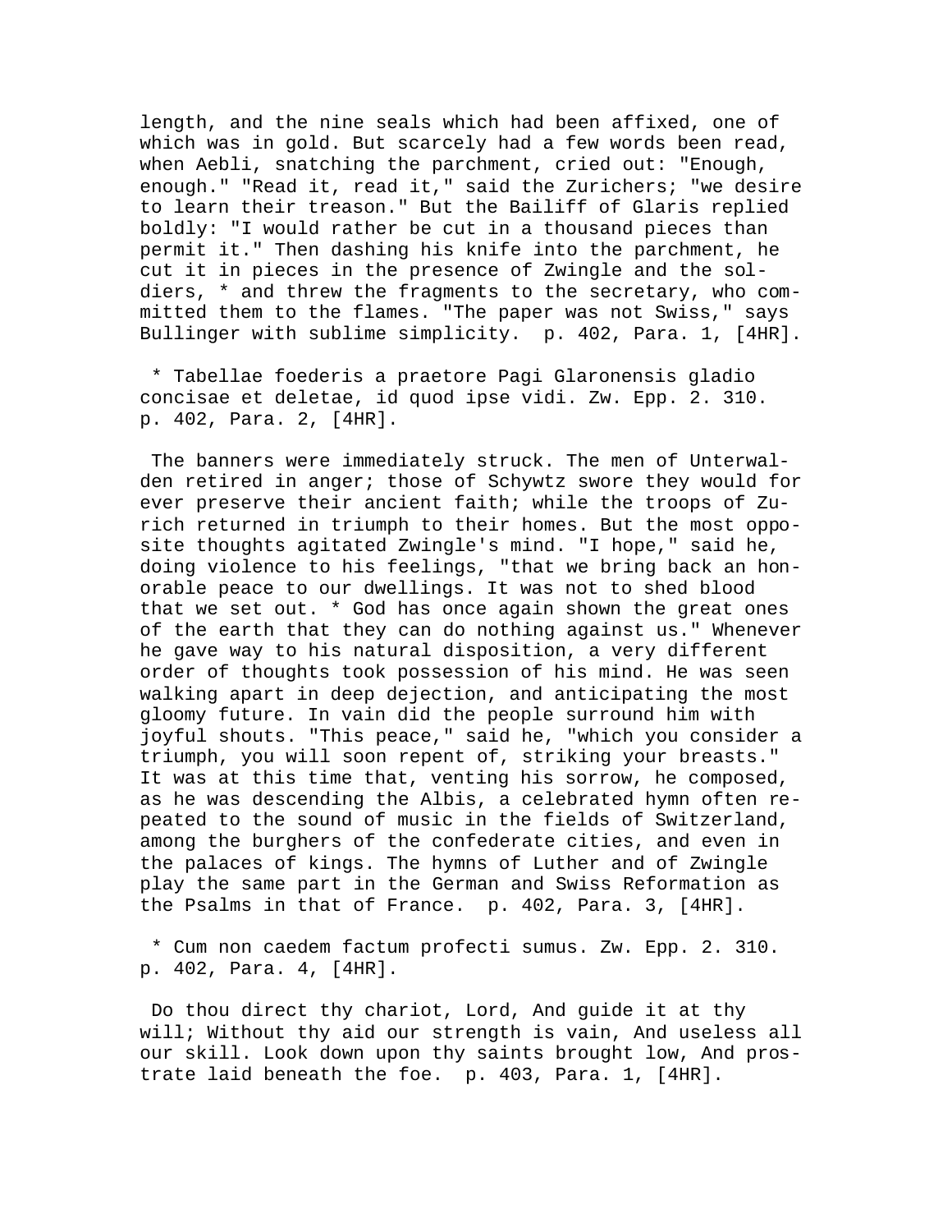length, and the nine seals which had been affixed, one of which was in gold. But scarcely had a few words been read, when Aebli, snatching the parchment, cried out: "Enough, enough." "Read it, read it," said the Zurichers; "we desire to learn their treason." But the Bailiff of Glaris replied boldly: "I would rather be cut in a thousand pieces than permit it." Then dashing his knife into the parchment, he cut it in pieces in the presence of Zwingle and the soldiers, * and threw the fragments to the secretary, who committed them to the flames. "The paper was not Swiss," says Bullinger with sublime simplicity. p. 402, Para. 1, [4HR].

* Tabellae foederis a praetore Pagi Glaronensis gladio concisae et deletae, id quod ipse vidi. Zw. Epp. 2. 310. p. 402, Para. 2, [4HR].

The banners were immediately struck. The men of Unterwalden retired in anger; those of Schywtz swore they would for ever preserve their ancient faith; while the troops of Zurich returned in triumph to their homes. But the most opposite thoughts agitated Zwingle's mind. "I hope," said he, doing violence to his feelings, "that we bring back an honorable peace to our dwellings. It was not to shed blood that we set out. * God has once again shown the great ones of the earth that they can do nothing against us." Whenever he gave way to his natural disposition, a very different order of thoughts took possession of his mind. He was seen walking apart in deep dejection, and anticipating the most gloomy future. In vain did the people surround him with joyful shouts. "This peace," said he, "which you consider a triumph, you will soon repent of, striking your breasts." It was at this time that, venting his sorrow, he composed, as he was descending the Albis, a celebrated hymn often repeated to the sound of music in the fields of Switzerland, among the burghers of the confederate cities, and even in the palaces of kings. The hymns of Luther and of Zwingle play the same part in the German and Swiss Reformation as the Psalms in that of France. p. 402, Para. 3, [4HR].

* Cum non caedem factum profecti sumus. Zw. Epp. 2. 310. p. 402, Para. 4, [4HR].

Do thou direct thy chariot, Lord, And guide it at thy will; Without thy aid our strength is vain, And useless all our skill. Look down upon thy saints brought low, And prostrate laid beneath the foe. p. 403, Para. 1, [4HR].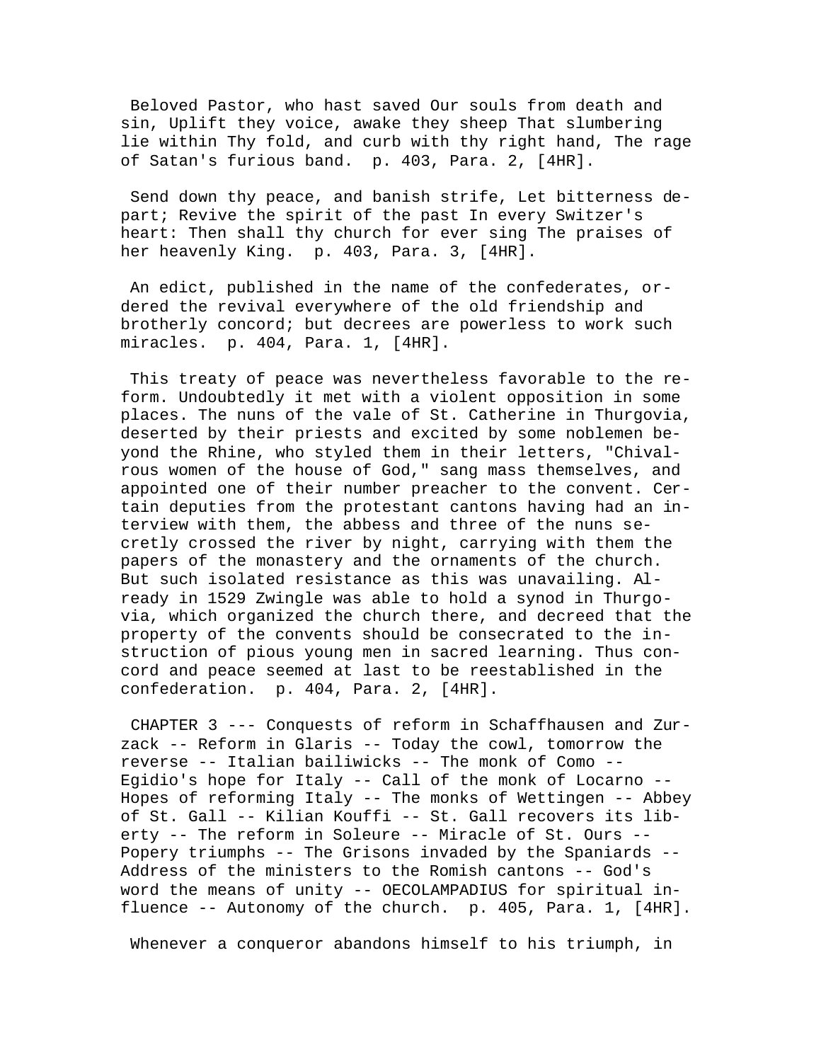Beloved Pastor, who hast saved Our souls from death and sin, Uplift they voice, awake they sheep That slumbering lie within Thy fold, and curb with thy right hand, The rage of Satan's furious band. p. 403, Para. 2, [4HR].

Send down thy peace, and banish strife, Let bitterness depart; Revive the spirit of the past In every Switzer's heart: Then shall thy church for ever sing The praises of her heavenly King. p. 403, Para. 3, [4HR].

An edict, published in the name of the confederates, ordered the revival everywhere of the old friendship and brotherly concord; but decrees are powerless to work such miracles. p. 404, Para. 1, [4HR].

This treaty of peace was nevertheless favorable to the reform. Undoubtedly it met with a violent opposition in some places. The nuns of the vale of St. Catherine in Thurgovia, deserted by their priests and excited by some noblemen beyond the Rhine, who styled them in their letters, "Chivalrous women of the house of God," sang mass themselves, and appointed one of their number preacher to the convent. Certain deputies from the protestant cantons having had an interview with them, the abbess and three of the nuns secretly crossed the river by night, carrying with them the papers of the monastery and the ornaments of the church. But such isolated resistance as this was unavailing. Already in 1529 Zwingle was able to hold a synod in Thurgovia, which organized the church there, and decreed that the property of the convents should be consecrated to the instruction of pious young men in sacred learning. Thus concord and peace seemed at last to be reestablished in the confederation. p. 404, Para. 2, [4HR].

CHAPTER 3 --- Conquests of reform in Schaffhausen and Zurzack -- Reform in Glaris -- Today the cowl, tomorrow the reverse -- Italian bailiwicks -- The monk of Como -- Egidio's hope for Italy -- Call of the monk of Locarno -- Hopes of reforming Italy -- The monks of Wettingen -- Abbey of St. Gall -- Kilian Kouffi -- St. Gall recovers its liberty -- The reform in Soleure -- Miracle of St. Ours -- Popery triumphs -- The Grisons invaded by the Spaniards -- Address of the ministers to the Romish cantons -- God's word the means of unity -- OECOLAMPADIUS for spiritual influence -- Autonomy of the church. p. 405, Para. 1, [4HR].

Whenever a conqueror abandons himself to his triumph, in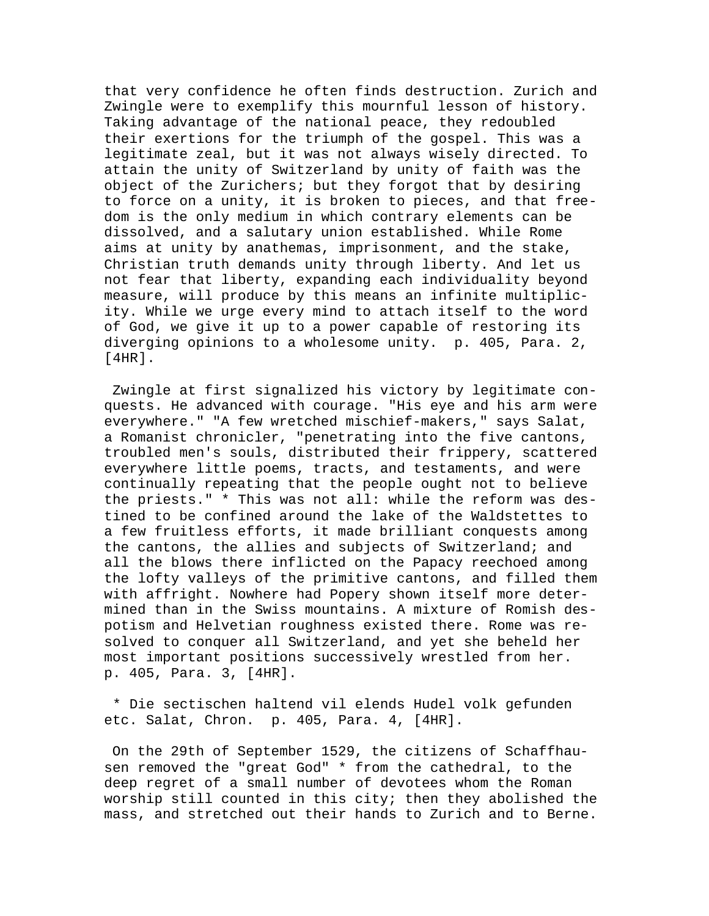that very confidence he often finds destruction. Zurich and Zwingle were to exemplify this mournful lesson of history. Taking advantage of the national peace, they redoubled their exertions for the triumph of the gospel. This was a legitimate zeal, but it was not always wisely directed. To attain the unity of Switzerland by unity of faith was the object of the Zurichers; but they forgot that by desiring to force on a unity, it is broken to pieces, and that freedom is the only medium in which contrary elements can be dissolved, and a salutary union established. While Rome aims at unity by anathemas, imprisonment, and the stake, Christian truth demands unity through liberty. And let us not fear that liberty, expanding each individuality beyond measure, will produce by this means an infinite multiplicity. While we urge every mind to attach itself to the word of God, we give it up to a power capable of restoring its diverging opinions to a wholesome unity. p. 405, Para. 2, [4HR].

Zwingle at first signalized his victory by legitimate conquests. He advanced with courage. "His eye and his arm were everywhere." "A few wretched mischief-makers," says Salat, a Romanist chronicler, "penetrating into the five cantons, troubled men's souls, distributed their frippery, scattered everywhere little poems, tracts, and testaments, and were continually repeating that the people ought not to believe the priests." * This was not all: while the reform was destined to be confined around the lake of the Waldstettes to a few fruitless efforts, it made brilliant conquests among the cantons, the allies and subjects of Switzerland; and all the blows there inflicted on the Papacy reechoed among the lofty valleys of the primitive cantons, and filled them with affright. Nowhere had Popery shown itself more determined than in the Swiss mountains. A mixture of Romish despotism and Helvetian roughness existed there. Rome was resolved to conquer all Switzerland, and yet she beheld her most important positions successively wrestled from her. p. 405, Para. 3, [4HR].

* Die sectischen haltend vil elends Hudel volk gefunden etc. Salat, Chron. p. 405, Para. 4, [4HR].

On the 29th of September 1529, the citizens of Schaffhausen removed the "great God" * from the cathedral, to the deep regret of a small number of devotees whom the Roman worship still counted in this city; then they abolished the mass, and stretched out their hands to Zurich and to Berne.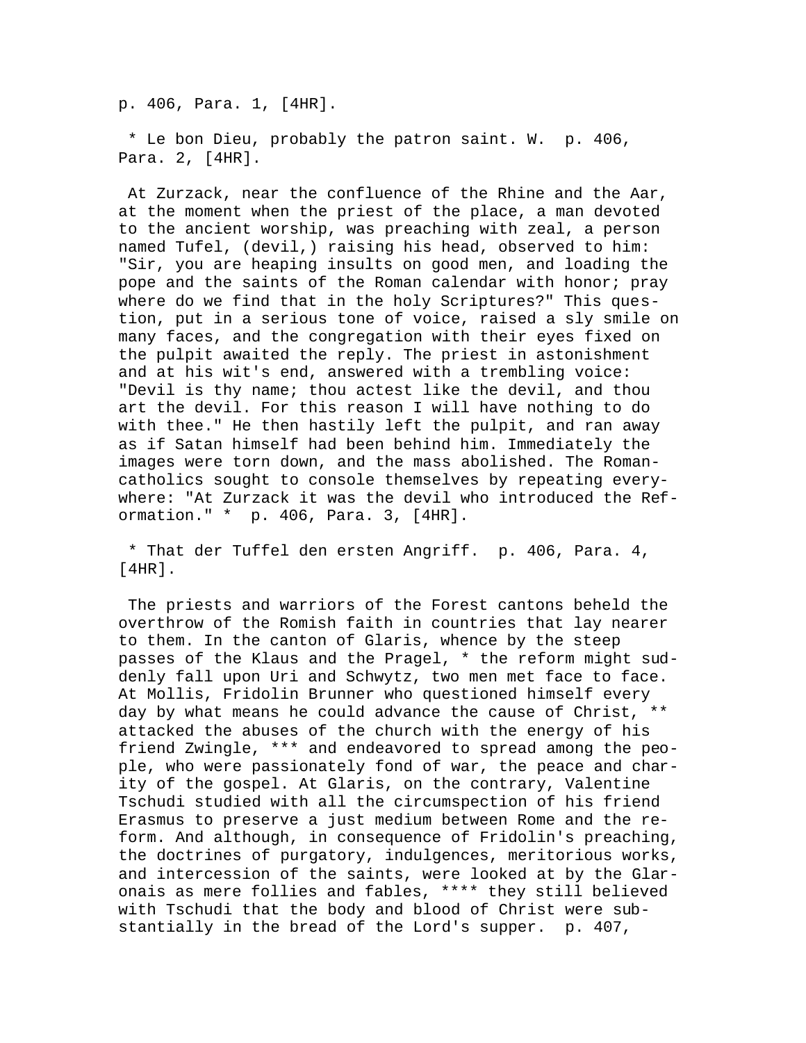p. 406, Para. 1, [4HR].

* Le bon Dieu, probably the patron saint. W. p. 406, Para. 2, [4HR].

At Zurzack, near the confluence of the Rhine and the Aar, at the moment when the priest of the place, a man devoted to the ancient worship, was preaching with zeal, a person named Tufel, (devil,) raising his head, observed to him: "Sir, you are heaping insults on good men, and loading the pope and the saints of the Roman calendar with honor; pray where do we find that in the holy Scriptures?" This question, put in a serious tone of voice, raised a sly smile on many faces, and the congregation with their eyes fixed on the pulpit awaited the reply. The priest in astonishment and at his wit's end, answered with a trembling voice: "Devil is thy name; thou actest like the devil, and thou art the devil. For this reason I will have nothing to do with thee." He then hastily left the pulpit, and ran away as if Satan himself had been behind him. Immediately the images were torn down, and the mass abolished. The Roman-catholics sought to console themselves by repeating everywhere: "At Zurzack it was the devil who introduced the Reformation." * p. 406, Para. 3, [4HR].

* That der Tuffel den ersten Angriff. p. 406, Para. 4, [4HR].

The priests and warriors of the Forest cantons beheld the overthrow of the Romish faith in countries that lay nearer to them. In the canton of Glaris, whence by the steep passes of the Klaus and the Pragel, * the reform might suddenly fall upon Uri and Schwytz, two men met face to face. At Mollis, Fridolin Brunner who questioned himself every day by what means he could advance the cause of Christ, ** attacked the abuses of the church with the energy of his friend Zwingle, *** and endeavored to spread among the people, who were passionately fond of war, the peace and charity of the gospel. At Glaris, on the contrary, Valentine Tschudi studied with all the circumspection of his friend Erasmus to preserve a just medium between Rome and the reform. And although, in consequence of Fridolin's preaching, the doctrines of purgatory, indulgences, meritorious works, and intercession of the saints, were looked at by the Glaronais as mere follies and fables, **** they still believed with Tschudi that the body and blood of Christ were substantially in the bread of the Lord's supper. p. 407,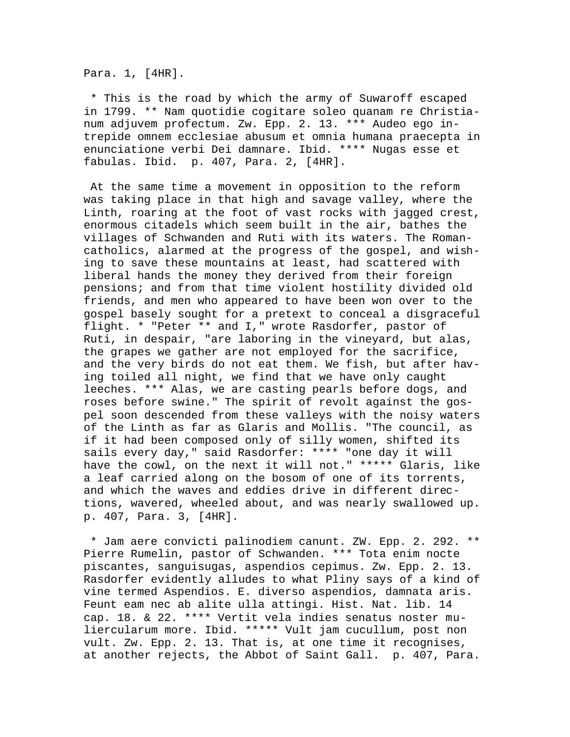Para. 1, [4HR].

* This is the road by which the army of Suwaroff escaped in 1799. ** Nam quotidie cogitare soleo quanam re Christianum adjuvem profectum. Zw. Epp. 2. 13. *** Audeo ego intrepide omnem ecclesiae abusum et omnia humana praecepta in enunciatione verbi Dei damnare. Ibid. **** Nugas esse et fabulas. Ibid. p. 407, Para. 2, [4HR].

At the same time a movement in opposition to the reform was taking place in that high and savage valley, where the Linth, roaring at the foot of vast rocks with jagged crest, enormous citadels which seem built in the air, bathes the villages of Schwanden and Ruti with its waters. The Roman-catholics, alarmed at the progress of the gospel, and wishing to save these mountains at least, had scattered with liberal hands the money they derived from their foreign pensions; and from that time violent hostility divided old friends, and men who appeared to have been won over to the gospel basely sought for a pretext to conceal a disgraceful flight. * "Peter ** and I," wrote Rasdorfer, pastor of Ruti, in despair, "are laboring in the vineyard, but alas, the grapes we gather are not employed for the sacrifice, and the very birds do not eat them. We fish, but after having toiled all night, we find that we have only caught leeches. *** Alas, we are casting pearls before dogs, and roses before swine." The spirit of revolt against the gospel soon descended from these valleys with the noisy waters of the Linth as far as Glaris and Mollis. "The council, as if it had been composed only of silly women, shifted its sails every day," said Rasdorfer: **** "one day it will have the cowl, on the next it will not." ***** Glaris, like a leaf carried along on the bosom of one of its torrents, and which the waves and eddies drive in different directions, wavered, wheeled about, and was nearly swallowed up. p. 407, Para. 3, [4HR].

* Jam aere convicti palinodiem canunt. ZW. Epp. 2. 292. ** Pierre Rumelin, pastor of Schwanden. *** Tota enim nocte piscantes, sanguisugas, aspendios cepimus. Zw. Epp. 2. 13. Rasdorfer evidently alludes to what Pliny says of a kind of vine termed Aspendios. E. diverso aspendios, damnata aris. Feunt eam nec ab alite ulla attingi. Hist. Nat. lib. 14 cap. 18. & 22. **** Vertit vela indies senatus noster muliercularum more. Ibid. ***** Vult jam cucullum, post non vult. Zw. Epp. 2. 13. That is, at one time it recognises, at another rejects, the Abbot of Saint Gall. p. 407, Para.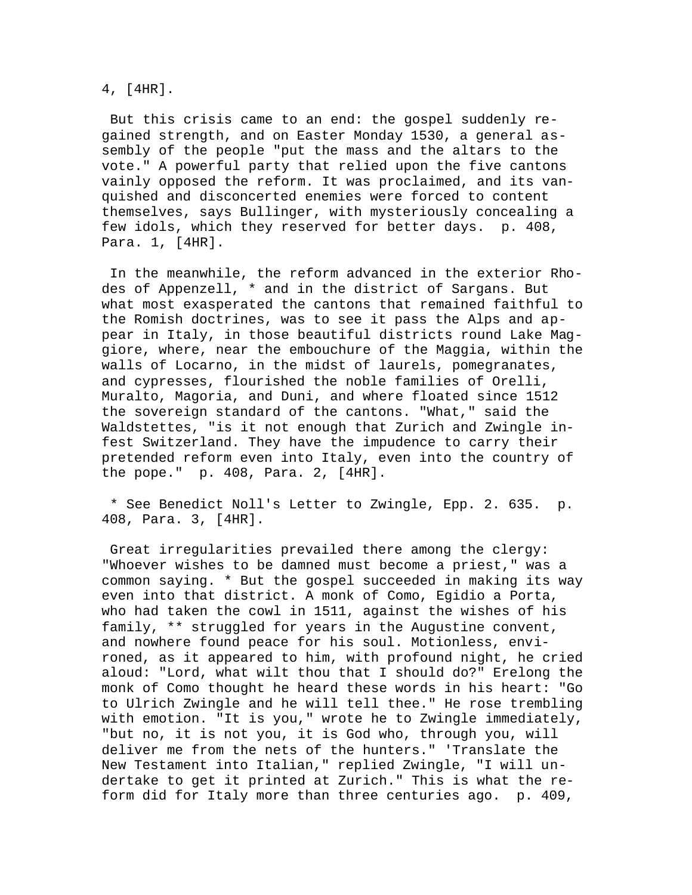4, [4HR].

But this crisis came to an end: the gospel suddenly regained strength, and on Easter Monday 1530, a general assembly of the people "put the mass and the altars to the vote." A powerful party that relied upon the five cantons vainly opposed the reform. It was proclaimed, and its vanquished and disconcerted enemies were forced to content themselves, says Bullinger, with mysteriously concealing a few idols, which they reserved for better days. p. 408, Para. 1, [4HR].

In the meanwhile, the reform advanced in the exterior Rhodes of Appenzell, * and in the district of Sargans. But what most exasperated the cantons that remained faithful to the Romish doctrines, was to see it pass the Alps and appear in Italy, in those beautiful districts round Lake Maggiore, where, near the embouchure of the Maggia, within the walls of Locarno, in the midst of laurels, pomegranates, and cypresses, flourished the noble families of Orelli, Muralto, Magoria, and Duni, and where floated since 1512 the sovereign standard of the cantons. "What," said the Waldstettes, "is it not enough that Zurich and Zwingle infest Switzerland. They have the impudence to carry their pretended reform even into Italy, even into the country of the pope." p. 408, Para. 2, [4HR].

* See Benedict Noll's Letter to Zwingle, Epp. 2. 635. p. 408, Para. 3, [4HR].

Great irregularities prevailed there among the clergy: "Whoever wishes to be damned must become a priest," was a common saying. * But the gospel succeeded in making its way even into that district. A monk of Como, Egidio a Porta, who had taken the cowl in 1511, against the wishes of his family, ** struggled for years in the Augustine convent, and nowhere found peace for his soul. Motionless, environed, as it appeared to him, with profound night, he cried aloud: "Lord, what wilt thou that I should do?" Erelong the monk of Como thought he heard these words in his heart: "Go to Ulrich Zwingle and he will tell thee." He rose trembling with emotion. "It is you," wrote he to Zwingle immediately, "but no, it is not you, it is God who, through you, will deliver me from the nets of the hunters." 'Translate the New Testament into Italian," replied Zwingle, "I will undertake to get it printed at Zurich." This is what the reform did for Italy more than three centuries ago. p. 409,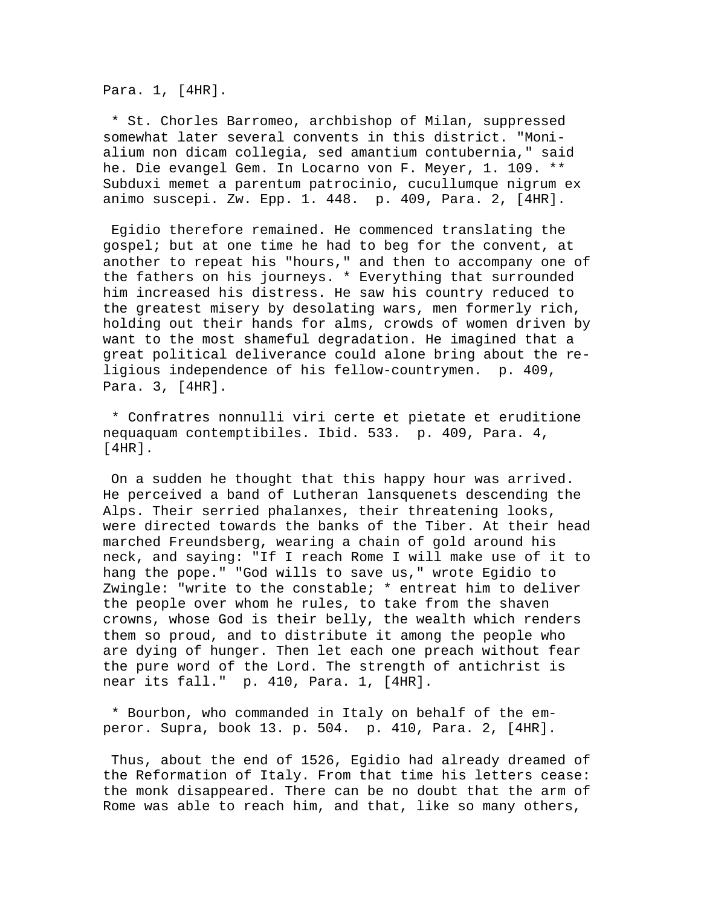Para. 1, [4HR].

* St. Chorles Barromeo, archbishop of Milan, suppressed somewhat later several convents in this district. "Monialium non dicam collegia, sed amantium contubernia," said he. Die evangel Gem. In Locarno von F. Meyer, 1. 109. ** Subduxi memet a parentum patrocinio, cucullumque nigrum ex animo suscepi. Zw. Epp. 1. 448. p. 409, Para. 2, [4HR].

Egidio therefore remained. He commenced translating the gospel; but at one time he had to beg for the convent, at another to repeat his "hours," and then to accompany one of the fathers on his journeys. * Everything that surrounded him increased his distress. He saw his country reduced to the greatest misery by desolating wars, men formerly rich, holding out their hands for alms, crowds of women driven by want to the most shameful degradation. He imagined that a great political deliverance could alone bring about the religious independence of his fellow-countrymen. p. 409, Para. 3, [4HR].

* Confratres nonnulli viri certe et pietate et eruditione nequaquam contemptibiles. Ibid. 533. p. 409, Para. 4, [4HR].

On a sudden he thought that this happy hour was arrived. He perceived a band of Lutheran lansquenets descending the Alps. Their serried phalanxes, their threatening looks, were directed towards the banks of the Tiber. At their head marched Freundsberg, wearing a chain of gold around his neck, and saying: "If I reach Rome I will make use of it to hang the pope." "God wills to save us," wrote Egidio to Zwingle: "write to the constable; * entreat him to deliver the people over whom he rules, to take from the shaven crowns, whose God is their belly, the wealth which renders them so proud, and to distribute it among the people who are dying of hunger. Then let each one preach without fear the pure word of the Lord. The strength of antichrist is near its fall." p. 410, Para. 1, [4HR].

* Bourbon, who commanded in Italy on behalf of the emperor. Supra, book 13. p. 504. p. 410, Para. 2, [4HR].

Thus, about the end of 1526, Egidio had already dreamed of the Reformation of Italy. From that time his letters cease: the monk disappeared. There can be no doubt that the arm of Rome was able to reach him, and that, like so many others,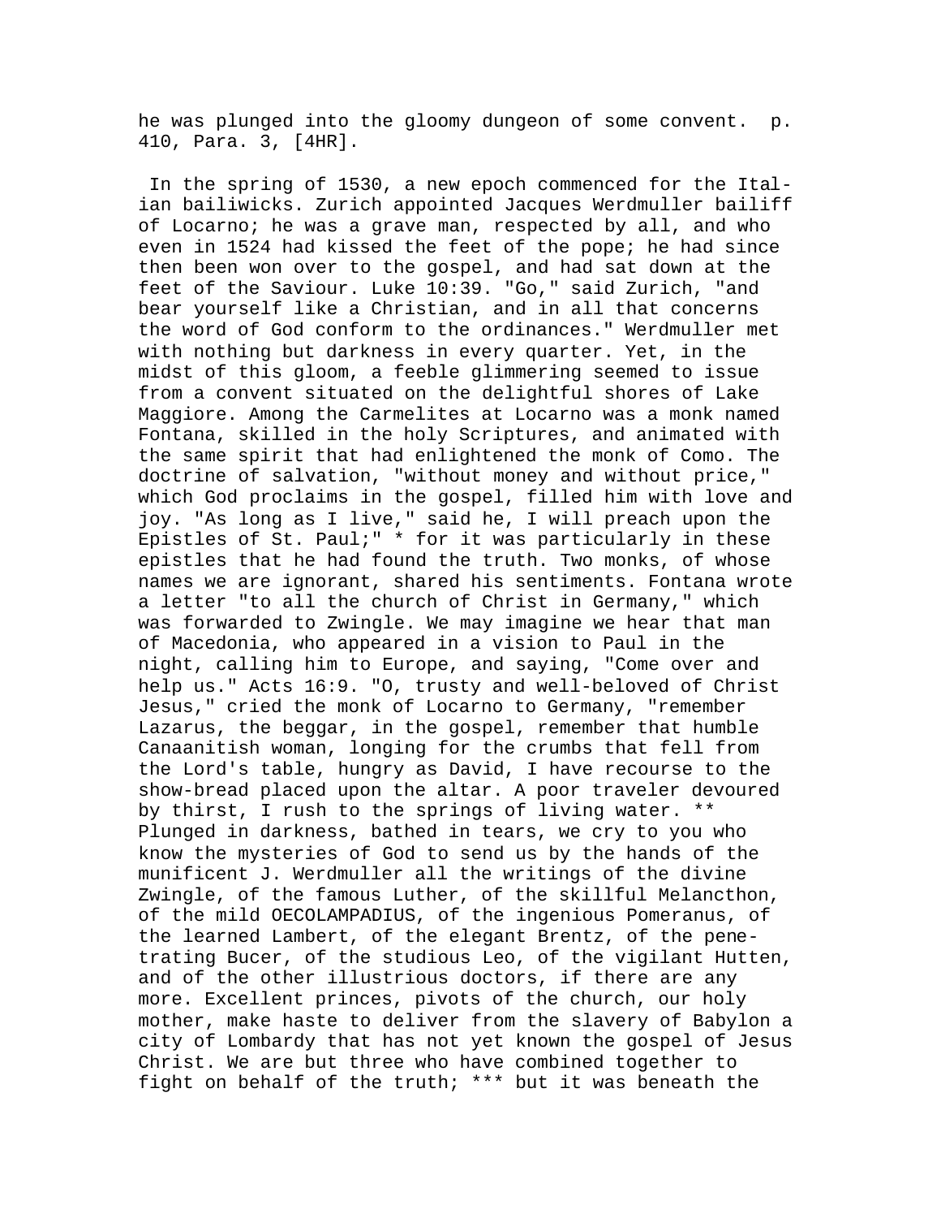he was plunged into the gloomy dungeon of some convent.  p. 410, Para. 3, [4HR].

In the spring of 1530, a new epoch commenced for the Italian bailiwicks. Zurich appointed Jacques Werdmuller bailiff of Locarno; he was a grave man, respected by all, and who even in 1524 had kissed the feet of the pope; he had since then been won over to the gospel, and had sat down at the feet of the Saviour. Luke 10:39. "Go," said Zurich, "and bear yourself like a Christian, and in all that concerns the word of God conform to the ordinances." Werdmuller met with nothing but darkness in every quarter. Yet, in the midst of this gloom, a feeble glimmering seemed to issue from a convent situated on the delightful shores of Lake Maggiore. Among the Carmelites at Locarno was a monk named Fontana, skilled in the holy Scriptures, and animated with the same spirit that had enlightened the monk of Como. The doctrine of salvation, "without money and without price," which God proclaims in the gospel, filled him with love and joy. "As long as I live," said he, I will preach upon the Epistles of St. Paul;" * for it was particularly in these epistles that he had found the truth. Two monks, of whose names we are ignorant, shared his sentiments. Fontana wrote a letter "to all the church of Christ in Germany," which was forwarded to Zwingle. We may imagine we hear that man of Macedonia, who appeared in a vision to Paul in the night, calling him to Europe, and saying, "Come over and help us." Acts 16:9. "O, trusty and well-beloved of Christ Jesus," cried the monk of Locarno to Germany, "remember Lazarus, the beggar, in the gospel, remember that humble Canaanitish woman, longing for the crumbs that fell from the Lord's table, hungry as David, I have recourse to the show-bread placed upon the altar. A poor traveler devoured by thirst, I rush to the springs of living water. ** Plunged in darkness, bathed in tears, we cry to you who know the mysteries of God to send us by the hands of the munificent J. Werdmuller all the writings of the divine Zwingle, of the famous Luther, of the skillful Melancthon, of the mild OECOLAMPADIUS, of the ingenious Pomeranus, of the learned Lambert, of the elegant Brentz, of the penetrating Bucer, of the studious Leo, of the vigilant Hutten, and of the other illustrious doctors, if there are any more. Excellent princes, pivots of the church, our holy mother, make haste to deliver from the slavery of Babylon a city of Lombardy that has not yet known the gospel of Jesus Christ. We are but three who have combined together to fight on behalf of the truth; *** but it was beneath the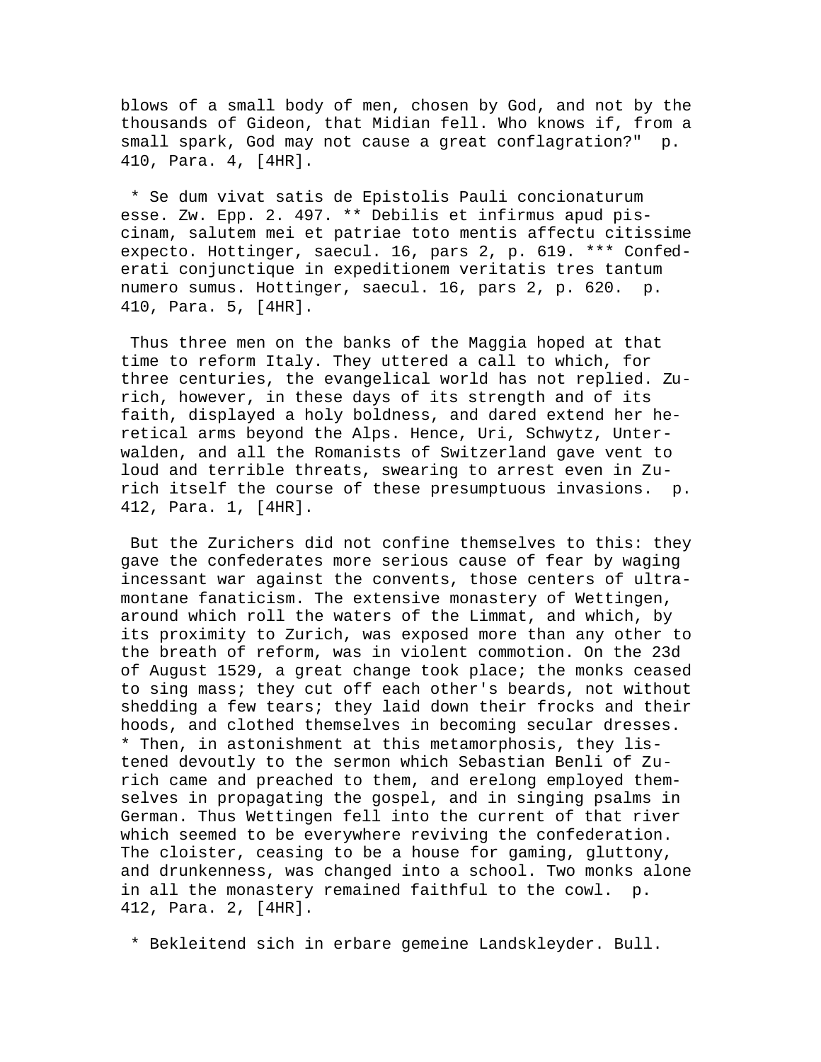blows of a small body of men, chosen by God, and not by the thousands of Gideon, that Midian fell. Who knows if, from a small spark, God may not cause a great conflagration?" p. 410, Para. 4, [4HR].

* Se dum vivat satis de Epistolis Pauli concionaturum esse. Zw. Epp. 2. 497. ** Debilis et infirmus apud piscinam, salutem mei et patriae toto mentis affectu citissime expecto. Hottinger, saecul. 16, pars 2, p. 619. *** Confederati conjunctique in expeditionem veritatis tres tantum numero sumus. Hottinger, saecul. 16, pars 2, p. 620. p. 410, Para. 5, [4HR].

Thus three men on the banks of the Maggia hoped at that time to reform Italy. They uttered a call to which, for three centuries, the evangelical world has not replied. Zurich, however, in these days of its strength and of its faith, displayed a holy boldness, and dared extend her heretical arms beyond the Alps. Hence, Uri, Schwytz, Unterwalden, and all the Romanists of Switzerland gave vent to loud and terrible threats, swearing to arrest even in Zurich itself the course of these presumptuous invasions. p. 412, Para. 1, [4HR].

But the Zurichers did not confine themselves to this: they gave the confederates more serious cause of fear by waging incessant war against the convents, those centers of ultramontane fanaticism. The extensive monastery of Wettingen, around which roll the waters of the Limmat, and which, by its proximity to Zurich, was exposed more than any other to the breath of reform, was in violent commotion. On the 23d of August 1529, a great change took place; the monks ceased to sing mass; they cut off each other's beards, not without shedding a few tears; they laid down their frocks and their hoods, and clothed themselves in becoming secular dresses. * Then, in astonishment at this metamorphosis, they listened devoutly to the sermon which Sebastian Benli of Zurich came and preached to them, and erelong employed themselves in propagating the gospel, and in singing psalms in German. Thus Wettingen fell into the current of that river which seemed to be everywhere reviving the confederation. The cloister, ceasing to be a house for gaming, gluttony, and drunkenness, was changed into a school. Two monks alone in all the monastery remained faithful to the cowl. p. 412, Para. 2, [4HR].

* Bekleitend sich in erbare gemeine Landskleyder. Bull.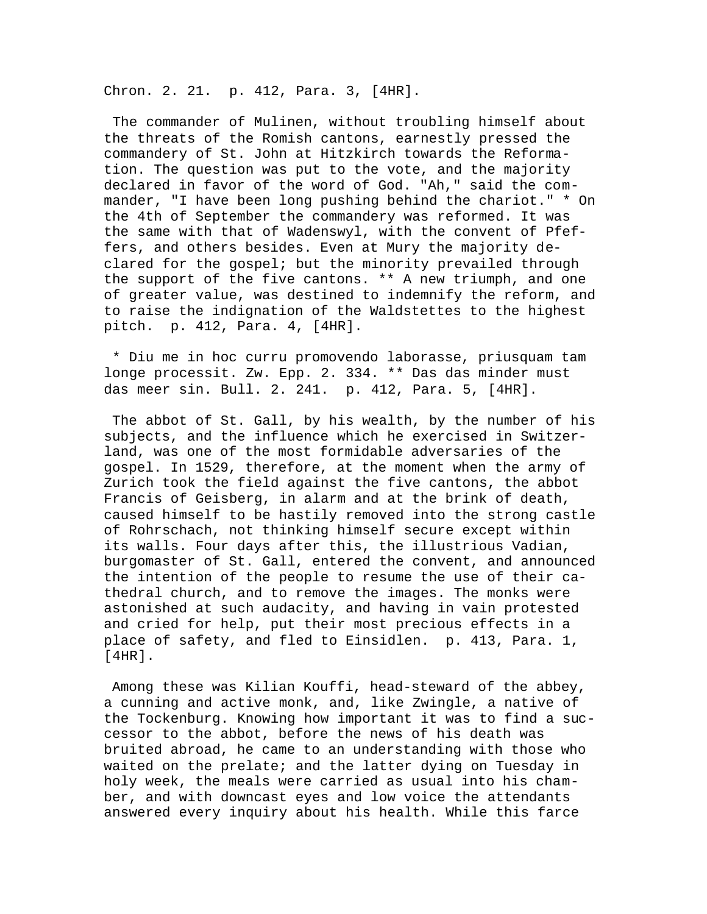Chron. 2. 21.  p. 412, Para. 3, [4HR].

The commander of Mulinen, without troubling himself about the threats of the Romish cantons, earnestly pressed the commandery of St. John at Hitzkirch towards the Reformation. The question was put to the vote, and the majority declared in favor of the word of God. "Ah," said the commander, "I have been long pushing behind the chariot." * On the 4th of September the commandery was reformed. It was the same with that of Wadenswyl, with the convent of Pfeffers, and others besides. Even at Mury the majority declared for the gospel; but the minority prevailed through the support of the five cantons. ** A new triumph, and one of greater value, was destined to indemnify the reform, and to raise the indignation of the Waldstettes to the highest pitch.  p. 412, Para. 4, [4HR].

* Diu me in hoc curru promovendo laborasse, priusquam tam longe processit. Zw. Epp. 2. 334. ** Das das minder must das meer sin. Bull. 2. 241.  p. 412, Para. 5, [4HR].

The abbot of St. Gall, by his wealth, by the number of his subjects, and the influence which he exercised in Switzerland, was one of the most formidable adversaries of the gospel. In 1529, therefore, at the moment when the army of Zurich took the field against the five cantons, the abbot Francis of Geisberg, in alarm and at the brink of death, caused himself to be hastily removed into the strong castle of Rohrschach, not thinking himself secure except within its walls. Four days after this, the illustrious Vadian, burgomaster of St. Gall, entered the convent, and announced the intention of the people to resume the use of their cathedral church, and to remove the images. The monks were astonished at such audacity, and having in vain protested and cried for help, put their most precious effects in a place of safety, and fled to Einsidlen.  p. 413, Para. 1, [4HR].

Among these was Kilian Kouffi, head-steward of the abbey, a cunning and active monk, and, like Zwingle, a native of the Tockenburg. Knowing how important it was to find a successor to the abbot, before the news of his death was bruited abroad, he came to an understanding with those who waited on the prelate; and the latter dying on Tuesday in holy week, the meals were carried as usual into his chamber, and with downcast eyes and low voice the attendants answered every inquiry about his health. While this farce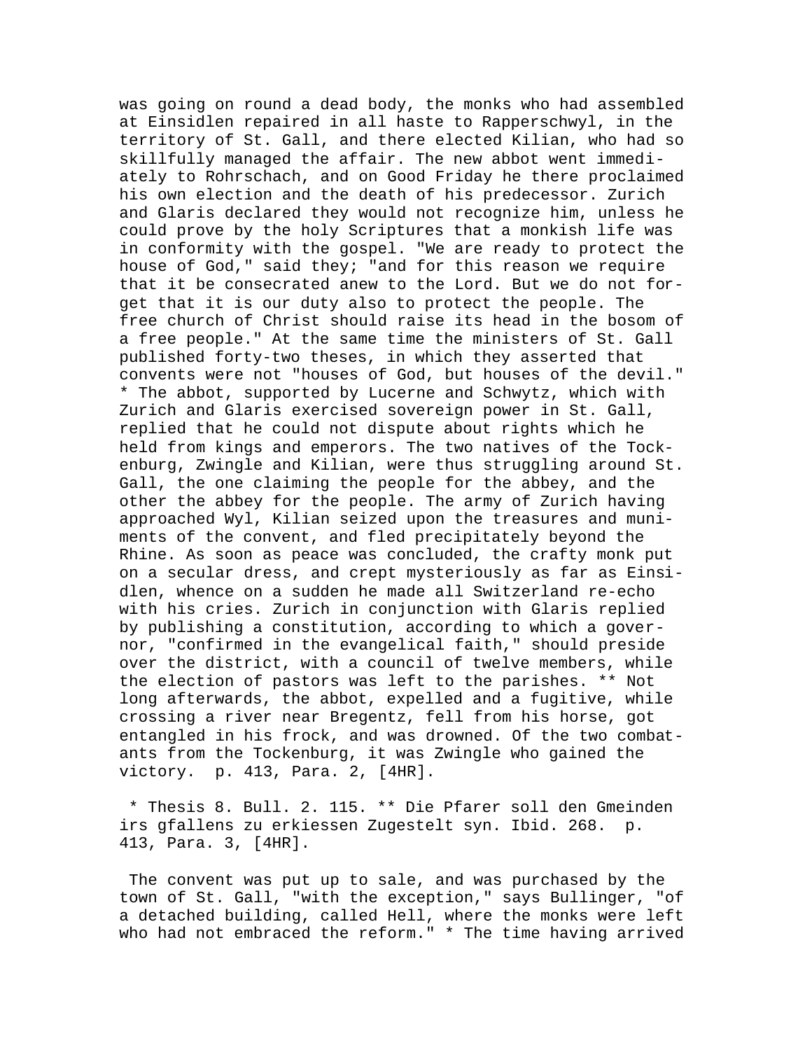was going on round a dead body, the monks who had assembled at Einsidlen repaired in all haste to Rapperschwyl, in the territory of St. Gall, and there elected Kilian, who had so skillfully managed the affair. The new abbot went immediately to Rohrschach, and on Good Friday he there proclaimed his own election and the death of his predecessor. Zurich and Glaris declared they would not recognize him, unless he could prove by the holy Scriptures that a monkish life was in conformity with the gospel. "We are ready to protect the house of God," said they; "and for this reason we require that it be consecrated anew to the Lord. But we do not forget that it is our duty also to protect the people. The free church of Christ should raise its head in the bosom of a free people." At the same time the ministers of St. Gall published forty-two theses, in which they asserted that convents were not "houses of God, but houses of the devil." * The abbot, supported by Lucerne and Schwytz, which with Zurich and Glaris exercised sovereign power in St. Gall, replied that he could not dispute about rights which he held from kings and emperors. The two natives of the Tockenburg, Zwingle and Kilian, were thus struggling around St. Gall, the one claiming the people for the abbey, and the other the abbey for the people. The army of Zurich having approached Wyl, Kilian seized upon the treasures and muniments of the convent, and fled precipitately beyond the Rhine. As soon as peace was concluded, the crafty monk put on a secular dress, and crept mysteriously as far as Einsidlen, whence on a sudden he made all Switzerland re-echo with his cries. Zurich in conjunction with Glaris replied by publishing a constitution, according to which a governor, "confirmed in the evangelical faith," should preside over the district, with a council of twelve members, while the election of pastors was left to the parishes. ** Not long afterwards, the abbot, expelled and a fugitive, while crossing a river near Bregentz, fell from his horse, got entangled in his frock, and was drowned. Of the two combatants from the Tockenburg, it was Zwingle who gained the victory. p. 413, Para. 2, [4HR].

* Thesis 8. Bull. 2. 115. ** Die Pfarer soll den Gmeinden irs gfallens zu erkiessen Zugestelt syn. Ibid. 268. p. 413, Para. 3, [4HR].

The convent was put up to sale, and was purchased by the town of St. Gall, "with the exception," says Bullinger, "of a detached building, called Hell, where the monks were left who had not embraced the reform." * The time having arrived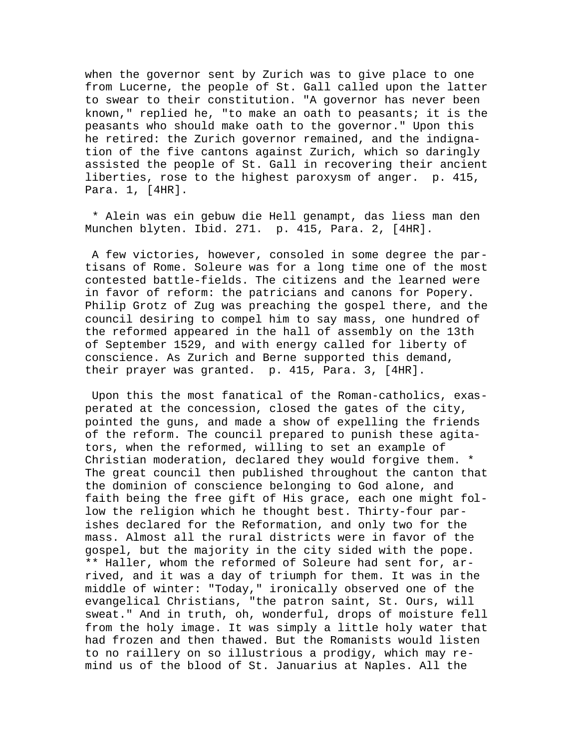when the governor sent by Zurich was to give place to one from Lucerne, the people of St. Gall called upon the latter to swear to their constitution. "A governor has never been known," replied he, "to make an oath to peasants; it is the peasants who should make oath to the governor." Upon this he retired: the Zurich governor remained, and the indignation of the five cantons against Zurich, which so daringly assisted the people of St. Gall in recovering their ancient liberties, rose to the highest paroxysm of anger. p. 415, Para. 1, [4HR].

* Alein was ein gebuw die Hell genampt, das liess man den Munchen blyten. Ibid. 271. p. 415, Para. 2, [4HR].

A few victories, however, consoled in some degree the partisans of Rome. Soleure was for a long time one of the most contested battle-fields. The citizens and the learned were in favor of reform: the patricians and canons for Popery. Philip Grotz of Zug was preaching the gospel there, and the council desiring to compel him to say mass, one hundred of the reformed appeared in the hall of assembly on the 13th of September 1529, and with energy called for liberty of conscience. As Zurich and Berne supported this demand, their prayer was granted. p. 415, Para. 3, [4HR].

Upon this the most fanatical of the Roman-catholics, exasperated at the concession, closed the gates of the city, pointed the guns, and made a show of expelling the friends of the reform. The council prepared to punish these agitators, when the reformed, willing to set an example of Christian moderation, declared they would forgive them. * The great council then published throughout the canton that the dominion of conscience belonging to God alone, and faith being the free gift of His grace, each one might follow the religion which he thought best. Thirty-four parishes declared for the Reformation, and only two for the mass. Almost all the rural districts were in favor of the gospel, but the majority in the city sided with the pope. ** Haller, whom the reformed of Soleure had sent for, arrived, and it was a day of triumph for them. It was in the middle of winter: "Today," ironically observed one of the evangelical Christians, "the patron saint, St. Ours, will sweat." And in truth, oh, wonderful, drops of moisture fell from the holy image. It was simply a little holy water that had frozen and then thawed. But the Romanists would listen to no raillery on so illustrious a prodigy, which may remind us of the blood of St. Januarius at Naples. All the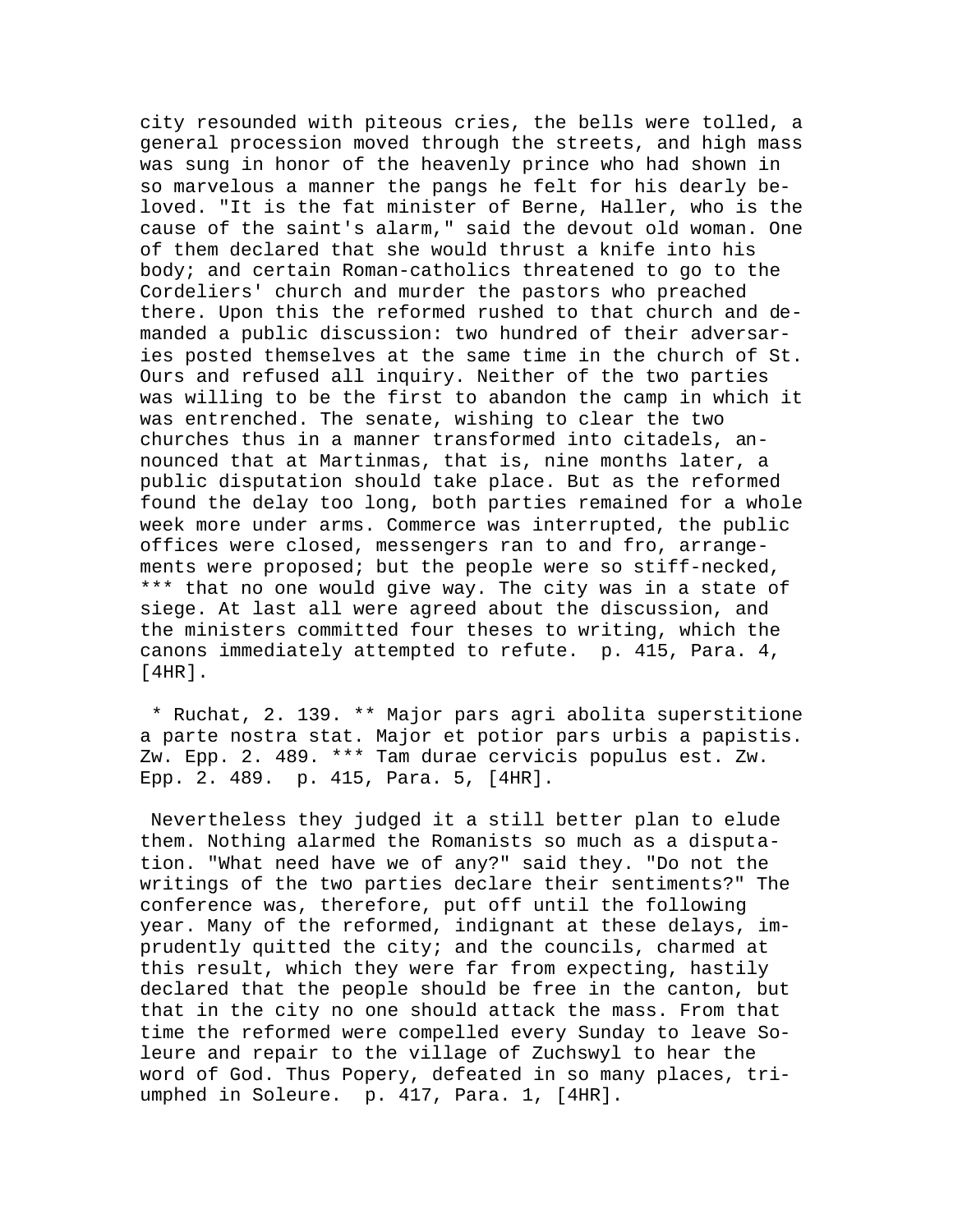city resounded with piteous cries, the bells were tolled, a general procession moved through the streets, and high mass was sung in honor of the heavenly prince who had shown in so marvelous a manner the pangs he felt for his dearly beloved. "It is the fat minister of Berne, Haller, who is the cause of the saint's alarm," said the devout old woman. One of them declared that she would thrust a knife into his body; and certain Roman-catholics threatened to go to the Cordeliers' church and murder the pastors who preached there. Upon this the reformed rushed to that church and demanded a public discussion: two hundred of their adversaries posted themselves at the same time in the church of St. Ours and refused all inquiry. Neither of the two parties was willing to be the first to abandon the camp in which it was entrenched. The senate, wishing to clear the two churches thus in a manner transformed into citadels, announced that at Martinmas, that is, nine months later, a public disputation should take place. But as the reformed found the delay too long, both parties remained for a whole week more under arms. Commerce was interrupted, the public offices were closed, messengers ran to and fro, arrangements were proposed; but the people were so stiff-necked, *** that no one would give way. The city was in a state of siege. At last all were agreed about the discussion, and the ministers committed four theses to writing, which the canons immediately attempted to refute. p. 415, Para. 4, [4HR].

* Ruchat, 2. 139. ** Major pars agri abolita superstitione a parte nostra stat. Major et potior pars urbis a papistis. Zw. Epp. 2. 489. *** Tam durae cervicis populus est. Zw. Epp. 2. 489. p. 415, Para. 5, [4HR].

Nevertheless they judged it a still better plan to elude them. Nothing alarmed the Romanists so much as a disputation. "What need have we of any?" said they. "Do not the writings of the two parties declare their sentiments?" The conference was, therefore, put off until the following year. Many of the reformed, indignant at these delays, imprudently quitted the city; and the councils, charmed at this result, which they were far from expecting, hastily declared that the people should be free in the canton, but that in the city no one should attack the mass. From that time the reformed were compelled every Sunday to leave Soleure and repair to the village of Zuchswyl to hear the word of God. Thus Popery, defeated in so many places, triumphed in Soleure. p. 417, Para. 1, [4HR].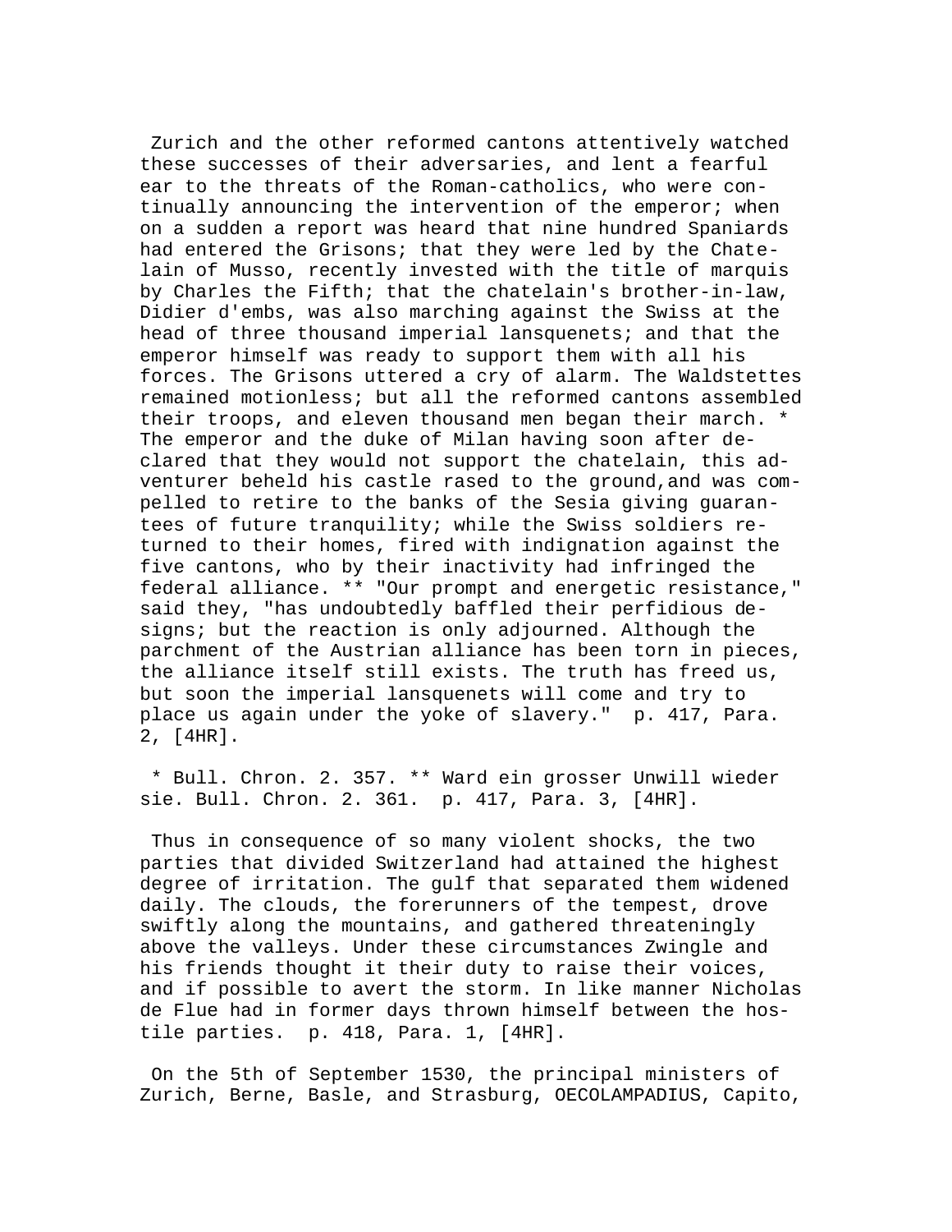Zurich and the other reformed cantons attentively watched these successes of their adversaries, and lent a fearful ear to the threats of the Roman-catholics, who were continually announcing the intervention of the emperor; when on a sudden a report was heard that nine hundred Spaniards had entered the Grisons; that they were led by the Chatelain of Musso, recently invested with the title of marquis by Charles the Fifth; that the chatelain's brother-in-law, Didier d'embs, was also marching against the Swiss at the head of three thousand imperial lansquenets; and that the emperor himself was ready to support them with all his forces. The Grisons uttered a cry of alarm. The Waldstettes remained motionless; but all the reformed cantons assembled their troops, and eleven thousand men began their march. * The emperor and the duke of Milan having soon after declared that they would not support the chatelain, this adventurer beheld his castle rased to the ground,and was compelled to retire to the banks of the Sesia giving guarantees of future tranquility; while the Swiss soldiers returned to their homes, fired with indignation against the five cantons, who by their inactivity had infringed the federal alliance. ** "Our prompt and energetic resistance," said they, "has undoubtedly baffled their perfidious designs; but the reaction is only adjourned. Although the parchment of the Austrian alliance has been torn in pieces, the alliance itself still exists. The truth has freed us, but soon the imperial lansquenets will come and try to place us again under the yoke of slavery." p. 417, Para. 2, [4HR].

* Bull. Chron. 2. 357. ** Ward ein grosser Unwill wieder sie. Bull. Chron. 2. 361. p. 417, Para. 3, [4HR].

Thus in consequence of so many violent shocks, the two parties that divided Switzerland had attained the highest degree of irritation. The gulf that separated them widened daily. The clouds, the forerunners of the tempest, drove swiftly along the mountains, and gathered threateningly above the valleys. Under these circumstances Zwingle and his friends thought it their duty to raise their voices, and if possible to avert the storm. In like manner Nicholas de Flue had in former days thrown himself between the hostile parties. p. 418, Para. 1, [4HR].

On the 5th of September 1530, the principal ministers of Zurich, Berne, Basle, and Strasburg, OECOLAMPADIUS, Capito,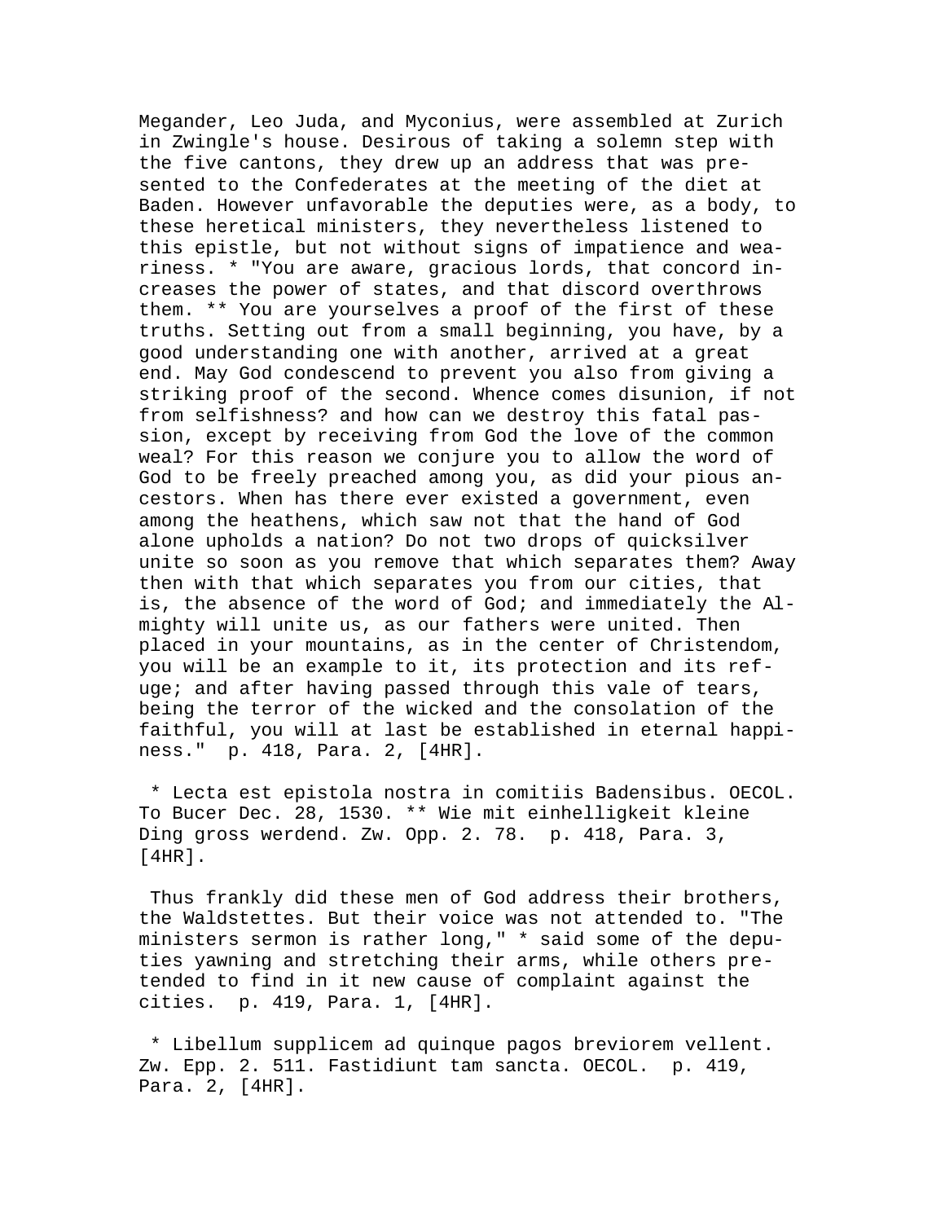Megander, Leo Juda, and Myconius, were assembled at Zurich in Zwingle's house. Desirous of taking a solemn step with the five cantons, they drew up an address that was presented to the Confederates at the meeting of the diet at Baden. However unfavorable the deputies were, as a body, to these heretical ministers, they nevertheless listened to this epistle, but not without signs of impatience and weariness. * "You are aware, gracious lords, that concord increases the power of states, and that discord overthrows them. ** You are yourselves a proof of the first of these truths. Setting out from a small beginning, you have, by a good understanding one with another, arrived at a great end. May God condescend to prevent you also from giving a striking proof of the second. Whence comes disunion, if not from selfishness? and how can we destroy this fatal passion, except by receiving from God the love of the common weal? For this reason we conjure you to allow the word of God to be freely preached among you, as did your pious ancestors. When has there ever existed a government, even among the heathens, which saw not that the hand of God alone upholds a nation? Do not two drops of quicksilver unite so soon as you remove that which separates them? Away then with that which separates you from our cities, that is, the absence of the word of God; and immediately the Almighty will unite us, as our fathers were united. Then placed in your mountains, as in the center of Christendom, you will be an example to it, its protection and its refuge; and after having passed through this vale of tears, being the terror of the wicked and the consolation of the faithful, you will at last be established in eternal happiness." p. 418, Para. 2, [4HR].

* Lecta est epistola nostra in comitiis Badensibus. OECOL. To Bucer Dec. 28, 1530. ** Wie mit einhelligkeit kleine Ding gross werdend. Zw. Opp. 2. 78. p. 418, Para. 3, [4HR].

Thus frankly did these men of God address their brothers, the Waldstettes. But their voice was not attended to. "The ministers sermon is rather long," * said some of the deputies yawning and stretching their arms, while others pretended to find in it new cause of complaint against the cities. p. 419, Para. 1, [4HR].

* Libellum supplicem ad quinque pagos breviorem vellent. Zw. Epp. 2. 511. Fastidiunt tam sancta. OECOL. p. 419, Para. 2, [4HR].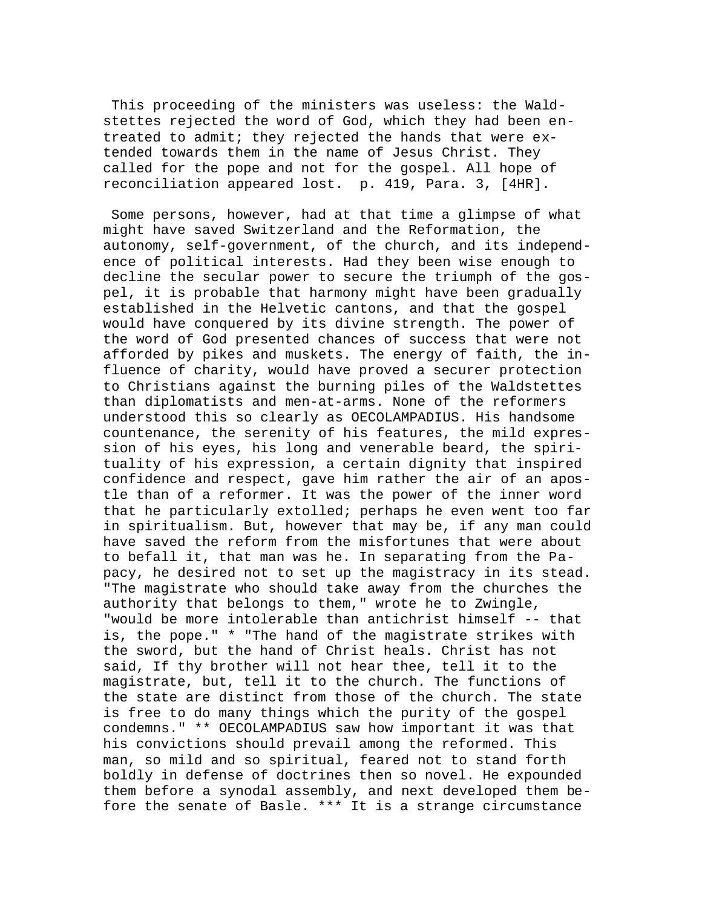This proceeding of the ministers was useless: the Waldstettes rejected the word of God, which they had been entreated to admit; they rejected the hands that were extended towards them in the name of Jesus Christ. They called for the pope and not for the gospel. All hope of reconciliation appeared lost.  p. 419, Para. 3, [4HR].

Some persons, however, had at that time a glimpse of what might have saved Switzerland and the Reformation, the autonomy, self-government, of the church, and its independence of political interests. Had they been wise enough to decline the secular power to secure the triumph of the gospel, it is probable that harmony might have been gradually established in the Helvetic cantons, and that the gospel would have conquered by its divine strength. The power of the word of God presented chances of success that were not afforded by pikes and muskets. The energy of faith, the influence of charity, would have proved a securer protection to Christians against the burning piles of the Waldstettes than diplomatists and men-at-arms. None of the reformers understood this so clearly as OECOLAMPADIUS. His handsome countenance, the serenity of his features, the mild expression of his eyes, his long and venerable beard, the spirituality of his expression, a certain dignity that inspired confidence and respect, gave him rather the air of an apostle than of a reformer. It was the power of the inner word that he particularly extolled; perhaps he even went too far in spiritualism. But, however that may be, if any man could have saved the reform from the misfortunes that were about to befall it, that man was he. In separating from the Papacy, he desired not to set up the magistracy in its stead. "The magistrate who should take away from the churches the authority that belongs to them," wrote he to Zwingle, "would be more intolerable than antichrist himself -- that is, the pope." * "The hand of the magistrate strikes with the sword, but the hand of Christ heals. Christ has not said, If thy brother will not hear thee, tell it to the magistrate, but, tell it to the church. The functions of the state are distinct from those of the church. The state is free to do many things which the purity of the gospel condemns." ** OECOLAMPADIUS saw how important it was that his convictions should prevail among the reformed. This man, so mild and so spiritual, feared not to stand forth boldly in defense of doctrines then so novel. He expounded them before a synodal assembly, and next developed them before the senate of Basle. *** It is a strange circumstance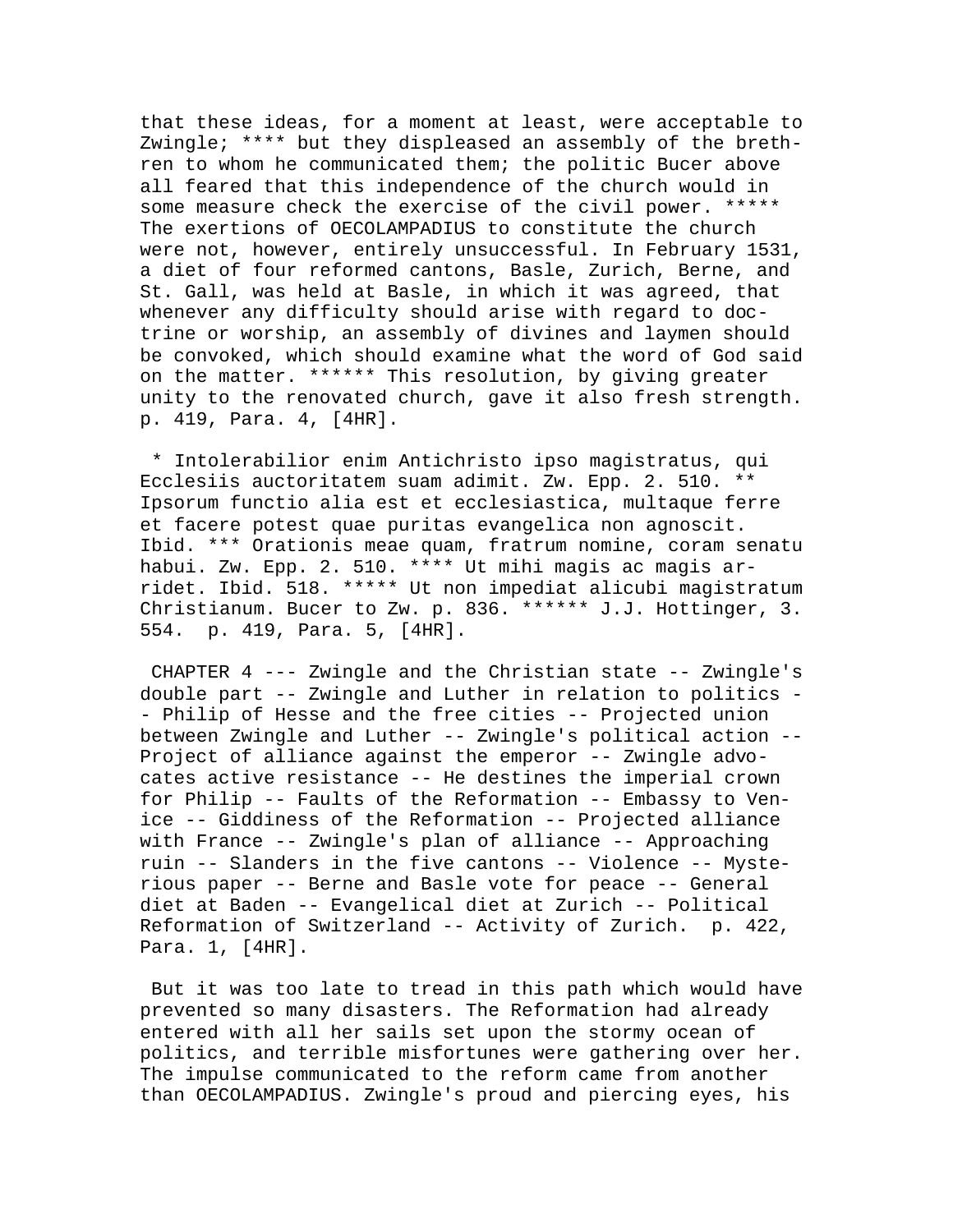that these ideas, for a moment at least, were acceptable to Zwingle; **** but they displeased an assembly of the brethren to whom he communicated them; the politic Bucer above all feared that this independence of the church would in some measure check the exercise of the civil power. ***** The exertions of OECOLAMPADIUS to constitute the church were not, however, entirely unsuccessful. In February 1531, a diet of four reformed cantons, Basle, Zurich, Berne, and St. Gall, was held at Basle, in which it was agreed, that whenever any difficulty should arise with regard to doctrine or worship, an assembly of divines and laymen should be convoked, which should examine what the word of God said on the matter. ****** This resolution, by giving greater unity to the renovated church, gave it also fresh strength. p. 419, Para. 4, [4HR].

* Intolerabilior enim Antichristo ipso magistratus, qui Ecclesiis auctoritatem suam adimit. Zw. Epp. 2. 510. ** Ipsorum functio alia est et ecclesiastica, multaque ferre et facere potest quae puritas evangelica non agnoscit. Ibid. *** Orationis meae quam, fratrum nomine, coram senatu habui. Zw. Epp. 2. 510. **** Ut mihi magis ac magis arridet. Ibid. 518. ***** Ut non impediat alicubi magistratum Christianum. Bucer to Zw. p. 836. ****** J.J. Hottinger, 3. 554. p. 419, Para. 5, [4HR].

CHAPTER 4 --- Zwingle and the Christian state -- Zwingle's double part -- Zwingle and Luther in relation to politics -- Philip of Hesse and the free cities -- Projected union between Zwingle and Luther -- Zwingle's political action -- Project of alliance against the emperor -- Zwingle advocates active resistance -- He destines the imperial crown for Philip -- Faults of the Reformation -- Embassy to Venice -- Giddiness of the Reformation -- Projected alliance with France -- Zwingle's plan of alliance -- Approaching ruin -- Slanders in the five cantons -- Violence -- Mysterious paper -- Berne and Basle vote for peace -- General diet at Baden -- Evangelical diet at Zurich -- Political Reformation of Switzerland -- Activity of Zurich. p. 422, Para. 1, [4HR].

But it was too late to tread in this path which would have prevented so many disasters. The Reformation had already entered with all her sails set upon the stormy ocean of politics, and terrible misfortunes were gathering over her. The impulse communicated to the reform came from another than OECOLAMPADIUS. Zwingle's proud and piercing eyes, his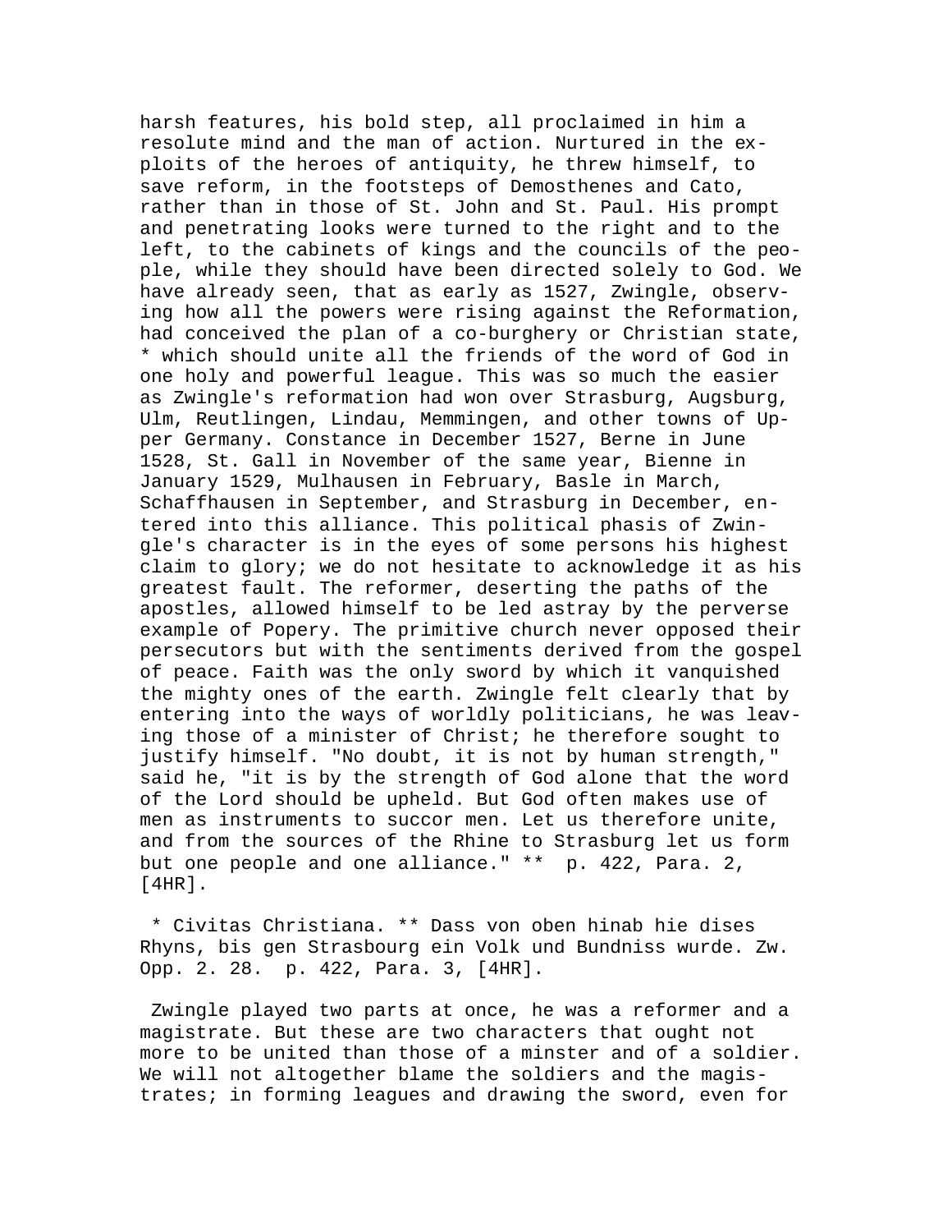harsh features, his bold step, all proclaimed in him a resolute mind and the man of action. Nurtured in the exploits of the heroes of antiquity, he threw himself, to save reform, in the footsteps of Demosthenes and Cato, rather than in those of St. John and St. Paul. His prompt and penetrating looks were turned to the right and to the left, to the cabinets of kings and the councils of the people, while they should have been directed solely to God. We have already seen, that as early as 1527, Zwingle, observing how all the powers were rising against the Reformation, had conceived the plan of a co-burghery or Christian state, * which should unite all the friends of the word of God in one holy and powerful league. This was so much the easier as Zwingle's reformation had won over Strasburg, Augsburg, Ulm, Reutlingen, Lindau, Memmingen, and other towns of Upper Germany. Constance in December 1527, Berne in June 1528, St. Gall in November of the same year, Bienne in January 1529, Mulhausen in February, Basle in March, Schaffhausen in September, and Strasburg in December, entered into this alliance. This political phasis of Zwingle's character is in the eyes of some persons his highest claim to glory; we do not hesitate to acknowledge it as his greatest fault. The reformer, deserting the paths of the apostles, allowed himself to be led astray by the perverse example of Popery. The primitive church never opposed their persecutors but with the sentiments derived from the gospel of peace. Faith was the only sword by which it vanquished the mighty ones of the earth. Zwingle felt clearly that by entering into the ways of worldly politicians, he was leaving those of a minister of Christ; he therefore sought to justify himself. "No doubt, it is not by human strength," said he, "it is by the strength of God alone that the word of the Lord should be upheld. But God often makes use of men as instruments to succor men. Let us therefore unite, and from the sources of the Rhine to Strasburg let us form but one people and one alliance." ** p. 422, Para. 2, [4HR].

* Civitas Christiana. ** Dass von oben hinab hie dises Rhyns, bis gen Strasbourg ein Volk und Bundniss wurde. Zw. Opp. 2. 28. p. 422, Para. 3, [4HR].

Zwingle played two parts at once, he was a reformer and a magistrate. But these are two characters that ought not more to be united than those of a minster and of a soldier. We will not altogether blame the soldiers and the magistrates; in forming leagues and drawing the sword, even for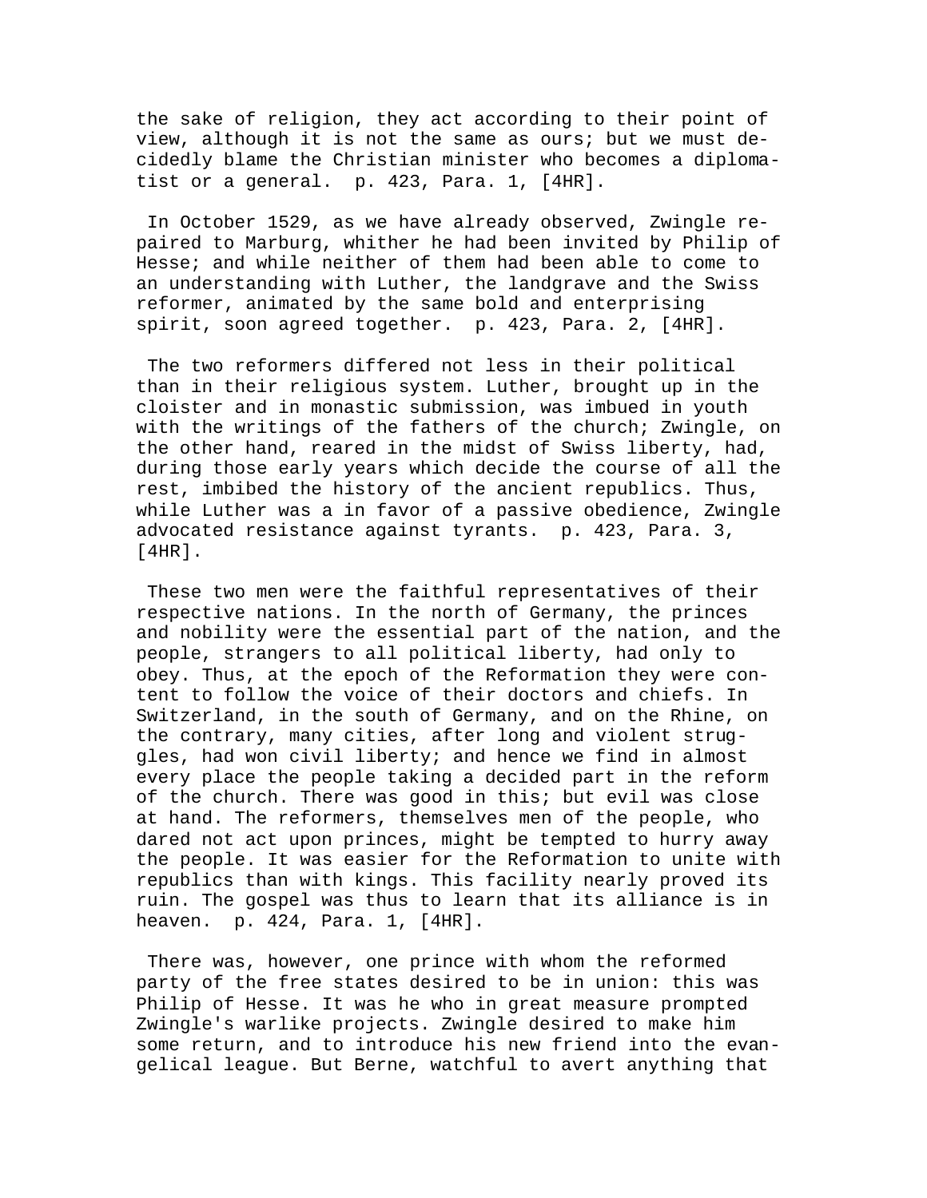the sake of religion, they act according to their point of view, although it is not the same as ours; but we must decidedly blame the Christian minister who becomes a diplomatist or a general. p. 423, Para. 1, [4HR].

In October 1529, as we have already observed, Zwingle repaired to Marburg, whither he had been invited by Philip of Hesse; and while neither of them had been able to come to an understanding with Luther, the landgrave and the Swiss reformer, animated by the same bold and enterprising spirit, soon agreed together. p. 423, Para. 2, [4HR].

The two reformers differed not less in their political than in their religious system. Luther, brought up in the cloister and in monastic submission, was imbued in youth with the writings of the fathers of the church; Zwingle, on the other hand, reared in the midst of Swiss liberty, had, during those early years which decide the course of all the rest, imbibed the history of the ancient republics. Thus, while Luther was a in favor of a passive obedience, Zwingle advocated resistance against tyrants. p. 423, Para. 3, [4HR].

These two men were the faithful representatives of their respective nations. In the north of Germany, the princes and nobility were the essential part of the nation, and the people, strangers to all political liberty, had only to obey. Thus, at the epoch of the Reformation they were content to follow the voice of their doctors and chiefs. In Switzerland, in the south of Germany, and on the Rhine, on the contrary, many cities, after long and violent struggles, had won civil liberty; and hence we find in almost every place the people taking a decided part in the reform of the church. There was good in this; but evil was close at hand. The reformers, themselves men of the people, who dared not act upon princes, might be tempted to hurry away the people. It was easier for the Reformation to unite with republics than with kings. This facility nearly proved its ruin. The gospel was thus to learn that its alliance is in heaven. p. 424, Para. 1, [4HR].

There was, however, one prince with whom the reformed party of the free states desired to be in union: this was Philip of Hesse. It was he who in great measure prompted Zwingle's warlike projects. Zwingle desired to make him some return, and to introduce his new friend into the evangelical league. But Berne, watchful to avert anything that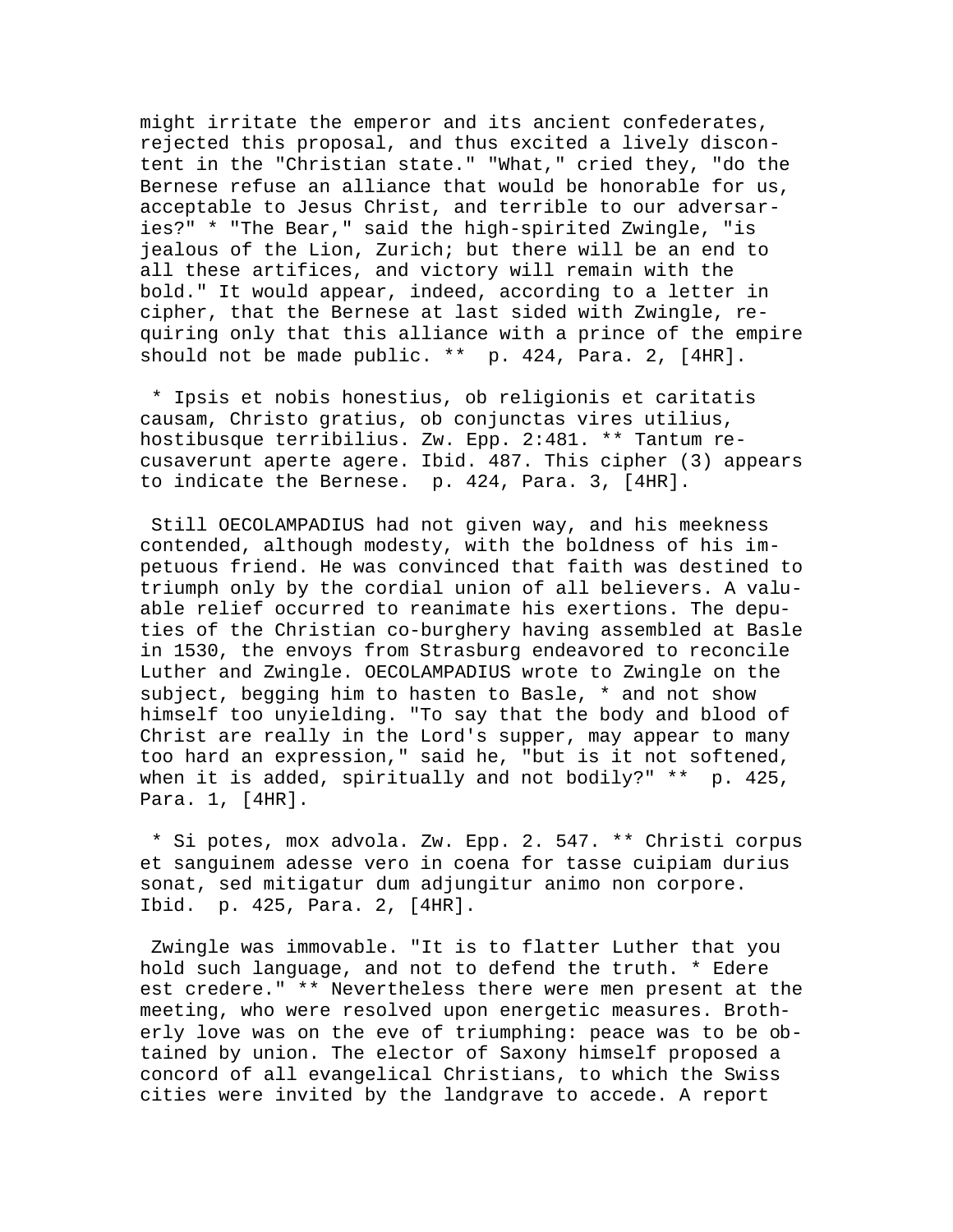might irritate the emperor and its ancient confederates, rejected this proposal, and thus excited a lively discontent in the "Christian state." "What," cried they, "do the Bernese refuse an alliance that would be honorable for us, acceptable to Jesus Christ, and terrible to our adversaries?" * "The Bear," said the high-spirited Zwingle, "is jealous of the Lion, Zurich; but there will be an end to all these artifices, and victory will remain with the bold." It would appear, indeed, according to a letter in cipher, that the Bernese at last sided with Zwingle, requiring only that this alliance with a prince of the empire should not be made public. ** p. 424, Para. 2, [4HR].

* Ipsis et nobis honestius, ob religionis et caritatis causam, Christo gratius, ob conjunctas vires utilius, hostibusque terribilius. Zw. Epp. 2:481. ** Tantum recusaverunt aperte agere. Ibid. 487. This cipher (3) appears to indicate the Bernese. p. 424, Para. 3, [4HR].

Still OECOLAMPADIUS had not given way, and his meekness contended, although modesty, with the boldness of his impetuous friend. He was convinced that faith was destined to triumph only by the cordial union of all believers. A valuable relief occurred to reanimate his exertions. The deputies of the Christian co-burghery having assembled at Basle in 1530, the envoys from Strasburg endeavored to reconcile Luther and Zwingle. OECOLAMPADIUS wrote to Zwingle on the subject, begging him to hasten to Basle, * and not show himself too unyielding. "To say that the body and blood of Christ are really in the Lord's supper, may appear to many too hard an expression," said he, "but is it not softened, when it is added, spiritually and not bodily?" ** p. 425, Para. 1, [4HR].

* Si potes, mox advola. Zw. Epp. 2. 547. ** Christi corpus et sanguinem adesse vero in coena for tasse cuipiam durius sonat, sed mitigatur dum adjungitur animo non corpore. Ibid. p. 425, Para. 2, [4HR].

Zwingle was immovable. "It is to flatter Luther that you hold such language, and not to defend the truth. * Edere est credere." ** Nevertheless there were men present at the meeting, who were resolved upon energetic measures. Brotherly love was on the eve of triumphing: peace was to be obtained by union. The elector of Saxony himself proposed a concord of all evangelical Christians, to which the Swiss cities were invited by the landgrave to accede. A report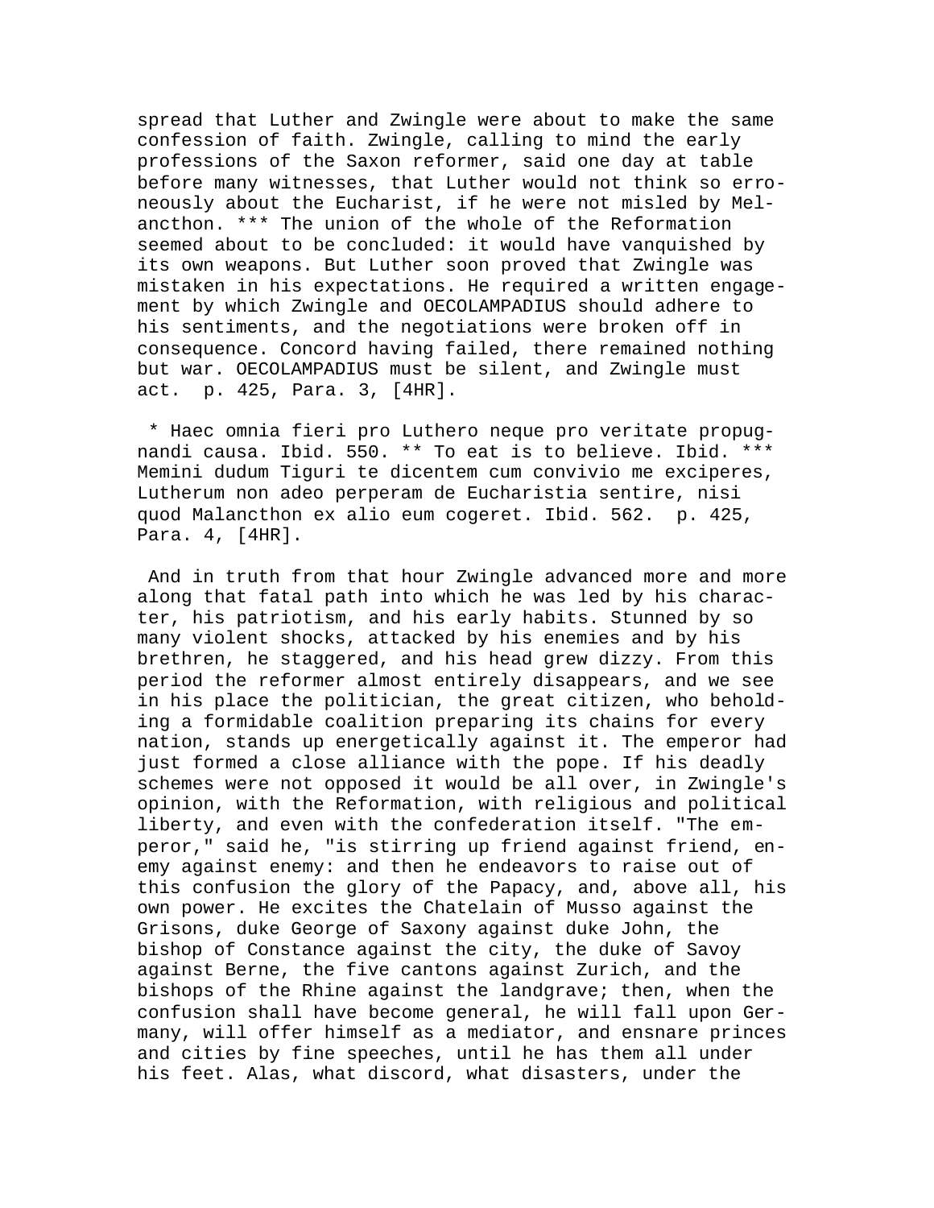spread that Luther and Zwingle were about to make the same confession of faith. Zwingle, calling to mind the early professions of the Saxon reformer, said one day at table before many witnesses, that Luther would not think so erroneously about the Eucharist, if he were not misled by Melancthon. *** The union of the whole of the Reformation seemed about to be concluded: it would have vanquished by its own weapons. But Luther soon proved that Zwingle was mistaken in his expectations. He required a written engagement by which Zwingle and OECOLAMPADIUS should adhere to his sentiments, and the negotiations were broken off in consequence. Concord having failed, there remained nothing but war. OECOLAMPADIUS must be silent, and Zwingle must act. p. 425, Para. 3, [4HR].

* Haec omnia fieri pro Luthero neque pro veritate propugnandi causa. Ibid. 550. ** To eat is to believe. Ibid. *** Memini dudum Tiguri te dicentem cum convivio me exciperes, Lutherum non adeo perperam de Eucharistia sentire, nisi quod Malancthon ex alio eum cogeret. Ibid. 562. p. 425, Para. 4, [4HR].

And in truth from that hour Zwingle advanced more and more along that fatal path into which he was led by his character, his patriotism, and his early habits. Stunned by so many violent shocks, attacked by his enemies and by his brethren, he staggered, and his head grew dizzy. From this period the reformer almost entirely disappears, and we see in his place the politician, the great citizen, who beholding a formidable coalition preparing its chains for every nation, stands up energetically against it. The emperor had just formed a close alliance with the pope. If his deadly schemes were not opposed it would be all over, in Zwingle's opinion, with the Reformation, with religious and political liberty, and even with the confederation itself. "The emperor," said he, "is stirring up friend against friend, enemy against enemy: and then he endeavors to raise out of this confusion the glory of the Papacy, and, above all, his own power. He excites the Chatelain of Musso against the Grisons, duke George of Saxony against duke John, the bishop of Constance against the city, the duke of Savoy against Berne, the five cantons against Zurich, and the bishops of the Rhine against the landgrave; then, when the confusion shall have become general, he will fall upon Germany, will offer himself as a mediator, and ensnare princes and cities by fine speeches, until he has them all under his feet. Alas, what discord, what disasters, under the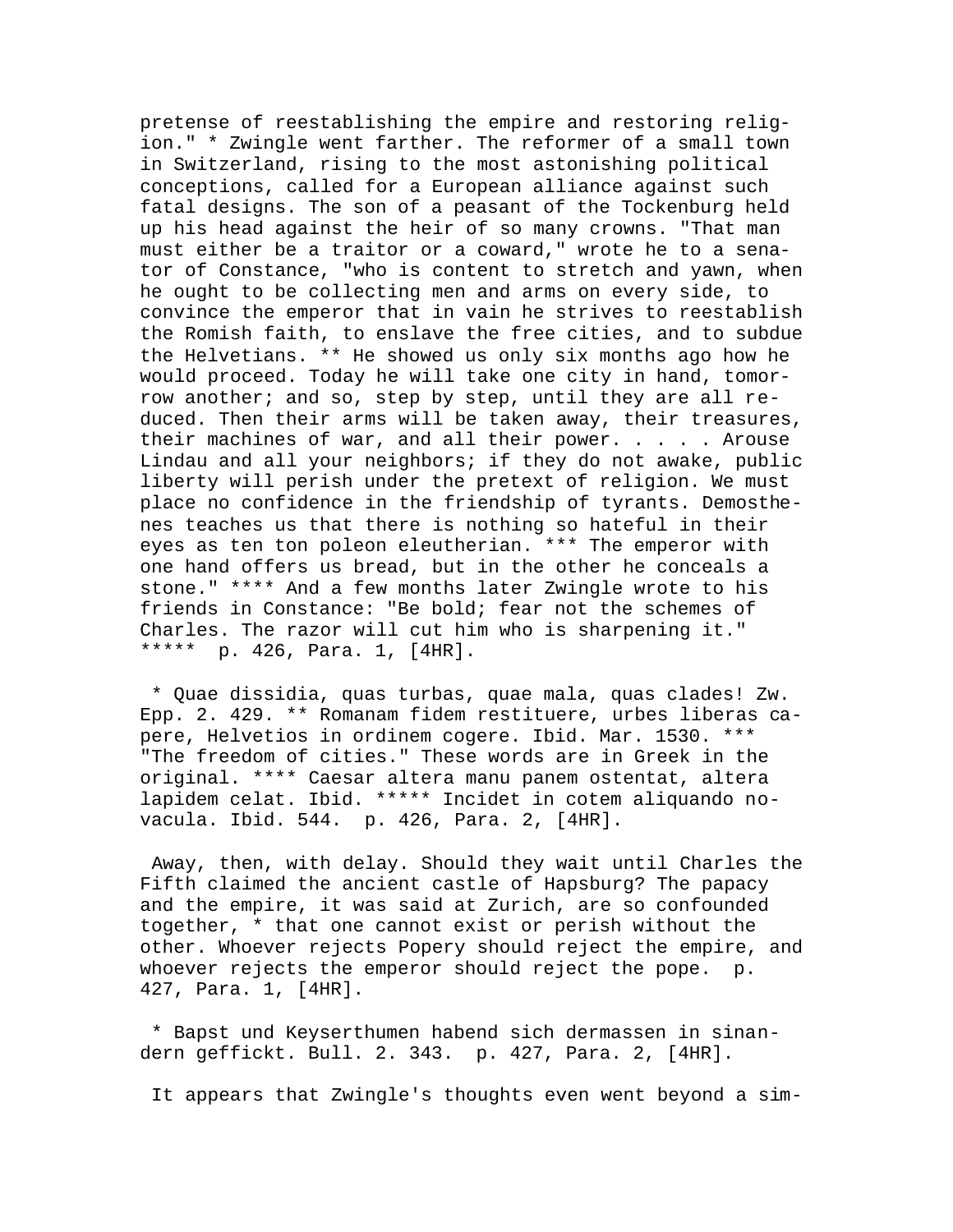pretense of reestablishing the empire and restoring religion." * Zwingle went farther. The reformer of a small town in Switzerland, rising to the most astonishing political conceptions, called for a European alliance against such fatal designs. The son of a peasant of the Tockenburg held up his head against the heir of so many crowns. "That man must either be a traitor or a coward," wrote he to a senator of Constance, "who is content to stretch and yawn, when he ought to be collecting men and arms on every side, to convince the emperor that in vain he strives to reestablish the Romish faith, to enslave the free cities, and to subdue the Helvetians. ** He showed us only six months ago how he would proceed. Today he will take one city in hand, tomorrow another; and so, step by step, until they are all reduced. Then their arms will be taken away, their treasures, their machines of war, and all their power. . . . . Arouse Lindau and all your neighbors; if they do not awake, public liberty will perish under the pretext of religion. We must place no confidence in the friendship of tyrants. Demosthenes teaches us that there is nothing so hateful in their eyes as ten ton poleon eleutherian. *** The emperor with one hand offers us bread, but in the other he conceals a stone." **** And a few months later Zwingle wrote to his friends in Constance: "Be bold; fear not the schemes of Charles. The razor will cut him who is sharpening it." ***** p. 426, Para. 1, [4HR].

* Quae dissidia, quas turbas, quae mala, quas clades! Zw. Epp. 2. 429. ** Romanam fidem restituere, urbes liberas capere, Helvetios in ordinem cogere. Ibid. Mar. 1530. *** "The freedom of cities." These words are in Greek in the original. **** Caesar altera manu panem ostentat, altera lapidem celat. Ibid. ***** Incidet in cotem aliquando novacula. Ibid. 544. p. 426, Para. 2, [4HR].

Away, then, with delay. Should they wait until Charles the Fifth claimed the ancient castle of Hapsburg? The papacy and the empire, it was said at Zurich, are so confounded together, * that one cannot exist or perish without the other. Whoever rejects Popery should reject the empire, and whoever rejects the emperor should reject the pope. p. 427, Para. 1, [4HR].

* Bapst und Keyserthumen habend sich dermassen in sinandern geffickt. Bull. 2. 343. p. 427, Para. 2, [4HR].

It appears that Zwingle's thoughts even went beyond a sim-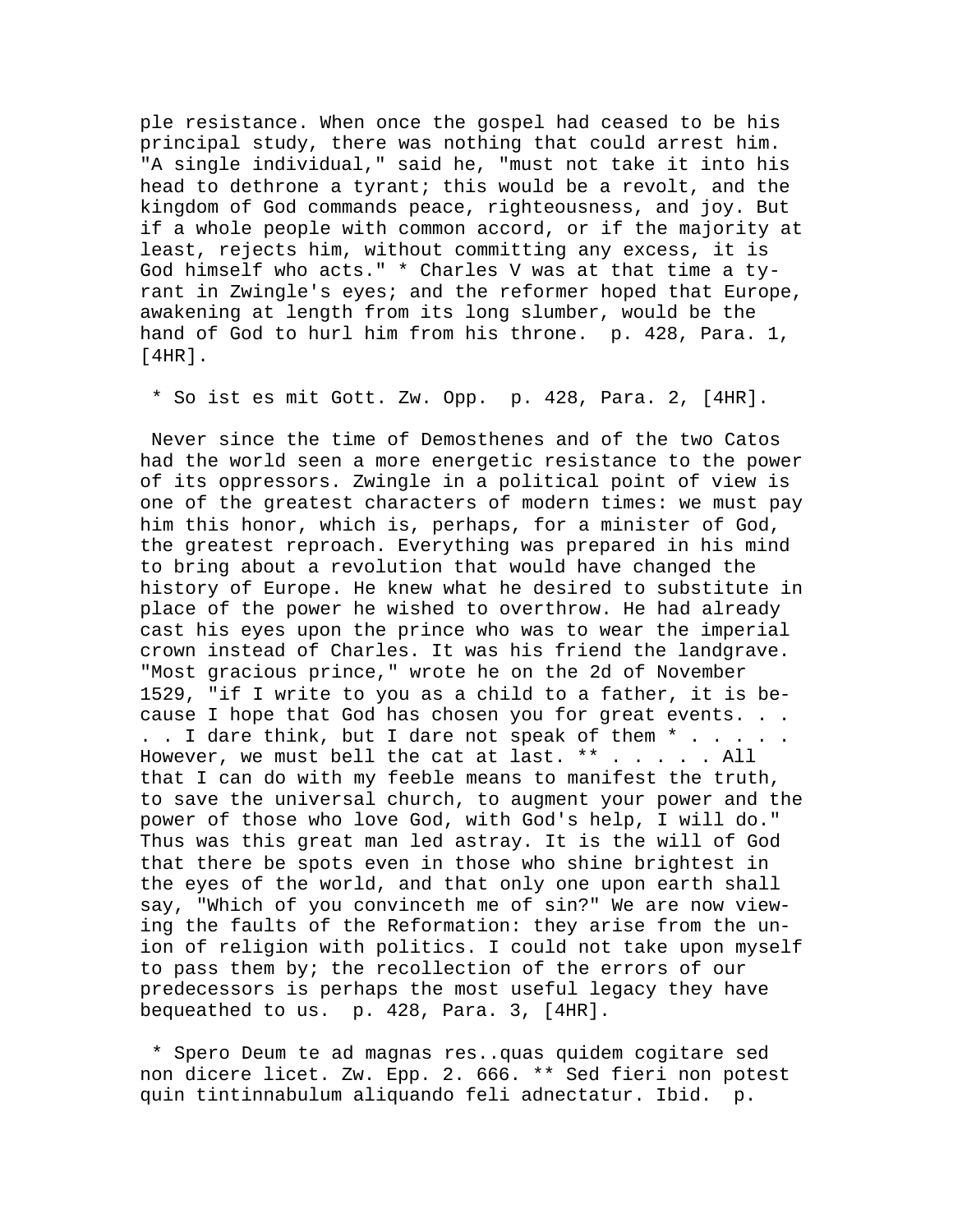ple resistance. When once the gospel had ceased to be his principal study, there was nothing that could arrest him. "A single individual," said he, "must not take it into his head to dethrone a tyrant; this would be a revolt, and the kingdom of God commands peace, righteousness, and joy. But if a whole people with common accord, or if the majority at least, rejects him, without committing any excess, it is God himself who acts." * Charles V was at that time a tyrant in Zwingle's eyes; and the reformer hoped that Europe, awakening at length from its long slumber, would be the hand of God to hurl him from his throne. p. 428, Para. 1, [4HR].

* So ist es mit Gott. Zw. Opp. p. 428, Para. 2, [4HR].

Never since the time of Demosthenes and of the two Catos had the world seen a more energetic resistance to the power of its oppressors. Zwingle in a political point of view is one of the greatest characters of modern times: we must pay him this honor, which is, perhaps, for a minister of God, the greatest reproach. Everything was prepared in his mind to bring about a revolution that would have changed the history of Europe. He knew what he desired to substitute in place of the power he wished to overthrow. He had already cast his eyes upon the prince who was to wear the imperial crown instead of Charles. It was his friend the landgrave. "Most gracious prince," wrote he on the 2d of November 1529, "if I write to you as a child to a father, it is because I hope that God has chosen you for great events. . . . . I dare think, but I dare not speak of them * . . . . . However, we must bell the cat at last. ** . . . . . All that I can do with my feeble means to manifest the truth, to save the universal church, to augment your power and the power of those who love God, with God's help, I will do." Thus was this great man led astray. It is the will of God that there be spots even in those who shine brightest in the eyes of the world, and that only one upon earth shall say, "Which of you convinceth me of sin?" We are now viewing the faults of the Reformation: they arise from the union of religion with politics. I could not take upon myself to pass them by; the recollection of the errors of our predecessors is perhaps the most useful legacy they have bequeathed to us. p. 428, Para. 3, [4HR].

* Spero Deum te ad magnas res..quas quidem cogitare sed non dicere licet. Zw. Epp. 2. 666. ** Sed fieri non potest quin tintinnabulum aliquando feli adnectatur. Ibid. p.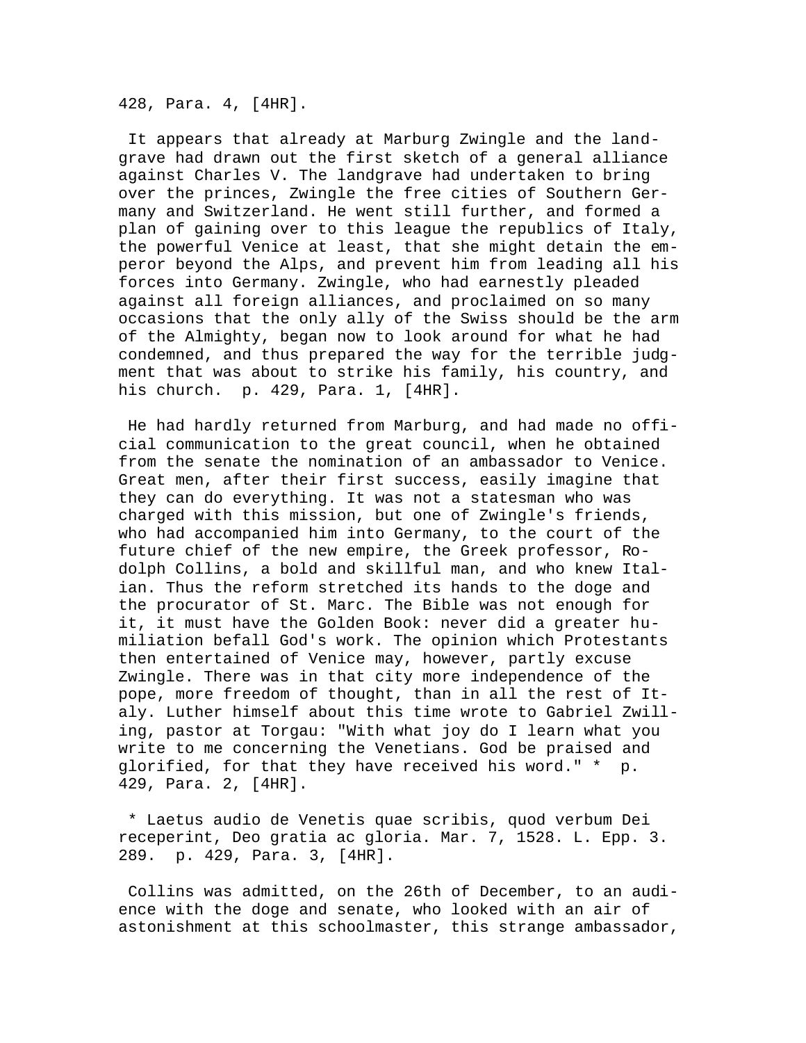428, Para. 4, [4HR].

It appears that already at Marburg Zwingle and the landgrave had drawn out the first sketch of a general alliance against Charles V. The landgrave had undertaken to bring over the princes, Zwingle the free cities of Southern Germany and Switzerland. He went still further, and formed a plan of gaining over to this league the republics of Italy, the powerful Venice at least, that she might detain the emperor beyond the Alps, and prevent him from leading all his forces into Germany. Zwingle, who had earnestly pleaded against all foreign alliances, and proclaimed on so many occasions that the only ally of the Swiss should be the arm of the Almighty, began now to look around for what he had condemned, and thus prepared the way for the terrible judgment that was about to strike his family, his country, and his church. p. 429, Para. 1, [4HR].

He had hardly returned from Marburg, and had made no official communication to the great council, when he obtained from the senate the nomination of an ambassador to Venice. Great men, after their first success, easily imagine that they can do everything. It was not a statesman who was charged with this mission, but one of Zwingle's friends, who had accompanied him into Germany, to the court of the future chief of the new empire, the Greek professor, Rodolph Collins, a bold and skillful man, and who knew Italian. Thus the reform stretched its hands to the doge and the procurator of St. Marc. The Bible was not enough for it, it must have the Golden Book: never did a greater humiliation befall God's work. The opinion which Protestants then entertained of Venice may, however, partly excuse Zwingle. There was in that city more independence of the pope, more freedom of thought, than in all the rest of Italy. Luther himself about this time wrote to Gabriel Zwilling, pastor at Torgau: "With what joy do I learn what you write to me concerning the Venetians. God be praised and glorified, for that they have received his word." * p. 429, Para. 2, [4HR].

* Laetus audio de Venetis quae scribis, quod verbum Dei receperint, Deo gratia ac gloria. Mar. 7, 1528. L. Epp. 3. 289. p. 429, Para. 3, [4HR].

Collins was admitted, on the 26th of December, to an audience with the doge and senate, who looked with an air of astonishment at this schoolmaster, this strange ambassador,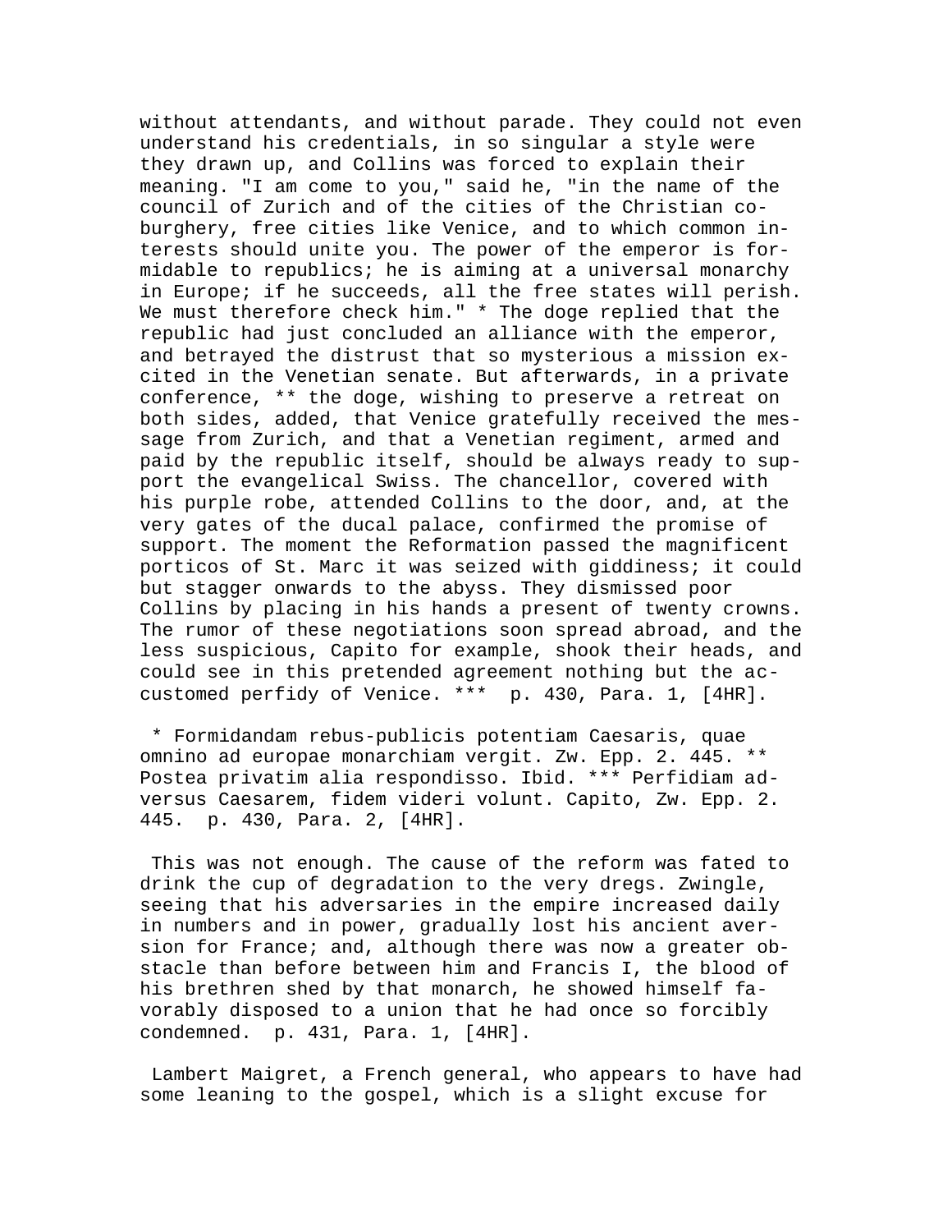without attendants, and without parade. They could not even understand his credentials, in so singular a style were they drawn up, and Collins was forced to explain their meaning. "I am come to you," said he, "in the name of the council of Zurich and of the cities of the Christian co-burghery, free cities like Venice, and to which common interests should unite you. The power of the emperor is formidable to republics; he is aiming at a universal monarchy in Europe; if he succeeds, all the free states will perish. We must therefore check him." * The doge replied that the republic had just concluded an alliance with the emperor, and betrayed the distrust that so mysterious a mission excited in the Venetian senate. But afterwards, in a private conference, ** the doge, wishing to preserve a retreat on both sides, added, that Venice gratefully received the message from Zurich, and that a Venetian regiment, armed and paid by the republic itself, should be always ready to support the evangelical Swiss. The chancellor, covered with his purple robe, attended Collins to the door, and, at the very gates of the ducal palace, confirmed the promise of support. The moment the Reformation passed the magnificent porticos of St. Marc it was seized with giddiness; it could but stagger onwards to the abyss. They dismissed poor Collins by placing in his hands a present of twenty crowns. The rumor of these negotiations soon spread abroad, and the less suspicious, Capito for example, shook their heads, and could see in this pretended agreement nothing but the accustomed perfidy of Venice. *** p. 430, Para. 1, [4HR].

* Formidandam rebus-publicis potentiam Caesaris, quae omnino ad europae monarchiam vergit. Zw. Epp. 2. 445. ** Postea privatim alia respondisso. Ibid. *** Perfidiam adversus Caesarem, fidem videri volunt. Capito, Zw. Epp. 2. 445. p. 430, Para. 2, [4HR].

This was not enough. The cause of the reform was fated to drink the cup of degradation to the very dregs. Zwingle, seeing that his adversaries in the empire increased daily in numbers and in power, gradually lost his ancient aversion for France; and, although there was now a greater obstacle than before between him and Francis I, the blood of his brethren shed by that monarch, he showed himself favorably disposed to a union that he had once so forcibly condemned. p. 431, Para. 1, [4HR].

Lambert Maigret, a French general, who appears to have had some leaning to the gospel, which is a slight excuse for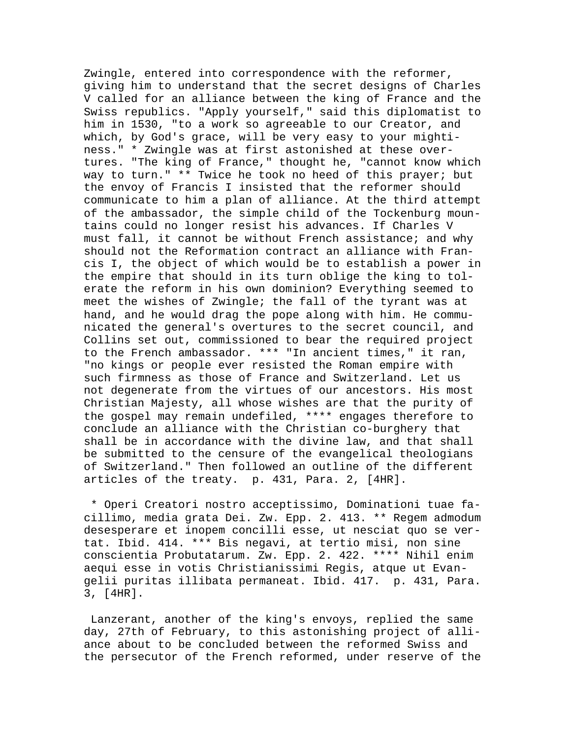Zwingle, entered into correspondence with the reformer, giving him to understand that the secret designs of Charles V called for an alliance between the king of France and the Swiss republics. "Apply yourself," said this diplomatist to him in 1530, "to a work so agreeable to our Creator, and which, by God's grace, will be very easy to your mightiness." * Zwingle was at first astonished at these overtures. "The king of France," thought he, "cannot know which way to turn." ** Twice he took no heed of this prayer; but the envoy of Francis I insisted that the reformer should communicate to him a plan of alliance. At the third attempt of the ambassador, the simple child of the Tockenburg mountains could no longer resist his advances. If Charles V must fall, it cannot be without French assistance; and why should not the Reformation contract an alliance with Francis I, the object of which would be to establish a power in the empire that should in its turn oblige the king to tolerate the reform in his own dominion? Everything seemed to meet the wishes of Zwingle; the fall of the tyrant was at hand, and he would drag the pope along with him. He communicated the general's overtures to the secret council, and Collins set out, commissioned to bear the required project to the French ambassador. *** "In ancient times," it ran, "no kings or people ever resisted the Roman empire with such firmness as those of France and Switzerland. Let us not degenerate from the virtues of our ancestors. His most Christian Majesty, all whose wishes are that the purity of the gospel may remain undefiled, **** engages therefore to conclude an alliance with the Christian co-burghery that shall be in accordance with the divine law, and that shall be submitted to the censure of the evangelical theologians of Switzerland." Then followed an outline of the different articles of the treaty. p. 431, Para. 2, [4HR].

* Operi Creatori nostro acceptissimo, Dominationi tuae facillimo, media grata Dei. Zw. Epp. 2. 413. ** Regem admodum desesperare et inopem concilli esse, ut nesciat quo se vertat. Ibid. 414. *** Bis negavi, at tertio misi, non sine conscientia Probutatarum. Zw. Epp. 2. 422. **** Nihil enim aequi esse in votis Christianissimi Regis, atque ut Evangelii puritas illibata permaneat. Ibid. 417. p. 431, Para. 3, [4HR].

Lanzerant, another of the king's envoys, replied the same day, 27th of February, to this astonishing project of alliance about to be concluded between the reformed Swiss and the persecutor of the French reformed, under reserve of the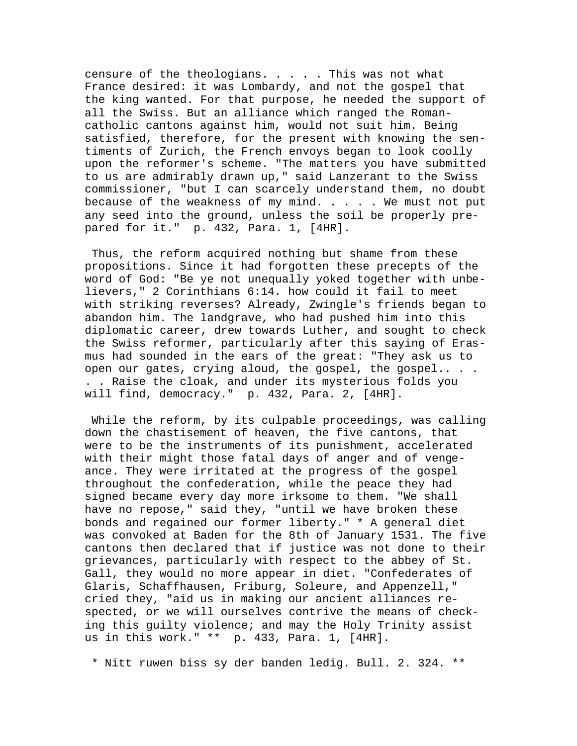censure of the theologians. . . . . This was not what France desired: it was Lombardy, and not the gospel that the king wanted. For that purpose, he needed the support of all the Swiss. But an alliance which ranged the Roman-catholic cantons against him, would not suit him. Being satisfied, therefore, for the present with knowing the sentiments of Zurich, the French envoys began to look coolly upon the reformer's scheme. "The matters you have submitted to us are admirably drawn up," said Lanzerant to the Swiss commissioner, "but I can scarcely understand them, no doubt because of the weakness of my mind. . . . . We must not put any seed into the ground, unless the soil be properly prepared for it." p. 432, Para. 1, [4HR].

Thus, the reform acquired nothing but shame from these propositions. Since it had forgotten these precepts of the word of God: "Be ye not unequally yoked together with unbelievers," 2 Corinthians 6:14. how could it fail to meet with striking reverses? Already, Zwingle's friends began to abandon him. The landgrave, who had pushed him into this diplomatic career, drew towards Luther, and sought to check the Swiss reformer, particularly after this saying of Erasmus had sounded in the ears of the great: "They ask us to open our gates, crying aloud, the gospel, the gospel.. . . . . Raise the cloak, and under its mysterious folds you will find, democracy." p. 432, Para. 2, [4HR].

While the reform, by its culpable proceedings, was calling down the chastisement of heaven, the five cantons, that were to be the instruments of its punishment, accelerated with their might those fatal days of anger and of vengeance. They were irritated at the progress of the gospel throughout the confederation, while the peace they had signed became every day more irksome to them. "We shall have no repose," said they, "until we have broken these bonds and regained our former liberty." * A general diet was convoked at Baden for the 8th of January 1531. The five cantons then declared that if justice was not done to their grievances, particularly with respect to the abbey of St. Gall, they would no more appear in diet. "Confederates of Glaris, Schaffhausen, Friburg, Soleure, and Appenzell," cried they, "aid us in making our ancient alliances respected, or we will ourselves contrive the means of checking this guilty violence; and may the Holy Trinity assist us in this work." ** p. 433, Para. 1, [4HR].

* Nitt ruwen biss sy der banden ledig. Bull. 2. 324. **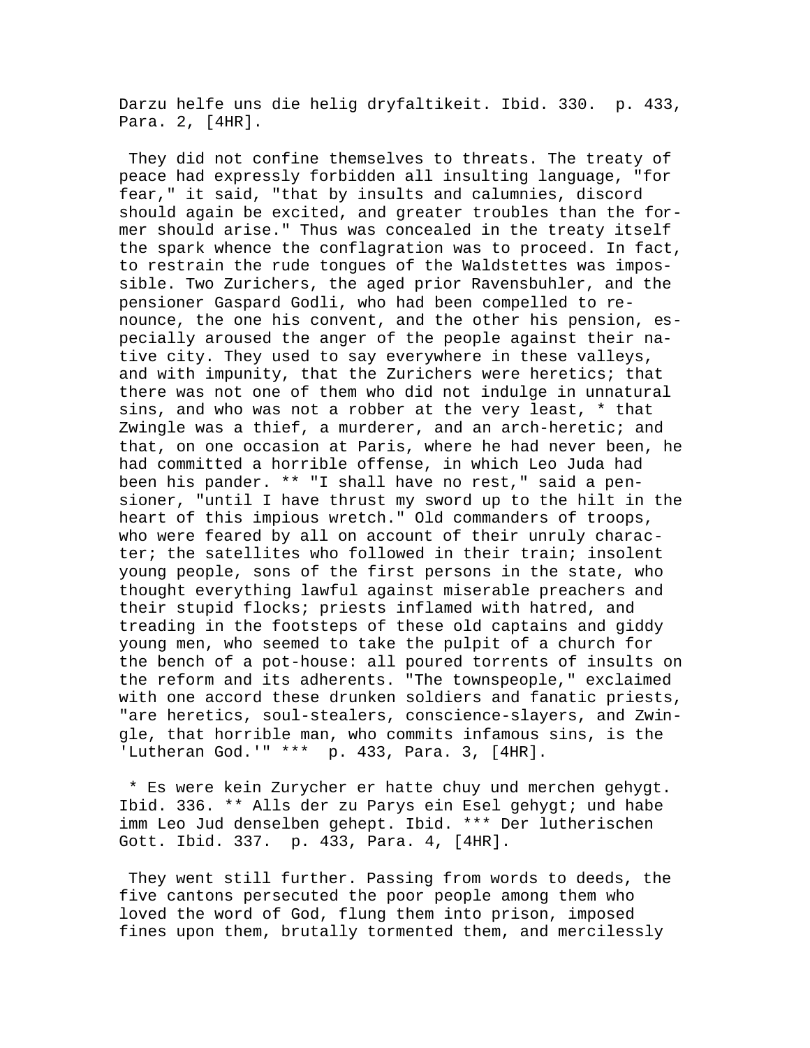Darzu helfe uns die helig dryfaltikeit. Ibid. 330.  p. 433, Para. 2, [4HR].

They did not confine themselves to threats. The treaty of peace had expressly forbidden all insulting language, "for fear," it said, "that by insults and calumnies, discord should again be excited, and greater troubles than the former should arise." Thus was concealed in the treaty itself the spark whence the conflagration was to proceed. In fact, to restrain the rude tongues of the Waldstettes was impossible. Two Zurichers, the aged prior Ravensbuhler, and the pensioner Gaspard Godli, who had been compelled to renounce, the one his convent, and the other his pension, especially aroused the anger of the people against their native city. They used to say everywhere in these valleys, and with impunity, that the Zurichers were heretics; that there was not one of them who did not indulge in unnatural sins, and who was not a robber at the very least, * that Zwingle was a thief, a murderer, and an arch-heretic; and that, on one occasion at Paris, where he had never been, he had committed a horrible offense, in which Leo Juda had been his pander. ** "I shall have no rest," said a pensioner, "until I have thrust my sword up to the hilt in the heart of this impious wretch." Old commanders of troops, who were feared by all on account of their unruly character; the satellites who followed in their train; insolent young people, sons of the first persons in the state, who thought everything lawful against miserable preachers and their stupid flocks; priests inflamed with hatred, and treading in the footsteps of these old captains and giddy young men, who seemed to take the pulpit of a church for the bench of a pot-house: all poured torrents of insults on the reform and its adherents. "The townspeople," exclaimed with one accord these drunken soldiers and fanatic priests, "are heretics, soul-stealers, conscience-slayers, and Zwingle, that horrible man, who commits infamous sins, is the 'Lutheran God.'" ***  p. 433, Para. 3, [4HR].

* Es were kein Zurycher er hatte chuy und merchen gehygt. Ibid. 336. ** Alls der zu Parys ein Esel gehygt; und habe imm Leo Jud denselben gehept. Ibid. *** Der lutherischen Gott. Ibid. 337.  p. 433, Para. 4, [4HR].

They went still further. Passing from words to deeds, the five cantons persecuted the poor people among them who loved the word of God, flung them into prison, imposed fines upon them, brutally tormented them, and mercilessly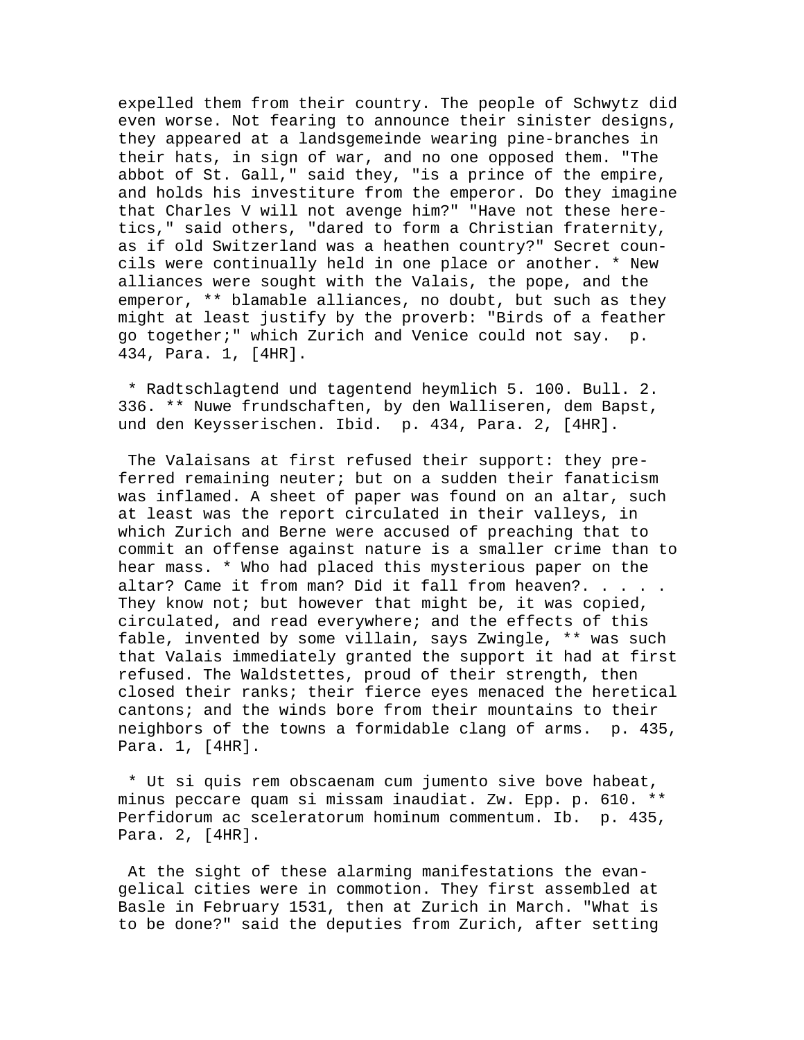expelled them from their country. The people of Schwytz did even worse. Not fearing to announce their sinister designs, they appeared at a landsgemeinde wearing pine-branches in their hats, in sign of war, and no one opposed them. "The abbot of St. Gall," said they, "is a prince of the empire, and holds his investiture from the emperor. Do they imagine that Charles V will not avenge him?" "Have not these heretics," said others, "dared to form a Christian fraternity, as if old Switzerland was a heathen country?" Secret councils were continually held in one place or another. * New alliances were sought with the Valais, the pope, and the emperor, ** blamable alliances, no doubt, but such as they might at least justify by the proverb: "Birds of a feather go together;" which Zurich and Venice could not say. p. 434, Para. 1, [4HR].

* Radtschlagtend und tagentend heymlich 5. 100. Bull. 2. 336. ** Nuwe frundschaften, by den Walliseren, dem Bapst, und den Keysserischen. Ibid. p. 434, Para. 2, [4HR].

The Valaisans at first refused their support: they preferred remaining neuter; but on a sudden their fanaticism was inflamed. A sheet of paper was found on an altar, such at least was the report circulated in their valleys, in which Zurich and Berne were accused of preaching that to commit an offense against nature is a smaller crime than to hear mass. * Who had placed this mysterious paper on the altar? Came it from man? Did it fall from heaven?. . . . . They know not; but however that might be, it was copied, circulated, and read everywhere; and the effects of this fable, invented by some villain, says Zwingle, ** was such that Valais immediately granted the support it had at first refused. The Waldstettes, proud of their strength, then closed their ranks; their fierce eyes menaced the heretical cantons; and the winds bore from their mountains to their neighbors of the towns a formidable clang of arms. p. 435, Para. 1, [4HR].

* Ut si quis rem obscaenam cum jumento sive bove habeat, minus peccare quam si missam inaudiat. Zw. Epp. p. 610. ** Perfidorum ac sceleratorum hominum commentum. Ib. p. 435, Para. 2, [4HR].

At the sight of these alarming manifestations the evangelical cities were in commotion. They first assembled at Basle in February 1531, then at Zurich in March. "What is to be done?" said the deputies from Zurich, after setting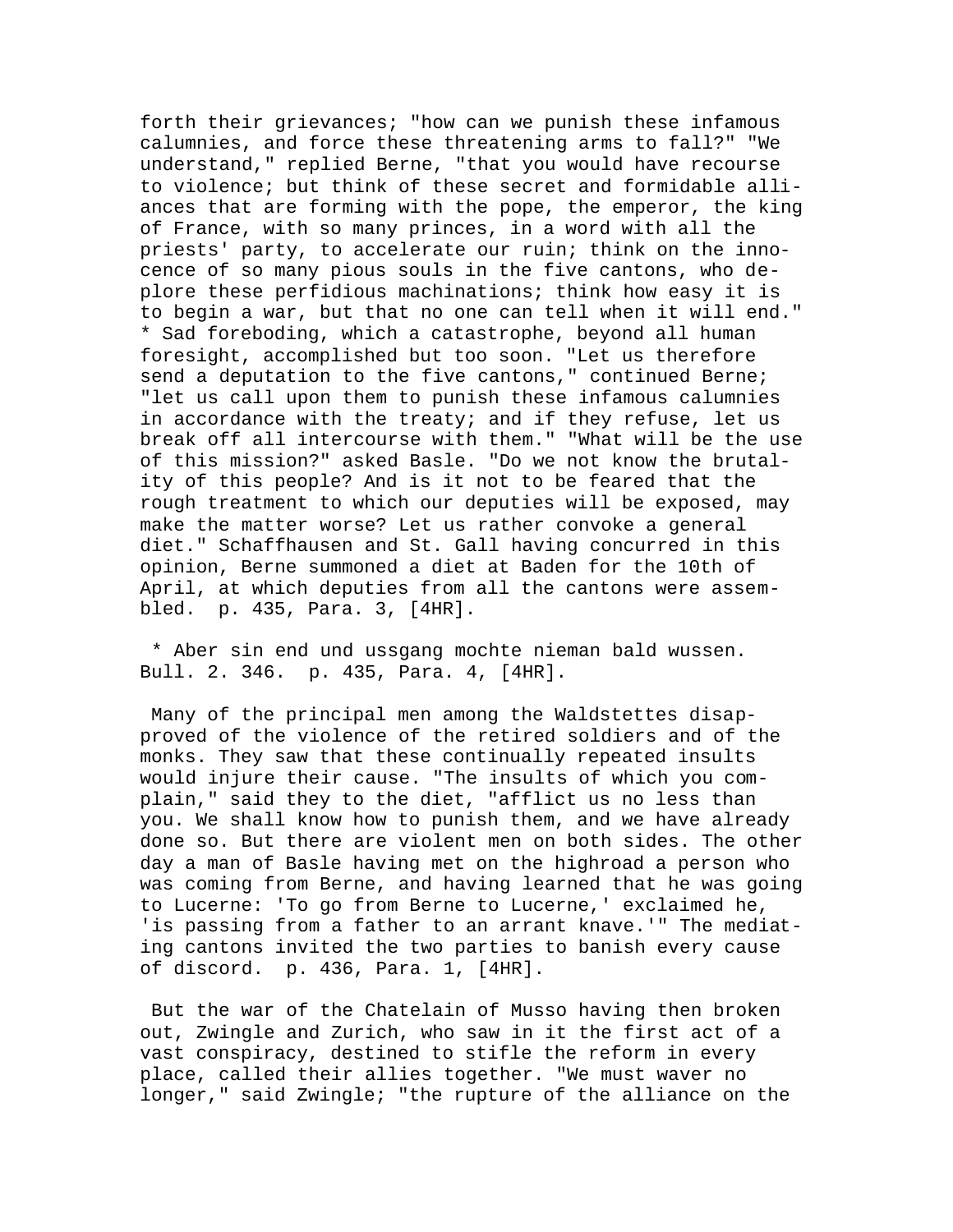forth their grievances; "how can we punish these infamous calumnies, and force these threatening arms to fall?" "We understand," replied Berne, "that you would have recourse to violence; but think of these secret and formidable alliances that are forming with the pope, the emperor, the king of France, with so many princes, in a word with all the priests' party, to accelerate our ruin; think on the innocence of so many pious souls in the five cantons, who deplore these perfidious machinations; think how easy it is to begin a war, but that no one can tell when it will end." * Sad foreboding, which a catastrophe, beyond all human foresight, accomplished but too soon. "Let us therefore send a deputation to the five cantons," continued Berne; "let us call upon them to punish these infamous calumnies in accordance with the treaty; and if they refuse, let us break off all intercourse with them." "What will be the use of this mission?" asked Basle. "Do we not know the brutality of this people? And is it not to be feared that the rough treatment to which our deputies will be exposed, may make the matter worse? Let us rather convoke a general diet." Schaffhausen and St. Gall having concurred in this opinion, Berne summoned a diet at Baden for the 10th of April, at which deputies from all the cantons were assembled.  p. 435, Para. 3, [4HR].

* Aber sin end und ussgang mochte nieman bald wussen. Bull. 2. 346.  p. 435, Para. 4, [4HR].

Many of the principal men among the Waldstettes disapproved of the violence of the retired soldiers and of the monks. They saw that these continually repeated insults would injure their cause. "The insults of which you complain," said they to the diet, "afflict us no less than you. We shall know how to punish them, and we have already done so. But there are violent men on both sides. The other day a man of Basle having met on the highroad a person who was coming from Berne, and having learned that he was going to Lucerne: 'To go from Berne to Lucerne,' exclaimed he, 'is passing from a father to an arrant knave.'" The mediating cantons invited the two parties to banish every cause of discord.  p. 436, Para. 1, [4HR].

But the war of the Chatelain of Musso having then broken out, Zwingle and Zurich, who saw in it the first act of a vast conspiracy, destined to stifle the reform in every place, called their allies together. "We must waver no longer," said Zwingle; "the rupture of the alliance on the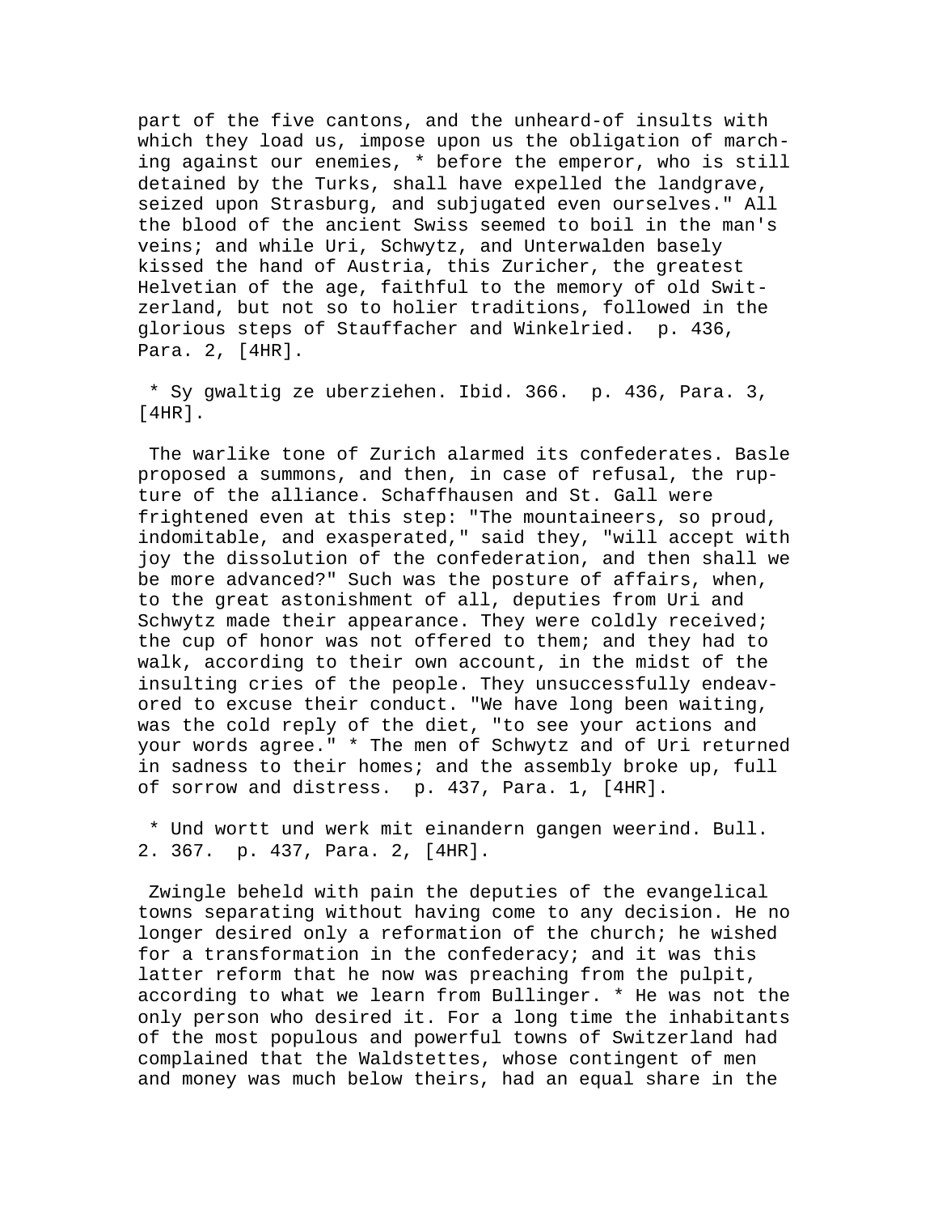part of the five cantons, and the unheard-of insults with which they load us, impose upon us the obligation of marching against our enemies, * before the emperor, who is still detained by the Turks, shall have expelled the landgrave, seized upon Strasburg, and subjugated even ourselves." All the blood of the ancient Swiss seemed to boil in the man's veins; and while Uri, Schwytz, and Unterwalden basely kissed the hand of Austria, this Zuricher, the greatest Helvetian of the age, faithful to the memory of old Switzerland, but not so to holier traditions, followed in the glorious steps of Stauffacher and Winkelried. p. 436, Para. 2, [4HR].

* Sy gwaltig ze uberziehen. Ibid. 366. p. 436, Para. 3, [4HR].

The warlike tone of Zurich alarmed its confederates. Basle proposed a summons, and then, in case of refusal, the rupture of the alliance. Schaffhausen and St. Gall were frightened even at this step: "The mountaineers, so proud, indomitable, and exasperated," said they, "will accept with joy the dissolution of the confederation, and then shall we be more advanced?" Such was the posture of affairs, when, to the great astonishment of all, deputies from Uri and Schwytz made their appearance. They were coldly received; the cup of honor was not offered to them; and they had to walk, according to their own account, in the midst of the insulting cries of the people. They unsuccessfully endeavored to excuse their conduct. "We have long been waiting, was the cold reply of the diet, "to see your actions and your words agree." * The men of Schwytz and of Uri returned in sadness to their homes; and the assembly broke up, full of sorrow and distress. p. 437, Para. 1, [4HR].

* Und wortt und werk mit einandern gangen weerind. Bull. 2. 367. p. 437, Para. 2, [4HR].

Zwingle beheld with pain the deputies of the evangelical towns separating without having come to any decision. He no longer desired only a reformation of the church; he wished for a transformation in the confederacy; and it was this latter reform that he now was preaching from the pulpit, according to what we learn from Bullinger. * He was not the only person who desired it. For a long time the inhabitants of the most populous and powerful towns of Switzerland had complained that the Waldstettes, whose contingent of men and money was much below theirs, had an equal share in the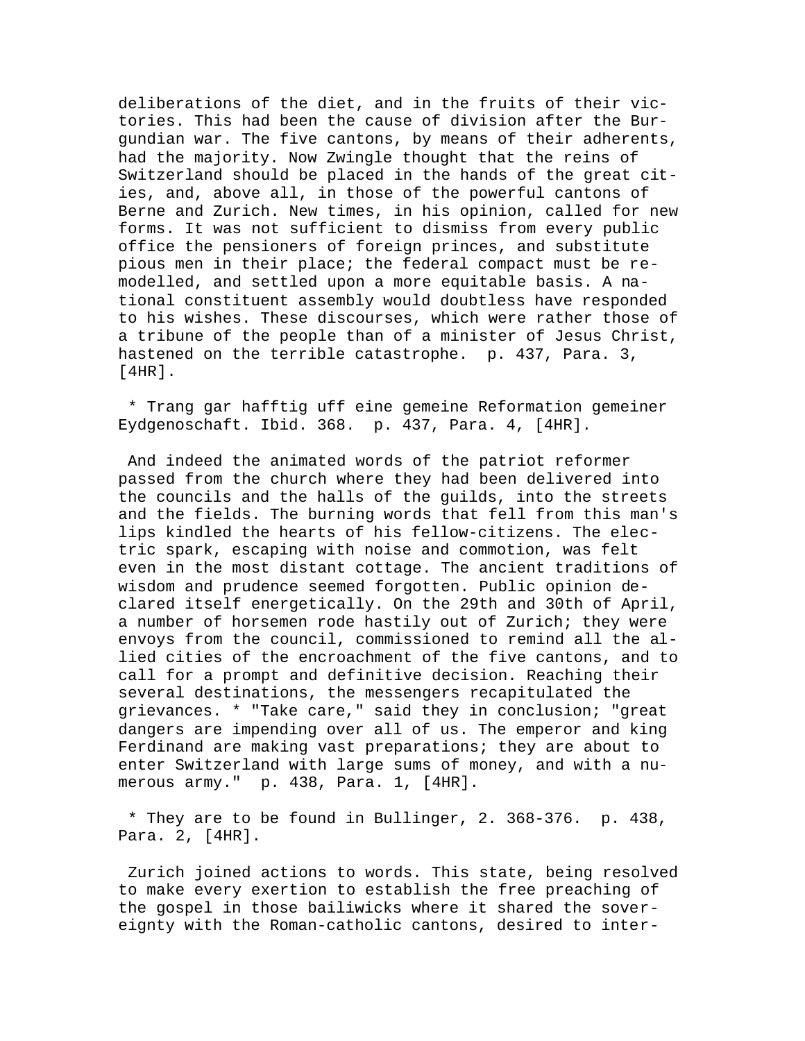deliberations of the diet, and in the fruits of their victories. This had been the cause of division after the Burgundian war. The five cantons, by means of their adherents, had the majority. Now Zwingle thought that the reins of Switzerland should be placed in the hands of the great cities, and, above all, in those of the powerful cantons of Berne and Zurich. New times, in his opinion, called for new forms. It was not sufficient to dismiss from every public office the pensioners of foreign princes, and substitute pious men in their place; the federal compact must be remodelled, and settled upon a more equitable basis. A national constituent assembly would doubtless have responded to his wishes. These discourses, which were rather those of a tribune of the people than of a minister of Jesus Christ, hastened on the terrible catastrophe. p. 437, Para. 3, [4HR].

* Trang gar hafftig uff eine gemeine Reformation gemeiner Eydgenoschaft. Ibid. 368. p. 437, Para. 4, [4HR].

And indeed the animated words of the patriot reformer passed from the church where they had been delivered into the councils and the halls of the guilds, into the streets and the fields. The burning words that fell from this man's lips kindled the hearts of his fellow-citizens. The electric spark, escaping with noise and commotion, was felt even in the most distant cottage. The ancient traditions of wisdom and prudence seemed forgotten. Public opinion declared itself energetically. On the 29th and 30th of April, a number of horsemen rode hastily out of Zurich; they were envoys from the council, commissioned to remind all the allied cities of the encroachment of the five cantons, and to call for a prompt and definitive decision. Reaching their several destinations, the messengers recapitulated the grievances. * "Take care," said they in conclusion; "great dangers are impending over all of us. The emperor and king Ferdinand are making vast preparations; they are about to enter Switzerland with large sums of money, and with a numerous army." p. 438, Para. 1, [4HR].

* They are to be found in Bullinger, 2. 368-376. p. 438, Para. 2, [4HR].

Zurich joined actions to words. This state, being resolved to make every exertion to establish the free preaching of the gospel in those bailiwicks where it shared the sovereignty with the Roman-catholic cantons, desired to inter-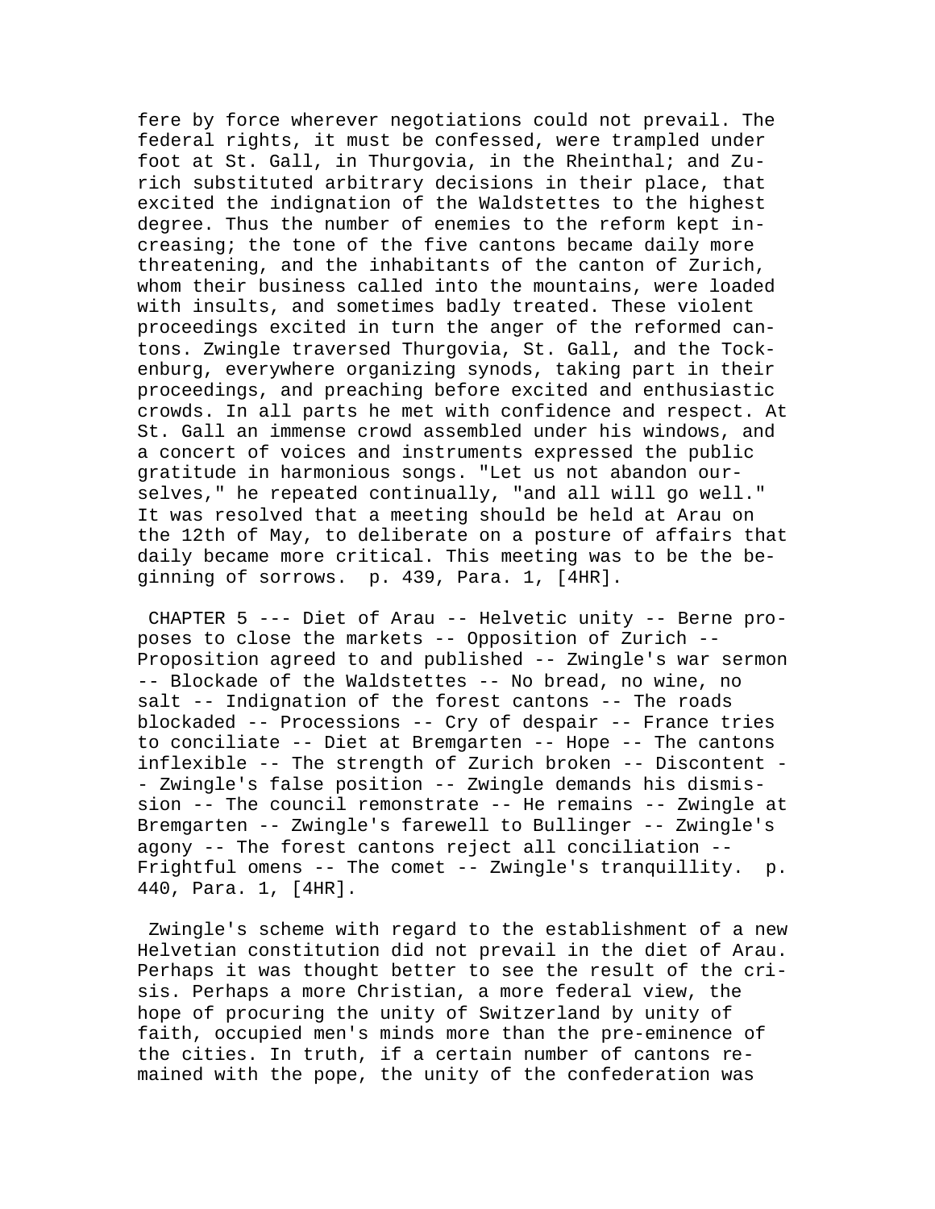fere by force wherever negotiations could not prevail. The federal rights, it must be confessed, were trampled under foot at St. Gall, in Thurgovia, in the Rheinthal; and Zurich substituted arbitrary decisions in their place, that excited the indignation of the Waldstettes to the highest degree. Thus the number of enemies to the reform kept increasing; the tone of the five cantons became daily more threatening, and the inhabitants of the canton of Zurich, whom their business called into the mountains, were loaded with insults, and sometimes badly treated. These violent proceedings excited in turn the anger of the reformed cantons. Zwingle traversed Thurgovia, St. Gall, and the Tockenburg, everywhere organizing synods, taking part in their proceedings, and preaching before excited and enthusiastic crowds. In all parts he met with confidence and respect. At St. Gall an immense crowd assembled under his windows, and a concert of voices and instruments expressed the public gratitude in harmonious songs. "Let us not abandon ourselves," he repeated continually, "and all will go well." It was resolved that a meeting should be held at Arau on the 12th of May, to deliberate on a posture of affairs that daily became more critical. This meeting was to be the beginning of sorrows. p. 439, Para. 1, [4HR].

CHAPTER 5 --- Diet of Arau -- Helvetic unity -- Berne proposes to close the markets -- Opposition of Zurich -- Proposition agreed to and published -- Zwingle's war sermon -- Blockade of the Waldstettes -- No bread, no wine, no salt -- Indignation of the forest cantons -- The roads blockaded -- Processions -- Cry of despair -- France tries to conciliate -- Diet at Bremgarten -- Hope -- The cantons inflexible -- The strength of Zurich broken -- Discontent -- Zwingle's false position -- Zwingle demands his dismission -- The council remonstrate -- He remains -- Zwingle at Bremgarten -- Zwingle's farewell to Bullinger -- Zwingle's agony -- The forest cantons reject all conciliation -- Frightful omens -- The comet -- Zwingle's tranquillity. p. 440, Para. 1, [4HR].

Zwingle's scheme with regard to the establishment of a new Helvetian constitution did not prevail in the diet of Arau. Perhaps it was thought better to see the result of the crisis. Perhaps a more Christian, a more federal view, the hope of procuring the unity of Switzerland by unity of faith, occupied men's minds more than the pre-eminence of the cities. In truth, if a certain number of cantons remained with the pope, the unity of the confederation was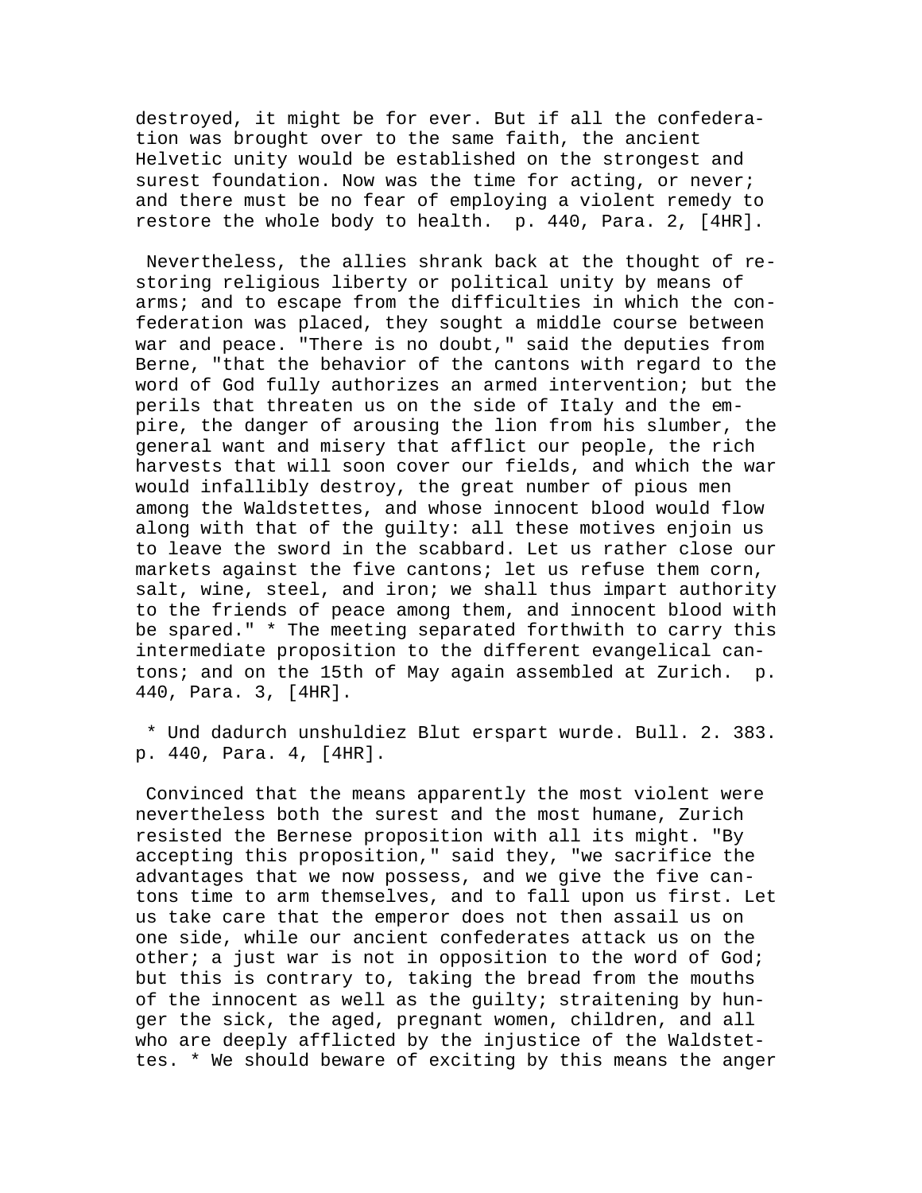destroyed, it might be for ever. But if all the confederation was brought over to the same faith, the ancient Helvetic unity would be established on the strongest and surest foundation. Now was the time for acting, or never; and there must be no fear of employing a violent remedy to restore the whole body to health. p. 440, Para. 2, [4HR].

Nevertheless, the allies shrank back at the thought of restoring religious liberty or political unity by means of arms; and to escape from the difficulties in which the confederation was placed, they sought a middle course between war and peace. "There is no doubt," said the deputies from Berne, "that the behavior of the cantons with regard to the word of God fully authorizes an armed intervention; but the perils that threaten us on the side of Italy and the empire, the danger of arousing the lion from his slumber, the general want and misery that afflict our people, the rich harvests that will soon cover our fields, and which the war would infallibly destroy, the great number of pious men among the Waldstettes, and whose innocent blood would flow along with that of the guilty: all these motives enjoin us to leave the sword in the scabbard. Let us rather close our markets against the five cantons; let us refuse them corn, salt, wine, steel, and iron; we shall thus impart authority to the friends of peace among them, and innocent blood with be spared." * The meeting separated forthwith to carry this intermediate proposition to the different evangelical cantons; and on the 15th of May again assembled at Zurich. p. 440, Para. 3, [4HR].

* Und dadurch unshuldiez Blut erspart wurde. Bull. 2. 383. p. 440, Para. 4, [4HR].

Convinced that the means apparently the most violent were nevertheless both the surest and the most humane, Zurich resisted the Bernese proposition with all its might. "By accepting this proposition," said they, "we sacrifice the advantages that we now possess, and we give the five cantons time to arm themselves, and to fall upon us first. Let us take care that the emperor does not then assail us on one side, while our ancient confederates attack us on the other; a just war is not in opposition to the word of God; but this is contrary to, taking the bread from the mouths of the innocent as well as the guilty; straitening by hunger the sick, the aged, pregnant women, children, and all who are deeply afflicted by the injustice of the Waldstettes. * We should beware of exciting by this means the anger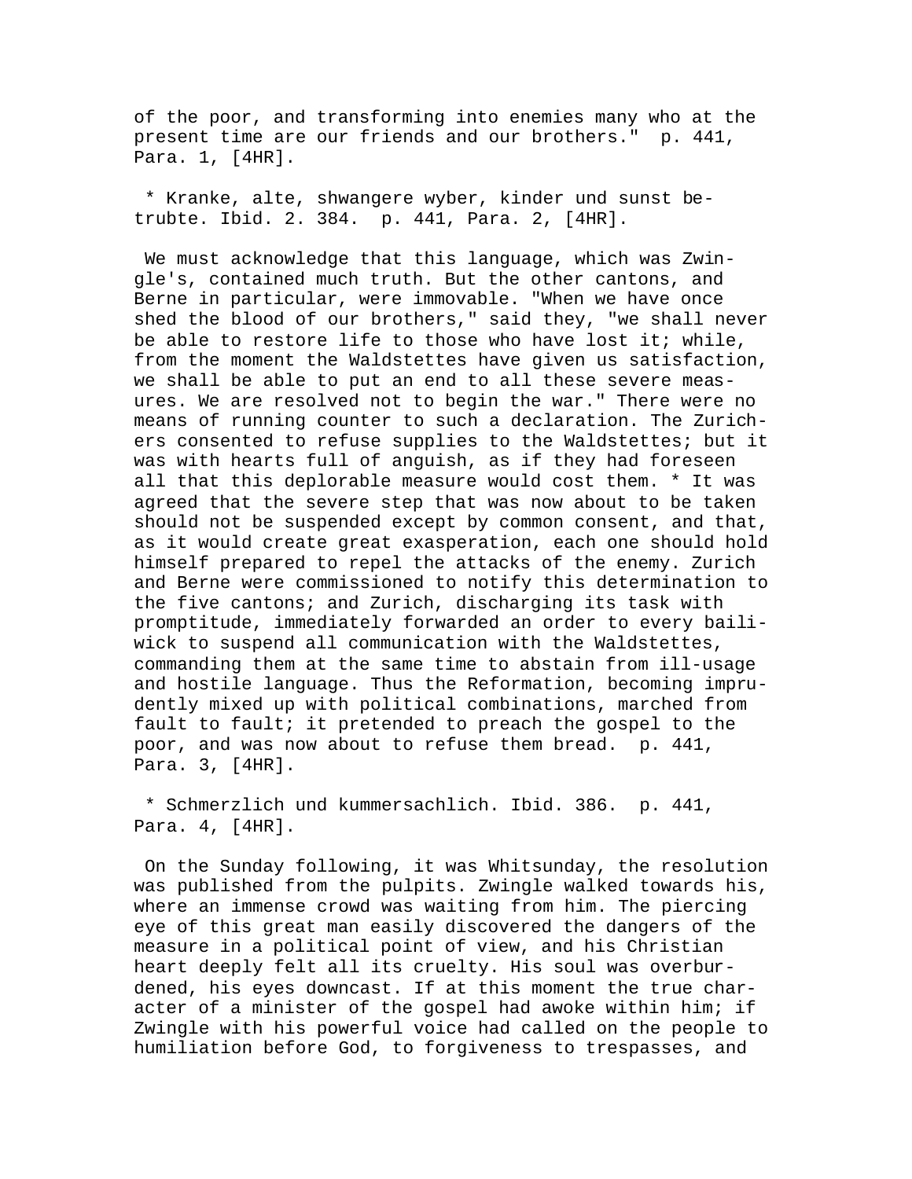of the poor, and transforming into enemies many who at the present time are our friends and our brothers."  p. 441, Para. 1, [4HR].

 * Kranke, alte, shwangere wyber, kinder und sunst betrubte. Ibid. 2. 384.  p. 441, Para. 2, [4HR].

 We must acknowledge that this language, which was Zwingle's, contained much truth. But the other cantons, and Berne in particular, were immovable. "When we have once shed the blood of our brothers," said they, "we shall never be able to restore life to those who have lost it; while, from the moment the Waldstettes have given us satisfaction, we shall be able to put an end to all these severe measures. We are resolved not to begin the war." There were no means of running counter to such a declaration. The Zurichers consented to refuse supplies to the Waldstettes; but it was with hearts full of anguish, as if they had foreseen all that this deplorable measure would cost them. * It was agreed that the severe step that was now about to be taken should not be suspended except by common consent, and that, as it would create great exasperation, each one should hold himself prepared to repel the attacks of the enemy. Zurich and Berne were commissioned to notify this determination to the five cantons; and Zurich, discharging its task with promptitude, immediately forwarded an order to every bailiwick to suspend all communication with the Waldstettes, commanding them at the same time to abstain from ill-usage and hostile language. Thus the Reformation, becoming imprudently mixed up with political combinations, marched from fault to fault; it pretended to preach the gospel to the poor, and was now about to refuse them bread.  p. 441, Para. 3, [4HR].

 * Schmerzlich und kummersachlich. Ibid. 386.  p. 441, Para. 4, [4HR].

 On the Sunday following, it was Whitsunday, the resolution was published from the pulpits. Zwingle walked towards his, where an immense crowd was waiting from him. The piercing eye of this great man easily discovered the dangers of the measure in a political point of view, and his Christian heart deeply felt all its cruelty. His soul was overburdened, his eyes downcast. If at this moment the true character of a minister of the gospel had awoke within him; if Zwingle with his powerful voice had called on the people to humiliation before God, to forgiveness to trespasses, and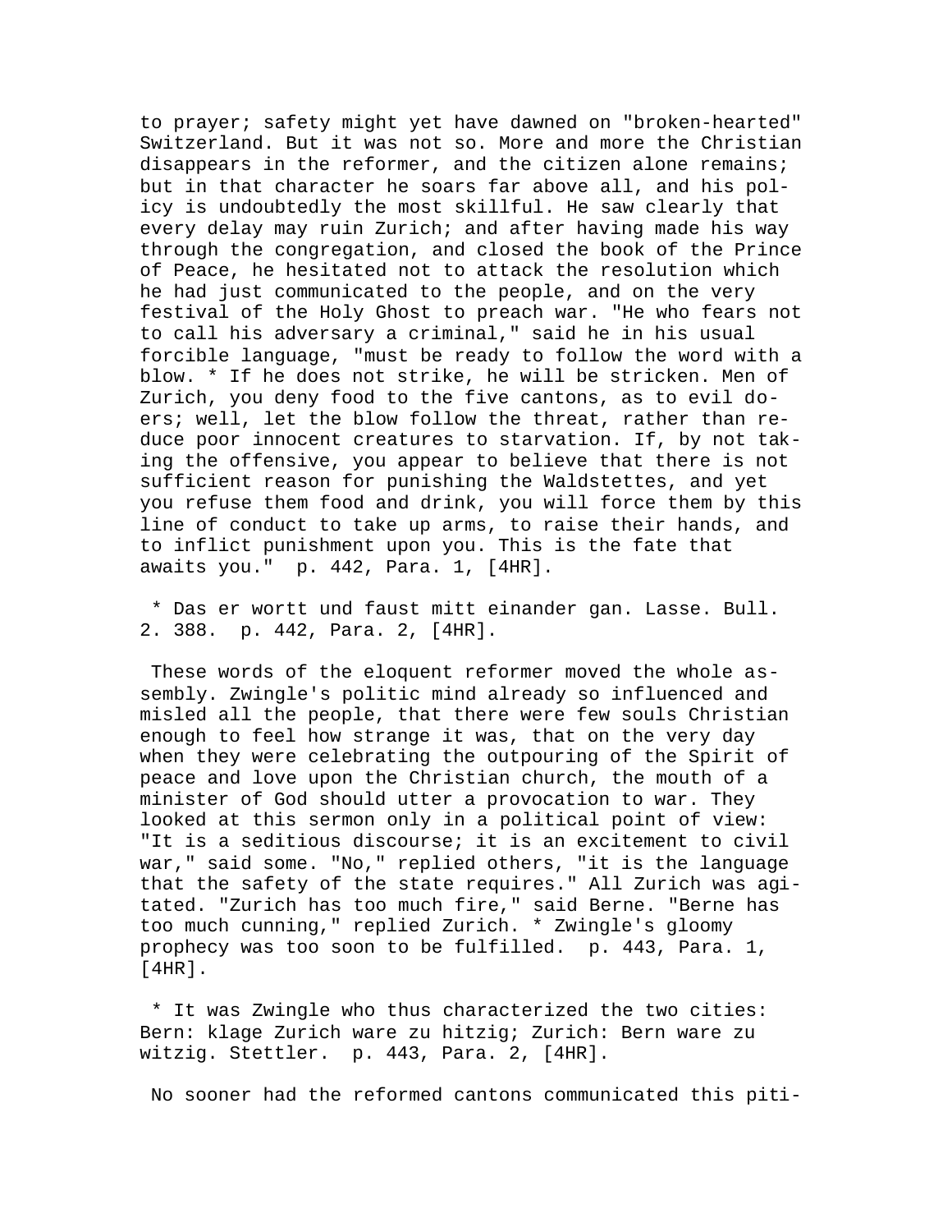to prayer; safety might yet have dawned on "broken-hearted" Switzerland. But it was not so. More and more the Christian disappears in the reformer, and the citizen alone remains; but in that character he soars far above all, and his policy is undoubtedly the most skillful. He saw clearly that every delay may ruin Zurich; and after having made his way through the congregation, and closed the book of the Prince of Peace, he hesitated not to attack the resolution which he had just communicated to the people, and on the very festival of the Holy Ghost to preach war. "He who fears not to call his adversary a criminal," said he in his usual forcible language, "must be ready to follow the word with a blow. * If he does not strike, he will be stricken. Men of Zurich, you deny food to the five cantons, as to evil doers; well, let the blow follow the threat, rather than reduce poor innocent creatures to starvation. If, by not taking the offensive, you appear to believe that there is not sufficient reason for punishing the Waldstettes, and yet you refuse them food and drink, you will force them by this line of conduct to take up arms, to raise their hands, and to inflict punishment upon you. This is the fate that awaits you." p. 442, Para. 1, [4HR].

* Das er wortt und faust mitt einander gan. Lasse. Bull. 2. 388. p. 442, Para. 2, [4HR].

These words of the eloquent reformer moved the whole assembly. Zwingle's politic mind already so influenced and misled all the people, that there were few souls Christian enough to feel how strange it was, that on the very day when they were celebrating the outpouring of the Spirit of peace and love upon the Christian church, the mouth of a minister of God should utter a provocation to war. They looked at this sermon only in a political point of view: "It is a seditious discourse; it is an excitement to civil war," said some. "No," replied others, "it is the language that the safety of the state requires." All Zurich was agitated. "Zurich has too much fire," said Berne. "Berne has too much cunning," replied Zurich. * Zwingle's gloomy prophecy was too soon to be fulfilled. p. 443, Para. 1, [4HR].

* It was Zwingle who thus characterized the two cities: Bern: klage Zurich ware zu hitzig; Zurich: Bern ware zu witzig. Stettler. p. 443, Para. 2, [4HR].

No sooner had the reformed cantons communicated this piti-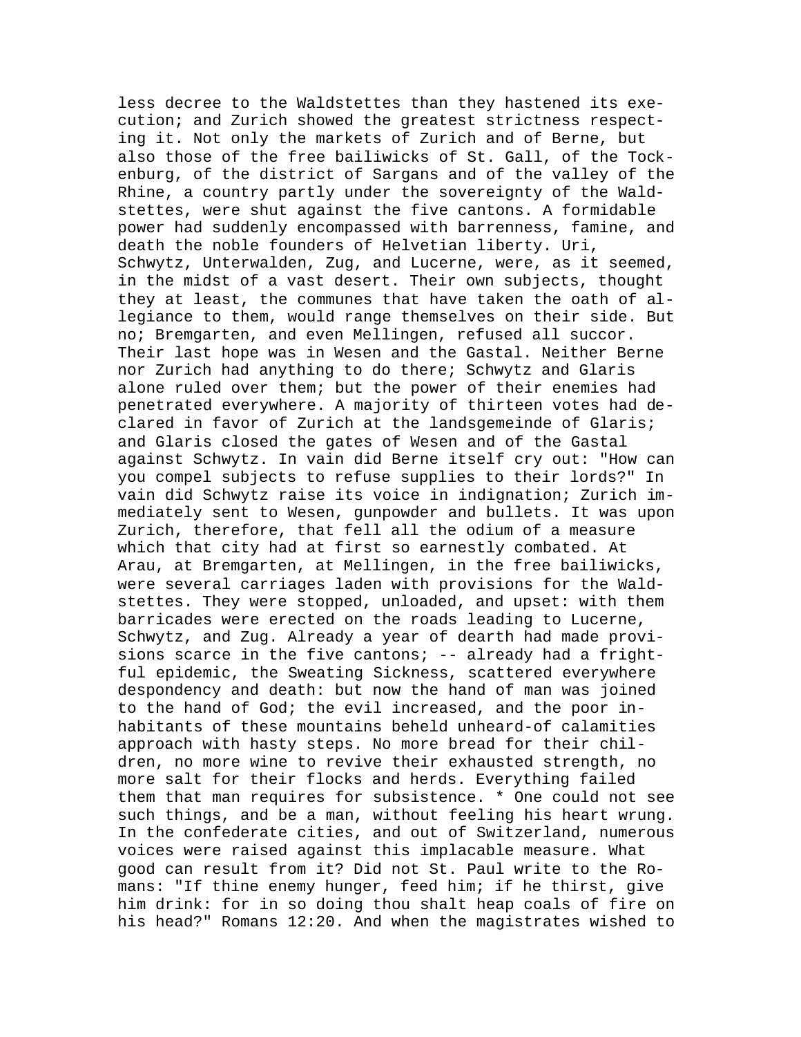less decree to the Waldstettes than they hastened its execution; and Zurich showed the greatest strictness respecting it. Not only the markets of Zurich and of Berne, but also those of the free bailiwicks of St. Gall, of the Tockenburg, of the district of Sargans and of the valley of the Rhine, a country partly under the sovereignty of the Waldstettes, were shut against the five cantons. A formidable power had suddenly encompassed with barrenness, famine, and death the noble founders of Helvetian liberty. Uri, Schwytz, Unterwalden, Zug, and Lucerne, were, as it seemed, in the midst of a vast desert. Their own subjects, thought they at least, the communes that have taken the oath of allegiance to them, would range themselves on their side. But no; Bremgarten, and even Mellingen, refused all succor. Their last hope was in Wesen and the Gastal. Neither Berne nor Zurich had anything to do there; Schwytz and Glaris alone ruled over them; but the power of their enemies had penetrated everywhere. A majority of thirteen votes had declared in favor of Zurich at the landsgemeinde of Glaris; and Glaris closed the gates of Wesen and of the Gastal against Schwytz. In vain did Berne itself cry out: "How can you compel subjects to refuse supplies to their lords?" In vain did Schwytz raise its voice in indignation; Zurich immediately sent to Wesen, gunpowder and bullets. It was upon Zurich, therefore, that fell all the odium of a measure which that city had at first so earnestly combated. At Arau, at Bremgarten, at Mellingen, in the free bailiwicks, were several carriages laden with provisions for the Waldstettes. They were stopped, unloaded, and upset: with them barricades were erected on the roads leading to Lucerne, Schwytz, and Zug. Already a year of dearth had made provisions scarce in the five cantons; -- already had a frightful epidemic, the Sweating Sickness, scattered everywhere despondency and death: but now the hand of man was joined to the hand of God; the evil increased, and the poor inhabitants of these mountains beheld unheard-of calamities approach with hasty steps. No more bread for their children, no more wine to revive their exhausted strength, no more salt for their flocks and herds. Everything failed them that man requires for subsistence. * One could not see such things, and be a man, without feeling his heart wrung. In the confederate cities, and out of Switzerland, numerous voices were raised against this implacable measure. What good can result from it? Did not St. Paul write to the Romans: "If thine enemy hunger, feed him; if he thirst, give him drink: for in so doing thou shalt heap coals of fire on his head?" Romans 12:20. And when the magistrates wished to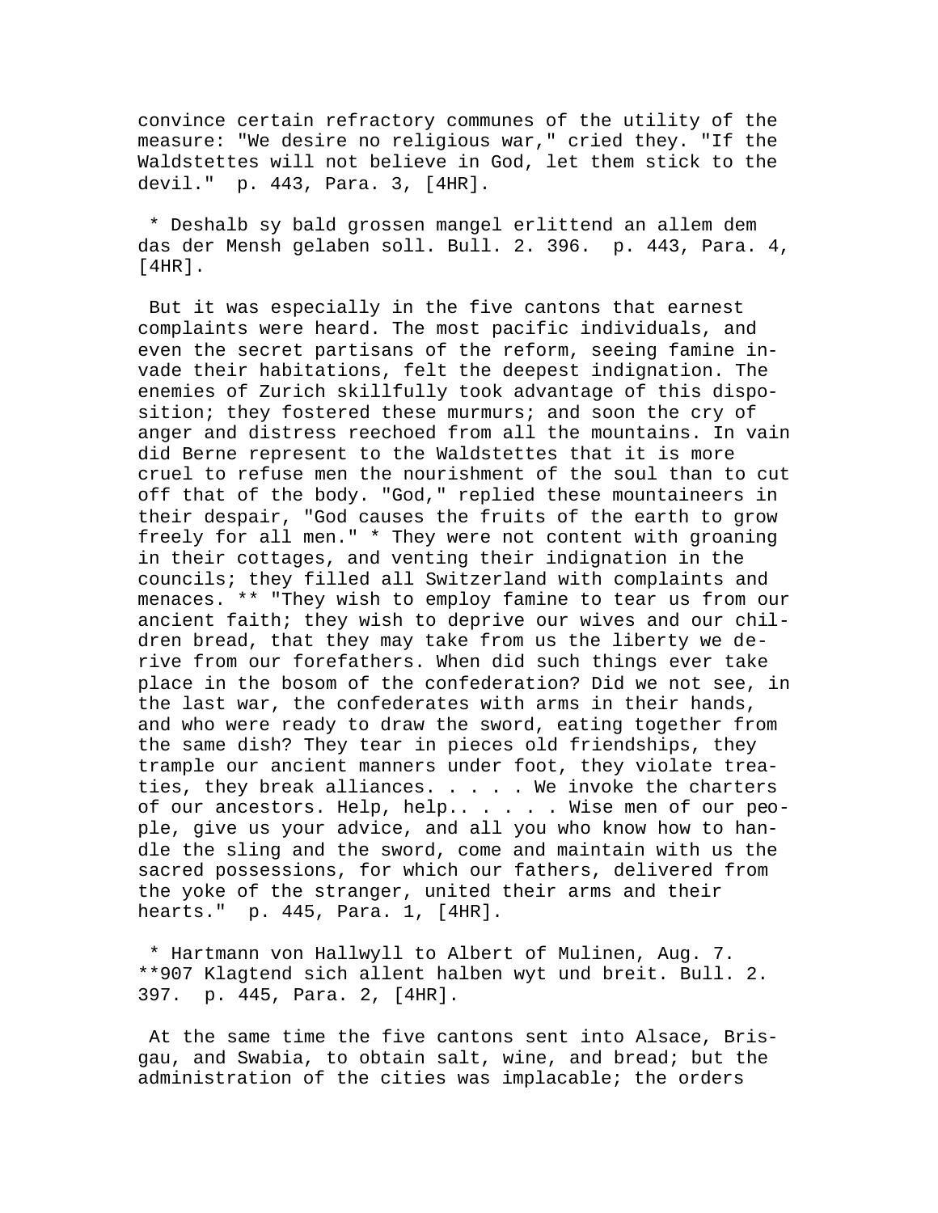convince certain refractory communes of the utility of the measure: "We desire no religious war," cried they. "If the Waldstettes will not believe in God, let them stick to the devil." p. 443, Para. 3, [4HR].

* Deshalb sy bald grossen mangel erlittend an allem dem das der Mensh gelaben soll. Bull. 2. 396. p. 443, Para. 4, [4HR].

But it was especially in the five cantons that earnest complaints were heard. The most pacific individuals, and even the secret partisans of the reform, seeing famine invade their habitations, felt the deepest indignation. The enemies of Zurich skillfully took advantage of this disposition; they fostered these murmurs; and soon the cry of anger and distress reechoed from all the mountains. In vain did Berne represent to the Waldstettes that it is more cruel to refuse men the nourishment of the soul than to cut off that of the body. "God," replied these mountaineers in their despair, "God causes the fruits of the earth to grow freely for all men." * They were not content with groaning in their cottages, and venting their indignation in the councils; they filled all Switzerland with complaints and menaces. ** "They wish to employ famine to tear us from our ancient faith; they wish to deprive our wives and our children bread, that they may take from us the liberty we derive from our forefathers. When did such things ever take place in the bosom of the confederation? Did we not see, in the last war, the confederates with arms in their hands, and who were ready to draw the sword, eating together from the same dish? They tear in pieces old friendships, they trample our ancient manners under foot, they violate treaties, they break alliances. . . . . We invoke the charters of our ancestors. Help, help.. . . . . Wise men of our people, give us your advice, and all you who know how to handle the sling and the sword, come and maintain with us the sacred possessions, for which our fathers, delivered from the yoke of the stranger, united their arms and their hearts." p. 445, Para. 1, [4HR].

* Hartmann von Hallwyll to Albert of Mulinen, Aug. 7. **907 Klagtend sich allent halben wyt und breit. Bull. 2. 397. p. 445, Para. 2, [4HR].

At the same time the five cantons sent into Alsace, Brisgau, and Swabia, to obtain salt, wine, and bread; but the administration of the cities was implacable; the orders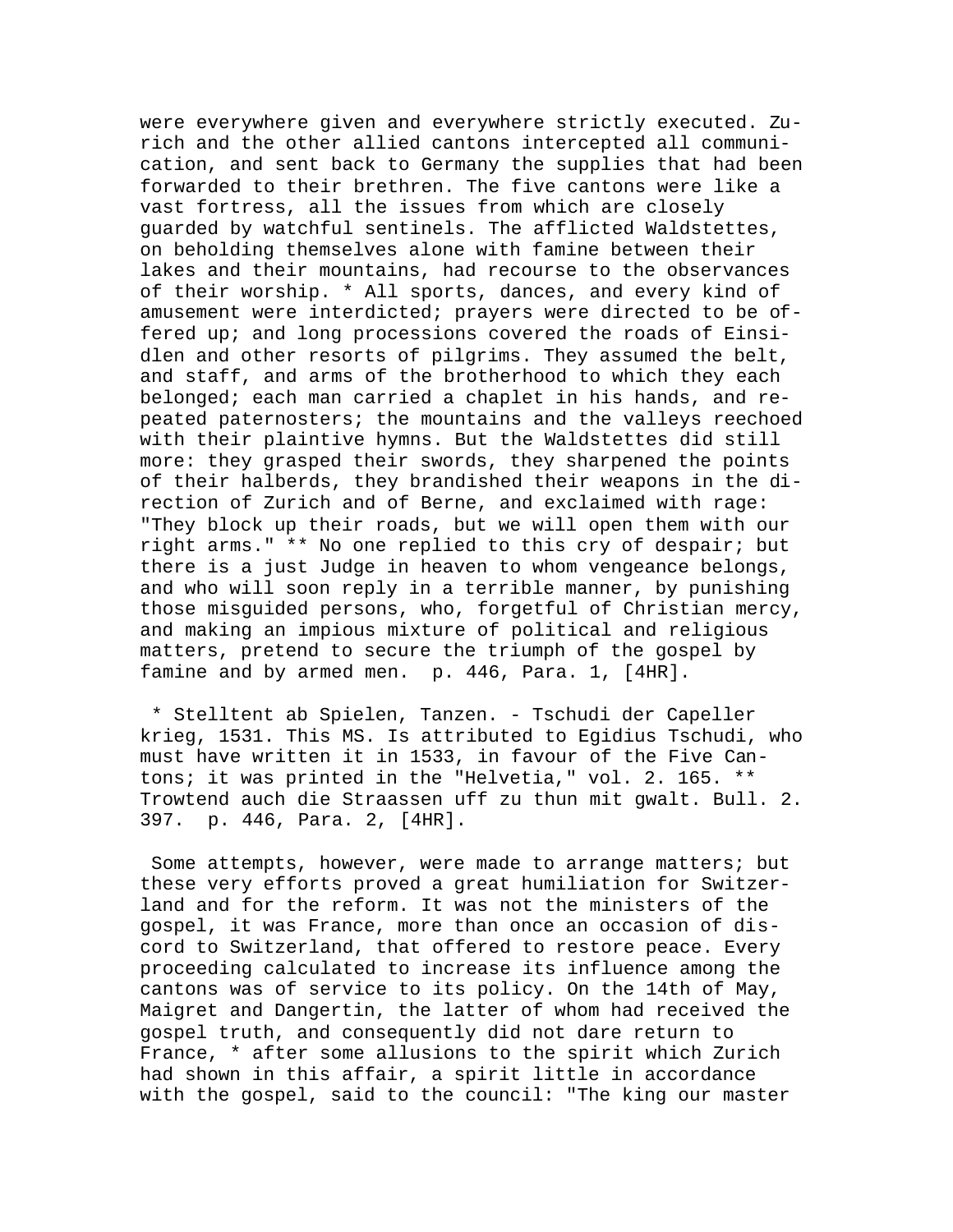were everywhere given and everywhere strictly executed. Zurich and the other allied cantons intercepted all communication, and sent back to Germany the supplies that had been forwarded to their brethren. The five cantons were like a vast fortress, all the issues from which are closely guarded by watchful sentinels. The afflicted Waldstettes, on beholding themselves alone with famine between their lakes and their mountains, had recourse to the observances of their worship. * All sports, dances, and every kind of amusement were interdicted; prayers were directed to be offered up; and long processions covered the roads of Einsidlen and other resorts of pilgrims. They assumed the belt, and staff, and arms of the brotherhood to which they each belonged; each man carried a chaplet in his hands, and repeated paternosters; the mountains and the valleys reechoed with their plaintive hymns. But the Waldstettes did still more: they grasped their swords, they sharpened the points of their halberds, they brandished their weapons in the direction of Zurich and of Berne, and exclaimed with rage: "They block up their roads, but we will open them with our right arms." ** No one replied to this cry of despair; but there is a just Judge in heaven to whom vengeance belongs, and who will soon reply in a terrible manner, by punishing those misguided persons, who, forgetful of Christian mercy, and making an impious mixture of political and religious matters, pretend to secure the triumph of the gospel by famine and by armed men. p. 446, Para. 1, [4HR].

* Stelltent ab Spielen, Tanzen. - Tschudi der Capeller krieg, 1531. This MS. Is attributed to Egidius Tschudi, who must have written it in 1533, in favour of the Five Cantons; it was printed in the "Helvetia," vol. 2. 165. ** Trowtend auch die Straassen uff zu thun mit gwalt. Bull. 2. 397. p. 446, Para. 2, [4HR].

Some attempts, however, were made to arrange matters; but these very efforts proved a great humiliation for Switzerland and for the reform. It was not the ministers of the gospel, it was France, more than once an occasion of discord to Switzerland, that offered to restore peace. Every proceeding calculated to increase its influence among the cantons was of service to its policy. On the 14th of May, Maigret and Dangertin, the latter of whom had received the gospel truth, and consequently did not dare return to France, * after some allusions to the spirit which Zurich had shown in this affair, a spirit little in accordance with the gospel, said to the council: "The king our master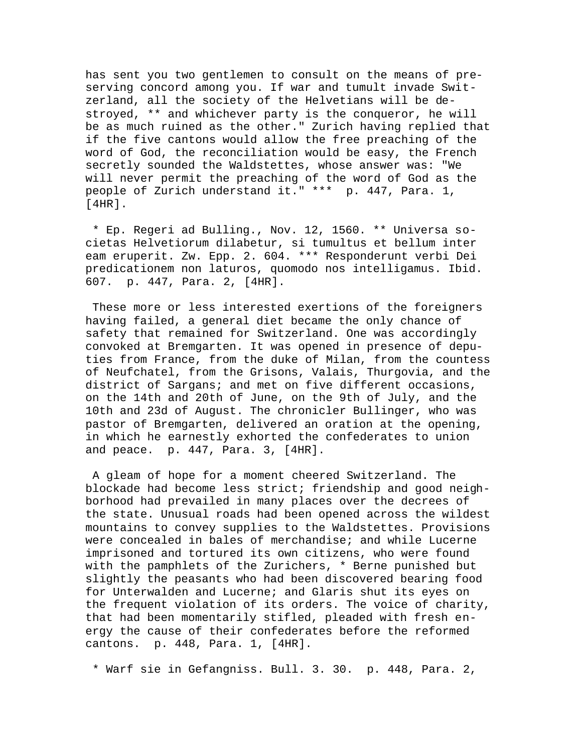has sent you two gentlemen to consult on the means of preserving concord among you. If war and tumult invade Switzerland, all the society of the Helvetians will be destroyed, ** and whichever party is the conqueror, he will be as much ruined as the other." Zurich having replied that if the five cantons would allow the free preaching of the word of God, the reconciliation would be easy, the French secretly sounded the Waldstettes, whose answer was: "We will never permit the preaching of the word of God as the people of Zurich understand it." *** p. 447, Para. 1, [4HR].

* Ep. Regeri ad Bulling., Nov. 12, 1560. ** Universa societas Helvetiorum dilabetur, si tumultus et bellum inter eam eruperit. Zw. Epp. 2. 604. *** Responderunt verbi Dei predicationem non laturos, quomodo nos intelligamus. Ibid. 607. p. 447, Para. 2, [4HR].

These more or less interested exertions of the foreigners having failed, a general diet became the only chance of safety that remained for Switzerland. One was accordingly convoked at Bremgarten. It was opened in presence of deputies from France, from the duke of Milan, from the countess of Neufchatel, from the Grisons, Valais, Thurgovia, and the district of Sargans; and met on five different occasions, on the 14th and 20th of June, on the 9th of July, and the 10th and 23d of August. The chronicler Bullinger, who was pastor of Bremgarten, delivered an oration at the opening, in which he earnestly exhorted the confederates to union and peace. p. 447, Para. 3, [4HR].

A gleam of hope for a moment cheered Switzerland. The blockade had become less strict; friendship and good neighborhood had prevailed in many places over the decrees of the state. Unusual roads had been opened across the wildest mountains to convey supplies to the Waldstettes. Provisions were concealed in bales of merchandise; and while Lucerne imprisoned and tortured its own citizens, who were found with the pamphlets of the Zurichers, * Berne punished but slightly the peasants who had been discovered bearing food for Unterwalden and Lucerne; and Glaris shut its eyes on the frequent violation of its orders. The voice of charity, that had been momentarily stifled, pleaded with fresh energy the cause of their confederates before the reformed cantons. p. 448, Para. 1, [4HR].

* Warf sie in Gefangniss. Bull. 3. 30. p. 448, Para. 2,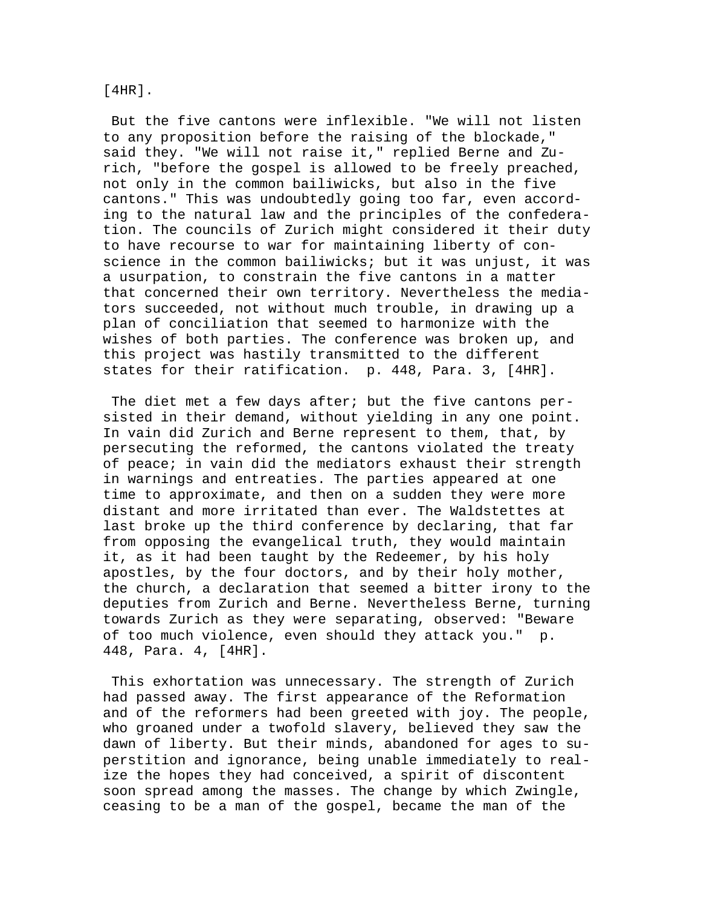[4HR].

But the five cantons were inflexible. "We will not listen to any proposition before the raising of the blockade," said they. "We will not raise it," replied Berne and Zurich, "before the gospel is allowed to be freely preached, not only in the common bailiwicks, but also in the five cantons." This was undoubtedly going too far, even according to the natural law and the principles of the confederation. The councils of Zurich might considered it their duty to have recourse to war for maintaining liberty of conscience in the common bailiwicks; but it was unjust, it was a usurpation, to constrain the five cantons in a matter that concerned their own territory. Nevertheless the mediators succeeded, not without much trouble, in drawing up a plan of conciliation that seemed to harmonize with the wishes of both parties. The conference was broken up, and this project was hastily transmitted to the different states for their ratification. p. 448, Para. 3, [4HR].

The diet met a few days after; but the five cantons persisted in their demand, without yielding in any one point. In vain did Zurich and Berne represent to them, that, by persecuting the reformed, the cantons violated the treaty of peace; in vain did the mediators exhaust their strength in warnings and entreaties. The parties appeared at one time to approximate, and then on a sudden they were more distant and more irritated than ever. The Waldstettes at last broke up the third conference by declaring, that far from opposing the evangelical truth, they would maintain it, as it had been taught by the Redeemer, by his holy apostles, by the four doctors, and by their holy mother, the church, a declaration that seemed a bitter irony to the deputies from Zurich and Berne. Nevertheless Berne, turning towards Zurich as they were separating, observed: "Beware of too much violence, even should they attack you." p. 448, Para. 4, [4HR].

This exhortation was unnecessary. The strength of Zurich had passed away. The first appearance of the Reformation and of the reformers had been greeted with joy. The people, who groaned under a twofold slavery, believed they saw the dawn of liberty. But their minds, abandoned for ages to superstition and ignorance, being unable immediately to realize the hopes they had conceived, a spirit of discontent soon spread among the masses. The change by which Zwingle, ceasing to be a man of the gospel, became the man of the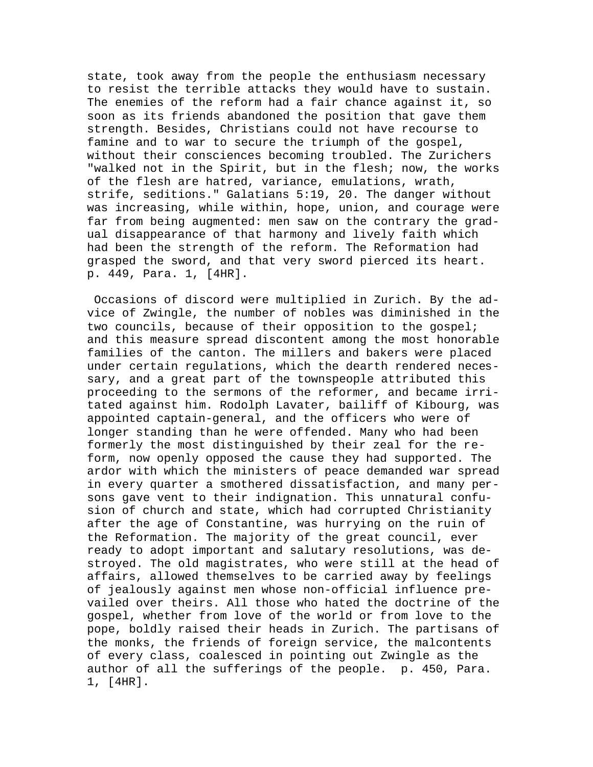state, took away from the people the enthusiasm necessary to resist the terrible attacks they would have to sustain. The enemies of the reform had a fair chance against it, so soon as its friends abandoned the position that gave them strength. Besides, Christians could not have recourse to famine and to war to secure the triumph of the gospel, without their consciences becoming troubled. The Zurichers "walked not in the Spirit, but in the flesh; now, the works of the flesh are hatred, variance, emulations, wrath, strife, seditions." Galatians 5:19, 20. The danger without was increasing, while within, hope, union, and courage were far from being augmented: men saw on the contrary the gradual disappearance of that harmony and lively faith which had been the strength of the reform. The Reformation had grasped the sword, and that very sword pierced its heart. p. 449, Para. 1, [4HR].

Occasions of discord were multiplied in Zurich. By the advice of Zwingle, the number of nobles was diminished in the two councils, because of their opposition to the gospel; and this measure spread discontent among the most honorable families of the canton. The millers and bakers were placed under certain regulations, which the dearth rendered necessary, and a great part of the townspeople attributed this proceeding to the sermons of the reformer, and became irritated against him. Rodolph Lavater, bailiff of Kibourg, was appointed captain-general, and the officers who were of longer standing than he were offended. Many who had been formerly the most distinguished by their zeal for the reform, now openly opposed the cause they had supported. The ardor with which the ministers of peace demanded war spread in every quarter a smothered dissatisfaction, and many persons gave vent to their indignation. This unnatural confusion of church and state, which had corrupted Christianity after the age of Constantine, was hurrying on the ruin of the Reformation. The majority of the great council, ever ready to adopt important and salutary resolutions, was destroyed. The old magistrates, who were still at the head of affairs, allowed themselves to be carried away by feelings of jealously against men whose non-official influence prevailed over theirs. All those who hated the doctrine of the gospel, whether from love of the world or from love to the pope, boldly raised their heads in Zurich. The partisans of the monks, the friends of foreign service, the malcontents of every class, coalesced in pointing out Zwingle as the author of all the sufferings of the people. p. 450, Para. 1, [4HR].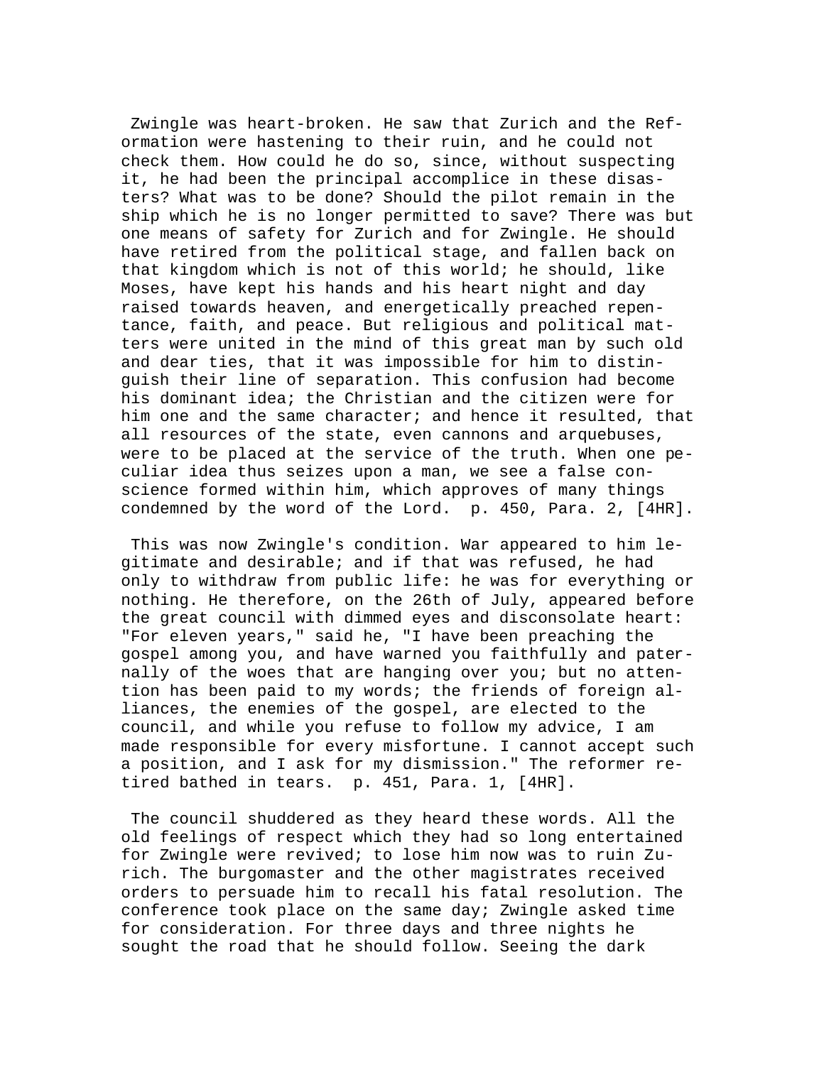Zwingle was heart-broken. He saw that Zurich and the Reformation were hastening to their ruin, and he could not check them. How could he do so, since, without suspecting it, he had been the principal accomplice in these disasters? What was to be done? Should the pilot remain in the ship which he is no longer permitted to save? There was but one means of safety for Zurich and for Zwingle. He should have retired from the political stage, and fallen back on that kingdom which is not of this world; he should, like Moses, have kept his hands and his heart night and day raised towards heaven, and energetically preached repentance, faith, and peace. But religious and political matters were united in the mind of this great man by such old and dear ties, that it was impossible for him to distinguish their line of separation. This confusion had become his dominant idea; the Christian and the citizen were for him one and the same character; and hence it resulted, that all resources of the state, even cannons and arquebuses, were to be placed at the service of the truth. When one peculiar idea thus seizes upon a man, we see a false conscience formed within him, which approves of many things condemned by the word of the Lord. p. 450, Para. 2, [4HR].

This was now Zwingle's condition. War appeared to him legitimate and desirable; and if that was refused, he had only to withdraw from public life: he was for everything or nothing. He therefore, on the 26th of July, appeared before the great council with dimmed eyes and disconsolate heart: "For eleven years," said he, "I have been preaching the gospel among you, and have warned you faithfully and paternally of the woes that are hanging over you; but no attention has been paid to my words; the friends of foreign alliances, the enemies of the gospel, are elected to the council, and while you refuse to follow my advice, I am made responsible for every misfortune. I cannot accept such a position, and I ask for my dismission." The reformer retired bathed in tears. p. 451, Para. 1, [4HR].

The council shuddered as they heard these words. All the old feelings of respect which they had so long entertained for Zwingle were revived; to lose him now was to ruin Zurich. The burgomaster and the other magistrates received orders to persuade him to recall his fatal resolution. The conference took place on the same day; Zwingle asked time for consideration. For three days and three nights he sought the road that he should follow. Seeing the dark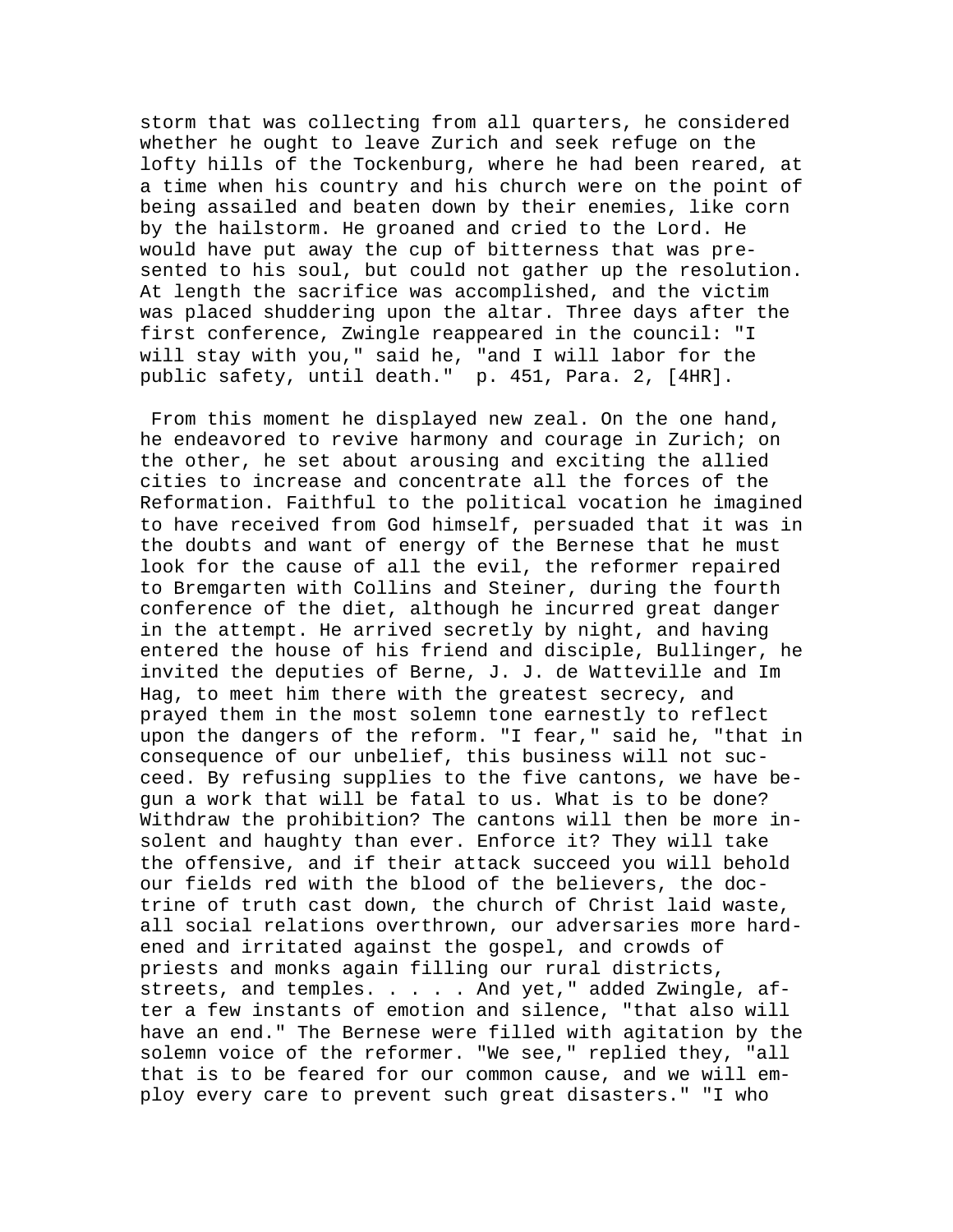storm that was collecting from all quarters, he considered whether he ought to leave Zurich and seek refuge on the lofty hills of the Tockenburg, where he had been reared, at a time when his country and his church were on the point of being assailed and beaten down by their enemies, like corn by the hailstorm. He groaned and cried to the Lord. He would have put away the cup of bitterness that was presented to his soul, but could not gather up the resolution. At length the sacrifice was accomplished, and the victim was placed shuddering upon the altar. Three days after the first conference, Zwingle reappeared in the council: "I will stay with you," said he, "and I will labor for the public safety, until death." p. 451, Para. 2, [4HR].

From this moment he displayed new zeal. On the one hand, he endeavored to revive harmony and courage in Zurich; on the other, he set about arousing and exciting the allied cities to increase and concentrate all the forces of the Reformation. Faithful to the political vocation he imagined to have received from God himself, persuaded that it was in the doubts and want of energy of the Bernese that he must look for the cause of all the evil, the reformer repaired to Bremgarten with Collins and Steiner, during the fourth conference of the diet, although he incurred great danger in the attempt. He arrived secretly by night, and having entered the house of his friend and disciple, Bullinger, he invited the deputies of Berne, J. J. de Watteville and Im Hag, to meet him there with the greatest secrecy, and prayed them in the most solemn tone earnestly to reflect upon the dangers of the reform. "I fear," said he, "that in consequence of our unbelief, this business will not succeed. By refusing supplies to the five cantons, we have begun a work that will be fatal to us. What is to be done? Withdraw the prohibition? The cantons will then be more insolent and haughty than ever. Enforce it? They will take the offensive, and if their attack succeed you will behold our fields red with the blood of the believers, the doctrine of truth cast down, the church of Christ laid waste, all social relations overthrown, our adversaries more hardened and irritated against the gospel, and crowds of priests and monks again filling our rural districts, streets, and temples. . . . . And yet," added Zwingle, after a few instants of emotion and silence, "that also will have an end." The Bernese were filled with agitation by the solemn voice of the reformer. "We see," replied they, "all that is to be feared for our common cause, and we will employ every care to prevent such great disasters." "I who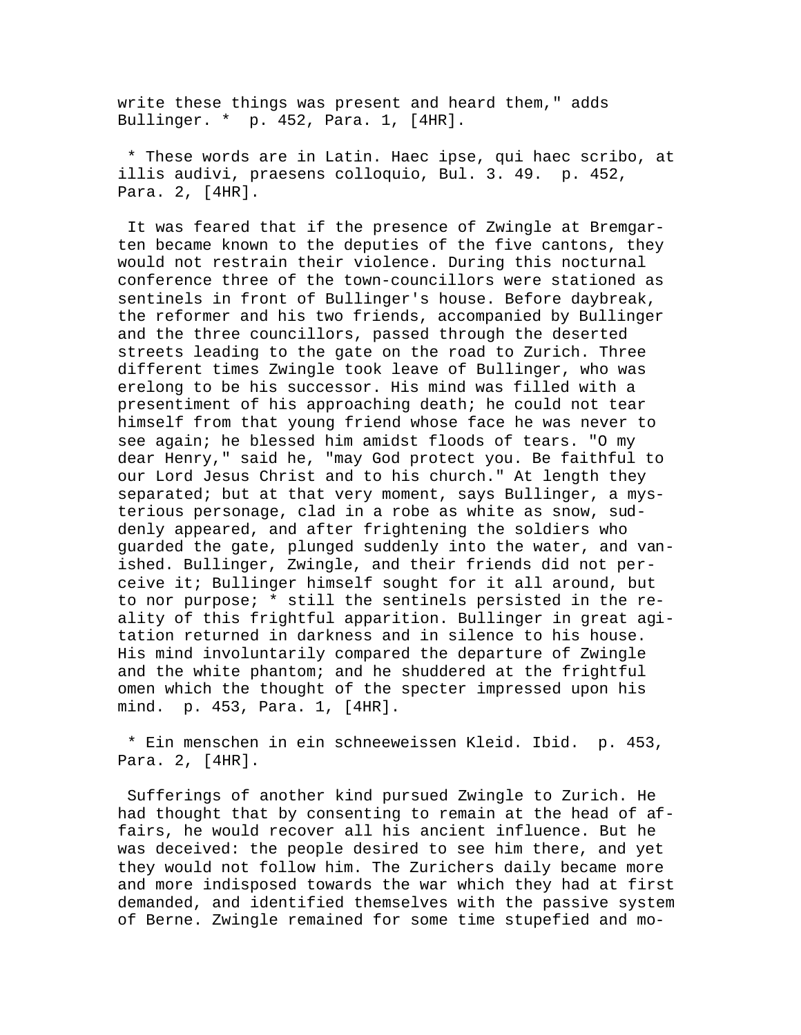write these things was present and heard them," adds Bullinger. *  p. 452, Para. 1, [4HR].

* These words are in Latin. Haec ipse, qui haec scribo, at illis audivi, praesens colloquio, Bul. 3. 49.  p. 452, Para. 2, [4HR].

It was feared that if the presence of Zwingle at Bremgarten became known to the deputies of the five cantons, they would not restrain their violence. During this nocturnal conference three of the town-councillors were stationed as sentinels in front of Bullinger's house. Before daybreak, the reformer and his two friends, accompanied by Bullinger and the three councillors, passed through the deserted streets leading to the gate on the road to Zurich. Three different times Zwingle took leave of Bullinger, who was erelong to be his successor. His mind was filled with a presentiment of his approaching death; he could not tear himself from that young friend whose face he was never to see again; he blessed him amidst floods of tears. "O my dear Henry," said he, "may God protect you. Be faithful to our Lord Jesus Christ and to his church." At length they separated; but at that very moment, says Bullinger, a mysterious personage, clad in a robe as white as snow, suddenly appeared, and after frightening the soldiers who guarded the gate, plunged suddenly into the water, and vanished. Bullinger, Zwingle, and their friends did not perceive it; Bullinger himself sought for it all around, but to nor purpose; * still the sentinels persisted in the reality of this frightful apparition. Bullinger in great agitation returned in darkness and in silence to his house. His mind involuntarily compared the departure of Zwingle and the white phantom; and he shuddered at the frightful omen which the thought of the specter impressed upon his mind.  p. 453, Para. 1, [4HR].

* Ein menschen in ein schneeweissen Kleid. Ibid.  p. 453, Para. 2, [4HR].

Sufferings of another kind pursued Zwingle to Zurich. He had thought that by consenting to remain at the head of affairs, he would recover all his ancient influence. But he was deceived: the people desired to see him there, and yet they would not follow him. The Zurichers daily became more and more indisposed towards the war which they had at first demanded, and identified themselves with the passive system of Berne. Zwingle remained for some time stupefied and mo-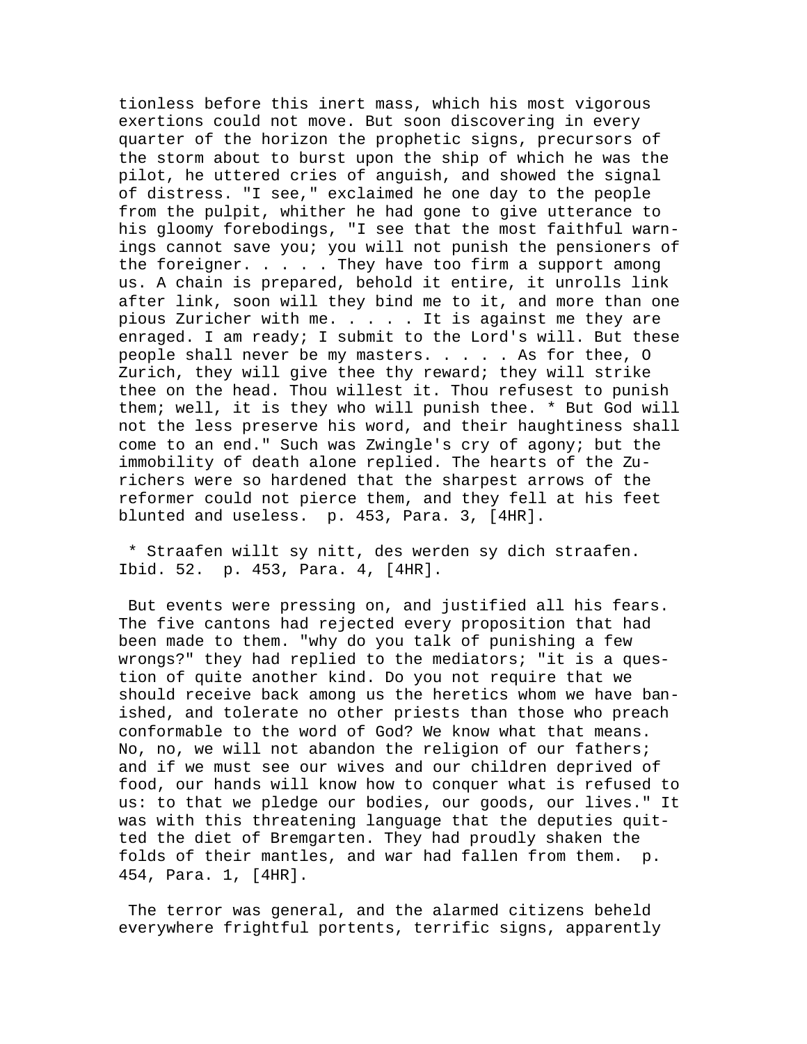tionless before this inert mass, which his most vigorous exertions could not move. But soon discovering in every quarter of the horizon the prophetic signs, precursors of the storm about to burst upon the ship of which he was the pilot, he uttered cries of anguish, and showed the signal of distress. "I see," exclaimed he one day to the people from the pulpit, whither he had gone to give utterance to his gloomy forebodings, "I see that the most faithful warnings cannot save you; you will not punish the pensioners of the foreigner. . . . . They have too firm a support among us. A chain is prepared, behold it entire, it unrolls link after link, soon will they bind me to it, and more than one pious Zuricher with me. . . . . It is against me they are enraged. I am ready; I submit to the Lord's will. But these people shall never be my masters. . . . . As for thee, O Zurich, they will give thee thy reward; they will strike thee on the head. Thou willest it. Thou refusest to punish them; well, it is they who will punish thee. * But God will not the less preserve his word, and their haughtiness shall come to an end." Such was Zwingle's cry of agony; but the immobility of death alone replied. The hearts of the Zurichers were so hardened that the sharpest arrows of the reformer could not pierce them, and they fell at his feet blunted and useless.  p. 453, Para. 3, [4HR].

* Straafen willt sy nitt, des werden sy dich straafen. Ibid. 52.  p. 453, Para. 4, [4HR].

But events were pressing on, and justified all his fears. The five cantons had rejected every proposition that had been made to them. "why do you talk of punishing a few wrongs?" they had replied to the mediators; "it is a question of quite another kind. Do you not require that we should receive back among us the heretics whom we have banished, and tolerate no other priests than those who preach conformable to the word of God? We know what that means. No, no, we will not abandon the religion of our fathers; and if we must see our wives and our children deprived of food, our hands will know how to conquer what is refused to us: to that we pledge our bodies, our goods, our lives." It was with this threatening language that the deputies quitted the diet of Bremgarten. They had proudly shaken the folds of their mantles, and war had fallen from them.  p. 454, Para. 1, [4HR].

The terror was general, and the alarmed citizens beheld everywhere frightful portents, terrific signs, apparently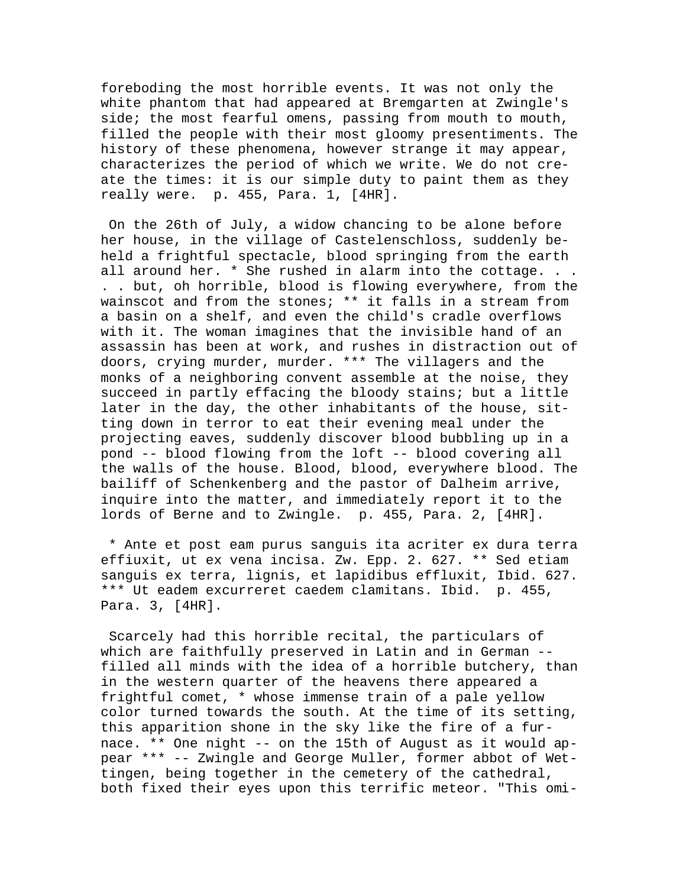foreboding the most horrible events. It was not only the white phantom that had appeared at Bremgarten at Zwingle's side; the most fearful omens, passing from mouth to mouth, filled the people with their most gloomy presentiments. The history of these phenomena, however strange it may appear, characterizes the period of which we write. We do not create the times: it is our simple duty to paint them as they really were. p. 455, Para. 1, [4HR].

On the 26th of July, a widow chancing to be alone before her house, in the village of Castelenschloss, suddenly beheld a frightful spectacle, blood springing from the earth all around her. * She rushed in alarm into the cottage. . . . . but, oh horrible, blood is flowing everywhere, from the wainscot and from the stones; ** it falls in a stream from a basin on a shelf, and even the child's cradle overflows with it. The woman imagines that the invisible hand of an assassin has been at work, and rushes in distraction out of doors, crying murder, murder. *** The villagers and the monks of a neighboring convent assemble at the noise, they succeed in partly effacing the bloody stains; but a little later in the day, the other inhabitants of the house, sitting down in terror to eat their evening meal under the projecting eaves, suddenly discover blood bubbling up in a pond -- blood flowing from the loft -- blood covering all the walls of the house. Blood, blood, everywhere blood. The bailiff of Schenkenberg and the pastor of Dalheim arrive, inquire into the matter, and immediately report it to the lords of Berne and to Zwingle. p. 455, Para. 2, [4HR].

* Ante et post eam purus sanguis ita acriter ex dura terra effiuxit, ut ex vena incisa. Zw. Epp. 2. 627. ** Sed etiam sanguis ex terra, lignis, et lapidibus effluxit, Ibid. 627. *** Ut eadem excurreret caedem clamitans. Ibid. p. 455, Para. 3, [4HR].

Scarcely had this horrible recital, the particulars of which are faithfully preserved in Latin and in German -- filled all minds with the idea of a horrible butchery, than in the western quarter of the heavens there appeared a frightful comet, * whose immense train of a pale yellow color turned towards the south. At the time of its setting, this apparition shone in the sky like the fire of a furnace. ** One night -- on the 15th of August as it would appear *** -- Zwingle and George Muller, former abbot of Wettingen, being together in the cemetery of the cathedral, both fixed their eyes upon this terrific meteor. "This omi-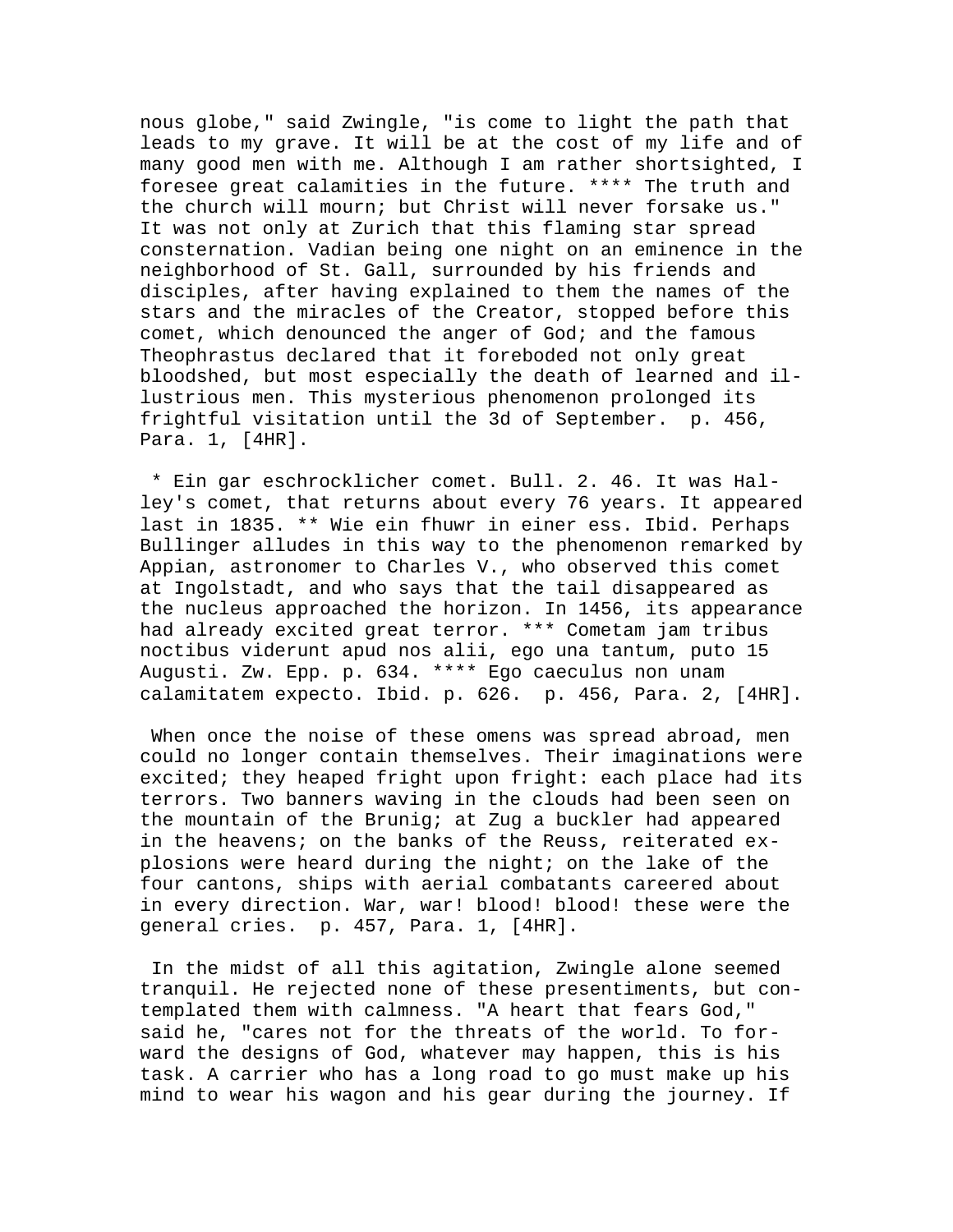nous globe," said Zwingle, "is come to light the path that leads to my grave. It will be at the cost of my life and of many good men with me. Although I am rather shortsighted, I foresee great calamities in the future. **** The truth and the church will mourn; but Christ will never forsake us." It was not only at Zurich that this flaming star spread consternation. Vadian being one night on an eminence in the neighborhood of St. Gall, surrounded by his friends and disciples, after having explained to them the names of the stars and the miracles of the Creator, stopped before this comet, which denounced the anger of God; and the famous Theophrastus declared that it foreboded not only great bloodshed, but most especially the death of learned and illustrious men. This mysterious phenomenon prolonged its frightful visitation until the 3d of September. p. 456, Para. 1, [4HR].

* Ein gar eschrocklicher comet. Bull. 2. 46. It was Halley's comet, that returns about every 76 years. It appeared last in 1835. ** Wie ein fhuwr in einer ess. Ibid. Perhaps Bullinger alludes in this way to the phenomenon remarked by Appian, astronomer to Charles V., who observed this comet at Ingolstadt, and who says that the tail disappeared as the nucleus approached the horizon. In 1456, its appearance had already excited great terror. *** Cometam jam tribus noctibus viderunt apud nos alii, ego una tantum, puto 15 Augusti. Zw. Epp. p. 634. **** Ego caeculus non unam calamitatem expecto. Ibid. p. 626. p. 456, Para. 2, [4HR].

When once the noise of these omens was spread abroad, men could no longer contain themselves. Their imaginations were excited; they heaped fright upon fright: each place had its terrors. Two banners waving in the clouds had been seen on the mountain of the Brunig; at Zug a buckler had appeared in the heavens; on the banks of the Reuss, reiterated explosions were heard during the night; on the lake of the four cantons, ships with aerial combatants careered about in every direction. War, war! blood! blood! these were the general cries. p. 457, Para. 1, [4HR].

In the midst of all this agitation, Zwingle alone seemed tranquil. He rejected none of these presentiments, but contemplated them with calmness. "A heart that fears God," said he, "cares not for the threats of the world. To forward the designs of God, whatever may happen, this is his task. A carrier who has a long road to go must make up his mind to wear his wagon and his gear during the journey. If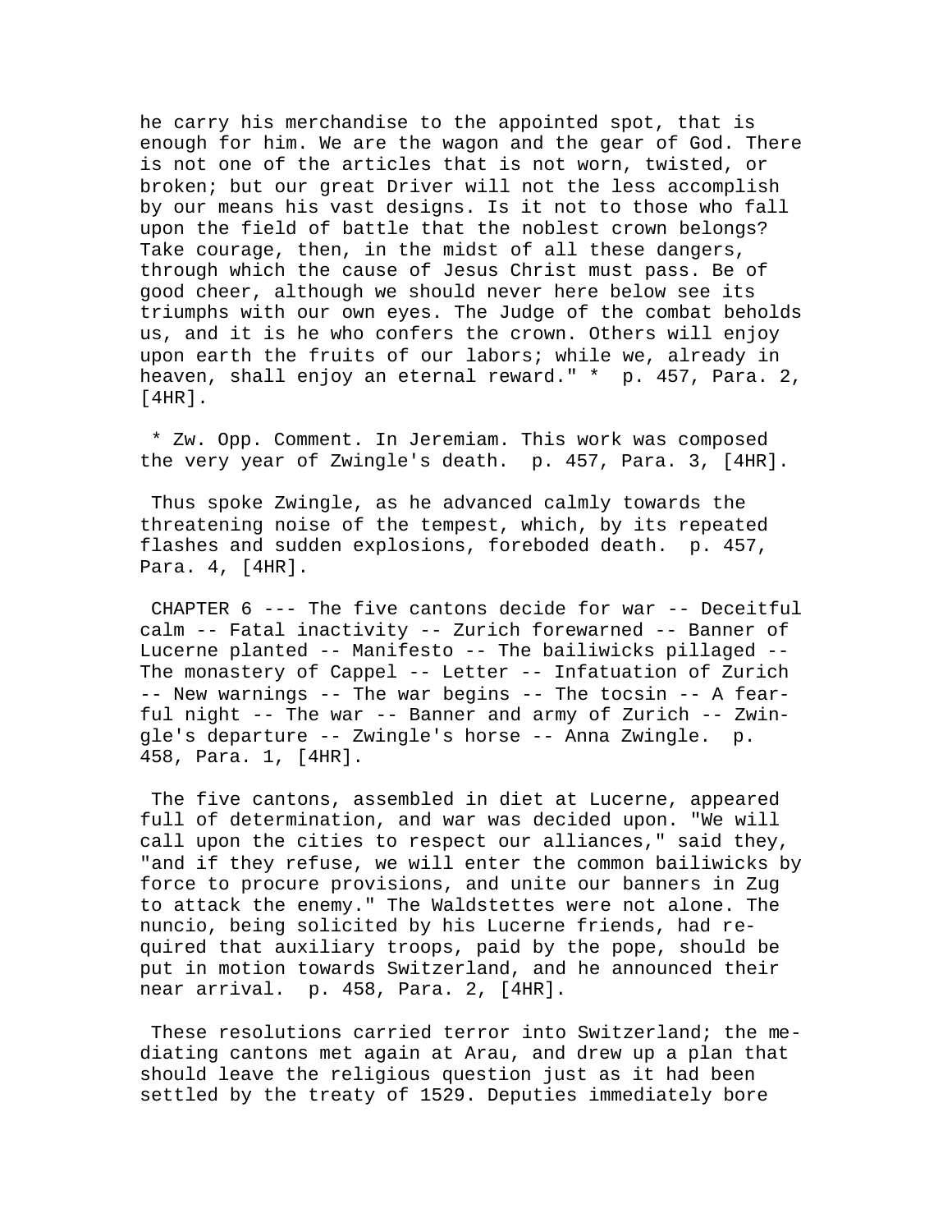he carry his merchandise to the appointed spot, that is enough for him. We are the wagon and the gear of God. There is not one of the articles that is not worn, twisted, or broken; but our great Driver will not the less accomplish by our means his vast designs. Is it not to those who fall upon the field of battle that the noblest crown belongs? Take courage, then, in the midst of all these dangers, through which the cause of Jesus Christ must pass. Be of good cheer, although we should never here below see its triumphs with our own eyes. The Judge of the combat beholds us, and it is he who confers the crown. Others will enjoy upon earth the fruits of our labors; while we, already in heaven, shall enjoy an eternal reward." * p. 457, Para. 2, [4HR].

* Zw. Opp. Comment. In Jeremiam. This work was composed the very year of Zwingle's death. p. 457, Para. 3, [4HR].

Thus spoke Zwingle, as he advanced calmly towards the threatening noise of the tempest, which, by its repeated flashes and sudden explosions, foreboded death. p. 457, Para. 4, [4HR].

CHAPTER 6 --- The five cantons decide for war -- Deceitful calm -- Fatal inactivity -- Zurich forewarned -- Banner of Lucerne planted -- Manifesto -- The bailiwicks pillaged -- The monastery of Cappel -- Letter -- Infatuation of Zurich -- New warnings -- The war begins -- The tocsin -- A fearful night -- The war -- Banner and army of Zurich -- Zwingle's departure -- Zwingle's horse -- Anna Zwingle. p. 458, Para. 1, [4HR].

The five cantons, assembled in diet at Lucerne, appeared full of determination, and war was decided upon. "We will call upon the cities to respect our alliances," said they, "and if they refuse, we will enter the common bailiwicks by force to procure provisions, and unite our banners in Zug to attack the enemy." The Waldstettes were not alone. The nuncio, being solicited by his Lucerne friends, had required that auxiliary troops, paid by the pope, should be put in motion towards Switzerland, and he announced their near arrival. p. 458, Para. 2, [4HR].

These resolutions carried terror into Switzerland; the mediating cantons met again at Arau, and drew up a plan that should leave the religious question just as it had been settled by the treaty of 1529. Deputies immediately bore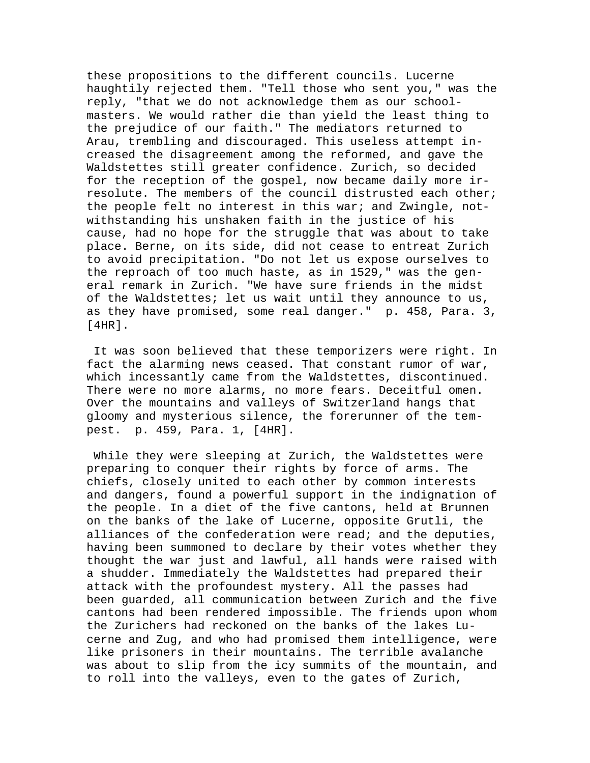these propositions to the different councils. Lucerne haughtily rejected them. "Tell those who sent you," was the reply, "that we do not acknowledge them as our schoolmasters. We would rather die than yield the least thing to the prejudice of our faith." The mediators returned to Arau, trembling and discouraged. This useless attempt increased the disagreement among the reformed, and gave the Waldstettes still greater confidence. Zurich, so decided for the reception of the gospel, now became daily more irresolute. The members of the council distrusted each other; the people felt no interest in this war; and Zwingle, notwithstanding his unshaken faith in the justice of his cause, had no hope for the struggle that was about to take place. Berne, on its side, did not cease to entreat Zurich to avoid precipitation. "Do not let us expose ourselves to the reproach of too much haste, as in 1529," was the general remark in Zurich. "We have sure friends in the midst of the Waldstettes; let us wait until they announce to us, as they have promised, some real danger." p. 458, Para. 3, [4HR].

It was soon believed that these temporizers were right. In fact the alarming news ceased. That constant rumor of war, which incessantly came from the Waldstettes, discontinued. There were no more alarms, no more fears. Deceitful omen. Over the mountains and valleys of Switzerland hangs that gloomy and mysterious silence, the forerunner of the tempest. p. 459, Para. 1, [4HR].

While they were sleeping at Zurich, the Waldstettes were preparing to conquer their rights by force of arms. The chiefs, closely united to each other by common interests and dangers, found a powerful support in the indignation of the people. In a diet of the five cantons, held at Brunnen on the banks of the lake of Lucerne, opposite Grutli, the alliances of the confederation were read; and the deputies, having been summoned to declare by their votes whether they thought the war just and lawful, all hands were raised with a shudder. Immediately the Waldstettes had prepared their attack with the profoundest mystery. All the passes had been guarded, all communication between Zurich and the five cantons had been rendered impossible. The friends upon whom the Zurichers had reckoned on the banks of the lakes Lucerne and Zug, and who had promised them intelligence, were like prisoners in their mountains. The terrible avalanche was about to slip from the icy summits of the mountain, and to roll into the valleys, even to the gates of Zurich,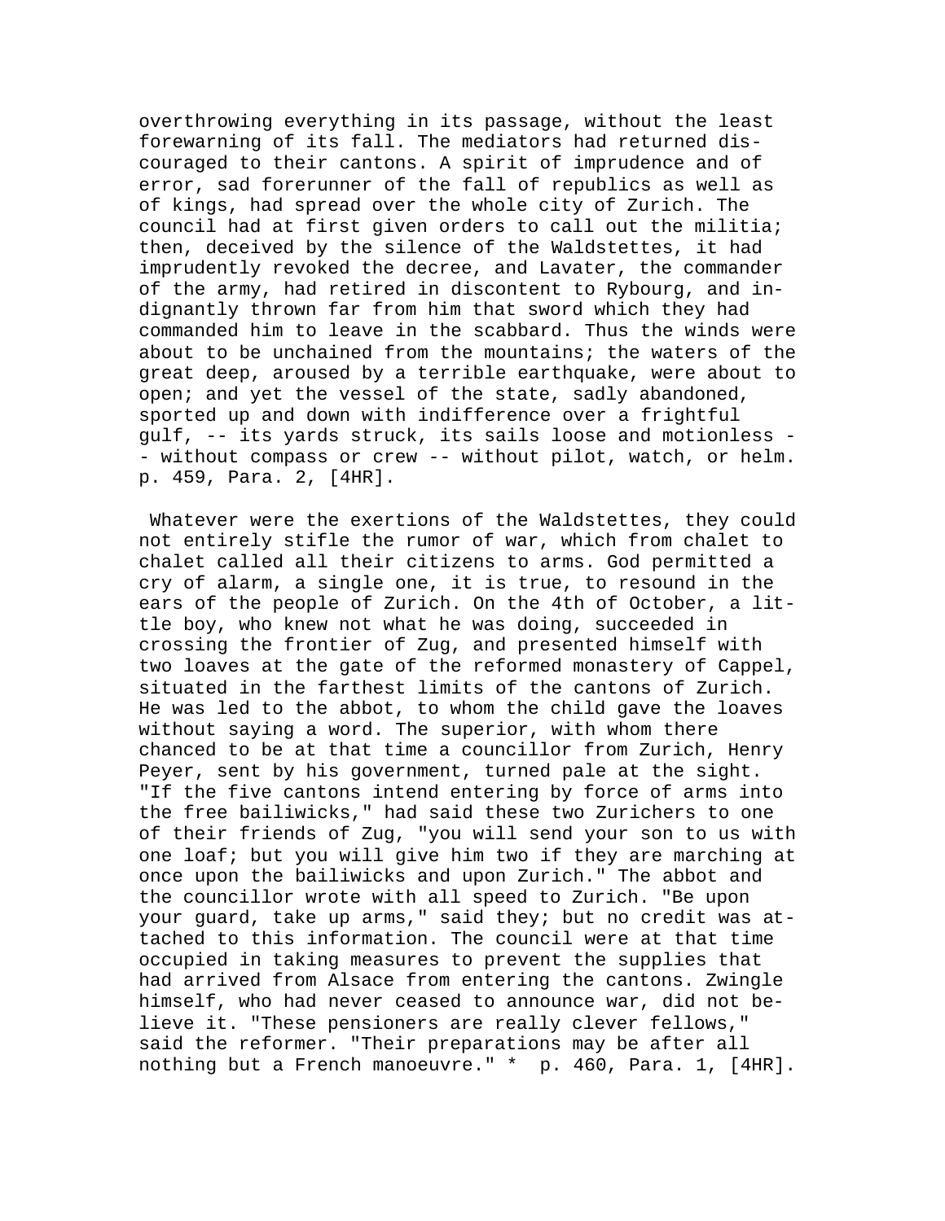overthrowing everything in its passage, without the least forewarning of its fall. The mediators had returned discouraged to their cantons. A spirit of imprudence and of error, sad forerunner of the fall of republics as well as of kings, had spread over the whole city of Zurich. The council had at first given orders to call out the militia; then, deceived by the silence of the Waldstettes, it had imprudently revoked the decree, and Lavater, the commander of the army, had retired in discontent to Rybourg, and indignantly thrown far from him that sword which they had commanded him to leave in the scabbard. Thus the winds were about to be unchained from the mountains; the waters of the great deep, aroused by a terrible earthquake, were about to open; and yet the vessel of the state, sadly abandoned, sported up and down with indifference over a frightful gulf, -- its yards struck, its sails loose and motionless -- without compass or crew -- without pilot, watch, or helm. p. 459, Para. 2, [4HR].

Whatever were the exertions of the Waldstettes, they could not entirely stifle the rumor of war, which from chalet to chalet called all their citizens to arms. God permitted a cry of alarm, a single one, it is true, to resound in the ears of the people of Zurich. On the 4th of October, a little boy, who knew not what he was doing, succeeded in crossing the frontier of Zug, and presented himself with two loaves at the gate of the reformed monastery of Cappel, situated in the farthest limits of the cantons of Zurich. He was led to the abbot, to whom the child gave the loaves without saying a word. The superior, with whom there chanced to be at that time a councillor from Zurich, Henry Peyer, sent by his government, turned pale at the sight. "If the five cantons intend entering by force of arms into the free bailiwicks," had said these two Zurichers to one of their friends of Zug, "you will send your son to us with one loaf; but you will give him two if they are marching at once upon the bailiwicks and upon Zurich." The abbot and the councillor wrote with all speed to Zurich. "Be upon your guard, take up arms," said they; but no credit was attached to this information. The council were at that time occupied in taking measures to prevent the supplies that had arrived from Alsace from entering the cantons. Zwingle himself, who had never ceased to announce war, did not believe it. "These pensioners are really clever fellows," said the reformer. "Their preparations may be after all nothing but a French manoeuvre." * p. 460, Para. 1, [4HR].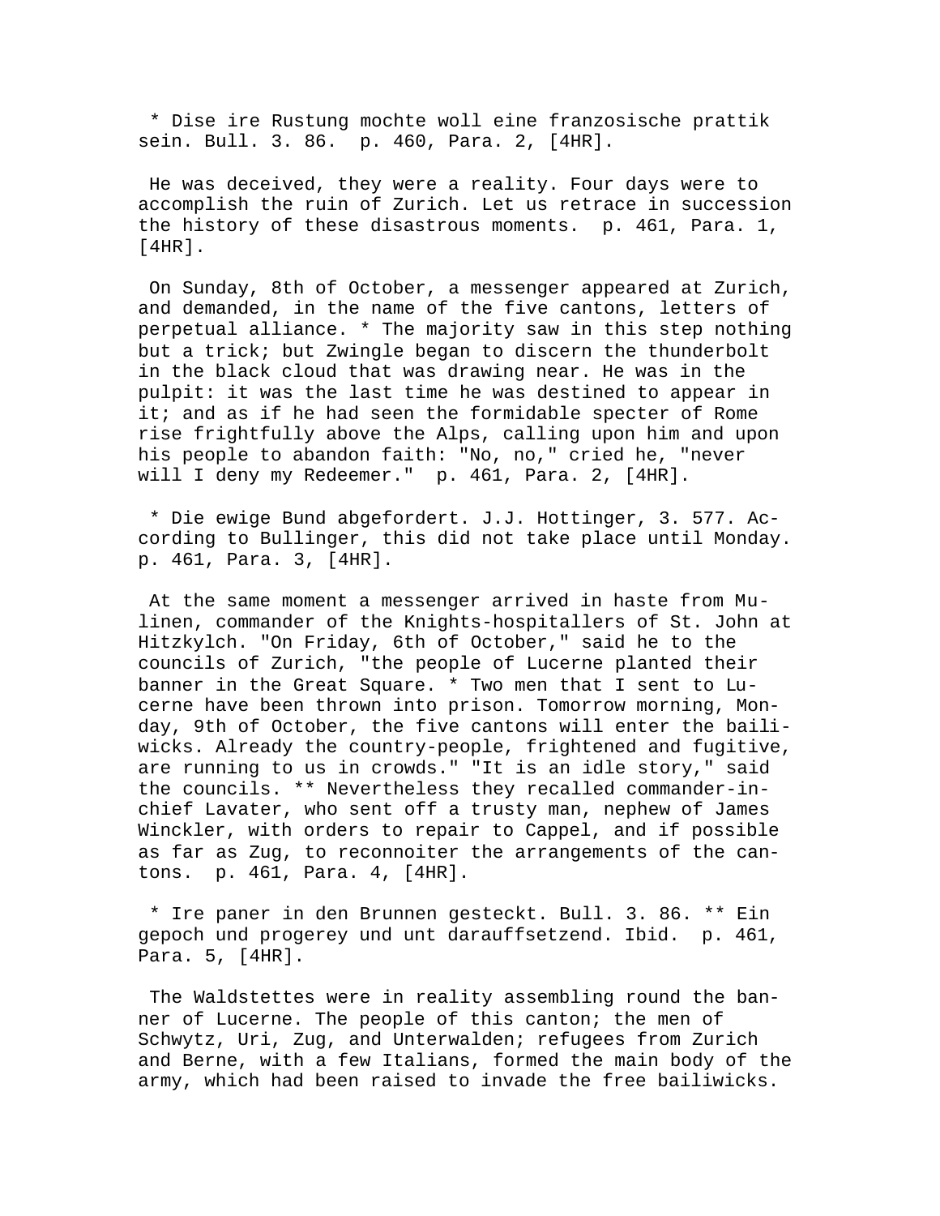* Dise ire Rustung mochte woll eine franzosische prattik sein. Bull. 3. 86. p. 460, Para. 2, [4HR].

He was deceived, they were a reality. Four days were to accomplish the ruin of Zurich. Let us retrace in succession the history of these disastrous moments. p. 461, Para. 1, [4HR].

On Sunday, 8th of October, a messenger appeared at Zurich, and demanded, in the name of the five cantons, letters of perpetual alliance. * The majority saw in this step nothing but a trick; but Zwingle began to discern the thunderbolt in the black cloud that was drawing near. He was in the pulpit: it was the last time he was destined to appear in it; and as if he had seen the formidable specter of Rome rise frightfully above the Alps, calling upon him and upon his people to abandon faith: "No, no," cried he, "never will I deny my Redeemer." p. 461, Para. 2, [4HR].

* Die ewige Bund abgefordert. J.J. Hottinger, 3. 577. According to Bullinger, this did not take place until Monday. p. 461, Para. 3, [4HR].

At the same moment a messenger arrived in haste from Mulinen, commander of the Knights-hospitallers of St. John at Hitzkylch. "On Friday, 6th of October," said he to the councils of Zurich, "the people of Lucerne planted their banner in the Great Square. * Two men that I sent to Lucerne have been thrown into prison. Tomorrow morning, Monday, 9th of October, the five cantons will enter the bailiwicks. Already the country-people, frightened and fugitive, are running to us in crowds." "It is an idle story," said the councils. ** Nevertheless they recalled commander-in-chief Lavater, who sent off a trusty man, nephew of James Winckler, with orders to repair to Cappel, and if possible as far as Zug, to reconnoiter the arrangements of the cantons. p. 461, Para. 4, [4HR].

* Ire paner in den Brunnen gesteckt. Bull. 3. 86. ** Ein gepoch und progerey und unt darauffsetzend. Ibid. p. 461, Para. 5, [4HR].

The Waldstettes were in reality assembling round the banner of Lucerne. The people of this canton; the men of Schwytz, Uri, Zug, and Unterwalden; refugees from Zurich and Berne, with a few Italians, formed the main body of the army, which had been raised to invade the free bailiwicks.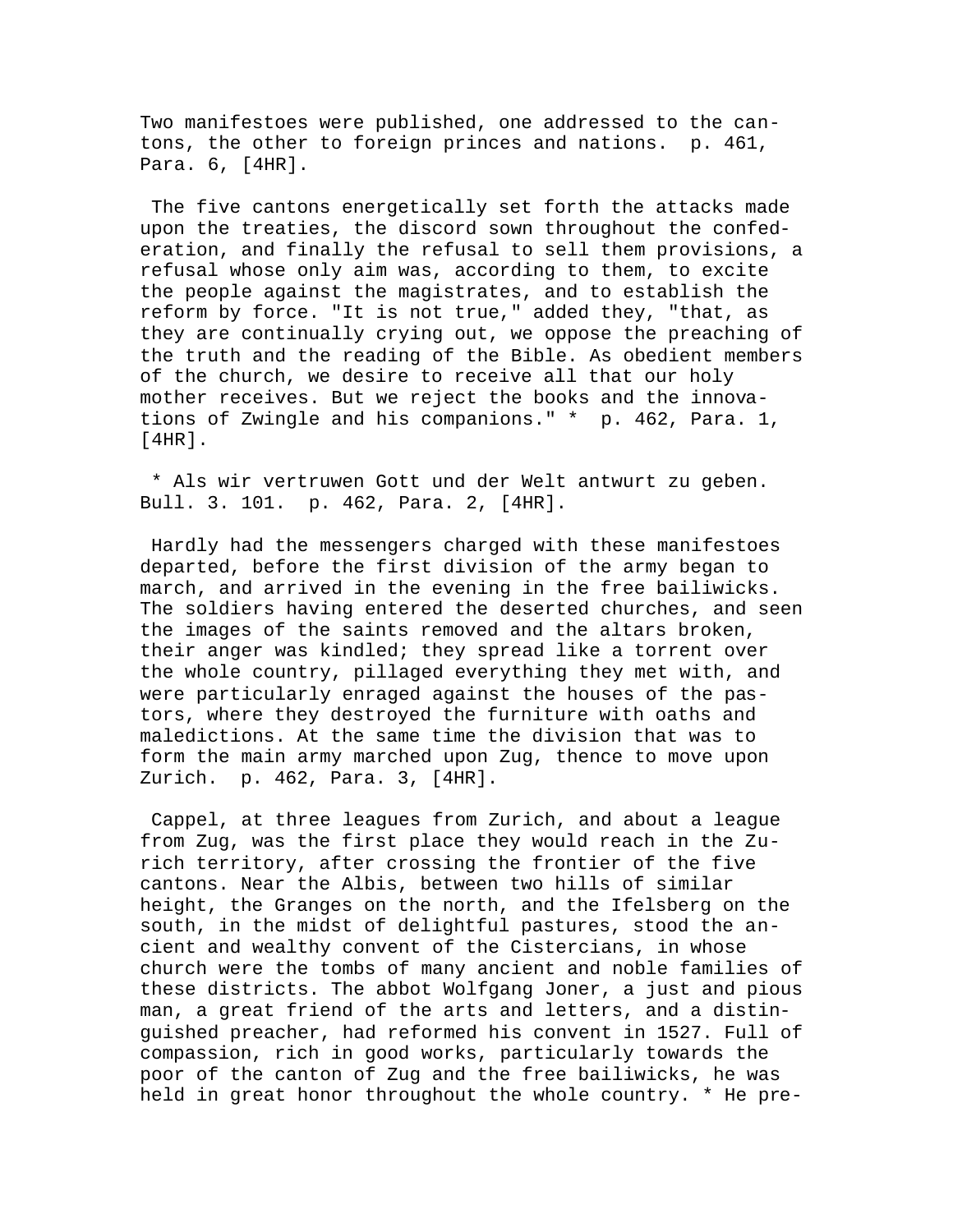Two manifestoes were published, one addressed to the cantons, the other to foreign princes and nations. p. 461, Para. 6, [4HR].

The five cantons energetically set forth the attacks made upon the treaties, the discord sown throughout the confederation, and finally the refusal to sell them provisions, a refusal whose only aim was, according to them, to excite the people against the magistrates, and to establish the reform by force. "It is not true," added they, "that, as they are continually crying out, we oppose the preaching of the truth and the reading of the Bible. As obedient members of the church, we desire to receive all that our holy mother receives. But we reject the books and the innovations of Zwingle and his companions." * p. 462, Para. 1, [4HR].

* Als wir vertruwen Gott und der Welt antwurt zu geben. Bull. 3. 101. p. 462, Para. 2, [4HR].

Hardly had the messengers charged with these manifestoes departed, before the first division of the army began to march, and arrived in the evening in the free bailiwicks. The soldiers having entered the deserted churches, and seen the images of the saints removed and the altars broken, their anger was kindled; they spread like a torrent over the whole country, pillaged everything they met with, and were particularly enraged against the houses of the pastors, where they destroyed the furniture with oaths and maledictions. At the same time the division that was to form the main army marched upon Zug, thence to move upon Zurich. p. 462, Para. 3, [4HR].

Cappel, at three leagues from Zurich, and about a league from Zug, was the first place they would reach in the Zurich territory, after crossing the frontier of the five cantons. Near the Albis, between two hills of similar height, the Granges on the north, and the Ifelsberg on the south, in the midst of delightful pastures, stood the ancient and wealthy convent of the Cistercians, in whose church were the tombs of many ancient and noble families of these districts. The abbot Wolfgang Joner, a just and pious man, a great friend of the arts and letters, and a distinguished preacher, had reformed his convent in 1527. Full of compassion, rich in good works, particularly towards the poor of the canton of Zug and the free bailiwicks, he was held in great honor throughout the whole country. * He pre-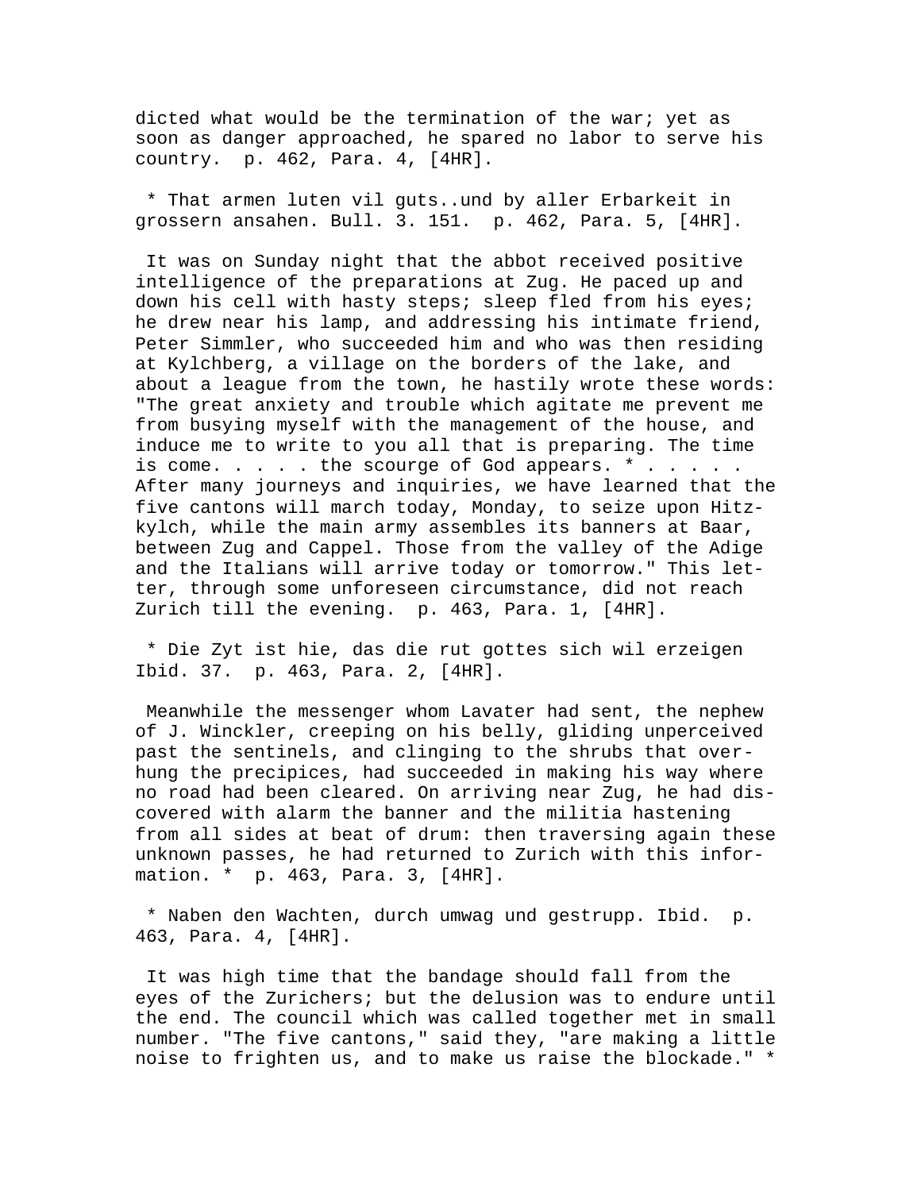dicted what would be the termination of the war; yet as soon as danger approached, he spared no labor to serve his country. p. 462, Para. 4, [4HR].

* That armen luten vil guts..und by aller Erbarkeit in grossern ansahen. Bull. 3. 151. p. 462, Para. 5, [4HR].

It was on Sunday night that the abbot received positive intelligence of the preparations at Zug. He paced up and down his cell with hasty steps; sleep fled from his eyes; he drew near his lamp, and addressing his intimate friend, Peter Simmler, who succeeded him and who was then residing at Kylchberg, a village on the borders of the lake, and about a league from the town, he hastily wrote these words: "The great anxiety and trouble which agitate me prevent me from busying myself with the management of the house, and induce me to write to you all that is preparing. The time is come. . . . . the scourge of God appears. * . . . . . After many journeys and inquiries, we have learned that the five cantons will march today, Monday, to seize upon Hitzkylch, while the main army assembles its banners at Baar, between Zug and Cappel. Those from the valley of the Adige and the Italians will arrive today or tomorrow." This letter, through some unforeseen circumstance, did not reach Zurich till the evening. p. 463, Para. 1, [4HR].

* Die Zyt ist hie, das die rut gottes sich wil erzeigen Ibid. 37. p. 463, Para. 2, [4HR].

Meanwhile the messenger whom Lavater had sent, the nephew of J. Winckler, creeping on his belly, gliding unperceived past the sentinels, and clinging to the shrubs that overhung the precipices, had succeeded in making his way where no road had been cleared. On arriving near Zug, he had discovered with alarm the banner and the militia hastening from all sides at beat of drum: then traversing again these unknown passes, he had returned to Zurich with this information. * p. 463, Para. 3, [4HR].

* Naben den Wachten, durch umwag und gestrupp. Ibid. p. 463, Para. 4, [4HR].

It was high time that the bandage should fall from the eyes of the Zurichers; but the delusion was to endure until the end. The council which was called together met in small number. "The five cantons," said they, "are making a little noise to frighten us, and to make us raise the blockade." *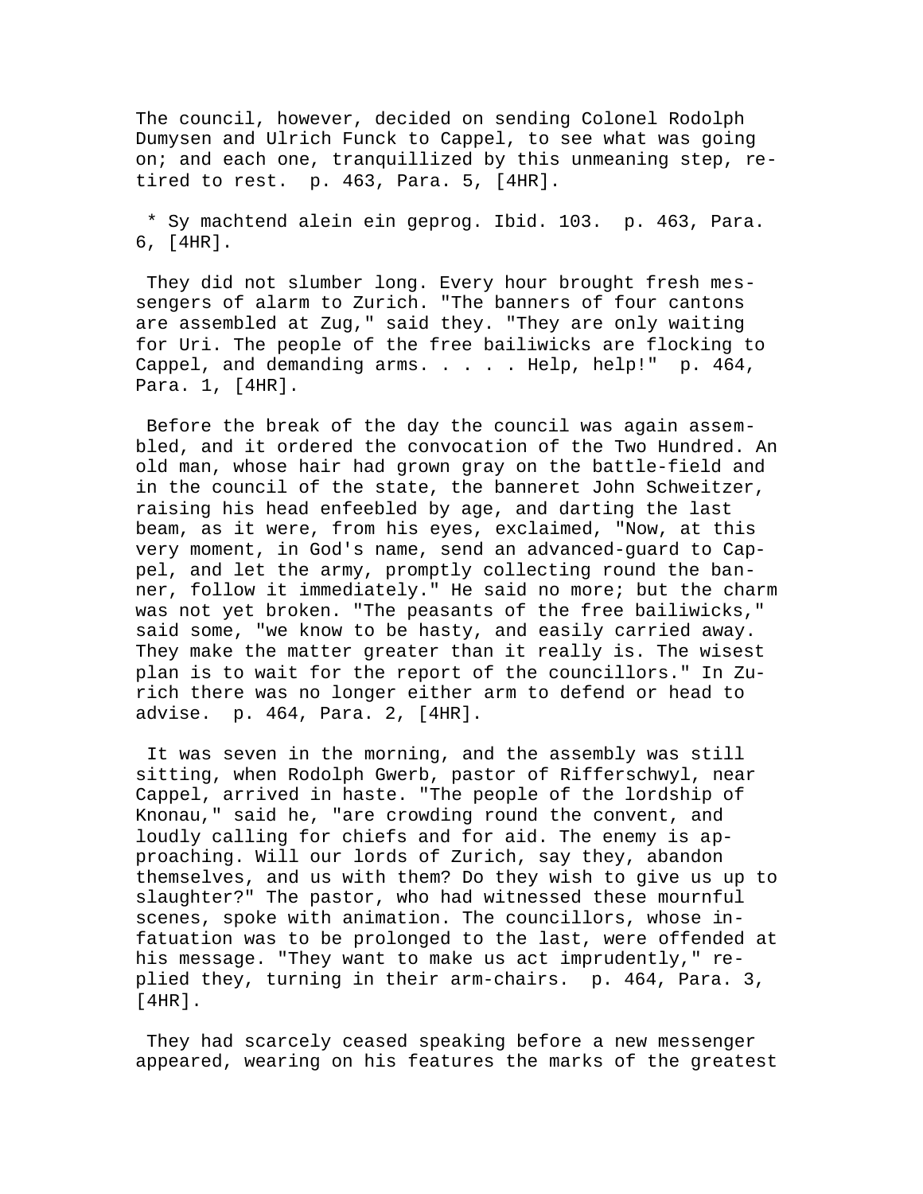The council, however, decided on sending Colonel Rodolph Dumysen and Ulrich Funck to Cappel, to see what was going on; and each one, tranquillized by this unmeaning step, retired to rest. p. 463, Para. 5, [4HR].

* Sy machtend alein ein geprog. Ibid. 103. p. 463, Para. 6, [4HR].

They did not slumber long. Every hour brought fresh messengers of alarm to Zurich. "The banners of four cantons are assembled at Zug," said they. "They are only waiting for Uri. The people of the free bailiwicks are flocking to Cappel, and demanding arms. . . . . Help, help!" p. 464, Para. 1, [4HR].

Before the break of the day the council was again assembled, and it ordered the convocation of the Two Hundred. An old man, whose hair had grown gray on the battle-field and in the council of the state, the banneret John Schweitzer, raising his head enfeebled by age, and darting the last beam, as it were, from his eyes, exclaimed, "Now, at this very moment, in God's name, send an advanced-guard to Cappel, and let the army, promptly collecting round the banner, follow it immediately." He said no more; but the charm was not yet broken. "The peasants of the free bailiwicks," said some, "we know to be hasty, and easily carried away. They make the matter greater than it really is. The wisest plan is to wait for the report of the councillors." In Zurich there was no longer either arm to defend or head to advise. p. 464, Para. 2, [4HR].

It was seven in the morning, and the assembly was still sitting, when Rodolph Gwerb, pastor of Rifferschwyl, near Cappel, arrived in haste. "The people of the lordship of Knonau," said he, "are crowding round the convent, and loudly calling for chiefs and for aid. The enemy is approaching. Will our lords of Zurich, say they, abandon themselves, and us with them? Do they wish to give us up to slaughter?" The pastor, who had witnessed these mournful scenes, spoke with animation. The councillors, whose infatuation was to be prolonged to the last, were offended at his message. "They want to make us act imprudently," replied they, turning in their arm-chairs. p. 464, Para. 3, [4HR].

They had scarcely ceased speaking before a new messenger appeared, wearing on his features the marks of the greatest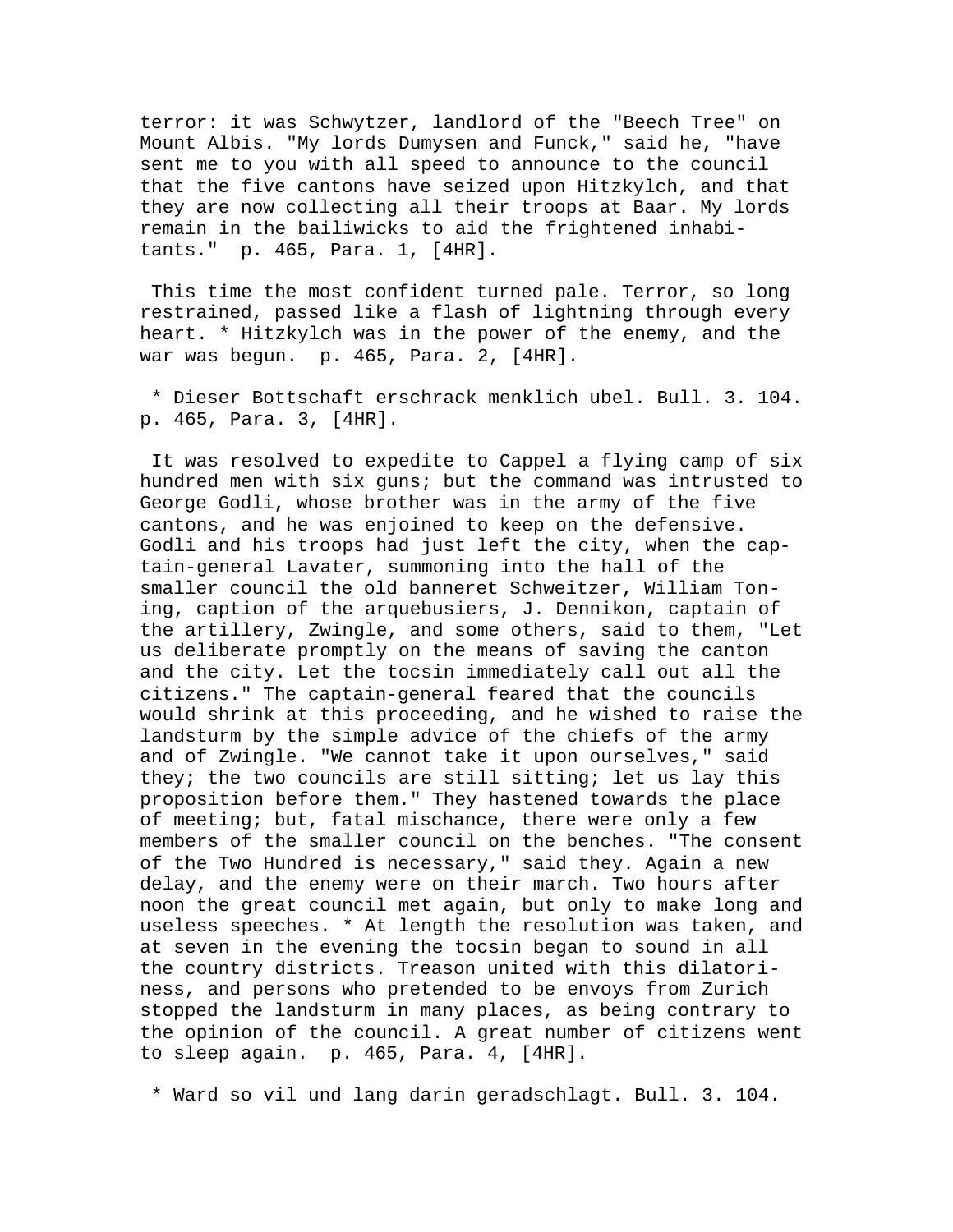terror: it was Schwytzer, landlord of the "Beech Tree" on Mount Albis. "My lords Dumysen and Funck," said he, "have sent me to you with all speed to announce to the council that the five cantons have seized upon Hitzkylch, and that they are now collecting all their troops at Baar. My lords remain in the bailiwicks to aid the frightened inhabitants." p. 465, Para. 1, [4HR].

This time the most confident turned pale. Terror, so long restrained, passed like a flash of lightning through every heart. * Hitzkylch was in the power of the enemy, and the war was begun. p. 465, Para. 2, [4HR].

* Dieser Bottschaft erschrack menklich ubel. Bull. 3. 104. p. 465, Para. 3, [4HR].

It was resolved to expedite to Cappel a flying camp of six hundred men with six guns; but the command was intrusted to George Godli, whose brother was in the army of the five cantons, and he was enjoined to keep on the defensive. Godli and his troops had just left the city, when the captain-general Lavater, summoning into the hall of the smaller council the old banneret Schweitzer, William Toning, caption of the arquebusiers, J. Dennikon, captain of the artillery, Zwingle, and some others, said to them, "Let us deliberate promptly on the means of saving the canton and the city. Let the tocsin immediately call out all the citizens." The captain-general feared that the councils would shrink at this proceeding, and he wished to raise the landsturm by the simple advice of the chiefs of the army and of Zwingle. "We cannot take it upon ourselves," said they; the two councils are still sitting; let us lay this proposition before them." They hastened towards the place of meeting; but, fatal mischance, there were only a few members of the smaller council on the benches. "The consent of the Two Hundred is necessary," said they. Again a new delay, and the enemy were on their march. Two hours after noon the great council met again, but only to make long and useless speeches. * At length the resolution was taken, and at seven in the evening the tocsin began to sound in all the country districts. Treason united with this dilatoriness, and persons who pretended to be envoys from Zurich stopped the landsturm in many places, as being contrary to the opinion of the council. A great number of citizens went to sleep again. p. 465, Para. 4, [4HR].

* Ward so vil und lang darin geradschlagt. Bull. 3. 104.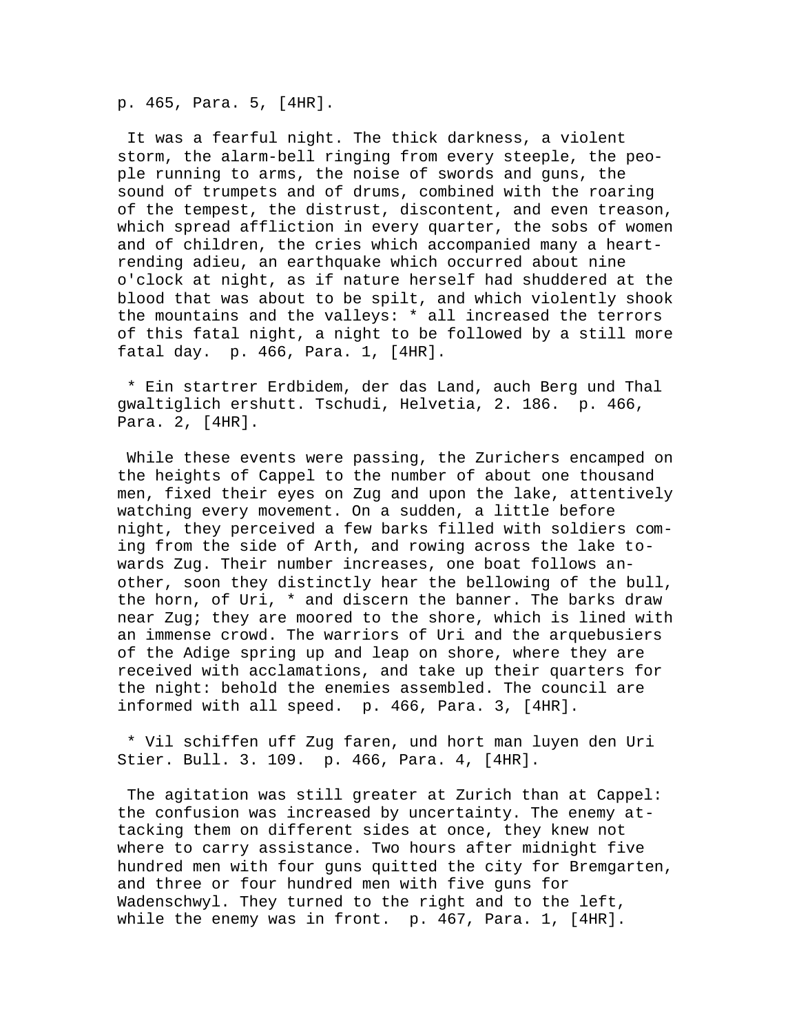p. 465, Para. 5, [4HR].

It was a fearful night. The thick darkness, a violent storm, the alarm-bell ringing from every steeple, the people running to arms, the noise of swords and guns, the sound of trumpets and of drums, combined with the roaring of the tempest, the distrust, discontent, and even treason, which spread affliction in every quarter, the sobs of women and of children, the cries which accompanied many a heart-rending adieu, an earthquake which occurred about nine o'clock at night, as if nature herself had shuddered at the blood that was about to be spilt, and which violently shook the mountains and the valleys: * all increased the terrors of this fatal night, a night to be followed by a still more fatal day. p. 466, Para. 1, [4HR].

* Ein startrer Erdbidem, der das Land, auch Berg und Thal gwaltiglich ershutt. Tschudi, Helvetia, 2. 186. p. 466, Para. 2, [4HR].

While these events were passing, the Zurichers encamped on the heights of Cappel to the number of about one thousand men, fixed their eyes on Zug and upon the lake, attentively watching every movement. On a sudden, a little before night, they perceived a few barks filled with soldiers coming from the side of Arth, and rowing across the lake towards Zug. Their number increases, one boat follows another, soon they distinctly hear the bellowing of the bull, the horn, of Uri, * and discern the banner. The barks draw near Zug; they are moored to the shore, which is lined with an immense crowd. The warriors of Uri and the arquebusiers of the Adige spring up and leap on shore, where they are received with acclamations, and take up their quarters for the night: behold the enemies assembled. The council are informed with all speed. p. 466, Para. 3, [4HR].

* Vil schiffen uff Zug faren, und hort man luyen den Uri Stier. Bull. 3. 109. p. 466, Para. 4, [4HR].

The agitation was still greater at Zurich than at Cappel: the confusion was increased by uncertainty. The enemy attacking them on different sides at once, they knew not where to carry assistance. Two hours after midnight five hundred men with four guns quitted the city for Bremgarten, and three or four hundred men with five guns for Wadenschwyl. They turned to the right and to the left, while the enemy was in front. p. 467, Para. 1, [4HR].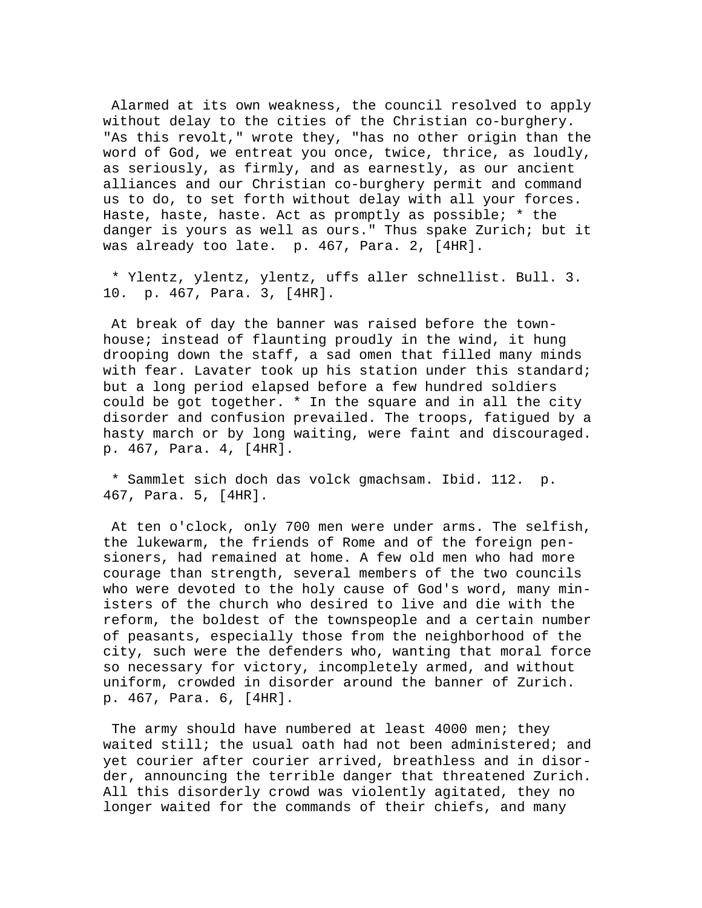Alarmed at its own weakness, the council resolved to apply without delay to the cities of the Christian co-burghery. "As this revolt," wrote they, "has no other origin than the word of God, we entreat you once, twice, thrice, as loudly, as seriously, as firmly, and as earnestly, as our ancient alliances and our Christian co-burghery permit and command us to do, to set forth without delay with all your forces. Haste, haste, haste. Act as promptly as possible; * the danger is yours as well as ours." Thus spake Zurich; but it was already too late. p. 467, Para. 2, [4HR].

* Ylentz, ylentz, ylentz, uffs aller schnellist. Bull. 3. 10. p. 467, Para. 3, [4HR].

At break of day the banner was raised before the town-house; instead of flaunting proudly in the wind, it hung drooping down the staff, a sad omen that filled many minds with fear. Lavater took up his station under this standard; but a long period elapsed before a few hundred soldiers could be got together. * In the square and in all the city disorder and confusion prevailed. The troops, fatigued by a hasty march or by long waiting, were faint and discouraged. p. 467, Para. 4, [4HR].

* Sammlet sich doch das volck gmachsam. Ibid. 112. p. 467, Para. 5, [4HR].

At ten o'clock, only 700 men were under arms. The selfish, the lukewarm, the friends of Rome and of the foreign pensioners, had remained at home. A few old men who had more courage than strength, several members of the two councils who were devoted to the holy cause of God's word, many ministers of the church who desired to live and die with the reform, the boldest of the townspeople and a certain number of peasants, especially those from the neighborhood of the city, such were the defenders who, wanting that moral force so necessary for victory, incompletely armed, and without uniform, crowded in disorder around the banner of Zurich. p. 467, Para. 6, [4HR].

The army should have numbered at least 4000 men; they waited still; the usual oath had not been administered; and yet courier after courier arrived, breathless and in disorder, announcing the terrible danger that threatened Zurich. All this disorderly crowd was violently agitated, they no longer waited for the commands of their chiefs, and many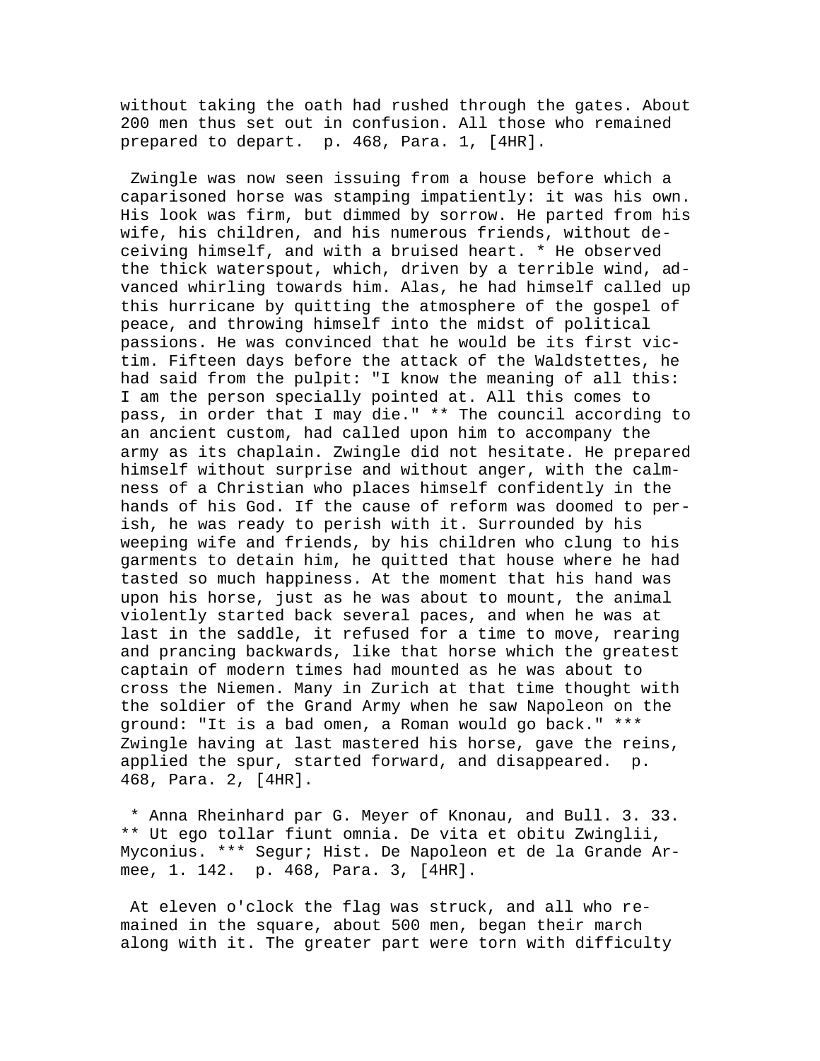without taking the oath had rushed through the gates. About 200 men thus set out in confusion. All those who remained prepared to depart. p. 468, Para. 1, [4HR].

Zwingle was now seen issuing from a house before which a caparisoned horse was stamping impatiently: it was his own. His look was firm, but dimmed by sorrow. He parted from his wife, his children, and his numerous friends, without deceiving himself, and with a bruised heart. * He observed the thick waterspout, which, driven by a terrible wind, advanced whirling towards him. Alas, he had himself called up this hurricane by quitting the atmosphere of the gospel of peace, and throwing himself into the midst of political passions. He was convinced that he would be its first victim. Fifteen days before the attack of the Waldstettes, he had said from the pulpit: "I know the meaning of all this: I am the person specially pointed at. All this comes to pass, in order that I may die." ** The council according to an ancient custom, had called upon him to accompany the army as its chaplain. Zwingle did not hesitate. He prepared himself without surprise and without anger, with the calmness of a Christian who places himself confidently in the hands of his God. If the cause of reform was doomed to perish, he was ready to perish with it. Surrounded by his weeping wife and friends, by his children who clung to his garments to detain him, he quitted that house where he had tasted so much happiness. At the moment that his hand was upon his horse, just as he was about to mount, the animal violently started back several paces, and when he was at last in the saddle, it refused for a time to move, rearing and prancing backwards, like that horse which the greatest captain of modern times had mounted as he was about to cross the Niemen. Many in Zurich at that time thought with the soldier of the Grand Army when he saw Napoleon on the ground: "It is a bad omen, a Roman would go back." *** Zwingle having at last mastered his horse, gave the reins, applied the spur, started forward, and disappeared. p. 468, Para. 2, [4HR].

* Anna Rheinhard par G. Meyer of Knonau, and Bull. 3. 33. ** Ut ego tollar fiunt omnia. De vita et obitu Zwinglii, Myconius. *** Segur; Hist. De Napoleon et de la Grande Armee, 1. 142. p. 468, Para. 3, [4HR].

At eleven o'clock the flag was struck, and all who remained in the square, about 500 men, began their march along with it. The greater part were torn with difficulty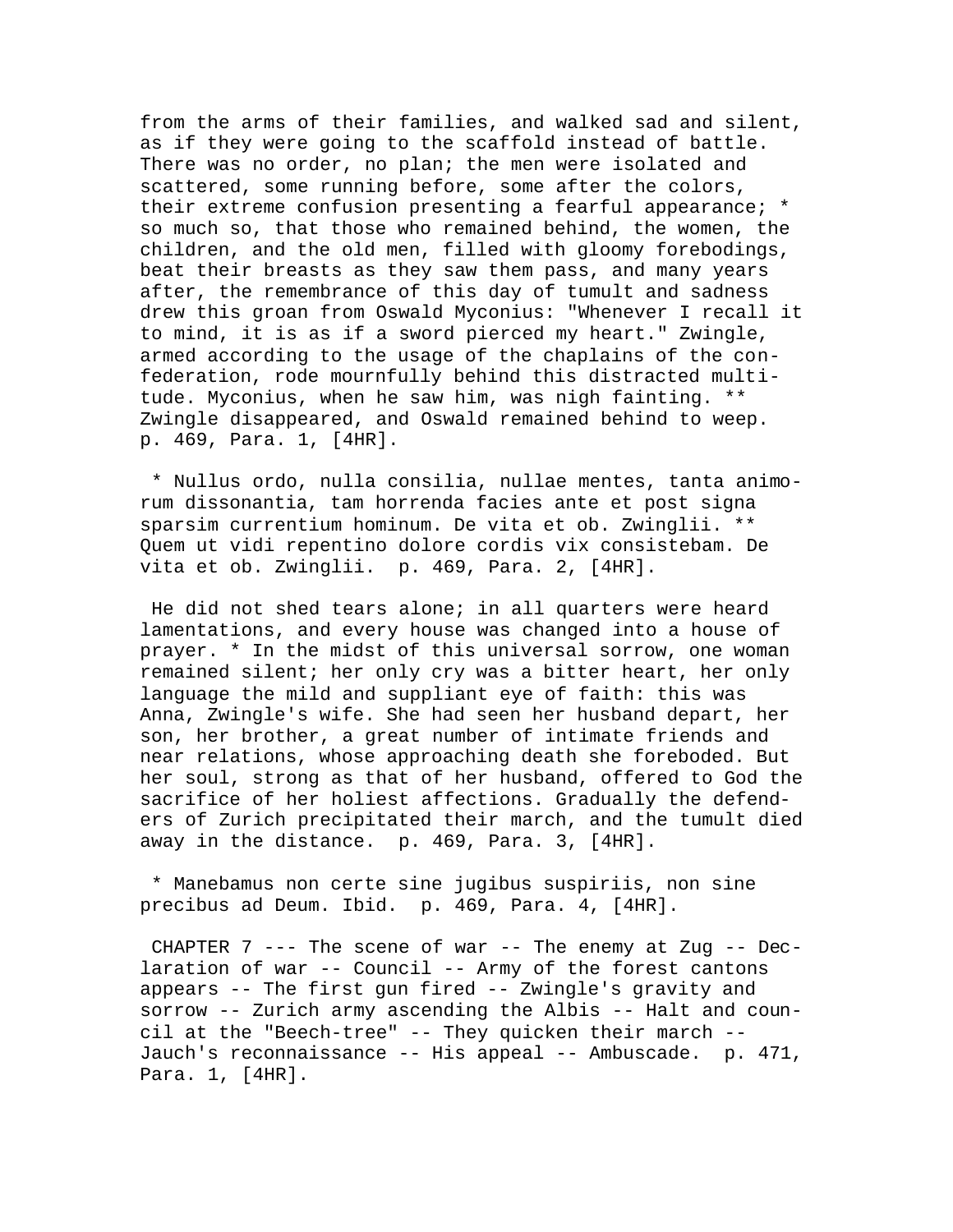from the arms of their families, and walked sad and silent, as if they were going to the scaffold instead of battle. There was no order, no plan; the men were isolated and scattered, some running before, some after the colors, their extreme confusion presenting a fearful appearance; * so much so, that those who remained behind, the women, the children, and the old men, filled with gloomy forebodings, beat their breasts as they saw them pass, and many years after, the remembrance of this day of tumult and sadness drew this groan from Oswald Myconius: "Whenever I recall it to mind, it is as if a sword pierced my heart." Zwingle, armed according to the usage of the chaplains of the confederation, rode mournfully behind this distracted multitude. Myconius, when he saw him, was nigh fainting. ** Zwingle disappeared, and Oswald remained behind to weep. p. 469, Para. 1, [4HR].

* Nullus ordo, nulla consilia, nullae mentes, tanta animorum dissonantia, tam horrenda facies ante et post signa sparsim currentium hominum. De vita et ob. Zwinglii. ** Quem ut vidi repentino dolore cordis vix consistebam. De vita et ob. Zwinglii. p. 469, Para. 2, [4HR].

He did not shed tears alone; in all quarters were heard lamentations, and every house was changed into a house of prayer. * In the midst of this universal sorrow, one woman remained silent; her only cry was a bitter heart, her only language the mild and suppliant eye of faith: this was Anna, Zwingle's wife. She had seen her husband depart, her son, her brother, a great number of intimate friends and near relations, whose approaching death she foreboded. But her soul, strong as that of her husband, offered to God the sacrifice of her holiest affections. Gradually the defenders of Zurich precipitated their march, and the tumult died away in the distance. p. 469, Para. 3, [4HR].

* Manebamus non certe sine jugibus suspiriis, non sine precibus ad Deum. Ibid. p. 469, Para. 4, [4HR].

CHAPTER 7 --- The scene of war -- The enemy at Zug -- Declaration of war -- Council -- Army of the forest cantons appears -- The first gun fired -- Zwingle's gravity and sorrow -- Zurich army ascending the Albis -- Halt and council at the "Beech-tree" -- They quicken their march -- Jauch's reconnaissance -- His appeal -- Ambuscade. p. 471, Para. 1, [4HR].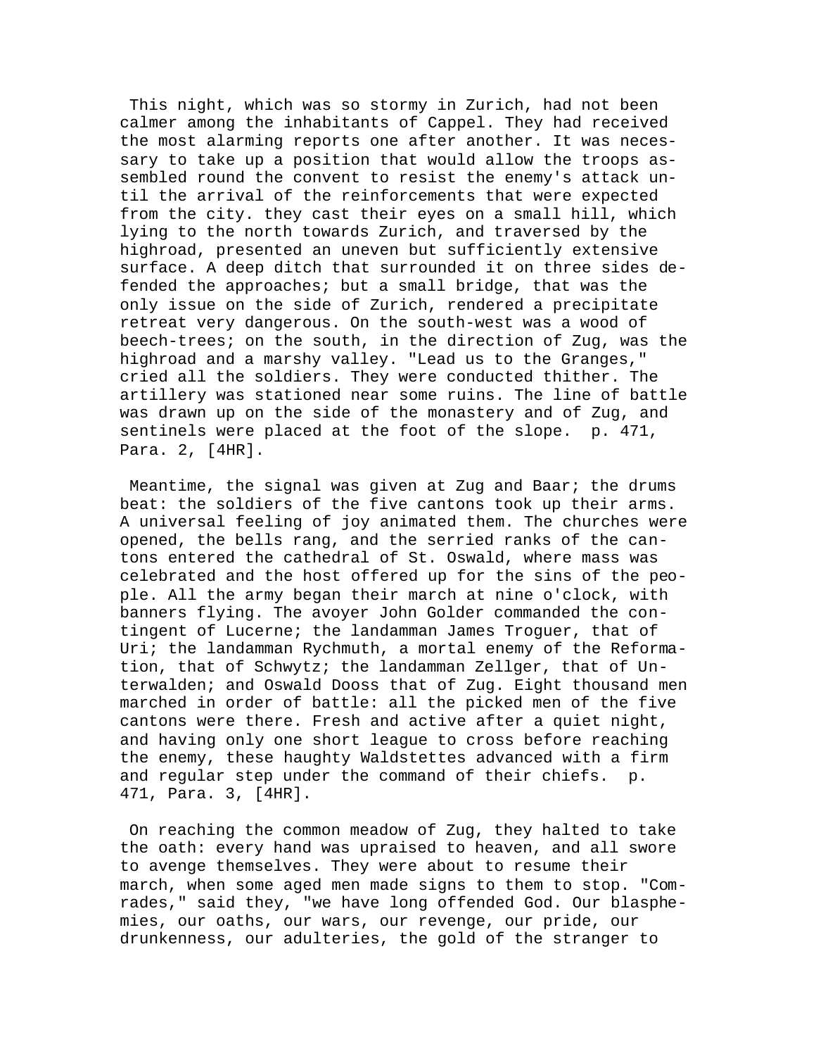This night, which was so stormy in Zurich, had not been calmer among the inhabitants of Cappel. They had received the most alarming reports one after another. It was necessary to take up a position that would allow the troops assembled round the convent to resist the enemy's attack until the arrival of the reinforcements that were expected from the city. they cast their eyes on a small hill, which lying to the north towards Zurich, and traversed by the highroad, presented an uneven but sufficiently extensive surface. A deep ditch that surrounded it on three sides defended the approaches; but a small bridge, that was the only issue on the side of Zurich, rendered a precipitate retreat very dangerous. On the south-west was a wood of beech-trees; on the south, in the direction of Zug, was the highroad and a marshy valley. "Lead us to the Granges," cried all the soldiers. They were conducted thither. The artillery was stationed near some ruins. The line of battle was drawn up on the side of the monastery and of Zug, and sentinels were placed at the foot of the slope. p. 471, Para. 2, [4HR].

Meantime, the signal was given at Zug and Baar; the drums beat: the soldiers of the five cantons took up their arms. A universal feeling of joy animated them. The churches were opened, the bells rang, and the serried ranks of the cantons entered the cathedral of St. Oswald, where mass was celebrated and the host offered up for the sins of the people. All the army began their march at nine o'clock, with banners flying. The avoyer John Golder commanded the contingent of Lucerne; the landamman James Troguer, that of Uri; the landamman Rychmuth, a mortal enemy of the Reformation, that of Schwytz; the landamman Zellger, that of Unterwalden; and Oswald Dooss that of Zug. Eight thousand men marched in order of battle: all the picked men of the five cantons were there. Fresh and active after a quiet night, and having only one short league to cross before reaching the enemy, these haughty Waldstettes advanced with a firm and regular step under the command of their chiefs. p. 471, Para. 3, [4HR].

On reaching the common meadow of Zug, they halted to take the oath: every hand was upraised to heaven, and all swore to avenge themselves. They were about to resume their march, when some aged men made signs to them to stop. "Comrades," said they, "we have long offended God. Our blasphemies, our oaths, our wars, our revenge, our pride, our drunkenness, our adulteries, the gold of the stranger to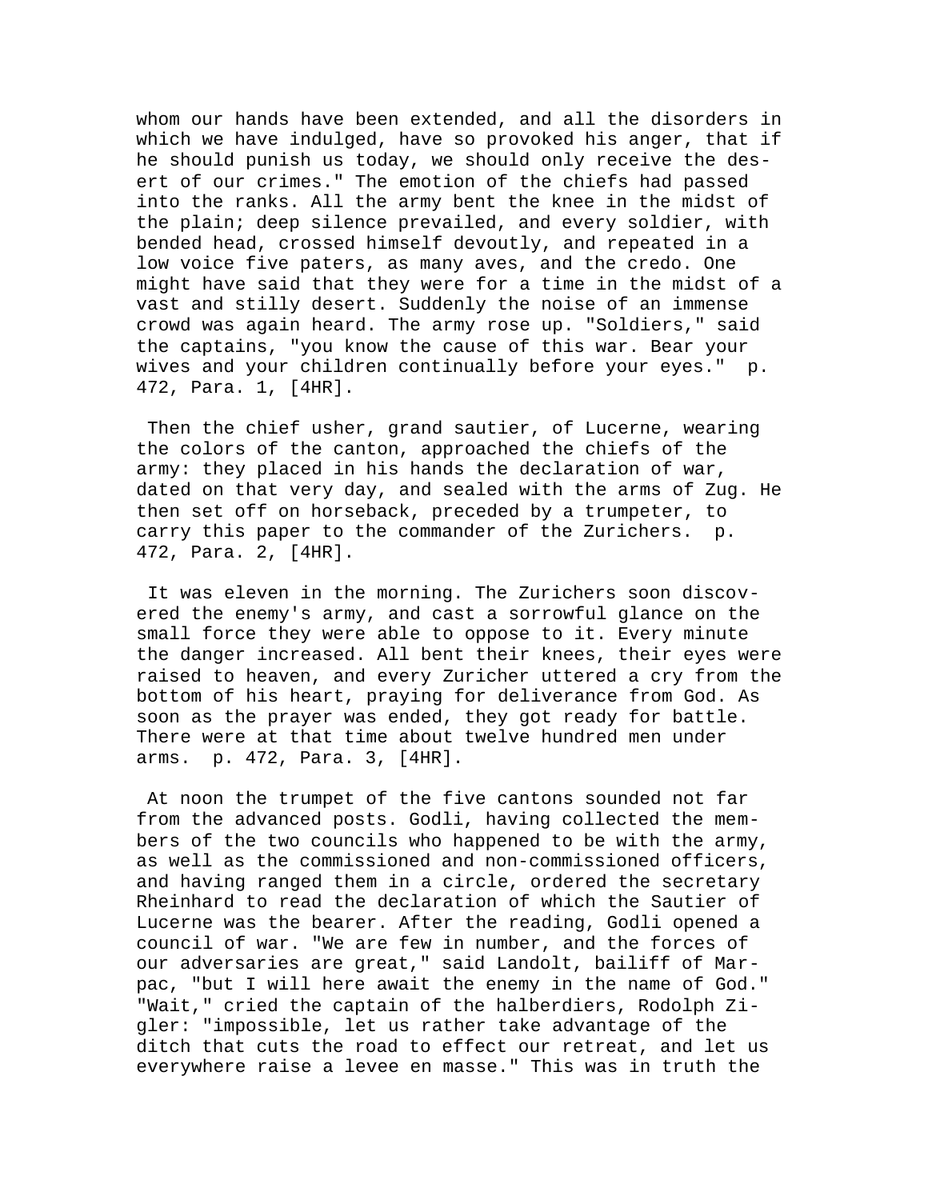whom our hands have been extended, and all the disorders in which we have indulged, have so provoked his anger, that if he should punish us today, we should only receive the desert of our crimes." The emotion of the chiefs had passed into the ranks. All the army bent the knee in the midst of the plain; deep silence prevailed, and every soldier, with bended head, crossed himself devoutly, and repeated in a low voice five paters, as many aves, and the credo. One might have said that they were for a time in the midst of a vast and stilly desert. Suddenly the noise of an immense crowd was again heard. The army rose up. "Soldiers," said the captains, "you know the cause of this war. Bear your wives and your children continually before your eyes." p. 472, Para. 1, [4HR].

Then the chief usher, grand sautier, of Lucerne, wearing the colors of the canton, approached the chiefs of the army: they placed in his hands the declaration of war, dated on that very day, and sealed with the arms of Zug. He then set off on horseback, preceded by a trumpeter, to carry this paper to the commander of the Zurichers. p. 472, Para. 2, [4HR].

It was eleven in the morning. The Zurichers soon discovered the enemy's army, and cast a sorrowful glance on the small force they were able to oppose to it. Every minute the danger increased. All bent their knees, their eyes were raised to heaven, and every Zuricher uttered a cry from the bottom of his heart, praying for deliverance from God. As soon as the prayer was ended, they got ready for battle. There were at that time about twelve hundred men under arms. p. 472, Para. 3, [4HR].

At noon the trumpet of the five cantons sounded not far from the advanced posts. Godli, having collected the members of the two councils who happened to be with the army, as well as the commissioned and non-commissioned officers, and having ranged them in a circle, ordered the secretary Rheinhard to read the declaration of which the Sautier of Lucerne was the bearer. After the reading, Godli opened a council of war. "We are few in number, and the forces of our adversaries are great," said Landolt, bailiff of Marpac, "but I will here await the enemy in the name of God." "Wait," cried the captain of the halberdiers, Rodolph Zigler: "impossible, let us rather take advantage of the ditch that cuts the road to effect our retreat, and let us everywhere raise a levee en masse." This was in truth the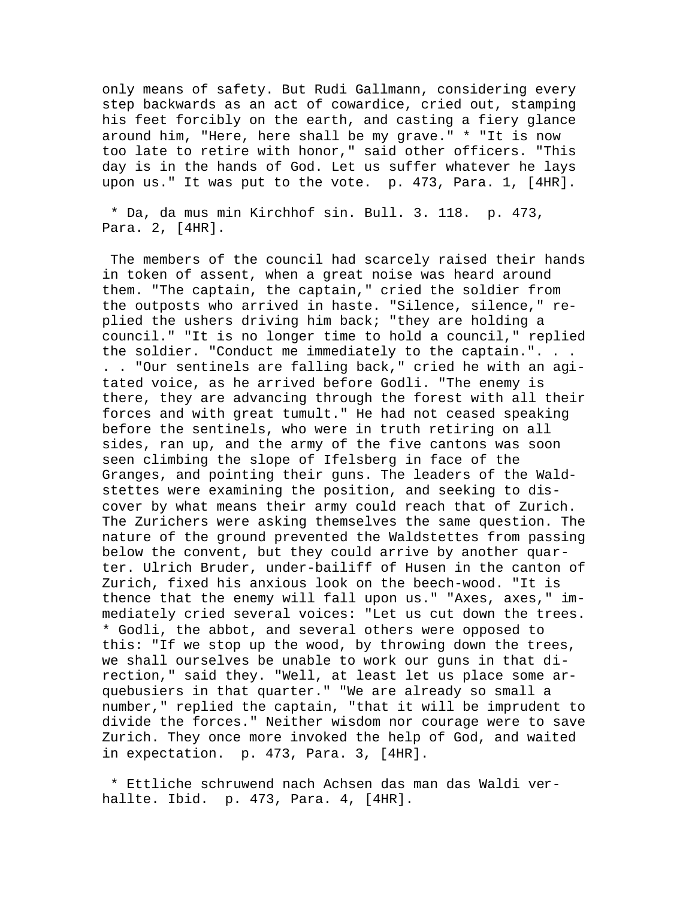only means of safety. But Rudi Gallmann, considering every step backwards as an act of cowardice, cried out, stamping his feet forcibly on the earth, and casting a fiery glance around him, "Here, here shall be my grave." * "It is now too late to retire with honor," said other officers. "This day is in the hands of God. Let us suffer whatever he lays upon us." It was put to the vote. p. 473, Para. 1, [4HR].

* Da, da mus min Kirchhof sin. Bull. 3. 118. p. 473, Para. 2, [4HR].

The members of the council had scarcely raised their hands in token of assent, when a great noise was heard around them. "The captain, the captain," cried the soldier from the outposts who arrived in haste. "Silence, silence," replied the ushers driving him back; "they are holding a council." "It is no longer time to hold a council," replied the soldier. "Conduct me immediately to the captain.". . . . . "Our sentinels are falling back," cried he with an agitated voice, as he arrived before Godli. "The enemy is there, they are advancing through the forest with all their forces and with great tumult." He had not ceased speaking before the sentinels, who were in truth retiring on all sides, ran up, and the army of the five cantons was soon seen climbing the slope of Ifelsberg in face of the Granges, and pointing their guns. The leaders of the Waldstettes were examining the position, and seeking to discover by what means their army could reach that of Zurich. The Zurichers were asking themselves the same question. The nature of the ground prevented the Waldstettes from passing below the convent, but they could arrive by another quarter. Ulrich Bruder, under-bailiff of Husen in the canton of Zurich, fixed his anxious look on the beech-wood. "It is thence that the enemy will fall upon us." "Axes, axes," immediately cried several voices: "Let us cut down the trees. * Godli, the abbot, and several others were opposed to this: "If we stop up the wood, by throwing down the trees, we shall ourselves be unable to work our guns in that direction," said they. "Well, at least let us place some arquebusiers in that quarter." "We are already so small a number," replied the captain, "that it will be imprudent to divide the forces." Neither wisdom nor courage were to save Zurich. They once more invoked the help of God, and waited in expectation. p. 473, Para. 3, [4HR].

* Ettliche schruwend nach Achsen das man das Waldi verhallte. Ibid. p. 473, Para. 4, [4HR].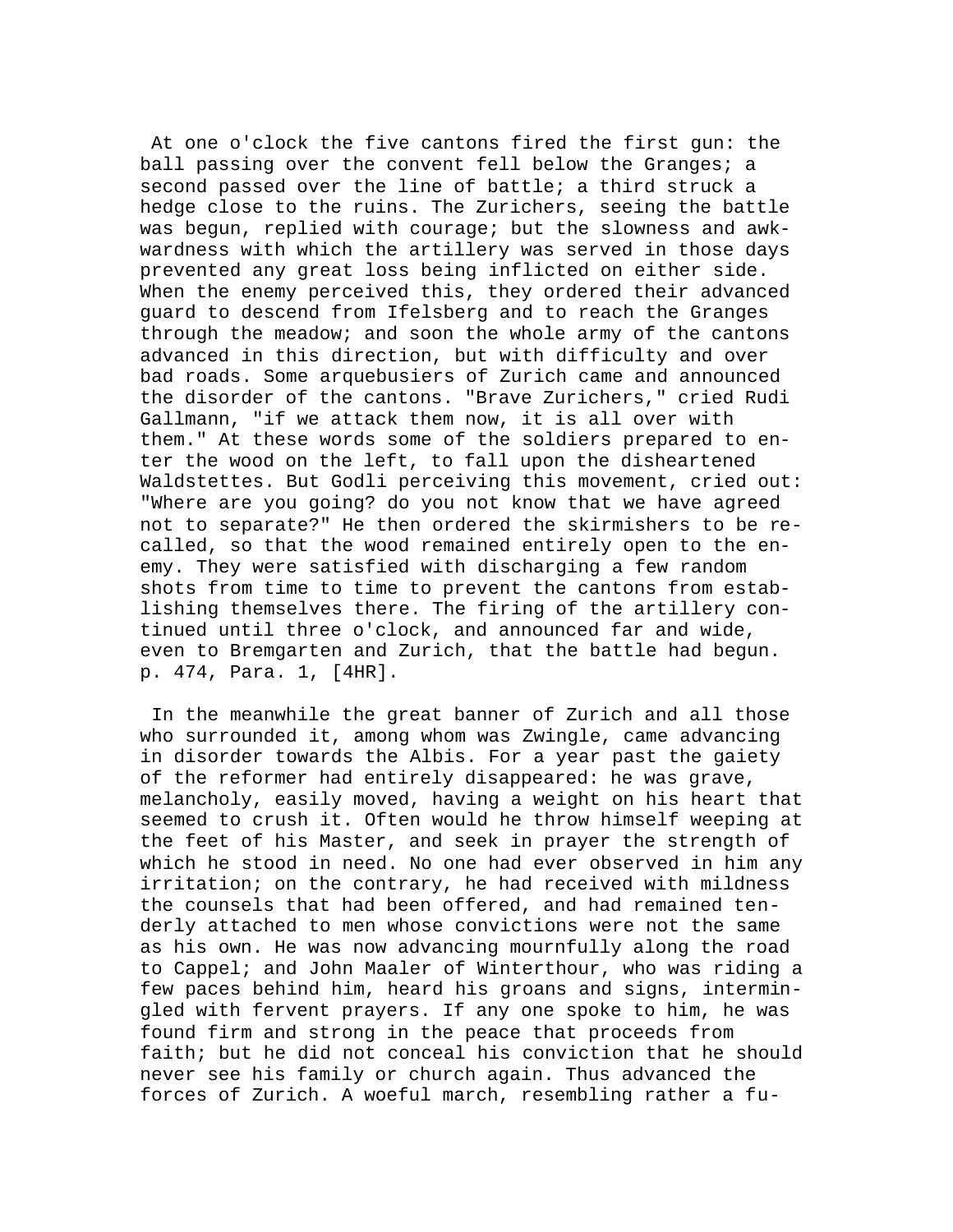At one o'clock the five cantons fired the first gun: the ball passing over the convent fell below the Granges; a second passed over the line of battle; a third struck a hedge close to the ruins. The Zurichers, seeing the battle was begun, replied with courage; but the slowness and awkwardness with which the artillery was served in those days prevented any great loss being inflicted on either side. When the enemy perceived this, they ordered their advanced guard to descend from Ifelsberg and to reach the Granges through the meadow; and soon the whole army of the cantons advanced in this direction, but with difficulty and over bad roads. Some arquebusiers of Zurich came and announced the disorder of the cantons. "Brave Zurichers," cried Rudi Gallmann, "if we attack them now, it is all over with them." At these words some of the soldiers prepared to enter the wood on the left, to fall upon the disheartened Waldstettes. But Godli perceiving this movement, cried out: "Where are you going? do you not know that we have agreed not to separate?" He then ordered the skirmishers to be recalled, so that the wood remained entirely open to the enemy. They were satisfied with discharging a few random shots from time to time to prevent the cantons from establishing themselves there. The firing of the artillery continued until three o'clock, and announced far and wide, even to Bremgarten and Zurich, that the battle had begun. p. 474, Para. 1, [4HR].

In the meanwhile the great banner of Zurich and all those who surrounded it, among whom was Zwingle, came advancing in disorder towards the Albis. For a year past the gaiety of the reformer had entirely disappeared: he was grave, melancholy, easily moved, having a weight on his heart that seemed to crush it. Often would he throw himself weeping at the feet of his Master, and seek in prayer the strength of which he stood in need. No one had ever observed in him any irritation; on the contrary, he had received with mildness the counsels that had been offered, and had remained tenderly attached to men whose convictions were not the same as his own. He was now advancing mournfully along the road to Cappel; and John Maaler of Winterthour, who was riding a few paces behind him, heard his groans and signs, intermingled with fervent prayers. If any one spoke to him, he was found firm and strong in the peace that proceeds from faith; but he did not conceal his conviction that he should never see his family or church again. Thus advanced the forces of Zurich. A woeful march, resembling rather a fu-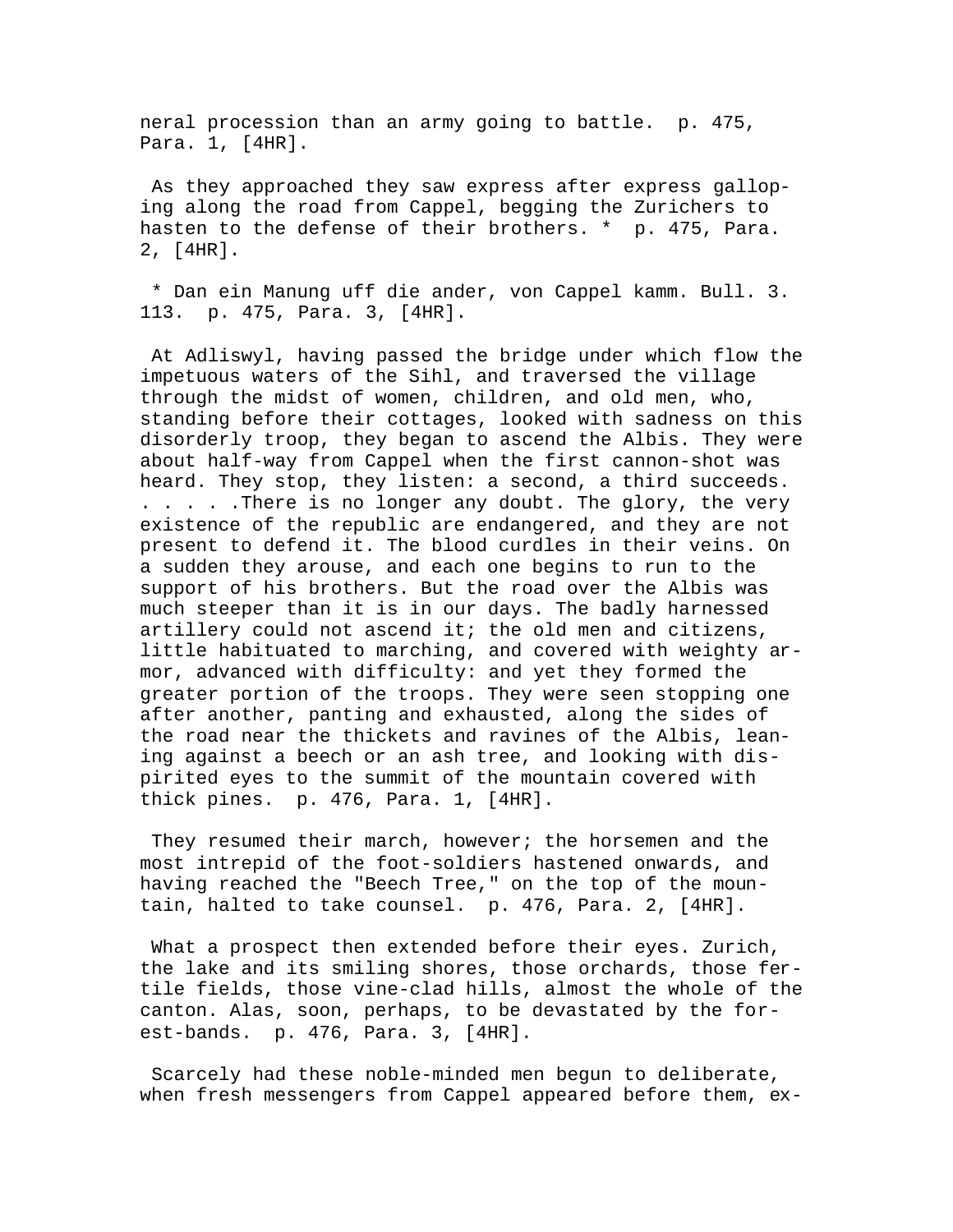neral procession than an army going to battle. p. 475, Para. 1, [4HR].

As they approached they saw express after express galloping along the road from Cappel, begging the Zurichers to hasten to the defense of their brothers. * p. 475, Para. 2, [4HR].

* Dan ein Manung uff die ander, von Cappel kamm. Bull. 3. 113. p. 475, Para. 3, [4HR].

At Adliswyl, having passed the bridge under which flow the impetuous waters of the Sihl, and traversed the village through the midst of women, children, and old men, who, standing before their cottages, looked with sadness on this disorderly troop, they began to ascend the Albis. They were about half-way from Cappel when the first cannon-shot was heard. They stop, they listen: a second, a third succeeds. . . . . . .There is no longer any doubt. The glory, the very existence of the republic are endangered, and they are not present to defend it. The blood curdles in their veins. On a sudden they arouse, and each one begins to run to the support of his brothers. But the road over the Albis was much steeper than it is in our days. The badly harnessed artillery could not ascend it; the old men and citizens, little habituated to marching, and covered with weighty armor, advanced with difficulty: and yet they formed the greater portion of the troops. They were seen stopping one after another, panting and exhausted, along the sides of the road near the thickets and ravines of the Albis, leaning against a beech or an ash tree, and looking with dispirited eyes to the summit of the mountain covered with thick pines. p. 476, Para. 1, [4HR].

They resumed their march, however; the horsemen and the most intrepid of the foot-soldiers hastened onwards, and having reached the "Beech Tree," on the top of the mountain, halted to take counsel. p. 476, Para. 2, [4HR].

What a prospect then extended before their eyes. Zurich, the lake and its smiling shores, those orchards, those fertile fields, those vine-clad hills, almost the whole of the canton. Alas, soon, perhaps, to be devastated by the forest-bands. p. 476, Para. 3, [4HR].

Scarcely had these noble-minded men begun to deliberate, when fresh messengers from Cappel appeared before them, ex-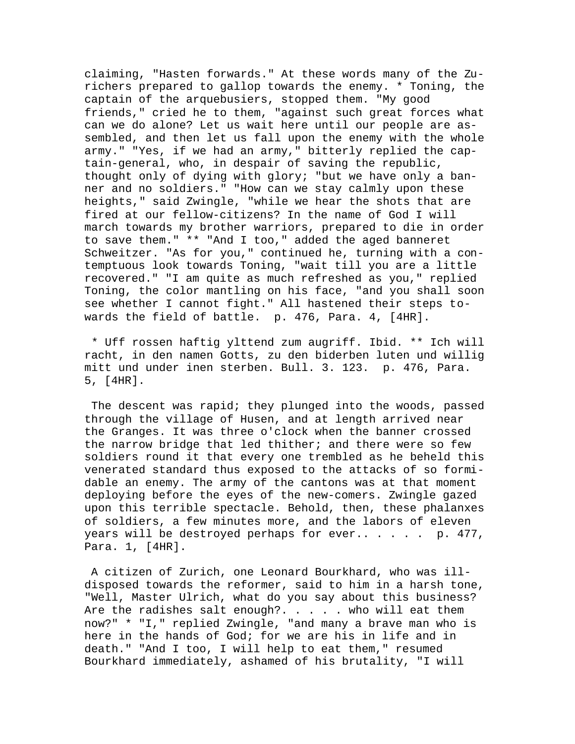claiming, "Hasten forwards." At these words many of the Zurichers prepared to gallop towards the enemy. * Toning, the captain of the arquebusiers, stopped them. "My good friends," cried he to them, "against such great forces what can we do alone? Let us wait here until our people are assembled, and then let us fall upon the enemy with the whole army." "Yes, if we had an army," bitterly replied the captain-general, who, in despair of saving the republic, thought only of dying with glory; "but we have only a banner and no soldiers." "How can we stay calmly upon these heights," said Zwingle, "while we hear the shots that are fired at our fellow-citizens? In the name of God I will march towards my brother warriors, prepared to die in order to save them." ** "And I too," added the aged banneret Schweitzer. "As for you," continued he, turning with a contemptuous look towards Toning, "wait till you are a little recovered." "I am quite as much refreshed as you," replied Toning, the color mantling on his face, "and you shall soon see whether I cannot fight." All hastened their steps towards the field of battle. p. 476, Para. 4, [4HR].

* Uff rossen haftig ylttend zum augriff. Ibid. ** Ich will racht, in den namen Gotts, zu den biderben luten und willig mitt und under inen sterben. Bull. 3. 123. p. 476, Para. 5, [4HR].

The descent was rapid; they plunged into the woods, passed through the village of Husen, and at length arrived near the Granges. It was three o'clock when the banner crossed the narrow bridge that led thither; and there were so few soldiers round it that every one trembled as he beheld this venerated standard thus exposed to the attacks of so formidable an enemy. The army of the cantons was at that moment deploying before the eyes of the new-comers. Zwingle gazed upon this terrible spectacle. Behold, then, these phalanxes of soldiers, a few minutes more, and the labors of eleven years will be destroyed perhaps for ever.. . . . . p. 477, Para. 1, [4HR].

A citizen of Zurich, one Leonard Bourkhard, who was ill-disposed towards the reformer, said to him in a harsh tone, "Well, Master Ulrich, what do you say about this business? Are the radishes salt enough?. . . . . who will eat them now?" * "I," replied Zwingle, "and many a brave man who is here in the hands of God; for we are his in life and in death." "And I too, I will help to eat them," resumed Bourkhard immediately, ashamed of his brutality, "I will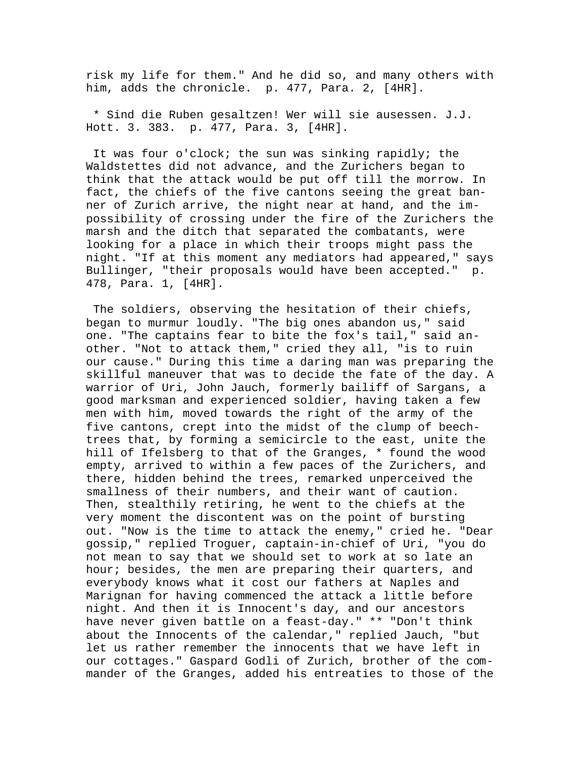risk my life for them." And he did so, and many others with him, adds the chronicle. p. 477, Para. 2, [4HR].

* Sind die Ruben gesaltzen! Wer will sie ausessen. J.J. Hott. 3. 383. p. 477, Para. 3, [4HR].

It was four o'clock; the sun was sinking rapidly; the Waldstettes did not advance, and the Zurichers began to think that the attack would be put off till the morrow. In fact, the chiefs of the five cantons seeing the great banner of Zurich arrive, the night near at hand, and the impossibility of crossing under the fire of the Zurichers the marsh and the ditch that separated the combatants, were looking for a place in which their troops might pass the night. "If at this moment any mediators had appeared," says Bullinger, "their proposals would have been accepted." p. 478, Para. 1, [4HR].

The soldiers, observing the hesitation of their chiefs, began to murmur loudly. "The big ones abandon us," said one. "The captains fear to bite the fox's tail," said another. "Not to attack them," cried they all, "is to ruin our cause." During this time a daring man was preparing the skillful maneuver that was to decide the fate of the day. A warrior of Uri, John Jauch, formerly bailiff of Sargans, a good marksman and experienced soldier, having taken a few men with him, moved towards the right of the army of the five cantons, crept into the midst of the clump of beech-trees that, by forming a semicircle to the east, unite the hill of Ifelsberg to that of the Granges, * found the wood empty, arrived to within a few paces of the Zurichers, and there, hidden behind the trees, remarked unperceived the smallness of their numbers, and their want of caution. Then, stealthily retiring, he went to the chiefs at the very moment the discontent was on the point of bursting out. "Now is the time to attack the enemy," cried he. "Dear gossip," replied Troguer, captain-in-chief of Uri, "you do not mean to say that we should set to work at so late an hour; besides, the men are preparing their quarters, and everybody knows what it cost our fathers at Naples and Marignan for having commenced the attack a little before night. And then it is Innocent's day, and our ancestors have never given battle on a feast-day." ** "Don't think about the Innocents of the calendar," replied Jauch, "but let us rather remember the innocents that we have left in our cottages." Gaspard Godli of Zurich, brother of the commander of the Granges, added his entreaties to those of the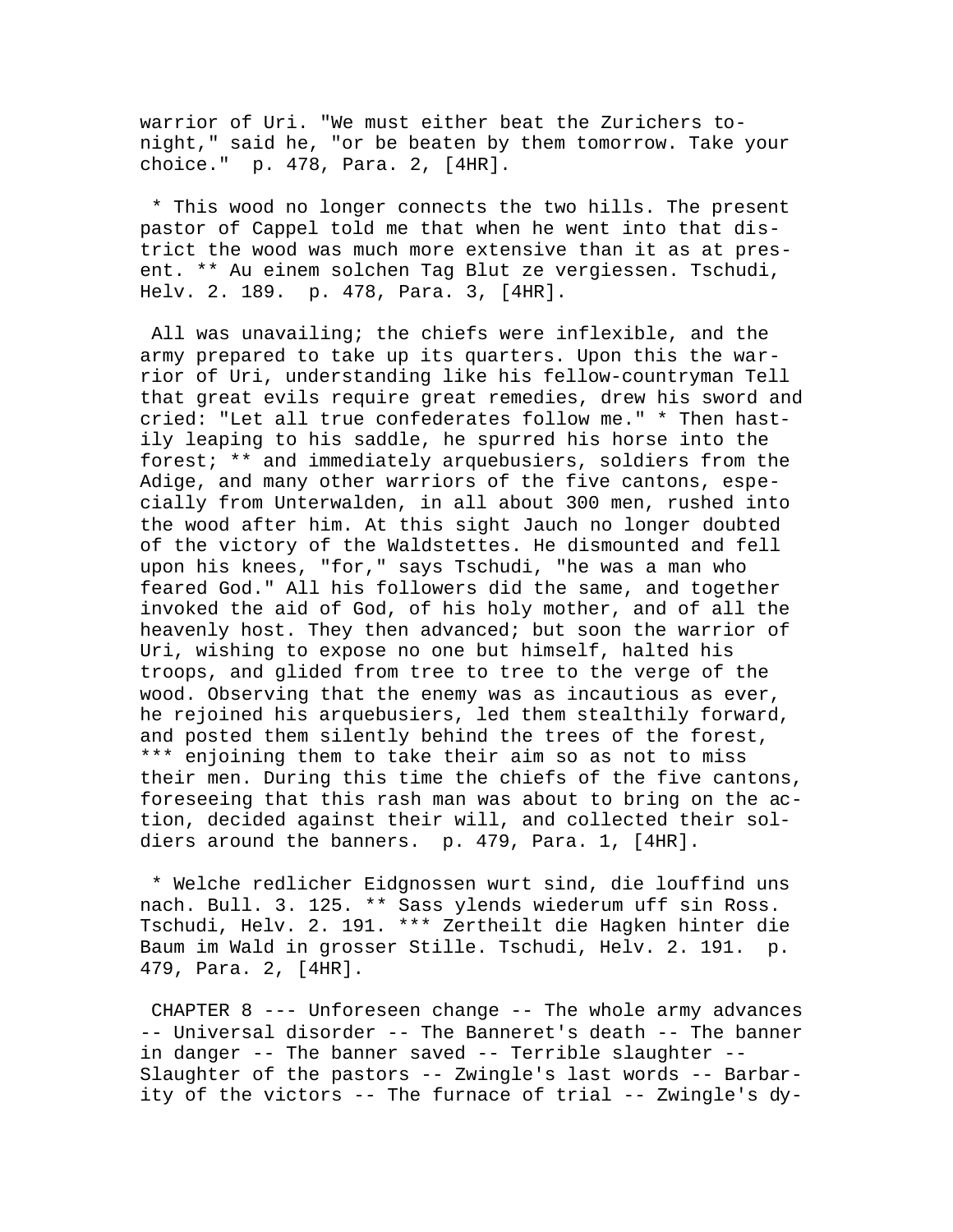warrior of Uri. "We must either beat the Zurichers to-night," said he, "or be beaten by them tomorrow. Take your choice."  p. 478, Para. 2, [4HR].

* This wood no longer connects the two hills. The present pastor of Cappel told me that when he went into that district the wood was much more extensive than it as at present. ** Au einem solchen Tag Blut ze vergiessen. Tschudi, Helv. 2. 189.  p. 478, Para. 3, [4HR].

All was unavailing; the chiefs were inflexible, and the army prepared to take up its quarters. Upon this the warrior of Uri, understanding like his fellow-countryman Tell that great evils require great remedies, drew his sword and cried: "Let all true confederates follow me." * Then hastily leaping to his saddle, he spurred his horse into the forest; ** and immediately arquebusiers, soldiers from the Adige, and many other warriors of the five cantons, especially from Unterwalden, in all about 300 men, rushed into the wood after him. At this sight Jauch no longer doubted of the victory of the Waldstettes. He dismounted and fell upon his knees, "for," says Tschudi, "he was a man who feared God." All his followers did the same, and together invoked the aid of God, of his holy mother, and of all the heavenly host. They then advanced; but soon the warrior of Uri, wishing to expose no one but himself, halted his troops, and glided from tree to tree to the verge of the wood. Observing that the enemy was as incautious as ever, he rejoined his arquebusiers, led them stealthily forward, and posted them silently behind the trees of the forest, *** enjoining them to take their aim so as not to miss their men. During this time the chiefs of the five cantons, foreseeing that this rash man was about to bring on the action, decided against their will, and collected their soldiers around the banners.  p. 479, Para. 1, [4HR].

* Welche redlicher Eidgnossen wurt sind, die louffind uns nach. Bull. 3. 125. ** Sass ylends wiederum uff sin Ross. Tschudi, Helv. 2. 191. *** Zertheilt die Hagken hinter die Baum im Wald in grosser Stille. Tschudi, Helv. 2. 191.  p. 479, Para. 2, [4HR].

CHAPTER 8 --- Unforeseen change -- The whole army advances -- Universal disorder -- The Banneret's death -- The banner in danger -- The banner saved -- Terrible slaughter -- Slaughter of the pastors -- Zwingle's last words -- Barbarity of the victors -- The furnace of trial -- Zwingle's dy-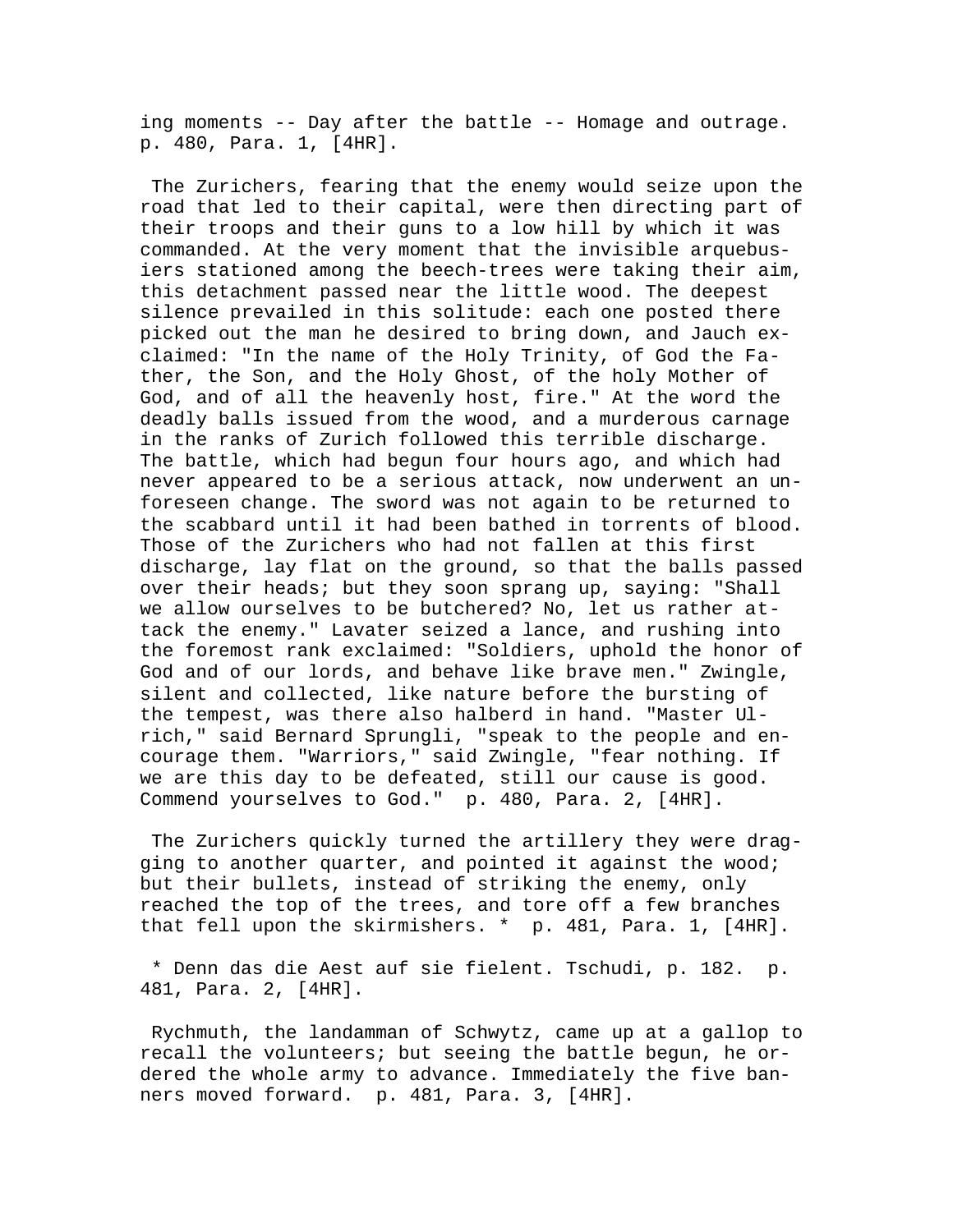ing moments -- Day after the battle -- Homage and outrage. p. 480, Para. 1, [4HR].

The Zurichers, fearing that the enemy would seize upon the road that led to their capital, were then directing part of their troops and their guns to a low hill by which it was commanded. At the very moment that the invisible arquebusiers stationed among the beech-trees were taking their aim, this detachment passed near the little wood. The deepest silence prevailed in this solitude: each one posted there picked out the man he desired to bring down, and Jauch exclaimed: "In the name of the Holy Trinity, of God the Father, the Son, and the Holy Ghost, of the holy Mother of God, and of all the heavenly host, fire." At the word the deadly balls issued from the wood, and a murderous carnage in the ranks of Zurich followed this terrible discharge. The battle, which had begun four hours ago, and which had never appeared to be a serious attack, now underwent an unforeseen change. The sword was not again to be returned to the scabbard until it had been bathed in torrents of blood. Those of the Zurichers who had not fallen at this first discharge, lay flat on the ground, so that the balls passed over their heads; but they soon sprang up, saying: "Shall we allow ourselves to be butchered? No, let us rather attack the enemy." Lavater seized a lance, and rushing into the foremost rank exclaimed: "Soldiers, uphold the honor of God and of our lords, and behave like brave men." Zwingle, silent and collected, like nature before the bursting of the tempest, was there also halberd in hand. "Master Ulrich," said Bernard Sprungli, "speak to the people and encourage them. "Warriors," said Zwingle, "fear nothing. If we are this day to be defeated, still our cause is good. Commend yourselves to God." p. 480, Para. 2, [4HR].

The Zurichers quickly turned the artillery they were dragging to another quarter, and pointed it against the wood; but their bullets, instead of striking the enemy, only reached the top of the trees, and tore off a few branches that fell upon the skirmishers. * p. 481, Para. 1, [4HR].

* Denn das die Aest auf sie fielent. Tschudi, p. 182. p. 481, Para. 2, [4HR].

Rychmuth, the landamman of Schwytz, came up at a gallop to recall the volunteers; but seeing the battle begun, he ordered the whole army to advance. Immediately the five banners moved forward. p. 481, Para. 3, [4HR].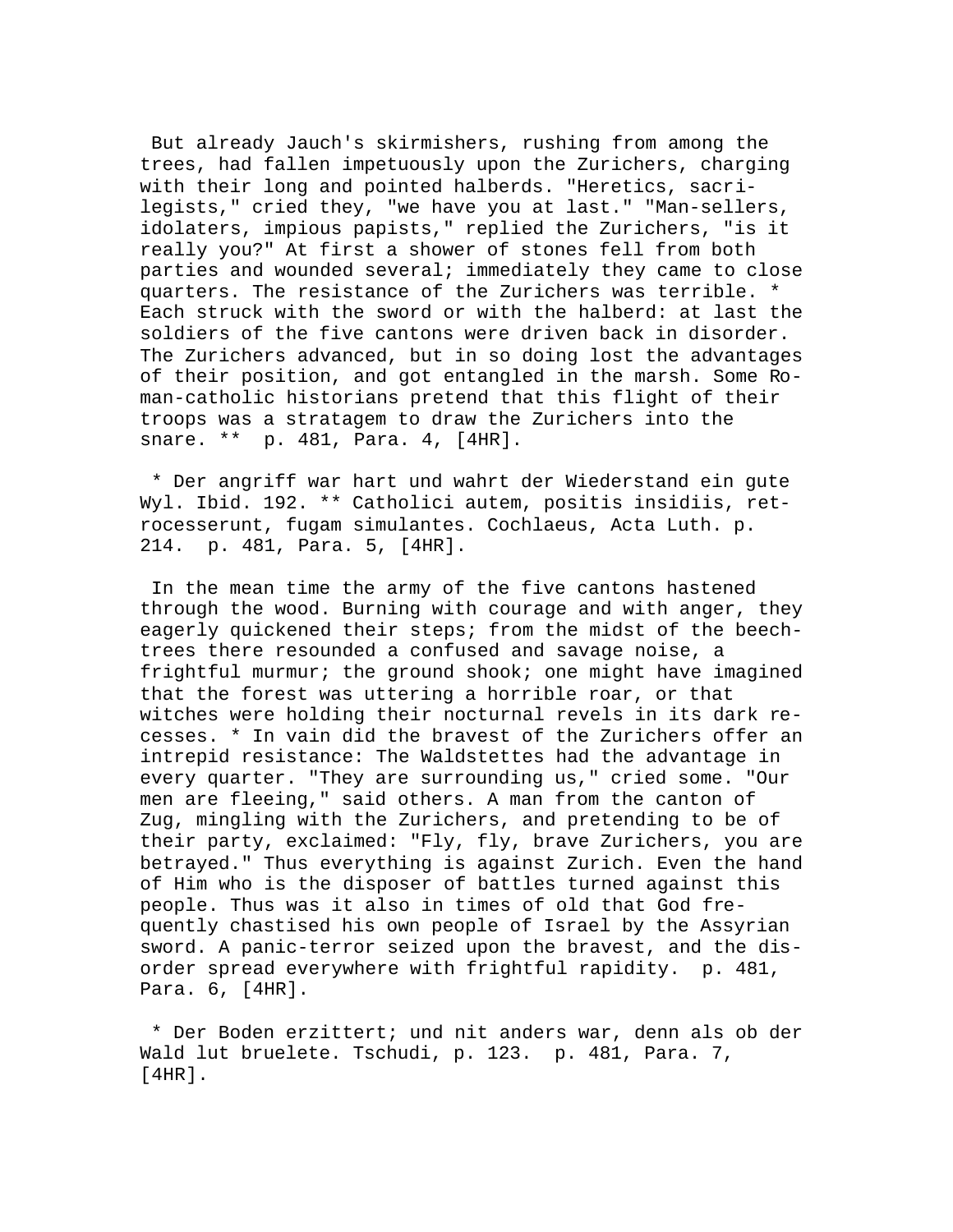But already Jauch's skirmishers, rushing from among the trees, had fallen impetuously upon the Zurichers, charging with their long and pointed halberds. "Heretics, sacrilegists," cried they, "we have you at last." "Man-sellers, idolaters, impious papists," replied the Zurichers, "is it really you?" At first a shower of stones fell from both parties and wounded several; immediately they came to close quarters. The resistance of the Zurichers was terrible. * Each struck with the sword or with the halberd: at last the soldiers of the five cantons were driven back in disorder. The Zurichers advanced, but in so doing lost the advantages of their position, and got entangled in the marsh. Some Roman-catholic historians pretend that this flight of their troops was a stratagem to draw the Zurichers into the snare. ** p. 481, Para. 4, [4HR].

* Der angriff war hart und wahrt der Wiederstand ein gute Wyl. Ibid. 192. ** Catholici autem, positis insidiis, retrocesserunt, fugam simulantes. Cochlaeus, Acta Luth. p. 214. p. 481, Para. 5, [4HR].

In the mean time the army of the five cantons hastened through the wood. Burning with courage and with anger, they eagerly quickened their steps; from the midst of the beech-trees there resounded a confused and savage noise, a frightful murmur; the ground shook; one might have imagined that the forest was uttering a horrible roar, or that witches were holding their nocturnal revels in its dark recesses. * In vain did the bravest of the Zurichers offer an intrepid resistance: The Waldstettes had the advantage in every quarter. "They are surrounding us," cried some. "Our men are fleeing," said others. A man from the canton of Zug, mingling with the Zurichers, and pretending to be of their party, exclaimed: "Fly, fly, brave Zurichers, you are betrayed." Thus everything is against Zurich. Even the hand of Him who is the disposer of battles turned against this people. Thus was it also in times of old that God frequently chastised his own people of Israel by the Assyrian sword. A panic-terror seized upon the bravest, and the disorder spread everywhere with frightful rapidity. p. 481, Para. 6, [4HR].

* Der Boden erzittert; und nit anders war, denn als ob der Wald lut bruelete. Tschudi, p. 123. p. 481, Para. 7, [4HR].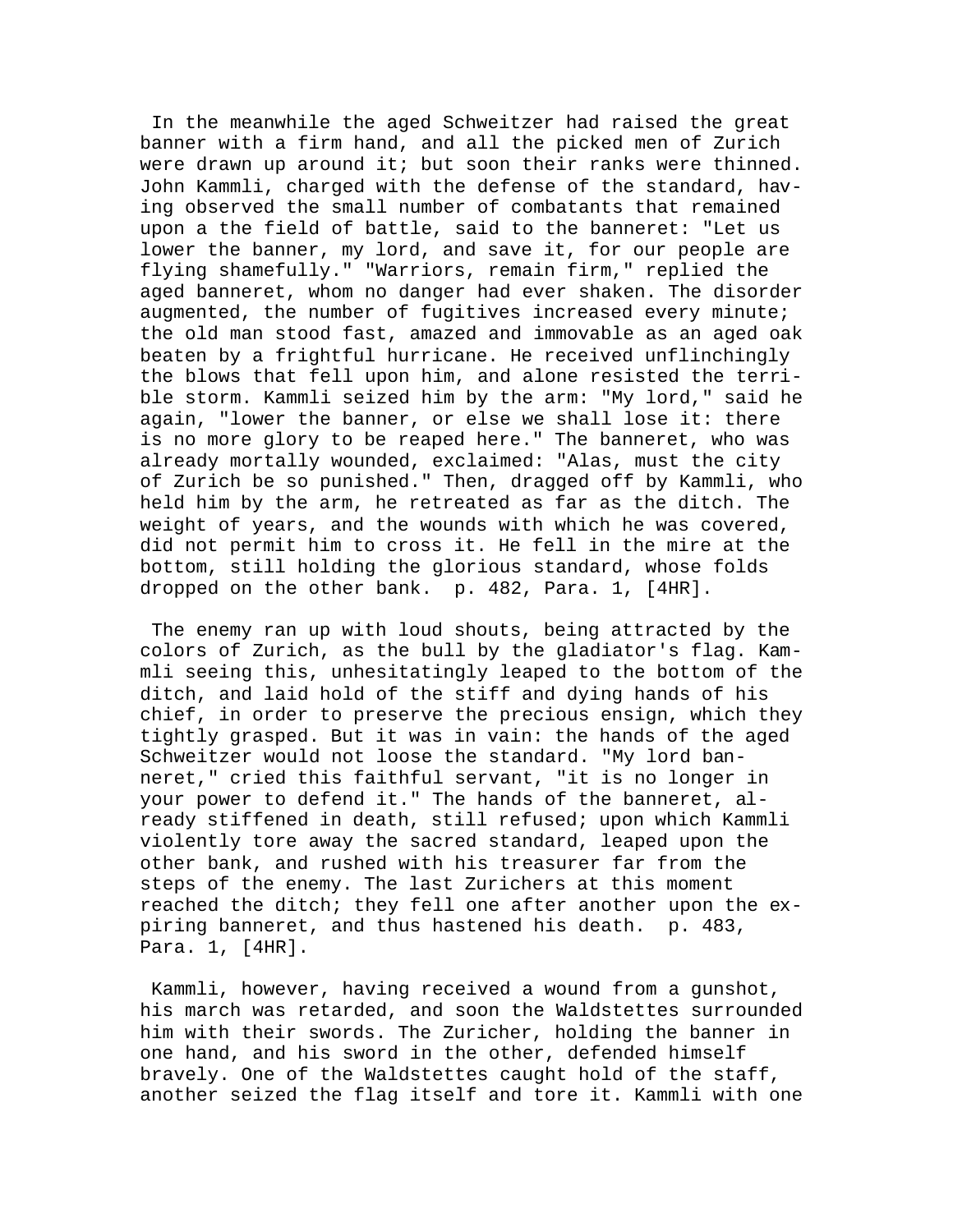In the meanwhile the aged Schweitzer had raised the great banner with a firm hand, and all the picked men of Zurich were drawn up around it; but soon their ranks were thinned. John Kammli, charged with the defense of the standard, having observed the small number of combatants that remained upon a the field of battle, said to the banneret: "Let us lower the banner, my lord, and save it, for our people are flying shamefully." "Warriors, remain firm," replied the aged banneret, whom no danger had ever shaken. The disorder augmented, the number of fugitives increased every minute; the old man stood fast, amazed and immovable as an aged oak beaten by a frightful hurricane. He received unflinchingly the blows that fell upon him, and alone resisted the terrible storm. Kammli seized him by the arm: "My lord," said he again, "lower the banner, or else we shall lose it: there is no more glory to be reaped here." The banneret, who was already mortally wounded, exclaimed: "Alas, must the city of Zurich be so punished." Then, dragged off by Kammli, who held him by the arm, he retreated as far as the ditch. The weight of years, and the wounds with which he was covered, did not permit him to cross it. He fell in the mire at the bottom, still holding the glorious standard, whose folds dropped on the other bank. p. 482, Para. 1, [4HR].

The enemy ran up with loud shouts, being attracted by the colors of Zurich, as the bull by the gladiator's flag. Kammli seeing this, unhesitatingly leaped to the bottom of the ditch, and laid hold of the stiff and dying hands of his chief, in order to preserve the precious ensign, which they tightly grasped. But it was in vain: the hands of the aged Schweitzer would not loose the standard. "My lord banneret," cried this faithful servant, "it is no longer in your power to defend it." The hands of the banneret, already stiffened in death, still refused; upon which Kammli violently tore away the sacred standard, leaped upon the other bank, and rushed with his treasurer far from the steps of the enemy. The last Zurichers at this moment reached the ditch; they fell one after another upon the expiring banneret, and thus hastened his death. p. 483, Para. 1, [4HR].

Kammli, however, having received a wound from a gunshot, his march was retarded, and soon the Waldstettes surrounded him with their swords. The Zuricher, holding the banner in one hand, and his sword in the other, defended himself bravely. One of the Waldstettes caught hold of the staff, another seized the flag itself and tore it. Kammli with one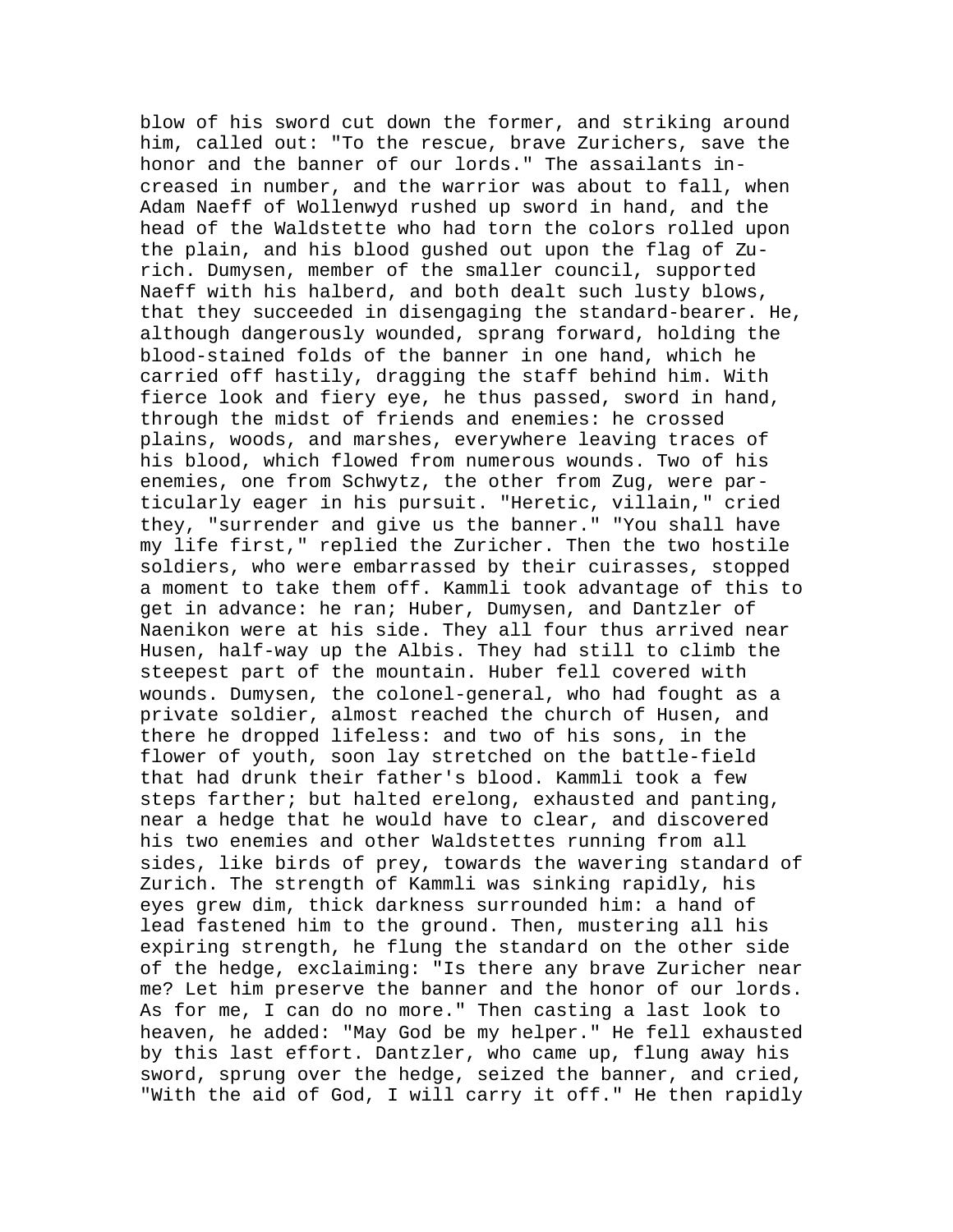blow of his sword cut down the former, and striking around him, called out: "To the rescue, brave Zurichers, save the honor and the banner of our lords." The assailants increased in number, and the warrior was about to fall, when Adam Naeff of Wollenwyd rushed up sword in hand, and the head of the Waldstette who had torn the colors rolled upon the plain, and his blood gushed out upon the flag of Zurich. Dumysen, member of the smaller council, supported Naeff with his halberd, and both dealt such lusty blows, that they succeeded in disengaging the standard-bearer. He, although dangerously wounded, sprang forward, holding the blood-stained folds of the banner in one hand, which he carried off hastily, dragging the staff behind him. With fierce look and fiery eye, he thus passed, sword in hand, through the midst of friends and enemies: he crossed plains, woods, and marshes, everywhere leaving traces of his blood, which flowed from numerous wounds. Two of his enemies, one from Schwytz, the other from Zug, were particularly eager in his pursuit. "Heretic, villain," cried they, "surrender and give us the banner." "You shall have my life first," replied the Zuricher. Then the two hostile soldiers, who were embarrassed by their cuirasses, stopped a moment to take them off. Kammli took advantage of this to get in advance: he ran; Huber, Dumysen, and Dantzler of Naenikon were at his side. They all four thus arrived near Husen, half-way up the Albis. They had still to climb the steepest part of the mountain. Huber fell covered with wounds. Dumysen, the colonel-general, who had fought as a private soldier, almost reached the church of Husen, and there he dropped lifeless: and two of his sons, in the flower of youth, soon lay stretched on the battle-field that had drunk their father's blood. Kammli took a few steps farther; but halted erelong, exhausted and panting, near a hedge that he would have to clear, and discovered his two enemies and other Waldstettes running from all sides, like birds of prey, towards the wavering standard of Zurich. The strength of Kammli was sinking rapidly, his eyes grew dim, thick darkness surrounded him: a hand of lead fastened him to the ground. Then, mustering all his expiring strength, he flung the standard on the other side of the hedge, exclaiming: "Is there any brave Zuricher near me? Let him preserve the banner and the honor of our lords. As for me, I can do no more." Then casting a last look to heaven, he added: "May God be my helper." He fell exhausted by this last effort. Dantzler, who came up, flung away his sword, sprung over the hedge, seized the banner, and cried, "With the aid of God, I will carry it off." He then rapidly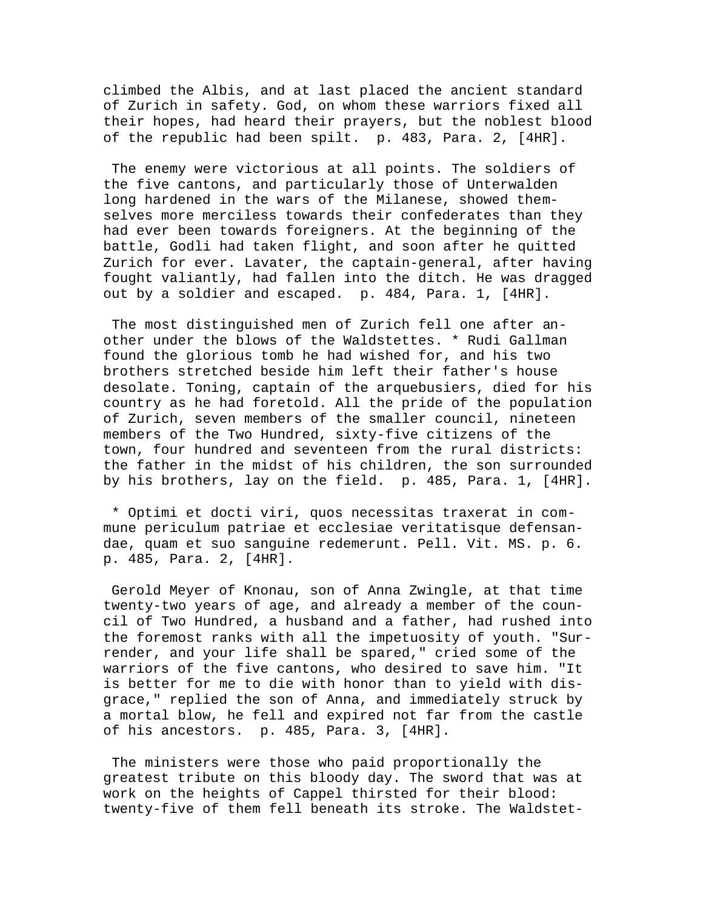climbed the Albis, and at last placed the ancient standard of Zurich in safety. God, on whom these warriors fixed all their hopes, had heard their prayers, but the noblest blood of the republic had been spilt. p. 483, Para. 2, [4HR].

The enemy were victorious at all points. The soldiers of the five cantons, and particularly those of Unterwalden long hardened in the wars of the Milanese, showed themselves more merciless towards their confederates than they had ever been towards foreigners. At the beginning of the battle, Godli had taken flight, and soon after he quitted Zurich for ever. Lavater, the captain-general, after having fought valiantly, had fallen into the ditch. He was dragged out by a soldier and escaped. p. 484, Para. 1, [4HR].

The most distinguished men of Zurich fell one after another under the blows of the Waldstettes. * Rudi Gallman found the glorious tomb he had wished for, and his two brothers stretched beside him left their father's house desolate. Toning, captain of the arquebusiers, died for his country as he had foretold. All the pride of the population of Zurich, seven members of the smaller council, nineteen members of the Two Hundred, sixty-five citizens of the town, four hundred and seventeen from the rural districts: the father in the midst of his children, the son surrounded by his brothers, lay on the field. p. 485, Para. 1, [4HR].

* Optimi et docti viri, quos necessitas traxerat in commune periculum patriae et ecclesiae veritatisque defensandae, quam et suo sanguine redemerunt. Pell. Vit. MS. p. 6. p. 485, Para. 2, [4HR].

Gerold Meyer of Knonau, son of Anna Zwingle, at that time twenty-two years of age, and already a member of the council of Two Hundred, a husband and a father, had rushed into the foremost ranks with all the impetuosity of youth. "Surrender, and your life shall be spared," cried some of the warriors of the five cantons, who desired to save him. "It is better for me to die with honor than to yield with disgrace," replied the son of Anna, and immediately struck by a mortal blow, he fell and expired not far from the castle of his ancestors. p. 485, Para. 3, [4HR].

The ministers were those who paid proportionally the greatest tribute on this bloody day. The sword that was at work on the heights of Cappel thirsted for their blood: twenty-five of them fell beneath its stroke. The Waldstet-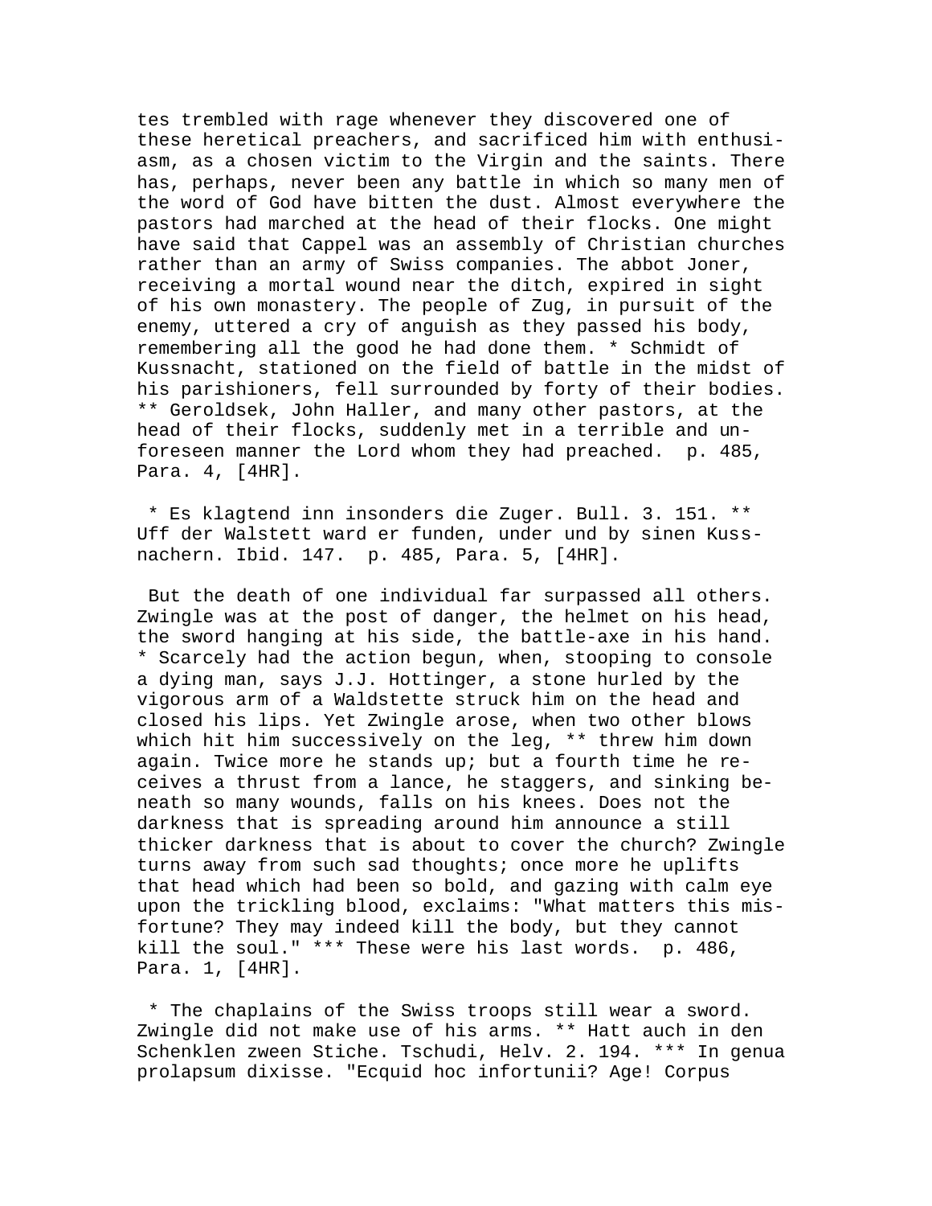tes trembled with rage whenever they discovered one of these heretical preachers, and sacrificed him with enthusiasm, as a chosen victim to the Virgin and the saints. There has, perhaps, never been any battle in which so many men of the word of God have bitten the dust. Almost everywhere the pastors had marched at the head of their flocks. One might have said that Cappel was an assembly of Christian churches rather than an army of Swiss companies. The abbot Joner, receiving a mortal wound near the ditch, expired in sight of his own monastery. The people of Zug, in pursuit of the enemy, uttered a cry of anguish as they passed his body, remembering all the good he had done them. * Schmidt of Kussnacht, stationed on the field of battle in the midst of his parishioners, fell surrounded by forty of their bodies. ** Geroldsek, John Haller, and many other pastors, at the head of their flocks, suddenly met in a terrible and unforeseen manner the Lord whom they had preached. p. 485, Para. 4, [4HR].

* Es klagtend inn insonders die Zuger. Bull. 3. 151. ** Uff der Walstett ward er funden, under und by sinen Kussnachern. Ibid. 147. p. 485, Para. 5, [4HR].

But the death of one individual far surpassed all others. Zwingle was at the post of danger, the helmet on his head, the sword hanging at his side, the battle-axe in his hand. * Scarcely had the action begun, when, stooping to console a dying man, says J.J. Hottinger, a stone hurled by the vigorous arm of a Waldstette struck him on the head and closed his lips. Yet Zwingle arose, when two other blows which hit him successively on the leg, ** threw him down again. Twice more he stands up; but a fourth time he receives a thrust from a lance, he staggers, and sinking beneath so many wounds, falls on his knees. Does not the darkness that is spreading around him announce a still thicker darkness that is about to cover the church? Zwingle turns away from such sad thoughts; once more he uplifts that head which had been so bold, and gazing with calm eye upon the trickling blood, exclaims: "What matters this misfortune? They may indeed kill the body, but they cannot kill the soul." *** These were his last words. p. 486, Para. 1, [4HR].

* The chaplains of the Swiss troops still wear a sword. Zwingle did not make use of his arms. ** Hatt auch in den Schenklen zween Stiche. Tschudi, Helv. 2. 194. *** In genua prolapsum dixisse. "Ecquid hoc infortunii? Age! Corpus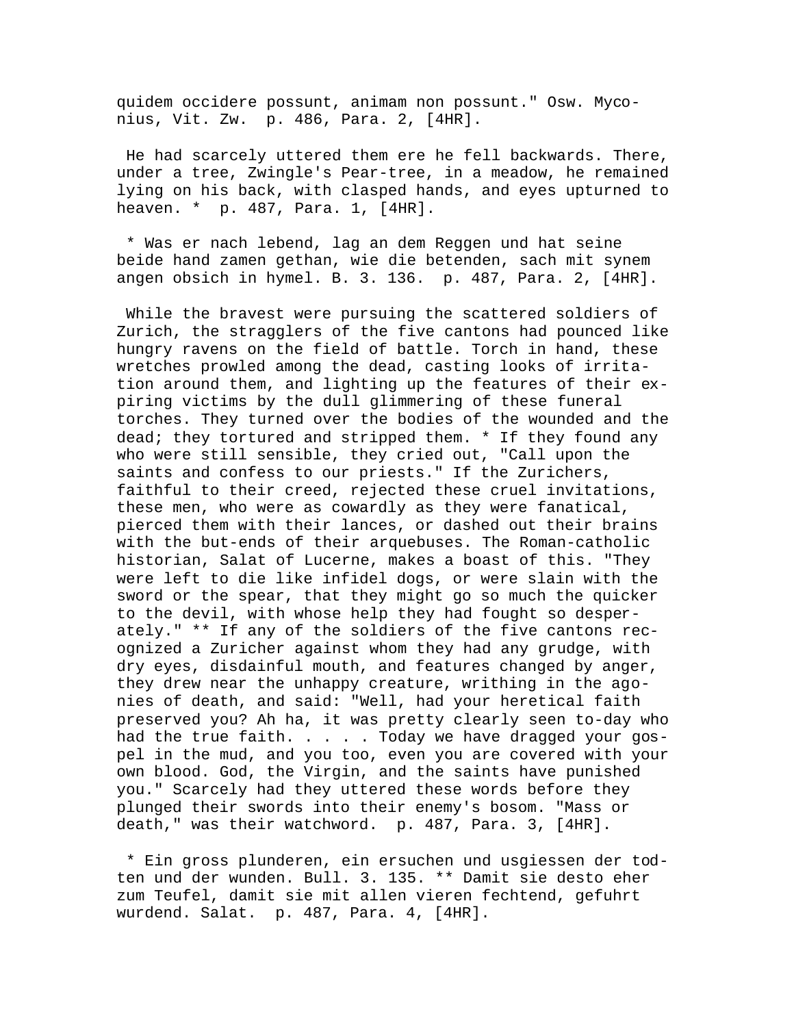quidem occidere possunt, animam non possunt." Osw. Myconius, Vit. Zw. p. 486, Para. 2, [4HR].

He had scarcely uttered them ere he fell backwards. There, under a tree, Zwingle's Pear-tree, in a meadow, he remained lying on his back, with clasped hands, and eyes upturned to heaven. * p. 487, Para. 1, [4HR].

* Was er nach lebend, lag an dem Reggen und hat seine beide hand zamen gethan, wie die betenden, sach mit synem angen obsich in hymel. B. 3. 136. p. 487, Para. 2, [4HR].

While the bravest were pursuing the scattered soldiers of Zurich, the stragglers of the five cantons had pounced like hungry ravens on the field of battle. Torch in hand, these wretches prowled among the dead, casting looks of irritation around them, and lighting up the features of their expiring victims by the dull glimmering of these funeral torches. They turned over the bodies of the wounded and the dead; they tortured and stripped them. * If they found any who were still sensible, they cried out, "Call upon the saints and confess to our priests." If the Zurichers, faithful to their creed, rejected these cruel invitations, these men, who were as cowardly as they were fanatical, pierced them with their lances, or dashed out their brains with the but-ends of their arquebuses. The Roman-catholic historian, Salat of Lucerne, makes a boast of this. "They were left to die like infidel dogs, or were slain with the sword or the spear, that they might go so much the quicker to the devil, with whose help they had fought so desperately." ** If any of the soldiers of the five cantons recognized a Zuricher against whom they had any grudge, with dry eyes, disdainful mouth, and features changed by anger, they drew near the unhappy creature, writhing in the agonies of death, and said: "Well, had your heretical faith preserved you? Ah ha, it was pretty clearly seen to-day who had the true faith. . . . . Today we have dragged your gospel in the mud, and you too, even you are covered with your own blood. God, the Virgin, and the saints have punished you." Scarcely had they uttered these words before they plunged their swords into their enemy's bosom. "Mass or death," was their watchword. p. 487, Para. 3, [4HR].

* Ein gross plunderen, ein ersuchen und usgiessen der todten und der wunden. Bull. 3. 135. ** Damit sie desto eher zum Teufel, damit sie mit allen vieren fechtend, gefuhrt wurdend. Salat. p. 487, Para. 4, [4HR].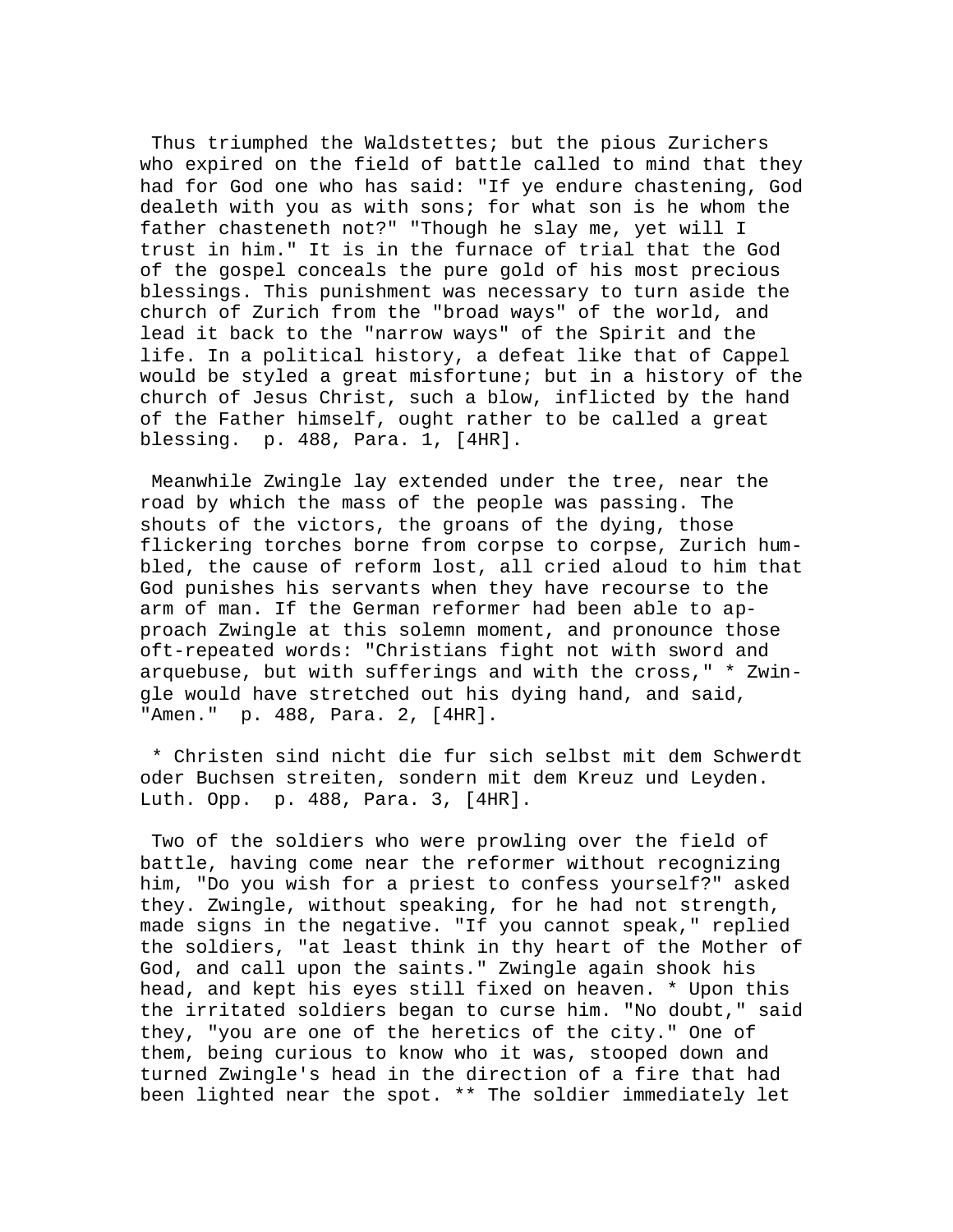Thus triumphed the Waldstettes; but the pious Zurichers who expired on the field of battle called to mind that they had for God one who has said: "If ye endure chastening, God dealeth with you as with sons; for what son is he whom the father chasteneth not?" "Though he slay me, yet will I trust in him." It is in the furnace of trial that the God of the gospel conceals the pure gold of his most precious blessings. This punishment was necessary to turn aside the church of Zurich from the "broad ways" of the world, and lead it back to the "narrow ways" of the Spirit and the life. In a political history, a defeat like that of Cappel would be styled a great misfortune; but in a history of the church of Jesus Christ, such a blow, inflicted by the hand of the Father himself, ought rather to be called a great blessing. p. 488, Para. 1, [4HR].

Meanwhile Zwingle lay extended under the tree, near the road by which the mass of the people was passing. The shouts of the victors, the groans of the dying, those flickering torches borne from corpse to corpse, Zurich humbled, the cause of reform lost, all cried aloud to him that God punishes his servants when they have recourse to the arm of man. If the German reformer had been able to approach Zwingle at this solemn moment, and pronounce those oft-repeated words: "Christians fight not with sword and arquebuse, but with sufferings and with the cross," * Zwingle would have stretched out his dying hand, and said, "Amen." p. 488, Para. 2, [4HR].

* Christen sind nicht die fur sich selbst mit dem Schwerdt oder Buchsen streiten, sondern mit dem Kreuz und Leyden. Luth. Opp. p. 488, Para. 3, [4HR].

Two of the soldiers who were prowling over the field of battle, having come near the reformer without recognizing him, "Do you wish for a priest to confess yourself?" asked they. Zwingle, without speaking, for he had not strength, made signs in the negative. "If you cannot speak," replied the soldiers, "at least think in thy heart of the Mother of God, and call upon the saints." Zwingle again shook his head, and kept his eyes still fixed on heaven. * Upon this the irritated soldiers began to curse him. "No doubt," said they, "you are one of the heretics of the city." One of them, being curious to know who it was, stooped down and turned Zwingle's head in the direction of a fire that had been lighted near the spot. ** The soldier immediately let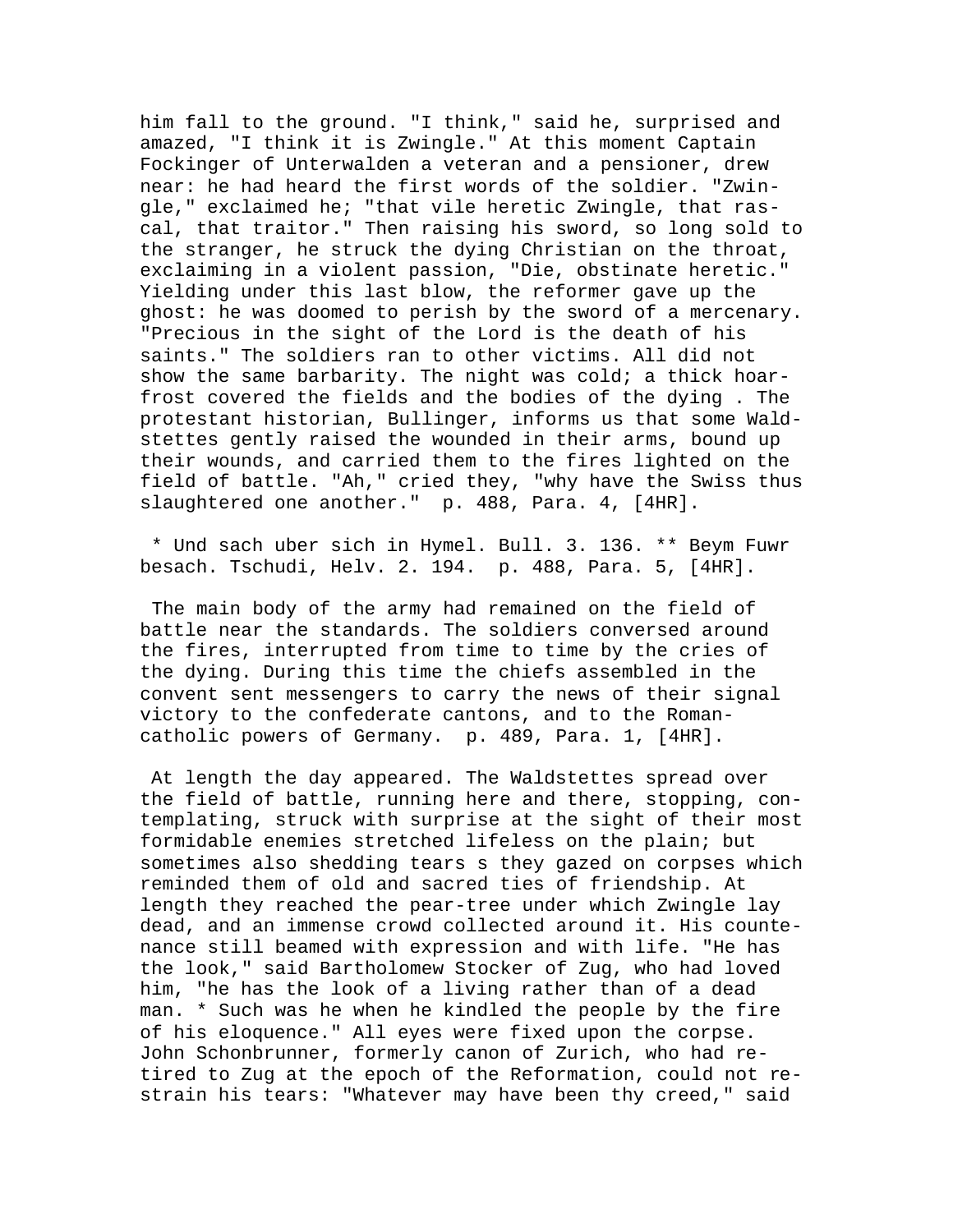him fall to the ground. "I think," said he, surprised and amazed, "I think it is Zwingle." At this moment Captain Fockinger of Unterwalden a veteran and a pensioner, drew near: he had heard the first words of the soldier. "Zwingle," exclaimed he; "that vile heretic Zwingle, that rascal, that traitor." Then raising his sword, so long sold to the stranger, he struck the dying Christian on the throat, exclaiming in a violent passion, "Die, obstinate heretic." Yielding under this last blow, the reformer gave up the ghost: he was doomed to perish by the sword of a mercenary. "Precious in the sight of the Lord is the death of his saints." The soldiers ran to other victims. All did not show the same barbarity. The night was cold; a thick hoar-frost covered the fields and the bodies of the dying . The protestant historian, Bullinger, informs us that some Waldstettes gently raised the wounded in their arms, bound up their wounds, and carried them to the fires lighted on the field of battle. "Ah," cried they, "why have the Swiss thus slaughtered one another." p. 488, Para. 4, [4HR].

* Und sach uber sich in Hymel. Bull. 3. 136. ** Beym Fuwr besach. Tschudi, Helv. 2. 194. p. 488, Para. 5, [4HR].

The main body of the army had remained on the field of battle near the standards. The soldiers conversed around the fires, interrupted from time to time by the cries of the dying. During this time the chiefs assembled in the convent sent messengers to carry the news of their signal victory to the confederate cantons, and to the Roman-catholic powers of Germany. p. 489, Para. 1, [4HR].

At length the day appeared. The Waldstettes spread over the field of battle, running here and there, stopping, contemplating, struck with surprise at the sight of their most formidable enemies stretched lifeless on the plain; but sometimes also shedding tears s they gazed on corpses which reminded them of old and sacred ties of friendship. At length they reached the pear-tree under which Zwingle lay dead, and an immense crowd collected around it. His countenance still beamed with expression and with life. "He has the look," said Bartholomew Stocker of Zug, who had loved him, "he has the look of a living rather than of a dead man. * Such was he when he kindled the people by the fire of his eloquence." All eyes were fixed upon the corpse. John Schonbrunner, formerly canon of Zurich, who had retired to Zug at the epoch of the Reformation, could not restrain his tears: "Whatever may have been thy creed," said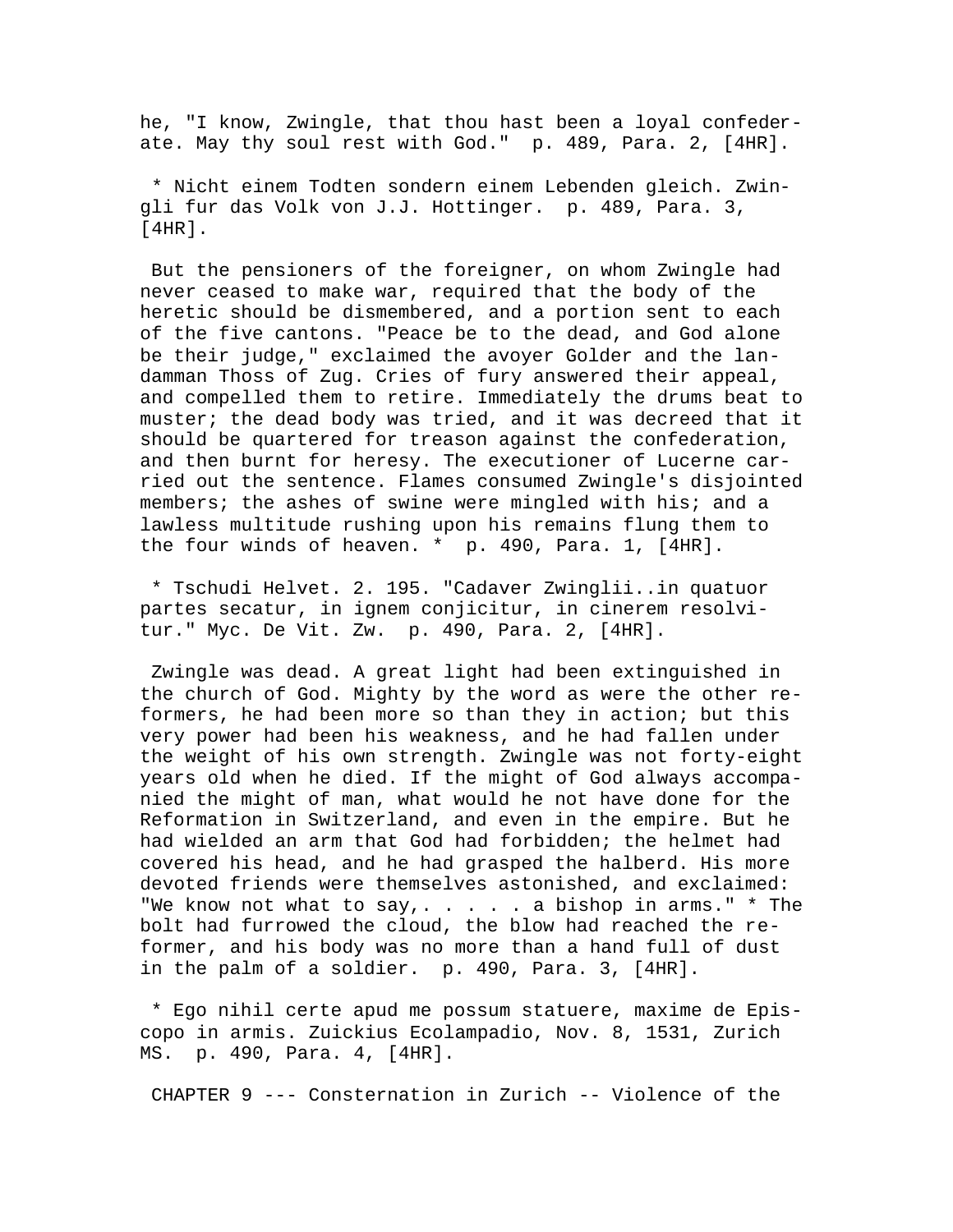he, "I know, Zwingle, that thou hast been a loyal confederate. May thy soul rest with God." p. 489, Para. 2, [4HR].

* Nicht einem Todten sondern einem Lebenden gleich. Zwingli fur das Volk von J.J. Hottinger. p. 489, Para. 3, [4HR].

But the pensioners of the foreigner, on whom Zwingle had never ceased to make war, required that the body of the heretic should be dismembered, and a portion sent to each of the five cantons. "Peace be to the dead, and God alone be their judge," exclaimed the avoyer Golder and the landamman Thoss of Zug. Cries of fury answered their appeal, and compelled them to retire. Immediately the drums beat to muster; the dead body was tried, and it was decreed that it should be quartered for treason against the confederation, and then burnt for heresy. The executioner of Lucerne carried out the sentence. Flames consumed Zwingle's disjointed members; the ashes of swine were mingled with his; and a lawless multitude rushing upon his remains flung them to the four winds of heaven. * p. 490, Para. 1, [4HR].

* Tschudi Helvet. 2. 195. "Cadaver Zwinglii..in quatuor partes secatur, in ignem conjicitur, in cinerem resolvitur." Myc. De Vit. Zw. p. 490, Para. 2, [4HR].

Zwingle was dead. A great light had been extinguished in the church of God. Mighty by the word as were the other reformers, he had been more so than they in action; but this very power had been his weakness, and he had fallen under the weight of his own strength. Zwingle was not forty-eight years old when he died. If the might of God always accompanied the might of man, what would he not have done for the Reformation in Switzerland, and even in the empire. But he had wielded an arm that God had forbidden; the helmet had covered his head, and he had grasped the halberd. His more devoted friends were themselves astonished, and exclaimed: "We know not what to say,. . . . . a bishop in arms." * The bolt had furrowed the cloud, the blow had reached the reformer, and his body was no more than a hand full of dust in the palm of a soldier. p. 490, Para. 3, [4HR].

* Ego nihil certe apud me possum statuere, maxime de Episcopo in armis. Zuickius Ecolampadio, Nov. 8, 1531, Zurich MS. p. 490, Para. 4, [4HR].

CHAPTER 9 --- Consternation in Zurich -- Violence of the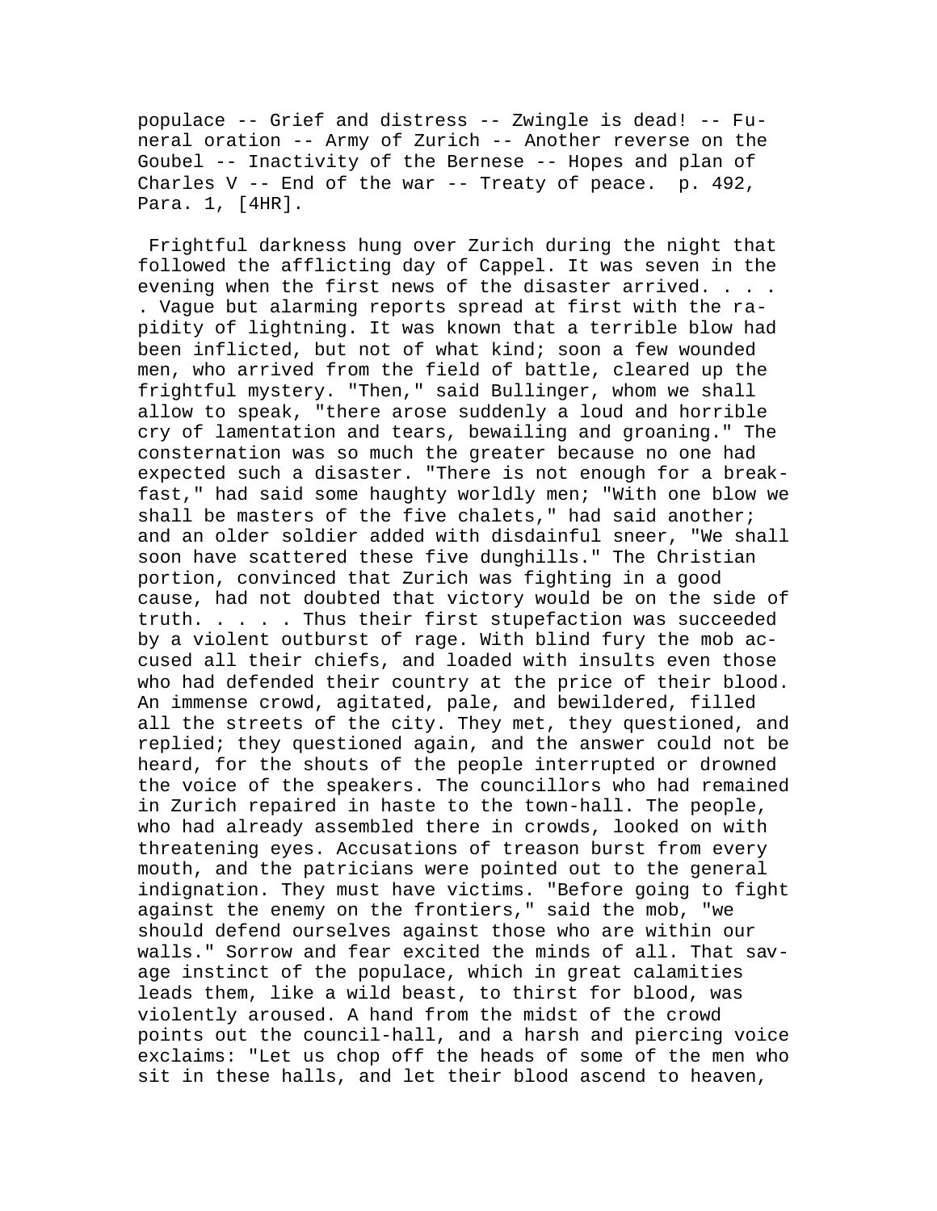populace -- Grief and distress -- Zwingle is dead! -- Funeral oration -- Army of Zurich -- Another reverse on the Goubel -- Inactivity of the Bernese -- Hopes and plan of Charles V -- End of the war -- Treaty of peace. p. 492, Para. 1, [4HR].

Frightful darkness hung over Zurich during the night that followed the afflicting day of Cappel. It was seven in the evening when the first news of the disaster arrived. . . . . Vague but alarming reports spread at first with the rapidity of lightning. It was known that a terrible blow had been inflicted, but not of what kind; soon a few wounded men, who arrived from the field of battle, cleared up the frightful mystery. "Then," said Bullinger, whom we shall allow to speak, "there arose suddenly a loud and horrible cry of lamentation and tears, bewailing and groaning." The consternation was so much the greater because no one had expected such a disaster. "There is not enough for a breakfast," had said some haughty worldly men; "With one blow we shall be masters of the five chalets," had said another; and an older soldier added with disdainful sneer, "We shall soon have scattered these five dunghills." The Christian portion, convinced that Zurich was fighting in a good cause, had not doubted that victory would be on the side of truth. . . . . Thus their first stupefaction was succeeded by a violent outburst of rage. With blind fury the mob accused all their chiefs, and loaded with insults even those who had defended their country at the price of their blood. An immense crowd, agitated, pale, and bewildered, filled all the streets of the city. They met, they questioned, and replied; they questioned again, and the answer could not be heard, for the shouts of the people interrupted or drowned the voice of the speakers. The councillors who had remained in Zurich repaired in haste to the town-hall. The people, who had already assembled there in crowds, looked on with threatening eyes. Accusations of treason burst from every mouth, and the patricians were pointed out to the general indignation. They must have victims. "Before going to fight against the enemy on the frontiers," said the mob, "we should defend ourselves against those who are within our walls." Sorrow and fear excited the minds of all. That savage instinct of the populace, which in great calamities leads them, like a wild beast, to thirst for blood, was violently aroused. A hand from the midst of the crowd points out the council-hall, and a harsh and piercing voice exclaims: "Let us chop off the heads of some of the men who sit in these halls, and let their blood ascend to heaven,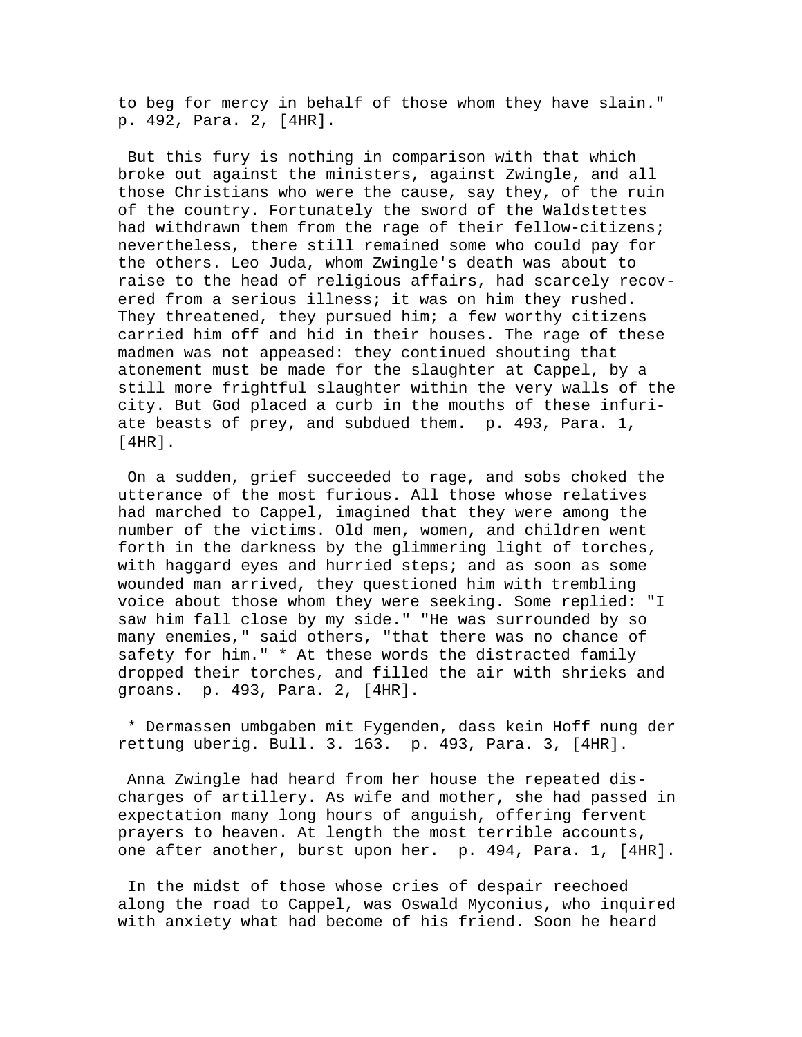to beg for mercy in behalf of those whom they have slain." p. 492, Para. 2, [4HR].

But this fury is nothing in comparison with that which broke out against the ministers, against Zwingle, and all those Christians who were the cause, say they, of the ruin of the country. Fortunately the sword of the Waldstettes had withdrawn them from the rage of their fellow-citizens; nevertheless, there still remained some who could pay for the others. Leo Juda, whom Zwingle's death was about to raise to the head of religious affairs, had scarcely recovered from a serious illness; it was on him they rushed. They threatened, they pursued him; a few worthy citizens carried him off and hid in their houses. The rage of these madmen was not appeased: they continued shouting that atonement must be made for the slaughter at Cappel, by a still more frightful slaughter within the very walls of the city. But God placed a curb in the mouths of these infuriate beasts of prey, and subdued them. p. 493, Para. 1, [4HR].

On a sudden, grief succeeded to rage, and sobs choked the utterance of the most furious. All those whose relatives had marched to Cappel, imagined that they were among the number of the victims. Old men, women, and children went forth in the darkness by the glimmering light of torches, with haggard eyes and hurried steps; and as soon as some wounded man arrived, they questioned him with trembling voice about those whom they were seeking. Some replied: "I saw him fall close by my side." "He was surrounded by so many enemies," said others, "that there was no chance of safety for him." * At these words the distracted family dropped their torches, and filled the air with shrieks and groans. p. 493, Para. 2, [4HR].

* Dermassen umbgaben mit Fygenden, dass kein Hoff nung der rettung uberig. Bull. 3. 163. p. 493, Para. 3, [4HR].

Anna Zwingle had heard from her house the repeated discharges of artillery. As wife and mother, she had passed in expectation many long hours of anguish, offering fervent prayers to heaven. At length the most terrible accounts, one after another, burst upon her. p. 494, Para. 1, [4HR].

In the midst of those whose cries of despair reechoed along the road to Cappel, was Oswald Myconius, who inquired with anxiety what had become of his friend. Soon he heard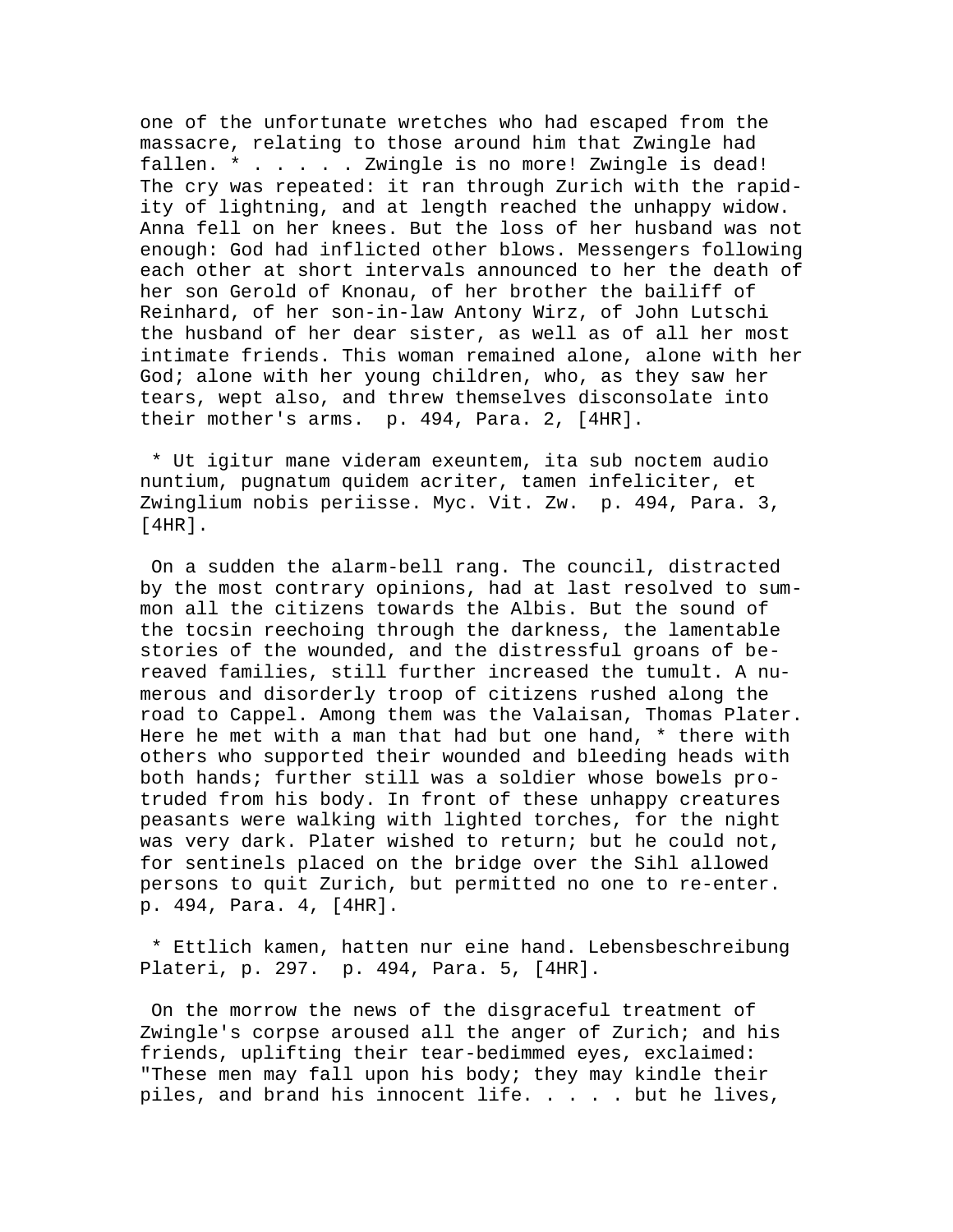one of the unfortunate wretches who had escaped from the massacre, relating to those around him that Zwingle had fallen. * . . . . . Zwingle is no more! Zwingle is dead! The cry was repeated: it ran through Zurich with the rapidity of lightning, and at length reached the unhappy widow. Anna fell on her knees. But the loss of her husband was not enough: God had inflicted other blows. Messengers following each other at short intervals announced to her the death of her son Gerold of Knonau, of her brother the bailiff of Reinhard, of her son-in-law Antony Wirz, of John Lutschi the husband of her dear sister, as well as of all her most intimate friends. This woman remained alone, alone with her God; alone with her young children, who, as they saw her tears, wept also, and threw themselves disconsolate into their mother's arms.  p. 494, Para. 2, [4HR].

 * Ut igitur mane videram exeuntem, ita sub noctem audio nuntium, pugnatum quidem acriter, tamen infeliciter, et Zwinglium nobis periisse. Myc. Vit. Zw.  p. 494, Para. 3, [4HR].

 On a sudden the alarm-bell rang. The council, distracted by the most contrary opinions, had at last resolved to summon all the citizens towards the Albis. But the sound of the tocsin reechoing through the darkness, the lamentable stories of the wounded, and the distressful groans of bereaved families, still further increased the tumult. A numerous and disorderly troop of citizens rushed along the road to Cappel. Among them was the Valaisan, Thomas Plater. Here he met with a man that had but one hand, * there with others who supported their wounded and bleeding heads with both hands; further still was a soldier whose bowels protruded from his body. In front of these unhappy creatures peasants were walking with lighted torches, for the night was very dark. Plater wished to return; but he could not, for sentinels placed on the bridge over the Sihl allowed persons to quit Zurich, but permitted no one to re-enter.  p. 494, Para. 4, [4HR].

 * Ettlich kamen, hatten nur eine hand. Lebensbeschreibung Plateri, p. 297.  p. 494, Para. 5, [4HR].

 On the morrow the news of the disgraceful treatment of Zwingle's corpse aroused all the anger of Zurich; and his friends, uplifting their tear-bedimmed eyes, exclaimed: "These men may fall upon his body; they may kindle their piles, and brand his innocent life. . . . . but he lives,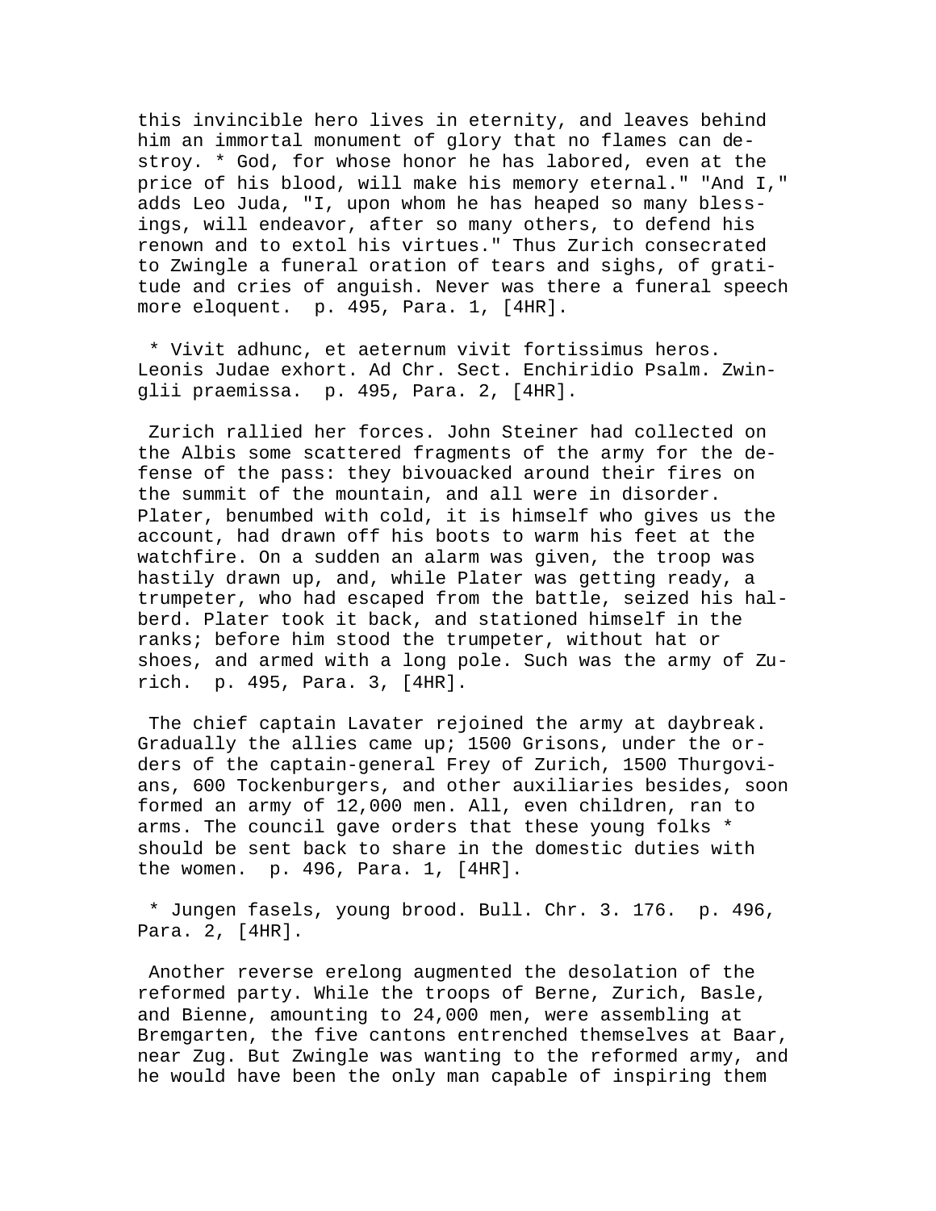this invincible hero lives in eternity, and leaves behind him an immortal monument of glory that no flames can destroy. * God, for whose honor he has labored, even at the price of his blood, will make his memory eternal." "And I," adds Leo Juda, "I, upon whom he has heaped so many blessings, will endeavor, after so many others, to defend his renown and to extol his virtues." Thus Zurich consecrated to Zwingle a funeral oration of tears and sighs, of gratitude and cries of anguish. Never was there a funeral speech more eloquent. p. 495, Para. 1, [4HR].

* Vivit adhunc, et aeternum vivit fortissimus heros. Leonis Judae exhort. Ad Chr. Sect. Enchiridio Psalm. Zwinglii praemissa. p. 495, Para. 2, [4HR].

Zurich rallied her forces. John Steiner had collected on the Albis some scattered fragments of the army for the defense of the pass: they bivouacked around their fires on the summit of the mountain, and all were in disorder. Plater, benumbed with cold, it is himself who gives us the account, had drawn off his boots to warm his feet at the watchfire. On a sudden an alarm was given, the troop was hastily drawn up, and, while Plater was getting ready, a trumpeter, who had escaped from the battle, seized his halberd. Plater took it back, and stationed himself in the ranks; before him stood the trumpeter, without hat or shoes, and armed with a long pole. Such was the army of Zurich. p. 495, Para. 3, [4HR].

The chief captain Lavater rejoined the army at daybreak. Gradually the allies came up; 1500 Grisons, under the orders of the captain-general Frey of Zurich, 1500 Thurgovians, 600 Tockenburgers, and other auxiliaries besides, soon formed an army of 12,000 men. All, even children, ran to arms. The council gave orders that these young folks * should be sent back to share in the domestic duties with the women. p. 496, Para. 1, [4HR].

* Jungen fasels, young brood. Bull. Chr. 3. 176. p. 496, Para. 2, [4HR].

Another reverse erelong augmented the desolation of the reformed party. While the troops of Berne, Zurich, Basle, and Bienne, amounting to 24,000 men, were assembling at Bremgarten, the five cantons entrenched themselves at Baar, near Zug. But Zwingle was wanting to the reformed army, and he would have been the only man capable of inspiring them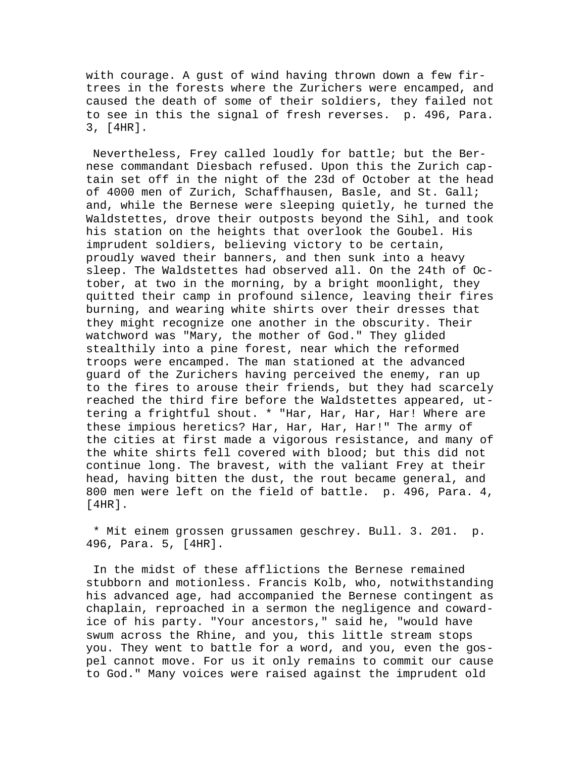with courage. A gust of wind having thrown down a few fir-trees in the forests where the Zurichers were encamped, and caused the death of some of their soldiers, they failed not to see in this the signal of fresh reverses. p. 496, Para. 3, [4HR].

Nevertheless, Frey called loudly for battle; but the Bernese commandant Diesbach refused. Upon this the Zurich captain set off in the night of the 23d of October at the head of 4000 men of Zurich, Schaffhausen, Basle, and St. Gall; and, while the Bernese were sleeping quietly, he turned the Waldstettes, drove their outposts beyond the Sihl, and took his station on the heights that overlook the Goubel. His imprudent soldiers, believing victory to be certain, proudly waved their banners, and then sunk into a heavy sleep. The Waldstettes had observed all. On the 24th of October, at two in the morning, by a bright moonlight, they quitted their camp in profound silence, leaving their fires burning, and wearing white shirts over their dresses that they might recognize one another in the obscurity. Their watchword was "Mary, the mother of God." They glided stealthily into a pine forest, near which the reformed troops were encamped. The man stationed at the advanced guard of the Zurichers having perceived the enemy, ran up to the fires to arouse their friends, but they had scarcely reached the third fire before the Waldstettes appeared, uttering a frightful shout. * "Har, Har, Har, Har! Where are these impious heretics? Har, Har, Har, Har!" The army of the cities at first made a vigorous resistance, and many of the white shirts fell covered with blood; but this did not continue long. The bravest, with the valiant Frey at their head, having bitten the dust, the rout became general, and 800 men were left on the field of battle. p. 496, Para. 4, [4HR].

* Mit einem grossen grussamen geschrey. Bull. 3. 201. p. 496, Para. 5, [4HR].

In the midst of these afflictions the Bernese remained stubborn and motionless. Francis Kolb, who, notwithstanding his advanced age, had accompanied the Bernese contingent as chaplain, reproached in a sermon the negligence and cowardice of his party. "Your ancestors," said he, "would have swum across the Rhine, and you, this little stream stops you. They went to battle for a word, and you, even the gospel cannot move. For us it only remains to commit our cause to God." Many voices were raised against the imprudent old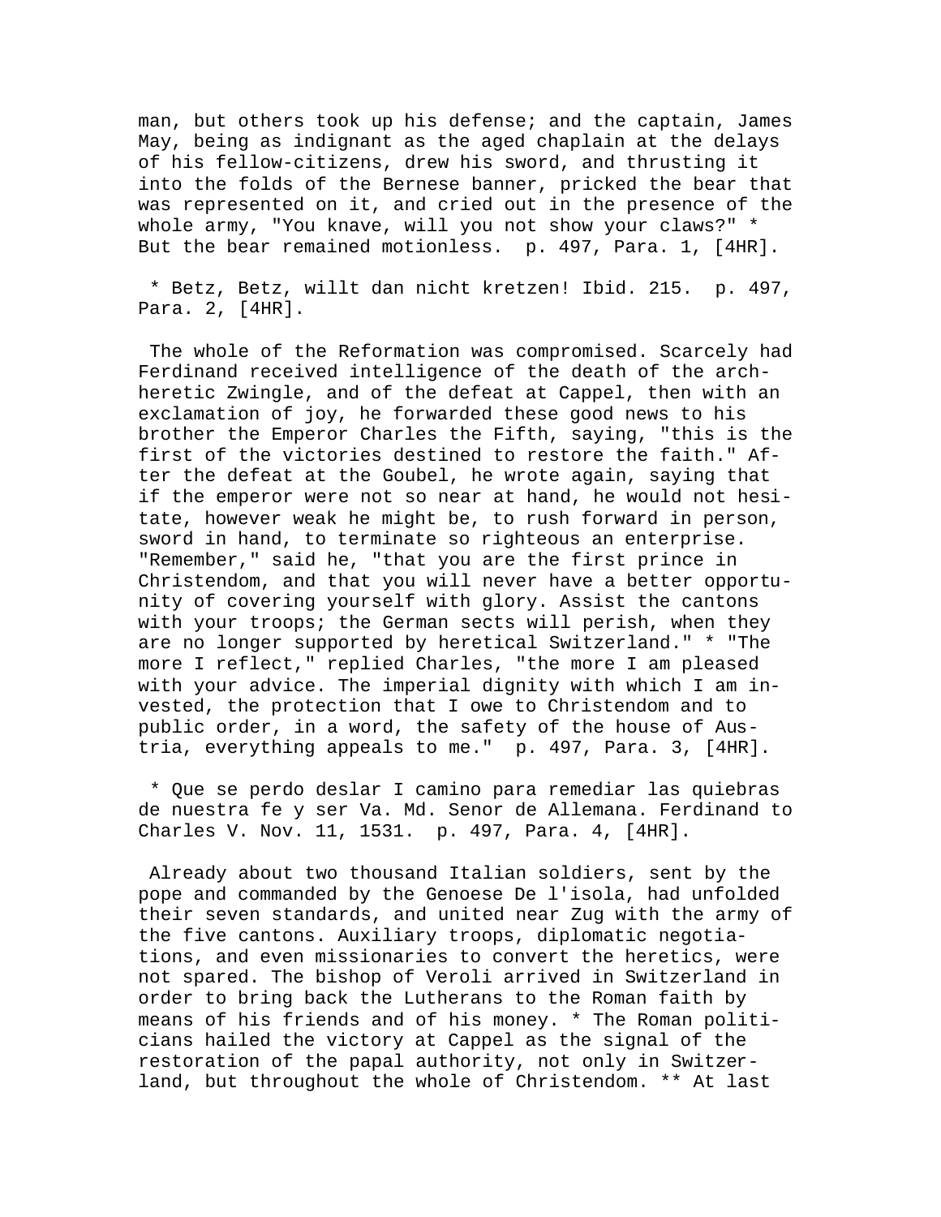man, but others took up his defense; and the captain, James May, being as indignant as the aged chaplain at the delays of his fellow-citizens, drew his sword, and thrusting it into the folds of the Bernese banner, pricked the bear that was represented on it, and cried out in the presence of the whole army, "You knave, will you not show your claws?" * But the bear remained motionless. p. 497, Para. 1, [4HR].

* Betz, Betz, willt dan nicht kretzen! Ibid. 215. p. 497, Para. 2, [4HR].

The whole of the Reformation was compromised. Scarcely had Ferdinand received intelligence of the death of the arch-heretic Zwingle, and of the defeat at Cappel, then with an exclamation of joy, he forwarded these good news to his brother the Emperor Charles the Fifth, saying, "this is the first of the victories destined to restore the faith." After the defeat at the Goubel, he wrote again, saying that if the emperor were not so near at hand, he would not hesitate, however weak he might be, to rush forward in person, sword in hand, to terminate so righteous an enterprise. "Remember," said he, "that you are the first prince in Christendom, and that you will never have a better opportunity of covering yourself with glory. Assist the cantons with your troops; the German sects will perish, when they are no longer supported by heretical Switzerland." * "The more I reflect," replied Charles, "the more I am pleased with your advice. The imperial dignity with which I am invested, the protection that I owe to Christendom and to public order, in a word, the safety of the house of Austria, everything appeals to me." p. 497, Para. 3, [4HR].

* Que se perdo deslar I camino para remediar las quiebras de nuestra fe y ser Va. Md. Senor de Allemana. Ferdinand to Charles V. Nov. 11, 1531. p. 497, Para. 4, [4HR].

Already about two thousand Italian soldiers, sent by the pope and commanded by the Genoese De l'isola, had unfolded their seven standards, and united near Zug with the army of the five cantons. Auxiliary troops, diplomatic negotiations, and even missionaries to convert the heretics, were not spared. The bishop of Veroli arrived in Switzerland in order to bring back the Lutherans to the Roman faith by means of his friends and of his money. * The Roman politicians hailed the victory at Cappel as the signal of the restoration of the papal authority, not only in Switzerland, but throughout the whole of Christendom. ** At last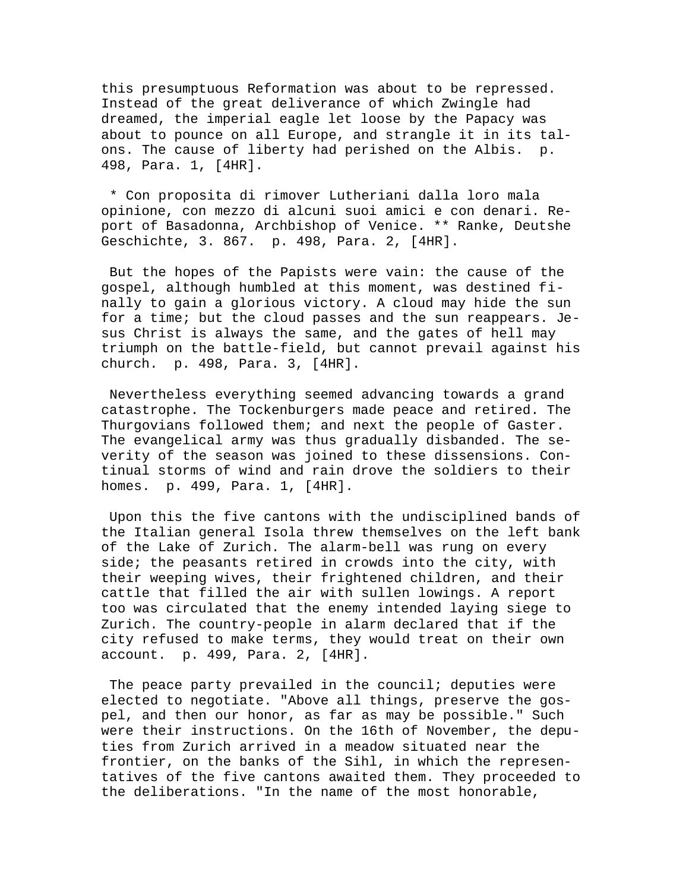this presumptuous Reformation was about to be repressed. Instead of the great deliverance of which Zwingle had dreamed, the imperial eagle let loose by the Papacy was about to pounce on all Europe, and strangle it in its talons. The cause of liberty had perished on the Albis. p. 498, Para. 1, [4HR].

* Con proposita di rimover Lutheriani dalla loro mala opinione, con mezzo di alcuni suoi amici e con denari. Report of Basadonna, Archbishop of Venice. ** Ranke, Deutshe Geschichte, 3. 867. p. 498, Para. 2, [4HR].

But the hopes of the Papists were vain: the cause of the gospel, although humbled at this moment, was destined finally to gain a glorious victory. A cloud may hide the sun for a time; but the cloud passes and the sun reappears. Jesus Christ is always the same, and the gates of hell may triumph on the battle-field, but cannot prevail against his church. p. 498, Para. 3, [4HR].

Nevertheless everything seemed advancing towards a grand catastrophe. The Tockenburgers made peace and retired. The Thurgovians followed them; and next the people of Gaster. The evangelical army was thus gradually disbanded. The severity of the season was joined to these dissensions. Continual storms of wind and rain drove the soldiers to their homes. p. 499, Para. 1, [4HR].

Upon this the five cantons with the undisciplined bands of the Italian general Isola threw themselves on the left bank of the Lake of Zurich. The alarm-bell was rung on every side; the peasants retired in crowds into the city, with their weeping wives, their frightened children, and their cattle that filled the air with sullen lowings. A report too was circulated that the enemy intended laying siege to Zurich. The country-people in alarm declared that if the city refused to make terms, they would treat on their own account. p. 499, Para. 2, [4HR].

The peace party prevailed in the council; deputies were elected to negotiate. "Above all things, preserve the gospel, and then our honor, as far as may be possible." Such were their instructions. On the 16th of November, the deputies from Zurich arrived in a meadow situated near the frontier, on the banks of the Sihl, in which the representatives of the five cantons awaited them. They proceeded to the deliberations. "In the name of the most honorable,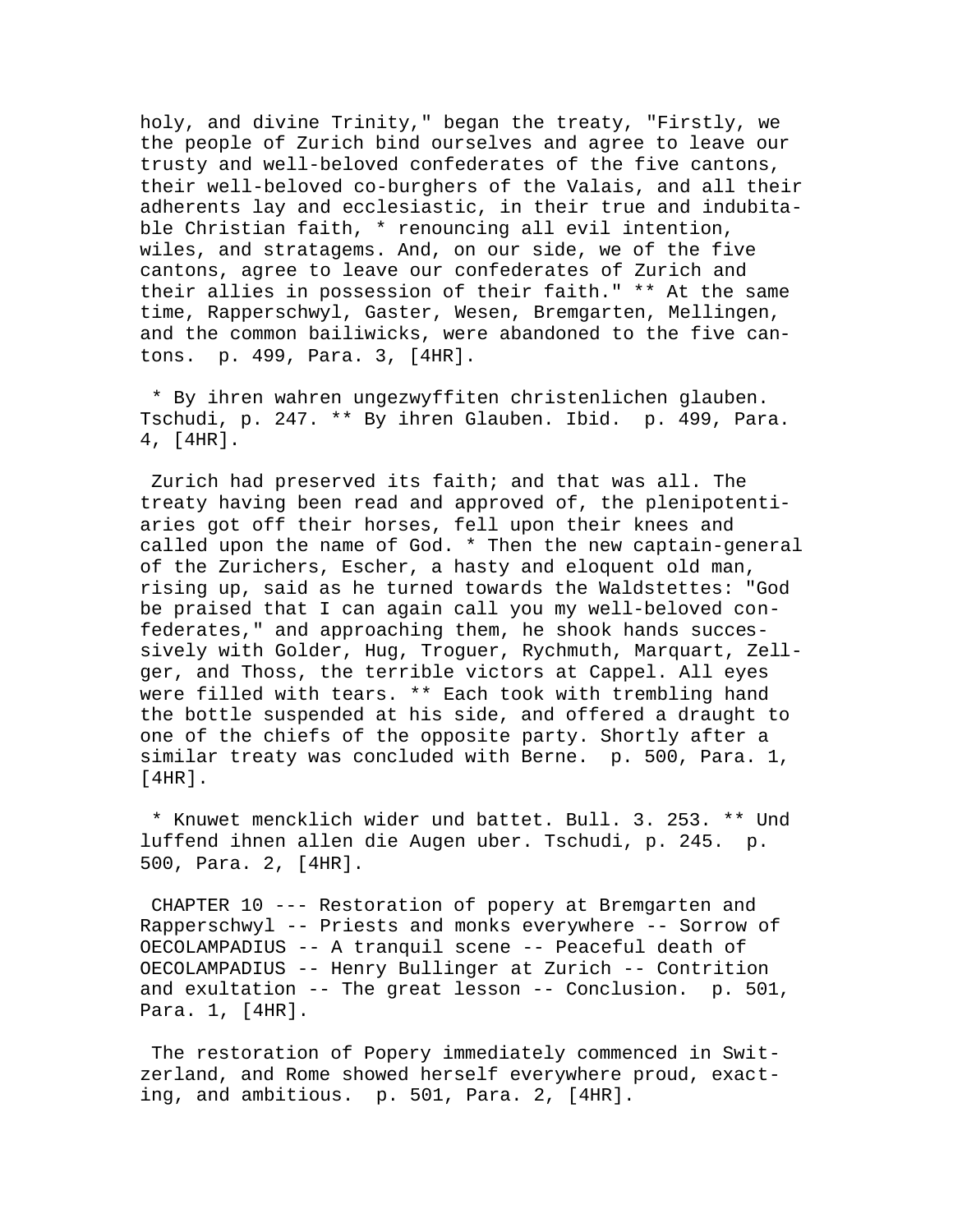holy, and divine Trinity," began the treaty, "Firstly, we the people of Zurich bind ourselves and agree to leave our trusty and well-beloved confederates of the five cantons, their well-beloved co-burghers of the Valais, and all their adherents lay and ecclesiastic, in their true and indubitable Christian faith, * renouncing all evil intention, wiles, and stratagems. And, on our side, we of the five cantons, agree to leave our confederates of Zurich and their allies in possession of their faith." ** At the same time, Rapperschwyl, Gaster, Wesen, Bremgarten, Mellingen, and the common bailiwicks, were abandoned to the five cantons. p. 499, Para. 3, [4HR].

* By ihren wahren ungezwyffiten christenlichen glauben. Tschudi, p. 247. ** By ihren Glauben. Ibid. p. 499, Para. 4, [4HR].

Zurich had preserved its faith; and that was all. The treaty having been read and approved of, the plenipotentiaries got off their horses, fell upon their knees and called upon the name of God. * Then the new captain-general of the Zurichers, Escher, a hasty and eloquent old man, rising up, said as he turned towards the Waldstettes: "God be praised that I can again call you my well-beloved confederates," and approaching them, he shook hands successively with Golder, Hug, Troguer, Rychmuth, Marquart, Zellger, and Thoss, the terrible victors at Cappel. All eyes were filled with tears. ** Each took with trembling hand the bottle suspended at his side, and offered a draught to one of the chiefs of the opposite party. Shortly after a similar treaty was concluded with Berne. p. 500, Para. 1, [4HR].

* Knuwet mencklich wider und battet. Bull. 3. 253. ** Und luffend ihnen allen die Augen uber. Tschudi, p. 245. p. 500, Para. 2, [4HR].

CHAPTER 10 --- Restoration of popery at Bremgarten and Rapperschwyl -- Priests and monks everywhere -- Sorrow of OECOLAMPADIUS -- A tranquil scene -- Peaceful death of OECOLAMPADIUS -- Henry Bullinger at Zurich -- Contrition and exultation -- The great lesson -- Conclusion. p. 501, Para. 1, [4HR].

The restoration of Popery immediately commenced in Switzerland, and Rome showed herself everywhere proud, exacting, and ambitious. p. 501, Para. 2, [4HR].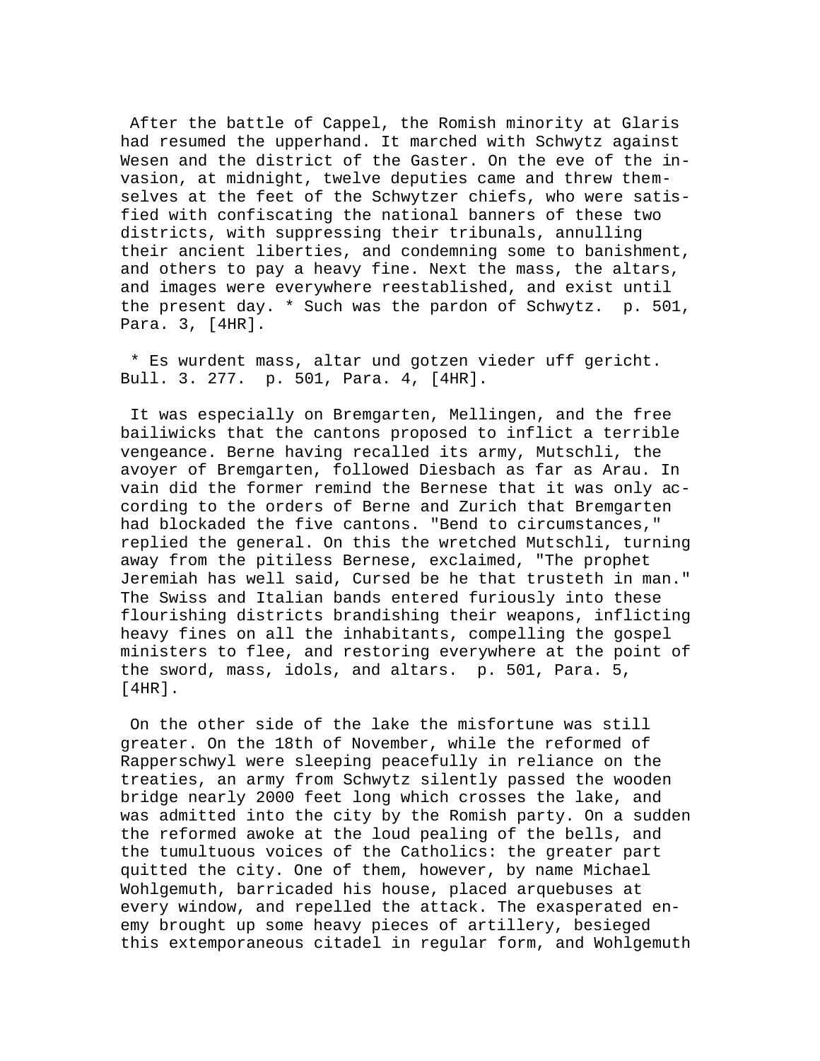After the battle of Cappel, the Romish minority at Glaris had resumed the upperhand. It marched with Schwytz against Wesen and the district of the Gaster. On the eve of the invasion, at midnight, twelve deputies came and threw themselves at the feet of the Schwytzer chiefs, who were satisfied with confiscating the national banners of these two districts, with suppressing their tribunals, annulling their ancient liberties, and condemning some to banishment, and others to pay a heavy fine. Next the mass, the altars, and images were everywhere reestablished, and exist until the present day. * Such was the pardon of Schwytz. p. 501, Para. 3, [4HR].

* Es wurdent mass, altar und gotzen vieder uff gericht. Bull. 3. 277. p. 501, Para. 4, [4HR].

It was especially on Bremgarten, Mellingen, and the free bailiwicks that the cantons proposed to inflict a terrible vengeance. Berne having recalled its army, Mutschli, the avoyer of Bremgarten, followed Diesbach as far as Arau. In vain did the former remind the Bernese that it was only according to the orders of Berne and Zurich that Bremgarten had blockaded the five cantons. "Bend to circumstances," replied the general. On this the wretched Mutschli, turning away from the pitiless Bernese, exclaimed, "The prophet Jeremiah has well said, Cursed be he that trusteth in man." The Swiss and Italian bands entered furiously into these flourishing districts brandishing their weapons, inflicting heavy fines on all the inhabitants, compelling the gospel ministers to flee, and restoring everywhere at the point of the sword, mass, idols, and altars. p. 501, Para. 5, [4HR].

On the other side of the lake the misfortune was still greater. On the 18th of November, while the reformed of Rapperschwyl were sleeping peacefully in reliance on the treaties, an army from Schwytz silently passed the wooden bridge nearly 2000 feet long which crosses the lake, and was admitted into the city by the Romish party. On a sudden the reformed awoke at the loud pealing of the bells, and the tumultuous voices of the Catholics: the greater part quitted the city. One of them, however, by name Michael Wohlgemuth, barricaded his house, placed arquebuses at every window, and repelled the attack. The exasperated enemy brought up some heavy pieces of artillery, besieged this extemporaneous citadel in regular form, and Wohlgemuth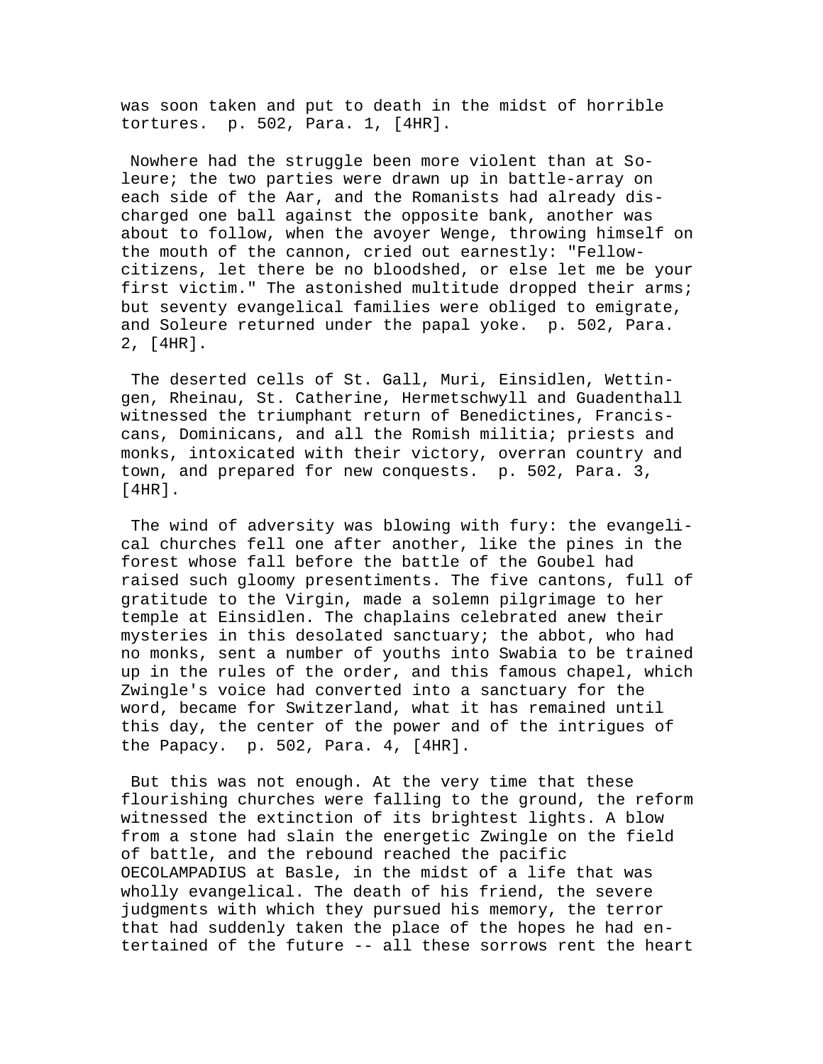was soon taken and put to death in the midst of horrible tortures. p. 502, Para. 1, [4HR].

Nowhere had the struggle been more violent than at Soleure; the two parties were drawn up in battle-array on each side of the Aar, and the Romanists had already discharged one ball against the opposite bank, another was about to follow, when the avoyer Wenge, throwing himself on the mouth of the cannon, cried out earnestly: "Fellow-citizens, let there be no bloodshed, or else let me be your first victim." The astonished multitude dropped their arms; but seventy evangelical families were obliged to emigrate, and Soleure returned under the papal yoke. p. 502, Para. 2, [4HR].

The deserted cells of St. Gall, Muri, Einsidlen, Wettingen, Rheinau, St. Catherine, Hermetschwyll and Guadenthall witnessed the triumphant return of Benedictines, Franciscans, Dominicans, and all the Romish militia; priests and monks, intoxicated with their victory, overran country and town, and prepared for new conquests. p. 502, Para. 3, [4HR].

The wind of adversity was blowing with fury: the evangelical churches fell one after another, like the pines in the forest whose fall before the battle of the Goubel had raised such gloomy presentiments. The five cantons, full of gratitude to the Virgin, made a solemn pilgrimage to her temple at Einsidlen. The chaplains celebrated anew their mysteries in this desolated sanctuary; the abbot, who had no monks, sent a number of youths into Swabia to be trained up in the rules of the order, and this famous chapel, which Zwingle's voice had converted into a sanctuary for the word, became for Switzerland, what it has remained until this day, the center of the power and of the intrigues of the Papacy. p. 502, Para. 4, [4HR].

But this was not enough. At the very time that these flourishing churches were falling to the ground, the reform witnessed the extinction of its brightest lights. A blow from a stone had slain the energetic Zwingle on the field of battle, and the rebound reached the pacific OECOLAMPADIUS at Basle, in the midst of a life that was wholly evangelical. The death of his friend, the severe judgments with which they pursued his memory, the terror that had suddenly taken the place of the hopes he had entertained of the future -- all these sorrows rent the heart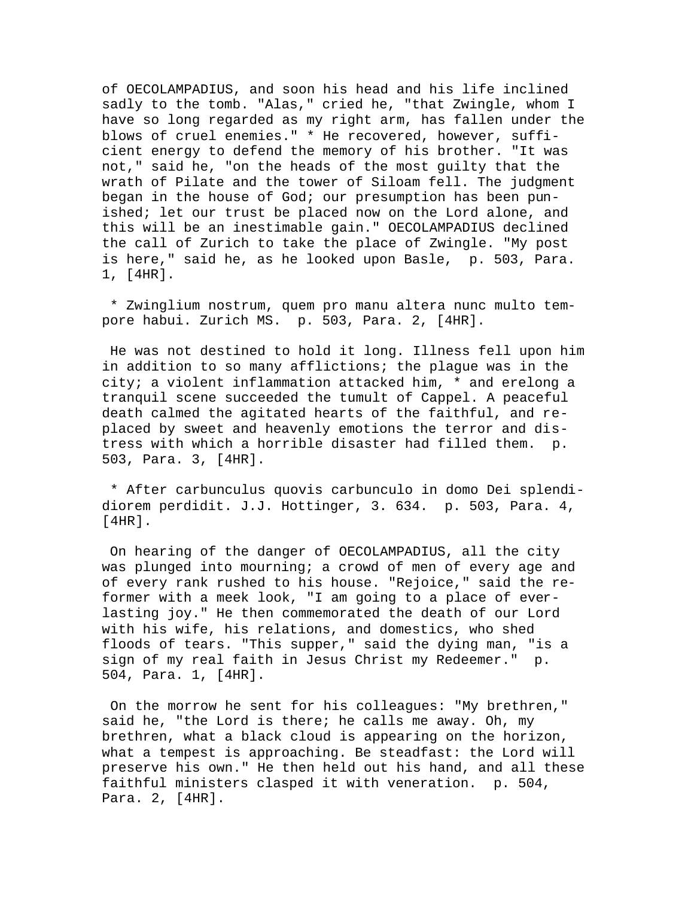of OECOLAMPADIUS, and soon his head and his life inclined sadly to the tomb. "Alas," cried he, "that Zwingle, whom I have so long regarded as my right arm, has fallen under the blows of cruel enemies." * He recovered, however, sufficient energy to defend the memory of his brother. "It was not," said he, "on the heads of the most guilty that the wrath of Pilate and the tower of Siloam fell. The judgment began in the house of God; our presumption has been punished; let our trust be placed now on the Lord alone, and this will be an inestimable gain." OECOLAMPADIUS declined the call of Zurich to take the place of Zwingle. "My post is here," said he, as he looked upon Basle, p. 503, Para. 1, [4HR].

* Zwinglium nostrum, quem pro manu altera nunc multo tempore habui. Zurich MS. p. 503, Para. 2, [4HR].

He was not destined to hold it long. Illness fell upon him in addition to so many afflictions; the plague was in the city; a violent inflammation attacked him, * and erelong a tranquil scene succeeded the tumult of Cappel. A peaceful death calmed the agitated hearts of the faithful, and replaced by sweet and heavenly emotions the terror and distress with which a horrible disaster had filled them. p. 503, Para. 3, [4HR].

* After carbunculus quovis carbunculo in domo Dei splendidiorem perdidit. J.J. Hottinger, 3. 634. p. 503, Para. 4, [4HR].

On hearing of the danger of OECOLAMPADIUS, all the city was plunged into mourning; a crowd of men of every age and of every rank rushed to his house. "Rejoice," said the reformer with a meek look, "I am going to a place of everlasting joy." He then commemorated the death of our Lord with his wife, his relations, and domestics, who shed floods of tears. "This supper," said the dying man, "is a sign of my real faith in Jesus Christ my Redeemer." p. 504, Para. 1, [4HR].

On the morrow he sent for his colleagues: "My brethren," said he, "the Lord is there; he calls me away. Oh, my brethren, what a black cloud is appearing on the horizon, what a tempest is approaching. Be steadfast: the Lord will preserve his own." He then held out his hand, and all these faithful ministers clasped it with veneration. p. 504, Para. 2, [4HR].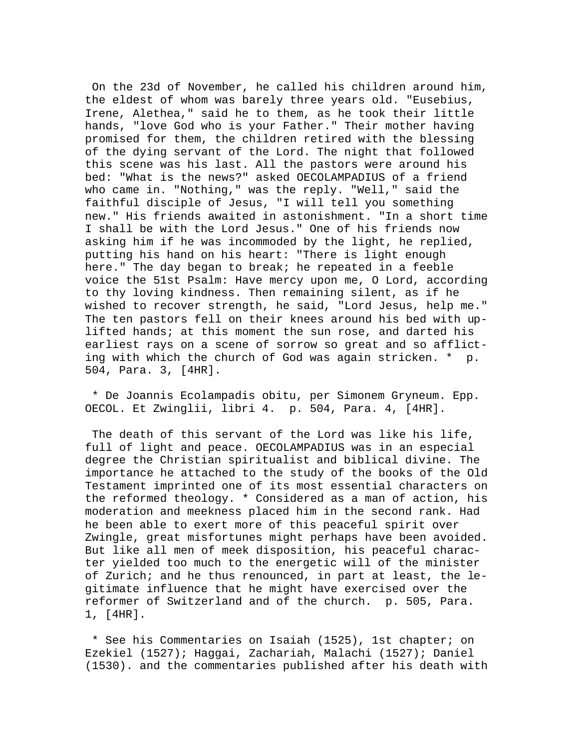On the 23d of November, he called his children around him, the eldest of whom was barely three years old. "Eusebius, Irene, Alethea," said he to them, as he took their little hands, "love God who is your Father." Their mother having promised for them, the children retired with the blessing of the dying servant of the Lord. The night that followed this scene was his last. All the pastors were around his bed: "What is the news?" asked OECOLAMPADIUS of a friend who came in. "Nothing," was the reply. "Well," said the faithful disciple of Jesus, "I will tell you something new." His friends awaited in astonishment. "In a short time I shall be with the Lord Jesus." One of his friends now asking him if he was incommoded by the light, he replied, putting his hand on his heart: "There is light enough here." The day began to break; he repeated in a feeble voice the 51st Psalm: Have mercy upon me, O Lord, according to thy loving kindness. Then remaining silent, as if he wished to recover strength, he said, "Lord Jesus, help me." The ten pastors fell on their knees around his bed with up-lifted hands; at this moment the sun rose, and darted his earliest rays on a scene of sorrow so great and so afflicting with which the church of God was again stricken. * p. 504, Para. 3, [4HR].

* De Joannis Ecolampadis obitu, per Simonem Gryneum. Epp. OECOL. Et Zwinglii, libri 4. p. 504, Para. 4, [4HR].

The death of this servant of the Lord was like his life, full of light and peace. OECOLAMPADIUS was in an especial degree the Christian spiritualist and biblical divine. The importance he attached to the study of the books of the Old Testament imprinted one of its most essential characters on the reformed theology. * Considered as a man of action, his moderation and meekness placed him in the second rank. Had he been able to exert more of this peaceful spirit over Zwingle, great misfortunes might perhaps have been avoided. But like all men of meek disposition, his peaceful character yielded too much to the energetic will of the minister of Zurich; and he thus renounced, in part at least, the legitimate influence that he might have exercised over the reformer of Switzerland and of the church. p. 505, Para. 1, [4HR].

* See his Commentaries on Isaiah (1525), 1st chapter; on Ezekiel (1527); Haggai, Zachariah, Malachi (1527); Daniel (1530). and the commentaries published after his death with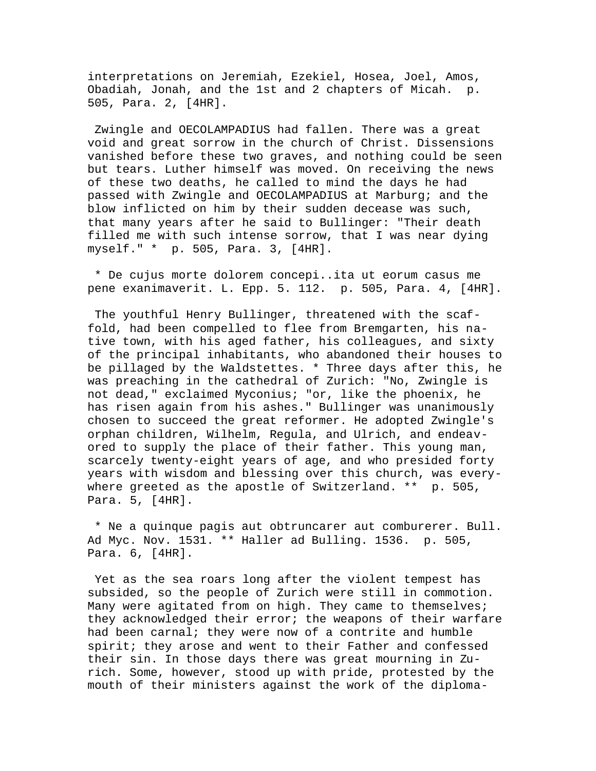interpretations on Jeremiah, Ezekiel, Hosea, Joel, Amos, Obadiah, Jonah, and the 1st and 2 chapters of Micah. p. 505, Para. 2, [4HR].

Zwingle and OECOLAMPADIUS had fallen. There was a great void and great sorrow in the church of Christ. Dissensions vanished before these two graves, and nothing could be seen but tears. Luther himself was moved. On receiving the news of these two deaths, he called to mind the days he had passed with Zwingle and OECOLAMPADIUS at Marburg; and the blow inflicted on him by their sudden decease was such, that many years after he said to Bullinger: "Their death filled me with such intense sorrow, that I was near dying myself." * p. 505, Para. 3, [4HR].

* De cujus morte dolorem concepi..ita ut eorum casus me pene exanimaverit. L. Epp. 5. 112. p. 505, Para. 4, [4HR].

The youthful Henry Bullinger, threatened with the scaffold, had been compelled to flee from Bremgarten, his native town, with his aged father, his colleagues, and sixty of the principal inhabitants, who abandoned their houses to be pillaged by the Waldstettes. * Three days after this, he was preaching in the cathedral of Zurich: "No, Zwingle is not dead," exclaimed Myconius; "or, like the phoenix, he has risen again from his ashes." Bullinger was unanimously chosen to succeed the great reformer. He adopted Zwingle's orphan children, Wilhelm, Regula, and Ulrich, and endeavored to supply the place of their father. This young man, scarcely twenty-eight years of age, and who presided forty years with wisdom and blessing over this church, was everywhere greeted as the apostle of Switzerland. ** p. 505, Para. 5, [4HR].

* Ne a quinque pagis aut obtruncarer aut comburerer. Bull. Ad Myc. Nov. 1531. ** Haller ad Bulling. 1536. p. 505, Para. 6, [4HR].

Yet as the sea roars long after the violent tempest has subsided, so the people of Zurich were still in commotion. Many were agitated from on high. They came to themselves; they acknowledged their error; the weapons of their warfare had been carnal; they were now of a contrite and humble spirit; they arose and went to their Father and confessed their sin. In those days there was great mourning in Zurich. Some, however, stood up with pride, protested by the mouth of their ministers against the work of the diploma-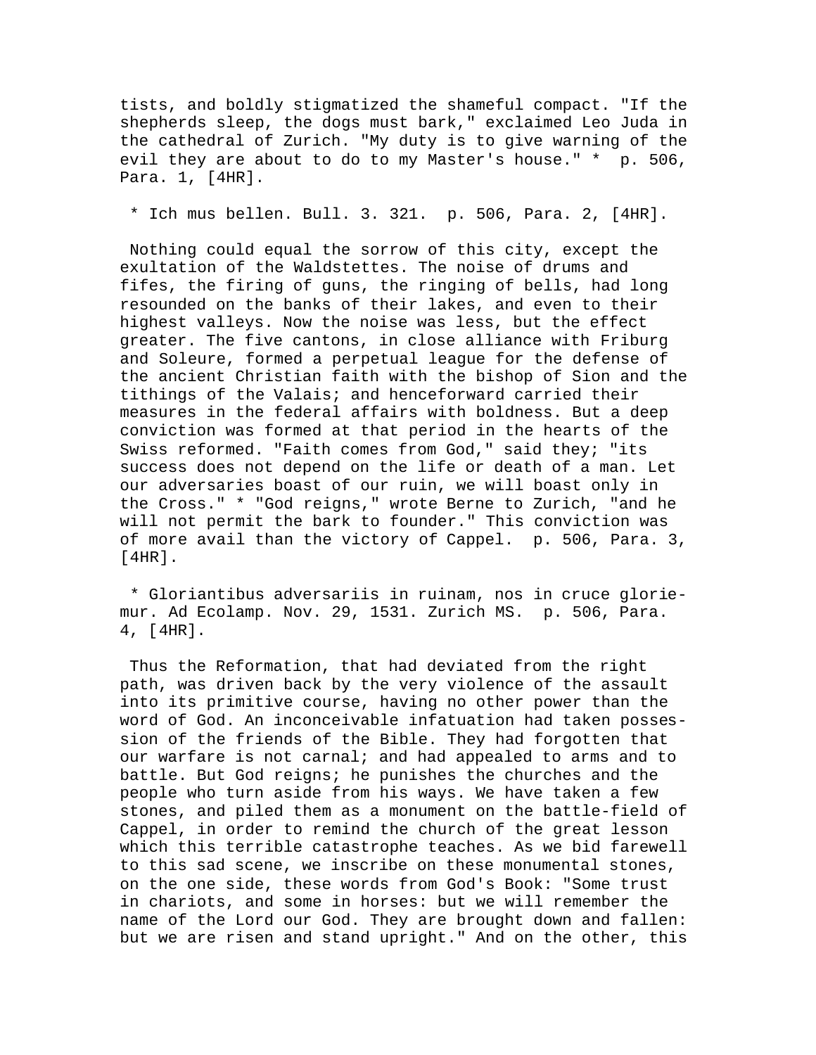tists, and boldly stigmatized the shameful compact. "If the shepherds sleep, the dogs must bark," exclaimed Leo Juda in the cathedral of Zurich. "My duty is to give warning of the evil they are about to do to my Master's house." * p. 506, Para. 1, [4HR].

* Ich mus bellen. Bull. 3. 321. p. 506, Para. 2, [4HR].

Nothing could equal the sorrow of this city, except the exultation of the Waldstettes. The noise of drums and fifes, the firing of guns, the ringing of bells, had long resounded on the banks of their lakes, and even to their highest valleys. Now the noise was less, but the effect greater. The five cantons, in close alliance with Friburg and Soleure, formed a perpetual league for the defense of the ancient Christian faith with the bishop of Sion and the tithings of the Valais; and henceforward carried their measures in the federal affairs with boldness. But a deep conviction was formed at that period in the hearts of the Swiss reformed. "Faith comes from God," said they; "its success does not depend on the life or death of a man. Let our adversaries boast of our ruin, we will boast only in the Cross." * "God reigns," wrote Berne to Zurich, "and he will not permit the bark to founder." This conviction was of more avail than the victory of Cappel. p. 506, Para. 3, [4HR].

* Gloriantibus adversariis in ruinam, nos in cruce gloriemur. Ad Ecolamp. Nov. 29, 1531. Zurich MS. p. 506, Para. 4, [4HR].

Thus the Reformation, that had deviated from the right path, was driven back by the very violence of the assault into its primitive course, having no other power than the word of God. An inconceivable infatuation had taken possession of the friends of the Bible. They had forgotten that our warfare is not carnal; and had appealed to arms and to battle. But God reigns; he punishes the churches and the people who turn aside from his ways. We have taken a few stones, and piled them as a monument on the battle-field of Cappel, in order to remind the church of the great lesson which this terrible catastrophe teaches. As we bid farewell to this sad scene, we inscribe on these monumental stones, on the one side, these words from God's Book: "Some trust in chariots, and some in horses: but we will remember the name of the Lord our God. They are brought down and fallen: but we are risen and stand upright." And on the other, this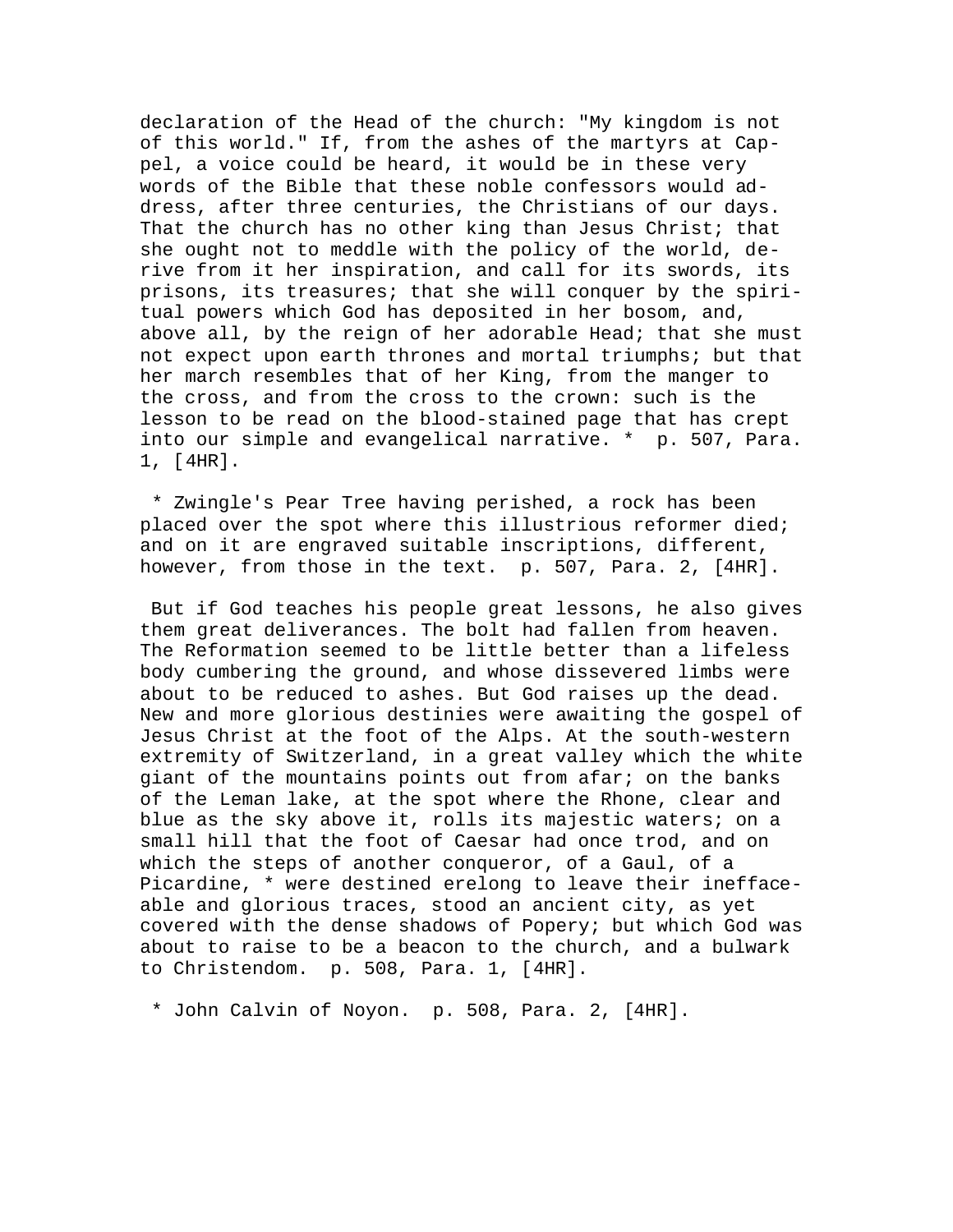declaration of the Head of the church: "My kingdom is not of this world." If, from the ashes of the martyrs at Cappel, a voice could be heard, it would be in these very words of the Bible that these noble confessors would address, after three centuries, the Christians of our days. That the church has no other king than Jesus Christ; that she ought not to meddle with the policy of the world, derive from it her inspiration, and call for its swords, its prisons, its treasures; that she will conquer by the spiritual powers which God has deposited in her bosom, and, above all, by the reign of her adorable Head; that she must not expect upon earth thrones and mortal triumphs; but that her march resembles that of her King, from the manger to the cross, and from the cross to the crown: such is the lesson to be read on the blood-stained page that has crept into our simple and evangelical narrative. * p. 507, Para. 1, [4HR].

* Zwingle's Pear Tree having perished, a rock has been placed over the spot where this illustrious reformer died; and on it are engraved suitable inscriptions, different, however, from those in the text. p. 507, Para. 2, [4HR].

But if God teaches his people great lessons, he also gives them great deliverances. The bolt had fallen from heaven. The Reformation seemed to be little better than a lifeless body cumbering the ground, and whose dissevered limbs were about to be reduced to ashes. But God raises up the dead. New and more glorious destinies were awaiting the gospel of Jesus Christ at the foot of the Alps. At the south-western extremity of Switzerland, in a great valley which the white giant of the mountains points out from afar; on the banks of the Leman lake, at the spot where the Rhone, clear and blue as the sky above it, rolls its majestic waters; on a small hill that the foot of Caesar had once trod, and on which the steps of another conqueror, of a Gaul, of a Picardine, * were destined erelong to leave their ineffaceable and glorious traces, stood an ancient city, as yet covered with the dense shadows of Popery; but which God was about to raise to be a beacon to the church, and a bulwark to Christendom. p. 508, Para. 1, [4HR].

* John Calvin of Noyon. p. 508, Para. 2, [4HR].